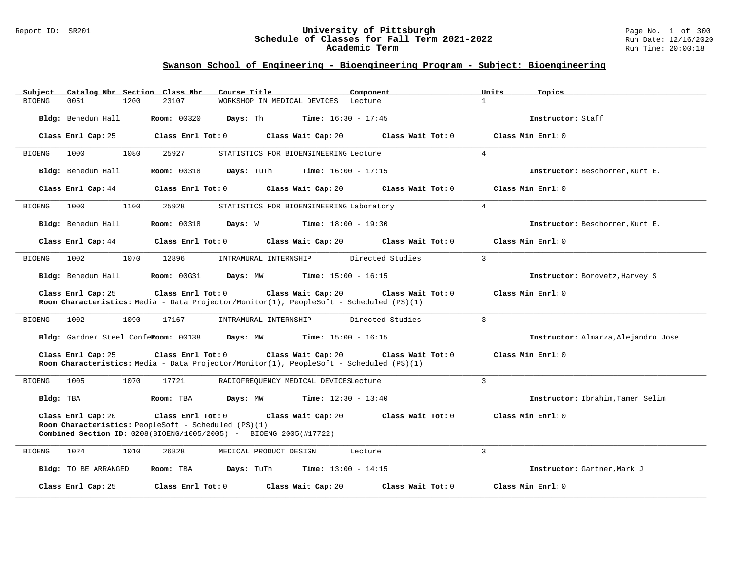## University of Pittsburgh
## Schedule of Classes for Fall Term 2021-2022
## Academic Term

### Swanson School of Engineering - Bioengineering Program - Subject: Bioengineering

| Subject | Catalog Nbr | Section | Class Nbr | Course Title | Component | Units | Topics |
|---|---|---|---|---|---|---|---|
| BIOENG | 0051 | 1200 | 23107 | WORKSHOP IN MEDICAL DEVICES | Lecture | 1 | |

**Bldg:** Benedum Hall **Room:** 00320 **Days:** Th **Time:** 16:30 - 17:45 **Instructor:** Staff

**Class Enrl Cap:** 25 **Class Enrl Tot:** 0 **Class Wait Cap:** 20 **Class Wait Tot:** 0 **Class Min Enrl:** 0

---

| Subject | Catalog Nbr | Section | Class Nbr | Course Title | Component | Units | Topics |
|---|---|---|---|---|---|---|---|
| BIOENG | 1000 | 1080 | 25927 | STATISTICS FOR BIOENGINEERING | Lecture | 4 | |

**Bldg:** Benedum Hall **Room:** 00318 **Days:** TuTh **Time:** 16:00 - 17:15 **Instructor:** Beschorner,Kurt E.

**Class Enrl Cap:** 44 **Class Enrl Tot:** 0 **Class Wait Cap:** 20 **Class Wait Tot:** 0 **Class Min Enrl:** 0

---

| Subject | Catalog Nbr | Section | Class Nbr | Course Title | Component | Units | Topics |
|---|---|---|---|---|---|---|---|
| BIOENG | 1000 | 1100 | 25928 | STATISTICS FOR BIOENGINEERING | Laboratory | 4 | |

**Bldg:** Benedum Hall **Room:** 00318 **Days:** W **Time:** 18:00 - 19:30 **Instructor:** Beschorner,Kurt E.

**Class Enrl Cap:** 44 **Class Enrl Tot:** 0 **Class Wait Cap:** 20 **Class Wait Tot:** 0 **Class Min Enrl:** 0

---

| Subject | Catalog Nbr | Section | Class Nbr | Course Title | Component | Units | Topics |
|---|---|---|---|---|---|---|---|
| BIOENG | 1002 | 1070 | 12896 | INTRAMURAL INTERNSHIP | Directed Studies | 3 | |

**Bldg:** Benedum Hall **Room:** 00G31 **Days:** MW **Time:** 15:00 - 16:15 **Instructor:** Borovetz,Harvey S

**Class Enrl Cap:** 25 **Class Enrl Tot:** 0 **Class Wait Cap:** 20 **Class Wait Tot:** 0 **Class Min Enrl:** 0

**Room Characteristics:** Media - Data Projector/Monitor(1), PeopleSoft - Scheduled (PS)(1)

---

| Subject | Catalog Nbr | Section | Class Nbr | Course Title | Component | Units | Topics |
|---|---|---|---|---|---|---|---|
| BIOENG | 1002 | 1090 | 17167 | INTRAMURAL INTERNSHIP | Directed Studies | 3 | |

**Bldg:** Gardner Steel Confe **Room:** 00138 **Days:** MW **Time:** 15:00 - 16:15 **Instructor:** Almarza,Alejandro Jose

**Class Enrl Cap:** 25 **Class Enrl Tot:** 0 **Class Wait Cap:** 20 **Class Wait Tot:** 0 **Class Min Enrl:** 0

**Room Characteristics:** Media - Data Projector/Monitor(1), PeopleSoft - Scheduled (PS)(1)

---

| Subject | Catalog Nbr | Section | Class Nbr | Course Title | Component | Units | Topics |
|---|---|---|---|---|---|---|---|
| BIOENG | 1005 | 1070 | 17721 | RADIOFREQUENCY MEDICAL DEVICES | Lecture | 3 | |

**Bldg:** TBA **Room:** TBA **Days:** MW **Time:** 12:30 - 13:40 **Instructor:** Ibrahim,Tamer Selim

**Class Enrl Cap:** 20 **Class Enrl Tot:** 0 **Class Wait Cap:** 20 **Class Wait Tot:** 0 **Class Min Enrl:** 0

**Room Characteristics:** PeopleSoft - Scheduled (PS)(1)

**Combined Section ID:** 0208(BIOENG/1005/2005) - BIOENG 2005(#17722)

---

| Subject | Catalog Nbr | Section | Class Nbr | Course Title | Component | Units | Topics |
|---|---|---|---|---|---|---|---|
| BIOENG | 1024 | 1010 | 26828 | MEDICAL PRODUCT DESIGN | Lecture | 3 | |

**Bldg:** TO BE ARRANGED **Room:** TBA **Days:** TuTh **Time:** 13:00 - 14:15 **Instructor:** Gartner,Mark J

**Class Enrl Cap:** 25 **Class Enrl Tot:** 0 **Class Wait Cap:** 20 **Class Wait Tot:** 0 **Class Min Enrl:** 0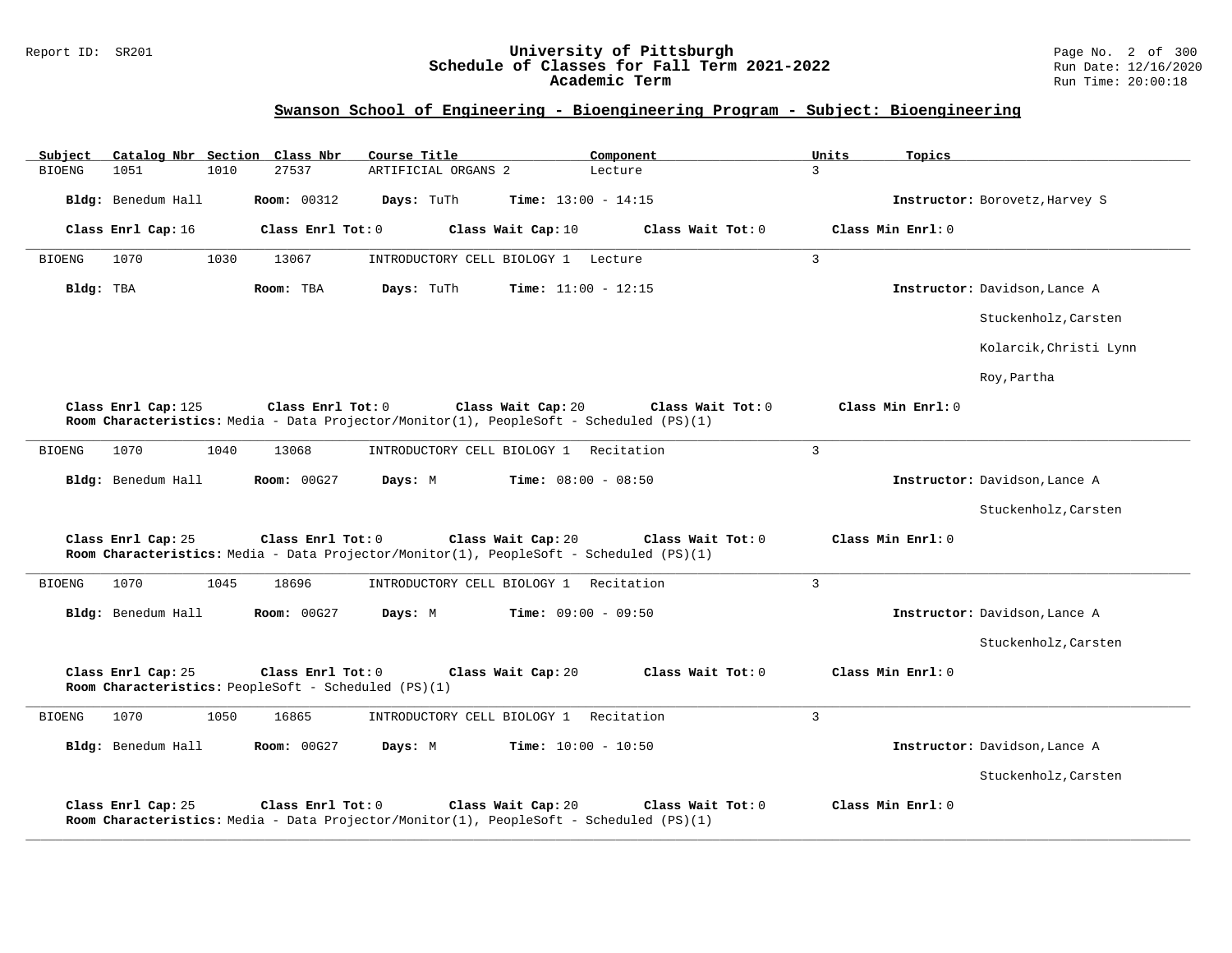## Swanson School of Engineering - Bioengineering Program - Subject: Bioengineering

| Subject | Catalog Nbr | Section | Class Nbr | Course Title | Component | Units | Topics |
|---|---|---|---|---|---|---|---|
| BIOENG | 1051 | 1010 | 27537 | ARTIFICIAL ORGANS 2 | Lecture | 3 | |

**Bldg:** Benedum Hall **Room:** 00312 **Days:** TuTh **Time:** 13:00 - 14:15 **Instructor:** Borovetz,Harvey S

**Class Enrl Cap:** 16 **Class Enrl Tot:** 0 **Class Wait Cap:** 10 **Class Wait Tot:** 0 **Class Min Enrl:** 0

---

| Subject | Catalog Nbr | Section | Class Nbr | Course Title | Component | Units | Topics |
|---|---|---|---|---|---|---|---|
| BIOENG | 1070 | 1030 | 13067 | INTRODUCTORY CELL BIOLOGY 1 | Lecture | 3 | |

**Bldg:** TBA **Room:** TBA **Days:** TuTh **Time:** 11:00 - 12:15 **Instructor:** Davidson,Lance A; Stuckenholz,Carsten; Kolarcik,Christi Lynn; Roy,Partha

**Class Enrl Cap:** 125 **Class Enrl Tot:** 0 **Class Wait Cap:** 20 **Class Wait Tot:** 0 **Class Min Enrl:** 0
**Room Characteristics:** Media - Data Projector/Monitor(1), PeopleSoft - Scheduled (PS)(1)

---

| Subject | Catalog Nbr | Section | Class Nbr | Course Title | Component | Units | Topics |
|---|---|---|---|---|---|---|---|
| BIOENG | 1070 | 1040 | 13068 | INTRODUCTORY CELL BIOLOGY 1 | Recitation | 3 | |

**Bldg:** Benedum Hall **Room:** 00G27 **Days:** M **Time:** 08:00 - 08:50 **Instructor:** Davidson,Lance A; Stuckenholz,Carsten

**Class Enrl Cap:** 25 **Class Enrl Tot:** 0 **Class Wait Cap:** 20 **Class Wait Tot:** 0 **Class Min Enrl:** 0
**Room Characteristics:** Media - Data Projector/Monitor(1), PeopleSoft - Scheduled (PS)(1)

---

| Subject | Catalog Nbr | Section | Class Nbr | Course Title | Component | Units | Topics |
|---|---|---|---|---|---|---|---|
| BIOENG | 1070 | 1045 | 18696 | INTRODUCTORY CELL BIOLOGY 1 | Recitation | 3 | |

**Bldg:** Benedum Hall **Room:** 00G27 **Days:** M **Time:** 09:00 - 09:50 **Instructor:** Davidson,Lance A; Stuckenholz,Carsten

**Class Enrl Cap:** 25 **Class Enrl Tot:** 0 **Class Wait Cap:** 20 **Class Wait Tot:** 0 **Class Min Enrl:** 0
**Room Characteristics:** PeopleSoft - Scheduled (PS)(1)

---

| Subject | Catalog Nbr | Section | Class Nbr | Course Title | Component | Units | Topics |
|---|---|---|---|---|---|---|---|
| BIOENG | 1070 | 1050 | 16865 | INTRODUCTORY CELL BIOLOGY 1 | Recitation | 3 | |

**Bldg:** Benedum Hall **Room:** 00G27 **Days:** M **Time:** 10:00 - 10:50 **Instructor:** Davidson,Lance A; Stuckenholz,Carsten

**Class Enrl Cap:** 25 **Class Enrl Tot:** 0 **Class Wait Cap:** 20 **Class Wait Tot:** 0 **Class Min Enrl:** 0
**Room Characteristics:** Media - Data Projector/Monitor(1), PeopleSoft - Scheduled (PS)(1)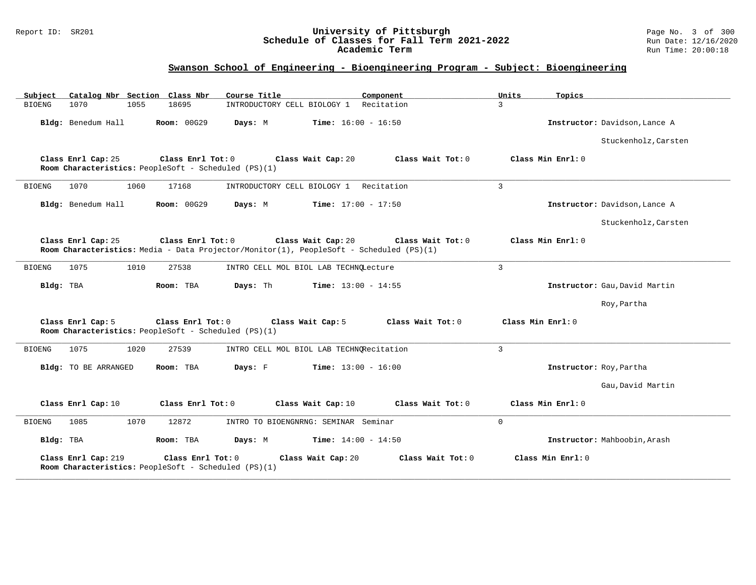## Swanson School of Engineering - Bioengineering Program - Subject: Bioengineering

| Subject | Catalog Nbr | Section | Class Nbr | Course Title | Component | Units | Topics |
|---|---|---|---|---|---|---|---|
| BIOENG | 1070 | 1055 | 18695 | INTRODUCTORY CELL BIOLOGY 1 | Recitation | 3 | |

**Bldg:** Benedum Hall **Room:** 00G29 **Days:** M **Time:** 16:00 - 16:50 **Instructor:** Davidson,Lance A; Stuckenholz,Carsten

**Class Enrl Cap:** 25 **Class Enrl Tot:** 0 **Class Wait Cap:** 20 **Class Wait Tot:** 0 **Class Min Enrl:** 0
**Room Characteristics:** PeopleSoft - Scheduled (PS)(1)

---

| Subject | Catalog Nbr | Section | Class Nbr | Course Title | Component | Units | Topics |
|---|---|---|---|---|---|---|---|
| BIOENG | 1070 | 1060 | 17168 | INTRODUCTORY CELL BIOLOGY 1 | Recitation | 3 | |

**Bldg:** Benedum Hall **Room:** 00G29 **Days:** M **Time:** 17:00 - 17:50 **Instructor:** Davidson,Lance A; Stuckenholz,Carsten

**Class Enrl Cap:** 25 **Class Enrl Tot:** 0 **Class Wait Cap:** 20 **Class Wait Tot:** 0 **Class Min Enrl:** 0
**Room Characteristics:** Media - Data Projector/Monitor(1), PeopleSoft - Scheduled (PS)(1)

---

| Subject | Catalog Nbr | Section | Class Nbr | Course Title | Component | Units | Topics |
|---|---|---|---|---|---|---|---|
| BIOENG | 1075 | 1010 | 27538 | INTRO CELL MOL BIOL LAB TECHNQ | Lecture | 3 | |

**Bldg:** TBA **Room:** TBA **Days:** Th **Time:** 13:00 - 14:55 **Instructor:** Gau,David Martin; Roy,Partha

**Class Enrl Cap:** 5 **Class Enrl Tot:** 0 **Class Wait Cap:** 5 **Class Wait Tot:** 0 **Class Min Enrl:** 0
**Room Characteristics:** PeopleSoft - Scheduled (PS)(1)

---

| Subject | Catalog Nbr | Section | Class Nbr | Course Title | Component | Units | Topics |
|---|---|---|---|---|---|---|---|
| BIOENG | 1075 | 1020 | 27539 | INTRO CELL MOL BIOL LAB TECHNQ | Recitation | 3 | |

**Bldg:** TO BE ARRANGED **Room:** TBA **Days:** F **Time:** 13:00 - 16:00 **Instructor:** Roy,Partha; Gau,David Martin

**Class Enrl Cap:** 10 **Class Enrl Tot:** 0 **Class Wait Cap:** 10 **Class Wait Tot:** 0 **Class Min Enrl:** 0

---

| Subject | Catalog Nbr | Section | Class Nbr | Course Title | Component | Units | Topics |
|---|---|---|---|---|---|---|---|
| BIOENG | 1085 | 1070 | 12872 | INTRO TO BIOENGNRNG: SEMINAR | Seminar | 0 | |

**Bldg:** TBA **Room:** TBA **Days:** M **Time:** 14:00 - 14:50 **Instructor:** Mahboobin,Arash

**Class Enrl Cap:** 219 **Class Enrl Tot:** 0 **Class Wait Cap:** 20 **Class Wait Tot:** 0 **Class Min Enrl:** 0
**Room Characteristics:** PeopleSoft - Scheduled (PS)(1)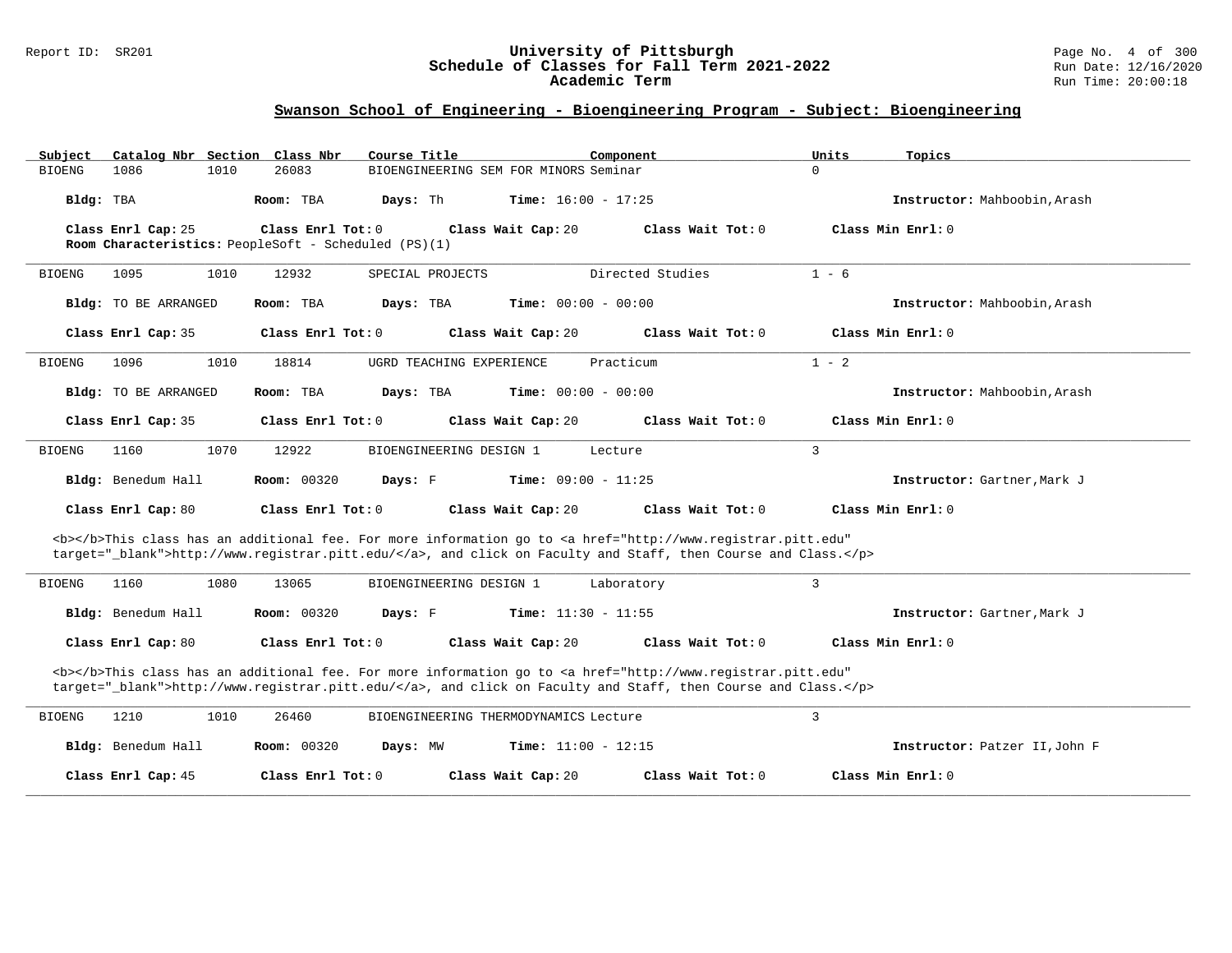## Swanson School of Engineering - Bioengineering Program - Subject: Bioengineering

| Subject | Catalog Nbr | Section | Class Nbr | Course Title | Component | Units | Topics |
|---|---|---|---|---|---|---|---|
| BIOENG | 1086 | 1010 | 26083 | BIOENGINEERING SEM FOR MINORS | Seminar | 0 | |

**Bldg:** TBA **Room:** TBA **Days:** Th **Time:** 16:00 - 17:25 **Instructor:** Mahboobin,Arash

**Class Enrl Cap:** 25 **Class Enrl Tot:** 0 **Class Wait Cap:** 20 **Class Wait Tot:** 0 **Class Min Enrl:** 0

**Room Characteristics:** PeopleSoft - Scheduled (PS)(1)

---

| Subject | Catalog Nbr | Section | Class Nbr | Course Title | Component | Units | Topics |
|---|---|---|---|---|---|---|---|
| BIOENG | 1095 | 1010 | 12932 | SPECIAL PROJECTS | Directed Studies | 1 - 6 | |

**Bldg:** TO BE ARRANGED **Room:** TBA **Days:** TBA **Time:** 00:00 - 00:00 **Instructor:** Mahboobin,Arash

**Class Enrl Cap:** 35 **Class Enrl Tot:** 0 **Class Wait Cap:** 20 **Class Wait Tot:** 0 **Class Min Enrl:** 0

---

| Subject | Catalog Nbr | Section | Class Nbr | Course Title | Component | Units | Topics |
|---|---|---|---|---|---|---|---|
| BIOENG | 1096 | 1010 | 18814 | UGRD TEACHING EXPERIENCE | Practicum | 1 - 2 | |

**Bldg:** TO BE ARRANGED **Room:** TBA **Days:** TBA **Time:** 00:00 - 00:00 **Instructor:** Mahboobin,Arash

**Class Enrl Cap:** 35 **Class Enrl Tot:** 0 **Class Wait Cap:** 20 **Class Wait Tot:** 0 **Class Min Enrl:** 0

---

| Subject | Catalog Nbr | Section | Class Nbr | Course Title | Component | Units | Topics |
|---|---|---|---|---|---|---|---|
| BIOENG | 1160 | 1070 | 12922 | BIOENGINEERING DESIGN 1 | Lecture | 3 | |

**Bldg:** Benedum Hall **Room:** 00320 **Days:** F **Time:** 09:00 - 11:25 **Instructor:** Gartner,Mark J

**Class Enrl Cap:** 80 **Class Enrl Tot:** 0 **Class Wait Cap:** 20 **Class Wait Tot:** 0 **Class Min Enrl:** 0

<b></b>This class has an additional fee. For more information go to <a href="http://www.registrar.pitt.edu" target="_blank">http://www.registrar.pitt.edu/</a>, and click on Faculty and Staff, then Course and Class.</p>

---

| Subject | Catalog Nbr | Section | Class Nbr | Course Title | Component | Units | Topics |
|---|---|---|---|---|---|---|---|
| BIOENG | 1160 | 1080 | 13065 | BIOENGINEERING DESIGN 1 | Laboratory | 3 | |

**Bldg:** Benedum Hall **Room:** 00320 **Days:** F **Time:** 11:30 - 11:55 **Instructor:** Gartner,Mark J

**Class Enrl Cap:** 80 **Class Enrl Tot:** 0 **Class Wait Cap:** 20 **Class Wait Tot:** 0 **Class Min Enrl:** 0

<b></b>This class has an additional fee. For more information go to <a href="http://www.registrar.pitt.edu" target="_blank">http://www.registrar.pitt.edu/</a>, and click on Faculty and Staff, then Course and Class.</p>

---

| Subject | Catalog Nbr | Section | Class Nbr | Course Title | Component | Units | Topics |
|---|---|---|---|---|---|---|---|
| BIOENG | 1210 | 1010 | 26460 | BIOENGINEERING THERMODYNAMICS | Lecture | 3 | |

**Bldg:** Benedum Hall **Room:** 00320 **Days:** MW **Time:** 11:00 - 12:15 **Instructor:** Patzer II,John F

**Class Enrl Cap:** 45 **Class Enrl Tot:** 0 **Class Wait Cap:** 20 **Class Wait Tot:** 0 **Class Min Enrl:** 0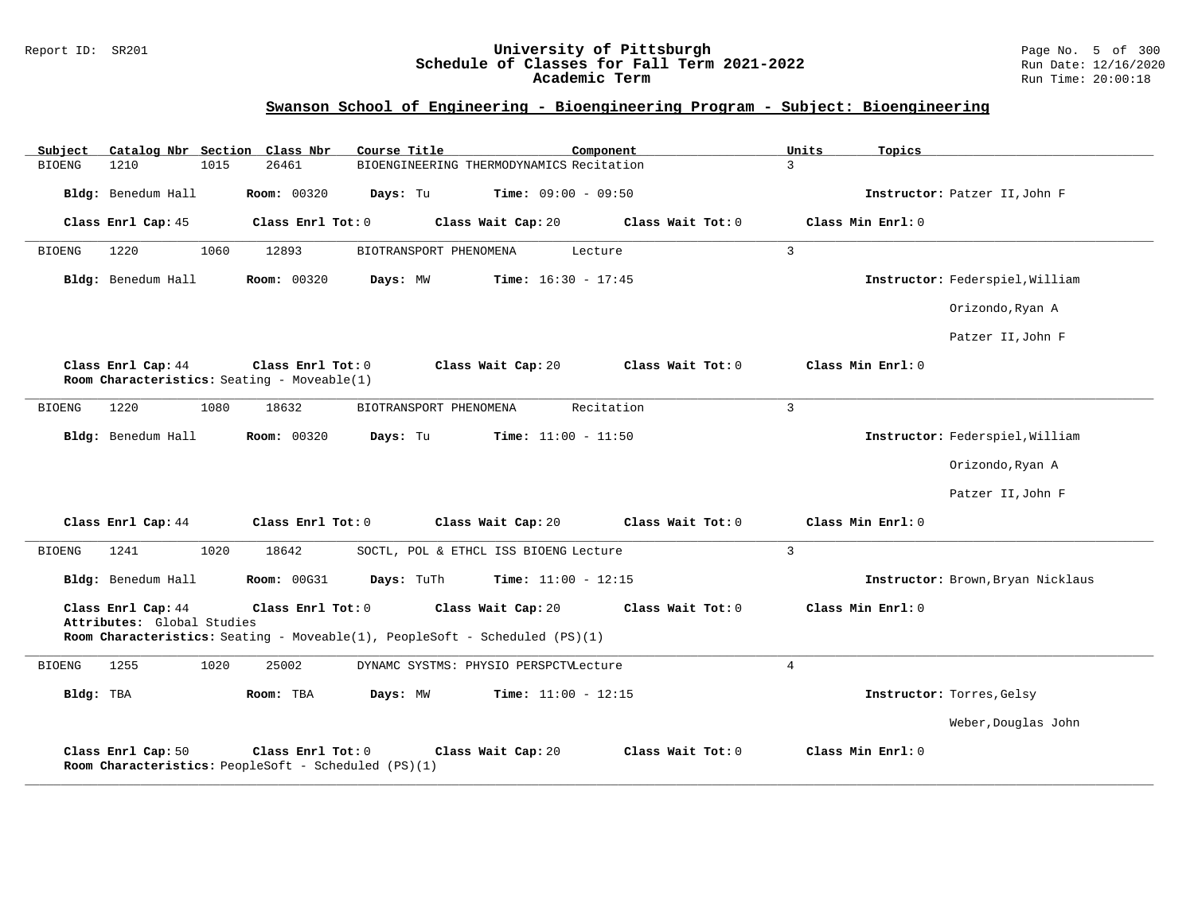## Swanson School of Engineering - Bioengineering Program - Subject: Bioengineering

| Subject | Catalog Nbr | Section | Class Nbr | Course Title | Component | Units | Topics |
|---|---|---|---|---|---|---|---|
| BIOENG | 1210 | 1015 | 26461 | BIOENGINEERING THERMODYNAMICS | Recitation | 3 | |

**Bldg:** Benedum Hall **Room:** 00320 **Days:** Tu **Time:** 09:00 - 09:50 **Instructor:** Patzer II,John F

**Class Enrl Cap:** 45 **Class Enrl Tot:** 0 **Class Wait Cap:** 20 **Class Wait Tot:** 0 **Class Min Enrl:** 0

---

| Subject | Catalog Nbr | Section | Class Nbr | Course Title | Component | Units | Topics |
|---|---|---|---|---|---|---|---|
| BIOENG | 1220 | 1060 | 12893 | BIOTRANSPORT PHENOMENA | Lecture | 3 | |

**Bldg:** Benedum Hall **Room:** 00320 **Days:** MW **Time:** 16:30 - 17:45 **Instructor:** Federspiel,William

Orizondo,Ryan A

Patzer II,John F

**Class Enrl Cap:** 44 **Class Enrl Tot:** 0 **Class Wait Cap:** 20 **Class Wait Tot:** 0 **Class Min Enrl:** 0
**Room Characteristics:** Seating - Moveable(1)

---

| Subject | Catalog Nbr | Section | Class Nbr | Course Title | Component | Units | Topics |
|---|---|---|---|---|---|---|---|
| BIOENG | 1220 | 1080 | 18632 | BIOTRANSPORT PHENOMENA | Recitation | 3 | |

**Bldg:** Benedum Hall **Room:** 00320 **Days:** Tu **Time:** 11:00 - 11:50 **Instructor:** Federspiel,William

Orizondo,Ryan A

Patzer II,John F

**Class Enrl Cap:** 44 **Class Enrl Tot:** 0 **Class Wait Cap:** 20 **Class Wait Tot:** 0 **Class Min Enrl:** 0

---

| Subject | Catalog Nbr | Section | Class Nbr | Course Title | Component | Units | Topics |
|---|---|---|---|---|---|---|---|
| BIOENG | 1241 | 1020 | 18642 | SOCTL, POL & ETHCL ISS BIOENG | Lecture | 3 | |

**Bldg:** Benedum Hall **Room:** 00G31 **Days:** TuTh **Time:** 11:00 - 12:15 **Instructor:** Brown,Bryan Nicklaus

**Class Enrl Cap:** 44 **Class Enrl Tot:** 0 **Class Wait Cap:** 20 **Class Wait Tot:** 0 **Class Min Enrl:** 0
**Attributes:** Global Studies
**Room Characteristics:** Seating - Moveable(1), PeopleSoft - Scheduled (PS)(1)

---

| Subject | Catalog Nbr | Section | Class Nbr | Course Title | Component | Units | Topics |
|---|---|---|---|---|---|---|---|
| BIOENG | 1255 | 1020 | 25002 | DYNAMC SYSTMS: PHYSIO PERSPCTV | Lecture | 4 | |

**Bldg:** TBA **Room:** TBA **Days:** MW **Time:** 11:00 - 12:15 **Instructor:** Torres,Gelsy

Weber,Douglas John

**Class Enrl Cap:** 50 **Class Enrl Tot:** 0 **Class Wait Cap:** 20 **Class Wait Tot:** 0 **Class Min Enrl:** 0
**Room Characteristics:** PeopleSoft - Scheduled (PS)(1)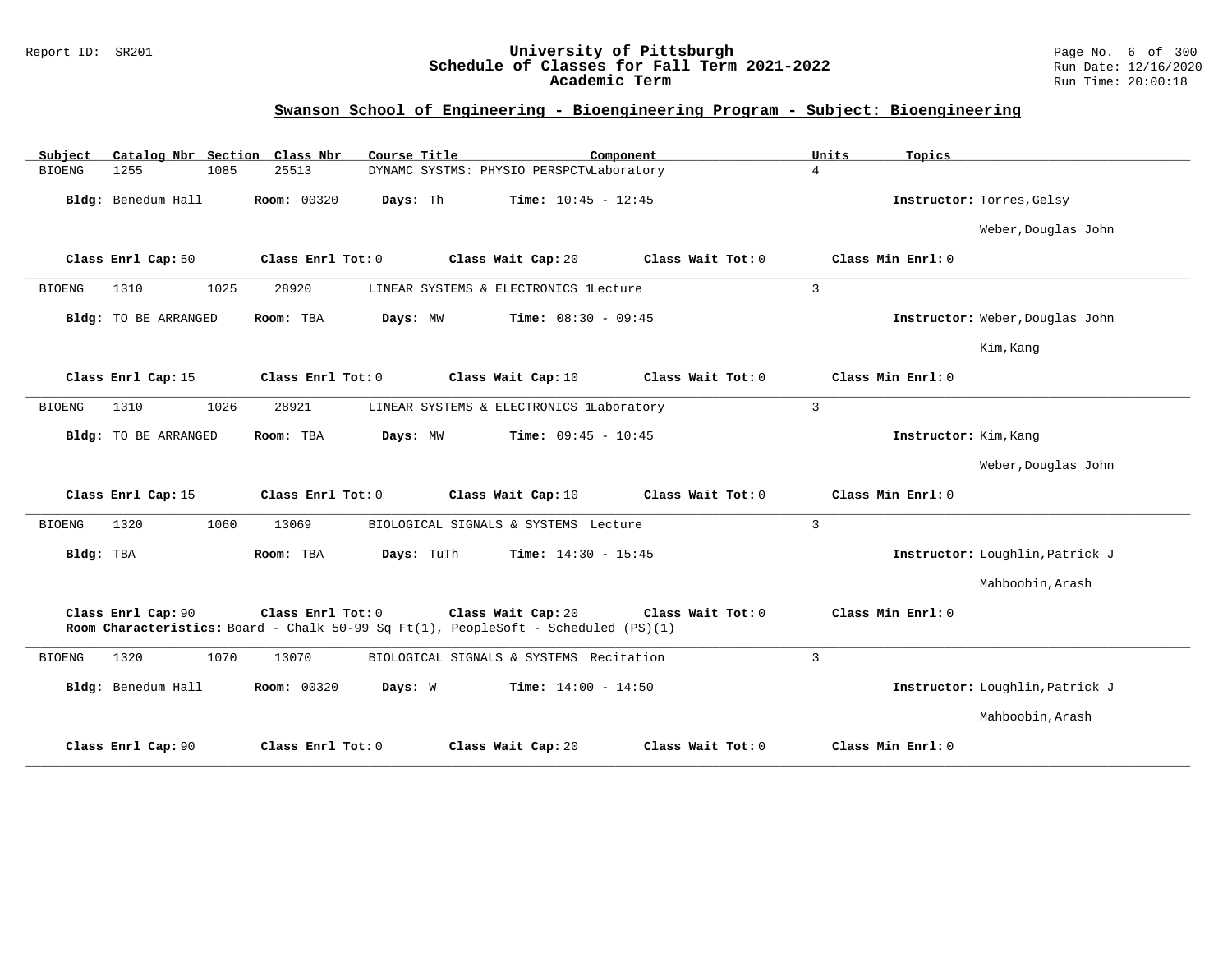## Swanson School of Engineering - Bioengineering Program - Subject: Bioengineering

| Subject | Catalog Nbr | Section | Class Nbr | Course Title | Component | Units | Topics |
|---|---|---|---|---|---|---|---|
| BIOENG | 1255 | 1085 | 25513 | DYNAMC SYSTMS: PHYSIO PERSPCTV | Laboratory | 4 | |

**Bldg:** Benedum Hall **Room:** 00320 **Days:** Th **Time:** 10:45 - 12:45 **Instructor:** Torres,Gelsy
Weber,Douglas John

**Class Enrl Cap:** 50 **Class Enrl Tot:** 0 **Class Wait Cap:** 20 **Class Wait Tot:** 0 **Class Min Enrl:** 0

---

| Subject | Catalog Nbr | Section | Class Nbr | Course Title | Component | Units | Topics |
|---|---|---|---|---|---|---|---|
| BIOENG | 1310 | 1025 | 28920 | LINEAR SYSTEMS & ELECTRONICS 1 | Lecture | 3 | |

**Bldg:** TO BE ARRANGED **Room:** TBA **Days:** MW **Time:** 08:30 - 09:45 **Instructor:** Weber,Douglas John
Kim,Kang

**Class Enrl Cap:** 15 **Class Enrl Tot:** 0 **Class Wait Cap:** 10 **Class Wait Tot:** 0 **Class Min Enrl:** 0

---

| Subject | Catalog Nbr | Section | Class Nbr | Course Title | Component | Units | Topics |
|---|---|---|---|---|---|---|---|
| BIOENG | 1310 | 1026 | 28921 | LINEAR SYSTEMS & ELECTRONICS 1 | Laboratory | 3 | |

**Bldg:** TO BE ARRANGED **Room:** TBA **Days:** MW **Time:** 09:45 - 10:45 **Instructor:** Kim,Kang
Weber,Douglas John

**Class Enrl Cap:** 15 **Class Enrl Tot:** 0 **Class Wait Cap:** 10 **Class Wait Tot:** 0 **Class Min Enrl:** 0

---

| Subject | Catalog Nbr | Section | Class Nbr | Course Title | Component | Units | Topics |
|---|---|---|---|---|---|---|---|
| BIOENG | 1320 | 1060 | 13069 | BIOLOGICAL SIGNALS & SYSTEMS | Lecture | 3 | |

**Bldg:** TBA **Room:** TBA **Days:** TuTh **Time:** 14:30 - 15:45 **Instructor:** Loughlin,Patrick J
Mahboobin,Arash

**Class Enrl Cap:** 90 **Class Enrl Tot:** 0 **Class Wait Cap:** 20 **Class Wait Tot:** 0 **Class Min Enrl:** 0
**Room Characteristics:** Board - Chalk 50-99 Sq Ft(1), PeopleSoft - Scheduled (PS)(1)

---

| Subject | Catalog Nbr | Section | Class Nbr | Course Title | Component | Units | Topics |
|---|---|---|---|---|---|---|---|
| BIOENG | 1320 | 1070 | 13070 | BIOLOGICAL SIGNALS & SYSTEMS | Recitation | 3 | |

**Bldg:** Benedum Hall **Room:** 00320 **Days:** W **Time:** 14:00 - 14:50 **Instructor:** Loughlin,Patrick J
Mahboobin,Arash

**Class Enrl Cap:** 90 **Class Enrl Tot:** 0 **Class Wait Cap:** 20 **Class Wait Tot:** 0 **Class Min Enrl:** 0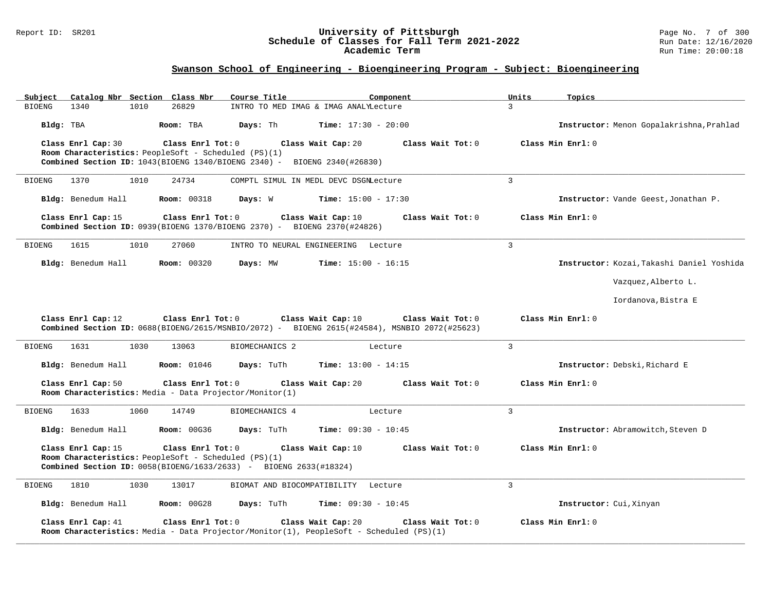## Swanson School of Engineering - Bioengineering Program - Subject: Bioengineering

| Subject | Catalog Nbr | Section | Class Nbr | Course Title | Component | Units | Topics |
|---|---|---|---|---|---|---|---|
| BIOENG | 1340 | 1010 | 26829 | INTRO TO MED IMAG & IMAG ANALY | Lecture | 3 | |

**Bldg:** TBA **Room:** TBA **Days:** Th **Time:** 17:30 - 20:00 **Instructor:** Menon Gopalakrishna,Prahlad

**Class Enrl Cap:** 30 **Class Enrl Tot:** 0 **Class Wait Cap:** 20 **Class Wait Tot:** 0 **Class Min Enrl:** 0

**Room Characteristics:** PeopleSoft - Scheduled (PS)(1)

**Combined Section ID:** 1043(BIOENG 1340/BIOENG 2340) - BIOENG 2340(#26830)

---

| Subject | Catalog Nbr | Section | Class Nbr | Course Title | Component | Units | Topics |
|---|---|---|---|---|---|---|---|
| BIOENG | 1370 | 1010 | 24734 | COMPTL SIMUL IN MEDL DEVC DSGN | Lecture | 3 | |

**Bldg:** Benedum Hall **Room:** 00318 **Days:** W **Time:** 15:00 - 17:30 **Instructor:** Vande Geest,Jonathan P.

**Class Enrl Cap:** 15 **Class Enrl Tot:** 0 **Class Wait Cap:** 10 **Class Wait Tot:** 0 **Class Min Enrl:** 0

**Combined Section ID:** 0939(BIOENG 1370/BIOENG 2370) - BIOENG 2370(#24826)

---

| Subject | Catalog Nbr | Section | Class Nbr | Course Title | Component | Units | Topics |
|---|---|---|---|---|---|---|---|
| BIOENG | 1615 | 1010 | 27060 | INTRO TO NEURAL ENGINEERING | Lecture | 3 | |

**Bldg:** Benedum Hall **Room:** 00320 **Days:** MW **Time:** 15:00 - 16:15 **Instructor:** Kozai,Takashi Daniel Yoshida

Vazquez,Alberto L.

Iordanova,Bistra E

**Class Enrl Cap:** 12 **Class Enrl Tot:** 0 **Class Wait Cap:** 10 **Class Wait Tot:** 0 **Class Min Enrl:** 0

**Combined Section ID:** 0688(BIOENG/2615/MSNBIO/2072) - BIOENG 2615(#24584), MSNBIO 2072(#25623)

---

| Subject | Catalog Nbr | Section | Class Nbr | Course Title | Component | Units | Topics |
|---|---|---|---|---|---|---|---|
| BIOENG | 1631 | 1030 | 13063 | BIOMECHANICS 2 | Lecture | 3 | |

**Bldg:** Benedum Hall **Room:** 01046 **Days:** TuTh **Time:** 13:00 - 14:15 **Instructor:** Debski,Richard E

**Class Enrl Cap:** 50 **Class Enrl Tot:** 0 **Class Wait Cap:** 20 **Class Wait Tot:** 0 **Class Min Enrl:** 0

**Room Characteristics:** Media - Data Projector/Monitor(1)

---

| Subject | Catalog Nbr | Section | Class Nbr | Course Title | Component | Units | Topics |
|---|---|---|---|---|---|---|---|
| BIOENG | 1633 | 1060 | 14749 | BIOMECHANICS 4 | Lecture | 3 | |

**Bldg:** Benedum Hall **Room:** 00G36 **Days:** TuTh **Time:** 09:30 - 10:45 **Instructor:** Abramowitch,Steven D

**Class Enrl Cap:** 15 **Class Enrl Tot:** 0 **Class Wait Cap:** 10 **Class Wait Tot:** 0 **Class Min Enrl:** 0

**Room Characteristics:** PeopleSoft - Scheduled (PS)(1)

**Combined Section ID:** 0058(BIOENG/1633/2633) - BIOENG 2633(#18324)

---

| Subject | Catalog Nbr | Section | Class Nbr | Course Title | Component | Units | Topics |
|---|---|---|---|---|---|---|---|
| BIOENG | 1810 | 1030 | 13017 | BIOMAT AND BIOCOMPATIBILITY | Lecture | 3 | |

**Bldg:** Benedum Hall **Room:** 00G28 **Days:** TuTh **Time:** 09:30 - 10:45 **Instructor:** Cui,Xinyan

**Class Enrl Cap:** 41 **Class Enrl Tot:** 0 **Class Wait Cap:** 20 **Class Wait Tot:** 0 **Class Min Enrl:** 0

**Room Characteristics:** Media - Data Projector/Monitor(1), PeopleSoft - Scheduled (PS)(1)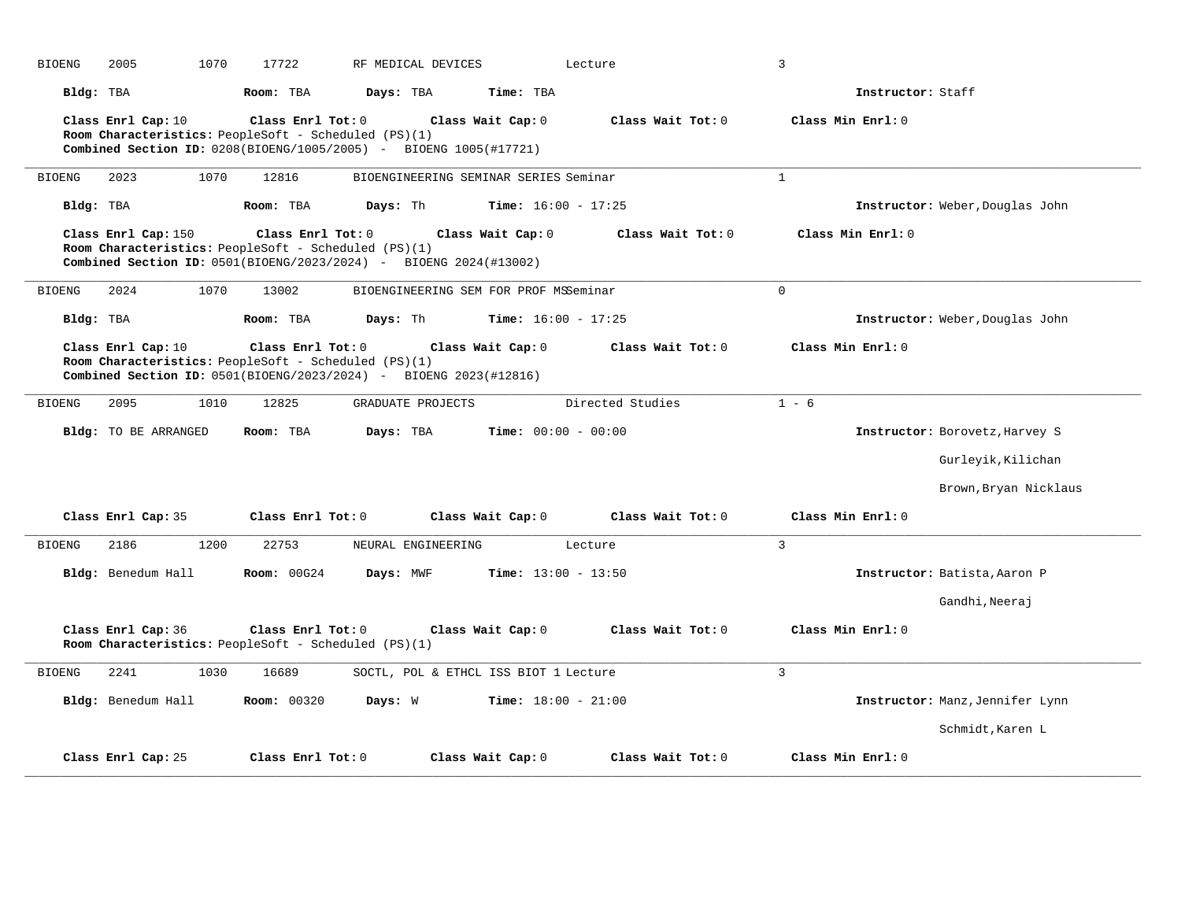BIOENG 2005 1070 17722 RF MEDICAL DEVICES Lecture 3

**Bldg:** TBA **Room:** TBA **Days:** TBA **Time:** TBA **Instructor:** Staff

**Class Enrl Cap:** 10 **Class Enrl Tot:** 0 **Class Wait Cap:** 0 **Class Wait Tot:** 0 **Class Min Enrl:** 0
**Room Characteristics:** PeopleSoft - Scheduled (PS)(1)
**Combined Section ID:** 0208(BIOENG/1005/2005) - BIOENG 1005(#17721)

---

BIOENG 2023 1070 12816 BIOENGINEERING SEMINAR SERIES Seminar 1

**Bldg:** TBA **Room:** TBA **Days:** Th **Time:** 16:00 - 17:25 **Instructor:** Weber,Douglas John

**Class Enrl Cap:** 150 **Class Enrl Tot:** 0 **Class Wait Cap:** 0 **Class Wait Tot:** 0 **Class Min Enrl:** 0
**Room Characteristics:** PeopleSoft - Scheduled (PS)(1)
**Combined Section ID:** 0501(BIOENG/2023/2024) - BIOENG 2024(#13002)

---

BIOENG 2024 1070 13002 BIOENGINEERING SEM FOR PROF MS Seminar 0

**Bldg:** TBA **Room:** TBA **Days:** Th **Time:** 16:00 - 17:25 **Instructor:** Weber,Douglas John

**Class Enrl Cap:** 10 **Class Enrl Tot:** 0 **Class Wait Cap:** 0 **Class Wait Tot:** 0 **Class Min Enrl:** 0
**Room Characteristics:** PeopleSoft - Scheduled (PS)(1)
**Combined Section ID:** 0501(BIOENG/2023/2024) - BIOENG 2023(#12816)

---

BIOENG 2095 1010 12825 GRADUATE PROJECTS Directed Studies 1 - 6

**Bldg:** TO BE ARRANGED **Room:** TBA **Days:** TBA **Time:** 00:00 - 00:00 **Instructor:** Borovetz,Harvey S
Gurleyik,Kilichan
Brown,Bryan Nicklaus

**Class Enrl Cap:** 35 **Class Enrl Tot:** 0 **Class Wait Cap:** 0 **Class Wait Tot:** 0 **Class Min Enrl:** 0

---

BIOENG 2186 1200 22753 NEURAL ENGINEERING Lecture 3

**Bldg:** Benedum Hall **Room:** 00G24 **Days:** MWF **Time:** 13:00 - 13:50 **Instructor:** Batista,Aaron P
Gandhi,Neeraj

**Class Enrl Cap:** 36 **Class Enrl Tot:** 0 **Class Wait Cap:** 0 **Class Wait Tot:** 0 **Class Min Enrl:** 0
**Room Characteristics:** PeopleSoft - Scheduled (PS)(1)

---

BIOENG 2241 1030 16689 SOCTL, POL & ETHCL ISS BIOT 1 Lecture 3

**Bldg:** Benedum Hall **Room:** 00320 **Days:** W **Time:** 18:00 - 21:00 **Instructor:** Manz,Jennifer Lynn
Schmidt,Karen L

**Class Enrl Cap:** 25 **Class Enrl Tot:** 0 **Class Wait Cap:** 0 **Class Wait Tot:** 0 **Class Min Enrl:** 0

---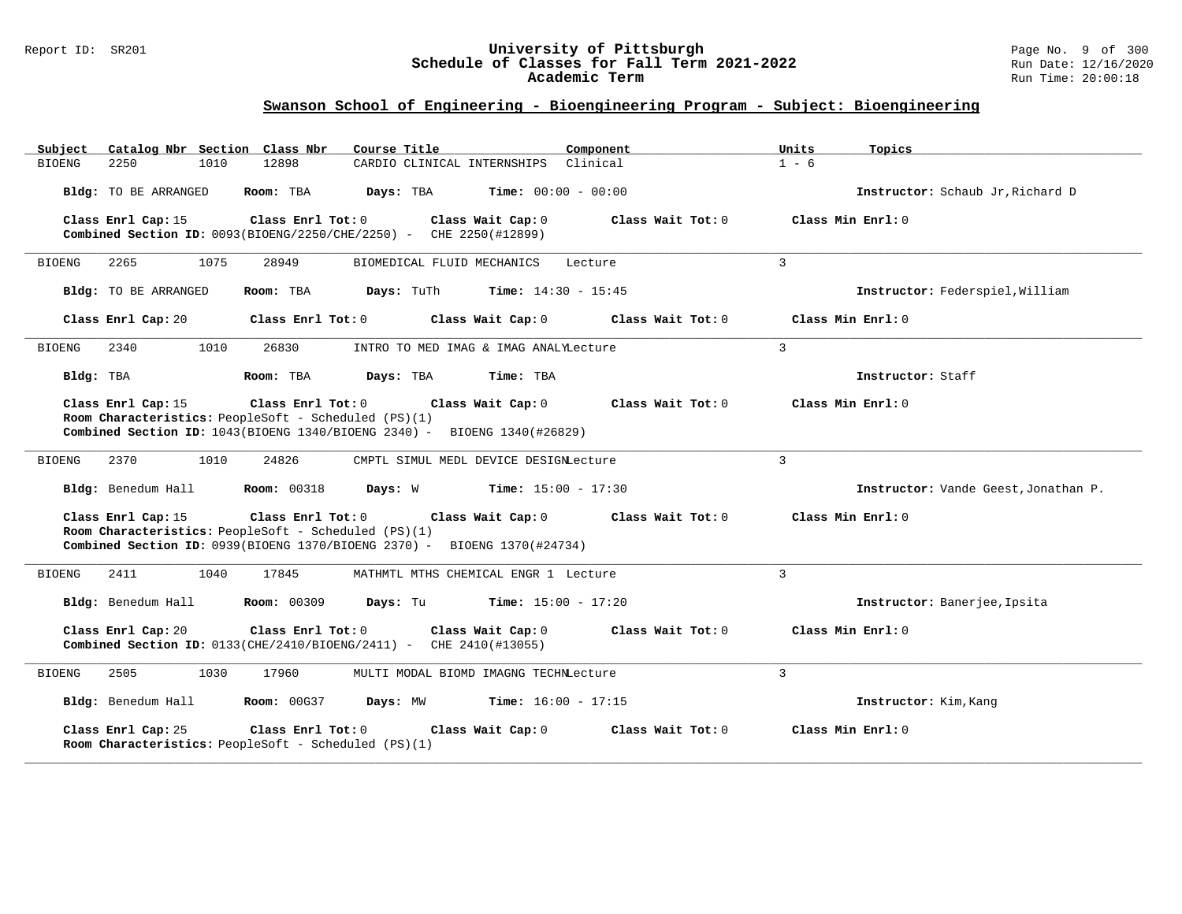## Swanson School of Engineering - Bioengineering Program - Subject: Bioengineering

| Subject | Catalog Nbr | Section | Class Nbr | Course Title | Component | Units | Topics |
|---|---|---|---|---|---|---|---|
| BIOENG | 2250 | 1010 | 12898 | CARDIO CLINICAL INTERNSHIPS | Clinical | 1 - 6 | |

**Bldg:** TO BE ARRANGED **Room:** TBA **Days:** TBA **Time:** 00:00 - 00:00 **Instructor:** Schaub Jr,Richard D

**Class Enrl Cap:** 15 **Class Enrl Tot:** 0 **Class Wait Cap:** 0 **Class Wait Tot:** 0 **Class Min Enrl:** 0
**Combined Section ID:** 0093(BIOENG/2250/CHE/2250) - CHE 2250(#12899)

---

| Subject | Catalog Nbr | Section | Class Nbr | Course Title | Component | Units | Topics |
|---|---|---|---|---|---|---|---|
| BIOENG | 2265 | 1075 | 28949 | BIOMEDICAL FLUID MECHANICS | Lecture | 3 | |

**Bldg:** TO BE ARRANGED **Room:** TBA **Days:** TuTh **Time:** 14:30 - 15:45 **Instructor:** Federspiel,William

**Class Enrl Cap:** 20 **Class Enrl Tot:** 0 **Class Wait Cap:** 0 **Class Wait Tot:** 0 **Class Min Enrl:** 0

---

| Subject | Catalog Nbr | Section | Class Nbr | Course Title | Component | Units | Topics |
|---|---|---|---|---|---|---|---|
| BIOENG | 2340 | 1010 | 26830 | INTRO TO MED IMAG & IMAG ANALY | Lecture | 3 | |

**Bldg:** TBA **Room:** TBA **Days:** TBA **Time:** TBA **Instructor:** Staff

**Class Enrl Cap:** 15 **Class Enrl Tot:** 0 **Class Wait Cap:** 0 **Class Wait Tot:** 0 **Class Min Enrl:** 0
**Room Characteristics:** PeopleSoft - Scheduled (PS)(1)
**Combined Section ID:** 1043(BIOENG 1340/BIOENG 2340) - BIOENG 1340(#26829)

---

| Subject | Catalog Nbr | Section | Class Nbr | Course Title | Component | Units | Topics |
|---|---|---|---|---|---|---|---|
| BIOENG | 2370 | 1010 | 24826 | CMPTL SIMUL MEDL DEVICE DESIGN | Lecture | 3 | |

**Bldg:** Benedum Hall **Room:** 00318 **Days:** W **Time:** 15:00 - 17:30 **Instructor:** Vande Geest,Jonathan P.

**Class Enrl Cap:** 15 **Class Enrl Tot:** 0 **Class Wait Cap:** 0 **Class Wait Tot:** 0 **Class Min Enrl:** 0
**Room Characteristics:** PeopleSoft - Scheduled (PS)(1)
**Combined Section ID:** 0939(BIOENG 1370/BIOENG 2370) - BIOENG 1370(#24734)

---

| Subject | Catalog Nbr | Section | Class Nbr | Course Title | Component | Units | Topics |
|---|---|---|---|---|---|---|---|
| BIOENG | 2411 | 1040 | 17845 | MATHMTL MTHS CHEMICAL ENGR 1 | Lecture | 3 | |

**Bldg:** Benedum Hall **Room:** 00309 **Days:** Tu **Time:** 15:00 - 17:20 **Instructor:** Banerjee,Ipsita

**Class Enrl Cap:** 20 **Class Enrl Tot:** 0 **Class Wait Cap:** 0 **Class Wait Tot:** 0 **Class Min Enrl:** 0
**Combined Section ID:** 0133(CHE/2410/BIOENG/2411) - CHE 2410(#13055)

---

| Subject | Catalog Nbr | Section | Class Nbr | Course Title | Component | Units | Topics |
|---|---|---|---|---|---|---|---|
| BIOENG | 2505 | 1030 | 17960 | MULTI MODAL BIOMD IMAGNG TECHN | Lecture | 3 | |

**Bldg:** Benedum Hall **Room:** 00G37 **Days:** MW **Time:** 16:00 - 17:15 **Instructor:** Kim,Kang

**Class Enrl Cap:** 25 **Class Enrl Tot:** 0 **Class Wait Cap:** 0 **Class Wait Tot:** 0 **Class Min Enrl:** 0
**Room Characteristics:** PeopleSoft - Scheduled (PS)(1)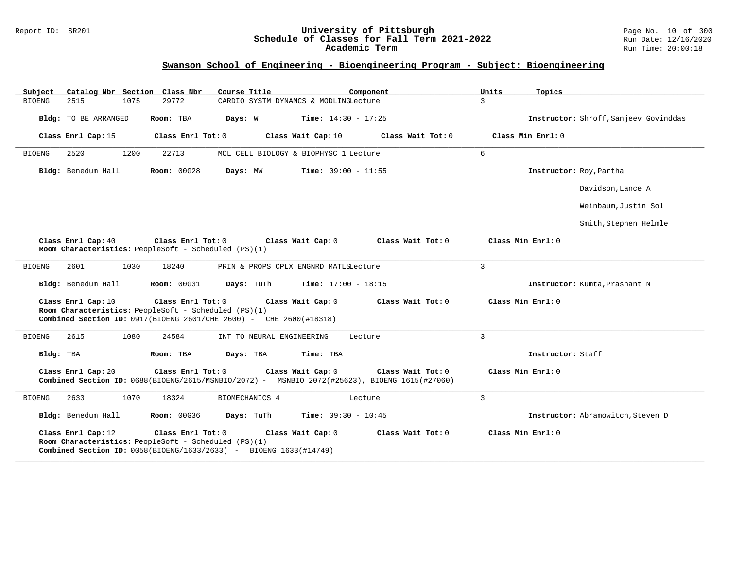## Swanson School of Engineering - Bioengineering Program - Subject: Bioengineering

| Subject | Catalog Nbr | Section | Class Nbr | Course Title | Component | Units | Topics |
|---|---|---|---|---|---|---|---|
| BIOENG | 2515 | 1075 | 29772 | CARDIO SYSTM DYNAMCS & MODLING | Lecture | 3 | |

**Bldg:** TO BE ARRANGED **Room:** TBA **Days:** W **Time:** 14:30 - 17:25 **Instructor:** Shroff,Sanjeev Govinddas

**Class Enrl Cap:** 15 **Class Enrl Tot:** 0 **Class Wait Cap:** 10 **Class Wait Tot:** 0 **Class Min Enrl:** 0

---

| Subject | Catalog Nbr | Section | Class Nbr | Course Title | Component | Units | Topics |
|---|---|---|---|---|---|---|---|
| BIOENG | 2520 | 1200 | 22713 | MOL CELL BIOLOGY & BIOPHYSC 1 | Lecture | 6 | |

**Bldg:** Benedum Hall **Room:** 00G28 **Days:** MW **Time:** 09:00 - 11:55 **Instructor:** Roy,Partha

Davidson,Lance A

Weinbaum,Justin Sol

Smith,Stephen Helmle

**Class Enrl Cap:** 40 **Class Enrl Tot:** 0 **Class Wait Cap:** 0 **Class Wait Tot:** 0 **Class Min Enrl:** 0

**Room Characteristics:** PeopleSoft - Scheduled (PS)(1)

---

| Subject | Catalog Nbr | Section | Class Nbr | Course Title | Component | Units | Topics |
|---|---|---|---|---|---|---|---|
| BIOENG | 2601 | 1030 | 18240 | PRIN & PROPS CPLX ENGNRD MATLS | Lecture | 3 | |

**Bldg:** Benedum Hall **Room:** 00G31 **Days:** TuTh **Time:** 17:00 - 18:15 **Instructor:** Kumta,Prashant N

**Class Enrl Cap:** 10 **Class Enrl Tot:** 0 **Class Wait Cap:** 0 **Class Wait Tot:** 0 **Class Min Enrl:** 0

**Room Characteristics:** PeopleSoft - Scheduled (PS)(1)

**Combined Section ID:** 0917(BIOENG 2601/CHE 2600) - CHE 2600(#18318)

---

| Subject | Catalog Nbr | Section | Class Nbr | Course Title | Component | Units | Topics |
|---|---|---|---|---|---|---|---|
| BIOENG | 2615 | 1080 | 24584 | INT TO NEURAL ENGINEERING | Lecture | 3 | |

**Bldg:** TBA **Room:** TBA **Days:** TBA **Time:** TBA **Instructor:** Staff

**Class Enrl Cap:** 20 **Class Enrl Tot:** 0 **Class Wait Cap:** 0 **Class Wait Tot:** 0 **Class Min Enrl:** 0

**Combined Section ID:** 0688(BIOENG/2615/MSNBIO/2072) - MSNBIO 2072(#25623), BIOENG 1615(#27060)

---

| Subject | Catalog Nbr | Section | Class Nbr | Course Title | Component | Units | Topics |
|---|---|---|---|---|---|---|---|
| BIOENG | 2633 | 1070 | 18324 | BIOMECHANICS 4 | Lecture | 3 | |

**Bldg:** Benedum Hall **Room:** 00G36 **Days:** TuTh **Time:** 09:30 - 10:45 **Instructor:** Abramowitch,Steven D

**Class Enrl Cap:** 12 **Class Enrl Tot:** 0 **Class Wait Cap:** 0 **Class Wait Tot:** 0 **Class Min Enrl:** 0

**Room Characteristics:** PeopleSoft - Scheduled (PS)(1)

**Combined Section ID:** 0058(BIOENG/1633/2633) - BIOENG 1633(#14749)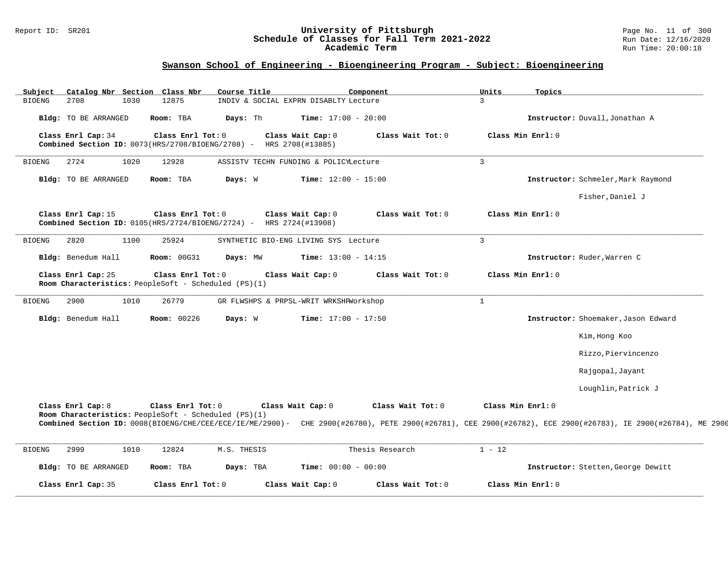Report ID: SR201

# University of Pittsburgh
## Schedule of Classes for Fall Term 2021-2022
### Academic Term

Run Date: 12/16/2020
Run Time: 20:00:18

## Swanson School of Engineering - Bioengineering Program - Subject: Bioengineering

| Subject | Catalog Nbr | Section | Class Nbr | Course Title | Component | Units | Topics |
|---|---|---|---|---|---|---|---|
| BIOENG | 2708 | 1030 | 12875 | INDIV & SOCIAL EXPRN DISABLTY | Lecture | 3 | |

**Bldg:** TO BE ARRANGED **Room:** TBA **Days:** Th **Time:** 17:00 - 20:00 **Instructor:** Duvall,Jonathan A

**Class Enrl Cap:** 34 **Class Enrl Tot:** 0 **Class Wait Cap:** 0 **Class Wait Tot:** 0 **Class Min Enrl:** 0
**Combined Section ID:** 0073(HRS/2708/BIOENG/2708) - HRS 2708(#13885)

---

| Subject | Catalog Nbr | Section | Class Nbr | Course Title | Component | Units | Topics |
|---|---|---|---|---|---|---|---|
| BIOENG | 2724 | 1020 | 12928 | ASSISTV TECHN FUNDING & POLICY | Lecture | 3 | |

**Bldg:** TO BE ARRANGED **Room:** TBA **Days:** W **Time:** 12:00 - 15:00 **Instructor:** Schmeler,Mark Raymond
Fisher,Daniel J

**Class Enrl Cap:** 15 **Class Enrl Tot:** 0 **Class Wait Cap:** 0 **Class Wait Tot:** 0 **Class Min Enrl:** 0
**Combined Section ID:** 0105(HRS/2724/BIOENG/2724) - HRS 2724(#13908)

---

| Subject | Catalog Nbr | Section | Class Nbr | Course Title | Component | Units | Topics |
|---|---|---|---|---|---|---|---|
| BIOENG | 2820 | 1100 | 25924 | SYNTHETIC BIO-ENG LIVING SYS | Lecture | 3 | |

**Bldg:** Benedum Hall **Room:** 00G31 **Days:** MW **Time:** 13:00 - 14:15 **Instructor:** Ruder,Warren C

**Class Enrl Cap:** 25 **Class Enrl Tot:** 0 **Class Wait Cap:** 0 **Class Wait Tot:** 0 **Class Min Enrl:** 0
**Room Characteristics:** PeopleSoft - Scheduled (PS)(1)

---

| Subject | Catalog Nbr | Section | Class Nbr | Course Title | Component | Units | Topics |
|---|---|---|---|---|---|---|---|
| BIOENG | 2900 | 1010 | 26779 | GR FLWSHPS & PRPSL-WRIT WRKSHP | Workshop | 1 | |

**Bldg:** Benedum Hall **Room:** 00226 **Days:** W **Time:** 17:00 - 17:50 **Instructor:** Shoemaker,Jason Edward
Kim,Hong Koo
Rizzo,Piervincenzo
Rajgopal,Jayant
Loughlin,Patrick J

**Class Enrl Cap:** 8 **Class Enrl Tot:** 0 **Class Wait Cap:** 0 **Class Wait Tot:** 0 **Class Min Enrl:** 0
**Room Characteristics:** PeopleSoft - Scheduled (PS)(1)
**Combined Section ID:** 0008(BIOENG/CHE/CEE/ECE/IE/ME/2900)- CHE 2900(#26780), PETE 2900(#26781), CEE 2900(#26782), ECE 2900(#26783), IE 2900(#26784), ME 2900

---

| Subject | Catalog Nbr | Section | Class Nbr | Course Title | Component | Units | Topics |
|---|---|---|---|---|---|---|---|
| BIOENG | 2999 | 1010 | 12824 | M.S. THESIS | Thesis Research | 1 - 12 | |

**Bldg:** TO BE ARRANGED **Room:** TBA **Days:** TBA **Time:** 00:00 - 00:00 **Instructor:** Stetten,George Dewitt

**Class Enrl Cap:** 35 **Class Enrl Tot:** 0 **Class Wait Cap:** 0 **Class Wait Tot:** 0 **Class Min Enrl:** 0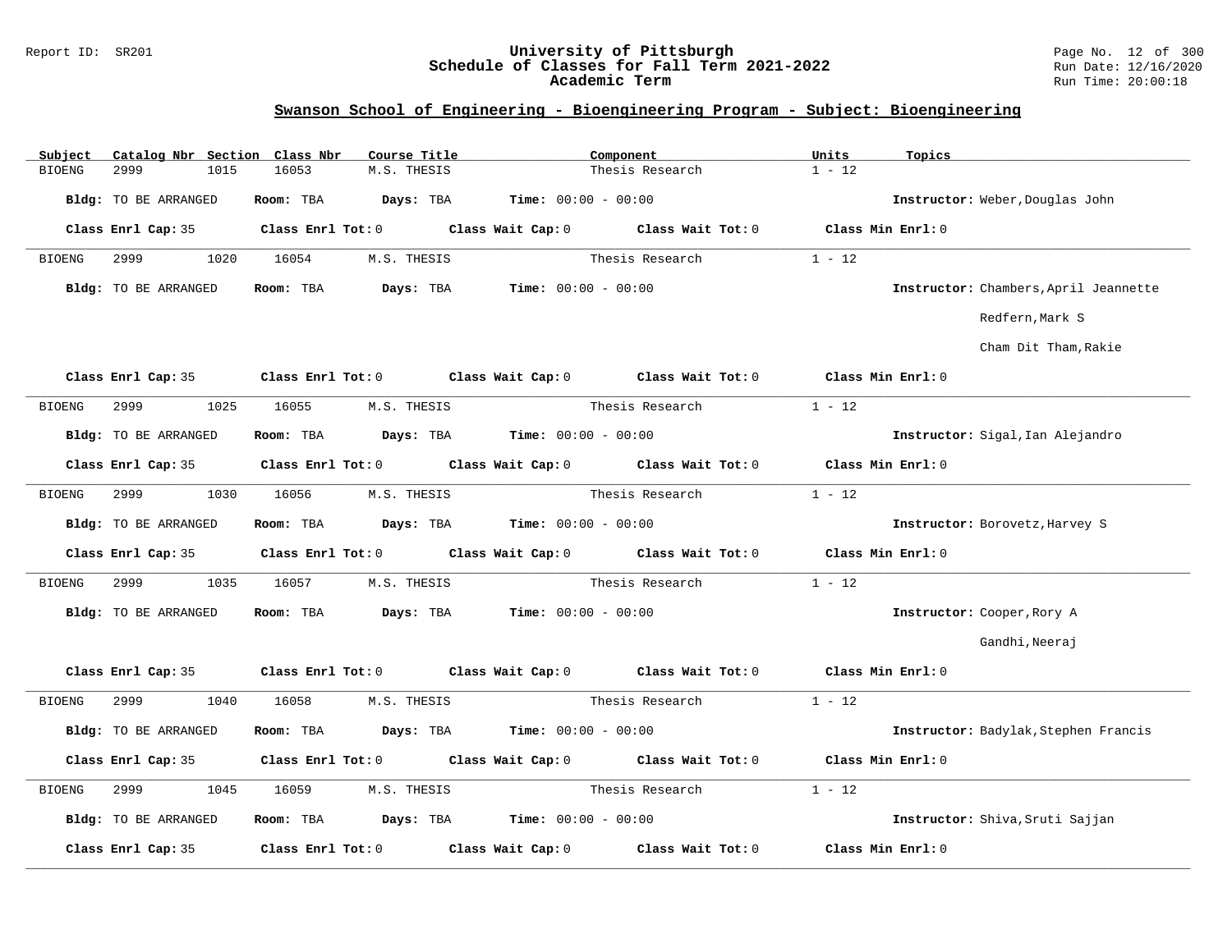## Swanson School of Engineering - Bioengineering Program - Subject: Bioengineering

| Subject | Catalog Nbr | Section | Class Nbr | Course Title | Component | Units | Topics |
|---|---|---|---|---|---|---|---|
| BIOENG | 2999 | 1015 | 16053 | M.S. THESIS | Thesis Research | 1 - 12 | |

**Bldg:** TO BE ARRANGED **Room:** TBA **Days:** TBA **Time:** 00:00 - 00:00 **Instructor:** Weber,Douglas John

**Class Enrl Cap:** 35 **Class Enrl Tot:** 0 **Class Wait Cap:** 0 **Class Wait Tot:** 0 **Class Min Enrl:** 0

---

| Subject | Catalog Nbr | Section | Class Nbr | Course Title | Component | Units | Topics |
|---|---|---|---|---|---|---|---|
| BIOENG | 2999 | 1020 | 16054 | M.S. THESIS | Thesis Research | 1 - 12 | |

**Bldg:** TO BE ARRANGED **Room:** TBA **Days:** TBA **Time:** 00:00 - 00:00 **Instructor:** Chambers,April Jeannette; Redfern,Mark S; Cham Dit Tham,Rakie

**Class Enrl Cap:** 35 **Class Enrl Tot:** 0 **Class Wait Cap:** 0 **Class Wait Tot:** 0 **Class Min Enrl:** 0

---

| Subject | Catalog Nbr | Section | Class Nbr | Course Title | Component | Units | Topics |
|---|---|---|---|---|---|---|---|
| BIOENG | 2999 | 1025 | 16055 | M.S. THESIS | Thesis Research | 1 - 12 | |

**Bldg:** TO BE ARRANGED **Room:** TBA **Days:** TBA **Time:** 00:00 - 00:00 **Instructor:** Sigal,Ian Alejandro

**Class Enrl Cap:** 35 **Class Enrl Tot:** 0 **Class Wait Cap:** 0 **Class Wait Tot:** 0 **Class Min Enrl:** 0

---

| Subject | Catalog Nbr | Section | Class Nbr | Course Title | Component | Units | Topics |
|---|---|---|---|---|---|---|---|
| BIOENG | 2999 | 1030 | 16056 | M.S. THESIS | Thesis Research | 1 - 12 | |

**Bldg:** TO BE ARRANGED **Room:** TBA **Days:** TBA **Time:** 00:00 - 00:00 **Instructor:** Borovetz,Harvey S

**Class Enrl Cap:** 35 **Class Enrl Tot:** 0 **Class Wait Cap:** 0 **Class Wait Tot:** 0 **Class Min Enrl:** 0

---

| Subject | Catalog Nbr | Section | Class Nbr | Course Title | Component | Units | Topics |
|---|---|---|---|---|---|---|---|
| BIOENG | 2999 | 1035 | 16057 | M.S. THESIS | Thesis Research | 1 - 12 | |

**Bldg:** TO BE ARRANGED **Room:** TBA **Days:** TBA **Time:** 00:00 - 00:00 **Instructor:** Cooper,Rory A; Gandhi,Neeraj

**Class Enrl Cap:** 35 **Class Enrl Tot:** 0 **Class Wait Cap:** 0 **Class Wait Tot:** 0 **Class Min Enrl:** 0

---

| Subject | Catalog Nbr | Section | Class Nbr | Course Title | Component | Units | Topics |
|---|---|---|---|---|---|---|---|
| BIOENG | 2999 | 1040 | 16058 | M.S. THESIS | Thesis Research | 1 - 12 | |

**Bldg:** TO BE ARRANGED **Room:** TBA **Days:** TBA **Time:** 00:00 - 00:00 **Instructor:** Badylak,Stephen Francis

**Class Enrl Cap:** 35 **Class Enrl Tot:** 0 **Class Wait Cap:** 0 **Class Wait Tot:** 0 **Class Min Enrl:** 0

---

| Subject | Catalog Nbr | Section | Class Nbr | Course Title | Component | Units | Topics |
|---|---|---|---|---|---|---|---|
| BIOENG | 2999 | 1045 | 16059 | M.S. THESIS | Thesis Research | 1 - 12 | |

**Bldg:** TO BE ARRANGED **Room:** TBA **Days:** TBA **Time:** 00:00 - 00:00 **Instructor:** Shiva,Sruti Sajjan

**Class Enrl Cap:** 35 **Class Enrl Tot:** 0 **Class Wait Cap:** 0 **Class Wait Tot:** 0 **Class Min Enrl:** 0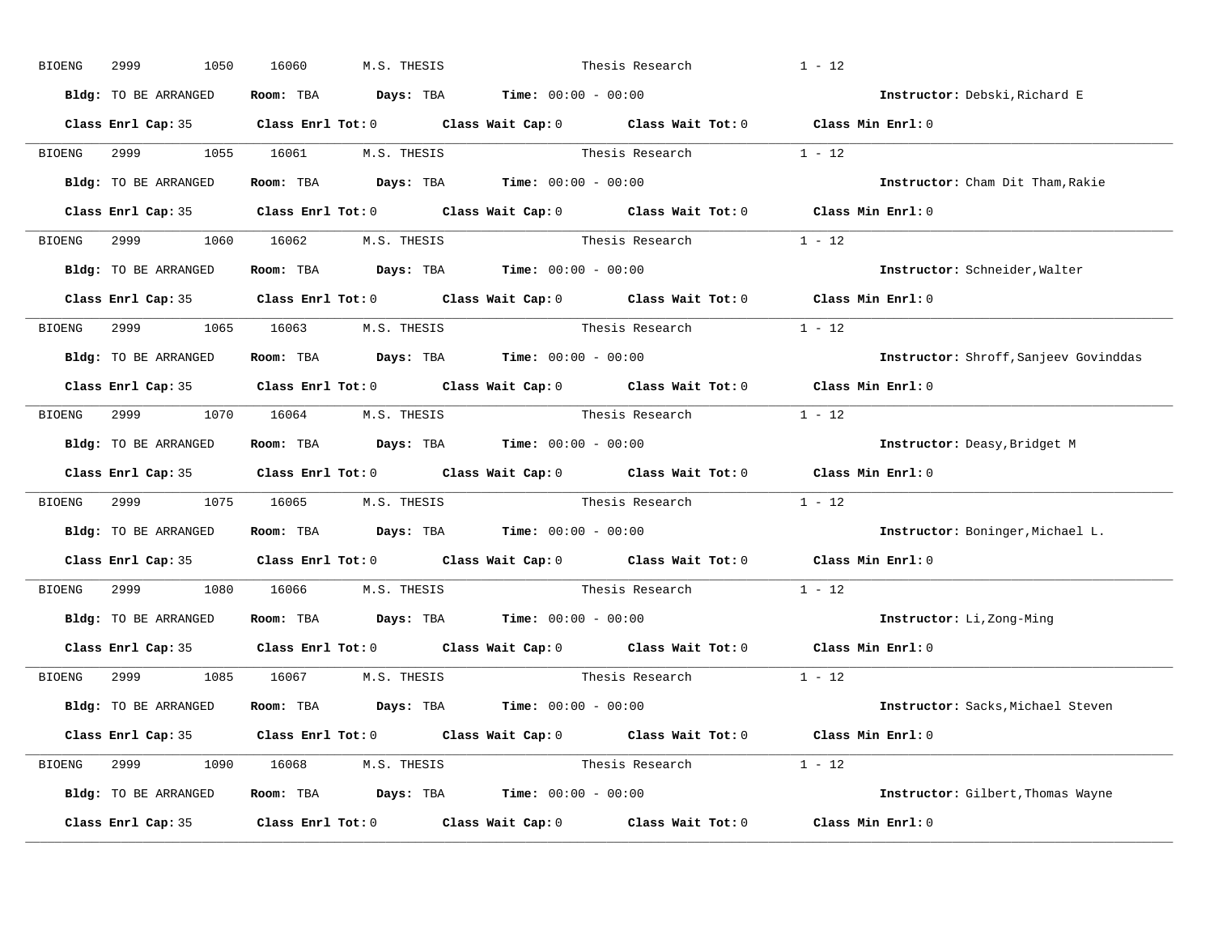BIOENG 2999 1050 16060 M.S. THESIS Thesis Research 1 - 12

**Bldg:** TO BE ARRANGED **Room:** TBA **Days:** TBA **Time:** 00:00 - 00:00 **Instructor:** Debski,Richard E

**Class Enrl Cap:** 35 **Class Enrl Tot:** 0 **Class Wait Cap:** 0 **Class Wait Tot:** 0 **Class Min Enrl:** 0

---

BIOENG 2999 1055 16061 M.S. THESIS Thesis Research 1 - 12

**Bldg:** TO BE ARRANGED **Room:** TBA **Days:** TBA **Time:** 00:00 - 00:00 **Instructor:** Cham Dit Tham,Rakie

**Class Enrl Cap:** 35 **Class Enrl Tot:** 0 **Class Wait Cap:** 0 **Class Wait Tot:** 0 **Class Min Enrl:** 0

---

BIOENG 2999 1060 16062 M.S. THESIS Thesis Research 1 - 12

**Bldg:** TO BE ARRANGED **Room:** TBA **Days:** TBA **Time:** 00:00 - 00:00 **Instructor:** Schneider,Walter

**Class Enrl Cap:** 35 **Class Enrl Tot:** 0 **Class Wait Cap:** 0 **Class Wait Tot:** 0 **Class Min Enrl:** 0

---

BIOENG 2999 1065 16063 M.S. THESIS Thesis Research 1 - 12

**Bldg:** TO BE ARRANGED **Room:** TBA **Days:** TBA **Time:** 00:00 - 00:00 **Instructor:** Shroff,Sanjeev Govinddas

**Class Enrl Cap:** 35 **Class Enrl Tot:** 0 **Class Wait Cap:** 0 **Class Wait Tot:** 0 **Class Min Enrl:** 0

---

BIOENG 2999 1070 16064 M.S. THESIS Thesis Research 1 - 12

**Bldg:** TO BE ARRANGED **Room:** TBA **Days:** TBA **Time:** 00:00 - 00:00 **Instructor:** Deasy,Bridget M

**Class Enrl Cap:** 35 **Class Enrl Tot:** 0 **Class Wait Cap:** 0 **Class Wait Tot:** 0 **Class Min Enrl:** 0

---

BIOENG 2999 1075 16065 M.S. THESIS Thesis Research 1 - 12

**Bldg:** TO BE ARRANGED **Room:** TBA **Days:** TBA **Time:** 00:00 - 00:00 **Instructor:** Boninger,Michael L.

**Class Enrl Cap:** 35 **Class Enrl Tot:** 0 **Class Wait Cap:** 0 **Class Wait Tot:** 0 **Class Min Enrl:** 0

---

BIOENG 2999 1080 16066 M.S. THESIS Thesis Research 1 - 12

**Bldg:** TO BE ARRANGED **Room:** TBA **Days:** TBA **Time:** 00:00 - 00:00 **Instructor:** Li,Zong-Ming

**Class Enrl Cap:** 35 **Class Enrl Tot:** 0 **Class Wait Cap:** 0 **Class Wait Tot:** 0 **Class Min Enrl:** 0

---

BIOENG 2999 1085 16067 M.S. THESIS Thesis Research 1 - 12

**Bldg:** TO BE ARRANGED **Room:** TBA **Days:** TBA **Time:** 00:00 - 00:00 **Instructor:** Sacks,Michael Steven

**Class Enrl Cap:** 35 **Class Enrl Tot:** 0 **Class Wait Cap:** 0 **Class Wait Tot:** 0 **Class Min Enrl:** 0

---

BIOENG 2999 1090 16068 M.S. THESIS Thesis Research 1 - 12

**Bldg:** TO BE ARRANGED **Room:** TBA **Days:** TBA **Time:** 00:00 - 00:00 **Instructor:** Gilbert,Thomas Wayne

**Class Enrl Cap:** 35 **Class Enrl Tot:** 0 **Class Wait Cap:** 0 **Class Wait Tot:** 0 **Class Min Enrl:** 0

---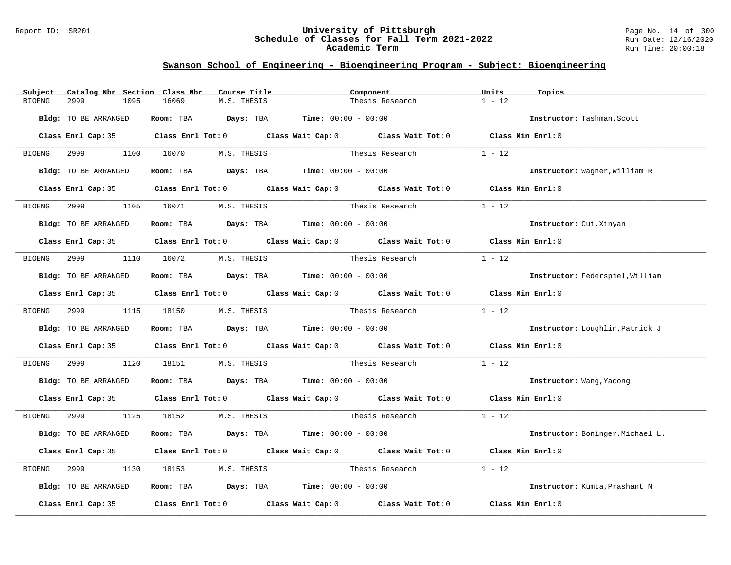## Swanson School of Engineering - Bioengineering Program - Subject: Bioengineering

| Subject | Catalog Nbr | Section | Class Nbr | Course Title | Component | Units | Topics |
|---|---|---|---|---|---|---|---|
| BIOENG | 2999 | 1095 | 16069 | M.S. THESIS | Thesis Research | 1 - 12 | |

**Bldg:** TO BE ARRANGED **Room:** TBA **Days:** TBA **Time:** 00:00 - 00:00 **Instructor:** Tashman,Scott

**Class Enrl Cap:** 35 **Class Enrl Tot:** 0 **Class Wait Cap:** 0 **Class Wait Tot:** 0 **Class Min Enrl:** 0

---

| Subject | Catalog Nbr | Section | Class Nbr | Course Title | Component | Units | Topics |
|---|---|---|---|---|---|---|---|
| BIOENG | 2999 | 1100 | 16070 | M.S. THESIS | Thesis Research | 1 - 12 | |

**Bldg:** TO BE ARRANGED **Room:** TBA **Days:** TBA **Time:** 00:00 - 00:00 **Instructor:** Wagner,William R

**Class Enrl Cap:** 35 **Class Enrl Tot:** 0 **Class Wait Cap:** 0 **Class Wait Tot:** 0 **Class Min Enrl:** 0

---

| Subject | Catalog Nbr | Section | Class Nbr | Course Title | Component | Units | Topics |
|---|---|---|---|---|---|---|---|
| BIOENG | 2999 | 1105 | 16071 | M.S. THESIS | Thesis Research | 1 - 12 | |

**Bldg:** TO BE ARRANGED **Room:** TBA **Days:** TBA **Time:** 00:00 - 00:00 **Instructor:** Cui,Xinyan

**Class Enrl Cap:** 35 **Class Enrl Tot:** 0 **Class Wait Cap:** 0 **Class Wait Tot:** 0 **Class Min Enrl:** 0

---

| Subject | Catalog Nbr | Section | Class Nbr | Course Title | Component | Units | Topics |
|---|---|---|---|---|---|---|---|
| BIOENG | 2999 | 1110 | 16072 | M.S. THESIS | Thesis Research | 1 - 12 | |

**Bldg:** TO BE ARRANGED **Room:** TBA **Days:** TBA **Time:** 00:00 - 00:00 **Instructor:** Federspiel,William

**Class Enrl Cap:** 35 **Class Enrl Tot:** 0 **Class Wait Cap:** 0 **Class Wait Tot:** 0 **Class Min Enrl:** 0

---

| Subject | Catalog Nbr | Section | Class Nbr | Course Title | Component | Units | Topics |
|---|---|---|---|---|---|---|---|
| BIOENG | 2999 | 1115 | 18150 | M.S. THESIS | Thesis Research | 1 - 12 | |

**Bldg:** TO BE ARRANGED **Room:** TBA **Days:** TBA **Time:** 00:00 - 00:00 **Instructor:** Loughlin,Patrick J

**Class Enrl Cap:** 35 **Class Enrl Tot:** 0 **Class Wait Cap:** 0 **Class Wait Tot:** 0 **Class Min Enrl:** 0

---

| Subject | Catalog Nbr | Section | Class Nbr | Course Title | Component | Units | Topics |
|---|---|---|---|---|---|---|---|
| BIOENG | 2999 | 1120 | 18151 | M.S. THESIS | Thesis Research | 1 - 12 | |

**Bldg:** TO BE ARRANGED **Room:** TBA **Days:** TBA **Time:** 00:00 - 00:00 **Instructor:** Wang,Yadong

**Class Enrl Cap:** 35 **Class Enrl Tot:** 0 **Class Wait Cap:** 0 **Class Wait Tot:** 0 **Class Min Enrl:** 0

---

| Subject | Catalog Nbr | Section | Class Nbr | Course Title | Component | Units | Topics |
|---|---|---|---|---|---|---|---|
| BIOENG | 2999 | 1125 | 18152 | M.S. THESIS | Thesis Research | 1 - 12 | |

**Bldg:** TO BE ARRANGED **Room:** TBA **Days:** TBA **Time:** 00:00 - 00:00 **Instructor:** Boninger,Michael L.

**Class Enrl Cap:** 35 **Class Enrl Tot:** 0 **Class Wait Cap:** 0 **Class Wait Tot:** 0 **Class Min Enrl:** 0

---

| Subject | Catalog Nbr | Section | Class Nbr | Course Title | Component | Units | Topics |
|---|---|---|---|---|---|---|---|
| BIOENG | 2999 | 1130 | 18153 | M.S. THESIS | Thesis Research | 1 - 12 | |

**Bldg:** TO BE ARRANGED **Room:** TBA **Days:** TBA **Time:** 00:00 - 00:00 **Instructor:** Kumta,Prashant N

**Class Enrl Cap:** 35 **Class Enrl Tot:** 0 **Class Wait Cap:** 0 **Class Wait Tot:** 0 **Class Min Enrl:** 0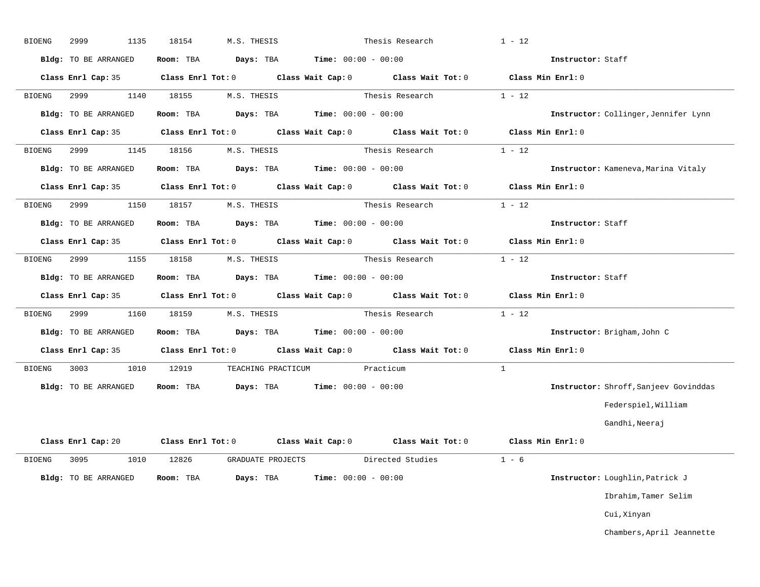BIOENG 2999 1135 18154 M.S. THESIS Thesis Research 1 - 12

**Bldg:** TO BE ARRANGED **Room:** TBA **Days:** TBA **Time:** 00:00 - 00:00 **Instructor:** Staff

**Class Enrl Cap:** 35 **Class Enrl Tot:** 0 **Class Wait Cap:** 0 **Class Wait Tot:** 0 **Class Min Enrl:** 0

---

BIOENG 2999 1140 18155 M.S. THESIS Thesis Research 1 - 12

**Bldg:** TO BE ARRANGED **Room:** TBA **Days:** TBA **Time:** 00:00 - 00:00 **Instructor:** Collinger,Jennifer Lynn

**Class Enrl Cap:** 35 **Class Enrl Tot:** 0 **Class Wait Cap:** 0 **Class Wait Tot:** 0 **Class Min Enrl:** 0

---

BIOENG 2999 1145 18156 M.S. THESIS Thesis Research 1 - 12

**Bldg:** TO BE ARRANGED **Room:** TBA **Days:** TBA **Time:** 00:00 - 00:00 **Instructor:** Kameneva,Marina Vitaly

**Class Enrl Cap:** 35 **Class Enrl Tot:** 0 **Class Wait Cap:** 0 **Class Wait Tot:** 0 **Class Min Enrl:** 0

---

BIOENG 2999 1150 18157 M.S. THESIS Thesis Research 1 - 12

**Bldg:** TO BE ARRANGED **Room:** TBA **Days:** TBA **Time:** 00:00 - 00:00 **Instructor:** Staff

**Class Enrl Cap:** 35 **Class Enrl Tot:** 0 **Class Wait Cap:** 0 **Class Wait Tot:** 0 **Class Min Enrl:** 0

---

BIOENG 2999 1155 18158 M.S. THESIS Thesis Research 1 - 12

**Bldg:** TO BE ARRANGED **Room:** TBA **Days:** TBA **Time:** 00:00 - 00:00 **Instructor:** Staff

**Class Enrl Cap:** 35 **Class Enrl Tot:** 0 **Class Wait Cap:** 0 **Class Wait Tot:** 0 **Class Min Enrl:** 0

---

BIOENG 2999 1160 18159 M.S. THESIS Thesis Research 1 - 12

**Bldg:** TO BE ARRANGED **Room:** TBA **Days:** TBA **Time:** 00:00 - 00:00 **Instructor:** Brigham,John C

**Class Enrl Cap:** 35 **Class Enrl Tot:** 0 **Class Wait Cap:** 0 **Class Wait Tot:** 0 **Class Min Enrl:** 0

---

BIOENG 3003 1010 12919 TEACHING PRACTICUM Practicum 1

**Bldg:** TO BE ARRANGED **Room:** TBA **Days:** TBA **Time:** 00:00 - 00:00 **Instructor:** Shroff,Sanjeev Govinddas
Federspiel,William
Gandhi,Neeraj

**Class Enrl Cap:** 20 **Class Enrl Tot:** 0 **Class Wait Cap:** 0 **Class Wait Tot:** 0 **Class Min Enrl:** 0

---

BIOENG 3095 1010 12826 GRADUATE PROJECTS Directed Studies 1 - 6

**Bldg:** TO BE ARRANGED **Room:** TBA **Days:** TBA **Time:** 00:00 - 00:00 **Instructor:** Loughlin,Patrick J
Ibrahim,Tamer Selim
Cui,Xinyan
Chambers,April Jeannette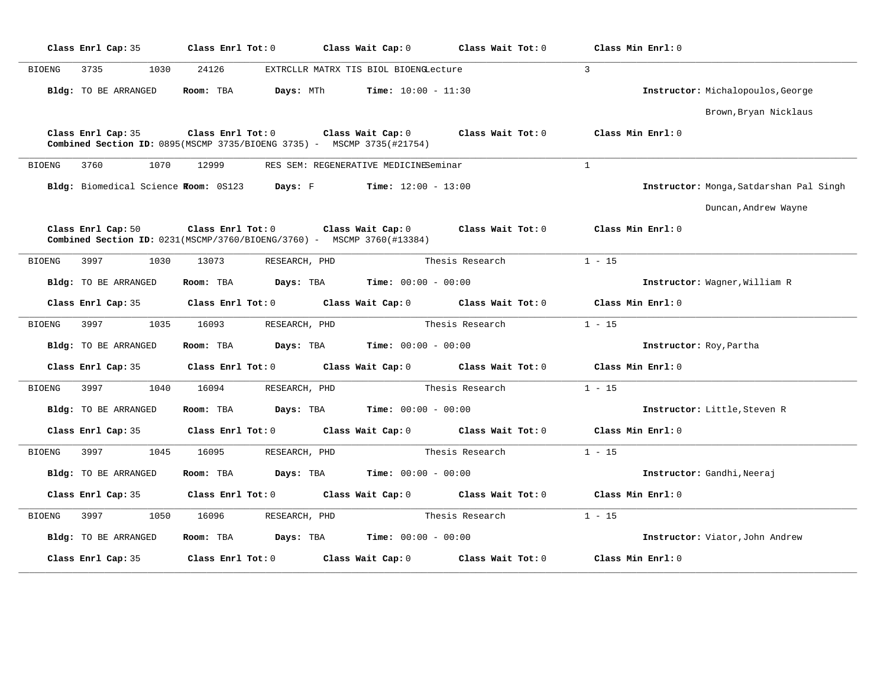**Class Enrl Cap:** 35 **Class Enrl Tot:** 0 **Class Wait Cap:** 0 **Class Wait Tot:** 0 **Class Min Enrl:** 0

---

BIOENG 3735 1030 24126 EXTRCLLR MATRX TIS BIOL BIOENG Lecture 3

**Bldg:** TO BE ARRANGED **Room:** TBA **Days:** MTh **Time:** 10:00 - 11:30 **Instructor:** Michalopoulos,George
Brown,Bryan Nicklaus

**Class Enrl Cap:** 35 **Class Enrl Tot:** 0 **Class Wait Cap:** 0 **Class Wait Tot:** 0 **Class Min Enrl:** 0
**Combined Section ID:** 0895(MSCMP 3735/BIOENG 3735) - MSCMP 3735(#21754)

---

BIOENG 3760 1070 12999 RES SEM: REGENERATIVE MEDICINE Seminar 1

**Bldg:** Biomedical Science T **Room:** 0S123 **Days:** F **Time:** 12:00 - 13:00 **Instructor:** Monga,Satdarshan Pal Singh
Duncan,Andrew Wayne

**Class Enrl Cap:** 50 **Class Enrl Tot:** 0 **Class Wait Cap:** 0 **Class Wait Tot:** 0 **Class Min Enrl:** 0
**Combined Section ID:** 0231(MSCMP/3760/BIOENG/3760) - MSCMP 3760(#13384)

---

BIOENG 3997 1030 13073 RESEARCH, PHD Thesis Research 1 - 15

**Bldg:** TO BE ARRANGED **Room:** TBA **Days:** TBA **Time:** 00:00 - 00:00 **Instructor:** Wagner,William R

**Class Enrl Cap:** 35 **Class Enrl Tot:** 0 **Class Wait Cap:** 0 **Class Wait Tot:** 0 **Class Min Enrl:** 0

---

BIOENG 3997 1035 16093 RESEARCH, PHD Thesis Research 1 - 15

**Bldg:** TO BE ARRANGED **Room:** TBA **Days:** TBA **Time:** 00:00 - 00:00 **Instructor:** Roy,Partha

**Class Enrl Cap:** 35 **Class Enrl Tot:** 0 **Class Wait Cap:** 0 **Class Wait Tot:** 0 **Class Min Enrl:** 0

---

BIOENG 3997 1040 16094 RESEARCH, PHD Thesis Research 1 - 15

**Bldg:** TO BE ARRANGED **Room:** TBA **Days:** TBA **Time:** 00:00 - 00:00 **Instructor:** Little,Steven R

**Class Enrl Cap:** 35 **Class Enrl Tot:** 0 **Class Wait Cap:** 0 **Class Wait Tot:** 0 **Class Min Enrl:** 0

---

BIOENG 3997 1045 16095 RESEARCH, PHD Thesis Research 1 - 15

**Bldg:** TO BE ARRANGED **Room:** TBA **Days:** TBA **Time:** 00:00 - 00:00 **Instructor:** Gandhi,Neeraj

**Class Enrl Cap:** 35 **Class Enrl Tot:** 0 **Class Wait Cap:** 0 **Class Wait Tot:** 0 **Class Min Enrl:** 0

---

BIOENG 3997 1050 16096 RESEARCH, PHD Thesis Research 1 - 15

**Bldg:** TO BE ARRANGED **Room:** TBA **Days:** TBA **Time:** 00:00 - 00:00 **Instructor:** Viator,John Andrew

**Class Enrl Cap:** 35 **Class Enrl Tot:** 0 **Class Wait Cap:** 0 **Class Wait Tot:** 0 **Class Min Enrl:** 0

---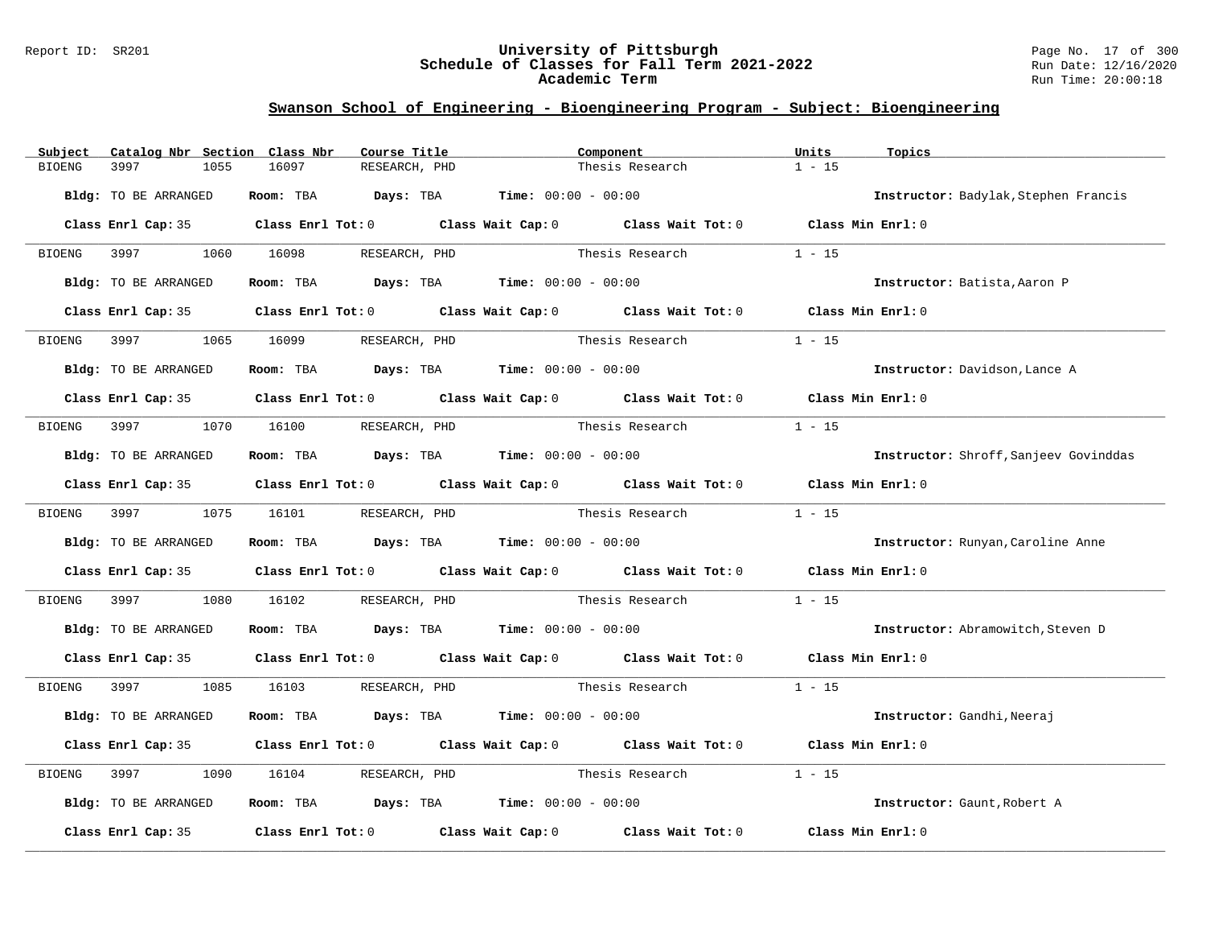## Swanson School of Engineering - Bioengineering Program - Subject: Bioengineering

| Subject | Catalog Nbr | Section | Class Nbr | Course Title | Component | Units | Topics |
|---|---|---|---|---|---|---|---|
| BIOENG | 3997 | 1055 | 16097 | RESEARCH, PHD | Thesis Research | 1 - 15 | |

**Bldg:** TO BE ARRANGED **Room:** TBA **Days:** TBA **Time:** 00:00 - 00:00 **Instructor:** Badylak,Stephen Francis

**Class Enrl Cap:** 35 **Class Enrl Tot:** 0 **Class Wait Cap:** 0 **Class Wait Tot:** 0 **Class Min Enrl:** 0

| Subject | Catalog Nbr | Section | Class Nbr | Course Title | Component | Units | Topics |
|---|---|---|---|---|---|---|---|
| BIOENG | 3997 | 1060 | 16098 | RESEARCH, PHD | Thesis Research | 1 - 15 | |

**Bldg:** TO BE ARRANGED **Room:** TBA **Days:** TBA **Time:** 00:00 - 00:00 **Instructor:** Batista,Aaron P

**Class Enrl Cap:** 35 **Class Enrl Tot:** 0 **Class Wait Cap:** 0 **Class Wait Tot:** 0 **Class Min Enrl:** 0

| Subject | Catalog Nbr | Section | Class Nbr | Course Title | Component | Units | Topics |
|---|---|---|---|---|---|---|---|
| BIOENG | 3997 | 1065 | 16099 | RESEARCH, PHD | Thesis Research | 1 - 15 | |

**Bldg:** TO BE ARRANGED **Room:** TBA **Days:** TBA **Time:** 00:00 - 00:00 **Instructor:** Davidson,Lance A

**Class Enrl Cap:** 35 **Class Enrl Tot:** 0 **Class Wait Cap:** 0 **Class Wait Tot:** 0 **Class Min Enrl:** 0

| Subject | Catalog Nbr | Section | Class Nbr | Course Title | Component | Units | Topics |
|---|---|---|---|---|---|---|---|
| BIOENG | 3997 | 1070 | 16100 | RESEARCH, PHD | Thesis Research | 1 - 15 | |

**Bldg:** TO BE ARRANGED **Room:** TBA **Days:** TBA **Time:** 00:00 - 00:00 **Instructor:** Shroff,Sanjeev Govinddas

**Class Enrl Cap:** 35 **Class Enrl Tot:** 0 **Class Wait Cap:** 0 **Class Wait Tot:** 0 **Class Min Enrl:** 0

| Subject | Catalog Nbr | Section | Class Nbr | Course Title | Component | Units | Topics |
|---|---|---|---|---|---|---|---|
| BIOENG | 3997 | 1075 | 16101 | RESEARCH, PHD | Thesis Research | 1 - 15 | |

**Bldg:** TO BE ARRANGED **Room:** TBA **Days:** TBA **Time:** 00:00 - 00:00 **Instructor:** Runyan,Caroline Anne

**Class Enrl Cap:** 35 **Class Enrl Tot:** 0 **Class Wait Cap:** 0 **Class Wait Tot:** 0 **Class Min Enrl:** 0

| Subject | Catalog Nbr | Section | Class Nbr | Course Title | Component | Units | Topics |
|---|---|---|---|---|---|---|---|
| BIOENG | 3997 | 1080 | 16102 | RESEARCH, PHD | Thesis Research | 1 - 15 | |

**Bldg:** TO BE ARRANGED **Room:** TBA **Days:** TBA **Time:** 00:00 - 00:00 **Instructor:** Abramowitch,Steven D

**Class Enrl Cap:** 35 **Class Enrl Tot:** 0 **Class Wait Cap:** 0 **Class Wait Tot:** 0 **Class Min Enrl:** 0

| Subject | Catalog Nbr | Section | Class Nbr | Course Title | Component | Units | Topics |
|---|---|---|---|---|---|---|---|
| BIOENG | 3997 | 1085 | 16103 | RESEARCH, PHD | Thesis Research | 1 - 15 | |

**Bldg:** TO BE ARRANGED **Room:** TBA **Days:** TBA **Time:** 00:00 - 00:00 **Instructor:** Gandhi,Neeraj

**Class Enrl Cap:** 35 **Class Enrl Tot:** 0 **Class Wait Cap:** 0 **Class Wait Tot:** 0 **Class Min Enrl:** 0

| Subject | Catalog Nbr | Section | Class Nbr | Course Title | Component | Units | Topics |
|---|---|---|---|---|---|---|---|
| BIOENG | 3997 | 1090 | 16104 | RESEARCH, PHD | Thesis Research | 1 - 15 | |

**Bldg:** TO BE ARRANGED **Room:** TBA **Days:** TBA **Time:** 00:00 - 00:00 **Instructor:** Gaunt,Robert A

**Class Enrl Cap:** 35 **Class Enrl Tot:** 0 **Class Wait Cap:** 0 **Class Wait Tot:** 0 **Class Min Enrl:** 0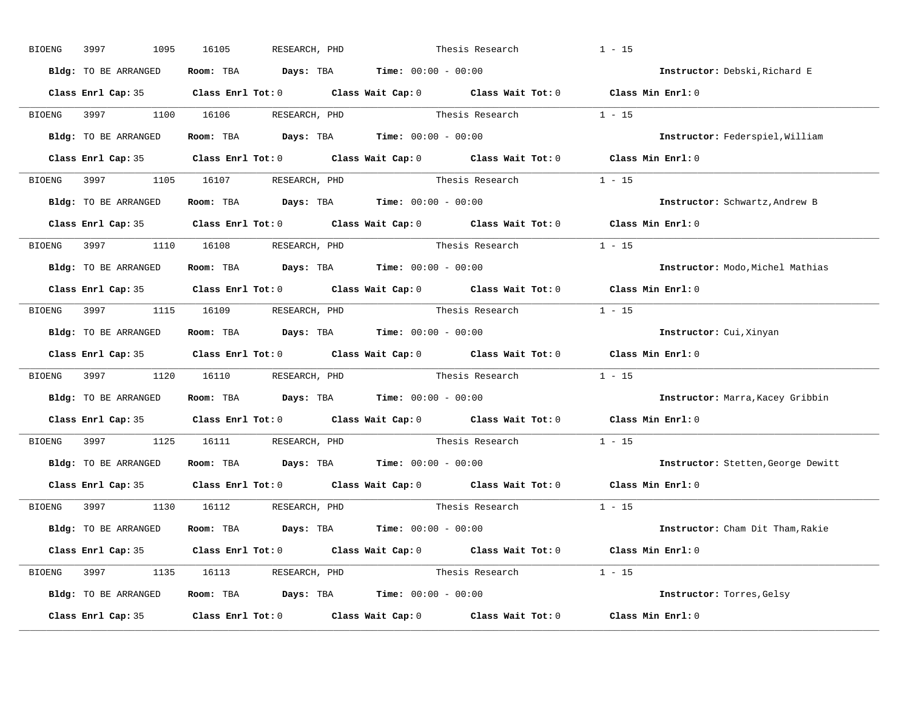BIOENG 3997 1095 16105 RESEARCH, PHD Thesis Research 1 - 15

**Bldg:** TO BE ARRANGED **Room:** TBA **Days:** TBA **Time:** 00:00 - 00:00 **Instructor:** Debski,Richard E

**Class Enrl Cap:** 35 **Class Enrl Tot:** 0 **Class Wait Cap:** 0 **Class Wait Tot:** 0 **Class Min Enrl:** 0

---

BIOENG 3997 1100 16106 RESEARCH, PHD Thesis Research 1 - 15

**Bldg:** TO BE ARRANGED **Room:** TBA **Days:** TBA **Time:** 00:00 - 00:00 **Instructor:** Federspiel,William

**Class Enrl Cap:** 35 **Class Enrl Tot:** 0 **Class Wait Cap:** 0 **Class Wait Tot:** 0 **Class Min Enrl:** 0

---

BIOENG 3997 1105 16107 RESEARCH, PHD Thesis Research 1 - 15

**Bldg:** TO BE ARRANGED **Room:** TBA **Days:** TBA **Time:** 00:00 - 00:00 **Instructor:** Schwartz,Andrew B

**Class Enrl Cap:** 35 **Class Enrl Tot:** 0 **Class Wait Cap:** 0 **Class Wait Tot:** 0 **Class Min Enrl:** 0

---

BIOENG 3997 1110 16108 RESEARCH, PHD Thesis Research 1 - 15

**Bldg:** TO BE ARRANGED **Room:** TBA **Days:** TBA **Time:** 00:00 - 00:00 **Instructor:** Modo,Michel Mathias

**Class Enrl Cap:** 35 **Class Enrl Tot:** 0 **Class Wait Cap:** 0 **Class Wait Tot:** 0 **Class Min Enrl:** 0

---

BIOENG 3997 1115 16109 RESEARCH, PHD Thesis Research 1 - 15

**Bldg:** TO BE ARRANGED **Room:** TBA **Days:** TBA **Time:** 00:00 - 00:00 **Instructor:** Cui,Xinyan

**Class Enrl Cap:** 35 **Class Enrl Tot:** 0 **Class Wait Cap:** 0 **Class Wait Tot:** 0 **Class Min Enrl:** 0

---

BIOENG 3997 1120 16110 RESEARCH, PHD Thesis Research 1 - 15

**Bldg:** TO BE ARRANGED **Room:** TBA **Days:** TBA **Time:** 00:00 - 00:00 **Instructor:** Marra,Kacey Gribbin

**Class Enrl Cap:** 35 **Class Enrl Tot:** 0 **Class Wait Cap:** 0 **Class Wait Tot:** 0 **Class Min Enrl:** 0

---

BIOENG 3997 1125 16111 RESEARCH, PHD Thesis Research 1 - 15

**Bldg:** TO BE ARRANGED **Room:** TBA **Days:** TBA **Time:** 00:00 - 00:00 **Instructor:** Stetten,George Dewitt

**Class Enrl Cap:** 35 **Class Enrl Tot:** 0 **Class Wait Cap:** 0 **Class Wait Tot:** 0 **Class Min Enrl:** 0

---

BIOENG 3997 1130 16112 RESEARCH, PHD Thesis Research 1 - 15

**Bldg:** TO BE ARRANGED **Room:** TBA **Days:** TBA **Time:** 00:00 - 00:00 **Instructor:** Cham Dit Tham,Rakie

**Class Enrl Cap:** 35 **Class Enrl Tot:** 0 **Class Wait Cap:** 0 **Class Wait Tot:** 0 **Class Min Enrl:** 0

---

BIOENG 3997 1135 16113 RESEARCH, PHD Thesis Research 1 - 15

**Bldg:** TO BE ARRANGED **Room:** TBA **Days:** TBA **Time:** 00:00 - 00:00 **Instructor:** Torres,Gelsy

**Class Enrl Cap:** 35 **Class Enrl Tot:** 0 **Class Wait Cap:** 0 **Class Wait Tot:** 0 **Class Min Enrl:** 0

---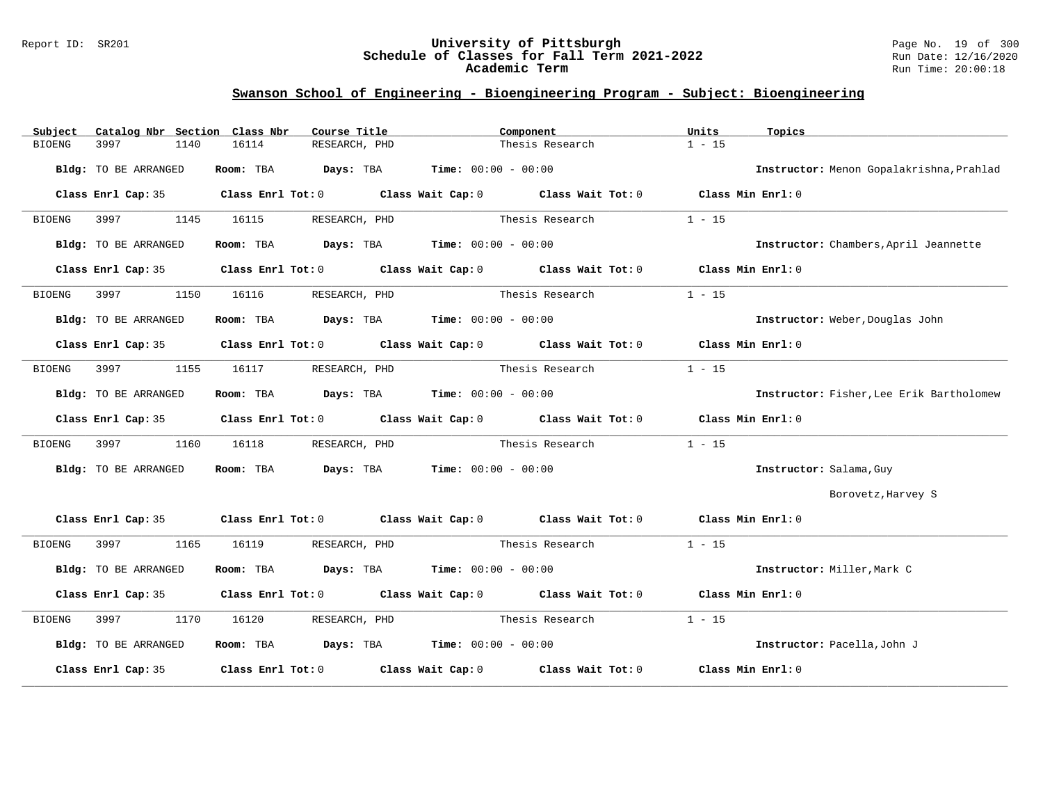## Swanson School of Engineering - Bioengineering Program - Subject: Bioengineering

| Subject | Catalog Nbr | Section | Class Nbr | Course Title | Component | Units | Topics |
|---|---|---|---|---|---|---|---|
| BIOENG | 3997 | 1140 | 16114 | RESEARCH, PHD | Thesis Research | 1 - 15 | |

**Bldg:** TO BE ARRANGED **Room:** TBA **Days:** TBA **Time:** 00:00 - 00:00 **Instructor:** Menon Gopalakrishna,Prahlad

**Class Enrl Cap:** 35 **Class Enrl Tot:** 0 **Class Wait Cap:** 0 **Class Wait Tot:** 0 **Class Min Enrl:** 0

---

| Subject | Catalog Nbr | Section | Class Nbr | Course Title | Component | Units | Topics |
|---|---|---|---|---|---|---|---|
| BIOENG | 3997 | 1145 | 16115 | RESEARCH, PHD | Thesis Research | 1 - 15 | |

**Bldg:** TO BE ARRANGED **Room:** TBA **Days:** TBA **Time:** 00:00 - 00:00 **Instructor:** Chambers,April Jeannette

**Class Enrl Cap:** 35 **Class Enrl Tot:** 0 **Class Wait Cap:** 0 **Class Wait Tot:** 0 **Class Min Enrl:** 0

---

| Subject | Catalog Nbr | Section | Class Nbr | Course Title | Component | Units | Topics |
|---|---|---|---|---|---|---|---|
| BIOENG | 3997 | 1150 | 16116 | RESEARCH, PHD | Thesis Research | 1 - 15 | |

**Bldg:** TO BE ARRANGED **Room:** TBA **Days:** TBA **Time:** 00:00 - 00:00 **Instructor:** Weber,Douglas John

**Class Enrl Cap:** 35 **Class Enrl Tot:** 0 **Class Wait Cap:** 0 **Class Wait Tot:** 0 **Class Min Enrl:** 0

---

| Subject | Catalog Nbr | Section | Class Nbr | Course Title | Component | Units | Topics |
|---|---|---|---|---|---|---|---|
| BIOENG | 3997 | 1155 | 16117 | RESEARCH, PHD | Thesis Research | 1 - 15 | |

**Bldg:** TO BE ARRANGED **Room:** TBA **Days:** TBA **Time:** 00:00 - 00:00 **Instructor:** Fisher,Lee Erik Bartholomew

**Class Enrl Cap:** 35 **Class Enrl Tot:** 0 **Class Wait Cap:** 0 **Class Wait Tot:** 0 **Class Min Enrl:** 0

---

| Subject | Catalog Nbr | Section | Class Nbr | Course Title | Component | Units | Topics |
|---|---|---|---|---|---|---|---|
| BIOENG | 3997 | 1160 | 16118 | RESEARCH, PHD | Thesis Research | 1 - 15 | |

**Bldg:** TO BE ARRANGED **Room:** TBA **Days:** TBA **Time:** 00:00 - 00:00 **Instructor:** Salama,Guy
Borovetz,Harvey S

**Class Enrl Cap:** 35 **Class Enrl Tot:** 0 **Class Wait Cap:** 0 **Class Wait Tot:** 0 **Class Min Enrl:** 0

---

| Subject | Catalog Nbr | Section | Class Nbr | Course Title | Component | Units | Topics |
|---|---|---|---|---|---|---|---|
| BIOENG | 3997 | 1165 | 16119 | RESEARCH, PHD | Thesis Research | 1 - 15 | |

**Bldg:** TO BE ARRANGED **Room:** TBA **Days:** TBA **Time:** 00:00 - 00:00 **Instructor:** Miller,Mark C

**Class Enrl Cap:** 35 **Class Enrl Tot:** 0 **Class Wait Cap:** 0 **Class Wait Tot:** 0 **Class Min Enrl:** 0

---

| Subject | Catalog Nbr | Section | Class Nbr | Course Title | Component | Units | Topics |
|---|---|---|---|---|---|---|---|
| BIOENG | 3997 | 1170 | 16120 | RESEARCH, PHD | Thesis Research | 1 - 15 | |

**Bldg:** TO BE ARRANGED **Room:** TBA **Days:** TBA **Time:** 00:00 - 00:00 **Instructor:** Pacella,John J

**Class Enrl Cap:** 35 **Class Enrl Tot:** 0 **Class Wait Cap:** 0 **Class Wait Tot:** 0 **Class Min Enrl:** 0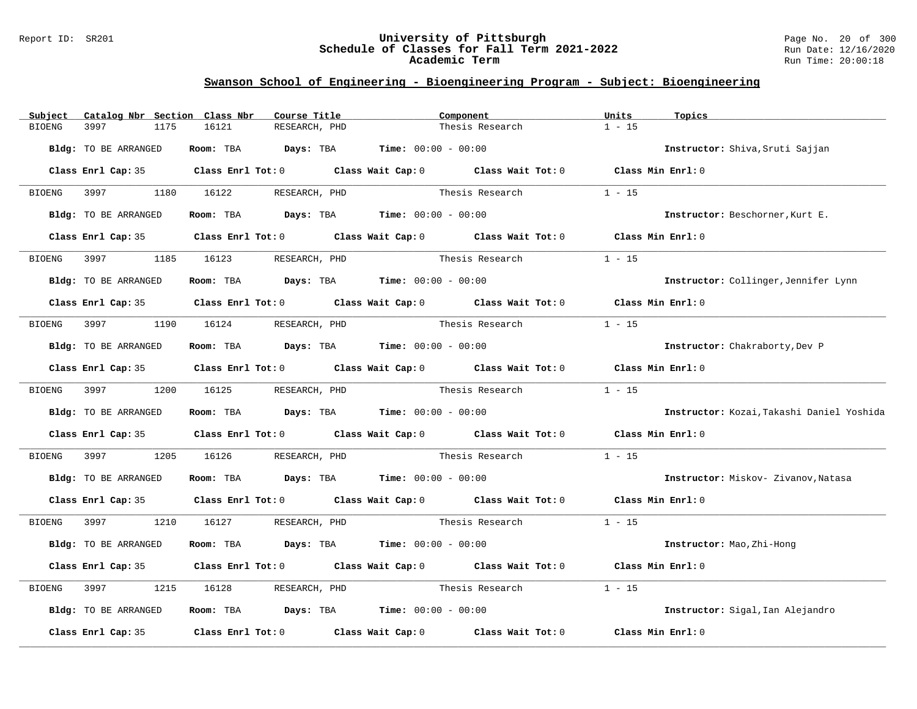## Swanson School of Engineering - Bioengineering Program - Subject: Bioengineering

| Subject | Catalog Nbr | Section | Class Nbr | Course Title | Component | Units | Topics |
|---|---|---|---|---|---|---|---|
| BIOENG | 3997 | 1175 | 16121 | RESEARCH, PHD | Thesis Research | 1 - 15 | |

**Bldg:** TO BE ARRANGED **Room:** TBA **Days:** TBA **Time:** 00:00 - 00:00 **Instructor:** Shiva,Sruti Sajjan

**Class Enrl Cap:** 35 **Class Enrl Tot:** 0 **Class Wait Cap:** 0 **Class Wait Tot:** 0 **Class Min Enrl:** 0

| Subject | Catalog Nbr | Section | Class Nbr | Course Title | Component | Units | Topics |
|---|---|---|---|---|---|---|---|
| BIOENG | 3997 | 1180 | 16122 | RESEARCH, PHD | Thesis Research | 1 - 15 | |

**Bldg:** TO BE ARRANGED **Room:** TBA **Days:** TBA **Time:** 00:00 - 00:00 **Instructor:** Beschorner,Kurt E.

**Class Enrl Cap:** 35 **Class Enrl Tot:** 0 **Class Wait Cap:** 0 **Class Wait Tot:** 0 **Class Min Enrl:** 0

| Subject | Catalog Nbr | Section | Class Nbr | Course Title | Component | Units | Topics |
|---|---|---|---|---|---|---|---|
| BIOENG | 3997 | 1185 | 16123 | RESEARCH, PHD | Thesis Research | 1 - 15 | |

**Bldg:** TO BE ARRANGED **Room:** TBA **Days:** TBA **Time:** 00:00 - 00:00 **Instructor:** Collinger,Jennifer Lynn

**Class Enrl Cap:** 35 **Class Enrl Tot:** 0 **Class Wait Cap:** 0 **Class Wait Tot:** 0 **Class Min Enrl:** 0

| Subject | Catalog Nbr | Section | Class Nbr | Course Title | Component | Units | Topics |
|---|---|---|---|---|---|---|---|
| BIOENG | 3997 | 1190 | 16124 | RESEARCH, PHD | Thesis Research | 1 - 15 | |

**Bldg:** TO BE ARRANGED **Room:** TBA **Days:** TBA **Time:** 00:00 - 00:00 **Instructor:** Chakraborty,Dev P

**Class Enrl Cap:** 35 **Class Enrl Tot:** 0 **Class Wait Cap:** 0 **Class Wait Tot:** 0 **Class Min Enrl:** 0

| Subject | Catalog Nbr | Section | Class Nbr | Course Title | Component | Units | Topics |
|---|---|---|---|---|---|---|---|
| BIOENG | 3997 | 1200 | 16125 | RESEARCH, PHD | Thesis Research | 1 - 15 | |

**Bldg:** TO BE ARRANGED **Room:** TBA **Days:** TBA **Time:** 00:00 - 00:00 **Instructor:** Kozai,Takashi Daniel Yoshida

**Class Enrl Cap:** 35 **Class Enrl Tot:** 0 **Class Wait Cap:** 0 **Class Wait Tot:** 0 **Class Min Enrl:** 0

| Subject | Catalog Nbr | Section | Class Nbr | Course Title | Component | Units | Topics |
|---|---|---|---|---|---|---|---|
| BIOENG | 3997 | 1205 | 16126 | RESEARCH, PHD | Thesis Research | 1 - 15 | |

**Bldg:** TO BE ARRANGED **Room:** TBA **Days:** TBA **Time:** 00:00 - 00:00 **Instructor:** Miskov- Zivanov,Natasa

**Class Enrl Cap:** 35 **Class Enrl Tot:** 0 **Class Wait Cap:** 0 **Class Wait Tot:** 0 **Class Min Enrl:** 0

| Subject | Catalog Nbr | Section | Class Nbr | Course Title | Component | Units | Topics |
|---|---|---|---|---|---|---|---|
| BIOENG | 3997 | 1210 | 16127 | RESEARCH, PHD | Thesis Research | 1 - 15 | |

**Bldg:** TO BE ARRANGED **Room:** TBA **Days:** TBA **Time:** 00:00 - 00:00 **Instructor:** Mao,Zhi-Hong

**Class Enrl Cap:** 35 **Class Enrl Tot:** 0 **Class Wait Cap:** 0 **Class Wait Tot:** 0 **Class Min Enrl:** 0

| Subject | Catalog Nbr | Section | Class Nbr | Course Title | Component | Units | Topics |
|---|---|---|---|---|---|---|---|
| BIOENG | 3997 | 1215 | 16128 | RESEARCH, PHD | Thesis Research | 1 - 15 | |

**Bldg:** TO BE ARRANGED **Room:** TBA **Days:** TBA **Time:** 00:00 - 00:00 **Instructor:** Sigal,Ian Alejandro

**Class Enrl Cap:** 35 **Class Enrl Tot:** 0 **Class Wait Cap:** 0 **Class Wait Tot:** 0 **Class Min Enrl:** 0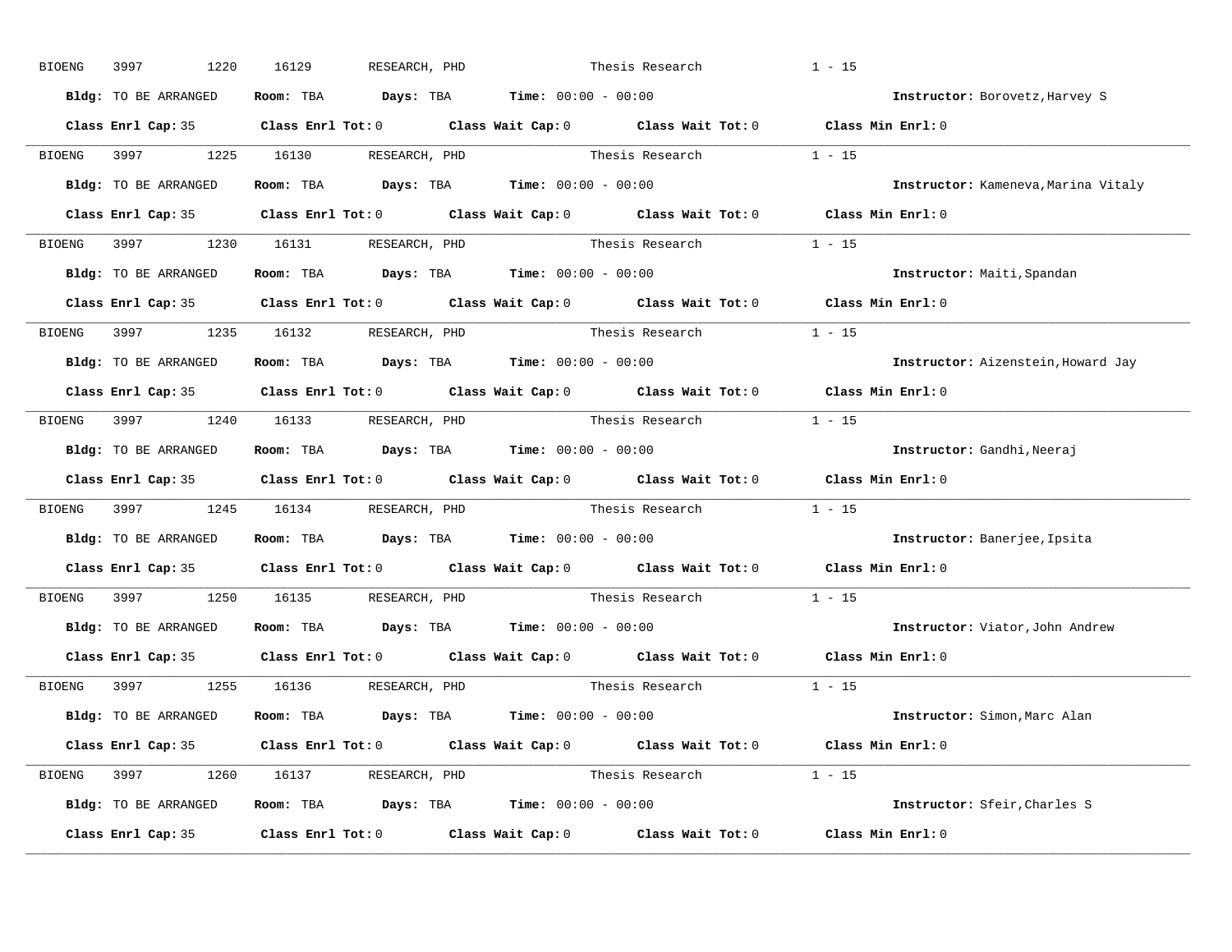BIOENG 3997 1220 16129 RESEARCH, PHD Thesis Research 1 - 15

**Bldg:** TO BE ARRANGED **Room:** TBA **Days:** TBA **Time:** 00:00 - 00:00 **Instructor:** Borovetz,Harvey S

**Class Enrl Cap:** 35 **Class Enrl Tot:** 0 **Class Wait Cap:** 0 **Class Wait Tot:** 0 **Class Min Enrl:** 0

---

BIOENG 3997 1225 16130 RESEARCH, PHD Thesis Research 1 - 15

**Bldg:** TO BE ARRANGED **Room:** TBA **Days:** TBA **Time:** 00:00 - 00:00 **Instructor:** Kameneva,Marina Vitaly

**Class Enrl Cap:** 35 **Class Enrl Tot:** 0 **Class Wait Cap:** 0 **Class Wait Tot:** 0 **Class Min Enrl:** 0

---

BIOENG 3997 1230 16131 RESEARCH, PHD Thesis Research 1 - 15

**Bldg:** TO BE ARRANGED **Room:** TBA **Days:** TBA **Time:** 00:00 - 00:00 **Instructor:** Maiti,Spandan

**Class Enrl Cap:** 35 **Class Enrl Tot:** 0 **Class Wait Cap:** 0 **Class Wait Tot:** 0 **Class Min Enrl:** 0

---

BIOENG 3997 1235 16132 RESEARCH, PHD Thesis Research 1 - 15

**Bldg:** TO BE ARRANGED **Room:** TBA **Days:** TBA **Time:** 00:00 - 00:00 **Instructor:** Aizenstein,Howard Jay

**Class Enrl Cap:** 35 **Class Enrl Tot:** 0 **Class Wait Cap:** 0 **Class Wait Tot:** 0 **Class Min Enrl:** 0

---

BIOENG 3997 1240 16133 RESEARCH, PHD Thesis Research 1 - 15

**Bldg:** TO BE ARRANGED **Room:** TBA **Days:** TBA **Time:** 00:00 - 00:00 **Instructor:** Gandhi,Neeraj

**Class Enrl Cap:** 35 **Class Enrl Tot:** 0 **Class Wait Cap:** 0 **Class Wait Tot:** 0 **Class Min Enrl:** 0

---

BIOENG 3997 1245 16134 RESEARCH, PHD Thesis Research 1 - 15

**Bldg:** TO BE ARRANGED **Room:** TBA **Days:** TBA **Time:** 00:00 - 00:00 **Instructor:** Banerjee,Ipsita

**Class Enrl Cap:** 35 **Class Enrl Tot:** 0 **Class Wait Cap:** 0 **Class Wait Tot:** 0 **Class Min Enrl:** 0

---

BIOENG 3997 1250 16135 RESEARCH, PHD Thesis Research 1 - 15

**Bldg:** TO BE ARRANGED **Room:** TBA **Days:** TBA **Time:** 00:00 - 00:00 **Instructor:** Viator,John Andrew

**Class Enrl Cap:** 35 **Class Enrl Tot:** 0 **Class Wait Cap:** 0 **Class Wait Tot:** 0 **Class Min Enrl:** 0

---

BIOENG 3997 1255 16136 RESEARCH, PHD Thesis Research 1 - 15

**Bldg:** TO BE ARRANGED **Room:** TBA **Days:** TBA **Time:** 00:00 - 00:00 **Instructor:** Simon,Marc Alan

**Class Enrl Cap:** 35 **Class Enrl Tot:** 0 **Class Wait Cap:** 0 **Class Wait Tot:** 0 **Class Min Enrl:** 0

---

BIOENG 3997 1260 16137 RESEARCH, PHD Thesis Research 1 - 15

**Bldg:** TO BE ARRANGED **Room:** TBA **Days:** TBA **Time:** 00:00 - 00:00 **Instructor:** Sfeir,Charles S

**Class Enrl Cap:** 35 **Class Enrl Tot:** 0 **Class Wait Cap:** 0 **Class Wait Tot:** 0 **Class Min Enrl:** 0

---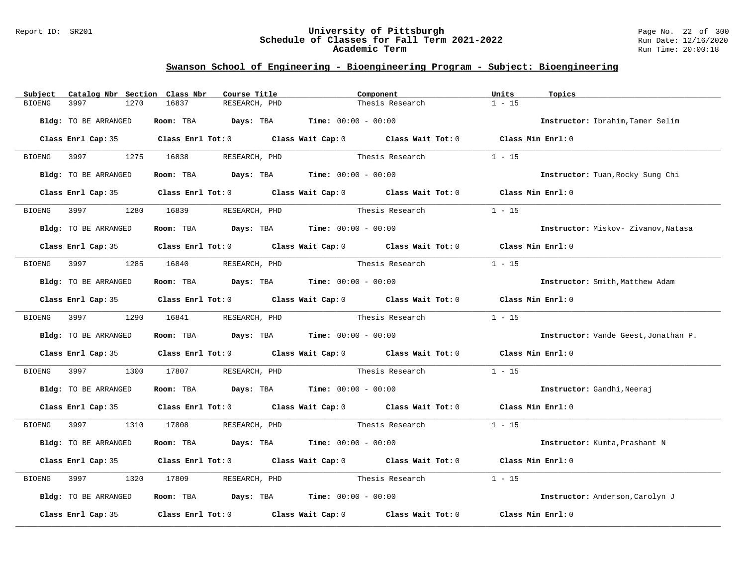## Swanson School of Engineering - Bioengineering Program - Subject: Bioengineering

| Subject | Catalog Nbr | Section | Class Nbr | Course Title | Component | Units | Topics |
|---|---|---|---|---|---|---|---|
| BIOENG | 3997 | 1270 | 16837 | RESEARCH, PHD | Thesis Research | 1 - 15 | |

**Bldg:** TO BE ARRANGED **Room:** TBA **Days:** TBA **Time:** 00:00 - 00:00 **Instructor:** Ibrahim,Tamer Selim

**Class Enrl Cap:** 35 **Class Enrl Tot:** 0 **Class Wait Cap:** 0 **Class Wait Tot:** 0 **Class Min Enrl:** 0

---

| Subject | Catalog Nbr | Section | Class Nbr | Course Title | Component | Units | Topics |
|---|---|---|---|---|---|---|---|
| BIOENG | 3997 | 1275 | 16838 | RESEARCH, PHD | Thesis Research | 1 - 15 | |

**Bldg:** TO BE ARRANGED **Room:** TBA **Days:** TBA **Time:** 00:00 - 00:00 **Instructor:** Tuan,Rocky Sung Chi

**Class Enrl Cap:** 35 **Class Enrl Tot:** 0 **Class Wait Cap:** 0 **Class Wait Tot:** 0 **Class Min Enrl:** 0

---

| Subject | Catalog Nbr | Section | Class Nbr | Course Title | Component | Units | Topics |
|---|---|---|---|---|---|---|---|
| BIOENG | 3997 | 1280 | 16839 | RESEARCH, PHD | Thesis Research | 1 - 15 | |

**Bldg:** TO BE ARRANGED **Room:** TBA **Days:** TBA **Time:** 00:00 - 00:00 **Instructor:** Miskov- Zivanov,Natasa

**Class Enrl Cap:** 35 **Class Enrl Tot:** 0 **Class Wait Cap:** 0 **Class Wait Tot:** 0 **Class Min Enrl:** 0

---

| Subject | Catalog Nbr | Section | Class Nbr | Course Title | Component | Units | Topics |
|---|---|---|---|---|---|---|---|
| BIOENG | 3997 | 1285 | 16840 | RESEARCH, PHD | Thesis Research | 1 - 15 | |

**Bldg:** TO BE ARRANGED **Room:** TBA **Days:** TBA **Time:** 00:00 - 00:00 **Instructor:** Smith,Matthew Adam

**Class Enrl Cap:** 35 **Class Enrl Tot:** 0 **Class Wait Cap:** 0 **Class Wait Tot:** 0 **Class Min Enrl:** 0

---

| Subject | Catalog Nbr | Section | Class Nbr | Course Title | Component | Units | Topics |
|---|---|---|---|---|---|---|---|
| BIOENG | 3997 | 1290 | 16841 | RESEARCH, PHD | Thesis Research | 1 - 15 | |

**Bldg:** TO BE ARRANGED **Room:** TBA **Days:** TBA **Time:** 00:00 - 00:00 **Instructor:** Vande Geest,Jonathan P.

**Class Enrl Cap:** 35 **Class Enrl Tot:** 0 **Class Wait Cap:** 0 **Class Wait Tot:** 0 **Class Min Enrl:** 0

---

| Subject | Catalog Nbr | Section | Class Nbr | Course Title | Component | Units | Topics |
|---|---|---|---|---|---|---|---|
| BIOENG | 3997 | 1300 | 17807 | RESEARCH, PHD | Thesis Research | 1 - 15 | |

**Bldg:** TO BE ARRANGED **Room:** TBA **Days:** TBA **Time:** 00:00 - 00:00 **Instructor:** Gandhi,Neeraj

**Class Enrl Cap:** 35 **Class Enrl Tot:** 0 **Class Wait Cap:** 0 **Class Wait Tot:** 0 **Class Min Enrl:** 0

---

| Subject | Catalog Nbr | Section | Class Nbr | Course Title | Component | Units | Topics |
|---|---|---|---|---|---|---|---|
| BIOENG | 3997 | 1310 | 17808 | RESEARCH, PHD | Thesis Research | 1 - 15 | |

**Bldg:** TO BE ARRANGED **Room:** TBA **Days:** TBA **Time:** 00:00 - 00:00 **Instructor:** Kumta,Prashant N

**Class Enrl Cap:** 35 **Class Enrl Tot:** 0 **Class Wait Cap:** 0 **Class Wait Tot:** 0 **Class Min Enrl:** 0

---

| Subject | Catalog Nbr | Section | Class Nbr | Course Title | Component | Units | Topics |
|---|---|---|---|---|---|---|---|
| BIOENG | 3997 | 1320 | 17809 | RESEARCH, PHD | Thesis Research | 1 - 15 | |

**Bldg:** TO BE ARRANGED **Room:** TBA **Days:** TBA **Time:** 00:00 - 00:00 **Instructor:** Anderson,Carolyn J

**Class Enrl Cap:** 35 **Class Enrl Tot:** 0 **Class Wait Cap:** 0 **Class Wait Tot:** 0 **Class Min Enrl:** 0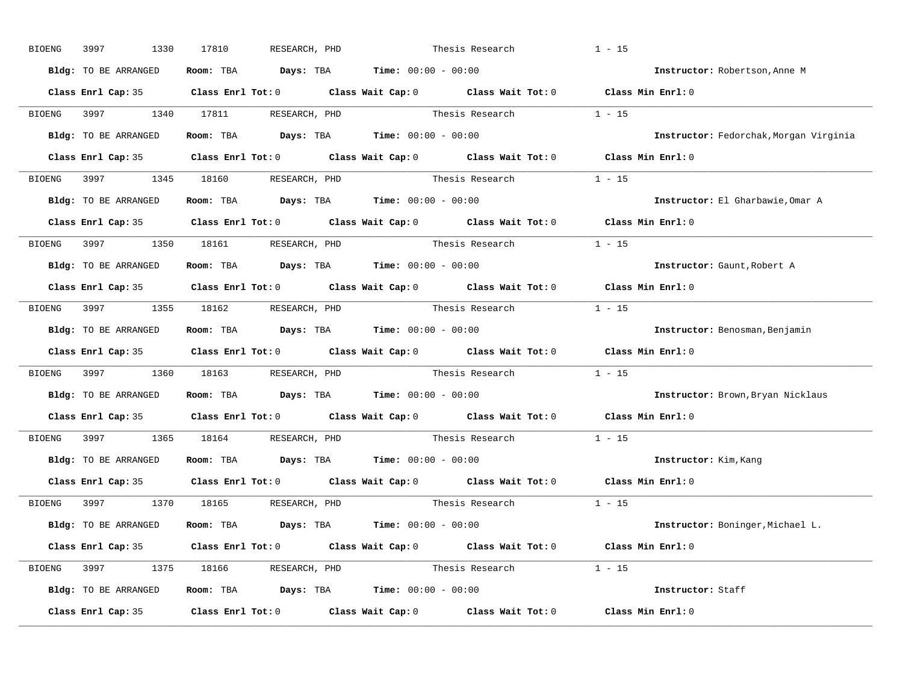BIOENG 3997 1330 17810 RESEARCH, PHD Thesis Research 1 - 15

**Bldg:** TO BE ARRANGED **Room:** TBA **Days:** TBA **Time:** 00:00 - 00:00 **Instructor:** Robertson,Anne M

**Class Enrl Cap:** 35 **Class Enrl Tot:** 0 **Class Wait Cap:** 0 **Class Wait Tot:** 0 **Class Min Enrl:** 0

---

BIOENG 3997 1340 17811 RESEARCH, PHD Thesis Research 1 - 15

**Bldg:** TO BE ARRANGED **Room:** TBA **Days:** TBA **Time:** 00:00 - 00:00 **Instructor:** Fedorchak,Morgan Virginia

**Class Enrl Cap:** 35 **Class Enrl Tot:** 0 **Class Wait Cap:** 0 **Class Wait Tot:** 0 **Class Min Enrl:** 0

---

BIOENG 3997 1345 18160 RESEARCH, PHD Thesis Research 1 - 15

**Bldg:** TO BE ARRANGED **Room:** TBA **Days:** TBA **Time:** 00:00 - 00:00 **Instructor:** El Gharbawie,Omar A

**Class Enrl Cap:** 35 **Class Enrl Tot:** 0 **Class Wait Cap:** 0 **Class Wait Tot:** 0 **Class Min Enrl:** 0

---

BIOENG 3997 1350 18161 RESEARCH, PHD Thesis Research 1 - 15

**Bldg:** TO BE ARRANGED **Room:** TBA **Days:** TBA **Time:** 00:00 - 00:00 **Instructor:** Gaunt,Robert A

**Class Enrl Cap:** 35 **Class Enrl Tot:** 0 **Class Wait Cap:** 0 **Class Wait Tot:** 0 **Class Min Enrl:** 0

---

BIOENG 3997 1355 18162 RESEARCH, PHD Thesis Research 1 - 15

**Bldg:** TO BE ARRANGED **Room:** TBA **Days:** TBA **Time:** 00:00 - 00:00 **Instructor:** Benosman,Benjamin

**Class Enrl Cap:** 35 **Class Enrl Tot:** 0 **Class Wait Cap:** 0 **Class Wait Tot:** 0 **Class Min Enrl:** 0

---

BIOENG 3997 1360 18163 RESEARCH, PHD Thesis Research 1 - 15

**Bldg:** TO BE ARRANGED **Room:** TBA **Days:** TBA **Time:** 00:00 - 00:00 **Instructor:** Brown,Bryan Nicklaus

**Class Enrl Cap:** 35 **Class Enrl Tot:** 0 **Class Wait Cap:** 0 **Class Wait Tot:** 0 **Class Min Enrl:** 0

---

BIOENG 3997 1365 18164 RESEARCH, PHD Thesis Research 1 - 15

**Bldg:** TO BE ARRANGED **Room:** TBA **Days:** TBA **Time:** 00:00 - 00:00 **Instructor:** Kim,Kang

**Class Enrl Cap:** 35 **Class Enrl Tot:** 0 **Class Wait Cap:** 0 **Class Wait Tot:** 0 **Class Min Enrl:** 0

---

BIOENG 3997 1370 18165 RESEARCH, PHD Thesis Research 1 - 15

**Bldg:** TO BE ARRANGED **Room:** TBA **Days:** TBA **Time:** 00:00 - 00:00 **Instructor:** Boninger,Michael L.

**Class Enrl Cap:** 35 **Class Enrl Tot:** 0 **Class Wait Cap:** 0 **Class Wait Tot:** 0 **Class Min Enrl:** 0

---

BIOENG 3997 1375 18166 RESEARCH, PHD Thesis Research 1 - 15

**Bldg:** TO BE ARRANGED **Room:** TBA **Days:** TBA **Time:** 00:00 - 00:00 **Instructor:** Staff

**Class Enrl Cap:** 35 **Class Enrl Tot:** 0 **Class Wait Cap:** 0 **Class Wait Tot:** 0 **Class Min Enrl:** 0

---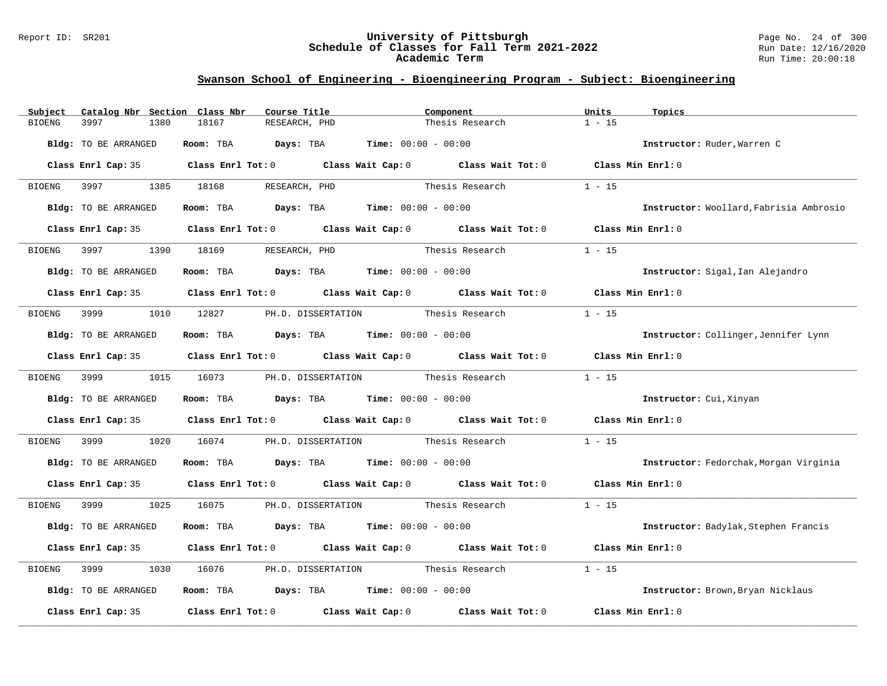## Swanson School of Engineering - Bioengineering Program - Subject: Bioengineering

| Subject | Catalog Nbr | Section | Class Nbr | Course Title | Component | Units | Topics |
|---|---|---|---|---|---|---|---|
| BIOENG | 3997 | 1380 | 18167 | RESEARCH, PHD | Thesis Research | 1 - 15 | |

**Bldg:** TO BE ARRANGED **Room:** TBA **Days:** TBA **Time:** 00:00 - 00:00 **Instructor:** Ruder,Warren C

**Class Enrl Cap:** 35 **Class Enrl Tot:** 0 **Class Wait Cap:** 0 **Class Wait Tot:** 0 **Class Min Enrl:** 0

---

| Subject | Catalog Nbr | Section | Class Nbr | Course Title | Component | Units | Topics |
|---|---|---|---|---|---|---|---|
| BIOENG | 3997 | 1385 | 18168 | RESEARCH, PHD | Thesis Research | 1 - 15 | |

**Bldg:** TO BE ARRANGED **Room:** TBA **Days:** TBA **Time:** 00:00 - 00:00 **Instructor:** Woollard,Fabrisia Ambrosio

**Class Enrl Cap:** 35 **Class Enrl Tot:** 0 **Class Wait Cap:** 0 **Class Wait Tot:** 0 **Class Min Enrl:** 0

---

| Subject | Catalog Nbr | Section | Class Nbr | Course Title | Component | Units | Topics |
|---|---|---|---|---|---|---|---|
| BIOENG | 3997 | 1390 | 18169 | RESEARCH, PHD | Thesis Research | 1 - 15 | |

**Bldg:** TO BE ARRANGED **Room:** TBA **Days:** TBA **Time:** 00:00 - 00:00 **Instructor:** Sigal,Ian Alejandro

**Class Enrl Cap:** 35 **Class Enrl Tot:** 0 **Class Wait Cap:** 0 **Class Wait Tot:** 0 **Class Min Enrl:** 0

---

| Subject | Catalog Nbr | Section | Class Nbr | Course Title | Component | Units | Topics |
|---|---|---|---|---|---|---|---|
| BIOENG | 3999 | 1010 | 12827 | PH.D. DISSERTATION | Thesis Research | 1 - 15 | |

**Bldg:** TO BE ARRANGED **Room:** TBA **Days:** TBA **Time:** 00:00 - 00:00 **Instructor:** Collinger,Jennifer Lynn

**Class Enrl Cap:** 35 **Class Enrl Tot:** 0 **Class Wait Cap:** 0 **Class Wait Tot:** 0 **Class Min Enrl:** 0

---

| Subject | Catalog Nbr | Section | Class Nbr | Course Title | Component | Units | Topics |
|---|---|---|---|---|---|---|---|
| BIOENG | 3999 | 1015 | 16073 | PH.D. DISSERTATION | Thesis Research | 1 - 15 | |

**Bldg:** TO BE ARRANGED **Room:** TBA **Days:** TBA **Time:** 00:00 - 00:00 **Instructor:** Cui,Xinyan

**Class Enrl Cap:** 35 **Class Enrl Tot:** 0 **Class Wait Cap:** 0 **Class Wait Tot:** 0 **Class Min Enrl:** 0

---

| Subject | Catalog Nbr | Section | Class Nbr | Course Title | Component | Units | Topics |
|---|---|---|---|---|---|---|---|
| BIOENG | 3999 | 1020 | 16074 | PH.D. DISSERTATION | Thesis Research | 1 - 15 | |

**Bldg:** TO BE ARRANGED **Room:** TBA **Days:** TBA **Time:** 00:00 - 00:00 **Instructor:** Fedorchak,Morgan Virginia

**Class Enrl Cap:** 35 **Class Enrl Tot:** 0 **Class Wait Cap:** 0 **Class Wait Tot:** 0 **Class Min Enrl:** 0

---

| Subject | Catalog Nbr | Section | Class Nbr | Course Title | Component | Units | Topics |
|---|---|---|---|---|---|---|---|
| BIOENG | 3999 | 1025 | 16075 | PH.D. DISSERTATION | Thesis Research | 1 - 15 | |

**Bldg:** TO BE ARRANGED **Room:** TBA **Days:** TBA **Time:** 00:00 - 00:00 **Instructor:** Badylak,Stephen Francis

**Class Enrl Cap:** 35 **Class Enrl Tot:** 0 **Class Wait Cap:** 0 **Class Wait Tot:** 0 **Class Min Enrl:** 0

---

| Subject | Catalog Nbr | Section | Class Nbr | Course Title | Component | Units | Topics |
|---|---|---|---|---|---|---|---|
| BIOENG | 3999 | 1030 | 16076 | PH.D. DISSERTATION | Thesis Research | 1 - 15 | |

**Bldg:** TO BE ARRANGED **Room:** TBA **Days:** TBA **Time:** 00:00 - 00:00 **Instructor:** Brown,Bryan Nicklaus

**Class Enrl Cap:** 35 **Class Enrl Tot:** 0 **Class Wait Cap:** 0 **Class Wait Tot:** 0 **Class Min Enrl:** 0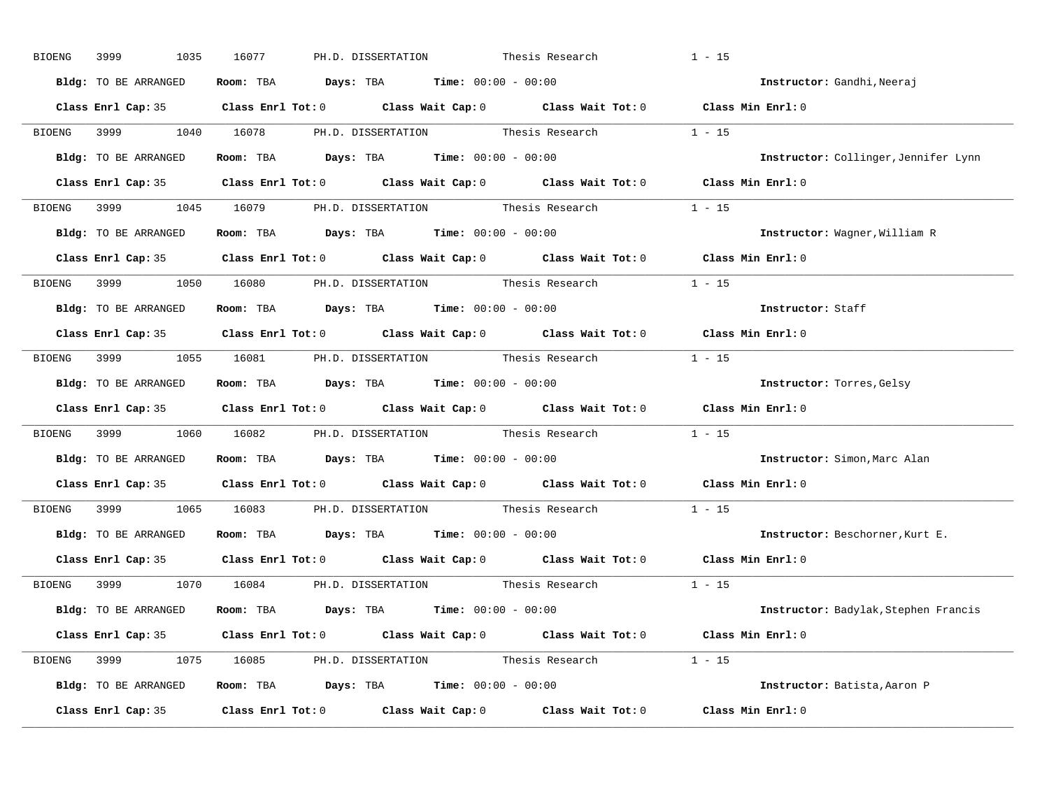BIOENG 3999 1035 16077 PH.D. DISSERTATION Thesis Research 1 - 15

**Bldg:** TO BE ARRANGED **Room:** TBA **Days:** TBA **Time:** 00:00 - 00:00 **Instructor:** Gandhi,Neeraj

**Class Enrl Cap:** 35 **Class Enrl Tot:** 0 **Class Wait Cap:** 0 **Class Wait Tot:** 0 **Class Min Enrl:** 0

---

BIOENG 3999 1040 16078 PH.D. DISSERTATION Thesis Research 1 - 15

**Bldg:** TO BE ARRANGED **Room:** TBA **Days:** TBA **Time:** 00:00 - 00:00 **Instructor:** Collinger,Jennifer Lynn

**Class Enrl Cap:** 35 **Class Enrl Tot:** 0 **Class Wait Cap:** 0 **Class Wait Tot:** 0 **Class Min Enrl:** 0

---

BIOENG 3999 1045 16079 PH.D. DISSERTATION Thesis Research 1 - 15

**Bldg:** TO BE ARRANGED **Room:** TBA **Days:** TBA **Time:** 00:00 - 00:00 **Instructor:** Wagner,William R

**Class Enrl Cap:** 35 **Class Enrl Tot:** 0 **Class Wait Cap:** 0 **Class Wait Tot:** 0 **Class Min Enrl:** 0

---

BIOENG 3999 1050 16080 PH.D. DISSERTATION Thesis Research 1 - 15

**Bldg:** TO BE ARRANGED **Room:** TBA **Days:** TBA **Time:** 00:00 - 00:00 **Instructor:** Staff

**Class Enrl Cap:** 35 **Class Enrl Tot:** 0 **Class Wait Cap:** 0 **Class Wait Tot:** 0 **Class Min Enrl:** 0

---

BIOENG 3999 1055 16081 PH.D. DISSERTATION Thesis Research 1 - 15

**Bldg:** TO BE ARRANGED **Room:** TBA **Days:** TBA **Time:** 00:00 - 00:00 **Instructor:** Torres,Gelsy

**Class Enrl Cap:** 35 **Class Enrl Tot:** 0 **Class Wait Cap:** 0 **Class Wait Tot:** 0 **Class Min Enrl:** 0

---

BIOENG 3999 1060 16082 PH.D. DISSERTATION Thesis Research 1 - 15

**Bldg:** TO BE ARRANGED **Room:** TBA **Days:** TBA **Time:** 00:00 - 00:00 **Instructor:** Simon,Marc Alan

**Class Enrl Cap:** 35 **Class Enrl Tot:** 0 **Class Wait Cap:** 0 **Class Wait Tot:** 0 **Class Min Enrl:** 0

---

BIOENG 3999 1065 16083 PH.D. DISSERTATION Thesis Research 1 - 15

**Bldg:** TO BE ARRANGED **Room:** TBA **Days:** TBA **Time:** 00:00 - 00:00 **Instructor:** Beschorner,Kurt E.

**Class Enrl Cap:** 35 **Class Enrl Tot:** 0 **Class Wait Cap:** 0 **Class Wait Tot:** 0 **Class Min Enrl:** 0

---

BIOENG 3999 1070 16084 PH.D. DISSERTATION Thesis Research 1 - 15

**Bldg:** TO BE ARRANGED **Room:** TBA **Days:** TBA **Time:** 00:00 - 00:00 **Instructor:** Badylak,Stephen Francis

**Class Enrl Cap:** 35 **Class Enrl Tot:** 0 **Class Wait Cap:** 0 **Class Wait Tot:** 0 **Class Min Enrl:** 0

---

BIOENG 3999 1075 16085 PH.D. DISSERTATION Thesis Research 1 - 15

**Bldg:** TO BE ARRANGED **Room:** TBA **Days:** TBA **Time:** 00:00 - 00:00 **Instructor:** Batista,Aaron P

**Class Enrl Cap:** 35 **Class Enrl Tot:** 0 **Class Wait Cap:** 0 **Class Wait Tot:** 0 **Class Min Enrl:** 0

---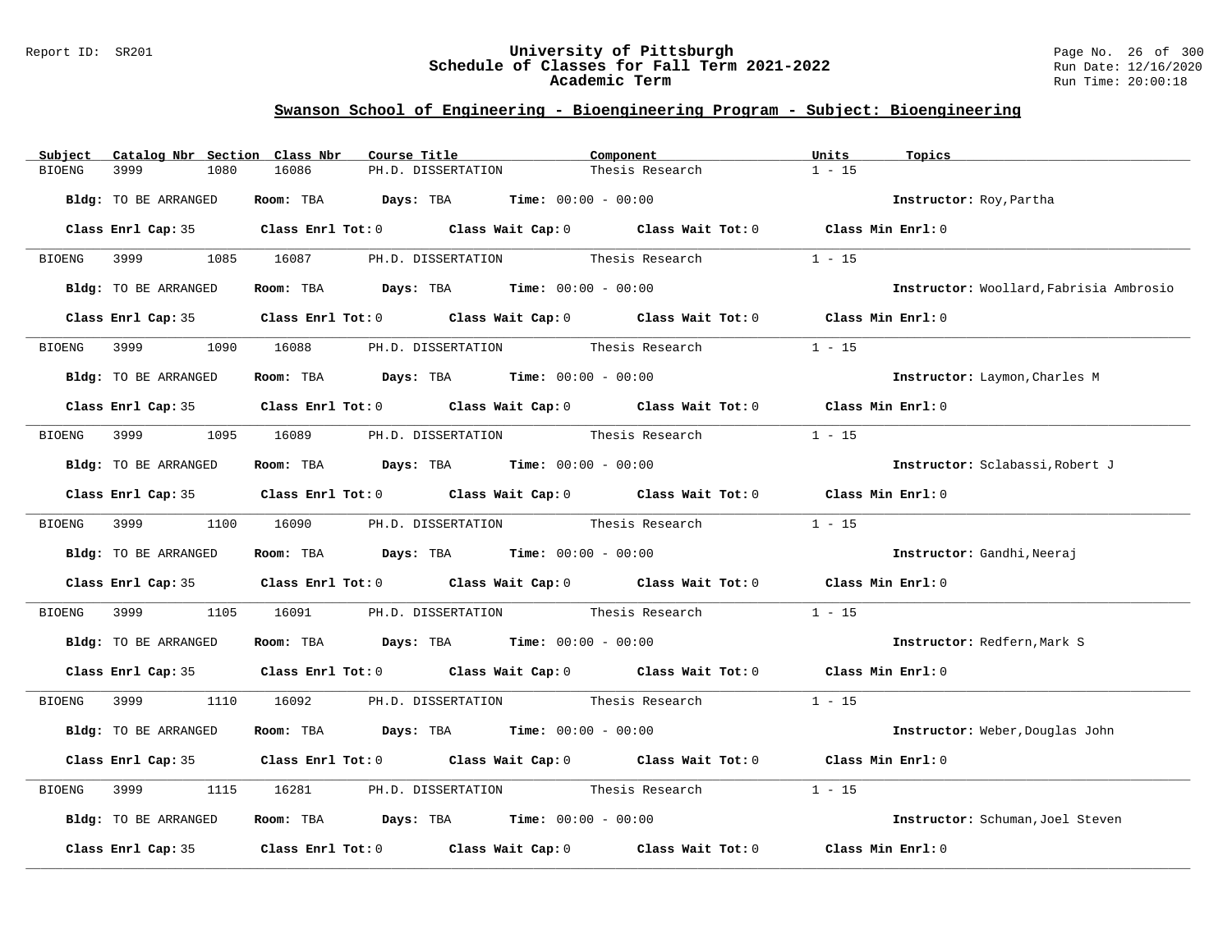## Swanson School of Engineering - Bioengineering Program - Subject: Bioengineering

| Subject | Catalog Nbr | Section | Class Nbr | Course Title | Component | Units | Topics |
|---|---|---|---|---|---|---|---|
| BIOENG | 3999 | 1080 | 16086 | PH.D. DISSERTATION | Thesis Research | 1 - 15 | |

**Bldg:** TO BE ARRANGED **Room:** TBA **Days:** TBA **Time:** 00:00 - 00:00 **Instructor:** Roy,Partha

**Class Enrl Cap:** 35 **Class Enrl Tot:** 0 **Class Wait Cap:** 0 **Class Wait Tot:** 0 **Class Min Enrl:** 0

| Subject | Catalog Nbr | Section | Class Nbr | Course Title | Component | Units | Topics |
|---|---|---|---|---|---|---|---|
| BIOENG | 3999 | 1085 | 16087 | PH.D. DISSERTATION | Thesis Research | 1 - 15 | |

**Bldg:** TO BE ARRANGED **Room:** TBA **Days:** TBA **Time:** 00:00 - 00:00 **Instructor:** Woollard,Fabrisia Ambrosio

**Class Enrl Cap:** 35 **Class Enrl Tot:** 0 **Class Wait Cap:** 0 **Class Wait Tot:** 0 **Class Min Enrl:** 0

| Subject | Catalog Nbr | Section | Class Nbr | Course Title | Component | Units | Topics |
|---|---|---|---|---|---|---|---|
| BIOENG | 3999 | 1090 | 16088 | PH.D. DISSERTATION | Thesis Research | 1 - 15 | |

**Bldg:** TO BE ARRANGED **Room:** TBA **Days:** TBA **Time:** 00:00 - 00:00 **Instructor:** Laymon,Charles M

**Class Enrl Cap:** 35 **Class Enrl Tot:** 0 **Class Wait Cap:** 0 **Class Wait Tot:** 0 **Class Min Enrl:** 0

| Subject | Catalog Nbr | Section | Class Nbr | Course Title | Component | Units | Topics |
|---|---|---|---|---|---|---|---|
| BIOENG | 3999 | 1095 | 16089 | PH.D. DISSERTATION | Thesis Research | 1 - 15 | |

**Bldg:** TO BE ARRANGED **Room:** TBA **Days:** TBA **Time:** 00:00 - 00:00 **Instructor:** Sclabassi,Robert J

**Class Enrl Cap:** 35 **Class Enrl Tot:** 0 **Class Wait Cap:** 0 **Class Wait Tot:** 0 **Class Min Enrl:** 0

| Subject | Catalog Nbr | Section | Class Nbr | Course Title | Component | Units | Topics |
|---|---|---|---|---|---|---|---|
| BIOENG | 3999 | 1100 | 16090 | PH.D. DISSERTATION | Thesis Research | 1 - 15 | |

**Bldg:** TO BE ARRANGED **Room:** TBA **Days:** TBA **Time:** 00:00 - 00:00 **Instructor:** Gandhi,Neeraj

**Class Enrl Cap:** 35 **Class Enrl Tot:** 0 **Class Wait Cap:** 0 **Class Wait Tot:** 0 **Class Min Enrl:** 0

| Subject | Catalog Nbr | Section | Class Nbr | Course Title | Component | Units | Topics |
|---|---|---|---|---|---|---|---|
| BIOENG | 3999 | 1105 | 16091 | PH.D. DISSERTATION | Thesis Research | 1 - 15 | |

**Bldg:** TO BE ARRANGED **Room:** TBA **Days:** TBA **Time:** 00:00 - 00:00 **Instructor:** Redfern,Mark S

**Class Enrl Cap:** 35 **Class Enrl Tot:** 0 **Class Wait Cap:** 0 **Class Wait Tot:** 0 **Class Min Enrl:** 0

| Subject | Catalog Nbr | Section | Class Nbr | Course Title | Component | Units | Topics |
|---|---|---|---|---|---|---|---|
| BIOENG | 3999 | 1110 | 16092 | PH.D. DISSERTATION | Thesis Research | 1 - 15 | |

**Bldg:** TO BE ARRANGED **Room:** TBA **Days:** TBA **Time:** 00:00 - 00:00 **Instructor:** Weber,Douglas John

**Class Enrl Cap:** 35 **Class Enrl Tot:** 0 **Class Wait Cap:** 0 **Class Wait Tot:** 0 **Class Min Enrl:** 0

| Subject | Catalog Nbr | Section | Class Nbr | Course Title | Component | Units | Topics |
|---|---|---|---|---|---|---|---|
| BIOENG | 3999 | 1115 | 16281 | PH.D. DISSERTATION | Thesis Research | 1 - 15 | |

**Bldg:** TO BE ARRANGED **Room:** TBA **Days:** TBA **Time:** 00:00 - 00:00 **Instructor:** Schuman,Joel Steven

**Class Enrl Cap:** 35 **Class Enrl Tot:** 0 **Class Wait Cap:** 0 **Class Wait Tot:** 0 **Class Min Enrl:** 0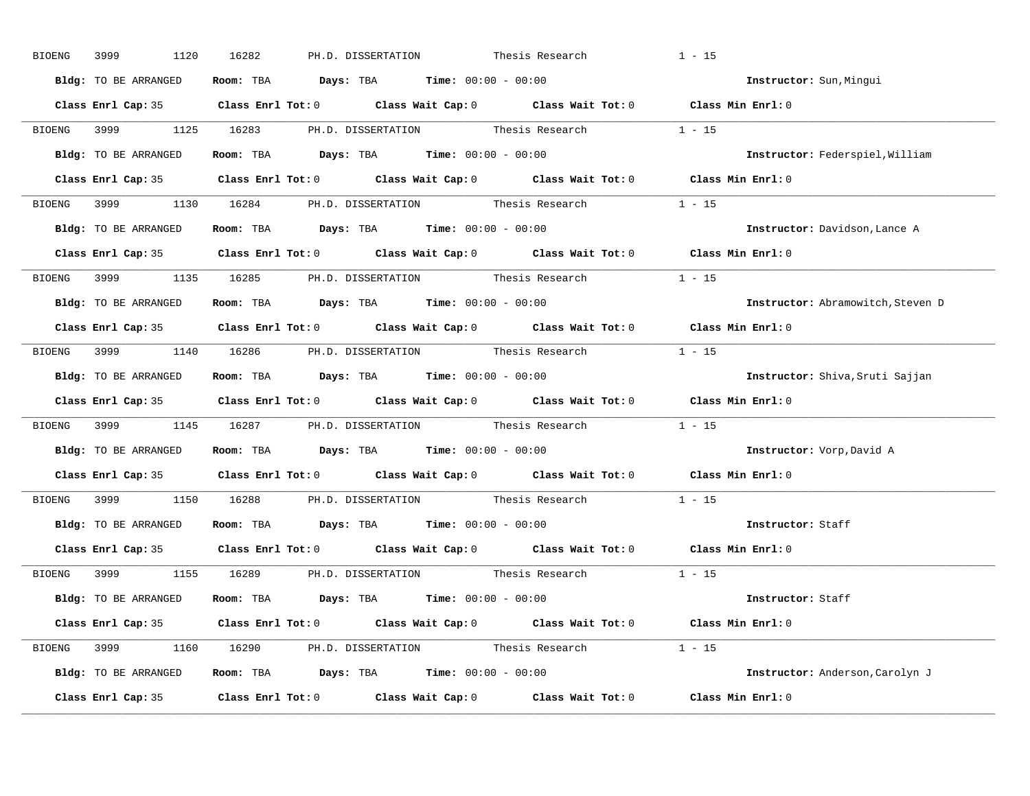BIOENG 3999 1120 16282 PH.D. DISSERTATION Thesis Research 1 - 15

**Bldg:** TO BE ARRANGED **Room:** TBA **Days:** TBA **Time:** 00:00 - 00:00 **Instructor:** Sun,Mingui

**Class Enrl Cap:** 35 **Class Enrl Tot:** 0 **Class Wait Cap:** 0 **Class Wait Tot:** 0 **Class Min Enrl:** 0

---

BIOENG 3999 1125 16283 PH.D. DISSERTATION Thesis Research 1 - 15

**Bldg:** TO BE ARRANGED **Room:** TBA **Days:** TBA **Time:** 00:00 - 00:00 **Instructor:** Federspiel,William

**Class Enrl Cap:** 35 **Class Enrl Tot:** 0 **Class Wait Cap:** 0 **Class Wait Tot:** 0 **Class Min Enrl:** 0

---

BIOENG 3999 1130 16284 PH.D. DISSERTATION Thesis Research 1 - 15

**Bldg:** TO BE ARRANGED **Room:** TBA **Days:** TBA **Time:** 00:00 - 00:00 **Instructor:** Davidson,Lance A

**Class Enrl Cap:** 35 **Class Enrl Tot:** 0 **Class Wait Cap:** 0 **Class Wait Tot:** 0 **Class Min Enrl:** 0

---

BIOENG 3999 1135 16285 PH.D. DISSERTATION Thesis Research 1 - 15

**Bldg:** TO BE ARRANGED **Room:** TBA **Days:** TBA **Time:** 00:00 - 00:00 **Instructor:** Abramowitch,Steven D

**Class Enrl Cap:** 35 **Class Enrl Tot:** 0 **Class Wait Cap:** 0 **Class Wait Tot:** 0 **Class Min Enrl:** 0

---

BIOENG 3999 1140 16286 PH.D. DISSERTATION Thesis Research 1 - 15

**Bldg:** TO BE ARRANGED **Room:** TBA **Days:** TBA **Time:** 00:00 - 00:00 **Instructor:** Shiva,Sruti Sajjan

**Class Enrl Cap:** 35 **Class Enrl Tot:** 0 **Class Wait Cap:** 0 **Class Wait Tot:** 0 **Class Min Enrl:** 0

---

BIOENG 3999 1145 16287 PH.D. DISSERTATION Thesis Research 1 - 15

**Bldg:** TO BE ARRANGED **Room:** TBA **Days:** TBA **Time:** 00:00 - 00:00 **Instructor:** Vorp,David A

**Class Enrl Cap:** 35 **Class Enrl Tot:** 0 **Class Wait Cap:** 0 **Class Wait Tot:** 0 **Class Min Enrl:** 0

---

BIOENG 3999 1150 16288 PH.D. DISSERTATION Thesis Research 1 - 15

**Bldg:** TO BE ARRANGED **Room:** TBA **Days:** TBA **Time:** 00:00 - 00:00 **Instructor:** Staff

**Class Enrl Cap:** 35 **Class Enrl Tot:** 0 **Class Wait Cap:** 0 **Class Wait Tot:** 0 **Class Min Enrl:** 0

---

BIOENG 3999 1155 16289 PH.D. DISSERTATION Thesis Research 1 - 15

**Bldg:** TO BE ARRANGED **Room:** TBA **Days:** TBA **Time:** 00:00 - 00:00 **Instructor:** Staff

**Class Enrl Cap:** 35 **Class Enrl Tot:** 0 **Class Wait Cap:** 0 **Class Wait Tot:** 0 **Class Min Enrl:** 0

---

BIOENG 3999 1160 16290 PH.D. DISSERTATION Thesis Research 1 - 15

**Bldg:** TO BE ARRANGED **Room:** TBA **Days:** TBA **Time:** 00:00 - 00:00 **Instructor:** Anderson,Carolyn J

**Class Enrl Cap:** 35 **Class Enrl Tot:** 0 **Class Wait Cap:** 0 **Class Wait Tot:** 0 **Class Min Enrl:** 0

---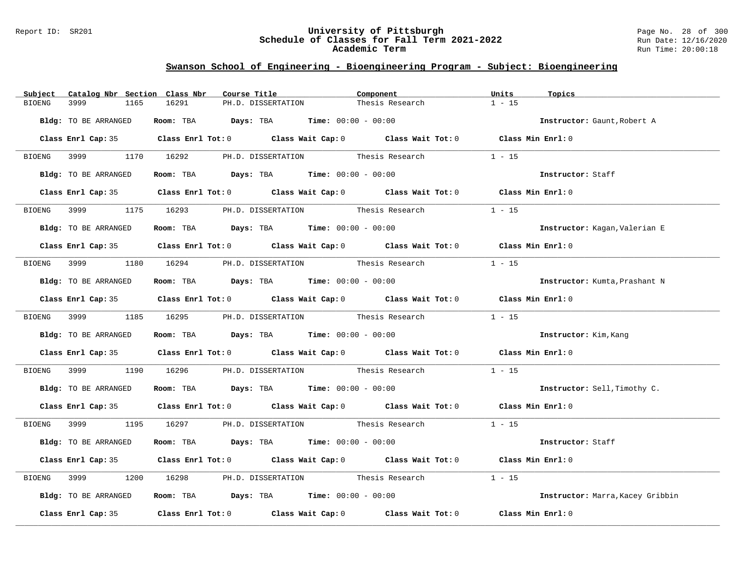# University of Pittsburgh
## Schedule of Classes for Fall Term 2021-2022
### Academic Term

## Swanson School of Engineering - Bioengineering Program - Subject: Bioengineering

| Subject | Catalog Nbr | Section | Class Nbr | Course Title | Component | Units | Topics |
|---|---|---|---|---|---|---|---|
| BIOENG | 3999 | 1165 | 16291 | PH.D. DISSERTATION | Thesis Research | 1 - 15 | |

**Bldg:** TO BE ARRANGED **Room:** TBA **Days:** TBA **Time:** 00:00 - 00:00 **Instructor:** Gaunt,Robert A

**Class Enrl Cap:** 35 **Class Enrl Tot:** 0 **Class Wait Cap:** 0 **Class Wait Tot:** 0 **Class Min Enrl:** 0

---

| Subject | Catalog Nbr | Section | Class Nbr | Course Title | Component | Units | Topics |
|---|---|---|---|---|---|---|---|
| BIOENG | 3999 | 1170 | 16292 | PH.D. DISSERTATION | Thesis Research | 1 - 15 | |

**Bldg:** TO BE ARRANGED **Room:** TBA **Days:** TBA **Time:** 00:00 - 00:00 **Instructor:** Staff

**Class Enrl Cap:** 35 **Class Enrl Tot:** 0 **Class Wait Cap:** 0 **Class Wait Tot:** 0 **Class Min Enrl:** 0

---

| Subject | Catalog Nbr | Section | Class Nbr | Course Title | Component | Units | Topics |
|---|---|---|---|---|---|---|---|
| BIOENG | 3999 | 1175 | 16293 | PH.D. DISSERTATION | Thesis Research | 1 - 15 | |

**Bldg:** TO BE ARRANGED **Room:** TBA **Days:** TBA **Time:** 00:00 - 00:00 **Instructor:** Kagan,Valerian E

**Class Enrl Cap:** 35 **Class Enrl Tot:** 0 **Class Wait Cap:** 0 **Class Wait Tot:** 0 **Class Min Enrl:** 0

---

| Subject | Catalog Nbr | Section | Class Nbr | Course Title | Component | Units | Topics |
|---|---|---|---|---|---|---|---|
| BIOENG | 3999 | 1180 | 16294 | PH.D. DISSERTATION | Thesis Research | 1 - 15 | |

**Bldg:** TO BE ARRANGED **Room:** TBA **Days:** TBA **Time:** 00:00 - 00:00 **Instructor:** Kumta,Prashant N

**Class Enrl Cap:** 35 **Class Enrl Tot:** 0 **Class Wait Cap:** 0 **Class Wait Tot:** 0 **Class Min Enrl:** 0

---

| Subject | Catalog Nbr | Section | Class Nbr | Course Title | Component | Units | Topics |
|---|---|---|---|---|---|---|---|
| BIOENG | 3999 | 1185 | 16295 | PH.D. DISSERTATION | Thesis Research | 1 - 15 | |

**Bldg:** TO BE ARRANGED **Room:** TBA **Days:** TBA **Time:** 00:00 - 00:00 **Instructor:** Kim,Kang

**Class Enrl Cap:** 35 **Class Enrl Tot:** 0 **Class Wait Cap:** 0 **Class Wait Tot:** 0 **Class Min Enrl:** 0

---

| Subject | Catalog Nbr | Section | Class Nbr | Course Title | Component | Units | Topics |
|---|---|---|---|---|---|---|---|
| BIOENG | 3999 | 1190 | 16296 | PH.D. DISSERTATION | Thesis Research | 1 - 15 | |

**Bldg:** TO BE ARRANGED **Room:** TBA **Days:** TBA **Time:** 00:00 - 00:00 **Instructor:** Sell,Timothy C.

**Class Enrl Cap:** 35 **Class Enrl Tot:** 0 **Class Wait Cap:** 0 **Class Wait Tot:** 0 **Class Min Enrl:** 0

---

| Subject | Catalog Nbr | Section | Class Nbr | Course Title | Component | Units | Topics |
|---|---|---|---|---|---|---|---|
| BIOENG | 3999 | 1195 | 16297 | PH.D. DISSERTATION | Thesis Research | 1 - 15 | |

**Bldg:** TO BE ARRANGED **Room:** TBA **Days:** TBA **Time:** 00:00 - 00:00 **Instructor:** Staff

**Class Enrl Cap:** 35 **Class Enrl Tot:** 0 **Class Wait Cap:** 0 **Class Wait Tot:** 0 **Class Min Enrl:** 0

---

| Subject | Catalog Nbr | Section | Class Nbr | Course Title | Component | Units | Topics |
|---|---|---|---|---|---|---|---|
| BIOENG | 3999 | 1200 | 16298 | PH.D. DISSERTATION | Thesis Research | 1 - 15 | |

**Bldg:** TO BE ARRANGED **Room:** TBA **Days:** TBA **Time:** 00:00 - 00:00 **Instructor:** Marra,Kacey Gribbin

**Class Enrl Cap:** 35 **Class Enrl Tot:** 0 **Class Wait Cap:** 0 **Class Wait Tot:** 0 **Class Min Enrl:** 0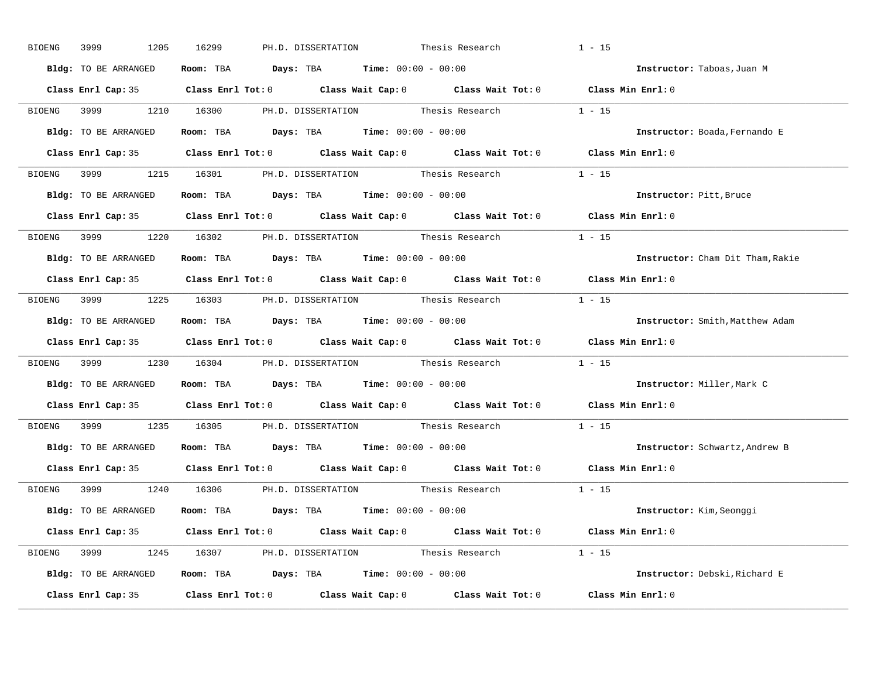BIOENG 3999 1205 16299 PH.D. DISSERTATION Thesis Research 1 - 15

**Bldg:** TO BE ARRANGED **Room:** TBA **Days:** TBA **Time:** 00:00 - 00:00 **Instructor:** Taboas,Juan M

**Class Enrl Cap:** 35 **Class Enrl Tot:** 0 **Class Wait Cap:** 0 **Class Wait Tot:** 0 **Class Min Enrl:** 0

---

BIOENG 3999 1210 16300 PH.D. DISSERTATION Thesis Research 1 - 15

**Bldg:** TO BE ARRANGED **Room:** TBA **Days:** TBA **Time:** 00:00 - 00:00 **Instructor:** Boada,Fernando E

**Class Enrl Cap:** 35 **Class Enrl Tot:** 0 **Class Wait Cap:** 0 **Class Wait Tot:** 0 **Class Min Enrl:** 0

---

BIOENG 3999 1215 16301 PH.D. DISSERTATION Thesis Research 1 - 15

**Bldg:** TO BE ARRANGED **Room:** TBA **Days:** TBA **Time:** 00:00 - 00:00 **Instructor:** Pitt,Bruce

**Class Enrl Cap:** 35 **Class Enrl Tot:** 0 **Class Wait Cap:** 0 **Class Wait Tot:** 0 **Class Min Enrl:** 0

---

BIOENG 3999 1220 16302 PH.D. DISSERTATION Thesis Research 1 - 15

**Bldg:** TO BE ARRANGED **Room:** TBA **Days:** TBA **Time:** 00:00 - 00:00 **Instructor:** Cham Dit Tham,Rakie

**Class Enrl Cap:** 35 **Class Enrl Tot:** 0 **Class Wait Cap:** 0 **Class Wait Tot:** 0 **Class Min Enrl:** 0

---

BIOENG 3999 1225 16303 PH.D. DISSERTATION Thesis Research 1 - 15

**Bldg:** TO BE ARRANGED **Room:** TBA **Days:** TBA **Time:** 00:00 - 00:00 **Instructor:** Smith,Matthew Adam

**Class Enrl Cap:** 35 **Class Enrl Tot:** 0 **Class Wait Cap:** 0 **Class Wait Tot:** 0 **Class Min Enrl:** 0

---

BIOENG 3999 1230 16304 PH.D. DISSERTATION Thesis Research 1 - 15

**Bldg:** TO BE ARRANGED **Room:** TBA **Days:** TBA **Time:** 00:00 - 00:00 **Instructor:** Miller,Mark C

**Class Enrl Cap:** 35 **Class Enrl Tot:** 0 **Class Wait Cap:** 0 **Class Wait Tot:** 0 **Class Min Enrl:** 0

---

BIOENG 3999 1235 16305 PH.D. DISSERTATION Thesis Research 1 - 15

**Bldg:** TO BE ARRANGED **Room:** TBA **Days:** TBA **Time:** 00:00 - 00:00 **Instructor:** Schwartz,Andrew B

**Class Enrl Cap:** 35 **Class Enrl Tot:** 0 **Class Wait Cap:** 0 **Class Wait Tot:** 0 **Class Min Enrl:** 0

---

BIOENG 3999 1240 16306 PH.D. DISSERTATION Thesis Research 1 - 15

**Bldg:** TO BE ARRANGED **Room:** TBA **Days:** TBA **Time:** 00:00 - 00:00 **Instructor:** Kim,Seonggi

**Class Enrl Cap:** 35 **Class Enrl Tot:** 0 **Class Wait Cap:** 0 **Class Wait Tot:** 0 **Class Min Enrl:** 0

---

BIOENG 3999 1245 16307 PH.D. DISSERTATION Thesis Research 1 - 15

**Bldg:** TO BE ARRANGED **Room:** TBA **Days:** TBA **Time:** 00:00 - 00:00 **Instructor:** Debski,Richard E

**Class Enrl Cap:** 35 **Class Enrl Tot:** 0 **Class Wait Cap:** 0 **Class Wait Tot:** 0 **Class Min Enrl:** 0

---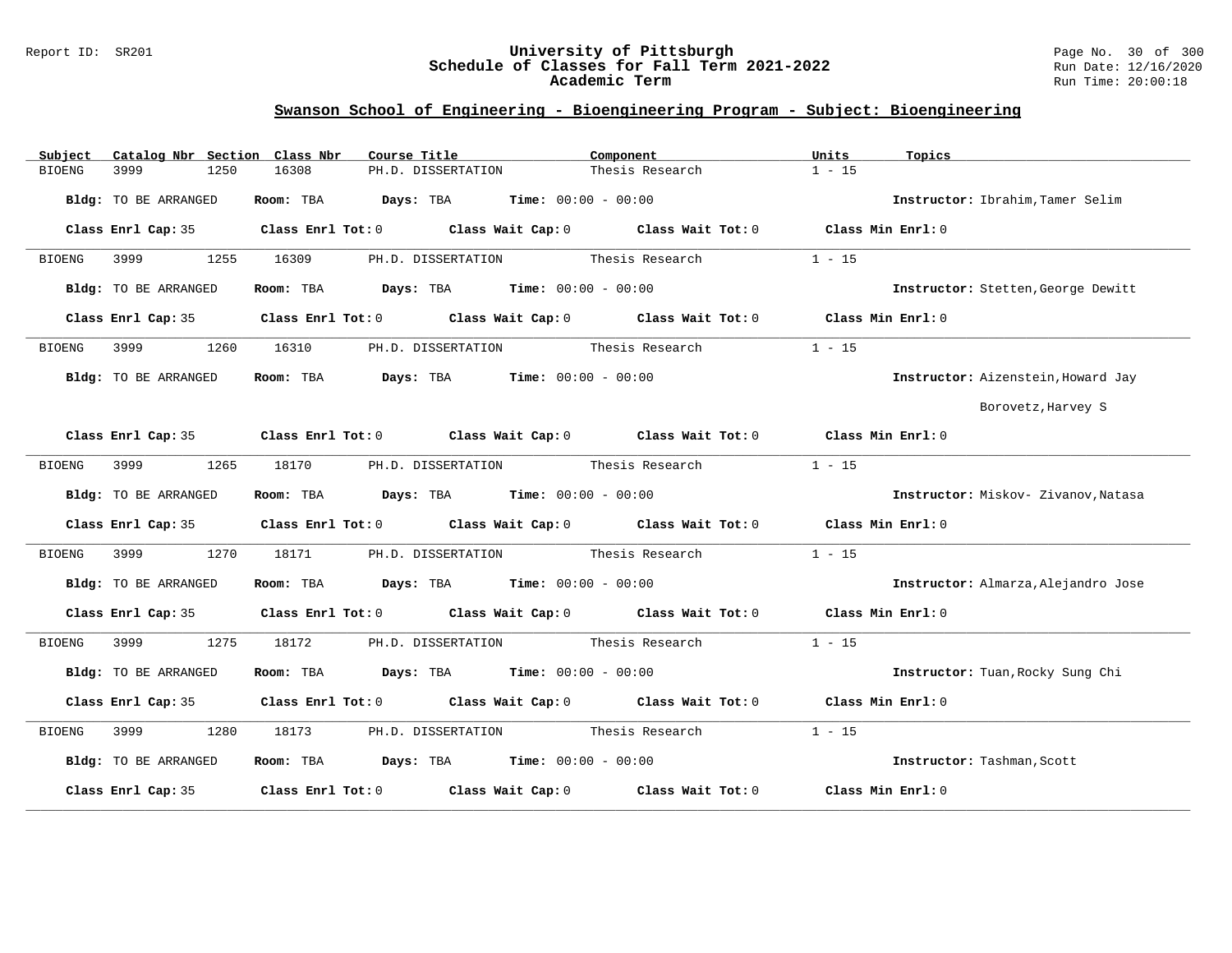# University of Pittsburgh
## Schedule of Classes for Fall Term 2021-2022
### Academic Term

Report ID: SR201 | Run Date: 12/16/2020 | Run Time: 20:00:18

## Swanson School of Engineering - Bioengineering Program - Subject: Bioengineering

| Subject | Catalog Nbr | Section | Class Nbr | Course Title | Component | Units | Topics |
|---|---|---|---|---|---|---|---|
| BIOENG | 3999 | 1250 | 16308 | PH.D. DISSERTATION | Thesis Research | 1 - 15 | |

**Bldg:** TO BE ARRANGED **Room:** TBA **Days:** TBA **Time:** 00:00 - 00:00 **Instructor:** Ibrahim,Tamer Selim

**Class Enrl Cap:** 35 **Class Enrl Tot:** 0 **Class Wait Cap:** 0 **Class Wait Tot:** 0 **Class Min Enrl:** 0

---

| Subject | Catalog Nbr | Section | Class Nbr | Course Title | Component | Units | Topics |
|---|---|---|---|---|---|---|---|
| BIOENG | 3999 | 1255 | 16309 | PH.D. DISSERTATION | Thesis Research | 1 - 15 | |

**Bldg:** TO BE ARRANGED **Room:** TBA **Days:** TBA **Time:** 00:00 - 00:00 **Instructor:** Stetten,George Dewitt

**Class Enrl Cap:** 35 **Class Enrl Tot:** 0 **Class Wait Cap:** 0 **Class Wait Tot:** 0 **Class Min Enrl:** 0

---

| Subject | Catalog Nbr | Section | Class Nbr | Course Title | Component | Units | Topics |
|---|---|---|---|---|---|---|---|
| BIOENG | 3999 | 1260 | 16310 | PH.D. DISSERTATION | Thesis Research | 1 - 15 | |

**Bldg:** TO BE ARRANGED **Room:** TBA **Days:** TBA **Time:** 00:00 - 00:00 **Instructor:** Aizenstein,Howard Jay; Borovetz,Harvey S

**Class Enrl Cap:** 35 **Class Enrl Tot:** 0 **Class Wait Cap:** 0 **Class Wait Tot:** 0 **Class Min Enrl:** 0

---

| Subject | Catalog Nbr | Section | Class Nbr | Course Title | Component | Units | Topics |
|---|---|---|---|---|---|---|---|
| BIOENG | 3999 | 1265 | 18170 | PH.D. DISSERTATION | Thesis Research | 1 - 15 | |

**Bldg:** TO BE ARRANGED **Room:** TBA **Days:** TBA **Time:** 00:00 - 00:00 **Instructor:** Miskov- Zivanov,Natasa

**Class Enrl Cap:** 35 **Class Enrl Tot:** 0 **Class Wait Cap:** 0 **Class Wait Tot:** 0 **Class Min Enrl:** 0

---

| Subject | Catalog Nbr | Section | Class Nbr | Course Title | Component | Units | Topics |
|---|---|---|---|---|---|---|---|
| BIOENG | 3999 | 1270 | 18171 | PH.D. DISSERTATION | Thesis Research | 1 - 15 | |

**Bldg:** TO BE ARRANGED **Room:** TBA **Days:** TBA **Time:** 00:00 - 00:00 **Instructor:** Almarza,Alejandro Jose

**Class Enrl Cap:** 35 **Class Enrl Tot:** 0 **Class Wait Cap:** 0 **Class Wait Tot:** 0 **Class Min Enrl:** 0

---

| Subject | Catalog Nbr | Section | Class Nbr | Course Title | Component | Units | Topics |
|---|---|---|---|---|---|---|---|
| BIOENG | 3999 | 1275 | 18172 | PH.D. DISSERTATION | Thesis Research | 1 - 15 | |

**Bldg:** TO BE ARRANGED **Room:** TBA **Days:** TBA **Time:** 00:00 - 00:00 **Instructor:** Tuan,Rocky Sung Chi

**Class Enrl Cap:** 35 **Class Enrl Tot:** 0 **Class Wait Cap:** 0 **Class Wait Tot:** 0 **Class Min Enrl:** 0

---

| Subject | Catalog Nbr | Section | Class Nbr | Course Title | Component | Units | Topics |
|---|---|---|---|---|---|---|---|
| BIOENG | 3999 | 1280 | 18173 | PH.D. DISSERTATION | Thesis Research | 1 - 15 | |

**Bldg:** TO BE ARRANGED **Room:** TBA **Days:** TBA **Time:** 00:00 - 00:00 **Instructor:** Tashman,Scott

**Class Enrl Cap:** 35 **Class Enrl Tot:** 0 **Class Wait Cap:** 0 **Class Wait Tot:** 0 **Class Min Enrl:** 0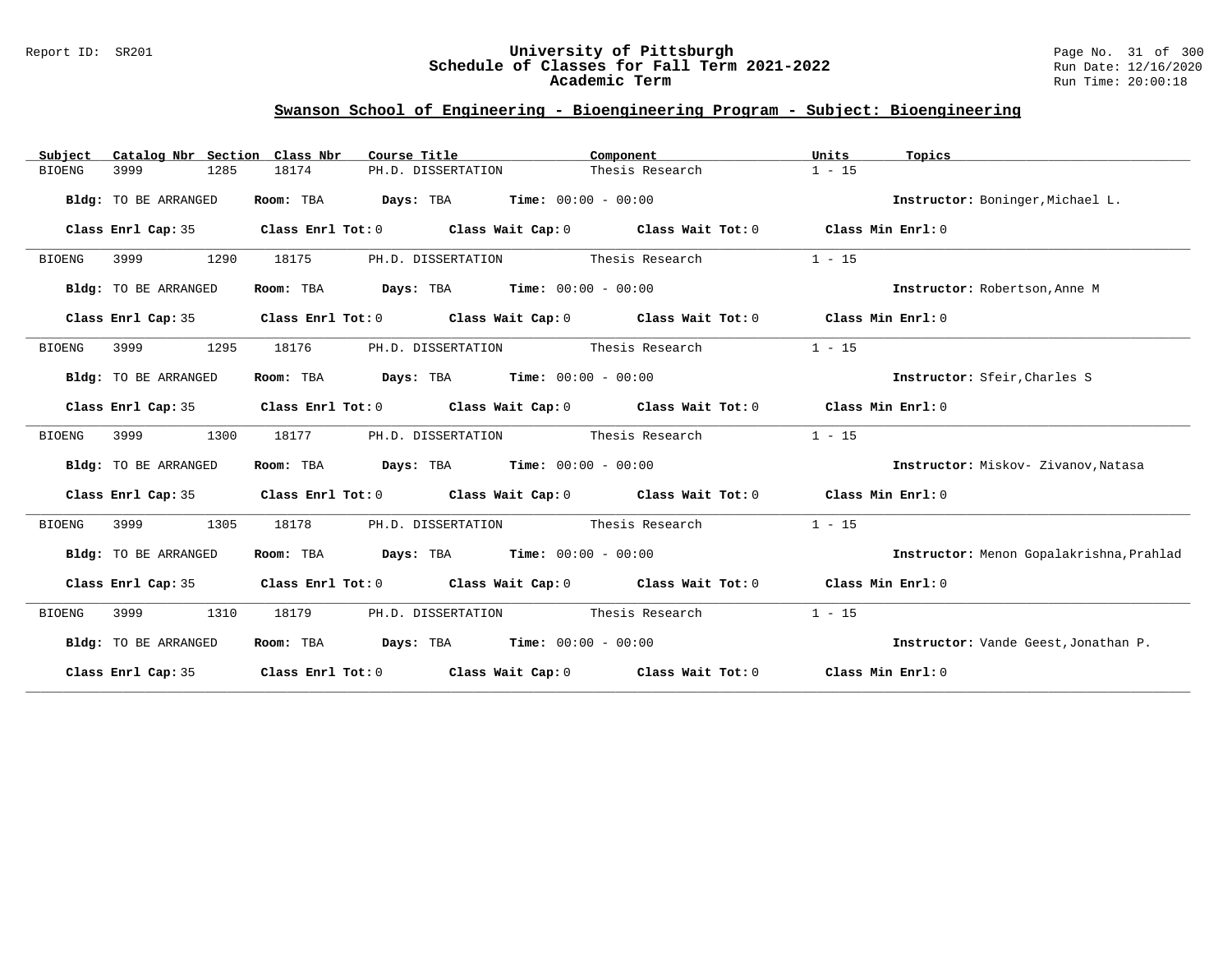## Swanson School of Engineering - Bioengineering Program - Subject: Bioengineering

| Subject | Catalog Nbr | Section | Class Nbr | Course Title | Component | Units | Topics |
|---|---|---|---|---|---|---|---|
| BIOENG | 3999 | 1285 | 18174 | PH.D. DISSERTATION | Thesis Research | 1 - 15 | |

**Bldg:** TO BE ARRANGED **Room:** TBA **Days:** TBA **Time:** 00:00 - 00:00 **Instructor:** Boninger,Michael L.

**Class Enrl Cap:** 35 **Class Enrl Tot:** 0 **Class Wait Cap:** 0 **Class Wait Tot:** 0 **Class Min Enrl:** 0

| Subject | Catalog Nbr | Section | Class Nbr | Course Title | Component | Units | Topics |
|---|---|---|---|---|---|---|---|
| BIOENG | 3999 | 1290 | 18175 | PH.D. DISSERTATION | Thesis Research | 1 - 15 | |

**Bldg:** TO BE ARRANGED **Room:** TBA **Days:** TBA **Time:** 00:00 - 00:00 **Instructor:** Robertson,Anne M

**Class Enrl Cap:** 35 **Class Enrl Tot:** 0 **Class Wait Cap:** 0 **Class Wait Tot:** 0 **Class Min Enrl:** 0

| Subject | Catalog Nbr | Section | Class Nbr | Course Title | Component | Units | Topics |
|---|---|---|---|---|---|---|---|
| BIOENG | 3999 | 1295 | 18176 | PH.D. DISSERTATION | Thesis Research | 1 - 15 | |

**Bldg:** TO BE ARRANGED **Room:** TBA **Days:** TBA **Time:** 00:00 - 00:00 **Instructor:** Sfeir,Charles S

**Class Enrl Cap:** 35 **Class Enrl Tot:** 0 **Class Wait Cap:** 0 **Class Wait Tot:** 0 **Class Min Enrl:** 0

| Subject | Catalog Nbr | Section | Class Nbr | Course Title | Component | Units | Topics |
|---|---|---|---|---|---|---|---|
| BIOENG | 3999 | 1300 | 18177 | PH.D. DISSERTATION | Thesis Research | 1 - 15 | |

**Bldg:** TO BE ARRANGED **Room:** TBA **Days:** TBA **Time:** 00:00 - 00:00 **Instructor:** Miskov- Zivanov,Natasa

**Class Enrl Cap:** 35 **Class Enrl Tot:** 0 **Class Wait Cap:** 0 **Class Wait Tot:** 0 **Class Min Enrl:** 0

| Subject | Catalog Nbr | Section | Class Nbr | Course Title | Component | Units | Topics |
|---|---|---|---|---|---|---|---|
| BIOENG | 3999 | 1305 | 18178 | PH.D. DISSERTATION | Thesis Research | 1 - 15 | |

**Bldg:** TO BE ARRANGED **Room:** TBA **Days:** TBA **Time:** 00:00 - 00:00 **Instructor:** Menon Gopalakrishna,Prahlad

**Class Enrl Cap:** 35 **Class Enrl Tot:** 0 **Class Wait Cap:** 0 **Class Wait Tot:** 0 **Class Min Enrl:** 0

| Subject | Catalog Nbr | Section | Class Nbr | Course Title | Component | Units | Topics |
|---|---|---|---|---|---|---|---|
| BIOENG | 3999 | 1310 | 18179 | PH.D. DISSERTATION | Thesis Research | 1 - 15 | |

**Bldg:** TO BE ARRANGED **Room:** TBA **Days:** TBA **Time:** 00:00 - 00:00 **Instructor:** Vande Geest,Jonathan P.

**Class Enrl Cap:** 35 **Class Enrl Tot:** 0 **Class Wait Cap:** 0 **Class Wait Tot:** 0 **Class Min Enrl:** 0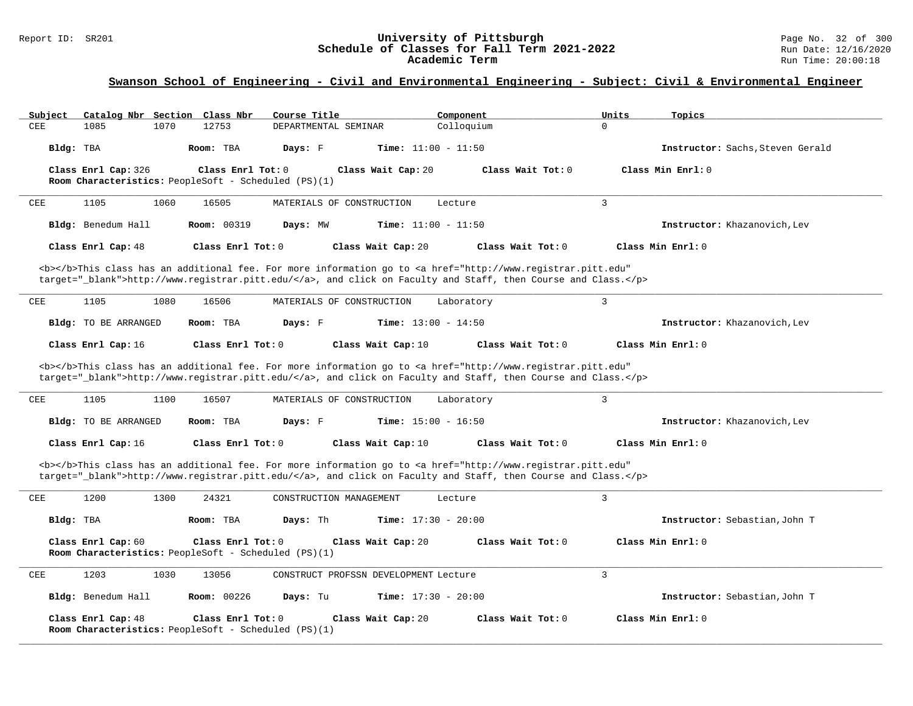## Swanson School of Engineering - Civil and Environmental Engineering - Subject: Civil & Environmental Engineer

| Subject | Catalog Nbr | Section | Class Nbr | Course Title | Component | Units | Topics |
|---|---|---|---|---|---|---|---|
| CEE | 1085 | 1070 | 12753 | DEPARTMENTAL SEMINAR | Colloquium | 0 | |

**Bldg:** TBA **Room:** TBA **Days:** F **Time:** 11:00 - 11:50 **Instructor:** Sachs,Steven Gerald

**Class Enrl Cap:** 326 **Class Enrl Tot:** 0 **Class Wait Cap:** 20 **Class Wait Tot:** 0 **Class Min Enrl:** 0
**Room Characteristics:** PeopleSoft - Scheduled (PS)(1)

---

| Subject | Catalog Nbr | Section | Class Nbr | Course Title | Component | Units | Topics |
|---|---|---|---|---|---|---|---|
| CEE | 1105 | 1060 | 16505 | MATERIALS OF CONSTRUCTION | Lecture | 3 | |

**Bldg:** Benedum Hall **Room:** 00319 **Days:** MW **Time:** 11:00 - 11:50 **Instructor:** Khazanovich,Lev

**Class Enrl Cap:** 48 **Class Enrl Tot:** 0 **Class Wait Cap:** 20 **Class Wait Tot:** 0 **Class Min Enrl:** 0

<b></b>This class has an additional fee. For more information go to <a href="http://www.registrar.pitt.edu" target="_blank">http://www.registrar.pitt.edu/</a>, and click on Faculty and Staff, then Course and Class.</p>

---

| Subject | Catalog Nbr | Section | Class Nbr | Course Title | Component | Units | Topics |
|---|---|---|---|---|---|---|---|
| CEE | 1105 | 1080 | 16506 | MATERIALS OF CONSTRUCTION | Laboratory | 3 | |

**Bldg:** TO BE ARRANGED **Room:** TBA **Days:** F **Time:** 13:00 - 14:50 **Instructor:** Khazanovich,Lev

**Class Enrl Cap:** 16 **Class Enrl Tot:** 0 **Class Wait Cap:** 10 **Class Wait Tot:** 0 **Class Min Enrl:** 0

<b></b>This class has an additional fee. For more information go to <a href="http://www.registrar.pitt.edu" target="_blank">http://www.registrar.pitt.edu/</a>, and click on Faculty and Staff, then Course and Class.</p>

---

| Subject | Catalog Nbr | Section | Class Nbr | Course Title | Component | Units | Topics |
|---|---|---|---|---|---|---|---|
| CEE | 1105 | 1100 | 16507 | MATERIALS OF CONSTRUCTION | Laboratory | 3 | |

**Bldg:** TO BE ARRANGED **Room:** TBA **Days:** F **Time:** 15:00 - 16:50 **Instructor:** Khazanovich,Lev

**Class Enrl Cap:** 16 **Class Enrl Tot:** 0 **Class Wait Cap:** 10 **Class Wait Tot:** 0 **Class Min Enrl:** 0

<b></b>This class has an additional fee. For more information go to <a href="http://www.registrar.pitt.edu" target="_blank">http://www.registrar.pitt.edu/</a>, and click on Faculty and Staff, then Course and Class.</p>

---

| Subject | Catalog Nbr | Section | Class Nbr | Course Title | Component | Units | Topics |
|---|---|---|---|---|---|---|---|
| CEE | 1200 | 1300 | 24321 | CONSTRUCTION MANAGEMENT | Lecture | 3 | |

**Bldg:** TBA **Room:** TBA **Days:** Th **Time:** 17:30 - 20:00 **Instructor:** Sebastian,John T

**Class Enrl Cap:** 60 **Class Enrl Tot:** 0 **Class Wait Cap:** 20 **Class Wait Tot:** 0 **Class Min Enrl:** 0
**Room Characteristics:** PeopleSoft - Scheduled (PS)(1)

---

| Subject | Catalog Nbr | Section | Class Nbr | Course Title | Component | Units | Topics |
|---|---|---|---|---|---|---|---|
| CEE | 1203 | 1030 | 13056 | CONSTRUCT PROFSSN DEVELOPMENT | Lecture | 3 | |

**Bldg:** Benedum Hall **Room:** 00226 **Days:** Tu **Time:** 17:30 - 20:00 **Instructor:** Sebastian,John T

**Class Enrl Cap:** 48 **Class Enrl Tot:** 0 **Class Wait Cap:** 20 **Class Wait Tot:** 0 **Class Min Enrl:** 0
**Room Characteristics:** PeopleSoft - Scheduled (PS)(1)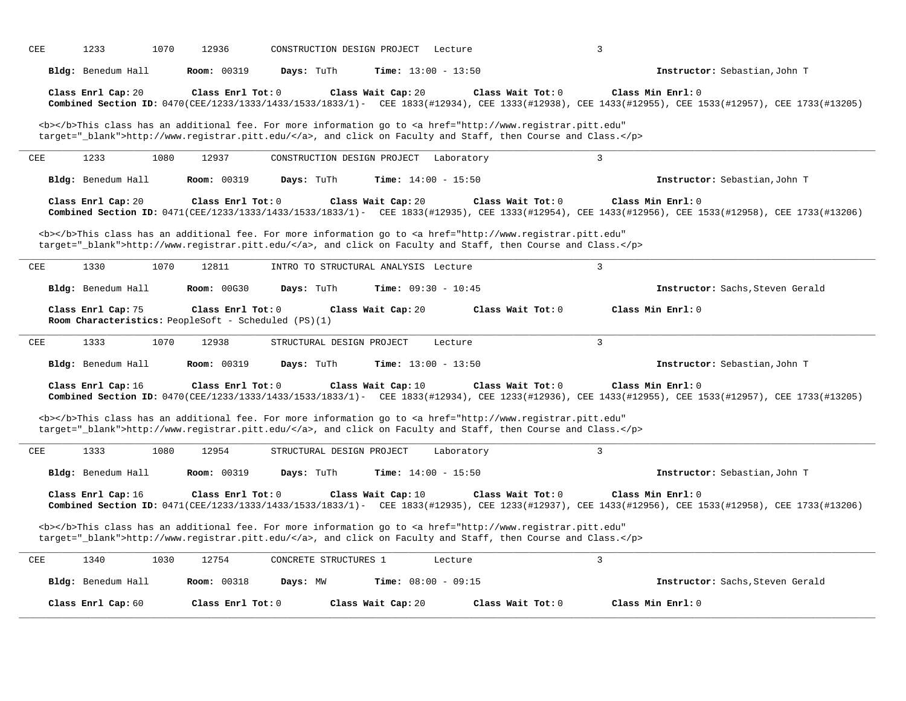CEE 1233 1070 12936 CONSTRUCTION DESIGN PROJECT Lecture 3

**Bldg:** Benedum Hall **Room:** 00319 **Days:** TuTh **Time:** 13:00 - 13:50 **Instructor:** Sebastian,John T

**Class Enrl Cap:** 20 **Class Enrl Tot:** 0 **Class Wait Cap:** 20 **Class Wait Tot:** 0 **Class Min Enrl:** 0
**Combined Section ID:** 0470(CEE/1233/1333/1433/1533/1833/1)- CEE 1833(#12934), CEE 1333(#12938), CEE 1433(#12955), CEE 1533(#12957), CEE 1733(#13205)

<b></b>This class has an additional fee. For more information go to <a href="http://www.registrar.pitt.edu" target="_blank">http://www.registrar.pitt.edu/</a>, and click on Faculty and Staff, then Course and Class.</p>

---

CEE 1233 1080 12937 CONSTRUCTION DESIGN PROJECT Laboratory 3

**Bldg:** Benedum Hall **Room:** 00319 **Days:** TuTh **Time:** 14:00 - 15:50 **Instructor:** Sebastian,John T

**Class Enrl Cap:** 20 **Class Enrl Tot:** 0 **Class Wait Cap:** 20 **Class Wait Tot:** 0 **Class Min Enrl:** 0
**Combined Section ID:** 0471(CEE/1233/1333/1433/1533/1833/1)- CEE 1833(#12935), CEE 1333(#12954), CEE 1433(#12956), CEE 1533(#12958), CEE 1733(#13206)

<b></b>This class has an additional fee. For more information go to <a href="http://www.registrar.pitt.edu" target="_blank">http://www.registrar.pitt.edu/</a>, and click on Faculty and Staff, then Course and Class.</p>

---

CEE 1330 1070 12811 INTRO TO STRUCTURAL ANALYSIS Lecture 3

**Bldg:** Benedum Hall **Room:** 00G30 **Days:** TuTh **Time:** 09:30 - 10:45 **Instructor:** Sachs,Steven Gerald

**Class Enrl Cap:** 75 **Class Enrl Tot:** 0 **Class Wait Cap:** 20 **Class Wait Tot:** 0 **Class Min Enrl:** 0
**Room Characteristics:** PeopleSoft - Scheduled (PS)(1)

---

CEE 1333 1070 12938 STRUCTURAL DESIGN PROJECT Lecture 3

**Bldg:** Benedum Hall **Room:** 00319 **Days:** TuTh **Time:** 13:00 - 13:50 **Instructor:** Sebastian,John T

**Class Enrl Cap:** 16 **Class Enrl Tot:** 0 **Class Wait Cap:** 10 **Class Wait Tot:** 0 **Class Min Enrl:** 0
**Combined Section ID:** 0470(CEE/1233/1333/1433/1533/1833/1)- CEE 1833(#12934), CEE 1233(#12936), CEE 1433(#12955), CEE 1533(#12957), CEE 1733(#13205)

<b></b>This class has an additional fee. For more information go to <a href="http://www.registrar.pitt.edu" target="_blank">http://www.registrar.pitt.edu/</a>, and click on Faculty and Staff, then Course and Class.</p>

---

CEE 1333 1080 12954 STRUCTURAL DESIGN PROJECT Laboratory 3

**Bldg:** Benedum Hall **Room:** 00319 **Days:** TuTh **Time:** 14:00 - 15:50 **Instructor:** Sebastian,John T

**Class Enrl Cap:** 16 **Class Enrl Tot:** 0 **Class Wait Cap:** 10 **Class Wait Tot:** 0 **Class Min Enrl:** 0
**Combined Section ID:** 0471(CEE/1233/1333/1433/1533/1833/1)- CEE 1833(#12935), CEE 1233(#12937), CEE 1433(#12956), CEE 1533(#12958), CEE 1733(#13206)

<b></b>This class has an additional fee. For more information go to <a href="http://www.registrar.pitt.edu" target="_blank">http://www.registrar.pitt.edu/</a>, and click on Faculty and Staff, then Course and Class.</p>

---

CEE 1340 1030 12754 CONCRETE STRUCTURES 1 Lecture 3

**Bldg:** Benedum Hall **Room:** 00318 **Days:** MW **Time:** 08:00 - 09:15 **Instructor:** Sachs,Steven Gerald

**Class Enrl Cap:** 60 **Class Enrl Tot:** 0 **Class Wait Cap:** 20 **Class Wait Tot:** 0 **Class Min Enrl:** 0

---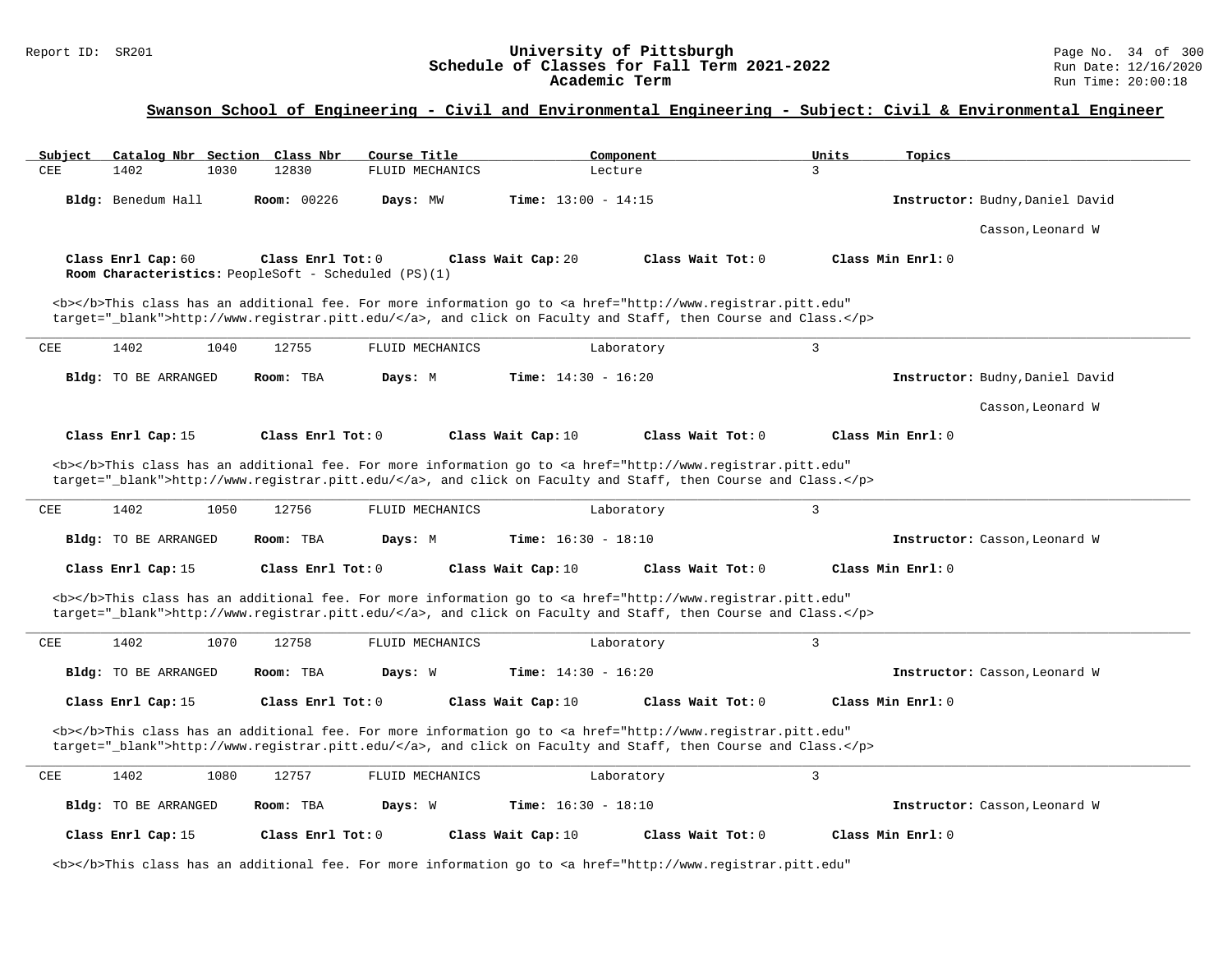## Swanson School of Engineering - Civil and Environmental Engineering - Subject: Civil & Environmental Engineer

| Subject | Catalog Nbr | Section | Class Nbr | Course Title | Component | Units | Topics |
|---|---|---|---|---|---|---|---|
| CEE | 1402 | 1030 | 12830 | FLUID MECHANICS | Lecture | 3 | |

**Bldg:** Benedum Hall **Room:** 00226 **Days:** MW **Time:** 13:00 - 14:15 **Instructor:** Budny,Daniel David; Casson,Leonard W

**Class Enrl Cap:** 60 **Class Enrl Tot:** 0 **Class Wait Cap:** 20 **Class Wait Tot:** 0 **Class Min Enrl:** 0
**Room Characteristics:** PeopleSoft - Scheduled (PS)(1)

<b></b>This class has an additional fee. For more information go to <a href="http://www.registrar.pitt.edu" target="_blank">http://www.registrar.pitt.edu/</a>, and click on Faculty and Staff, then Course and Class.</p>

---

| Subject | Catalog Nbr | Section | Class Nbr | Course Title | Component | Units | Topics |
|---|---|---|---|---|---|---|---|
| CEE | 1402 | 1040 | 12755 | FLUID MECHANICS | Laboratory | 3 | |

**Bldg:** TO BE ARRANGED **Room:** TBA **Days:** M **Time:** 14:30 - 16:20 **Instructor:** Budny,Daniel David; Casson,Leonard W

**Class Enrl Cap:** 15 **Class Enrl Tot:** 0 **Class Wait Cap:** 10 **Class Wait Tot:** 0 **Class Min Enrl:** 0

<b></b>This class has an additional fee. For more information go to <a href="http://www.registrar.pitt.edu" target="_blank">http://www.registrar.pitt.edu/</a>, and click on Faculty and Staff, then Course and Class.</p>

---

| Subject | Catalog Nbr | Section | Class Nbr | Course Title | Component | Units | Topics |
|---|---|---|---|---|---|---|---|
| CEE | 1402 | 1050 | 12756 | FLUID MECHANICS | Laboratory | 3 | |

**Bldg:** TO BE ARRANGED **Room:** TBA **Days:** M **Time:** 16:30 - 18:10 **Instructor:** Casson,Leonard W

**Class Enrl Cap:** 15 **Class Enrl Tot:** 0 **Class Wait Cap:** 10 **Class Wait Tot:** 0 **Class Min Enrl:** 0

<b></b>This class has an additional fee. For more information go to <a href="http://www.registrar.pitt.edu" target="_blank">http://www.registrar.pitt.edu/</a>, and click on Faculty and Staff, then Course and Class.</p>

---

| Subject | Catalog Nbr | Section | Class Nbr | Course Title | Component | Units | Topics |
|---|---|---|---|---|---|---|---|
| CEE | 1402 | 1070 | 12758 | FLUID MECHANICS | Laboratory | 3 | |

**Bldg:** TO BE ARRANGED **Room:** TBA **Days:** W **Time:** 14:30 - 16:20 **Instructor:** Casson,Leonard W

**Class Enrl Cap:** 15 **Class Enrl Tot:** 0 **Class Wait Cap:** 10 **Class Wait Tot:** 0 **Class Min Enrl:** 0

<b></b>This class has an additional fee. For more information go to <a href="http://www.registrar.pitt.edu" target="_blank">http://www.registrar.pitt.edu/</a>, and click on Faculty and Staff, then Course and Class.</p>

---

| Subject | Catalog Nbr | Section | Class Nbr | Course Title | Component | Units | Topics |
|---|---|---|---|---|---|---|---|
| CEE | 1402 | 1080 | 12757 | FLUID MECHANICS | Laboratory | 3 | |

**Bldg:** TO BE ARRANGED **Room:** TBA **Days:** W **Time:** 16:30 - 18:10 **Instructor:** Casson,Leonard W

**Class Enrl Cap:** 15 **Class Enrl Tot:** 0 **Class Wait Cap:** 10 **Class Wait Tot:** 0 **Class Min Enrl:** 0

<b></b>This class has an additional fee. For more information go to <a href="http://www.registrar.pitt.edu"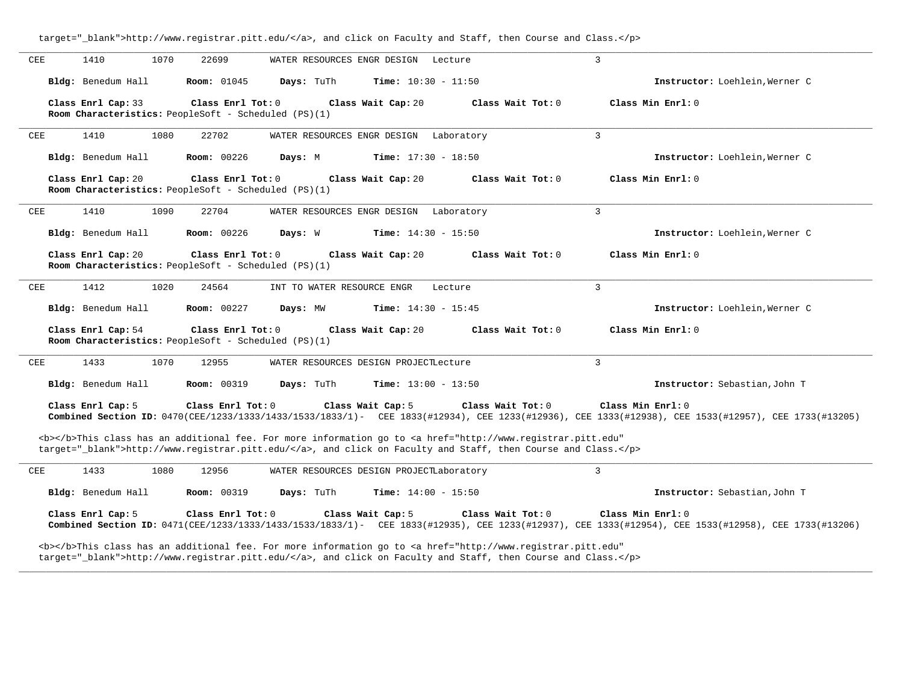target="_blank">http://www.registrar.pitt.edu/</a>, and click on Faculty and Staff, then Course and Class.</p>

---

CEE 1410 1070 22699 WATER RESOURCES ENGR DESIGN Lecture 3

**Bldg:** Benedum Hall **Room:** 01045 **Days:** TuTh **Time:** 10:30 - 11:50 **Instructor:** Loehlein,Werner C

**Class Enrl Cap:** 33 **Class Enrl Tot:** 0 **Class Wait Cap:** 20 **Class Wait Tot:** 0 **Class Min Enrl:** 0
**Room Characteristics:** PeopleSoft - Scheduled (PS)(1)

---

CEE 1410 1080 22702 WATER RESOURCES ENGR DESIGN Laboratory 3

**Bldg:** Benedum Hall **Room:** 00226 **Days:** M **Time:** 17:30 - 18:50 **Instructor:** Loehlein,Werner C

**Class Enrl Cap:** 20 **Class Enrl Tot:** 0 **Class Wait Cap:** 20 **Class Wait Tot:** 0 **Class Min Enrl:** 0
**Room Characteristics:** PeopleSoft - Scheduled (PS)(1)

---

CEE 1410 1090 22704 WATER RESOURCES ENGR DESIGN Laboratory 3

**Bldg:** Benedum Hall **Room:** 00226 **Days:** W **Time:** 14:30 - 15:50 **Instructor:** Loehlein,Werner C

**Class Enrl Cap:** 20 **Class Enrl Tot:** 0 **Class Wait Cap:** 20 **Class Wait Tot:** 0 **Class Min Enrl:** 0
**Room Characteristics:** PeopleSoft - Scheduled (PS)(1)

---

CEE 1412 1020 24564 INT TO WATER RESOURCE ENGR Lecture 3

**Bldg:** Benedum Hall **Room:** 00227 **Days:** MW **Time:** 14:30 - 15:45 **Instructor:** Loehlein,Werner C

**Class Enrl Cap:** 54 **Class Enrl Tot:** 0 **Class Wait Cap:** 20 **Class Wait Tot:** 0 **Class Min Enrl:** 0
**Room Characteristics:** PeopleSoft - Scheduled (PS)(1)

---

CEE 1433 1070 12955 WATER RESOURCES DESIGN PROJECT Lecture 3

**Bldg:** Benedum Hall **Room:** 00319 **Days:** TuTh **Time:** 13:00 - 13:50 **Instructor:** Sebastian,John T

**Class Enrl Cap:** 5 **Class Enrl Tot:** 0 **Class Wait Cap:** 5 **Class Wait Tot:** 0 **Class Min Enrl:** 0
**Combined Section ID:** 0470(CEE/1233/1333/1433/1533/1833/1)- CEE 1833(#12934), CEE 1233(#12936), CEE 1333(#12938), CEE 1533(#12957), CEE 1733(#13205)

<b></b>This class has an additional fee. For more information go to <a href="http://www.registrar.pitt.edu" target="_blank">http://www.registrar.pitt.edu/</a>, and click on Faculty and Staff, then Course and Class.</p>

---

CEE 1433 1080 12956 WATER RESOURCES DESIGN PROJECT Laboratory 3

**Bldg:** Benedum Hall **Room:** 00319 **Days:** TuTh **Time:** 14:00 - 15:50 **Instructor:** Sebastian,John T

**Class Enrl Cap:** 5 **Class Enrl Tot:** 0 **Class Wait Cap:** 5 **Class Wait Tot:** 0 **Class Min Enrl:** 0
**Combined Section ID:** 0471(CEE/1233/1333/1433/1533/1833/1)- CEE 1833(#12935), CEE 1233(#12937), CEE 1333(#12954), CEE 1533(#12958), CEE 1733(#13206)

<b></b>This class has an additional fee. For more information go to <a href="http://www.registrar.pitt.edu" target="_blank">http://www.registrar.pitt.edu/</a>, and click on Faculty and Staff, then Course and Class.</p>

---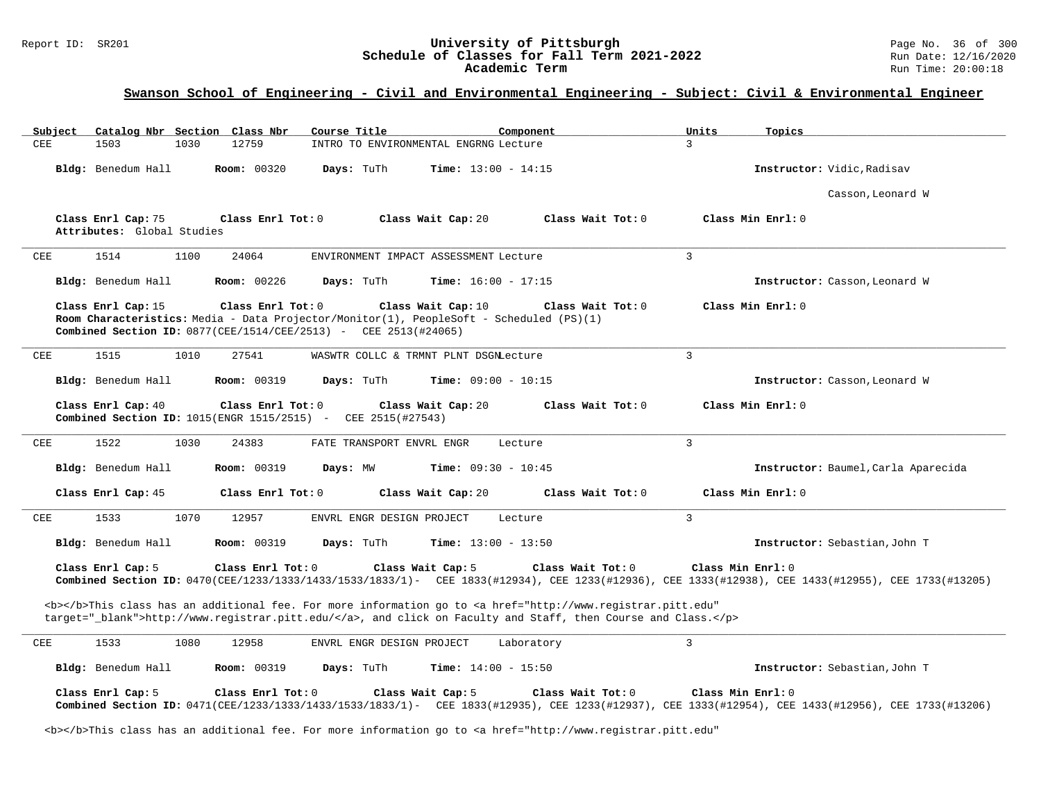## Swanson School of Engineering - Civil and Environmental Engineering - Subject: Civil & Environmental Engineer

| Subject | Catalog Nbr | Section | Class Nbr | Course Title | Component | Units | Topics |
|---|---|---|---|---|---|---|---|
| CEE | 1503 | 1030 | 12759 | INTRO TO ENVIRONMENTAL ENGRNG | Lecture | 3 | |

**Bldg:** Benedum Hall **Room:** 00320 **Days:** TuTh **Time:** 13:00 - 14:15 **Instructor:** Vidic,Radisav; Casson,Leonard W

**Class Enrl Cap:** 75 **Class Enrl Tot:** 0 **Class Wait Cap:** 20 **Class Wait Tot:** 0 **Class Min Enrl:** 0
**Attributes:** Global Studies

---

| Subject | Catalog Nbr | Section | Class Nbr | Course Title | Component | Units | Topics |
|---|---|---|---|---|---|---|---|
| CEE | 1514 | 1100 | 24064 | ENVIRONMENT IMPACT ASSESSMENT | Lecture | 3 | |

**Bldg:** Benedum Hall **Room:** 00226 **Days:** TuTh **Time:** 16:00 - 17:15 **Instructor:** Casson,Leonard W

**Class Enrl Cap:** 15 **Class Enrl Tot:** 0 **Class Wait Cap:** 10 **Class Wait Tot:** 0 **Class Min Enrl:** 0
**Room Characteristics:** Media - Data Projector/Monitor(1), PeopleSoft - Scheduled (PS)(1)
**Combined Section ID:** 0877(CEE/1514/CEE/2513) - CEE 2513(#24065)

---

| Subject | Catalog Nbr | Section | Class Nbr | Course Title | Component | Units | Topics |
|---|---|---|---|---|---|---|---|
| CEE | 1515 | 1010 | 27541 | WASWTR COLLC & TRMNT PLNT DSGN | Lecture | 3 | |

**Bldg:** Benedum Hall **Room:** 00319 **Days:** TuTh **Time:** 09:00 - 10:15 **Instructor:** Casson,Leonard W

**Class Enrl Cap:** 40 **Class Enrl Tot:** 0 **Class Wait Cap:** 20 **Class Wait Tot:** 0 **Class Min Enrl:** 0
**Combined Section ID:** 1015(ENGR 1515/2515) - CEE 2515(#27543)

---

| Subject | Catalog Nbr | Section | Class Nbr | Course Title | Component | Units | Topics |
|---|---|---|---|---|---|---|---|
| CEE | 1522 | 1030 | 24383 | FATE TRANSPORT ENVRL ENGR | Lecture | 3 | |

**Bldg:** Benedum Hall **Room:** 00319 **Days:** MW **Time:** 09:30 - 10:45 **Instructor:** Baumel,Carla Aparecida

**Class Enrl Cap:** 45 **Class Enrl Tot:** 0 **Class Wait Cap:** 20 **Class Wait Tot:** 0 **Class Min Enrl:** 0

---

| Subject | Catalog Nbr | Section | Class Nbr | Course Title | Component | Units | Topics |
|---|---|---|---|---|---|---|---|
| CEE | 1533 | 1070 | 12957 | ENVRL ENGR DESIGN PROJECT | Lecture | 3 | |

**Bldg:** Benedum Hall **Room:** 00319 **Days:** TuTh **Time:** 13:00 - 13:50 **Instructor:** Sebastian,John T

**Class Enrl Cap:** 5 **Class Enrl Tot:** 0 **Class Wait Cap:** 5 **Class Wait Tot:** 0 **Class Min Enrl:** 0
**Combined Section ID:** 0470(CEE/1233/1333/1433/1533/1833/1)- CEE 1833(#12934), CEE 1233(#12936), CEE 1333(#12938), CEE 1433(#12955), CEE 1733(#13205)

<b></b>This class has an additional fee. For more information go to <a href="http://www.registrar.pitt.edu" target="_blank">http://www.registrar.pitt.edu/</a>, and click on Faculty and Staff, then Course and Class.</p>

---

| Subject | Catalog Nbr | Section | Class Nbr | Course Title | Component | Units | Topics |
|---|---|---|---|---|---|---|---|
| CEE | 1533 | 1080 | 12958 | ENVRL ENGR DESIGN PROJECT | Laboratory | 3 | |

**Bldg:** Benedum Hall **Room:** 00319 **Days:** TuTh **Time:** 14:00 - 15:50 **Instructor:** Sebastian,John T

**Class Enrl Cap:** 5 **Class Enrl Tot:** 0 **Class Wait Cap:** 5 **Class Wait Tot:** 0 **Class Min Enrl:** 0
**Combined Section ID:** 0471(CEE/1233/1333/1433/1533/1833/1)- CEE 1833(#12935), CEE 1233(#12937), CEE 1333(#12954), CEE 1433(#12956), CEE 1733(#13206)

<b></b>This class has an additional fee. For more information go to <a href="http://www.registrar.pitt.edu"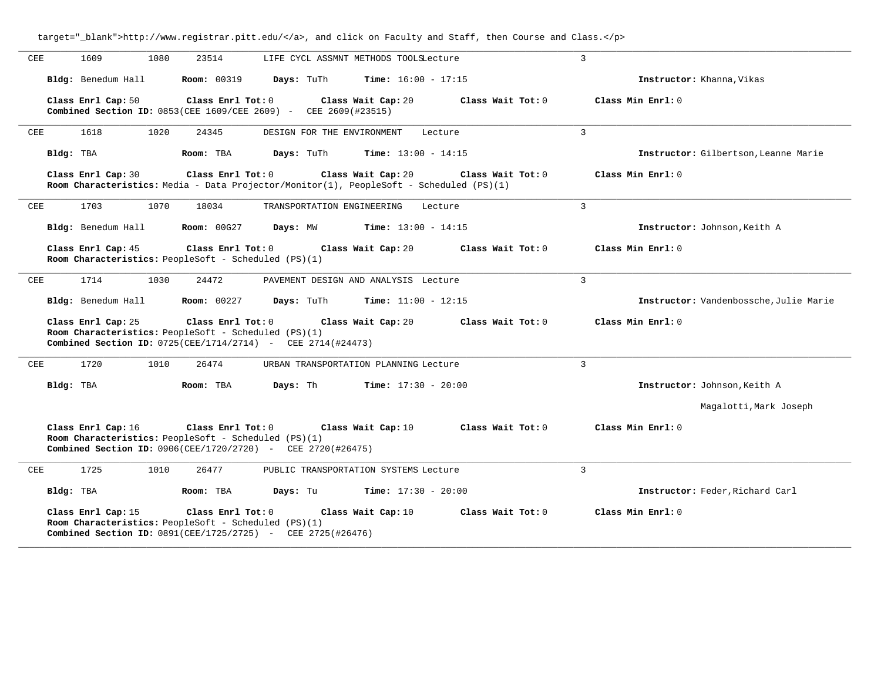target="_blank">http://www.registrar.pitt.edu/</a>, and click on Faculty and Staff, then Course and Class.</p>

---

CEE 1609 1080 23514 LIFE CYCL ASSMNT METHODS TOOLS Lecture 3

**Bldg:** Benedum Hall **Room:** 00319 **Days:** TuTh **Time:** 16:00 - 17:15 **Instructor:** Khanna,Vikas

**Class Enrl Cap:** 50 **Class Enrl Tot:** 0 **Class Wait Cap:** 20 **Class Wait Tot:** 0 **Class Min Enrl:** 0
**Combined Section ID:** 0853(CEE 1609/CEE 2609) - CEE 2609(#23515)

---

CEE 1618 1020 24345 DESIGN FOR THE ENVIRONMENT Lecture 3

**Bldg:** TBA **Room:** TBA **Days:** TuTh **Time:** 13:00 - 14:15 **Instructor:** Gilbertson,Leanne Marie

**Class Enrl Cap:** 30 **Class Enrl Tot:** 0 **Class Wait Cap:** 20 **Class Wait Tot:** 0 **Class Min Enrl:** 0
**Room Characteristics:** Media - Data Projector/Monitor(1), PeopleSoft - Scheduled (PS)(1)

---

CEE 1703 1070 18034 TRANSPORTATION ENGINEERING Lecture 3

**Bldg:** Benedum Hall **Room:** 00G27 **Days:** MW **Time:** 13:00 - 14:15 **Instructor:** Johnson,Keith A

**Class Enrl Cap:** 45 **Class Enrl Tot:** 0 **Class Wait Cap:** 20 **Class Wait Tot:** 0 **Class Min Enrl:** 0
**Room Characteristics:** PeopleSoft - Scheduled (PS)(1)

---

CEE 1714 1030 24472 PAVEMENT DESIGN AND ANALYSIS Lecture 3

**Bldg:** Benedum Hall **Room:** 00227 **Days:** TuTh **Time:** 11:00 - 12:15 **Instructor:** Vandenbossche,Julie Marie

**Class Enrl Cap:** 25 **Class Enrl Tot:** 0 **Class Wait Cap:** 20 **Class Wait Tot:** 0 **Class Min Enrl:** 0
**Room Characteristics:** PeopleSoft - Scheduled (PS)(1)
**Combined Section ID:** 0725(CEE/1714/2714) - CEE 2714(#24473)

---

CEE 1720 1010 26474 URBAN TRANSPORTATION PLANNING Lecture 3

**Bldg:** TBA **Room:** TBA **Days:** Th **Time:** 17:30 - 20:00 **Instructor:** Johnson,Keith A
Magalotti,Mark Joseph

**Class Enrl Cap:** 16 **Class Enrl Tot:** 0 **Class Wait Cap:** 10 **Class Wait Tot:** 0 **Class Min Enrl:** 0
**Room Characteristics:** PeopleSoft - Scheduled (PS)(1)
**Combined Section ID:** 0906(CEE/1720/2720) - CEE 2720(#26475)

---

CEE 1725 1010 26477 PUBLIC TRANSPORTATION SYSTEMS Lecture 3

**Bldg:** TBA **Room:** TBA **Days:** Tu **Time:** 17:30 - 20:00 **Instructor:** Feder,Richard Carl

**Class Enrl Cap:** 15 **Class Enrl Tot:** 0 **Class Wait Cap:** 10 **Class Wait Tot:** 0 **Class Min Enrl:** 0
**Room Characteristics:** PeopleSoft - Scheduled (PS)(1)
**Combined Section ID:** 0891(CEE/1725/2725) - CEE 2725(#26476)

---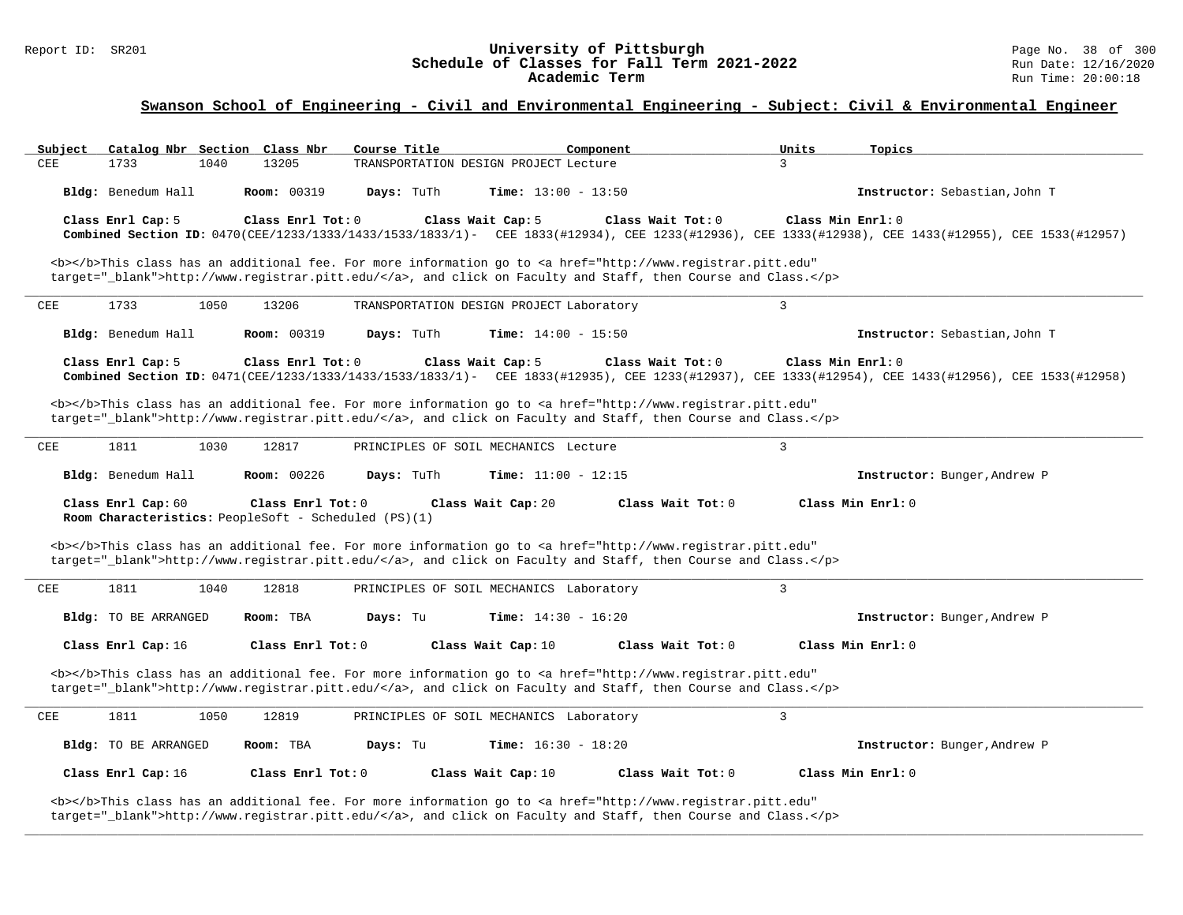## Swanson School of Engineering - Civil and Environmental Engineering - Subject: Civil & Environmental Engineer

| Subject | Catalog Nbr | Section | Class Nbr | Course Title | Component | Units | Topics |
|---|---|---|---|---|---|---|---|
| CEE | 1733 | 1040 | 13205 | TRANSPORTATION DESIGN PROJECT | Lecture | 3 | |

**Bldg:** Benedum Hall **Room:** 00319 **Days:** TuTh **Time:** 13:00 - 13:50 **Instructor:** Sebastian,John T

**Class Enrl Cap:** 5 **Class Enrl Tot:** 0 **Class Wait Cap:** 5 **Class Wait Tot:** 0 **Class Min Enrl:** 0
**Combined Section ID:** 0470(CEE/1233/1333/1433/1533/1833/1)- CEE 1833(#12934), CEE 1233(#12936), CEE 1333(#12938), CEE 1433(#12955), CEE 1533(#12957)

<b></b>This class has an additional fee. For more information go to <a href="http://www.registrar.pitt.edu" target="_blank">http://www.registrar.pitt.edu/</a>, and click on Faculty and Staff, then Course and Class.</p>

---

| Subject | Catalog Nbr | Section | Class Nbr | Course Title | Component | Units | Topics |
|---|---|---|---|---|---|---|---|
| CEE | 1733 | 1050 | 13206 | TRANSPORTATION DESIGN PROJECT | Laboratory | 3 | |

**Bldg:** Benedum Hall **Room:** 00319 **Days:** TuTh **Time:** 14:00 - 15:50 **Instructor:** Sebastian,John T

**Class Enrl Cap:** 5 **Class Enrl Tot:** 0 **Class Wait Cap:** 5 **Class Wait Tot:** 0 **Class Min Enrl:** 0
**Combined Section ID:** 0471(CEE/1233/1333/1433/1533/1833/1)- CEE 1833(#12935), CEE 1233(#12937), CEE 1333(#12954), CEE 1433(#12956), CEE 1533(#12958)

<b></b>This class has an additional fee. For more information go to <a href="http://www.registrar.pitt.edu" target="_blank">http://www.registrar.pitt.edu/</a>, and click on Faculty and Staff, then Course and Class.</p>

---

| Subject | Catalog Nbr | Section | Class Nbr | Course Title | Component | Units | Topics |
|---|---|---|---|---|---|---|---|
| CEE | 1811 | 1030 | 12817 | PRINCIPLES OF SOIL MECHANICS | Lecture | 3 | |

**Bldg:** Benedum Hall **Room:** 00226 **Days:** TuTh **Time:** 11:00 - 12:15 **Instructor:** Bunger,Andrew P

**Class Enrl Cap:** 60 **Class Enrl Tot:** 0 **Class Wait Cap:** 20 **Class Wait Tot:** 0 **Class Min Enrl:** 0
**Room Characteristics:** PeopleSoft - Scheduled (PS)(1)

<b></b>This class has an additional fee. For more information go to <a href="http://www.registrar.pitt.edu" target="_blank">http://www.registrar.pitt.edu/</a>, and click on Faculty and Staff, then Course and Class.</p>

---

| Subject | Catalog Nbr | Section | Class Nbr | Course Title | Component | Units | Topics |
|---|---|---|---|---|---|---|---|
| CEE | 1811 | 1040 | 12818 | PRINCIPLES OF SOIL MECHANICS | Laboratory | 3 | |

**Bldg:** TO BE ARRANGED **Room:** TBA **Days:** Tu **Time:** 14:30 - 16:20 **Instructor:** Bunger,Andrew P

**Class Enrl Cap:** 16 **Class Enrl Tot:** 0 **Class Wait Cap:** 10 **Class Wait Tot:** 0 **Class Min Enrl:** 0

<b></b>This class has an additional fee. For more information go to <a href="http://www.registrar.pitt.edu" target="_blank">http://www.registrar.pitt.edu/</a>, and click on Faculty and Staff, then Course and Class.</p>

---

| Subject | Catalog Nbr | Section | Class Nbr | Course Title | Component | Units | Topics |
|---|---|---|---|---|---|---|---|
| CEE | 1811 | 1050 | 12819 | PRINCIPLES OF SOIL MECHANICS | Laboratory | 3 | |

**Bldg:** TO BE ARRANGED **Room:** TBA **Days:** Tu **Time:** 16:30 - 18:20 **Instructor:** Bunger,Andrew P

**Class Enrl Cap:** 16 **Class Enrl Tot:** 0 **Class Wait Cap:** 10 **Class Wait Tot:** 0 **Class Min Enrl:** 0

<b></b>This class has an additional fee. For more information go to <a href="http://www.registrar.pitt.edu" target="_blank">http://www.registrar.pitt.edu/</a>, and click on Faculty and Staff, then Course and Class.</p>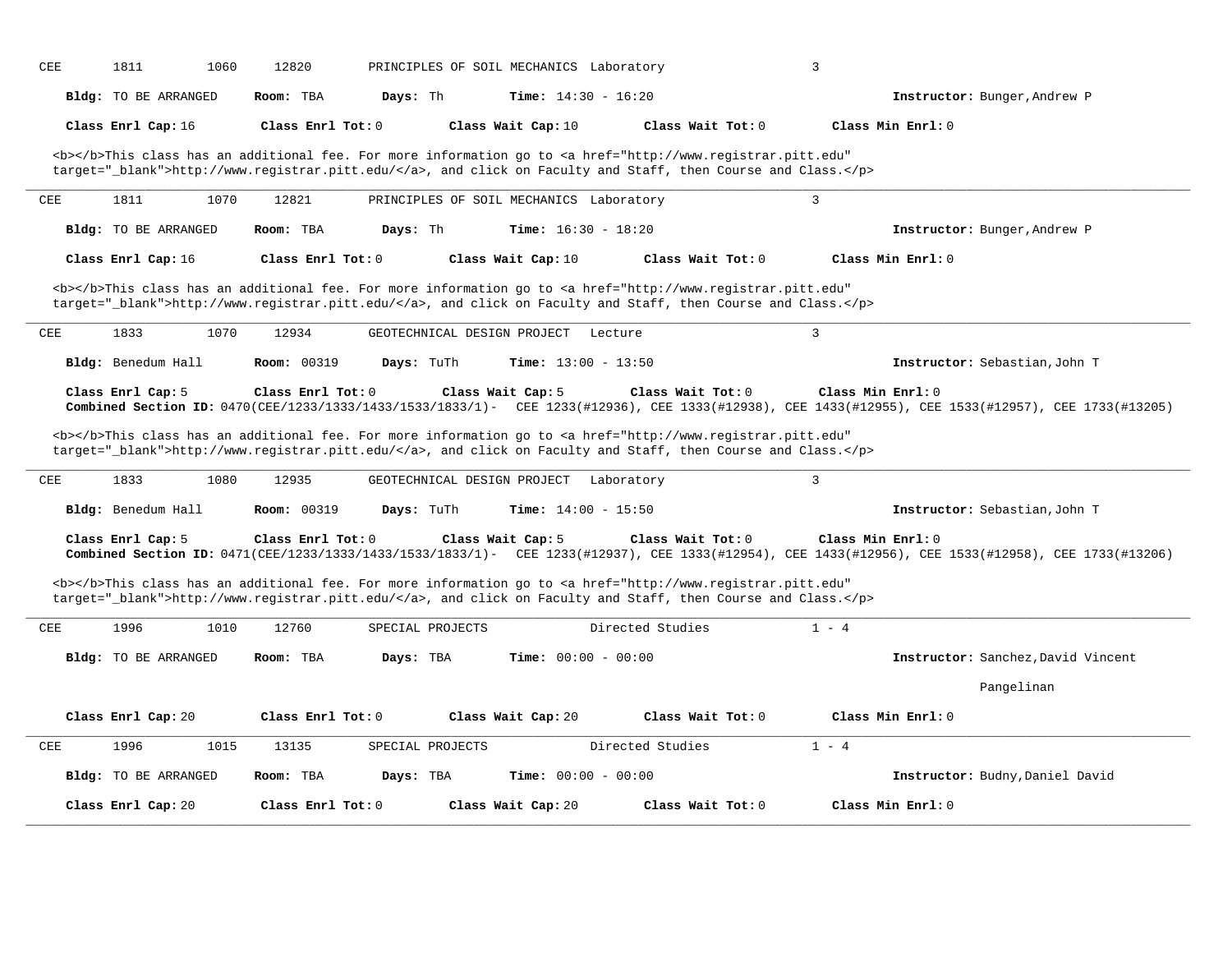CEE 1811 1060 12820 PRINCIPLES OF SOIL MECHANICS Laboratory 3

**Bldg:** TO BE ARRANGED **Room:** TBA **Days:** Th **Time:** 14:30 - 16:20 **Instructor:** Bunger,Andrew P

**Class Enrl Cap:** 16 **Class Enrl Tot:** 0 **Class Wait Cap:** 10 **Class Wait Tot:** 0 **Class Min Enrl:** 0

<b></b>This class has an additional fee. For more information go to <a href="http://www.registrar.pitt.edu" target="_blank">http://www.registrar.pitt.edu/</a>, and click on Faculty and Staff, then Course and Class.</p>

---

CEE 1811 1070 12821 PRINCIPLES OF SOIL MECHANICS Laboratory 3

**Bldg:** TO BE ARRANGED **Room:** TBA **Days:** Th **Time:** 16:30 - 18:20 **Instructor:** Bunger,Andrew P

**Class Enrl Cap:** 16 **Class Enrl Tot:** 0 **Class Wait Cap:** 10 **Class Wait Tot:** 0 **Class Min Enrl:** 0

<b></b>This class has an additional fee. For more information go to <a href="http://www.registrar.pitt.edu" target="_blank">http://www.registrar.pitt.edu/</a>, and click on Faculty and Staff, then Course and Class.</p>

---

CEE 1833 1070 12934 GEOTECHNICAL DESIGN PROJECT Lecture 3

**Bldg:** Benedum Hall **Room:** 00319 **Days:** TuTh **Time:** 13:00 - 13:50 **Instructor:** Sebastian,John T

**Class Enrl Cap:** 5 **Class Enrl Tot:** 0 **Class Wait Cap:** 5 **Class Wait Tot:** 0 **Class Min Enrl:** 0
**Combined Section ID:** 0470(CEE/1233/1333/1433/1533/1833/1)- CEE 1233(#12936), CEE 1333(#12938), CEE 1433(#12955), CEE 1533(#12957), CEE 1733(#13205)

<b></b>This class has an additional fee. For more information go to <a href="http://www.registrar.pitt.edu" target="_blank">http://www.registrar.pitt.edu/</a>, and click on Faculty and Staff, then Course and Class.</p>

---

CEE 1833 1080 12935 GEOTECHNICAL DESIGN PROJECT Laboratory 3

**Bldg:** Benedum Hall **Room:** 00319 **Days:** TuTh **Time:** 14:00 - 15:50 **Instructor:** Sebastian,John T

**Class Enrl Cap:** 5 **Class Enrl Tot:** 0 **Class Wait Cap:** 5 **Class Wait Tot:** 0 **Class Min Enrl:** 0
**Combined Section ID:** 0471(CEE/1233/1333/1433/1533/1833/1)- CEE 1233(#12937), CEE 1333(#12954), CEE 1433(#12956), CEE 1533(#12958), CEE 1733(#13206)

<b></b>This class has an additional fee. For more information go to <a href="http://www.registrar.pitt.edu" target="_blank">http://www.registrar.pitt.edu/</a>, and click on Faculty and Staff, then Course and Class.</p>

---

CEE 1996 1010 12760 SPECIAL PROJECTS Directed Studies 1 - 4

**Bldg:** TO BE ARRANGED **Room:** TBA **Days:** TBA **Time:** 00:00 - 00:00 **Instructor:** Sanchez,David Vincent Pangelinan

**Class Enrl Cap:** 20 **Class Enrl Tot:** 0 **Class Wait Cap:** 20 **Class Wait Tot:** 0 **Class Min Enrl:** 0

---

CEE 1996 1015 13135 SPECIAL PROJECTS Directed Studies 1 - 4

**Bldg:** TO BE ARRANGED **Room:** TBA **Days:** TBA **Time:** 00:00 - 00:00 **Instructor:** Budny,Daniel David

**Class Enrl Cap:** 20 **Class Enrl Tot:** 0 **Class Wait Cap:** 20 **Class Wait Tot:** 0 **Class Min Enrl:** 0

---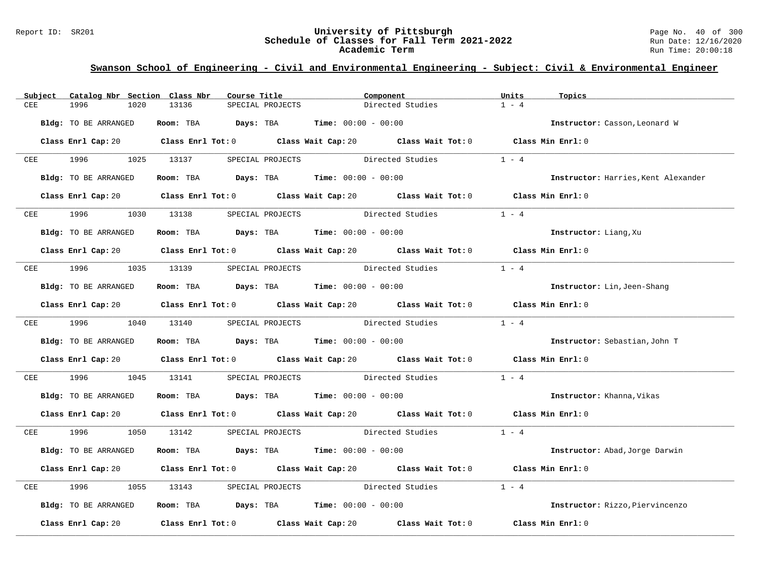## Swanson School of Engineering - Civil and Environmental Engineering - Subject: Civil & Environmental Engineer

| Subject | Catalog Nbr | Section | Class Nbr | Course Title | Component | Units | Topics |
|---|---|---|---|---|---|---|---|
| CEE | 1996 | 1020 | 13136 | SPECIAL PROJECTS | Directed Studies | 1 - 4 | |

**Bldg:** TO BE ARRANGED **Room:** TBA **Days:** TBA **Time:** 00:00 - 00:00 **Instructor:** Casson,Leonard W

**Class Enrl Cap:** 20 **Class Enrl Tot:** 0 **Class Wait Cap:** 20 **Class Wait Tot:** 0 **Class Min Enrl:** 0

| Subject | Catalog Nbr | Section | Class Nbr | Course Title | Component | Units | Topics |
|---|---|---|---|---|---|---|---|
| CEE | 1996 | 1025 | 13137 | SPECIAL PROJECTS | Directed Studies | 1 - 4 | |

**Bldg:** TO BE ARRANGED **Room:** TBA **Days:** TBA **Time:** 00:00 - 00:00 **Instructor:** Harries,Kent Alexander

**Class Enrl Cap:** 20 **Class Enrl Tot:** 0 **Class Wait Cap:** 20 **Class Wait Tot:** 0 **Class Min Enrl:** 0

| Subject | Catalog Nbr | Section | Class Nbr | Course Title | Component | Units | Topics |
|---|---|---|---|---|---|---|---|
| CEE | 1996 | 1030 | 13138 | SPECIAL PROJECTS | Directed Studies | 1 - 4 | |

**Bldg:** TO BE ARRANGED **Room:** TBA **Days:** TBA **Time:** 00:00 - 00:00 **Instructor:** Liang,Xu

**Class Enrl Cap:** 20 **Class Enrl Tot:** 0 **Class Wait Cap:** 20 **Class Wait Tot:** 0 **Class Min Enrl:** 0

| Subject | Catalog Nbr | Section | Class Nbr | Course Title | Component | Units | Topics |
|---|---|---|---|---|---|---|---|
| CEE | 1996 | 1035 | 13139 | SPECIAL PROJECTS | Directed Studies | 1 - 4 | |

**Bldg:** TO BE ARRANGED **Room:** TBA **Days:** TBA **Time:** 00:00 - 00:00 **Instructor:** Lin,Jeen-Shang

**Class Enrl Cap:** 20 **Class Enrl Tot:** 0 **Class Wait Cap:** 20 **Class Wait Tot:** 0 **Class Min Enrl:** 0

| Subject | Catalog Nbr | Section | Class Nbr | Course Title | Component | Units | Topics |
|---|---|---|---|---|---|---|---|
| CEE | 1996 | 1040 | 13140 | SPECIAL PROJECTS | Directed Studies | 1 - 4 | |

**Bldg:** TO BE ARRANGED **Room:** TBA **Days:** TBA **Time:** 00:00 - 00:00 **Instructor:** Sebastian,John T

**Class Enrl Cap:** 20 **Class Enrl Tot:** 0 **Class Wait Cap:** 20 **Class Wait Tot:** 0 **Class Min Enrl:** 0

| Subject | Catalog Nbr | Section | Class Nbr | Course Title | Component | Units | Topics |
|---|---|---|---|---|---|---|---|
| CEE | 1996 | 1045 | 13141 | SPECIAL PROJECTS | Directed Studies | 1 - 4 | |

**Bldg:** TO BE ARRANGED **Room:** TBA **Days:** TBA **Time:** 00:00 - 00:00 **Instructor:** Khanna,Vikas

**Class Enrl Cap:** 20 **Class Enrl Tot:** 0 **Class Wait Cap:** 20 **Class Wait Tot:** 0 **Class Min Enrl:** 0

| Subject | Catalog Nbr | Section | Class Nbr | Course Title | Component | Units | Topics |
|---|---|---|---|---|---|---|---|
| CEE | 1996 | 1050 | 13142 | SPECIAL PROJECTS | Directed Studies | 1 - 4 | |

**Bldg:** TO BE ARRANGED **Room:** TBA **Days:** TBA **Time:** 00:00 - 00:00 **Instructor:** Abad,Jorge Darwin

**Class Enrl Cap:** 20 **Class Enrl Tot:** 0 **Class Wait Cap:** 20 **Class Wait Tot:** 0 **Class Min Enrl:** 0

| Subject | Catalog Nbr | Section | Class Nbr | Course Title | Component | Units | Topics |
|---|---|---|---|---|---|---|---|
| CEE | 1996 | 1055 | 13143 | SPECIAL PROJECTS | Directed Studies | 1 - 4 | |

**Bldg:** TO BE ARRANGED **Room:** TBA **Days:** TBA **Time:** 00:00 - 00:00 **Instructor:** Rizzo,Piervincenzo

**Class Enrl Cap:** 20 **Class Enrl Tot:** 0 **Class Wait Cap:** 20 **Class Wait Tot:** 0 **Class Min Enrl:** 0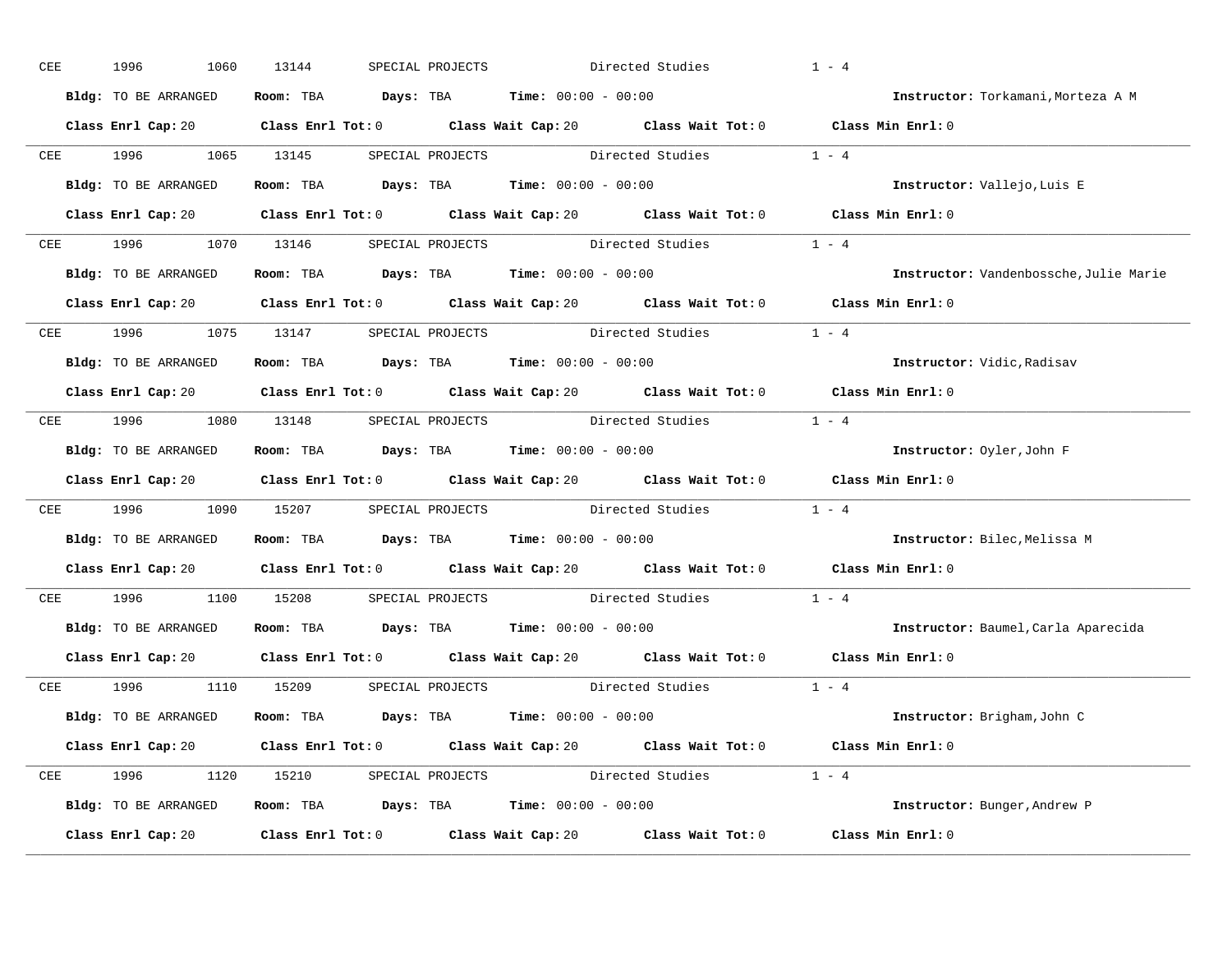CEE 1996 1060 13144 SPECIAL PROJECTS Directed Studies 1 - 4

**Bldg:** TO BE ARRANGED **Room:** TBA **Days:** TBA **Time:** 00:00 - 00:00 **Instructor:** Torkamani,Morteza A M

**Class Enrl Cap:** 20 **Class Enrl Tot:** 0 **Class Wait Cap:** 20 **Class Wait Tot:** 0 **Class Min Enrl:** 0

---

CEE 1996 1065 13145 SPECIAL PROJECTS Directed Studies 1 - 4

**Bldg:** TO BE ARRANGED **Room:** TBA **Days:** TBA **Time:** 00:00 - 00:00 **Instructor:** Vallejo,Luis E

**Class Enrl Cap:** 20 **Class Enrl Tot:** 0 **Class Wait Cap:** 20 **Class Wait Tot:** 0 **Class Min Enrl:** 0

---

CEE 1996 1070 13146 SPECIAL PROJECTS Directed Studies 1 - 4

**Bldg:** TO BE ARRANGED **Room:** TBA **Days:** TBA **Time:** 00:00 - 00:00 **Instructor:** Vandenbossche,Julie Marie

**Class Enrl Cap:** 20 **Class Enrl Tot:** 0 **Class Wait Cap:** 20 **Class Wait Tot:** 0 **Class Min Enrl:** 0

---

CEE 1996 1075 13147 SPECIAL PROJECTS Directed Studies 1 - 4

**Bldg:** TO BE ARRANGED **Room:** TBA **Days:** TBA **Time:** 00:00 - 00:00 **Instructor:** Vidic,Radisav

**Class Enrl Cap:** 20 **Class Enrl Tot:** 0 **Class Wait Cap:** 20 **Class Wait Tot:** 0 **Class Min Enrl:** 0

---

CEE 1996 1080 13148 SPECIAL PROJECTS Directed Studies 1 - 4

**Bldg:** TO BE ARRANGED **Room:** TBA **Days:** TBA **Time:** 00:00 - 00:00 **Instructor:** Oyler,John F

**Class Enrl Cap:** 20 **Class Enrl Tot:** 0 **Class Wait Cap:** 20 **Class Wait Tot:** 0 **Class Min Enrl:** 0

---

CEE 1996 1090 15207 SPECIAL PROJECTS Directed Studies 1 - 4

**Bldg:** TO BE ARRANGED **Room:** TBA **Days:** TBA **Time:** 00:00 - 00:00 **Instructor:** Bilec,Melissa M

**Class Enrl Cap:** 20 **Class Enrl Tot:** 0 **Class Wait Cap:** 20 **Class Wait Tot:** 0 **Class Min Enrl:** 0

---

CEE 1996 1100 15208 SPECIAL PROJECTS Directed Studies 1 - 4

**Bldg:** TO BE ARRANGED **Room:** TBA **Days:** TBA **Time:** 00:00 - 00:00 **Instructor:** Baumel,Carla Aparecida

**Class Enrl Cap:** 20 **Class Enrl Tot:** 0 **Class Wait Cap:** 20 **Class Wait Tot:** 0 **Class Min Enrl:** 0

---

CEE 1996 1110 15209 SPECIAL PROJECTS Directed Studies 1 - 4

**Bldg:** TO BE ARRANGED **Room:** TBA **Days:** TBA **Time:** 00:00 - 00:00 **Instructor:** Brigham,John C

**Class Enrl Cap:** 20 **Class Enrl Tot:** 0 **Class Wait Cap:** 20 **Class Wait Tot:** 0 **Class Min Enrl:** 0

---

CEE 1996 1120 15210 SPECIAL PROJECTS Directed Studies 1 - 4

**Bldg:** TO BE ARRANGED **Room:** TBA **Days:** TBA **Time:** 00:00 - 00:00 **Instructor:** Bunger,Andrew P

**Class Enrl Cap:** 20 **Class Enrl Tot:** 0 **Class Wait Cap:** 20 **Class Wait Tot:** 0 **Class Min Enrl:** 0

---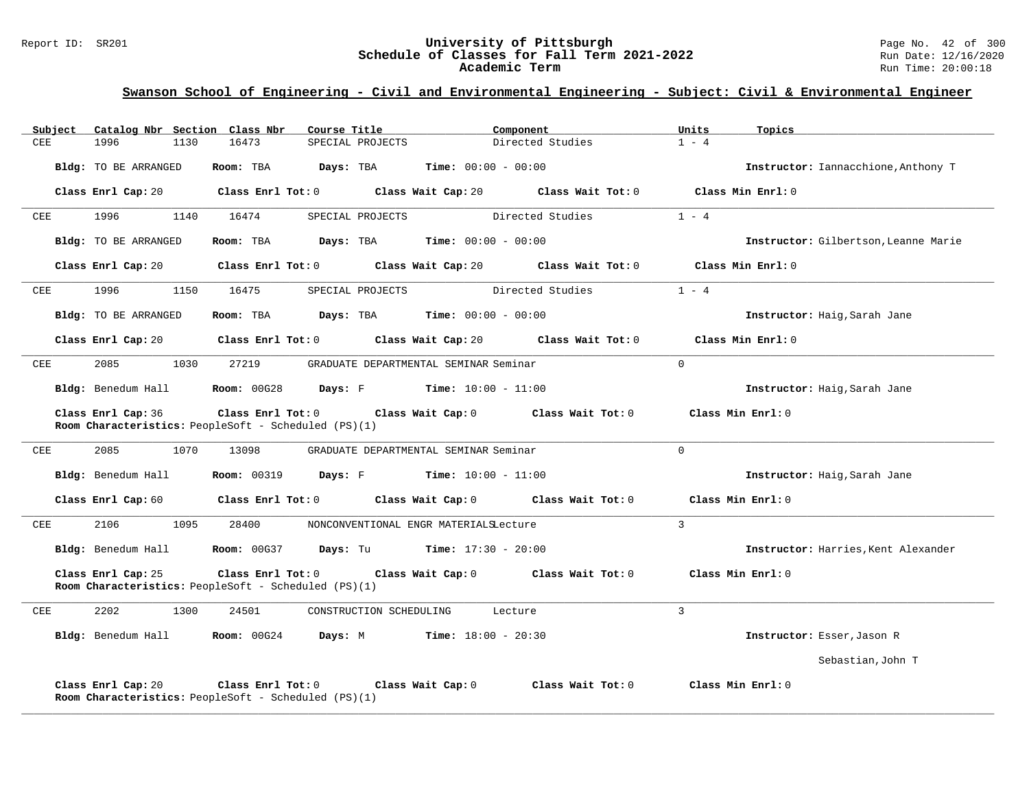## Swanson School of Engineering - Civil and Environmental Engineering - Subject: Civil & Environmental Engineer

| Subject | Catalog Nbr | Section | Class Nbr | Course Title | Component | Units | Topics |
|---|---|---|---|---|---|---|---|
| CEE | 1996 | 1130 | 16473 | SPECIAL PROJECTS | Directed Studies | 1 - 4 | |

**Bldg:** TO BE ARRANGED **Room:** TBA **Days:** TBA **Time:** 00:00 - 00:00 **Instructor:** Iannacchione,Anthony T

**Class Enrl Cap:** 20 **Class Enrl Tot:** 0 **Class Wait Cap:** 20 **Class Wait Tot:** 0 **Class Min Enrl:** 0

---

| Subject | Catalog Nbr | Section | Class Nbr | Course Title | Component | Units | Topics |
|---|---|---|---|---|---|---|---|
| CEE | 1996 | 1140 | 16474 | SPECIAL PROJECTS | Directed Studies | 1 - 4 | |

**Bldg:** TO BE ARRANGED **Room:** TBA **Days:** TBA **Time:** 00:00 - 00:00 **Instructor:** Gilbertson,Leanne Marie

**Class Enrl Cap:** 20 **Class Enrl Tot:** 0 **Class Wait Cap:** 20 **Class Wait Tot:** 0 **Class Min Enrl:** 0

---

| Subject | Catalog Nbr | Section | Class Nbr | Course Title | Component | Units | Topics |
|---|---|---|---|---|---|---|---|
| CEE | 1996 | 1150 | 16475 | SPECIAL PROJECTS | Directed Studies | 1 - 4 | |

**Bldg:** TO BE ARRANGED **Room:** TBA **Days:** TBA **Time:** 00:00 - 00:00 **Instructor:** Haig,Sarah Jane

**Class Enrl Cap:** 20 **Class Enrl Tot:** 0 **Class Wait Cap:** 20 **Class Wait Tot:** 0 **Class Min Enrl:** 0

---

| Subject | Catalog Nbr | Section | Class Nbr | Course Title | Component | Units | Topics |
|---|---|---|---|---|---|---|---|
| CEE | 2085 | 1030 | 27219 | GRADUATE DEPARTMENTAL SEMINAR | Seminar | 0 | |

**Bldg:** Benedum Hall **Room:** 00G28 **Days:** F **Time:** 10:00 - 11:00 **Instructor:** Haig,Sarah Jane

**Class Enrl Cap:** 36 **Class Enrl Tot:** 0 **Class Wait Cap:** 0 **Class Wait Tot:** 0 **Class Min Enrl:** 0

**Room Characteristics:** PeopleSoft - Scheduled (PS)(1)

---

| Subject | Catalog Nbr | Section | Class Nbr | Course Title | Component | Units | Topics |
|---|---|---|---|---|---|---|---|
| CEE | 2085 | 1070 | 13098 | GRADUATE DEPARTMENTAL SEMINAR | Seminar | 0 | |

**Bldg:** Benedum Hall **Room:** 00319 **Days:** F **Time:** 10:00 - 11:00 **Instructor:** Haig,Sarah Jane

**Class Enrl Cap:** 60 **Class Enrl Tot:** 0 **Class Wait Cap:** 0 **Class Wait Tot:** 0 **Class Min Enrl:** 0

---

| Subject | Catalog Nbr | Section | Class Nbr | Course Title | Component | Units | Topics |
|---|---|---|---|---|---|---|---|
| CEE | 2106 | 1095 | 28400 | NONCONVENTIONAL ENGR MATERIALS | Lecture | 3 | |

**Bldg:** Benedum Hall **Room:** 00G37 **Days:** Tu **Time:** 17:30 - 20:00 **Instructor:** Harries,Kent Alexander

**Class Enrl Cap:** 25 **Class Enrl Tot:** 0 **Class Wait Cap:** 0 **Class Wait Tot:** 0 **Class Min Enrl:** 0

**Room Characteristics:** PeopleSoft - Scheduled (PS)(1)

---

| Subject | Catalog Nbr | Section | Class Nbr | Course Title | Component | Units | Topics |
|---|---|---|---|---|---|---|---|
| CEE | 2202 | 1300 | 24501 | CONSTRUCTION SCHEDULING | Lecture | 3 | |

**Bldg:** Benedum Hall **Room:** 00G24 **Days:** M **Time:** 18:00 - 20:30 **Instructor:** Esser,Jason R

Sebastian,John T

**Class Enrl Cap:** 20 **Class Enrl Tot:** 0 **Class Wait Cap:** 0 **Class Wait Tot:** 0 **Class Min Enrl:** 0

**Room Characteristics:** PeopleSoft - Scheduled (PS)(1)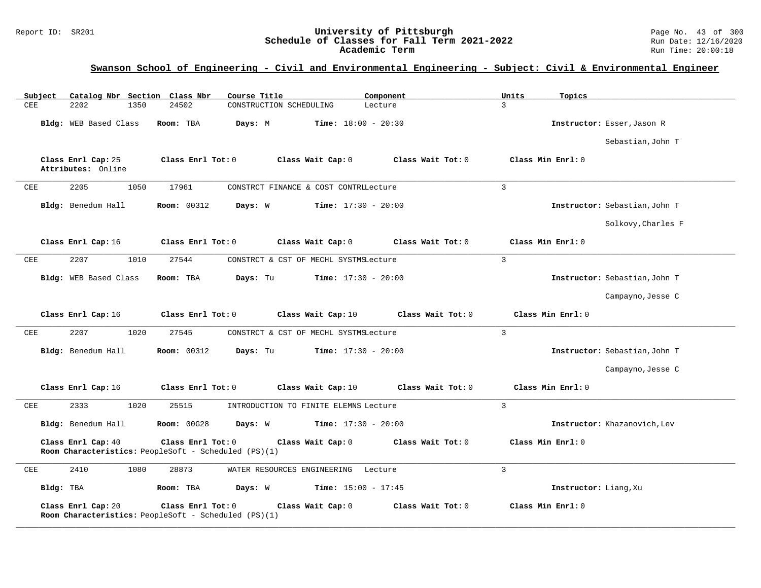## Swanson School of Engineering - Civil and Environmental Engineering - Subject: Civil & Environmental Engineer

| Subject | Catalog Nbr | Section | Class Nbr | Course Title | Component | Units | Topics |
|---|---|---|---|---|---|---|---|
| CEE | 2202 | 1350 | 24502 | CONSTRUCTION SCHEDULING | Lecture | 3 | |

**Bldg:** WEB Based Class **Room:** TBA **Days:** M **Time:** 18:00 - 20:30 **Instructor:** Esser,Jason R; Sebastian,John T

**Class Enrl Cap:** 25 **Class Enrl Tot:** 0 **Class Wait Cap:** 0 **Class Wait Tot:** 0 **Class Min Enrl:** 0
**Attributes:** Online

---

| Subject | Catalog Nbr | Section | Class Nbr | Course Title | Component | Units | Topics |
|---|---|---|---|---|---|---|---|
| CEE | 2205 | 1050 | 17961 | CONSTRCT FINANCE & COST CONTRL | Lecture | 3 | |

**Bldg:** Benedum Hall **Room:** 00312 **Days:** W **Time:** 17:30 - 20:00 **Instructor:** Sebastian,John T; Solkovy,Charles F

**Class Enrl Cap:** 16 **Class Enrl Tot:** 0 **Class Wait Cap:** 0 **Class Wait Tot:** 0 **Class Min Enrl:** 0

---

| Subject | Catalog Nbr | Section | Class Nbr | Course Title | Component | Units | Topics |
|---|---|---|---|---|---|---|---|
| CEE | 2207 | 1010 | 27544 | CONSTRCT & CST OF MECHL SYSTMS | Lecture | 3 | |

**Bldg:** WEB Based Class **Room:** TBA **Days:** Tu **Time:** 17:30 - 20:00 **Instructor:** Sebastian,John T; Campayno,Jesse C

**Class Enrl Cap:** 16 **Class Enrl Tot:** 0 **Class Wait Cap:** 10 **Class Wait Tot:** 0 **Class Min Enrl:** 0

---

| Subject | Catalog Nbr | Section | Class Nbr | Course Title | Component | Units | Topics |
|---|---|---|---|---|---|---|---|
| CEE | 2207 | 1020 | 27545 | CONSTRCT & CST OF MECHL SYSTMS | Lecture | 3 | |

**Bldg:** Benedum Hall **Room:** 00312 **Days:** Tu **Time:** 17:30 - 20:00 **Instructor:** Sebastian,John T; Campayno,Jesse C

**Class Enrl Cap:** 16 **Class Enrl Tot:** 0 **Class Wait Cap:** 10 **Class Wait Tot:** 0 **Class Min Enrl:** 0

---

| Subject | Catalog Nbr | Section | Class Nbr | Course Title | Component | Units | Topics |
|---|---|---|---|---|---|---|---|
| CEE | 2333 | 1020 | 25515 | INTRODUCTION TO FINITE ELEMNS | Lecture | 3 | |

**Bldg:** Benedum Hall **Room:** 00G28 **Days:** W **Time:** 17:30 - 20:00 **Instructor:** Khazanovich,Lev

**Class Enrl Cap:** 40 **Class Enrl Tot:** 0 **Class Wait Cap:** 0 **Class Wait Tot:** 0 **Class Min Enrl:** 0
**Room Characteristics:** PeopleSoft - Scheduled (PS)(1)

---

| Subject | Catalog Nbr | Section | Class Nbr | Course Title | Component | Units | Topics |
|---|---|---|---|---|---|---|---|
| CEE | 2410 | 1080 | 28873 | WATER RESOURCES ENGINEERING | Lecture | 3 | |

**Bldg:** TBA **Room:** TBA **Days:** W **Time:** 15:00 - 17:45 **Instructor:** Liang,Xu

**Class Enrl Cap:** 20 **Class Enrl Tot:** 0 **Class Wait Cap:** 0 **Class Wait Tot:** 0 **Class Min Enrl:** 0
**Room Characteristics:** PeopleSoft - Scheduled (PS)(1)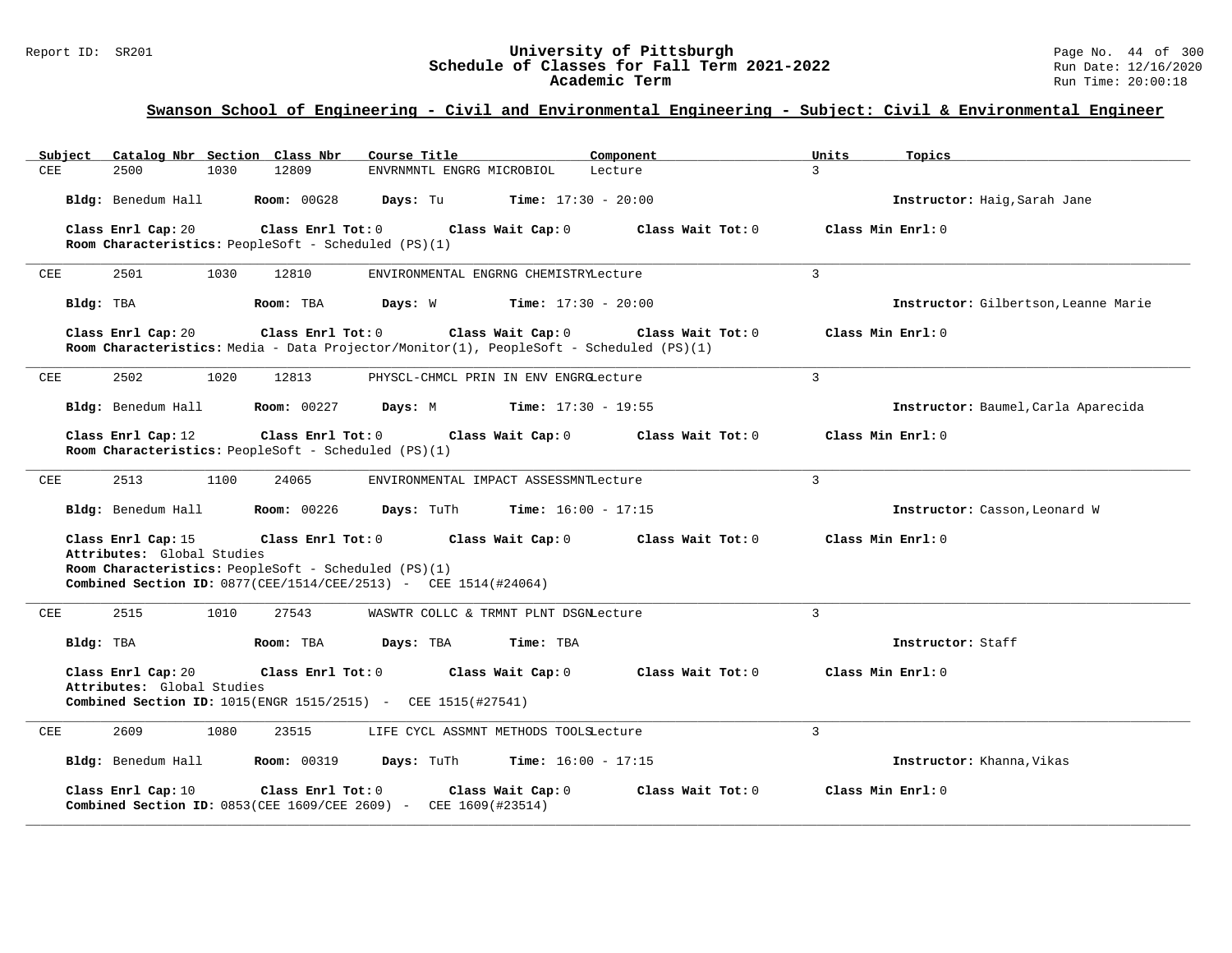## Swanson School of Engineering - Civil and Environmental Engineering - Subject: Civil & Environmental Engineer

| Subject | Catalog Nbr | Section | Class Nbr | Course Title | Component | Units | Topics |
|---|---|---|---|---|---|---|---|
| CEE | 2500 | 1030 | 12809 | ENVRNMNTL ENGRG MICROBIOL | Lecture | 3 | |

**Bldg:** Benedum Hall **Room:** 00G28 **Days:** Tu **Time:** 17:30 - 20:00 **Instructor:** Haig,Sarah Jane

**Class Enrl Cap:** 20 **Class Enrl Tot:** 0 **Class Wait Cap:** 0 **Class Wait Tot:** 0 **Class Min Enrl:** 0
**Room Characteristics:** PeopleSoft - Scheduled (PS)(1)

---

| Subject | Catalog Nbr | Section | Class Nbr | Course Title | Component | Units | Topics |
|---|---|---|---|---|---|---|---|
| CEE | 2501 | 1030 | 12810 | ENVIRONMENTAL ENGRNG CHEMISTRY | Lecture | 3 | |

**Bldg:** TBA **Room:** TBA **Days:** W **Time:** 17:30 - 20:00 **Instructor:** Gilbertson,Leanne Marie

**Class Enrl Cap:** 20 **Class Enrl Tot:** 0 **Class Wait Cap:** 0 **Class Wait Tot:** 0 **Class Min Enrl:** 0
**Room Characteristics:** Media - Data Projector/Monitor(1), PeopleSoft - Scheduled (PS)(1)

---

| Subject | Catalog Nbr | Section | Class Nbr | Course Title | Component | Units | Topics |
|---|---|---|---|---|---|---|---|
| CEE | 2502 | 1020 | 12813 | PHYSCL-CHMCL PRIN IN ENV ENGRG | Lecture | 3 | |

**Bldg:** Benedum Hall **Room:** 00227 **Days:** M **Time:** 17:30 - 19:55 **Instructor:** Baumel,Carla Aparecida

**Class Enrl Cap:** 12 **Class Enrl Tot:** 0 **Class Wait Cap:** 0 **Class Wait Tot:** 0 **Class Min Enrl:** 0
**Room Characteristics:** PeopleSoft - Scheduled (PS)(1)

---

| Subject | Catalog Nbr | Section | Class Nbr | Course Title | Component | Units | Topics |
|---|---|---|---|---|---|---|---|
| CEE | 2513 | 1100 | 24065 | ENVIRONMENTAL IMPACT ASSESSMNT | Lecture | 3 | |

**Bldg:** Benedum Hall **Room:** 00226 **Days:** TuTh **Time:** 16:00 - 17:15 **Instructor:** Casson,Leonard W

**Class Enrl Cap:** 15 **Class Enrl Tot:** 0 **Class Wait Cap:** 0 **Class Wait Tot:** 0 **Class Min Enrl:** 0
**Attributes:** Global Studies
**Room Characteristics:** PeopleSoft - Scheduled (PS)(1)
**Combined Section ID:** 0877(CEE/1514/CEE/2513) - CEE 1514(#24064)

---

| Subject | Catalog Nbr | Section | Class Nbr | Course Title | Component | Units | Topics |
|---|---|---|---|---|---|---|---|
| CEE | 2515 | 1010 | 27543 | WASWTR COLLC & TRMNT PLNT DSGN | Lecture | 3 | |

**Bldg:** TBA **Room:** TBA **Days:** TBA **Time:** TBA **Instructor:** Staff

**Class Enrl Cap:** 20 **Class Enrl Tot:** 0 **Class Wait Cap:** 0 **Class Wait Tot:** 0 **Class Min Enrl:** 0
**Attributes:** Global Studies
**Combined Section ID:** 1015(ENGR 1515/2515) - CEE 1515(#27541)

---

| Subject | Catalog Nbr | Section | Class Nbr | Course Title | Component | Units | Topics |
|---|---|---|---|---|---|---|---|
| CEE | 2609 | 1080 | 23515 | LIFE CYCL ASSMNT METHODS TOOLS | Lecture | 3 | |

**Bldg:** Benedum Hall **Room:** 00319 **Days:** TuTh **Time:** 16:00 - 17:15 **Instructor:** Khanna,Vikas

**Class Enrl Cap:** 10 **Class Enrl Tot:** 0 **Class Wait Cap:** 0 **Class Wait Tot:** 0 **Class Min Enrl:** 0
**Combined Section ID:** 0853(CEE 1609/CEE 2609) - CEE 1609(#23514)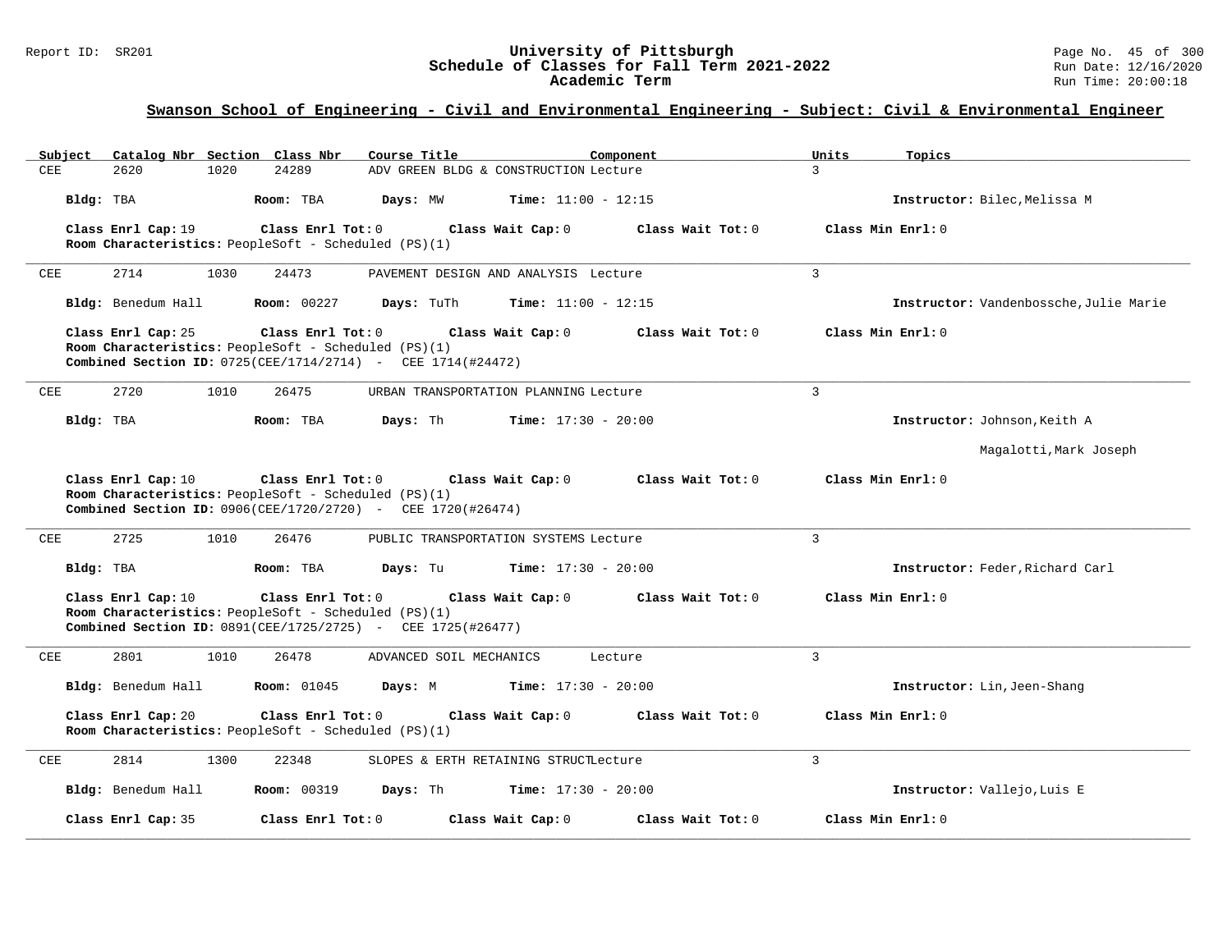## Swanson School of Engineering - Civil and Environmental Engineering - Subject: Civil & Environmental Engineer

| Subject | Catalog Nbr | Section | Class Nbr | Course Title | Component | Units | Topics |
|---|---|---|---|---|---|---|---|
| CEE | 2620 | 1020 | 24289 | ADV GREEN BLDG & CONSTRUCTION | Lecture | 3 | |

**Bldg:** TBA **Room:** TBA **Days:** MW **Time:** 11:00 - 12:15 **Instructor:** Bilec,Melissa M

**Class Enrl Cap:** 19 **Class Enrl Tot:** 0 **Class Wait Cap:** 0 **Class Wait Tot:** 0 **Class Min Enrl:** 0
**Room Characteristics:** PeopleSoft - Scheduled (PS)(1)

---

| Subject | Catalog Nbr | Section | Class Nbr | Course Title | Component | Units | Topics |
|---|---|---|---|---|---|---|---|
| CEE | 2714 | 1030 | 24473 | PAVEMENT DESIGN AND ANALYSIS | Lecture | 3 | |

**Bldg:** Benedum Hall **Room:** 00227 **Days:** TuTh **Time:** 11:00 - 12:15 **Instructor:** Vandenbossche,Julie Marie

**Class Enrl Cap:** 25 **Class Enrl Tot:** 0 **Class Wait Cap:** 0 **Class Wait Tot:** 0 **Class Min Enrl:** 0
**Room Characteristics:** PeopleSoft - Scheduled (PS)(1)
**Combined Section ID:** 0725(CEE/1714/2714) - CEE 1714(#24472)

---

| Subject | Catalog Nbr | Section | Class Nbr | Course Title | Component | Units | Topics |
|---|---|---|---|---|---|---|---|
| CEE | 2720 | 1010 | 26475 | URBAN TRANSPORTATION PLANNING | Lecture | 3 | |

**Bldg:** TBA **Room:** TBA **Days:** Th **Time:** 17:30 - 20:00 **Instructor:** Johnson,Keith A; Magalotti,Mark Joseph

**Class Enrl Cap:** 10 **Class Enrl Tot:** 0 **Class Wait Cap:** 0 **Class Wait Tot:** 0 **Class Min Enrl:** 0
**Room Characteristics:** PeopleSoft - Scheduled (PS)(1)
**Combined Section ID:** 0906(CEE/1720/2720) - CEE 1720(#26474)

---

| Subject | Catalog Nbr | Section | Class Nbr | Course Title | Component | Units | Topics |
|---|---|---|---|---|---|---|---|
| CEE | 2725 | 1010 | 26476 | PUBLIC TRANSPORTATION SYSTEMS | Lecture | 3 | |

**Bldg:** TBA **Room:** TBA **Days:** Tu **Time:** 17:30 - 20:00 **Instructor:** Feder,Richard Carl

**Class Enrl Cap:** 10 **Class Enrl Tot:** 0 **Class Wait Cap:** 0 **Class Wait Tot:** 0 **Class Min Enrl:** 0
**Room Characteristics:** PeopleSoft - Scheduled (PS)(1)
**Combined Section ID:** 0891(CEE/1725/2725) - CEE 1725(#26477)

---

| Subject | Catalog Nbr | Section | Class Nbr | Course Title | Component | Units | Topics |
|---|---|---|---|---|---|---|---|
| CEE | 2801 | 1010 | 26478 | ADVANCED SOIL MECHANICS | Lecture | 3 | |

**Bldg:** Benedum Hall **Room:** 01045 **Days:** M **Time:** 17:30 - 20:00 **Instructor:** Lin,Jeen-Shang

**Class Enrl Cap:** 20 **Class Enrl Tot:** 0 **Class Wait Cap:** 0 **Class Wait Tot:** 0 **Class Min Enrl:** 0
**Room Characteristics:** PeopleSoft - Scheduled (PS)(1)

---

| Subject | Catalog Nbr | Section | Class Nbr | Course Title | Component | Units | Topics |
|---|---|---|---|---|---|---|---|
| CEE | 2814 | 1300 | 22348 | SLOPES & ERTH RETAINING STRUCT | Lecture | 3 | |

**Bldg:** Benedum Hall **Room:** 00319 **Days:** Th **Time:** 17:30 - 20:00 **Instructor:** Vallejo,Luis E

**Class Enrl Cap:** 35 **Class Enrl Tot:** 0 **Class Wait Cap:** 0 **Class Wait Tot:** 0 **Class Min Enrl:** 0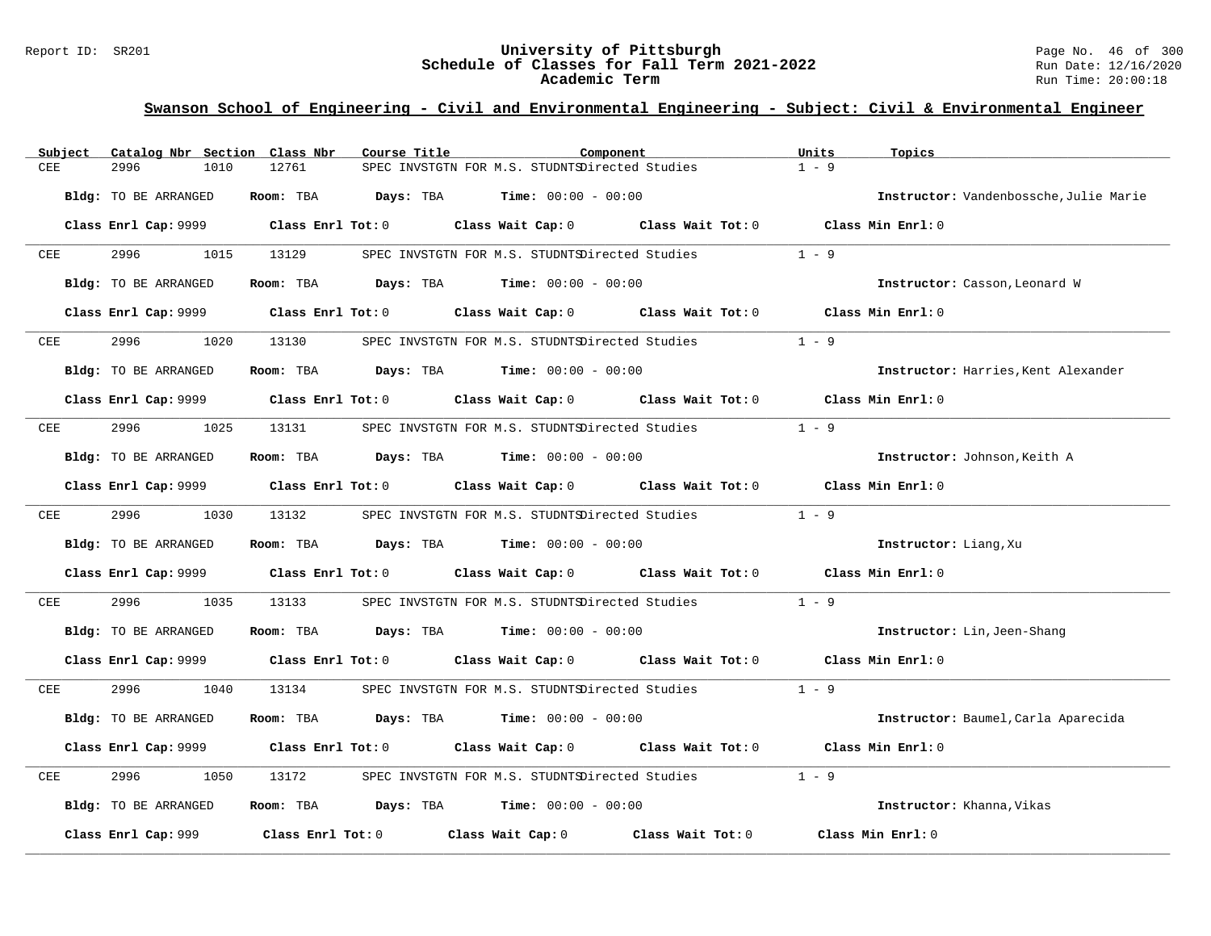## Swanson School of Engineering - Civil and Environmental Engineering - Subject: Civil & Environmental Engineer

| Subject | Catalog Nbr | Section | Class Nbr | Course Title | Component | Units | Topics |
|---|---|---|---|---|---|---|---|
| CEE | 2996 | 1010 | 12761 | SPEC INVSTGTN FOR M.S. STUDNTS | Directed Studies | 1 - 9 | |

**Bldg:** TO BE ARRANGED **Room:** TBA **Days:** TBA **Time:** 00:00 - 00:00 **Instructor:** Vandenbossche,Julie Marie

**Class Enrl Cap:** 9999 **Class Enrl Tot:** 0 **Class Wait Cap:** 0 **Class Wait Tot:** 0 **Class Min Enrl:** 0

---

| Subject | Catalog Nbr | Section | Class Nbr | Course Title | Component | Units | Topics |
|---|---|---|---|---|---|---|---|
| CEE | 2996 | 1015 | 13129 | SPEC INVSTGTN FOR M.S. STUDNTS | Directed Studies | 1 - 9 | |

**Bldg:** TO BE ARRANGED **Room:** TBA **Days:** TBA **Time:** 00:00 - 00:00 **Instructor:** Casson,Leonard W

**Class Enrl Cap:** 9999 **Class Enrl Tot:** 0 **Class Wait Cap:** 0 **Class Wait Tot:** 0 **Class Min Enrl:** 0

---

| Subject | Catalog Nbr | Section | Class Nbr | Course Title | Component | Units | Topics |
|---|---|---|---|---|---|---|---|
| CEE | 2996 | 1020 | 13130 | SPEC INVSTGTN FOR M.S. STUDNTS | Directed Studies | 1 - 9 | |

**Bldg:** TO BE ARRANGED **Room:** TBA **Days:** TBA **Time:** 00:00 - 00:00 **Instructor:** Harries,Kent Alexander

**Class Enrl Cap:** 9999 **Class Enrl Tot:** 0 **Class Wait Cap:** 0 **Class Wait Tot:** 0 **Class Min Enrl:** 0

---

| Subject | Catalog Nbr | Section | Class Nbr | Course Title | Component | Units | Topics |
|---|---|---|---|---|---|---|---|
| CEE | 2996 | 1025 | 13131 | SPEC INVSTGTN FOR M.S. STUDNTS | Directed Studies | 1 - 9 | |

**Bldg:** TO BE ARRANGED **Room:** TBA **Days:** TBA **Time:** 00:00 - 00:00 **Instructor:** Johnson,Keith A

**Class Enrl Cap:** 9999 **Class Enrl Tot:** 0 **Class Wait Cap:** 0 **Class Wait Tot:** 0 **Class Min Enrl:** 0

---

| Subject | Catalog Nbr | Section | Class Nbr | Course Title | Component | Units | Topics |
|---|---|---|---|---|---|---|---|
| CEE | 2996 | 1030 | 13132 | SPEC INVSTGTN FOR M.S. STUDNTS | Directed Studies | 1 - 9 | |

**Bldg:** TO BE ARRANGED **Room:** TBA **Days:** TBA **Time:** 00:00 - 00:00 **Instructor:** Liang,Xu

**Class Enrl Cap:** 9999 **Class Enrl Tot:** 0 **Class Wait Cap:** 0 **Class Wait Tot:** 0 **Class Min Enrl:** 0

---

| Subject | Catalog Nbr | Section | Class Nbr | Course Title | Component | Units | Topics |
|---|---|---|---|---|---|---|---|
| CEE | 2996 | 1035 | 13133 | SPEC INVSTGTN FOR M.S. STUDNTS | Directed Studies | 1 - 9 | |

**Bldg:** TO BE ARRANGED **Room:** TBA **Days:** TBA **Time:** 00:00 - 00:00 **Instructor:** Lin,Jeen-Shang

**Class Enrl Cap:** 9999 **Class Enrl Tot:** 0 **Class Wait Cap:** 0 **Class Wait Tot:** 0 **Class Min Enrl:** 0

---

| Subject | Catalog Nbr | Section | Class Nbr | Course Title | Component | Units | Topics |
|---|---|---|---|---|---|---|---|
| CEE | 2996 | 1040 | 13134 | SPEC INVSTGTN FOR M.S. STUDNTS | Directed Studies | 1 - 9 | |

**Bldg:** TO BE ARRANGED **Room:** TBA **Days:** TBA **Time:** 00:00 - 00:00 **Instructor:** Baumel,Carla Aparecida

**Class Enrl Cap:** 9999 **Class Enrl Tot:** 0 **Class Wait Cap:** 0 **Class Wait Tot:** 0 **Class Min Enrl:** 0

---

| Subject | Catalog Nbr | Section | Class Nbr | Course Title | Component | Units | Topics |
|---|---|---|---|---|---|---|---|
| CEE | 2996 | 1050 | 13172 | SPEC INVSTGTN FOR M.S. STUDNTS | Directed Studies | 1 - 9 | |

**Bldg:** TO BE ARRANGED **Room:** TBA **Days:** TBA **Time:** 00:00 - 00:00 **Instructor:** Khanna,Vikas

**Class Enrl Cap:** 999 **Class Enrl Tot:** 0 **Class Wait Cap:** 0 **Class Wait Tot:** 0 **Class Min Enrl:** 0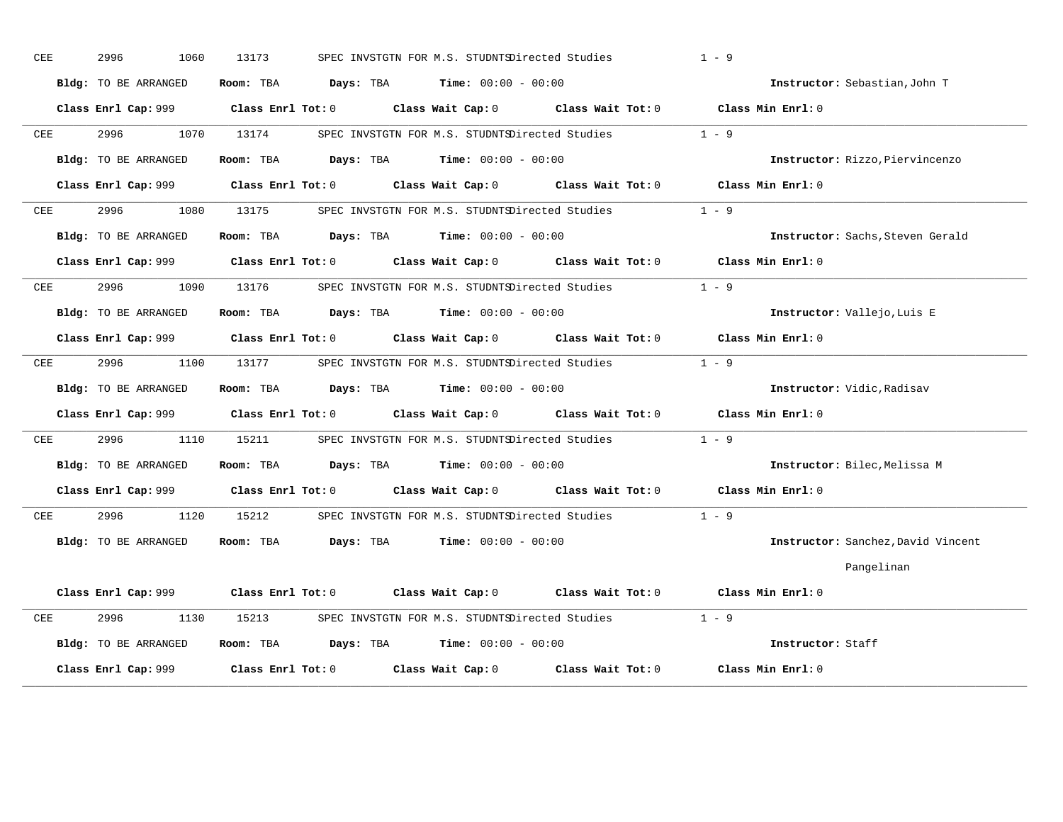CEE 2996 1060 13173 SPEC INVSTGTN FOR M.S. STUDNTS Directed Studies 1 - 9

**Bldg:** TO BE ARRANGED **Room:** TBA **Days:** TBA **Time:** 00:00 - 00:00 **Instructor:** Sebastian,John T

**Class Enrl Cap:** 999 **Class Enrl Tot:** 0 **Class Wait Cap:** 0 **Class Wait Tot:** 0 **Class Min Enrl:** 0

---

CEE 2996 1070 13174 SPEC INVSTGTN FOR M.S. STUDNTS Directed Studies 1 - 9

**Bldg:** TO BE ARRANGED **Room:** TBA **Days:** TBA **Time:** 00:00 - 00:00 **Instructor:** Rizzo,Piervincenzo

**Class Enrl Cap:** 999 **Class Enrl Tot:** 0 **Class Wait Cap:** 0 **Class Wait Tot:** 0 **Class Min Enrl:** 0

---

CEE 2996 1080 13175 SPEC INVSTGTN FOR M.S. STUDNTS Directed Studies 1 - 9

**Bldg:** TO BE ARRANGED **Room:** TBA **Days:** TBA **Time:** 00:00 - 00:00 **Instructor:** Sachs,Steven Gerald

**Class Enrl Cap:** 999 **Class Enrl Tot:** 0 **Class Wait Cap:** 0 **Class Wait Tot:** 0 **Class Min Enrl:** 0

---

CEE 2996 1090 13176 SPEC INVSTGTN FOR M.S. STUDNTS Directed Studies 1 - 9

**Bldg:** TO BE ARRANGED **Room:** TBA **Days:** TBA **Time:** 00:00 - 00:00 **Instructor:** Vallejo,Luis E

**Class Enrl Cap:** 999 **Class Enrl Tot:** 0 **Class Wait Cap:** 0 **Class Wait Tot:** 0 **Class Min Enrl:** 0

---

CEE 2996 1100 13177 SPEC INVSTGTN FOR M.S. STUDNTS Directed Studies 1 - 9

**Bldg:** TO BE ARRANGED **Room:** TBA **Days:** TBA **Time:** 00:00 - 00:00 **Instructor:** Vidic,Radisav

**Class Enrl Cap:** 999 **Class Enrl Tot:** 0 **Class Wait Cap:** 0 **Class Wait Tot:** 0 **Class Min Enrl:** 0

---

CEE 2996 1110 15211 SPEC INVSTGTN FOR M.S. STUDNTS Directed Studies 1 - 9

**Bldg:** TO BE ARRANGED **Room:** TBA **Days:** TBA **Time:** 00:00 - 00:00 **Instructor:** Bilec,Melissa M

**Class Enrl Cap:** 999 **Class Enrl Tot:** 0 **Class Wait Cap:** 0 **Class Wait Tot:** 0 **Class Min Enrl:** 0

---

CEE 2996 1120 15212 SPEC INVSTGTN FOR M.S. STUDNTS Directed Studies 1 - 9

**Bldg:** TO BE ARRANGED **Room:** TBA **Days:** TBA **Time:** 00:00 - 00:00 **Instructor:** Sanchez,David Vincent Pangelinan

**Class Enrl Cap:** 999 **Class Enrl Tot:** 0 **Class Wait Cap:** 0 **Class Wait Tot:** 0 **Class Min Enrl:** 0

---

CEE 2996 1130 15213 SPEC INVSTGTN FOR M.S. STUDNTS Directed Studies 1 - 9

**Bldg:** TO BE ARRANGED **Room:** TBA **Days:** TBA **Time:** 00:00 - 00:00 **Instructor:** Staff

**Class Enrl Cap:** 999 **Class Enrl Tot:** 0 **Class Wait Cap:** 0 **Class Wait Tot:** 0 **Class Min Enrl:** 0

---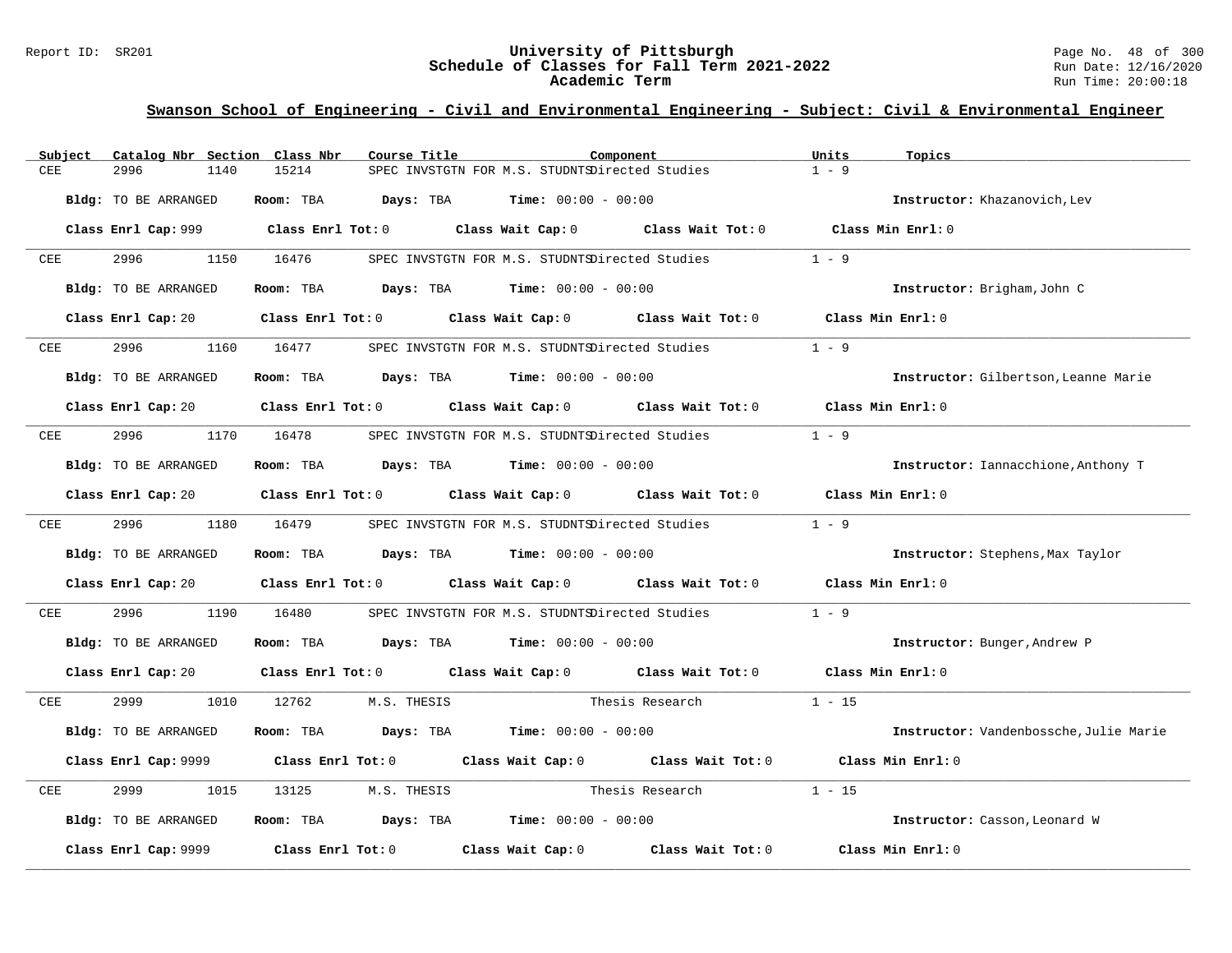## Swanson School of Engineering - Civil and Environmental Engineering - Subject: Civil & Environmental Engineer

| Subject | Catalog Nbr | Section | Class Nbr | Course Title | Component | Units | Topics |
|---|---|---|---|---|---|---|---|
| CEE | 2996 | 1140 | 15214 | SPEC INVSTGTN FOR M.S. STUDNTS | Directed Studies | 1 - 9 | |

**Bldg:** TO BE ARRANGED **Room:** TBA **Days:** TBA **Time:** 00:00 - 00:00 **Instructor:** Khazanovich,Lev

**Class Enrl Cap:** 999 **Class Enrl Tot:** 0 **Class Wait Cap:** 0 **Class Wait Tot:** 0 **Class Min Enrl:** 0

| Subject | Catalog Nbr | Section | Class Nbr | Course Title | Component | Units | Topics |
|---|---|---|---|---|---|---|---|
| CEE | 2996 | 1150 | 16476 | SPEC INVSTGTN FOR M.S. STUDNTS | Directed Studies | 1 - 9 | |

**Bldg:** TO BE ARRANGED **Room:** TBA **Days:** TBA **Time:** 00:00 - 00:00 **Instructor:** Brigham,John C

**Class Enrl Cap:** 20 **Class Enrl Tot:** 0 **Class Wait Cap:** 0 **Class Wait Tot:** 0 **Class Min Enrl:** 0

| Subject | Catalog Nbr | Section | Class Nbr | Course Title | Component | Units | Topics |
|---|---|---|---|---|---|---|---|
| CEE | 2996 | 1160 | 16477 | SPEC INVSTGTN FOR M.S. STUDNTS | Directed Studies | 1 - 9 | |

**Bldg:** TO BE ARRANGED **Room:** TBA **Days:** TBA **Time:** 00:00 - 00:00 **Instructor:** Gilbertson,Leanne Marie

**Class Enrl Cap:** 20 **Class Enrl Tot:** 0 **Class Wait Cap:** 0 **Class Wait Tot:** 0 **Class Min Enrl:** 0

| Subject | Catalog Nbr | Section | Class Nbr | Course Title | Component | Units | Topics |
|---|---|---|---|---|---|---|---|
| CEE | 2996 | 1170 | 16478 | SPEC INVSTGTN FOR M.S. STUDNTS | Directed Studies | 1 - 9 | |

**Bldg:** TO BE ARRANGED **Room:** TBA **Days:** TBA **Time:** 00:00 - 00:00 **Instructor:** Iannacchione,Anthony T

**Class Enrl Cap:** 20 **Class Enrl Tot:** 0 **Class Wait Cap:** 0 **Class Wait Tot:** 0 **Class Min Enrl:** 0

| Subject | Catalog Nbr | Section | Class Nbr | Course Title | Component | Units | Topics |
|---|---|---|---|---|---|---|---|
| CEE | 2996 | 1180 | 16479 | SPEC INVSTGTN FOR M.S. STUDNTS | Directed Studies | 1 - 9 | |

**Bldg:** TO BE ARRANGED **Room:** TBA **Days:** TBA **Time:** 00:00 - 00:00 **Instructor:** Stephens,Max Taylor

**Class Enrl Cap:** 20 **Class Enrl Tot:** 0 **Class Wait Cap:** 0 **Class Wait Tot:** 0 **Class Min Enrl:** 0

| Subject | Catalog Nbr | Section | Class Nbr | Course Title | Component | Units | Topics |
|---|---|---|---|---|---|---|---|
| CEE | 2996 | 1190 | 16480 | SPEC INVSTGTN FOR M.S. STUDNTS | Directed Studies | 1 - 9 | |

**Bldg:** TO BE ARRANGED **Room:** TBA **Days:** TBA **Time:** 00:00 - 00:00 **Instructor:** Bunger,Andrew P

**Class Enrl Cap:** 20 **Class Enrl Tot:** 0 **Class Wait Cap:** 0 **Class Wait Tot:** 0 **Class Min Enrl:** 0

| Subject | Catalog Nbr | Section | Class Nbr | Course Title | Component | Units | Topics |
|---|---|---|---|---|---|---|---|
| CEE | 2999 | 1010 | 12762 | M.S. THESIS | Thesis Research | 1 - 15 | |

**Bldg:** TO BE ARRANGED **Room:** TBA **Days:** TBA **Time:** 00:00 - 00:00 **Instructor:** Vandenbossche,Julie Marie

**Class Enrl Cap:** 9999 **Class Enrl Tot:** 0 **Class Wait Cap:** 0 **Class Wait Tot:** 0 **Class Min Enrl:** 0

| Subject | Catalog Nbr | Section | Class Nbr | Course Title | Component | Units | Topics |
|---|---|---|---|---|---|---|---|
| CEE | 2999 | 1015 | 13125 | M.S. THESIS | Thesis Research | 1 - 15 | |

**Bldg:** TO BE ARRANGED **Room:** TBA **Days:** TBA **Time:** 00:00 - 00:00 **Instructor:** Casson,Leonard W

**Class Enrl Cap:** 9999 **Class Enrl Tot:** 0 **Class Wait Cap:** 0 **Class Wait Tot:** 0 **Class Min Enrl:** 0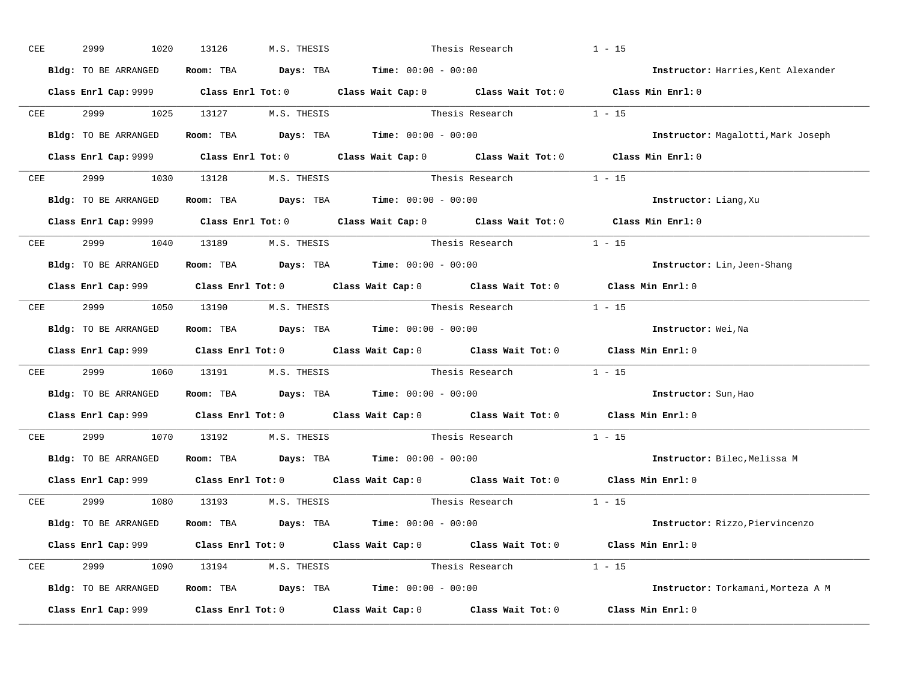CEE 2999 1020 13126 M.S. THESIS Thesis Research 1 - 15

**Bldg:** TO BE ARRANGED **Room:** TBA **Days:** TBA **Time:** 00:00 - 00:00 **Instructor:** Harries,Kent Alexander

**Class Enrl Cap:** 9999 **Class Enrl Tot:** 0 **Class Wait Cap:** 0 **Class Wait Tot:** 0 **Class Min Enrl:** 0

---

CEE 2999 1025 13127 M.S. THESIS Thesis Research 1 - 15

**Bldg:** TO BE ARRANGED **Room:** TBA **Days:** TBA **Time:** 00:00 - 00:00 **Instructor:** Magalotti,Mark Joseph

**Class Enrl Cap:** 9999 **Class Enrl Tot:** 0 **Class Wait Cap:** 0 **Class Wait Tot:** 0 **Class Min Enrl:** 0

---

CEE 2999 1030 13128 M.S. THESIS Thesis Research 1 - 15

**Bldg:** TO BE ARRANGED **Room:** TBA **Days:** TBA **Time:** 00:00 - 00:00 **Instructor:** Liang,Xu

**Class Enrl Cap:** 9999 **Class Enrl Tot:** 0 **Class Wait Cap:** 0 **Class Wait Tot:** 0 **Class Min Enrl:** 0

---

CEE 2999 1040 13189 M.S. THESIS Thesis Research 1 - 15

**Bldg:** TO BE ARRANGED **Room:** TBA **Days:** TBA **Time:** 00:00 - 00:00 **Instructor:** Lin,Jeen-Shang

**Class Enrl Cap:** 999 **Class Enrl Tot:** 0 **Class Wait Cap:** 0 **Class Wait Tot:** 0 **Class Min Enrl:** 0

---

CEE 2999 1050 13190 M.S. THESIS Thesis Research 1 - 15

**Bldg:** TO BE ARRANGED **Room:** TBA **Days:** TBA **Time:** 00:00 - 00:00 **Instructor:** Wei,Na

**Class Enrl Cap:** 999 **Class Enrl Tot:** 0 **Class Wait Cap:** 0 **Class Wait Tot:** 0 **Class Min Enrl:** 0

---

CEE 2999 1060 13191 M.S. THESIS Thesis Research 1 - 15

**Bldg:** TO BE ARRANGED **Room:** TBA **Days:** TBA **Time:** 00:00 - 00:00 **Instructor:** Sun,Hao

**Class Enrl Cap:** 999 **Class Enrl Tot:** 0 **Class Wait Cap:** 0 **Class Wait Tot:** 0 **Class Min Enrl:** 0

---

CEE 2999 1070 13192 M.S. THESIS Thesis Research 1 - 15

**Bldg:** TO BE ARRANGED **Room:** TBA **Days:** TBA **Time:** 00:00 - 00:00 **Instructor:** Bilec,Melissa M

**Class Enrl Cap:** 999 **Class Enrl Tot:** 0 **Class Wait Cap:** 0 **Class Wait Tot:** 0 **Class Min Enrl:** 0

---

CEE 2999 1080 13193 M.S. THESIS Thesis Research 1 - 15

**Bldg:** TO BE ARRANGED **Room:** TBA **Days:** TBA **Time:** 00:00 - 00:00 **Instructor:** Rizzo,Piervincenzo

**Class Enrl Cap:** 999 **Class Enrl Tot:** 0 **Class Wait Cap:** 0 **Class Wait Tot:** 0 **Class Min Enrl:** 0

---

CEE 2999 1090 13194 M.S. THESIS Thesis Research 1 - 15

**Bldg:** TO BE ARRANGED **Room:** TBA **Days:** TBA **Time:** 00:00 - 00:00 **Instructor:** Torkamani,Morteza A M

**Class Enrl Cap:** 999 **Class Enrl Tot:** 0 **Class Wait Cap:** 0 **Class Wait Tot:** 0 **Class Min Enrl:** 0

---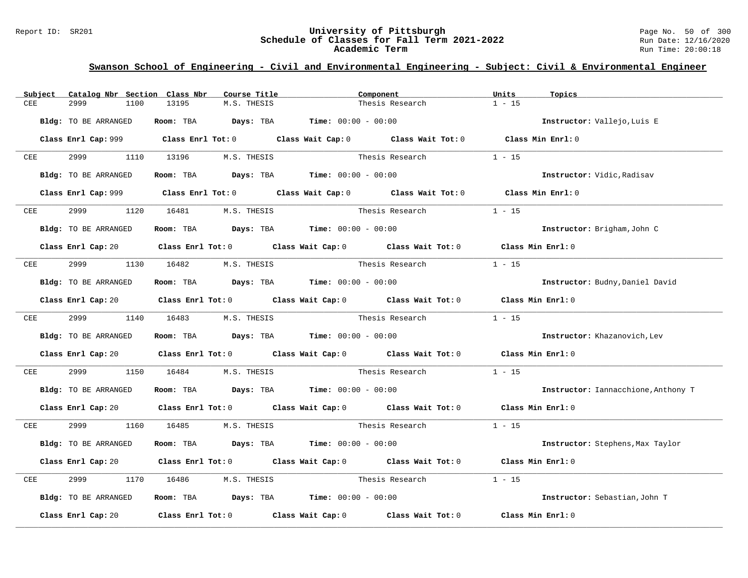## Swanson School of Engineering - Civil and Environmental Engineering - Subject: Civil & Environmental Engineer

| Subject | Catalog Nbr | Section | Class Nbr | Course Title | Component | Units | Topics |
|---|---|---|---|---|---|---|---|
| CEE | 2999 | 1100 | 13195 | M.S. THESIS | Thesis Research | 1 - 15 | |

**Bldg:** TO BE ARRANGED **Room:** TBA **Days:** TBA **Time:** 00:00 - 00:00 **Instructor:** Vallejo,Luis E

**Class Enrl Cap:** 999 **Class Enrl Tot:** 0 **Class Wait Cap:** 0 **Class Wait Tot:** 0 **Class Min Enrl:** 0

---

| Subject | Catalog Nbr | Section | Class Nbr | Course Title | Component | Units | Topics |
|---|---|---|---|---|---|---|---|
| CEE | 2999 | 1110 | 13196 | M.S. THESIS | Thesis Research | 1 - 15 | |

**Bldg:** TO BE ARRANGED **Room:** TBA **Days:** TBA **Time:** 00:00 - 00:00 **Instructor:** Vidic,Radisav

**Class Enrl Cap:** 999 **Class Enrl Tot:** 0 **Class Wait Cap:** 0 **Class Wait Tot:** 0 **Class Min Enrl:** 0

---

| Subject | Catalog Nbr | Section | Class Nbr | Course Title | Component | Units | Topics |
|---|---|---|---|---|---|---|---|
| CEE | 2999 | 1120 | 16481 | M.S. THESIS | Thesis Research | 1 - 15 | |

**Bldg:** TO BE ARRANGED **Room:** TBA **Days:** TBA **Time:** 00:00 - 00:00 **Instructor:** Brigham,John C

**Class Enrl Cap:** 20 **Class Enrl Tot:** 0 **Class Wait Cap:** 0 **Class Wait Tot:** 0 **Class Min Enrl:** 0

---

| Subject | Catalog Nbr | Section | Class Nbr | Course Title | Component | Units | Topics |
|---|---|---|---|---|---|---|---|
| CEE | 2999 | 1130 | 16482 | M.S. THESIS | Thesis Research | 1 - 15 | |

**Bldg:** TO BE ARRANGED **Room:** TBA **Days:** TBA **Time:** 00:00 - 00:00 **Instructor:** Budny,Daniel David

**Class Enrl Cap:** 20 **Class Enrl Tot:** 0 **Class Wait Cap:** 0 **Class Wait Tot:** 0 **Class Min Enrl:** 0

---

| Subject | Catalog Nbr | Section | Class Nbr | Course Title | Component | Units | Topics |
|---|---|---|---|---|---|---|---|
| CEE | 2999 | 1140 | 16483 | M.S. THESIS | Thesis Research | 1 - 15 | |

**Bldg:** TO BE ARRANGED **Room:** TBA **Days:** TBA **Time:** 00:00 - 00:00 **Instructor:** Khazanovich,Lev

**Class Enrl Cap:** 20 **Class Enrl Tot:** 0 **Class Wait Cap:** 0 **Class Wait Tot:** 0 **Class Min Enrl:** 0

---

| Subject | Catalog Nbr | Section | Class Nbr | Course Title | Component | Units | Topics |
|---|---|---|---|---|---|---|---|
| CEE | 2999 | 1150 | 16484 | M.S. THESIS | Thesis Research | 1 - 15 | |

**Bldg:** TO BE ARRANGED **Room:** TBA **Days:** TBA **Time:** 00:00 - 00:00 **Instructor:** Iannacchione,Anthony T

**Class Enrl Cap:** 20 **Class Enrl Tot:** 0 **Class Wait Cap:** 0 **Class Wait Tot:** 0 **Class Min Enrl:** 0

---

| Subject | Catalog Nbr | Section | Class Nbr | Course Title | Component | Units | Topics |
|---|---|---|---|---|---|---|---|
| CEE | 2999 | 1160 | 16485 | M.S. THESIS | Thesis Research | 1 - 15 | |

**Bldg:** TO BE ARRANGED **Room:** TBA **Days:** TBA **Time:** 00:00 - 00:00 **Instructor:** Stephens,Max Taylor

**Class Enrl Cap:** 20 **Class Enrl Tot:** 0 **Class Wait Cap:** 0 **Class Wait Tot:** 0 **Class Min Enrl:** 0

---

| Subject | Catalog Nbr | Section | Class Nbr | Course Title | Component | Units | Topics |
|---|---|---|---|---|---|---|---|
| CEE | 2999 | 1170 | 16486 | M.S. THESIS | Thesis Research | 1 - 15 | |

**Bldg:** TO BE ARRANGED **Room:** TBA **Days:** TBA **Time:** 00:00 - 00:00 **Instructor:** Sebastian,John T

**Class Enrl Cap:** 20 **Class Enrl Tot:** 0 **Class Wait Cap:** 0 **Class Wait Tot:** 0 **Class Min Enrl:** 0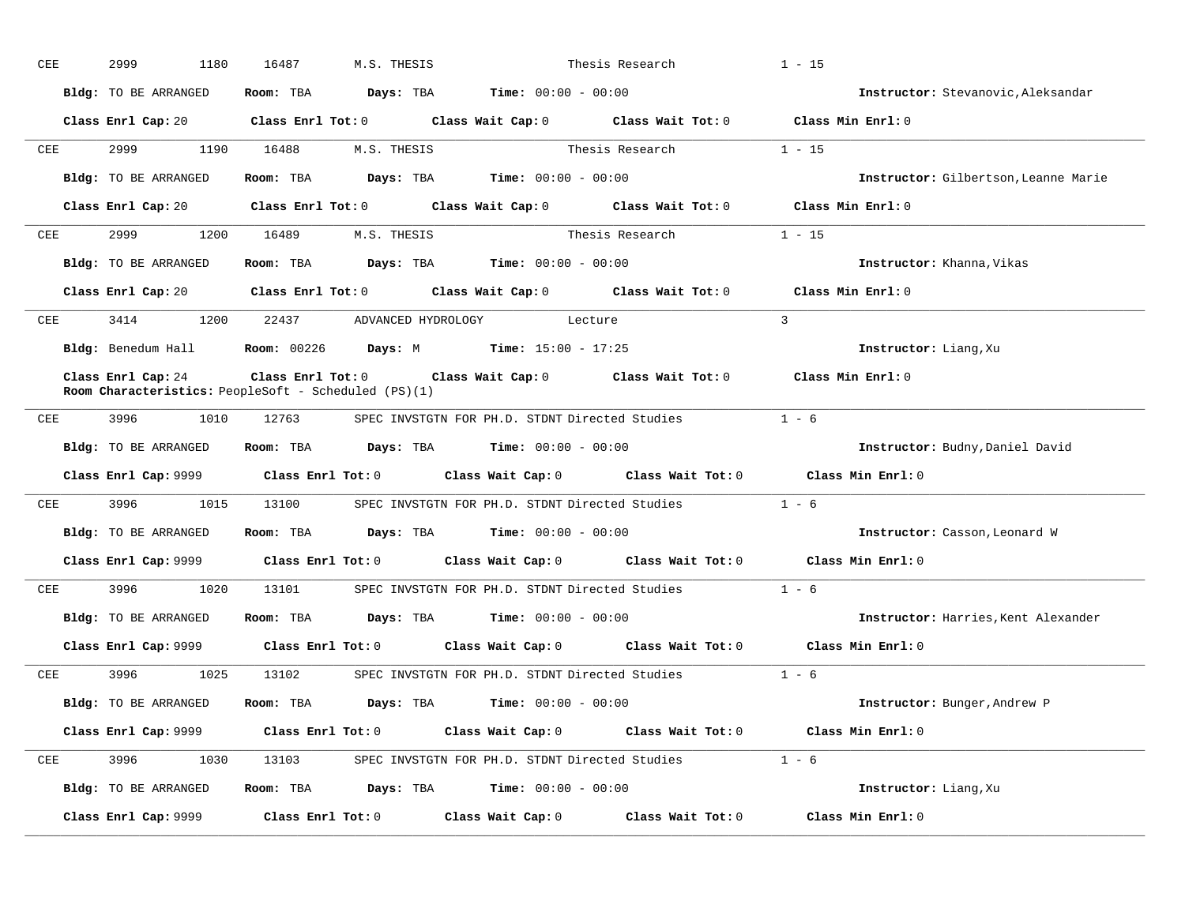CEE 2999 1180 16487 M.S. THESIS Thesis Research 1 - 15

**Bldg:** TO BE ARRANGED **Room:** TBA **Days:** TBA **Time:** 00:00 - 00:00 **Instructor:** Stevanovic,Aleksandar

**Class Enrl Cap:** 20 **Class Enrl Tot:** 0 **Class Wait Cap:** 0 **Class Wait Tot:** 0 **Class Min Enrl:** 0

---

CEE 2999 1190 16488 M.S. THESIS Thesis Research 1 - 15

**Bldg:** TO BE ARRANGED **Room:** TBA **Days:** TBA **Time:** 00:00 - 00:00 **Instructor:** Gilbertson,Leanne Marie

**Class Enrl Cap:** 20 **Class Enrl Tot:** 0 **Class Wait Cap:** 0 **Class Wait Tot:** 0 **Class Min Enrl:** 0

---

CEE 2999 1200 16489 M.S. THESIS Thesis Research 1 - 15

**Bldg:** TO BE ARRANGED **Room:** TBA **Days:** TBA **Time:** 00:00 - 00:00 **Instructor:** Khanna,Vikas

**Class Enrl Cap:** 20 **Class Enrl Tot:** 0 **Class Wait Cap:** 0 **Class Wait Tot:** 0 **Class Min Enrl:** 0

---

CEE 3414 1200 22437 ADVANCED HYDROLOGY Lecture 3

**Bldg:** Benedum Hall **Room:** 00226 **Days:** M **Time:** 15:00 - 17:25 **Instructor:** Liang,Xu

**Class Enrl Cap:** 24 **Class Enrl Tot:** 0 **Class Wait Cap:** 0 **Class Wait Tot:** 0 **Class Min Enrl:** 0
**Room Characteristics:** PeopleSoft - Scheduled (PS)(1)

---

CEE 3996 1010 12763 SPEC INVSTGTN FOR PH.D. STDNT Directed Studies 1 - 6

**Bldg:** TO BE ARRANGED **Room:** TBA **Days:** TBA **Time:** 00:00 - 00:00 **Instructor:** Budny,Daniel David

**Class Enrl Cap:** 9999 **Class Enrl Tot:** 0 **Class Wait Cap:** 0 **Class Wait Tot:** 0 **Class Min Enrl:** 0

---

CEE 3996 1015 13100 SPEC INVSTGTN FOR PH.D. STDNT Directed Studies 1 - 6

**Bldg:** TO BE ARRANGED **Room:** TBA **Days:** TBA **Time:** 00:00 - 00:00 **Instructor:** Casson,Leonard W

**Class Enrl Cap:** 9999 **Class Enrl Tot:** 0 **Class Wait Cap:** 0 **Class Wait Tot:** 0 **Class Min Enrl:** 0

---

CEE 3996 1020 13101 SPEC INVSTGTN FOR PH.D. STDNT Directed Studies 1 - 6

**Bldg:** TO BE ARRANGED **Room:** TBA **Days:** TBA **Time:** 00:00 - 00:00 **Instructor:** Harries,Kent Alexander

**Class Enrl Cap:** 9999 **Class Enrl Tot:** 0 **Class Wait Cap:** 0 **Class Wait Tot:** 0 **Class Min Enrl:** 0

---

CEE 3996 1025 13102 SPEC INVSTGTN FOR PH.D. STDNT Directed Studies 1 - 6

**Bldg:** TO BE ARRANGED **Room:** TBA **Days:** TBA **Time:** 00:00 - 00:00 **Instructor:** Bunger,Andrew P

**Class Enrl Cap:** 9999 **Class Enrl Tot:** 0 **Class Wait Cap:** 0 **Class Wait Tot:** 0 **Class Min Enrl:** 0

---

CEE 3996 1030 13103 SPEC INVSTGTN FOR PH.D. STDNT Directed Studies 1 - 6

**Bldg:** TO BE ARRANGED **Room:** TBA **Days:** TBA **Time:** 00:00 - 00:00 **Instructor:** Liang,Xu

**Class Enrl Cap:** 9999 **Class Enrl Tot:** 0 **Class Wait Cap:** 0 **Class Wait Tot:** 0 **Class Min Enrl:** 0

---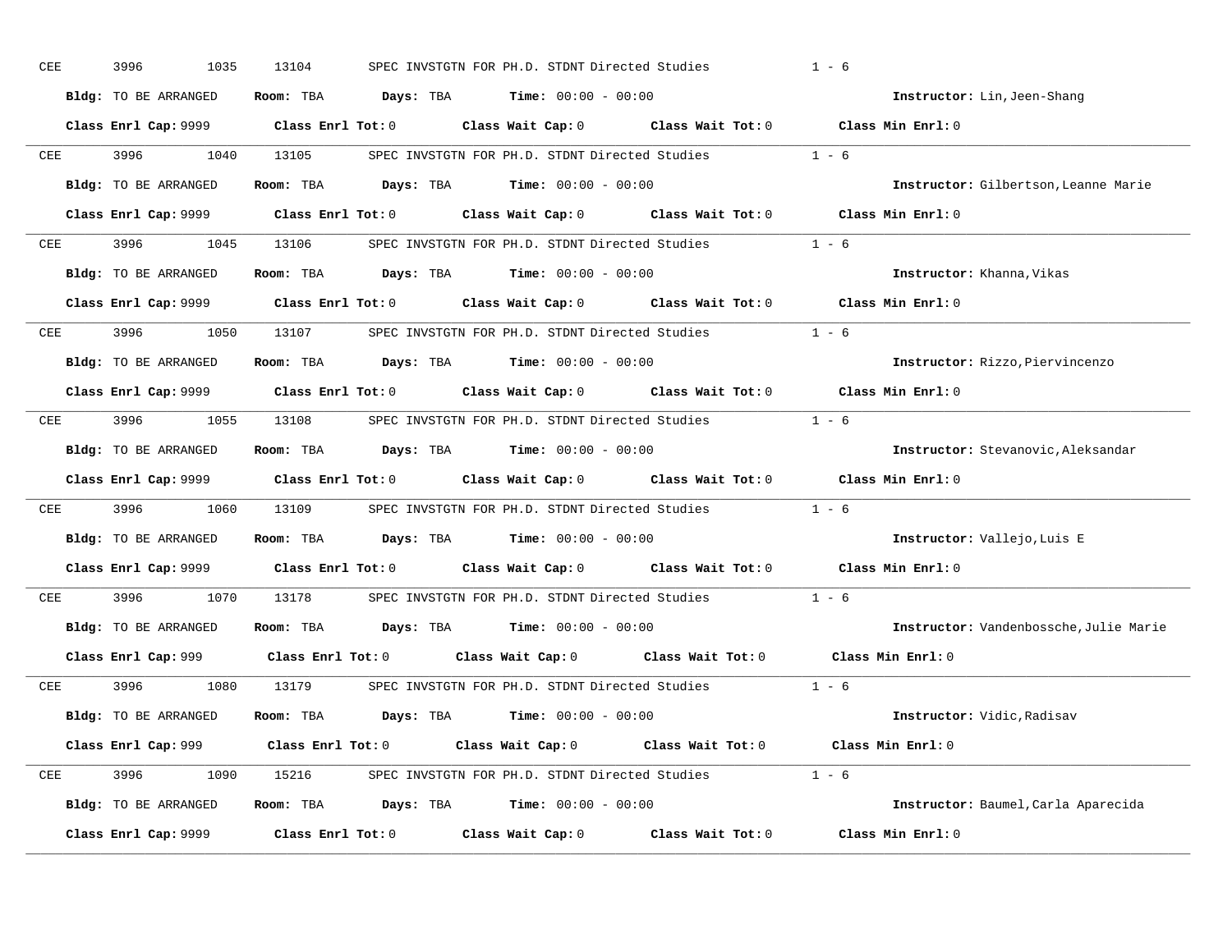CEE 3996 1035 13104 SPEC INVSTGTN FOR PH.D. STDNT Directed Studies 1 - 6

**Bldg:** TO BE ARRANGED **Room:** TBA **Days:** TBA **Time:** 00:00 - 00:00 **Instructor:** Lin,Jeen-Shang

**Class Enrl Cap:** 9999 **Class Enrl Tot:** 0 **Class Wait Cap:** 0 **Class Wait Tot:** 0 **Class Min Enrl:** 0

---

CEE 3996 1040 13105 SPEC INVSTGTN FOR PH.D. STDNT Directed Studies 1 - 6

**Bldg:** TO BE ARRANGED **Room:** TBA **Days:** TBA **Time:** 00:00 - 00:00 **Instructor:** Gilbertson,Leanne Marie

**Class Enrl Cap:** 9999 **Class Enrl Tot:** 0 **Class Wait Cap:** 0 **Class Wait Tot:** 0 **Class Min Enrl:** 0

---

CEE 3996 1045 13106 SPEC INVSTGTN FOR PH.D. STDNT Directed Studies 1 - 6

**Bldg:** TO BE ARRANGED **Room:** TBA **Days:** TBA **Time:** 00:00 - 00:00 **Instructor:** Khanna,Vikas

**Class Enrl Cap:** 9999 **Class Enrl Tot:** 0 **Class Wait Cap:** 0 **Class Wait Tot:** 0 **Class Min Enrl:** 0

---

CEE 3996 1050 13107 SPEC INVSTGTN FOR PH.D. STDNT Directed Studies 1 - 6

**Bldg:** TO BE ARRANGED **Room:** TBA **Days:** TBA **Time:** 00:00 - 00:00 **Instructor:** Rizzo,Piervincenzo

**Class Enrl Cap:** 9999 **Class Enrl Tot:** 0 **Class Wait Cap:** 0 **Class Wait Tot:** 0 **Class Min Enrl:** 0

---

CEE 3996 1055 13108 SPEC INVSTGTN FOR PH.D. STDNT Directed Studies 1 - 6

**Bldg:** TO BE ARRANGED **Room:** TBA **Days:** TBA **Time:** 00:00 - 00:00 **Instructor:** Stevanovic,Aleksandar

**Class Enrl Cap:** 9999 **Class Enrl Tot:** 0 **Class Wait Cap:** 0 **Class Wait Tot:** 0 **Class Min Enrl:** 0

---

CEE 3996 1060 13109 SPEC INVSTGTN FOR PH.D. STDNT Directed Studies 1 - 6

**Bldg:** TO BE ARRANGED **Room:** TBA **Days:** TBA **Time:** 00:00 - 00:00 **Instructor:** Vallejo,Luis E

**Class Enrl Cap:** 9999 **Class Enrl Tot:** 0 **Class Wait Cap:** 0 **Class Wait Tot:** 0 **Class Min Enrl:** 0

---

CEE 3996 1070 13178 SPEC INVSTGTN FOR PH.D. STDNT Directed Studies 1 - 6

**Bldg:** TO BE ARRANGED **Room:** TBA **Days:** TBA **Time:** 00:00 - 00:00 **Instructor:** Vandenbossche,Julie Marie

**Class Enrl Cap:** 999 **Class Enrl Tot:** 0 **Class Wait Cap:** 0 **Class Wait Tot:** 0 **Class Min Enrl:** 0

---

CEE 3996 1080 13179 SPEC INVSTGTN FOR PH.D. STDNT Directed Studies 1 - 6

**Bldg:** TO BE ARRANGED **Room:** TBA **Days:** TBA **Time:** 00:00 - 00:00 **Instructor:** Vidic,Radisav

**Class Enrl Cap:** 999 **Class Enrl Tot:** 0 **Class Wait Cap:** 0 **Class Wait Tot:** 0 **Class Min Enrl:** 0

---

CEE 3996 1090 15216 SPEC INVSTGTN FOR PH.D. STDNT Directed Studies 1 - 6

**Bldg:** TO BE ARRANGED **Room:** TBA **Days:** TBA **Time:** 00:00 - 00:00 **Instructor:** Baumel,Carla Aparecida

**Class Enrl Cap:** 9999 **Class Enrl Tot:** 0 **Class Wait Cap:** 0 **Class Wait Tot:** 0 **Class Min Enrl:** 0

---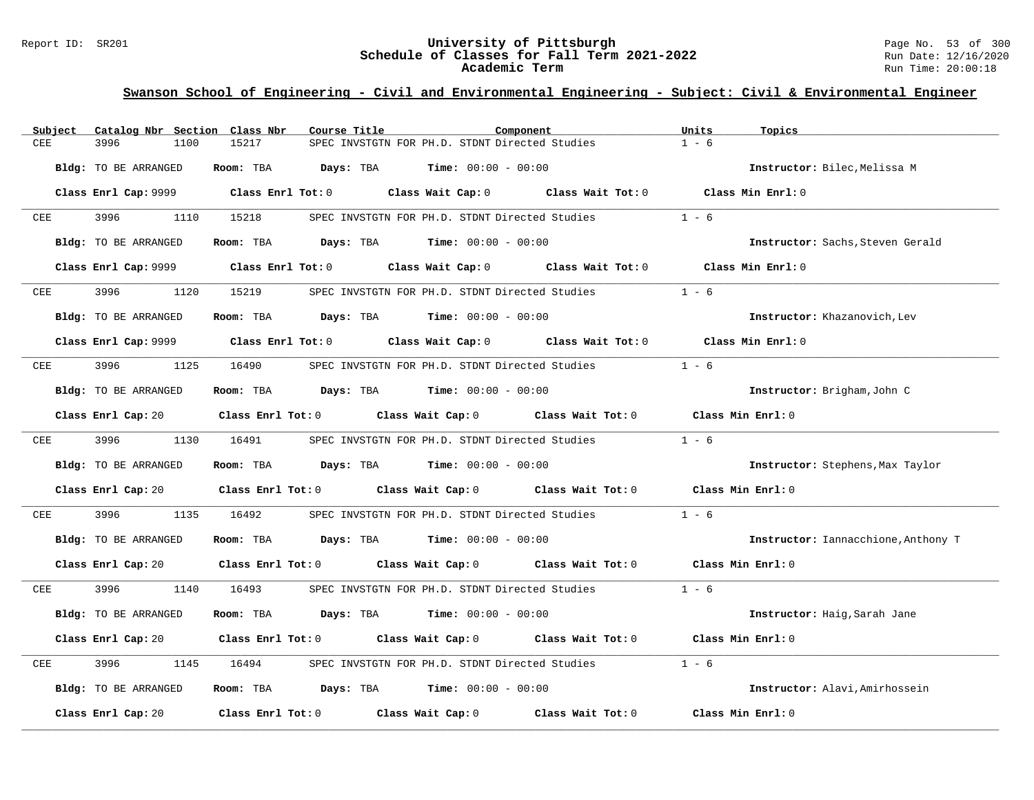## Swanson School of Engineering - Civil and Environmental Engineering - Subject: Civil & Environmental Engineer

| Subject | Catalog Nbr | Section | Class Nbr | Course Title | Component | Units | Topics |
|---|---|---|---|---|---|---|---|
| CEE | 3996 | 1100 | 15217 | SPEC INVSTGTN FOR PH.D. STDNT | Directed Studies | 1 - 6 | |

**Bldg:** TO BE ARRANGED **Room:** TBA **Days:** TBA **Time:** 00:00 - 00:00 **Instructor:** Bilec,Melissa M

**Class Enrl Cap:** 9999 **Class Enrl Tot:** 0 **Class Wait Cap:** 0 **Class Wait Tot:** 0 **Class Min Enrl:** 0

| Subject | Catalog Nbr | Section | Class Nbr | Course Title | Component | Units | Topics |
|---|---|---|---|---|---|---|---|
| CEE | 3996 | 1110 | 15218 | SPEC INVSTGTN FOR PH.D. STDNT | Directed Studies | 1 - 6 | |

**Bldg:** TO BE ARRANGED **Room:** TBA **Days:** TBA **Time:** 00:00 - 00:00 **Instructor:** Sachs,Steven Gerald

**Class Enrl Cap:** 9999 **Class Enrl Tot:** 0 **Class Wait Cap:** 0 **Class Wait Tot:** 0 **Class Min Enrl:** 0

| Subject | Catalog Nbr | Section | Class Nbr | Course Title | Component | Units | Topics |
|---|---|---|---|---|---|---|---|
| CEE | 3996 | 1120 | 15219 | SPEC INVSTGTN FOR PH.D. STDNT | Directed Studies | 1 - 6 | |

**Bldg:** TO BE ARRANGED **Room:** TBA **Days:** TBA **Time:** 00:00 - 00:00 **Instructor:** Khazanovich,Lev

**Class Enrl Cap:** 9999 **Class Enrl Tot:** 0 **Class Wait Cap:** 0 **Class Wait Tot:** 0 **Class Min Enrl:** 0

| Subject | Catalog Nbr | Section | Class Nbr | Course Title | Component | Units | Topics |
|---|---|---|---|---|---|---|---|
| CEE | 3996 | 1125 | 16490 | SPEC INVSTGTN FOR PH.D. STDNT | Directed Studies | 1 - 6 | |

**Bldg:** TO BE ARRANGED **Room:** TBA **Days:** TBA **Time:** 00:00 - 00:00 **Instructor:** Brigham,John C

**Class Enrl Cap:** 20 **Class Enrl Tot:** 0 **Class Wait Cap:** 0 **Class Wait Tot:** 0 **Class Min Enrl:** 0

| Subject | Catalog Nbr | Section | Class Nbr | Course Title | Component | Units | Topics |
|---|---|---|---|---|---|---|---|
| CEE | 3996 | 1130 | 16491 | SPEC INVSTGTN FOR PH.D. STDNT | Directed Studies | 1 - 6 | |

**Bldg:** TO BE ARRANGED **Room:** TBA **Days:** TBA **Time:** 00:00 - 00:00 **Instructor:** Stephens,Max Taylor

**Class Enrl Cap:** 20 **Class Enrl Tot:** 0 **Class Wait Cap:** 0 **Class Wait Tot:** 0 **Class Min Enrl:** 0

| Subject | Catalog Nbr | Section | Class Nbr | Course Title | Component | Units | Topics |
|---|---|---|---|---|---|---|---|
| CEE | 3996 | 1135 | 16492 | SPEC INVSTGTN FOR PH.D. STDNT | Directed Studies | 1 - 6 | |

**Bldg:** TO BE ARRANGED **Room:** TBA **Days:** TBA **Time:** 00:00 - 00:00 **Instructor:** Iannacchione,Anthony T

**Class Enrl Cap:** 20 **Class Enrl Tot:** 0 **Class Wait Cap:** 0 **Class Wait Tot:** 0 **Class Min Enrl:** 0

| Subject | Catalog Nbr | Section | Class Nbr | Course Title | Component | Units | Topics |
|---|---|---|---|---|---|---|---|
| CEE | 3996 | 1140 | 16493 | SPEC INVSTGTN FOR PH.D. STDNT | Directed Studies | 1 - 6 | |

**Bldg:** TO BE ARRANGED **Room:** TBA **Days:** TBA **Time:** 00:00 - 00:00 **Instructor:** Haig,Sarah Jane

**Class Enrl Cap:** 20 **Class Enrl Tot:** 0 **Class Wait Cap:** 0 **Class Wait Tot:** 0 **Class Min Enrl:** 0

| Subject | Catalog Nbr | Section | Class Nbr | Course Title | Component | Units | Topics |
|---|---|---|---|---|---|---|---|
| CEE | 3996 | 1145 | 16494 | SPEC INVSTGTN FOR PH.D. STDNT | Directed Studies | 1 - 6 | |

**Bldg:** TO BE ARRANGED **Room:** TBA **Days:** TBA **Time:** 00:00 - 00:00 **Instructor:** Alavi,Amirhossein

**Class Enrl Cap:** 20 **Class Enrl Tot:** 0 **Class Wait Cap:** 0 **Class Wait Tot:** 0 **Class Min Enrl:** 0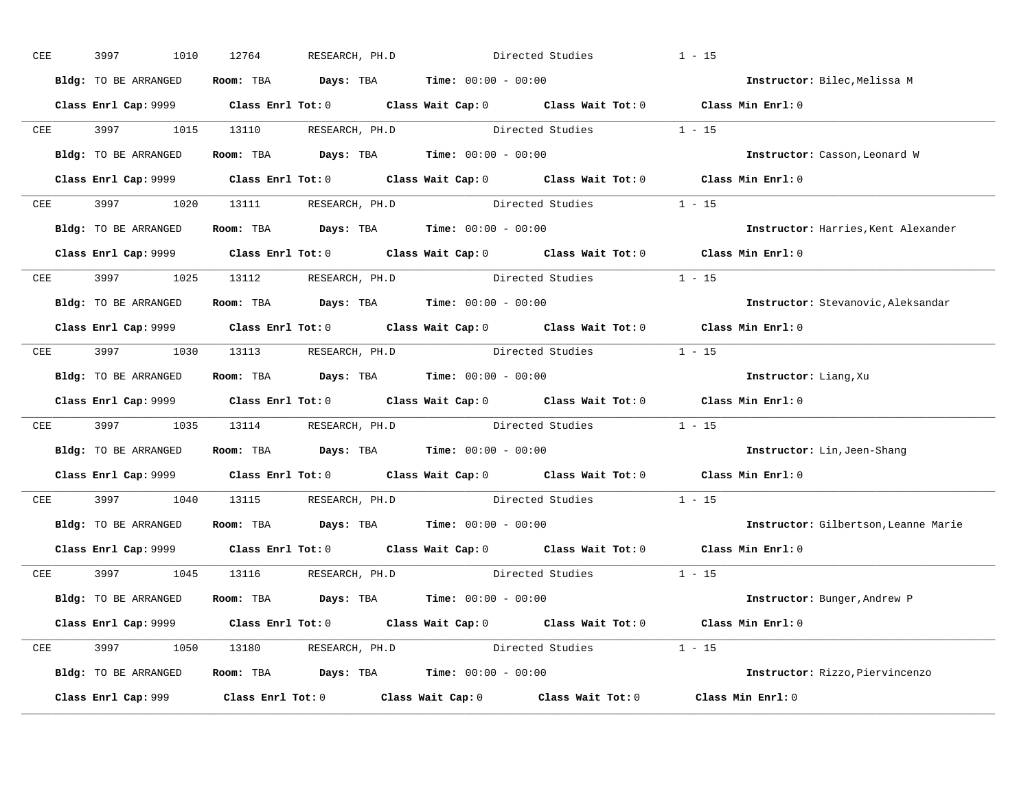CEE 3997 1010 12764 RESEARCH, PH.D Directed Studies 1 - 15

**Bldg:** TO BE ARRANGED **Room:** TBA **Days:** TBA **Time:** 00:00 - 00:00 **Instructor:** Bilec,Melissa M

**Class Enrl Cap:** 9999 **Class Enrl Tot:** 0 **Class Wait Cap:** 0 **Class Wait Tot:** 0 **Class Min Enrl:** 0

---

CEE 3997 1015 13110 RESEARCH, PH.D Directed Studies 1 - 15

**Bldg:** TO BE ARRANGED **Room:** TBA **Days:** TBA **Time:** 00:00 - 00:00 **Instructor:** Casson,Leonard W

**Class Enrl Cap:** 9999 **Class Enrl Tot:** 0 **Class Wait Cap:** 0 **Class Wait Tot:** 0 **Class Min Enrl:** 0

---

CEE 3997 1020 13111 RESEARCH, PH.D Directed Studies 1 - 15

**Bldg:** TO BE ARRANGED **Room:** TBA **Days:** TBA **Time:** 00:00 - 00:00 **Instructor:** Harries,Kent Alexander

**Class Enrl Cap:** 9999 **Class Enrl Tot:** 0 **Class Wait Cap:** 0 **Class Wait Tot:** 0 **Class Min Enrl:** 0

---

CEE 3997 1025 13112 RESEARCH, PH.D Directed Studies 1 - 15

**Bldg:** TO BE ARRANGED **Room:** TBA **Days:** TBA **Time:** 00:00 - 00:00 **Instructor:** Stevanovic,Aleksandar

**Class Enrl Cap:** 9999 **Class Enrl Tot:** 0 **Class Wait Cap:** 0 **Class Wait Tot:** 0 **Class Min Enrl:** 0

---

CEE 3997 1030 13113 RESEARCH, PH.D Directed Studies 1 - 15

**Bldg:** TO BE ARRANGED **Room:** TBA **Days:** TBA **Time:** 00:00 - 00:00 **Instructor:** Liang,Xu

**Class Enrl Cap:** 9999 **Class Enrl Tot:** 0 **Class Wait Cap:** 0 **Class Wait Tot:** 0 **Class Min Enrl:** 0

---

CEE 3997 1035 13114 RESEARCH, PH.D Directed Studies 1 - 15

**Bldg:** TO BE ARRANGED **Room:** TBA **Days:** TBA **Time:** 00:00 - 00:00 **Instructor:** Lin,Jeen-Shang

**Class Enrl Cap:** 9999 **Class Enrl Tot:** 0 **Class Wait Cap:** 0 **Class Wait Tot:** 0 **Class Min Enrl:** 0

---

CEE 3997 1040 13115 RESEARCH, PH.D Directed Studies 1 - 15

**Bldg:** TO BE ARRANGED **Room:** TBA **Days:** TBA **Time:** 00:00 - 00:00 **Instructor:** Gilbertson,Leanne Marie

**Class Enrl Cap:** 9999 **Class Enrl Tot:** 0 **Class Wait Cap:** 0 **Class Wait Tot:** 0 **Class Min Enrl:** 0

---

CEE 3997 1045 13116 RESEARCH, PH.D Directed Studies 1 - 15

**Bldg:** TO BE ARRANGED **Room:** TBA **Days:** TBA **Time:** 00:00 - 00:00 **Instructor:** Bunger,Andrew P

**Class Enrl Cap:** 9999 **Class Enrl Tot:** 0 **Class Wait Cap:** 0 **Class Wait Tot:** 0 **Class Min Enrl:** 0

---

CEE 3997 1050 13180 RESEARCH, PH.D Directed Studies 1 - 15

**Bldg:** TO BE ARRANGED **Room:** TBA **Days:** TBA **Time:** 00:00 - 00:00 **Instructor:** Rizzo,Piervincenzo

**Class Enrl Cap:** 999 **Class Enrl Tot:** 0 **Class Wait Cap:** 0 **Class Wait Tot:** 0 **Class Min Enrl:** 0

---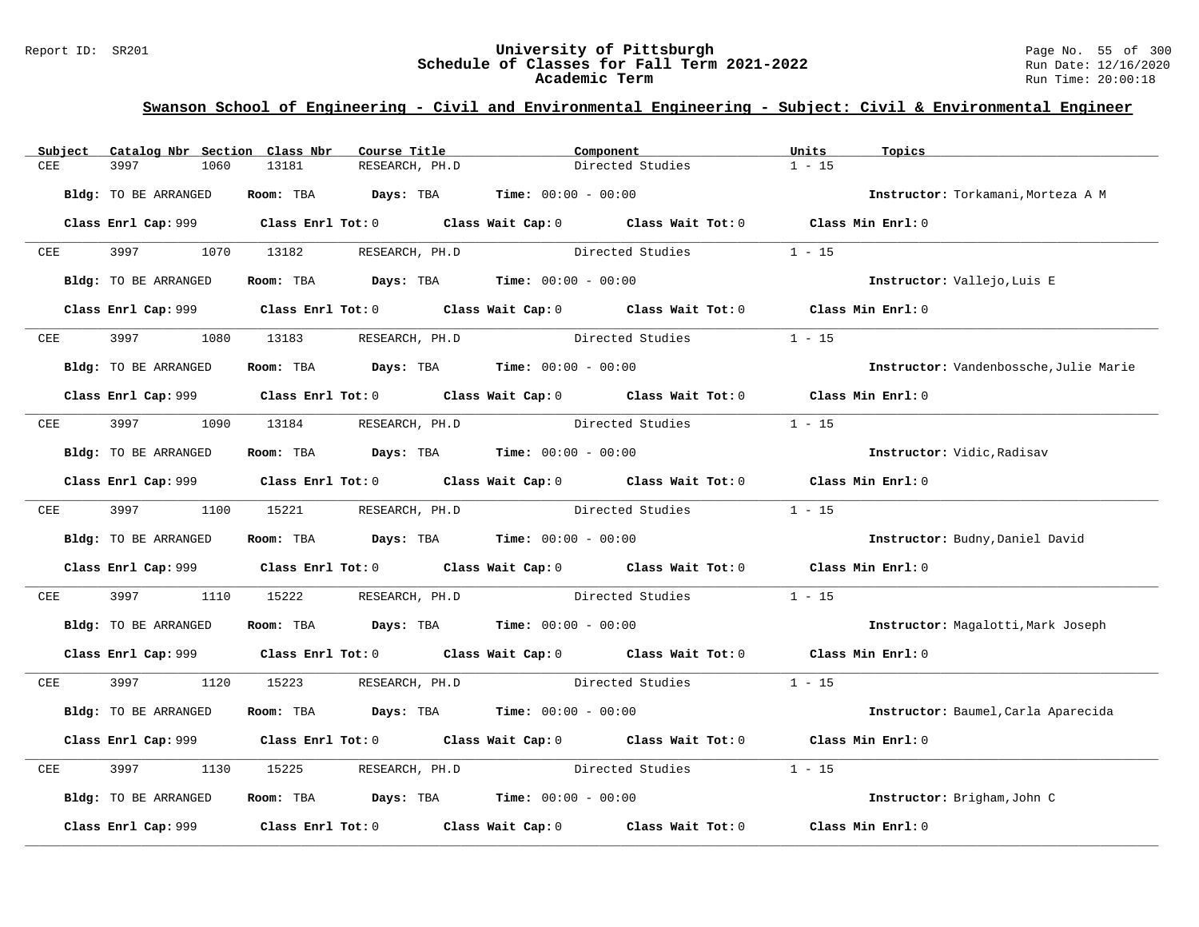## Swanson School of Engineering - Civil and Environmental Engineering - Subject: Civil & Environmental Engineer

| Subject | Catalog Nbr | Section | Class Nbr | Course Title | Component | Units | Topics |
|---|---|---|---|---|---|---|---|
| CEE | 3997 | 1060 | 13181 | RESEARCH, PH.D | Directed Studies | 1 - 15 | |

**Bldg:** TO BE ARRANGED **Room:** TBA **Days:** TBA **Time:** 00:00 - 00:00 **Instructor:** Torkamani,Morteza A M

**Class Enrl Cap:** 999 **Class Enrl Tot:** 0 **Class Wait Cap:** 0 **Class Wait Tot:** 0 **Class Min Enrl:** 0

| Subject | Catalog Nbr | Section | Class Nbr | Course Title | Component | Units | Topics |
|---|---|---|---|---|---|---|---|
| CEE | 3997 | 1070 | 13182 | RESEARCH, PH.D | Directed Studies | 1 - 15 | |

**Bldg:** TO BE ARRANGED **Room:** TBA **Days:** TBA **Time:** 00:00 - 00:00 **Instructor:** Vallejo,Luis E

**Class Enrl Cap:** 999 **Class Enrl Tot:** 0 **Class Wait Cap:** 0 **Class Wait Tot:** 0 **Class Min Enrl:** 0

| Subject | Catalog Nbr | Section | Class Nbr | Course Title | Component | Units | Topics |
|---|---|---|---|---|---|---|---|
| CEE | 3997 | 1080 | 13183 | RESEARCH, PH.D | Directed Studies | 1 - 15 | |

**Bldg:** TO BE ARRANGED **Room:** TBA **Days:** TBA **Time:** 00:00 - 00:00 **Instructor:** Vandenbossche,Julie Marie

**Class Enrl Cap:** 999 **Class Enrl Tot:** 0 **Class Wait Cap:** 0 **Class Wait Tot:** 0 **Class Min Enrl:** 0

| Subject | Catalog Nbr | Section | Class Nbr | Course Title | Component | Units | Topics |
|---|---|---|---|---|---|---|---|
| CEE | 3997 | 1090 | 13184 | RESEARCH, PH.D | Directed Studies | 1 - 15 | |

**Bldg:** TO BE ARRANGED **Room:** TBA **Days:** TBA **Time:** 00:00 - 00:00 **Instructor:** Vidic,Radisav

**Class Enrl Cap:** 999 **Class Enrl Tot:** 0 **Class Wait Cap:** 0 **Class Wait Tot:** 0 **Class Min Enrl:** 0

| Subject | Catalog Nbr | Section | Class Nbr | Course Title | Component | Units | Topics |
|---|---|---|---|---|---|---|---|
| CEE | 3997 | 1100 | 15221 | RESEARCH, PH.D | Directed Studies | 1 - 15 | |

**Bldg:** TO BE ARRANGED **Room:** TBA **Days:** TBA **Time:** 00:00 - 00:00 **Instructor:** Budny,Daniel David

**Class Enrl Cap:** 999 **Class Enrl Tot:** 0 **Class Wait Cap:** 0 **Class Wait Tot:** 0 **Class Min Enrl:** 0

| Subject | Catalog Nbr | Section | Class Nbr | Course Title | Component | Units | Topics |
|---|---|---|---|---|---|---|---|
| CEE | 3997 | 1110 | 15222 | RESEARCH, PH.D | Directed Studies | 1 - 15 | |

**Bldg:** TO BE ARRANGED **Room:** TBA **Days:** TBA **Time:** 00:00 - 00:00 **Instructor:** Magalotti,Mark Joseph

**Class Enrl Cap:** 999 **Class Enrl Tot:** 0 **Class Wait Cap:** 0 **Class Wait Tot:** 0 **Class Min Enrl:** 0

| Subject | Catalog Nbr | Section | Class Nbr | Course Title | Component | Units | Topics |
|---|---|---|---|---|---|---|---|
| CEE | 3997 | 1120 | 15223 | RESEARCH, PH.D | Directed Studies | 1 - 15 | |

**Bldg:** TO BE ARRANGED **Room:** TBA **Days:** TBA **Time:** 00:00 - 00:00 **Instructor:** Baumel,Carla Aparecida

**Class Enrl Cap:** 999 **Class Enrl Tot:** 0 **Class Wait Cap:** 0 **Class Wait Tot:** 0 **Class Min Enrl:** 0

| Subject | Catalog Nbr | Section | Class Nbr | Course Title | Component | Units | Topics |
|---|---|---|---|---|---|---|---|
| CEE | 3997 | 1130 | 15225 | RESEARCH, PH.D | Directed Studies | 1 - 15 | |

**Bldg:** TO BE ARRANGED **Room:** TBA **Days:** TBA **Time:** 00:00 - 00:00 **Instructor:** Brigham,John C

**Class Enrl Cap:** 999 **Class Enrl Tot:** 0 **Class Wait Cap:** 0 **Class Wait Tot:** 0 **Class Min Enrl:** 0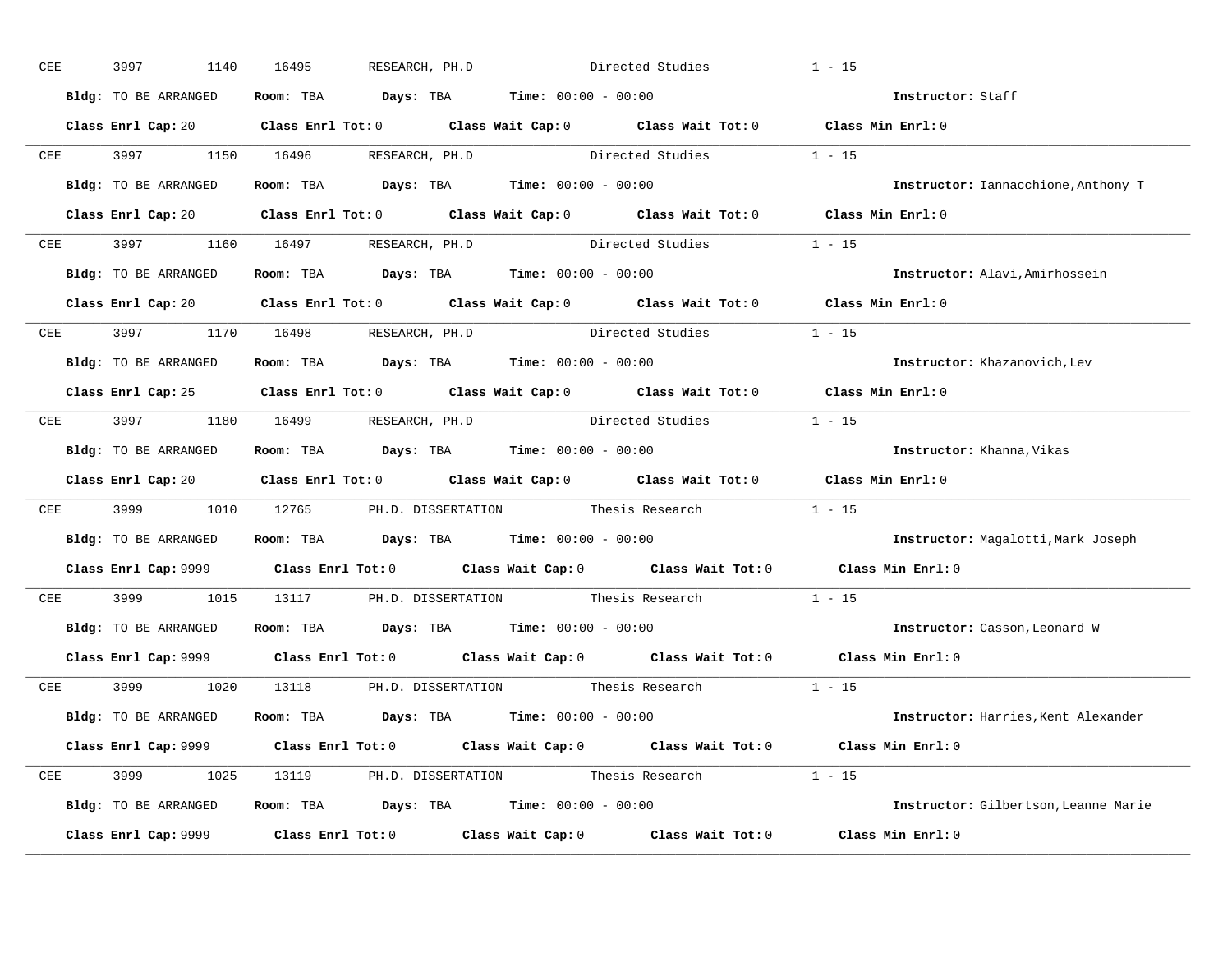CEE 3997 1140 16495 RESEARCH, PH.D Directed Studies 1 - 15

**Bldg:** TO BE ARRANGED **Room:** TBA **Days:** TBA **Time:** 00:00 - 00:00 **Instructor:** Staff

**Class Enrl Cap:** 20 **Class Enrl Tot:** 0 **Class Wait Cap:** 0 **Class Wait Tot:** 0 **Class Min Enrl:** 0

---

CEE 3997 1150 16496 RESEARCH, PH.D Directed Studies 1 - 15

**Bldg:** TO BE ARRANGED **Room:** TBA **Days:** TBA **Time:** 00:00 - 00:00 **Instructor:** Iannacchione,Anthony T

**Class Enrl Cap:** 20 **Class Enrl Tot:** 0 **Class Wait Cap:** 0 **Class Wait Tot:** 0 **Class Min Enrl:** 0

---

CEE 3997 1160 16497 RESEARCH, PH.D Directed Studies 1 - 15

**Bldg:** TO BE ARRANGED **Room:** TBA **Days:** TBA **Time:** 00:00 - 00:00 **Instructor:** Alavi,Amirhossein

**Class Enrl Cap:** 20 **Class Enrl Tot:** 0 **Class Wait Cap:** 0 **Class Wait Tot:** 0 **Class Min Enrl:** 0

---

CEE 3997 1170 16498 RESEARCH, PH.D Directed Studies 1 - 15

**Bldg:** TO BE ARRANGED **Room:** TBA **Days:** TBA **Time:** 00:00 - 00:00 **Instructor:** Khazanovich,Lev

**Class Enrl Cap:** 25 **Class Enrl Tot:** 0 **Class Wait Cap:** 0 **Class Wait Tot:** 0 **Class Min Enrl:** 0

---

CEE 3997 1180 16499 RESEARCH, PH.D Directed Studies 1 - 15

**Bldg:** TO BE ARRANGED **Room:** TBA **Days:** TBA **Time:** 00:00 - 00:00 **Instructor:** Khanna,Vikas

**Class Enrl Cap:** 20 **Class Enrl Tot:** 0 **Class Wait Cap:** 0 **Class Wait Tot:** 0 **Class Min Enrl:** 0

---

CEE 3999 1010 12765 PH.D. DISSERTATION Thesis Research 1 - 15

**Bldg:** TO BE ARRANGED **Room:** TBA **Days:** TBA **Time:** 00:00 - 00:00 **Instructor:** Magalotti,Mark Joseph

**Class Enrl Cap:** 9999 **Class Enrl Tot:** 0 **Class Wait Cap:** 0 **Class Wait Tot:** 0 **Class Min Enrl:** 0

---

CEE 3999 1015 13117 PH.D. DISSERTATION Thesis Research 1 - 15

**Bldg:** TO BE ARRANGED **Room:** TBA **Days:** TBA **Time:** 00:00 - 00:00 **Instructor:** Casson,Leonard W

**Class Enrl Cap:** 9999 **Class Enrl Tot:** 0 **Class Wait Cap:** 0 **Class Wait Tot:** 0 **Class Min Enrl:** 0

---

CEE 3999 1020 13118 PH.D. DISSERTATION Thesis Research 1 - 15

**Bldg:** TO BE ARRANGED **Room:** TBA **Days:** TBA **Time:** 00:00 - 00:00 **Instructor:** Harries,Kent Alexander

**Class Enrl Cap:** 9999 **Class Enrl Tot:** 0 **Class Wait Cap:** 0 **Class Wait Tot:** 0 **Class Min Enrl:** 0

---

CEE 3999 1025 13119 PH.D. DISSERTATION Thesis Research 1 - 15

**Bldg:** TO BE ARRANGED **Room:** TBA **Days:** TBA **Time:** 00:00 - 00:00 **Instructor:** Gilbertson,Leanne Marie

**Class Enrl Cap:** 9999 **Class Enrl Tot:** 0 **Class Wait Cap:** 0 **Class Wait Tot:** 0 **Class Min Enrl:** 0

---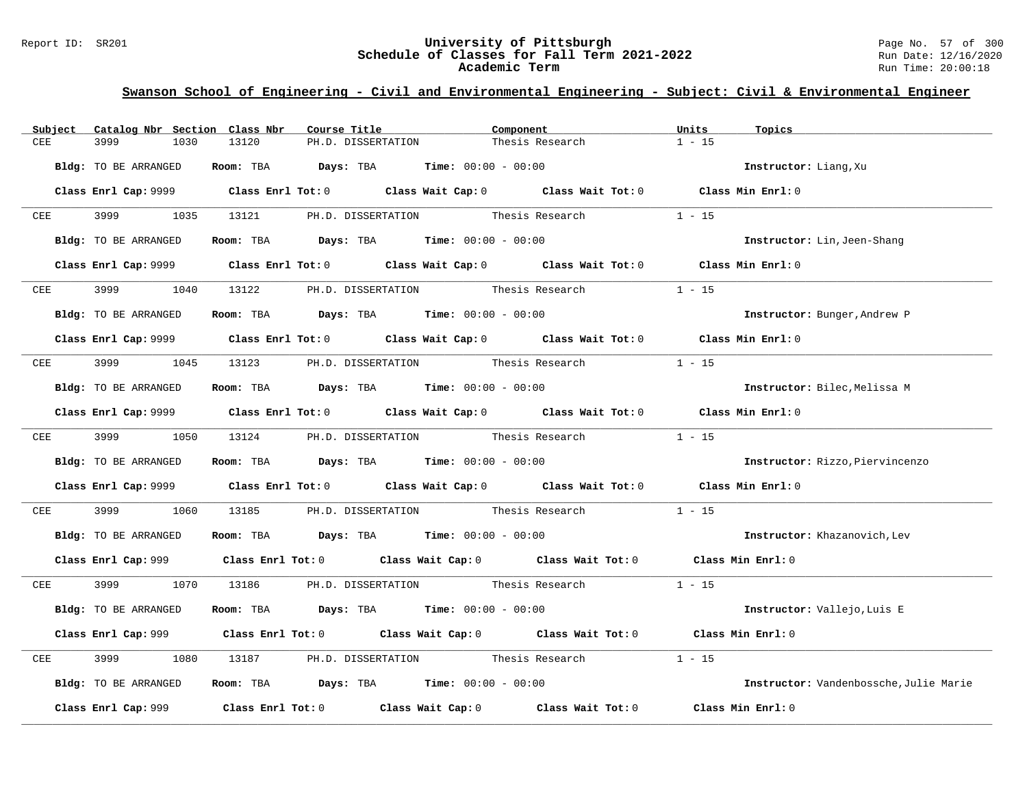## Swanson School of Engineering - Civil and Environmental Engineering - Subject: Civil & Environmental Engineer

| Subject | Catalog Nbr | Section | Class Nbr | Course Title | Component | Units | Topics |
|---|---|---|---|---|---|---|---|
| CEE | 3999 | 1030 | 13120 | PH.D. DISSERTATION | Thesis Research | 1 - 15 | |

**Bldg:** TO BE ARRANGED **Room:** TBA **Days:** TBA **Time:** 00:00 - 00:00 **Instructor:** Liang,Xu

**Class Enrl Cap:** 9999 **Class Enrl Tot:** 0 **Class Wait Cap:** 0 **Class Wait Tot:** 0 **Class Min Enrl:** 0

---

| Subject | Catalog Nbr | Section | Class Nbr | Course Title | Component | Units | Topics |
|---|---|---|---|---|---|---|---|
| CEE | 3999 | 1035 | 13121 | PH.D. DISSERTATION | Thesis Research | 1 - 15 | |

**Bldg:** TO BE ARRANGED **Room:** TBA **Days:** TBA **Time:** 00:00 - 00:00 **Instructor:** Lin,Jeen-Shang

**Class Enrl Cap:** 9999 **Class Enrl Tot:** 0 **Class Wait Cap:** 0 **Class Wait Tot:** 0 **Class Min Enrl:** 0

---

| Subject | Catalog Nbr | Section | Class Nbr | Course Title | Component | Units | Topics |
|---|---|---|---|---|---|---|---|
| CEE | 3999 | 1040 | 13122 | PH.D. DISSERTATION | Thesis Research | 1 - 15 | |

**Bldg:** TO BE ARRANGED **Room:** TBA **Days:** TBA **Time:** 00:00 - 00:00 **Instructor:** Bunger,Andrew P

**Class Enrl Cap:** 9999 **Class Enrl Tot:** 0 **Class Wait Cap:** 0 **Class Wait Tot:** 0 **Class Min Enrl:** 0

---

| Subject | Catalog Nbr | Section | Class Nbr | Course Title | Component | Units | Topics |
|---|---|---|---|---|---|---|---|
| CEE | 3999 | 1045 | 13123 | PH.D. DISSERTATION | Thesis Research | 1 - 15 | |

**Bldg:** TO BE ARRANGED **Room:** TBA **Days:** TBA **Time:** 00:00 - 00:00 **Instructor:** Bilec,Melissa M

**Class Enrl Cap:** 9999 **Class Enrl Tot:** 0 **Class Wait Cap:** 0 **Class Wait Tot:** 0 **Class Min Enrl:** 0

---

| Subject | Catalog Nbr | Section | Class Nbr | Course Title | Component | Units | Topics |
|---|---|---|---|---|---|---|---|
| CEE | 3999 | 1050 | 13124 | PH.D. DISSERTATION | Thesis Research | 1 - 15 | |

**Bldg:** TO BE ARRANGED **Room:** TBA **Days:** TBA **Time:** 00:00 - 00:00 **Instructor:** Rizzo,Piervincenzo

**Class Enrl Cap:** 9999 **Class Enrl Tot:** 0 **Class Wait Cap:** 0 **Class Wait Tot:** 0 **Class Min Enrl:** 0

---

| Subject | Catalog Nbr | Section | Class Nbr | Course Title | Component | Units | Topics |
|---|---|---|---|---|---|---|---|
| CEE | 3999 | 1060 | 13185 | PH.D. DISSERTATION | Thesis Research | 1 - 15 | |

**Bldg:** TO BE ARRANGED **Room:** TBA **Days:** TBA **Time:** 00:00 - 00:00 **Instructor:** Khazanovich,Lev

**Class Enrl Cap:** 999 **Class Enrl Tot:** 0 **Class Wait Cap:** 0 **Class Wait Tot:** 0 **Class Min Enrl:** 0

---

| Subject | Catalog Nbr | Section | Class Nbr | Course Title | Component | Units | Topics |
|---|---|---|---|---|---|---|---|
| CEE | 3999 | 1070 | 13186 | PH.D. DISSERTATION | Thesis Research | 1 - 15 | |

**Bldg:** TO BE ARRANGED **Room:** TBA **Days:** TBA **Time:** 00:00 - 00:00 **Instructor:** Vallejo,Luis E

**Class Enrl Cap:** 999 **Class Enrl Tot:** 0 **Class Wait Cap:** 0 **Class Wait Tot:** 0 **Class Min Enrl:** 0

---

| Subject | Catalog Nbr | Section | Class Nbr | Course Title | Component | Units | Topics |
|---|---|---|---|---|---|---|---|
| CEE | 3999 | 1080 | 13187 | PH.D. DISSERTATION | Thesis Research | 1 - 15 | |

**Bldg:** TO BE ARRANGED **Room:** TBA **Days:** TBA **Time:** 00:00 - 00:00 **Instructor:** Vandenbossche,Julie Marie

**Class Enrl Cap:** 999 **Class Enrl Tot:** 0 **Class Wait Cap:** 0 **Class Wait Tot:** 0 **Class Min Enrl:** 0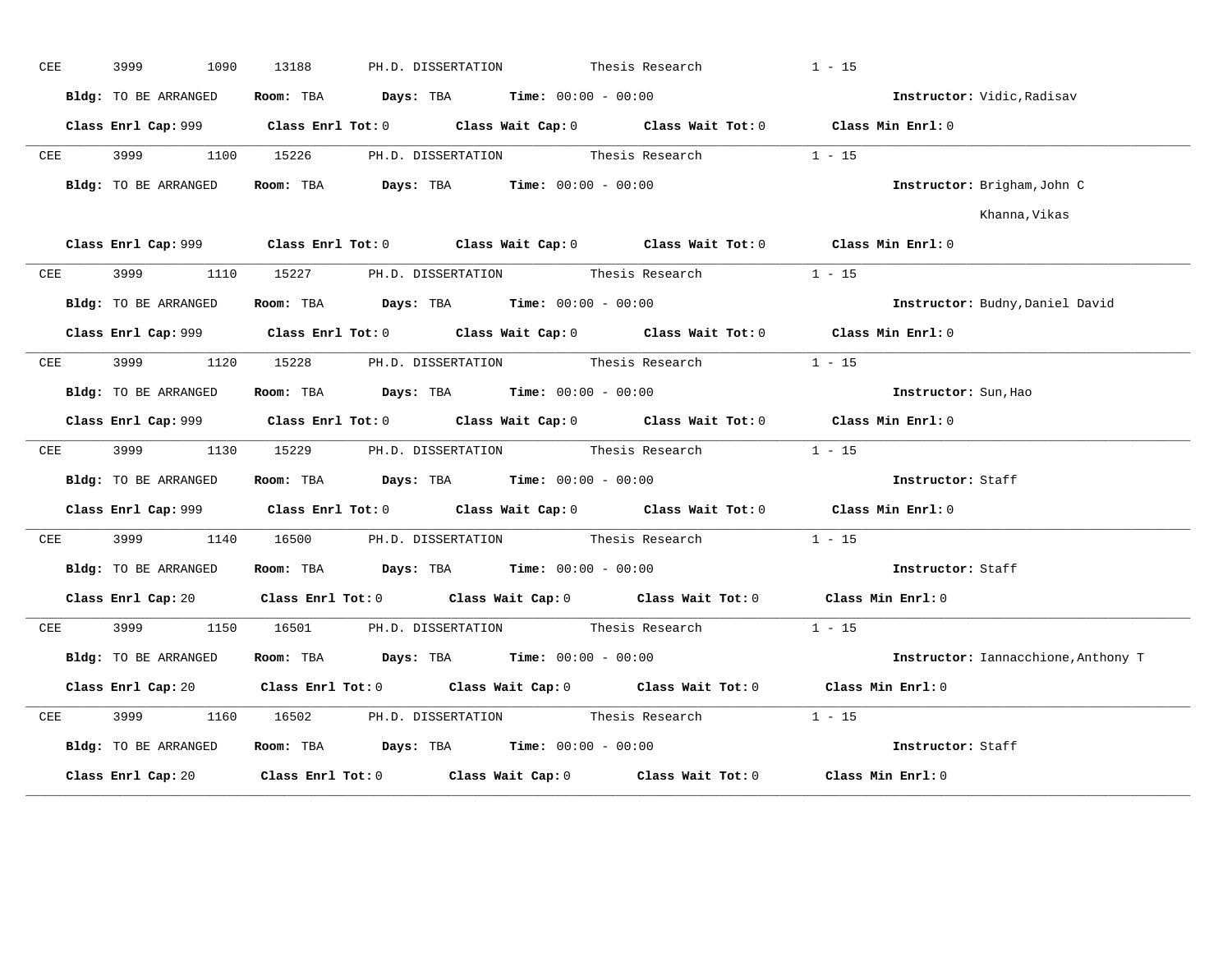CEE 3999 1090 13188 PH.D. DISSERTATION Thesis Research 1 - 15

**Bldg:** TO BE ARRANGED **Room:** TBA **Days:** TBA **Time:** 00:00 - 00:00 **Instructor:** Vidic,Radisav

**Class Enrl Cap:** 999 **Class Enrl Tot:** 0 **Class Wait Cap:** 0 **Class Wait Tot:** 0 **Class Min Enrl:** 0

---

CEE 3999 1100 15226 PH.D. DISSERTATION Thesis Research 1 - 15

**Bldg:** TO BE ARRANGED **Room:** TBA **Days:** TBA **Time:** 00:00 - 00:00 **Instructor:** Brigham,John C

Khanna,Vikas

**Class Enrl Cap:** 999 **Class Enrl Tot:** 0 **Class Wait Cap:** 0 **Class Wait Tot:** 0 **Class Min Enrl:** 0

---

CEE 3999 1110 15227 PH.D. DISSERTATION Thesis Research 1 - 15

**Bldg:** TO BE ARRANGED **Room:** TBA **Days:** TBA **Time:** 00:00 - 00:00 **Instructor:** Budny,Daniel David

**Class Enrl Cap:** 999 **Class Enrl Tot:** 0 **Class Wait Cap:** 0 **Class Wait Tot:** 0 **Class Min Enrl:** 0

---

CEE 3999 1120 15228 PH.D. DISSERTATION Thesis Research 1 - 15

**Bldg:** TO BE ARRANGED **Room:** TBA **Days:** TBA **Time:** 00:00 - 00:00 **Instructor:** Sun,Hao

**Class Enrl Cap:** 999 **Class Enrl Tot:** 0 **Class Wait Cap:** 0 **Class Wait Tot:** 0 **Class Min Enrl:** 0

---

CEE 3999 1130 15229 PH.D. DISSERTATION Thesis Research 1 - 15

**Bldg:** TO BE ARRANGED **Room:** TBA **Days:** TBA **Time:** 00:00 - 00:00 **Instructor:** Staff

**Class Enrl Cap:** 999 **Class Enrl Tot:** 0 **Class Wait Cap:** 0 **Class Wait Tot:** 0 **Class Min Enrl:** 0

---

CEE 3999 1140 16500 PH.D. DISSERTATION Thesis Research 1 - 15

**Bldg:** TO BE ARRANGED **Room:** TBA **Days:** TBA **Time:** 00:00 - 00:00 **Instructor:** Staff

**Class Enrl Cap:** 20 **Class Enrl Tot:** 0 **Class Wait Cap:** 0 **Class Wait Tot:** 0 **Class Min Enrl:** 0

---

CEE 3999 1150 16501 PH.D. DISSERTATION Thesis Research 1 - 15

**Bldg:** TO BE ARRANGED **Room:** TBA **Days:** TBA **Time:** 00:00 - 00:00 **Instructor:** Iannacchione,Anthony T

**Class Enrl Cap:** 20 **Class Enrl Tot:** 0 **Class Wait Cap:** 0 **Class Wait Tot:** 0 **Class Min Enrl:** 0

---

CEE 3999 1160 16502 PH.D. DISSERTATION Thesis Research 1 - 15

**Bldg:** TO BE ARRANGED **Room:** TBA **Days:** TBA **Time:** 00:00 - 00:00 **Instructor:** Staff

**Class Enrl Cap:** 20 **Class Enrl Tot:** 0 **Class Wait Cap:** 0 **Class Wait Tot:** 0 **Class Min Enrl:** 0

---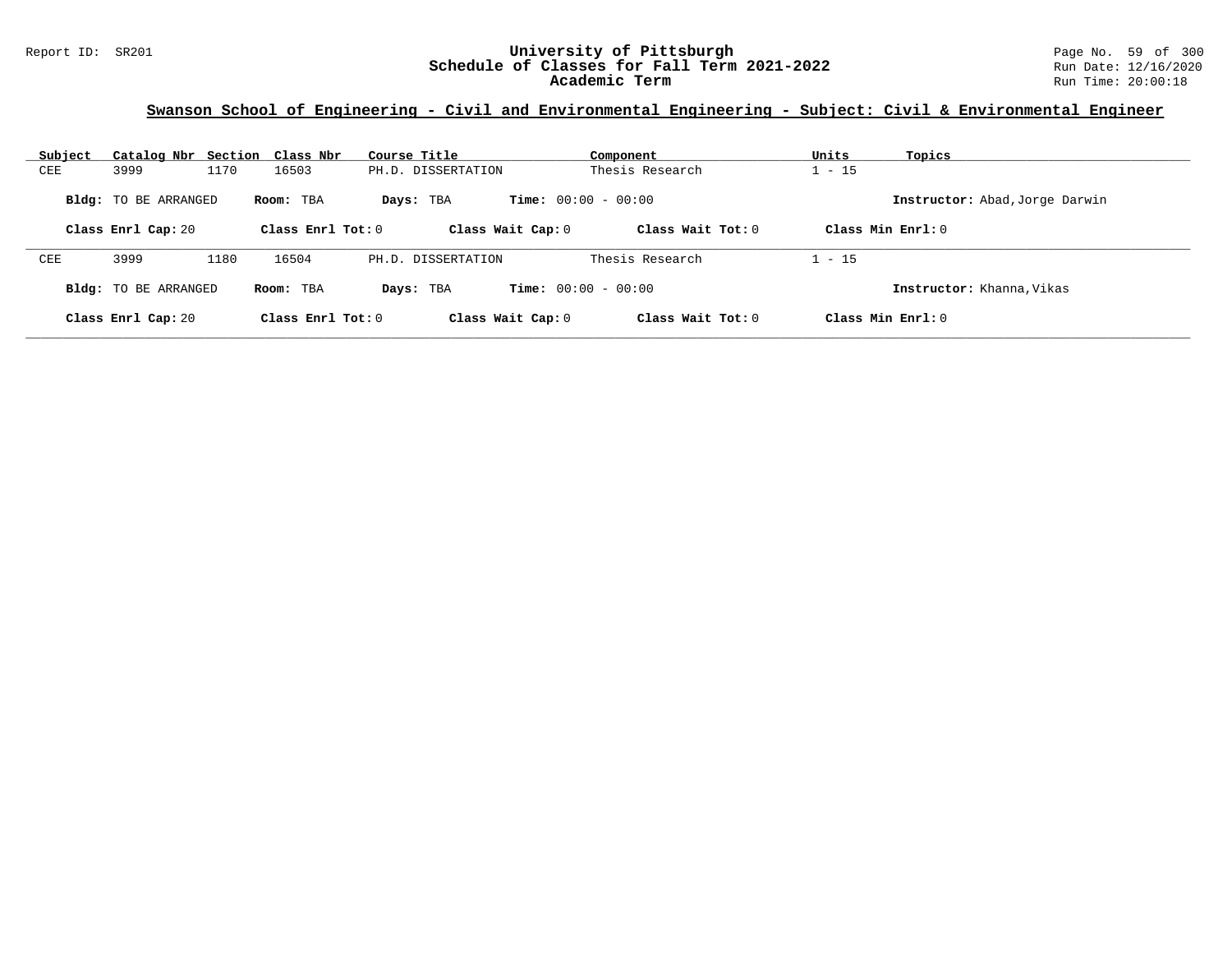## Swanson School of Engineering - Civil and Environmental Engineering - Subject: Civil & Environmental Engineer

| Subject | Catalog Nbr | Section | Class Nbr | Course Title | Component | Units | Topics |
|---|---|---|---|---|---|---|---|
| CEE | 3999 | 1170 | 16503 | PH.D. DISSERTATION | Thesis Research | 1 - 15 | |

**Bldg:** TO BE ARRANGED **Room:** TBA **Days:** TBA **Time:** 00:00 - 00:00 **Instructor:** Abad,Jorge Darwin

**Class Enrl Cap:** 20 **Class Enrl Tot:** 0 **Class Wait Cap:** 0 **Class Wait Tot:** 0 **Class Min Enrl:** 0

| Subject | Catalog Nbr | Section | Class Nbr | Course Title | Component | Units | Topics |
|---|---|---|---|---|---|---|---|
| CEE | 3999 | 1180 | 16504 | PH.D. DISSERTATION | Thesis Research | 1 - 15 | |

**Bldg:** TO BE ARRANGED **Room:** TBA **Days:** TBA **Time:** 00:00 - 00:00 **Instructor:** Khanna,Vikas

**Class Enrl Cap:** 20 **Class Enrl Tot:** 0 **Class Wait Cap:** 0 **Class Wait Tot:** 0 **Class Min Enrl:** 0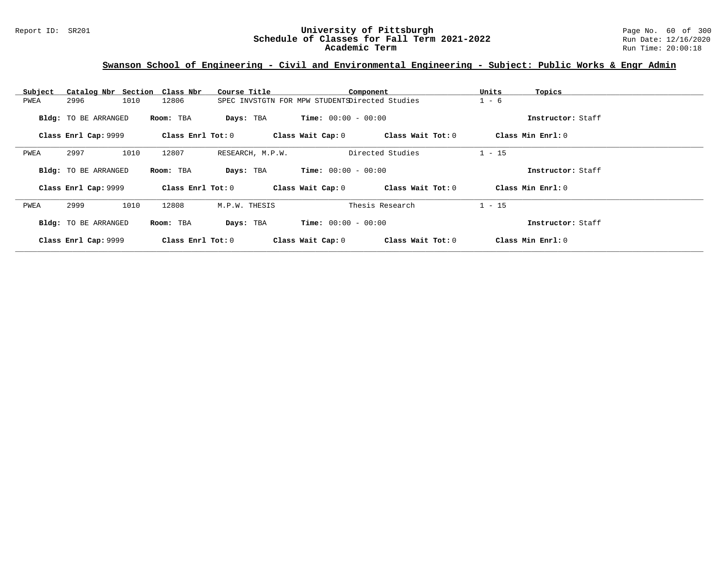## Swanson School of Engineering - Civil and Environmental Engineering - Subject: Public Works & Engr Admin

| Subject | Catalog Nbr | Section | Class Nbr | Course Title | Component | Units | Topics |
|---|---|---|---|---|---|---|---|
| PWEA | 2996 | 1010 | 12806 | SPEC INVSTGTN FOR MPW STUDENTS | Directed Studies | 1 - 6 | |

**Bldg:** TO BE ARRANGED **Room:** TBA **Days:** TBA **Time:** 00:00 - 00:00 **Instructor:** Staff

**Class Enrl Cap:** 9999 **Class Enrl Tot:** 0 **Class Wait Cap:** 0 **Class Wait Tot:** 0 **Class Min Enrl:** 0

---

| Subject | Catalog Nbr | Section | Class Nbr | Course Title | Component | Units | Topics |
|---|---|---|---|---|---|---|---|
| PWEA | 2997 | 1010 | 12807 | RESEARCH, M.P.W. | Directed Studies | 1 - 15 | |

**Bldg:** TO BE ARRANGED **Room:** TBA **Days:** TBA **Time:** 00:00 - 00:00 **Instructor:** Staff

**Class Enrl Cap:** 9999 **Class Enrl Tot:** 0 **Class Wait Cap:** 0 **Class Wait Tot:** 0 **Class Min Enrl:** 0

---

| Subject | Catalog Nbr | Section | Class Nbr | Course Title | Component | Units | Topics |
|---|---|---|---|---|---|---|---|
| PWEA | 2999 | 1010 | 12808 | M.P.W. THESIS | Thesis Research | 1 - 15 | |

**Bldg:** TO BE ARRANGED **Room:** TBA **Days:** TBA **Time:** 00:00 - 00:00 **Instructor:** Staff

**Class Enrl Cap:** 9999 **Class Enrl Tot:** 0 **Class Wait Cap:** 0 **Class Wait Tot:** 0 **Class Min Enrl:** 0

---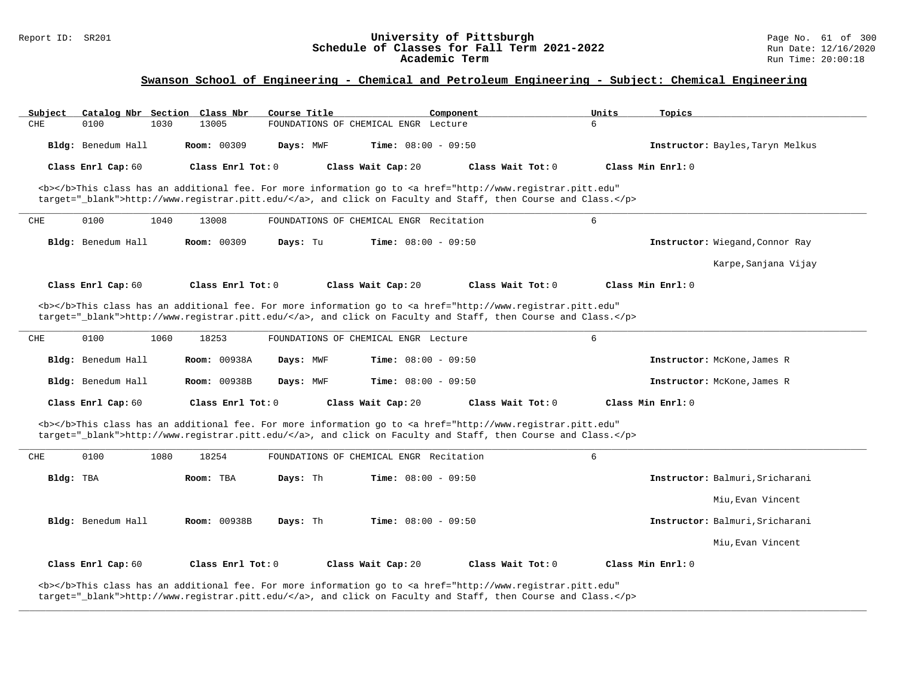## Swanson School of Engineering - Chemical and Petroleum Engineering - Subject: Chemical Engineering

| Subject | Catalog Nbr | Section | Class Nbr | Course Title | Component | Units | Topics |
|---|---|---|---|---|---|---|---|
| CHE | 0100 | 1030 | 13005 | FOUNDATIONS OF CHEMICAL ENGR | Lecture | 6 | |

**Bldg:** Benedum Hall **Room:** 00309 **Days:** MWF **Time:** 08:00 - 09:50 **Instructor:** Bayles,Taryn Melkus

**Class Enrl Cap:** 60 **Class Enrl Tot:** 0 **Class Wait Cap:** 20 **Class Wait Tot:** 0 **Class Min Enrl:** 0

<b></b>This class has an additional fee. For more information go to <a href="http://www.registrar.pitt.edu" target="_blank">http://www.registrar.pitt.edu/</a>, and click on Faculty and Staff, then Course and Class.</p>

---

| Subject | Catalog Nbr | Section | Class Nbr | Course Title | Component | Units | Topics |
|---|---|---|---|---|---|---|---|
| CHE | 0100 | 1040 | 13008 | FOUNDATIONS OF CHEMICAL ENGR | Recitation | 6 | |

**Bldg:** Benedum Hall **Room:** 00309 **Days:** Tu **Time:** 08:00 - 09:50 **Instructor:** Wiegand,Connor Ray; Karpe,Sanjana Vijay

**Class Enrl Cap:** 60 **Class Enrl Tot:** 0 **Class Wait Cap:** 20 **Class Wait Tot:** 0 **Class Min Enrl:** 0

<b></b>This class has an additional fee. For more information go to <a href="http://www.registrar.pitt.edu" target="_blank">http://www.registrar.pitt.edu/</a>, and click on Faculty and Staff, then Course and Class.</p>

---

| Subject | Catalog Nbr | Section | Class Nbr | Course Title | Component | Units | Topics |
|---|---|---|---|---|---|---|---|
| CHE | 0100 | 1060 | 18253 | FOUNDATIONS OF CHEMICAL ENGR | Lecture | 6 | |

**Bldg:** Benedum Hall **Room:** 00938A **Days:** MWF **Time:** 08:00 - 09:50 **Instructor:** McKone,James R

**Bldg:** Benedum Hall **Room:** 00938B **Days:** MWF **Time:** 08:00 - 09:50 **Instructor:** McKone,James R

**Class Enrl Cap:** 60 **Class Enrl Tot:** 0 **Class Wait Cap:** 20 **Class Wait Tot:** 0 **Class Min Enrl:** 0

<b></b>This class has an additional fee. For more information go to <a href="http://www.registrar.pitt.edu" target="_blank">http://www.registrar.pitt.edu/</a>, and click on Faculty and Staff, then Course and Class.</p>

---

| Subject | Catalog Nbr | Section | Class Nbr | Course Title | Component | Units | Topics |
|---|---|---|---|---|---|---|---|
| CHE | 0100 | 1080 | 18254 | FOUNDATIONS OF CHEMICAL ENGR | Recitation | 6 | |

**Bldg:** TBA **Room:** TBA **Days:** Th **Time:** 08:00 - 09:50 **Instructor:** Balmuri,Sricharani; Miu,Evan Vincent

**Bldg:** Benedum Hall **Room:** 00938B **Days:** Th **Time:** 08:00 - 09:50 **Instructor:** Balmuri,Sricharani; Miu,Evan Vincent

**Class Enrl Cap:** 60 **Class Enrl Tot:** 0 **Class Wait Cap:** 20 **Class Wait Tot:** 0 **Class Min Enrl:** 0

<b></b>This class has an additional fee. For more information go to <a href="http://www.registrar.pitt.edu" target="_blank">http://www.registrar.pitt.edu/</a>, and click on Faculty and Staff, then Course and Class.</p>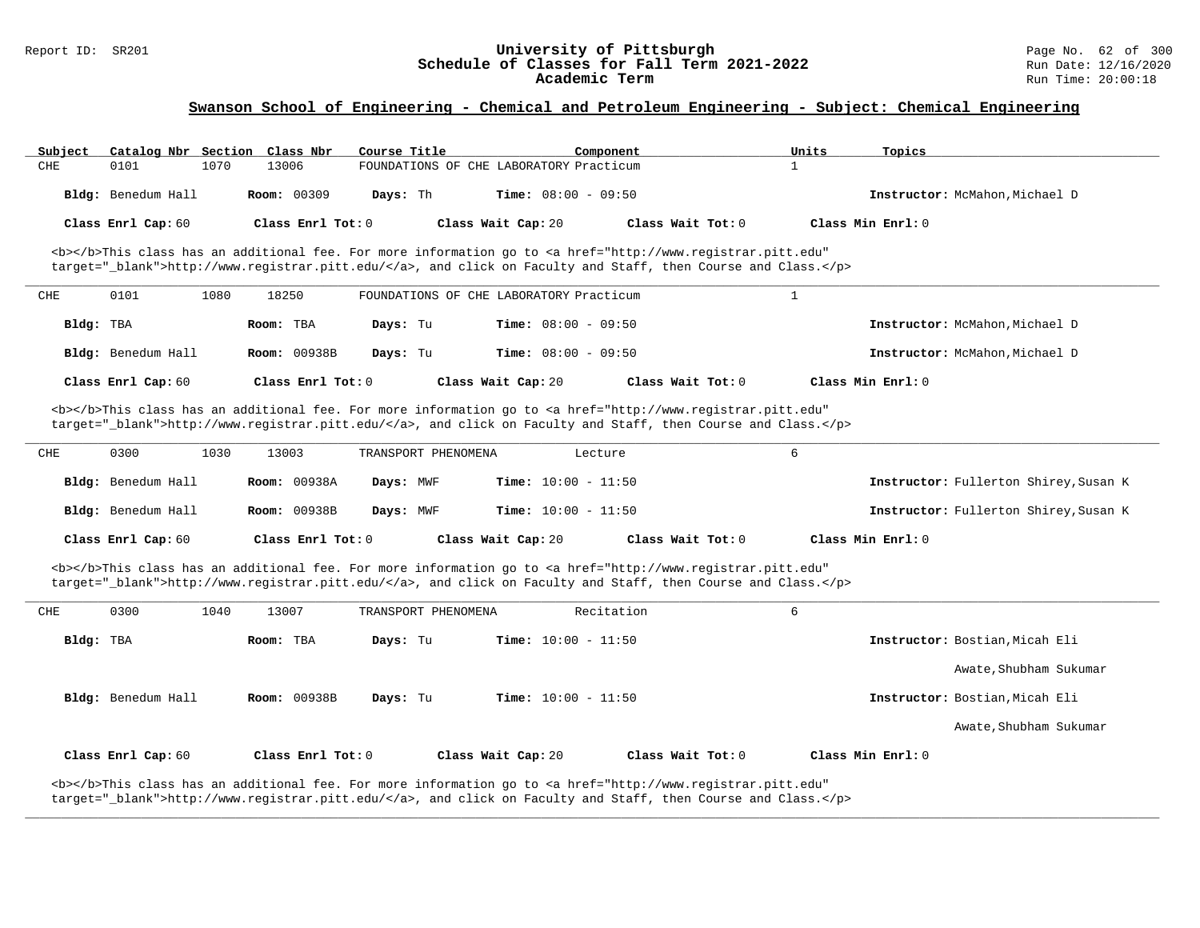## Swanson School of Engineering - Chemical and Petroleum Engineering - Subject: Chemical Engineering

| Subject | Catalog Nbr | Section | Class Nbr | Course Title | Component | Units | Topics |
|---|---|---|---|---|---|---|---|
| CHE | 0101 | 1070 | 13006 | FOUNDATIONS OF CHE LABORATORY | Practicum | 1 | |

**Bldg:** Benedum Hall **Room:** 00309 **Days:** Th **Time:** 08:00 - 09:50 **Instructor:** McMahon,Michael D

**Class Enrl Cap:** 60 **Class Enrl Tot:** 0 **Class Wait Cap:** 20 **Class Wait Tot:** 0 **Class Min Enrl:** 0

<b></b>This class has an additional fee. For more information go to <a href="http://www.registrar.pitt.edu" target="_blank">http://www.registrar.pitt.edu/</a>, and click on Faculty and Staff, then Course and Class.</p>

---

| Subject | Catalog Nbr | Section | Class Nbr | Course Title | Component | Units | Topics |
|---|---|---|---|---|---|---|---|
| CHE | 0101 | 1080 | 18250 | FOUNDATIONS OF CHE LABORATORY | Practicum | 1 | |

**Bldg:** TBA **Room:** TBA **Days:** Tu **Time:** 08:00 - 09:50 **Instructor:** McMahon,Michael D

**Bldg:** Benedum Hall **Room:** 00938B **Days:** Tu **Time:** 08:00 - 09:50 **Instructor:** McMahon,Michael D

**Class Enrl Cap:** 60 **Class Enrl Tot:** 0 **Class Wait Cap:** 20 **Class Wait Tot:** 0 **Class Min Enrl:** 0

<b></b>This class has an additional fee. For more information go to <a href="http://www.registrar.pitt.edu" target="_blank">http://www.registrar.pitt.edu/</a>, and click on Faculty and Staff, then Course and Class.</p>

---

| Subject | Catalog Nbr | Section | Class Nbr | Course Title | Component | Units | Topics |
|---|---|---|---|---|---|---|---|
| CHE | 0300 | 1030 | 13003 | TRANSPORT PHENOMENA | Lecture | 6 | |

**Bldg:** Benedum Hall **Room:** 00938A **Days:** MWF **Time:** 10:00 - 11:50 **Instructor:** Fullerton Shirey,Susan K

**Bldg:** Benedum Hall **Room:** 00938B **Days:** MWF **Time:** 10:00 - 11:50 **Instructor:** Fullerton Shirey,Susan K

**Class Enrl Cap:** 60 **Class Enrl Tot:** 0 **Class Wait Cap:** 20 **Class Wait Tot:** 0 **Class Min Enrl:** 0

<b></b>This class has an additional fee. For more information go to <a href="http://www.registrar.pitt.edu" target="_blank">http://www.registrar.pitt.edu/</a>, and click on Faculty and Staff, then Course and Class.</p>

---

| Subject | Catalog Nbr | Section | Class Nbr | Course Title | Component | Units | Topics |
|---|---|---|---|---|---|---|---|
| CHE | 0300 | 1040 | 13007 | TRANSPORT PHENOMENA | Recitation | 6 | |

**Bldg:** TBA **Room:** TBA **Days:** Tu **Time:** 10:00 - 11:50 **Instructor:** Bostian,Micah Eli; Awate,Shubham Sukumar

**Bldg:** Benedum Hall **Room:** 00938B **Days:** Tu **Time:** 10:00 - 11:50 **Instructor:** Bostian,Micah Eli; Awate,Shubham Sukumar

**Class Enrl Cap:** 60 **Class Enrl Tot:** 0 **Class Wait Cap:** 20 **Class Wait Tot:** 0 **Class Min Enrl:** 0

<b></b>This class has an additional fee. For more information go to <a href="http://www.registrar.pitt.edu" target="_blank">http://www.registrar.pitt.edu/</a>, and click on Faculty and Staff, then Course and Class.</p>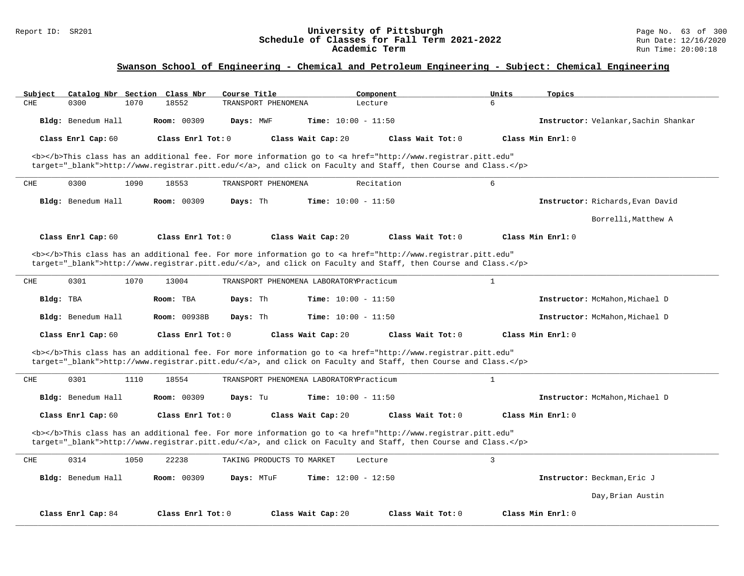## Swanson School of Engineering - Chemical and Petroleum Engineering - Subject: Chemical Engineering

| Subject | Catalog Nbr | Section | Class Nbr | Course Title | Component | Units | Topics |
|---|---|---|---|---|---|---|---|
| CHE | 0300 | 1070 | 18552 | TRANSPORT PHENOMENA | Lecture | 6 | |

**Bldg:** Benedum Hall **Room:** 00309 **Days:** MWF **Time:** 10:00 - 11:50 **Instructor:** Velankar,Sachin Shankar

**Class Enrl Cap:** 60 **Class Enrl Tot:** 0 **Class Wait Cap:** 20 **Class Wait Tot:** 0 **Class Min Enrl:** 0

<b></b>This class has an additional fee. For more information go to <a href="http://www.registrar.pitt.edu" target="_blank">http://www.registrar.pitt.edu/</a>, and click on Faculty and Staff, then Course and Class.</p>

---

| Subject | Catalog Nbr | Section | Class Nbr | Course Title | Component | Units | Topics |
|---|---|---|---|---|---|---|---|
| CHE | 0300 | 1090 | 18553 | TRANSPORT PHENOMENA | Recitation | 6 | |

**Bldg:** Benedum Hall **Room:** 00309 **Days:** Th **Time:** 10:00 - 11:50 **Instructor:** Richards,Evan David; Borrelli,Matthew A

**Class Enrl Cap:** 60 **Class Enrl Tot:** 0 **Class Wait Cap:** 20 **Class Wait Tot:** 0 **Class Min Enrl:** 0

<b></b>This class has an additional fee. For more information go to <a href="http://www.registrar.pitt.edu" target="_blank">http://www.registrar.pitt.edu/</a>, and click on Faculty and Staff, then Course and Class.</p>

---

| Subject | Catalog Nbr | Section | Class Nbr | Course Title | Component | Units | Topics |
|---|---|---|---|---|---|---|---|
| CHE | 0301 | 1070 | 13004 | TRANSPORT PHENOMENA LABORATORY | Practicum | 1 | |

**Bldg:** TBA **Room:** TBA **Days:** Th **Time:** 10:00 - 11:50 **Instructor:** McMahon,Michael D

**Bldg:** Benedum Hall **Room:** 00938B **Days:** Th **Time:** 10:00 - 11:50 **Instructor:** McMahon,Michael D

**Class Enrl Cap:** 60 **Class Enrl Tot:** 0 **Class Wait Cap:** 20 **Class Wait Tot:** 0 **Class Min Enrl:** 0

<b></b>This class has an additional fee. For more information go to <a href="http://www.registrar.pitt.edu" target="_blank">http://www.registrar.pitt.edu/</a>, and click on Faculty and Staff, then Course and Class.</p>

---

| Subject | Catalog Nbr | Section | Class Nbr | Course Title | Component | Units | Topics |
|---|---|---|---|---|---|---|---|
| CHE | 0301 | 1110 | 18554 | TRANSPORT PHENOMENA LABORATORY | Practicum | 1 | |

**Bldg:** Benedum Hall **Room:** 00309 **Days:** Tu **Time:** 10:00 - 11:50 **Instructor:** McMahon,Michael D

**Class Enrl Cap:** 60 **Class Enrl Tot:** 0 **Class Wait Cap:** 20 **Class Wait Tot:** 0 **Class Min Enrl:** 0

<b></b>This class has an additional fee. For more information go to <a href="http://www.registrar.pitt.edu" target="_blank">http://www.registrar.pitt.edu/</a>, and click on Faculty and Staff, then Course and Class.</p>

---

| Subject | Catalog Nbr | Section | Class Nbr | Course Title | Component | Units | Topics |
|---|---|---|---|---|---|---|---|
| CHE | 0314 | 1050 | 22238 | TAKING PRODUCTS TO MARKET | Lecture | 3 | |

**Bldg:** Benedum Hall **Room:** 00309 **Days:** MTuF **Time:** 12:00 - 12:50 **Instructor:** Beckman,Eric J; Day,Brian Austin

**Class Enrl Cap:** 84 **Class Enrl Tot:** 0 **Class Wait Cap:** 20 **Class Wait Tot:** 0 **Class Min Enrl:** 0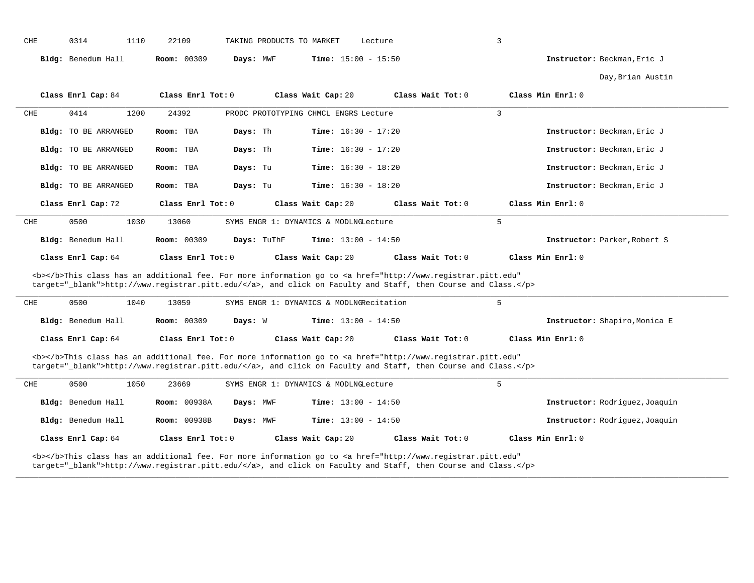CHE 0314 1110 22109 TAKING PRODUCTS TO MARKET Lecture 3

**Bldg:** Benedum Hall **Room:** 00309 **Days:** MWF **Time:** 15:00 - 15:50 **Instructor:** Beckman,Eric J
Day,Brian Austin

**Class Enrl Cap:** 84 **Class Enrl Tot:** 0 **Class Wait Cap:** 20 **Class Wait Tot:** 0 **Class Min Enrl:** 0

---

CHE 0414 1200 24392 PRODC PROTOTYPING CHMCL ENGRS Lecture 3

**Bldg:** TO BE ARRANGED **Room:** TBA **Days:** Th **Time:** 16:30 - 17:20 **Instructor:** Beckman,Eric J

**Bldg:** TO BE ARRANGED **Room:** TBA **Days:** Th **Time:** 16:30 - 17:20 **Instructor:** Beckman,Eric J

**Bldg:** TO BE ARRANGED **Room:** TBA **Days:** Tu **Time:** 16:30 - 18:20 **Instructor:** Beckman,Eric J

**Bldg:** TO BE ARRANGED **Room:** TBA **Days:** Tu **Time:** 16:30 - 18:20 **Instructor:** Beckman,Eric J

**Class Enrl Cap:** 72 **Class Enrl Tot:** 0 **Class Wait Cap:** 20 **Class Wait Tot:** 0 **Class Min Enrl:** 0

---

CHE 0500 1030 13060 SYMS ENGR 1: DYNAMICS & MODLNG Lecture 5

**Bldg:** Benedum Hall **Room:** 00309 **Days:** TuThF **Time:** 13:00 - 14:50 **Instructor:** Parker,Robert S

**Class Enrl Cap:** 64 **Class Enrl Tot:** 0 **Class Wait Cap:** 20 **Class Wait Tot:** 0 **Class Min Enrl:** 0

<b></b>This class has an additional fee. For more information go to <a href="http://www.registrar.pitt.edu" target="_blank">http://www.registrar.pitt.edu/</a>, and click on Faculty and Staff, then Course and Class.</p>

---

CHE 0500 1040 13059 SYMS ENGR 1: DYNAMICS & MODLNG Recitation 5

**Bldg:** Benedum Hall **Room:** 00309 **Days:** W **Time:** 13:00 - 14:50 **Instructor:** Shapiro,Monica E

**Class Enrl Cap:** 64 **Class Enrl Tot:** 0 **Class Wait Cap:** 20 **Class Wait Tot:** 0 **Class Min Enrl:** 0

<b></b>This class has an additional fee. For more information go to <a href="http://www.registrar.pitt.edu" target="_blank">http://www.registrar.pitt.edu/</a>, and click on Faculty and Staff, then Course and Class.</p>

---

CHE 0500 1050 23669 SYMS ENGR 1: DYNAMICS & MODLNG Lecture 5

**Bldg:** Benedum Hall **Room:** 00938A **Days:** MWF **Time:** 13:00 - 14:50 **Instructor:** Rodriguez,Joaquin

**Bldg:** Benedum Hall **Room:** 00938B **Days:** MWF **Time:** 13:00 - 14:50 **Instructor:** Rodriguez,Joaquin

**Class Enrl Cap:** 64 **Class Enrl Tot:** 0 **Class Wait Cap:** 20 **Class Wait Tot:** 0 **Class Min Enrl:** 0

<b></b>This class has an additional fee. For more information go to <a href="http://www.registrar.pitt.edu" target="_blank">http://www.registrar.pitt.edu/</a>, and click on Faculty and Staff, then Course and Class.</p>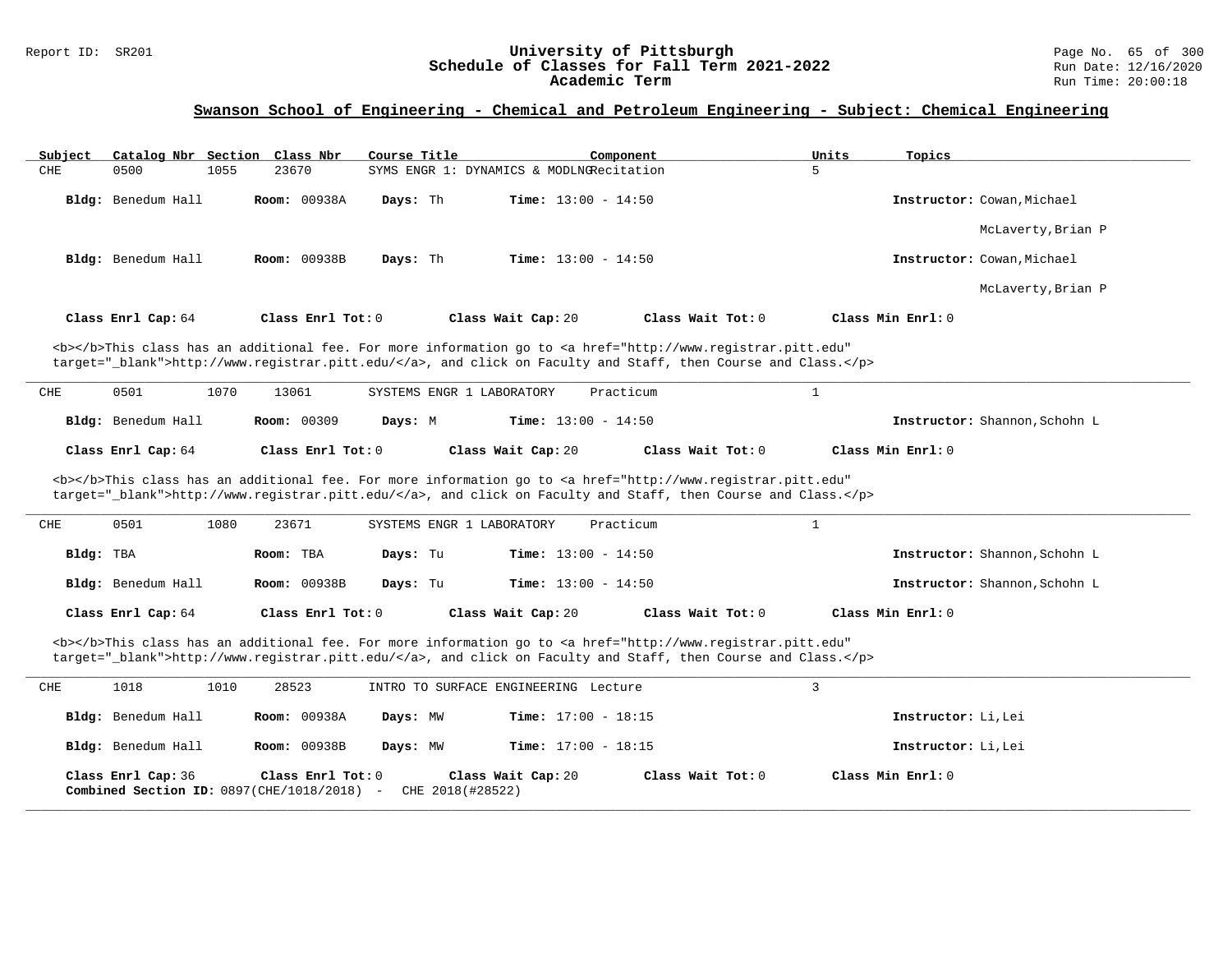## Swanson School of Engineering - Chemical and Petroleum Engineering - Subject: Chemical Engineering

| Subject | Catalog Nbr | Section | Class Nbr | Course Title | Component | Units | Topics |
|---|---|---|---|---|---|---|---|
| CHE | 0500 | 1055 | 23670 | SYMS ENGR 1: DYNAMICS & MODLNG | Recitation | 5 | |

**Bldg:** Benedum Hall **Room:** 00938A **Days:** Th **Time:** 13:00 - 14:50 **Instructor:** Cowan,Michael; McLaverty,Brian P

**Bldg:** Benedum Hall **Room:** 00938B **Days:** Th **Time:** 13:00 - 14:50 **Instructor:** Cowan,Michael; McLaverty,Brian P

**Class Enrl Cap:** 64 **Class Enrl Tot:** 0 **Class Wait Cap:** 20 **Class Wait Tot:** 0 **Class Min Enrl:** 0

<b></b>This class has an additional fee. For more information go to <a href="http://www.registrar.pitt.edu" target="_blank">http://www.registrar.pitt.edu/</a>, and click on Faculty and Staff, then Course and Class.</p>

---

| Subject | Catalog Nbr | Section | Class Nbr | Course Title | Component | Units | Topics |
|---|---|---|---|---|---|---|---|
| CHE | 0501 | 1070 | 13061 | SYSTEMS ENGR 1 LABORATORY | Practicum | 1 | |

**Bldg:** Benedum Hall **Room:** 00309 **Days:** M **Time:** 13:00 - 14:50 **Instructor:** Shannon,Schohn L

**Class Enrl Cap:** 64 **Class Enrl Tot:** 0 **Class Wait Cap:** 20 **Class Wait Tot:** 0 **Class Min Enrl:** 0

<b></b>This class has an additional fee. For more information go to <a href="http://www.registrar.pitt.edu" target="_blank">http://www.registrar.pitt.edu/</a>, and click on Faculty and Staff, then Course and Class.</p>

---

| Subject | Catalog Nbr | Section | Class Nbr | Course Title | Component | Units | Topics |
|---|---|---|---|---|---|---|---|
| CHE | 0501 | 1080 | 23671 | SYSTEMS ENGR 1 LABORATORY | Practicum | 1 | |

**Bldg:** TBA **Room:** TBA **Days:** Tu **Time:** 13:00 - 14:50 **Instructor:** Shannon,Schohn L

**Bldg:** Benedum Hall **Room:** 00938B **Days:** Tu **Time:** 13:00 - 14:50 **Instructor:** Shannon,Schohn L

**Class Enrl Cap:** 64 **Class Enrl Tot:** 0 **Class Wait Cap:** 20 **Class Wait Tot:** 0 **Class Min Enrl:** 0

<b></b>This class has an additional fee. For more information go to <a href="http://www.registrar.pitt.edu" target="_blank">http://www.registrar.pitt.edu/</a>, and click on Faculty and Staff, then Course and Class.</p>

---

| Subject | Catalog Nbr | Section | Class Nbr | Course Title | Component | Units | Topics |
|---|---|---|---|---|---|---|---|
| CHE | 1018 | 1010 | 28523 | INTRO TO SURFACE ENGINEERING | Lecture | 3 | |

**Bldg:** Benedum Hall **Room:** 00938A **Days:** MW **Time:** 17:00 - 18:15 **Instructor:** Li,Lei

**Bldg:** Benedum Hall **Room:** 00938B **Days:** MW **Time:** 17:00 - 18:15 **Instructor:** Li,Lei

**Class Enrl Cap:** 36 **Class Enrl Tot:** 0 **Class Wait Cap:** 20 **Class Wait Tot:** 0 **Class Min Enrl:** 0

**Combined Section ID:** 0897(CHE/1018/2018) - CHE 2018(#28522)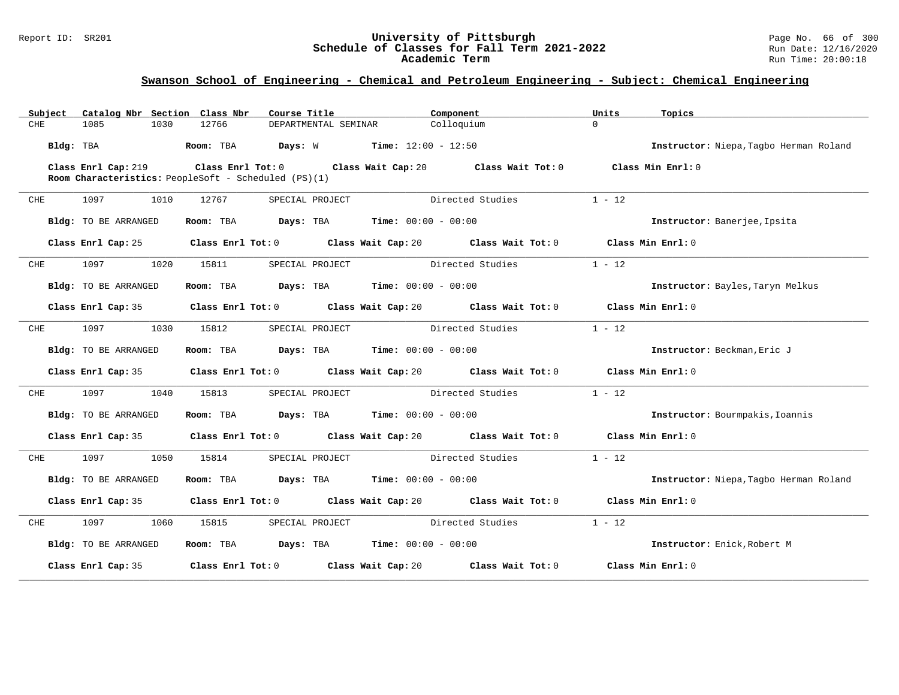## Swanson School of Engineering - Chemical and Petroleum Engineering - Subject: Chemical Engineering

| Subject | Catalog Nbr | Section | Class Nbr | Course Title | Component | Units | Topics |
|---|---|---|---|---|---|---|---|
| CHE | 1085 | 1030 | 12766 | DEPARTMENTAL SEMINAR | Colloquium | 0 | |

**Bldg:** TBA **Room:** TBA **Days:** W **Time:** 12:00 - 12:50 **Instructor:** Niepa,Tagbo Herman Roland

**Class Enrl Cap:** 219 **Class Enrl Tot:** 0 **Class Wait Cap:** 20 **Class Wait Tot:** 0 **Class Min Enrl:** 0

**Room Characteristics:** PeopleSoft - Scheduled (PS)(1)

---

| Subject | Catalog Nbr | Section | Class Nbr | Course Title | Component | Units | Topics |
|---|---|---|---|---|---|---|---|
| CHE | 1097 | 1010 | 12767 | SPECIAL PROJECT | Directed Studies | 1 - 12 | |

**Bldg:** TO BE ARRANGED **Room:** TBA **Days:** TBA **Time:** 00:00 - 00:00 **Instructor:** Banerjee,Ipsita

**Class Enrl Cap:** 25 **Class Enrl Tot:** 0 **Class Wait Cap:** 20 **Class Wait Tot:** 0 **Class Min Enrl:** 0

---

| Subject | Catalog Nbr | Section | Class Nbr | Course Title | Component | Units | Topics |
|---|---|---|---|---|---|---|---|
| CHE | 1097 | 1020 | 15811 | SPECIAL PROJECT | Directed Studies | 1 - 12 | |

**Bldg:** TO BE ARRANGED **Room:** TBA **Days:** TBA **Time:** 00:00 - 00:00 **Instructor:** Bayles,Taryn Melkus

**Class Enrl Cap:** 35 **Class Enrl Tot:** 0 **Class Wait Cap:** 20 **Class Wait Tot:** 0 **Class Min Enrl:** 0

---

| Subject | Catalog Nbr | Section | Class Nbr | Course Title | Component | Units | Topics |
|---|---|---|---|---|---|---|---|
| CHE | 1097 | 1030 | 15812 | SPECIAL PROJECT | Directed Studies | 1 - 12 | |

**Bldg:** TO BE ARRANGED **Room:** TBA **Days:** TBA **Time:** 00:00 - 00:00 **Instructor:** Beckman,Eric J

**Class Enrl Cap:** 35 **Class Enrl Tot:** 0 **Class Wait Cap:** 20 **Class Wait Tot:** 0 **Class Min Enrl:** 0

---

| Subject | Catalog Nbr | Section | Class Nbr | Course Title | Component | Units | Topics |
|---|---|---|---|---|---|---|---|
| CHE | 1097 | 1040 | 15813 | SPECIAL PROJECT | Directed Studies | 1 - 12 | |

**Bldg:** TO BE ARRANGED **Room:** TBA **Days:** TBA **Time:** 00:00 - 00:00 **Instructor:** Bourmpakis,Ioannis

**Class Enrl Cap:** 35 **Class Enrl Tot:** 0 **Class Wait Cap:** 20 **Class Wait Tot:** 0 **Class Min Enrl:** 0

---

| Subject | Catalog Nbr | Section | Class Nbr | Course Title | Component | Units | Topics |
|---|---|---|---|---|---|---|---|
| CHE | 1097 | 1050 | 15814 | SPECIAL PROJECT | Directed Studies | 1 - 12 | |

**Bldg:** TO BE ARRANGED **Room:** TBA **Days:** TBA **Time:** 00:00 - 00:00 **Instructor:** Niepa,Tagbo Herman Roland

**Class Enrl Cap:** 35 **Class Enrl Tot:** 0 **Class Wait Cap:** 20 **Class Wait Tot:** 0 **Class Min Enrl:** 0

---

| Subject | Catalog Nbr | Section | Class Nbr | Course Title | Component | Units | Topics |
|---|---|---|---|---|---|---|---|
| CHE | 1097 | 1060 | 15815 | SPECIAL PROJECT | Directed Studies | 1 - 12 | |

**Bldg:** TO BE ARRANGED **Room:** TBA **Days:** TBA **Time:** 00:00 - 00:00 **Instructor:** Enick,Robert M

**Class Enrl Cap:** 35 **Class Enrl Tot:** 0 **Class Wait Cap:** 20 **Class Wait Tot:** 0 **Class Min Enrl:** 0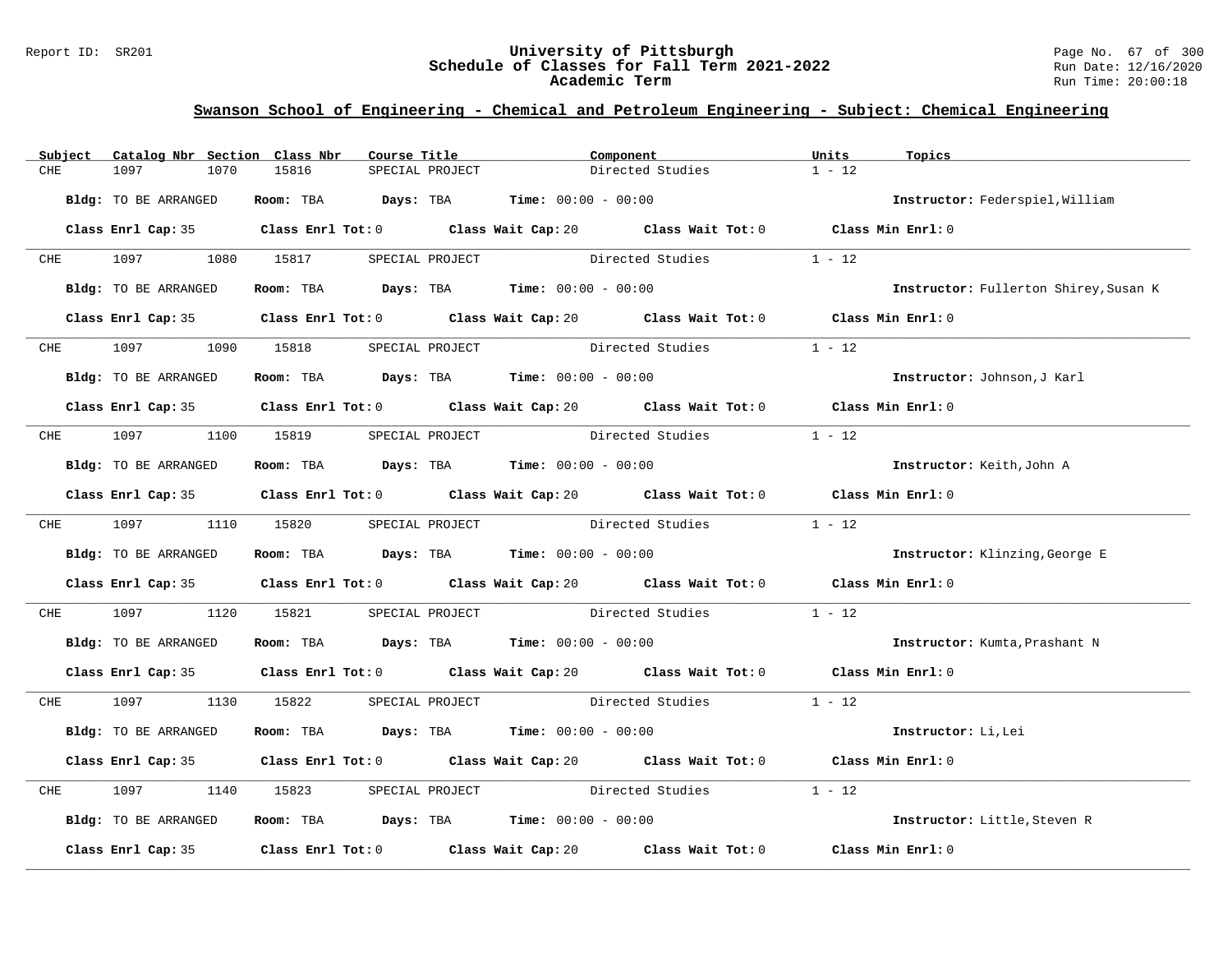## Swanson School of Engineering - Chemical and Petroleum Engineering - Subject: Chemical Engineering

| Subject | Catalog Nbr | Section | Class Nbr | Course Title | Component | Units | Topics |
|---|---|---|---|---|---|---|---|
| CHE | 1097 | 1070 | 15816 | SPECIAL PROJECT | Directed Studies | 1 - 12 | |

**Bldg:** TO BE ARRANGED **Room:** TBA **Days:** TBA **Time:** 00:00 - 00:00 **Instructor:** Federspiel,William

**Class Enrl Cap:** 35 **Class Enrl Tot:** 0 **Class Wait Cap:** 20 **Class Wait Tot:** 0 **Class Min Enrl:** 0

---

| Subject | Catalog Nbr | Section | Class Nbr | Course Title | Component | Units | Topics |
|---|---|---|---|---|---|---|---|
| CHE | 1097 | 1080 | 15817 | SPECIAL PROJECT | Directed Studies | 1 - 12 | |

**Bldg:** TO BE ARRANGED **Room:** TBA **Days:** TBA **Time:** 00:00 - 00:00 **Instructor:** Fullerton Shirey,Susan K

**Class Enrl Cap:** 35 **Class Enrl Tot:** 0 **Class Wait Cap:** 20 **Class Wait Tot:** 0 **Class Min Enrl:** 0

---

| Subject | Catalog Nbr | Section | Class Nbr | Course Title | Component | Units | Topics |
|---|---|---|---|---|---|---|---|
| CHE | 1097 | 1090 | 15818 | SPECIAL PROJECT | Directed Studies | 1 - 12 | |

**Bldg:** TO BE ARRANGED **Room:** TBA **Days:** TBA **Time:** 00:00 - 00:00 **Instructor:** Johnson,J Karl

**Class Enrl Cap:** 35 **Class Enrl Tot:** 0 **Class Wait Cap:** 20 **Class Wait Tot:** 0 **Class Min Enrl:** 0

---

| Subject | Catalog Nbr | Section | Class Nbr | Course Title | Component | Units | Topics |
|---|---|---|---|---|---|---|---|
| CHE | 1097 | 1100 | 15819 | SPECIAL PROJECT | Directed Studies | 1 - 12 | |

**Bldg:** TO BE ARRANGED **Room:** TBA **Days:** TBA **Time:** 00:00 - 00:00 **Instructor:** Keith,John A

**Class Enrl Cap:** 35 **Class Enrl Tot:** 0 **Class Wait Cap:** 20 **Class Wait Tot:** 0 **Class Min Enrl:** 0

---

| Subject | Catalog Nbr | Section | Class Nbr | Course Title | Component | Units | Topics |
|---|---|---|---|---|---|---|---|
| CHE | 1097 | 1110 | 15820 | SPECIAL PROJECT | Directed Studies | 1 - 12 | |

**Bldg:** TO BE ARRANGED **Room:** TBA **Days:** TBA **Time:** 00:00 - 00:00 **Instructor:** Klinzing,George E

**Class Enrl Cap:** 35 **Class Enrl Tot:** 0 **Class Wait Cap:** 20 **Class Wait Tot:** 0 **Class Min Enrl:** 0

---

| Subject | Catalog Nbr | Section | Class Nbr | Course Title | Component | Units | Topics |
|---|---|---|---|---|---|---|---|
| CHE | 1097 | 1120 | 15821 | SPECIAL PROJECT | Directed Studies | 1 - 12 | |

**Bldg:** TO BE ARRANGED **Room:** TBA **Days:** TBA **Time:** 00:00 - 00:00 **Instructor:** Kumta,Prashant N

**Class Enrl Cap:** 35 **Class Enrl Tot:** 0 **Class Wait Cap:** 20 **Class Wait Tot:** 0 **Class Min Enrl:** 0

---

| Subject | Catalog Nbr | Section | Class Nbr | Course Title | Component | Units | Topics |
|---|---|---|---|---|---|---|---|
| CHE | 1097 | 1130 | 15822 | SPECIAL PROJECT | Directed Studies | 1 - 12 | |

**Bldg:** TO BE ARRANGED **Room:** TBA **Days:** TBA **Time:** 00:00 - 00:00 **Instructor:** Li,Lei

**Class Enrl Cap:** 35 **Class Enrl Tot:** 0 **Class Wait Cap:** 20 **Class Wait Tot:** 0 **Class Min Enrl:** 0

---

| Subject | Catalog Nbr | Section | Class Nbr | Course Title | Component | Units | Topics |
|---|---|---|---|---|---|---|---|
| CHE | 1097 | 1140 | 15823 | SPECIAL PROJECT | Directed Studies | 1 - 12 | |

**Bldg:** TO BE ARRANGED **Room:** TBA **Days:** TBA **Time:** 00:00 - 00:00 **Instructor:** Little,Steven R

**Class Enrl Cap:** 35 **Class Enrl Tot:** 0 **Class Wait Cap:** 20 **Class Wait Tot:** 0 **Class Min Enrl:** 0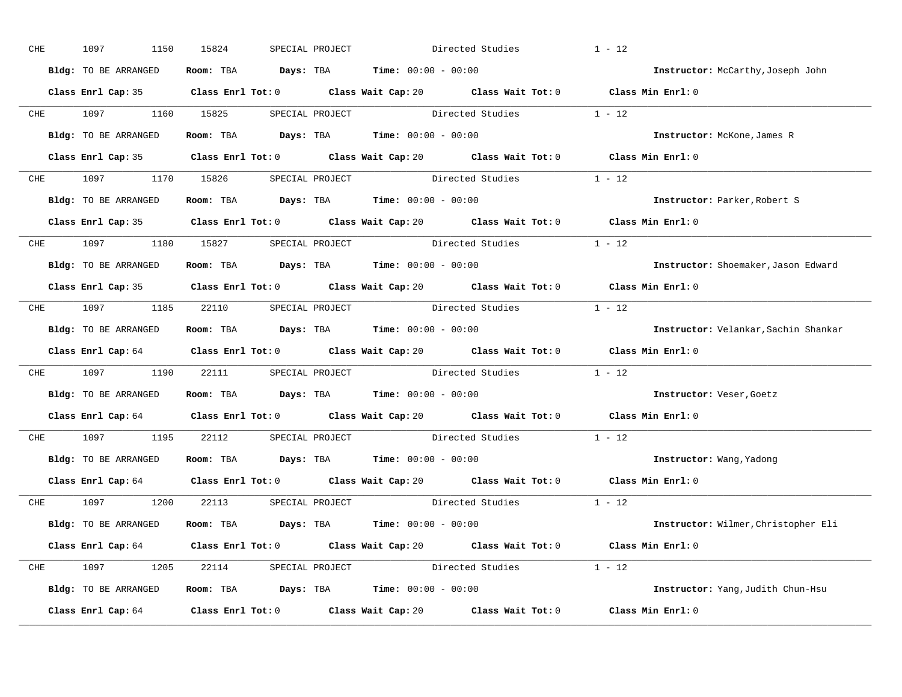CHE 1097 1150 15824 SPECIAL PROJECT Directed Studies 1 - 12

**Bldg:** TO BE ARRANGED **Room:** TBA **Days:** TBA **Time:** 00:00 - 00:00 **Instructor:** McCarthy,Joseph John

**Class Enrl Cap:** 35 **Class Enrl Tot:** 0 **Class Wait Cap:** 20 **Class Wait Tot:** 0 **Class Min Enrl:** 0

---

CHE 1097 1160 15825 SPECIAL PROJECT Directed Studies 1 - 12

**Bldg:** TO BE ARRANGED **Room:** TBA **Days:** TBA **Time:** 00:00 - 00:00 **Instructor:** McKone,James R

**Class Enrl Cap:** 35 **Class Enrl Tot:** 0 **Class Wait Cap:** 20 **Class Wait Tot:** 0 **Class Min Enrl:** 0

---

CHE 1097 1170 15826 SPECIAL PROJECT Directed Studies 1 - 12

**Bldg:** TO BE ARRANGED **Room:** TBA **Days:** TBA **Time:** 00:00 - 00:00 **Instructor:** Parker,Robert S

**Class Enrl Cap:** 35 **Class Enrl Tot:** 0 **Class Wait Cap:** 20 **Class Wait Tot:** 0 **Class Min Enrl:** 0

---

CHE 1097 1180 15827 SPECIAL PROJECT Directed Studies 1 - 12

**Bldg:** TO BE ARRANGED **Room:** TBA **Days:** TBA **Time:** 00:00 - 00:00 **Instructor:** Shoemaker,Jason Edward

**Class Enrl Cap:** 35 **Class Enrl Tot:** 0 **Class Wait Cap:** 20 **Class Wait Tot:** 0 **Class Min Enrl:** 0

---

CHE 1097 1185 22110 SPECIAL PROJECT Directed Studies 1 - 12

**Bldg:** TO BE ARRANGED **Room:** TBA **Days:** TBA **Time:** 00:00 - 00:00 **Instructor:** Velankar,Sachin Shankar

**Class Enrl Cap:** 64 **Class Enrl Tot:** 0 **Class Wait Cap:** 20 **Class Wait Tot:** 0 **Class Min Enrl:** 0

---

CHE 1097 1190 22111 SPECIAL PROJECT Directed Studies 1 - 12

**Bldg:** TO BE ARRANGED **Room:** TBA **Days:** TBA **Time:** 00:00 - 00:00 **Instructor:** Veser,Goetz

**Class Enrl Cap:** 64 **Class Enrl Tot:** 0 **Class Wait Cap:** 20 **Class Wait Tot:** 0 **Class Min Enrl:** 0

---

CHE 1097 1195 22112 SPECIAL PROJECT Directed Studies 1 - 12

**Bldg:** TO BE ARRANGED **Room:** TBA **Days:** TBA **Time:** 00:00 - 00:00 **Instructor:** Wang,Yadong

**Class Enrl Cap:** 64 **Class Enrl Tot:** 0 **Class Wait Cap:** 20 **Class Wait Tot:** 0 **Class Min Enrl:** 0

---

CHE 1097 1200 22113 SPECIAL PROJECT Directed Studies 1 - 12

**Bldg:** TO BE ARRANGED **Room:** TBA **Days:** TBA **Time:** 00:00 - 00:00 **Instructor:** Wilmer,Christopher Eli

**Class Enrl Cap:** 64 **Class Enrl Tot:** 0 **Class Wait Cap:** 20 **Class Wait Tot:** 0 **Class Min Enrl:** 0

---

CHE 1097 1205 22114 SPECIAL PROJECT Directed Studies 1 - 12

**Bldg:** TO BE ARRANGED **Room:** TBA **Days:** TBA **Time:** 00:00 - 00:00 **Instructor:** Yang,Judith Chun-Hsu

**Class Enrl Cap:** 64 **Class Enrl Tot:** 0 **Class Wait Cap:** 20 **Class Wait Tot:** 0 **Class Min Enrl:** 0

---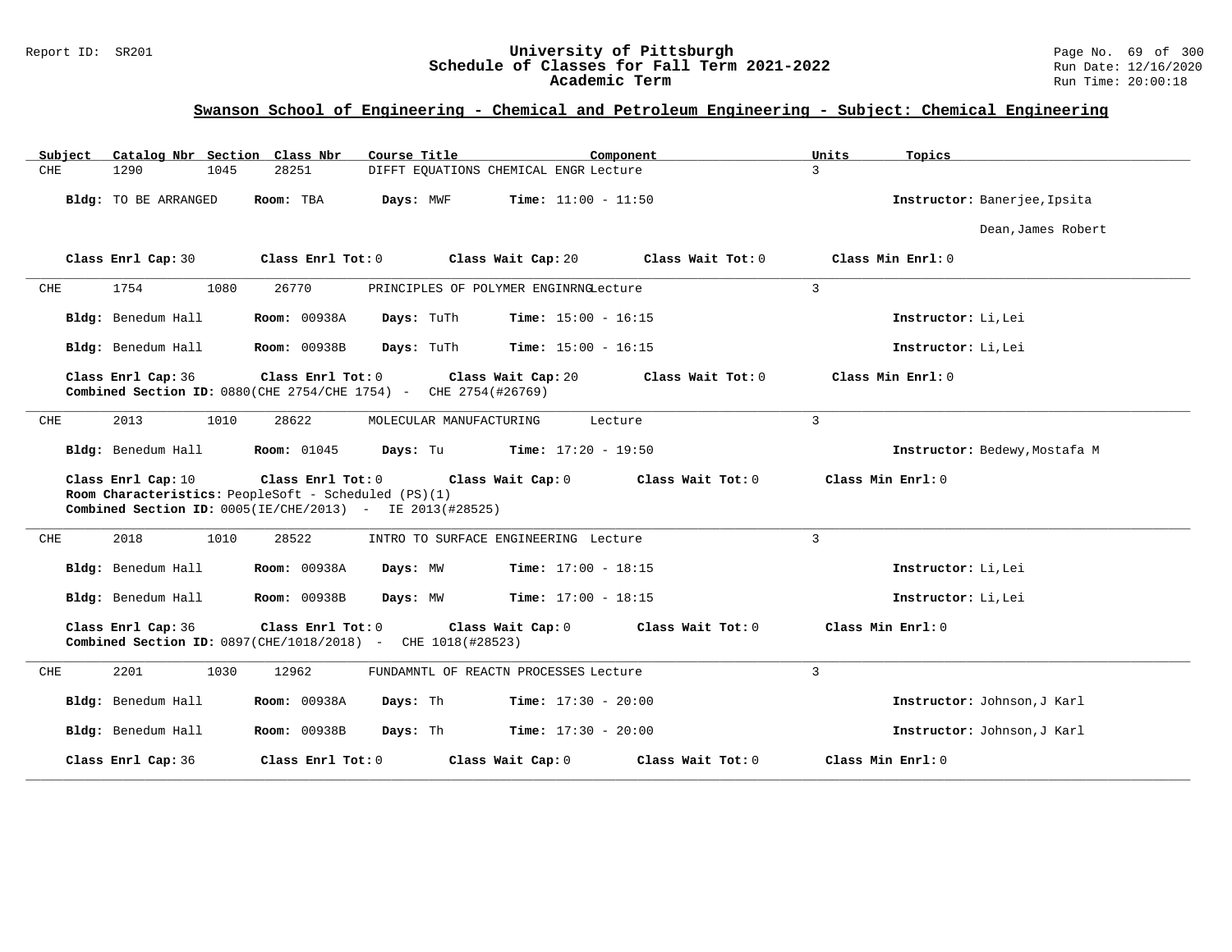## Swanson School of Engineering - Chemical and Petroleum Engineering - Subject: Chemical Engineering

| Subject | Catalog Nbr | Section | Class Nbr | Course Title | Component | Units | Topics |
|---|---|---|---|---|---|---|---|
| CHE | 1290 | 1045 | 28251 | DIFFT EQUATIONS CHEMICAL ENGR | Lecture | 3 | |

**Bldg:** TO BE ARRANGED **Room:** TBA **Days:** MWF **Time:** 11:00 - 11:50 **Instructor:** Banerjee,Ipsita

Dean,James Robert

**Class Enrl Cap:** 30 **Class Enrl Tot:** 0 **Class Wait Cap:** 20 **Class Wait Tot:** 0 **Class Min Enrl:** 0

---

| Subject | Catalog Nbr | Section | Class Nbr | Course Title | Component | Units | Topics |
|---|---|---|---|---|---|---|---|
| CHE | 1754 | 1080 | 26770 | PRINCIPLES OF POLYMER ENGINRNG | Lecture | 3 | |

**Bldg:** Benedum Hall **Room:** 00938A **Days:** TuTh **Time:** 15:00 - 16:15 **Instructor:** Li,Lei

**Bldg:** Benedum Hall **Room:** 00938B **Days:** TuTh **Time:** 15:00 - 16:15 **Instructor:** Li,Lei

**Class Enrl Cap:** 36 **Class Enrl Tot:** 0 **Class Wait Cap:** 20 **Class Wait Tot:** 0 **Class Min Enrl:** 0
**Combined Section ID:** 0880(CHE 2754/CHE 1754) - CHE 2754(#26769)

---

| Subject | Catalog Nbr | Section | Class Nbr | Course Title | Component | Units | Topics |
|---|---|---|---|---|---|---|---|
| CHE | 2013 | 1010 | 28622 | MOLECULAR MANUFACTURING | Lecture | 3 | |

**Bldg:** Benedum Hall **Room:** 01045 **Days:** Tu **Time:** 17:20 - 19:50 **Instructor:** Bedewy,Mostafa M

**Class Enrl Cap:** 10 **Class Enrl Tot:** 0 **Class Wait Cap:** 0 **Class Wait Tot:** 0 **Class Min Enrl:** 0
**Room Characteristics:** PeopleSoft - Scheduled (PS)(1)
**Combined Section ID:** 0005(IE/CHE/2013) - IE 2013(#28525)

---

| Subject | Catalog Nbr | Section | Class Nbr | Course Title | Component | Units | Topics |
|---|---|---|---|---|---|---|---|
| CHE | 2018 | 1010 | 28522 | INTRO TO SURFACE ENGINEERING | Lecture | 3 | |

**Bldg:** Benedum Hall **Room:** 00938A **Days:** MW **Time:** 17:00 - 18:15 **Instructor:** Li,Lei

**Bldg:** Benedum Hall **Room:** 00938B **Days:** MW **Time:** 17:00 - 18:15 **Instructor:** Li,Lei

**Class Enrl Cap:** 36 **Class Enrl Tot:** 0 **Class Wait Cap:** 0 **Class Wait Tot:** 0 **Class Min Enrl:** 0
**Combined Section ID:** 0897(CHE/1018/2018) - CHE 1018(#28523)

---

| Subject | Catalog Nbr | Section | Class Nbr | Course Title | Component | Units | Topics |
|---|---|---|---|---|---|---|---|
| CHE | 2201 | 1030 | 12962 | FUNDAMNTL OF REACTN PROCESSES | Lecture | 3 | |

**Bldg:** Benedum Hall **Room:** 00938A **Days:** Th **Time:** 17:30 - 20:00 **Instructor:** Johnson,J Karl

**Bldg:** Benedum Hall **Room:** 00938B **Days:** Th **Time:** 17:30 - 20:00 **Instructor:** Johnson,J Karl

**Class Enrl Cap:** 36 **Class Enrl Tot:** 0 **Class Wait Cap:** 0 **Class Wait Tot:** 0 **Class Min Enrl:** 0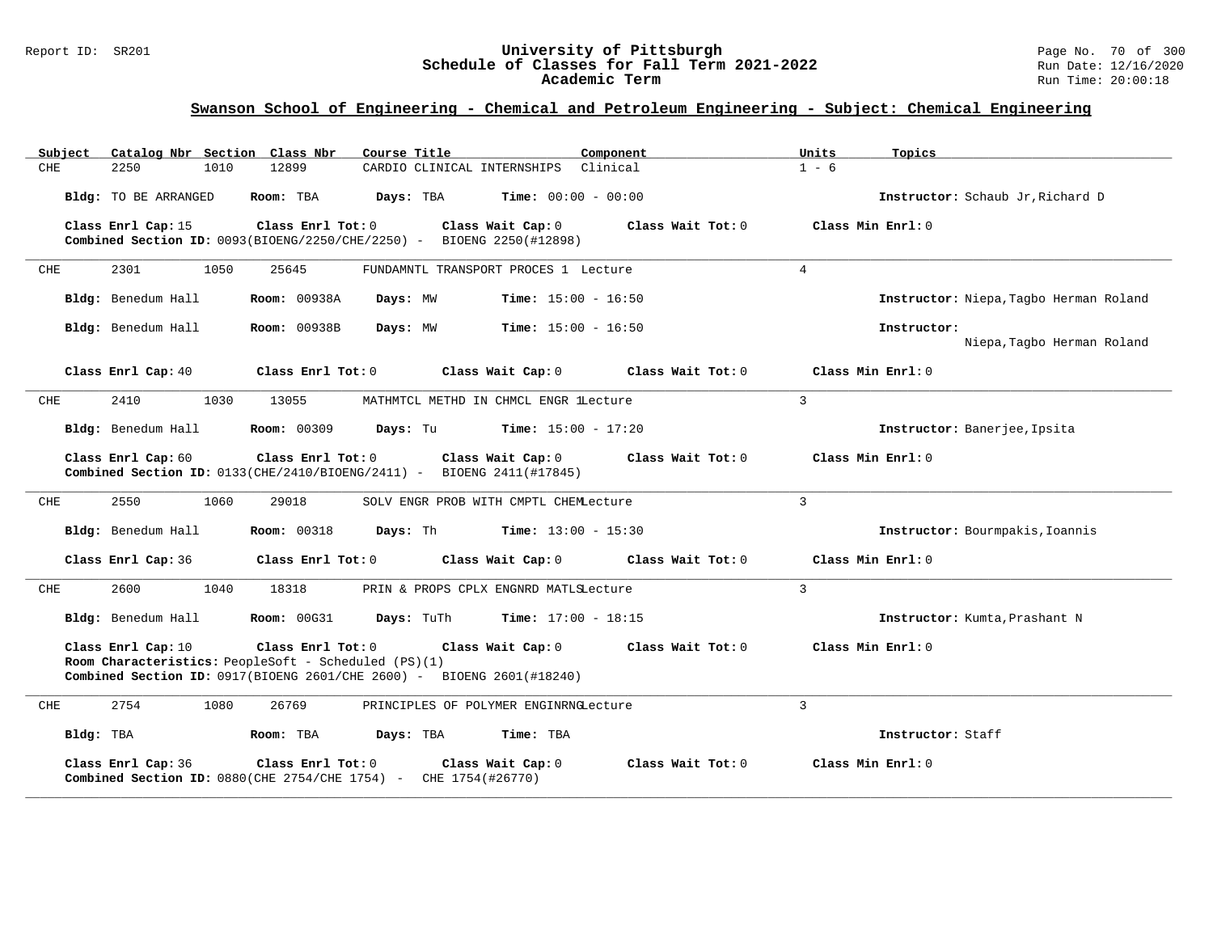## Swanson School of Engineering - Chemical and Petroleum Engineering - Subject: Chemical Engineering

| Subject | Catalog Nbr | Section | Class Nbr | Course Title | Component | Units | Topics |
|---|---|---|---|---|---|---|---|
| CHE | 2250 | 1010 | 12899 | CARDIO CLINICAL INTERNSHIPS | Clinical | 1 - 6 | |

**Bldg:** TO BE ARRANGED **Room:** TBA **Days:** TBA **Time:** 00:00 - 00:00 **Instructor:** Schaub Jr,Richard D

**Class Enrl Cap:** 15 **Class Enrl Tot:** 0 **Class Wait Cap:** 0 **Class Wait Tot:** 0 **Class Min Enrl:** 0
**Combined Section ID:** 0093(BIOENG/2250/CHE/2250) - BIOENG 2250(#12898)

---

| Subject | Catalog Nbr | Section | Class Nbr | Course Title | Component | Units | Topics |
|---|---|---|---|---|---|---|---|
| CHE | 2301 | 1050 | 25645 | FUNDAMNTL TRANSPORT PROCES 1 | Lecture | 4 | |

**Bldg:** Benedum Hall **Room:** 00938A **Days:** MW **Time:** 15:00 - 16:50 **Instructor:** Niepa,Tagbo Herman Roland

**Bldg:** Benedum Hall **Room:** 00938B **Days:** MW **Time:** 15:00 - 16:50 **Instructor:** Niepa,Tagbo Herman Roland

**Class Enrl Cap:** 40 **Class Enrl Tot:** 0 **Class Wait Cap:** 0 **Class Wait Tot:** 0 **Class Min Enrl:** 0

---

| Subject | Catalog Nbr | Section | Class Nbr | Course Title | Component | Units | Topics |
|---|---|---|---|---|---|---|---|
| CHE | 2410 | 1030 | 13055 | MATHMTCL METHD IN CHMCL ENGR 1 | Lecture | 3 | |

**Bldg:** Benedum Hall **Room:** 00309 **Days:** Tu **Time:** 15:00 - 17:20 **Instructor:** Banerjee,Ipsita

**Class Enrl Cap:** 60 **Class Enrl Tot:** 0 **Class Wait Cap:** 0 **Class Wait Tot:** 0 **Class Min Enrl:** 0
**Combined Section ID:** 0133(CHE/2410/BIOENG/2411) - BIOENG 2411(#17845)

---

| Subject | Catalog Nbr | Section | Class Nbr | Course Title | Component | Units | Topics |
|---|---|---|---|---|---|---|---|
| CHE | 2550 | 1060 | 29018 | SOLV ENGR PROB WITH CMPTL CHEM | Lecture | 3 | |

**Bldg:** Benedum Hall **Room:** 00318 **Days:** Th **Time:** 13:00 - 15:30 **Instructor:** Bourmpakis,Ioannis

**Class Enrl Cap:** 36 **Class Enrl Tot:** 0 **Class Wait Cap:** 0 **Class Wait Tot:** 0 **Class Min Enrl:** 0

---

| Subject | Catalog Nbr | Section | Class Nbr | Course Title | Component | Units | Topics |
|---|---|---|---|---|---|---|---|
| CHE | 2600 | 1040 | 18318 | PRIN & PROPS CPLX ENGNRD MATLS | Lecture | 3 | |

**Bldg:** Benedum Hall **Room:** 00G31 **Days:** TuTh **Time:** 17:00 - 18:15 **Instructor:** Kumta,Prashant N

**Class Enrl Cap:** 10 **Class Enrl Tot:** 0 **Class Wait Cap:** 0 **Class Wait Tot:** 0 **Class Min Enrl:** 0
**Room Characteristics:** PeopleSoft - Scheduled (PS)(1)
**Combined Section ID:** 0917(BIOENG 2601/CHE 2600) - BIOENG 2601(#18240)

---

| Subject | Catalog Nbr | Section | Class Nbr | Course Title | Component | Units | Topics |
|---|---|---|---|---|---|---|---|
| CHE | 2754 | 1080 | 26769 | PRINCIPLES OF POLYMER ENGINRNG | Lecture | 3 | |

**Bldg:** TBA **Room:** TBA **Days:** TBA **Time:** TBA **Instructor:** Staff

**Class Enrl Cap:** 36 **Class Enrl Tot:** 0 **Class Wait Cap:** 0 **Class Wait Tot:** 0 **Class Min Enrl:** 0
**Combined Section ID:** 0880(CHE 2754/CHE 1754) - CHE 1754(#26770)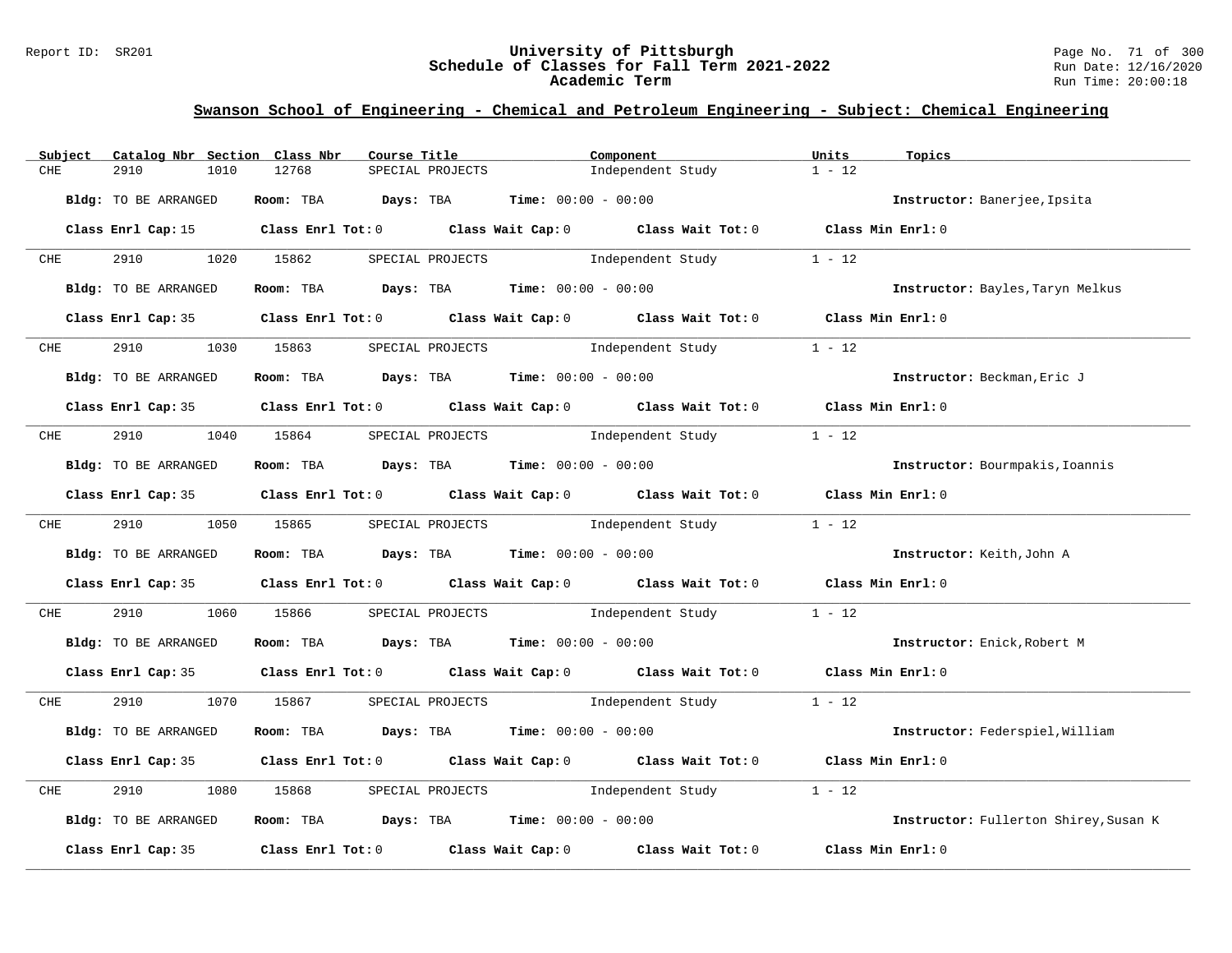## Swanson School of Engineering - Chemical and Petroleum Engineering - Subject: Chemical Engineering

| Subject | Catalog Nbr | Section | Class Nbr | Course Title | Component | Units | Topics |
|---|---|---|---|---|---|---|---|
| CHE | 2910 | 1010 | 12768 | SPECIAL PROJECTS | Independent Study | 1 - 12 | |

**Bldg:** TO BE ARRANGED **Room:** TBA **Days:** TBA **Time:** 00:00 - 00:00 **Instructor:** Banerjee,Ipsita

**Class Enrl Cap:** 15 **Class Enrl Tot:** 0 **Class Wait Cap:** 0 **Class Wait Tot:** 0 **Class Min Enrl:** 0

| Subject | Catalog Nbr | Section | Class Nbr | Course Title | Component | Units | Topics |
|---|---|---|---|---|---|---|---|
| CHE | 2910 | 1020 | 15862 | SPECIAL PROJECTS | Independent Study | 1 - 12 | |

**Bldg:** TO BE ARRANGED **Room:** TBA **Days:** TBA **Time:** 00:00 - 00:00 **Instructor:** Bayles,Taryn Melkus

**Class Enrl Cap:** 35 **Class Enrl Tot:** 0 **Class Wait Cap:** 0 **Class Wait Tot:** 0 **Class Min Enrl:** 0

| Subject | Catalog Nbr | Section | Class Nbr | Course Title | Component | Units | Topics |
|---|---|---|---|---|---|---|---|
| CHE | 2910 | 1030 | 15863 | SPECIAL PROJECTS | Independent Study | 1 - 12 | |

**Bldg:** TO BE ARRANGED **Room:** TBA **Days:** TBA **Time:** 00:00 - 00:00 **Instructor:** Beckman,Eric J

**Class Enrl Cap:** 35 **Class Enrl Tot:** 0 **Class Wait Cap:** 0 **Class Wait Tot:** 0 **Class Min Enrl:** 0

| Subject | Catalog Nbr | Section | Class Nbr | Course Title | Component | Units | Topics |
|---|---|---|---|---|---|---|---|
| CHE | 2910 | 1040 | 15864 | SPECIAL PROJECTS | Independent Study | 1 - 12 | |

**Bldg:** TO BE ARRANGED **Room:** TBA **Days:** TBA **Time:** 00:00 - 00:00 **Instructor:** Bourmpakis,Ioannis

**Class Enrl Cap:** 35 **Class Enrl Tot:** 0 **Class Wait Cap:** 0 **Class Wait Tot:** 0 **Class Min Enrl:** 0

| Subject | Catalog Nbr | Section | Class Nbr | Course Title | Component | Units | Topics |
|---|---|---|---|---|---|---|---|
| CHE | 2910 | 1050 | 15865 | SPECIAL PROJECTS | Independent Study | 1 - 12 | |

**Bldg:** TO BE ARRANGED **Room:** TBA **Days:** TBA **Time:** 00:00 - 00:00 **Instructor:** Keith,John A

**Class Enrl Cap:** 35 **Class Enrl Tot:** 0 **Class Wait Cap:** 0 **Class Wait Tot:** 0 **Class Min Enrl:** 0

| Subject | Catalog Nbr | Section | Class Nbr | Course Title | Component | Units | Topics |
|---|---|---|---|---|---|---|---|
| CHE | 2910 | 1060 | 15866 | SPECIAL PROJECTS | Independent Study | 1 - 12 | |

**Bldg:** TO BE ARRANGED **Room:** TBA **Days:** TBA **Time:** 00:00 - 00:00 **Instructor:** Enick,Robert M

**Class Enrl Cap:** 35 **Class Enrl Tot:** 0 **Class Wait Cap:** 0 **Class Wait Tot:** 0 **Class Min Enrl:** 0

| Subject | Catalog Nbr | Section | Class Nbr | Course Title | Component | Units | Topics |
|---|---|---|---|---|---|---|---|
| CHE | 2910 | 1070 | 15867 | SPECIAL PROJECTS | Independent Study | 1 - 12 | |

**Bldg:** TO BE ARRANGED **Room:** TBA **Days:** TBA **Time:** 00:00 - 00:00 **Instructor:** Federspiel,William

**Class Enrl Cap:** 35 **Class Enrl Tot:** 0 **Class Wait Cap:** 0 **Class Wait Tot:** 0 **Class Min Enrl:** 0

| Subject | Catalog Nbr | Section | Class Nbr | Course Title | Component | Units | Topics |
|---|---|---|---|---|---|---|---|
| CHE | 2910 | 1080 | 15868 | SPECIAL PROJECTS | Independent Study | 1 - 12 | |

**Bldg:** TO BE ARRANGED **Room:** TBA **Days:** TBA **Time:** 00:00 - 00:00 **Instructor:** Fullerton Shirey,Susan K

**Class Enrl Cap:** 35 **Class Enrl Tot:** 0 **Class Wait Cap:** 0 **Class Wait Tot:** 0 **Class Min Enrl:** 0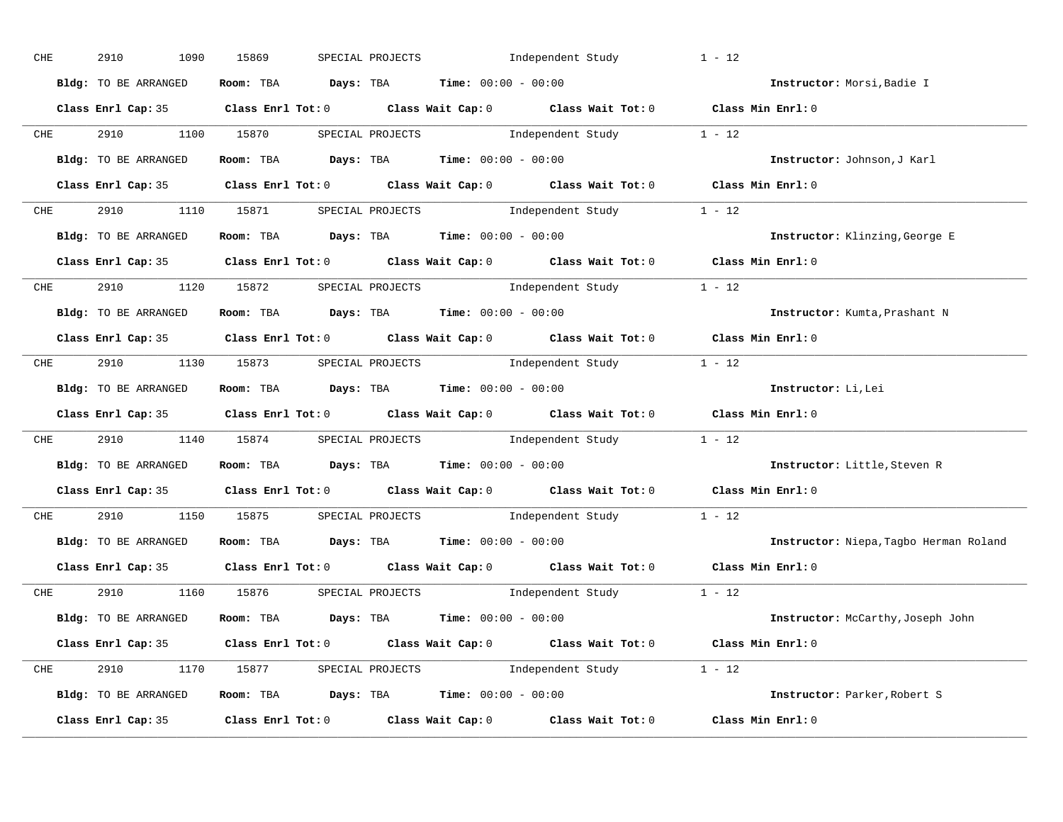CHE 2910 1090 15869 SPECIAL PROJECTS Independent Study 1 - 12

**Bldg:** TO BE ARRANGED **Room:** TBA **Days:** TBA **Time:** 00:00 - 00:00 **Instructor:** Morsi,Badie I

**Class Enrl Cap:** 35 **Class Enrl Tot:** 0 **Class Wait Cap:** 0 **Class Wait Tot:** 0 **Class Min Enrl:** 0

---

CHE 2910 1100 15870 SPECIAL PROJECTS Independent Study 1 - 12

**Bldg:** TO BE ARRANGED **Room:** TBA **Days:** TBA **Time:** 00:00 - 00:00 **Instructor:** Johnson,J Karl

**Class Enrl Cap:** 35 **Class Enrl Tot:** 0 **Class Wait Cap:** 0 **Class Wait Tot:** 0 **Class Min Enrl:** 0

---

CHE 2910 1110 15871 SPECIAL PROJECTS Independent Study 1 - 12

**Bldg:** TO BE ARRANGED **Room:** TBA **Days:** TBA **Time:** 00:00 - 00:00 **Instructor:** Klinzing,George E

**Class Enrl Cap:** 35 **Class Enrl Tot:** 0 **Class Wait Cap:** 0 **Class Wait Tot:** 0 **Class Min Enrl:** 0

---

CHE 2910 1120 15872 SPECIAL PROJECTS Independent Study 1 - 12

**Bldg:** TO BE ARRANGED **Room:** TBA **Days:** TBA **Time:** 00:00 - 00:00 **Instructor:** Kumta,Prashant N

**Class Enrl Cap:** 35 **Class Enrl Tot:** 0 **Class Wait Cap:** 0 **Class Wait Tot:** 0 **Class Min Enrl:** 0

---

CHE 2910 1130 15873 SPECIAL PROJECTS Independent Study 1 - 12

**Bldg:** TO BE ARRANGED **Room:** TBA **Days:** TBA **Time:** 00:00 - 00:00 **Instructor:** Li,Lei

**Class Enrl Cap:** 35 **Class Enrl Tot:** 0 **Class Wait Cap:** 0 **Class Wait Tot:** 0 **Class Min Enrl:** 0

---

CHE 2910 1140 15874 SPECIAL PROJECTS Independent Study 1 - 12

**Bldg:** TO BE ARRANGED **Room:** TBA **Days:** TBA **Time:** 00:00 - 00:00 **Instructor:** Little,Steven R

**Class Enrl Cap:** 35 **Class Enrl Tot:** 0 **Class Wait Cap:** 0 **Class Wait Tot:** 0 **Class Min Enrl:** 0

---

CHE 2910 1150 15875 SPECIAL PROJECTS Independent Study 1 - 12

**Bldg:** TO BE ARRANGED **Room:** TBA **Days:** TBA **Time:** 00:00 - 00:00 **Instructor:** Niepa,Tagbo Herman Roland

**Class Enrl Cap:** 35 **Class Enrl Tot:** 0 **Class Wait Cap:** 0 **Class Wait Tot:** 0 **Class Min Enrl:** 0

---

CHE 2910 1160 15876 SPECIAL PROJECTS Independent Study 1 - 12

**Bldg:** TO BE ARRANGED **Room:** TBA **Days:** TBA **Time:** 00:00 - 00:00 **Instructor:** McCarthy,Joseph John

**Class Enrl Cap:** 35 **Class Enrl Tot:** 0 **Class Wait Cap:** 0 **Class Wait Tot:** 0 **Class Min Enrl:** 0

---

CHE 2910 1170 15877 SPECIAL PROJECTS Independent Study 1 - 12

**Bldg:** TO BE ARRANGED **Room:** TBA **Days:** TBA **Time:** 00:00 - 00:00 **Instructor:** Parker,Robert S

**Class Enrl Cap:** 35 **Class Enrl Tot:** 0 **Class Wait Cap:** 0 **Class Wait Tot:** 0 **Class Min Enrl:** 0

---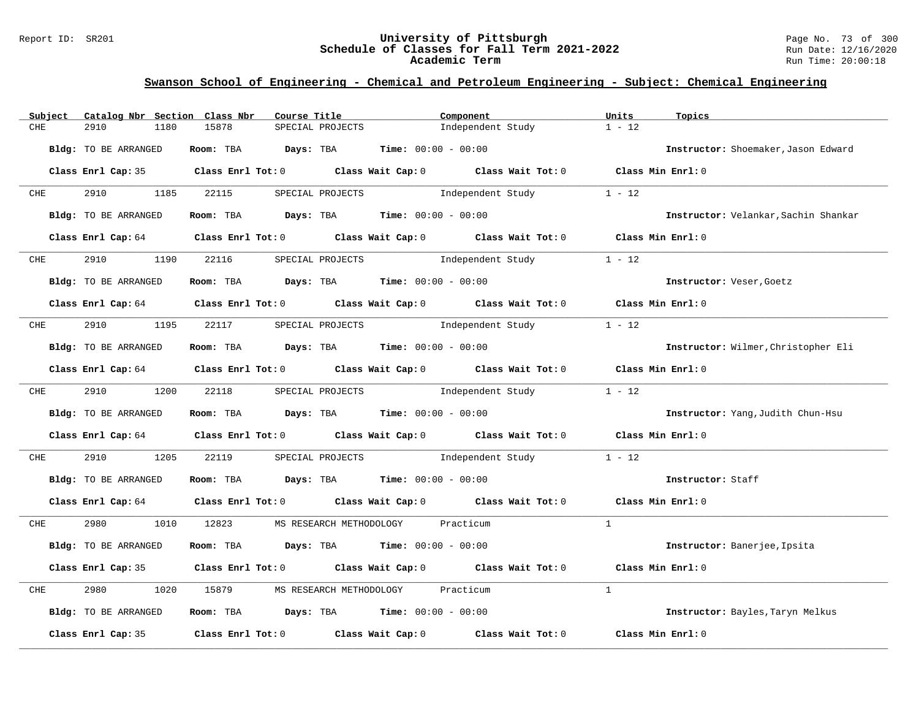## Swanson School of Engineering - Chemical and Petroleum Engineering - Subject: Chemical Engineering

| Subject | Catalog Nbr | Section | Class Nbr | Course Title | Component | Units | Topics |
|---|---|---|---|---|---|---|---|
| CHE | 2910 | 1180 | 15878 | SPECIAL PROJECTS | Independent Study | 1 - 12 | |

**Bldg:** TO BE ARRANGED **Room:** TBA **Days:** TBA **Time:** 00:00 - 00:00 **Instructor:** Shoemaker,Jason Edward

**Class Enrl Cap:** 35 **Class Enrl Tot:** 0 **Class Wait Cap:** 0 **Class Wait Tot:** 0 **Class Min Enrl:** 0

| Subject | Catalog Nbr | Section | Class Nbr | Course Title | Component | Units | Topics |
|---|---|---|---|---|---|---|---|
| CHE | 2910 | 1185 | 22115 | SPECIAL PROJECTS | Independent Study | 1 - 12 | |

**Bldg:** TO BE ARRANGED **Room:** TBA **Days:** TBA **Time:** 00:00 - 00:00 **Instructor:** Velankar,Sachin Shankar

**Class Enrl Cap:** 64 **Class Enrl Tot:** 0 **Class Wait Cap:** 0 **Class Wait Tot:** 0 **Class Min Enrl:** 0

| Subject | Catalog Nbr | Section | Class Nbr | Course Title | Component | Units | Topics |
|---|---|---|---|---|---|---|---|
| CHE | 2910 | 1190 | 22116 | SPECIAL PROJECTS | Independent Study | 1 - 12 | |

**Bldg:** TO BE ARRANGED **Room:** TBA **Days:** TBA **Time:** 00:00 - 00:00 **Instructor:** Veser,Goetz

**Class Enrl Cap:** 64 **Class Enrl Tot:** 0 **Class Wait Cap:** 0 **Class Wait Tot:** 0 **Class Min Enrl:** 0

| Subject | Catalog Nbr | Section | Class Nbr | Course Title | Component | Units | Topics |
|---|---|---|---|---|---|---|---|
| CHE | 2910 | 1195 | 22117 | SPECIAL PROJECTS | Independent Study | 1 - 12 | |

**Bldg:** TO BE ARRANGED **Room:** TBA **Days:** TBA **Time:** 00:00 - 00:00 **Instructor:** Wilmer,Christopher Eli

**Class Enrl Cap:** 64 **Class Enrl Tot:** 0 **Class Wait Cap:** 0 **Class Wait Tot:** 0 **Class Min Enrl:** 0

| Subject | Catalog Nbr | Section | Class Nbr | Course Title | Component | Units | Topics |
|---|---|---|---|---|---|---|---|
| CHE | 2910 | 1200 | 22118 | SPECIAL PROJECTS | Independent Study | 1 - 12 | |

**Bldg:** TO BE ARRANGED **Room:** TBA **Days:** TBA **Time:** 00:00 - 00:00 **Instructor:** Yang,Judith Chun-Hsu

**Class Enrl Cap:** 64 **Class Enrl Tot:** 0 **Class Wait Cap:** 0 **Class Wait Tot:** 0 **Class Min Enrl:** 0

| Subject | Catalog Nbr | Section | Class Nbr | Course Title | Component | Units | Topics |
|---|---|---|---|---|---|---|---|
| CHE | 2910 | 1205 | 22119 | SPECIAL PROJECTS | Independent Study | 1 - 12 | |

**Bldg:** TO BE ARRANGED **Room:** TBA **Days:** TBA **Time:** 00:00 - 00:00 **Instructor:** Staff

**Class Enrl Cap:** 64 **Class Enrl Tot:** 0 **Class Wait Cap:** 0 **Class Wait Tot:** 0 **Class Min Enrl:** 0

| Subject | Catalog Nbr | Section | Class Nbr | Course Title | Component | Units | Topics |
|---|---|---|---|---|---|---|---|
| CHE | 2980 | 1010 | 12823 | MS RESEARCH METHODOLOGY | Practicum | 1 | |

**Bldg:** TO BE ARRANGED **Room:** TBA **Days:** TBA **Time:** 00:00 - 00:00 **Instructor:** Banerjee,Ipsita

**Class Enrl Cap:** 35 **Class Enrl Tot:** 0 **Class Wait Cap:** 0 **Class Wait Tot:** 0 **Class Min Enrl:** 0

| Subject | Catalog Nbr | Section | Class Nbr | Course Title | Component | Units | Topics |
|---|---|---|---|---|---|---|---|
| CHE | 2980 | 1020 | 15879 | MS RESEARCH METHODOLOGY | Practicum | 1 | |

**Bldg:** TO BE ARRANGED **Room:** TBA **Days:** TBA **Time:** 00:00 - 00:00 **Instructor:** Bayles,Taryn Melkus

**Class Enrl Cap:** 35 **Class Enrl Tot:** 0 **Class Wait Cap:** 0 **Class Wait Tot:** 0 **Class Min Enrl:** 0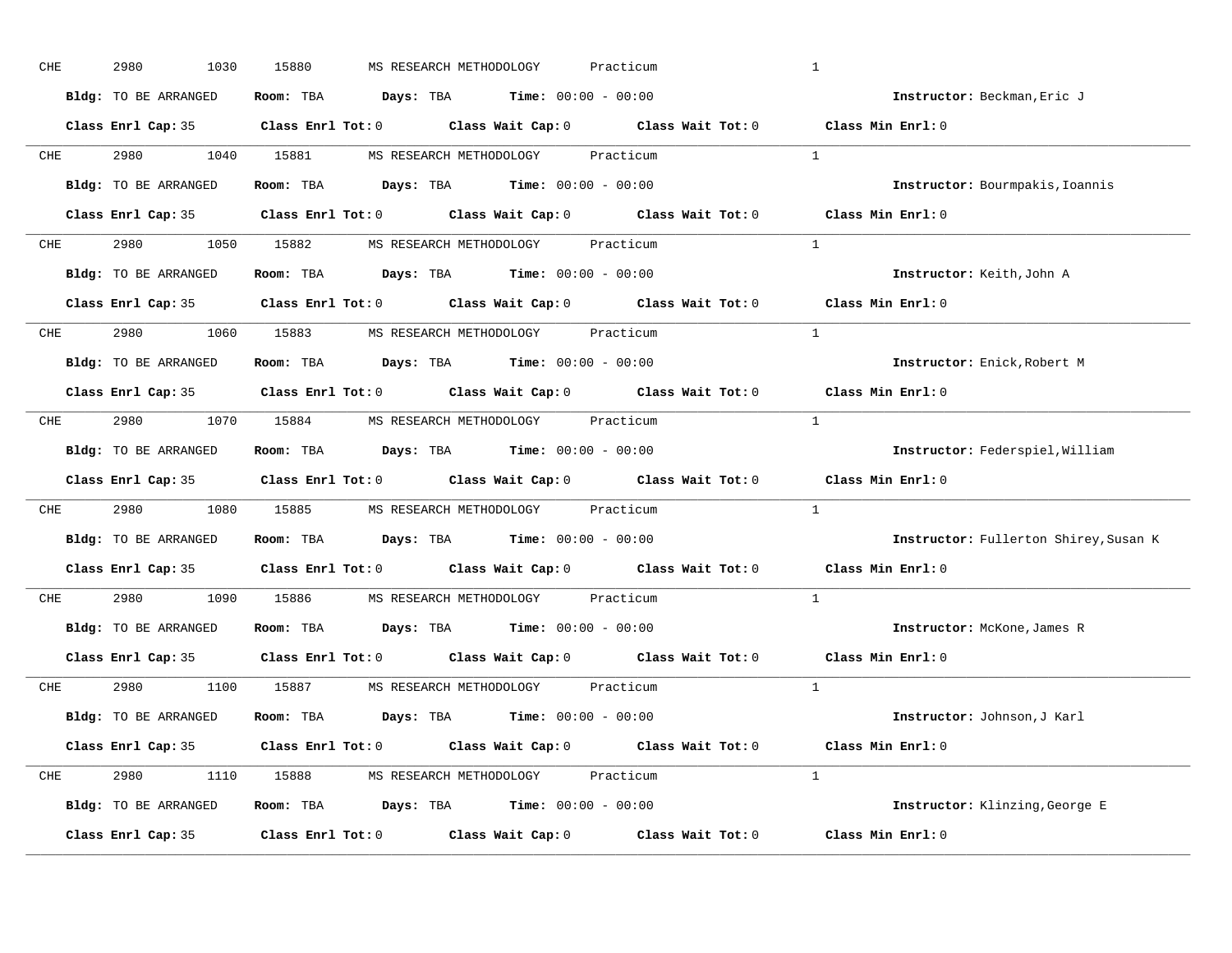CHE 2980 1030 15880 MS RESEARCH METHODOLOGY Practicum 1

**Bldg:** TO BE ARRANGED **Room:** TBA **Days:** TBA **Time:** 00:00 - 00:00 **Instructor:** Beckman,Eric J

**Class Enrl Cap:** 35 **Class Enrl Tot:** 0 **Class Wait Cap:** 0 **Class Wait Tot:** 0 **Class Min Enrl:** 0

---

CHE 2980 1040 15881 MS RESEARCH METHODOLOGY Practicum 1

**Bldg:** TO BE ARRANGED **Room:** TBA **Days:** TBA **Time:** 00:00 - 00:00 **Instructor:** Bourmpakis,Ioannis

**Class Enrl Cap:** 35 **Class Enrl Tot:** 0 **Class Wait Cap:** 0 **Class Wait Tot:** 0 **Class Min Enrl:** 0

---

CHE 2980 1050 15882 MS RESEARCH METHODOLOGY Practicum 1

**Bldg:** TO BE ARRANGED **Room:** TBA **Days:** TBA **Time:** 00:00 - 00:00 **Instructor:** Keith,John A

**Class Enrl Cap:** 35 **Class Enrl Tot:** 0 **Class Wait Cap:** 0 **Class Wait Tot:** 0 **Class Min Enrl:** 0

---

CHE 2980 1060 15883 MS RESEARCH METHODOLOGY Practicum 1

**Bldg:** TO BE ARRANGED **Room:** TBA **Days:** TBA **Time:** 00:00 - 00:00 **Instructor:** Enick,Robert M

**Class Enrl Cap:** 35 **Class Enrl Tot:** 0 **Class Wait Cap:** 0 **Class Wait Tot:** 0 **Class Min Enrl:** 0

---

CHE 2980 1070 15884 MS RESEARCH METHODOLOGY Practicum 1

**Bldg:** TO BE ARRANGED **Room:** TBA **Days:** TBA **Time:** 00:00 - 00:00 **Instructor:** Federspiel,William

**Class Enrl Cap:** 35 **Class Enrl Tot:** 0 **Class Wait Cap:** 0 **Class Wait Tot:** 0 **Class Min Enrl:** 0

---

CHE 2980 1080 15885 MS RESEARCH METHODOLOGY Practicum 1

**Bldg:** TO BE ARRANGED **Room:** TBA **Days:** TBA **Time:** 00:00 - 00:00 **Instructor:** Fullerton Shirey,Susan K

**Class Enrl Cap:** 35 **Class Enrl Tot:** 0 **Class Wait Cap:** 0 **Class Wait Tot:** 0 **Class Min Enrl:** 0

---

CHE 2980 1090 15886 MS RESEARCH METHODOLOGY Practicum 1

**Bldg:** TO BE ARRANGED **Room:** TBA **Days:** TBA **Time:** 00:00 - 00:00 **Instructor:** McKone,James R

**Class Enrl Cap:** 35 **Class Enrl Tot:** 0 **Class Wait Cap:** 0 **Class Wait Tot:** 0 **Class Min Enrl:** 0

---

CHE 2980 1100 15887 MS RESEARCH METHODOLOGY Practicum 1

**Bldg:** TO BE ARRANGED **Room:** TBA **Days:** TBA **Time:** 00:00 - 00:00 **Instructor:** Johnson,J Karl

**Class Enrl Cap:** 35 **Class Enrl Tot:** 0 **Class Wait Cap:** 0 **Class Wait Tot:** 0 **Class Min Enrl:** 0

---

CHE 2980 1110 15888 MS RESEARCH METHODOLOGY Practicum 1

**Bldg:** TO BE ARRANGED **Room:** TBA **Days:** TBA **Time:** 00:00 - 00:00 **Instructor:** Klinzing,George E

**Class Enrl Cap:** 35 **Class Enrl Tot:** 0 **Class Wait Cap:** 0 **Class Wait Tot:** 0 **Class Min Enrl:** 0

---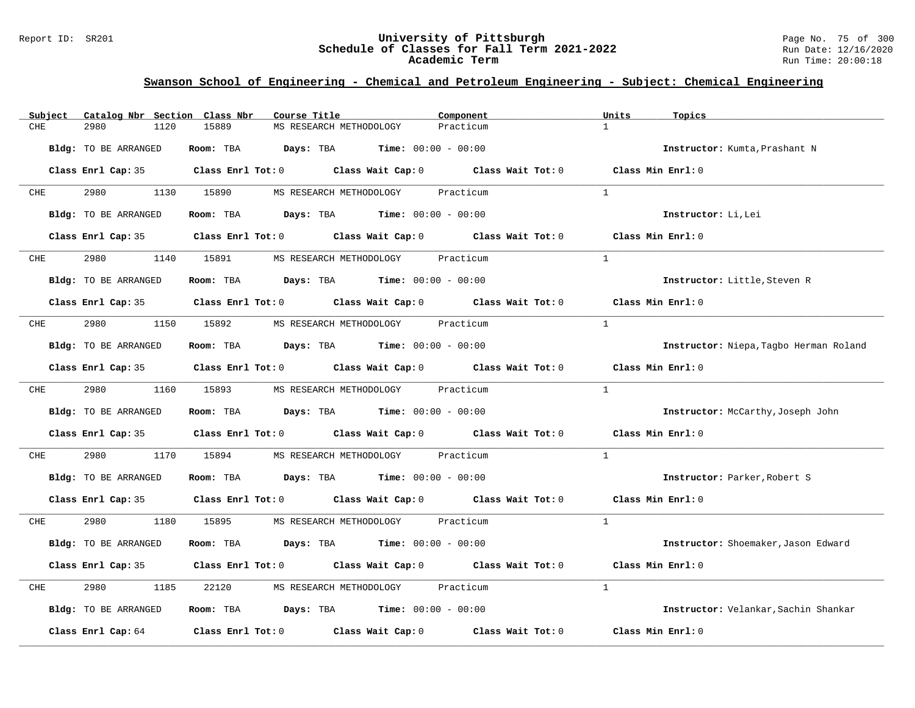## Swanson School of Engineering - Chemical and Petroleum Engineering - Subject: Chemical Engineering

| Subject | Catalog Nbr | Section | Class Nbr | Course Title | Component | Units | Topics |
|---|---|---|---|---|---|---|---|
| CHE | 2980 | 1120 | 15889 | MS RESEARCH METHODOLOGY | Practicum | 1 | |

**Bldg:** TO BE ARRANGED **Room:** TBA **Days:** TBA **Time:** 00:00 - 00:00 **Instructor:** Kumta,Prashant N

**Class Enrl Cap:** 35 **Class Enrl Tot:** 0 **Class Wait Cap:** 0 **Class Wait Tot:** 0 **Class Min Enrl:** 0

| Subject | Catalog Nbr | Section | Class Nbr | Course Title | Component | Units | Topics |
|---|---|---|---|---|---|---|---|
| CHE | 2980 | 1130 | 15890 | MS RESEARCH METHODOLOGY | Practicum | 1 | |

**Bldg:** TO BE ARRANGED **Room:** TBA **Days:** TBA **Time:** 00:00 - 00:00 **Instructor:** Li,Lei

**Class Enrl Cap:** 35 **Class Enrl Tot:** 0 **Class Wait Cap:** 0 **Class Wait Tot:** 0 **Class Min Enrl:** 0

| Subject | Catalog Nbr | Section | Class Nbr | Course Title | Component | Units | Topics |
|---|---|---|---|---|---|---|---|
| CHE | 2980 | 1140 | 15891 | MS RESEARCH METHODOLOGY | Practicum | 1 | |

**Bldg:** TO BE ARRANGED **Room:** TBA **Days:** TBA **Time:** 00:00 - 00:00 **Instructor:** Little,Steven R

**Class Enrl Cap:** 35 **Class Enrl Tot:** 0 **Class Wait Cap:** 0 **Class Wait Tot:** 0 **Class Min Enrl:** 0

| Subject | Catalog Nbr | Section | Class Nbr | Course Title | Component | Units | Topics |
|---|---|---|---|---|---|---|---|
| CHE | 2980 | 1150 | 15892 | MS RESEARCH METHODOLOGY | Practicum | 1 | |

**Bldg:** TO BE ARRANGED **Room:** TBA **Days:** TBA **Time:** 00:00 - 00:00 **Instructor:** Niepa,Tagbo Herman Roland

**Class Enrl Cap:** 35 **Class Enrl Tot:** 0 **Class Wait Cap:** 0 **Class Wait Tot:** 0 **Class Min Enrl:** 0

| Subject | Catalog Nbr | Section | Class Nbr | Course Title | Component | Units | Topics |
|---|---|---|---|---|---|---|---|
| CHE | 2980 | 1160 | 15893 | MS RESEARCH METHODOLOGY | Practicum | 1 | |

**Bldg:** TO BE ARRANGED **Room:** TBA **Days:** TBA **Time:** 00:00 - 00:00 **Instructor:** McCarthy,Joseph John

**Class Enrl Cap:** 35 **Class Enrl Tot:** 0 **Class Wait Cap:** 0 **Class Wait Tot:** 0 **Class Min Enrl:** 0

| Subject | Catalog Nbr | Section | Class Nbr | Course Title | Component | Units | Topics |
|---|---|---|---|---|---|---|---|
| CHE | 2980 | 1170 | 15894 | MS RESEARCH METHODOLOGY | Practicum | 1 | |

**Bldg:** TO BE ARRANGED **Room:** TBA **Days:** TBA **Time:** 00:00 - 00:00 **Instructor:** Parker,Robert S

**Class Enrl Cap:** 35 **Class Enrl Tot:** 0 **Class Wait Cap:** 0 **Class Wait Tot:** 0 **Class Min Enrl:** 0

| Subject | Catalog Nbr | Section | Class Nbr | Course Title | Component | Units | Topics |
|---|---|---|---|---|---|---|---|
| CHE | 2980 | 1180 | 15895 | MS RESEARCH METHODOLOGY | Practicum | 1 | |

**Bldg:** TO BE ARRANGED **Room:** TBA **Days:** TBA **Time:** 00:00 - 00:00 **Instructor:** Shoemaker,Jason Edward

**Class Enrl Cap:** 35 **Class Enrl Tot:** 0 **Class Wait Cap:** 0 **Class Wait Tot:** 0 **Class Min Enrl:** 0

| Subject | Catalog Nbr | Section | Class Nbr | Course Title | Component | Units | Topics |
|---|---|---|---|---|---|---|---|
| CHE | 2980 | 1185 | 22120 | MS RESEARCH METHODOLOGY | Practicum | 1 | |

**Bldg:** TO BE ARRANGED **Room:** TBA **Days:** TBA **Time:** 00:00 - 00:00 **Instructor:** Velankar,Sachin Shankar

**Class Enrl Cap:** 64 **Class Enrl Tot:** 0 **Class Wait Cap:** 0 **Class Wait Tot:** 0 **Class Min Enrl:** 0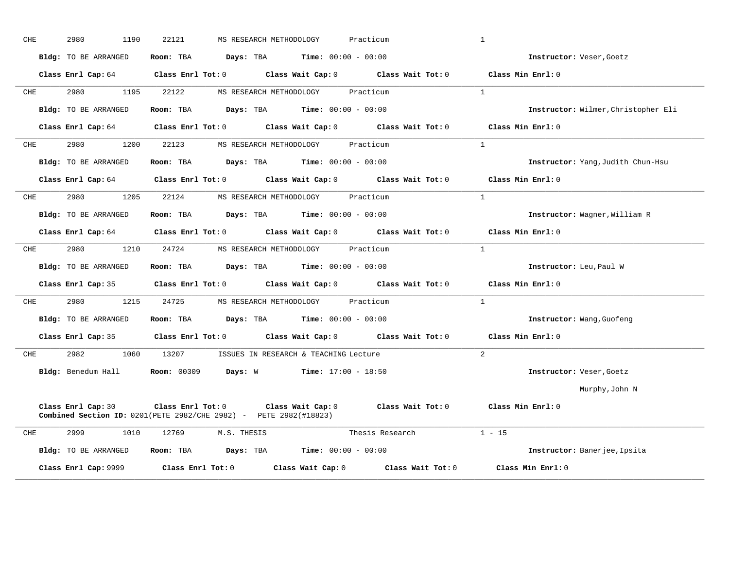CHE 2980 1190 22121 MS RESEARCH METHODOLOGY Practicum 1

**Bldg:** TO BE ARRANGED **Room:** TBA **Days:** TBA **Time:** 00:00 - 00:00 **Instructor:** Veser,Goetz

**Class Enrl Cap:** 64 **Class Enrl Tot:** 0 **Class Wait Cap:** 0 **Class Wait Tot:** 0 **Class Min Enrl:** 0

---

CHE 2980 1195 22122 MS RESEARCH METHODOLOGY Practicum 1

**Bldg:** TO BE ARRANGED **Room:** TBA **Days:** TBA **Time:** 00:00 - 00:00 **Instructor:** Wilmer,Christopher Eli

**Class Enrl Cap:** 64 **Class Enrl Tot:** 0 **Class Wait Cap:** 0 **Class Wait Tot:** 0 **Class Min Enrl:** 0

---

CHE 2980 1200 22123 MS RESEARCH METHODOLOGY Practicum 1

**Bldg:** TO BE ARRANGED **Room:** TBA **Days:** TBA **Time:** 00:00 - 00:00 **Instructor:** Yang,Judith Chun-Hsu

**Class Enrl Cap:** 64 **Class Enrl Tot:** 0 **Class Wait Cap:** 0 **Class Wait Tot:** 0 **Class Min Enrl:** 0

---

CHE 2980 1205 22124 MS RESEARCH METHODOLOGY Practicum 1

**Bldg:** TO BE ARRANGED **Room:** TBA **Days:** TBA **Time:** 00:00 - 00:00 **Instructor:** Wagner,William R

**Class Enrl Cap:** 64 **Class Enrl Tot:** 0 **Class Wait Cap:** 0 **Class Wait Tot:** 0 **Class Min Enrl:** 0

---

CHE 2980 1210 24724 MS RESEARCH METHODOLOGY Practicum 1

**Bldg:** TO BE ARRANGED **Room:** TBA **Days:** TBA **Time:** 00:00 - 00:00 **Instructor:** Leu,Paul W

**Class Enrl Cap:** 35 **Class Enrl Tot:** 0 **Class Wait Cap:** 0 **Class Wait Tot:** 0 **Class Min Enrl:** 0

---

CHE 2980 1215 24725 MS RESEARCH METHODOLOGY Practicum 1

**Bldg:** TO BE ARRANGED **Room:** TBA **Days:** TBA **Time:** 00:00 - 00:00 **Instructor:** Wang,Guofeng

**Class Enrl Cap:** 35 **Class Enrl Tot:** 0 **Class Wait Cap:** 0 **Class Wait Tot:** 0 **Class Min Enrl:** 0

---

CHE 2982 1060 13207 ISSUES IN RESEARCH & TEACHING Lecture 2

**Bldg:** Benedum Hall **Room:** 00309 **Days:** W **Time:** 17:00 - 18:50 **Instructor:** Veser,Goetz
Murphy,John N

**Class Enrl Cap:** 30 **Class Enrl Tot:** 0 **Class Wait Cap:** 0 **Class Wait Tot:** 0 **Class Min Enrl:** 0
**Combined Section ID:** 0201(PETE 2982/CHE 2982) - PETE 2982(#18823)

---

CHE 2999 1010 12769 M.S. THESIS Thesis Research 1 - 15

**Bldg:** TO BE ARRANGED **Room:** TBA **Days:** TBA **Time:** 00:00 - 00:00 **Instructor:** Banerjee,Ipsita

**Class Enrl Cap:** 9999 **Class Enrl Tot:** 0 **Class Wait Cap:** 0 **Class Wait Tot:** 0 **Class Min Enrl:** 0

---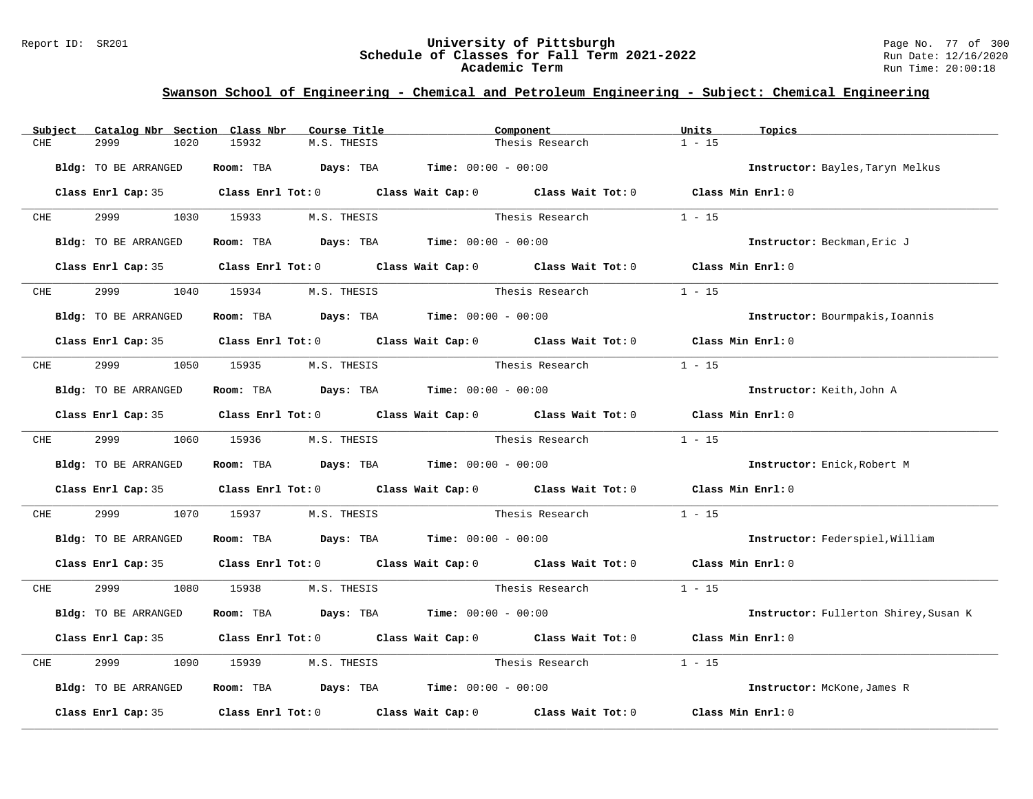## Swanson School of Engineering - Chemical and Petroleum Engineering - Subject: Chemical Engineering

| Subject | Catalog Nbr | Section | Class Nbr | Course Title | Component | Units | Topics |
|---|---|---|---|---|---|---|---|
| CHE | 2999 | 1020 | 15932 | M.S. THESIS | Thesis Research | 1 - 15 | |

**Bldg:** TO BE ARRANGED **Room:** TBA **Days:** TBA **Time:** 00:00 - 00:00 **Instructor:** Bayles,Taryn Melkus

**Class Enrl Cap:** 35 **Class Enrl Tot:** 0 **Class Wait Cap:** 0 **Class Wait Tot:** 0 **Class Min Enrl:** 0

---

| Subject | Catalog Nbr | Section | Class Nbr | Course Title | Component | Units | Topics |
|---|---|---|---|---|---|---|---|
| CHE | 2999 | 1030 | 15933 | M.S. THESIS | Thesis Research | 1 - 15 | |

**Bldg:** TO BE ARRANGED **Room:** TBA **Days:** TBA **Time:** 00:00 - 00:00 **Instructor:** Beckman,Eric J

**Class Enrl Cap:** 35 **Class Enrl Tot:** 0 **Class Wait Cap:** 0 **Class Wait Tot:** 0 **Class Min Enrl:** 0

---

| Subject | Catalog Nbr | Section | Class Nbr | Course Title | Component | Units | Topics |
|---|---|---|---|---|---|---|---|
| CHE | 2999 | 1040 | 15934 | M.S. THESIS | Thesis Research | 1 - 15 | |

**Bldg:** TO BE ARRANGED **Room:** TBA **Days:** TBA **Time:** 00:00 - 00:00 **Instructor:** Bourmpakis,Ioannis

**Class Enrl Cap:** 35 **Class Enrl Tot:** 0 **Class Wait Cap:** 0 **Class Wait Tot:** 0 **Class Min Enrl:** 0

---

| Subject | Catalog Nbr | Section | Class Nbr | Course Title | Component | Units | Topics |
|---|---|---|---|---|---|---|---|
| CHE | 2999 | 1050 | 15935 | M.S. THESIS | Thesis Research | 1 - 15 | |

**Bldg:** TO BE ARRANGED **Room:** TBA **Days:** TBA **Time:** 00:00 - 00:00 **Instructor:** Keith,John A

**Class Enrl Cap:** 35 **Class Enrl Tot:** 0 **Class Wait Cap:** 0 **Class Wait Tot:** 0 **Class Min Enrl:** 0

---

| Subject | Catalog Nbr | Section | Class Nbr | Course Title | Component | Units | Topics |
|---|---|---|---|---|---|---|---|
| CHE | 2999 | 1060 | 15936 | M.S. THESIS | Thesis Research | 1 - 15 | |

**Bldg:** TO BE ARRANGED **Room:** TBA **Days:** TBA **Time:** 00:00 - 00:00 **Instructor:** Enick,Robert M

**Class Enrl Cap:** 35 **Class Enrl Tot:** 0 **Class Wait Cap:** 0 **Class Wait Tot:** 0 **Class Min Enrl:** 0

---

| Subject | Catalog Nbr | Section | Class Nbr | Course Title | Component | Units | Topics |
|---|---|---|---|---|---|---|---|
| CHE | 2999 | 1070 | 15937 | M.S. THESIS | Thesis Research | 1 - 15 | |

**Bldg:** TO BE ARRANGED **Room:** TBA **Days:** TBA **Time:** 00:00 - 00:00 **Instructor:** Federspiel,William

**Class Enrl Cap:** 35 **Class Enrl Tot:** 0 **Class Wait Cap:** 0 **Class Wait Tot:** 0 **Class Min Enrl:** 0

---

| Subject | Catalog Nbr | Section | Class Nbr | Course Title | Component | Units | Topics |
|---|---|---|---|---|---|---|---|
| CHE | 2999 | 1080 | 15938 | M.S. THESIS | Thesis Research | 1 - 15 | |

**Bldg:** TO BE ARRANGED **Room:** TBA **Days:** TBA **Time:** 00:00 - 00:00 **Instructor:** Fullerton Shirey,Susan K

**Class Enrl Cap:** 35 **Class Enrl Tot:** 0 **Class Wait Cap:** 0 **Class Wait Tot:** 0 **Class Min Enrl:** 0

---

| Subject | Catalog Nbr | Section | Class Nbr | Course Title | Component | Units | Topics |
|---|---|---|---|---|---|---|---|
| CHE | 2999 | 1090 | 15939 | M.S. THESIS | Thesis Research | 1 - 15 | |

**Bldg:** TO BE ARRANGED **Room:** TBA **Days:** TBA **Time:** 00:00 - 00:00 **Instructor:** McKone,James R

**Class Enrl Cap:** 35 **Class Enrl Tot:** 0 **Class Wait Cap:** 0 **Class Wait Tot:** 0 **Class Min Enrl:** 0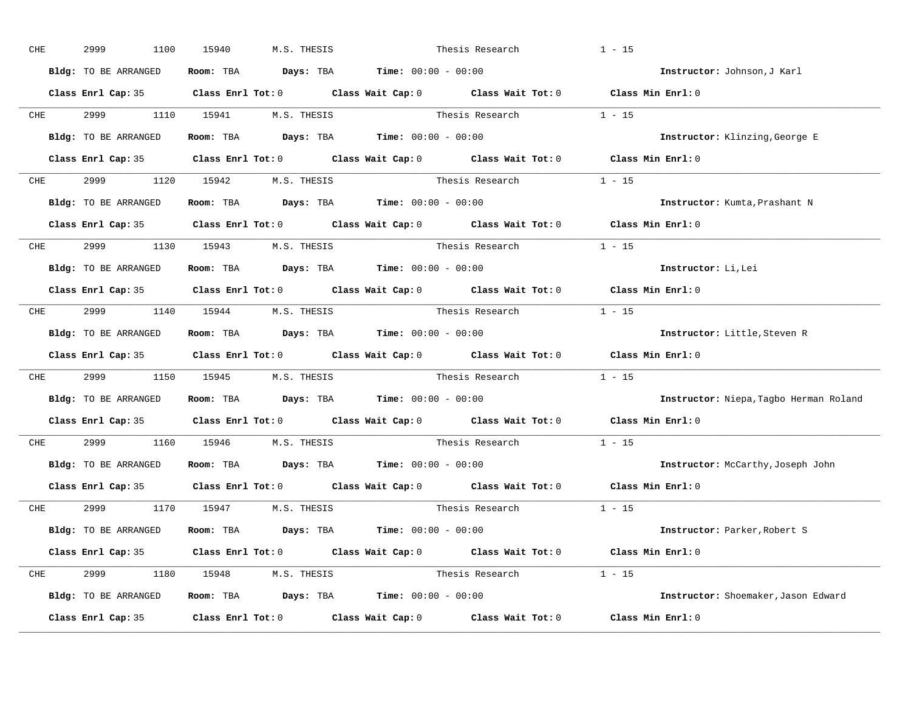CHE 2999 1100 15940 M.S. THESIS Thesis Research 1 - 15

**Bldg:** TO BE ARRANGED **Room:** TBA **Days:** TBA **Time:** 00:00 - 00:00 **Instructor:** Johnson,J Karl

**Class Enrl Cap:** 35 **Class Enrl Tot:** 0 **Class Wait Cap:** 0 **Class Wait Tot:** 0 **Class Min Enrl:** 0

---

CHE 2999 1110 15941 M.S. THESIS Thesis Research 1 - 15

**Bldg:** TO BE ARRANGED **Room:** TBA **Days:** TBA **Time:** 00:00 - 00:00 **Instructor:** Klinzing,George E

**Class Enrl Cap:** 35 **Class Enrl Tot:** 0 **Class Wait Cap:** 0 **Class Wait Tot:** 0 **Class Min Enrl:** 0

---

CHE 2999 1120 15942 M.S. THESIS Thesis Research 1 - 15

**Bldg:** TO BE ARRANGED **Room:** TBA **Days:** TBA **Time:** 00:00 - 00:00 **Instructor:** Kumta,Prashant N

**Class Enrl Cap:** 35 **Class Enrl Tot:** 0 **Class Wait Cap:** 0 **Class Wait Tot:** 0 **Class Min Enrl:** 0

---

CHE 2999 1130 15943 M.S. THESIS Thesis Research 1 - 15

**Bldg:** TO BE ARRANGED **Room:** TBA **Days:** TBA **Time:** 00:00 - 00:00 **Instructor:** Li,Lei

**Class Enrl Cap:** 35 **Class Enrl Tot:** 0 **Class Wait Cap:** 0 **Class Wait Tot:** 0 **Class Min Enrl:** 0

---

CHE 2999 1140 15944 M.S. THESIS Thesis Research 1 - 15

**Bldg:** TO BE ARRANGED **Room:** TBA **Days:** TBA **Time:** 00:00 - 00:00 **Instructor:** Little,Steven R

**Class Enrl Cap:** 35 **Class Enrl Tot:** 0 **Class Wait Cap:** 0 **Class Wait Tot:** 0 **Class Min Enrl:** 0

---

CHE 2999 1150 15945 M.S. THESIS Thesis Research 1 - 15

**Bldg:** TO BE ARRANGED **Room:** TBA **Days:** TBA **Time:** 00:00 - 00:00 **Instructor:** Niepa,Tagbo Herman Roland

**Class Enrl Cap:** 35 **Class Enrl Tot:** 0 **Class Wait Cap:** 0 **Class Wait Tot:** 0 **Class Min Enrl:** 0

---

CHE 2999 1160 15946 M.S. THESIS Thesis Research 1 - 15

**Bldg:** TO BE ARRANGED **Room:** TBA **Days:** TBA **Time:** 00:00 - 00:00 **Instructor:** McCarthy,Joseph John

**Class Enrl Cap:** 35 **Class Enrl Tot:** 0 **Class Wait Cap:** 0 **Class Wait Tot:** 0 **Class Min Enrl:** 0

---

CHE 2999 1170 15947 M.S. THESIS Thesis Research 1 - 15

**Bldg:** TO BE ARRANGED **Room:** TBA **Days:** TBA **Time:** 00:00 - 00:00 **Instructor:** Parker,Robert S

**Class Enrl Cap:** 35 **Class Enrl Tot:** 0 **Class Wait Cap:** 0 **Class Wait Tot:** 0 **Class Min Enrl:** 0

---

CHE 2999 1180 15948 M.S. THESIS Thesis Research 1 - 15

**Bldg:** TO BE ARRANGED **Room:** TBA **Days:** TBA **Time:** 00:00 - 00:00 **Instructor:** Shoemaker,Jason Edward

**Class Enrl Cap:** 35 **Class Enrl Tot:** 0 **Class Wait Cap:** 0 **Class Wait Tot:** 0 **Class Min Enrl:** 0

---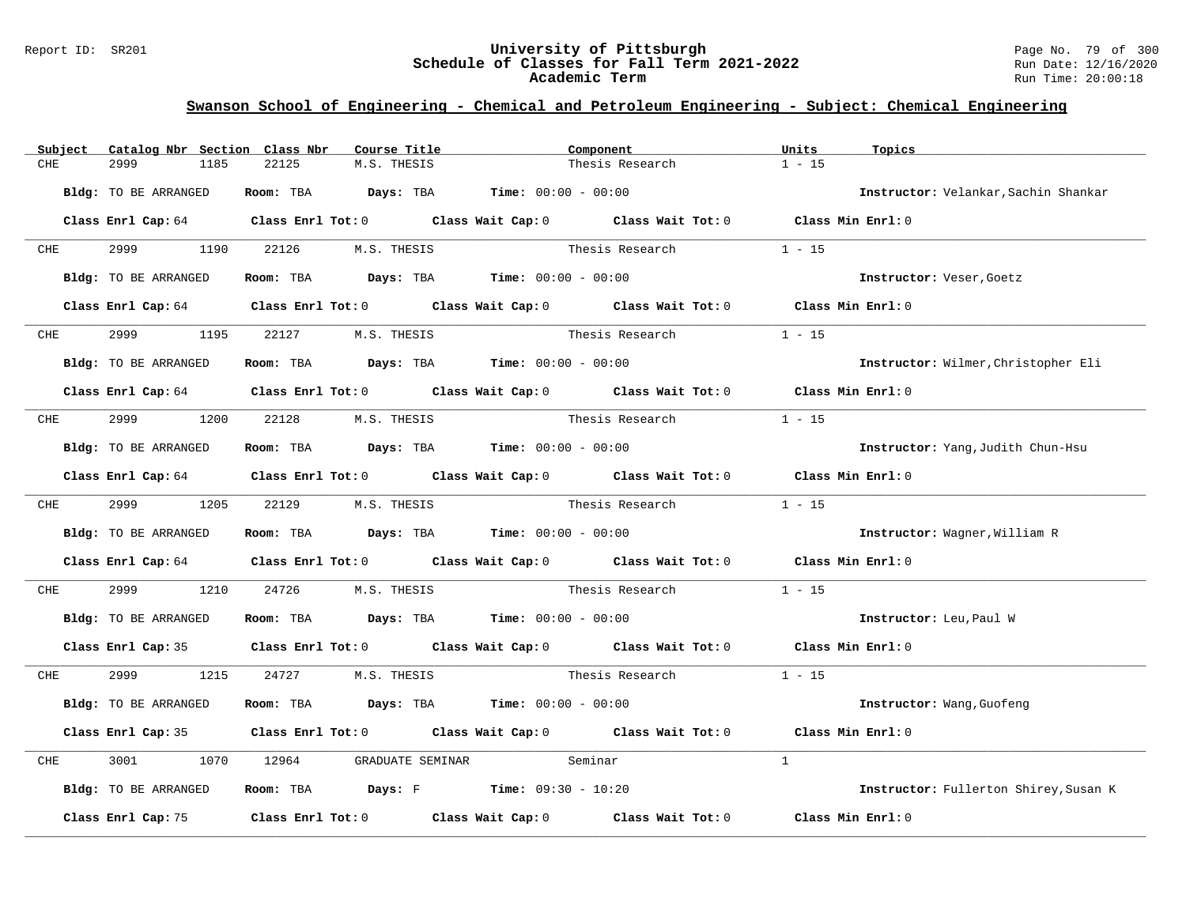## Swanson School of Engineering - Chemical and Petroleum Engineering - Subject: Chemical Engineering

| Subject | Catalog Nbr | Section | Class Nbr | Course Title | Component | Units | Topics |
|---|---|---|---|---|---|---|---|
| CHE | 2999 | 1185 | 22125 | M.S. THESIS | Thesis Research | 1 - 15 | |

**Bldg:** TO BE ARRANGED **Room:** TBA **Days:** TBA **Time:** 00:00 - 00:00 **Instructor:** Velankar,Sachin Shankar

**Class Enrl Cap:** 64 **Class Enrl Tot:** 0 **Class Wait Cap:** 0 **Class Wait Tot:** 0 **Class Min Enrl:** 0

| Subject | Catalog Nbr | Section | Class Nbr | Course Title | Component | Units | Topics |
|---|---|---|---|---|---|---|---|
| CHE | 2999 | 1190 | 22126 | M.S. THESIS | Thesis Research | 1 - 15 | |

**Bldg:** TO BE ARRANGED **Room:** TBA **Days:** TBA **Time:** 00:00 - 00:00 **Instructor:** Veser,Goetz

**Class Enrl Cap:** 64 **Class Enrl Tot:** 0 **Class Wait Cap:** 0 **Class Wait Tot:** 0 **Class Min Enrl:** 0

| Subject | Catalog Nbr | Section | Class Nbr | Course Title | Component | Units | Topics |
|---|---|---|---|---|---|---|---|
| CHE | 2999 | 1195 | 22127 | M.S. THESIS | Thesis Research | 1 - 15 | |

**Bldg:** TO BE ARRANGED **Room:** TBA **Days:** TBA **Time:** 00:00 - 00:00 **Instructor:** Wilmer,Christopher Eli

**Class Enrl Cap:** 64 **Class Enrl Tot:** 0 **Class Wait Cap:** 0 **Class Wait Tot:** 0 **Class Min Enrl:** 0

| Subject | Catalog Nbr | Section | Class Nbr | Course Title | Component | Units | Topics |
|---|---|---|---|---|---|---|---|
| CHE | 2999 | 1200 | 22128 | M.S. THESIS | Thesis Research | 1 - 15 | |

**Bldg:** TO BE ARRANGED **Room:** TBA **Days:** TBA **Time:** 00:00 - 00:00 **Instructor:** Yang,Judith Chun-Hsu

**Class Enrl Cap:** 64 **Class Enrl Tot:** 0 **Class Wait Cap:** 0 **Class Wait Tot:** 0 **Class Min Enrl:** 0

| Subject | Catalog Nbr | Section | Class Nbr | Course Title | Component | Units | Topics |
|---|---|---|---|---|---|---|---|
| CHE | 2999 | 1205 | 22129 | M.S. THESIS | Thesis Research | 1 - 15 | |

**Bldg:** TO BE ARRANGED **Room:** TBA **Days:** TBA **Time:** 00:00 - 00:00 **Instructor:** Wagner,William R

**Class Enrl Cap:** 64 **Class Enrl Tot:** 0 **Class Wait Cap:** 0 **Class Wait Tot:** 0 **Class Min Enrl:** 0

| Subject | Catalog Nbr | Section | Class Nbr | Course Title | Component | Units | Topics |
|---|---|---|---|---|---|---|---|
| CHE | 2999 | 1210 | 24726 | M.S. THESIS | Thesis Research | 1 - 15 | |

**Bldg:** TO BE ARRANGED **Room:** TBA **Days:** TBA **Time:** 00:00 - 00:00 **Instructor:** Leu,Paul W

**Class Enrl Cap:** 35 **Class Enrl Tot:** 0 **Class Wait Cap:** 0 **Class Wait Tot:** 0 **Class Min Enrl:** 0

| Subject | Catalog Nbr | Section | Class Nbr | Course Title | Component | Units | Topics |
|---|---|---|---|---|---|---|---|
| CHE | 2999 | 1215 | 24727 | M.S. THESIS | Thesis Research | 1 - 15 | |

**Bldg:** TO BE ARRANGED **Room:** TBA **Days:** TBA **Time:** 00:00 - 00:00 **Instructor:** Wang,Guofeng

**Class Enrl Cap:** 35 **Class Enrl Tot:** 0 **Class Wait Cap:** 0 **Class Wait Tot:** 0 **Class Min Enrl:** 0

| Subject | Catalog Nbr | Section | Class Nbr | Course Title | Component | Units | Topics |
|---|---|---|---|---|---|---|---|
| CHE | 3001 | 1070 | 12964 | GRADUATE SEMINAR | Seminar | 1 | |

**Bldg:** TO BE ARRANGED **Room:** TBA **Days:** F **Time:** 09:30 - 10:20 **Instructor:** Fullerton Shirey,Susan K

**Class Enrl Cap:** 75 **Class Enrl Tot:** 0 **Class Wait Cap:** 0 **Class Wait Tot:** 0 **Class Min Enrl:** 0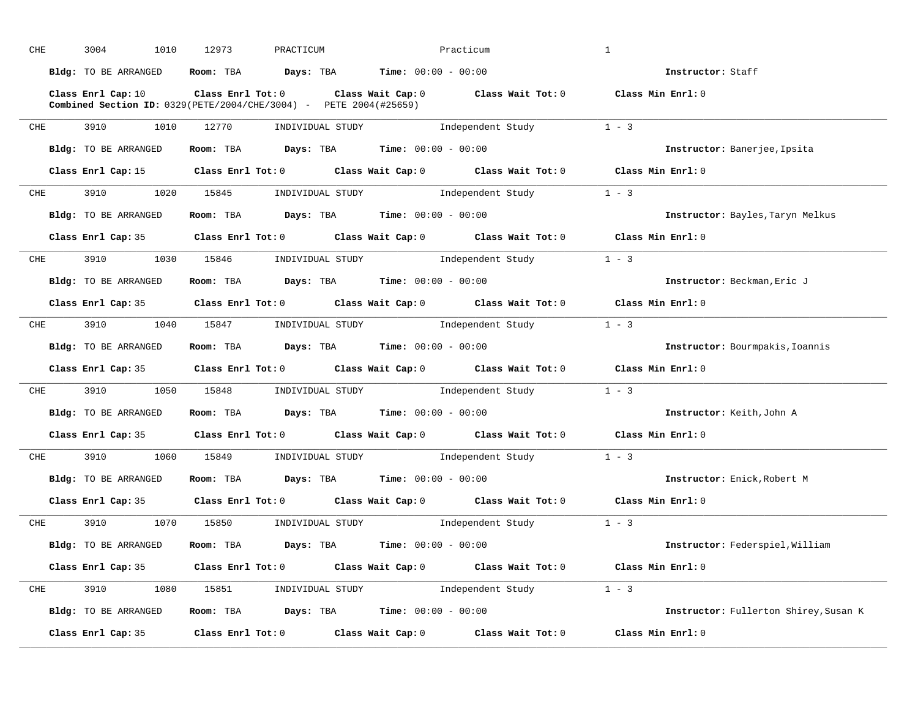CHE 3004 1010 12973 PRACTICUM Practicum 1

**Bldg:** TO BE ARRANGED **Room:** TBA **Days:** TBA **Time:** 00:00 - 00:00 **Instructor:** Staff

**Class Enrl Cap:** 10 **Class Enrl Tot:** 0 **Class Wait Cap:** 0 **Class Wait Tot:** 0 **Class Min Enrl:** 0
**Combined Section ID:** 0329(PETE/2004/CHE/3004) - PETE 2004(#25659)

---

CHE 3910 1010 12770 INDIVIDUAL STUDY Independent Study 1 - 3

**Bldg:** TO BE ARRANGED **Room:** TBA **Days:** TBA **Time:** 00:00 - 00:00 **Instructor:** Banerjee,Ipsita

**Class Enrl Cap:** 15 **Class Enrl Tot:** 0 **Class Wait Cap:** 0 **Class Wait Tot:** 0 **Class Min Enrl:** 0

---

CHE 3910 1020 15845 INDIVIDUAL STUDY Independent Study 1 - 3

**Bldg:** TO BE ARRANGED **Room:** TBA **Days:** TBA **Time:** 00:00 - 00:00 **Instructor:** Bayles,Taryn Melkus

**Class Enrl Cap:** 35 **Class Enrl Tot:** 0 **Class Wait Cap:** 0 **Class Wait Tot:** 0 **Class Min Enrl:** 0

---

CHE 3910 1030 15846 INDIVIDUAL STUDY Independent Study 1 - 3

**Bldg:** TO BE ARRANGED **Room:** TBA **Days:** TBA **Time:** 00:00 - 00:00 **Instructor:** Beckman,Eric J

**Class Enrl Cap:** 35 **Class Enrl Tot:** 0 **Class Wait Cap:** 0 **Class Wait Tot:** 0 **Class Min Enrl:** 0

---

CHE 3910 1040 15847 INDIVIDUAL STUDY Independent Study 1 - 3

**Bldg:** TO BE ARRANGED **Room:** TBA **Days:** TBA **Time:** 00:00 - 00:00 **Instructor:** Bourmpakis,Ioannis

**Class Enrl Cap:** 35 **Class Enrl Tot:** 0 **Class Wait Cap:** 0 **Class Wait Tot:** 0 **Class Min Enrl:** 0

---

CHE 3910 1050 15848 INDIVIDUAL STUDY Independent Study 1 - 3

**Bldg:** TO BE ARRANGED **Room:** TBA **Days:** TBA **Time:** 00:00 - 00:00 **Instructor:** Keith,John A

**Class Enrl Cap:** 35 **Class Enrl Tot:** 0 **Class Wait Cap:** 0 **Class Wait Tot:** 0 **Class Min Enrl:** 0

---

CHE 3910 1060 15849 INDIVIDUAL STUDY Independent Study 1 - 3

**Bldg:** TO BE ARRANGED **Room:** TBA **Days:** TBA **Time:** 00:00 - 00:00 **Instructor:** Enick,Robert M

**Class Enrl Cap:** 35 **Class Enrl Tot:** 0 **Class Wait Cap:** 0 **Class Wait Tot:** 0 **Class Min Enrl:** 0

---

CHE 3910 1070 15850 INDIVIDUAL STUDY Independent Study 1 - 3

**Bldg:** TO BE ARRANGED **Room:** TBA **Days:** TBA **Time:** 00:00 - 00:00 **Instructor:** Federspiel,William

**Class Enrl Cap:** 35 **Class Enrl Tot:** 0 **Class Wait Cap:** 0 **Class Wait Tot:** 0 **Class Min Enrl:** 0

---

CHE 3910 1080 15851 INDIVIDUAL STUDY Independent Study 1 - 3

**Bldg:** TO BE ARRANGED **Room:** TBA **Days:** TBA **Time:** 00:00 - 00:00 **Instructor:** Fullerton Shirey,Susan K

**Class Enrl Cap:** 35 **Class Enrl Tot:** 0 **Class Wait Cap:** 0 **Class Wait Tot:** 0 **Class Min Enrl:** 0

---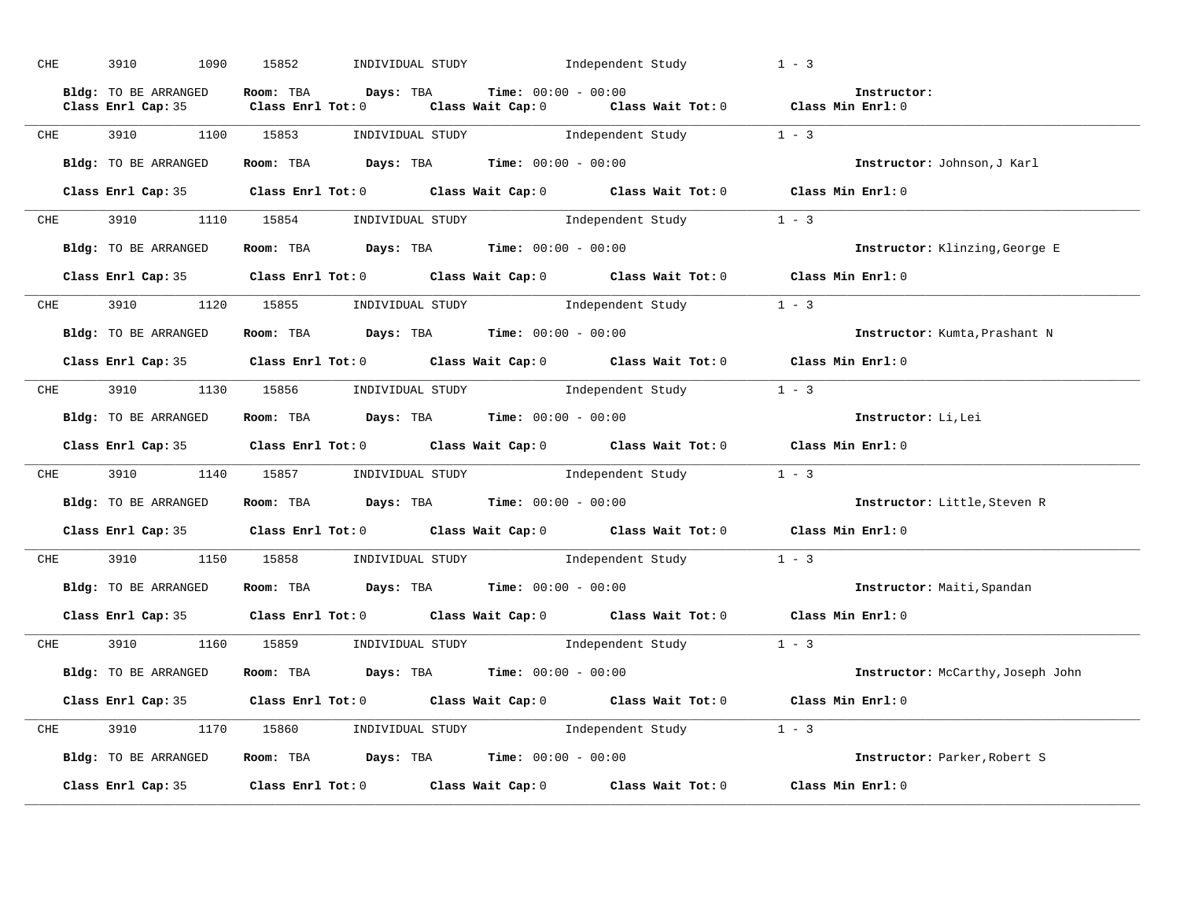CHE 3910 1090 15852 INDIVIDUAL STUDY Independent Study 1 - 3

**Bldg:** TO BE ARRANGED **Room:** TBA **Days:** TBA **Time:** 00:00 - 00:00 **Instructor:**
**Class Enrl Cap:** 35 **Class Enrl Tot:** 0 **Class Wait Cap:** 0 **Class Wait Tot:** 0 **Class Min Enrl:** 0

---

CHE 3910 1100 15853 INDIVIDUAL STUDY Independent Study 1 - 3

**Bldg:** TO BE ARRANGED **Room:** TBA **Days:** TBA **Time:** 00:00 - 00:00 **Instructor:** Johnson,J Karl

**Class Enrl Cap:** 35 **Class Enrl Tot:** 0 **Class Wait Cap:** 0 **Class Wait Tot:** 0 **Class Min Enrl:** 0

---

CHE 3910 1110 15854 INDIVIDUAL STUDY Independent Study 1 - 3

**Bldg:** TO BE ARRANGED **Room:** TBA **Days:** TBA **Time:** 00:00 - 00:00 **Instructor:** Klinzing,George E

**Class Enrl Cap:** 35 **Class Enrl Tot:** 0 **Class Wait Cap:** 0 **Class Wait Tot:** 0 **Class Min Enrl:** 0

---

CHE 3910 1120 15855 INDIVIDUAL STUDY Independent Study 1 - 3

**Bldg:** TO BE ARRANGED **Room:** TBA **Days:** TBA **Time:** 00:00 - 00:00 **Instructor:** Kumta,Prashant N

**Class Enrl Cap:** 35 **Class Enrl Tot:** 0 **Class Wait Cap:** 0 **Class Wait Tot:** 0 **Class Min Enrl:** 0

---

CHE 3910 1130 15856 INDIVIDUAL STUDY Independent Study 1 - 3

**Bldg:** TO BE ARRANGED **Room:** TBA **Days:** TBA **Time:** 00:00 - 00:00 **Instructor:** Li,Lei

**Class Enrl Cap:** 35 **Class Enrl Tot:** 0 **Class Wait Cap:** 0 **Class Wait Tot:** 0 **Class Min Enrl:** 0

---

CHE 3910 1140 15857 INDIVIDUAL STUDY Independent Study 1 - 3

**Bldg:** TO BE ARRANGED **Room:** TBA **Days:** TBA **Time:** 00:00 - 00:00 **Instructor:** Little,Steven R

**Class Enrl Cap:** 35 **Class Enrl Tot:** 0 **Class Wait Cap:** 0 **Class Wait Tot:** 0 **Class Min Enrl:** 0

---

CHE 3910 1150 15858 INDIVIDUAL STUDY Independent Study 1 - 3

**Bldg:** TO BE ARRANGED **Room:** TBA **Days:** TBA **Time:** 00:00 - 00:00 **Instructor:** Maiti,Spandan

**Class Enrl Cap:** 35 **Class Enrl Tot:** 0 **Class Wait Cap:** 0 **Class Wait Tot:** 0 **Class Min Enrl:** 0

---

CHE 3910 1160 15859 INDIVIDUAL STUDY Independent Study 1 - 3

**Bldg:** TO BE ARRANGED **Room:** TBA **Days:** TBA **Time:** 00:00 - 00:00 **Instructor:** McCarthy,Joseph John

**Class Enrl Cap:** 35 **Class Enrl Tot:** 0 **Class Wait Cap:** 0 **Class Wait Tot:** 0 **Class Min Enrl:** 0

---

CHE 3910 1170 15860 INDIVIDUAL STUDY Independent Study 1 - 3

**Bldg:** TO BE ARRANGED **Room:** TBA **Days:** TBA **Time:** 00:00 - 00:00 **Instructor:** Parker,Robert S

**Class Enrl Cap:** 35 **Class Enrl Tot:** 0 **Class Wait Cap:** 0 **Class Wait Tot:** 0 **Class Min Enrl:** 0

---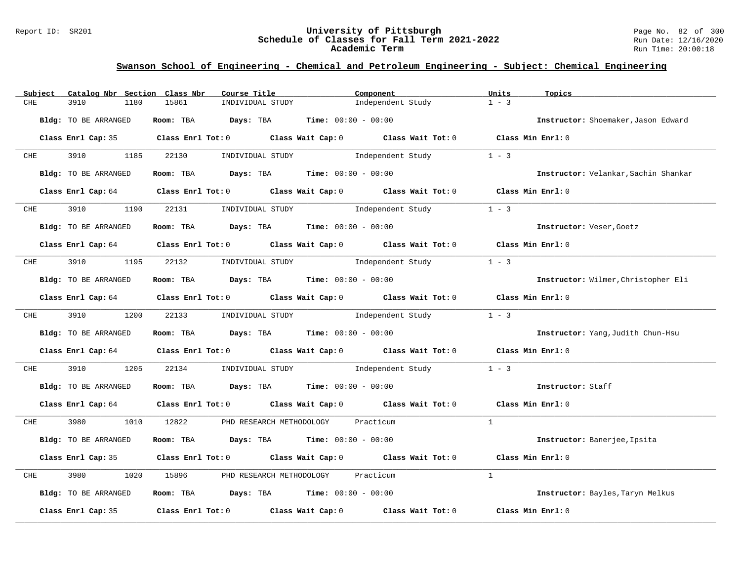## Swanson School of Engineering - Chemical and Petroleum Engineering - Subject: Chemical Engineering

| Subject | Catalog Nbr | Section | Class Nbr | Course Title | Component | Units | Topics |
|---|---|---|---|---|---|---|---|
| CHE | 3910 | 1180 | 15861 | INDIVIDUAL STUDY | Independent Study | 1 - 3 | |

**Bldg:** TO BE ARRANGED **Room:** TBA **Days:** TBA **Time:** 00:00 - 00:00 **Instructor:** Shoemaker,Jason Edward

**Class Enrl Cap:** 35 **Class Enrl Tot:** 0 **Class Wait Cap:** 0 **Class Wait Tot:** 0 **Class Min Enrl:** 0

---

| Subject | Catalog Nbr | Section | Class Nbr | Course Title | Component | Units | Topics |
|---|---|---|---|---|---|---|---|
| CHE | 3910 | 1185 | 22130 | INDIVIDUAL STUDY | Independent Study | 1 - 3 | |

**Bldg:** TO BE ARRANGED **Room:** TBA **Days:** TBA **Time:** 00:00 - 00:00 **Instructor:** Velankar,Sachin Shankar

**Class Enrl Cap:** 64 **Class Enrl Tot:** 0 **Class Wait Cap:** 0 **Class Wait Tot:** 0 **Class Min Enrl:** 0

---

| Subject | Catalog Nbr | Section | Class Nbr | Course Title | Component | Units | Topics |
|---|---|---|---|---|---|---|---|
| CHE | 3910 | 1190 | 22131 | INDIVIDUAL STUDY | Independent Study | 1 - 3 | |

**Bldg:** TO BE ARRANGED **Room:** TBA **Days:** TBA **Time:** 00:00 - 00:00 **Instructor:** Veser,Goetz

**Class Enrl Cap:** 64 **Class Enrl Tot:** 0 **Class Wait Cap:** 0 **Class Wait Tot:** 0 **Class Min Enrl:** 0

---

| Subject | Catalog Nbr | Section | Class Nbr | Course Title | Component | Units | Topics |
|---|---|---|---|---|---|---|---|
| CHE | 3910 | 1195 | 22132 | INDIVIDUAL STUDY | Independent Study | 1 - 3 | |

**Bldg:** TO BE ARRANGED **Room:** TBA **Days:** TBA **Time:** 00:00 - 00:00 **Instructor:** Wilmer,Christopher Eli

**Class Enrl Cap:** 64 **Class Enrl Tot:** 0 **Class Wait Cap:** 0 **Class Wait Tot:** 0 **Class Min Enrl:** 0

---

| Subject | Catalog Nbr | Section | Class Nbr | Course Title | Component | Units | Topics |
|---|---|---|---|---|---|---|---|
| CHE | 3910 | 1200 | 22133 | INDIVIDUAL STUDY | Independent Study | 1 - 3 | |

**Bldg:** TO BE ARRANGED **Room:** TBA **Days:** TBA **Time:** 00:00 - 00:00 **Instructor:** Yang,Judith Chun-Hsu

**Class Enrl Cap:** 64 **Class Enrl Tot:** 0 **Class Wait Cap:** 0 **Class Wait Tot:** 0 **Class Min Enrl:** 0

---

| Subject | Catalog Nbr | Section | Class Nbr | Course Title | Component | Units | Topics |
|---|---|---|---|---|---|---|---|
| CHE | 3910 | 1205 | 22134 | INDIVIDUAL STUDY | Independent Study | 1 - 3 | |

**Bldg:** TO BE ARRANGED **Room:** TBA **Days:** TBA **Time:** 00:00 - 00:00 **Instructor:** Staff

**Class Enrl Cap:** 64 **Class Enrl Tot:** 0 **Class Wait Cap:** 0 **Class Wait Tot:** 0 **Class Min Enrl:** 0

---

| Subject | Catalog Nbr | Section | Class Nbr | Course Title | Component | Units | Topics |
|---|---|---|---|---|---|---|---|
| CHE | 3980 | 1010 | 12822 | PHD RESEARCH METHODOLOGY | Practicum | 1 | |

**Bldg:** TO BE ARRANGED **Room:** TBA **Days:** TBA **Time:** 00:00 - 00:00 **Instructor:** Banerjee,Ipsita

**Class Enrl Cap:** 35 **Class Enrl Tot:** 0 **Class Wait Cap:** 0 **Class Wait Tot:** 0 **Class Min Enrl:** 0

---

| Subject | Catalog Nbr | Section | Class Nbr | Course Title | Component | Units | Topics |
|---|---|---|---|---|---|---|---|
| CHE | 3980 | 1020 | 15896 | PHD RESEARCH METHODOLOGY | Practicum | 1 | |

**Bldg:** TO BE ARRANGED **Room:** TBA **Days:** TBA **Time:** 00:00 - 00:00 **Instructor:** Bayles,Taryn Melkus

**Class Enrl Cap:** 35 **Class Enrl Tot:** 0 **Class Wait Cap:** 0 **Class Wait Tot:** 0 **Class Min Enrl:** 0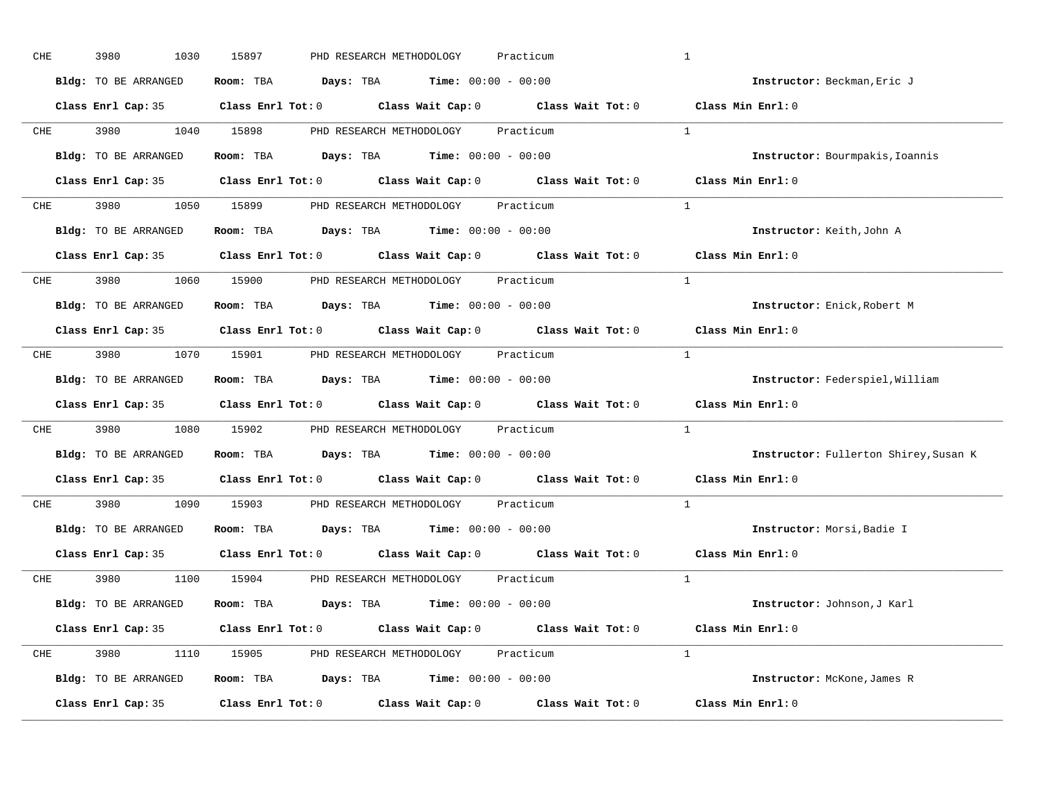CHE 3980 1030 15897 PHD RESEARCH METHODOLOGY Practicum 1

**Bldg:** TO BE ARRANGED **Room:** TBA **Days:** TBA **Time:** 00:00 - 00:00 **Instructor:** Beckman,Eric J

**Class Enrl Cap:** 35 **Class Enrl Tot:** 0 **Class Wait Cap:** 0 **Class Wait Tot:** 0 **Class Min Enrl:** 0

---

CHE 3980 1040 15898 PHD RESEARCH METHODOLOGY Practicum 1

**Bldg:** TO BE ARRANGED **Room:** TBA **Days:** TBA **Time:** 00:00 - 00:00 **Instructor:** Bourmpakis,Ioannis

**Class Enrl Cap:** 35 **Class Enrl Tot:** 0 **Class Wait Cap:** 0 **Class Wait Tot:** 0 **Class Min Enrl:** 0

---

CHE 3980 1050 15899 PHD RESEARCH METHODOLOGY Practicum 1

**Bldg:** TO BE ARRANGED **Room:** TBA **Days:** TBA **Time:** 00:00 - 00:00 **Instructor:** Keith,John A

**Class Enrl Cap:** 35 **Class Enrl Tot:** 0 **Class Wait Cap:** 0 **Class Wait Tot:** 0 **Class Min Enrl:** 0

---

CHE 3980 1060 15900 PHD RESEARCH METHODOLOGY Practicum 1

**Bldg:** TO BE ARRANGED **Room:** TBA **Days:** TBA **Time:** 00:00 - 00:00 **Instructor:** Enick,Robert M

**Class Enrl Cap:** 35 **Class Enrl Tot:** 0 **Class Wait Cap:** 0 **Class Wait Tot:** 0 **Class Min Enrl:** 0

---

CHE 3980 1070 15901 PHD RESEARCH METHODOLOGY Practicum 1

**Bldg:** TO BE ARRANGED **Room:** TBA **Days:** TBA **Time:** 00:00 - 00:00 **Instructor:** Federspiel,William

**Class Enrl Cap:** 35 **Class Enrl Tot:** 0 **Class Wait Cap:** 0 **Class Wait Tot:** 0 **Class Min Enrl:** 0

---

CHE 3980 1080 15902 PHD RESEARCH METHODOLOGY Practicum 1

**Bldg:** TO BE ARRANGED **Room:** TBA **Days:** TBA **Time:** 00:00 - 00:00 **Instructor:** Fullerton Shirey,Susan K

**Class Enrl Cap:** 35 **Class Enrl Tot:** 0 **Class Wait Cap:** 0 **Class Wait Tot:** 0 **Class Min Enrl:** 0

---

CHE 3980 1090 15903 PHD RESEARCH METHODOLOGY Practicum 1

**Bldg:** TO BE ARRANGED **Room:** TBA **Days:** TBA **Time:** 00:00 - 00:00 **Instructor:** Morsi,Badie I

**Class Enrl Cap:** 35 **Class Enrl Tot:** 0 **Class Wait Cap:** 0 **Class Wait Tot:** 0 **Class Min Enrl:** 0

---

CHE 3980 1100 15904 PHD RESEARCH METHODOLOGY Practicum 1

**Bldg:** TO BE ARRANGED **Room:** TBA **Days:** TBA **Time:** 00:00 - 00:00 **Instructor:** Johnson,J Karl

**Class Enrl Cap:** 35 **Class Enrl Tot:** 0 **Class Wait Cap:** 0 **Class Wait Tot:** 0 **Class Min Enrl:** 0

---

CHE 3980 1110 15905 PHD RESEARCH METHODOLOGY Practicum 1

**Bldg:** TO BE ARRANGED **Room:** TBA **Days:** TBA **Time:** 00:00 - 00:00 **Instructor:** McKone,James R

**Class Enrl Cap:** 35 **Class Enrl Tot:** 0 **Class Wait Cap:** 0 **Class Wait Tot:** 0 **Class Min Enrl:** 0

---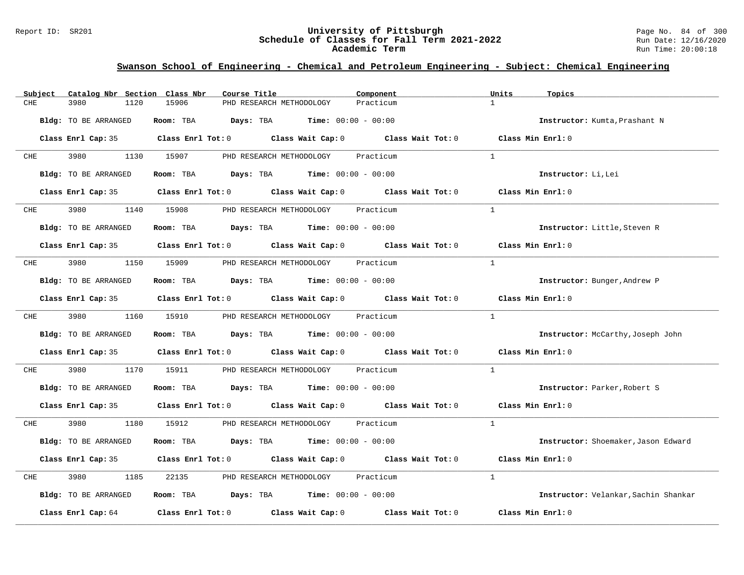## Swanson School of Engineering - Chemical and Petroleum Engineering - Subject: Chemical Engineering

| Subject | Catalog Nbr | Section | Class Nbr | Course Title | Component | Units | Topics |
|---|---|---|---|---|---|---|---|
| CHE | 3980 | 1120 | 15906 | PHD RESEARCH METHODOLOGY | Practicum | 1 | |

**Bldg:** TO BE ARRANGED **Room:** TBA **Days:** TBA **Time:** 00:00 - 00:00 **Instructor:** Kumta,Prashant N

**Class Enrl Cap:** 35 **Class Enrl Tot:** 0 **Class Wait Cap:** 0 **Class Wait Tot:** 0 **Class Min Enrl:** 0

| Subject | Catalog Nbr | Section | Class Nbr | Course Title | Component | Units | Topics |
|---|---|---|---|---|---|---|---|
| CHE | 3980 | 1130 | 15907 | PHD RESEARCH METHODOLOGY | Practicum | 1 | |

**Bldg:** TO BE ARRANGED **Room:** TBA **Days:** TBA **Time:** 00:00 - 00:00 **Instructor:** Li,Lei

**Class Enrl Cap:** 35 **Class Enrl Tot:** 0 **Class Wait Cap:** 0 **Class Wait Tot:** 0 **Class Min Enrl:** 0

| Subject | Catalog Nbr | Section | Class Nbr | Course Title | Component | Units | Topics |
|---|---|---|---|---|---|---|---|
| CHE | 3980 | 1140 | 15908 | PHD RESEARCH METHODOLOGY | Practicum | 1 | |

**Bldg:** TO BE ARRANGED **Room:** TBA **Days:** TBA **Time:** 00:00 - 00:00 **Instructor:** Little,Steven R

**Class Enrl Cap:** 35 **Class Enrl Tot:** 0 **Class Wait Cap:** 0 **Class Wait Tot:** 0 **Class Min Enrl:** 0

| Subject | Catalog Nbr | Section | Class Nbr | Course Title | Component | Units | Topics |
|---|---|---|---|---|---|---|---|
| CHE | 3980 | 1150 | 15909 | PHD RESEARCH METHODOLOGY | Practicum | 1 | |

**Bldg:** TO BE ARRANGED **Room:** TBA **Days:** TBA **Time:** 00:00 - 00:00 **Instructor:** Bunger,Andrew P

**Class Enrl Cap:** 35 **Class Enrl Tot:** 0 **Class Wait Cap:** 0 **Class Wait Tot:** 0 **Class Min Enrl:** 0

| Subject | Catalog Nbr | Section | Class Nbr | Course Title | Component | Units | Topics |
|---|---|---|---|---|---|---|---|
| CHE | 3980 | 1160 | 15910 | PHD RESEARCH METHODOLOGY | Practicum | 1 | |

**Bldg:** TO BE ARRANGED **Room:** TBA **Days:** TBA **Time:** 00:00 - 00:00 **Instructor:** McCarthy,Joseph John

**Class Enrl Cap:** 35 **Class Enrl Tot:** 0 **Class Wait Cap:** 0 **Class Wait Tot:** 0 **Class Min Enrl:** 0

| Subject | Catalog Nbr | Section | Class Nbr | Course Title | Component | Units | Topics |
|---|---|---|---|---|---|---|---|
| CHE | 3980 | 1170 | 15911 | PHD RESEARCH METHODOLOGY | Practicum | 1 | |

**Bldg:** TO BE ARRANGED **Room:** TBA **Days:** TBA **Time:** 00:00 - 00:00 **Instructor:** Parker,Robert S

**Class Enrl Cap:** 35 **Class Enrl Tot:** 0 **Class Wait Cap:** 0 **Class Wait Tot:** 0 **Class Min Enrl:** 0

| Subject | Catalog Nbr | Section | Class Nbr | Course Title | Component | Units | Topics |
|---|---|---|---|---|---|---|---|
| CHE | 3980 | 1180 | 15912 | PHD RESEARCH METHODOLOGY | Practicum | 1 | |

**Bldg:** TO BE ARRANGED **Room:** TBA **Days:** TBA **Time:** 00:00 - 00:00 **Instructor:** Shoemaker,Jason Edward

**Class Enrl Cap:** 35 **Class Enrl Tot:** 0 **Class Wait Cap:** 0 **Class Wait Tot:** 0 **Class Min Enrl:** 0

| Subject | Catalog Nbr | Section | Class Nbr | Course Title | Component | Units | Topics |
|---|---|---|---|---|---|---|---|
| CHE | 3980 | 1185 | 22135 | PHD RESEARCH METHODOLOGY | Practicum | 1 | |

**Bldg:** TO BE ARRANGED **Room:** TBA **Days:** TBA **Time:** 00:00 - 00:00 **Instructor:** Velankar,Sachin Shankar

**Class Enrl Cap:** 64 **Class Enrl Tot:** 0 **Class Wait Cap:** 0 **Class Wait Tot:** 0 **Class Min Enrl:** 0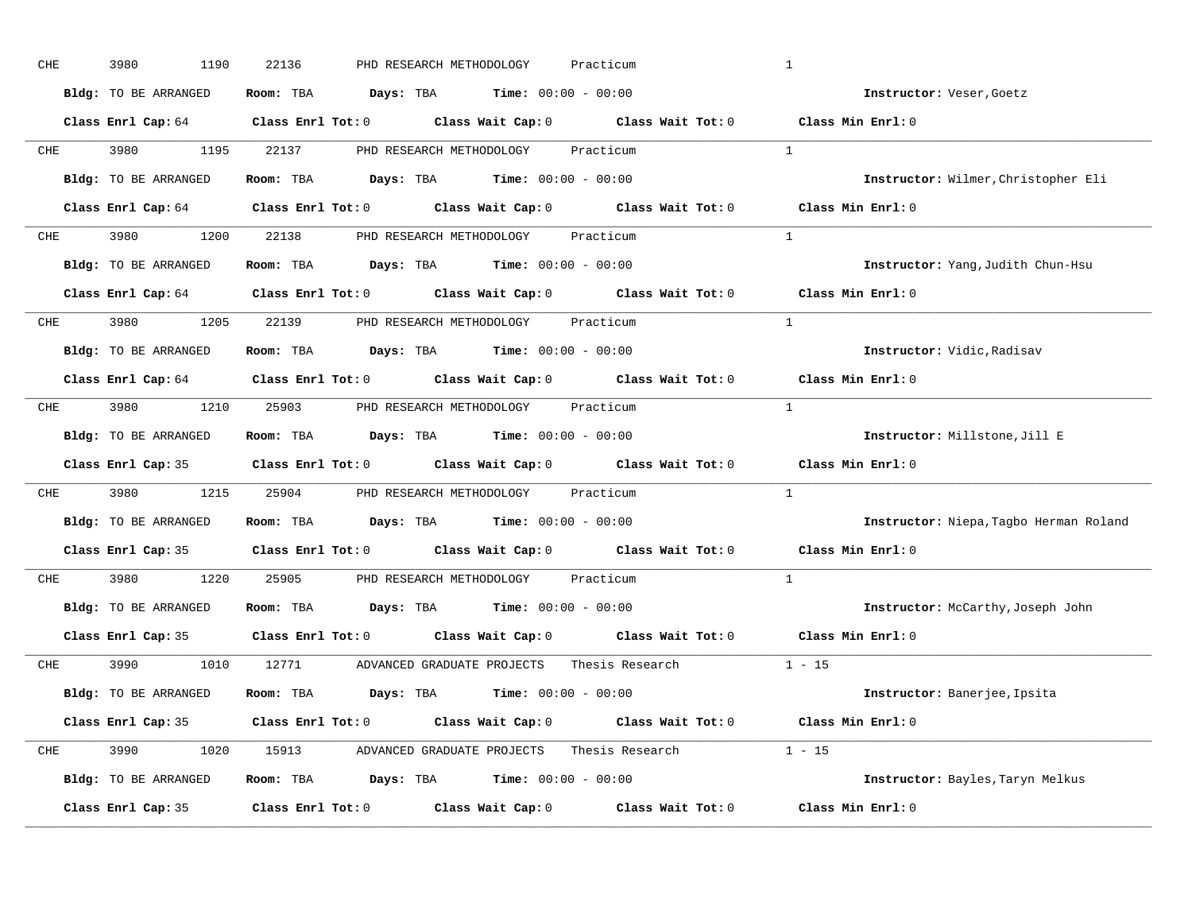CHE 3980 1190 22136 PHD RESEARCH METHODOLOGY Practicum 1

**Bldg:** TO BE ARRANGED **Room:** TBA **Days:** TBA **Time:** 00:00 - 00:00 **Instructor:** Veser,Goetz

**Class Enrl Cap:** 64 **Class Enrl Tot:** 0 **Class Wait Cap:** 0 **Class Wait Tot:** 0 **Class Min Enrl:** 0

---

CHE 3980 1195 22137 PHD RESEARCH METHODOLOGY Practicum 1

**Bldg:** TO BE ARRANGED **Room:** TBA **Days:** TBA **Time:** 00:00 - 00:00 **Instructor:** Wilmer,Christopher Eli

**Class Enrl Cap:** 64 **Class Enrl Tot:** 0 **Class Wait Cap:** 0 **Class Wait Tot:** 0 **Class Min Enrl:** 0

---

CHE 3980 1200 22138 PHD RESEARCH METHODOLOGY Practicum 1

**Bldg:** TO BE ARRANGED **Room:** TBA **Days:** TBA **Time:** 00:00 - 00:00 **Instructor:** Yang,Judith Chun-Hsu

**Class Enrl Cap:** 64 **Class Enrl Tot:** 0 **Class Wait Cap:** 0 **Class Wait Tot:** 0 **Class Min Enrl:** 0

---

CHE 3980 1205 22139 PHD RESEARCH METHODOLOGY Practicum 1

**Bldg:** TO BE ARRANGED **Room:** TBA **Days:** TBA **Time:** 00:00 - 00:00 **Instructor:** Vidic,Radisav

**Class Enrl Cap:** 64 **Class Enrl Tot:** 0 **Class Wait Cap:** 0 **Class Wait Tot:** 0 **Class Min Enrl:** 0

---

CHE 3980 1210 25903 PHD RESEARCH METHODOLOGY Practicum 1

**Bldg:** TO BE ARRANGED **Room:** TBA **Days:** TBA **Time:** 00:00 - 00:00 **Instructor:** Millstone,Jill E

**Class Enrl Cap:** 35 **Class Enrl Tot:** 0 **Class Wait Cap:** 0 **Class Wait Tot:** 0 **Class Min Enrl:** 0

---

CHE 3980 1215 25904 PHD RESEARCH METHODOLOGY Practicum 1

**Bldg:** TO BE ARRANGED **Room:** TBA **Days:** TBA **Time:** 00:00 - 00:00 **Instructor:** Niepa,Tagbo Herman Roland

**Class Enrl Cap:** 35 **Class Enrl Tot:** 0 **Class Wait Cap:** 0 **Class Wait Tot:** 0 **Class Min Enrl:** 0

---

CHE 3980 1220 25905 PHD RESEARCH METHODOLOGY Practicum 1

**Bldg:** TO BE ARRANGED **Room:** TBA **Days:** TBA **Time:** 00:00 - 00:00 **Instructor:** McCarthy,Joseph John

**Class Enrl Cap:** 35 **Class Enrl Tot:** 0 **Class Wait Cap:** 0 **Class Wait Tot:** 0 **Class Min Enrl:** 0

---

CHE 3990 1010 12771 ADVANCED GRADUATE PROJECTS Thesis Research 1 - 15

**Bldg:** TO BE ARRANGED **Room:** TBA **Days:** TBA **Time:** 00:00 - 00:00 **Instructor:** Banerjee,Ipsita

**Class Enrl Cap:** 35 **Class Enrl Tot:** 0 **Class Wait Cap:** 0 **Class Wait Tot:** 0 **Class Min Enrl:** 0

---

CHE 3990 1020 15913 ADVANCED GRADUATE PROJECTS Thesis Research 1 - 15

**Bldg:** TO BE ARRANGED **Room:** TBA **Days:** TBA **Time:** 00:00 - 00:00 **Instructor:** Bayles,Taryn Melkus

**Class Enrl Cap:** 35 **Class Enrl Tot:** 0 **Class Wait Cap:** 0 **Class Wait Tot:** 0 **Class Min Enrl:** 0

---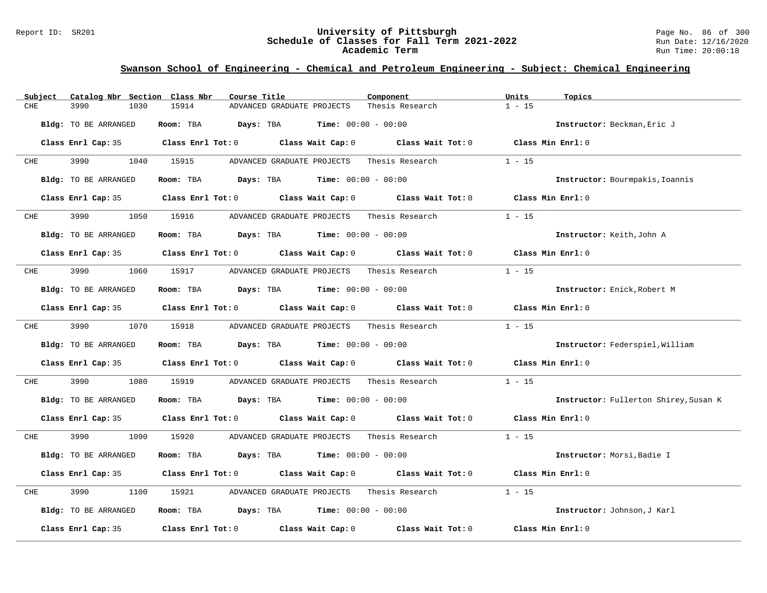## Swanson School of Engineering - Chemical and Petroleum Engineering - Subject: Chemical Engineering

| Subject | Catalog Nbr | Section | Class Nbr | Course Title | Component | Units | Topics |
|---|---|---|---|---|---|---|---|
| CHE | 3990 | 1030 | 15914 | ADVANCED GRADUATE PROJECTS | Thesis Research | 1 - 15 | |

**Bldg:** TO BE ARRANGED **Room:** TBA **Days:** TBA **Time:** 00:00 - 00:00 **Instructor:** Beckman,Eric J

**Class Enrl Cap:** 35 **Class Enrl Tot:** 0 **Class Wait Cap:** 0 **Class Wait Tot:** 0 **Class Min Enrl:** 0

| Subject | Catalog Nbr | Section | Class Nbr | Course Title | Component | Units | Topics |
|---|---|---|---|---|---|---|---|
| CHE | 3990 | 1040 | 15915 | ADVANCED GRADUATE PROJECTS | Thesis Research | 1 - 15 | |

**Bldg:** TO BE ARRANGED **Room:** TBA **Days:** TBA **Time:** 00:00 - 00:00 **Instructor:** Bourmpakis,Ioannis

**Class Enrl Cap:** 35 **Class Enrl Tot:** 0 **Class Wait Cap:** 0 **Class Wait Tot:** 0 **Class Min Enrl:** 0

| Subject | Catalog Nbr | Section | Class Nbr | Course Title | Component | Units | Topics |
|---|---|---|---|---|---|---|---|
| CHE | 3990 | 1050 | 15916 | ADVANCED GRADUATE PROJECTS | Thesis Research | 1 - 15 | |

**Bldg:** TO BE ARRANGED **Room:** TBA **Days:** TBA **Time:** 00:00 - 00:00 **Instructor:** Keith,John A

**Class Enrl Cap:** 35 **Class Enrl Tot:** 0 **Class Wait Cap:** 0 **Class Wait Tot:** 0 **Class Min Enrl:** 0

| Subject | Catalog Nbr | Section | Class Nbr | Course Title | Component | Units | Topics |
|---|---|---|---|---|---|---|---|
| CHE | 3990 | 1060 | 15917 | ADVANCED GRADUATE PROJECTS | Thesis Research | 1 - 15 | |

**Bldg:** TO BE ARRANGED **Room:** TBA **Days:** TBA **Time:** 00:00 - 00:00 **Instructor:** Enick,Robert M

**Class Enrl Cap:** 35 **Class Enrl Tot:** 0 **Class Wait Cap:** 0 **Class Wait Tot:** 0 **Class Min Enrl:** 0

| Subject | Catalog Nbr | Section | Class Nbr | Course Title | Component | Units | Topics |
|---|---|---|---|---|---|---|---|
| CHE | 3990 | 1070 | 15918 | ADVANCED GRADUATE PROJECTS | Thesis Research | 1 - 15 | |

**Bldg:** TO BE ARRANGED **Room:** TBA **Days:** TBA **Time:** 00:00 - 00:00 **Instructor:** Federspiel,William

**Class Enrl Cap:** 35 **Class Enrl Tot:** 0 **Class Wait Cap:** 0 **Class Wait Tot:** 0 **Class Min Enrl:** 0

| Subject | Catalog Nbr | Section | Class Nbr | Course Title | Component | Units | Topics |
|---|---|---|---|---|---|---|---|
| CHE | 3990 | 1080 | 15919 | ADVANCED GRADUATE PROJECTS | Thesis Research | 1 - 15 | |

**Bldg:** TO BE ARRANGED **Room:** TBA **Days:** TBA **Time:** 00:00 - 00:00 **Instructor:** Fullerton Shirey,Susan K

**Class Enrl Cap:** 35 **Class Enrl Tot:** 0 **Class Wait Cap:** 0 **Class Wait Tot:** 0 **Class Min Enrl:** 0

| Subject | Catalog Nbr | Section | Class Nbr | Course Title | Component | Units | Topics |
|---|---|---|---|---|---|---|---|
| CHE | 3990 | 1090 | 15920 | ADVANCED GRADUATE PROJECTS | Thesis Research | 1 - 15 | |

**Bldg:** TO BE ARRANGED **Room:** TBA **Days:** TBA **Time:** 00:00 - 00:00 **Instructor:** Morsi,Badie I

**Class Enrl Cap:** 35 **Class Enrl Tot:** 0 **Class Wait Cap:** 0 **Class Wait Tot:** 0 **Class Min Enrl:** 0

| Subject | Catalog Nbr | Section | Class Nbr | Course Title | Component | Units | Topics |
|---|---|---|---|---|---|---|---|
| CHE | 3990 | 1100 | 15921 | ADVANCED GRADUATE PROJECTS | Thesis Research | 1 - 15 | |

**Bldg:** TO BE ARRANGED **Room:** TBA **Days:** TBA **Time:** 00:00 - 00:00 **Instructor:** Johnson,J Karl

**Class Enrl Cap:** 35 **Class Enrl Tot:** 0 **Class Wait Cap:** 0 **Class Wait Tot:** 0 **Class Min Enrl:** 0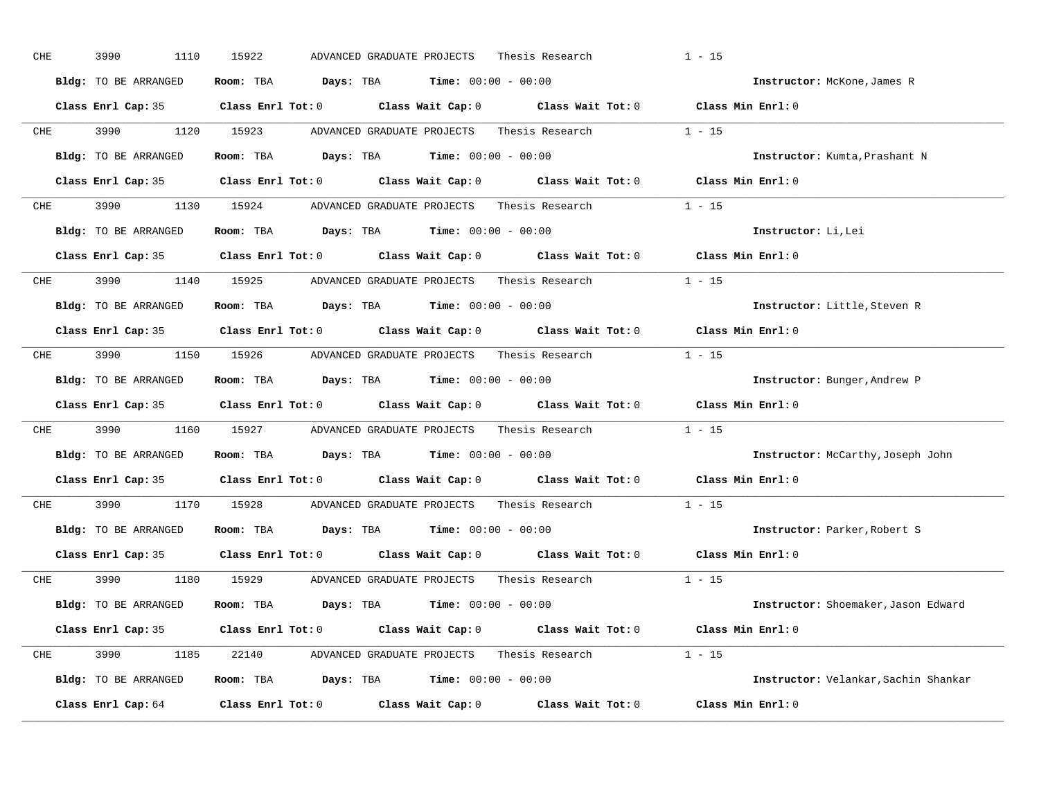CHE 3990 1110 15922 ADVANCED GRADUATE PROJECTS Thesis Research 1 - 15

**Bldg:** TO BE ARRANGED **Room:** TBA **Days:** TBA **Time:** 00:00 - 00:00 **Instructor:** McKone,James R

**Class Enrl Cap:** 35 **Class Enrl Tot:** 0 **Class Wait Cap:** 0 **Class Wait Tot:** 0 **Class Min Enrl:** 0

---

CHE 3990 1120 15923 ADVANCED GRADUATE PROJECTS Thesis Research 1 - 15

**Bldg:** TO BE ARRANGED **Room:** TBA **Days:** TBA **Time:** 00:00 - 00:00 **Instructor:** Kumta,Prashant N

**Class Enrl Cap:** 35 **Class Enrl Tot:** 0 **Class Wait Cap:** 0 **Class Wait Tot:** 0 **Class Min Enrl:** 0

---

CHE 3990 1130 15924 ADVANCED GRADUATE PROJECTS Thesis Research 1 - 15

**Bldg:** TO BE ARRANGED **Room:** TBA **Days:** TBA **Time:** 00:00 - 00:00 **Instructor:** Li,Lei

**Class Enrl Cap:** 35 **Class Enrl Tot:** 0 **Class Wait Cap:** 0 **Class Wait Tot:** 0 **Class Min Enrl:** 0

---

CHE 3990 1140 15925 ADVANCED GRADUATE PROJECTS Thesis Research 1 - 15

**Bldg:** TO BE ARRANGED **Room:** TBA **Days:** TBA **Time:** 00:00 - 00:00 **Instructor:** Little,Steven R

**Class Enrl Cap:** 35 **Class Enrl Tot:** 0 **Class Wait Cap:** 0 **Class Wait Tot:** 0 **Class Min Enrl:** 0

---

CHE 3990 1150 15926 ADVANCED GRADUATE PROJECTS Thesis Research 1 - 15

**Bldg:** TO BE ARRANGED **Room:** TBA **Days:** TBA **Time:** 00:00 - 00:00 **Instructor:** Bunger,Andrew P

**Class Enrl Cap:** 35 **Class Enrl Tot:** 0 **Class Wait Cap:** 0 **Class Wait Tot:** 0 **Class Min Enrl:** 0

---

CHE 3990 1160 15927 ADVANCED GRADUATE PROJECTS Thesis Research 1 - 15

**Bldg:** TO BE ARRANGED **Room:** TBA **Days:** TBA **Time:** 00:00 - 00:00 **Instructor:** McCarthy,Joseph John

**Class Enrl Cap:** 35 **Class Enrl Tot:** 0 **Class Wait Cap:** 0 **Class Wait Tot:** 0 **Class Min Enrl:** 0

---

CHE 3990 1170 15928 ADVANCED GRADUATE PROJECTS Thesis Research 1 - 15

**Bldg:** TO BE ARRANGED **Room:** TBA **Days:** TBA **Time:** 00:00 - 00:00 **Instructor:** Parker,Robert S

**Class Enrl Cap:** 35 **Class Enrl Tot:** 0 **Class Wait Cap:** 0 **Class Wait Tot:** 0 **Class Min Enrl:** 0

---

CHE 3990 1180 15929 ADVANCED GRADUATE PROJECTS Thesis Research 1 - 15

**Bldg:** TO BE ARRANGED **Room:** TBA **Days:** TBA **Time:** 00:00 - 00:00 **Instructor:** Shoemaker,Jason Edward

**Class Enrl Cap:** 35 **Class Enrl Tot:** 0 **Class Wait Cap:** 0 **Class Wait Tot:** 0 **Class Min Enrl:** 0

---

CHE 3990 1185 22140 ADVANCED GRADUATE PROJECTS Thesis Research 1 - 15

**Bldg:** TO BE ARRANGED **Room:** TBA **Days:** TBA **Time:** 00:00 - 00:00 **Instructor:** Velankar,Sachin Shankar

**Class Enrl Cap:** 64 **Class Enrl Tot:** 0 **Class Wait Cap:** 0 **Class Wait Tot:** 0 **Class Min Enrl:** 0

---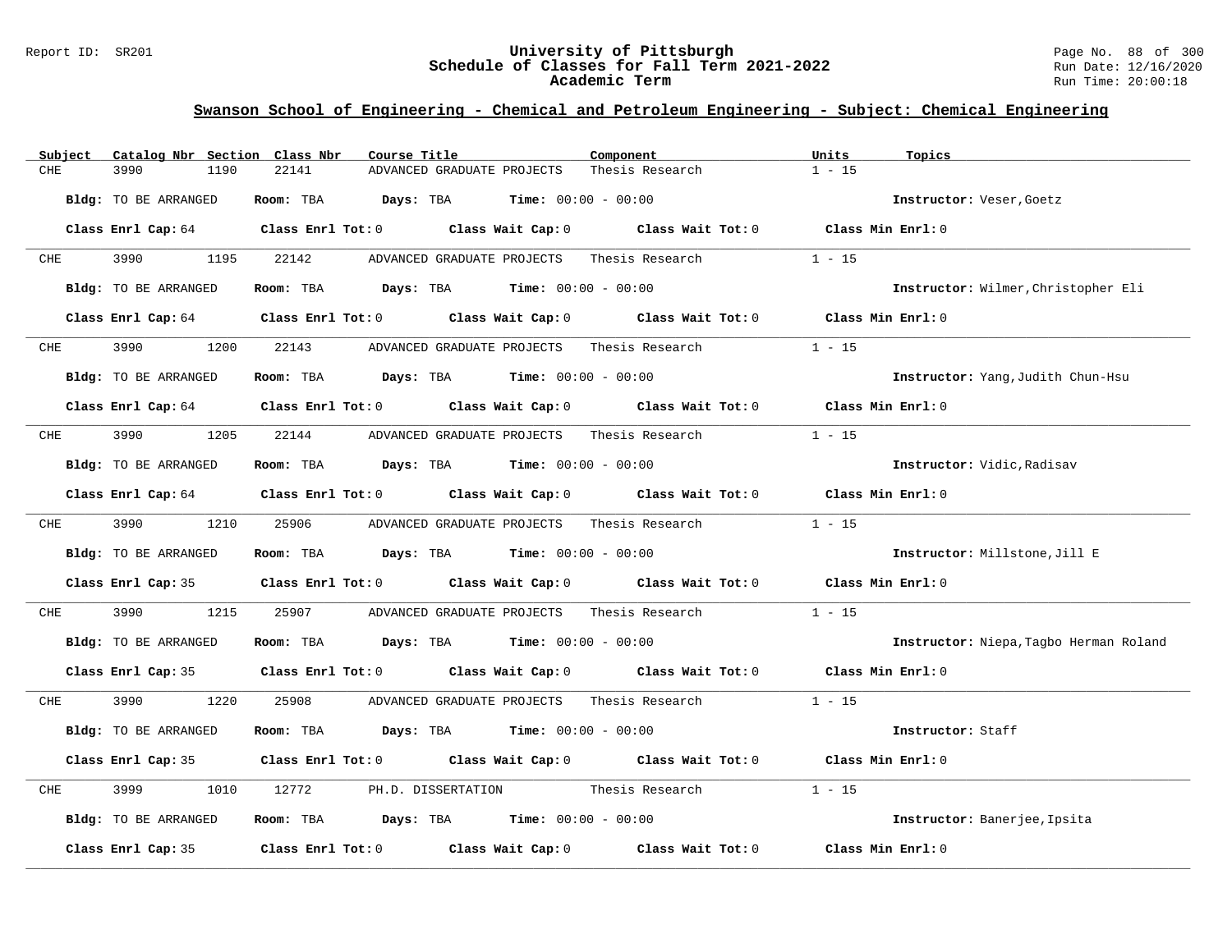## Swanson School of Engineering - Chemical and Petroleum Engineering - Subject: Chemical Engineering

| Subject | Catalog Nbr | Section | Class Nbr | Course Title | Component | Units | Topics |
|---|---|---|---|---|---|---|---|
| CHE | 3990 | 1190 | 22141 | ADVANCED GRADUATE PROJECTS | Thesis Research | 1 - 15 | |

**Bldg:** TO BE ARRANGED **Room:** TBA **Days:** TBA **Time:** 00:00 - 00:00 **Instructor:** Veser,Goetz

**Class Enrl Cap:** 64 **Class Enrl Tot:** 0 **Class Wait Cap:** 0 **Class Wait Tot:** 0 **Class Min Enrl:** 0

| Subject | Catalog Nbr | Section | Class Nbr | Course Title | Component | Units | Topics |
|---|---|---|---|---|---|---|---|
| CHE | 3990 | 1195 | 22142 | ADVANCED GRADUATE PROJECTS | Thesis Research | 1 - 15 | |

**Bldg:** TO BE ARRANGED **Room:** TBA **Days:** TBA **Time:** 00:00 - 00:00 **Instructor:** Wilmer,Christopher Eli

**Class Enrl Cap:** 64 **Class Enrl Tot:** 0 **Class Wait Cap:** 0 **Class Wait Tot:** 0 **Class Min Enrl:** 0

| Subject | Catalog Nbr | Section | Class Nbr | Course Title | Component | Units | Topics |
|---|---|---|---|---|---|---|---|
| CHE | 3990 | 1200 | 22143 | ADVANCED GRADUATE PROJECTS | Thesis Research | 1 - 15 | |

**Bldg:** TO BE ARRANGED **Room:** TBA **Days:** TBA **Time:** 00:00 - 00:00 **Instructor:** Yang,Judith Chun-Hsu

**Class Enrl Cap:** 64 **Class Enrl Tot:** 0 **Class Wait Cap:** 0 **Class Wait Tot:** 0 **Class Min Enrl:** 0

| Subject | Catalog Nbr | Section | Class Nbr | Course Title | Component | Units | Topics |
|---|---|---|---|---|---|---|---|
| CHE | 3990 | 1205 | 22144 | ADVANCED GRADUATE PROJECTS | Thesis Research | 1 - 15 | |

**Bldg:** TO BE ARRANGED **Room:** TBA **Days:** TBA **Time:** 00:00 - 00:00 **Instructor:** Vidic,Radisav

**Class Enrl Cap:** 64 **Class Enrl Tot:** 0 **Class Wait Cap:** 0 **Class Wait Tot:** 0 **Class Min Enrl:** 0

| Subject | Catalog Nbr | Section | Class Nbr | Course Title | Component | Units | Topics |
|---|---|---|---|---|---|---|---|
| CHE | 3990 | 1210 | 25906 | ADVANCED GRADUATE PROJECTS | Thesis Research | 1 - 15 | |

**Bldg:** TO BE ARRANGED **Room:** TBA **Days:** TBA **Time:** 00:00 - 00:00 **Instructor:** Millstone,Jill E

**Class Enrl Cap:** 35 **Class Enrl Tot:** 0 **Class Wait Cap:** 0 **Class Wait Tot:** 0 **Class Min Enrl:** 0

| Subject | Catalog Nbr | Section | Class Nbr | Course Title | Component | Units | Topics |
|---|---|---|---|---|---|---|---|
| CHE | 3990 | 1215 | 25907 | ADVANCED GRADUATE PROJECTS | Thesis Research | 1 - 15 | |

**Bldg:** TO BE ARRANGED **Room:** TBA **Days:** TBA **Time:** 00:00 - 00:00 **Instructor:** Niepa,Tagbo Herman Roland

**Class Enrl Cap:** 35 **Class Enrl Tot:** 0 **Class Wait Cap:** 0 **Class Wait Tot:** 0 **Class Min Enrl:** 0

| Subject | Catalog Nbr | Section | Class Nbr | Course Title | Component | Units | Topics |
|---|---|---|---|---|---|---|---|
| CHE | 3990 | 1220 | 25908 | ADVANCED GRADUATE PROJECTS | Thesis Research | 1 - 15 | |

**Bldg:** TO BE ARRANGED **Room:** TBA **Days:** TBA **Time:** 00:00 - 00:00 **Instructor:** Staff

**Class Enrl Cap:** 35 **Class Enrl Tot:** 0 **Class Wait Cap:** 0 **Class Wait Tot:** 0 **Class Min Enrl:** 0

| Subject | Catalog Nbr | Section | Class Nbr | Course Title | Component | Units | Topics |
|---|---|---|---|---|---|---|---|
| CHE | 3999 | 1010 | 12772 | PH.D. DISSERTATION | Thesis Research | 1 - 15 | |

**Bldg:** TO BE ARRANGED **Room:** TBA **Days:** TBA **Time:** 00:00 - 00:00 **Instructor:** Banerjee,Ipsita

**Class Enrl Cap:** 35 **Class Enrl Tot:** 0 **Class Wait Cap:** 0 **Class Wait Tot:** 0 **Class Min Enrl:** 0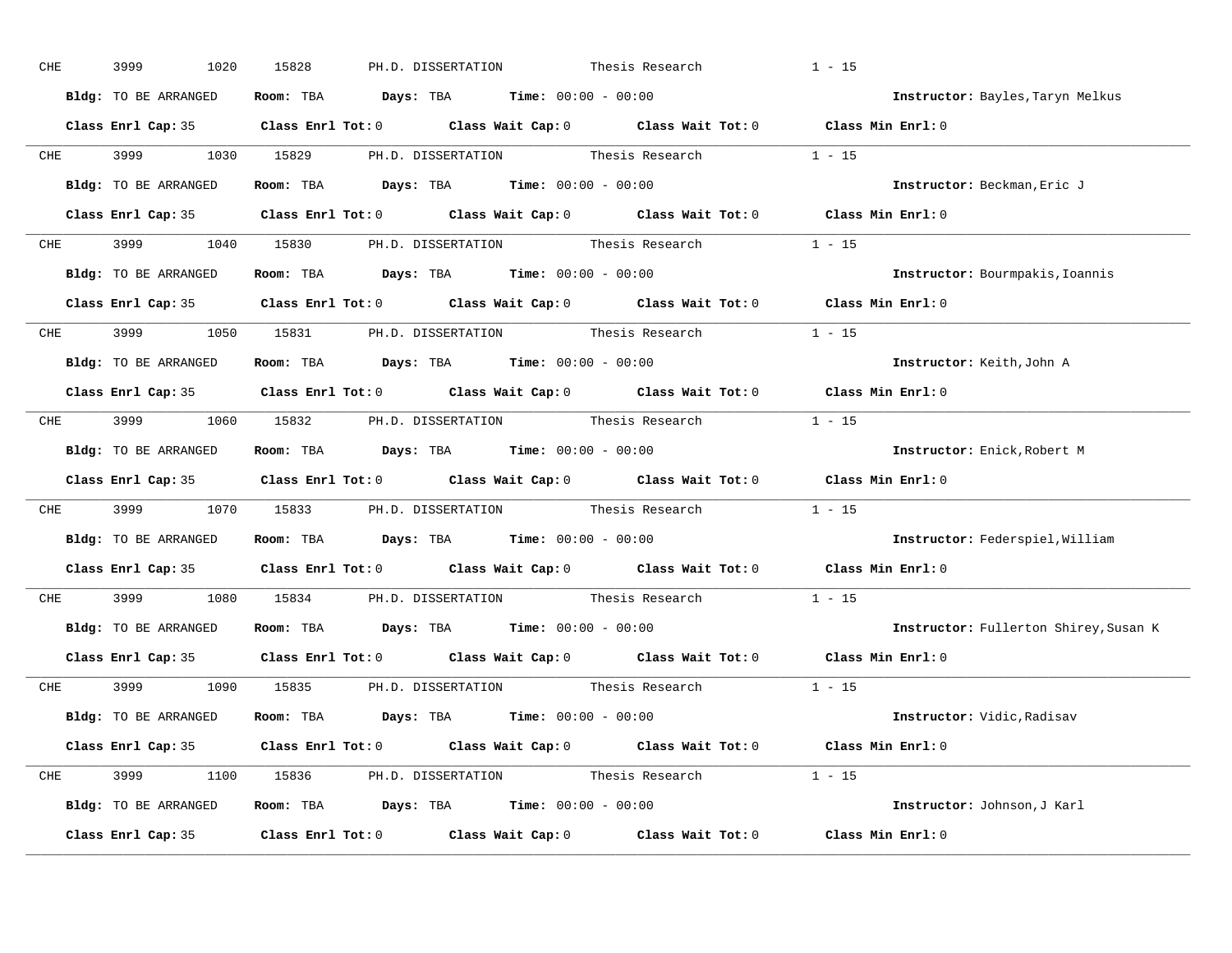CHE 3999 1020 15828 PH.D. DISSERTATION Thesis Research 1 - 15

**Bldg:** TO BE ARRANGED **Room:** TBA **Days:** TBA **Time:** 00:00 - 00:00 **Instructor:** Bayles,Taryn Melkus

**Class Enrl Cap:** 35 **Class Enrl Tot:** 0 **Class Wait Cap:** 0 **Class Wait Tot:** 0 **Class Min Enrl:** 0

---

CHE 3999 1030 15829 PH.D. DISSERTATION Thesis Research 1 - 15

**Bldg:** TO BE ARRANGED **Room:** TBA **Days:** TBA **Time:** 00:00 - 00:00 **Instructor:** Beckman,Eric J

**Class Enrl Cap:** 35 **Class Enrl Tot:** 0 **Class Wait Cap:** 0 **Class Wait Tot:** 0 **Class Min Enrl:** 0

---

CHE 3999 1040 15830 PH.D. DISSERTATION Thesis Research 1 - 15

**Bldg:** TO BE ARRANGED **Room:** TBA **Days:** TBA **Time:** 00:00 - 00:00 **Instructor:** Bourmpakis,Ioannis

**Class Enrl Cap:** 35 **Class Enrl Tot:** 0 **Class Wait Cap:** 0 **Class Wait Tot:** 0 **Class Min Enrl:** 0

---

CHE 3999 1050 15831 PH.D. DISSERTATION Thesis Research 1 - 15

**Bldg:** TO BE ARRANGED **Room:** TBA **Days:** TBA **Time:** 00:00 - 00:00 **Instructor:** Keith,John A

**Class Enrl Cap:** 35 **Class Enrl Tot:** 0 **Class Wait Cap:** 0 **Class Wait Tot:** 0 **Class Min Enrl:** 0

---

CHE 3999 1060 15832 PH.D. DISSERTATION Thesis Research 1 - 15

**Bldg:** TO BE ARRANGED **Room:** TBA **Days:** TBA **Time:** 00:00 - 00:00 **Instructor:** Enick,Robert M

**Class Enrl Cap:** 35 **Class Enrl Tot:** 0 **Class Wait Cap:** 0 **Class Wait Tot:** 0 **Class Min Enrl:** 0

---

CHE 3999 1070 15833 PH.D. DISSERTATION Thesis Research 1 - 15

**Bldg:** TO BE ARRANGED **Room:** TBA **Days:** TBA **Time:** 00:00 - 00:00 **Instructor:** Federspiel,William

**Class Enrl Cap:** 35 **Class Enrl Tot:** 0 **Class Wait Cap:** 0 **Class Wait Tot:** 0 **Class Min Enrl:** 0

---

CHE 3999 1080 15834 PH.D. DISSERTATION Thesis Research 1 - 15

**Bldg:** TO BE ARRANGED **Room:** TBA **Days:** TBA **Time:** 00:00 - 00:00 **Instructor:** Fullerton Shirey,Susan K

**Class Enrl Cap:** 35 **Class Enrl Tot:** 0 **Class Wait Cap:** 0 **Class Wait Tot:** 0 **Class Min Enrl:** 0

---

CHE 3999 1090 15835 PH.D. DISSERTATION Thesis Research 1 - 15

**Bldg:** TO BE ARRANGED **Room:** TBA **Days:** TBA **Time:** 00:00 - 00:00 **Instructor:** Vidic,Radisav

**Class Enrl Cap:** 35 **Class Enrl Tot:** 0 **Class Wait Cap:** 0 **Class Wait Tot:** 0 **Class Min Enrl:** 0

---

CHE 3999 1100 15836 PH.D. DISSERTATION Thesis Research 1 - 15

**Bldg:** TO BE ARRANGED **Room:** TBA **Days:** TBA **Time:** 00:00 - 00:00 **Instructor:** Johnson,J Karl

**Class Enrl Cap:** 35 **Class Enrl Tot:** 0 **Class Wait Cap:** 0 **Class Wait Tot:** 0 **Class Min Enrl:** 0

---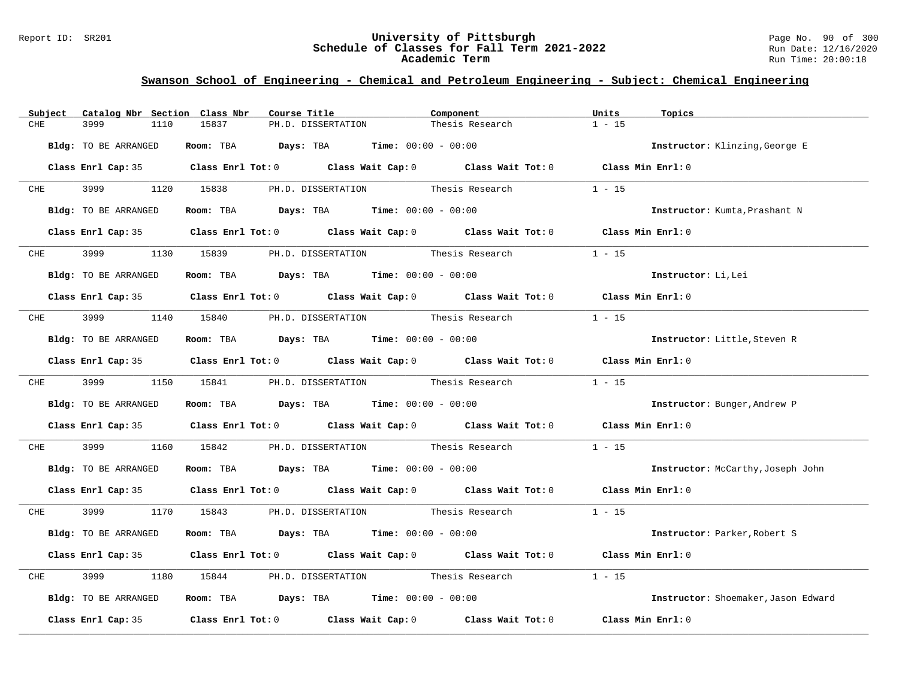## Swanson School of Engineering - Chemical and Petroleum Engineering - Subject: Chemical Engineering

| Subject | Catalog Nbr | Section | Class Nbr | Course Title | Component | Units | Topics |
|---|---|---|---|---|---|---|---|
| CHE | 3999 | 1110 | 15837 | PH.D. DISSERTATION | Thesis Research | 1 - 15 | |

**Bldg:** TO BE ARRANGED **Room:** TBA **Days:** TBA **Time:** 00:00 - 00:00 **Instructor:** Klinzing,George E

**Class Enrl Cap:** 35 **Class Enrl Tot:** 0 **Class Wait Cap:** 0 **Class Wait Tot:** 0 **Class Min Enrl:** 0

| Subject | Catalog Nbr | Section | Class Nbr | Course Title | Component | Units | Topics |
|---|---|---|---|---|---|---|---|
| CHE | 3999 | 1120 | 15838 | PH.D. DISSERTATION | Thesis Research | 1 - 15 | |

**Bldg:** TO BE ARRANGED **Room:** TBA **Days:** TBA **Time:** 00:00 - 00:00 **Instructor:** Kumta,Prashant N

**Class Enrl Cap:** 35 **Class Enrl Tot:** 0 **Class Wait Cap:** 0 **Class Wait Tot:** 0 **Class Min Enrl:** 0

| Subject | Catalog Nbr | Section | Class Nbr | Course Title | Component | Units | Topics |
|---|---|---|---|---|---|---|---|
| CHE | 3999 | 1130 | 15839 | PH.D. DISSERTATION | Thesis Research | 1 - 15 | |

**Bldg:** TO BE ARRANGED **Room:** TBA **Days:** TBA **Time:** 00:00 - 00:00 **Instructor:** Li,Lei

**Class Enrl Cap:** 35 **Class Enrl Tot:** 0 **Class Wait Cap:** 0 **Class Wait Tot:** 0 **Class Min Enrl:** 0

| Subject | Catalog Nbr | Section | Class Nbr | Course Title | Component | Units | Topics |
|---|---|---|---|---|---|---|---|
| CHE | 3999 | 1140 | 15840 | PH.D. DISSERTATION | Thesis Research | 1 - 15 | |

**Bldg:** TO BE ARRANGED **Room:** TBA **Days:** TBA **Time:** 00:00 - 00:00 **Instructor:** Little,Steven R

**Class Enrl Cap:** 35 **Class Enrl Tot:** 0 **Class Wait Cap:** 0 **Class Wait Tot:** 0 **Class Min Enrl:** 0

| Subject | Catalog Nbr | Section | Class Nbr | Course Title | Component | Units | Topics |
|---|---|---|---|---|---|---|---|
| CHE | 3999 | 1150 | 15841 | PH.D. DISSERTATION | Thesis Research | 1 - 15 | |

**Bldg:** TO BE ARRANGED **Room:** TBA **Days:** TBA **Time:** 00:00 - 00:00 **Instructor:** Bunger,Andrew P

**Class Enrl Cap:** 35 **Class Enrl Tot:** 0 **Class Wait Cap:** 0 **Class Wait Tot:** 0 **Class Min Enrl:** 0

| Subject | Catalog Nbr | Section | Class Nbr | Course Title | Component | Units | Topics |
|---|---|---|---|---|---|---|---|
| CHE | 3999 | 1160 | 15842 | PH.D. DISSERTATION | Thesis Research | 1 - 15 | |

**Bldg:** TO BE ARRANGED **Room:** TBA **Days:** TBA **Time:** 00:00 - 00:00 **Instructor:** McCarthy,Joseph John

**Class Enrl Cap:** 35 **Class Enrl Tot:** 0 **Class Wait Cap:** 0 **Class Wait Tot:** 0 **Class Min Enrl:** 0

| Subject | Catalog Nbr | Section | Class Nbr | Course Title | Component | Units | Topics |
|---|---|---|---|---|---|---|---|
| CHE | 3999 | 1170 | 15843 | PH.D. DISSERTATION | Thesis Research | 1 - 15 | |

**Bldg:** TO BE ARRANGED **Room:** TBA **Days:** TBA **Time:** 00:00 - 00:00 **Instructor:** Parker,Robert S

**Class Enrl Cap:** 35 **Class Enrl Tot:** 0 **Class Wait Cap:** 0 **Class Wait Tot:** 0 **Class Min Enrl:** 0

| Subject | Catalog Nbr | Section | Class Nbr | Course Title | Component | Units | Topics |
|---|---|---|---|---|---|---|---|
| CHE | 3999 | 1180 | 15844 | PH.D. DISSERTATION | Thesis Research | 1 - 15 | |

**Bldg:** TO BE ARRANGED **Room:** TBA **Days:** TBA **Time:** 00:00 - 00:00 **Instructor:** Shoemaker,Jason Edward

**Class Enrl Cap:** 35 **Class Enrl Tot:** 0 **Class Wait Cap:** 0 **Class Wait Tot:** 0 **Class Min Enrl:** 0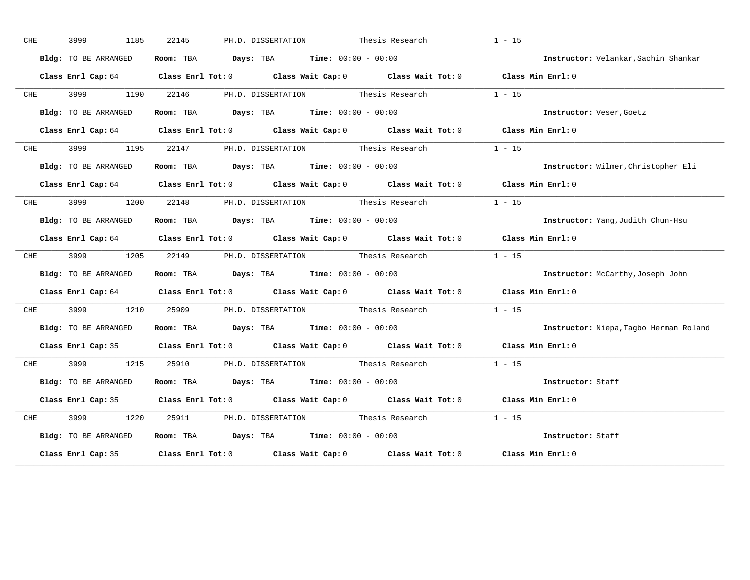CHE 3999 1185 22145 PH.D. DISSERTATION Thesis Research 1 - 15

**Bldg:** TO BE ARRANGED **Room:** TBA **Days:** TBA **Time:** 00:00 - 00:00 **Instructor:** Velankar,Sachin Shankar

**Class Enrl Cap:** 64 **Class Enrl Tot:** 0 **Class Wait Cap:** 0 **Class Wait Tot:** 0 **Class Min Enrl:** 0

---

CHE 3999 1190 22146 PH.D. DISSERTATION Thesis Research 1 - 15

**Bldg:** TO BE ARRANGED **Room:** TBA **Days:** TBA **Time:** 00:00 - 00:00 **Instructor:** Veser,Goetz

**Class Enrl Cap:** 64 **Class Enrl Tot:** 0 **Class Wait Cap:** 0 **Class Wait Tot:** 0 **Class Min Enrl:** 0

---

CHE 3999 1195 22147 PH.D. DISSERTATION Thesis Research 1 - 15

**Bldg:** TO BE ARRANGED **Room:** TBA **Days:** TBA **Time:** 00:00 - 00:00 **Instructor:** Wilmer,Christopher Eli

**Class Enrl Cap:** 64 **Class Enrl Tot:** 0 **Class Wait Cap:** 0 **Class Wait Tot:** 0 **Class Min Enrl:** 0

---

CHE 3999 1200 22148 PH.D. DISSERTATION Thesis Research 1 - 15

**Bldg:** TO BE ARRANGED **Room:** TBA **Days:** TBA **Time:** 00:00 - 00:00 **Instructor:** Yang,Judith Chun-Hsu

**Class Enrl Cap:** 64 **Class Enrl Tot:** 0 **Class Wait Cap:** 0 **Class Wait Tot:** 0 **Class Min Enrl:** 0

---

CHE 3999 1205 22149 PH.D. DISSERTATION Thesis Research 1 - 15

**Bldg:** TO BE ARRANGED **Room:** TBA **Days:** TBA **Time:** 00:00 - 00:00 **Instructor:** McCarthy,Joseph John

**Class Enrl Cap:** 64 **Class Enrl Tot:** 0 **Class Wait Cap:** 0 **Class Wait Tot:** 0 **Class Min Enrl:** 0

---

CHE 3999 1210 25909 PH.D. DISSERTATION Thesis Research 1 - 15

**Bldg:** TO BE ARRANGED **Room:** TBA **Days:** TBA **Time:** 00:00 - 00:00 **Instructor:** Niepa,Tagbo Herman Roland

**Class Enrl Cap:** 35 **Class Enrl Tot:** 0 **Class Wait Cap:** 0 **Class Wait Tot:** 0 **Class Min Enrl:** 0

---

CHE 3999 1215 25910 PH.D. DISSERTATION Thesis Research 1 - 15

**Bldg:** TO BE ARRANGED **Room:** TBA **Days:** TBA **Time:** 00:00 - 00:00 **Instructor:** Staff

**Class Enrl Cap:** 35 **Class Enrl Tot:** 0 **Class Wait Cap:** 0 **Class Wait Tot:** 0 **Class Min Enrl:** 0

---

CHE 3999 1220 25911 PH.D. DISSERTATION Thesis Research 1 - 15

**Bldg:** TO BE ARRANGED **Room:** TBA **Days:** TBA **Time:** 00:00 - 00:00 **Instructor:** Staff

**Class Enrl Cap:** 35 **Class Enrl Tot:** 0 **Class Wait Cap:** 0 **Class Wait Tot:** 0 **Class Min Enrl:** 0

---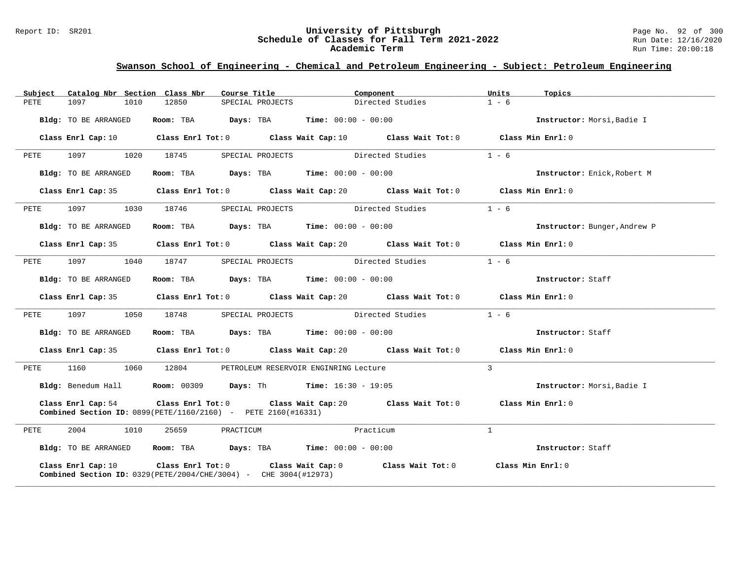## Swanson School of Engineering - Chemical and Petroleum Engineering - Subject: Petroleum Engineering

| Subject | Catalog Nbr | Section | Class Nbr | Course Title | Component | Units | Topics |
|---|---|---|---|---|---|---|---|
| PETE | 1097 | 1010 | 12850 | SPECIAL PROJECTS | Directed Studies | 1 - 6 | |

**Bldg:** TO BE ARRANGED **Room:** TBA **Days:** TBA **Time:** 00:00 - 00:00 **Instructor:** Morsi,Badie I

**Class Enrl Cap:** 10 **Class Enrl Tot:** 0 **Class Wait Cap:** 10 **Class Wait Tot:** 0 **Class Min Enrl:** 0

---

| Subject | Catalog Nbr | Section | Class Nbr | Course Title | Component | Units | Topics |
|---|---|---|---|---|---|---|---|
| PETE | 1097 | 1020 | 18745 | SPECIAL PROJECTS | Directed Studies | 1 - 6 | |

**Bldg:** TO BE ARRANGED **Room:** TBA **Days:** TBA **Time:** 00:00 - 00:00 **Instructor:** Enick,Robert M

**Class Enrl Cap:** 35 **Class Enrl Tot:** 0 **Class Wait Cap:** 20 **Class Wait Tot:** 0 **Class Min Enrl:** 0

---

| Subject | Catalog Nbr | Section | Class Nbr | Course Title | Component | Units | Topics |
|---|---|---|---|---|---|---|---|
| PETE | 1097 | 1030 | 18746 | SPECIAL PROJECTS | Directed Studies | 1 - 6 | |

**Bldg:** TO BE ARRANGED **Room:** TBA **Days:** TBA **Time:** 00:00 - 00:00 **Instructor:** Bunger,Andrew P

**Class Enrl Cap:** 35 **Class Enrl Tot:** 0 **Class Wait Cap:** 20 **Class Wait Tot:** 0 **Class Min Enrl:** 0

---

| Subject | Catalog Nbr | Section | Class Nbr | Course Title | Component | Units | Topics |
|---|---|---|---|---|---|---|---|
| PETE | 1097 | 1040 | 18747 | SPECIAL PROJECTS | Directed Studies | 1 - 6 | |

**Bldg:** TO BE ARRANGED **Room:** TBA **Days:** TBA **Time:** 00:00 - 00:00 **Instructor:** Staff

**Class Enrl Cap:** 35 **Class Enrl Tot:** 0 **Class Wait Cap:** 20 **Class Wait Tot:** 0 **Class Min Enrl:** 0

---

| Subject | Catalog Nbr | Section | Class Nbr | Course Title | Component | Units | Topics |
|---|---|---|---|---|---|---|---|
| PETE | 1097 | 1050 | 18748 | SPECIAL PROJECTS | Directed Studies | 1 - 6 | |

**Bldg:** TO BE ARRANGED **Room:** TBA **Days:** TBA **Time:** 00:00 - 00:00 **Instructor:** Staff

**Class Enrl Cap:** 35 **Class Enrl Tot:** 0 **Class Wait Cap:** 20 **Class Wait Tot:** 0 **Class Min Enrl:** 0

---

| Subject | Catalog Nbr | Section | Class Nbr | Course Title | Component | Units | Topics |
|---|---|---|---|---|---|---|---|
| PETE | 1160 | 1060 | 12804 | PETROLEUM RESERVOIR ENGINRING | Lecture | 3 | |

**Bldg:** Benedum Hall **Room:** 00309 **Days:** Th **Time:** 16:30 - 19:05 **Instructor:** Morsi,Badie I

**Class Enrl Cap:** 54 **Class Enrl Tot:** 0 **Class Wait Cap:** 20 **Class Wait Tot:** 0 **Class Min Enrl:** 0
**Combined Section ID:** 0899(PETE/1160/2160) - PETE 2160(#16331)

---

| Subject | Catalog Nbr | Section | Class Nbr | Course Title | Component | Units | Topics |
|---|---|---|---|---|---|---|---|
| PETE | 2004 | 1010 | 25659 | PRACTICUM | Practicum | 1 | |

**Bldg:** TO BE ARRANGED **Room:** TBA **Days:** TBA **Time:** 00:00 - 00:00 **Instructor:** Staff

**Class Enrl Cap:** 10 **Class Enrl Tot:** 0 **Class Wait Cap:** 0 **Class Wait Tot:** 0 **Class Min Enrl:** 0
**Combined Section ID:** 0329(PETE/2004/CHE/3004) - CHE 3004(#12973)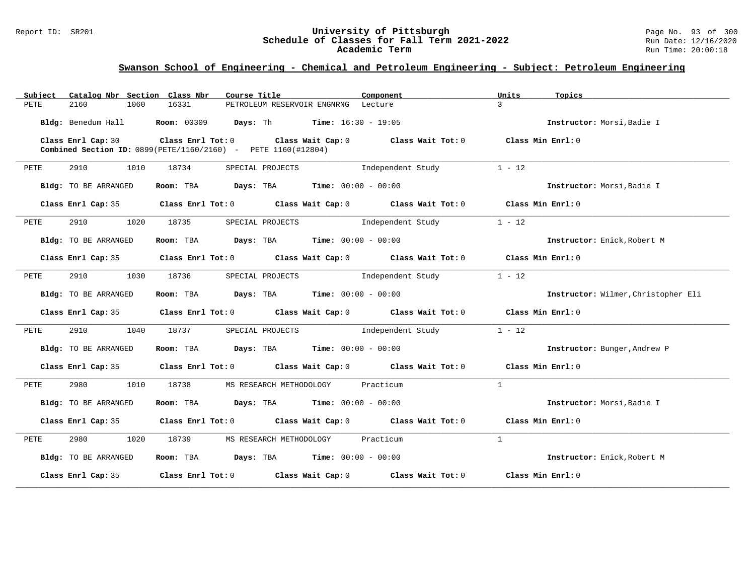## Swanson School of Engineering - Chemical and Petroleum Engineering - Subject: Petroleum Engineering

| Subject | Catalog Nbr | Section | Class Nbr | Course Title | Component | Units | Topics |
|---|---|---|---|---|---|---|---|
| PETE | 2160 | 1060 | 16331 | PETROLEUM RESERVOIR ENGNRNG | Lecture | 3 | |

**Bldg:** Benedum Hall **Room:** 00309 **Days:** Th **Time:** 16:30 - 19:05 **Instructor:** Morsi,Badie I

**Class Enrl Cap:** 30 **Class Enrl Tot:** 0 **Class Wait Cap:** 0 **Class Wait Tot:** 0 **Class Min Enrl:** 0

**Combined Section ID:** 0899(PETE/1160/2160) - PETE 1160(#12804)

---

| Subject | Catalog Nbr | Section | Class Nbr | Course Title | Component | Units | Topics |
|---|---|---|---|---|---|---|---|
| PETE | 2910 | 1010 | 18734 | SPECIAL PROJECTS | Independent Study | 1 - 12 | |

**Bldg:** TO BE ARRANGED **Room:** TBA **Days:** TBA **Time:** 00:00 - 00:00 **Instructor:** Morsi,Badie I

**Class Enrl Cap:** 35 **Class Enrl Tot:** 0 **Class Wait Cap:** 0 **Class Wait Tot:** 0 **Class Min Enrl:** 0

---

| Subject | Catalog Nbr | Section | Class Nbr | Course Title | Component | Units | Topics |
|---|---|---|---|---|---|---|---|
| PETE | 2910 | 1020 | 18735 | SPECIAL PROJECTS | Independent Study | 1 - 12 | |

**Bldg:** TO BE ARRANGED **Room:** TBA **Days:** TBA **Time:** 00:00 - 00:00 **Instructor:** Enick,Robert M

**Class Enrl Cap:** 35 **Class Enrl Tot:** 0 **Class Wait Cap:** 0 **Class Wait Tot:** 0 **Class Min Enrl:** 0

---

| Subject | Catalog Nbr | Section | Class Nbr | Course Title | Component | Units | Topics |
|---|---|---|---|---|---|---|---|
| PETE | 2910 | 1030 | 18736 | SPECIAL PROJECTS | Independent Study | 1 - 12 | |

**Bldg:** TO BE ARRANGED **Room:** TBA **Days:** TBA **Time:** 00:00 - 00:00 **Instructor:** Wilmer,Christopher Eli

**Class Enrl Cap:** 35 **Class Enrl Tot:** 0 **Class Wait Cap:** 0 **Class Wait Tot:** 0 **Class Min Enrl:** 0

---

| Subject | Catalog Nbr | Section | Class Nbr | Course Title | Component | Units | Topics |
|---|---|---|---|---|---|---|---|
| PETE | 2910 | 1040 | 18737 | SPECIAL PROJECTS | Independent Study | 1 - 12 | |

**Bldg:** TO BE ARRANGED **Room:** TBA **Days:** TBA **Time:** 00:00 - 00:00 **Instructor:** Bunger,Andrew P

**Class Enrl Cap:** 35 **Class Enrl Tot:** 0 **Class Wait Cap:** 0 **Class Wait Tot:** 0 **Class Min Enrl:** 0

---

| Subject | Catalog Nbr | Section | Class Nbr | Course Title | Component | Units | Topics |
|---|---|---|---|---|---|---|---|
| PETE | 2980 | 1010 | 18738 | MS RESEARCH METHODOLOGY | Practicum | 1 | |

**Bldg:** TO BE ARRANGED **Room:** TBA **Days:** TBA **Time:** 00:00 - 00:00 **Instructor:** Morsi,Badie I

**Class Enrl Cap:** 35 **Class Enrl Tot:** 0 **Class Wait Cap:** 0 **Class Wait Tot:** 0 **Class Min Enrl:** 0

---

| Subject | Catalog Nbr | Section | Class Nbr | Course Title | Component | Units | Topics |
|---|---|---|---|---|---|---|---|
| PETE | 2980 | 1020 | 18739 | MS RESEARCH METHODOLOGY | Practicum | 1 | |

**Bldg:** TO BE ARRANGED **Room:** TBA **Days:** TBA **Time:** 00:00 - 00:00 **Instructor:** Enick,Robert M

**Class Enrl Cap:** 35 **Class Enrl Tot:** 0 **Class Wait Cap:** 0 **Class Wait Tot:** 0 **Class Min Enrl:** 0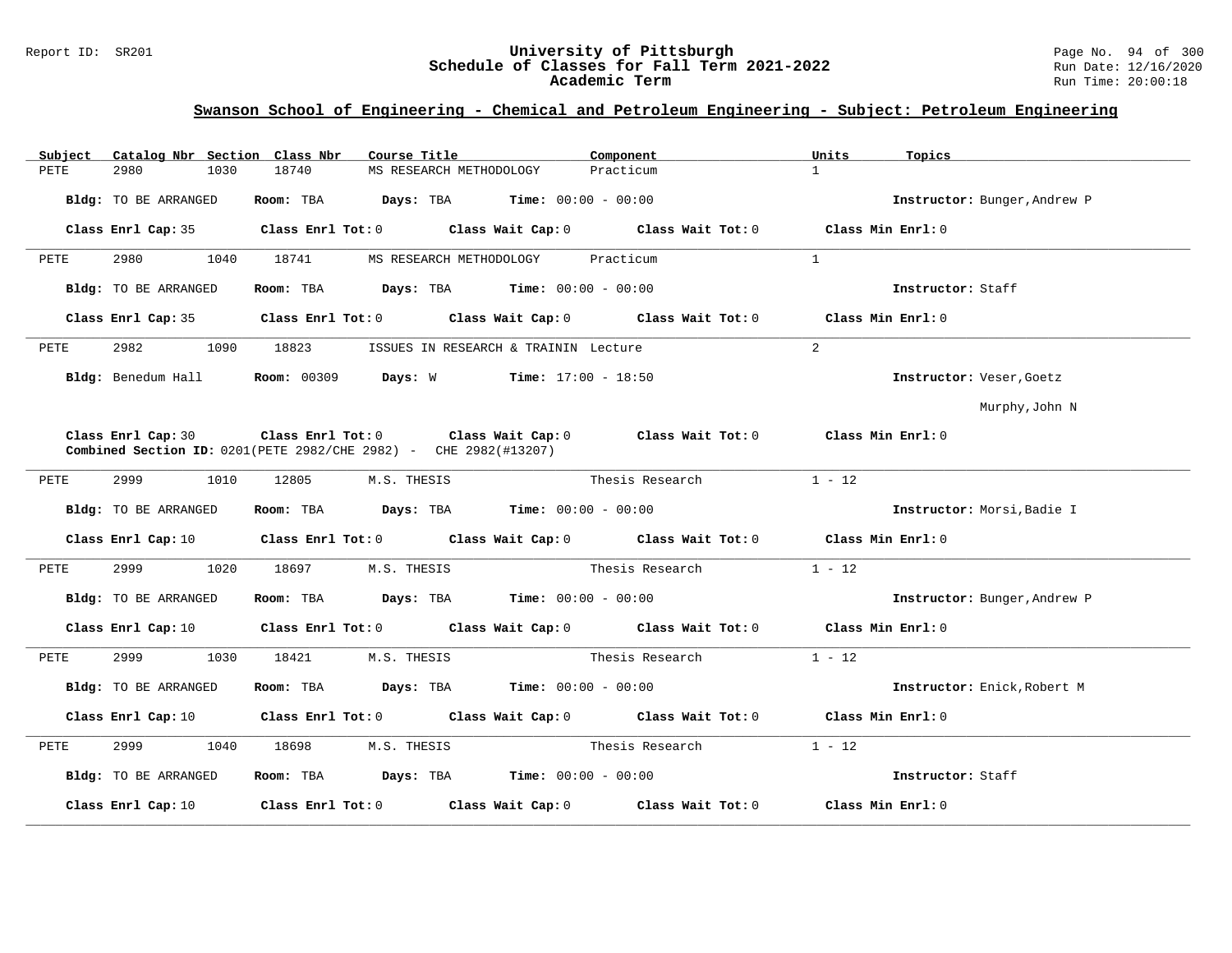## Swanson School of Engineering - Chemical and Petroleum Engineering - Subject: Petroleum Engineering

| Subject | Catalog Nbr | Section | Class Nbr | Course Title | Component | Units | Topics |
|---|---|---|---|---|---|---|---|
| PETE | 2980 | 1030 | 18740 | MS RESEARCH METHODOLOGY | Practicum | 1 | |

**Bldg:** TO BE ARRANGED **Room:** TBA **Days:** TBA **Time:** 00:00 - 00:00 **Instructor:** Bunger,Andrew P

**Class Enrl Cap:** 35 **Class Enrl Tot:** 0 **Class Wait Cap:** 0 **Class Wait Tot:** 0 **Class Min Enrl:** 0

---

| Subject | Catalog Nbr | Section | Class Nbr | Course Title | Component | Units | Topics |
|---|---|---|---|---|---|---|---|
| PETE | 2980 | 1040 | 18741 | MS RESEARCH METHODOLOGY | Practicum | 1 | |

**Bldg:** TO BE ARRANGED **Room:** TBA **Days:** TBA **Time:** 00:00 - 00:00 **Instructor:** Staff

**Class Enrl Cap:** 35 **Class Enrl Tot:** 0 **Class Wait Cap:** 0 **Class Wait Tot:** 0 **Class Min Enrl:** 0

---

| Subject | Catalog Nbr | Section | Class Nbr | Course Title | Component | Units | Topics |
|---|---|---|---|---|---|---|---|
| PETE | 2982 | 1090 | 18823 | ISSUES IN RESEARCH & TRAININ | Lecture | 2 | |

**Bldg:** Benedum Hall **Room:** 00309 **Days:** W **Time:** 17:00 - 18:50 **Instructor:** Veser,Goetz

Murphy,John N

**Class Enrl Cap:** 30 **Class Enrl Tot:** 0 **Class Wait Cap:** 0 **Class Wait Tot:** 0 **Class Min Enrl:** 0

**Combined Section ID:** 0201(PETE 2982/CHE 2982) - CHE 2982(#13207)

---

| Subject | Catalog Nbr | Section | Class Nbr | Course Title | Component | Units | Topics |
|---|---|---|---|---|---|---|---|
| PETE | 2999 | 1010 | 12805 | M.S. THESIS | Thesis Research | 1 - 12 | |

**Bldg:** TO BE ARRANGED **Room:** TBA **Days:** TBA **Time:** 00:00 - 00:00 **Instructor:** Morsi,Badie I

**Class Enrl Cap:** 10 **Class Enrl Tot:** 0 **Class Wait Cap:** 0 **Class Wait Tot:** 0 **Class Min Enrl:** 0

---

| Subject | Catalog Nbr | Section | Class Nbr | Course Title | Component | Units | Topics |
|---|---|---|---|---|---|---|---|
| PETE | 2999 | 1020 | 18697 | M.S. THESIS | Thesis Research | 1 - 12 | |

**Bldg:** TO BE ARRANGED **Room:** TBA **Days:** TBA **Time:** 00:00 - 00:00 **Instructor:** Bunger,Andrew P

**Class Enrl Cap:** 10 **Class Enrl Tot:** 0 **Class Wait Cap:** 0 **Class Wait Tot:** 0 **Class Min Enrl:** 0

---

| Subject | Catalog Nbr | Section | Class Nbr | Course Title | Component | Units | Topics |
|---|---|---|---|---|---|---|---|
| PETE | 2999 | 1030 | 18421 | M.S. THESIS | Thesis Research | 1 - 12 | |

**Bldg:** TO BE ARRANGED **Room:** TBA **Days:** TBA **Time:** 00:00 - 00:00 **Instructor:** Enick,Robert M

**Class Enrl Cap:** 10 **Class Enrl Tot:** 0 **Class Wait Cap:** 0 **Class Wait Tot:** 0 **Class Min Enrl:** 0

---

| Subject | Catalog Nbr | Section | Class Nbr | Course Title | Component | Units | Topics |
|---|---|---|---|---|---|---|---|
| PETE | 2999 | 1040 | 18698 | M.S. THESIS | Thesis Research | 1 - 12 | |

**Bldg:** TO BE ARRANGED **Room:** TBA **Days:** TBA **Time:** 00:00 - 00:00 **Instructor:** Staff

**Class Enrl Cap:** 10 **Class Enrl Tot:** 0 **Class Wait Cap:** 0 **Class Wait Tot:** 0 **Class Min Enrl:** 0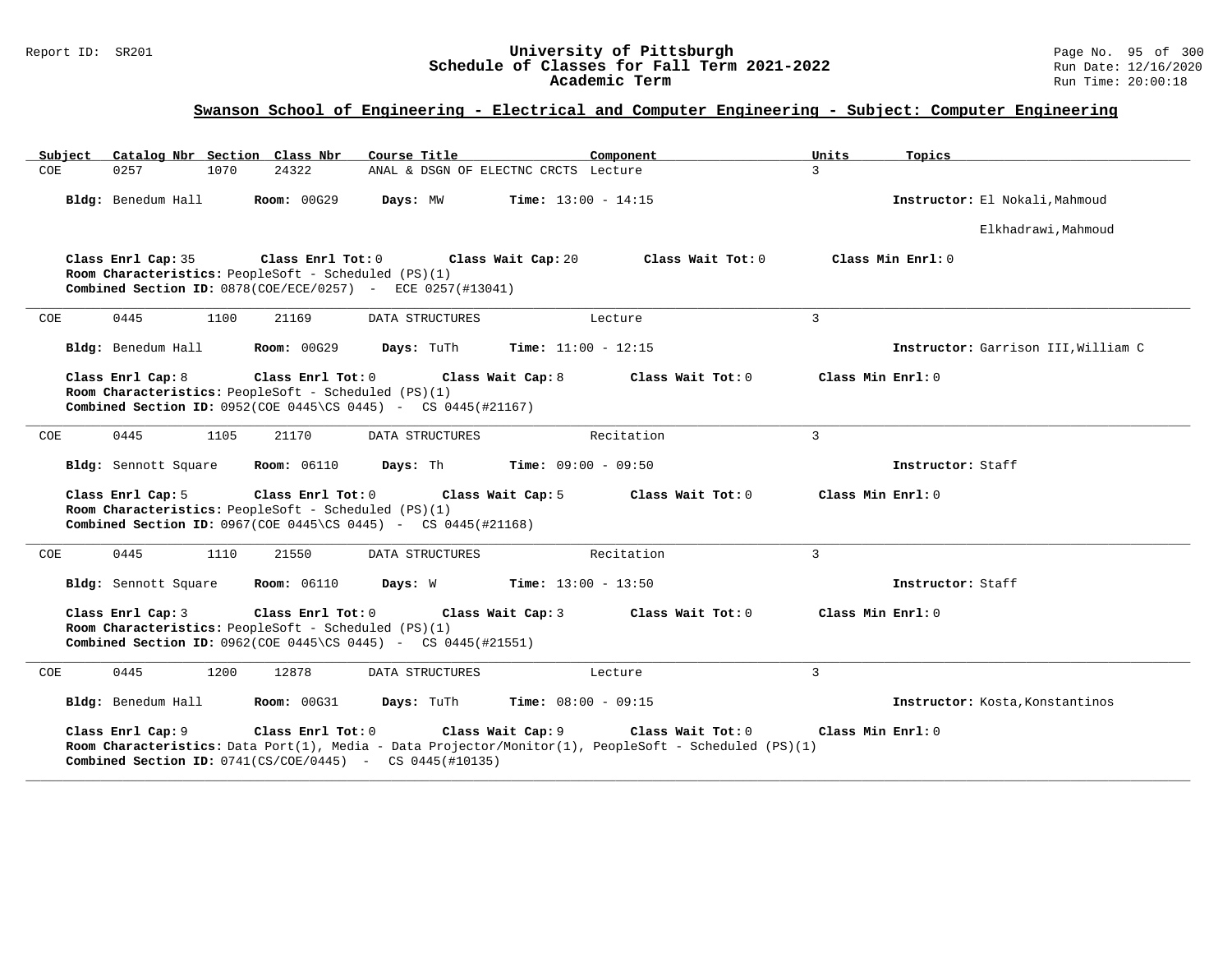## Swanson School of Engineering - Electrical and Computer Engineering - Subject: Computer Engineering

| Subject | Catalog Nbr | Section | Class Nbr | Course Title | Component | Units | Topics |
|---|---|---|---|---|---|---|---|
| COE | 0257 | 1070 | 24322 | ANAL & DSGN OF ELECTNC CRCTS | Lecture | 3 | |

**Bldg:** Benedum Hall **Room:** 00G29 **Days:** MW **Time:** 13:00 - 14:15 **Instructor:** El Nokali,Mahmoud; Elkhadrawi,Mahmoud

**Class Enrl Cap:** 35 **Class Enrl Tot:** 0 **Class Wait Cap:** 20 **Class Wait Tot:** 0 **Class Min Enrl:** 0
**Room Characteristics:** PeopleSoft - Scheduled (PS)(1)
**Combined Section ID:** 0878(COE/ECE/0257) - ECE 0257(#13041)

---

| Subject | Catalog Nbr | Section | Class Nbr | Course Title | Component | Units | Topics |
|---|---|---|---|---|---|---|---|
| COE | 0445 | 1100 | 21169 | DATA STRUCTURES | Lecture | 3 | |

**Bldg:** Benedum Hall **Room:** 00G29 **Days:** TuTh **Time:** 11:00 - 12:15 **Instructor:** Garrison III,William C

**Class Enrl Cap:** 8 **Class Enrl Tot:** 0 **Class Wait Cap:** 8 **Class Wait Tot:** 0 **Class Min Enrl:** 0
**Room Characteristics:** PeopleSoft - Scheduled (PS)(1)
**Combined Section ID:** 0952(COE 0445\CS 0445) - CS 0445(#21167)

---

| Subject | Catalog Nbr | Section | Class Nbr | Course Title | Component | Units | Topics |
|---|---|---|---|---|---|---|---|
| COE | 0445 | 1105 | 21170 | DATA STRUCTURES | Recitation | 3 | |

**Bldg:** Sennott Square **Room:** 06110 **Days:** Th **Time:** 09:00 - 09:50 **Instructor:** Staff

**Class Enrl Cap:** 5 **Class Enrl Tot:** 0 **Class Wait Cap:** 5 **Class Wait Tot:** 0 **Class Min Enrl:** 0
**Room Characteristics:** PeopleSoft - Scheduled (PS)(1)
**Combined Section ID:** 0967(COE 0445\CS 0445) - CS 0445(#21168)

---

| Subject | Catalog Nbr | Section | Class Nbr | Course Title | Component | Units | Topics |
|---|---|---|---|---|---|---|---|
| COE | 0445 | 1110 | 21550 | DATA STRUCTURES | Recitation | 3 | |

**Bldg:** Sennott Square **Room:** 06110 **Days:** W **Time:** 13:00 - 13:50 **Instructor:** Staff

**Class Enrl Cap:** 3 **Class Enrl Tot:** 0 **Class Wait Cap:** 3 **Class Wait Tot:** 0 **Class Min Enrl:** 0
**Room Characteristics:** PeopleSoft - Scheduled (PS)(1)
**Combined Section ID:** 0962(COE 0445\CS 0445) - CS 0445(#21551)

---

| Subject | Catalog Nbr | Section | Class Nbr | Course Title | Component | Units | Topics |
|---|---|---|---|---|---|---|---|
| COE | 0445 | 1200 | 12878 | DATA STRUCTURES | Lecture | 3 | |

**Bldg:** Benedum Hall **Room:** 00G31 **Days:** TuTh **Time:** 08:00 - 09:15 **Instructor:** Kosta,Konstantinos

**Class Enrl Cap:** 9 **Class Enrl Tot:** 0 **Class Wait Cap:** 9 **Class Wait Tot:** 0 **Class Min Enrl:** 0
**Room Characteristics:** Data Port(1), Media - Data Projector/Monitor(1), PeopleSoft - Scheduled (PS)(1)
**Combined Section ID:** 0741(CS/COE/0445) - CS 0445(#10135)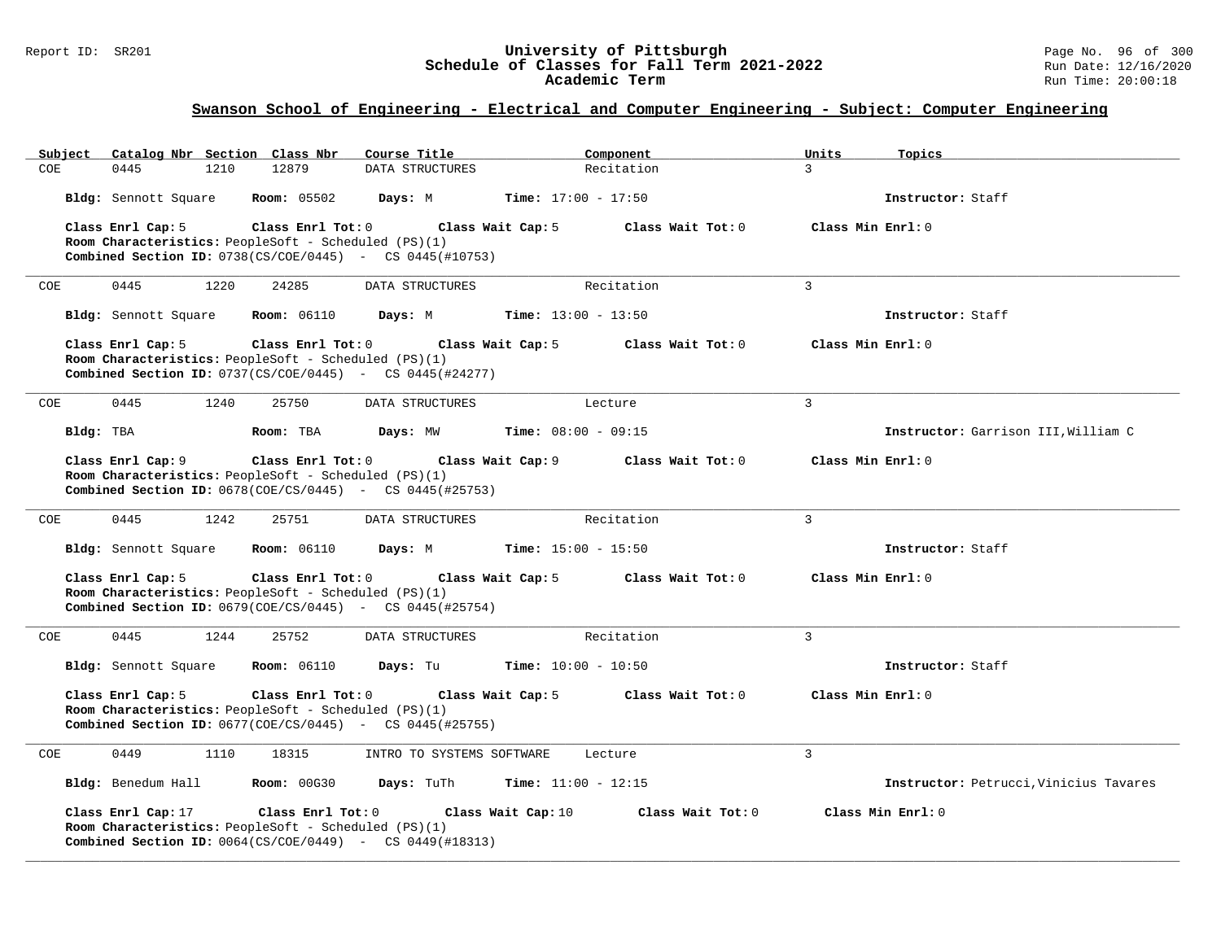## Swanson School of Engineering - Electrical and Computer Engineering - Subject: Computer Engineering

| Subject | Catalog Nbr | Section | Class Nbr | Course Title | Component | Units | Topics |
|---|---|---|---|---|---|---|---|
| COE | 0445 | 1210 | 12879 | DATA STRUCTURES | Recitation | 3 | |

**Bldg:** Sennott Square **Room:** 05502 **Days:** M **Time:** 17:00 - 17:50 **Instructor:** Staff

**Class Enrl Cap:** 5 **Class Enrl Tot:** 0 **Class Wait Cap:** 5 **Class Wait Tot:** 0 **Class Min Enrl:** 0
**Room Characteristics:** PeopleSoft - Scheduled (PS)(1)
**Combined Section ID:** 0738(CS/COE/0445) - CS 0445(#10753)

---

| Subject | Catalog Nbr | Section | Class Nbr | Course Title | Component | Units | Topics |
|---|---|---|---|---|---|---|---|
| COE | 0445 | 1220 | 24285 | DATA STRUCTURES | Recitation | 3 | |

**Bldg:** Sennott Square **Room:** 06110 **Days:** M **Time:** 13:00 - 13:50 **Instructor:** Staff

**Class Enrl Cap:** 5 **Class Enrl Tot:** 0 **Class Wait Cap:** 5 **Class Wait Tot:** 0 **Class Min Enrl:** 0
**Room Characteristics:** PeopleSoft - Scheduled (PS)(1)
**Combined Section ID:** 0737(CS/COE/0445) - CS 0445(#24277)

---

| Subject | Catalog Nbr | Section | Class Nbr | Course Title | Component | Units | Topics |
|---|---|---|---|---|---|---|---|
| COE | 0445 | 1240 | 25750 | DATA STRUCTURES | Lecture | 3 | |

**Bldg:** TBA **Room:** TBA **Days:** MW **Time:** 08:00 - 09:15 **Instructor:** Garrison III,William C

**Class Enrl Cap:** 9 **Class Enrl Tot:** 0 **Class Wait Cap:** 9 **Class Wait Tot:** 0 **Class Min Enrl:** 0
**Room Characteristics:** PeopleSoft - Scheduled (PS)(1)
**Combined Section ID:** 0678(COE/CS/0445) - CS 0445(#25753)

---

| Subject | Catalog Nbr | Section | Class Nbr | Course Title | Component | Units | Topics |
|---|---|---|---|---|---|---|---|
| COE | 0445 | 1242 | 25751 | DATA STRUCTURES | Recitation | 3 | |

**Bldg:** Sennott Square **Room:** 06110 **Days:** M **Time:** 15:00 - 15:50 **Instructor:** Staff

**Class Enrl Cap:** 5 **Class Enrl Tot:** 0 **Class Wait Cap:** 5 **Class Wait Tot:** 0 **Class Min Enrl:** 0
**Room Characteristics:** PeopleSoft - Scheduled (PS)(1)
**Combined Section ID:** 0679(COE/CS/0445) - CS 0445(#25754)

---

| Subject | Catalog Nbr | Section | Class Nbr | Course Title | Component | Units | Topics |
|---|---|---|---|---|---|---|---|
| COE | 0445 | 1244 | 25752 | DATA STRUCTURES | Recitation | 3 | |

**Bldg:** Sennott Square **Room:** 06110 **Days:** Tu **Time:** 10:00 - 10:50 **Instructor:** Staff

**Class Enrl Cap:** 5 **Class Enrl Tot:** 0 **Class Wait Cap:** 5 **Class Wait Tot:** 0 **Class Min Enrl:** 0
**Room Characteristics:** PeopleSoft - Scheduled (PS)(1)
**Combined Section ID:** 0677(COE/CS/0445) - CS 0445(#25755)

---

| Subject | Catalog Nbr | Section | Class Nbr | Course Title | Component | Units | Topics |
|---|---|---|---|---|---|---|---|
| COE | 0449 | 1110 | 18315 | INTRO TO SYSTEMS SOFTWARE | Lecture | 3 | |

**Bldg:** Benedum Hall **Room:** 00G30 **Days:** TuTh **Time:** 11:00 - 12:15 **Instructor:** Petrucci,Vinicius Tavares

**Class Enrl Cap:** 17 **Class Enrl Tot:** 0 **Class Wait Cap:** 10 **Class Wait Tot:** 0 **Class Min Enrl:** 0
**Room Characteristics:** PeopleSoft - Scheduled (PS)(1)
**Combined Section ID:** 0064(CS/COE/0449) - CS 0449(#18313)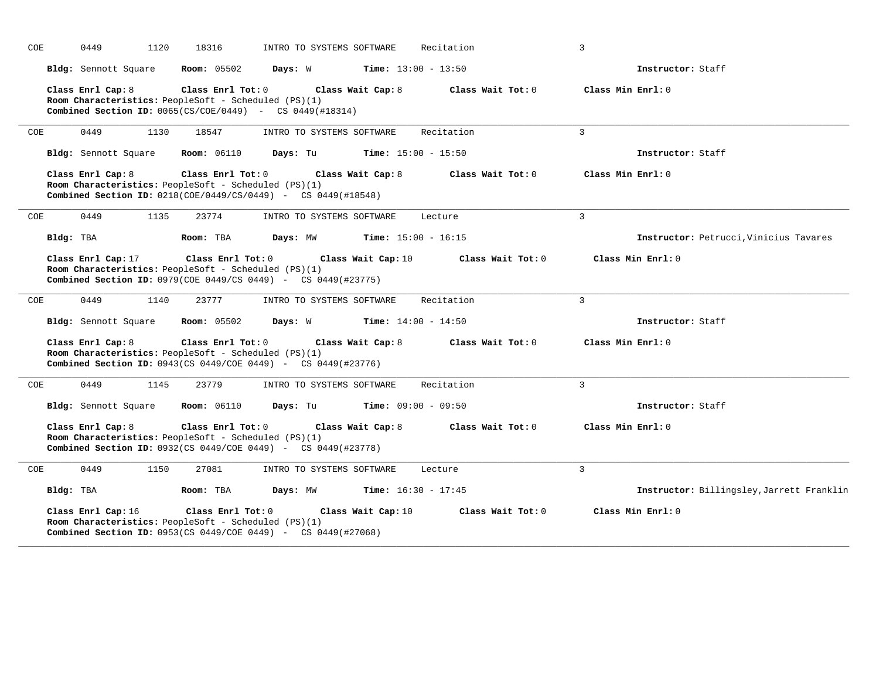COE 0449 1120 18316 INTRO TO SYSTEMS SOFTWARE Recitation 3

**Bldg:** Sennott Square **Room:** 05502 **Days:** W **Time:** 13:00 - 13:50 **Instructor:** Staff

**Class Enrl Cap:** 8 **Class Enrl Tot:** 0 **Class Wait Cap:** 8 **Class Wait Tot:** 0 **Class Min Enrl:** 0
**Room Characteristics:** PeopleSoft - Scheduled (PS)(1)
**Combined Section ID:** 0065(CS/COE/0449) - CS 0449(#18314)

---

COE 0449 1130 18547 INTRO TO SYSTEMS SOFTWARE Recitation 3

**Bldg:** Sennott Square **Room:** 06110 **Days:** Tu **Time:** 15:00 - 15:50 **Instructor:** Staff

**Class Enrl Cap:** 8 **Class Enrl Tot:** 0 **Class Wait Cap:** 8 **Class Wait Tot:** 0 **Class Min Enrl:** 0
**Room Characteristics:** PeopleSoft - Scheduled (PS)(1)
**Combined Section ID:** 0218(COE/0449/CS/0449) - CS 0449(#18548)

---

COE 0449 1135 23774 INTRO TO SYSTEMS SOFTWARE Lecture 3

**Bldg:** TBA **Room:** TBA **Days:** MW **Time:** 15:00 - 16:15 **Instructor:** Petrucci,Vinicius Tavares

**Class Enrl Cap:** 17 **Class Enrl Tot:** 0 **Class Wait Cap:** 10 **Class Wait Tot:** 0 **Class Min Enrl:** 0
**Room Characteristics:** PeopleSoft - Scheduled (PS)(1)
**Combined Section ID:** 0979(COE 0449/CS 0449) - CS 0449(#23775)

---

COE 0449 1140 23777 INTRO TO SYSTEMS SOFTWARE Recitation 3

**Bldg:** Sennott Square **Room:** 05502 **Days:** W **Time:** 14:00 - 14:50 **Instructor:** Staff

**Class Enrl Cap:** 8 **Class Enrl Tot:** 0 **Class Wait Cap:** 8 **Class Wait Tot:** 0 **Class Min Enrl:** 0
**Room Characteristics:** PeopleSoft - Scheduled (PS)(1)
**Combined Section ID:** 0943(CS 0449/COE 0449) - CS 0449(#23776)

---

COE 0449 1145 23779 INTRO TO SYSTEMS SOFTWARE Recitation 3

**Bldg:** Sennott Square **Room:** 06110 **Days:** Tu **Time:** 09:00 - 09:50 **Instructor:** Staff

**Class Enrl Cap:** 8 **Class Enrl Tot:** 0 **Class Wait Cap:** 8 **Class Wait Tot:** 0 **Class Min Enrl:** 0
**Room Characteristics:** PeopleSoft - Scheduled (PS)(1)
**Combined Section ID:** 0932(CS 0449/COE 0449) - CS 0449(#23778)

---

COE 0449 1150 27081 INTRO TO SYSTEMS SOFTWARE Lecture 3

**Bldg:** TBA **Room:** TBA **Days:** MW **Time:** 16:30 - 17:45 **Instructor:** Billingsley,Jarrett Franklin

**Class Enrl Cap:** 16 **Class Enrl Tot:** 0 **Class Wait Cap:** 10 **Class Wait Tot:** 0 **Class Min Enrl:** 0
**Room Characteristics:** PeopleSoft - Scheduled (PS)(1)
**Combined Section ID:** 0953(CS 0449/COE 0449) - CS 0449(#27068)

---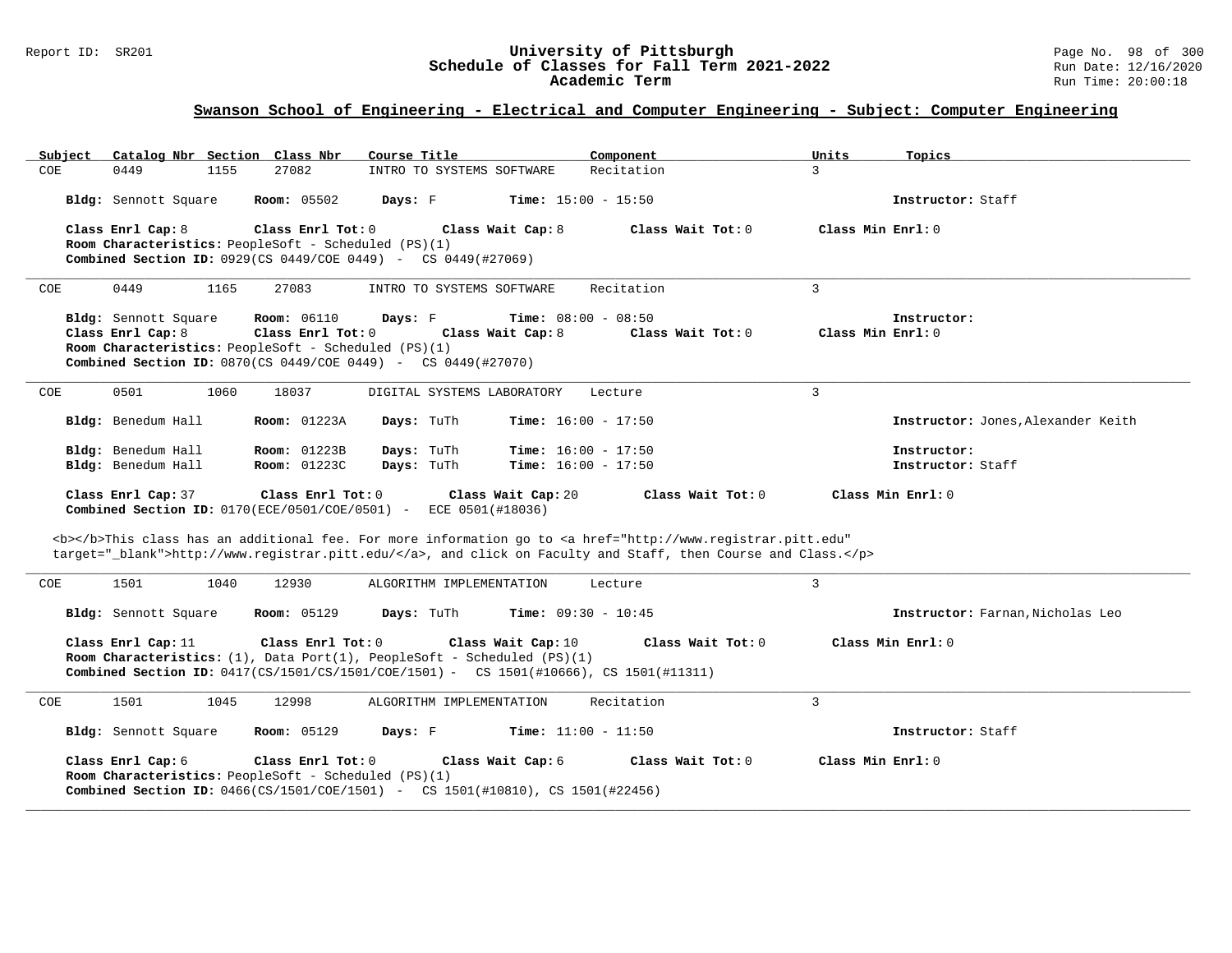## Swanson School of Engineering - Electrical and Computer Engineering - Subject: Computer Engineering

| Subject | Catalog Nbr | Section | Class Nbr | Course Title | Component | Units | Topics |
|---|---|---|---|---|---|---|---|
| COE | 0449 | 1155 | 27082 | INTRO TO SYSTEMS SOFTWARE | Recitation | 3 | |

**Bldg:** Sennott Square **Room:** 05502 **Days:** F **Time:** 15:00 - 15:50 **Instructor:** Staff

**Class Enrl Cap:** 8 **Class Enrl Tot:** 0 **Class Wait Cap:** 8 **Class Wait Tot:** 0 **Class Min Enrl:** 0

**Room Characteristics:** PeopleSoft - Scheduled (PS)(1)

**Combined Section ID:** 0929(CS 0449/COE 0449) - CS 0449(#27069)

---

| Subject | Catalog Nbr | Section | Class Nbr | Course Title | Component | Units | Topics |
|---|---|---|---|---|---|---|---|
| COE | 0449 | 1165 | 27083 | INTRO TO SYSTEMS SOFTWARE | Recitation | 3 | |

**Bldg:** Sennott Square **Room:** 06110 **Days:** F **Time:** 08:00 - 08:50 **Instructor:**

**Class Enrl Cap:** 8 **Class Enrl Tot:** 0 **Class Wait Cap:** 8 **Class Wait Tot:** 0 **Class Min Enrl:** 0

**Room Characteristics:** PeopleSoft - Scheduled (PS)(1)

**Combined Section ID:** 0870(CS 0449/COE 0449) - CS 0449(#27070)

---

| Subject | Catalog Nbr | Section | Class Nbr | Course Title | Component | Units | Topics |
|---|---|---|---|---|---|---|---|
| COE | 0501 | 1060 | 18037 | DIGITAL SYSTEMS LABORATORY | Lecture | 3 | |

**Bldg:** Benedum Hall **Room:** 01223A **Days:** TuTh **Time:** 16:00 - 17:50 **Instructor:** Jones,Alexander Keith

**Bldg:** Benedum Hall **Room:** 01223B **Days:** TuTh **Time:** 16:00 - 17:50 **Instructor:**

**Bldg:** Benedum Hall **Room:** 01223C **Days:** TuTh **Time:** 16:00 - 17:50 **Instructor:** Staff

**Class Enrl Cap:** 37 **Class Enrl Tot:** 0 **Class Wait Cap:** 20 **Class Wait Tot:** 0 **Class Min Enrl:** 0

**Combined Section ID:** 0170(ECE/0501/COE/0501) - ECE 0501(#18036)

<b></b>This class has an additional fee. For more information go to <a href="http://www.registrar.pitt.edu" target="_blank">http://www.registrar.pitt.edu/</a>, and click on Faculty and Staff, then Course and Class.</p>

---

| Subject | Catalog Nbr | Section | Class Nbr | Course Title | Component | Units | Topics |
|---|---|---|---|---|---|---|---|
| COE | 1501 | 1040 | 12930 | ALGORITHM IMPLEMENTATION | Lecture | 3 | |

**Bldg:** Sennott Square **Room:** 05129 **Days:** TuTh **Time:** 09:30 - 10:45 **Instructor:** Farnan,Nicholas Leo

**Class Enrl Cap:** 11 **Class Enrl Tot:** 0 **Class Wait Cap:** 10 **Class Wait Tot:** 0 **Class Min Enrl:** 0

**Room Characteristics:** (1), Data Port(1), PeopleSoft - Scheduled (PS)(1)

**Combined Section ID:** 0417(CS/1501/CS/1501/COE/1501) - CS 1501(#10666), CS 1501(#11311)

---

| Subject | Catalog Nbr | Section | Class Nbr | Course Title | Component | Units | Topics |
|---|---|---|---|---|---|---|---|
| COE | 1501 | 1045 | 12998 | ALGORITHM IMPLEMENTATION | Recitation | 3 | |

**Bldg:** Sennott Square **Room:** 05129 **Days:** F **Time:** 11:00 - 11:50 **Instructor:** Staff

**Class Enrl Cap:** 6 **Class Enrl Tot:** 0 **Class Wait Cap:** 6 **Class Wait Tot:** 0 **Class Min Enrl:** 0

**Room Characteristics:** PeopleSoft - Scheduled (PS)(1)

**Combined Section ID:** 0466(CS/1501/COE/1501) - CS 1501(#10810), CS 1501(#22456)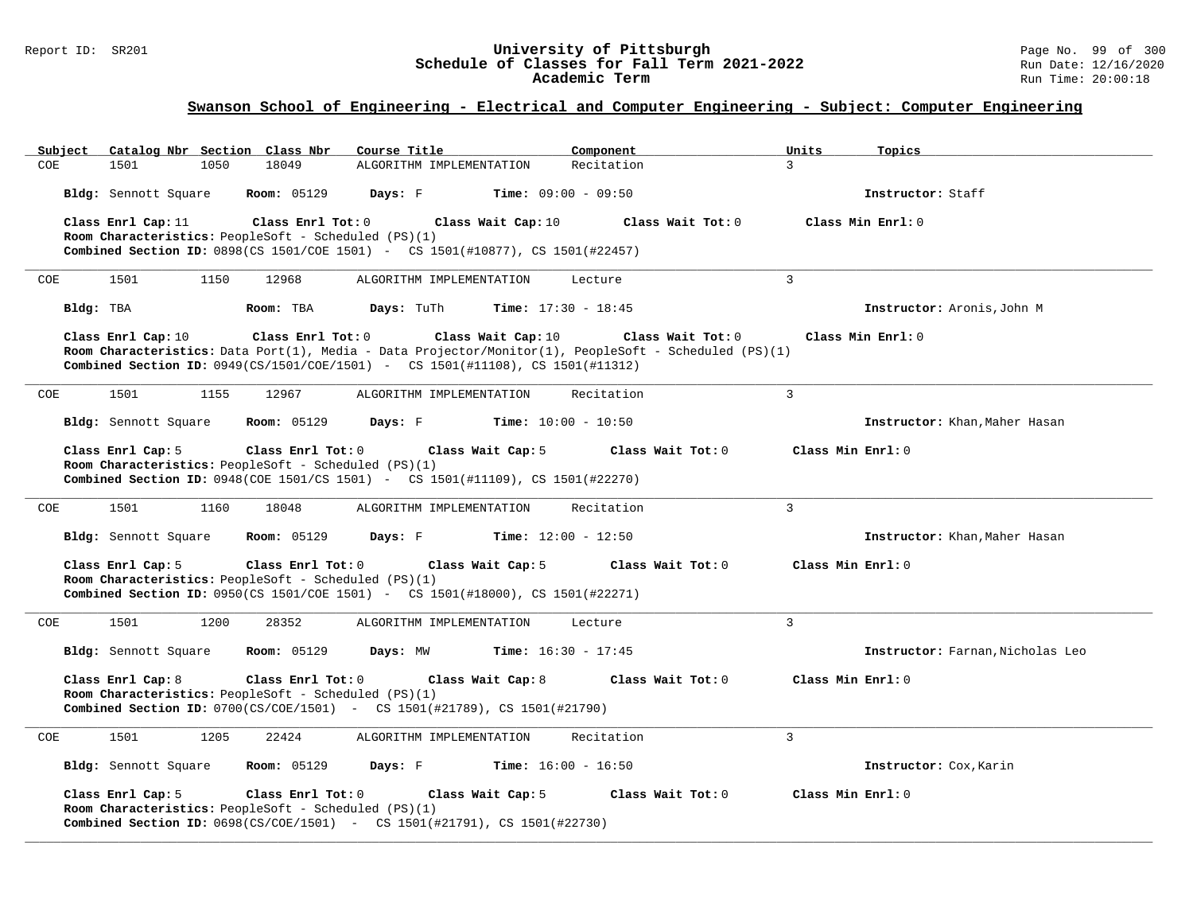## Swanson School of Engineering - Electrical and Computer Engineering - Subject: Computer Engineering

| Subject | Catalog Nbr | Section | Class Nbr | Course Title | Component | Units | Topics |
|---|---|---|---|---|---|---|---|
| COE | 1501 | 1050 | 18049 | ALGORITHM IMPLEMENTATION | Recitation | 3 | |

**Bldg:** Sennott Square **Room:** 05129 **Days:** F **Time:** 09:00 - 09:50 **Instructor:** Staff

**Class Enrl Cap:** 11 **Class Enrl Tot:** 0 **Class Wait Cap:** 10 **Class Wait Tot:** 0 **Class Min Enrl:** 0
**Room Characteristics:** PeopleSoft - Scheduled (PS)(1)
**Combined Section ID:** 0898(CS 1501/COE 1501) - CS 1501(#10877), CS 1501(#22457)

---

| Subject | Catalog Nbr | Section | Class Nbr | Course Title | Component | Units | Topics |
|---|---|---|---|---|---|---|---|
| COE | 1501 | 1150 | 12968 | ALGORITHM IMPLEMENTATION | Lecture | 3 | |

**Bldg:** TBA **Room:** TBA **Days:** TuTh **Time:** 17:30 - 18:45 **Instructor:** Aronis,John M

**Class Enrl Cap:** 10 **Class Enrl Tot:** 0 **Class Wait Cap:** 10 **Class Wait Tot:** 0 **Class Min Enrl:** 0
**Room Characteristics:** Data Port(1), Media - Data Projector/Monitor(1), PeopleSoft - Scheduled (PS)(1)
**Combined Section ID:** 0949(CS/1501/COE/1501) - CS 1501(#11108), CS 1501(#11312)

---

| Subject | Catalog Nbr | Section | Class Nbr | Course Title | Component | Units | Topics |
|---|---|---|---|---|---|---|---|
| COE | 1501 | 1155 | 12967 | ALGORITHM IMPLEMENTATION | Recitation | 3 | |

**Bldg:** Sennott Square **Room:** 05129 **Days:** F **Time:** 10:00 - 10:50 **Instructor:** Khan,Maher Hasan

**Class Enrl Cap:** 5 **Class Enrl Tot:** 0 **Class Wait Cap:** 5 **Class Wait Tot:** 0 **Class Min Enrl:** 0
**Room Characteristics:** PeopleSoft - Scheduled (PS)(1)
**Combined Section ID:** 0948(COE 1501/CS 1501) - CS 1501(#11109), CS 1501(#22270)

---

| Subject | Catalog Nbr | Section | Class Nbr | Course Title | Component | Units | Topics |
|---|---|---|---|---|---|---|---|
| COE | 1501 | 1160 | 18048 | ALGORITHM IMPLEMENTATION | Recitation | 3 | |

**Bldg:** Sennott Square **Room:** 05129 **Days:** F **Time:** 12:00 - 12:50 **Instructor:** Khan,Maher Hasan

**Class Enrl Cap:** 5 **Class Enrl Tot:** 0 **Class Wait Cap:** 5 **Class Wait Tot:** 0 **Class Min Enrl:** 0
**Room Characteristics:** PeopleSoft - Scheduled (PS)(1)
**Combined Section ID:** 0950(CS 1501/COE 1501) - CS 1501(#18000), CS 1501(#22271)

---

| Subject | Catalog Nbr | Section | Class Nbr | Course Title | Component | Units | Topics |
|---|---|---|---|---|---|---|---|
| COE | 1501 | 1200 | 28352 | ALGORITHM IMPLEMENTATION | Lecture | 3 | |

**Bldg:** Sennott Square **Room:** 05129 **Days:** MW **Time:** 16:30 - 17:45 **Instructor:** Farnan,Nicholas Leo

**Class Enrl Cap:** 8 **Class Enrl Tot:** 0 **Class Wait Cap:** 8 **Class Wait Tot:** 0 **Class Min Enrl:** 0
**Room Characteristics:** PeopleSoft - Scheduled (PS)(1)
**Combined Section ID:** 0700(CS/COE/1501) - CS 1501(#21789), CS 1501(#21790)

---

| Subject | Catalog Nbr | Section | Class Nbr | Course Title | Component | Units | Topics |
|---|---|---|---|---|---|---|---|
| COE | 1501 | 1205 | 22424 | ALGORITHM IMPLEMENTATION | Recitation | 3 | |

**Bldg:** Sennott Square **Room:** 05129 **Days:** F **Time:** 16:00 - 16:50 **Instructor:** Cox,Karin

**Class Enrl Cap:** 5 **Class Enrl Tot:** 0 **Class Wait Cap:** 5 **Class Wait Tot:** 0 **Class Min Enrl:** 0
**Room Characteristics:** PeopleSoft - Scheduled (PS)(1)
**Combined Section ID:** 0698(CS/COE/1501) - CS 1501(#21791), CS 1501(#22730)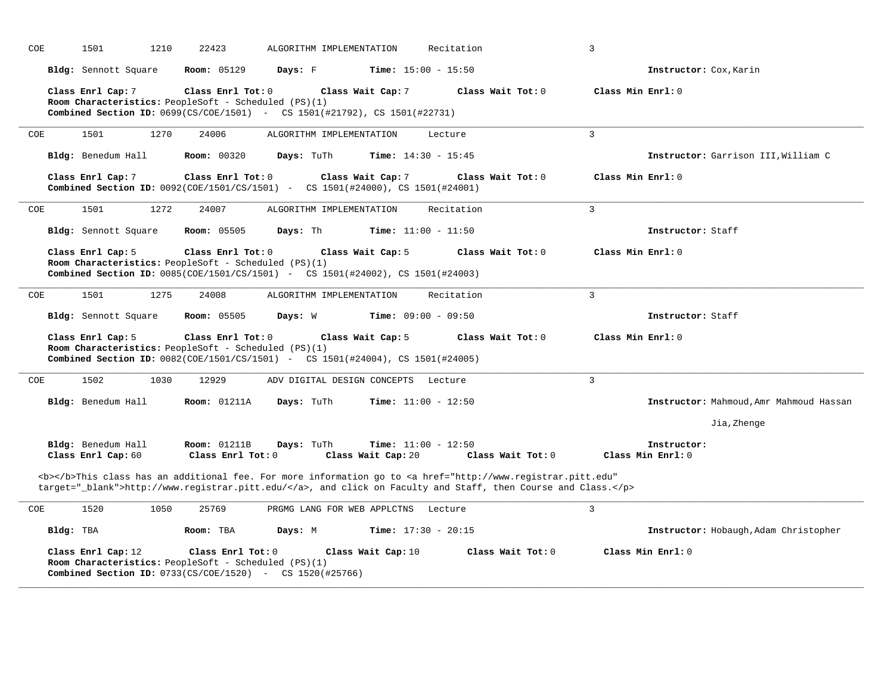COE 1501 1210 22423 ALGORITHM IMPLEMENTATION Recitation 3

**Bldg:** Sennott Square **Room:** 05129 **Days:** F **Time:** 15:00 - 15:50 **Instructor:** Cox,Karin

**Class Enrl Cap:** 7 **Class Enrl Tot:** 0 **Class Wait Cap:** 7 **Class Wait Tot:** 0 **Class Min Enrl:** 0
**Room Characteristics:** PeopleSoft - Scheduled (PS)(1)
**Combined Section ID:** 0699(CS/COE/1501) - CS 1501(#21792), CS 1501(#22731)

---

COE 1501 1270 24006 ALGORITHM IMPLEMENTATION Lecture 3

**Bldg:** Benedum Hall **Room:** 00320 **Days:** TuTh **Time:** 14:30 - 15:45 **Instructor:** Garrison III,William C

**Class Enrl Cap:** 7 **Class Enrl Tot:** 0 **Class Wait Cap:** 7 **Class Wait Tot:** 0 **Class Min Enrl:** 0
**Combined Section ID:** 0092(COE/1501/CS/1501) - CS 1501(#24000), CS 1501(#24001)

---

COE 1501 1272 24007 ALGORITHM IMPLEMENTATION Recitation 3

**Bldg:** Sennott Square **Room:** 05505 **Days:** Th **Time:** 11:00 - 11:50 **Instructor:** Staff

**Class Enrl Cap:** 5 **Class Enrl Tot:** 0 **Class Wait Cap:** 5 **Class Wait Tot:** 0 **Class Min Enrl:** 0
**Room Characteristics:** PeopleSoft - Scheduled (PS)(1)
**Combined Section ID:** 0085(COE/1501/CS/1501) - CS 1501(#24002), CS 1501(#24003)

---

COE 1501 1275 24008 ALGORITHM IMPLEMENTATION Recitation 3

**Bldg:** Sennott Square **Room:** 05505 **Days:** W **Time:** 09:00 - 09:50 **Instructor:** Staff

**Class Enrl Cap:** 5 **Class Enrl Tot:** 0 **Class Wait Cap:** 5 **Class Wait Tot:** 0 **Class Min Enrl:** 0
**Room Characteristics:** PeopleSoft - Scheduled (PS)(1)
**Combined Section ID:** 0082(COE/1501/CS/1501) - CS 1501(#24004), CS 1501(#24005)

---

COE 1502 1030 12929 ADV DIGITAL DESIGN CONCEPTS Lecture 3

**Bldg:** Benedum Hall **Room:** 01211A **Days:** TuTh **Time:** 11:00 - 12:50 **Instructor:** Mahmoud,Amr Mahmoud Hassan
Jia,Zhenge

**Bldg:** Benedum Hall **Room:** 01211B **Days:** TuTh **Time:** 11:00 - 12:50 **Instructor:**
**Class Enrl Cap:** 60 **Class Enrl Tot:** 0 **Class Wait Cap:** 20 **Class Wait Tot:** 0 **Class Min Enrl:** 0

<b></b>This class has an additional fee. For more information go to <a href="http://www.registrar.pitt.edu" target="_blank">http://www.registrar.pitt.edu/</a>, and click on Faculty and Staff, then Course and Class.</p>

---

COE 1520 1050 25769 PRGMG LANG FOR WEB APPLCTNS Lecture 3

**Bldg:** TBA **Room:** TBA **Days:** M **Time:** 17:30 - 20:15 **Instructor:** Hobaugh,Adam Christopher

**Class Enrl Cap:** 12 **Class Enrl Tot:** 0 **Class Wait Cap:** 10 **Class Wait Tot:** 0 **Class Min Enrl:** 0
**Room Characteristics:** PeopleSoft - Scheduled (PS)(1)
**Combined Section ID:** 0733(CS/COE/1520) - CS 1520(#25766)

---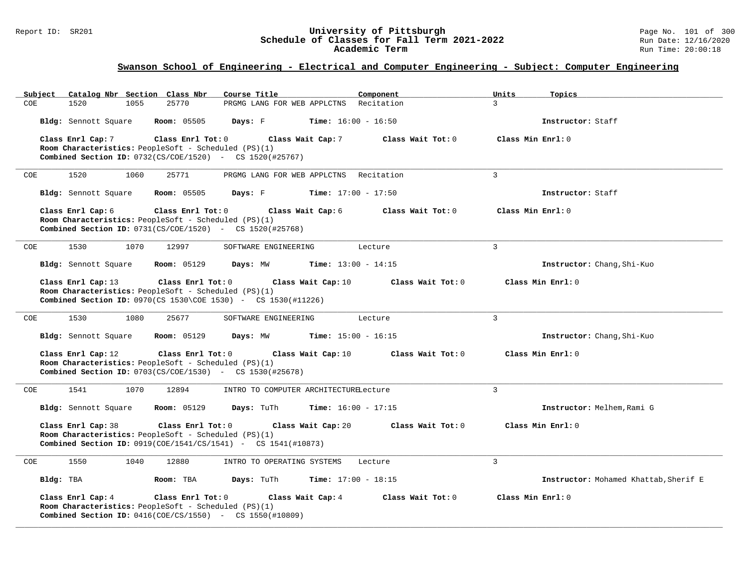## Swanson School of Engineering - Electrical and Computer Engineering - Subject: Computer Engineering

| Subject | Catalog Nbr | Section | Class Nbr | Course Title | Component | Units | Topics |
|---|---|---|---|---|---|---|---|
| COE | 1520 | 1055 | 25770 | PRGMG LANG FOR WEB APPLCTNS | Recitation | 3 | |

**Bldg:** Sennott Square **Room:** 05505 **Days:** F **Time:** 16:00 - 16:50 **Instructor:** Staff

**Class Enrl Cap:** 7 **Class Enrl Tot:** 0 **Class Wait Cap:** 7 **Class Wait Tot:** 0 **Class Min Enrl:** 0
**Room Characteristics:** PeopleSoft - Scheduled (PS)(1)
**Combined Section ID:** 0732(CS/COE/1520) - CS 1520(#25767)

---

| Subject | Catalog Nbr | Section | Class Nbr | Course Title | Component | Units | Topics |
|---|---|---|---|---|---|---|---|
| COE | 1520 | 1060 | 25771 | PRGMG LANG FOR WEB APPLCTNS | Recitation | 3 | |

**Bldg:** Sennott Square **Room:** 05505 **Days:** F **Time:** 17:00 - 17:50 **Instructor:** Staff

**Class Enrl Cap:** 6 **Class Enrl Tot:** 0 **Class Wait Cap:** 6 **Class Wait Tot:** 0 **Class Min Enrl:** 0
**Room Characteristics:** PeopleSoft - Scheduled (PS)(1)
**Combined Section ID:** 0731(CS/COE/1520) - CS 1520(#25768)

---

| Subject | Catalog Nbr | Section | Class Nbr | Course Title | Component | Units | Topics |
|---|---|---|---|---|---|---|---|
| COE | 1530 | 1070 | 12997 | SOFTWARE ENGINEERING | Lecture | 3 | |

**Bldg:** Sennott Square **Room:** 05129 **Days:** MW **Time:** 13:00 - 14:15 **Instructor:** Chang,Shi-Kuo

**Class Enrl Cap:** 13 **Class Enrl Tot:** 0 **Class Wait Cap:** 10 **Class Wait Tot:** 0 **Class Min Enrl:** 0
**Room Characteristics:** PeopleSoft - Scheduled (PS)(1)
**Combined Section ID:** 0970(CS 1530\COE 1530) - CS 1530(#11226)

---

| Subject | Catalog Nbr | Section | Class Nbr | Course Title | Component | Units | Topics |
|---|---|---|---|---|---|---|---|
| COE | 1530 | 1080 | 25677 | SOFTWARE ENGINEERING | Lecture | 3 | |

**Bldg:** Sennott Square **Room:** 05129 **Days:** MW **Time:** 15:00 - 16:15 **Instructor:** Chang,Shi-Kuo

**Class Enrl Cap:** 12 **Class Enrl Tot:** 0 **Class Wait Cap:** 10 **Class Wait Tot:** 0 **Class Min Enrl:** 0
**Room Characteristics:** PeopleSoft - Scheduled (PS)(1)
**Combined Section ID:** 0703(CS/COE/1530) - CS 1530(#25678)

---

| Subject | Catalog Nbr | Section | Class Nbr | Course Title | Component | Units | Topics |
|---|---|---|---|---|---|---|---|
| COE | 1541 | 1070 | 12894 | INTRO TO COMPUTER ARCHITECTURE | Lecture | 3 | |

**Bldg:** Sennott Square **Room:** 05129 **Days:** TuTh **Time:** 16:00 - 17:15 **Instructor:** Melhem,Rami G

**Class Enrl Cap:** 38 **Class Enrl Tot:** 0 **Class Wait Cap:** 20 **Class Wait Tot:** 0 **Class Min Enrl:** 0
**Room Characteristics:** PeopleSoft - Scheduled (PS)(1)
**Combined Section ID:** 0919(COE/1541/CS/1541) - CS 1541(#10873)

---

| Subject | Catalog Nbr | Section | Class Nbr | Course Title | Component | Units | Topics |
|---|---|---|---|---|---|---|---|
| COE | 1550 | 1040 | 12880 | INTRO TO OPERATING SYSTEMS | Lecture | 3 | |

**Bldg:** TBA **Room:** TBA **Days:** TuTh **Time:** 17:00 - 18:15 **Instructor:** Mohamed Khattab,Sherif E

**Class Enrl Cap:** 4 **Class Enrl Tot:** 0 **Class Wait Cap:** 4 **Class Wait Tot:** 0 **Class Min Enrl:** 0
**Room Characteristics:** PeopleSoft - Scheduled (PS)(1)
**Combined Section ID:** 0416(COE/CS/1550) - CS 1550(#10809)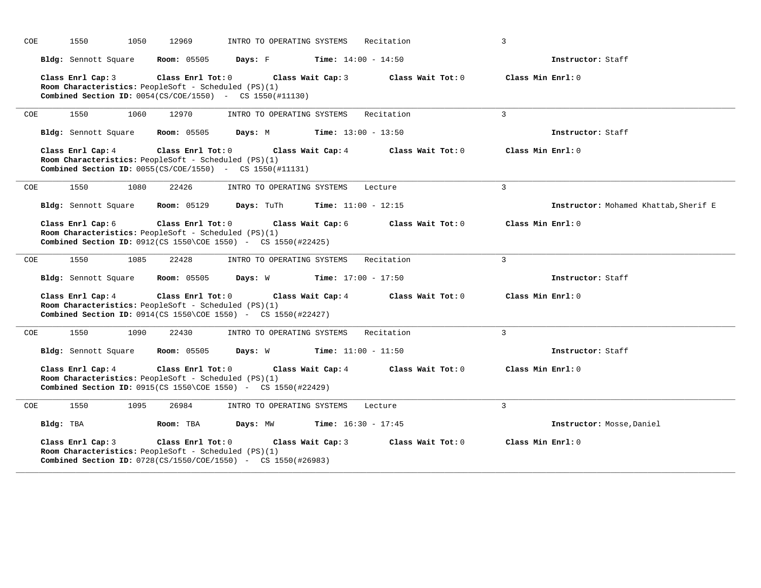COE 1550 1050 12969 INTRO TO OPERATING SYSTEMS Recitation 3

**Bldg:** Sennott Square **Room:** 05505 **Days:** F **Time:** 14:00 - 14:50 **Instructor:** Staff

**Class Enrl Cap:** 3 **Class Enrl Tot:** 0 **Class Wait Cap:** 3 **Class Wait Tot:** 0 **Class Min Enrl:** 0
**Room Characteristics:** PeopleSoft - Scheduled (PS)(1)
**Combined Section ID:** 0054(CS/COE/1550) - CS 1550(#11130)

---

COE 1550 1060 12970 INTRO TO OPERATING SYSTEMS Recitation 3

**Bldg:** Sennott Square **Room:** 05505 **Days:** M **Time:** 13:00 - 13:50 **Instructor:** Staff

**Class Enrl Cap:** 4 **Class Enrl Tot:** 0 **Class Wait Cap:** 4 **Class Wait Tot:** 0 **Class Min Enrl:** 0
**Room Characteristics:** PeopleSoft - Scheduled (PS)(1)
**Combined Section ID:** 0055(CS/COE/1550) - CS 1550(#11131)

---

COE 1550 1080 22426 INTRO TO OPERATING SYSTEMS Lecture 3

**Bldg:** Sennott Square **Room:** 05129 **Days:** TuTh **Time:** 11:00 - 12:15 **Instructor:** Mohamed Khattab,Sherif E

**Class Enrl Cap:** 6 **Class Enrl Tot:** 0 **Class Wait Cap:** 6 **Class Wait Tot:** 0 **Class Min Enrl:** 0
**Room Characteristics:** PeopleSoft - Scheduled (PS)(1)
**Combined Section ID:** 0912(CS 1550\COE 1550) - CS 1550(#22425)

---

COE 1550 1085 22428 INTRO TO OPERATING SYSTEMS Recitation 3

**Bldg:** Sennott Square **Room:** 05505 **Days:** W **Time:** 17:00 - 17:50 **Instructor:** Staff

**Class Enrl Cap:** 4 **Class Enrl Tot:** 0 **Class Wait Cap:** 4 **Class Wait Tot:** 0 **Class Min Enrl:** 0
**Room Characteristics:** PeopleSoft - Scheduled (PS)(1)
**Combined Section ID:** 0914(CS 1550\COE 1550) - CS 1550(#22427)

---

COE 1550 1090 22430 INTRO TO OPERATING SYSTEMS Recitation 3

**Bldg:** Sennott Square **Room:** 05505 **Days:** W **Time:** 11:00 - 11:50 **Instructor:** Staff

**Class Enrl Cap:** 4 **Class Enrl Tot:** 0 **Class Wait Cap:** 4 **Class Wait Tot:** 0 **Class Min Enrl:** 0
**Room Characteristics:** PeopleSoft - Scheduled (PS)(1)
**Combined Section ID:** 0915(CS 1550\COE 1550) - CS 1550(#22429)

---

COE 1550 1095 26984 INTRO TO OPERATING SYSTEMS Lecture 3

**Bldg:** TBA **Room:** TBA **Days:** MW **Time:** 16:30 - 17:45 **Instructor:** Mosse,Daniel

**Class Enrl Cap:** 3 **Class Enrl Tot:** 0 **Class Wait Cap:** 3 **Class Wait Tot:** 0 **Class Min Enrl:** 0
**Room Characteristics:** PeopleSoft - Scheduled (PS)(1)
**Combined Section ID:** 0728(CS/1550/COE/1550) - CS 1550(#26983)

---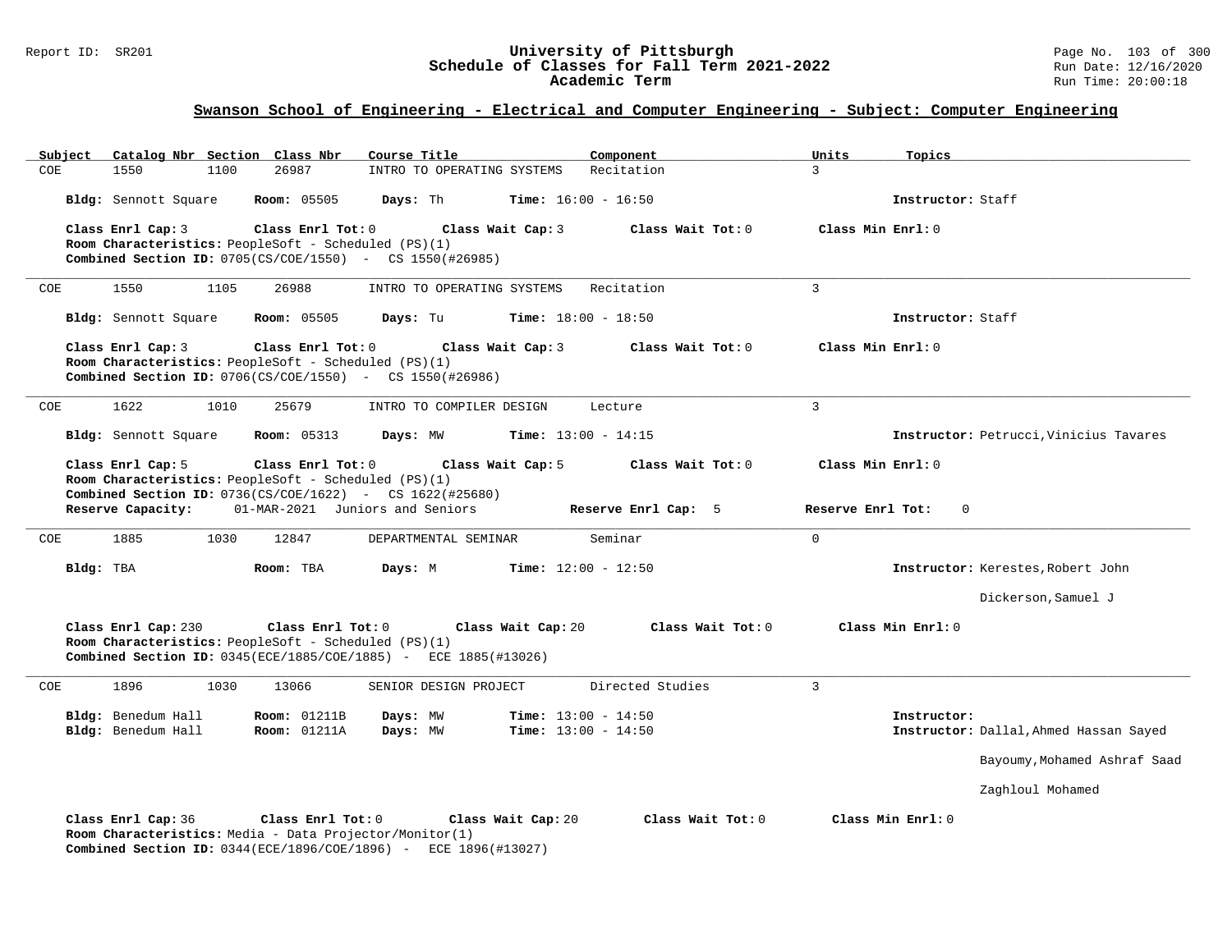## Swanson School of Engineering - Electrical and Computer Engineering - Subject: Computer Engineering

| Subject | Catalog Nbr | Section | Class Nbr | Course Title | Component | Units | Topics |
|---|---|---|---|---|---|---|---|
| COE | 1550 | 1100 | 26987 | INTRO TO OPERATING SYSTEMS | Recitation | 3 | |

**Bldg:** Sennott Square **Room:** 05505 **Days:** Th **Time:** 16:00 - 16:50 **Instructor:** Staff

**Class Enrl Cap:** 3 **Class Enrl Tot:** 0 **Class Wait Cap:** 3 **Class Wait Tot:** 0 **Class Min Enrl:** 0
**Room Characteristics:** PeopleSoft - Scheduled (PS)(1)
**Combined Section ID:** 0705(CS/COE/1550) - CS 1550(#26985)

---

| Subject | Catalog Nbr | Section | Class Nbr | Course Title | Component | Units | Topics |
|---|---|---|---|---|---|---|---|
| COE | 1550 | 1105 | 26988 | INTRO TO OPERATING SYSTEMS | Recitation | 3 | |

**Bldg:** Sennott Square **Room:** 05505 **Days:** Tu **Time:** 18:00 - 18:50 **Instructor:** Staff

**Class Enrl Cap:** 3 **Class Enrl Tot:** 0 **Class Wait Cap:** 3 **Class Wait Tot:** 0 **Class Min Enrl:** 0
**Room Characteristics:** PeopleSoft - Scheduled (PS)(1)
**Combined Section ID:** 0706(CS/COE/1550) - CS 1550(#26986)

---

| Subject | Catalog Nbr | Section | Class Nbr | Course Title | Component | Units | Topics |
|---|---|---|---|---|---|---|---|
| COE | 1622 | 1010 | 25679 | INTRO TO COMPILER DESIGN | Lecture | 3 | |

**Bldg:** Sennott Square **Room:** 05313 **Days:** MW **Time:** 13:00 - 14:15 **Instructor:** Petrucci,Vinicius Tavares

**Class Enrl Cap:** 5 **Class Enrl Tot:** 0 **Class Wait Cap:** 5 **Class Wait Tot:** 0 **Class Min Enrl:** 0
**Room Characteristics:** PeopleSoft - Scheduled (PS)(1)
**Combined Section ID:** 0736(CS/COE/1622) - CS 1622(#25680)
**Reserve Capacity:** 01-MAR-2021 Juniors and Seniors **Reserve Enrl Cap:** 5 **Reserve Enrl Tot:** 0

---

| Subject | Catalog Nbr | Section | Class Nbr | Course Title | Component | Units | Topics |
|---|---|---|---|---|---|---|---|
| COE | 1885 | 1030 | 12847 | DEPARTMENTAL SEMINAR | Seminar | 0 | |

**Bldg:** TBA **Room:** TBA **Days:** M **Time:** 12:00 - 12:50 **Instructor:** Kerestes,Robert John
Dickerson,Samuel J

**Class Enrl Cap:** 230 **Class Enrl Tot:** 0 **Class Wait Cap:** 20 **Class Wait Tot:** 0 **Class Min Enrl:** 0
**Room Characteristics:** PeopleSoft - Scheduled (PS)(1)
**Combined Section ID:** 0345(ECE/1885/COE/1885) - ECE 1885(#13026)

---

| Subject | Catalog Nbr | Section | Class Nbr | Course Title | Component | Units | Topics |
|---|---|---|---|---|---|---|---|
| COE | 1896 | 1030 | 13066 | SENIOR DESIGN PROJECT | Directed Studies | 3 | |

**Bldg:** Benedum Hall **Room:** 01211B **Days:** MW **Time:** 13:00 - 14:50 **Instructor:**
**Bldg:** Benedum Hall **Room:** 01211A **Days:** MW **Time:** 13:00 - 14:50 **Instructor:** Dallal,Ahmed Hassan Sayed
Bayoumy,Mohamed Ashraf Saad
Zaghloul Mohamed

**Class Enrl Cap:** 36 **Class Enrl Tot:** 0 **Class Wait Cap:** 20 **Class Wait Tot:** 0 **Class Min Enrl:** 0
**Room Characteristics:** Media - Data Projector/Monitor(1)
**Combined Section ID:** 0344(ECE/1896/COE/1896) - ECE 1896(#13027)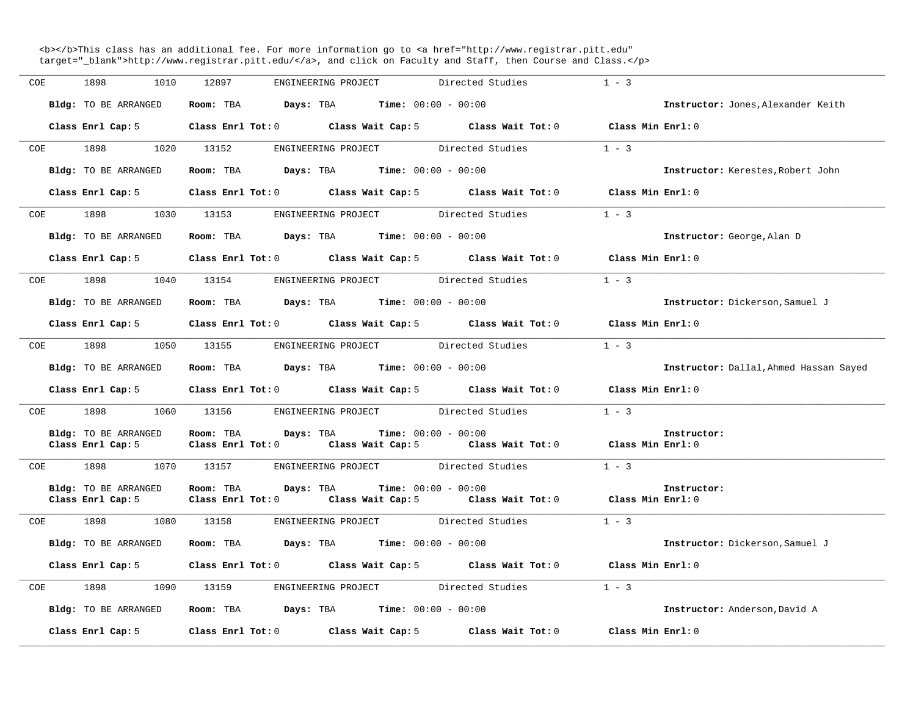<b></b>This class has an additional fee. For more information go to <a href="http://www.registrar.pitt.edu" target="_blank">http://www.registrar.pitt.edu/</a>, and click on Faculty and Staff, then Course and Class.</p>

---

COE 1898 1010 12897 ENGINEERING PROJECT Directed Studies 1 - 3

**Bldg:** TO BE ARRANGED **Room:** TBA **Days:** TBA **Time:** 00:00 - 00:00 **Instructor:** Jones,Alexander Keith

**Class Enrl Cap:** 5 **Class Enrl Tot:** 0 **Class Wait Cap:** 5 **Class Wait Tot:** 0 **Class Min Enrl:** 0

---

COE 1898 1020 13152 ENGINEERING PROJECT Directed Studies 1 - 3

**Bldg:** TO BE ARRANGED **Room:** TBA **Days:** TBA **Time:** 00:00 - 00:00 **Instructor:** Kerestes,Robert John

**Class Enrl Cap:** 5 **Class Enrl Tot:** 0 **Class Wait Cap:** 5 **Class Wait Tot:** 0 **Class Min Enrl:** 0

---

COE 1898 1030 13153 ENGINEERING PROJECT Directed Studies 1 - 3

**Bldg:** TO BE ARRANGED **Room:** TBA **Days:** TBA **Time:** 00:00 - 00:00 **Instructor:** George,Alan D

**Class Enrl Cap:** 5 **Class Enrl Tot:** 0 **Class Wait Cap:** 5 **Class Wait Tot:** 0 **Class Min Enrl:** 0

---

COE 1898 1040 13154 ENGINEERING PROJECT Directed Studies 1 - 3

**Bldg:** TO BE ARRANGED **Room:** TBA **Days:** TBA **Time:** 00:00 - 00:00 **Instructor:** Dickerson,Samuel J

**Class Enrl Cap:** 5 **Class Enrl Tot:** 0 **Class Wait Cap:** 5 **Class Wait Tot:** 0 **Class Min Enrl:** 0

---

COE 1898 1050 13155 ENGINEERING PROJECT Directed Studies 1 - 3

**Bldg:** TO BE ARRANGED **Room:** TBA **Days:** TBA **Time:** 00:00 - 00:00 **Instructor:** Dallal,Ahmed Hassan Sayed

**Class Enrl Cap:** 5 **Class Enrl Tot:** 0 **Class Wait Cap:** 5 **Class Wait Tot:** 0 **Class Min Enrl:** 0

---

COE 1898 1060 13156 ENGINEERING PROJECT Directed Studies 1 - 3

**Bldg:** TO BE ARRANGED **Room:** TBA **Days:** TBA **Time:** 00:00 - 00:00 **Instructor:**

**Class Enrl Cap:** 5 **Class Enrl Tot:** 0 **Class Wait Cap:** 5 **Class Wait Tot:** 0 **Class Min Enrl:** 0

---

COE 1898 1070 13157 ENGINEERING PROJECT Directed Studies 1 - 3

**Bldg:** TO BE ARRANGED **Room:** TBA **Days:** TBA **Time:** 00:00 - 00:00 **Instructor:**

**Class Enrl Cap:** 5 **Class Enrl Tot:** 0 **Class Wait Cap:** 5 **Class Wait Tot:** 0 **Class Min Enrl:** 0

---

COE 1898 1080 13158 ENGINEERING PROJECT Directed Studies 1 - 3

**Bldg:** TO BE ARRANGED **Room:** TBA **Days:** TBA **Time:** 00:00 - 00:00 **Instructor:** Dickerson,Samuel J

**Class Enrl Cap:** 5 **Class Enrl Tot:** 0 **Class Wait Cap:** 5 **Class Wait Tot:** 0 **Class Min Enrl:** 0

---

COE 1898 1090 13159 ENGINEERING PROJECT Directed Studies 1 - 3

**Bldg:** TO BE ARRANGED **Room:** TBA **Days:** TBA **Time:** 00:00 - 00:00 **Instructor:** Anderson,David A

**Class Enrl Cap:** 5 **Class Enrl Tot:** 0 **Class Wait Cap:** 5 **Class Wait Tot:** 0 **Class Min Enrl:** 0

---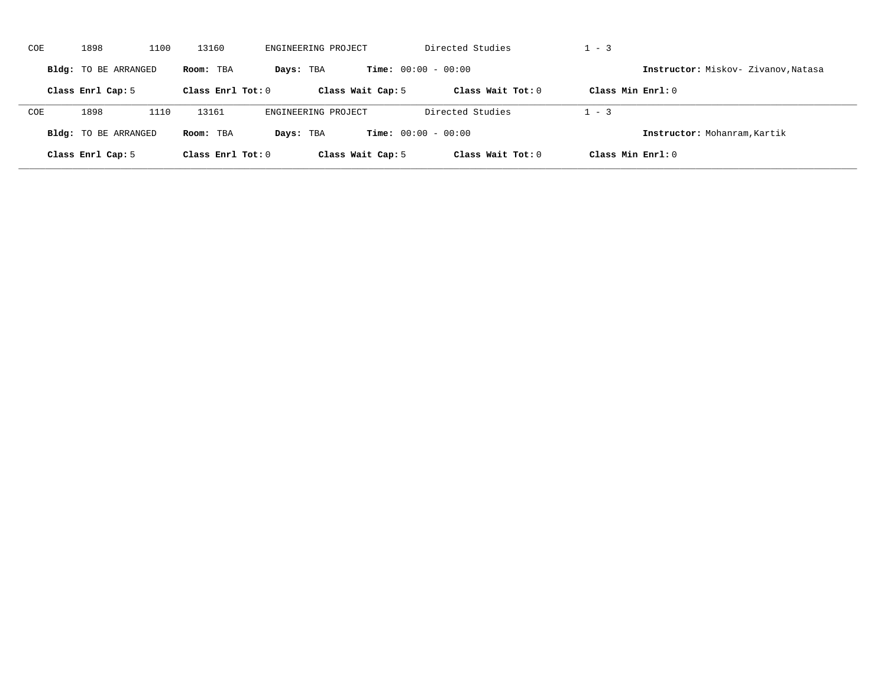COE 1898 1100 13160 ENGINEERING PROJECT Directed Studies 1 - 3

**Bldg:** TO BE ARRANGED **Room:** TBA **Days:** TBA **Time:** 00:00 - 00:00 **Instructor:** Miskov- Zivanov,Natasa

**Class Enrl Cap:** 5 **Class Enrl Tot:** 0 **Class Wait Cap:** 5 **Class Wait Tot:** 0 **Class Min Enrl:** 0

---

COE 1898 1110 13161 ENGINEERING PROJECT Directed Studies 1 - 3

**Bldg:** TO BE ARRANGED **Room:** TBA **Days:** TBA **Time:** 00:00 - 00:00 **Instructor:** Mohanram,Kartik

**Class Enrl Cap:** 5 **Class Enrl Tot:** 0 **Class Wait Cap:** 5 **Class Wait Tot:** 0 **Class Min Enrl:** 0

---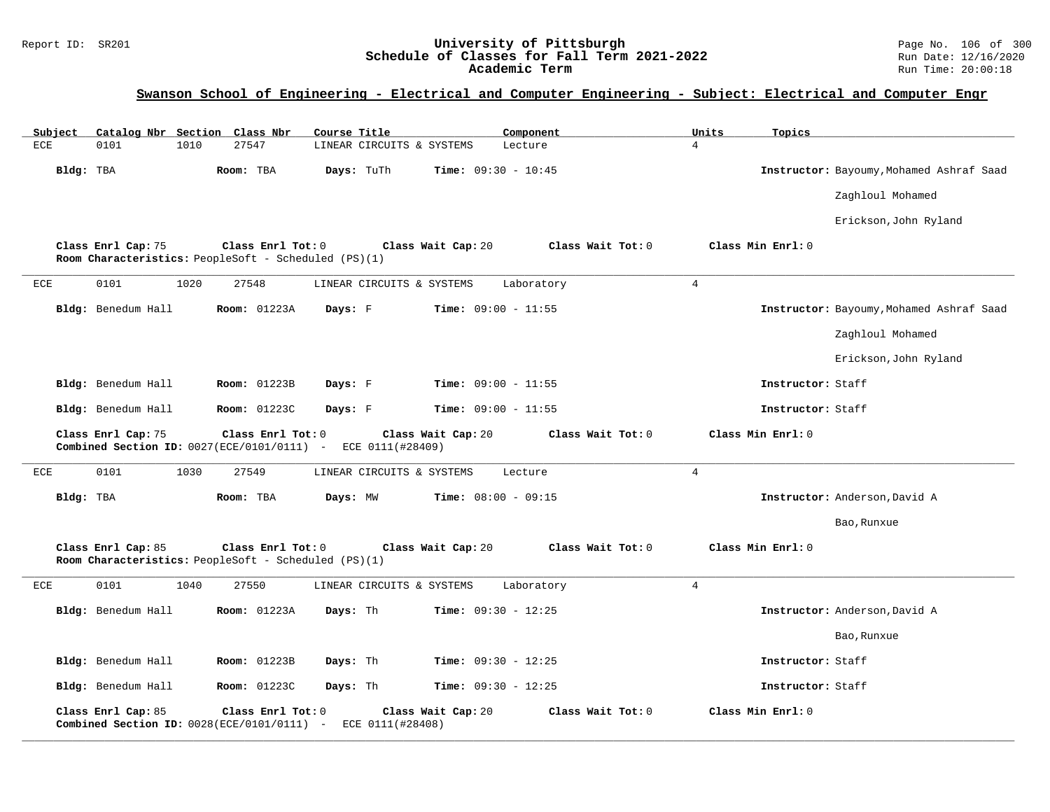# University of Pittsburgh
## Schedule of Classes for Fall Term 2021-2022
### Academic Term

Report ID: SR201

Run Date: 12/16/2020
Run Time: 20:00:18

## Swanson School of Engineering - Electrical and Computer Engineering - Subject: Electrical and Computer Engr

| Subject | Catalog Nbr | Section | Class Nbr | Course Title | Component | Units | Topics |
|---|---|---|---|---|---|---|---|
| ECE | 0101 | 1010 | 27547 | LINEAR CIRCUITS & SYSTEMS | Lecture | 4 | |

**Bldg:** TBA **Room:** TBA **Days:** TuTh **Time:** 09:30 - 10:45 **Instructor:** Bayoumy,Mohamed Ashraf Saad Zaghloul Mohamed; Erickson,John Ryland

**Class Enrl Cap:** 75 **Class Enrl Tot:** 0 **Class Wait Cap:** 20 **Class Wait Tot:** 0 **Class Min Enrl:** 0
**Room Characteristics:** PeopleSoft - Scheduled (PS)(1)

---

| Subject | Catalog Nbr | Section | Class Nbr | Course Title | Component | Units | Topics |
|---|---|---|---|---|---|---|---|
| ECE | 0101 | 1020 | 27548 | LINEAR CIRCUITS & SYSTEMS | Laboratory | 4 | |

**Bldg:** Benedum Hall **Room:** 01223A **Days:** F **Time:** 09:00 - 11:55 **Instructor:** Bayoumy,Mohamed Ashraf Saad Zaghloul Mohamed; Erickson,John Ryland

**Bldg:** Benedum Hall **Room:** 01223B **Days:** F **Time:** 09:00 - 11:55 **Instructor:** Staff

**Bldg:** Benedum Hall **Room:** 01223C **Days:** F **Time:** 09:00 - 11:55 **Instructor:** Staff

**Class Enrl Cap:** 75 **Class Enrl Tot:** 0 **Class Wait Cap:** 20 **Class Wait Tot:** 0 **Class Min Enrl:** 0
**Combined Section ID:** 0027(ECE/0101/0111) - ECE 0111(#28409)

---

| Subject | Catalog Nbr | Section | Class Nbr | Course Title | Component | Units | Topics |
|---|---|---|---|---|---|---|---|
| ECE | 0101 | 1030 | 27549 | LINEAR CIRCUITS & SYSTEMS | Lecture | 4 | |

**Bldg:** TBA **Room:** TBA **Days:** MW **Time:** 08:00 - 09:15 **Instructor:** Anderson,David A; Bao,Runxue

**Class Enrl Cap:** 85 **Class Enrl Tot:** 0 **Class Wait Cap:** 20 **Class Wait Tot:** 0 **Class Min Enrl:** 0
**Room Characteristics:** PeopleSoft - Scheduled (PS)(1)

---

| Subject | Catalog Nbr | Section | Class Nbr | Course Title | Component | Units | Topics |
|---|---|---|---|---|---|---|---|
| ECE | 0101 | 1040 | 27550 | LINEAR CIRCUITS & SYSTEMS | Laboratory | 4 | |

**Bldg:** Benedum Hall **Room:** 01223A **Days:** Th **Time:** 09:30 - 12:25 **Instructor:** Anderson,David A; Bao,Runxue

**Bldg:** Benedum Hall **Room:** 01223B **Days:** Th **Time:** 09:30 - 12:25 **Instructor:** Staff

**Bldg:** Benedum Hall **Room:** 01223C **Days:** Th **Time:** 09:30 - 12:25 **Instructor:** Staff

**Class Enrl Cap:** 85 **Class Enrl Tot:** 0 **Class Wait Cap:** 20 **Class Wait Tot:** 0 **Class Min Enrl:** 0
**Combined Section ID:** 0028(ECE/0101/0111) - ECE 0111(#28408)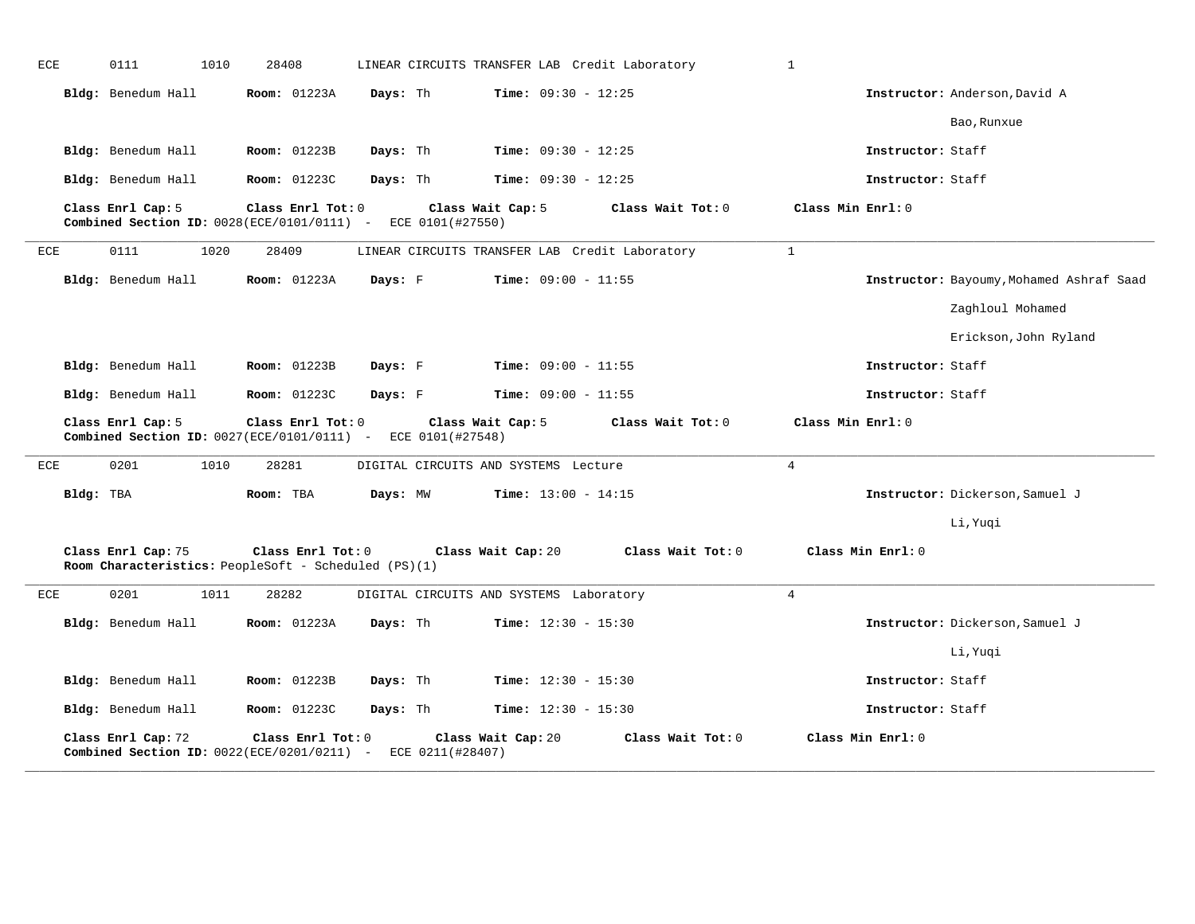ECE 0111 1010 28408 LINEAR CIRCUITS TRANSFER LAB Credit Laboratory 1

**Bldg:** Benedum Hall **Room:** 01223A **Days:** Th **Time:** 09:30 - 12:25 **Instructor:** Anderson,David A
Bao,Runxue

**Bldg:** Benedum Hall **Room:** 01223B **Days:** Th **Time:** 09:30 - 12:25 **Instructor:** Staff

**Bldg:** Benedum Hall **Room:** 01223C **Days:** Th **Time:** 09:30 - 12:25 **Instructor:** Staff

**Class Enrl Cap:** 5 **Class Enrl Tot:** 0 **Class Wait Cap:** 5 **Class Wait Tot:** 0 **Class Min Enrl:** 0
**Combined Section ID:** 0028(ECE/0101/0111) - ECE 0101(#27550)

---

ECE 0111 1020 28409 LINEAR CIRCUITS TRANSFER LAB Credit Laboratory 1

**Bldg:** Benedum Hall **Room:** 01223A **Days:** F **Time:** 09:00 - 11:55 **Instructor:** Bayoumy,Mohamed Ashraf Saad Zaghloul Mohamed
Erickson,John Ryland

**Bldg:** Benedum Hall **Room:** 01223B **Days:** F **Time:** 09:00 - 11:55 **Instructor:** Staff

**Bldg:** Benedum Hall **Room:** 01223C **Days:** F **Time:** 09:00 - 11:55 **Instructor:** Staff

**Class Enrl Cap:** 5 **Class Enrl Tot:** 0 **Class Wait Cap:** 5 **Class Wait Tot:** 0 **Class Min Enrl:** 0
**Combined Section ID:** 0027(ECE/0101/0111) - ECE 0101(#27548)

---

ECE 0201 1010 28281 DIGITAL CIRCUITS AND SYSTEMS Lecture 4

**Bldg:** TBA **Room:** TBA **Days:** MW **Time:** 13:00 - 14:15 **Instructor:** Dickerson,Samuel J
Li,Yuqi

**Class Enrl Cap:** 75 **Class Enrl Tot:** 0 **Class Wait Cap:** 20 **Class Wait Tot:** 0 **Class Min Enrl:** 0
**Room Characteristics:** PeopleSoft - Scheduled (PS)(1)

---

ECE 0201 1011 28282 DIGITAL CIRCUITS AND SYSTEMS Laboratory 4

**Bldg:** Benedum Hall **Room:** 01223A **Days:** Th **Time:** 12:30 - 15:30 **Instructor:** Dickerson,Samuel J
Li,Yuqi

**Bldg:** Benedum Hall **Room:** 01223B **Days:** Th **Time:** 12:30 - 15:30 **Instructor:** Staff

**Bldg:** Benedum Hall **Room:** 01223C **Days:** Th **Time:** 12:30 - 15:30 **Instructor:** Staff

**Class Enrl Cap:** 72 **Class Enrl Tot:** 0 **Class Wait Cap:** 20 **Class Wait Tot:** 0 **Class Min Enrl:** 0
**Combined Section ID:** 0022(ECE/0201/0211) - ECE 0211(#28407)

---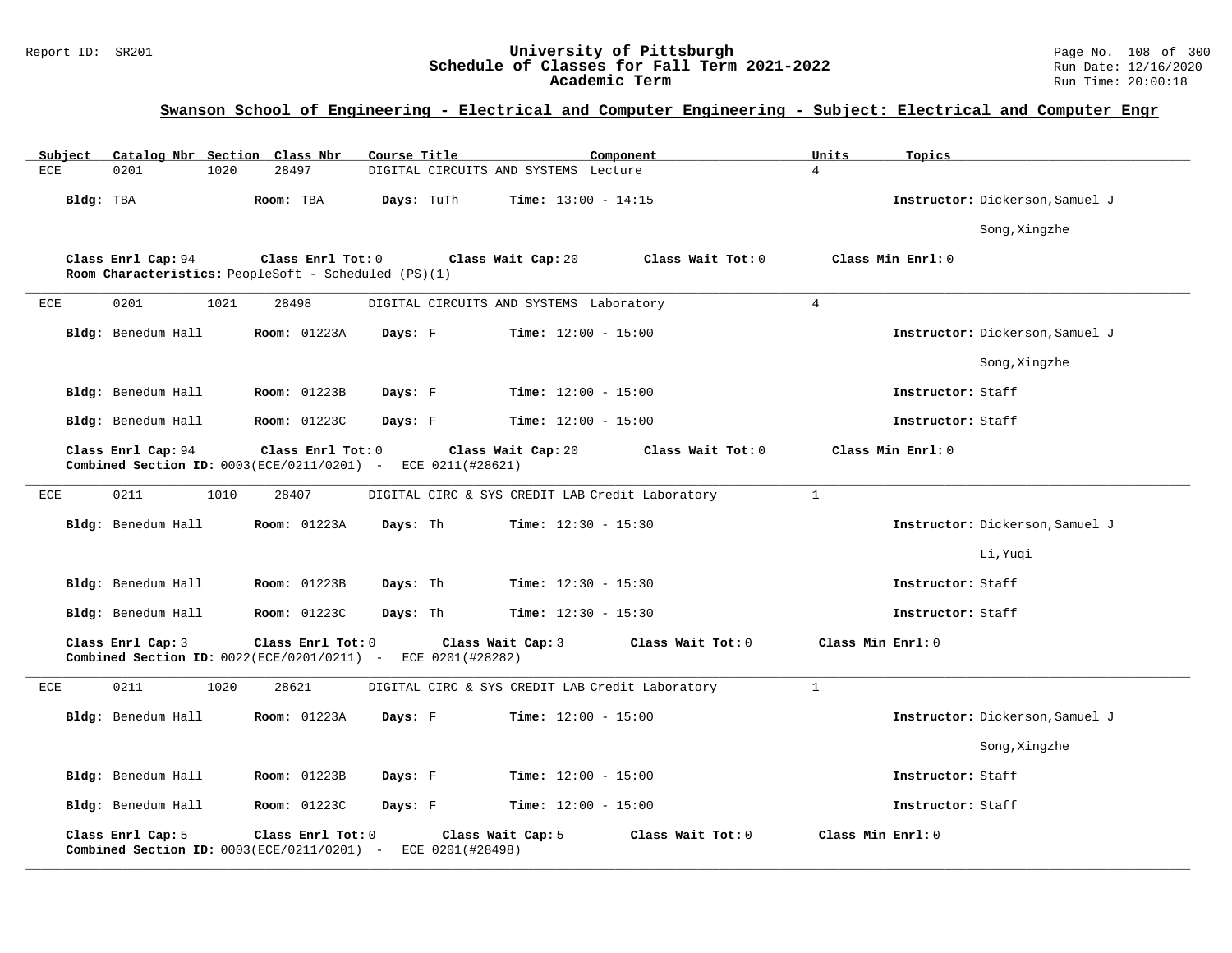## Swanson School of Engineering - Electrical and Computer Engineering - Subject: Electrical and Computer Engr

| Subject | Catalog Nbr | Section | Class Nbr | Course Title | Component | Units | Topics |
|---|---|---|---|---|---|---|---|
| ECE | 0201 | 1020 | 28497 | DIGITAL CIRCUITS AND SYSTEMS | Lecture | 4 | |

**Bldg:** TBA **Room:** TBA **Days:** TuTh **Time:** 13:00 - 14:15 **Instructor:** Dickerson,Samuel J; Song,Xingzhe

**Class Enrl Cap:** 94 **Class Enrl Tot:** 0 **Class Wait Cap:** 20 **Class Wait Tot:** 0 **Class Min Enrl:** 0

**Room Characteristics:** PeopleSoft - Scheduled (PS)(1)

---

| Subject | Catalog Nbr | Section | Class Nbr | Course Title | Component | Units | Topics |
|---|---|---|---|---|---|---|---|
| ECE | 0201 | 1021 | 28498 | DIGITAL CIRCUITS AND SYSTEMS | Laboratory | 4 | |

**Bldg:** Benedum Hall **Room:** 01223A **Days:** F **Time:** 12:00 - 15:00 **Instructor:** Dickerson,Samuel J; Song,Xingzhe

**Bldg:** Benedum Hall **Room:** 01223B **Days:** F **Time:** 12:00 - 15:00 **Instructor:** Staff

**Bldg:** Benedum Hall **Room:** 01223C **Days:** F **Time:** 12:00 - 15:00 **Instructor:** Staff

**Class Enrl Cap:** 94 **Class Enrl Tot:** 0 **Class Wait Cap:** 20 **Class Wait Tot:** 0 **Class Min Enrl:** 0

**Combined Section ID:** 0003(ECE/0211/0201) - ECE 0211(#28621)

---

| Subject | Catalog Nbr | Section | Class Nbr | Course Title | Component | Units | Topics |
|---|---|---|---|---|---|---|---|
| ECE | 0211 | 1010 | 28407 | DIGITAL CIRC & SYS CREDIT LAB | Credit Laboratory | 1 | |

**Bldg:** Benedum Hall **Room:** 01223A **Days:** Th **Time:** 12:30 - 15:30 **Instructor:** Dickerson,Samuel J; Li,Yuqi

**Bldg:** Benedum Hall **Room:** 01223B **Days:** Th **Time:** 12:30 - 15:30 **Instructor:** Staff

**Bldg:** Benedum Hall **Room:** 01223C **Days:** Th **Time:** 12:30 - 15:30 **Instructor:** Staff

**Class Enrl Cap:** 3 **Class Enrl Tot:** 0 **Class Wait Cap:** 3 **Class Wait Tot:** 0 **Class Min Enrl:** 0

**Combined Section ID:** 0022(ECE/0201/0211) - ECE 0201(#28282)

---

| Subject | Catalog Nbr | Section | Class Nbr | Course Title | Component | Units | Topics |
|---|---|---|---|---|---|---|---|
| ECE | 0211 | 1020 | 28621 | DIGITAL CIRC & SYS CREDIT LAB | Credit Laboratory | 1 | |

**Bldg:** Benedum Hall **Room:** 01223A **Days:** F **Time:** 12:00 - 15:00 **Instructor:** Dickerson,Samuel J; Song,Xingzhe

**Bldg:** Benedum Hall **Room:** 01223B **Days:** F **Time:** 12:00 - 15:00 **Instructor:** Staff

**Bldg:** Benedum Hall **Room:** 01223C **Days:** F **Time:** 12:00 - 15:00 **Instructor:** Staff

**Class Enrl Cap:** 5 **Class Enrl Tot:** 0 **Class Wait Cap:** 5 **Class Wait Tot:** 0 **Class Min Enrl:** 0

**Combined Section ID:** 0003(ECE/0211/0201) - ECE 0201(#28498)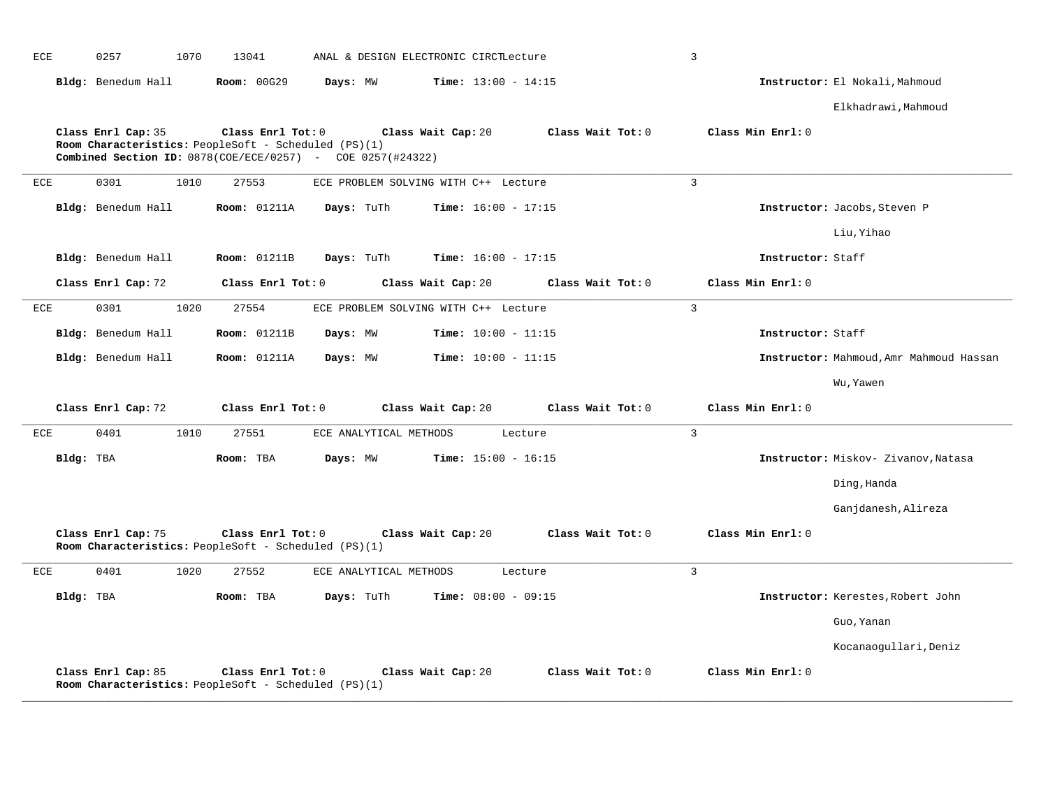ECE 0257 1070 13041 ANAL & DESIGN ELECTRONIC CIRCTLecture 3

**Bldg:** Benedum Hall **Room:** 00G29 **Days:** MW **Time:** 13:00 - 14:15 **Instructor:** El Nokali,Mahmoud

Elkhadrawi,Mahmoud

**Class Enrl Cap:** 35 **Class Enrl Tot:** 0 **Class Wait Cap:** 20 **Class Wait Tot:** 0 **Class Min Enrl:** 0

**Room Characteristics:** PeopleSoft - Scheduled (PS)(1)

**Combined Section ID:** 0878(COE/ECE/0257) - COE 0257(#24322)

---

ECE 0301 1010 27553 ECE PROBLEM SOLVING WITH C++ Lecture 3

**Bldg:** Benedum Hall **Room:** 01211A **Days:** TuTh **Time:** 16:00 - 17:15 **Instructor:** Jacobs,Steven P

Liu,Yihao

**Bldg:** Benedum Hall **Room:** 01211B **Days:** TuTh **Time:** 16:00 - 17:15 **Instructor:** Staff

**Class Enrl Cap:** 72 **Class Enrl Tot:** 0 **Class Wait Cap:** 20 **Class Wait Tot:** 0 **Class Min Enrl:** 0

---

ECE 0301 1020 27554 ECE PROBLEM SOLVING WITH C++ Lecture 3

**Bldg:** Benedum Hall **Room:** 01211B **Days:** MW **Time:** 10:00 - 11:15 **Instructor:** Staff

**Bldg:** Benedum Hall **Room:** 01211A **Days:** MW **Time:** 10:00 - 11:15 **Instructor:** Mahmoud,Amr Mahmoud Hassan

Wu,Yawen

**Class Enrl Cap:** 72 **Class Enrl Tot:** 0 **Class Wait Cap:** 20 **Class Wait Tot:** 0 **Class Min Enrl:** 0

---

ECE 0401 1010 27551 ECE ANALYTICAL METHODS Lecture 3

**Bldg:** TBA **Room:** TBA **Days:** MW **Time:** 15:00 - 16:15 **Instructor:** Miskov- Zivanov,Natasa

Ding,Handa

Ganjdanesh,Alireza

**Class Enrl Cap:** 75 **Class Enrl Tot:** 0 **Class Wait Cap:** 20 **Class Wait Tot:** 0 **Class Min Enrl:** 0

**Room Characteristics:** PeopleSoft - Scheduled (PS)(1)

---

ECE 0401 1020 27552 ECE ANALYTICAL METHODS Lecture 3

**Bldg:** TBA **Room:** TBA **Days:** TuTh **Time:** 08:00 - 09:15 **Instructor:** Kerestes,Robert John

Guo,Yanan

Kocanaogullari,Deniz

**Class Enrl Cap:** 85 **Class Enrl Tot:** 0 **Class Wait Cap:** 20 **Class Wait Tot:** 0 **Class Min Enrl:** 0

**Room Characteristics:** PeopleSoft - Scheduled (PS)(1)

---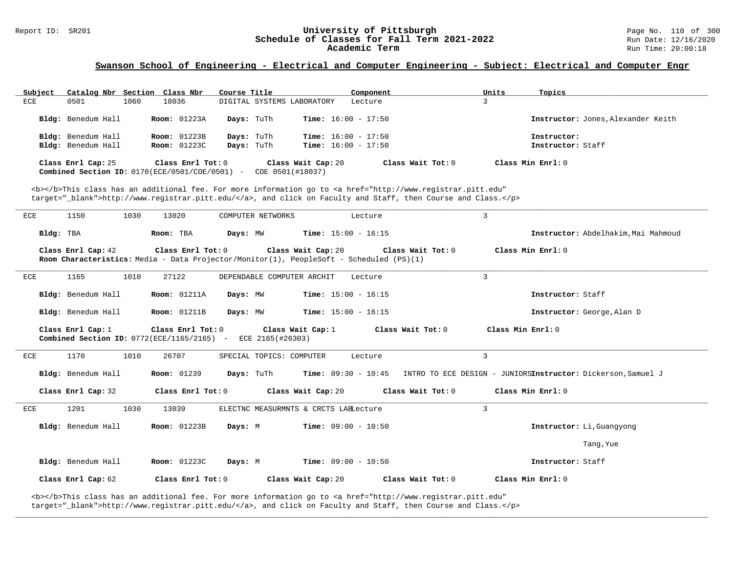## Swanson School of Engineering - Electrical and Computer Engineering - Subject: Electrical and Computer Engr

| Subject | Catalog Nbr | Section | Class Nbr | Course Title | Component | Units | Topics |
|---|---|---|---|---|---|---|---|
| ECE | 0501 | 1060 | 18036 | DIGITAL SYSTEMS LABORATORY | Lecture | 3 | |

**Bldg:** Benedum Hall **Room:** 01223A **Days:** TuTh **Time:** 16:00 - 17:50 **Instructor:** Jones,Alexander Keith

**Bldg:** Benedum Hall **Room:** 01223B **Days:** TuTh **Time:** 16:00 - 17:50 **Instructor:**
**Bldg:** Benedum Hall **Room:** 01223C **Days:** TuTh **Time:** 16:00 - 17:50 **Instructor:** Staff

**Class Enrl Cap:** 25 **Class Enrl Tot:** 0 **Class Wait Cap:** 20 **Class Wait Tot:** 0 **Class Min Enrl:** 0
**Combined Section ID:** 0170(ECE/0501/COE/0501) - COE 0501(#18037)

<b></b>This class has an additional fee. For more information go to <a href="http://www.registrar.pitt.edu" target="_blank">http://www.registrar.pitt.edu/</a>, and click on Faculty and Staff, then Course and Class.</p>

---

| Subject | Catalog Nbr | Section | Class Nbr | Course Title | Component | Units | Topics |
|---|---|---|---|---|---|---|---|
| ECE | 1150 | 1030 | 13020 | COMPUTER NETWORKS | Lecture | 3 | |

**Bldg:** TBA **Room:** TBA **Days:** MW **Time:** 15:00 - 16:15 **Instructor:** Abdelhakim,Mai Mahmoud

**Class Enrl Cap:** 42 **Class Enrl Tot:** 0 **Class Wait Cap:** 20 **Class Wait Tot:** 0 **Class Min Enrl:** 0
**Room Characteristics:** Media - Data Projector/Monitor(1), PeopleSoft - Scheduled (PS)(1)

---

| Subject | Catalog Nbr | Section | Class Nbr | Course Title | Component | Units | Topics |
|---|---|---|---|---|---|---|---|
| ECE | 1165 | 1010 | 27122 | DEPENDABLE COMPUTER ARCHIT | Lecture | 3 | |

**Bldg:** Benedum Hall **Room:** 01211A **Days:** MW **Time:** 15:00 - 16:15 **Instructor:** Staff

**Bldg:** Benedum Hall **Room:** 01211B **Days:** MW **Time:** 15:00 - 16:15 **Instructor:** George,Alan D

**Class Enrl Cap:** 1 **Class Enrl Tot:** 0 **Class Wait Cap:** 1 **Class Wait Tot:** 0 **Class Min Enrl:** 0
**Combined Section ID:** 0772(ECE/1165/2165) - ECE 2165(#26303)

---

| Subject | Catalog Nbr | Section | Class Nbr | Course Title | Component | Units | Topics |
|---|---|---|---|---|---|---|---|
| ECE | 1170 | 1010 | 26707 | SPECIAL TOPICS: COMPUTER | Lecture | 3 | |

**Bldg:** Benedum Hall **Room:** 01239 **Days:** TuTh **Time:** 09:30 - 10:45 INTRO TO ECE DESIGN - JUNIORS **Instructor:** Dickerson,Samuel J

**Class Enrl Cap:** 32 **Class Enrl Tot:** 0 **Class Wait Cap:** 20 **Class Wait Tot:** 0 **Class Min Enrl:** 0

---

| Subject | Catalog Nbr | Section | Class Nbr | Course Title | Component | Units | Topics |
|---|---|---|---|---|---|---|---|
| ECE | 1201 | 1030 | 13039 | ELECTNC MEASURMNTS & CRCTS LAB | Lecture | 3 | |

**Bldg:** Benedum Hall **Room:** 01223B **Days:** M **Time:** 09:00 - 10:50 **Instructor:** Li,Guangyong
Tang,Yue

**Bldg:** Benedum Hall **Room:** 01223C **Days:** M **Time:** 09:00 - 10:50 **Instructor:** Staff

**Class Enrl Cap:** 62 **Class Enrl Tot:** 0 **Class Wait Cap:** 20 **Class Wait Tot:** 0 **Class Min Enrl:** 0

<b></b>This class has an additional fee. For more information go to <a href="http://www.registrar.pitt.edu" target="_blank">http://www.registrar.pitt.edu/</a>, and click on Faculty and Staff, then Course and Class.</p>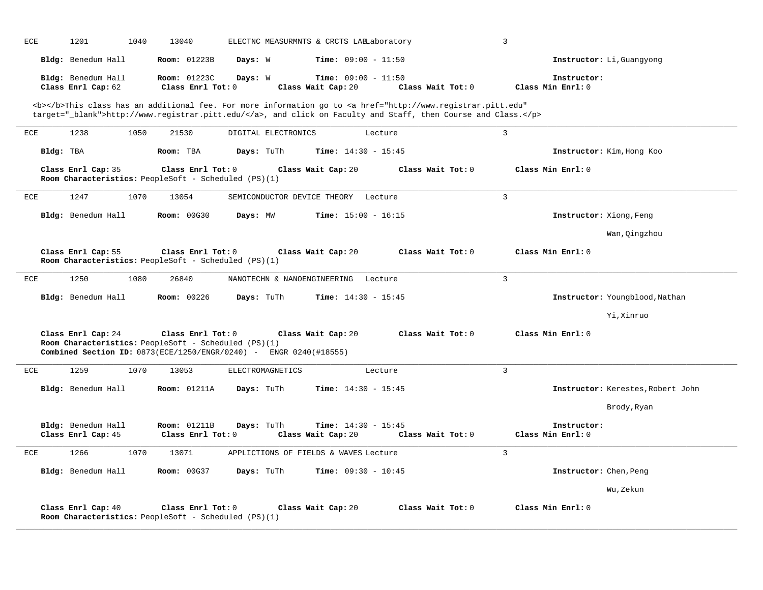ECE 1201 1040 13040 ELECTNC MEASURMNTS & CRCTS LAB Laboratory 3

**Bldg:** Benedum Hall **Room:** 01223B **Days:** W **Time:** 09:00 - 11:50 **Instructor:** Li,Guangyong

**Bldg:** Benedum Hall **Room:** 01223C **Days:** W **Time:** 09:00 - 11:50 **Instructor:**
**Class Enrl Cap:** 62 **Class Enrl Tot:** 0 **Class Wait Cap:** 20 **Class Wait Tot:** 0 **Class Min Enrl:** 0

<b></b>This class has an additional fee. For more information go to <a href="http://www.registrar.pitt.edu" target="_blank">http://www.registrar.pitt.edu/</a>, and click on Faculty and Staff, then Course and Class.</p>

---

ECE 1238 1050 21530 DIGITAL ELECTRONICS Lecture 3

**Bldg:** TBA **Room:** TBA **Days:** TuTh **Time:** 14:30 - 15:45 **Instructor:** Kim,Hong Koo

**Class Enrl Cap:** 35 **Class Enrl Tot:** 0 **Class Wait Cap:** 20 **Class Wait Tot:** 0 **Class Min Enrl:** 0
**Room Characteristics:** PeopleSoft - Scheduled (PS)(1)

---

ECE 1247 1070 13054 SEMICONDUCTOR DEVICE THEORY Lecture 3

**Bldg:** Benedum Hall **Room:** 00G30 **Days:** MW **Time:** 15:00 - 16:15 **Instructor:** Xiong,Feng

Wan,Qingzhou

**Class Enrl Cap:** 55 **Class Enrl Tot:** 0 **Class Wait Cap:** 20 **Class Wait Tot:** 0 **Class Min Enrl:** 0
**Room Characteristics:** PeopleSoft - Scheduled (PS)(1)

---

ECE 1250 1080 26840 NANOTECHN & NANOENGINEERING Lecture 3

**Bldg:** Benedum Hall **Room:** 00226 **Days:** TuTh **Time:** 14:30 - 15:45 **Instructor:** Youngblood,Nathan

Yi,Xinruo

**Class Enrl Cap:** 24 **Class Enrl Tot:** 0 **Class Wait Cap:** 20 **Class Wait Tot:** 0 **Class Min Enrl:** 0
**Room Characteristics:** PeopleSoft - Scheduled (PS)(1)
**Combined Section ID:** 0873(ECE/1250/ENGR/0240) - ENGR 0240(#18555)

---

ECE 1259 1070 13053 ELECTROMAGNETICS Lecture 3

**Bldg:** Benedum Hall **Room:** 01211A **Days:** TuTh **Time:** 14:30 - 15:45 **Instructor:** Kerestes,Robert John

Brody,Ryan

**Bldg:** Benedum Hall **Room:** 01211B **Days:** TuTh **Time:** 14:30 - 15:45 **Instructor:**
**Class Enrl Cap:** 45 **Class Enrl Tot:** 0 **Class Wait Cap:** 20 **Class Wait Tot:** 0 **Class Min Enrl:** 0

---

ECE 1266 1070 13071 APPLICTIONS OF FIELDS & WAVES Lecture 3

**Bldg:** Benedum Hall **Room:** 00G37 **Days:** TuTh **Time:** 09:30 - 10:45 **Instructor:** Chen,Peng

Wu,Zekun

**Class Enrl Cap:** 40 **Class Enrl Tot:** 0 **Class Wait Cap:** 20 **Class Wait Tot:** 0 **Class Min Enrl:** 0
**Room Characteristics:** PeopleSoft - Scheduled (PS)(1)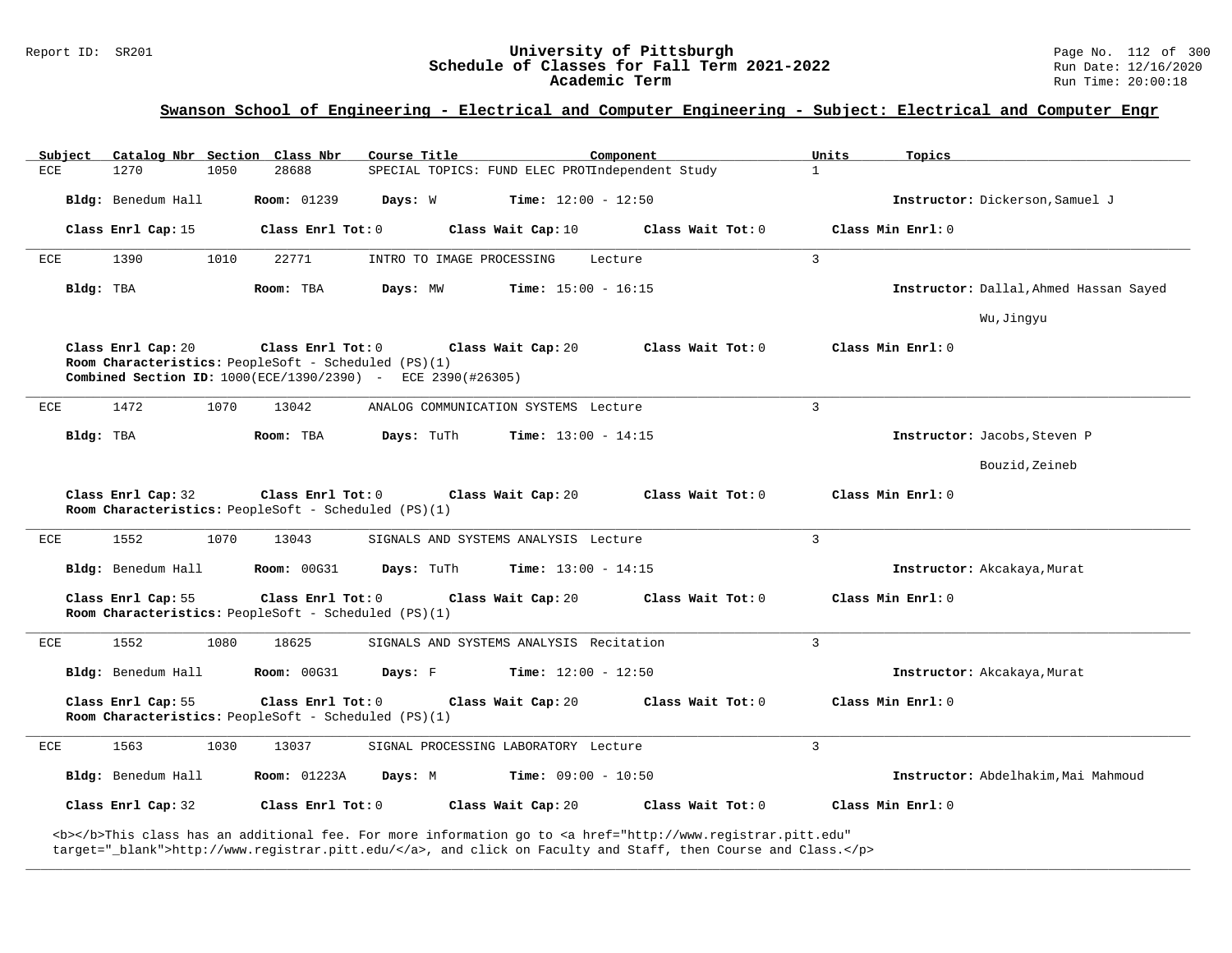## Swanson School of Engineering - Electrical and Computer Engineering - Subject: Electrical and Computer Engr

| Subject | Catalog Nbr | Section | Class Nbr | Course Title | Component | Units | Topics |
|---|---|---|---|---|---|---|---|
| ECE | 1270 | 1050 | 28688 | SPECIAL TOPICS: FUND ELEC PROT | Independent Study | 1 | |

**Bldg:** Benedum Hall **Room:** 01239 **Days:** W **Time:** 12:00 - 12:50 **Instructor:** Dickerson,Samuel J

**Class Enrl Cap:** 15 **Class Enrl Tot:** 0 **Class Wait Cap:** 10 **Class Wait Tot:** 0 **Class Min Enrl:** 0

---

| Subject | Catalog Nbr | Section | Class Nbr | Course Title | Component | Units | Topics |
|---|---|---|---|---|---|---|---|
| ECE | 1390 | 1010 | 22771 | INTRO TO IMAGE PROCESSING | Lecture | 3 | |

**Bldg:** TBA **Room:** TBA **Days:** MW **Time:** 15:00 - 16:15 **Instructor:** Dallal,Ahmed Hassan Sayed

Wu,Jingyu

**Class Enrl Cap:** 20 **Class Enrl Tot:** 0 **Class Wait Cap:** 20 **Class Wait Tot:** 0 **Class Min Enrl:** 0

**Room Characteristics:** PeopleSoft - Scheduled (PS)(1)

**Combined Section ID:** 1000(ECE/1390/2390) - ECE 2390(#26305)

---

| Subject | Catalog Nbr | Section | Class Nbr | Course Title | Component | Units | Topics |
|---|---|---|---|---|---|---|---|
| ECE | 1472 | 1070 | 13042 | ANALOG COMMUNICATION SYSTEMS | Lecture | 3 | |

**Bldg:** TBA **Room:** TBA **Days:** TuTh **Time:** 13:00 - 14:15 **Instructor:** Jacobs,Steven P

Bouzid,Zeineb

**Class Enrl Cap:** 32 **Class Enrl Tot:** 0 **Class Wait Cap:** 20 **Class Wait Tot:** 0 **Class Min Enrl:** 0

**Room Characteristics:** PeopleSoft - Scheduled (PS)(1)

---

| Subject | Catalog Nbr | Section | Class Nbr | Course Title | Component | Units | Topics |
|---|---|---|---|---|---|---|---|
| ECE | 1552 | 1070 | 13043 | SIGNALS AND SYSTEMS ANALYSIS | Lecture | 3 | |

**Bldg:** Benedum Hall **Room:** 00G31 **Days:** TuTh **Time:** 13:00 - 14:15 **Instructor:** Akcakaya,Murat

**Class Enrl Cap:** 55 **Class Enrl Tot:** 0 **Class Wait Cap:** 20 **Class Wait Tot:** 0 **Class Min Enrl:** 0

**Room Characteristics:** PeopleSoft - Scheduled (PS)(1)

---

| Subject | Catalog Nbr | Section | Class Nbr | Course Title | Component | Units | Topics |
|---|---|---|---|---|---|---|---|
| ECE | 1552 | 1080 | 18625 | SIGNALS AND SYSTEMS ANALYSIS | Recitation | 3 | |

**Bldg:** Benedum Hall **Room:** 00G31 **Days:** F **Time:** 12:00 - 12:50 **Instructor:** Akcakaya,Murat

**Class Enrl Cap:** 55 **Class Enrl Tot:** 0 **Class Wait Cap:** 20 **Class Wait Tot:** 0 **Class Min Enrl:** 0

**Room Characteristics:** PeopleSoft - Scheduled (PS)(1)

---

| Subject | Catalog Nbr | Section | Class Nbr | Course Title | Component | Units | Topics |
|---|---|---|---|---|---|---|---|
| ECE | 1563 | 1030 | 13037 | SIGNAL PROCESSING LABORATORY | Lecture | 3 | |

**Bldg:** Benedum Hall **Room:** 01223A **Days:** M **Time:** 09:00 - 10:50 **Instructor:** Abdelhakim,Mai Mahmoud

**Class Enrl Cap:** 32 **Class Enrl Tot:** 0 **Class Wait Cap:** 20 **Class Wait Tot:** 0 **Class Min Enrl:** 0

<b></b>This class has an additional fee. For more information go to <a href="http://www.registrar.pitt.edu" target="_blank">http://www.registrar.pitt.edu/</a>, and click on Faculty and Staff, then Course and Class.</p>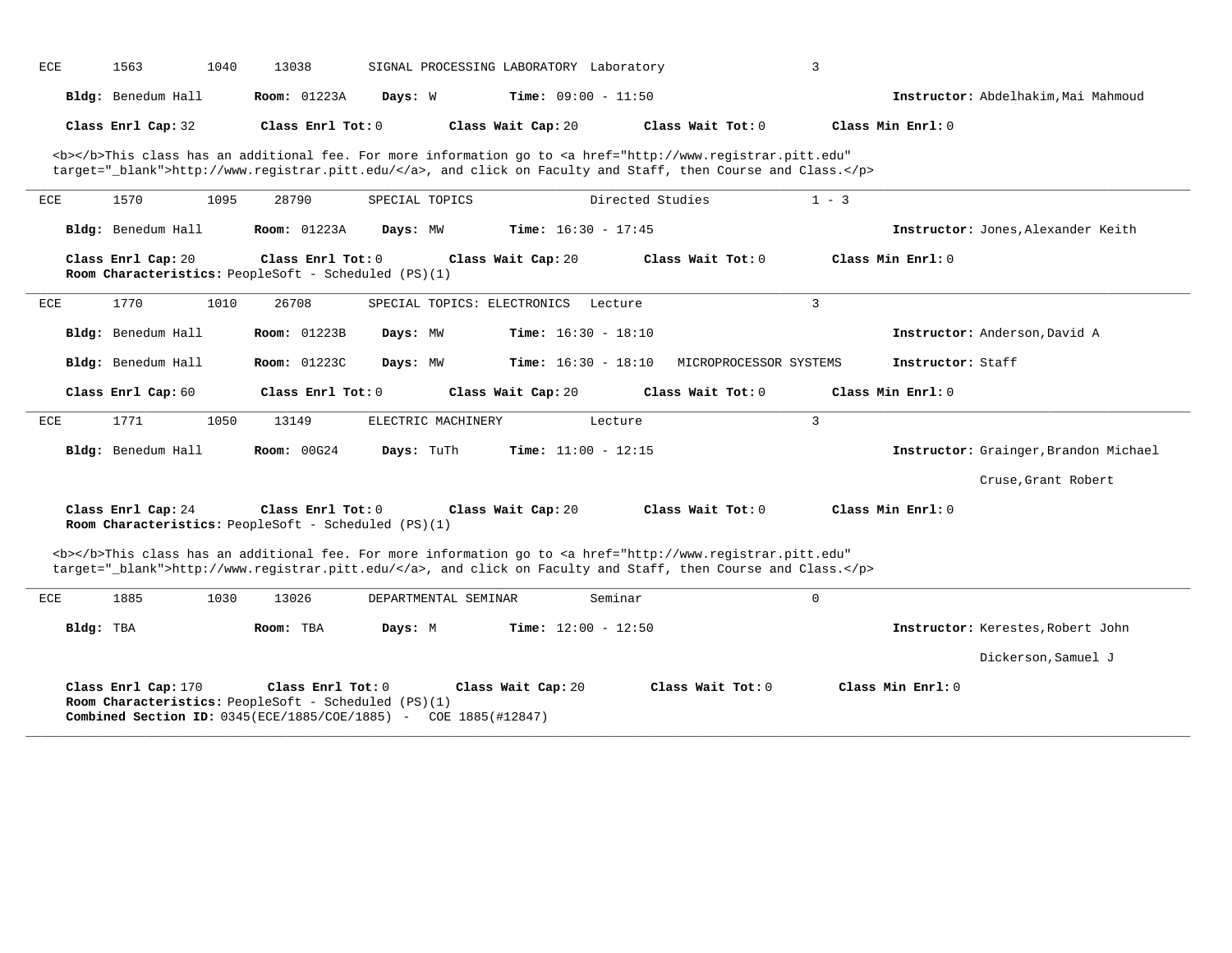ECE 1563 1040 13038 SIGNAL PROCESSING LABORATORY Laboratory 3

**Bldg:** Benedum Hall **Room:** 01223A **Days:** W **Time:** 09:00 - 11:50 **Instructor:** Abdelhakim,Mai Mahmoud

**Class Enrl Cap:** 32 **Class Enrl Tot:** 0 **Class Wait Cap:** 20 **Class Wait Tot:** 0 **Class Min Enrl:** 0

<b></b>This class has an additional fee. For more information go to <a href="http://www.registrar.pitt.edu" target="_blank">http://www.registrar.pitt.edu/</a>, and click on Faculty and Staff, then Course and Class.</p>

---

ECE 1570 1095 28790 SPECIAL TOPICS Directed Studies 1 - 3

**Bldg:** Benedum Hall **Room:** 01223A **Days:** MW **Time:** 16:30 - 17:45 **Instructor:** Jones,Alexander Keith

**Class Enrl Cap:** 20 **Class Enrl Tot:** 0 **Class Wait Cap:** 20 **Class Wait Tot:** 0 **Class Min Enrl:** 0
**Room Characteristics:** PeopleSoft - Scheduled (PS)(1)

---

ECE 1770 1010 26708 SPECIAL TOPICS: ELECTRONICS Lecture 3

**Bldg:** Benedum Hall **Room:** 01223B **Days:** MW **Time:** 16:30 - 18:10 **Instructor:** Anderson,David A

**Bldg:** Benedum Hall **Room:** 01223C **Days:** MW **Time:** 16:30 - 18:10 MICROPROCESSOR SYSTEMS **Instructor:** Staff

**Class Enrl Cap:** 60 **Class Enrl Tot:** 0 **Class Wait Cap:** 20 **Class Wait Tot:** 0 **Class Min Enrl:** 0

---

ECE 1771 1050 13149 ELECTRIC MACHINERY Lecture 3

**Bldg:** Benedum Hall **Room:** 00G24 **Days:** TuTh **Time:** 11:00 - 12:15 **Instructor:** Grainger,Brandon Michael

Cruse,Grant Robert

**Class Enrl Cap:** 24 **Class Enrl Tot:** 0 **Class Wait Cap:** 20 **Class Wait Tot:** 0 **Class Min Enrl:** 0
**Room Characteristics:** PeopleSoft - Scheduled (PS)(1)

<b></b>This class has an additional fee. For more information go to <a href="http://www.registrar.pitt.edu" target="_blank">http://www.registrar.pitt.edu/</a>, and click on Faculty and Staff, then Course and Class.</p>

---

ECE 1885 1030 13026 DEPARTMENTAL SEMINAR Seminar 0

**Bldg:** TBA **Room:** TBA **Days:** M **Time:** 12:00 - 12:50 **Instructor:** Kerestes,Robert John

Dickerson,Samuel J

**Class Enrl Cap:** 170 **Class Enrl Tot:** 0 **Class Wait Cap:** 20 **Class Wait Tot:** 0 **Class Min Enrl:** 0
**Room Characteristics:** PeopleSoft - Scheduled (PS)(1)
**Combined Section ID:** 0345(ECE/1885/COE/1885) - COE 1885(#12847)

---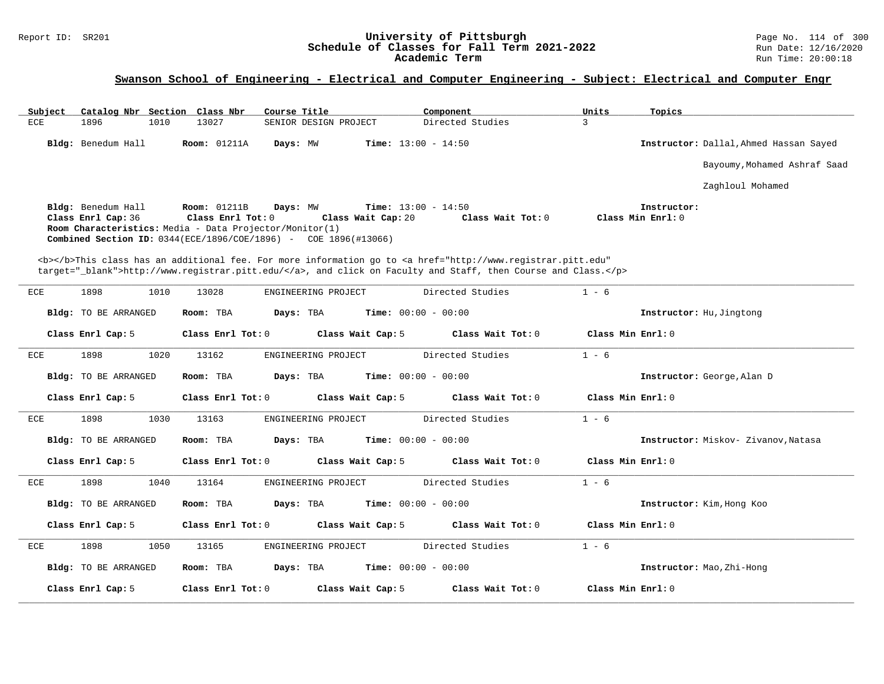## Swanson School of Engineering - Electrical and Computer Engineering - Subject: Electrical and Computer Engr

| Subject | Catalog Nbr | Section | Class Nbr | Course Title | Component | Units | Topics |
|---|---|---|---|---|---|---|---|
| ECE | 1896 | 1010 | 13027 | SENIOR DESIGN PROJECT | Directed Studies | 3 | |

**Bldg:** Benedum Hall **Room:** 01211A **Days:** MW **Time:** 13:00 - 14:50 **Instructor:** Dallal,Ahmed Hassan Sayed

Bayoumy,Mohamed Ashraf Saad

Zaghloul Mohamed

**Bldg:** Benedum Hall **Room:** 01211B **Days:** MW **Time:** 13:00 - 14:50 **Instructor:**

**Class Enrl Cap:** 36 **Class Enrl Tot:** 0 **Class Wait Cap:** 20 **Class Wait Tot:** 0 **Class Min Enrl:** 0

**Room Characteristics:** Media - Data Projector/Monitor(1)

**Combined Section ID:** 0344(ECE/1896/COE/1896) - COE 1896(#13066)

<b></b>This class has an additional fee. For more information go to <a href="http://www.registrar.pitt.edu" target="_blank">http://www.registrar.pitt.edu/</a>, and click on Faculty and Staff, then Course and Class.</p>

---

| Subject | Catalog Nbr | Section | Class Nbr | Course Title | Component | Units |
|---|---|---|---|---|---|---|
| ECE | 1898 | 1010 | 13028 | ENGINEERING PROJECT | Directed Studies | 1 - 6 |

**Bldg:** TO BE ARRANGED **Room:** TBA **Days:** TBA **Time:** 00:00 - 00:00 **Instructor:** Hu,Jingtong

**Class Enrl Cap:** 5 **Class Enrl Tot:** 0 **Class Wait Cap:** 5 **Class Wait Tot:** 0 **Class Min Enrl:** 0

---

| Subject | Catalog Nbr | Section | Class Nbr | Course Title | Component | Units |
|---|---|---|---|---|---|---|
| ECE | 1898 | 1020 | 13162 | ENGINEERING PROJECT | Directed Studies | 1 - 6 |

**Bldg:** TO BE ARRANGED **Room:** TBA **Days:** TBA **Time:** 00:00 - 00:00 **Instructor:** George,Alan D

**Class Enrl Cap:** 5 **Class Enrl Tot:** 0 **Class Wait Cap:** 5 **Class Wait Tot:** 0 **Class Min Enrl:** 0

---

| Subject | Catalog Nbr | Section | Class Nbr | Course Title | Component | Units |
|---|---|---|---|---|---|---|
| ECE | 1898 | 1030 | 13163 | ENGINEERING PROJECT | Directed Studies | 1 - 6 |

**Bldg:** TO BE ARRANGED **Room:** TBA **Days:** TBA **Time:** 00:00 - 00:00 **Instructor:** Miskov- Zivanov,Natasa

**Class Enrl Cap:** 5 **Class Enrl Tot:** 0 **Class Wait Cap:** 5 **Class Wait Tot:** 0 **Class Min Enrl:** 0

---

| Subject | Catalog Nbr | Section | Class Nbr | Course Title | Component | Units |
|---|---|---|---|---|---|---|
| ECE | 1898 | 1040 | 13164 | ENGINEERING PROJECT | Directed Studies | 1 - 6 |

**Bldg:** TO BE ARRANGED **Room:** TBA **Days:** TBA **Time:** 00:00 - 00:00 **Instructor:** Kim,Hong Koo

**Class Enrl Cap:** 5 **Class Enrl Tot:** 0 **Class Wait Cap:** 5 **Class Wait Tot:** 0 **Class Min Enrl:** 0

---

| Subject | Catalog Nbr | Section | Class Nbr | Course Title | Component | Units |
|---|---|---|---|---|---|---|
| ECE | 1898 | 1050 | 13165 | ENGINEERING PROJECT | Directed Studies | 1 - 6 |

**Bldg:** TO BE ARRANGED **Room:** TBA **Days:** TBA **Time:** 00:00 - 00:00 **Instructor:** Mao,Zhi-Hong

**Class Enrl Cap:** 5 **Class Enrl Tot:** 0 **Class Wait Cap:** 5 **Class Wait Tot:** 0 **Class Min Enrl:** 0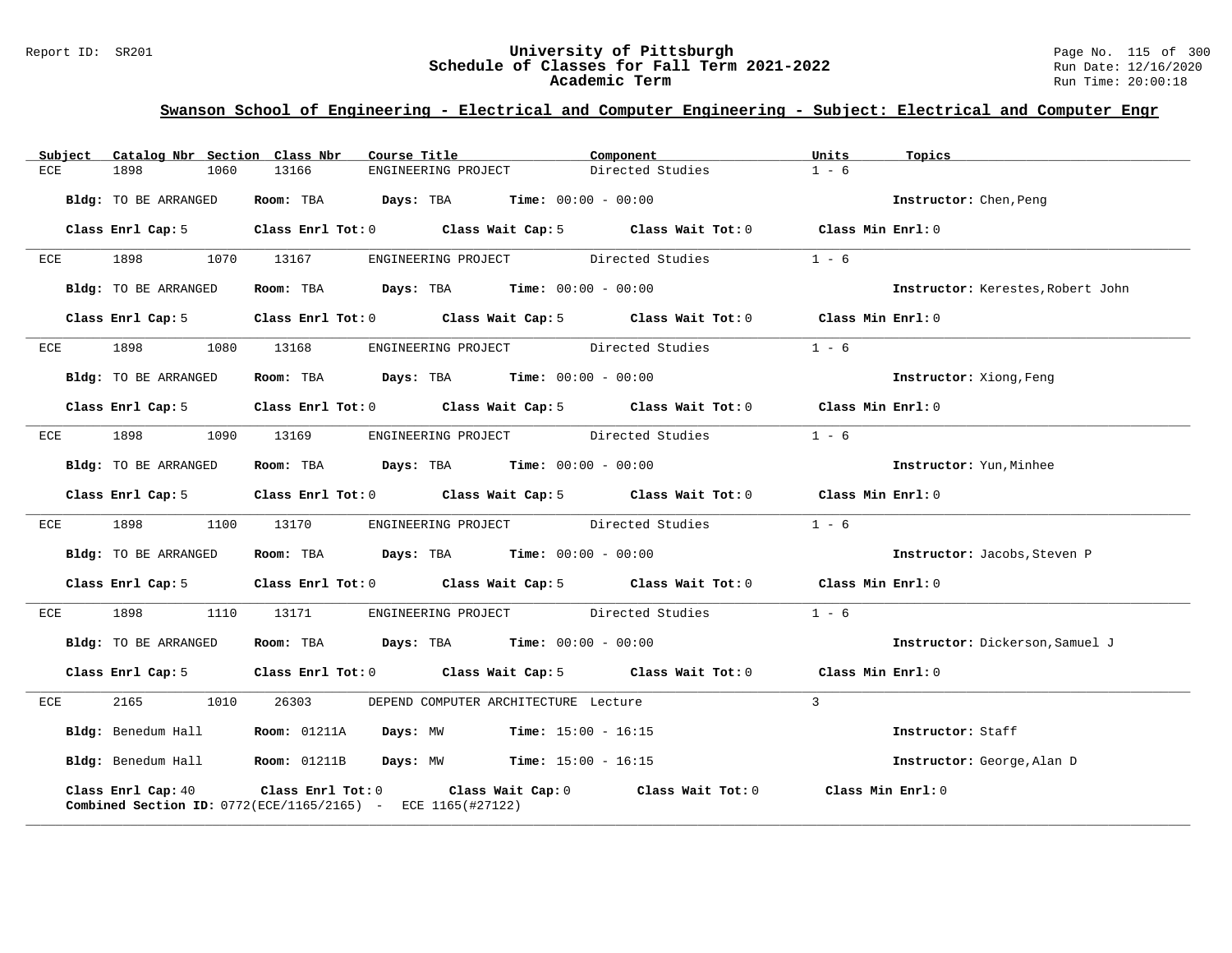## Swanson School of Engineering - Electrical and Computer Engineering - Subject: Electrical and Computer Engr

| Subject | Catalog Nbr | Section | Class Nbr | Course Title | Component | Units | Topics |
|---|---|---|---|---|---|---|---|
| ECE | 1898 | 1060 | 13166 | ENGINEERING PROJECT | Directed Studies | 1 - 6 | |

**Bldg:** TO BE ARRANGED **Room:** TBA **Days:** TBA **Time:** 00:00 - 00:00 **Instructor:** Chen,Peng

**Class Enrl Cap:** 5 **Class Enrl Tot:** 0 **Class Wait Cap:** 5 **Class Wait Tot:** 0 **Class Min Enrl:** 0

---

| Subject | Catalog Nbr | Section | Class Nbr | Course Title | Component | Units | Topics |
|---|---|---|---|---|---|---|---|
| ECE | 1898 | 1070 | 13167 | ENGINEERING PROJECT | Directed Studies | 1 - 6 | |

**Bldg:** TO BE ARRANGED **Room:** TBA **Days:** TBA **Time:** 00:00 - 00:00 **Instructor:** Kerestes,Robert John

**Class Enrl Cap:** 5 **Class Enrl Tot:** 0 **Class Wait Cap:** 5 **Class Wait Tot:** 0 **Class Min Enrl:** 0

---

| Subject | Catalog Nbr | Section | Class Nbr | Course Title | Component | Units | Topics |
|---|---|---|---|---|---|---|---|
| ECE | 1898 | 1080 | 13168 | ENGINEERING PROJECT | Directed Studies | 1 - 6 | |

**Bldg:** TO BE ARRANGED **Room:** TBA **Days:** TBA **Time:** 00:00 - 00:00 **Instructor:** Xiong,Feng

**Class Enrl Cap:** 5 **Class Enrl Tot:** 0 **Class Wait Cap:** 5 **Class Wait Tot:** 0 **Class Min Enrl:** 0

---

| Subject | Catalog Nbr | Section | Class Nbr | Course Title | Component | Units | Topics |
|---|---|---|---|---|---|---|---|
| ECE | 1898 | 1090 | 13169 | ENGINEERING PROJECT | Directed Studies | 1 - 6 | |

**Bldg:** TO BE ARRANGED **Room:** TBA **Days:** TBA **Time:** 00:00 - 00:00 **Instructor:** Yun,Minhee

**Class Enrl Cap:** 5 **Class Enrl Tot:** 0 **Class Wait Cap:** 5 **Class Wait Tot:** 0 **Class Min Enrl:** 0

---

| Subject | Catalog Nbr | Section | Class Nbr | Course Title | Component | Units | Topics |
|---|---|---|---|---|---|---|---|
| ECE | 1898 | 1100 | 13170 | ENGINEERING PROJECT | Directed Studies | 1 - 6 | |

**Bldg:** TO BE ARRANGED **Room:** TBA **Days:** TBA **Time:** 00:00 - 00:00 **Instructor:** Jacobs,Steven P

**Class Enrl Cap:** 5 **Class Enrl Tot:** 0 **Class Wait Cap:** 5 **Class Wait Tot:** 0 **Class Min Enrl:** 0

---

| Subject | Catalog Nbr | Section | Class Nbr | Course Title | Component | Units | Topics |
|---|---|---|---|---|---|---|---|
| ECE | 1898 | 1110 | 13171 | ENGINEERING PROJECT | Directed Studies | 1 - 6 | |

**Bldg:** TO BE ARRANGED **Room:** TBA **Days:** TBA **Time:** 00:00 - 00:00 **Instructor:** Dickerson,Samuel J

**Class Enrl Cap:** 5 **Class Enrl Tot:** 0 **Class Wait Cap:** 5 **Class Wait Tot:** 0 **Class Min Enrl:** 0

---

| Subject | Catalog Nbr | Section | Class Nbr | Course Title | Component | Units | Topics |
|---|---|---|---|---|---|---|---|
| ECE | 2165 | 1010 | 26303 | DEPEND COMPUTER ARCHITECTURE | Lecture | 3 | |

**Bldg:** Benedum Hall **Room:** 01211A **Days:** MW **Time:** 15:00 - 16:15 **Instructor:** Staff

**Bldg:** Benedum Hall **Room:** 01211B **Days:** MW **Time:** 15:00 - 16:15 **Instructor:** George,Alan D

**Class Enrl Cap:** 40 **Class Enrl Tot:** 0 **Class Wait Cap:** 0 **Class Wait Tot:** 0 **Class Min Enrl:** 0

**Combined Section ID:** 0772(ECE/1165/2165) - ECE 1165(#27122)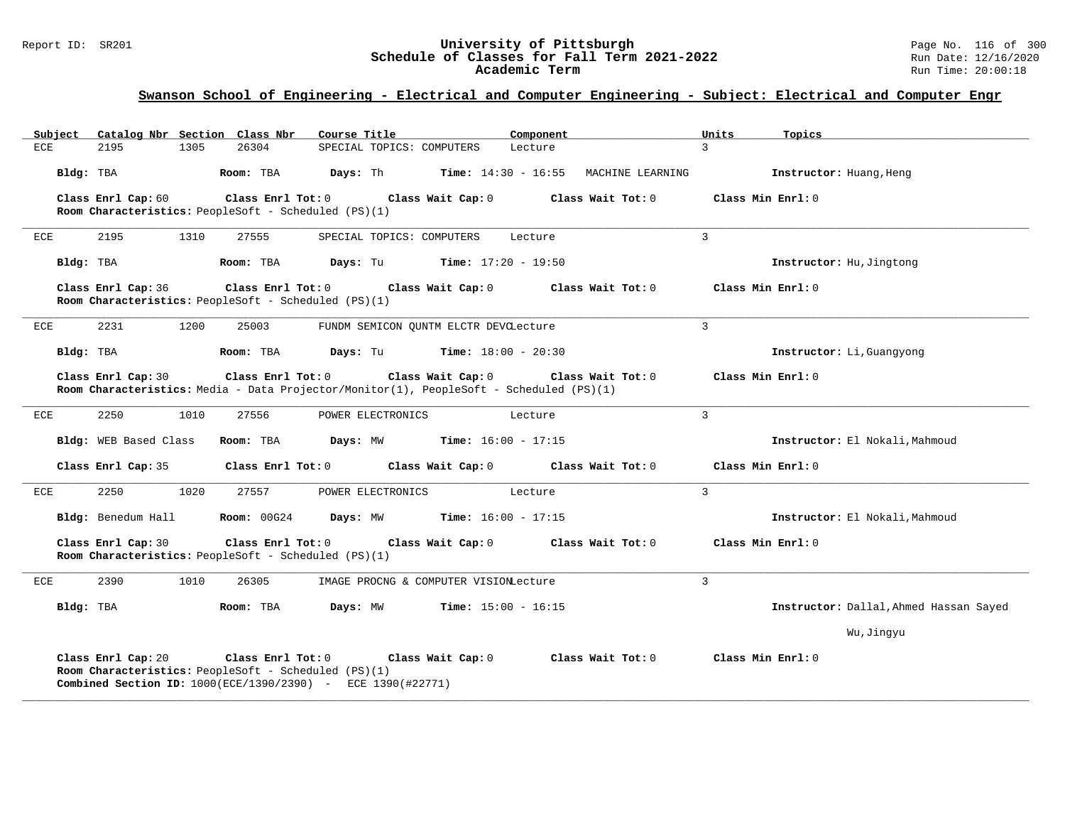## Swanson School of Engineering - Electrical and Computer Engineering - Subject: Electrical and Computer Engr

| Subject | Catalog Nbr | Section | Class Nbr | Course Title | Component | Units | Topics |
|---|---|---|---|---|---|---|---|
| ECE | 2195 | 1305 | 26304 | SPECIAL TOPICS: COMPUTERS | Lecture | 3 | |

**Bldg:** TBA **Room:** TBA **Days:** Th **Time:** 14:30 - 16:55 MACHINE LEARNING **Instructor:** Huang,Heng

**Class Enrl Cap:** 60 **Class Enrl Tot:** 0 **Class Wait Cap:** 0 **Class Wait Tot:** 0 **Class Min Enrl:** 0
**Room Characteristics:** PeopleSoft - Scheduled (PS)(1)

---

| Subject | Catalog Nbr | Section | Class Nbr | Course Title | Component | Units | Topics |
|---|---|---|---|---|---|---|---|
| ECE | 2195 | 1310 | 27555 | SPECIAL TOPICS: COMPUTERS | Lecture | 3 | |

**Bldg:** TBA **Room:** TBA **Days:** Tu **Time:** 17:20 - 19:50 **Instructor:** Hu,Jingtong

**Class Enrl Cap:** 36 **Class Enrl Tot:** 0 **Class Wait Cap:** 0 **Class Wait Tot:** 0 **Class Min Enrl:** 0
**Room Characteristics:** PeopleSoft - Scheduled (PS)(1)

---

| Subject | Catalog Nbr | Section | Class Nbr | Course Title | Component | Units | Topics |
|---|---|---|---|---|---|---|---|
| ECE | 2231 | 1200 | 25003 | FUNDM SEMICON QUNTM ELCTR DEVC | Lecture | 3 | |

**Bldg:** TBA **Room:** TBA **Days:** Tu **Time:** 18:00 - 20:30 **Instructor:** Li,Guangyong

**Class Enrl Cap:** 30 **Class Enrl Tot:** 0 **Class Wait Cap:** 0 **Class Wait Tot:** 0 **Class Min Enrl:** 0
**Room Characteristics:** Media - Data Projector/Monitor(1), PeopleSoft - Scheduled (PS)(1)

---

| Subject | Catalog Nbr | Section | Class Nbr | Course Title | Component | Units | Topics |
|---|---|---|---|---|---|---|---|
| ECE | 2250 | 1010 | 27556 | POWER ELECTRONICS | Lecture | 3 | |

**Bldg:** WEB Based Class **Room:** TBA **Days:** MW **Time:** 16:00 - 17:15 **Instructor:** El Nokali,Mahmoud

**Class Enrl Cap:** 35 **Class Enrl Tot:** 0 **Class Wait Cap:** 0 **Class Wait Tot:** 0 **Class Min Enrl:** 0

---

| Subject | Catalog Nbr | Section | Class Nbr | Course Title | Component | Units | Topics |
|---|---|---|---|---|---|---|---|
| ECE | 2250 | 1020 | 27557 | POWER ELECTRONICS | Lecture | 3 | |

**Bldg:** Benedum Hall **Room:** 00G24 **Days:** MW **Time:** 16:00 - 17:15 **Instructor:** El Nokali,Mahmoud

**Class Enrl Cap:** 30 **Class Enrl Tot:** 0 **Class Wait Cap:** 0 **Class Wait Tot:** 0 **Class Min Enrl:** 0
**Room Characteristics:** PeopleSoft - Scheduled (PS)(1)

---

| Subject | Catalog Nbr | Section | Class Nbr | Course Title | Component | Units | Topics |
|---|---|---|---|---|---|---|---|
| ECE | 2390 | 1010 | 26305 | IMAGE PROCNG & COMPUTER VISION | Lecture | 3 | |

**Bldg:** TBA **Room:** TBA **Days:** MW **Time:** 15:00 - 16:15 **Instructor:** Dallal,Ahmed Hassan Sayed
Wu,Jingyu

**Class Enrl Cap:** 20 **Class Enrl Tot:** 0 **Class Wait Cap:** 0 **Class Wait Tot:** 0 **Class Min Enrl:** 0
**Room Characteristics:** PeopleSoft - Scheduled (PS)(1)
**Combined Section ID:** 1000(ECE/1390/2390) - ECE 1390(#22771)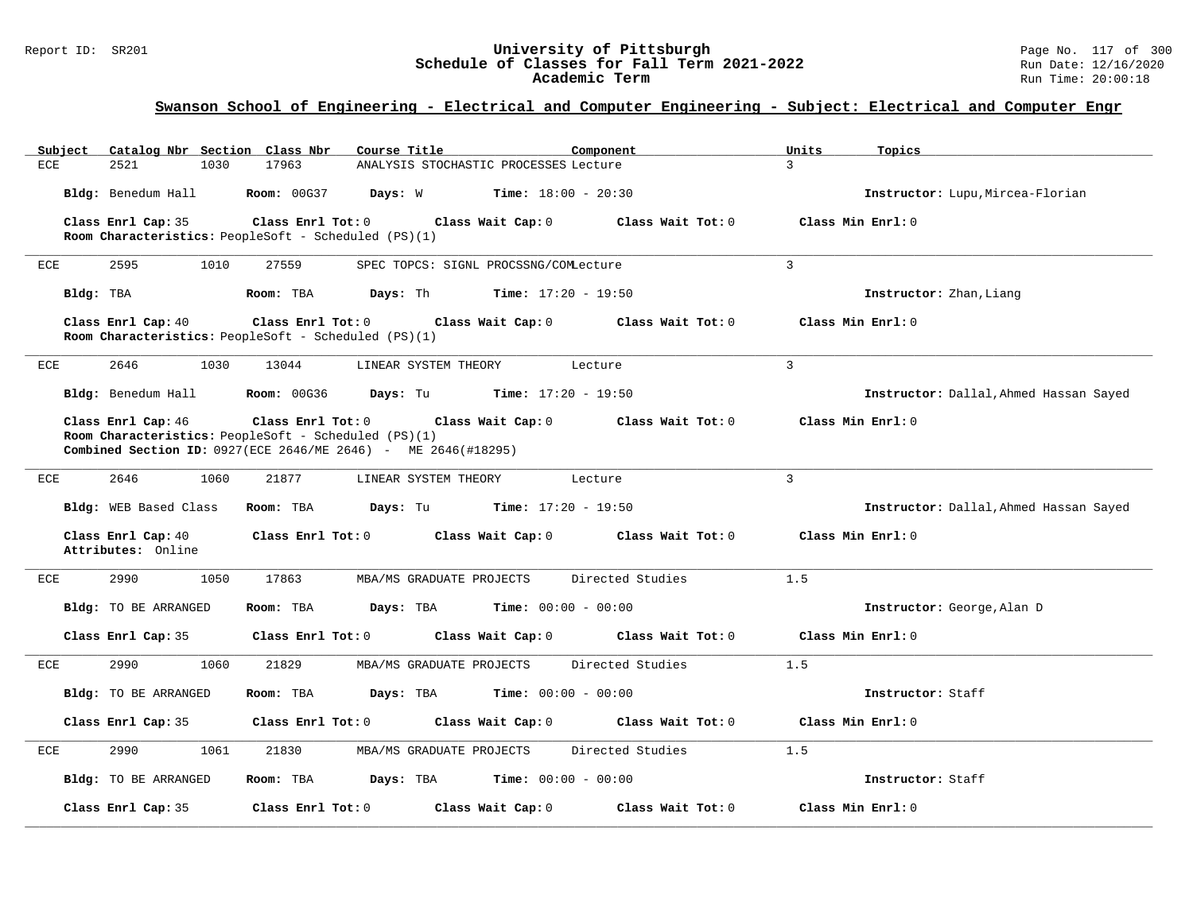## Swanson School of Engineering - Electrical and Computer Engineering - Subject: Electrical and Computer Engr

| Subject | Catalog Nbr | Section | Class Nbr | Course Title | Component | Units | Topics |
|---|---|---|---|---|---|---|---|
| ECE | 2521 | 1030 | 17963 | ANALYSIS STOCHASTIC PROCESSES | Lecture | 3 | |

**Bldg:** Benedum Hall **Room:** 00G37 **Days:** W **Time:** 18:00 - 20:30 **Instructor:** Lupu,Mircea-Florian

**Class Enrl Cap:** 35 **Class Enrl Tot:** 0 **Class Wait Cap:** 0 **Class Wait Tot:** 0 **Class Min Enrl:** 0

**Room Characteristics:** PeopleSoft - Scheduled (PS)(1)

---

| Subject | Catalog Nbr | Section | Class Nbr | Course Title | Component | Units | Topics |
|---|---|---|---|---|---|---|---|
| ECE | 2595 | 1010 | 27559 | SPEC TOPCS: SIGNL PROCSSNG/COM | Lecture | 3 | |

**Bldg:** TBA **Room:** TBA **Days:** Th **Time:** 17:20 - 19:50 **Instructor:** Zhan,Liang

**Class Enrl Cap:** 40 **Class Enrl Tot:** 0 **Class Wait Cap:** 0 **Class Wait Tot:** 0 **Class Min Enrl:** 0

**Room Characteristics:** PeopleSoft - Scheduled (PS)(1)

---

| Subject | Catalog Nbr | Section | Class Nbr | Course Title | Component | Units | Topics |
|---|---|---|---|---|---|---|---|
| ECE | 2646 | 1030 | 13044 | LINEAR SYSTEM THEORY | Lecture | 3 | |

**Bldg:** Benedum Hall **Room:** 00G36 **Days:** Tu **Time:** 17:20 - 19:50 **Instructor:** Dallal,Ahmed Hassan Sayed

**Class Enrl Cap:** 46 **Class Enrl Tot:** 0 **Class Wait Cap:** 0 **Class Wait Tot:** 0 **Class Min Enrl:** 0

**Room Characteristics:** PeopleSoft - Scheduled (PS)(1)

**Combined Section ID:** 0927(ECE 2646/ME 2646) - ME 2646(#18295)

---

| Subject | Catalog Nbr | Section | Class Nbr | Course Title | Component | Units | Topics |
|---|---|---|---|---|---|---|---|
| ECE | 2646 | 1060 | 21877 | LINEAR SYSTEM THEORY | Lecture | 3 | |

**Bldg:** WEB Based Class **Room:** TBA **Days:** Tu **Time:** 17:20 - 19:50 **Instructor:** Dallal,Ahmed Hassan Sayed

**Class Enrl Cap:** 40 **Class Enrl Tot:** 0 **Class Wait Cap:** 0 **Class Wait Tot:** 0 **Class Min Enrl:** 0

**Attributes:** Online

---

| Subject | Catalog Nbr | Section | Class Nbr | Course Title | Component | Units | Topics |
|---|---|---|---|---|---|---|---|
| ECE | 2990 | 1050 | 17863 | MBA/MS GRADUATE PROJECTS | Directed Studies | 1.5 | |

**Bldg:** TO BE ARRANGED **Room:** TBA **Days:** TBA **Time:** 00:00 - 00:00 **Instructor:** George,Alan D

**Class Enrl Cap:** 35 **Class Enrl Tot:** 0 **Class Wait Cap:** 0 **Class Wait Tot:** 0 **Class Min Enrl:** 0

---

| Subject | Catalog Nbr | Section | Class Nbr | Course Title | Component | Units | Topics |
|---|---|---|---|---|---|---|---|
| ECE | 2990 | 1060 | 21829 | MBA/MS GRADUATE PROJECTS | Directed Studies | 1.5 | |

**Bldg:** TO BE ARRANGED **Room:** TBA **Days:** TBA **Time:** 00:00 - 00:00 **Instructor:** Staff

**Class Enrl Cap:** 35 **Class Enrl Tot:** 0 **Class Wait Cap:** 0 **Class Wait Tot:** 0 **Class Min Enrl:** 0

---

| Subject | Catalog Nbr | Section | Class Nbr | Course Title | Component | Units | Topics |
|---|---|---|---|---|---|---|---|
| ECE | 2990 | 1061 | 21830 | MBA/MS GRADUATE PROJECTS | Directed Studies | 1.5 | |

**Bldg:** TO BE ARRANGED **Room:** TBA **Days:** TBA **Time:** 00:00 - 00:00 **Instructor:** Staff

**Class Enrl Cap:** 35 **Class Enrl Tot:** 0 **Class Wait Cap:** 0 **Class Wait Tot:** 0 **Class Min Enrl:** 0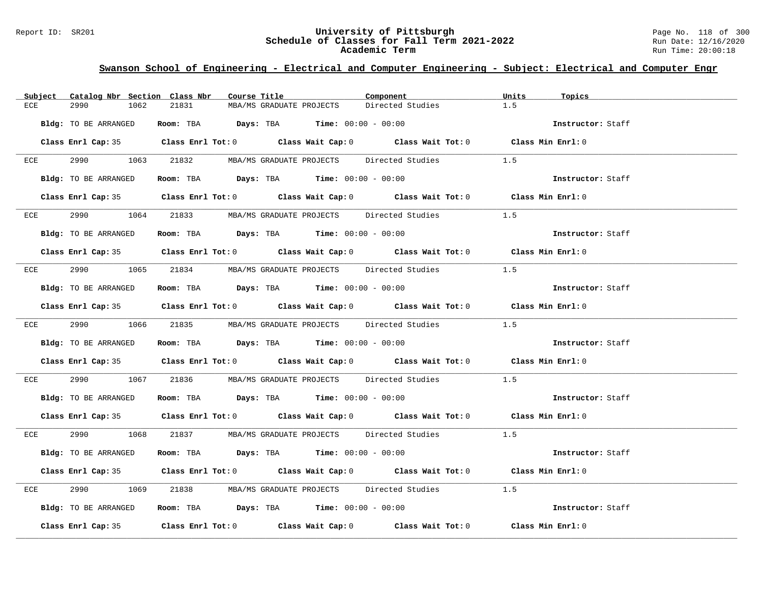## Swanson School of Engineering - Electrical and Computer Engineering - Subject: Electrical and Computer Engr

| Subject | Catalog Nbr | Section | Class Nbr | Course Title | Component | Units | Topics |
|---|---|---|---|---|---|---|---|
| ECE | 2990 | 1062 | 21831 | MBA/MS GRADUATE PROJECTS | Directed Studies | 1.5 | |

**Bldg:** TO BE ARRANGED **Room:** TBA **Days:** TBA **Time:** 00:00 - 00:00 **Instructor:** Staff

**Class Enrl Cap:** 35 **Class Enrl Tot:** 0 **Class Wait Cap:** 0 **Class Wait Tot:** 0 **Class Min Enrl:** 0

| Subject | Catalog Nbr | Section | Class Nbr | Course Title | Component | Units | Topics |
|---|---|---|---|---|---|---|---|
| ECE | 2990 | 1063 | 21832 | MBA/MS GRADUATE PROJECTS | Directed Studies | 1.5 | |

**Bldg:** TO BE ARRANGED **Room:** TBA **Days:** TBA **Time:** 00:00 - 00:00 **Instructor:** Staff

**Class Enrl Cap:** 35 **Class Enrl Tot:** 0 **Class Wait Cap:** 0 **Class Wait Tot:** 0 **Class Min Enrl:** 0

| Subject | Catalog Nbr | Section | Class Nbr | Course Title | Component | Units | Topics |
|---|---|---|---|---|---|---|---|
| ECE | 2990 | 1064 | 21833 | MBA/MS GRADUATE PROJECTS | Directed Studies | 1.5 | |

**Bldg:** TO BE ARRANGED **Room:** TBA **Days:** TBA **Time:** 00:00 - 00:00 **Instructor:** Staff

**Class Enrl Cap:** 35 **Class Enrl Tot:** 0 **Class Wait Cap:** 0 **Class Wait Tot:** 0 **Class Min Enrl:** 0

| Subject | Catalog Nbr | Section | Class Nbr | Course Title | Component | Units | Topics |
|---|---|---|---|---|---|---|---|
| ECE | 2990 | 1065 | 21834 | MBA/MS GRADUATE PROJECTS | Directed Studies | 1.5 | |

**Bldg:** TO BE ARRANGED **Room:** TBA **Days:** TBA **Time:** 00:00 - 00:00 **Instructor:** Staff

**Class Enrl Cap:** 35 **Class Enrl Tot:** 0 **Class Wait Cap:** 0 **Class Wait Tot:** 0 **Class Min Enrl:** 0

| Subject | Catalog Nbr | Section | Class Nbr | Course Title | Component | Units | Topics |
|---|---|---|---|---|---|---|---|
| ECE | 2990 | 1066 | 21835 | MBA/MS GRADUATE PROJECTS | Directed Studies | 1.5 | |

**Bldg:** TO BE ARRANGED **Room:** TBA **Days:** TBA **Time:** 00:00 - 00:00 **Instructor:** Staff

**Class Enrl Cap:** 35 **Class Enrl Tot:** 0 **Class Wait Cap:** 0 **Class Wait Tot:** 0 **Class Min Enrl:** 0

| Subject | Catalog Nbr | Section | Class Nbr | Course Title | Component | Units | Topics |
|---|---|---|---|---|---|---|---|
| ECE | 2990 | 1067 | 21836 | MBA/MS GRADUATE PROJECTS | Directed Studies | 1.5 | |

**Bldg:** TO BE ARRANGED **Room:** TBA **Days:** TBA **Time:** 00:00 - 00:00 **Instructor:** Staff

**Class Enrl Cap:** 35 **Class Enrl Tot:** 0 **Class Wait Cap:** 0 **Class Wait Tot:** 0 **Class Min Enrl:** 0

| Subject | Catalog Nbr | Section | Class Nbr | Course Title | Component | Units | Topics |
|---|---|---|---|---|---|---|---|
| ECE | 2990 | 1068 | 21837 | MBA/MS GRADUATE PROJECTS | Directed Studies | 1.5 | |

**Bldg:** TO BE ARRANGED **Room:** TBA **Days:** TBA **Time:** 00:00 - 00:00 **Instructor:** Staff

**Class Enrl Cap:** 35 **Class Enrl Tot:** 0 **Class Wait Cap:** 0 **Class Wait Tot:** 0 **Class Min Enrl:** 0

| Subject | Catalog Nbr | Section | Class Nbr | Course Title | Component | Units | Topics |
|---|---|---|---|---|---|---|---|
| ECE | 2990 | 1069 | 21838 | MBA/MS GRADUATE PROJECTS | Directed Studies | 1.5 | |

**Bldg:** TO BE ARRANGED **Room:** TBA **Days:** TBA **Time:** 00:00 - 00:00 **Instructor:** Staff

**Class Enrl Cap:** 35 **Class Enrl Tot:** 0 **Class Wait Cap:** 0 **Class Wait Tot:** 0 **Class Min Enrl:** 0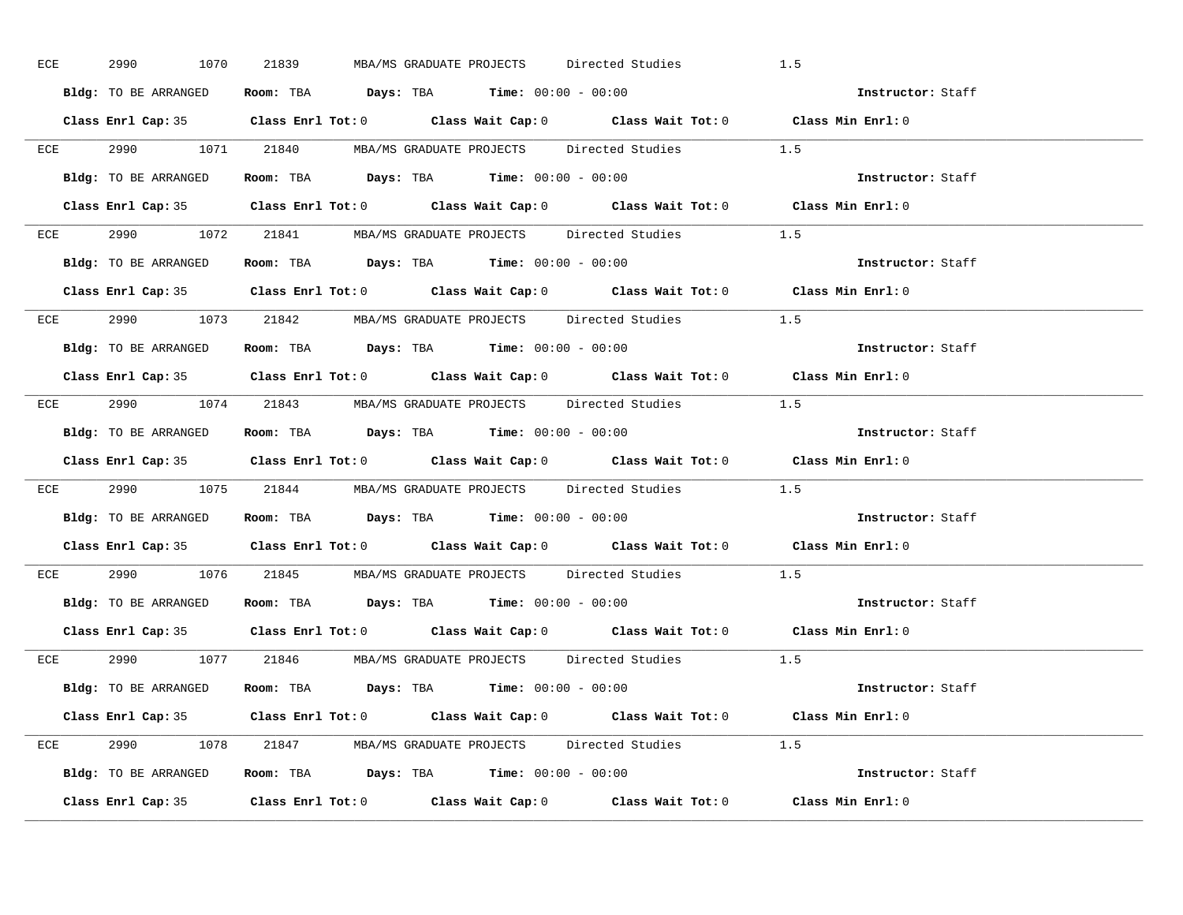ECE 2990 1070 21839 MBA/MS GRADUATE PROJECTS Directed Studies 1.5

**Bldg:** TO BE ARRANGED **Room:** TBA **Days:** TBA **Time:** 00:00 - 00:00 **Instructor:** Staff

**Class Enrl Cap:** 35 **Class Enrl Tot:** 0 **Class Wait Cap:** 0 **Class Wait Tot:** 0 **Class Min Enrl:** 0

---

ECE 2990 1071 21840 MBA/MS GRADUATE PROJECTS Directed Studies 1.5

**Bldg:** TO BE ARRANGED **Room:** TBA **Days:** TBA **Time:** 00:00 - 00:00 **Instructor:** Staff

**Class Enrl Cap:** 35 **Class Enrl Tot:** 0 **Class Wait Cap:** 0 **Class Wait Tot:** 0 **Class Min Enrl:** 0

---

ECE 2990 1072 21841 MBA/MS GRADUATE PROJECTS Directed Studies 1.5

**Bldg:** TO BE ARRANGED **Room:** TBA **Days:** TBA **Time:** 00:00 - 00:00 **Instructor:** Staff

**Class Enrl Cap:** 35 **Class Enrl Tot:** 0 **Class Wait Cap:** 0 **Class Wait Tot:** 0 **Class Min Enrl:** 0

---

ECE 2990 1073 21842 MBA/MS GRADUATE PROJECTS Directed Studies 1.5

**Bldg:** TO BE ARRANGED **Room:** TBA **Days:** TBA **Time:** 00:00 - 00:00 **Instructor:** Staff

**Class Enrl Cap:** 35 **Class Enrl Tot:** 0 **Class Wait Cap:** 0 **Class Wait Tot:** 0 **Class Min Enrl:** 0

---

ECE 2990 1074 21843 MBA/MS GRADUATE PROJECTS Directed Studies 1.5

**Bldg:** TO BE ARRANGED **Room:** TBA **Days:** TBA **Time:** 00:00 - 00:00 **Instructor:** Staff

**Class Enrl Cap:** 35 **Class Enrl Tot:** 0 **Class Wait Cap:** 0 **Class Wait Tot:** 0 **Class Min Enrl:** 0

---

ECE 2990 1075 21844 MBA/MS GRADUATE PROJECTS Directed Studies 1.5

**Bldg:** TO BE ARRANGED **Room:** TBA **Days:** TBA **Time:** 00:00 - 00:00 **Instructor:** Staff

**Class Enrl Cap:** 35 **Class Enrl Tot:** 0 **Class Wait Cap:** 0 **Class Wait Tot:** 0 **Class Min Enrl:** 0

---

ECE 2990 1076 21845 MBA/MS GRADUATE PROJECTS Directed Studies 1.5

**Bldg:** TO BE ARRANGED **Room:** TBA **Days:** TBA **Time:** 00:00 - 00:00 **Instructor:** Staff

**Class Enrl Cap:** 35 **Class Enrl Tot:** 0 **Class Wait Cap:** 0 **Class Wait Tot:** 0 **Class Min Enrl:** 0

---

ECE 2990 1077 21846 MBA/MS GRADUATE PROJECTS Directed Studies 1.5

**Bldg:** TO BE ARRANGED **Room:** TBA **Days:** TBA **Time:** 00:00 - 00:00 **Instructor:** Staff

**Class Enrl Cap:** 35 **Class Enrl Tot:** 0 **Class Wait Cap:** 0 **Class Wait Tot:** 0 **Class Min Enrl:** 0

---

ECE 2990 1078 21847 MBA/MS GRADUATE PROJECTS Directed Studies 1.5

**Bldg:** TO BE ARRANGED **Room:** TBA **Days:** TBA **Time:** 00:00 - 00:00 **Instructor:** Staff

**Class Enrl Cap:** 35 **Class Enrl Tot:** 0 **Class Wait Cap:** 0 **Class Wait Tot:** 0 **Class Min Enrl:** 0

---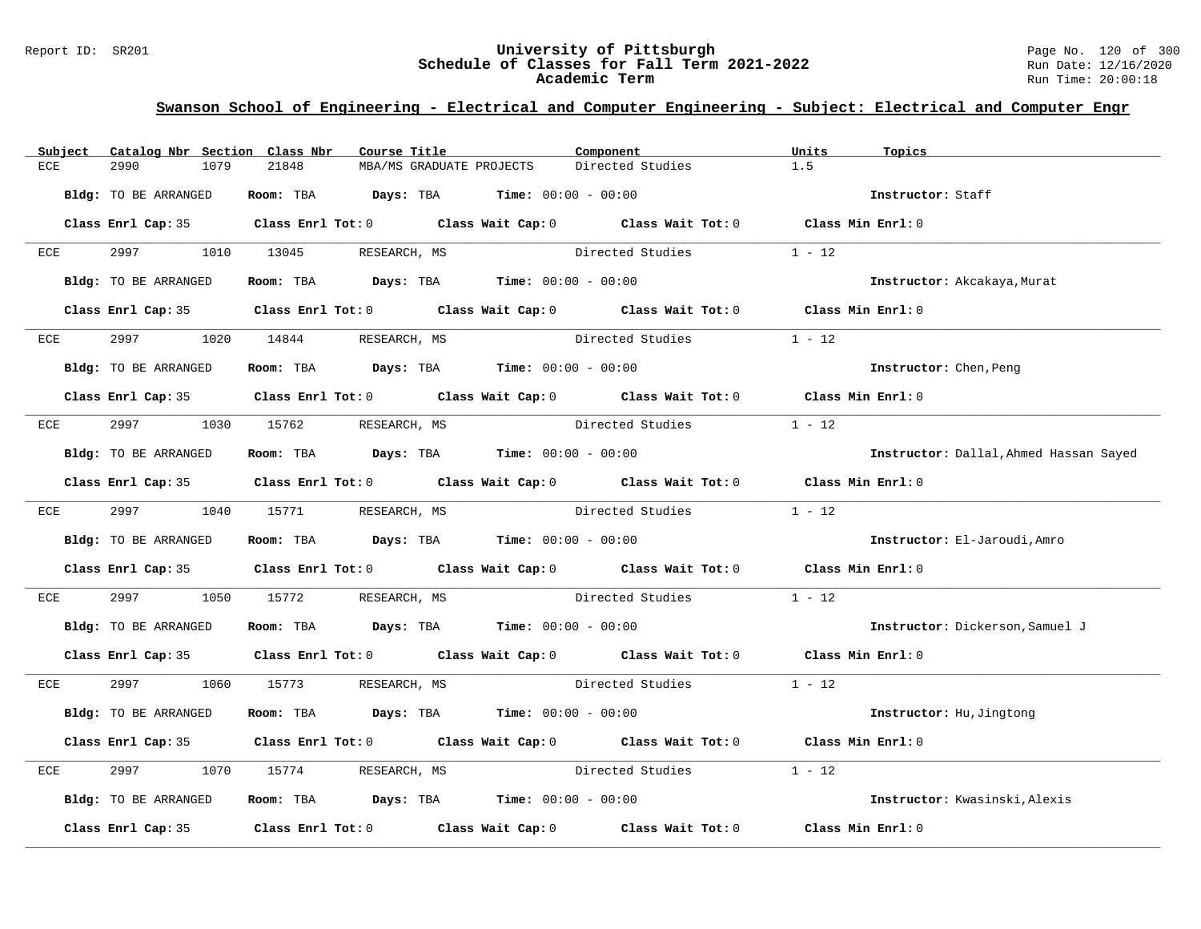## Swanson School of Engineering - Electrical and Computer Engineering - Subject: Electrical and Computer Engr

| Subject | Catalog Nbr | Section | Class Nbr | Course Title | Component | Units | Topics |
|---|---|---|---|---|---|---|---|
| ECE | 2990 | 1079 | 21848 | MBA/MS GRADUATE PROJECTS | Directed Studies | 1.5 | |

**Bldg:** TO BE ARRANGED **Room:** TBA **Days:** TBA **Time:** 00:00 - 00:00 **Instructor:** Staff

**Class Enrl Cap:** 35 **Class Enrl Tot:** 0 **Class Wait Cap:** 0 **Class Wait Tot:** 0 **Class Min Enrl:** 0

---

| Subject | Catalog Nbr | Section | Class Nbr | Course Title | Component | Units | Topics |
|---|---|---|---|---|---|---|---|
| ECE | 2997 | 1010 | 13045 | RESEARCH, MS | Directed Studies | 1 - 12 | |

**Bldg:** TO BE ARRANGED **Room:** TBA **Days:** TBA **Time:** 00:00 - 00:00 **Instructor:** Akcakaya,Murat

**Class Enrl Cap:** 35 **Class Enrl Tot:** 0 **Class Wait Cap:** 0 **Class Wait Tot:** 0 **Class Min Enrl:** 0

---

| Subject | Catalog Nbr | Section | Class Nbr | Course Title | Component | Units | Topics |
|---|---|---|---|---|---|---|---|
| ECE | 2997 | 1020 | 14844 | RESEARCH, MS | Directed Studies | 1 - 12 | |

**Bldg:** TO BE ARRANGED **Room:** TBA **Days:** TBA **Time:** 00:00 - 00:00 **Instructor:** Chen,Peng

**Class Enrl Cap:** 35 **Class Enrl Tot:** 0 **Class Wait Cap:** 0 **Class Wait Tot:** 0 **Class Min Enrl:** 0

---

| Subject | Catalog Nbr | Section | Class Nbr | Course Title | Component | Units | Topics |
|---|---|---|---|---|---|---|---|
| ECE | 2997 | 1030 | 15762 | RESEARCH, MS | Directed Studies | 1 - 12 | |

**Bldg:** TO BE ARRANGED **Room:** TBA **Days:** TBA **Time:** 00:00 - 00:00 **Instructor:** Dallal,Ahmed Hassan Sayed

**Class Enrl Cap:** 35 **Class Enrl Tot:** 0 **Class Wait Cap:** 0 **Class Wait Tot:** 0 **Class Min Enrl:** 0

---

| Subject | Catalog Nbr | Section | Class Nbr | Course Title | Component | Units | Topics |
|---|---|---|---|---|---|---|---|
| ECE | 2997 | 1040 | 15771 | RESEARCH, MS | Directed Studies | 1 - 12 | |

**Bldg:** TO BE ARRANGED **Room:** TBA **Days:** TBA **Time:** 00:00 - 00:00 **Instructor:** El-Jaroudi,Amro

**Class Enrl Cap:** 35 **Class Enrl Tot:** 0 **Class Wait Cap:** 0 **Class Wait Tot:** 0 **Class Min Enrl:** 0

---

| Subject | Catalog Nbr | Section | Class Nbr | Course Title | Component | Units | Topics |
|---|---|---|---|---|---|---|---|
| ECE | 2997 | 1050 | 15772 | RESEARCH, MS | Directed Studies | 1 - 12 | |

**Bldg:** TO BE ARRANGED **Room:** TBA **Days:** TBA **Time:** 00:00 - 00:00 **Instructor:** Dickerson,Samuel J

**Class Enrl Cap:** 35 **Class Enrl Tot:** 0 **Class Wait Cap:** 0 **Class Wait Tot:** 0 **Class Min Enrl:** 0

---

| Subject | Catalog Nbr | Section | Class Nbr | Course Title | Component | Units | Topics |
|---|---|---|---|---|---|---|---|
| ECE | 2997 | 1060 | 15773 | RESEARCH, MS | Directed Studies | 1 - 12 | |

**Bldg:** TO BE ARRANGED **Room:** TBA **Days:** TBA **Time:** 00:00 - 00:00 **Instructor:** Hu,Jingtong

**Class Enrl Cap:** 35 **Class Enrl Tot:** 0 **Class Wait Cap:** 0 **Class Wait Tot:** 0 **Class Min Enrl:** 0

---

| Subject | Catalog Nbr | Section | Class Nbr | Course Title | Component | Units | Topics |
|---|---|---|---|---|---|---|---|
| ECE | 2997 | 1070 | 15774 | RESEARCH, MS | Directed Studies | 1 - 12 | |

**Bldg:** TO BE ARRANGED **Room:** TBA **Days:** TBA **Time:** 00:00 - 00:00 **Instructor:** Kwasinski,Alexis

**Class Enrl Cap:** 35 **Class Enrl Tot:** 0 **Class Wait Cap:** 0 **Class Wait Tot:** 0 **Class Min Enrl:** 0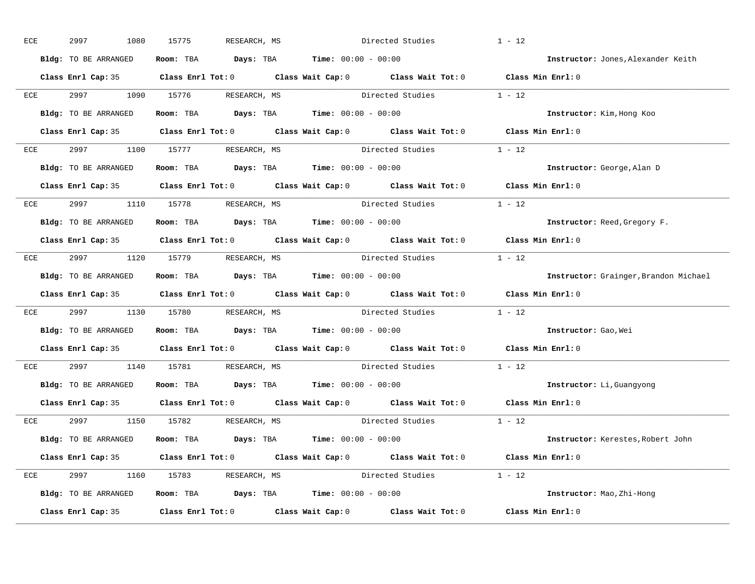ECE 2997 1080 15775 RESEARCH, MS Directed Studies 1 - 12

**Bldg:** TO BE ARRANGED **Room:** TBA **Days:** TBA **Time:** 00:00 - 00:00 **Instructor:** Jones,Alexander Keith

**Class Enrl Cap:** 35 **Class Enrl Tot:** 0 **Class Wait Cap:** 0 **Class Wait Tot:** 0 **Class Min Enrl:** 0

---

ECE 2997 1090 15776 RESEARCH, MS Directed Studies 1 - 12

**Bldg:** TO BE ARRANGED **Room:** TBA **Days:** TBA **Time:** 00:00 - 00:00 **Instructor:** Kim,Hong Koo

**Class Enrl Cap:** 35 **Class Enrl Tot:** 0 **Class Wait Cap:** 0 **Class Wait Tot:** 0 **Class Min Enrl:** 0

---

ECE 2997 1100 15777 RESEARCH, MS Directed Studies 1 - 12

**Bldg:** TO BE ARRANGED **Room:** TBA **Days:** TBA **Time:** 00:00 - 00:00 **Instructor:** George,Alan D

**Class Enrl Cap:** 35 **Class Enrl Tot:** 0 **Class Wait Cap:** 0 **Class Wait Tot:** 0 **Class Min Enrl:** 0

---

ECE 2997 1110 15778 RESEARCH, MS Directed Studies 1 - 12

**Bldg:** TO BE ARRANGED **Room:** TBA **Days:** TBA **Time:** 00:00 - 00:00 **Instructor:** Reed,Gregory F.

**Class Enrl Cap:** 35 **Class Enrl Tot:** 0 **Class Wait Cap:** 0 **Class Wait Tot:** 0 **Class Min Enrl:** 0

---

ECE 2997 1120 15779 RESEARCH, MS Directed Studies 1 - 12

**Bldg:** TO BE ARRANGED **Room:** TBA **Days:** TBA **Time:** 00:00 - 00:00 **Instructor:** Grainger,Brandon Michael

**Class Enrl Cap:** 35 **Class Enrl Tot:** 0 **Class Wait Cap:** 0 **Class Wait Tot:** 0 **Class Min Enrl:** 0

---

ECE 2997 1130 15780 RESEARCH, MS Directed Studies 1 - 12

**Bldg:** TO BE ARRANGED **Room:** TBA **Days:** TBA **Time:** 00:00 - 00:00 **Instructor:** Gao,Wei

**Class Enrl Cap:** 35 **Class Enrl Tot:** 0 **Class Wait Cap:** 0 **Class Wait Tot:** 0 **Class Min Enrl:** 0

---

ECE 2997 1140 15781 RESEARCH, MS Directed Studies 1 - 12

**Bldg:** TO BE ARRANGED **Room:** TBA **Days:** TBA **Time:** 00:00 - 00:00 **Instructor:** Li,Guangyong

**Class Enrl Cap:** 35 **Class Enrl Tot:** 0 **Class Wait Cap:** 0 **Class Wait Tot:** 0 **Class Min Enrl:** 0

---

ECE 2997 1150 15782 RESEARCH, MS Directed Studies 1 - 12

**Bldg:** TO BE ARRANGED **Room:** TBA **Days:** TBA **Time:** 00:00 - 00:00 **Instructor:** Kerestes,Robert John

**Class Enrl Cap:** 35 **Class Enrl Tot:** 0 **Class Wait Cap:** 0 **Class Wait Tot:** 0 **Class Min Enrl:** 0

---

ECE 2997 1160 15783 RESEARCH, MS Directed Studies 1 - 12

**Bldg:** TO BE ARRANGED **Room:** TBA **Days:** TBA **Time:** 00:00 - 00:00 **Instructor:** Mao,Zhi-Hong

**Class Enrl Cap:** 35 **Class Enrl Tot:** 0 **Class Wait Cap:** 0 **Class Wait Tot:** 0 **Class Min Enrl:** 0

---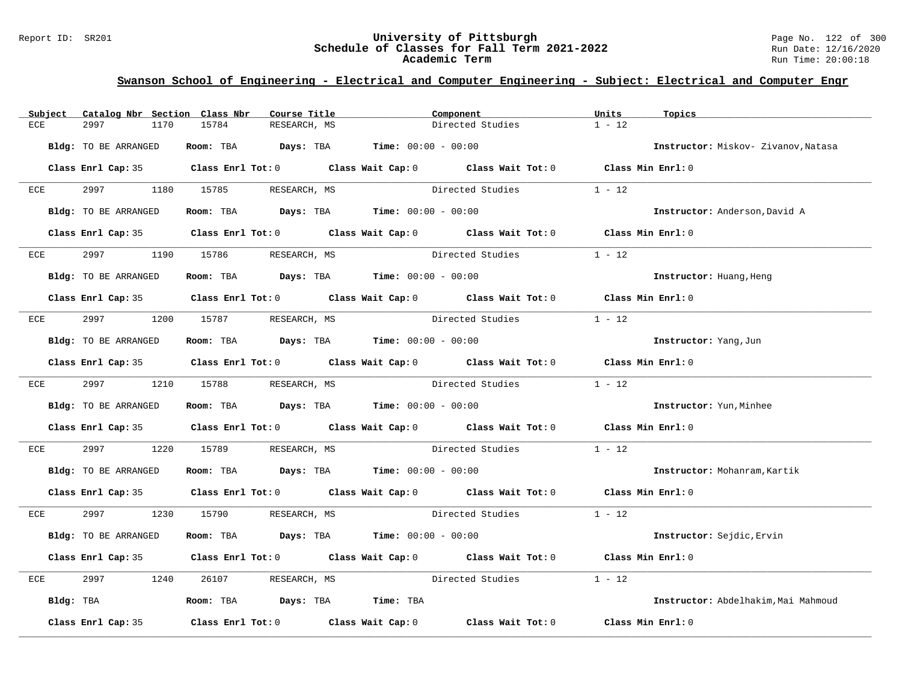## Swanson School of Engineering - Electrical and Computer Engineering - Subject: Electrical and Computer Engr

| Subject | Catalog Nbr | Section | Class Nbr | Course Title | Component | Units | Topics |
|---|---|---|---|---|---|---|---|
| ECE | 2997 | 1170 | 15784 | RESEARCH, MS | Directed Studies | 1 - 12 | |

**Bldg:** TO BE ARRANGED **Room:** TBA **Days:** TBA **Time:** 00:00 - 00:00 **Instructor:** Miskov- Zivanov,Natasa

**Class Enrl Cap:** 35 **Class Enrl Tot:** 0 **Class Wait Cap:** 0 **Class Wait Tot:** 0 **Class Min Enrl:** 0

---

| Subject | Catalog Nbr | Section | Class Nbr | Course Title | Component | Units | Topics |
|---|---|---|---|---|---|---|---|
| ECE | 2997 | 1180 | 15785 | RESEARCH, MS | Directed Studies | 1 - 12 | |

**Bldg:** TO BE ARRANGED **Room:** TBA **Days:** TBA **Time:** 00:00 - 00:00 **Instructor:** Anderson,David A

**Class Enrl Cap:** 35 **Class Enrl Tot:** 0 **Class Wait Cap:** 0 **Class Wait Tot:** 0 **Class Min Enrl:** 0

---

| Subject | Catalog Nbr | Section | Class Nbr | Course Title | Component | Units | Topics |
|---|---|---|---|---|---|---|---|
| ECE | 2997 | 1190 | 15786 | RESEARCH, MS | Directed Studies | 1 - 12 | |

**Bldg:** TO BE ARRANGED **Room:** TBA **Days:** TBA **Time:** 00:00 - 00:00 **Instructor:** Huang,Heng

**Class Enrl Cap:** 35 **Class Enrl Tot:** 0 **Class Wait Cap:** 0 **Class Wait Tot:** 0 **Class Min Enrl:** 0

---

| Subject | Catalog Nbr | Section | Class Nbr | Course Title | Component | Units | Topics |
|---|---|---|---|---|---|---|---|
| ECE | 2997 | 1200 | 15787 | RESEARCH, MS | Directed Studies | 1 - 12 | |

**Bldg:** TO BE ARRANGED **Room:** TBA **Days:** TBA **Time:** 00:00 - 00:00 **Instructor:** Yang,Jun

**Class Enrl Cap:** 35 **Class Enrl Tot:** 0 **Class Wait Cap:** 0 **Class Wait Tot:** 0 **Class Min Enrl:** 0

---

| Subject | Catalog Nbr | Section | Class Nbr | Course Title | Component | Units | Topics |
|---|---|---|---|---|---|---|---|
| ECE | 2997 | 1210 | 15788 | RESEARCH, MS | Directed Studies | 1 - 12 | |

**Bldg:** TO BE ARRANGED **Room:** TBA **Days:** TBA **Time:** 00:00 - 00:00 **Instructor:** Yun,Minhee

**Class Enrl Cap:** 35 **Class Enrl Tot:** 0 **Class Wait Cap:** 0 **Class Wait Tot:** 0 **Class Min Enrl:** 0

---

| Subject | Catalog Nbr | Section | Class Nbr | Course Title | Component | Units | Topics |
|---|---|---|---|---|---|---|---|
| ECE | 2997 | 1220 | 15789 | RESEARCH, MS | Directed Studies | 1 - 12 | |

**Bldg:** TO BE ARRANGED **Room:** TBA **Days:** TBA **Time:** 00:00 - 00:00 **Instructor:** Mohanram,Kartik

**Class Enrl Cap:** 35 **Class Enrl Tot:** 0 **Class Wait Cap:** 0 **Class Wait Tot:** 0 **Class Min Enrl:** 0

---

| Subject | Catalog Nbr | Section | Class Nbr | Course Title | Component | Units | Topics |
|---|---|---|---|---|---|---|---|
| ECE | 2997 | 1230 | 15790 | RESEARCH, MS | Directed Studies | 1 - 12 | |

**Bldg:** TO BE ARRANGED **Room:** TBA **Days:** TBA **Time:** 00:00 - 00:00 **Instructor:** Sejdic,Ervin

**Class Enrl Cap:** 35 **Class Enrl Tot:** 0 **Class Wait Cap:** 0 **Class Wait Tot:** 0 **Class Min Enrl:** 0

---

| Subject | Catalog Nbr | Section | Class Nbr | Course Title | Component | Units | Topics |
|---|---|---|---|---|---|---|---|
| ECE | 2997 | 1240 | 26107 | RESEARCH, MS | Directed Studies | 1 - 12 | |

**Bldg:** TBA **Room:** TBA **Days:** TBA **Time:** TBA **Instructor:** Abdelhakim,Mai Mahmoud

**Class Enrl Cap:** 35 **Class Enrl Tot:** 0 **Class Wait Cap:** 0 **Class Wait Tot:** 0 **Class Min Enrl:** 0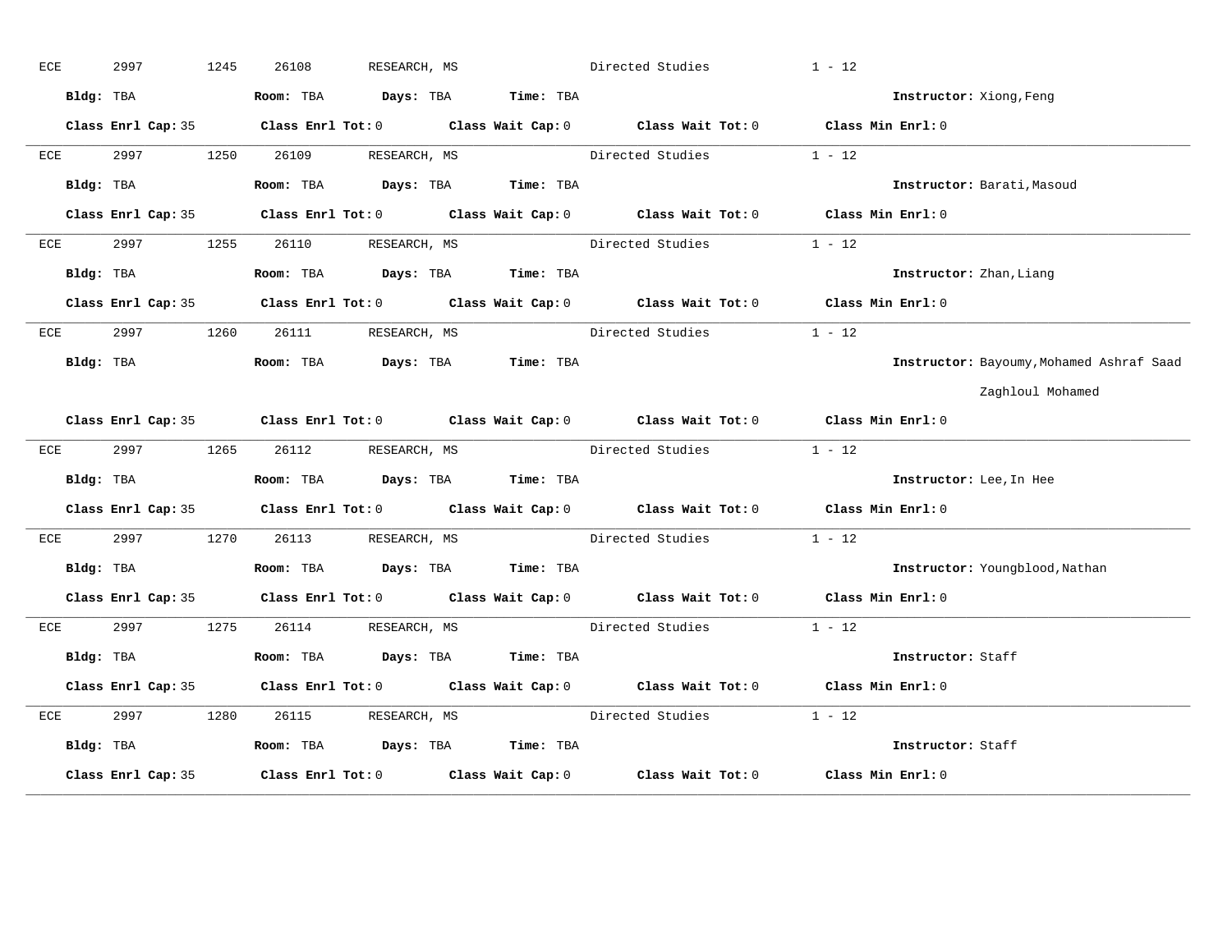ECE 2997 1245 26108 RESEARCH, MS Directed Studies 1 - 12

**Bldg:** TBA **Room:** TBA **Days:** TBA **Time:** TBA **Instructor:** Xiong,Feng

**Class Enrl Cap:** 35 **Class Enrl Tot:** 0 **Class Wait Cap:** 0 **Class Wait Tot:** 0 **Class Min Enrl:** 0

---

ECE 2997 1250 26109 RESEARCH, MS Directed Studies 1 - 12

**Bldg:** TBA **Room:** TBA **Days:** TBA **Time:** TBA **Instructor:** Barati,Masoud

**Class Enrl Cap:** 35 **Class Enrl Tot:** 0 **Class Wait Cap:** 0 **Class Wait Tot:** 0 **Class Min Enrl:** 0

---

ECE 2997 1255 26110 RESEARCH, MS Directed Studies 1 - 12

**Bldg:** TBA **Room:** TBA **Days:** TBA **Time:** TBA **Instructor:** Zhan,Liang

**Class Enrl Cap:** 35 **Class Enrl Tot:** 0 **Class Wait Cap:** 0 **Class Wait Tot:** 0 **Class Min Enrl:** 0

---

ECE 2997 1260 26111 RESEARCH, MS Directed Studies 1 - 12

**Bldg:** TBA **Room:** TBA **Days:** TBA **Time:** TBA **Instructor:** Bayoumy,Mohamed Ashraf Saad Zaghloul Mohamed

**Class Enrl Cap:** 35 **Class Enrl Tot:** 0 **Class Wait Cap:** 0 **Class Wait Tot:** 0 **Class Min Enrl:** 0

---

ECE 2997 1265 26112 RESEARCH, MS Directed Studies 1 - 12

**Bldg:** TBA **Room:** TBA **Days:** TBA **Time:** TBA **Instructor:** Lee,In Hee

**Class Enrl Cap:** 35 **Class Enrl Tot:** 0 **Class Wait Cap:** 0 **Class Wait Tot:** 0 **Class Min Enrl:** 0

---

ECE 2997 1270 26113 RESEARCH, MS Directed Studies 1 - 12

**Bldg:** TBA **Room:** TBA **Days:** TBA **Time:** TBA **Instructor:** Youngblood,Nathan

**Class Enrl Cap:** 35 **Class Enrl Tot:** 0 **Class Wait Cap:** 0 **Class Wait Tot:** 0 **Class Min Enrl:** 0

---

ECE 2997 1275 26114 RESEARCH, MS Directed Studies 1 - 12

**Bldg:** TBA **Room:** TBA **Days:** TBA **Time:** TBA **Instructor:** Staff

**Class Enrl Cap:** 35 **Class Enrl Tot:** 0 **Class Wait Cap:** 0 **Class Wait Tot:** 0 **Class Min Enrl:** 0

---

ECE 2997 1280 26115 RESEARCH, MS Directed Studies 1 - 12

**Bldg:** TBA **Room:** TBA **Days:** TBA **Time:** TBA **Instructor:** Staff

**Class Enrl Cap:** 35 **Class Enrl Tot:** 0 **Class Wait Cap:** 0 **Class Wait Tot:** 0 **Class Min Enrl:** 0

---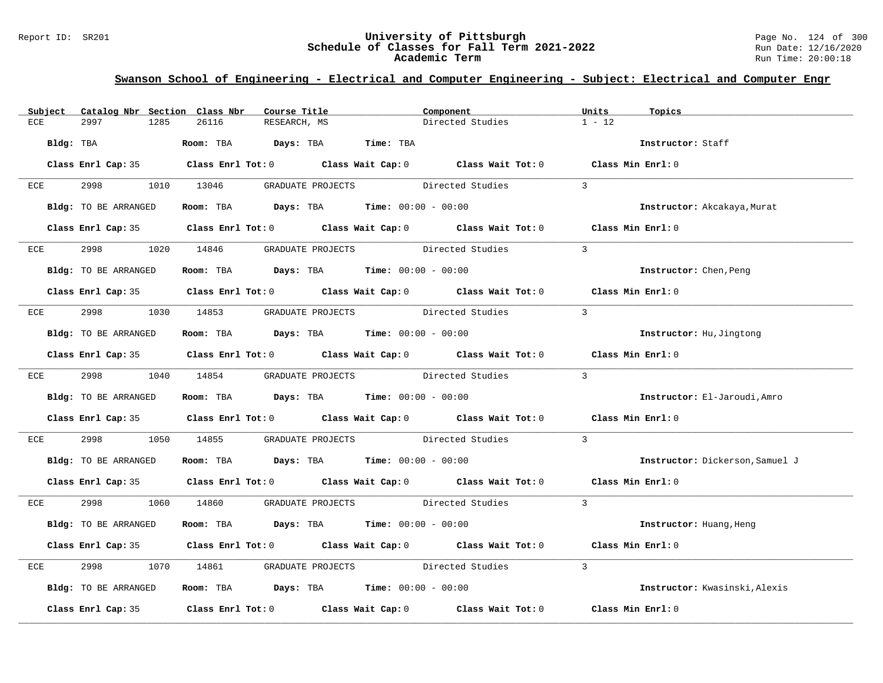## Swanson School of Engineering - Electrical and Computer Engineering - Subject: Electrical and Computer Engr

| Subject | Catalog Nbr | Section | Class Nbr | Course Title | Component | Units | Topics |
|---|---|---|---|---|---|---|---|
| ECE | 2997 | 1285 | 26116 | RESEARCH, MS | Directed Studies | 1 - 12 | |

**Bldg:** TBA **Room:** TBA **Days:** TBA **Time:** TBA **Instructor:** Staff

**Class Enrl Cap:** 35 **Class Enrl Tot:** 0 **Class Wait Cap:** 0 **Class Wait Tot:** 0 **Class Min Enrl:** 0

---

| Subject | Catalog Nbr | Section | Class Nbr | Course Title | Component | Units | Topics |
|---|---|---|---|---|---|---|---|
| ECE | 2998 | 1010 | 13046 | GRADUATE PROJECTS | Directed Studies | 3 | |

**Bldg:** TO BE ARRANGED **Room:** TBA **Days:** TBA **Time:** 00:00 - 00:00 **Instructor:** Akcakaya,Murat

**Class Enrl Cap:** 35 **Class Enrl Tot:** 0 **Class Wait Cap:** 0 **Class Wait Tot:** 0 **Class Min Enrl:** 0

---

| Subject | Catalog Nbr | Section | Class Nbr | Course Title | Component | Units | Topics |
|---|---|---|---|---|---|---|---|
| ECE | 2998 | 1020 | 14846 | GRADUATE PROJECTS | Directed Studies | 3 | |

**Bldg:** TO BE ARRANGED **Room:** TBA **Days:** TBA **Time:** 00:00 - 00:00 **Instructor:** Chen,Peng

**Class Enrl Cap:** 35 **Class Enrl Tot:** 0 **Class Wait Cap:** 0 **Class Wait Tot:** 0 **Class Min Enrl:** 0

---

| Subject | Catalog Nbr | Section | Class Nbr | Course Title | Component | Units | Topics |
|---|---|---|---|---|---|---|---|
| ECE | 2998 | 1030 | 14853 | GRADUATE PROJECTS | Directed Studies | 3 | |

**Bldg:** TO BE ARRANGED **Room:** TBA **Days:** TBA **Time:** 00:00 - 00:00 **Instructor:** Hu,Jingtong

**Class Enrl Cap:** 35 **Class Enrl Tot:** 0 **Class Wait Cap:** 0 **Class Wait Tot:** 0 **Class Min Enrl:** 0

---

| Subject | Catalog Nbr | Section | Class Nbr | Course Title | Component | Units | Topics |
|---|---|---|---|---|---|---|---|
| ECE | 2998 | 1040 | 14854 | GRADUATE PROJECTS | Directed Studies | 3 | |

**Bldg:** TO BE ARRANGED **Room:** TBA **Days:** TBA **Time:** 00:00 - 00:00 **Instructor:** El-Jaroudi,Amro

**Class Enrl Cap:** 35 **Class Enrl Tot:** 0 **Class Wait Cap:** 0 **Class Wait Tot:** 0 **Class Min Enrl:** 0

---

| Subject | Catalog Nbr | Section | Class Nbr | Course Title | Component | Units | Topics |
|---|---|---|---|---|---|---|---|
| ECE | 2998 | 1050 | 14855 | GRADUATE PROJECTS | Directed Studies | 3 | |

**Bldg:** TO BE ARRANGED **Room:** TBA **Days:** TBA **Time:** 00:00 - 00:00 **Instructor:** Dickerson,Samuel J

**Class Enrl Cap:** 35 **Class Enrl Tot:** 0 **Class Wait Cap:** 0 **Class Wait Tot:** 0 **Class Min Enrl:** 0

---

| Subject | Catalog Nbr | Section | Class Nbr | Course Title | Component | Units | Topics |
|---|---|---|---|---|---|---|---|
| ECE | 2998 | 1060 | 14860 | GRADUATE PROJECTS | Directed Studies | 3 | |

**Bldg:** TO BE ARRANGED **Room:** TBA **Days:** TBA **Time:** 00:00 - 00:00 **Instructor:** Huang,Heng

**Class Enrl Cap:** 35 **Class Enrl Tot:** 0 **Class Wait Cap:** 0 **Class Wait Tot:** 0 **Class Min Enrl:** 0

---

| Subject | Catalog Nbr | Section | Class Nbr | Course Title | Component | Units | Topics |
|---|---|---|---|---|---|---|---|
| ECE | 2998 | 1070 | 14861 | GRADUATE PROJECTS | Directed Studies | 3 | |

**Bldg:** TO BE ARRANGED **Room:** TBA **Days:** TBA **Time:** 00:00 - 00:00 **Instructor:** Kwasinski,Alexis

**Class Enrl Cap:** 35 **Class Enrl Tot:** 0 **Class Wait Cap:** 0 **Class Wait Tot:** 0 **Class Min Enrl:** 0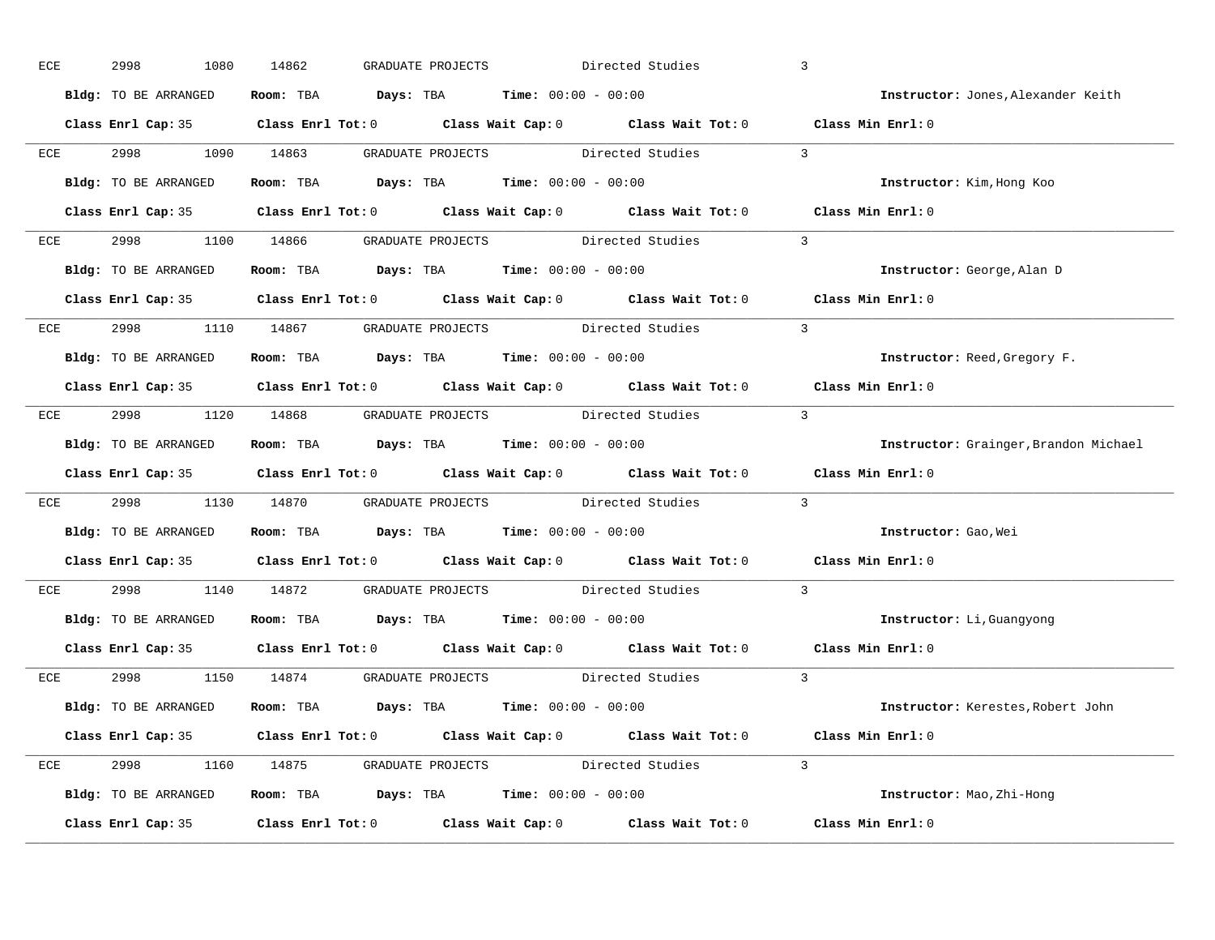ECE 2998 1080 14862 GRADUATE PROJECTS Directed Studies 3

**Bldg:** TO BE ARRANGED **Room:** TBA **Days:** TBA **Time:** 00:00 - 00:00 **Instructor:** Jones,Alexander Keith

**Class Enrl Cap:** 35 **Class Enrl Tot:** 0 **Class Wait Cap:** 0 **Class Wait Tot:** 0 **Class Min Enrl:** 0

---

ECE 2998 1090 14863 GRADUATE PROJECTS Directed Studies 3

**Bldg:** TO BE ARRANGED **Room:** TBA **Days:** TBA **Time:** 00:00 - 00:00 **Instructor:** Kim,Hong Koo

**Class Enrl Cap:** 35 **Class Enrl Tot:** 0 **Class Wait Cap:** 0 **Class Wait Tot:** 0 **Class Min Enrl:** 0

---

ECE 2998 1100 14866 GRADUATE PROJECTS Directed Studies 3

**Bldg:** TO BE ARRANGED **Room:** TBA **Days:** TBA **Time:** 00:00 - 00:00 **Instructor:** George,Alan D

**Class Enrl Cap:** 35 **Class Enrl Tot:** 0 **Class Wait Cap:** 0 **Class Wait Tot:** 0 **Class Min Enrl:** 0

---

ECE 2998 1110 14867 GRADUATE PROJECTS Directed Studies 3

**Bldg:** TO BE ARRANGED **Room:** TBA **Days:** TBA **Time:** 00:00 - 00:00 **Instructor:** Reed,Gregory F.

**Class Enrl Cap:** 35 **Class Enrl Tot:** 0 **Class Wait Cap:** 0 **Class Wait Tot:** 0 **Class Min Enrl:** 0

---

ECE 2998 1120 14868 GRADUATE PROJECTS Directed Studies 3

**Bldg:** TO BE ARRANGED **Room:** TBA **Days:** TBA **Time:** 00:00 - 00:00 **Instructor:** Grainger,Brandon Michael

**Class Enrl Cap:** 35 **Class Enrl Tot:** 0 **Class Wait Cap:** 0 **Class Wait Tot:** 0 **Class Min Enrl:** 0

---

ECE 2998 1130 14870 GRADUATE PROJECTS Directed Studies 3

**Bldg:** TO BE ARRANGED **Room:** TBA **Days:** TBA **Time:** 00:00 - 00:00 **Instructor:** Gao,Wei

**Class Enrl Cap:** 35 **Class Enrl Tot:** 0 **Class Wait Cap:** 0 **Class Wait Tot:** 0 **Class Min Enrl:** 0

---

ECE 2998 1140 14872 GRADUATE PROJECTS Directed Studies 3

**Bldg:** TO BE ARRANGED **Room:** TBA **Days:** TBA **Time:** 00:00 - 00:00 **Instructor:** Li,Guangyong

**Class Enrl Cap:** 35 **Class Enrl Tot:** 0 **Class Wait Cap:** 0 **Class Wait Tot:** 0 **Class Min Enrl:** 0

---

ECE 2998 1150 14874 GRADUATE PROJECTS Directed Studies 3

**Bldg:** TO BE ARRANGED **Room:** TBA **Days:** TBA **Time:** 00:00 - 00:00 **Instructor:** Kerestes,Robert John

**Class Enrl Cap:** 35 **Class Enrl Tot:** 0 **Class Wait Cap:** 0 **Class Wait Tot:** 0 **Class Min Enrl:** 0

---

ECE 2998 1160 14875 GRADUATE PROJECTS Directed Studies 3

**Bldg:** TO BE ARRANGED **Room:** TBA **Days:** TBA **Time:** 00:00 - 00:00 **Instructor:** Mao,Zhi-Hong

**Class Enrl Cap:** 35 **Class Enrl Tot:** 0 **Class Wait Cap:** 0 **Class Wait Tot:** 0 **Class Min Enrl:** 0

---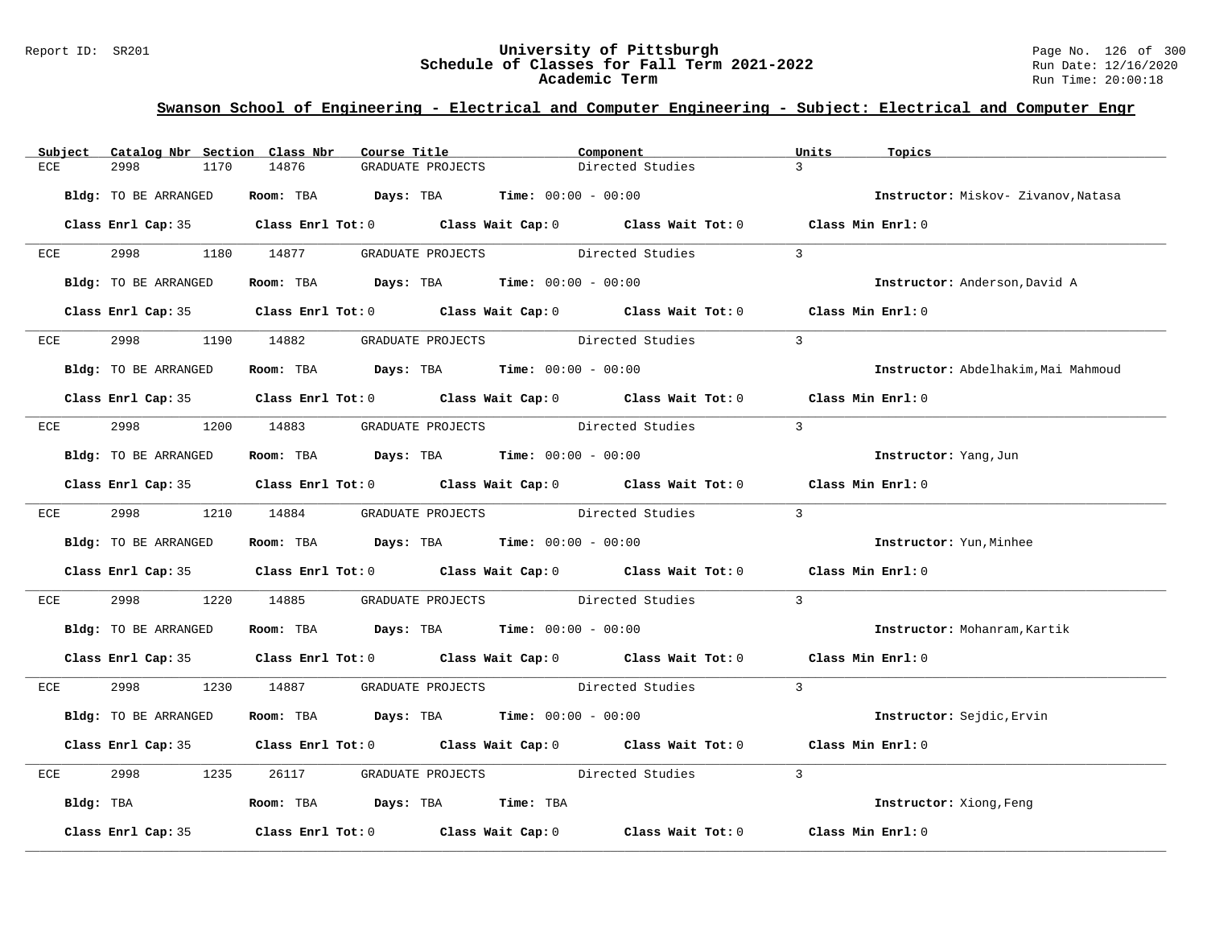## Swanson School of Engineering - Electrical and Computer Engineering - Subject: Electrical and Computer Engr

| Subject | Catalog Nbr | Section | Class Nbr | Course Title | Component | Units | Topics |
|---|---|---|---|---|---|---|---|
| ECE | 2998 | 1170 | 14876 | GRADUATE PROJECTS | Directed Studies | 3 | |

**Bldg:** TO BE ARRANGED **Room:** TBA **Days:** TBA **Time:** 00:00 - 00:00 **Instructor:** Miskov- Zivanov,Natasa

**Class Enrl Cap:** 35 **Class Enrl Tot:** 0 **Class Wait Cap:** 0 **Class Wait Tot:** 0 **Class Min Enrl:** 0

| Subject | Catalog Nbr | Section | Class Nbr | Course Title | Component | Units | Topics |
|---|---|---|---|---|---|---|---|
| ECE | 2998 | 1180 | 14877 | GRADUATE PROJECTS | Directed Studies | 3 | |

**Bldg:** TO BE ARRANGED **Room:** TBA **Days:** TBA **Time:** 00:00 - 00:00 **Instructor:** Anderson,David A

**Class Enrl Cap:** 35 **Class Enrl Tot:** 0 **Class Wait Cap:** 0 **Class Wait Tot:** 0 **Class Min Enrl:** 0

| Subject | Catalog Nbr | Section | Class Nbr | Course Title | Component | Units | Topics |
|---|---|---|---|---|---|---|---|
| ECE | 2998 | 1190 | 14882 | GRADUATE PROJECTS | Directed Studies | 3 | |

**Bldg:** TO BE ARRANGED **Room:** TBA **Days:** TBA **Time:** 00:00 - 00:00 **Instructor:** Abdelhakim,Mai Mahmoud

**Class Enrl Cap:** 35 **Class Enrl Tot:** 0 **Class Wait Cap:** 0 **Class Wait Tot:** 0 **Class Min Enrl:** 0

| Subject | Catalog Nbr | Section | Class Nbr | Course Title | Component | Units | Topics |
|---|---|---|---|---|---|---|---|
| ECE | 2998 | 1200 | 14883 | GRADUATE PROJECTS | Directed Studies | 3 | |

**Bldg:** TO BE ARRANGED **Room:** TBA **Days:** TBA **Time:** 00:00 - 00:00 **Instructor:** Yang,Jun

**Class Enrl Cap:** 35 **Class Enrl Tot:** 0 **Class Wait Cap:** 0 **Class Wait Tot:** 0 **Class Min Enrl:** 0

| Subject | Catalog Nbr | Section | Class Nbr | Course Title | Component | Units | Topics |
|---|---|---|---|---|---|---|---|
| ECE | 2998 | 1210 | 14884 | GRADUATE PROJECTS | Directed Studies | 3 | |

**Bldg:** TO BE ARRANGED **Room:** TBA **Days:** TBA **Time:** 00:00 - 00:00 **Instructor:** Yun,Minhee

**Class Enrl Cap:** 35 **Class Enrl Tot:** 0 **Class Wait Cap:** 0 **Class Wait Tot:** 0 **Class Min Enrl:** 0

| Subject | Catalog Nbr | Section | Class Nbr | Course Title | Component | Units | Topics |
|---|---|---|---|---|---|---|---|
| ECE | 2998 | 1220 | 14885 | GRADUATE PROJECTS | Directed Studies | 3 | |

**Bldg:** TO BE ARRANGED **Room:** TBA **Days:** TBA **Time:** 00:00 - 00:00 **Instructor:** Mohanram,Kartik

**Class Enrl Cap:** 35 **Class Enrl Tot:** 0 **Class Wait Cap:** 0 **Class Wait Tot:** 0 **Class Min Enrl:** 0

| Subject | Catalog Nbr | Section | Class Nbr | Course Title | Component | Units | Topics |
|---|---|---|---|---|---|---|---|
| ECE | 2998 | 1230 | 14887 | GRADUATE PROJECTS | Directed Studies | 3 | |

**Bldg:** TO BE ARRANGED **Room:** TBA **Days:** TBA **Time:** 00:00 - 00:00 **Instructor:** Sejdic,Ervin

**Class Enrl Cap:** 35 **Class Enrl Tot:** 0 **Class Wait Cap:** 0 **Class Wait Tot:** 0 **Class Min Enrl:** 0

| Subject | Catalog Nbr | Section | Class Nbr | Course Title | Component | Units | Topics |
|---|---|---|---|---|---|---|---|
| ECE | 2998 | 1235 | 26117 | GRADUATE PROJECTS | Directed Studies | 3 | |

**Bldg:** TBA **Room:** TBA **Days:** TBA **Time:** TBA **Instructor:** Xiong,Feng

**Class Enrl Cap:** 35 **Class Enrl Tot:** 0 **Class Wait Cap:** 0 **Class Wait Tot:** 0 **Class Min Enrl:** 0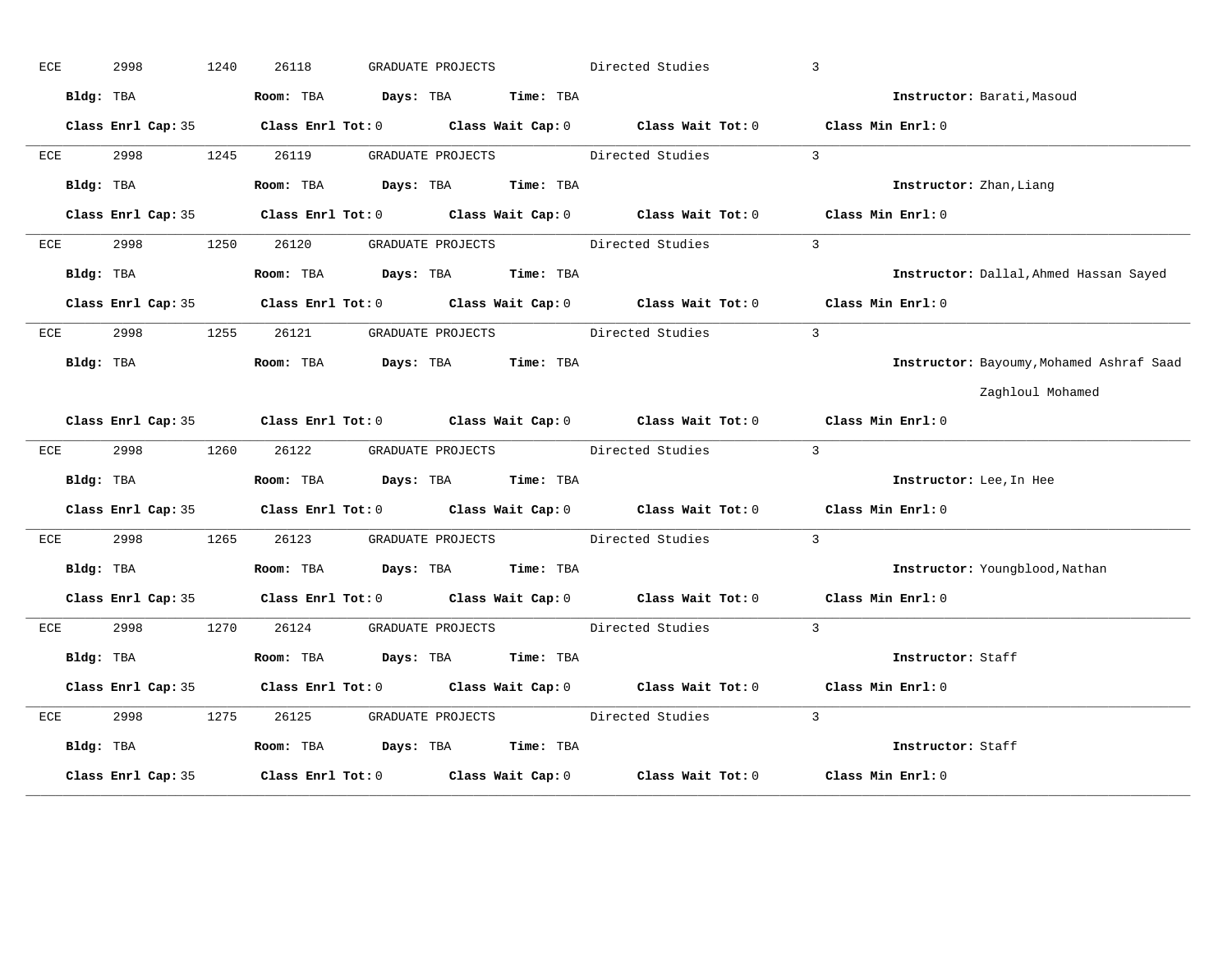ECE 2998 1240 26118 GRADUATE PROJECTS Directed Studies 3

**Bldg:** TBA **Room:** TBA **Days:** TBA **Time:** TBA **Instructor:** Barati,Masoud

**Class Enrl Cap:** 35 **Class Enrl Tot:** 0 **Class Wait Cap:** 0 **Class Wait Tot:** 0 **Class Min Enrl:** 0

---

ECE 2998 1245 26119 GRADUATE PROJECTS Directed Studies 3

**Bldg:** TBA **Room:** TBA **Days:** TBA **Time:** TBA **Instructor:** Zhan,Liang

**Class Enrl Cap:** 35 **Class Enrl Tot:** 0 **Class Wait Cap:** 0 **Class Wait Tot:** 0 **Class Min Enrl:** 0

---

ECE 2998 1250 26120 GRADUATE PROJECTS Directed Studies 3

**Bldg:** TBA **Room:** TBA **Days:** TBA **Time:** TBA **Instructor:** Dallal,Ahmed Hassan Sayed

**Class Enrl Cap:** 35 **Class Enrl Tot:** 0 **Class Wait Cap:** 0 **Class Wait Tot:** 0 **Class Min Enrl:** 0

---

ECE 2998 1255 26121 GRADUATE PROJECTS Directed Studies 3

**Bldg:** TBA **Room:** TBA **Days:** TBA **Time:** TBA **Instructor:** Bayoumy,Mohamed Ashraf Saad Zaghloul Mohamed

**Class Enrl Cap:** 35 **Class Enrl Tot:** 0 **Class Wait Cap:** 0 **Class Wait Tot:** 0 **Class Min Enrl:** 0

---

ECE 2998 1260 26122 GRADUATE PROJECTS Directed Studies 3

**Bldg:** TBA **Room:** TBA **Days:** TBA **Time:** TBA **Instructor:** Lee,In Hee

**Class Enrl Cap:** 35 **Class Enrl Tot:** 0 **Class Wait Cap:** 0 **Class Wait Tot:** 0 **Class Min Enrl:** 0

---

ECE 2998 1265 26123 GRADUATE PROJECTS Directed Studies 3

**Bldg:** TBA **Room:** TBA **Days:** TBA **Time:** TBA **Instructor:** Youngblood,Nathan

**Class Enrl Cap:** 35 **Class Enrl Tot:** 0 **Class Wait Cap:** 0 **Class Wait Tot:** 0 **Class Min Enrl:** 0

---

ECE 2998 1270 26124 GRADUATE PROJECTS Directed Studies 3

**Bldg:** TBA **Room:** TBA **Days:** TBA **Time:** TBA **Instructor:** Staff

**Class Enrl Cap:** 35 **Class Enrl Tot:** 0 **Class Wait Cap:** 0 **Class Wait Tot:** 0 **Class Min Enrl:** 0

---

ECE 2998 1275 26125 GRADUATE PROJECTS Directed Studies 3

**Bldg:** TBA **Room:** TBA **Days:** TBA **Time:** TBA **Instructor:** Staff

**Class Enrl Cap:** 35 **Class Enrl Tot:** 0 **Class Wait Cap:** 0 **Class Wait Tot:** 0 **Class Min Enrl:** 0

---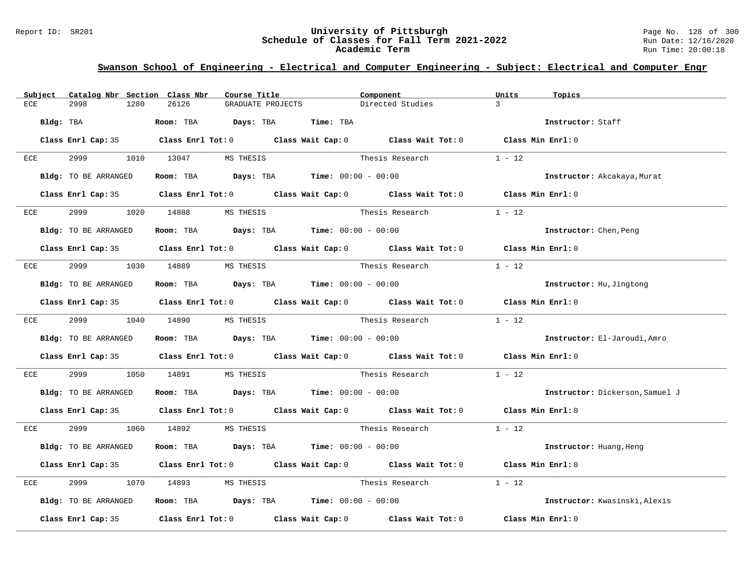## Swanson School of Engineering - Electrical and Computer Engineering - Subject: Electrical and Computer Engr

| Subject | Catalog Nbr | Section | Class Nbr | Course Title | Component | Units | Topics |
|---|---|---|---|---|---|---|---|
| ECE | 2998 | 1280 | 26126 | GRADUATE PROJECTS | Directed Studies | 3 | |

**Bldg:** TBA **Room:** TBA **Days:** TBA **Time:** TBA **Instructor:** Staff

**Class Enrl Cap:** 35 **Class Enrl Tot:** 0 **Class Wait Cap:** 0 **Class Wait Tot:** 0 **Class Min Enrl:** 0

---

| Subject | Catalog Nbr | Section | Class Nbr | Course Title | Component | Units | Topics |
|---|---|---|---|---|---|---|---|
| ECE | 2999 | 1010 | 13047 | MS THESIS | Thesis Research | 1 - 12 | |

**Bldg:** TO BE ARRANGED **Room:** TBA **Days:** TBA **Time:** 00:00 - 00:00 **Instructor:** Akcakaya,Murat

**Class Enrl Cap:** 35 **Class Enrl Tot:** 0 **Class Wait Cap:** 0 **Class Wait Tot:** 0 **Class Min Enrl:** 0

---

| Subject | Catalog Nbr | Section | Class Nbr | Course Title | Component | Units | Topics |
|---|---|---|---|---|---|---|---|
| ECE | 2999 | 1020 | 14888 | MS THESIS | Thesis Research | 1 - 12 | |

**Bldg:** TO BE ARRANGED **Room:** TBA **Days:** TBA **Time:** 00:00 - 00:00 **Instructor:** Chen,Peng

**Class Enrl Cap:** 35 **Class Enrl Tot:** 0 **Class Wait Cap:** 0 **Class Wait Tot:** 0 **Class Min Enrl:** 0

---

| Subject | Catalog Nbr | Section | Class Nbr | Course Title | Component | Units | Topics |
|---|---|---|---|---|---|---|---|
| ECE | 2999 | 1030 | 14889 | MS THESIS | Thesis Research | 1 - 12 | |

**Bldg:** TO BE ARRANGED **Room:** TBA **Days:** TBA **Time:** 00:00 - 00:00 **Instructor:** Hu,Jingtong

**Class Enrl Cap:** 35 **Class Enrl Tot:** 0 **Class Wait Cap:** 0 **Class Wait Tot:** 0 **Class Min Enrl:** 0

---

| Subject | Catalog Nbr | Section | Class Nbr | Course Title | Component | Units | Topics |
|---|---|---|---|---|---|---|---|
| ECE | 2999 | 1040 | 14890 | MS THESIS | Thesis Research | 1 - 12 | |

**Bldg:** TO BE ARRANGED **Room:** TBA **Days:** TBA **Time:** 00:00 - 00:00 **Instructor:** El-Jaroudi,Amro

**Class Enrl Cap:** 35 **Class Enrl Tot:** 0 **Class Wait Cap:** 0 **Class Wait Tot:** 0 **Class Min Enrl:** 0

---

| Subject | Catalog Nbr | Section | Class Nbr | Course Title | Component | Units | Topics |
|---|---|---|---|---|---|---|---|
| ECE | 2999 | 1050 | 14891 | MS THESIS | Thesis Research | 1 - 12 | |

**Bldg:** TO BE ARRANGED **Room:** TBA **Days:** TBA **Time:** 00:00 - 00:00 **Instructor:** Dickerson,Samuel J

**Class Enrl Cap:** 35 **Class Enrl Tot:** 0 **Class Wait Cap:** 0 **Class Wait Tot:** 0 **Class Min Enrl:** 0

---

| Subject | Catalog Nbr | Section | Class Nbr | Course Title | Component | Units | Topics |
|---|---|---|---|---|---|---|---|
| ECE | 2999 | 1060 | 14892 | MS THESIS | Thesis Research | 1 - 12 | |

**Bldg:** TO BE ARRANGED **Room:** TBA **Days:** TBA **Time:** 00:00 - 00:00 **Instructor:** Huang,Heng

**Class Enrl Cap:** 35 **Class Enrl Tot:** 0 **Class Wait Cap:** 0 **Class Wait Tot:** 0 **Class Min Enrl:** 0

---

| Subject | Catalog Nbr | Section | Class Nbr | Course Title | Component | Units | Topics |
|---|---|---|---|---|---|---|---|
| ECE | 2999 | 1070 | 14893 | MS THESIS | Thesis Research | 1 - 12 | |

**Bldg:** TO BE ARRANGED **Room:** TBA **Days:** TBA **Time:** 00:00 - 00:00 **Instructor:** Kwasinski,Alexis

**Class Enrl Cap:** 35 **Class Enrl Tot:** 0 **Class Wait Cap:** 0 **Class Wait Tot:** 0 **Class Min Enrl:** 0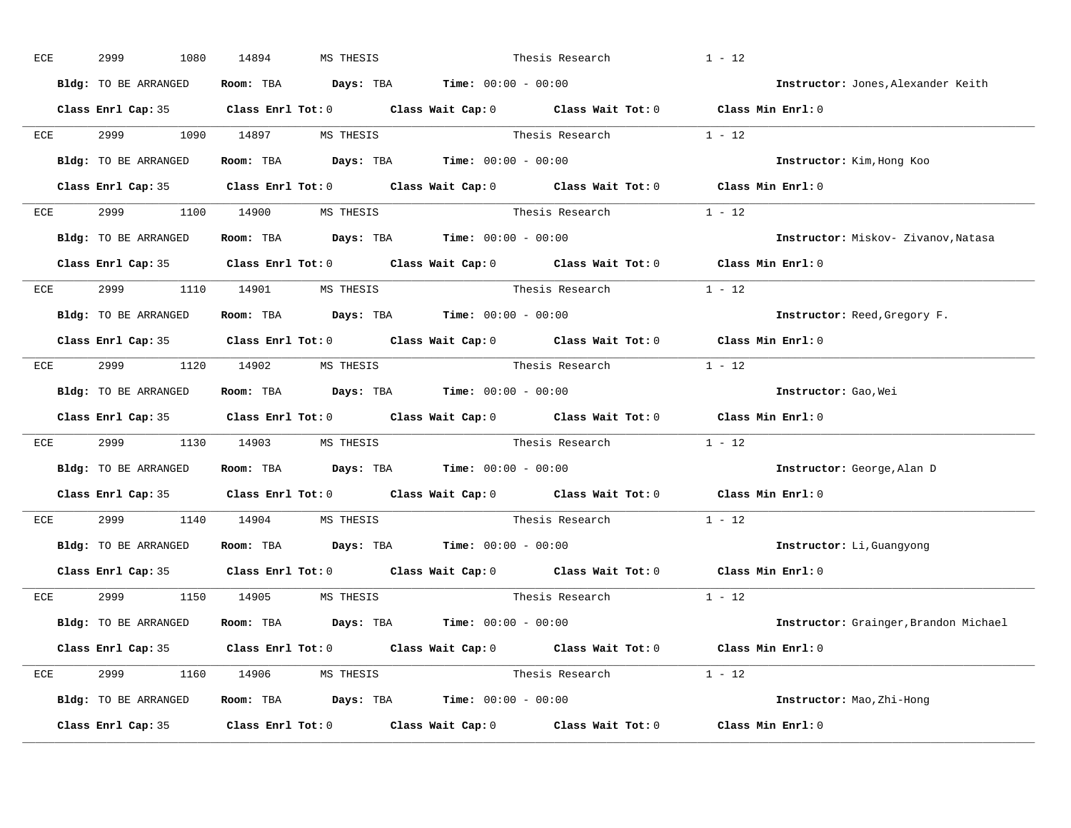ECE 2999 1080 14894 MS THESIS Thesis Research 1 - 12

**Bldg:** TO BE ARRANGED **Room:** TBA **Days:** TBA **Time:** 00:00 - 00:00 **Instructor:** Jones,Alexander Keith

**Class Enrl Cap:** 35 **Class Enrl Tot:** 0 **Class Wait Cap:** 0 **Class Wait Tot:** 0 **Class Min Enrl:** 0

---

ECE 2999 1090 14897 MS THESIS Thesis Research 1 - 12

**Bldg:** TO BE ARRANGED **Room:** TBA **Days:** TBA **Time:** 00:00 - 00:00 **Instructor:** Kim,Hong Koo

**Class Enrl Cap:** 35 **Class Enrl Tot:** 0 **Class Wait Cap:** 0 **Class Wait Tot:** 0 **Class Min Enrl:** 0

---

ECE 2999 1100 14900 MS THESIS Thesis Research 1 - 12

**Bldg:** TO BE ARRANGED **Room:** TBA **Days:** TBA **Time:** 00:00 - 00:00 **Instructor:** Miskov- Zivanov,Natasa

**Class Enrl Cap:** 35 **Class Enrl Tot:** 0 **Class Wait Cap:** 0 **Class Wait Tot:** 0 **Class Min Enrl:** 0

---

ECE 2999 1110 14901 MS THESIS Thesis Research 1 - 12

**Bldg:** TO BE ARRANGED **Room:** TBA **Days:** TBA **Time:** 00:00 - 00:00 **Instructor:** Reed,Gregory F.

**Class Enrl Cap:** 35 **Class Enrl Tot:** 0 **Class Wait Cap:** 0 **Class Wait Tot:** 0 **Class Min Enrl:** 0

---

ECE 2999 1120 14902 MS THESIS Thesis Research 1 - 12

**Bldg:** TO BE ARRANGED **Room:** TBA **Days:** TBA **Time:** 00:00 - 00:00 **Instructor:** Gao,Wei

**Class Enrl Cap:** 35 **Class Enrl Tot:** 0 **Class Wait Cap:** 0 **Class Wait Tot:** 0 **Class Min Enrl:** 0

---

ECE 2999 1130 14903 MS THESIS Thesis Research 1 - 12

**Bldg:** TO BE ARRANGED **Room:** TBA **Days:** TBA **Time:** 00:00 - 00:00 **Instructor:** George,Alan D

**Class Enrl Cap:** 35 **Class Enrl Tot:** 0 **Class Wait Cap:** 0 **Class Wait Tot:** 0 **Class Min Enrl:** 0

---

ECE 2999 1140 14904 MS THESIS Thesis Research 1 - 12

**Bldg:** TO BE ARRANGED **Room:** TBA **Days:** TBA **Time:** 00:00 - 00:00 **Instructor:** Li,Guangyong

**Class Enrl Cap:** 35 **Class Enrl Tot:** 0 **Class Wait Cap:** 0 **Class Wait Tot:** 0 **Class Min Enrl:** 0

---

ECE 2999 1150 14905 MS THESIS Thesis Research 1 - 12

**Bldg:** TO BE ARRANGED **Room:** TBA **Days:** TBA **Time:** 00:00 - 00:00 **Instructor:** Grainger,Brandon Michael

**Class Enrl Cap:** 35 **Class Enrl Tot:** 0 **Class Wait Cap:** 0 **Class Wait Tot:** 0 **Class Min Enrl:** 0

---

ECE 2999 1160 14906 MS THESIS Thesis Research 1 - 12

**Bldg:** TO BE ARRANGED **Room:** TBA **Days:** TBA **Time:** 00:00 - 00:00 **Instructor:** Mao,Zhi-Hong

**Class Enrl Cap:** 35 **Class Enrl Tot:** 0 **Class Wait Cap:** 0 **Class Wait Tot:** 0 **Class Min Enrl:** 0

---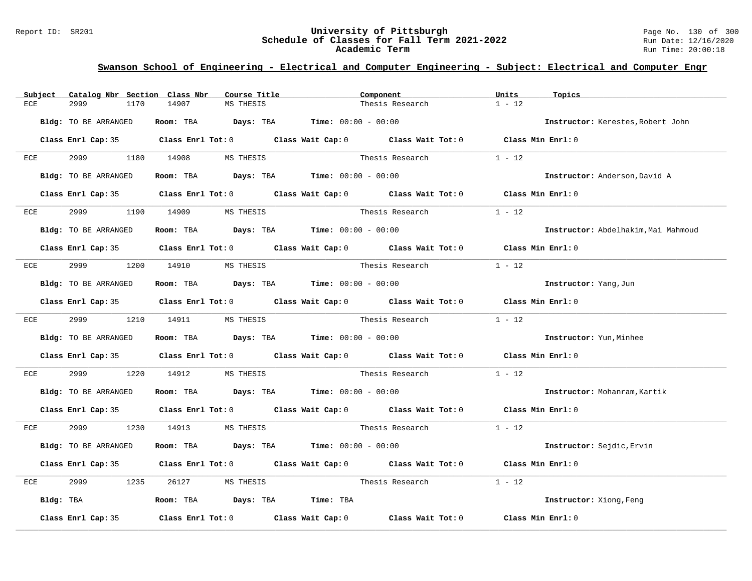## Swanson School of Engineering - Electrical and Computer Engineering - Subject: Electrical and Computer Engr

| Subject | Catalog Nbr | Section | Class Nbr | Course Title | Component | Units | Topics |
|---|---|---|---|---|---|---|---|
| ECE | 2999 | 1170 | 14907 | MS THESIS | Thesis Research | 1 - 12 | |

**Bldg:** TO BE ARRANGED **Room:** TBA **Days:** TBA **Time:** 00:00 - 00:00 **Instructor:** Kerestes,Robert John

**Class Enrl Cap:** 35 **Class Enrl Tot:** 0 **Class Wait Cap:** 0 **Class Wait Tot:** 0 **Class Min Enrl:** 0

| Subject | Catalog Nbr | Section | Class Nbr | Course Title | Component | Units | Topics |
|---|---|---|---|---|---|---|---|
| ECE | 2999 | 1180 | 14908 | MS THESIS | Thesis Research | 1 - 12 | |

**Bldg:** TO BE ARRANGED **Room:** TBA **Days:** TBA **Time:** 00:00 - 00:00 **Instructor:** Anderson,David A

**Class Enrl Cap:** 35 **Class Enrl Tot:** 0 **Class Wait Cap:** 0 **Class Wait Tot:** 0 **Class Min Enrl:** 0

| Subject | Catalog Nbr | Section | Class Nbr | Course Title | Component | Units | Topics |
|---|---|---|---|---|---|---|---|
| ECE | 2999 | 1190 | 14909 | MS THESIS | Thesis Research | 1 - 12 | |

**Bldg:** TO BE ARRANGED **Room:** TBA **Days:** TBA **Time:** 00:00 - 00:00 **Instructor:** Abdelhakim,Mai Mahmoud

**Class Enrl Cap:** 35 **Class Enrl Tot:** 0 **Class Wait Cap:** 0 **Class Wait Tot:** 0 **Class Min Enrl:** 0

| Subject | Catalog Nbr | Section | Class Nbr | Course Title | Component | Units | Topics |
|---|---|---|---|---|---|---|---|
| ECE | 2999 | 1200 | 14910 | MS THESIS | Thesis Research | 1 - 12 | |

**Bldg:** TO BE ARRANGED **Room:** TBA **Days:** TBA **Time:** 00:00 - 00:00 **Instructor:** Yang,Jun

**Class Enrl Cap:** 35 **Class Enrl Tot:** 0 **Class Wait Cap:** 0 **Class Wait Tot:** 0 **Class Min Enrl:** 0

| Subject | Catalog Nbr | Section | Class Nbr | Course Title | Component | Units | Topics |
|---|---|---|---|---|---|---|---|
| ECE | 2999 | 1210 | 14911 | MS THESIS | Thesis Research | 1 - 12 | |

**Bldg:** TO BE ARRANGED **Room:** TBA **Days:** TBA **Time:** 00:00 - 00:00 **Instructor:** Yun,Minhee

**Class Enrl Cap:** 35 **Class Enrl Tot:** 0 **Class Wait Cap:** 0 **Class Wait Tot:** 0 **Class Min Enrl:** 0

| Subject | Catalog Nbr | Section | Class Nbr | Course Title | Component | Units | Topics |
|---|---|---|---|---|---|---|---|
| ECE | 2999 | 1220 | 14912 | MS THESIS | Thesis Research | 1 - 12 | |

**Bldg:** TO BE ARRANGED **Room:** TBA **Days:** TBA **Time:** 00:00 - 00:00 **Instructor:** Mohanram,Kartik

**Class Enrl Cap:** 35 **Class Enrl Tot:** 0 **Class Wait Cap:** 0 **Class Wait Tot:** 0 **Class Min Enrl:** 0

| Subject | Catalog Nbr | Section | Class Nbr | Course Title | Component | Units | Topics |
|---|---|---|---|---|---|---|---|
| ECE | 2999 | 1230 | 14913 | MS THESIS | Thesis Research | 1 - 12 | |

**Bldg:** TO BE ARRANGED **Room:** TBA **Days:** TBA **Time:** 00:00 - 00:00 **Instructor:** Sejdic,Ervin

**Class Enrl Cap:** 35 **Class Enrl Tot:** 0 **Class Wait Cap:** 0 **Class Wait Tot:** 0 **Class Min Enrl:** 0

| Subject | Catalog Nbr | Section | Class Nbr | Course Title | Component | Units | Topics |
|---|---|---|---|---|---|---|---|
| ECE | 2999 | 1235 | 26127 | MS THESIS | Thesis Research | 1 - 12 | |

**Bldg:** TBA **Room:** TBA **Days:** TBA **Time:** TBA **Instructor:** Xiong,Feng

**Class Enrl Cap:** 35 **Class Enrl Tot:** 0 **Class Wait Cap:** 0 **Class Wait Tot:** 0 **Class Min Enrl:** 0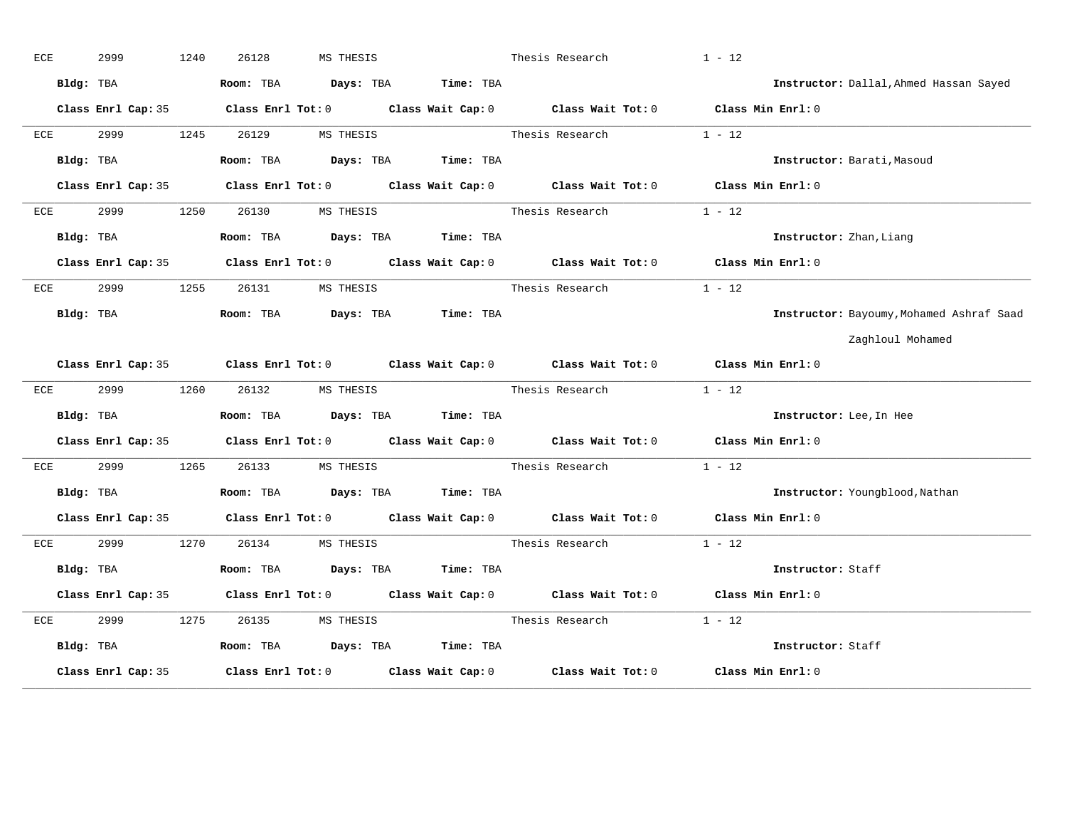ECE 2999 1240 26128 MS THESIS Thesis Research 1 - 12

**Bldg:** TBA **Room:** TBA **Days:** TBA **Time:** TBA **Instructor:** Dallal,Ahmed Hassan Sayed

**Class Enrl Cap:** 35 **Class Enrl Tot:** 0 **Class Wait Cap:** 0 **Class Wait Tot:** 0 **Class Min Enrl:** 0

---

ECE 2999 1245 26129 MS THESIS Thesis Research 1 - 12

**Bldg:** TBA **Room:** TBA **Days:** TBA **Time:** TBA **Instructor:** Barati,Masoud

**Class Enrl Cap:** 35 **Class Enrl Tot:** 0 **Class Wait Cap:** 0 **Class Wait Tot:** 0 **Class Min Enrl:** 0

---

ECE 2999 1250 26130 MS THESIS Thesis Research 1 - 12

**Bldg:** TBA **Room:** TBA **Days:** TBA **Time:** TBA **Instructor:** Zhan,Liang

**Class Enrl Cap:** 35 **Class Enrl Tot:** 0 **Class Wait Cap:** 0 **Class Wait Tot:** 0 **Class Min Enrl:** 0

---

ECE 2999 1255 26131 MS THESIS Thesis Research 1 - 12

**Bldg:** TBA **Room:** TBA **Days:** TBA **Time:** TBA **Instructor:** Bayoumy,Mohamed Ashraf Saad Zaghloul Mohamed

**Class Enrl Cap:** 35 **Class Enrl Tot:** 0 **Class Wait Cap:** 0 **Class Wait Tot:** 0 **Class Min Enrl:** 0

---

ECE 2999 1260 26132 MS THESIS Thesis Research 1 - 12

**Bldg:** TBA **Room:** TBA **Days:** TBA **Time:** TBA **Instructor:** Lee,In Hee

**Class Enrl Cap:** 35 **Class Enrl Tot:** 0 **Class Wait Cap:** 0 **Class Wait Tot:** 0 **Class Min Enrl:** 0

---

ECE 2999 1265 26133 MS THESIS Thesis Research 1 - 12

**Bldg:** TBA **Room:** TBA **Days:** TBA **Time:** TBA **Instructor:** Youngblood,Nathan

**Class Enrl Cap:** 35 **Class Enrl Tot:** 0 **Class Wait Cap:** 0 **Class Wait Tot:** 0 **Class Min Enrl:** 0

---

ECE 2999 1270 26134 MS THESIS Thesis Research 1 - 12

**Bldg:** TBA **Room:** TBA **Days:** TBA **Time:** TBA **Instructor:** Staff

**Class Enrl Cap:** 35 **Class Enrl Tot:** 0 **Class Wait Cap:** 0 **Class Wait Tot:** 0 **Class Min Enrl:** 0

---

ECE 2999 1275 26135 MS THESIS Thesis Research 1 - 12

**Bldg:** TBA **Room:** TBA **Days:** TBA **Time:** TBA **Instructor:** Staff

**Class Enrl Cap:** 35 **Class Enrl Tot:** 0 **Class Wait Cap:** 0 **Class Wait Tot:** 0 **Class Min Enrl:** 0

---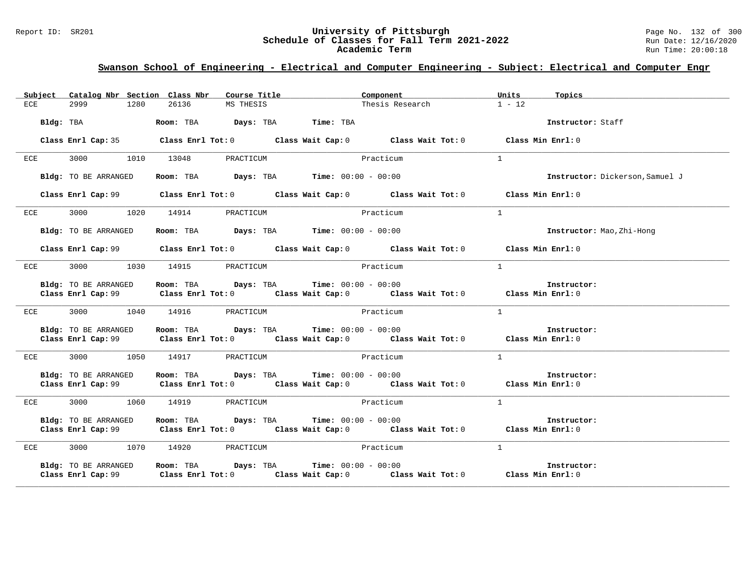## Swanson School of Engineering - Electrical and Computer Engineering - Subject: Electrical and Computer Engr

| Subject | Catalog Nbr | Section | Class Nbr | Course Title | Component | Units | Topics |
|---|---|---|---|---|---|---|---|
| ECE | 2999 | 1280 | 26136 | MS THESIS | Thesis Research | 1 - 12 | |

**Bldg:** TBA **Room:** TBA **Days:** TBA **Time:** TBA **Instructor:** Staff

**Class Enrl Cap:** 35 **Class Enrl Tot:** 0 **Class Wait Cap:** 0 **Class Wait Tot:** 0 **Class Min Enrl:** 0

---

| Subject | Catalog Nbr | Section | Class Nbr | Course Title | Component | Units | Topics |
|---|---|---|---|---|---|---|---|
| ECE | 3000 | 1010 | 13048 | PRACTICUM | Practicum | 1 | |

**Bldg:** TO BE ARRANGED **Room:** TBA **Days:** TBA **Time:** 00:00 - 00:00 **Instructor:** Dickerson,Samuel J

**Class Enrl Cap:** 99 **Class Enrl Tot:** 0 **Class Wait Cap:** 0 **Class Wait Tot:** 0 **Class Min Enrl:** 0

---

| Subject | Catalog Nbr | Section | Class Nbr | Course Title | Component | Units | Topics |
|---|---|---|---|---|---|---|---|
| ECE | 3000 | 1020 | 14914 | PRACTICUM | Practicum | 1 | |

**Bldg:** TO BE ARRANGED **Room:** TBA **Days:** TBA **Time:** 00:00 - 00:00 **Instructor:** Mao,Zhi-Hong

**Class Enrl Cap:** 99 **Class Enrl Tot:** 0 **Class Wait Cap:** 0 **Class Wait Tot:** 0 **Class Min Enrl:** 0

---

| Subject | Catalog Nbr | Section | Class Nbr | Course Title | Component | Units | Topics |
|---|---|---|---|---|---|---|---|
| ECE | 3000 | 1030 | 14915 | PRACTICUM | Practicum | 1 | |

**Bldg:** TO BE ARRANGED **Room:** TBA **Days:** TBA **Time:** 00:00 - 00:00 **Instructor:**
**Class Enrl Cap:** 99 **Class Enrl Tot:** 0 **Class Wait Cap:** 0 **Class Wait Tot:** 0 **Class Min Enrl:** 0

---

| Subject | Catalog Nbr | Section | Class Nbr | Course Title | Component | Units | Topics |
|---|---|---|---|---|---|---|---|
| ECE | 3000 | 1040 | 14916 | PRACTICUM | Practicum | 1 | |

**Bldg:** TO BE ARRANGED **Room:** TBA **Days:** TBA **Time:** 00:00 - 00:00 **Instructor:**
**Class Enrl Cap:** 99 **Class Enrl Tot:** 0 **Class Wait Cap:** 0 **Class Wait Tot:** 0 **Class Min Enrl:** 0

---

| Subject | Catalog Nbr | Section | Class Nbr | Course Title | Component | Units | Topics |
|---|---|---|---|---|---|---|---|
| ECE | 3000 | 1050 | 14917 | PRACTICUM | Practicum | 1 | |

**Bldg:** TO BE ARRANGED **Room:** TBA **Days:** TBA **Time:** 00:00 - 00:00 **Instructor:**
**Class Enrl Cap:** 99 **Class Enrl Tot:** 0 **Class Wait Cap:** 0 **Class Wait Tot:** 0 **Class Min Enrl:** 0

---

| Subject | Catalog Nbr | Section | Class Nbr | Course Title | Component | Units | Topics |
|---|---|---|---|---|---|---|---|
| ECE | 3000 | 1060 | 14919 | PRACTICUM | Practicum | 1 | |

**Bldg:** TO BE ARRANGED **Room:** TBA **Days:** TBA **Time:** 00:00 - 00:00 **Instructor:**
**Class Enrl Cap:** 99 **Class Enrl Tot:** 0 **Class Wait Cap:** 0 **Class Wait Tot:** 0 **Class Min Enrl:** 0

---

| Subject | Catalog Nbr | Section | Class Nbr | Course Title | Component | Units | Topics |
|---|---|---|---|---|---|---|---|
| ECE | 3000 | 1070 | 14920 | PRACTICUM | Practicum | 1 | |

**Bldg:** TO BE ARRANGED **Room:** TBA **Days:** TBA **Time:** 00:00 - 00:00 **Instructor:**
**Class Enrl Cap:** 99 **Class Enrl Tot:** 0 **Class Wait Cap:** 0 **Class Wait Tot:** 0 **Class Min Enrl:** 0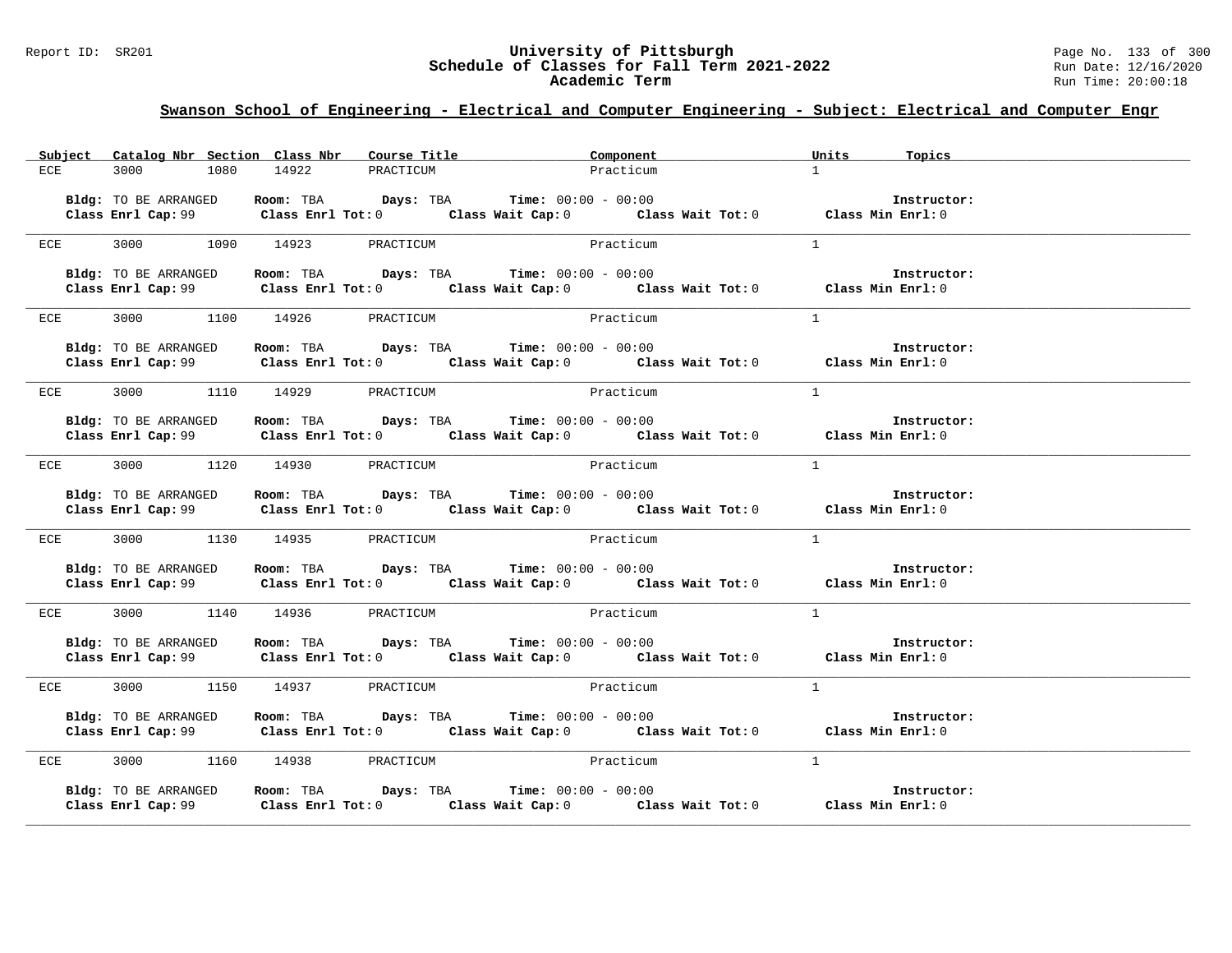## Swanson School of Engineering - Electrical and Computer Engineering - Subject: Electrical and Computer Engr

| Subject | Catalog Nbr | Section | Class Nbr | Course Title | Component | Units | Topics |
|---|---|---|---|---|---|---|---|
| ECE | 3000 | 1080 | 14922 | PRACTICUM | Practicum | 1 | |

**Bldg:** TO BE ARRANGED **Room:** TBA **Days:** TBA **Time:** 00:00 - 00:00 **Instructor:**
**Class Enrl Cap:** 99 **Class Enrl Tot:** 0 **Class Wait Cap:** 0 **Class Wait Tot:** 0 **Class Min Enrl:** 0

| Subject | Catalog Nbr | Section | Class Nbr | Course Title | Component | Units | Topics |
|---|---|---|---|---|---|---|---|
| ECE | 3000 | 1090 | 14923 | PRACTICUM | Practicum | 1 | |

**Bldg:** TO BE ARRANGED **Room:** TBA **Days:** TBA **Time:** 00:00 - 00:00 **Instructor:**
**Class Enrl Cap:** 99 **Class Enrl Tot:** 0 **Class Wait Cap:** 0 **Class Wait Tot:** 0 **Class Min Enrl:** 0

| Subject | Catalog Nbr | Section | Class Nbr | Course Title | Component | Units | Topics |
|---|---|---|---|---|---|---|---|
| ECE | 3000 | 1100 | 14926 | PRACTICUM | Practicum | 1 | |

**Bldg:** TO BE ARRANGED **Room:** TBA **Days:** TBA **Time:** 00:00 - 00:00 **Instructor:**
**Class Enrl Cap:** 99 **Class Enrl Tot:** 0 **Class Wait Cap:** 0 **Class Wait Tot:** 0 **Class Min Enrl:** 0

| Subject | Catalog Nbr | Section | Class Nbr | Course Title | Component | Units | Topics |
|---|---|---|---|---|---|---|---|
| ECE | 3000 | 1110 | 14929 | PRACTICUM | Practicum | 1 | |

**Bldg:** TO BE ARRANGED **Room:** TBA **Days:** TBA **Time:** 00:00 - 00:00 **Instructor:**
**Class Enrl Cap:** 99 **Class Enrl Tot:** 0 **Class Wait Cap:** 0 **Class Wait Tot:** 0 **Class Min Enrl:** 0

| Subject | Catalog Nbr | Section | Class Nbr | Course Title | Component | Units | Topics |
|---|---|---|---|---|---|---|---|
| ECE | 3000 | 1120 | 14930 | PRACTICUM | Practicum | 1 | |

**Bldg:** TO BE ARRANGED **Room:** TBA **Days:** TBA **Time:** 00:00 - 00:00 **Instructor:**
**Class Enrl Cap:** 99 **Class Enrl Tot:** 0 **Class Wait Cap:** 0 **Class Wait Tot:** 0 **Class Min Enrl:** 0

| Subject | Catalog Nbr | Section | Class Nbr | Course Title | Component | Units | Topics |
|---|---|---|---|---|---|---|---|
| ECE | 3000 | 1130 | 14935 | PRACTICUM | Practicum | 1 | |

**Bldg:** TO BE ARRANGED **Room:** TBA **Days:** TBA **Time:** 00:00 - 00:00 **Instructor:**
**Class Enrl Cap:** 99 **Class Enrl Tot:** 0 **Class Wait Cap:** 0 **Class Wait Tot:** 0 **Class Min Enrl:** 0

| Subject | Catalog Nbr | Section | Class Nbr | Course Title | Component | Units | Topics |
|---|---|---|---|---|---|---|---|
| ECE | 3000 | 1140 | 14936 | PRACTICUM | Practicum | 1 | |

**Bldg:** TO BE ARRANGED **Room:** TBA **Days:** TBA **Time:** 00:00 - 00:00 **Instructor:**
**Class Enrl Cap:** 99 **Class Enrl Tot:** 0 **Class Wait Cap:** 0 **Class Wait Tot:** 0 **Class Min Enrl:** 0

| Subject | Catalog Nbr | Section | Class Nbr | Course Title | Component | Units | Topics |
|---|---|---|---|---|---|---|---|
| ECE | 3000 | 1150 | 14937 | PRACTICUM | Practicum | 1 | |

**Bldg:** TO BE ARRANGED **Room:** TBA **Days:** TBA **Time:** 00:00 - 00:00 **Instructor:**
**Class Enrl Cap:** 99 **Class Enrl Tot:** 0 **Class Wait Cap:** 0 **Class Wait Tot:** 0 **Class Min Enrl:** 0

| Subject | Catalog Nbr | Section | Class Nbr | Course Title | Component | Units | Topics |
|---|---|---|---|---|---|---|---|
| ECE | 3000 | 1160 | 14938 | PRACTICUM | Practicum | 1 | |

**Bldg:** TO BE ARRANGED **Room:** TBA **Days:** TBA **Time:** 00:00 - 00:00 **Instructor:**
**Class Enrl Cap:** 99 **Class Enrl Tot:** 0 **Class Wait Cap:** 0 **Class Wait Tot:** 0 **Class Min Enrl:** 0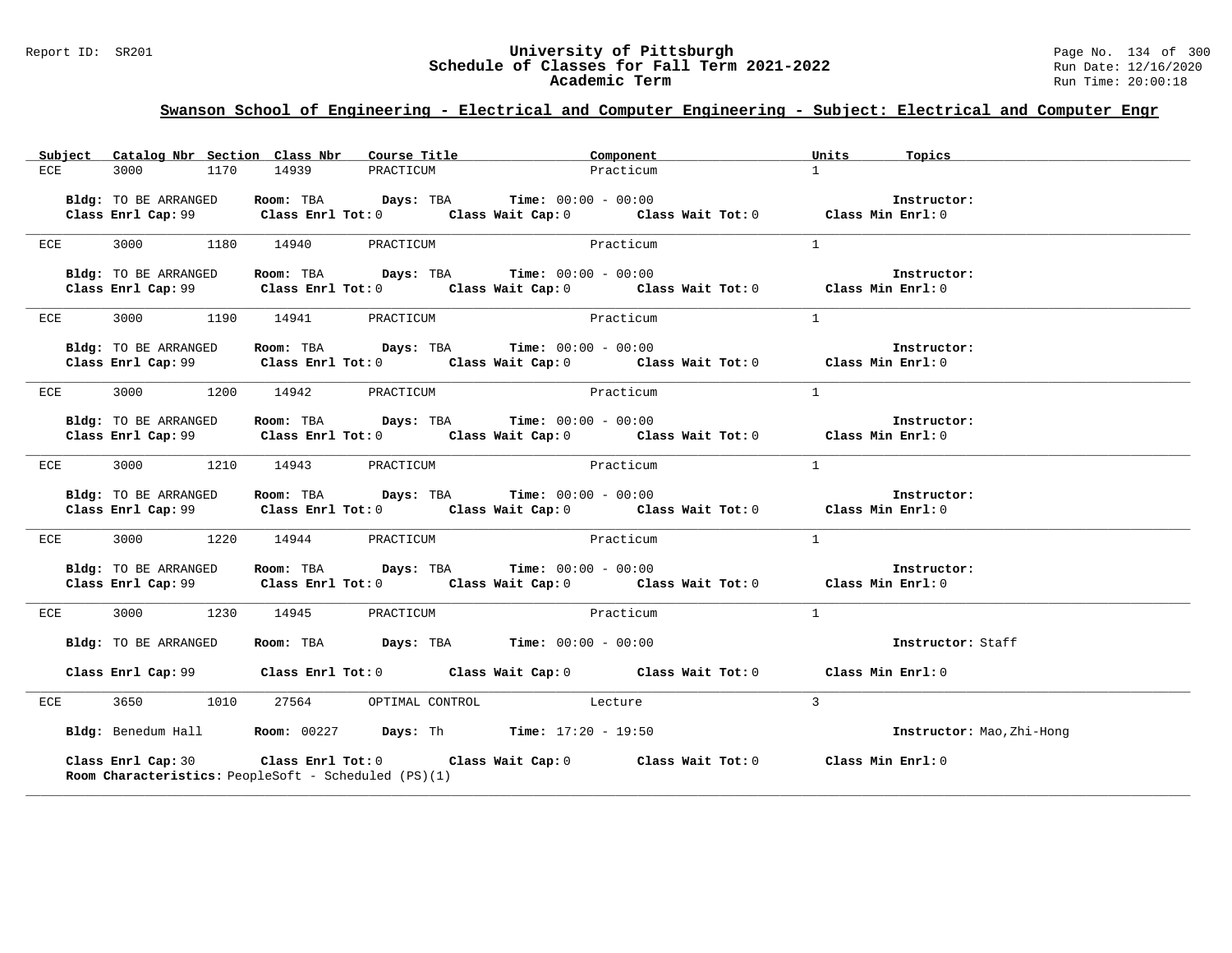## Swanson School of Engineering - Electrical and Computer Engineering - Subject: Electrical and Computer Engr

| Subject | Catalog Nbr | Section | Class Nbr | Course Title | Component | Units | Topics |
|---|---|---|---|---|---|---|---|
| ECE | 3000 | 1170 | 14939 | PRACTICUM | Practicum | 1 | |

**Bldg:** TO BE ARRANGED **Room:** TBA **Days:** TBA **Time:** 00:00 - 00:00 **Instructor:**
**Class Enrl Cap:** 99 **Class Enrl Tot:** 0 **Class Wait Cap:** 0 **Class Wait Tot:** 0 **Class Min Enrl:** 0

---

| Subject | Catalog Nbr | Section | Class Nbr | Course Title | Component | Units | Topics |
|---|---|---|---|---|---|---|---|
| ECE | 3000 | 1180 | 14940 | PRACTICUM | Practicum | 1 | |

**Bldg:** TO BE ARRANGED **Room:** TBA **Days:** TBA **Time:** 00:00 - 00:00 **Instructor:**
**Class Enrl Cap:** 99 **Class Enrl Tot:** 0 **Class Wait Cap:** 0 **Class Wait Tot:** 0 **Class Min Enrl:** 0

---

| Subject | Catalog Nbr | Section | Class Nbr | Course Title | Component | Units | Topics |
|---|---|---|---|---|---|---|---|
| ECE | 3000 | 1190 | 14941 | PRACTICUM | Practicum | 1 | |

**Bldg:** TO BE ARRANGED **Room:** TBA **Days:** TBA **Time:** 00:00 - 00:00 **Instructor:**
**Class Enrl Cap:** 99 **Class Enrl Tot:** 0 **Class Wait Cap:** 0 **Class Wait Tot:** 0 **Class Min Enrl:** 0

---

| Subject | Catalog Nbr | Section | Class Nbr | Course Title | Component | Units | Topics |
|---|---|---|---|---|---|---|---|
| ECE | 3000 | 1200 | 14942 | PRACTICUM | Practicum | 1 | |

**Bldg:** TO BE ARRANGED **Room:** TBA **Days:** TBA **Time:** 00:00 - 00:00 **Instructor:**
**Class Enrl Cap:** 99 **Class Enrl Tot:** 0 **Class Wait Cap:** 0 **Class Wait Tot:** 0 **Class Min Enrl:** 0

---

| Subject | Catalog Nbr | Section | Class Nbr | Course Title | Component | Units | Topics |
|---|---|---|---|---|---|---|---|
| ECE | 3000 | 1210 | 14943 | PRACTICUM | Practicum | 1 | |

**Bldg:** TO BE ARRANGED **Room:** TBA **Days:** TBA **Time:** 00:00 - 00:00 **Instructor:**
**Class Enrl Cap:** 99 **Class Enrl Tot:** 0 **Class Wait Cap:** 0 **Class Wait Tot:** 0 **Class Min Enrl:** 0

---

| Subject | Catalog Nbr | Section | Class Nbr | Course Title | Component | Units | Topics |
|---|---|---|---|---|---|---|---|
| ECE | 3000 | 1220 | 14944 | PRACTICUM | Practicum | 1 | |

**Bldg:** TO BE ARRANGED **Room:** TBA **Days:** TBA **Time:** 00:00 - 00:00 **Instructor:**
**Class Enrl Cap:** 99 **Class Enrl Tot:** 0 **Class Wait Cap:** 0 **Class Wait Tot:** 0 **Class Min Enrl:** 0

---

| Subject | Catalog Nbr | Section | Class Nbr | Course Title | Component | Units | Topics |
|---|---|---|---|---|---|---|---|
| ECE | 3000 | 1230 | 14945 | PRACTICUM | Practicum | 1 | |

**Bldg:** TO BE ARRANGED **Room:** TBA **Days:** TBA **Time:** 00:00 - 00:00 **Instructor:** Staff
**Class Enrl Cap:** 99 **Class Enrl Tot:** 0 **Class Wait Cap:** 0 **Class Wait Tot:** 0 **Class Min Enrl:** 0

---

| Subject | Catalog Nbr | Section | Class Nbr | Course Title | Component | Units | Topics |
|---|---|---|---|---|---|---|---|
| ECE | 3650 | 1010 | 27564 | OPTIMAL CONTROL | Lecture | 3 | |

**Bldg:** Benedum Hall **Room:** 00227 **Days:** Th **Time:** 17:20 - 19:50 **Instructor:** Mao,Zhi-Hong
**Class Enrl Cap:** 30 **Class Enrl Tot:** 0 **Class Wait Cap:** 0 **Class Wait Tot:** 0 **Class Min Enrl:** 0
**Room Characteristics:** PeopleSoft - Scheduled (PS)(1)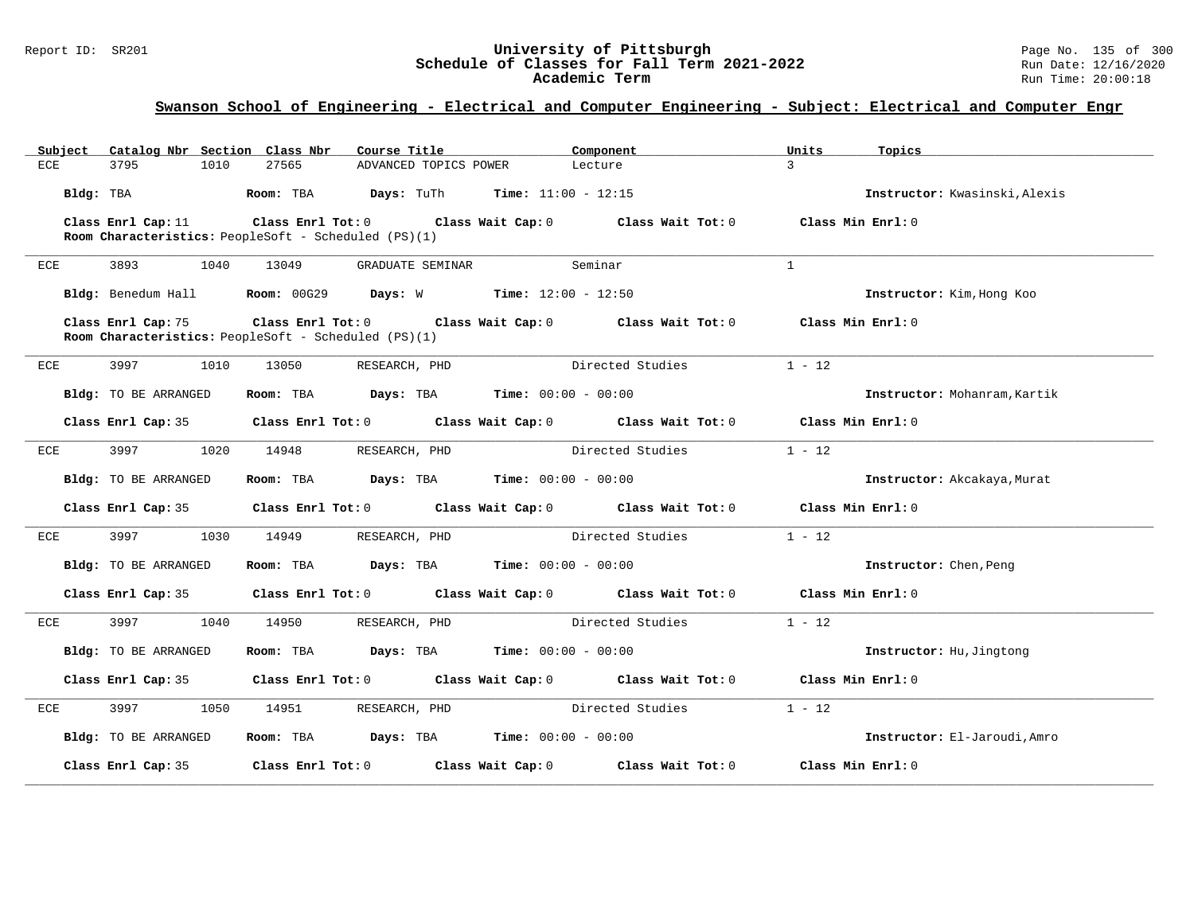## Swanson School of Engineering - Electrical and Computer Engineering - Subject: Electrical and Computer Engr

| Subject | Catalog Nbr | Section | Class Nbr | Course Title | Component | Units | Topics |
|---|---|---|---|---|---|---|---|
| ECE | 3795 | 1010 | 27565 | ADVANCED TOPICS POWER | Lecture | 3 | |

**Bldg:** TBA **Room:** TBA **Days:** TuTh **Time:** 11:00 - 12:15 **Instructor:** Kwasinski,Alexis

**Class Enrl Cap:** 11 **Class Enrl Tot:** 0 **Class Wait Cap:** 0 **Class Wait Tot:** 0 **Class Min Enrl:** 0
**Room Characteristics:** PeopleSoft - Scheduled (PS)(1)

---

| Subject | Catalog Nbr | Section | Class Nbr | Course Title | Component | Units | Topics |
|---|---|---|---|---|---|---|---|
| ECE | 3893 | 1040 | 13049 | GRADUATE SEMINAR | Seminar | 1 | |

**Bldg:** Benedum Hall **Room:** 00G29 **Days:** W **Time:** 12:00 - 12:50 **Instructor:** Kim,Hong Koo

**Class Enrl Cap:** 75 **Class Enrl Tot:** 0 **Class Wait Cap:** 0 **Class Wait Tot:** 0 **Class Min Enrl:** 0
**Room Characteristics:** PeopleSoft - Scheduled (PS)(1)

---

| Subject | Catalog Nbr | Section | Class Nbr | Course Title | Component | Units | Topics |
|---|---|---|---|---|---|---|---|
| ECE | 3997 | 1010 | 13050 | RESEARCH, PHD | Directed Studies | 1 - 12 | |

**Bldg:** TO BE ARRANGED **Room:** TBA **Days:** TBA **Time:** 00:00 - 00:00 **Instructor:** Mohanram,Kartik

**Class Enrl Cap:** 35 **Class Enrl Tot:** 0 **Class Wait Cap:** 0 **Class Wait Tot:** 0 **Class Min Enrl:** 0

---

| Subject | Catalog Nbr | Section | Class Nbr | Course Title | Component | Units | Topics |
|---|---|---|---|---|---|---|---|
| ECE | 3997 | 1020 | 14948 | RESEARCH, PHD | Directed Studies | 1 - 12 | |

**Bldg:** TO BE ARRANGED **Room:** TBA **Days:** TBA **Time:** 00:00 - 00:00 **Instructor:** Akcakaya,Murat

**Class Enrl Cap:** 35 **Class Enrl Tot:** 0 **Class Wait Cap:** 0 **Class Wait Tot:** 0 **Class Min Enrl:** 0

---

| Subject | Catalog Nbr | Section | Class Nbr | Course Title | Component | Units | Topics |
|---|---|---|---|---|---|---|---|
| ECE | 3997 | 1030 | 14949 | RESEARCH, PHD | Directed Studies | 1 - 12 | |

**Bldg:** TO BE ARRANGED **Room:** TBA **Days:** TBA **Time:** 00:00 - 00:00 **Instructor:** Chen,Peng

**Class Enrl Cap:** 35 **Class Enrl Tot:** 0 **Class Wait Cap:** 0 **Class Wait Tot:** 0 **Class Min Enrl:** 0

---

| Subject | Catalog Nbr | Section | Class Nbr | Course Title | Component | Units | Topics |
|---|---|---|---|---|---|---|---|
| ECE | 3997 | 1040 | 14950 | RESEARCH, PHD | Directed Studies | 1 - 12 | |

**Bldg:** TO BE ARRANGED **Room:** TBA **Days:** TBA **Time:** 00:00 - 00:00 **Instructor:** Hu,Jingtong

**Class Enrl Cap:** 35 **Class Enrl Tot:** 0 **Class Wait Cap:** 0 **Class Wait Tot:** 0 **Class Min Enrl:** 0

---

| Subject | Catalog Nbr | Section | Class Nbr | Course Title | Component | Units | Topics |
|---|---|---|---|---|---|---|---|
| ECE | 3997 | 1050 | 14951 | RESEARCH, PHD | Directed Studies | 1 - 12 | |

**Bldg:** TO BE ARRANGED **Room:** TBA **Days:** TBA **Time:** 00:00 - 00:00 **Instructor:** El-Jaroudi,Amro

**Class Enrl Cap:** 35 **Class Enrl Tot:** 0 **Class Wait Cap:** 0 **Class Wait Tot:** 0 **Class Min Enrl:** 0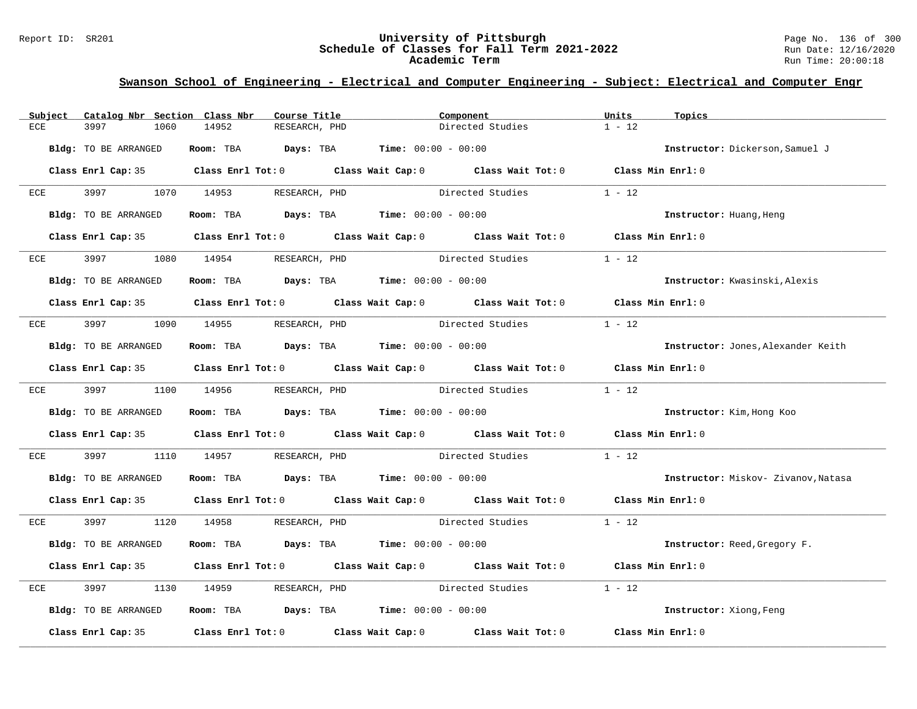## Swanson School of Engineering - Electrical and Computer Engineering - Subject: Electrical and Computer Engr

| Subject | Catalog Nbr | Section | Class Nbr | Course Title | Component | Units | Topics |
|---|---|---|---|---|---|---|---|
| ECE | 3997 | 1060 | 14952 | RESEARCH, PHD | Directed Studies | 1 - 12 | |

**Bldg:** TO BE ARRANGED **Room:** TBA **Days:** TBA **Time:** 00:00 - 00:00 **Instructor:** Dickerson,Samuel J

**Class Enrl Cap:** 35 **Class Enrl Tot:** 0 **Class Wait Cap:** 0 **Class Wait Tot:** 0 **Class Min Enrl:** 0

| Subject | Catalog Nbr | Section | Class Nbr | Course Title | Component | Units | Topics |
|---|---|---|---|---|---|---|---|
| ECE | 3997 | 1070 | 14953 | RESEARCH, PHD | Directed Studies | 1 - 12 | |

**Bldg:** TO BE ARRANGED **Room:** TBA **Days:** TBA **Time:** 00:00 - 00:00 **Instructor:** Huang,Heng

**Class Enrl Cap:** 35 **Class Enrl Tot:** 0 **Class Wait Cap:** 0 **Class Wait Tot:** 0 **Class Min Enrl:** 0

| Subject | Catalog Nbr | Section | Class Nbr | Course Title | Component | Units | Topics |
|---|---|---|---|---|---|---|---|
| ECE | 3997 | 1080 | 14954 | RESEARCH, PHD | Directed Studies | 1 - 12 | |

**Bldg:** TO BE ARRANGED **Room:** TBA **Days:** TBA **Time:** 00:00 - 00:00 **Instructor:** Kwasinski,Alexis

**Class Enrl Cap:** 35 **Class Enrl Tot:** 0 **Class Wait Cap:** 0 **Class Wait Tot:** 0 **Class Min Enrl:** 0

| Subject | Catalog Nbr | Section | Class Nbr | Course Title | Component | Units | Topics |
|---|---|---|---|---|---|---|---|
| ECE | 3997 | 1090 | 14955 | RESEARCH, PHD | Directed Studies | 1 - 12 | |

**Bldg:** TO BE ARRANGED **Room:** TBA **Days:** TBA **Time:** 00:00 - 00:00 **Instructor:** Jones,Alexander Keith

**Class Enrl Cap:** 35 **Class Enrl Tot:** 0 **Class Wait Cap:** 0 **Class Wait Tot:** 0 **Class Min Enrl:** 0

| Subject | Catalog Nbr | Section | Class Nbr | Course Title | Component | Units | Topics |
|---|---|---|---|---|---|---|---|
| ECE | 3997 | 1100 | 14956 | RESEARCH, PHD | Directed Studies | 1 - 12 | |

**Bldg:** TO BE ARRANGED **Room:** TBA **Days:** TBA **Time:** 00:00 - 00:00 **Instructor:** Kim,Hong Koo

**Class Enrl Cap:** 35 **Class Enrl Tot:** 0 **Class Wait Cap:** 0 **Class Wait Tot:** 0 **Class Min Enrl:** 0

| Subject | Catalog Nbr | Section | Class Nbr | Course Title | Component | Units | Topics |
|---|---|---|---|---|---|---|---|
| ECE | 3997 | 1110 | 14957 | RESEARCH, PHD | Directed Studies | 1 - 12 | |

**Bldg:** TO BE ARRANGED **Room:** TBA **Days:** TBA **Time:** 00:00 - 00:00 **Instructor:** Miskov- Zivanov,Natasa

**Class Enrl Cap:** 35 **Class Enrl Tot:** 0 **Class Wait Cap:** 0 **Class Wait Tot:** 0 **Class Min Enrl:** 0

| Subject | Catalog Nbr | Section | Class Nbr | Course Title | Component | Units | Topics |
|---|---|---|---|---|---|---|---|
| ECE | 3997 | 1120 | 14958 | RESEARCH, PHD | Directed Studies | 1 - 12 | |

**Bldg:** TO BE ARRANGED **Room:** TBA **Days:** TBA **Time:** 00:00 - 00:00 **Instructor:** Reed,Gregory F.

**Class Enrl Cap:** 35 **Class Enrl Tot:** 0 **Class Wait Cap:** 0 **Class Wait Tot:** 0 **Class Min Enrl:** 0

| Subject | Catalog Nbr | Section | Class Nbr | Course Title | Component | Units | Topics |
|---|---|---|---|---|---|---|---|
| ECE | 3997 | 1130 | 14959 | RESEARCH, PHD | Directed Studies | 1 - 12 | |

**Bldg:** TO BE ARRANGED **Room:** TBA **Days:** TBA **Time:** 00:00 - 00:00 **Instructor:** Xiong,Feng

**Class Enrl Cap:** 35 **Class Enrl Tot:** 0 **Class Wait Cap:** 0 **Class Wait Tot:** 0 **Class Min Enrl:** 0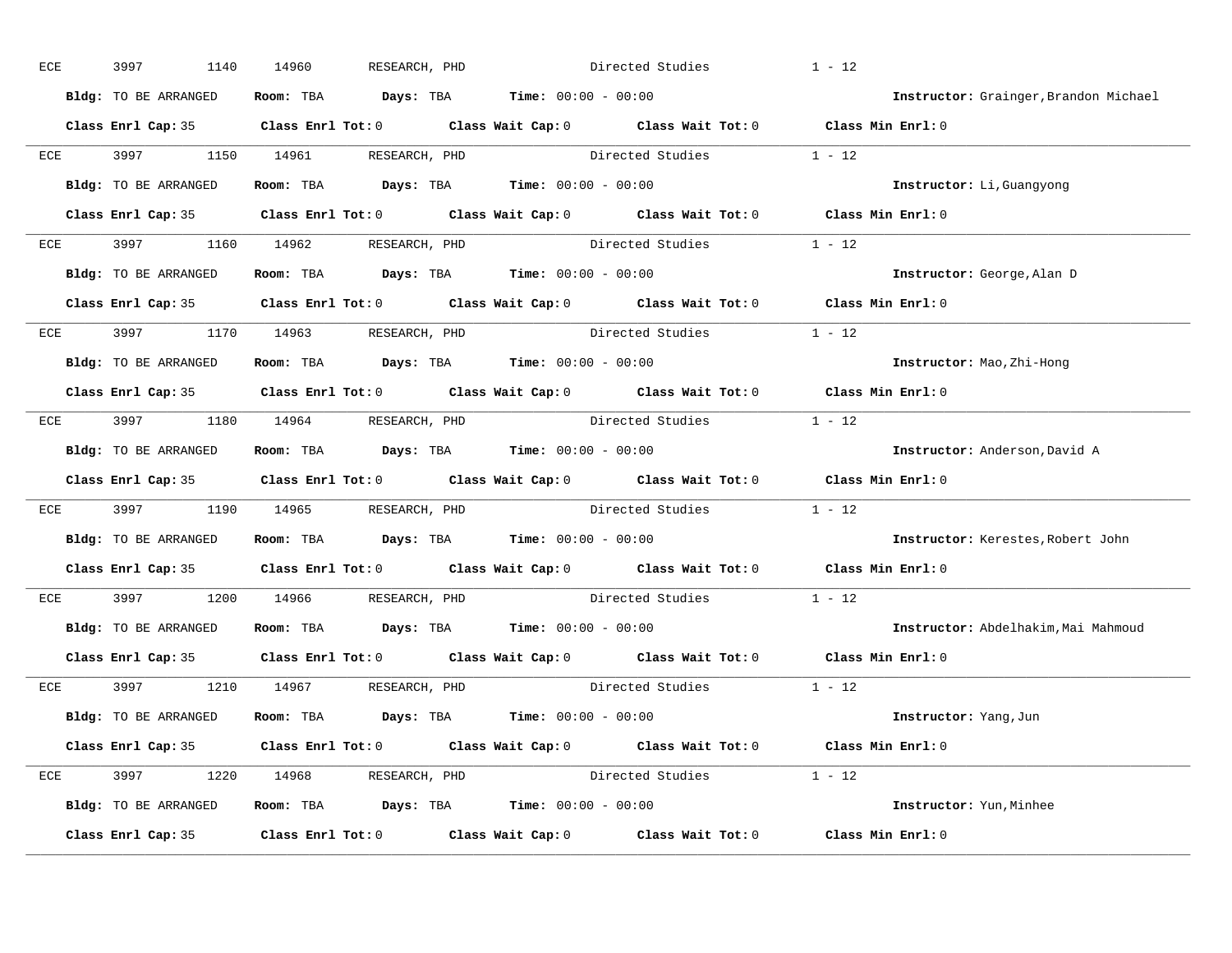ECE 3997 1140 14960 RESEARCH, PHD Directed Studies 1 - 12

**Bldg:** TO BE ARRANGED **Room:** TBA **Days:** TBA **Time:** 00:00 - 00:00 **Instructor:** Grainger,Brandon Michael

**Class Enrl Cap:** 35 **Class Enrl Tot:** 0 **Class Wait Cap:** 0 **Class Wait Tot:** 0 **Class Min Enrl:** 0

---

ECE 3997 1150 14961 RESEARCH, PHD Directed Studies 1 - 12

**Bldg:** TO BE ARRANGED **Room:** TBA **Days:** TBA **Time:** 00:00 - 00:00 **Instructor:** Li,Guangyong

**Class Enrl Cap:** 35 **Class Enrl Tot:** 0 **Class Wait Cap:** 0 **Class Wait Tot:** 0 **Class Min Enrl:** 0

---

ECE 3997 1160 14962 RESEARCH, PHD Directed Studies 1 - 12

**Bldg:** TO BE ARRANGED **Room:** TBA **Days:** TBA **Time:** 00:00 - 00:00 **Instructor:** George,Alan D

**Class Enrl Cap:** 35 **Class Enrl Tot:** 0 **Class Wait Cap:** 0 **Class Wait Tot:** 0 **Class Min Enrl:** 0

---

ECE 3997 1170 14963 RESEARCH, PHD Directed Studies 1 - 12

**Bldg:** TO BE ARRANGED **Room:** TBA **Days:** TBA **Time:** 00:00 - 00:00 **Instructor:** Mao,Zhi-Hong

**Class Enrl Cap:** 35 **Class Enrl Tot:** 0 **Class Wait Cap:** 0 **Class Wait Tot:** 0 **Class Min Enrl:** 0

---

ECE 3997 1180 14964 RESEARCH, PHD Directed Studies 1 - 12

**Bldg:** TO BE ARRANGED **Room:** TBA **Days:** TBA **Time:** 00:00 - 00:00 **Instructor:** Anderson,David A

**Class Enrl Cap:** 35 **Class Enrl Tot:** 0 **Class Wait Cap:** 0 **Class Wait Tot:** 0 **Class Min Enrl:** 0

---

ECE 3997 1190 14965 RESEARCH, PHD Directed Studies 1 - 12

**Bldg:** TO BE ARRANGED **Room:** TBA **Days:** TBA **Time:** 00:00 - 00:00 **Instructor:** Kerestes,Robert John

**Class Enrl Cap:** 35 **Class Enrl Tot:** 0 **Class Wait Cap:** 0 **Class Wait Tot:** 0 **Class Min Enrl:** 0

---

ECE 3997 1200 14966 RESEARCH, PHD Directed Studies 1 - 12

**Bldg:** TO BE ARRANGED **Room:** TBA **Days:** TBA **Time:** 00:00 - 00:00 **Instructor:** Abdelhakim,Mai Mahmoud

**Class Enrl Cap:** 35 **Class Enrl Tot:** 0 **Class Wait Cap:** 0 **Class Wait Tot:** 0 **Class Min Enrl:** 0

---

ECE 3997 1210 14967 RESEARCH, PHD Directed Studies 1 - 12

**Bldg:** TO BE ARRANGED **Room:** TBA **Days:** TBA **Time:** 00:00 - 00:00 **Instructor:** Yang,Jun

**Class Enrl Cap:** 35 **Class Enrl Tot:** 0 **Class Wait Cap:** 0 **Class Wait Tot:** 0 **Class Min Enrl:** 0

---

ECE 3997 1220 14968 RESEARCH, PHD Directed Studies 1 - 12

**Bldg:** TO BE ARRANGED **Room:** TBA **Days:** TBA **Time:** 00:00 - 00:00 **Instructor:** Yun,Minhee

**Class Enrl Cap:** 35 **Class Enrl Tot:** 0 **Class Wait Cap:** 0 **Class Wait Tot:** 0 **Class Min Enrl:** 0

---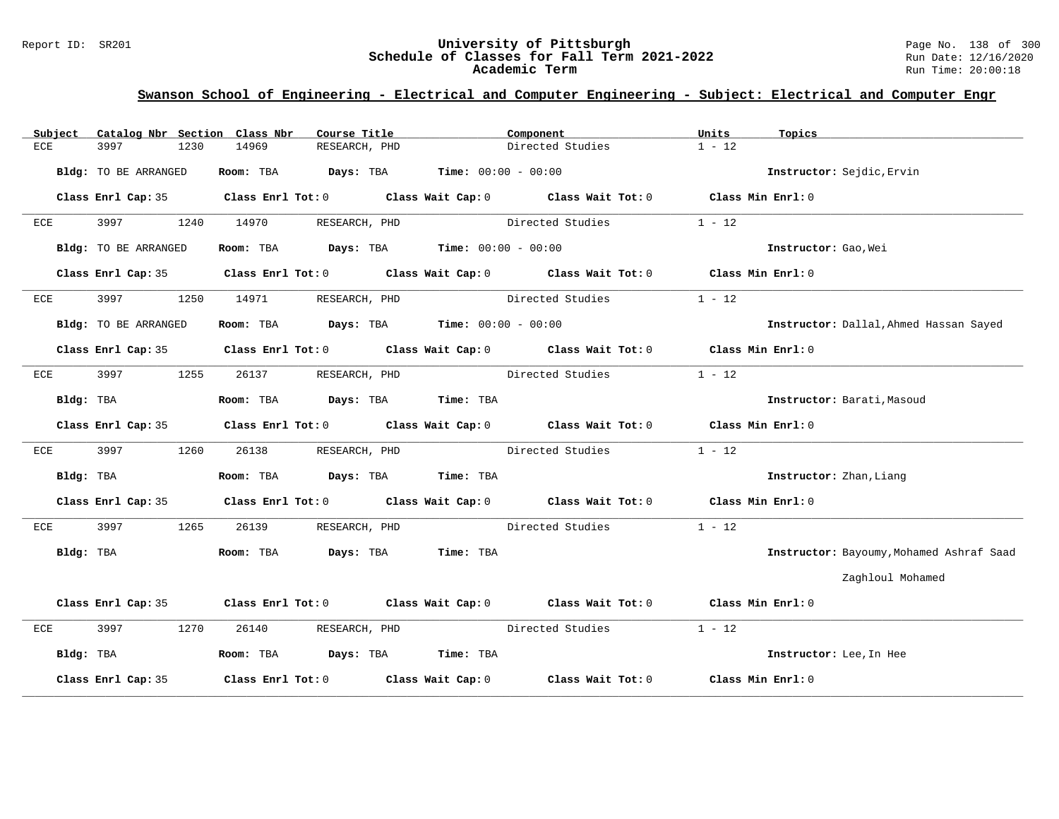## Swanson School of Engineering - Electrical and Computer Engineering - Subject: Electrical and Computer Engr

| Subject | Catalog Nbr | Section | Class Nbr | Course Title | Component | Units | Topics |
|---|---|---|---|---|---|---|---|
| ECE | 3997 | 1230 | 14969 | RESEARCH, PHD | Directed Studies | 1 - 12 | |

**Bldg:** TO BE ARRANGED **Room:** TBA **Days:** TBA **Time:** 00:00 - 00:00 **Instructor:** Sejdic,Ervin

**Class Enrl Cap:** 35 **Class Enrl Tot:** 0 **Class Wait Cap:** 0 **Class Wait Tot:** 0 **Class Min Enrl:** 0

---

| Subject | Catalog Nbr | Section | Class Nbr | Course Title | Component | Units | Topics |
|---|---|---|---|---|---|---|---|
| ECE | 3997 | 1240 | 14970 | RESEARCH, PHD | Directed Studies | 1 - 12 | |

**Bldg:** TO BE ARRANGED **Room:** TBA **Days:** TBA **Time:** 00:00 - 00:00 **Instructor:** Gao,Wei

**Class Enrl Cap:** 35 **Class Enrl Tot:** 0 **Class Wait Cap:** 0 **Class Wait Tot:** 0 **Class Min Enrl:** 0

---

| Subject | Catalog Nbr | Section | Class Nbr | Course Title | Component | Units | Topics |
|---|---|---|---|---|---|---|---|
| ECE | 3997 | 1250 | 14971 | RESEARCH, PHD | Directed Studies | 1 - 12 | |

**Bldg:** TO BE ARRANGED **Room:** TBA **Days:** TBA **Time:** 00:00 - 00:00 **Instructor:** Dallal,Ahmed Hassan Sayed

**Class Enrl Cap:** 35 **Class Enrl Tot:** 0 **Class Wait Cap:** 0 **Class Wait Tot:** 0 **Class Min Enrl:** 0

---

| Subject | Catalog Nbr | Section | Class Nbr | Course Title | Component | Units | Topics |
|---|---|---|---|---|---|---|---|
| ECE | 3997 | 1255 | 26137 | RESEARCH, PHD | Directed Studies | 1 - 12 | |

**Bldg:** TBA **Room:** TBA **Days:** TBA **Time:** TBA **Instructor:** Barati,Masoud

**Class Enrl Cap:** 35 **Class Enrl Tot:** 0 **Class Wait Cap:** 0 **Class Wait Tot:** 0 **Class Min Enrl:** 0

---

| Subject | Catalog Nbr | Section | Class Nbr | Course Title | Component | Units | Topics |
|---|---|---|---|---|---|---|---|
| ECE | 3997 | 1260 | 26138 | RESEARCH, PHD | Directed Studies | 1 - 12 | |

**Bldg:** TBA **Room:** TBA **Days:** TBA **Time:** TBA **Instructor:** Zhan,Liang

**Class Enrl Cap:** 35 **Class Enrl Tot:** 0 **Class Wait Cap:** 0 **Class Wait Tot:** 0 **Class Min Enrl:** 0

---

| Subject | Catalog Nbr | Section | Class Nbr | Course Title | Component | Units | Topics |
|---|---|---|---|---|---|---|---|
| ECE | 3997 | 1265 | 26139 | RESEARCH, PHD | Directed Studies | 1 - 12 | |

**Bldg:** TBA **Room:** TBA **Days:** TBA **Time:** TBA **Instructor:** Bayoumy,Mohamed Ashraf Saad Zaghloul Mohamed

**Class Enrl Cap:** 35 **Class Enrl Tot:** 0 **Class Wait Cap:** 0 **Class Wait Tot:** 0 **Class Min Enrl:** 0

---

| Subject | Catalog Nbr | Section | Class Nbr | Course Title | Component | Units | Topics |
|---|---|---|---|---|---|---|---|
| ECE | 3997 | 1270 | 26140 | RESEARCH, PHD | Directed Studies | 1 - 12 | |

**Bldg:** TBA **Room:** TBA **Days:** TBA **Time:** TBA **Instructor:** Lee,In Hee

**Class Enrl Cap:** 35 **Class Enrl Tot:** 0 **Class Wait Cap:** 0 **Class Wait Tot:** 0 **Class Min Enrl:** 0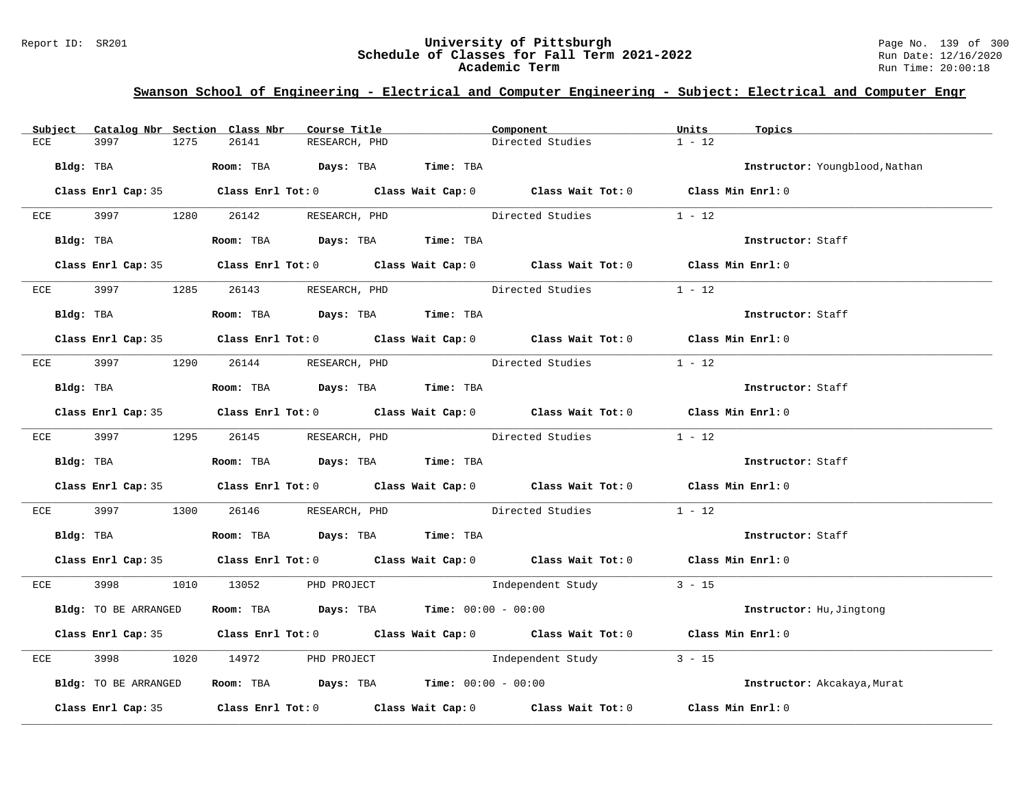## Swanson School of Engineering - Electrical and Computer Engineering - Subject: Electrical and Computer Engr

| Subject | Catalog Nbr | Section | Class Nbr | Course Title | Component | Units | Topics |
|---|---|---|---|---|---|---|---|
| ECE | 3997 | 1275 | 26141 | RESEARCH, PHD | Directed Studies | 1 - 12 | |

**Bldg:** TBA **Room:** TBA **Days:** TBA **Time:** TBA **Instructor:** Youngblood,Nathan

**Class Enrl Cap:** 35 **Class Enrl Tot:** 0 **Class Wait Cap:** 0 **Class Wait Tot:** 0 **Class Min Enrl:** 0

---

| Subject | Catalog Nbr | Section | Class Nbr | Course Title | Component | Units | Topics |
|---|---|---|---|---|---|---|---|
| ECE | 3997 | 1280 | 26142 | RESEARCH, PHD | Directed Studies | 1 - 12 | |

**Bldg:** TBA **Room:** TBA **Days:** TBA **Time:** TBA **Instructor:** Staff

**Class Enrl Cap:** 35 **Class Enrl Tot:** 0 **Class Wait Cap:** 0 **Class Wait Tot:** 0 **Class Min Enrl:** 0

---

| Subject | Catalog Nbr | Section | Class Nbr | Course Title | Component | Units | Topics |
|---|---|---|---|---|---|---|---|
| ECE | 3997 | 1285 | 26143 | RESEARCH, PHD | Directed Studies | 1 - 12 | |

**Bldg:** TBA **Room:** TBA **Days:** TBA **Time:** TBA **Instructor:** Staff

**Class Enrl Cap:** 35 **Class Enrl Tot:** 0 **Class Wait Cap:** 0 **Class Wait Tot:** 0 **Class Min Enrl:** 0

---

| Subject | Catalog Nbr | Section | Class Nbr | Course Title | Component | Units | Topics |
|---|---|---|---|---|---|---|---|
| ECE | 3997 | 1290 | 26144 | RESEARCH, PHD | Directed Studies | 1 - 12 | |

**Bldg:** TBA **Room:** TBA **Days:** TBA **Time:** TBA **Instructor:** Staff

**Class Enrl Cap:** 35 **Class Enrl Tot:** 0 **Class Wait Cap:** 0 **Class Wait Tot:** 0 **Class Min Enrl:** 0

---

| Subject | Catalog Nbr | Section | Class Nbr | Course Title | Component | Units | Topics |
|---|---|---|---|---|---|---|---|
| ECE | 3997 | 1295 | 26145 | RESEARCH, PHD | Directed Studies | 1 - 12 | |

**Bldg:** TBA **Room:** TBA **Days:** TBA **Time:** TBA **Instructor:** Staff

**Class Enrl Cap:** 35 **Class Enrl Tot:** 0 **Class Wait Cap:** 0 **Class Wait Tot:** 0 **Class Min Enrl:** 0

---

| Subject | Catalog Nbr | Section | Class Nbr | Course Title | Component | Units | Topics |
|---|---|---|---|---|---|---|---|
| ECE | 3997 | 1300 | 26146 | RESEARCH, PHD | Directed Studies | 1 - 12 | |

**Bldg:** TBA **Room:** TBA **Days:** TBA **Time:** TBA **Instructor:** Staff

**Class Enrl Cap:** 35 **Class Enrl Tot:** 0 **Class Wait Cap:** 0 **Class Wait Tot:** 0 **Class Min Enrl:** 0

---

| Subject | Catalog Nbr | Section | Class Nbr | Course Title | Component | Units | Topics |
|---|---|---|---|---|---|---|---|
| ECE | 3998 | 1010 | 13052 | PHD PROJECT | Independent Study | 3 - 15 | |

**Bldg:** TO BE ARRANGED **Room:** TBA **Days:** TBA **Time:** 00:00 - 00:00 **Instructor:** Hu,Jingtong

**Class Enrl Cap:** 35 **Class Enrl Tot:** 0 **Class Wait Cap:** 0 **Class Wait Tot:** 0 **Class Min Enrl:** 0

---

| Subject | Catalog Nbr | Section | Class Nbr | Course Title | Component | Units | Topics |
|---|---|---|---|---|---|---|---|
| ECE | 3998 | 1020 | 14972 | PHD PROJECT | Independent Study | 3 - 15 | |

**Bldg:** TO BE ARRANGED **Room:** TBA **Days:** TBA **Time:** 00:00 - 00:00 **Instructor:** Akcakaya,Murat

**Class Enrl Cap:** 35 **Class Enrl Tot:** 0 **Class Wait Cap:** 0 **Class Wait Tot:** 0 **Class Min Enrl:** 0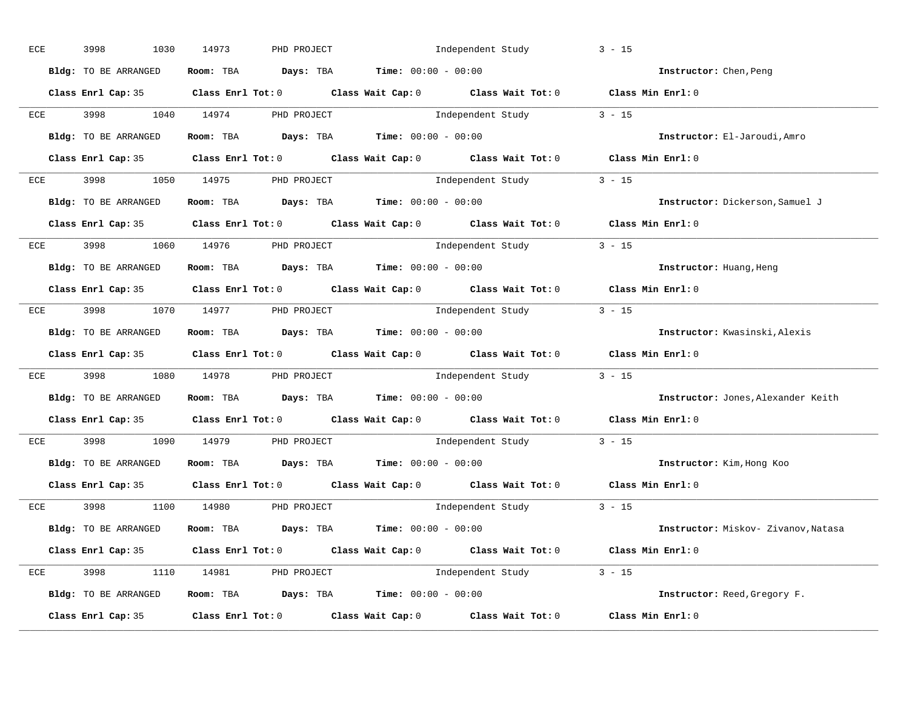ECE 3998 1030 14973 PHD PROJECT Independent Study 3 - 15

**Bldg:** TO BE ARRANGED **Room:** TBA **Days:** TBA **Time:** 00:00 - 00:00 **Instructor:** Chen,Peng

**Class Enrl Cap:** 35 **Class Enrl Tot:** 0 **Class Wait Cap:** 0 **Class Wait Tot:** 0 **Class Min Enrl:** 0

---

ECE 3998 1040 14974 PHD PROJECT Independent Study 3 - 15

**Bldg:** TO BE ARRANGED **Room:** TBA **Days:** TBA **Time:** 00:00 - 00:00 **Instructor:** El-Jaroudi,Amro

**Class Enrl Cap:** 35 **Class Enrl Tot:** 0 **Class Wait Cap:** 0 **Class Wait Tot:** 0 **Class Min Enrl:** 0

---

ECE 3998 1050 14975 PHD PROJECT Independent Study 3 - 15

**Bldg:** TO BE ARRANGED **Room:** TBA **Days:** TBA **Time:** 00:00 - 00:00 **Instructor:** Dickerson,Samuel J

**Class Enrl Cap:** 35 **Class Enrl Tot:** 0 **Class Wait Cap:** 0 **Class Wait Tot:** 0 **Class Min Enrl:** 0

---

ECE 3998 1060 14976 PHD PROJECT Independent Study 3 - 15

**Bldg:** TO BE ARRANGED **Room:** TBA **Days:** TBA **Time:** 00:00 - 00:00 **Instructor:** Huang,Heng

**Class Enrl Cap:** 35 **Class Enrl Tot:** 0 **Class Wait Cap:** 0 **Class Wait Tot:** 0 **Class Min Enrl:** 0

---

ECE 3998 1070 14977 PHD PROJECT Independent Study 3 - 15

**Bldg:** TO BE ARRANGED **Room:** TBA **Days:** TBA **Time:** 00:00 - 00:00 **Instructor:** Kwasinski,Alexis

**Class Enrl Cap:** 35 **Class Enrl Tot:** 0 **Class Wait Cap:** 0 **Class Wait Tot:** 0 **Class Min Enrl:** 0

---

ECE 3998 1080 14978 PHD PROJECT Independent Study 3 - 15

**Bldg:** TO BE ARRANGED **Room:** TBA **Days:** TBA **Time:** 00:00 - 00:00 **Instructor:** Jones,Alexander Keith

**Class Enrl Cap:** 35 **Class Enrl Tot:** 0 **Class Wait Cap:** 0 **Class Wait Tot:** 0 **Class Min Enrl:** 0

---

ECE 3998 1090 14979 PHD PROJECT Independent Study 3 - 15

**Bldg:** TO BE ARRANGED **Room:** TBA **Days:** TBA **Time:** 00:00 - 00:00 **Instructor:** Kim,Hong Koo

**Class Enrl Cap:** 35 **Class Enrl Tot:** 0 **Class Wait Cap:** 0 **Class Wait Tot:** 0 **Class Min Enrl:** 0

---

ECE 3998 1100 14980 PHD PROJECT Independent Study 3 - 15

**Bldg:** TO BE ARRANGED **Room:** TBA **Days:** TBA **Time:** 00:00 - 00:00 **Instructor:** Miskov- Zivanov,Natasa

**Class Enrl Cap:** 35 **Class Enrl Tot:** 0 **Class Wait Cap:** 0 **Class Wait Tot:** 0 **Class Min Enrl:** 0

---

ECE 3998 1110 14981 PHD PROJECT Independent Study 3 - 15

**Bldg:** TO BE ARRANGED **Room:** TBA **Days:** TBA **Time:** 00:00 - 00:00 **Instructor:** Reed,Gregory F.

**Class Enrl Cap:** 35 **Class Enrl Tot:** 0 **Class Wait Cap:** 0 **Class Wait Tot:** 0 **Class Min Enrl:** 0

---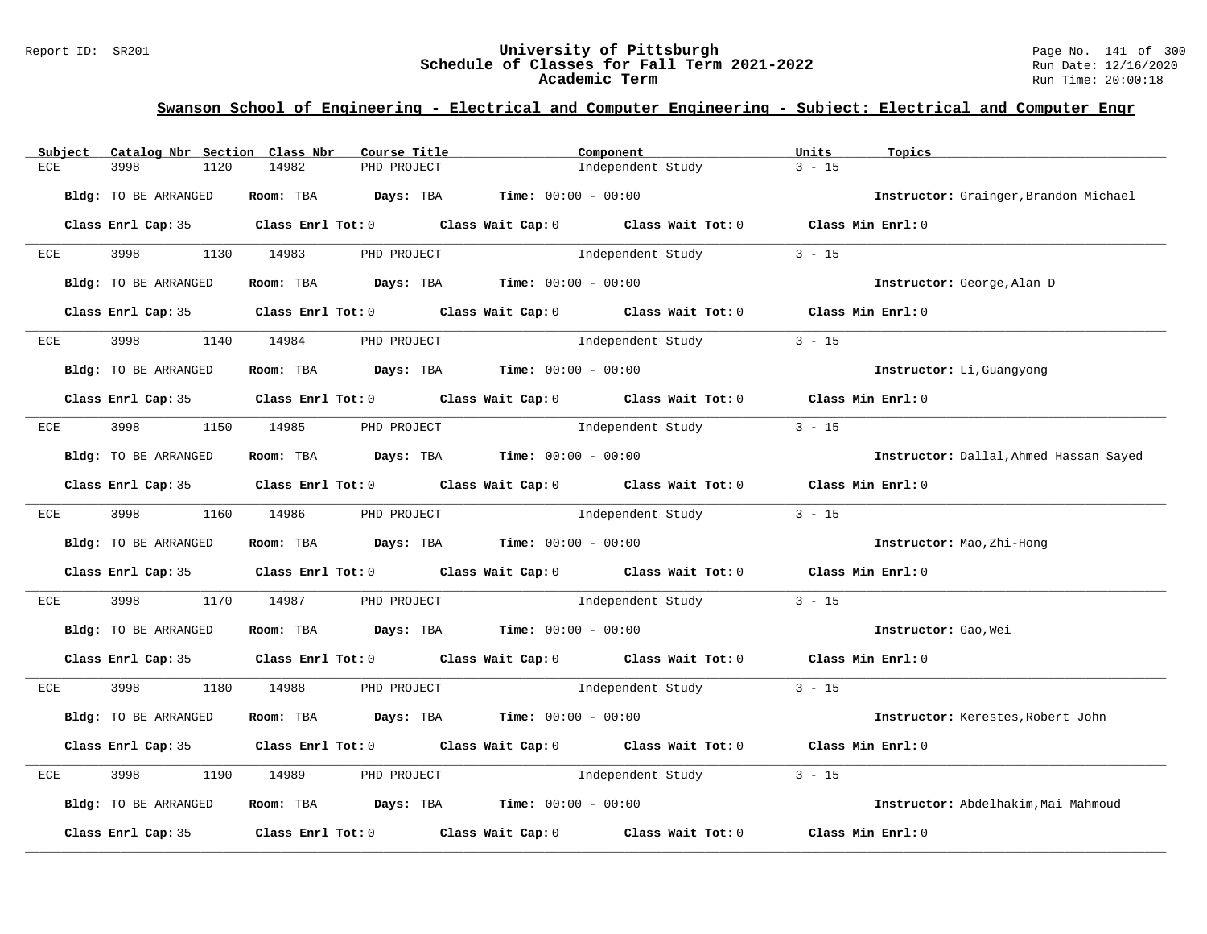# University of Pittsburgh
## Schedule of Classes for Fall Term 2021-2022
### Academic Term

Report ID: SR201

Run Date: 12/16/2020
Run Time: 20:00:18

## Swanson School of Engineering - Electrical and Computer Engineering - Subject: Electrical and Computer Engr

| Subject | Catalog Nbr | Section | Class Nbr | Course Title | Component | Units | Topics |
|---|---|---|---|---|---|---|---|
| ECE | 3998 | 1120 | 14982 | PHD PROJECT | Independent Study | 3 - 15 | |

**Bldg:** TO BE ARRANGED **Room:** TBA **Days:** TBA **Time:** 00:00 - 00:00 **Instructor:** Grainger,Brandon Michael

**Class Enrl Cap:** 35 **Class Enrl Tot:** 0 **Class Wait Cap:** 0 **Class Wait Tot:** 0 **Class Min Enrl:** 0

| Subject | Catalog Nbr | Section | Class Nbr | Course Title | Component | Units | Topics |
|---|---|---|---|---|---|---|---|
| ECE | 3998 | 1130 | 14983 | PHD PROJECT | Independent Study | 3 - 15 | |

**Bldg:** TO BE ARRANGED **Room:** TBA **Days:** TBA **Time:** 00:00 - 00:00 **Instructor:** George,Alan D

**Class Enrl Cap:** 35 **Class Enrl Tot:** 0 **Class Wait Cap:** 0 **Class Wait Tot:** 0 **Class Min Enrl:** 0

| Subject | Catalog Nbr | Section | Class Nbr | Course Title | Component | Units | Topics |
|---|---|---|---|---|---|---|---|
| ECE | 3998 | 1140 | 14984 | PHD PROJECT | Independent Study | 3 - 15 | |

**Bldg:** TO BE ARRANGED **Room:** TBA **Days:** TBA **Time:** 00:00 - 00:00 **Instructor:** Li,Guangyong

**Class Enrl Cap:** 35 **Class Enrl Tot:** 0 **Class Wait Cap:** 0 **Class Wait Tot:** 0 **Class Min Enrl:** 0

| Subject | Catalog Nbr | Section | Class Nbr | Course Title | Component | Units | Topics |
|---|---|---|---|---|---|---|---|
| ECE | 3998 | 1150 | 14985 | PHD PROJECT | Independent Study | 3 - 15 | |

**Bldg:** TO BE ARRANGED **Room:** TBA **Days:** TBA **Time:** 00:00 - 00:00 **Instructor:** Dallal,Ahmed Hassan Sayed

**Class Enrl Cap:** 35 **Class Enrl Tot:** 0 **Class Wait Cap:** 0 **Class Wait Tot:** 0 **Class Min Enrl:** 0

| Subject | Catalog Nbr | Section | Class Nbr | Course Title | Component | Units | Topics |
|---|---|---|---|---|---|---|---|
| ECE | 3998 | 1160 | 14986 | PHD PROJECT | Independent Study | 3 - 15 | |

**Bldg:** TO BE ARRANGED **Room:** TBA **Days:** TBA **Time:** 00:00 - 00:00 **Instructor:** Mao,Zhi-Hong

**Class Enrl Cap:** 35 **Class Enrl Tot:** 0 **Class Wait Cap:** 0 **Class Wait Tot:** 0 **Class Min Enrl:** 0

| Subject | Catalog Nbr | Section | Class Nbr | Course Title | Component | Units | Topics |
|---|---|---|---|---|---|---|---|
| ECE | 3998 | 1170 | 14987 | PHD PROJECT | Independent Study | 3 - 15 | |

**Bldg:** TO BE ARRANGED **Room:** TBA **Days:** TBA **Time:** 00:00 - 00:00 **Instructor:** Gao,Wei

**Class Enrl Cap:** 35 **Class Enrl Tot:** 0 **Class Wait Cap:** 0 **Class Wait Tot:** 0 **Class Min Enrl:** 0

| Subject | Catalog Nbr | Section | Class Nbr | Course Title | Component | Units | Topics |
|---|---|---|---|---|---|---|---|
| ECE | 3998 | 1180 | 14988 | PHD PROJECT | Independent Study | 3 - 15 | |

**Bldg:** TO BE ARRANGED **Room:** TBA **Days:** TBA **Time:** 00:00 - 00:00 **Instructor:** Kerestes,Robert John

**Class Enrl Cap:** 35 **Class Enrl Tot:** 0 **Class Wait Cap:** 0 **Class Wait Tot:** 0 **Class Min Enrl:** 0

| Subject | Catalog Nbr | Section | Class Nbr | Course Title | Component | Units | Topics |
|---|---|---|---|---|---|---|---|
| ECE | 3998 | 1190 | 14989 | PHD PROJECT | Independent Study | 3 - 15 | |

**Bldg:** TO BE ARRANGED **Room:** TBA **Days:** TBA **Time:** 00:00 - 00:00 **Instructor:** Abdelhakim,Mai Mahmoud

**Class Enrl Cap:** 35 **Class Enrl Tot:** 0 **Class Wait Cap:** 0 **Class Wait Tot:** 0 **Class Min Enrl:** 0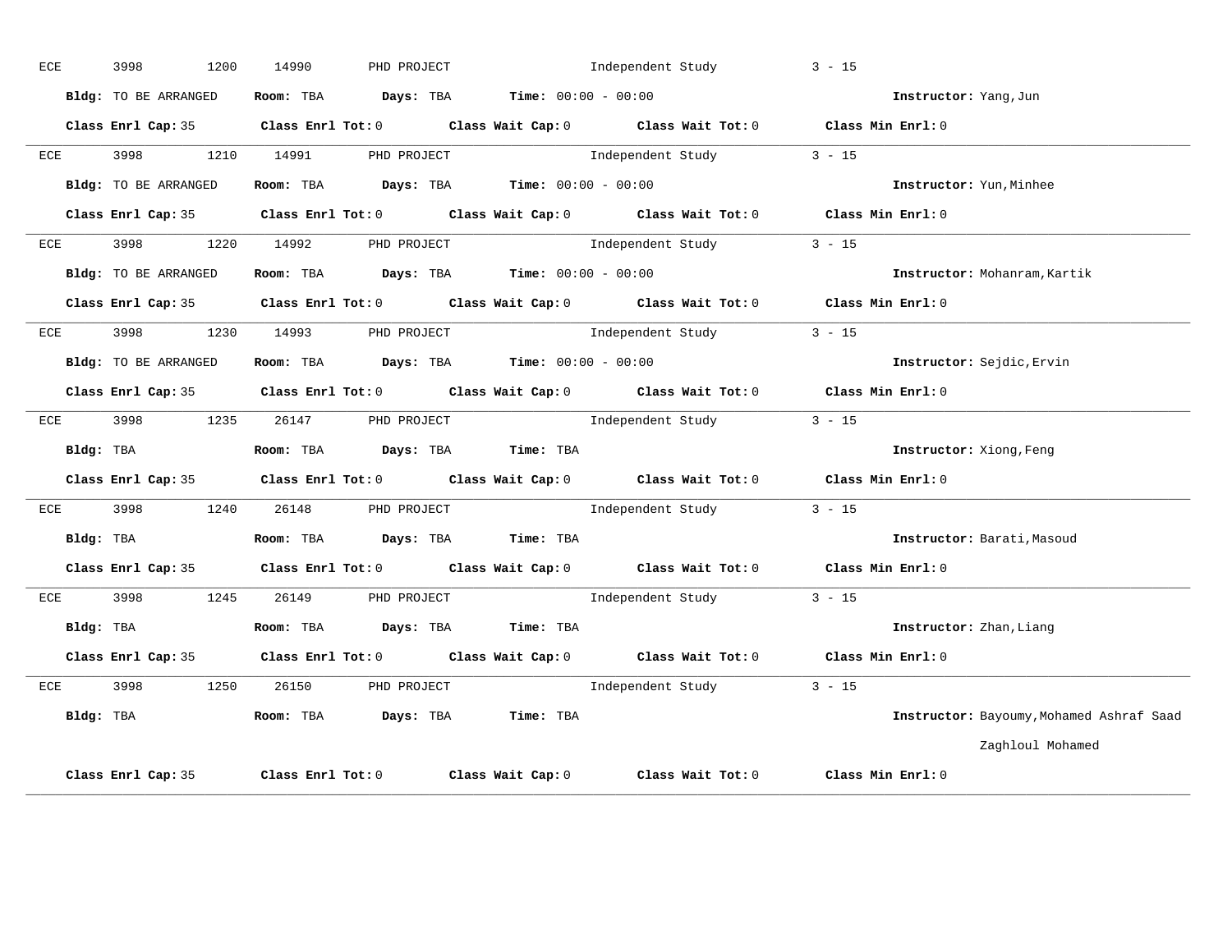ECE 3998 1200 14990 PHD PROJECT Independent Study 3 - 15

**Bldg:** TO BE ARRANGED **Room:** TBA **Days:** TBA **Time:** 00:00 - 00:00 **Instructor:** Yang,Jun

**Class Enrl Cap:** 35 **Class Enrl Tot:** 0 **Class Wait Cap:** 0 **Class Wait Tot:** 0 **Class Min Enrl:** 0

---

ECE 3998 1210 14991 PHD PROJECT Independent Study 3 - 15

**Bldg:** TO BE ARRANGED **Room:** TBA **Days:** TBA **Time:** 00:00 - 00:00 **Instructor:** Yun,Minhee

**Class Enrl Cap:** 35 **Class Enrl Tot:** 0 **Class Wait Cap:** 0 **Class Wait Tot:** 0 **Class Min Enrl:** 0

---

ECE 3998 1220 14992 PHD PROJECT Independent Study 3 - 15

**Bldg:** TO BE ARRANGED **Room:** TBA **Days:** TBA **Time:** 00:00 - 00:00 **Instructor:** Mohanram,Kartik

**Class Enrl Cap:** 35 **Class Enrl Tot:** 0 **Class Wait Cap:** 0 **Class Wait Tot:** 0 **Class Min Enrl:** 0

---

ECE 3998 1230 14993 PHD PROJECT Independent Study 3 - 15

**Bldg:** TO BE ARRANGED **Room:** TBA **Days:** TBA **Time:** 00:00 - 00:00 **Instructor:** Sejdic,Ervin

**Class Enrl Cap:** 35 **Class Enrl Tot:** 0 **Class Wait Cap:** 0 **Class Wait Tot:** 0 **Class Min Enrl:** 0

---

ECE 3998 1235 26147 PHD PROJECT Independent Study 3 - 15

**Bldg:** TBA **Room:** TBA **Days:** TBA **Time:** TBA **Instructor:** Xiong,Feng

**Class Enrl Cap:** 35 **Class Enrl Tot:** 0 **Class Wait Cap:** 0 **Class Wait Tot:** 0 **Class Min Enrl:** 0

---

ECE 3998 1240 26148 PHD PROJECT Independent Study 3 - 15

**Bldg:** TBA **Room:** TBA **Days:** TBA **Time:** TBA **Instructor:** Barati,Masoud

**Class Enrl Cap:** 35 **Class Enrl Tot:** 0 **Class Wait Cap:** 0 **Class Wait Tot:** 0 **Class Min Enrl:** 0

---

ECE 3998 1245 26149 PHD PROJECT Independent Study 3 - 15

**Bldg:** TBA **Room:** TBA **Days:** TBA **Time:** TBA **Instructor:** Zhan,Liang

**Class Enrl Cap:** 35 **Class Enrl Tot:** 0 **Class Wait Cap:** 0 **Class Wait Tot:** 0 **Class Min Enrl:** 0

---

ECE 3998 1250 26150 PHD PROJECT Independent Study 3 - 15

**Bldg:** TBA **Room:** TBA **Days:** TBA **Time:** TBA **Instructor:** Bayoumy,Mohamed Ashraf Saad Zaghloul Mohamed

**Class Enrl Cap:** 35 **Class Enrl Tot:** 0 **Class Wait Cap:** 0 **Class Wait Tot:** 0 **Class Min Enrl:** 0

---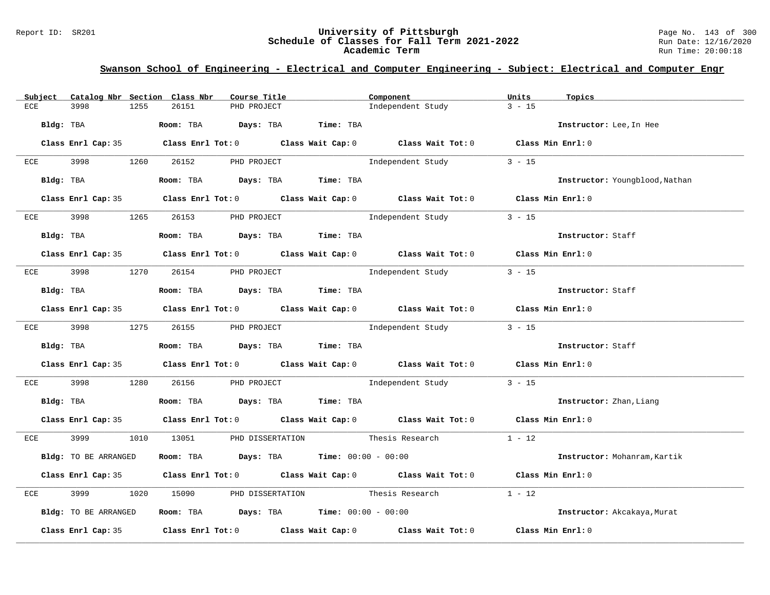## Swanson School of Engineering - Electrical and Computer Engineering - Subject: Electrical and Computer Engr

| Subject | Catalog Nbr | Section | Class Nbr | Course Title | Component | Units | Topics |
|---|---|---|---|---|---|---|---|
| ECE | 3998 | 1255 | 26151 | PHD PROJECT | Independent Study | 3 - 15 | |

**Bldg:** TBA **Room:** TBA **Days:** TBA **Time:** TBA **Instructor:** Lee,In Hee

**Class Enrl Cap:** 35 **Class Enrl Tot:** 0 **Class Wait Cap:** 0 **Class Wait Tot:** 0 **Class Min Enrl:** 0

| Subject | Catalog Nbr | Section | Class Nbr | Course Title | Component | Units | Topics |
|---|---|---|---|---|---|---|---|
| ECE | 3998 | 1260 | 26152 | PHD PROJECT | Independent Study | 3 - 15 | |

**Bldg:** TBA **Room:** TBA **Days:** TBA **Time:** TBA **Instructor:** Youngblood,Nathan

**Class Enrl Cap:** 35 **Class Enrl Tot:** 0 **Class Wait Cap:** 0 **Class Wait Tot:** 0 **Class Min Enrl:** 0

| Subject | Catalog Nbr | Section | Class Nbr | Course Title | Component | Units | Topics |
|---|---|---|---|---|---|---|---|
| ECE | 3998 | 1265 | 26153 | PHD PROJECT | Independent Study | 3 - 15 | |

**Bldg:** TBA **Room:** TBA **Days:** TBA **Time:** TBA **Instructor:** Staff

**Class Enrl Cap:** 35 **Class Enrl Tot:** 0 **Class Wait Cap:** 0 **Class Wait Tot:** 0 **Class Min Enrl:** 0

| Subject | Catalog Nbr | Section | Class Nbr | Course Title | Component | Units | Topics |
|---|---|---|---|---|---|---|---|
| ECE | 3998 | 1270 | 26154 | PHD PROJECT | Independent Study | 3 - 15 | |

**Bldg:** TBA **Room:** TBA **Days:** TBA **Time:** TBA **Instructor:** Staff

**Class Enrl Cap:** 35 **Class Enrl Tot:** 0 **Class Wait Cap:** 0 **Class Wait Tot:** 0 **Class Min Enrl:** 0

| Subject | Catalog Nbr | Section | Class Nbr | Course Title | Component | Units | Topics |
|---|---|---|---|---|---|---|---|
| ECE | 3998 | 1275 | 26155 | PHD PROJECT | Independent Study | 3 - 15 | |

**Bldg:** TBA **Room:** TBA **Days:** TBA **Time:** TBA **Instructor:** Staff

**Class Enrl Cap:** 35 **Class Enrl Tot:** 0 **Class Wait Cap:** 0 **Class Wait Tot:** 0 **Class Min Enrl:** 0

| Subject | Catalog Nbr | Section | Class Nbr | Course Title | Component | Units | Topics |
|---|---|---|---|---|---|---|---|
| ECE | 3998 | 1280 | 26156 | PHD PROJECT | Independent Study | 3 - 15 | |

**Bldg:** TBA **Room:** TBA **Days:** TBA **Time:** TBA **Instructor:** Zhan,Liang

**Class Enrl Cap:** 35 **Class Enrl Tot:** 0 **Class Wait Cap:** 0 **Class Wait Tot:** 0 **Class Min Enrl:** 0

| Subject | Catalog Nbr | Section | Class Nbr | Course Title | Component | Units | Topics |
|---|---|---|---|---|---|---|---|
| ECE | 3999 | 1010 | 13051 | PHD DISSERTATION | Thesis Research | 1 - 12 | |

**Bldg:** TO BE ARRANGED **Room:** TBA **Days:** TBA **Time:** 00:00 - 00:00 **Instructor:** Mohanram,Kartik

**Class Enrl Cap:** 35 **Class Enrl Tot:** 0 **Class Wait Cap:** 0 **Class Wait Tot:** 0 **Class Min Enrl:** 0

| Subject | Catalog Nbr | Section | Class Nbr | Course Title | Component | Units | Topics |
|---|---|---|---|---|---|---|---|
| ECE | 3999 | 1020 | 15090 | PHD DISSERTATION | Thesis Research | 1 - 12 | |

**Bldg:** TO BE ARRANGED **Room:** TBA **Days:** TBA **Time:** 00:00 - 00:00 **Instructor:** Akcakaya,Murat

**Class Enrl Cap:** 35 **Class Enrl Tot:** 0 **Class Wait Cap:** 0 **Class Wait Tot:** 0 **Class Min Enrl:** 0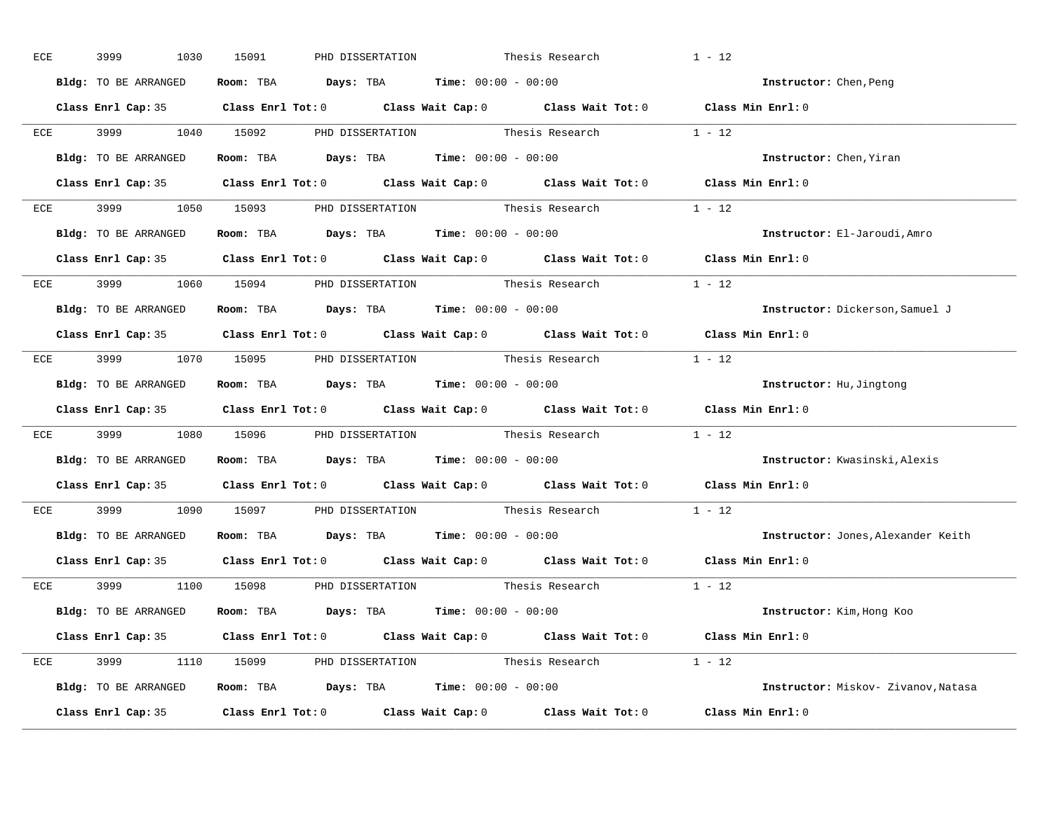ECE 3999 1030 15091 PHD DISSERTATION Thesis Research 1 - 12

**Bldg:** TO BE ARRANGED **Room:** TBA **Days:** TBA **Time:** 00:00 - 00:00 **Instructor:** Chen,Peng

**Class Enrl Cap:** 35 **Class Enrl Tot:** 0 **Class Wait Cap:** 0 **Class Wait Tot:** 0 **Class Min Enrl:** 0

---

ECE 3999 1040 15092 PHD DISSERTATION Thesis Research 1 - 12

**Bldg:** TO BE ARRANGED **Room:** TBA **Days:** TBA **Time:** 00:00 - 00:00 **Instructor:** Chen,Yiran

**Class Enrl Cap:** 35 **Class Enrl Tot:** 0 **Class Wait Cap:** 0 **Class Wait Tot:** 0 **Class Min Enrl:** 0

---

ECE 3999 1050 15093 PHD DISSERTATION Thesis Research 1 - 12

**Bldg:** TO BE ARRANGED **Room:** TBA **Days:** TBA **Time:** 00:00 - 00:00 **Instructor:** El-Jaroudi,Amro

**Class Enrl Cap:** 35 **Class Enrl Tot:** 0 **Class Wait Cap:** 0 **Class Wait Tot:** 0 **Class Min Enrl:** 0

---

ECE 3999 1060 15094 PHD DISSERTATION Thesis Research 1 - 12

**Bldg:** TO BE ARRANGED **Room:** TBA **Days:** TBA **Time:** 00:00 - 00:00 **Instructor:** Dickerson,Samuel J

**Class Enrl Cap:** 35 **Class Enrl Tot:** 0 **Class Wait Cap:** 0 **Class Wait Tot:** 0 **Class Min Enrl:** 0

---

ECE 3999 1070 15095 PHD DISSERTATION Thesis Research 1 - 12

**Bldg:** TO BE ARRANGED **Room:** TBA **Days:** TBA **Time:** 00:00 - 00:00 **Instructor:** Hu,Jingtong

**Class Enrl Cap:** 35 **Class Enrl Tot:** 0 **Class Wait Cap:** 0 **Class Wait Tot:** 0 **Class Min Enrl:** 0

---

ECE 3999 1080 15096 PHD DISSERTATION Thesis Research 1 - 12

**Bldg:** TO BE ARRANGED **Room:** TBA **Days:** TBA **Time:** 00:00 - 00:00 **Instructor:** Kwasinski,Alexis

**Class Enrl Cap:** 35 **Class Enrl Tot:** 0 **Class Wait Cap:** 0 **Class Wait Tot:** 0 **Class Min Enrl:** 0

---

ECE 3999 1090 15097 PHD DISSERTATION Thesis Research 1 - 12

**Bldg:** TO BE ARRANGED **Room:** TBA **Days:** TBA **Time:** 00:00 - 00:00 **Instructor:** Jones,Alexander Keith

**Class Enrl Cap:** 35 **Class Enrl Tot:** 0 **Class Wait Cap:** 0 **Class Wait Tot:** 0 **Class Min Enrl:** 0

---

ECE 3999 1100 15098 PHD DISSERTATION Thesis Research 1 - 12

**Bldg:** TO BE ARRANGED **Room:** TBA **Days:** TBA **Time:** 00:00 - 00:00 **Instructor:** Kim,Hong Koo

**Class Enrl Cap:** 35 **Class Enrl Tot:** 0 **Class Wait Cap:** 0 **Class Wait Tot:** 0 **Class Min Enrl:** 0

---

ECE 3999 1110 15099 PHD DISSERTATION Thesis Research 1 - 12

**Bldg:** TO BE ARRANGED **Room:** TBA **Days:** TBA **Time:** 00:00 - 00:00 **Instructor:** Miskov- Zivanov,Natasa

**Class Enrl Cap:** 35 **Class Enrl Tot:** 0 **Class Wait Cap:** 0 **Class Wait Tot:** 0 **Class Min Enrl:** 0

---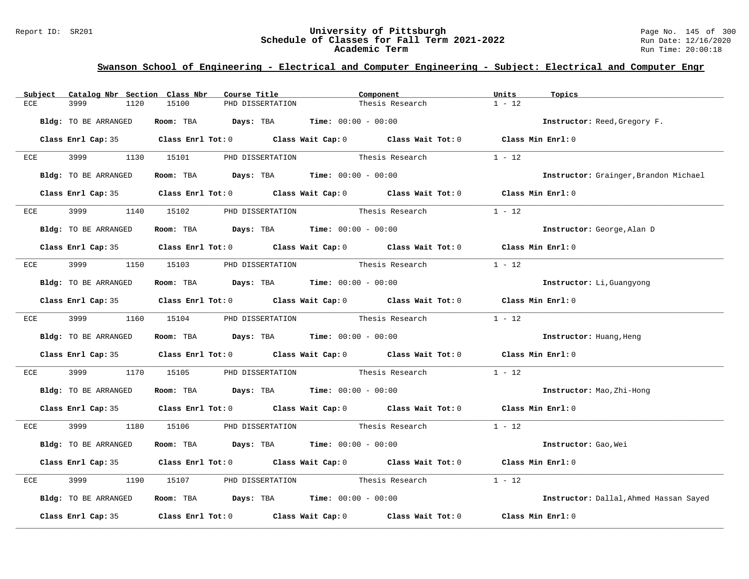## Swanson School of Engineering - Electrical and Computer Engineering - Subject: Electrical and Computer Engr

| Subject | Catalog Nbr | Section | Class Nbr | Course Title | Component | Units | Topics |
|---|---|---|---|---|---|---|---|
| ECE | 3999 | 1120 | 15100 | PHD DISSERTATION | Thesis Research | 1 - 12 | |

**Bldg:** TO BE ARRANGED **Room:** TBA **Days:** TBA **Time:** 00:00 - 00:00 **Instructor:** Reed,Gregory F.

**Class Enrl Cap:** 35 **Class Enrl Tot:** 0 **Class Wait Cap:** 0 **Class Wait Tot:** 0 **Class Min Enrl:** 0

| Subject | Catalog Nbr | Section | Class Nbr | Course Title | Component | Units | Topics |
|---|---|---|---|---|---|---|---|
| ECE | 3999 | 1130 | 15101 | PHD DISSERTATION | Thesis Research | 1 - 12 | |

**Bldg:** TO BE ARRANGED **Room:** TBA **Days:** TBA **Time:** 00:00 - 00:00 **Instructor:** Grainger,Brandon Michael

**Class Enrl Cap:** 35 **Class Enrl Tot:** 0 **Class Wait Cap:** 0 **Class Wait Tot:** 0 **Class Min Enrl:** 0

| Subject | Catalog Nbr | Section | Class Nbr | Course Title | Component | Units | Topics |
|---|---|---|---|---|---|---|---|
| ECE | 3999 | 1140 | 15102 | PHD DISSERTATION | Thesis Research | 1 - 12 | |

**Bldg:** TO BE ARRANGED **Room:** TBA **Days:** TBA **Time:** 00:00 - 00:00 **Instructor:** George,Alan D

**Class Enrl Cap:** 35 **Class Enrl Tot:** 0 **Class Wait Cap:** 0 **Class Wait Tot:** 0 **Class Min Enrl:** 0

| Subject | Catalog Nbr | Section | Class Nbr | Course Title | Component | Units | Topics |
|---|---|---|---|---|---|---|---|
| ECE | 3999 | 1150 | 15103 | PHD DISSERTATION | Thesis Research | 1 - 12 | |

**Bldg:** TO BE ARRANGED **Room:** TBA **Days:** TBA **Time:** 00:00 - 00:00 **Instructor:** Li,Guangyong

**Class Enrl Cap:** 35 **Class Enrl Tot:** 0 **Class Wait Cap:** 0 **Class Wait Tot:** 0 **Class Min Enrl:** 0

| Subject | Catalog Nbr | Section | Class Nbr | Course Title | Component | Units | Topics |
|---|---|---|---|---|---|---|---|
| ECE | 3999 | 1160 | 15104 | PHD DISSERTATION | Thesis Research | 1 - 12 | |

**Bldg:** TO BE ARRANGED **Room:** TBA **Days:** TBA **Time:** 00:00 - 00:00 **Instructor:** Huang,Heng

**Class Enrl Cap:** 35 **Class Enrl Tot:** 0 **Class Wait Cap:** 0 **Class Wait Tot:** 0 **Class Min Enrl:** 0

| Subject | Catalog Nbr | Section | Class Nbr | Course Title | Component | Units | Topics |
|---|---|---|---|---|---|---|---|
| ECE | 3999 | 1170 | 15105 | PHD DISSERTATION | Thesis Research | 1 - 12 | |

**Bldg:** TO BE ARRANGED **Room:** TBA **Days:** TBA **Time:** 00:00 - 00:00 **Instructor:** Mao,Zhi-Hong

**Class Enrl Cap:** 35 **Class Enrl Tot:** 0 **Class Wait Cap:** 0 **Class Wait Tot:** 0 **Class Min Enrl:** 0

| Subject | Catalog Nbr | Section | Class Nbr | Course Title | Component | Units | Topics |
|---|---|---|---|---|---|---|---|
| ECE | 3999 | 1180 | 15106 | PHD DISSERTATION | Thesis Research | 1 - 12 | |

**Bldg:** TO BE ARRANGED **Room:** TBA **Days:** TBA **Time:** 00:00 - 00:00 **Instructor:** Gao,Wei

**Class Enrl Cap:** 35 **Class Enrl Tot:** 0 **Class Wait Cap:** 0 **Class Wait Tot:** 0 **Class Min Enrl:** 0

| Subject | Catalog Nbr | Section | Class Nbr | Course Title | Component | Units | Topics |
|---|---|---|---|---|---|---|---|
| ECE | 3999 | 1190 | 15107 | PHD DISSERTATION | Thesis Research | 1 - 12 | |

**Bldg:** TO BE ARRANGED **Room:** TBA **Days:** TBA **Time:** 00:00 - 00:00 **Instructor:** Dallal,Ahmed Hassan Sayed

**Class Enrl Cap:** 35 **Class Enrl Tot:** 0 **Class Wait Cap:** 0 **Class Wait Tot:** 0 **Class Min Enrl:** 0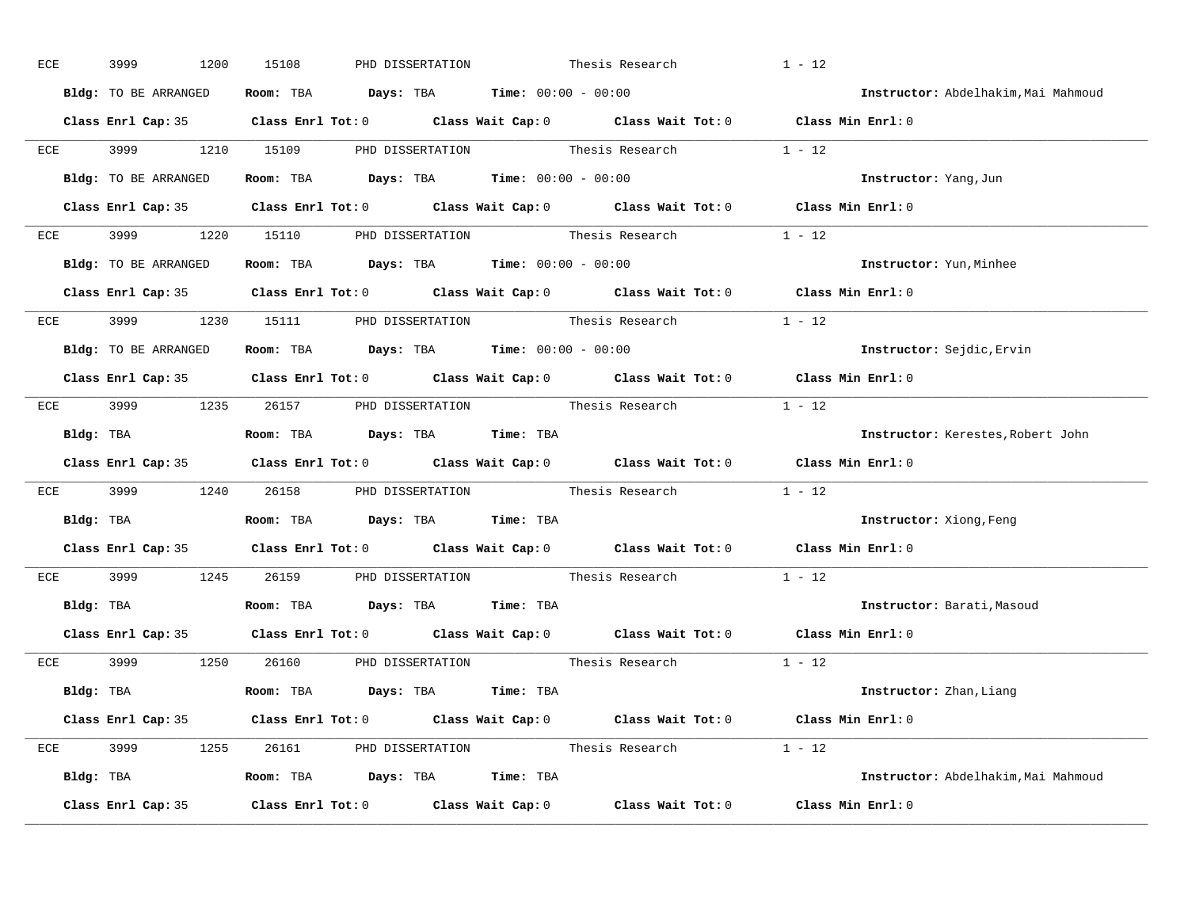ECE 3999 1200 15108 PHD DISSERTATION Thesis Research 1 - 12

**Bldg:** TO BE ARRANGED **Room:** TBA **Days:** TBA **Time:** 00:00 - 00:00 **Instructor:** Abdelhakim,Mai Mahmoud

**Class Enrl Cap:** 35 **Class Enrl Tot:** 0 **Class Wait Cap:** 0 **Class Wait Tot:** 0 **Class Min Enrl:** 0

---

ECE 3999 1210 15109 PHD DISSERTATION Thesis Research 1 - 12

**Bldg:** TO BE ARRANGED **Room:** TBA **Days:** TBA **Time:** 00:00 - 00:00 **Instructor:** Yang,Jun

**Class Enrl Cap:** 35 **Class Enrl Tot:** 0 **Class Wait Cap:** 0 **Class Wait Tot:** 0 **Class Min Enrl:** 0

---

ECE 3999 1220 15110 PHD DISSERTATION Thesis Research 1 - 12

**Bldg:** TO BE ARRANGED **Room:** TBA **Days:** TBA **Time:** 00:00 - 00:00 **Instructor:** Yun,Minhee

**Class Enrl Cap:** 35 **Class Enrl Tot:** 0 **Class Wait Cap:** 0 **Class Wait Tot:** 0 **Class Min Enrl:** 0

---

ECE 3999 1230 15111 PHD DISSERTATION Thesis Research 1 - 12

**Bldg:** TO BE ARRANGED **Room:** TBA **Days:** TBA **Time:** 00:00 - 00:00 **Instructor:** Sejdic,Ervin

**Class Enrl Cap:** 35 **Class Enrl Tot:** 0 **Class Wait Cap:** 0 **Class Wait Tot:** 0 **Class Min Enrl:** 0

---

ECE 3999 1235 26157 PHD DISSERTATION Thesis Research 1 - 12

**Bldg:** TBA **Room:** TBA **Days:** TBA **Time:** TBA **Instructor:** Kerestes,Robert John

**Class Enrl Cap:** 35 **Class Enrl Tot:** 0 **Class Wait Cap:** 0 **Class Wait Tot:** 0 **Class Min Enrl:** 0

---

ECE 3999 1240 26158 PHD DISSERTATION Thesis Research 1 - 12

**Bldg:** TBA **Room:** TBA **Days:** TBA **Time:** TBA **Instructor:** Xiong,Feng

**Class Enrl Cap:** 35 **Class Enrl Tot:** 0 **Class Wait Cap:** 0 **Class Wait Tot:** 0 **Class Min Enrl:** 0

---

ECE 3999 1245 26159 PHD DISSERTATION Thesis Research 1 - 12

**Bldg:** TBA **Room:** TBA **Days:** TBA **Time:** TBA **Instructor:** Barati,Masoud

**Class Enrl Cap:** 35 **Class Enrl Tot:** 0 **Class Wait Cap:** 0 **Class Wait Tot:** 0 **Class Min Enrl:** 0

---

ECE 3999 1250 26160 PHD DISSERTATION Thesis Research 1 - 12

**Bldg:** TBA **Room:** TBA **Days:** TBA **Time:** TBA **Instructor:** Zhan,Liang

**Class Enrl Cap:** 35 **Class Enrl Tot:** 0 **Class Wait Cap:** 0 **Class Wait Tot:** 0 **Class Min Enrl:** 0

---

ECE 3999 1255 26161 PHD DISSERTATION Thesis Research 1 - 12

**Bldg:** TBA **Room:** TBA **Days:** TBA **Time:** TBA **Instructor:** Abdelhakim,Mai Mahmoud

**Class Enrl Cap:** 35 **Class Enrl Tot:** 0 **Class Wait Cap:** 0 **Class Wait Tot:** 0 **Class Min Enrl:** 0

---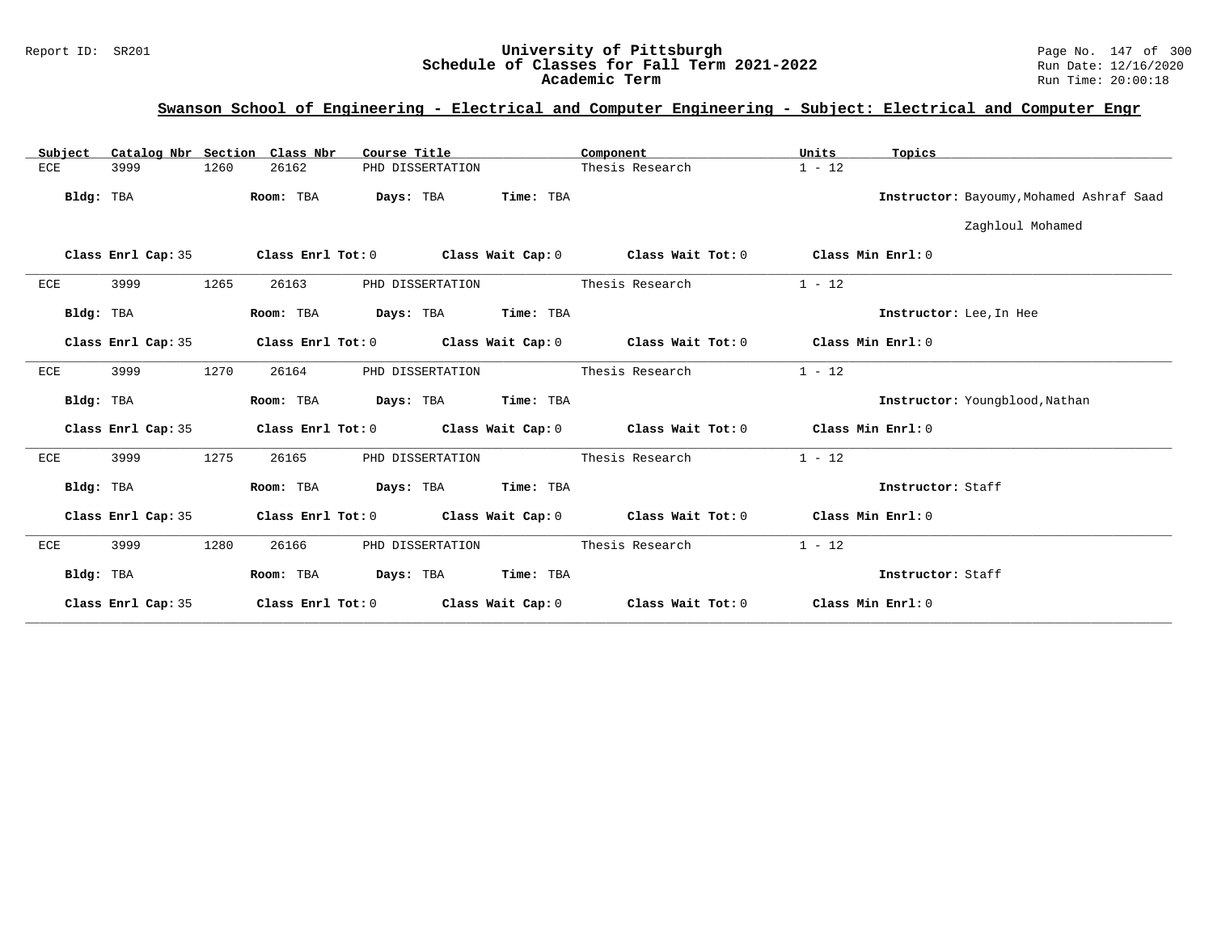## Swanson School of Engineering - Electrical and Computer Engineering - Subject: Electrical and Computer Engr

| Subject | Catalog Nbr | Section | Class Nbr | Course Title | Component | Units | Topics |
|---|---|---|---|---|---|---|---|
| ECE | 3999 | 1260 | 26162 | PHD DISSERTATION | Thesis Research | 1 - 12 | |

**Bldg:** TBA **Room:** TBA **Days:** TBA **Time:** TBA **Instructor:** Bayoumy,Mohamed Ashraf Saad Zaghloul Mohamed

**Class Enrl Cap:** 35 **Class Enrl Tot:** 0 **Class Wait Cap:** 0 **Class Wait Tot:** 0 **Class Min Enrl:** 0

---

| Subject | Catalog Nbr | Section | Class Nbr | Course Title | Component | Units | Topics |
|---|---|---|---|---|---|---|---|
| ECE | 3999 | 1265 | 26163 | PHD DISSERTATION | Thesis Research | 1 - 12 | |

**Bldg:** TBA **Room:** TBA **Days:** TBA **Time:** TBA **Instructor:** Lee,In Hee

**Class Enrl Cap:** 35 **Class Enrl Tot:** 0 **Class Wait Cap:** 0 **Class Wait Tot:** 0 **Class Min Enrl:** 0

---

| Subject | Catalog Nbr | Section | Class Nbr | Course Title | Component | Units | Topics |
|---|---|---|---|---|---|---|---|
| ECE | 3999 | 1270 | 26164 | PHD DISSERTATION | Thesis Research | 1 - 12 | |

**Bldg:** TBA **Room:** TBA **Days:** TBA **Time:** TBA **Instructor:** Youngblood,Nathan

**Class Enrl Cap:** 35 **Class Enrl Tot:** 0 **Class Wait Cap:** 0 **Class Wait Tot:** 0 **Class Min Enrl:** 0

---

| Subject | Catalog Nbr | Section | Class Nbr | Course Title | Component | Units | Topics |
|---|---|---|---|---|---|---|---|
| ECE | 3999 | 1275 | 26165 | PHD DISSERTATION | Thesis Research | 1 - 12 | |

**Bldg:** TBA **Room:** TBA **Days:** TBA **Time:** TBA **Instructor:** Staff

**Class Enrl Cap:** 35 **Class Enrl Tot:** 0 **Class Wait Cap:** 0 **Class Wait Tot:** 0 **Class Min Enrl:** 0

---

| Subject | Catalog Nbr | Section | Class Nbr | Course Title | Component | Units | Topics |
|---|---|---|---|---|---|---|---|
| ECE | 3999 | 1280 | 26166 | PHD DISSERTATION | Thesis Research | 1 - 12 | |

**Bldg:** TBA **Room:** TBA **Days:** TBA **Time:** TBA **Instructor:** Staff

**Class Enrl Cap:** 35 **Class Enrl Tot:** 0 **Class Wait Cap:** 0 **Class Wait Tot:** 0 **Class Min Enrl:** 0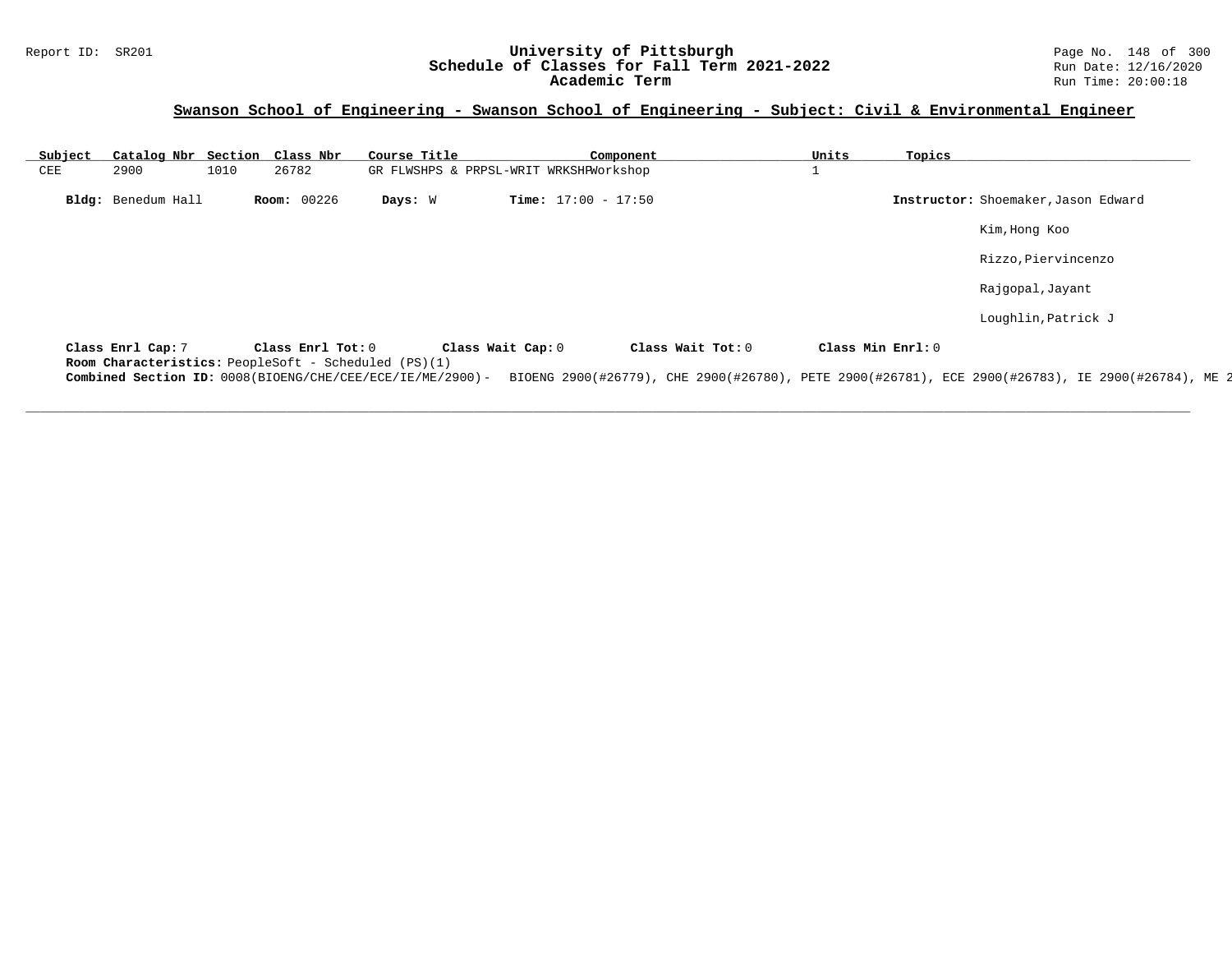## Swanson School of Engineering - Swanson School of Engineering - Subject: Civil & Environmental Engineer

| Subject | Catalog Nbr | Section | Class Nbr | Course Title | Component | Units | Topics |
|---|---|---|---|---|---|---|---|
| CEE | 2900 | 1010 | 26782 | GR FLWSHPS & PRPSL-WRIT WRKSHP | Workshop | 1 | |

**Bldg:** Benedum Hall **Room:** 00226 **Days:** W **Time:** 17:00 - 17:50 **Instructor:** Shoemaker,Jason Edward

Kim,Hong Koo

Rizzo,Piervincenzo

Rajgopal,Jayant

Loughlin,Patrick J

**Class Enrl Cap:** 7 **Class Enrl Tot:** 0 **Class Wait Cap:** 0 **Class Wait Tot:** 0 **Class Min Enrl:** 0

**Room Characteristics:** PeopleSoft - Scheduled (PS)(1)

**Combined Section ID:** 0008(BIOENG/CHE/CEE/ECE/IE/ME/2900)- BIOENG 2900(#26779), CHE 2900(#26780), PETE 2900(#26781), ECE 2900(#26783), IE 2900(#26784), ME 2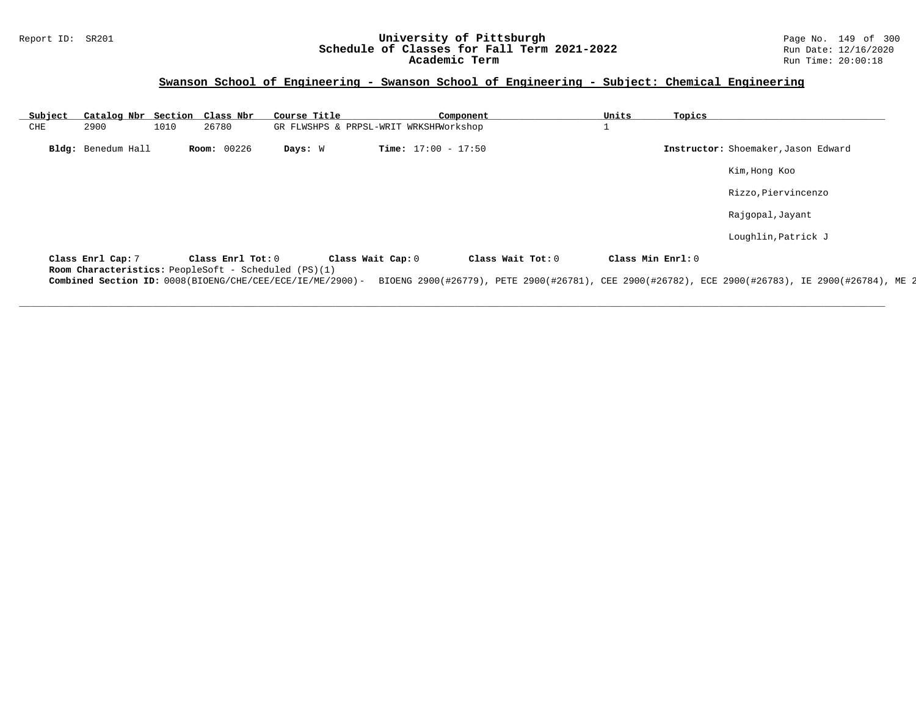## Swanson School of Engineering - Swanson School of Engineering - Subject: Chemical Engineering

| Subject | Catalog Nbr | Section | Class Nbr | Course Title | Component | Units | Topics |
|---|---|---|---|---|---|---|---|
| CHE | 2900 | 1010 | 26780 | GR FLWSHPS & PRPSL-WRIT WRKSHP | Workshop | 1 | |

**Bldg:** Benedum Hall **Room:** 00226 **Days:** W **Time:** 17:00 - 17:50 **Instructor:** Shoemaker,Jason Edward

Kim,Hong Koo

Rizzo,Piervincenzo

Rajgopal,Jayant

Loughlin,Patrick J

**Class Enrl Cap:** 7 **Class Enrl Tot:** 0 **Class Wait Cap:** 0 **Class Wait Tot:** 0 **Class Min Enrl:** 0

**Room Characteristics:** PeopleSoft - Scheduled (PS)(1)

**Combined Section ID:** 0008(BIOENG/CHE/CEE/ECE/IE/ME/2900)- BIOENG 2900(#26779), PETE 2900(#26781), CEE 2900(#26782), ECE 2900(#26783), IE 2900(#26784), ME 2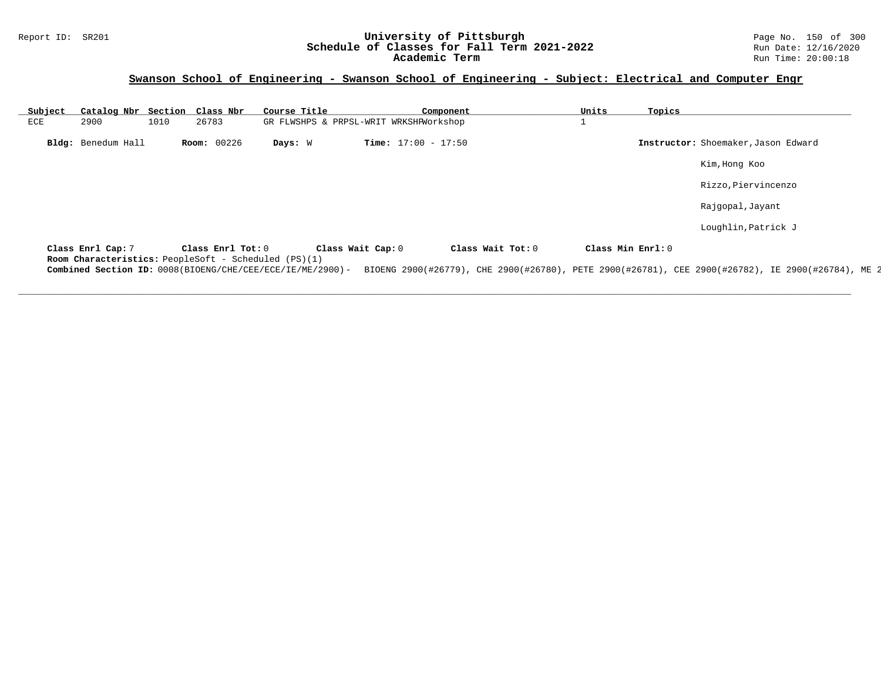## Swanson School of Engineering - Swanson School of Engineering - Subject: Electrical and Computer Engr

| Subject | Catalog Nbr | Section | Class Nbr | Course Title | Component | Units | Topics |
|---|---|---|---|---|---|---|---|
| ECE | 2900 | 1010 | 26783 | GR FLWSHPS & PRPSL-WRIT WRKSHP | Workshop | 1 | |

**Bldg:** Benedum Hall **Room:** 00226 **Days:** W **Time:** 17:00 - 17:50 **Instructor:** Shoemaker,Jason Edward

Kim,Hong Koo

Rizzo,Piervincenzo

Rajgopal,Jayant

Loughlin,Patrick J

**Class Enrl Cap:** 7 **Class Enrl Tot:** 0 **Class Wait Cap:** 0 **Class Wait Tot:** 0 **Class Min Enrl:** 0

**Room Characteristics:** PeopleSoft - Scheduled (PS)(1)

**Combined Section ID:** 0008(BIOENG/CHE/CEE/ECE/IE/ME/2900)- BIOENG 2900(#26779), CHE 2900(#26780), PETE 2900(#26781), CEE 2900(#26782), IE 2900(#26784), ME 2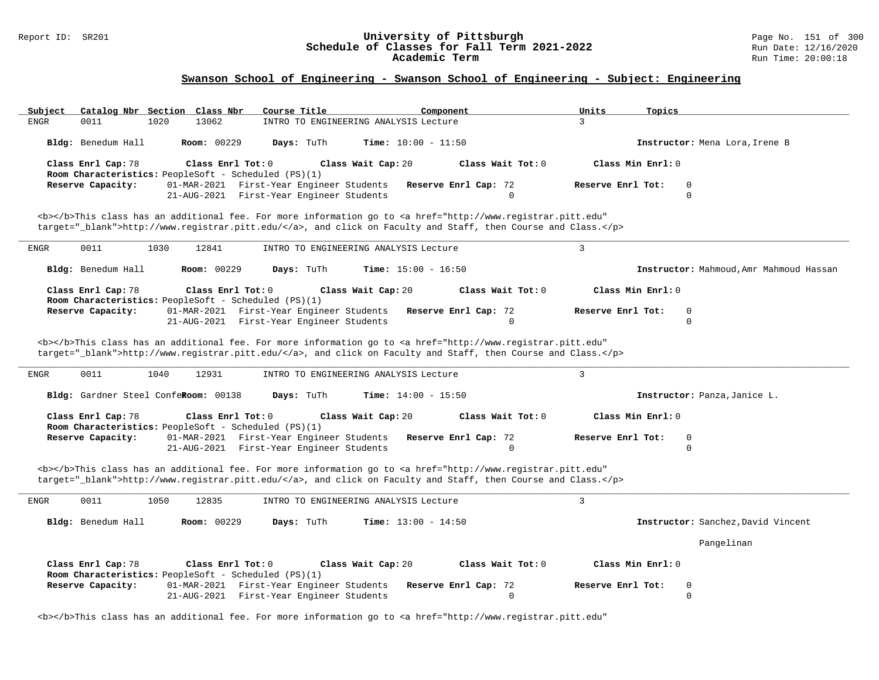## Swanson School of Engineering - Swanson School of Engineering - Subject: Engineering

| Subject | Catalog Nbr | Section | Class Nbr | Course Title | Component | Units | Topics |
|---|---|---|---|---|---|---|---|
| ENGR | 0011 | 1020 | 13062 | INTRO TO ENGINEERING ANALYSIS | Lecture | 3 | |

**Bldg:** Benedum Hall **Room:** 00229 **Days:** TuTh **Time:** 10:00 - 11:50 **Instructor:** Mena Lora,Irene B

**Class Enrl Cap:** 78 **Class Enrl Tot:** 0 **Class Wait Cap:** 20 **Class Wait Tot:** 0 **Class Min Enrl:** 0

**Room Characteristics:** PeopleSoft - Scheduled (PS)(1)

| Reserve Capacity: | Date | Group | Reserve Enrl Cap | Reserve Enrl Tot |
|---|---|---|---|---|
| | 01-MAR-2021 | First-Year Engineer Students | 72 | 0 |
| | 21-AUG-2021 | First-Year Engineer Students | 0 | 0 |

<b></b>This class has an additional fee. For more information go to <a href="http://www.registrar.pitt.edu" target="_blank">http://www.registrar.pitt.edu/</a>, and click on Faculty and Staff, then Course and Class.</p>

---

| Subject | Catalog Nbr | Section | Class Nbr | Course Title | Component | Units | Topics |
|---|---|---|---|---|---|---|---|
| ENGR | 0011 | 1030 | 12841 | INTRO TO ENGINEERING ANALYSIS | Lecture | 3 | |

**Bldg:** Benedum Hall **Room:** 00229 **Days:** TuTh **Time:** 15:00 - 16:50 **Instructor:** Mahmoud,Amr Mahmoud Hassan

**Class Enrl Cap:** 78 **Class Enrl Tot:** 0 **Class Wait Cap:** 20 **Class Wait Tot:** 0 **Class Min Enrl:** 0

**Room Characteristics:** PeopleSoft - Scheduled (PS)(1)

| Reserve Capacity: | Date | Group | Reserve Enrl Cap | Reserve Enrl Tot |
|---|---|---|---|---|
| | 01-MAR-2021 | First-Year Engineer Students | 72 | 0 |
| | 21-AUG-2021 | First-Year Engineer Students | 0 | 0 |

<b></b>This class has an additional fee. For more information go to <a href="http://www.registrar.pitt.edu" target="_blank">http://www.registrar.pitt.edu/</a>, and click on Faculty and Staff, then Course and Class.</p>

---

| Subject | Catalog Nbr | Section | Class Nbr | Course Title | Component | Units | Topics |
|---|---|---|---|---|---|---|---|
| ENGR | 0011 | 1040 | 12931 | INTRO TO ENGINEERING ANALYSIS | Lecture | 3 | |

**Bldg:** Gardner Steel Confer **Room:** 00138 **Days:** TuTh **Time:** 14:00 - 15:50 **Instructor:** Panza,Janice L.

**Class Enrl Cap:** 78 **Class Enrl Tot:** 0 **Class Wait Cap:** 20 **Class Wait Tot:** 0 **Class Min Enrl:** 0

**Room Characteristics:** PeopleSoft - Scheduled (PS)(1)

| Reserve Capacity: | Date | Group | Reserve Enrl Cap | Reserve Enrl Tot |
|---|---|---|---|---|
| | 01-MAR-2021 | First-Year Engineer Students | 72 | 0 |
| | 21-AUG-2021 | First-Year Engineer Students | 0 | 0 |

<b></b>This class has an additional fee. For more information go to <a href="http://www.registrar.pitt.edu" target="_blank">http://www.registrar.pitt.edu/</a>, and click on Faculty and Staff, then Course and Class.</p>

---

| Subject | Catalog Nbr | Section | Class Nbr | Course Title | Component | Units | Topics |
|---|---|---|---|---|---|---|---|
| ENGR | 0011 | 1050 | 12835 | INTRO TO ENGINEERING ANALYSIS | Lecture | 3 | |

**Bldg:** Benedum Hall **Room:** 00229 **Days:** TuTh **Time:** 13:00 - 14:50 **Instructor:** Sanchez,David Vincent Pangelinan

**Class Enrl Cap:** 78 **Class Enrl Tot:** 0 **Class Wait Cap:** 20 **Class Wait Tot:** 0 **Class Min Enrl:** 0

**Room Characteristics:** PeopleSoft - Scheduled (PS)(1)

| Reserve Capacity: | Date | Group | Reserve Enrl Cap | Reserve Enrl Tot |
|---|---|---|---|---|
| | 01-MAR-2021 | First-Year Engineer Students | 72 | 0 |
| | 21-AUG-2021 | First-Year Engineer Students | 0 | 0 |

<b></b>This class has an additional fee. For more information go to <a href="http://www.registrar.pitt.edu"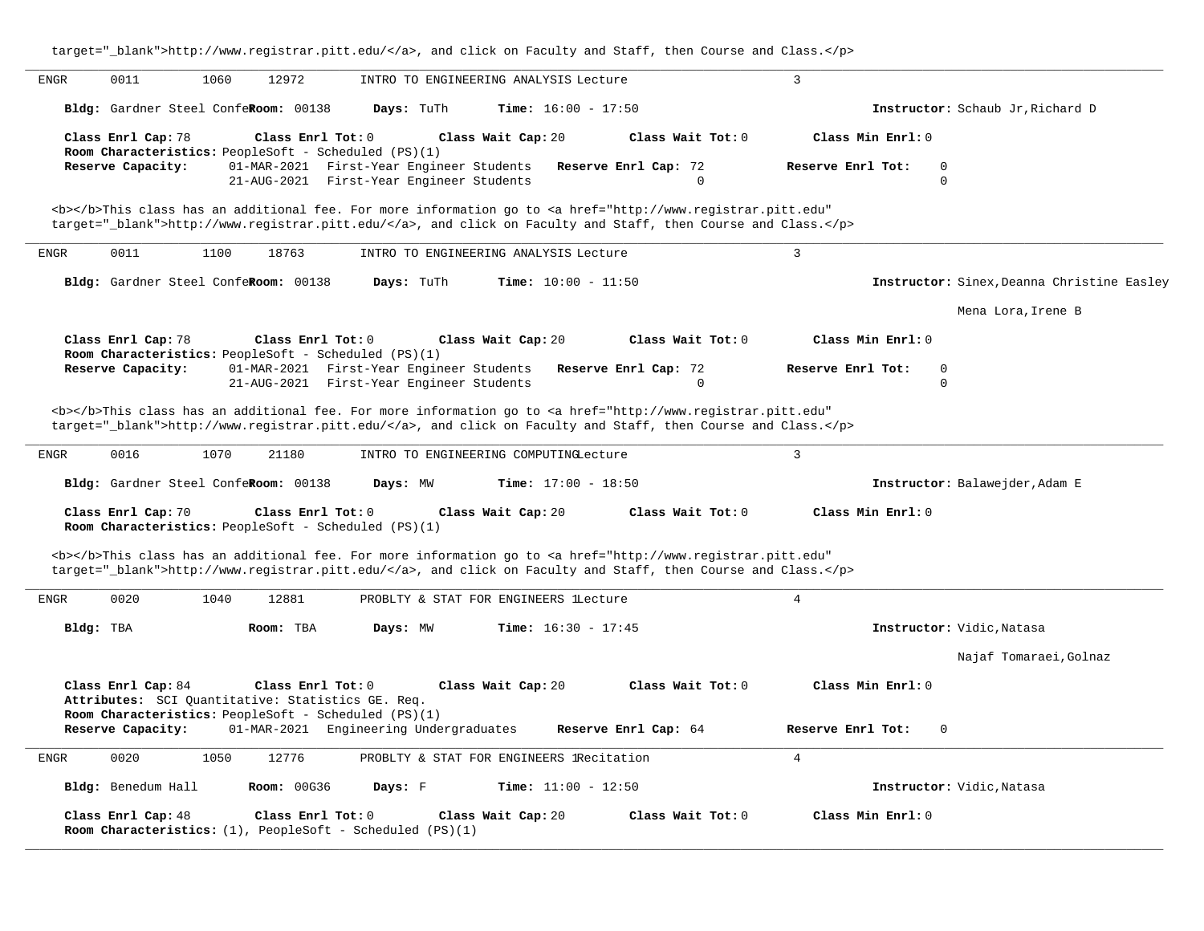target="_blank">http://www.registrar.pitt.edu/</a>, and click on Faculty and Staff, then Course and Class.</p>

---

ENGR 0011 1060 12972 INTRO TO ENGINEERING ANALYSIS Lecture 3

**Bldg:** Gardner Steel Confe **Room:** 00138 **Days:** TuTh **Time:** 16:00 - 17:50 **Instructor:** Schaub Jr,Richard D

**Class Enrl Cap:** 78 **Class Enrl Tot:** 0 **Class Wait Cap:** 20 **Class Wait Tot:** 0 **Class Min Enrl:** 0
**Room Characteristics:** PeopleSoft - Scheduled (PS)(1)
**Reserve Capacity:** 01-MAR-2021 First-Year Engineer Students **Reserve Enrl Cap:** 72 **Reserve Enrl Tot:** 0
21-AUG-2021 First-Year Engineer Students 0 0

<b></b>This class has an additional fee. For more information go to <a href="http://www.registrar.pitt.edu" target="_blank">http://www.registrar.pitt.edu/</a>, and click on Faculty and Staff, then Course and Class.</p>

---

ENGR 0011 1100 18763 INTRO TO ENGINEERING ANALYSIS Lecture 3

**Bldg:** Gardner Steel Confe **Room:** 00138 **Days:** TuTh **Time:** 10:00 - 11:50 **Instructor:** Sinex,Deanna Christine Easley
Mena Lora,Irene B

**Class Enrl Cap:** 78 **Class Enrl Tot:** 0 **Class Wait Cap:** 20 **Class Wait Tot:** 0 **Class Min Enrl:** 0
**Room Characteristics:** PeopleSoft - Scheduled (PS)(1)
**Reserve Capacity:** 01-MAR-2021 First-Year Engineer Students **Reserve Enrl Cap:** 72 **Reserve Enrl Tot:** 0
21-AUG-2021 First-Year Engineer Students 0 0

<b></b>This class has an additional fee. For more information go to <a href="http://www.registrar.pitt.edu" target="_blank">http://www.registrar.pitt.edu/</a>, and click on Faculty and Staff, then Course and Class.</p>

---

ENGR 0016 1070 21180 INTRO TO ENGINEERING COMPUTING Lecture 3

**Bldg:** Gardner Steel Confe **Room:** 00138 **Days:** MW **Time:** 17:00 - 18:50 **Instructor:** Balawejder,Adam E

**Class Enrl Cap:** 70 **Class Enrl Tot:** 0 **Class Wait Cap:** 20 **Class Wait Tot:** 0 **Class Min Enrl:** 0
**Room Characteristics:** PeopleSoft - Scheduled (PS)(1)

<b></b>This class has an additional fee. For more information go to <a href="http://www.registrar.pitt.edu" target="_blank">http://www.registrar.pitt.edu/</a>, and click on Faculty and Staff, then Course and Class.</p>

---

ENGR 0020 1040 12881 PROBLTY & STAT FOR ENGINEERS 1 Lecture 4

**Bldg:** TBA **Room:** TBA **Days:** MW **Time:** 16:30 - 17:45 **Instructor:** Vidic,Natasa
Najaf Tomaraei,Golnaz

**Class Enrl Cap:** 84 **Class Enrl Tot:** 0 **Class Wait Cap:** 20 **Class Wait Tot:** 0 **Class Min Enrl:** 0
**Attributes:** SCI Quantitative: Statistics GE. Req.
**Room Characteristics:** PeopleSoft - Scheduled (PS)(1)
**Reserve Capacity:** 01-MAR-2021 Engineering Undergraduates **Reserve Enrl Cap:** 64 **Reserve Enrl Tot:** 0

---

ENGR 0020 1050 12776 PROBLTY & STAT FOR ENGINEERS 1 Recitation 4

**Bldg:** Benedum Hall **Room:** 00G36 **Days:** F **Time:** 11:00 - 12:50 **Instructor:** Vidic,Natasa

**Class Enrl Cap:** 48 **Class Enrl Tot:** 0 **Class Wait Cap:** 20 **Class Wait Tot:** 0 **Class Min Enrl:** 0
**Room Characteristics:** (1), PeopleSoft - Scheduled (PS)(1)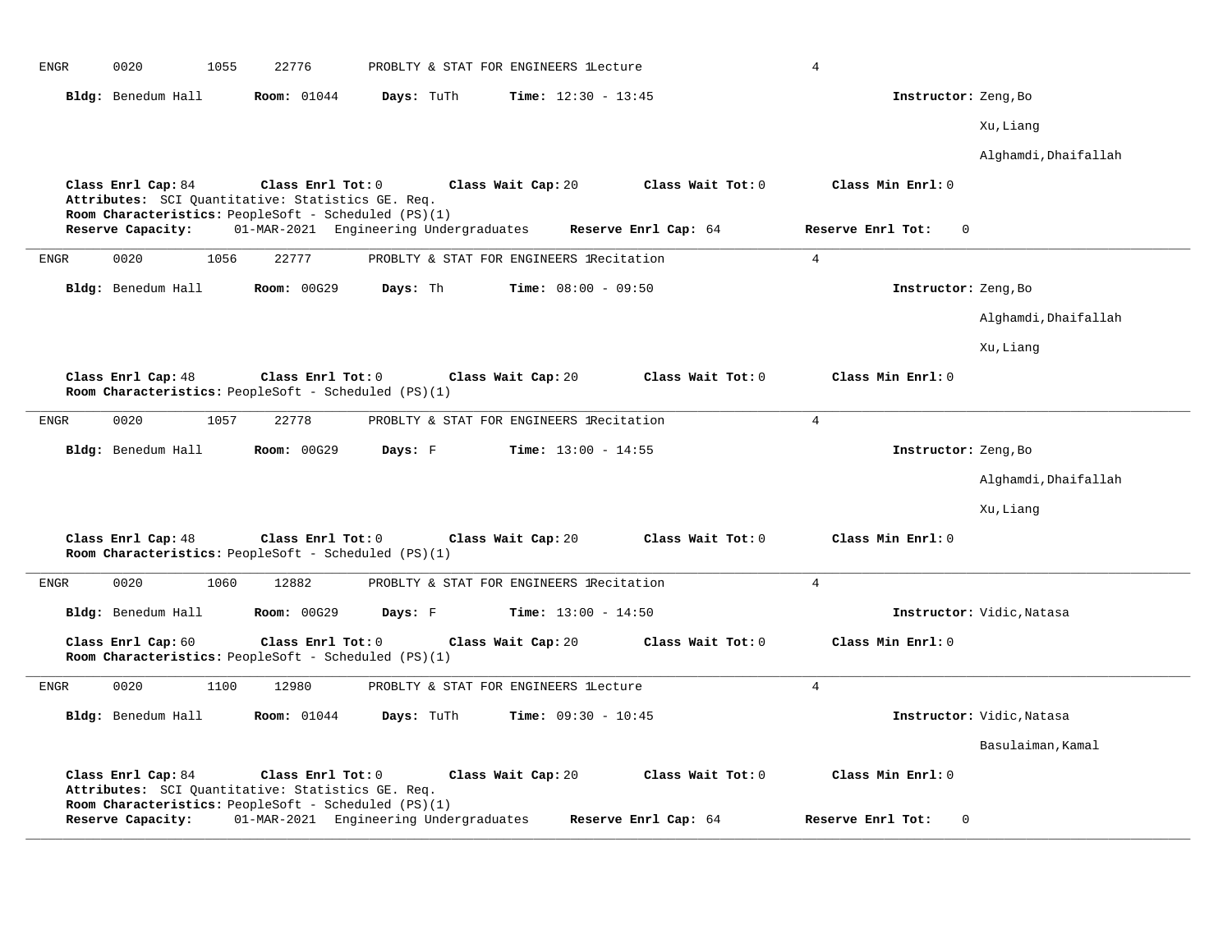ENGR 0020 1055 22776 PROBLTY & STAT FOR ENGINEERS 1 Lecture 4

**Bldg:** Benedum Hall **Room:** 01044 **Days:** TuTh **Time:** 12:30 - 13:45 **Instructor:** Zeng,Bo

Xu,Liang

Alghamdi,Dhaifallah

**Class Enrl Cap:** 84 **Class Enrl Tot:** 0 **Class Wait Cap:** 20 **Class Wait Tot:** 0 **Class Min Enrl:** 0
**Attributes:** SCI Quantitative: Statistics GE. Req.
**Room Characteristics:** PeopleSoft - Scheduled (PS)(1)
**Reserve Capacity:** 01-MAR-2021 Engineering Undergraduates **Reserve Enrl Cap:** 64 **Reserve Enrl Tot:** 0

---

ENGR 0020 1056 22777 PROBLTY & STAT FOR ENGINEERS 1 Recitation 4

**Bldg:** Benedum Hall **Room:** 00G29 **Days:** Th **Time:** 08:00 - 09:50 **Instructor:** Zeng,Bo

Alghamdi,Dhaifallah

Xu,Liang

**Class Enrl Cap:** 48 **Class Enrl Tot:** 0 **Class Wait Cap:** 20 **Class Wait Tot:** 0 **Class Min Enrl:** 0
**Room Characteristics:** PeopleSoft - Scheduled (PS)(1)

---

ENGR 0020 1057 22778 PROBLTY & STAT FOR ENGINEERS 1 Recitation 4

**Bldg:** Benedum Hall **Room:** 00G29 **Days:** F **Time:** 13:00 - 14:55 **Instructor:** Zeng,Bo

Alghamdi,Dhaifallah

Xu,Liang

**Class Enrl Cap:** 48 **Class Enrl Tot:** 0 **Class Wait Cap:** 20 **Class Wait Tot:** 0 **Class Min Enrl:** 0
**Room Characteristics:** PeopleSoft - Scheduled (PS)(1)

---

ENGR 0020 1060 12882 PROBLTY & STAT FOR ENGINEERS 1 Recitation 4

**Bldg:** Benedum Hall **Room:** 00G29 **Days:** F **Time:** 13:00 - 14:50 **Instructor:** Vidic,Natasa

**Class Enrl Cap:** 60 **Class Enrl Tot:** 0 **Class Wait Cap:** 20 **Class Wait Tot:** 0 **Class Min Enrl:** 0
**Room Characteristics:** PeopleSoft - Scheduled (PS)(1)

---

ENGR 0020 1100 12980 PROBLTY & STAT FOR ENGINEERS 1 Lecture 4

**Bldg:** Benedum Hall **Room:** 01044 **Days:** TuTh **Time:** 09:30 - 10:45 **Instructor:** Vidic,Natasa

Basulaiman,Kamal

**Class Enrl Cap:** 84 **Class Enrl Tot:** 0 **Class Wait Cap:** 20 **Class Wait Tot:** 0 **Class Min Enrl:** 0
**Attributes:** SCI Quantitative: Statistics GE. Req.
**Room Characteristics:** PeopleSoft - Scheduled (PS)(1)
**Reserve Capacity:** 01-MAR-2021 Engineering Undergraduates **Reserve Enrl Cap:** 64 **Reserve Enrl Tot:** 0

---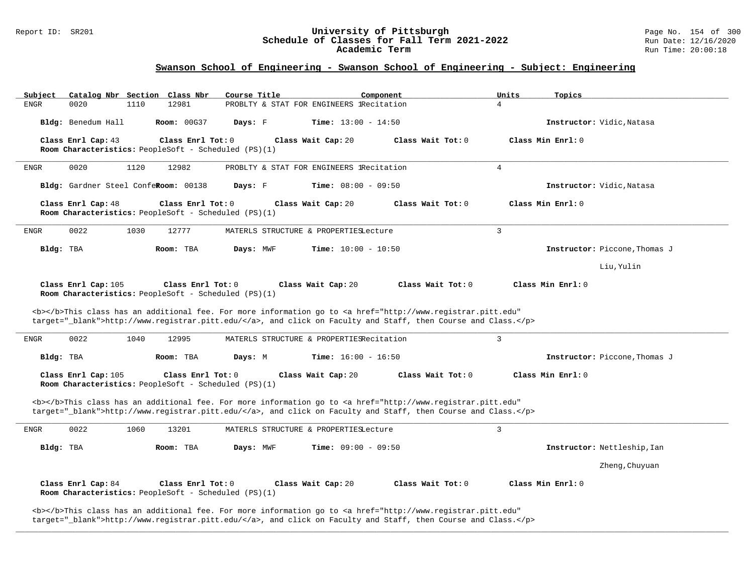## Swanson School of Engineering - Swanson School of Engineering - Subject: Engineering

| Subject | Catalog Nbr | Section | Class Nbr | Course Title | Component | Units | Topics |
|---|---|---|---|---|---|---|---|
| ENGR | 0020 | 1110 | 12981 | PROBLTY & STAT FOR ENGINEERS 1 | Recitation | 4 | |

**Bldg:** Benedum Hall **Room:** 00G37 **Days:** F **Time:** 13:00 - 14:50 **Instructor:** Vidic,Natasa

**Class Enrl Cap:** 43 **Class Enrl Tot:** 0 **Class Wait Cap:** 20 **Class Wait Tot:** 0 **Class Min Enrl:** 0
**Room Characteristics:** PeopleSoft - Scheduled (PS)(1)

---

| Subject | Catalog Nbr | Section | Class Nbr | Course Title | Component | Units | Topics |
|---|---|---|---|---|---|---|---|
| ENGR | 0020 | 1120 | 12982 | PROBLTY & STAT FOR ENGINEERS 1 | Recitation | 4 | |

**Bldg:** Gardner Steel Confer **Room:** 00138 **Days:** F **Time:** 08:00 - 09:50 **Instructor:** Vidic,Natasa

**Class Enrl Cap:** 48 **Class Enrl Tot:** 0 **Class Wait Cap:** 20 **Class Wait Tot:** 0 **Class Min Enrl:** 0
**Room Characteristics:** PeopleSoft - Scheduled (PS)(1)

---

| Subject | Catalog Nbr | Section | Class Nbr | Course Title | Component | Units | Topics |
|---|---|---|---|---|---|---|---|
| ENGR | 0022 | 1030 | 12777 | MATERLS STRUCTURE & PROPERTIES | Lecture | 3 | |

**Bldg:** TBA **Room:** TBA **Days:** MWF **Time:** 10:00 - 10:50 **Instructor:** Piccone,Thomas J

Liu,Yulin

**Class Enrl Cap:** 105 **Class Enrl Tot:** 0 **Class Wait Cap:** 20 **Class Wait Tot:** 0 **Class Min Enrl:** 0
**Room Characteristics:** PeopleSoft - Scheduled (PS)(1)

<b></b>This class has an additional fee. For more information go to <a href="http://www.registrar.pitt.edu" target="_blank">http://www.registrar.pitt.edu/</a>, and click on Faculty and Staff, then Course and Class.</p>

---

| Subject | Catalog Nbr | Section | Class Nbr | Course Title | Component | Units | Topics |
|---|---|---|---|---|---|---|---|
| ENGR | 0022 | 1040 | 12995 | MATERLS STRUCTURE & PROPERTIES | Recitation | 3 | |

**Bldg:** TBA **Room:** TBA **Days:** M **Time:** 16:00 - 16:50 **Instructor:** Piccone,Thomas J

**Class Enrl Cap:** 105 **Class Enrl Tot:** 0 **Class Wait Cap:** 20 **Class Wait Tot:** 0 **Class Min Enrl:** 0
**Room Characteristics:** PeopleSoft - Scheduled (PS)(1)

<b></b>This class has an additional fee. For more information go to <a href="http://www.registrar.pitt.edu" target="_blank">http://www.registrar.pitt.edu/</a>, and click on Faculty and Staff, then Course and Class.</p>

---

| Subject | Catalog Nbr | Section | Class Nbr | Course Title | Component | Units | Topics |
|---|---|---|---|---|---|---|---|
| ENGR | 0022 | 1060 | 13201 | MATERLS STRUCTURE & PROPERTIES | Lecture | 3 | |

**Bldg:** TBA **Room:** TBA **Days:** MWF **Time:** 09:00 - 09:50 **Instructor:** Nettleship,Ian

Zheng,Chuyuan

**Class Enrl Cap:** 84 **Class Enrl Tot:** 0 **Class Wait Cap:** 20 **Class Wait Tot:** 0 **Class Min Enrl:** 0
**Room Characteristics:** PeopleSoft - Scheduled (PS)(1)

<b></b>This class has an additional fee. For more information go to <a href="http://www.registrar.pitt.edu" target="_blank">http://www.registrar.pitt.edu/</a>, and click on Faculty and Staff, then Course and Class.</p>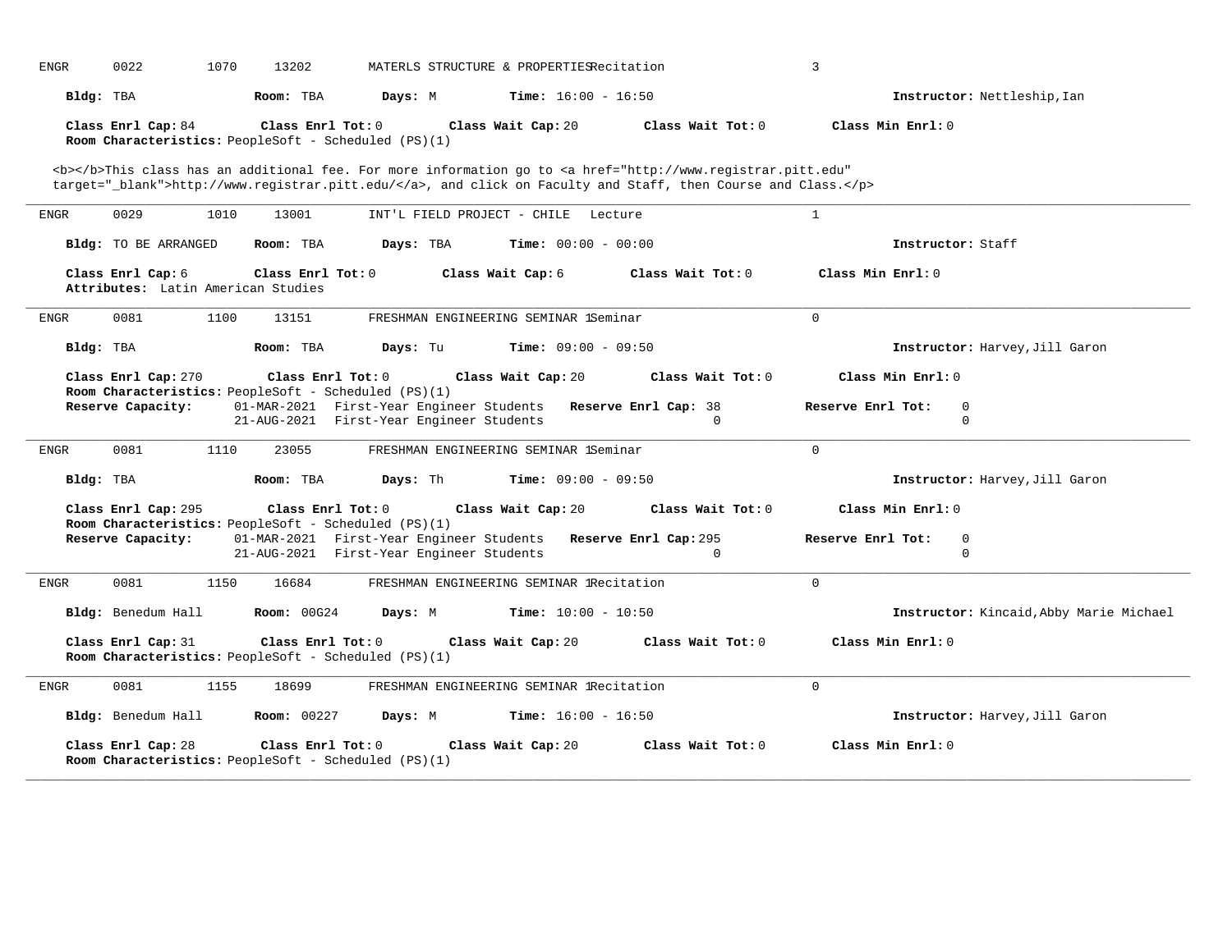ENGR 0022 1070 13202 MATERLS STRUCTURE & PROPERTIES Recitation 3

**Bldg:** TBA **Room:** TBA **Days:** M **Time:** 16:00 - 16:50 **Instructor:** Nettleship,Ian

**Class Enrl Cap:** 84 **Class Enrl Tot:** 0 **Class Wait Cap:** 20 **Class Wait Tot:** 0 **Class Min Enrl:** 0
**Room Characteristics:** PeopleSoft - Scheduled (PS)(1)

<b></b>This class has an additional fee. For more information go to <a href="http://www.registrar.pitt.edu" target="_blank">http://www.registrar.pitt.edu/</a>, and click on Faculty and Staff, then Course and Class.</p>

---

ENGR 0029 1010 13001 INT'L FIELD PROJECT - CHILE Lecture 1

**Bldg:** TO BE ARRANGED **Room:** TBA **Days:** TBA **Time:** 00:00 - 00:00 **Instructor:** Staff

**Class Enrl Cap:** 6 **Class Enrl Tot:** 0 **Class Wait Cap:** 6 **Class Wait Tot:** 0 **Class Min Enrl:** 0
**Attributes:** Latin American Studies

---

ENGR 0081 1100 13151 FRESHMAN ENGINEERING SEMINAR 1 Seminar 0

**Bldg:** TBA **Room:** TBA **Days:** Tu **Time:** 09:00 - 09:50 **Instructor:** Harvey,Jill Garon

**Class Enrl Cap:** 270 **Class Enrl Tot:** 0 **Class Wait Cap:** 20 **Class Wait Tot:** 0 **Class Min Enrl:** 0
**Room Characteristics:** PeopleSoft - Scheduled (PS)(1)

| **Reserve Capacity:** | | **Reserve Enrl Cap:** | **Reserve Enrl Tot:** |
|---|---|---|---|
| 01-MAR-2021 | First-Year Engineer Students | 38 | 0 |
| 21-AUG-2021 | First-Year Engineer Students | 0 | 0 |

---

ENGR 0081 1110 23055 FRESHMAN ENGINEERING SEMINAR 1 Seminar 0

**Bldg:** TBA **Room:** TBA **Days:** Th **Time:** 09:00 - 09:50 **Instructor:** Harvey,Jill Garon

**Class Enrl Cap:** 295 **Class Enrl Tot:** 0 **Class Wait Cap:** 20 **Class Wait Tot:** 0 **Class Min Enrl:** 0
**Room Characteristics:** PeopleSoft - Scheduled (PS)(1)

| **Reserve Capacity:** | | **Reserve Enrl Cap:** | **Reserve Enrl Tot:** |
|---|---|---|---|
| 01-MAR-2021 | First-Year Engineer Students | 295 | 0 |
| 21-AUG-2021 | First-Year Engineer Students | 0 | 0 |

---

ENGR 0081 1150 16684 FRESHMAN ENGINEERING SEMINAR 1 Recitation 0

**Bldg:** Benedum Hall **Room:** 00G24 **Days:** M **Time:** 10:00 - 10:50 **Instructor:** Kincaid,Abby Marie Michael

**Class Enrl Cap:** 31 **Class Enrl Tot:** 0 **Class Wait Cap:** 20 **Class Wait Tot:** 0 **Class Min Enrl:** 0
**Room Characteristics:** PeopleSoft - Scheduled (PS)(1)

---

ENGR 0081 1155 18699 FRESHMAN ENGINEERING SEMINAR 1 Recitation 0

**Bldg:** Benedum Hall **Room:** 00227 **Days:** M **Time:** 16:00 - 16:50 **Instructor:** Harvey,Jill Garon

**Class Enrl Cap:** 28 **Class Enrl Tot:** 0 **Class Wait Cap:** 20 **Class Wait Tot:** 0 **Class Min Enrl:** 0
**Room Characteristics:** PeopleSoft - Scheduled (PS)(1)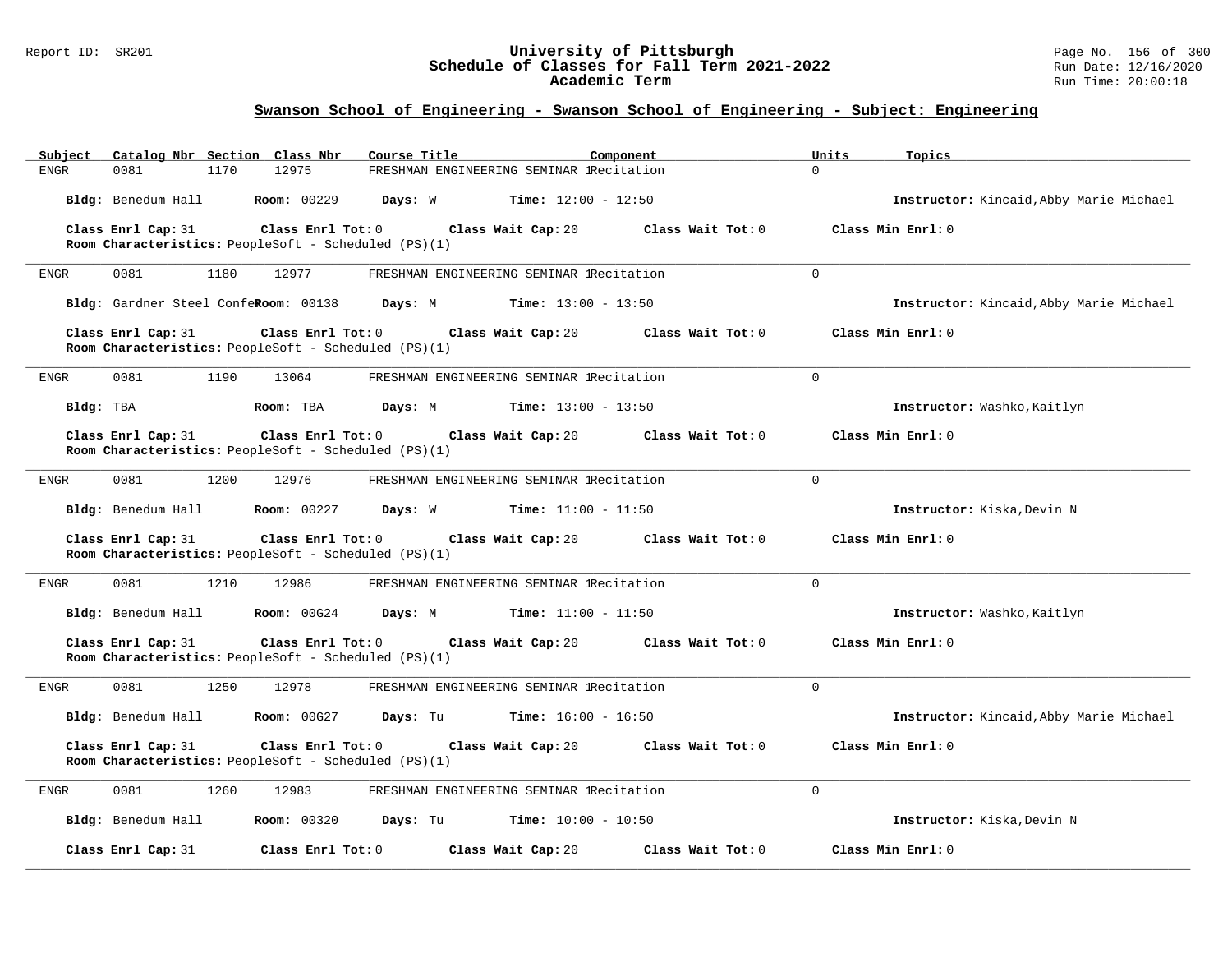## Swanson School of Engineering - Swanson School of Engineering - Subject: Engineering

| Subject | Catalog Nbr | Section | Class Nbr | Course Title | Component | Units | Topics |
|---|---|---|---|---|---|---|---|
| ENGR | 0081 | 1170 | 12975 | FRESHMAN ENGINEERING SEMINAR 1 | Recitation | 0 | |

**Bldg:** Benedum Hall **Room:** 00229 **Days:** W **Time:** 12:00 - 12:50 **Instructor:** Kincaid,Abby Marie Michael

**Class Enrl Cap:** 31 **Class Enrl Tot:** 0 **Class Wait Cap:** 20 **Class Wait Tot:** 0 **Class Min Enrl:** 0
**Room Characteristics:** PeopleSoft - Scheduled (PS)(1)

---

| Subject | Catalog Nbr | Section | Class Nbr | Course Title | Component | Units | Topics |
|---|---|---|---|---|---|---|---|
| ENGR | 0081 | 1180 | 12977 | FRESHMAN ENGINEERING SEMINAR 1 | Recitation | 0 | |

**Bldg:** Gardner Steel Confe **Room:** 00138 **Days:** M **Time:** 13:00 - 13:50 **Instructor:** Kincaid,Abby Marie Michael

**Class Enrl Cap:** 31 **Class Enrl Tot:** 0 **Class Wait Cap:** 20 **Class Wait Tot:** 0 **Class Min Enrl:** 0
**Room Characteristics:** PeopleSoft - Scheduled (PS)(1)

---

| Subject | Catalog Nbr | Section | Class Nbr | Course Title | Component | Units | Topics |
|---|---|---|---|---|---|---|---|
| ENGR | 0081 | 1190 | 13064 | FRESHMAN ENGINEERING SEMINAR 1 | Recitation | 0 | |

**Bldg:** TBA **Room:** TBA **Days:** M **Time:** 13:00 - 13:50 **Instructor:** Washko,Kaitlyn

**Class Enrl Cap:** 31 **Class Enrl Tot:** 0 **Class Wait Cap:** 20 **Class Wait Tot:** 0 **Class Min Enrl:** 0
**Room Characteristics:** PeopleSoft - Scheduled (PS)(1)

---

| Subject | Catalog Nbr | Section | Class Nbr | Course Title | Component | Units | Topics |
|---|---|---|---|---|---|---|---|
| ENGR | 0081 | 1200 | 12976 | FRESHMAN ENGINEERING SEMINAR 1 | Recitation | 0 | |

**Bldg:** Benedum Hall **Room:** 00227 **Days:** W **Time:** 11:00 - 11:50 **Instructor:** Kiska,Devin N

**Class Enrl Cap:** 31 **Class Enrl Tot:** 0 **Class Wait Cap:** 20 **Class Wait Tot:** 0 **Class Min Enrl:** 0
**Room Characteristics:** PeopleSoft - Scheduled (PS)(1)

---

| Subject | Catalog Nbr | Section | Class Nbr | Course Title | Component | Units | Topics |
|---|---|---|---|---|---|---|---|
| ENGR | 0081 | 1210 | 12986 | FRESHMAN ENGINEERING SEMINAR 1 | Recitation | 0 | |

**Bldg:** Benedum Hall **Room:** 00G24 **Days:** M **Time:** 11:00 - 11:50 **Instructor:** Washko,Kaitlyn

**Class Enrl Cap:** 31 **Class Enrl Tot:** 0 **Class Wait Cap:** 20 **Class Wait Tot:** 0 **Class Min Enrl:** 0
**Room Characteristics:** PeopleSoft - Scheduled (PS)(1)

---

| Subject | Catalog Nbr | Section | Class Nbr | Course Title | Component | Units | Topics |
|---|---|---|---|---|---|---|---|
| ENGR | 0081 | 1250 | 12978 | FRESHMAN ENGINEERING SEMINAR 1 | Recitation | 0 | |

**Bldg:** Benedum Hall **Room:** 00G27 **Days:** Tu **Time:** 16:00 - 16:50 **Instructor:** Kincaid,Abby Marie Michael

**Class Enrl Cap:** 31 **Class Enrl Tot:** 0 **Class Wait Cap:** 20 **Class Wait Tot:** 0 **Class Min Enrl:** 0
**Room Characteristics:** PeopleSoft - Scheduled (PS)(1)

---

| Subject | Catalog Nbr | Section | Class Nbr | Course Title | Component | Units | Topics |
|---|---|---|---|---|---|---|---|
| ENGR | 0081 | 1260 | 12983 | FRESHMAN ENGINEERING SEMINAR 1 | Recitation | 0 | |

**Bldg:** Benedum Hall **Room:** 00320 **Days:** Tu **Time:** 10:00 - 10:50 **Instructor:** Kiska,Devin N

**Class Enrl Cap:** 31 **Class Enrl Tot:** 0 **Class Wait Cap:** 20 **Class Wait Tot:** 0 **Class Min Enrl:** 0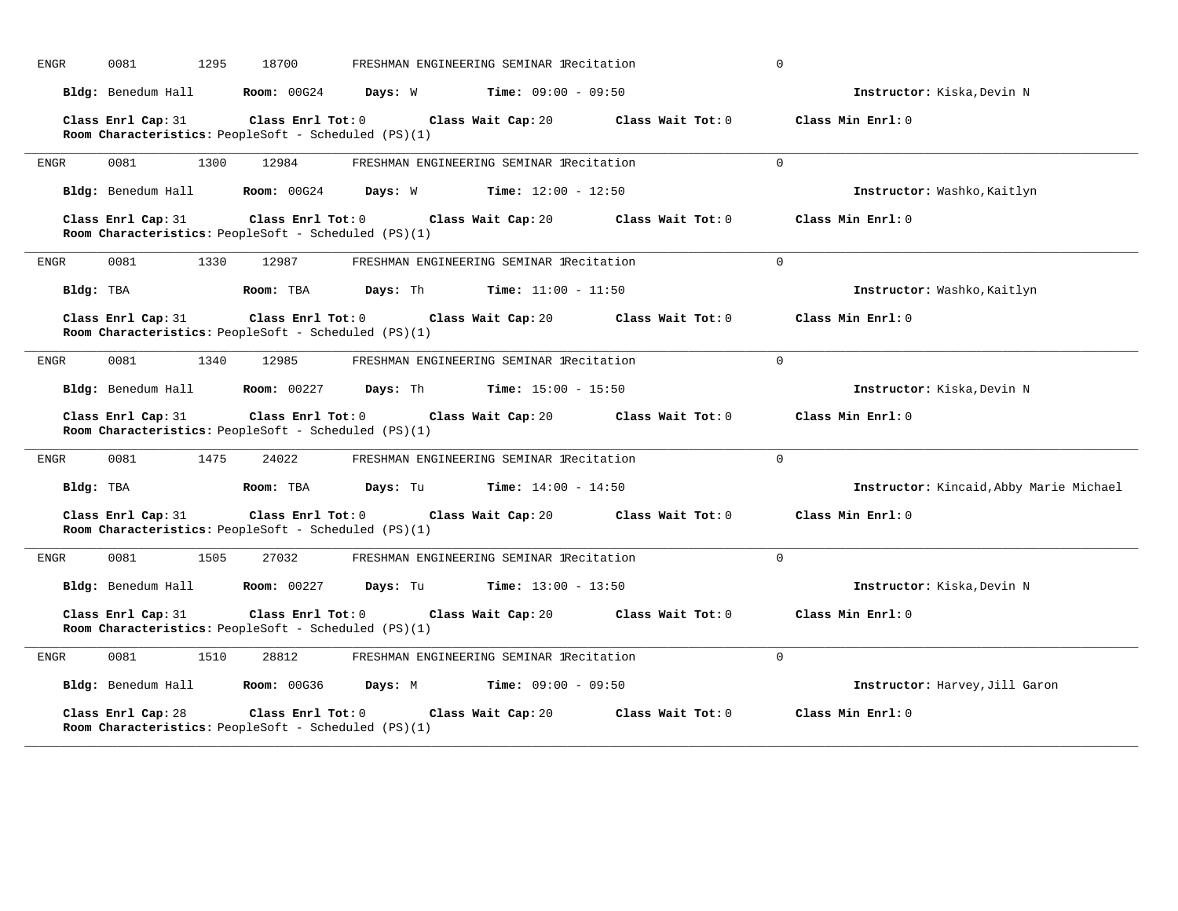ENGR 0081 1295 18700 FRESHMAN ENGINEERING SEMINAR 1Recitation 0

**Bldg:** Benedum Hall **Room:** 00G24 **Days:** W **Time:** 09:00 - 09:50 **Instructor:** Kiska,Devin N

**Class Enrl Cap:** 31 **Class Enrl Tot:** 0 **Class Wait Cap:** 20 **Class Wait Tot:** 0 **Class Min Enrl:** 0
**Room Characteristics:** PeopleSoft - Scheduled (PS)(1)

---

ENGR 0081 1300 12984 FRESHMAN ENGINEERING SEMINAR 1Recitation 0

**Bldg:** Benedum Hall **Room:** 00G24 **Days:** W **Time:** 12:00 - 12:50 **Instructor:** Washko,Kaitlyn

**Class Enrl Cap:** 31 **Class Enrl Tot:** 0 **Class Wait Cap:** 20 **Class Wait Tot:** 0 **Class Min Enrl:** 0
**Room Characteristics:** PeopleSoft - Scheduled (PS)(1)

---

ENGR 0081 1330 12987 FRESHMAN ENGINEERING SEMINAR 1Recitation 0

**Bldg:** TBA **Room:** TBA **Days:** Th **Time:** 11:00 - 11:50 **Instructor:** Washko,Kaitlyn

**Class Enrl Cap:** 31 **Class Enrl Tot:** 0 **Class Wait Cap:** 20 **Class Wait Tot:** 0 **Class Min Enrl:** 0
**Room Characteristics:** PeopleSoft - Scheduled (PS)(1)

---

ENGR 0081 1340 12985 FRESHMAN ENGINEERING SEMINAR 1Recitation 0

**Bldg:** Benedum Hall **Room:** 00227 **Days:** Th **Time:** 15:00 - 15:50 **Instructor:** Kiska,Devin N

**Class Enrl Cap:** 31 **Class Enrl Tot:** 0 **Class Wait Cap:** 20 **Class Wait Tot:** 0 **Class Min Enrl:** 0
**Room Characteristics:** PeopleSoft - Scheduled (PS)(1)

---

ENGR 0081 1475 24022 FRESHMAN ENGINEERING SEMINAR 1Recitation 0

**Bldg:** TBA **Room:** TBA **Days:** Tu **Time:** 14:00 - 14:50 **Instructor:** Kincaid,Abby Marie Michael

**Class Enrl Cap:** 31 **Class Enrl Tot:** 0 **Class Wait Cap:** 20 **Class Wait Tot:** 0 **Class Min Enrl:** 0
**Room Characteristics:** PeopleSoft - Scheduled (PS)(1)

---

ENGR 0081 1505 27032 FRESHMAN ENGINEERING SEMINAR 1Recitation 0

**Bldg:** Benedum Hall **Room:** 00227 **Days:** Tu **Time:** 13:00 - 13:50 **Instructor:** Kiska,Devin N

**Class Enrl Cap:** 31 **Class Enrl Tot:** 0 **Class Wait Cap:** 20 **Class Wait Tot:** 0 **Class Min Enrl:** 0
**Room Characteristics:** PeopleSoft - Scheduled (PS)(1)

---

ENGR 0081 1510 28812 FRESHMAN ENGINEERING SEMINAR 1Recitation 0

**Bldg:** Benedum Hall **Room:** 00G36 **Days:** M **Time:** 09:00 - 09:50 **Instructor:** Harvey,Jill Garon

**Class Enrl Cap:** 28 **Class Enrl Tot:** 0 **Class Wait Cap:** 20 **Class Wait Tot:** 0 **Class Min Enrl:** 0
**Room Characteristics:** PeopleSoft - Scheduled (PS)(1)

---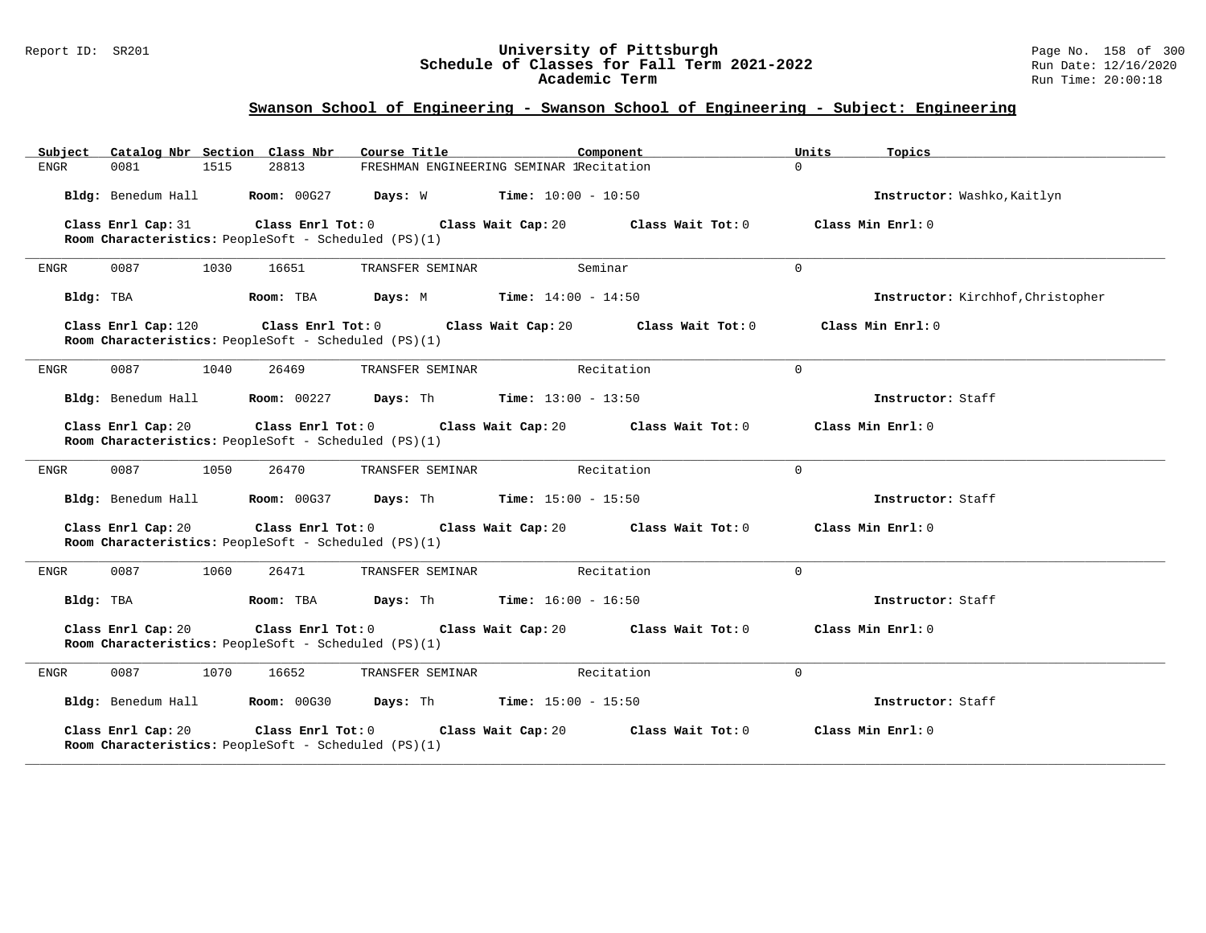## Swanson School of Engineering - Swanson School of Engineering - Subject: Engineering

| Subject | Catalog Nbr | Section | Class Nbr | Course Title | Component | Units | Topics |
|---|---|---|---|---|---|---|---|
| ENGR | 0081 | 1515 | 28813 | FRESHMAN ENGINEERING SEMINAR 1 | Recitation | 0 | |

**Bldg:** Benedum Hall **Room:** 00G27 **Days:** W **Time:** 10:00 - 10:50 **Instructor:** Washko,Kaitlyn

**Class Enrl Cap:** 31 **Class Enrl Tot:** 0 **Class Wait Cap:** 20 **Class Wait Tot:** 0 **Class Min Enrl:** 0
**Room Characteristics:** PeopleSoft - Scheduled (PS)(1)

---

| Subject | Catalog Nbr | Section | Class Nbr | Course Title | Component | Units | Topics |
|---|---|---|---|---|---|---|---|
| ENGR | 0087 | 1030 | 16651 | TRANSFER SEMINAR | Seminar | 0 | |

**Bldg:** TBA **Room:** TBA **Days:** M **Time:** 14:00 - 14:50 **Instructor:** Kirchhof,Christopher

**Class Enrl Cap:** 120 **Class Enrl Tot:** 0 **Class Wait Cap:** 20 **Class Wait Tot:** 0 **Class Min Enrl:** 0
**Room Characteristics:** PeopleSoft - Scheduled (PS)(1)

---

| Subject | Catalog Nbr | Section | Class Nbr | Course Title | Component | Units | Topics |
|---|---|---|---|---|---|---|---|
| ENGR | 0087 | 1040 | 26469 | TRANSFER SEMINAR | Recitation | 0 | |

**Bldg:** Benedum Hall **Room:** 00227 **Days:** Th **Time:** 13:00 - 13:50 **Instructor:** Staff

**Class Enrl Cap:** 20 **Class Enrl Tot:** 0 **Class Wait Cap:** 20 **Class Wait Tot:** 0 **Class Min Enrl:** 0
**Room Characteristics:** PeopleSoft - Scheduled (PS)(1)

---

| Subject | Catalog Nbr | Section | Class Nbr | Course Title | Component | Units | Topics |
|---|---|---|---|---|---|---|---|
| ENGR | 0087 | 1050 | 26470 | TRANSFER SEMINAR | Recitation | 0 | |

**Bldg:** Benedum Hall **Room:** 00G37 **Days:** Th **Time:** 15:00 - 15:50 **Instructor:** Staff

**Class Enrl Cap:** 20 **Class Enrl Tot:** 0 **Class Wait Cap:** 20 **Class Wait Tot:** 0 **Class Min Enrl:** 0
**Room Characteristics:** PeopleSoft - Scheduled (PS)(1)

---

| Subject | Catalog Nbr | Section | Class Nbr | Course Title | Component | Units | Topics |
|---|---|---|---|---|---|---|---|
| ENGR | 0087 | 1060 | 26471 | TRANSFER SEMINAR | Recitation | 0 | |

**Bldg:** TBA **Room:** TBA **Days:** Th **Time:** 16:00 - 16:50 **Instructor:** Staff

**Class Enrl Cap:** 20 **Class Enrl Tot:** 0 **Class Wait Cap:** 20 **Class Wait Tot:** 0 **Class Min Enrl:** 0
**Room Characteristics:** PeopleSoft - Scheduled (PS)(1)

---

| Subject | Catalog Nbr | Section | Class Nbr | Course Title | Component | Units | Topics |
|---|---|---|---|---|---|---|---|
| ENGR | 0087 | 1070 | 16652 | TRANSFER SEMINAR | Recitation | 0 | |

**Bldg:** Benedum Hall **Room:** 00G30 **Days:** Th **Time:** 15:00 - 15:50 **Instructor:** Staff

**Class Enrl Cap:** 20 **Class Enrl Tot:** 0 **Class Wait Cap:** 20 **Class Wait Tot:** 0 **Class Min Enrl:** 0
**Room Characteristics:** PeopleSoft - Scheduled (PS)(1)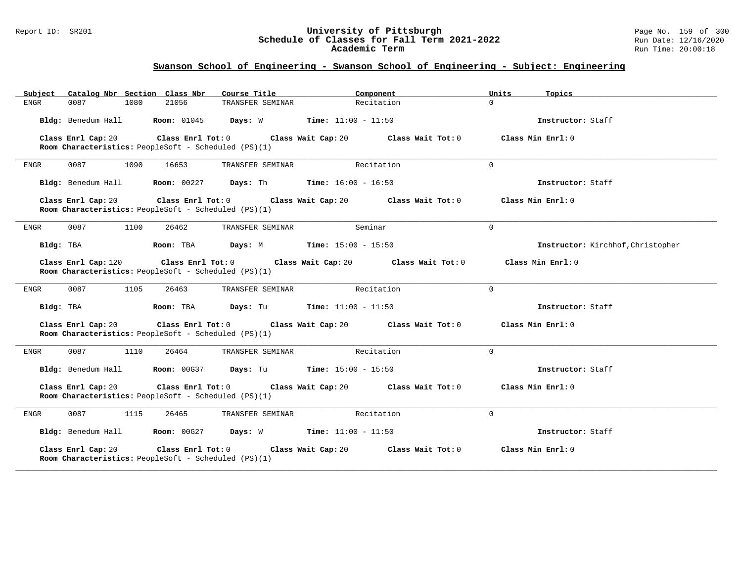## Swanson School of Engineering - Swanson School of Engineering - Subject: Engineering

| Subject | Catalog Nbr | Section | Class Nbr | Course Title | Component | Units | Topics |
|---|---|---|---|---|---|---|---|
| ENGR | 0087 | 1080 | 21056 | TRANSFER SEMINAR | Recitation | 0 | |

**Bldg:** Benedum Hall **Room:** 01045 **Days:** W **Time:** 11:00 - 11:50 **Instructor:** Staff

**Class Enrl Cap:** 20 **Class Enrl Tot:** 0 **Class Wait Cap:** 20 **Class Wait Tot:** 0 **Class Min Enrl:** 0
**Room Characteristics:** PeopleSoft - Scheduled (PS)(1)

---

| Subject | Catalog Nbr | Section | Class Nbr | Course Title | Component | Units | Topics |
|---|---|---|---|---|---|---|---|
| ENGR | 0087 | 1090 | 16653 | TRANSFER SEMINAR | Recitation | 0 | |

**Bldg:** Benedum Hall **Room:** 00227 **Days:** Th **Time:** 16:00 - 16:50 **Instructor:** Staff

**Class Enrl Cap:** 20 **Class Enrl Tot:** 0 **Class Wait Cap:** 20 **Class Wait Tot:** 0 **Class Min Enrl:** 0
**Room Characteristics:** PeopleSoft - Scheduled (PS)(1)

---

| Subject | Catalog Nbr | Section | Class Nbr | Course Title | Component | Units | Topics |
|---|---|---|---|---|---|---|---|
| ENGR | 0087 | 1100 | 26462 | TRANSFER SEMINAR | Seminar | 0 | |

**Bldg:** TBA **Room:** TBA **Days:** M **Time:** 15:00 - 15:50 **Instructor:** Kirchhof,Christopher

**Class Enrl Cap:** 120 **Class Enrl Tot:** 0 **Class Wait Cap:** 20 **Class Wait Tot:** 0 **Class Min Enrl:** 0
**Room Characteristics:** PeopleSoft - Scheduled (PS)(1)

---

| Subject | Catalog Nbr | Section | Class Nbr | Course Title | Component | Units | Topics |
|---|---|---|---|---|---|---|---|
| ENGR | 0087 | 1105 | 26463 | TRANSFER SEMINAR | Recitation | 0 | |

**Bldg:** TBA **Room:** TBA **Days:** Tu **Time:** 11:00 - 11:50 **Instructor:** Staff

**Class Enrl Cap:** 20 **Class Enrl Tot:** 0 **Class Wait Cap:** 20 **Class Wait Tot:** 0 **Class Min Enrl:** 0
**Room Characteristics:** PeopleSoft - Scheduled (PS)(1)

---

| Subject | Catalog Nbr | Section | Class Nbr | Course Title | Component | Units | Topics |
|---|---|---|---|---|---|---|---|
| ENGR | 0087 | 1110 | 26464 | TRANSFER SEMINAR | Recitation | 0 | |

**Bldg:** Benedum Hall **Room:** 00G37 **Days:** Tu **Time:** 15:00 - 15:50 **Instructor:** Staff

**Class Enrl Cap:** 20 **Class Enrl Tot:** 0 **Class Wait Cap:** 20 **Class Wait Tot:** 0 **Class Min Enrl:** 0
**Room Characteristics:** PeopleSoft - Scheduled (PS)(1)

---

| Subject | Catalog Nbr | Section | Class Nbr | Course Title | Component | Units | Topics |
|---|---|---|---|---|---|---|---|
| ENGR | 0087 | 1115 | 26465 | TRANSFER SEMINAR | Recitation | 0 | |

**Bldg:** Benedum Hall **Room:** 00G27 **Days:** W **Time:** 11:00 - 11:50 **Instructor:** Staff

**Class Enrl Cap:** 20 **Class Enrl Tot:** 0 **Class Wait Cap:** 20 **Class Wait Tot:** 0 **Class Min Enrl:** 0
**Room Characteristics:** PeopleSoft - Scheduled (PS)(1)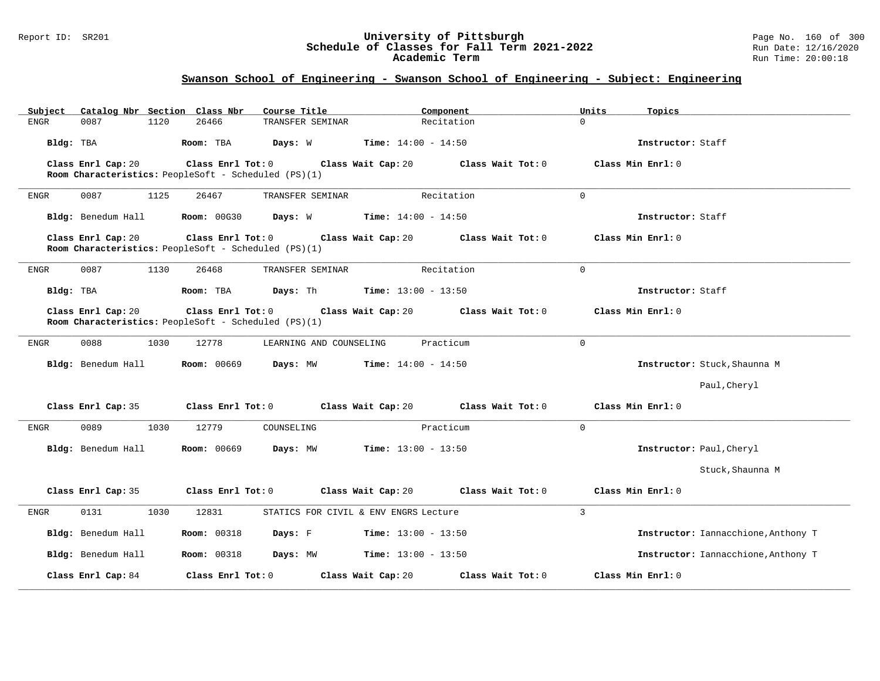## Swanson School of Engineering - Swanson School of Engineering - Subject: Engineering

| Subject | Catalog Nbr | Section | Class Nbr | Course Title | Component | Units | Topics |
|---|---|---|---|---|---|---|---|
| ENGR | 0087 | 1120 | 26466 | TRANSFER SEMINAR | Recitation | 0 | |

**Bldg:** TBA **Room:** TBA **Days:** W **Time:** 14:00 - 14:50 **Instructor:** Staff

**Class Enrl Cap:** 20 **Class Enrl Tot:** 0 **Class Wait Cap:** 20 **Class Wait Tot:** 0 **Class Min Enrl:** 0

**Room Characteristics:** PeopleSoft - Scheduled (PS)(1)

---

| Subject | Catalog Nbr | Section | Class Nbr | Course Title | Component | Units | Topics |
|---|---|---|---|---|---|---|---|
| ENGR | 0087 | 1125 | 26467 | TRANSFER SEMINAR | Recitation | 0 | |

**Bldg:** Benedum Hall **Room:** 00G30 **Days:** W **Time:** 14:00 - 14:50 **Instructor:** Staff

**Class Enrl Cap:** 20 **Class Enrl Tot:** 0 **Class Wait Cap:** 20 **Class Wait Tot:** 0 **Class Min Enrl:** 0

**Room Characteristics:** PeopleSoft - Scheduled (PS)(1)

---

| Subject | Catalog Nbr | Section | Class Nbr | Course Title | Component | Units | Topics |
|---|---|---|---|---|---|---|---|
| ENGR | 0087 | 1130 | 26468 | TRANSFER SEMINAR | Recitation | 0 | |

**Bldg:** TBA **Room:** TBA **Days:** Th **Time:** 13:00 - 13:50 **Instructor:** Staff

**Class Enrl Cap:** 20 **Class Enrl Tot:** 0 **Class Wait Cap:** 20 **Class Wait Tot:** 0 **Class Min Enrl:** 0

**Room Characteristics:** PeopleSoft - Scheduled (PS)(1)

---

| Subject | Catalog Nbr | Section | Class Nbr | Course Title | Component | Units | Topics |
|---|---|---|---|---|---|---|---|
| ENGR | 0088 | 1030 | 12778 | LEARNING AND COUNSELING | Practicum | 0 | |

**Bldg:** Benedum Hall **Room:** 00669 **Days:** MW **Time:** 14:00 - 14:50 **Instructor:** Stuck,Shaunna M; Paul,Cheryl

**Class Enrl Cap:** 35 **Class Enrl Tot:** 0 **Class Wait Cap:** 20 **Class Wait Tot:** 0 **Class Min Enrl:** 0

---

| Subject | Catalog Nbr | Section | Class Nbr | Course Title | Component | Units | Topics |
|---|---|---|---|---|---|---|---|
| ENGR | 0089 | 1030 | 12779 | COUNSELING | Practicum | 0 | |

**Bldg:** Benedum Hall **Room:** 00669 **Days:** MW **Time:** 13:00 - 13:50 **Instructor:** Paul,Cheryl; Stuck,Shaunna M

**Class Enrl Cap:** 35 **Class Enrl Tot:** 0 **Class Wait Cap:** 20 **Class Wait Tot:** 0 **Class Min Enrl:** 0

---

| Subject | Catalog Nbr | Section | Class Nbr | Course Title | Component | Units | Topics |
|---|---|---|---|---|---|---|---|
| ENGR | 0131 | 1030 | 12831 | STATICS FOR CIVIL & ENV ENGRS | Lecture | 3 | |

**Bldg:** Benedum Hall **Room:** 00318 **Days:** F **Time:** 13:00 - 13:50 **Instructor:** Iannacchione,Anthony T

**Bldg:** Benedum Hall **Room:** 00318 **Days:** MW **Time:** 13:00 - 13:50 **Instructor:** Iannacchione,Anthony T

**Class Enrl Cap:** 84 **Class Enrl Tot:** 0 **Class Wait Cap:** 20 **Class Wait Tot:** 0 **Class Min Enrl:** 0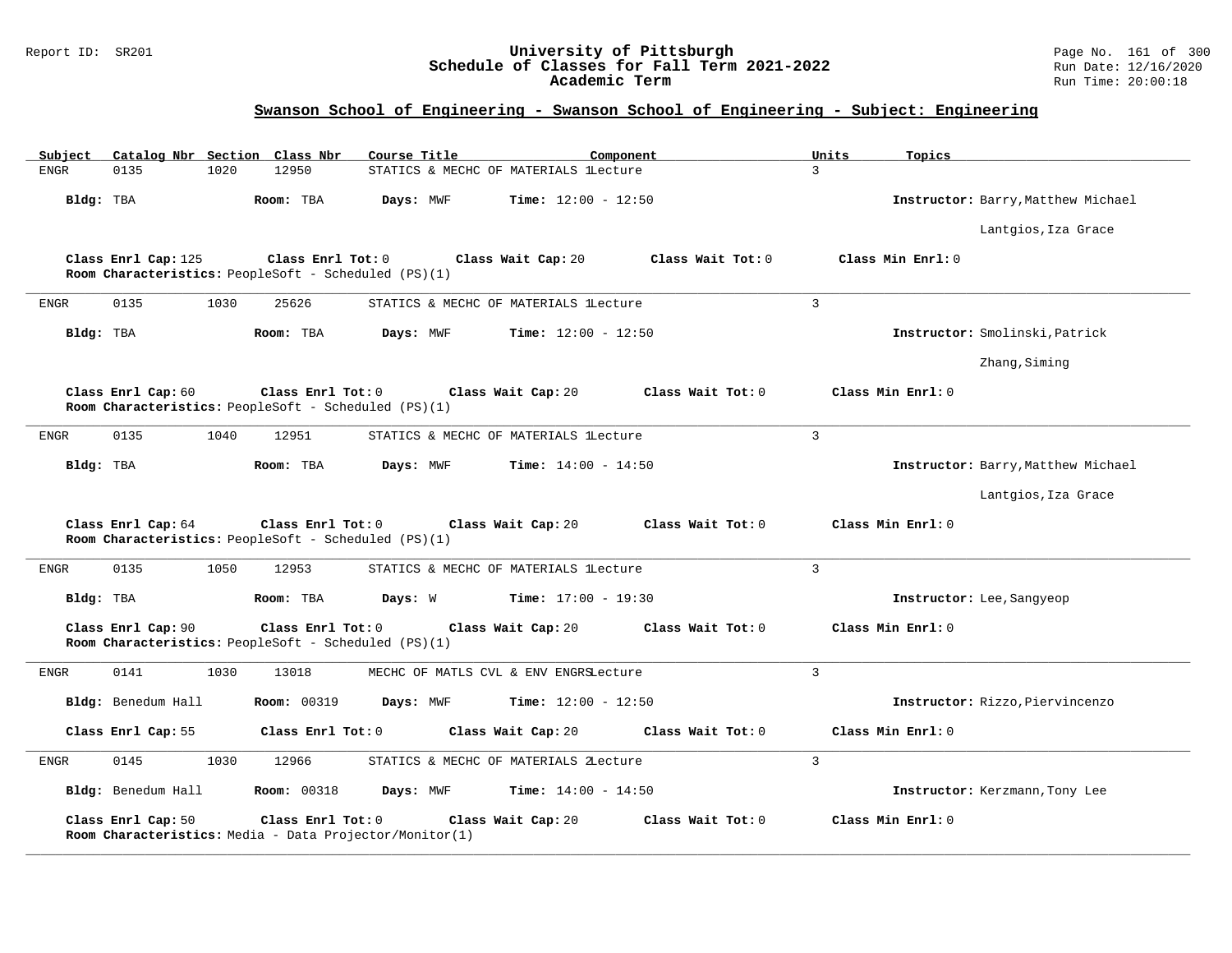## Swanson School of Engineering - Swanson School of Engineering - Subject: Engineering

| Subject | Catalog Nbr | Section | Class Nbr | Course Title | Component | Units | Topics |
|---|---|---|---|---|---|---|---|
| ENGR | 0135 | 1020 | 12950 | STATICS & MECHC OF MATERIALS 1 | Lecture | 3 | |

**Bldg:** TBA **Room:** TBA **Days:** MWF **Time:** 12:00 - 12:50 **Instructor:** Barry,Matthew Michael; Lantgios,Iza Grace

**Class Enrl Cap:** 125 **Class Enrl Tot:** 0 **Class Wait Cap:** 20 **Class Wait Tot:** 0 **Class Min Enrl:** 0
**Room Characteristics:** PeopleSoft - Scheduled (PS)(1)

---

| Subject | Catalog Nbr | Section | Class Nbr | Course Title | Component | Units | Topics |
|---|---|---|---|---|---|---|---|
| ENGR | 0135 | 1030 | 25626 | STATICS & MECHC OF MATERIALS 1 | Lecture | 3 | |

**Bldg:** TBA **Room:** TBA **Days:** MWF **Time:** 12:00 - 12:50 **Instructor:** Smolinski,Patrick; Zhang,Siming

**Class Enrl Cap:** 60 **Class Enrl Tot:** 0 **Class Wait Cap:** 20 **Class Wait Tot:** 0 **Class Min Enrl:** 0
**Room Characteristics:** PeopleSoft - Scheduled (PS)(1)

---

| Subject | Catalog Nbr | Section | Class Nbr | Course Title | Component | Units | Topics |
|---|---|---|---|---|---|---|---|
| ENGR | 0135 | 1040 | 12951 | STATICS & MECHC OF MATERIALS 1 | Lecture | 3 | |

**Bldg:** TBA **Room:** TBA **Days:** MWF **Time:** 14:00 - 14:50 **Instructor:** Barry,Matthew Michael; Lantgios,Iza Grace

**Class Enrl Cap:** 64 **Class Enrl Tot:** 0 **Class Wait Cap:** 20 **Class Wait Tot:** 0 **Class Min Enrl:** 0
**Room Characteristics:** PeopleSoft - Scheduled (PS)(1)

---

| Subject | Catalog Nbr | Section | Class Nbr | Course Title | Component | Units | Topics |
|---|---|---|---|---|---|---|---|
| ENGR | 0135 | 1050 | 12953 | STATICS & MECHC OF MATERIALS 1 | Lecture | 3 | |

**Bldg:** TBA **Room:** TBA **Days:** W **Time:** 17:00 - 19:30 **Instructor:** Lee,Sangyeop

**Class Enrl Cap:** 90 **Class Enrl Tot:** 0 **Class Wait Cap:** 20 **Class Wait Tot:** 0 **Class Min Enrl:** 0
**Room Characteristics:** PeopleSoft - Scheduled (PS)(1)

---

| Subject | Catalog Nbr | Section | Class Nbr | Course Title | Component | Units | Topics |
|---|---|---|---|---|---|---|---|
| ENGR | 0141 | 1030 | 13018 | MECHC OF MATLS CVL & ENV ENGRS | Lecture | 3 | |

**Bldg:** Benedum Hall **Room:** 00319 **Days:** MWF **Time:** 12:00 - 12:50 **Instructor:** Rizzo,Piervincenzo

**Class Enrl Cap:** 55 **Class Enrl Tot:** 0 **Class Wait Cap:** 20 **Class Wait Tot:** 0 **Class Min Enrl:** 0

---

| Subject | Catalog Nbr | Section | Class Nbr | Course Title | Component | Units | Topics |
|---|---|---|---|---|---|---|---|
| ENGR | 0145 | 1030 | 12966 | STATICS & MECHC OF MATERIALS 2 | Lecture | 3 | |

**Bldg:** Benedum Hall **Room:** 00318 **Days:** MWF **Time:** 14:00 - 14:50 **Instructor:** Kerzmann,Tony Lee

**Class Enrl Cap:** 50 **Class Enrl Tot:** 0 **Class Wait Cap:** 20 **Class Wait Tot:** 0 **Class Min Enrl:** 0
**Room Characteristics:** Media - Data Projector/Monitor(1)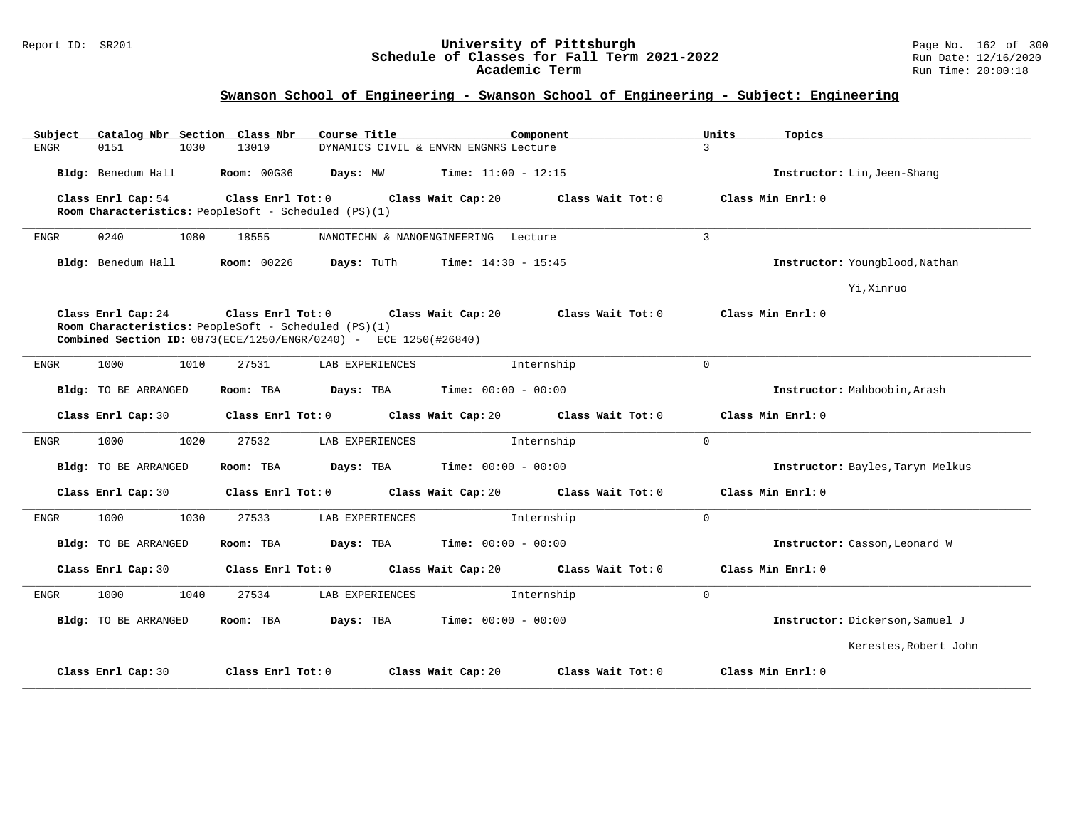## Swanson School of Engineering - Swanson School of Engineering - Subject: Engineering

| Subject | Catalog Nbr | Section | Class Nbr | Course Title | Component | Units | Topics |
|---|---|---|---|---|---|---|---|
| ENGR | 0151 | 1030 | 13019 | DYNAMICS CIVIL & ENVRN ENGNRS | Lecture | 3 | |

**Bldg:** Benedum Hall **Room:** 00G36 **Days:** MW **Time:** 11:00 - 12:15 **Instructor:** Lin,Jeen-Shang

**Class Enrl Cap:** 54 **Class Enrl Tot:** 0 **Class Wait Cap:** 20 **Class Wait Tot:** 0 **Class Min Enrl:** 0

**Room Characteristics:** PeopleSoft - Scheduled (PS)(1)

---

| Subject | Catalog Nbr | Section | Class Nbr | Course Title | Component | Units | Topics |
|---|---|---|---|---|---|---|---|
| ENGR | 0240 | 1080 | 18555 | NANOTECHN & NANOENGINEERING | Lecture | 3 | |

**Bldg:** Benedum Hall **Room:** 00226 **Days:** TuTh **Time:** 14:30 - 15:45 **Instructor:** Youngblood,Nathan

Yi,Xinruo

**Class Enrl Cap:** 24 **Class Enrl Tot:** 0 **Class Wait Cap:** 20 **Class Wait Tot:** 0 **Class Min Enrl:** 0

**Room Characteristics:** PeopleSoft - Scheduled (PS)(1)

**Combined Section ID:** 0873(ECE/1250/ENGR/0240) - ECE 1250(#26840)

---

| Subject | Catalog Nbr | Section | Class Nbr | Course Title | Component | Units | Topics |
|---|---|---|---|---|---|---|---|
| ENGR | 1000 | 1010 | 27531 | LAB EXPERIENCES | Internship | 0 | |

**Bldg:** TO BE ARRANGED **Room:** TBA **Days:** TBA **Time:** 00:00 - 00:00 **Instructor:** Mahboobin,Arash

**Class Enrl Cap:** 30 **Class Enrl Tot:** 0 **Class Wait Cap:** 20 **Class Wait Tot:** 0 **Class Min Enrl:** 0

---

| Subject | Catalog Nbr | Section | Class Nbr | Course Title | Component | Units | Topics |
|---|---|---|---|---|---|---|---|
| ENGR | 1000 | 1020 | 27532 | LAB EXPERIENCES | Internship | 0 | |

**Bldg:** TO BE ARRANGED **Room:** TBA **Days:** TBA **Time:** 00:00 - 00:00 **Instructor:** Bayles,Taryn Melkus

**Class Enrl Cap:** 30 **Class Enrl Tot:** 0 **Class Wait Cap:** 20 **Class Wait Tot:** 0 **Class Min Enrl:** 0

---

| Subject | Catalog Nbr | Section | Class Nbr | Course Title | Component | Units | Topics |
|---|---|---|---|---|---|---|---|
| ENGR | 1000 | 1030 | 27533 | LAB EXPERIENCES | Internship | 0 | |

**Bldg:** TO BE ARRANGED **Room:** TBA **Days:** TBA **Time:** 00:00 - 00:00 **Instructor:** Casson,Leonard W

**Class Enrl Cap:** 30 **Class Enrl Tot:** 0 **Class Wait Cap:** 20 **Class Wait Tot:** 0 **Class Min Enrl:** 0

---

| Subject | Catalog Nbr | Section | Class Nbr | Course Title | Component | Units | Topics |
|---|---|---|---|---|---|---|---|
| ENGR | 1000 | 1040 | 27534 | LAB EXPERIENCES | Internship | 0 | |

**Bldg:** TO BE ARRANGED **Room:** TBA **Days:** TBA **Time:** 00:00 - 00:00 **Instructor:** Dickerson,Samuel J

Kerestes,Robert John

**Class Enrl Cap:** 30 **Class Enrl Tot:** 0 **Class Wait Cap:** 20 **Class Wait Tot:** 0 **Class Min Enrl:** 0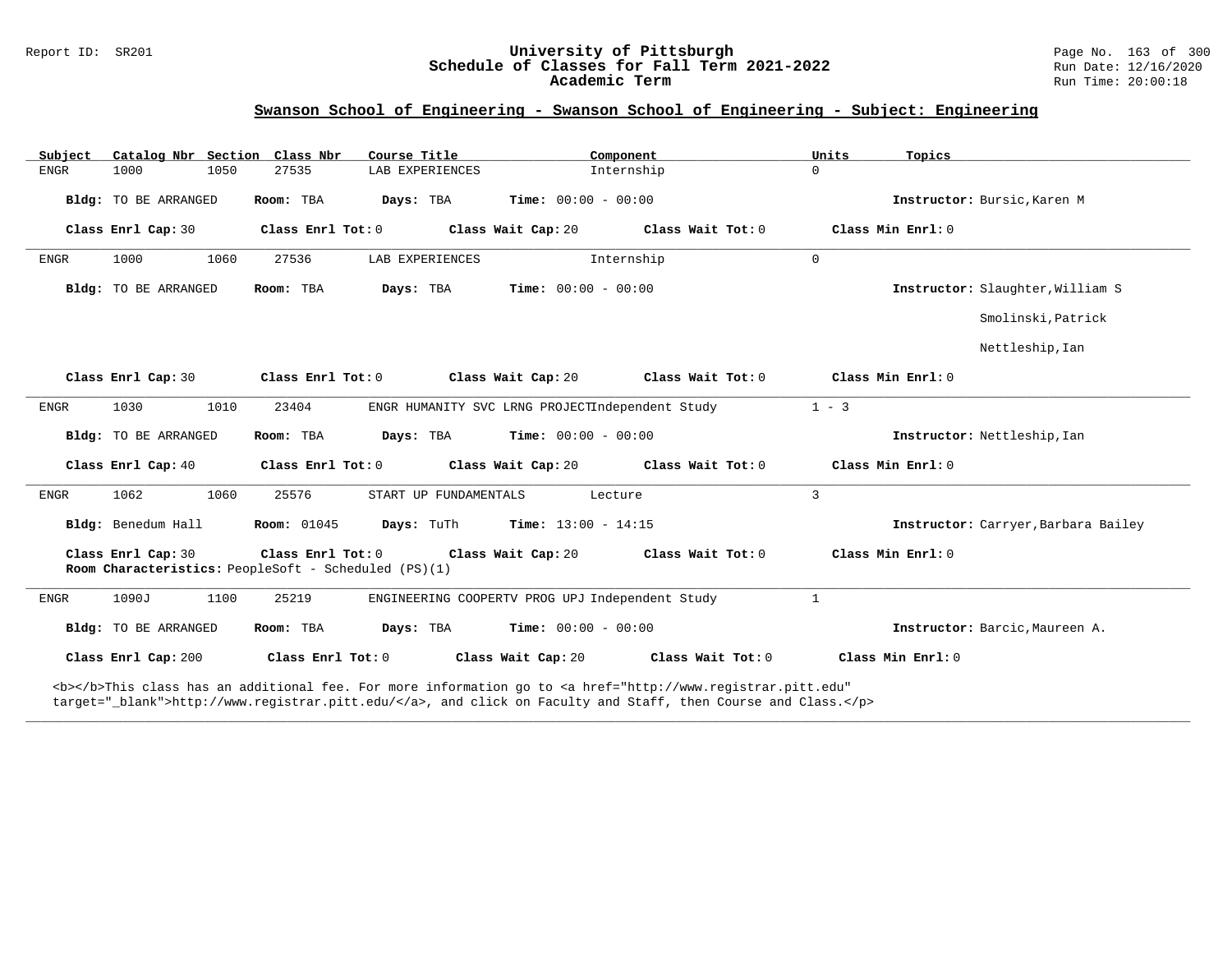## Swanson School of Engineering - Swanson School of Engineering - Subject: Engineering

| Subject | Catalog Nbr | Section | Class Nbr | Course Title | Component | Units | Topics |
|---|---|---|---|---|---|---|---|
| ENGR | 1000 | 1050 | 27535 | LAB EXPERIENCES | Internship | 0 | |

**Bldg:** TO BE ARRANGED **Room:** TBA **Days:** TBA **Time:** 00:00 - 00:00 **Instructor:** Bursic,Karen M

**Class Enrl Cap:** 30 **Class Enrl Tot:** 0 **Class Wait Cap:** 20 **Class Wait Tot:** 0 **Class Min Enrl:** 0

---

| Subject | Catalog Nbr | Section | Class Nbr | Course Title | Component | Units | Topics |
|---|---|---|---|---|---|---|---|
| ENGR | 1000 | 1060 | 27536 | LAB EXPERIENCES | Internship | 0 | |

**Bldg:** TO BE ARRANGED **Room:** TBA **Days:** TBA **Time:** 00:00 - 00:00 **Instructor:** Slaughter,William S; Smolinski,Patrick; Nettleship,Ian

**Class Enrl Cap:** 30 **Class Enrl Tot:** 0 **Class Wait Cap:** 20 **Class Wait Tot:** 0 **Class Min Enrl:** 0

---

| Subject | Catalog Nbr | Section | Class Nbr | Course Title | Component | Units | Topics |
|---|---|---|---|---|---|---|---|
| ENGR | 1030 | 1010 | 23404 | ENGR HUMANITY SVC LRNG PROJECT | Independent Study | 1 - 3 | |

**Bldg:** TO BE ARRANGED **Room:** TBA **Days:** TBA **Time:** 00:00 - 00:00 **Instructor:** Nettleship,Ian

**Class Enrl Cap:** 40 **Class Enrl Tot:** 0 **Class Wait Cap:** 20 **Class Wait Tot:** 0 **Class Min Enrl:** 0

---

| Subject | Catalog Nbr | Section | Class Nbr | Course Title | Component | Units | Topics |
|---|---|---|---|---|---|---|---|
| ENGR | 1062 | 1060 | 25576 | START UP FUNDAMENTALS | Lecture | 3 | |

**Bldg:** Benedum Hall **Room:** 01045 **Days:** TuTh **Time:** 13:00 - 14:15 **Instructor:** Carryer,Barbara Bailey

**Class Enrl Cap:** 30 **Class Enrl Tot:** 0 **Class Wait Cap:** 20 **Class Wait Tot:** 0 **Class Min Enrl:** 0

**Room Characteristics:** PeopleSoft - Scheduled (PS)(1)

---

| Subject | Catalog Nbr | Section | Class Nbr | Course Title | Component | Units | Topics |
|---|---|---|---|---|---|---|---|
| ENGR | 1090J | 1100 | 25219 | ENGINEERING COOPERTV PROG UPJ | Independent Study | 1 | |

**Bldg:** TO BE ARRANGED **Room:** TBA **Days:** TBA **Time:** 00:00 - 00:00 **Instructor:** Barcic,Maureen A.

**Class Enrl Cap:** 200 **Class Enrl Tot:** 0 **Class Wait Cap:** 20 **Class Wait Tot:** 0 **Class Min Enrl:** 0

<b></b>This class has an additional fee. For more information go to <a href="http://www.registrar.pitt.edu" target="_blank">http://www.registrar.pitt.edu/</a>, and click on Faculty and Staff, then Course and Class.</p>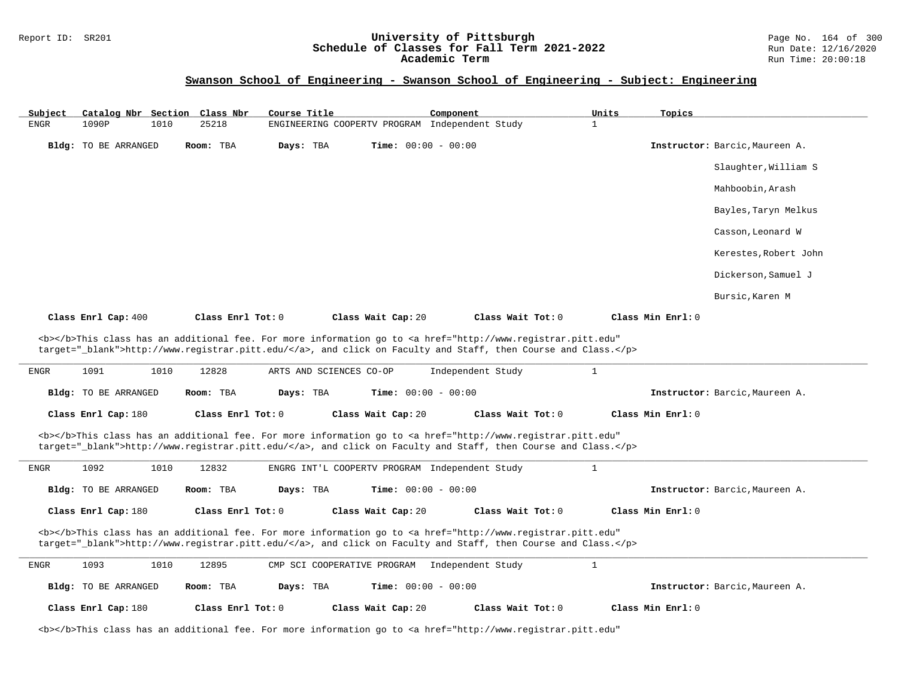## Swanson School of Engineering - Swanson School of Engineering - Subject: Engineering

| Subject | Catalog Nbr | Section | Class Nbr | Course Title | Component | Units | Topics |
|---|---|---|---|---|---|---|---|
| ENGR | 1090P | 1010 | 25218 | ENGINEERING COOPERTV PROGRAM | Independent Study | 1 | |

**Bldg:** TO BE ARRANGED **Room:** TBA **Days:** TBA **Time:** 00:00 - 00:00 **Instructor:** Barcic,Maureen A.

Slaughter,William S

Mahboobin,Arash

Bayles,Taryn Melkus

Casson,Leonard W

Kerestes,Robert John

Dickerson,Samuel J

Bursic,Karen M

**Class Enrl Cap:** 400 **Class Enrl Tot:** 0 **Class Wait Cap:** 20 **Class Wait Tot:** 0 **Class Min Enrl:** 0

<b></b>This class has an additional fee. For more information go to <a href="http://www.registrar.pitt.edu" target="_blank">http://www.registrar.pitt.edu/</a>, and click on Faculty and Staff, then Course and Class.</p>

---

| Subject | Catalog Nbr | Section | Class Nbr | Course Title | Component | Units | Topics |
|---|---|---|---|---|---|---|---|
| ENGR | 1091 | 1010 | 12828 | ARTS AND SCIENCES CO-OP | Independent Study | 1 | |

**Bldg:** TO BE ARRANGED **Room:** TBA **Days:** TBA **Time:** 00:00 - 00:00 **Instructor:** Barcic,Maureen A.

**Class Enrl Cap:** 180 **Class Enrl Tot:** 0 **Class Wait Cap:** 20 **Class Wait Tot:** 0 **Class Min Enrl:** 0

<b></b>This class has an additional fee. For more information go to <a href="http://www.registrar.pitt.edu" target="_blank">http://www.registrar.pitt.edu/</a>, and click on Faculty and Staff, then Course and Class.</p>

---

| Subject | Catalog Nbr | Section | Class Nbr | Course Title | Component | Units | Topics |
|---|---|---|---|---|---|---|---|
| ENGR | 1092 | 1010 | 12832 | ENGRG INT'L COOPERTV PROGRAM | Independent Study | 1 | |

**Bldg:** TO BE ARRANGED **Room:** TBA **Days:** TBA **Time:** 00:00 - 00:00 **Instructor:** Barcic,Maureen A.

**Class Enrl Cap:** 180 **Class Enrl Tot:** 0 **Class Wait Cap:** 20 **Class Wait Tot:** 0 **Class Min Enrl:** 0

<b></b>This class has an additional fee. For more information go to <a href="http://www.registrar.pitt.edu" target="_blank">http://www.registrar.pitt.edu/</a>, and click on Faculty and Staff, then Course and Class.</p>

---

| Subject | Catalog Nbr | Section | Class Nbr | Course Title | Component | Units | Topics |
|---|---|---|---|---|---|---|---|
| ENGR | 1093 | 1010 | 12895 | CMP SCI COOPERATIVE PROGRAM | Independent Study | 1 | |

**Bldg:** TO BE ARRANGED **Room:** TBA **Days:** TBA **Time:** 00:00 - 00:00 **Instructor:** Barcic,Maureen A.

**Class Enrl Cap:** 180 **Class Enrl Tot:** 0 **Class Wait Cap:** 20 **Class Wait Tot:** 0 **Class Min Enrl:** 0

<b></b>This class has an additional fee. For more information go to <a href="http://www.registrar.pitt.edu"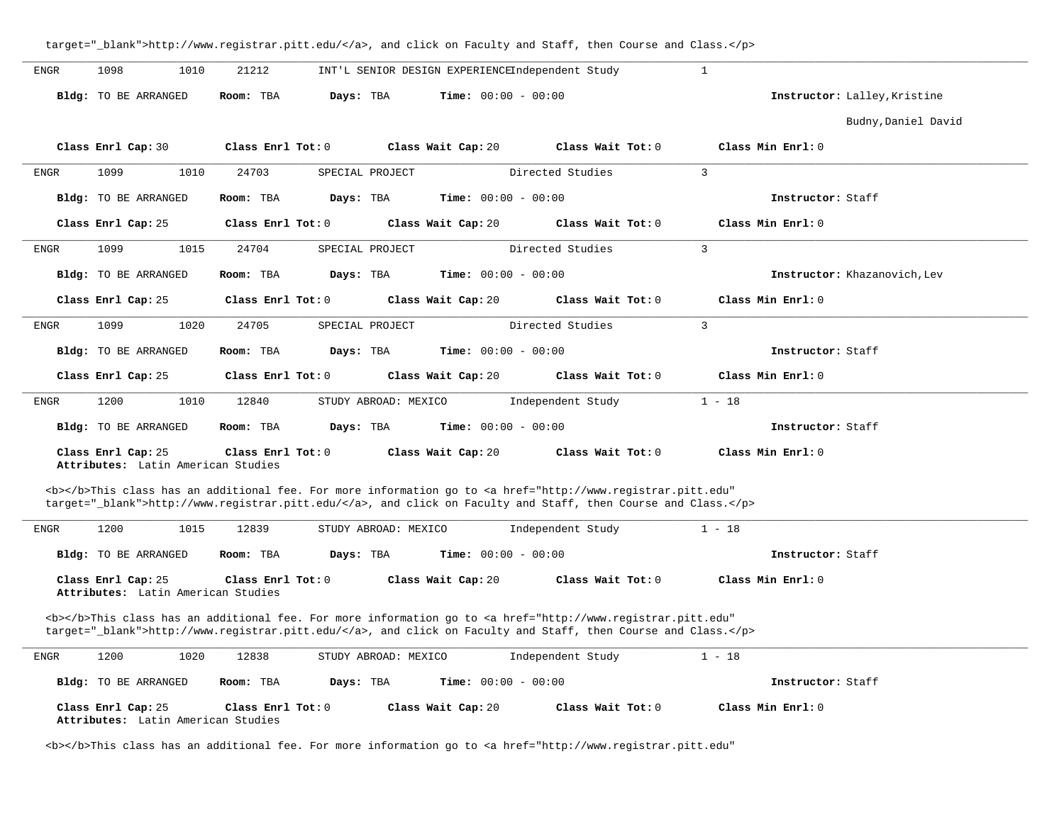target="_blank">http://www.registrar.pitt.edu/</a>, and click on Faculty and Staff, then Course and Class.</p>

ENGR 1098 1010 21212 INT'L SENIOR DESIGN EXPERIENCE Independent Study 1

**Bldg:** TO BE ARRANGED **Room:** TBA **Days:** TBA **Time:** 00:00 - 00:00 **Instructor:** Lalley,Kristine
Budny,Daniel David

**Class Enrl Cap:** 30 **Class Enrl Tot:** 0 **Class Wait Cap:** 20 **Class Wait Tot:** 0 **Class Min Enrl:** 0

---

ENGR 1099 1010 24703 SPECIAL PROJECT Directed Studies 3

**Bldg:** TO BE ARRANGED **Room:** TBA **Days:** TBA **Time:** 00:00 - 00:00 **Instructor:** Staff

**Class Enrl Cap:** 25 **Class Enrl Tot:** 0 **Class Wait Cap:** 20 **Class Wait Tot:** 0 **Class Min Enrl:** 0

---

ENGR 1099 1015 24704 SPECIAL PROJECT Directed Studies 3

**Bldg:** TO BE ARRANGED **Room:** TBA **Days:** TBA **Time:** 00:00 - 00:00 **Instructor:** Khazanovich,Lev

**Class Enrl Cap:** 25 **Class Enrl Tot:** 0 **Class Wait Cap:** 20 **Class Wait Tot:** 0 **Class Min Enrl:** 0

---

ENGR 1099 1020 24705 SPECIAL PROJECT Directed Studies 3

**Bldg:** TO BE ARRANGED **Room:** TBA **Days:** TBA **Time:** 00:00 - 00:00 **Instructor:** Staff

**Class Enrl Cap:** 25 **Class Enrl Tot:** 0 **Class Wait Cap:** 20 **Class Wait Tot:** 0 **Class Min Enrl:** 0

---

ENGR 1200 1010 12840 STUDY ABROAD: MEXICO Independent Study 1 - 18

**Bldg:** TO BE ARRANGED **Room:** TBA **Days:** TBA **Time:** 00:00 - 00:00 **Instructor:** Staff

**Class Enrl Cap:** 25 **Class Enrl Tot:** 0 **Class Wait Cap:** 20 **Class Wait Tot:** 0 **Class Min Enrl:** 0
**Attributes:** Latin American Studies

<b></b>This class has an additional fee. For more information go to <a href="http://www.registrar.pitt.edu"
target="_blank">http://www.registrar.pitt.edu/</a>, and click on Faculty and Staff, then Course and Class.</p>

---

ENGR 1200 1015 12839 STUDY ABROAD: MEXICO Independent Study 1 - 18

**Bldg:** TO BE ARRANGED **Room:** TBA **Days:** TBA **Time:** 00:00 - 00:00 **Instructor:** Staff

**Class Enrl Cap:** 25 **Class Enrl Tot:** 0 **Class Wait Cap:** 20 **Class Wait Tot:** 0 **Class Min Enrl:** 0
**Attributes:** Latin American Studies

<b></b>This class has an additional fee. For more information go to <a href="http://www.registrar.pitt.edu"
target="_blank">http://www.registrar.pitt.edu/</a>, and click on Faculty and Staff, then Course and Class.</p>

---

ENGR 1200 1020 12838 STUDY ABROAD: MEXICO Independent Study 1 - 18

**Bldg:** TO BE ARRANGED **Room:** TBA **Days:** TBA **Time:** 00:00 - 00:00 **Instructor:** Staff

**Class Enrl Cap:** 25 **Class Enrl Tot:** 0 **Class Wait Cap:** 20 **Class Wait Tot:** 0 **Class Min Enrl:** 0
**Attributes:** Latin American Studies

<b></b>This class has an additional fee. For more information go to <a href="http://www.registrar.pitt.edu"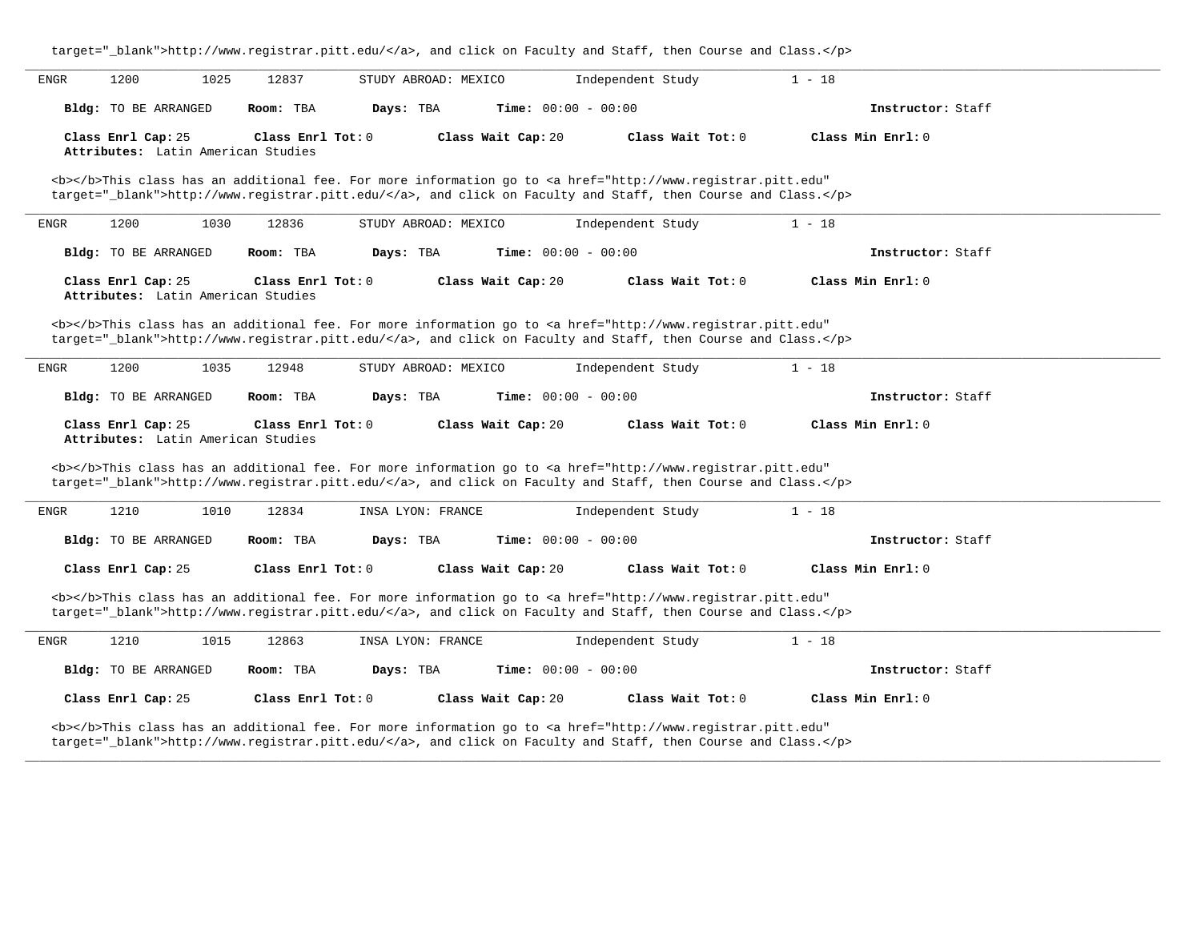target="_blank">http://www.registrar.pitt.edu/</a>, and click on Faculty and Staff, then Course and Class.</p>

---

ENGR 1200 1025 12837 STUDY ABROAD: MEXICO Independent Study 1 - 18

**Bldg:** TO BE ARRANGED **Room:** TBA **Days:** TBA **Time:** 00:00 - 00:00 **Instructor:** Staff

**Class Enrl Cap:** 25 **Class Enrl Tot:** 0 **Class Wait Cap:** 20 **Class Wait Tot:** 0 **Class Min Enrl:** 0
**Attributes:** Latin American Studies

<b></b>This class has an additional fee. For more information go to <a href="http://www.registrar.pitt.edu" target="_blank">http://www.registrar.pitt.edu/</a>, and click on Faculty and Staff, then Course and Class.</p>

---

ENGR 1200 1030 12836 STUDY ABROAD: MEXICO Independent Study 1 - 18

**Bldg:** TO BE ARRANGED **Room:** TBA **Days:** TBA **Time:** 00:00 - 00:00 **Instructor:** Staff

**Class Enrl Cap:** 25 **Class Enrl Tot:** 0 **Class Wait Cap:** 20 **Class Wait Tot:** 0 **Class Min Enrl:** 0
**Attributes:** Latin American Studies

<b></b>This class has an additional fee. For more information go to <a href="http://www.registrar.pitt.edu" target="_blank">http://www.registrar.pitt.edu/</a>, and click on Faculty and Staff, then Course and Class.</p>

---

ENGR 1200 1035 12948 STUDY ABROAD: MEXICO Independent Study 1 - 18

**Bldg:** TO BE ARRANGED **Room:** TBA **Days:** TBA **Time:** 00:00 - 00:00 **Instructor:** Staff

**Class Enrl Cap:** 25 **Class Enrl Tot:** 0 **Class Wait Cap:** 20 **Class Wait Tot:** 0 **Class Min Enrl:** 0
**Attributes:** Latin American Studies

<b></b>This class has an additional fee. For more information go to <a href="http://www.registrar.pitt.edu" target="_blank">http://www.registrar.pitt.edu/</a>, and click on Faculty and Staff, then Course and Class.</p>

---

ENGR 1210 1010 12834 INSA LYON: FRANCE Independent Study 1 - 18

**Bldg:** TO BE ARRANGED **Room:** TBA **Days:** TBA **Time:** 00:00 - 00:00 **Instructor:** Staff

**Class Enrl Cap:** 25 **Class Enrl Tot:** 0 **Class Wait Cap:** 20 **Class Wait Tot:** 0 **Class Min Enrl:** 0

<b></b>This class has an additional fee. For more information go to <a href="http://www.registrar.pitt.edu" target="_blank">http://www.registrar.pitt.edu/</a>, and click on Faculty and Staff, then Course and Class.</p>

---

ENGR 1210 1015 12863 INSA LYON: FRANCE Independent Study 1 - 18

**Bldg:** TO BE ARRANGED **Room:** TBA **Days:** TBA **Time:** 00:00 - 00:00 **Instructor:** Staff

**Class Enrl Cap:** 25 **Class Enrl Tot:** 0 **Class Wait Cap:** 20 **Class Wait Tot:** 0 **Class Min Enrl:** 0

<b></b>This class has an additional fee. For more information go to <a href="http://www.registrar.pitt.edu" target="_blank">http://www.registrar.pitt.edu/</a>, and click on Faculty and Staff, then Course and Class.</p>

---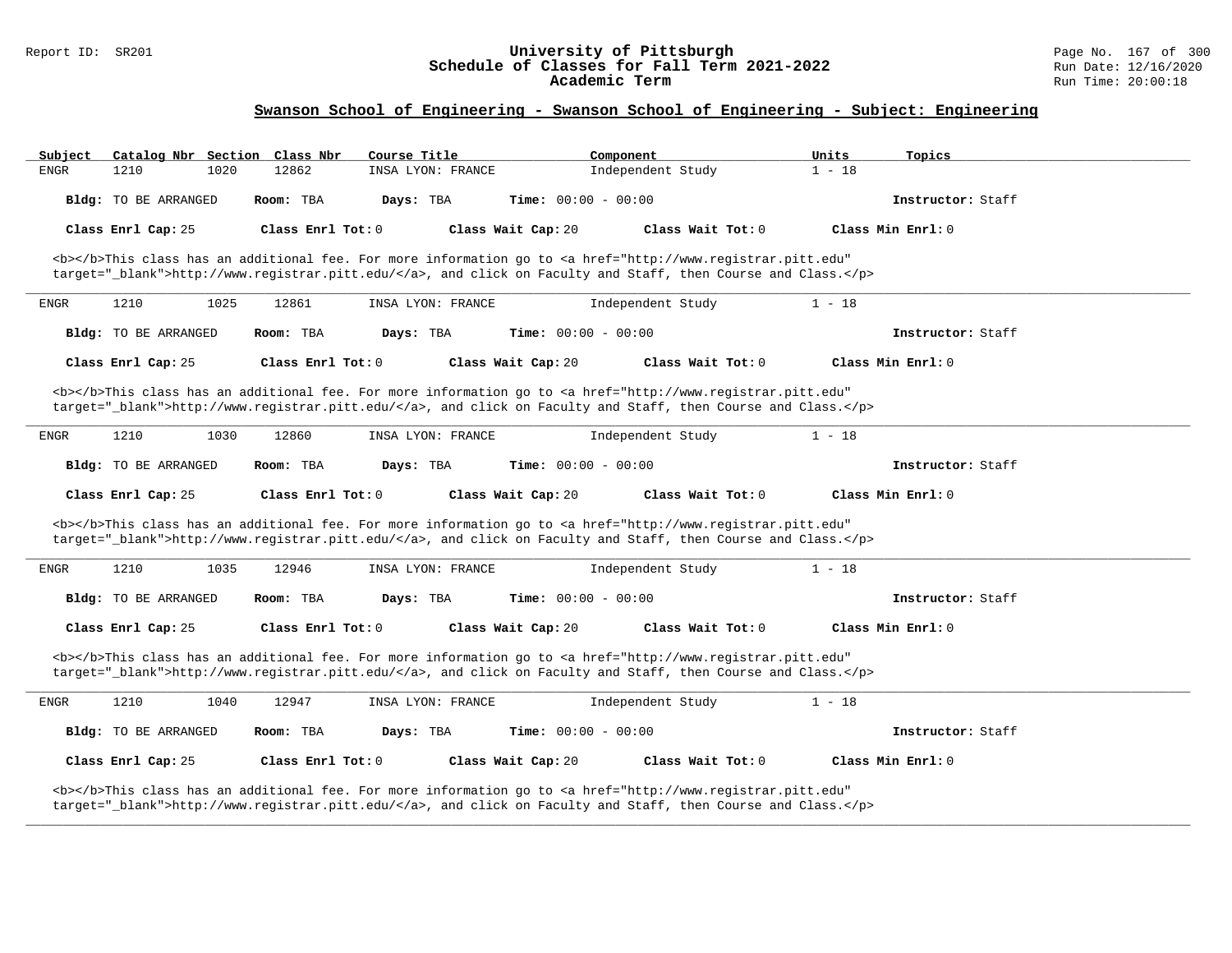## Swanson School of Engineering - Swanson School of Engineering - Subject: Engineering

| Subject | Catalog Nbr | Section | Class Nbr | Course Title | Component | Units | Topics |
|---|---|---|---|---|---|---|---|
| ENGR | 1210 | 1020 | 12862 | INSA LYON: FRANCE | Independent Study | 1 - 18 | |

**Bldg:** TO BE ARRANGED **Room:** TBA **Days:** TBA **Time:** 00:00 - 00:00 **Instructor:** Staff

**Class Enrl Cap:** 25 **Class Enrl Tot:** 0 **Class Wait Cap:** 20 **Class Wait Tot:** 0 **Class Min Enrl:** 0

<b></b>This class has an additional fee. For more information go to <a href="http://www.registrar.pitt.edu" target="_blank">http://www.registrar.pitt.edu/</a>, and click on Faculty and Staff, then Course and Class.</p>

---

| Subject | Catalog Nbr | Section | Class Nbr | Course Title | Component | Units | Topics |
|---|---|---|---|---|---|---|---|
| ENGR | 1210 | 1025 | 12861 | INSA LYON: FRANCE | Independent Study | 1 - 18 | |

**Bldg:** TO BE ARRANGED **Room:** TBA **Days:** TBA **Time:** 00:00 - 00:00 **Instructor:** Staff

**Class Enrl Cap:** 25 **Class Enrl Tot:** 0 **Class Wait Cap:** 20 **Class Wait Tot:** 0 **Class Min Enrl:** 0

<b></b>This class has an additional fee. For more information go to <a href="http://www.registrar.pitt.edu" target="_blank">http://www.registrar.pitt.edu/</a>, and click on Faculty and Staff, then Course and Class.</p>

---

| Subject | Catalog Nbr | Section | Class Nbr | Course Title | Component | Units | Topics |
|---|---|---|---|---|---|---|---|
| ENGR | 1210 | 1030 | 12860 | INSA LYON: FRANCE | Independent Study | 1 - 18 | |

**Bldg:** TO BE ARRANGED **Room:** TBA **Days:** TBA **Time:** 00:00 - 00:00 **Instructor:** Staff

**Class Enrl Cap:** 25 **Class Enrl Tot:** 0 **Class Wait Cap:** 20 **Class Wait Tot:** 0 **Class Min Enrl:** 0

<b></b>This class has an additional fee. For more information go to <a href="http://www.registrar.pitt.edu" target="_blank">http://www.registrar.pitt.edu/</a>, and click on Faculty and Staff, then Course and Class.</p>

---

| Subject | Catalog Nbr | Section | Class Nbr | Course Title | Component | Units | Topics |
|---|---|---|---|---|---|---|---|
| ENGR | 1210 | 1035 | 12946 | INSA LYON: FRANCE | Independent Study | 1 - 18 | |

**Bldg:** TO BE ARRANGED **Room:** TBA **Days:** TBA **Time:** 00:00 - 00:00 **Instructor:** Staff

**Class Enrl Cap:** 25 **Class Enrl Tot:** 0 **Class Wait Cap:** 20 **Class Wait Tot:** 0 **Class Min Enrl:** 0

<b></b>This class has an additional fee. For more information go to <a href="http://www.registrar.pitt.edu" target="_blank">http://www.registrar.pitt.edu/</a>, and click on Faculty and Staff, then Course and Class.</p>

---

| Subject | Catalog Nbr | Section | Class Nbr | Course Title | Component | Units | Topics |
|---|---|---|---|---|---|---|---|
| ENGR | 1210 | 1040 | 12947 | INSA LYON: FRANCE | Independent Study | 1 - 18 | |

**Bldg:** TO BE ARRANGED **Room:** TBA **Days:** TBA **Time:** 00:00 - 00:00 **Instructor:** Staff

**Class Enrl Cap:** 25 **Class Enrl Tot:** 0 **Class Wait Cap:** 20 **Class Wait Tot:** 0 **Class Min Enrl:** 0

<b></b>This class has an additional fee. For more information go to <a href="http://www.registrar.pitt.edu" target="_blank">http://www.registrar.pitt.edu/</a>, and click on Faculty and Staff, then Course and Class.</p>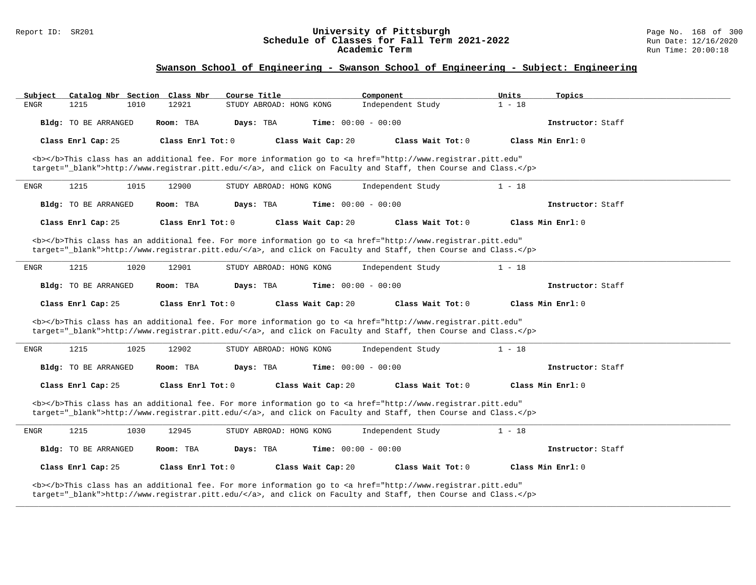## Swanson School of Engineering - Swanson School of Engineering - Subject: Engineering

| Subject | Catalog Nbr | Section | Class Nbr | Course Title | Component | Units | Topics |
|---|---|---|---|---|---|---|---|
| ENGR | 1215 | 1010 | 12921 | STUDY ABROAD: HONG KONG | Independent Study | 1 - 18 | |

**Bldg:** TO BE ARRANGED **Room:** TBA **Days:** TBA **Time:** 00:00 - 00:00 **Instructor:** Staff

**Class Enrl Cap:** 25 **Class Enrl Tot:** 0 **Class Wait Cap:** 20 **Class Wait Tot:** 0 **Class Min Enrl:** 0

<b></b>This class has an additional fee. For more information go to <a href="http://www.registrar.pitt.edu" target="_blank">http://www.registrar.pitt.edu/</a>, and click on Faculty and Staff, then Course and Class.</p>

---

| Subject | Catalog Nbr | Section | Class Nbr | Course Title | Component | Units | Topics |
|---|---|---|---|---|---|---|---|
| ENGR | 1215 | 1015 | 12900 | STUDY ABROAD: HONG KONG | Independent Study | 1 - 18 | |

**Bldg:** TO BE ARRANGED **Room:** TBA **Days:** TBA **Time:** 00:00 - 00:00 **Instructor:** Staff

**Class Enrl Cap:** 25 **Class Enrl Tot:** 0 **Class Wait Cap:** 20 **Class Wait Tot:** 0 **Class Min Enrl:** 0

<b></b>This class has an additional fee. For more information go to <a href="http://www.registrar.pitt.edu" target="_blank">http://www.registrar.pitt.edu/</a>, and click on Faculty and Staff, then Course and Class.</p>

---

| Subject | Catalog Nbr | Section | Class Nbr | Course Title | Component | Units | Topics |
|---|---|---|---|---|---|---|---|
| ENGR | 1215 | 1020 | 12901 | STUDY ABROAD: HONG KONG | Independent Study | 1 - 18 | |

**Bldg:** TO BE ARRANGED **Room:** TBA **Days:** TBA **Time:** 00:00 - 00:00 **Instructor:** Staff

**Class Enrl Cap:** 25 **Class Enrl Tot:** 0 **Class Wait Cap:** 20 **Class Wait Tot:** 0 **Class Min Enrl:** 0

<b></b>This class has an additional fee. For more information go to <a href="http://www.registrar.pitt.edu" target="_blank">http://www.registrar.pitt.edu/</a>, and click on Faculty and Staff, then Course and Class.</p>

---

| Subject | Catalog Nbr | Section | Class Nbr | Course Title | Component | Units | Topics |
|---|---|---|---|---|---|---|---|
| ENGR | 1215 | 1025 | 12902 | STUDY ABROAD: HONG KONG | Independent Study | 1 - 18 | |

**Bldg:** TO BE ARRANGED **Room:** TBA **Days:** TBA **Time:** 00:00 - 00:00 **Instructor:** Staff

**Class Enrl Cap:** 25 **Class Enrl Tot:** 0 **Class Wait Cap:** 20 **Class Wait Tot:** 0 **Class Min Enrl:** 0

<b></b>This class has an additional fee. For more information go to <a href="http://www.registrar.pitt.edu" target="_blank">http://www.registrar.pitt.edu/</a>, and click on Faculty and Staff, then Course and Class.</p>

---

| Subject | Catalog Nbr | Section | Class Nbr | Course Title | Component | Units | Topics |
|---|---|---|---|---|---|---|---|
| ENGR | 1215 | 1030 | 12945 | STUDY ABROAD: HONG KONG | Independent Study | 1 - 18 | |

**Bldg:** TO BE ARRANGED **Room:** TBA **Days:** TBA **Time:** 00:00 - 00:00 **Instructor:** Staff

**Class Enrl Cap:** 25 **Class Enrl Tot:** 0 **Class Wait Cap:** 20 **Class Wait Tot:** 0 **Class Min Enrl:** 0

<b></b>This class has an additional fee. For more information go to <a href="http://www.registrar.pitt.edu" target="_blank">http://www.registrar.pitt.edu/</a>, and click on Faculty and Staff, then Course and Class.</p>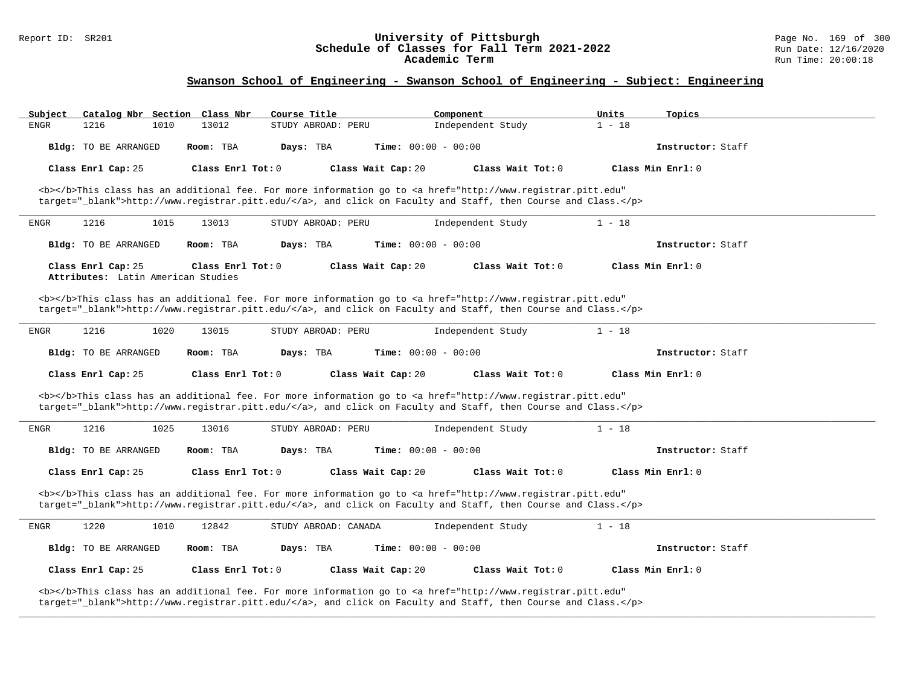## Swanson School of Engineering - Swanson School of Engineering - Subject: Engineering

| Subject | Catalog Nbr | Section | Class Nbr | Course Title | Component | Units | Topics |
|---|---|---|---|---|---|---|---|
| ENGR | 1216 | 1010 | 13012 | STUDY ABROAD: PERU | Independent Study | 1 - 18 | |

**Bldg:** TO BE ARRANGED **Room:** TBA **Days:** TBA **Time:** 00:00 - 00:00 **Instructor:** Staff

**Class Enrl Cap:** 25 **Class Enrl Tot:** 0 **Class Wait Cap:** 20 **Class Wait Tot:** 0 **Class Min Enrl:** 0

<b></b>This class has an additional fee. For more information go to <a href="http://www.registrar.pitt.edu" target="_blank">http://www.registrar.pitt.edu/</a>, and click on Faculty and Staff, then Course and Class.</p>

---

| Subject | Catalog Nbr | Section | Class Nbr | Course Title | Component | Units | Topics |
|---|---|---|---|---|---|---|---|
| ENGR | 1216 | 1015 | 13013 | STUDY ABROAD: PERU | Independent Study | 1 - 18 | |

**Bldg:** TO BE ARRANGED **Room:** TBA **Days:** TBA **Time:** 00:00 - 00:00 **Instructor:** Staff

**Class Enrl Cap:** 25 **Class Enrl Tot:** 0 **Class Wait Cap:** 20 **Class Wait Tot:** 0 **Class Min Enrl:** 0

**Attributes:** Latin American Studies

<b></b>This class has an additional fee. For more information go to <a href="http://www.registrar.pitt.edu" target="_blank">http://www.registrar.pitt.edu/</a>, and click on Faculty and Staff, then Course and Class.</p>

---

| Subject | Catalog Nbr | Section | Class Nbr | Course Title | Component | Units | Topics |
|---|---|---|---|---|---|---|---|
| ENGR | 1216 | 1020 | 13015 | STUDY ABROAD: PERU | Independent Study | 1 - 18 | |

**Bldg:** TO BE ARRANGED **Room:** TBA **Days:** TBA **Time:** 00:00 - 00:00 **Instructor:** Staff

**Class Enrl Cap:** 25 **Class Enrl Tot:** 0 **Class Wait Cap:** 20 **Class Wait Tot:** 0 **Class Min Enrl:** 0

<b></b>This class has an additional fee. For more information go to <a href="http://www.registrar.pitt.edu" target="_blank">http://www.registrar.pitt.edu/</a>, and click on Faculty and Staff, then Course and Class.</p>

---

| Subject | Catalog Nbr | Section | Class Nbr | Course Title | Component | Units | Topics |
|---|---|---|---|---|---|---|---|
| ENGR | 1216 | 1025 | 13016 | STUDY ABROAD: PERU | Independent Study | 1 - 18 | |

**Bldg:** TO BE ARRANGED **Room:** TBA **Days:** TBA **Time:** 00:00 - 00:00 **Instructor:** Staff

**Class Enrl Cap:** 25 **Class Enrl Tot:** 0 **Class Wait Cap:** 20 **Class Wait Tot:** 0 **Class Min Enrl:** 0

<b></b>This class has an additional fee. For more information go to <a href="http://www.registrar.pitt.edu" target="_blank">http://www.registrar.pitt.edu/</a>, and click on Faculty and Staff, then Course and Class.</p>

---

| Subject | Catalog Nbr | Section | Class Nbr | Course Title | Component | Units | Topics |
|---|---|---|---|---|---|---|---|
| ENGR | 1220 | 1010 | 12842 | STUDY ABROAD: CANADA | Independent Study | 1 - 18 | |

**Bldg:** TO BE ARRANGED **Room:** TBA **Days:** TBA **Time:** 00:00 - 00:00 **Instructor:** Staff

**Class Enrl Cap:** 25 **Class Enrl Tot:** 0 **Class Wait Cap:** 20 **Class Wait Tot:** 0 **Class Min Enrl:** 0

<b></b>This class has an additional fee. For more information go to <a href="http://www.registrar.pitt.edu" target="_blank">http://www.registrar.pitt.edu/</a>, and click on Faculty and Staff, then Course and Class.</p>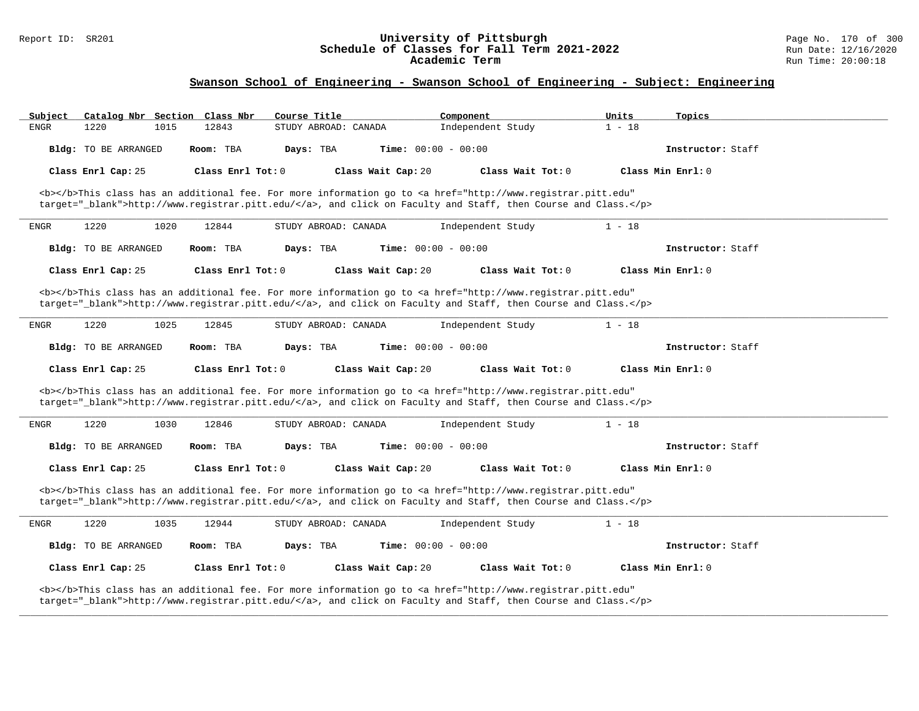## Swanson School of Engineering - Swanson School of Engineering - Subject: Engineering

| Subject | Catalog Nbr | Section | Class Nbr | Course Title | Component | Units | Topics |
|---|---|---|---|---|---|---|---|
| ENGR | 1220 | 1015 | 12843 | STUDY ABROAD: CANADA | Independent Study | 1 - 18 | |

**Bldg:** TO BE ARRANGED **Room:** TBA **Days:** TBA **Time:** 00:00 - 00:00 **Instructor:** Staff

**Class Enrl Cap:** 25 **Class Enrl Tot:** 0 **Class Wait Cap:** 20 **Class Wait Tot:** 0 **Class Min Enrl:** 0

<b></b>This class has an additional fee. For more information go to <a href="http://www.registrar.pitt.edu" target="_blank">http://www.registrar.pitt.edu/</a>, and click on Faculty and Staff, then Course and Class.</p>

---

| Subject | Catalog Nbr | Section | Class Nbr | Course Title | Component | Units | Topics |
|---|---|---|---|---|---|---|---|
| ENGR | 1220 | 1020 | 12844 | STUDY ABROAD: CANADA | Independent Study | 1 - 18 | |

**Bldg:** TO BE ARRANGED **Room:** TBA **Days:** TBA **Time:** 00:00 - 00:00 **Instructor:** Staff

**Class Enrl Cap:** 25 **Class Enrl Tot:** 0 **Class Wait Cap:** 20 **Class Wait Tot:** 0 **Class Min Enrl:** 0

<b></b>This class has an additional fee. For more information go to <a href="http://www.registrar.pitt.edu" target="_blank">http://www.registrar.pitt.edu/</a>, and click on Faculty and Staff, then Course and Class.</p>

---

| Subject | Catalog Nbr | Section | Class Nbr | Course Title | Component | Units | Topics |
|---|---|---|---|---|---|---|---|
| ENGR | 1220 | 1025 | 12845 | STUDY ABROAD: CANADA | Independent Study | 1 - 18 | |

**Bldg:** TO BE ARRANGED **Room:** TBA **Days:** TBA **Time:** 00:00 - 00:00 **Instructor:** Staff

**Class Enrl Cap:** 25 **Class Enrl Tot:** 0 **Class Wait Cap:** 20 **Class Wait Tot:** 0 **Class Min Enrl:** 0

<b></b>This class has an additional fee. For more information go to <a href="http://www.registrar.pitt.edu" target="_blank">http://www.registrar.pitt.edu/</a>, and click on Faculty and Staff, then Course and Class.</p>

---

| Subject | Catalog Nbr | Section | Class Nbr | Course Title | Component | Units | Topics |
|---|---|---|---|---|---|---|---|
| ENGR | 1220 | 1030 | 12846 | STUDY ABROAD: CANADA | Independent Study | 1 - 18 | |

**Bldg:** TO BE ARRANGED **Room:** TBA **Days:** TBA **Time:** 00:00 - 00:00 **Instructor:** Staff

**Class Enrl Cap:** 25 **Class Enrl Tot:** 0 **Class Wait Cap:** 20 **Class Wait Tot:** 0 **Class Min Enrl:** 0

<b></b>This class has an additional fee. For more information go to <a href="http://www.registrar.pitt.edu" target="_blank">http://www.registrar.pitt.edu/</a>, and click on Faculty and Staff, then Course and Class.</p>

---

| Subject | Catalog Nbr | Section | Class Nbr | Course Title | Component | Units | Topics |
|---|---|---|---|---|---|---|---|
| ENGR | 1220 | 1035 | 12944 | STUDY ABROAD: CANADA | Independent Study | 1 - 18 | |

**Bldg:** TO BE ARRANGED **Room:** TBA **Days:** TBA **Time:** 00:00 - 00:00 **Instructor:** Staff

**Class Enrl Cap:** 25 **Class Enrl Tot:** 0 **Class Wait Cap:** 20 **Class Wait Tot:** 0 **Class Min Enrl:** 0

<b></b>This class has an additional fee. For more information go to <a href="http://www.registrar.pitt.edu" target="_blank">http://www.registrar.pitt.edu/</a>, and click on Faculty and Staff, then Course and Class.</p>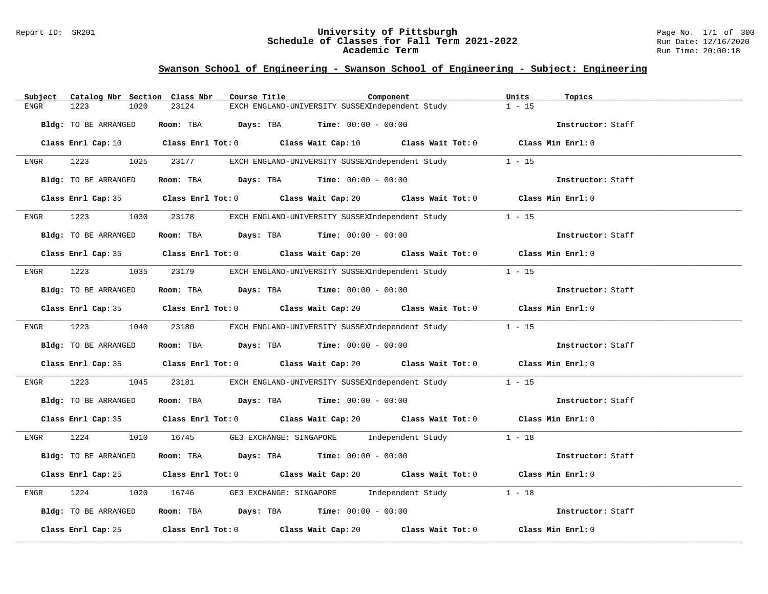## Swanson School of Engineering - Swanson School of Engineering - Subject: Engineering

| Subject | Catalog Nbr | Section | Class Nbr | Course Title | Component | Units | Topics |
|---|---|---|---|---|---|---|---|
| ENGR | 1223 | 1020 | 23124 | EXCH ENGLAND-UNIVERSITY SUSSEX | Independent Study | 1 - 15 | |

**Bldg:** TO BE ARRANGED **Room:** TBA **Days:** TBA **Time:** 00:00 - 00:00 **Instructor:** Staff

**Class Enrl Cap:** 10 **Class Enrl Tot:** 0 **Class Wait Cap:** 10 **Class Wait Tot:** 0 **Class Min Enrl:** 0

| Subject | Catalog Nbr | Section | Class Nbr | Course Title | Component | Units | Topics |
|---|---|---|---|---|---|---|---|
| ENGR | 1223 | 1025 | 23177 | EXCH ENGLAND-UNIVERSITY SUSSEX | Independent Study | 1 - 15 | |

**Bldg:** TO BE ARRANGED **Room:** TBA **Days:** TBA **Time:** 00:00 - 00:00 **Instructor:** Staff

**Class Enrl Cap:** 35 **Class Enrl Tot:** 0 **Class Wait Cap:** 20 **Class Wait Tot:** 0 **Class Min Enrl:** 0

| Subject | Catalog Nbr | Section | Class Nbr | Course Title | Component | Units | Topics |
|---|---|---|---|---|---|---|---|
| ENGR | 1223 | 1030 | 23178 | EXCH ENGLAND-UNIVERSITY SUSSEX | Independent Study | 1 - 15 | |

**Bldg:** TO BE ARRANGED **Room:** TBA **Days:** TBA **Time:** 00:00 - 00:00 **Instructor:** Staff

**Class Enrl Cap:** 35 **Class Enrl Tot:** 0 **Class Wait Cap:** 20 **Class Wait Tot:** 0 **Class Min Enrl:** 0

| Subject | Catalog Nbr | Section | Class Nbr | Course Title | Component | Units | Topics |
|---|---|---|---|---|---|---|---|
| ENGR | 1223 | 1035 | 23179 | EXCH ENGLAND-UNIVERSITY SUSSEX | Independent Study | 1 - 15 | |

**Bldg:** TO BE ARRANGED **Room:** TBA **Days:** TBA **Time:** 00:00 - 00:00 **Instructor:** Staff

**Class Enrl Cap:** 35 **Class Enrl Tot:** 0 **Class Wait Cap:** 20 **Class Wait Tot:** 0 **Class Min Enrl:** 0

| Subject | Catalog Nbr | Section | Class Nbr | Course Title | Component | Units | Topics |
|---|---|---|---|---|---|---|---|
| ENGR | 1223 | 1040 | 23180 | EXCH ENGLAND-UNIVERSITY SUSSEX | Independent Study | 1 - 15 | |

**Bldg:** TO BE ARRANGED **Room:** TBA **Days:** TBA **Time:** 00:00 - 00:00 **Instructor:** Staff

**Class Enrl Cap:** 35 **Class Enrl Tot:** 0 **Class Wait Cap:** 20 **Class Wait Tot:** 0 **Class Min Enrl:** 0

| Subject | Catalog Nbr | Section | Class Nbr | Course Title | Component | Units | Topics |
|---|---|---|---|---|---|---|---|
| ENGR | 1223 | 1045 | 23181 | EXCH ENGLAND-UNIVERSITY SUSSEX | Independent Study | 1 - 15 | |

**Bldg:** TO BE ARRANGED **Room:** TBA **Days:** TBA **Time:** 00:00 - 00:00 **Instructor:** Staff

**Class Enrl Cap:** 35 **Class Enrl Tot:** 0 **Class Wait Cap:** 20 **Class Wait Tot:** 0 **Class Min Enrl:** 0

| Subject | Catalog Nbr | Section | Class Nbr | Course Title | Component | Units | Topics |
|---|---|---|---|---|---|---|---|
| ENGR | 1224 | 1010 | 16745 | GE3 EXCHANGE: SINGAPORE | Independent Study | 1 - 18 | |

**Bldg:** TO BE ARRANGED **Room:** TBA **Days:** TBA **Time:** 00:00 - 00:00 **Instructor:** Staff

**Class Enrl Cap:** 25 **Class Enrl Tot:** 0 **Class Wait Cap:** 20 **Class Wait Tot:** 0 **Class Min Enrl:** 0

| Subject | Catalog Nbr | Section | Class Nbr | Course Title | Component | Units | Topics |
|---|---|---|---|---|---|---|---|
| ENGR | 1224 | 1020 | 16746 | GE3 EXCHANGE: SINGAPORE | Independent Study | 1 - 18 | |

**Bldg:** TO BE ARRANGED **Room:** TBA **Days:** TBA **Time:** 00:00 - 00:00 **Instructor:** Staff

**Class Enrl Cap:** 25 **Class Enrl Tot:** 0 **Class Wait Cap:** 20 **Class Wait Tot:** 0 **Class Min Enrl:** 0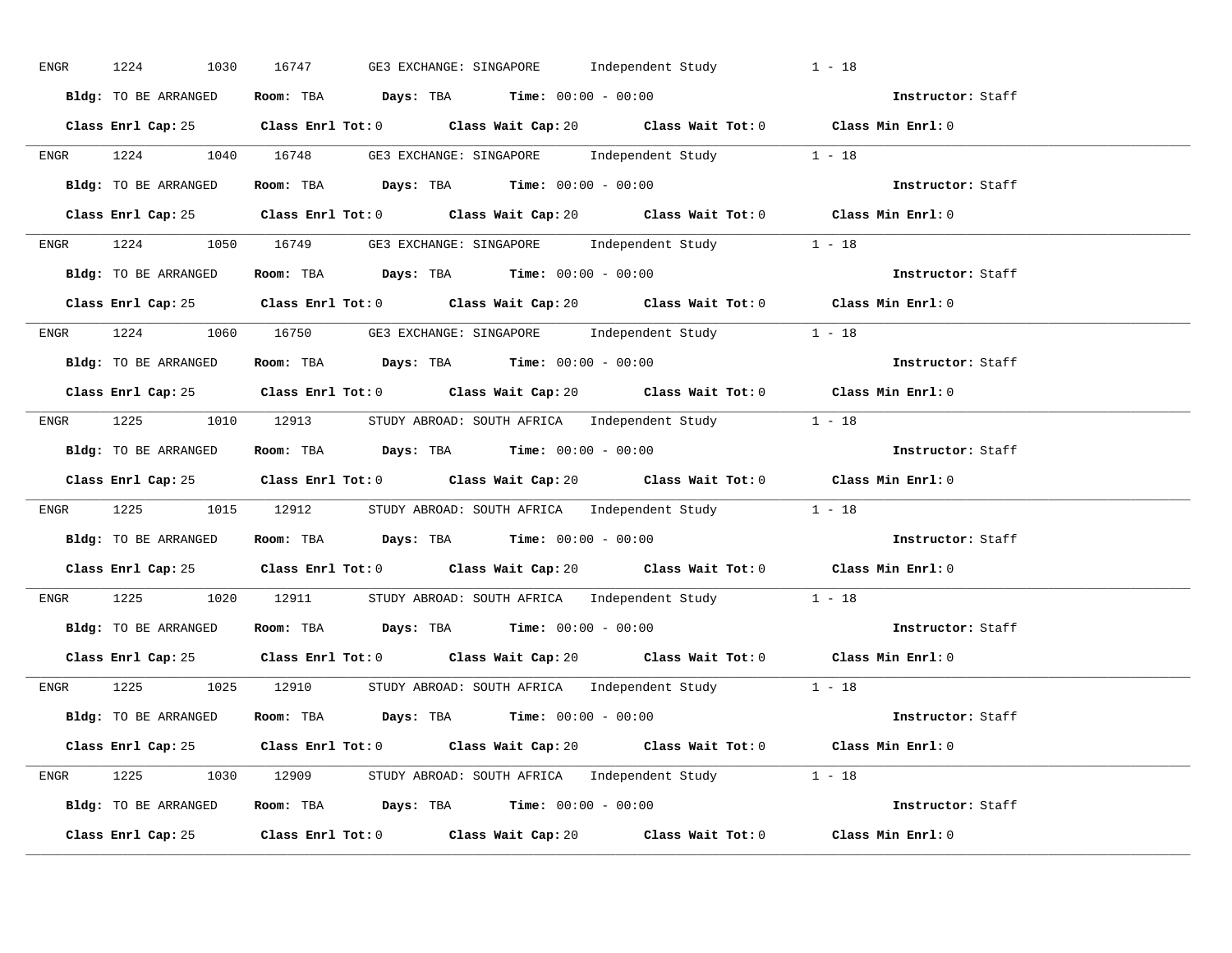ENGR 1224 1030 16747 GE3 EXCHANGE: SINGAPORE Independent Study 1 - 18

**Bldg:** TO BE ARRANGED **Room:** TBA **Days:** TBA **Time:** 00:00 - 00:00 **Instructor:** Staff

**Class Enrl Cap:** 25 **Class Enrl Tot:** 0 **Class Wait Cap:** 20 **Class Wait Tot:** 0 **Class Min Enrl:** 0

---

ENGR 1224 1040 16748 GE3 EXCHANGE: SINGAPORE Independent Study 1 - 18

**Bldg:** TO BE ARRANGED **Room:** TBA **Days:** TBA **Time:** 00:00 - 00:00 **Instructor:** Staff

**Class Enrl Cap:** 25 **Class Enrl Tot:** 0 **Class Wait Cap:** 20 **Class Wait Tot:** 0 **Class Min Enrl:** 0

---

ENGR 1224 1050 16749 GE3 EXCHANGE: SINGAPORE Independent Study 1 - 18

**Bldg:** TO BE ARRANGED **Room:** TBA **Days:** TBA **Time:** 00:00 - 00:00 **Instructor:** Staff

**Class Enrl Cap:** 25 **Class Enrl Tot:** 0 **Class Wait Cap:** 20 **Class Wait Tot:** 0 **Class Min Enrl:** 0

---

ENGR 1224 1060 16750 GE3 EXCHANGE: SINGAPORE Independent Study 1 - 18

**Bldg:** TO BE ARRANGED **Room:** TBA **Days:** TBA **Time:** 00:00 - 00:00 **Instructor:** Staff

**Class Enrl Cap:** 25 **Class Enrl Tot:** 0 **Class Wait Cap:** 20 **Class Wait Tot:** 0 **Class Min Enrl:** 0

---

ENGR 1225 1010 12913 STUDY ABROAD: SOUTH AFRICA Independent Study 1 - 18

**Bldg:** TO BE ARRANGED **Room:** TBA **Days:** TBA **Time:** 00:00 - 00:00 **Instructor:** Staff

**Class Enrl Cap:** 25 **Class Enrl Tot:** 0 **Class Wait Cap:** 20 **Class Wait Tot:** 0 **Class Min Enrl:** 0

---

ENGR 1225 1015 12912 STUDY ABROAD: SOUTH AFRICA Independent Study 1 - 18

**Bldg:** TO BE ARRANGED **Room:** TBA **Days:** TBA **Time:** 00:00 - 00:00 **Instructor:** Staff

**Class Enrl Cap:** 25 **Class Enrl Tot:** 0 **Class Wait Cap:** 20 **Class Wait Tot:** 0 **Class Min Enrl:** 0

---

ENGR 1225 1020 12911 STUDY ABROAD: SOUTH AFRICA Independent Study 1 - 18

**Bldg:** TO BE ARRANGED **Room:** TBA **Days:** TBA **Time:** 00:00 - 00:00 **Instructor:** Staff

**Class Enrl Cap:** 25 **Class Enrl Tot:** 0 **Class Wait Cap:** 20 **Class Wait Tot:** 0 **Class Min Enrl:** 0

---

ENGR 1225 1025 12910 STUDY ABROAD: SOUTH AFRICA Independent Study 1 - 18

**Bldg:** TO BE ARRANGED **Room:** TBA **Days:** TBA **Time:** 00:00 - 00:00 **Instructor:** Staff

**Class Enrl Cap:** 25 **Class Enrl Tot:** 0 **Class Wait Cap:** 20 **Class Wait Tot:** 0 **Class Min Enrl:** 0

---

ENGR 1225 1030 12909 STUDY ABROAD: SOUTH AFRICA Independent Study 1 - 18

**Bldg:** TO BE ARRANGED **Room:** TBA **Days:** TBA **Time:** 00:00 - 00:00 **Instructor:** Staff

**Class Enrl Cap:** 25 **Class Enrl Tot:** 0 **Class Wait Cap:** 20 **Class Wait Tot:** 0 **Class Min Enrl:** 0

---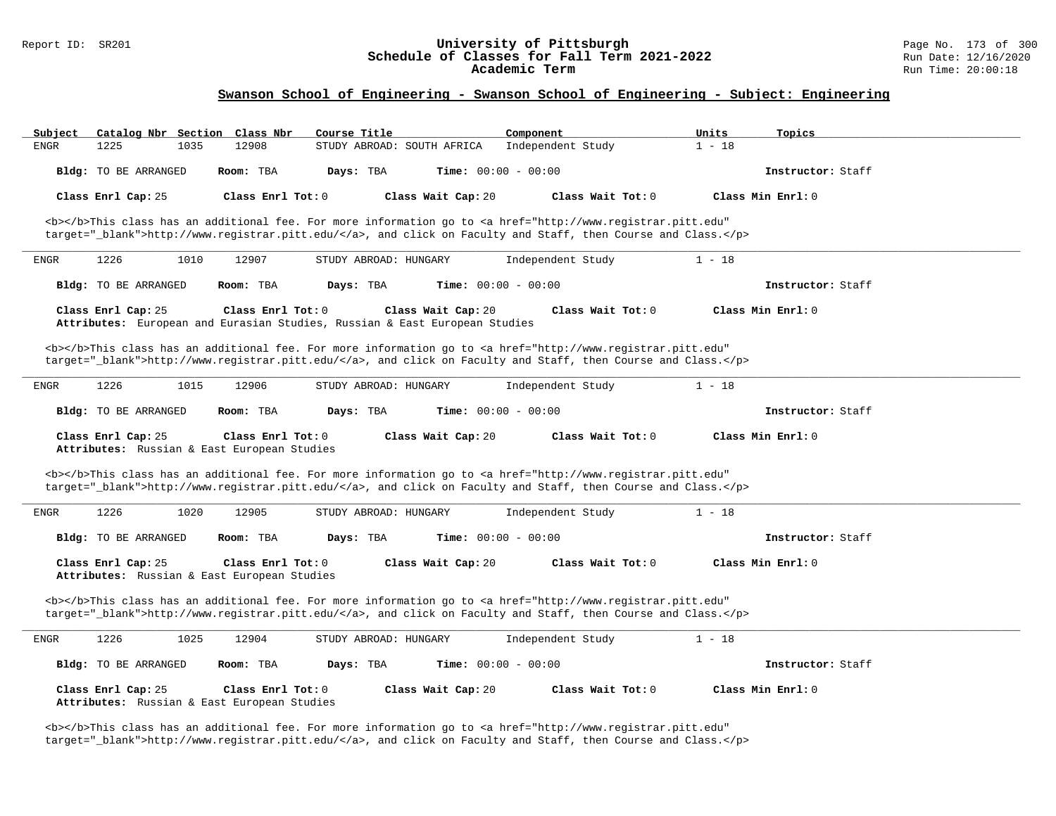## Swanson School of Engineering - Swanson School of Engineering - Subject: Engineering

| Subject | Catalog Nbr | Section | Class Nbr | Course Title | Component | Units | Topics |
|---|---|---|---|---|---|---|---|
| ENGR | 1225 | 1035 | 12908 | STUDY ABROAD: SOUTH AFRICA | Independent Study | 1 - 18 | |

**Bldg:** TO BE ARRANGED **Room:** TBA **Days:** TBA **Time:** 00:00 - 00:00 **Instructor:** Staff

**Class Enrl Cap:** 25 **Class Enrl Tot:** 0 **Class Wait Cap:** 20 **Class Wait Tot:** 0 **Class Min Enrl:** 0

<b></b>This class has an additional fee. For more information go to <a href="http://www.registrar.pitt.edu" target="_blank">http://www.registrar.pitt.edu/</a>, and click on Faculty and Staff, then Course and Class.</p>

---

| Subject | Catalog Nbr | Section | Class Nbr | Course Title | Component | Units | Topics |
|---|---|---|---|---|---|---|---|
| ENGR | 1226 | 1010 | 12907 | STUDY ABROAD: HUNGARY | Independent Study | 1 - 18 | |

**Bldg:** TO BE ARRANGED **Room:** TBA **Days:** TBA **Time:** 00:00 - 00:00 **Instructor:** Staff

**Class Enrl Cap:** 25 **Class Enrl Tot:** 0 **Class Wait Cap:** 20 **Class Wait Tot:** 0 **Class Min Enrl:** 0
**Attributes:** European and Eurasian Studies, Russian & East European Studies

<b></b>This class has an additional fee. For more information go to <a href="http://www.registrar.pitt.edu" target="_blank">http://www.registrar.pitt.edu/</a>, and click on Faculty and Staff, then Course and Class.</p>

---

| Subject | Catalog Nbr | Section | Class Nbr | Course Title | Component | Units | Topics |
|---|---|---|---|---|---|---|---|
| ENGR | 1226 | 1015 | 12906 | STUDY ABROAD: HUNGARY | Independent Study | 1 - 18 | |

**Bldg:** TO BE ARRANGED **Room:** TBA **Days:** TBA **Time:** 00:00 - 00:00 **Instructor:** Staff

**Class Enrl Cap:** 25 **Class Enrl Tot:** 0 **Class Wait Cap:** 20 **Class Wait Tot:** 0 **Class Min Enrl:** 0
**Attributes:** Russian & East European Studies

<b></b>This class has an additional fee. For more information go to <a href="http://www.registrar.pitt.edu" target="_blank">http://www.registrar.pitt.edu/</a>, and click on Faculty and Staff, then Course and Class.</p>

---

| Subject | Catalog Nbr | Section | Class Nbr | Course Title | Component | Units | Topics |
|---|---|---|---|---|---|---|---|
| ENGR | 1226 | 1020 | 12905 | STUDY ABROAD: HUNGARY | Independent Study | 1 - 18 | |

**Bldg:** TO BE ARRANGED **Room:** TBA **Days:** TBA **Time:** 00:00 - 00:00 **Instructor:** Staff

**Class Enrl Cap:** 25 **Class Enrl Tot:** 0 **Class Wait Cap:** 20 **Class Wait Tot:** 0 **Class Min Enrl:** 0
**Attributes:** Russian & East European Studies

<b></b>This class has an additional fee. For more information go to <a href="http://www.registrar.pitt.edu" target="_blank">http://www.registrar.pitt.edu/</a>, and click on Faculty and Staff, then Course and Class.</p>

---

| Subject | Catalog Nbr | Section | Class Nbr | Course Title | Component | Units | Topics |
|---|---|---|---|---|---|---|---|
| ENGR | 1226 | 1025 | 12904 | STUDY ABROAD: HUNGARY | Independent Study | 1 - 18 | |

**Bldg:** TO BE ARRANGED **Room:** TBA **Days:** TBA **Time:** 00:00 - 00:00 **Instructor:** Staff

**Class Enrl Cap:** 25 **Class Enrl Tot:** 0 **Class Wait Cap:** 20 **Class Wait Tot:** 0 **Class Min Enrl:** 0
**Attributes:** Russian & East European Studies

<b></b>This class has an additional fee. For more information go to <a href="http://www.registrar.pitt.edu" target="_blank">http://www.registrar.pitt.edu/</a>, and click on Faculty and Staff, then Course and Class.</p>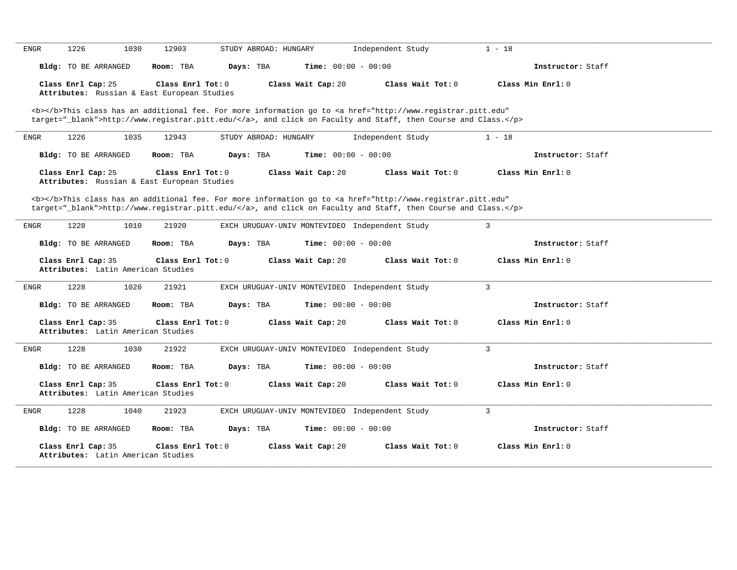---

ENGR 1226 1030 12903 STUDY ABROAD: HUNGARY Independent Study 1 - 18

**Bldg:** TO BE ARRANGED **Room:** TBA **Days:** TBA **Time:** 00:00 - 00:00 **Instructor:** Staff

**Class Enrl Cap:** 25 **Class Enrl Tot:** 0 **Class Wait Cap:** 20 **Class Wait Tot:** 0 **Class Min Enrl:** 0
**Attributes:** Russian & East European Studies

<b></b>This class has an additional fee. For more information go to <a href="http://www.registrar.pitt.edu" target="_blank">http://www.registrar.pitt.edu/</a>, and click on Faculty and Staff, then Course and Class.</p>

---

ENGR 1226 1035 12943 STUDY ABROAD: HUNGARY Independent Study 1 - 18

**Bldg:** TO BE ARRANGED **Room:** TBA **Days:** TBA **Time:** 00:00 - 00:00 **Instructor:** Staff

**Class Enrl Cap:** 25 **Class Enrl Tot:** 0 **Class Wait Cap:** 20 **Class Wait Tot:** 0 **Class Min Enrl:** 0
**Attributes:** Russian & East European Studies

<b></b>This class has an additional fee. For more information go to <a href="http://www.registrar.pitt.edu" target="_blank">http://www.registrar.pitt.edu/</a>, and click on Faculty and Staff, then Course and Class.</p>

---

ENGR 1228 1010 21920 EXCH URUGUAY-UNIV MONTEVIDEO Independent Study 3

**Bldg:** TO BE ARRANGED **Room:** TBA **Days:** TBA **Time:** 00:00 - 00:00 **Instructor:** Staff

**Class Enrl Cap:** 35 **Class Enrl Tot:** 0 **Class Wait Cap:** 20 **Class Wait Tot:** 0 **Class Min Enrl:** 0
**Attributes:** Latin American Studies

---

ENGR 1228 1020 21921 EXCH URUGUAY-UNIV MONTEVIDEO Independent Study 3

**Bldg:** TO BE ARRANGED **Room:** TBA **Days:** TBA **Time:** 00:00 - 00:00 **Instructor:** Staff

**Class Enrl Cap:** 35 **Class Enrl Tot:** 0 **Class Wait Cap:** 20 **Class Wait Tot:** 0 **Class Min Enrl:** 0
**Attributes:** Latin American Studies

---

ENGR 1228 1030 21922 EXCH URUGUAY-UNIV MONTEVIDEO Independent Study 3

**Bldg:** TO BE ARRANGED **Room:** TBA **Days:** TBA **Time:** 00:00 - 00:00 **Instructor:** Staff

**Class Enrl Cap:** 35 **Class Enrl Tot:** 0 **Class Wait Cap:** 20 **Class Wait Tot:** 0 **Class Min Enrl:** 0
**Attributes:** Latin American Studies

---

ENGR 1228 1040 21923 EXCH URUGUAY-UNIV MONTEVIDEO Independent Study 3

**Bldg:** TO BE ARRANGED **Room:** TBA **Days:** TBA **Time:** 00:00 - 00:00 **Instructor:** Staff

**Class Enrl Cap:** 35 **Class Enrl Tot:** 0 **Class Wait Cap:** 20 **Class Wait Tot:** 0 **Class Min Enrl:** 0
**Attributes:** Latin American Studies

---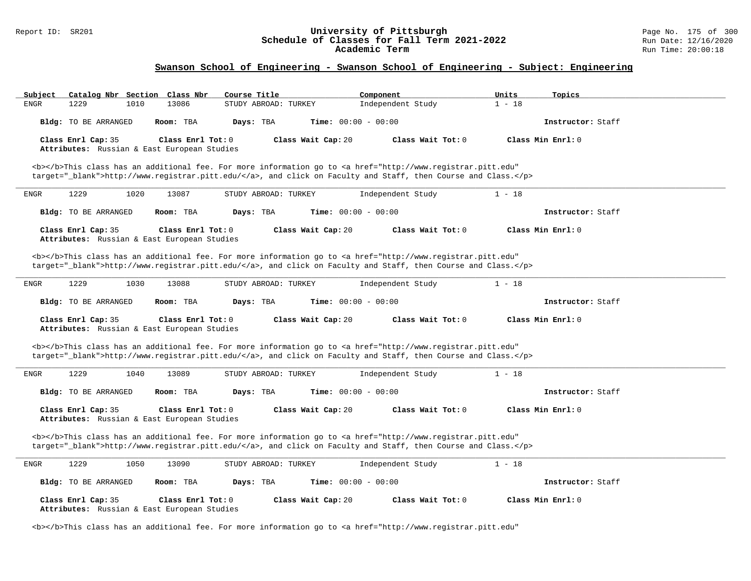## Swanson School of Engineering - Swanson School of Engineering - Subject: Engineering

| Subject | Catalog Nbr | Section | Class Nbr | Course Title | Component | Units | Topics |
|---|---|---|---|---|---|---|---|
| ENGR | 1229 | 1010 | 13086 | STUDY ABROAD: TURKEY | Independent Study | 1 - 18 | |

**Bldg:** TO BE ARRANGED **Room:** TBA **Days:** TBA **Time:** 00:00 - 00:00 **Instructor:** Staff

**Class Enrl Cap:** 35 **Class Enrl Tot:** 0 **Class Wait Cap:** 20 **Class Wait Tot:** 0 **Class Min Enrl:** 0
**Attributes:** Russian & East European Studies

<b></b>This class has an additional fee. For more information go to <a href="http://www.registrar.pitt.edu" target="_blank">http://www.registrar.pitt.edu/</a>, and click on Faculty and Staff, then Course and Class.</p>

---

| Subject | Catalog Nbr | Section | Class Nbr | Course Title | Component | Units | Topics |
|---|---|---|---|---|---|---|---|
| ENGR | 1229 | 1020 | 13087 | STUDY ABROAD: TURKEY | Independent Study | 1 - 18 | |

**Bldg:** TO BE ARRANGED **Room:** TBA **Days:** TBA **Time:** 00:00 - 00:00 **Instructor:** Staff

**Class Enrl Cap:** 35 **Class Enrl Tot:** 0 **Class Wait Cap:** 20 **Class Wait Tot:** 0 **Class Min Enrl:** 0
**Attributes:** Russian & East European Studies

<b></b>This class has an additional fee. For more information go to <a href="http://www.registrar.pitt.edu" target="_blank">http://www.registrar.pitt.edu/</a>, and click on Faculty and Staff, then Course and Class.</p>

---

| Subject | Catalog Nbr | Section | Class Nbr | Course Title | Component | Units | Topics |
|---|---|---|---|---|---|---|---|
| ENGR | 1229 | 1030 | 13088 | STUDY ABROAD: TURKEY | Independent Study | 1 - 18 | |

**Bldg:** TO BE ARRANGED **Room:** TBA **Days:** TBA **Time:** 00:00 - 00:00 **Instructor:** Staff

**Class Enrl Cap:** 35 **Class Enrl Tot:** 0 **Class Wait Cap:** 20 **Class Wait Tot:** 0 **Class Min Enrl:** 0
**Attributes:** Russian & East European Studies

<b></b>This class has an additional fee. For more information go to <a href="http://www.registrar.pitt.edu" target="_blank">http://www.registrar.pitt.edu/</a>, and click on Faculty and Staff, then Course and Class.</p>

---

| Subject | Catalog Nbr | Section | Class Nbr | Course Title | Component | Units | Topics |
|---|---|---|---|---|---|---|---|
| ENGR | 1229 | 1040 | 13089 | STUDY ABROAD: TURKEY | Independent Study | 1 - 18 | |

**Bldg:** TO BE ARRANGED **Room:** TBA **Days:** TBA **Time:** 00:00 - 00:00 **Instructor:** Staff

**Class Enrl Cap:** 35 **Class Enrl Tot:** 0 **Class Wait Cap:** 20 **Class Wait Tot:** 0 **Class Min Enrl:** 0
**Attributes:** Russian & East European Studies

<b></b>This class has an additional fee. For more information go to <a href="http://www.registrar.pitt.edu" target="_blank">http://www.registrar.pitt.edu/</a>, and click on Faculty and Staff, then Course and Class.</p>

---

| Subject | Catalog Nbr | Section | Class Nbr | Course Title | Component | Units | Topics |
|---|---|---|---|---|---|---|---|
| ENGR | 1229 | 1050 | 13090 | STUDY ABROAD: TURKEY | Independent Study | 1 - 18 | |

**Bldg:** TO BE ARRANGED **Room:** TBA **Days:** TBA **Time:** 00:00 - 00:00 **Instructor:** Staff

**Class Enrl Cap:** 35 **Class Enrl Tot:** 0 **Class Wait Cap:** 20 **Class Wait Tot:** 0 **Class Min Enrl:** 0
**Attributes:** Russian & East European Studies

<b></b>This class has an additional fee. For more information go to <a href="http://www.registrar.pitt.edu"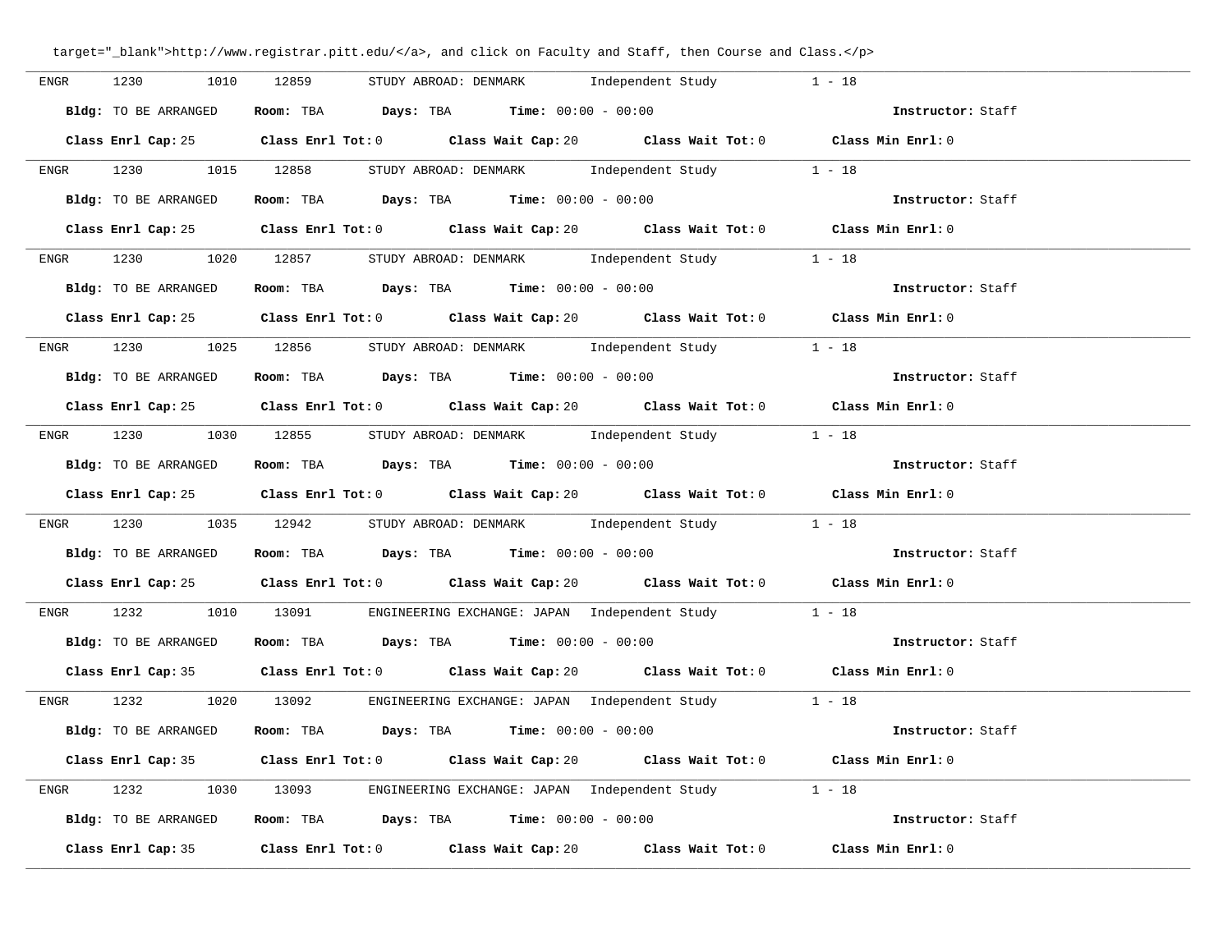target="_blank">http://www.registrar.pitt.edu/</a>, and click on Faculty and Staff, then Course and Class.</p>

ENGR 1230 1010 12859 STUDY ABROAD: DENMARK Independent Study 1 - 18

**Bldg:** TO BE ARRANGED **Room:** TBA **Days:** TBA **Time:** 00:00 - 00:00 **Instructor:** Staff

**Class Enrl Cap:** 25 **Class Enrl Tot:** 0 **Class Wait Cap:** 20 **Class Wait Tot:** 0 **Class Min Enrl:** 0

---

ENGR 1230 1015 12858 STUDY ABROAD: DENMARK Independent Study 1 - 18

**Bldg:** TO BE ARRANGED **Room:** TBA **Days:** TBA **Time:** 00:00 - 00:00 **Instructor:** Staff

**Class Enrl Cap:** 25 **Class Enrl Tot:** 0 **Class Wait Cap:** 20 **Class Wait Tot:** 0 **Class Min Enrl:** 0

---

ENGR 1230 1020 12857 STUDY ABROAD: DENMARK Independent Study 1 - 18

**Bldg:** TO BE ARRANGED **Room:** TBA **Days:** TBA **Time:** 00:00 - 00:00 **Instructor:** Staff

**Class Enrl Cap:** 25 **Class Enrl Tot:** 0 **Class Wait Cap:** 20 **Class Wait Tot:** 0 **Class Min Enrl:** 0

---

ENGR 1230 1025 12856 STUDY ABROAD: DENMARK Independent Study 1 - 18

**Bldg:** TO BE ARRANGED **Room:** TBA **Days:** TBA **Time:** 00:00 - 00:00 **Instructor:** Staff

**Class Enrl Cap:** 25 **Class Enrl Tot:** 0 **Class Wait Cap:** 20 **Class Wait Tot:** 0 **Class Min Enrl:** 0

---

ENGR 1230 1030 12855 STUDY ABROAD: DENMARK Independent Study 1 - 18

**Bldg:** TO BE ARRANGED **Room:** TBA **Days:** TBA **Time:** 00:00 - 00:00 **Instructor:** Staff

**Class Enrl Cap:** 25 **Class Enrl Tot:** 0 **Class Wait Cap:** 20 **Class Wait Tot:** 0 **Class Min Enrl:** 0

---

ENGR 1230 1035 12942 STUDY ABROAD: DENMARK Independent Study 1 - 18

**Bldg:** TO BE ARRANGED **Room:** TBA **Days:** TBA **Time:** 00:00 - 00:00 **Instructor:** Staff

**Class Enrl Cap:** 25 **Class Enrl Tot:** 0 **Class Wait Cap:** 20 **Class Wait Tot:** 0 **Class Min Enrl:** 0

---

ENGR 1232 1010 13091 ENGINEERING EXCHANGE: JAPAN Independent Study 1 - 18

**Bldg:** TO BE ARRANGED **Room:** TBA **Days:** TBA **Time:** 00:00 - 00:00 **Instructor:** Staff

**Class Enrl Cap:** 35 **Class Enrl Tot:** 0 **Class Wait Cap:** 20 **Class Wait Tot:** 0 **Class Min Enrl:** 0

---

ENGR 1232 1020 13092 ENGINEERING EXCHANGE: JAPAN Independent Study 1 - 18

**Bldg:** TO BE ARRANGED **Room:** TBA **Days:** TBA **Time:** 00:00 - 00:00 **Instructor:** Staff

**Class Enrl Cap:** 35 **Class Enrl Tot:** 0 **Class Wait Cap:** 20 **Class Wait Tot:** 0 **Class Min Enrl:** 0

---

ENGR 1232 1030 13093 ENGINEERING EXCHANGE: JAPAN Independent Study 1 - 18

**Bldg:** TO BE ARRANGED **Room:** TBA **Days:** TBA **Time:** 00:00 - 00:00 **Instructor:** Staff

**Class Enrl Cap:** 35 **Class Enrl Tot:** 0 **Class Wait Cap:** 20 **Class Wait Tot:** 0 **Class Min Enrl:** 0

---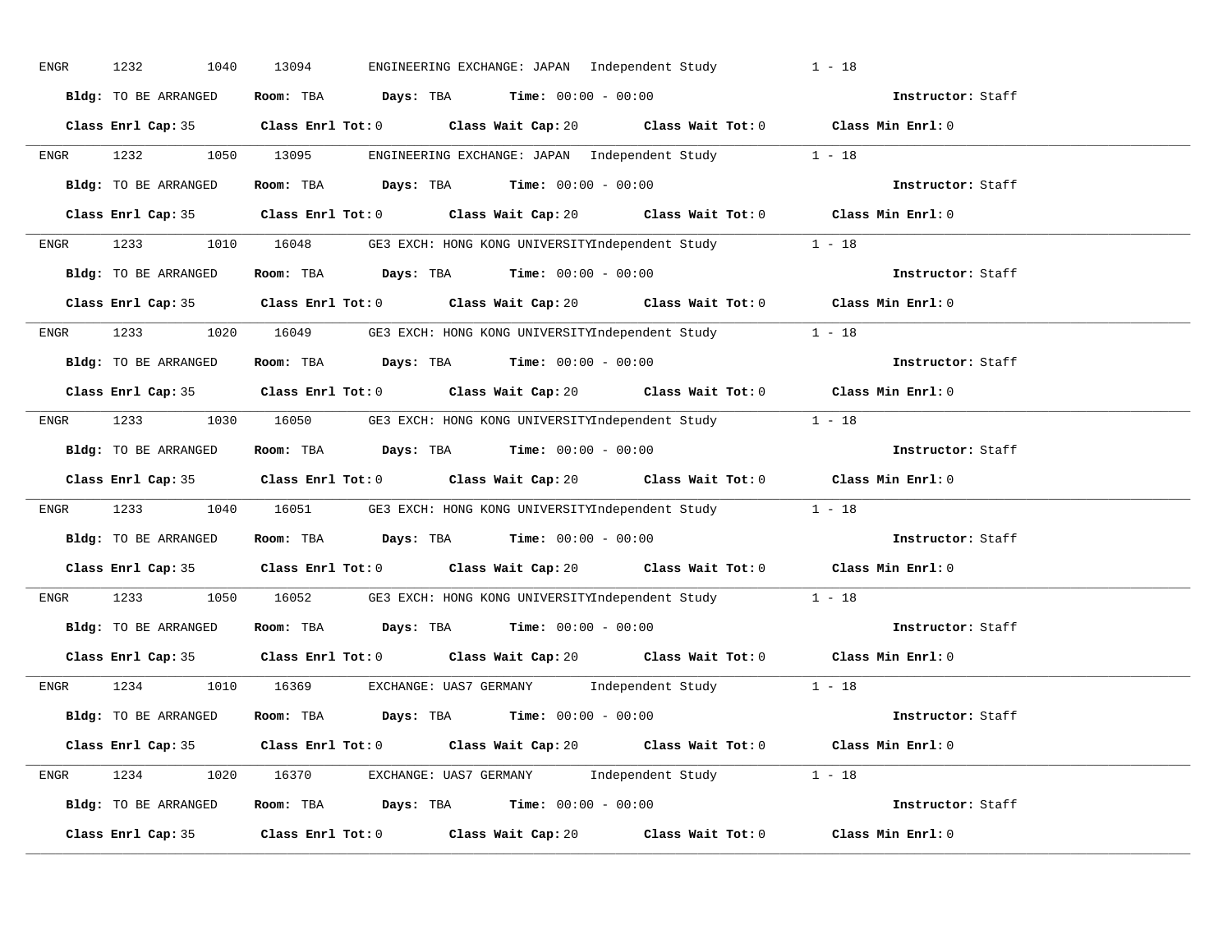ENGR 1232 1040 13094 ENGINEERING EXCHANGE: JAPAN Independent Study 1 - 18

**Bldg:** TO BE ARRANGED **Room:** TBA **Days:** TBA **Time:** 00:00 - 00:00 **Instructor:** Staff

**Class Enrl Cap:** 35 **Class Enrl Tot:** 0 **Class Wait Cap:** 20 **Class Wait Tot:** 0 **Class Min Enrl:** 0

---

ENGR 1232 1050 13095 ENGINEERING EXCHANGE: JAPAN Independent Study 1 - 18

**Bldg:** TO BE ARRANGED **Room:** TBA **Days:** TBA **Time:** 00:00 - 00:00 **Instructor:** Staff

**Class Enrl Cap:** 35 **Class Enrl Tot:** 0 **Class Wait Cap:** 20 **Class Wait Tot:** 0 **Class Min Enrl:** 0

---

ENGR 1233 1010 16048 GE3 EXCH: HONG KONG UNIVERSITYIndependent Study 1 - 18

**Bldg:** TO BE ARRANGED **Room:** TBA **Days:** TBA **Time:** 00:00 - 00:00 **Instructor:** Staff

**Class Enrl Cap:** 35 **Class Enrl Tot:** 0 **Class Wait Cap:** 20 **Class Wait Tot:** 0 **Class Min Enrl:** 0

---

ENGR 1233 1020 16049 GE3 EXCH: HONG KONG UNIVERSITYIndependent Study 1 - 18

**Bldg:** TO BE ARRANGED **Room:** TBA **Days:** TBA **Time:** 00:00 - 00:00 **Instructor:** Staff

**Class Enrl Cap:** 35 **Class Enrl Tot:** 0 **Class Wait Cap:** 20 **Class Wait Tot:** 0 **Class Min Enrl:** 0

---

ENGR 1233 1030 16050 GE3 EXCH: HONG KONG UNIVERSITYIndependent Study 1 - 18

**Bldg:** TO BE ARRANGED **Room:** TBA **Days:** TBA **Time:** 00:00 - 00:00 **Instructor:** Staff

**Class Enrl Cap:** 35 **Class Enrl Tot:** 0 **Class Wait Cap:** 20 **Class Wait Tot:** 0 **Class Min Enrl:** 0

---

ENGR 1233 1040 16051 GE3 EXCH: HONG KONG UNIVERSITYIndependent Study 1 - 18

**Bldg:** TO BE ARRANGED **Room:** TBA **Days:** TBA **Time:** 00:00 - 00:00 **Instructor:** Staff

**Class Enrl Cap:** 35 **Class Enrl Tot:** 0 **Class Wait Cap:** 20 **Class Wait Tot:** 0 **Class Min Enrl:** 0

---

ENGR 1233 1050 16052 GE3 EXCH: HONG KONG UNIVERSITYIndependent Study 1 - 18

**Bldg:** TO BE ARRANGED **Room:** TBA **Days:** TBA **Time:** 00:00 - 00:00 **Instructor:** Staff

**Class Enrl Cap:** 35 **Class Enrl Tot:** 0 **Class Wait Cap:** 20 **Class Wait Tot:** 0 **Class Min Enrl:** 0

---

ENGR 1234 1010 16369 EXCHANGE: UAS7 GERMANY Independent Study 1 - 18

**Bldg:** TO BE ARRANGED **Room:** TBA **Days:** TBA **Time:** 00:00 - 00:00 **Instructor:** Staff

**Class Enrl Cap:** 35 **Class Enrl Tot:** 0 **Class Wait Cap:** 20 **Class Wait Tot:** 0 **Class Min Enrl:** 0

---

ENGR 1234 1020 16370 EXCHANGE: UAS7 GERMANY Independent Study 1 - 18

**Bldg:** TO BE ARRANGED **Room:** TBA **Days:** TBA **Time:** 00:00 - 00:00 **Instructor:** Staff

**Class Enrl Cap:** 35 **Class Enrl Tot:** 0 **Class Wait Cap:** 20 **Class Wait Tot:** 0 **Class Min Enrl:** 0

---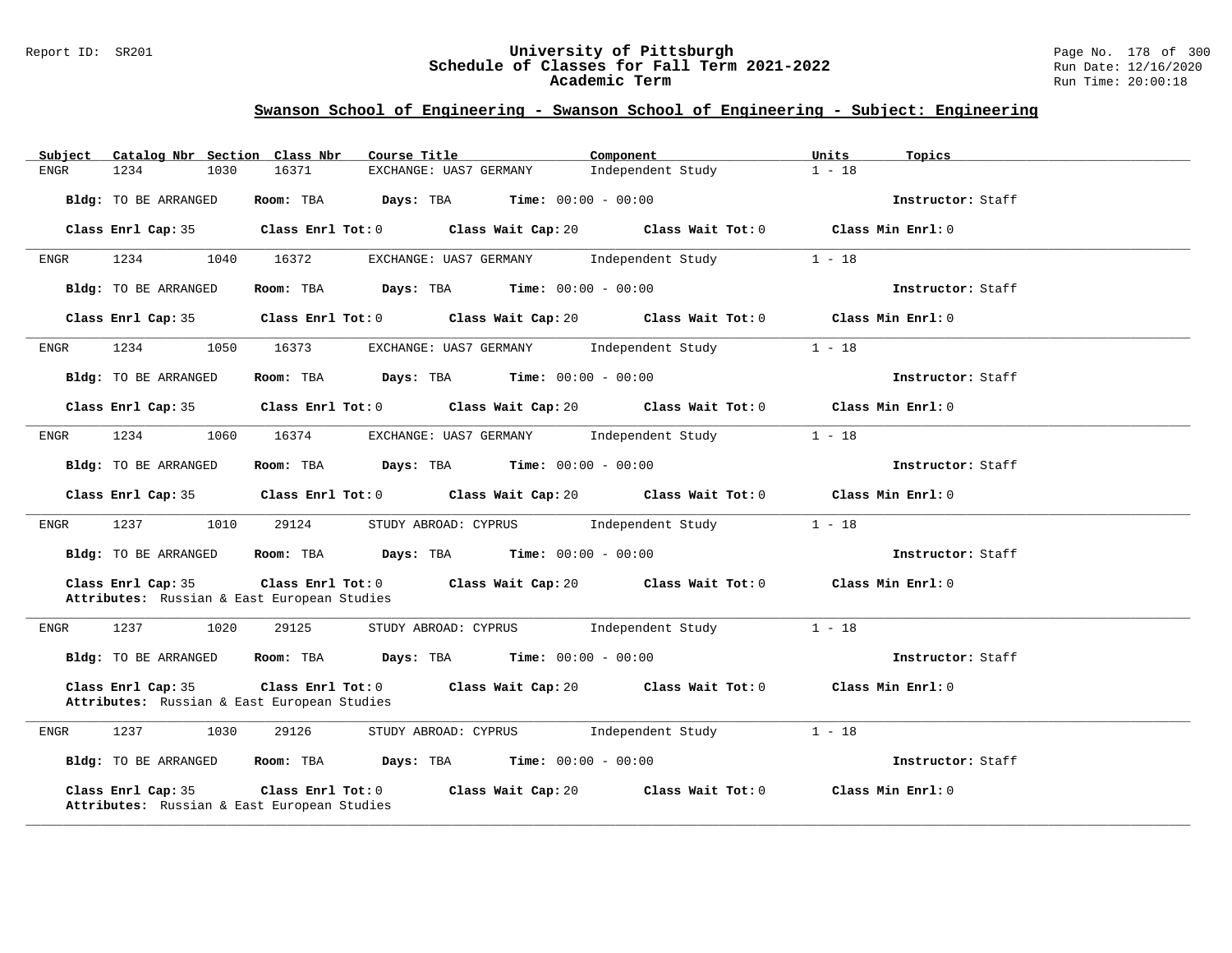## Swanson School of Engineering - Swanson School of Engineering - Subject: Engineering

| Subject | Catalog Nbr | Section | Class Nbr | Course Title | Component | Units | Topics |
|---|---|---|---|---|---|---|---|
| ENGR | 1234 | 1030 | 16371 | EXCHANGE: UAS7 GERMANY | Independent Study | 1 - 18 | |

**Bldg:** TO BE ARRANGED **Room:** TBA **Days:** TBA **Time:** 00:00 - 00:00 **Instructor:** Staff

**Class Enrl Cap:** 35 **Class Enrl Tot:** 0 **Class Wait Cap:** 20 **Class Wait Tot:** 0 **Class Min Enrl:** 0

---

| Subject | Catalog Nbr | Section | Class Nbr | Course Title | Component | Units | Topics |
|---|---|---|---|---|---|---|---|
| ENGR | 1234 | 1040 | 16372 | EXCHANGE: UAS7 GERMANY | Independent Study | 1 - 18 | |

**Bldg:** TO BE ARRANGED **Room:** TBA **Days:** TBA **Time:** 00:00 - 00:00 **Instructor:** Staff

**Class Enrl Cap:** 35 **Class Enrl Tot:** 0 **Class Wait Cap:** 20 **Class Wait Tot:** 0 **Class Min Enrl:** 0

---

| Subject | Catalog Nbr | Section | Class Nbr | Course Title | Component | Units | Topics |
|---|---|---|---|---|---|---|---|
| ENGR | 1234 | 1050 | 16373 | EXCHANGE: UAS7 GERMANY | Independent Study | 1 - 18 | |

**Bldg:** TO BE ARRANGED **Room:** TBA **Days:** TBA **Time:** 00:00 - 00:00 **Instructor:** Staff

**Class Enrl Cap:** 35 **Class Enrl Tot:** 0 **Class Wait Cap:** 20 **Class Wait Tot:** 0 **Class Min Enrl:** 0

---

| Subject | Catalog Nbr | Section | Class Nbr | Course Title | Component | Units | Topics |
|---|---|---|---|---|---|---|---|
| ENGR | 1234 | 1060 | 16374 | EXCHANGE: UAS7 GERMANY | Independent Study | 1 - 18 | |

**Bldg:** TO BE ARRANGED **Room:** TBA **Days:** TBA **Time:** 00:00 - 00:00 **Instructor:** Staff

**Class Enrl Cap:** 35 **Class Enrl Tot:** 0 **Class Wait Cap:** 20 **Class Wait Tot:** 0 **Class Min Enrl:** 0

---

| Subject | Catalog Nbr | Section | Class Nbr | Course Title | Component | Units | Topics |
|---|---|---|---|---|---|---|---|
| ENGR | 1237 | 1010 | 29124 | STUDY ABROAD: CYPRUS | Independent Study | 1 - 18 | |

**Bldg:** TO BE ARRANGED **Room:** TBA **Days:** TBA **Time:** 00:00 - 00:00 **Instructor:** Staff

**Class Enrl Cap:** 35 **Class Enrl Tot:** 0 **Class Wait Cap:** 20 **Class Wait Tot:** 0 **Class Min Enrl:** 0
**Attributes:** Russian & East European Studies

---

| Subject | Catalog Nbr | Section | Class Nbr | Course Title | Component | Units | Topics |
|---|---|---|---|---|---|---|---|
| ENGR | 1237 | 1020 | 29125 | STUDY ABROAD: CYPRUS | Independent Study | 1 - 18 | |

**Bldg:** TO BE ARRANGED **Room:** TBA **Days:** TBA **Time:** 00:00 - 00:00 **Instructor:** Staff

**Class Enrl Cap:** 35 **Class Enrl Tot:** 0 **Class Wait Cap:** 20 **Class Wait Tot:** 0 **Class Min Enrl:** 0
**Attributes:** Russian & East European Studies

---

| Subject | Catalog Nbr | Section | Class Nbr | Course Title | Component | Units | Topics |
|---|---|---|---|---|---|---|---|
| ENGR | 1237 | 1030 | 29126 | STUDY ABROAD: CYPRUS | Independent Study | 1 - 18 | |

**Bldg:** TO BE ARRANGED **Room:** TBA **Days:** TBA **Time:** 00:00 - 00:00 **Instructor:** Staff

**Class Enrl Cap:** 35 **Class Enrl Tot:** 0 **Class Wait Cap:** 20 **Class Wait Tot:** 0 **Class Min Enrl:** 0
**Attributes:** Russian & East European Studies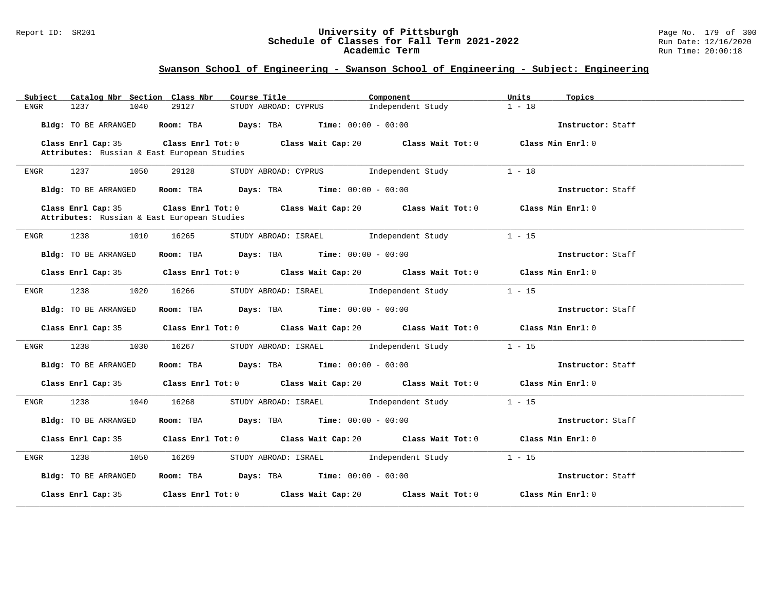## Swanson School of Engineering - Swanson School of Engineering - Subject: Engineering

| Subject | Catalog Nbr | Section | Class Nbr | Course Title | Component | Units | Topics |
|---|---|---|---|---|---|---|---|
| ENGR | 1237 | 1040 | 29127 | STUDY ABROAD: CYPRUS | Independent Study | 1 - 18 | |

**Bldg:** TO BE ARRANGED **Room:** TBA **Days:** TBA **Time:** 00:00 - 00:00 **Instructor:** Staff

**Class Enrl Cap:** 35 **Class Enrl Tot:** 0 **Class Wait Cap:** 20 **Class Wait Tot:** 0 **Class Min Enrl:** 0

**Attributes:** Russian & East European Studies

---

| Subject | Catalog Nbr | Section | Class Nbr | Course Title | Component | Units | Topics |
|---|---|---|---|---|---|---|---|
| ENGR | 1237 | 1050 | 29128 | STUDY ABROAD: CYPRUS | Independent Study | 1 - 18 | |

**Bldg:** TO BE ARRANGED **Room:** TBA **Days:** TBA **Time:** 00:00 - 00:00 **Instructor:** Staff

**Class Enrl Cap:** 35 **Class Enrl Tot:** 0 **Class Wait Cap:** 20 **Class Wait Tot:** 0 **Class Min Enrl:** 0

**Attributes:** Russian & East European Studies

---

| Subject | Catalog Nbr | Section | Class Nbr | Course Title | Component | Units | Topics |
|---|---|---|---|---|---|---|---|
| ENGR | 1238 | 1010 | 16265 | STUDY ABROAD: ISRAEL | Independent Study | 1 - 15 | |

**Bldg:** TO BE ARRANGED **Room:** TBA **Days:** TBA **Time:** 00:00 - 00:00 **Instructor:** Staff

**Class Enrl Cap:** 35 **Class Enrl Tot:** 0 **Class Wait Cap:** 20 **Class Wait Tot:** 0 **Class Min Enrl:** 0

---

| Subject | Catalog Nbr | Section | Class Nbr | Course Title | Component | Units | Topics |
|---|---|---|---|---|---|---|---|
| ENGR | 1238 | 1020 | 16266 | STUDY ABROAD: ISRAEL | Independent Study | 1 - 15 | |

**Bldg:** TO BE ARRANGED **Room:** TBA **Days:** TBA **Time:** 00:00 - 00:00 **Instructor:** Staff

**Class Enrl Cap:** 35 **Class Enrl Tot:** 0 **Class Wait Cap:** 20 **Class Wait Tot:** 0 **Class Min Enrl:** 0

---

| Subject | Catalog Nbr | Section | Class Nbr | Course Title | Component | Units | Topics |
|---|---|---|---|---|---|---|---|
| ENGR | 1238 | 1030 | 16267 | STUDY ABROAD: ISRAEL | Independent Study | 1 - 15 | |

**Bldg:** TO BE ARRANGED **Room:** TBA **Days:** TBA **Time:** 00:00 - 00:00 **Instructor:** Staff

**Class Enrl Cap:** 35 **Class Enrl Tot:** 0 **Class Wait Cap:** 20 **Class Wait Tot:** 0 **Class Min Enrl:** 0

---

| Subject | Catalog Nbr | Section | Class Nbr | Course Title | Component | Units | Topics |
|---|---|---|---|---|---|---|---|
| ENGR | 1238 | 1040 | 16268 | STUDY ABROAD: ISRAEL | Independent Study | 1 - 15 | |

**Bldg:** TO BE ARRANGED **Room:** TBA **Days:** TBA **Time:** 00:00 - 00:00 **Instructor:** Staff

**Class Enrl Cap:** 35 **Class Enrl Tot:** 0 **Class Wait Cap:** 20 **Class Wait Tot:** 0 **Class Min Enrl:** 0

---

| Subject | Catalog Nbr | Section | Class Nbr | Course Title | Component | Units | Topics |
|---|---|---|---|---|---|---|---|
| ENGR | 1238 | 1050 | 16269 | STUDY ABROAD: ISRAEL | Independent Study | 1 - 15 | |

**Bldg:** TO BE ARRANGED **Room:** TBA **Days:** TBA **Time:** 00:00 - 00:00 **Instructor:** Staff

**Class Enrl Cap:** 35 **Class Enrl Tot:** 0 **Class Wait Cap:** 20 **Class Wait Tot:** 0 **Class Min Enrl:** 0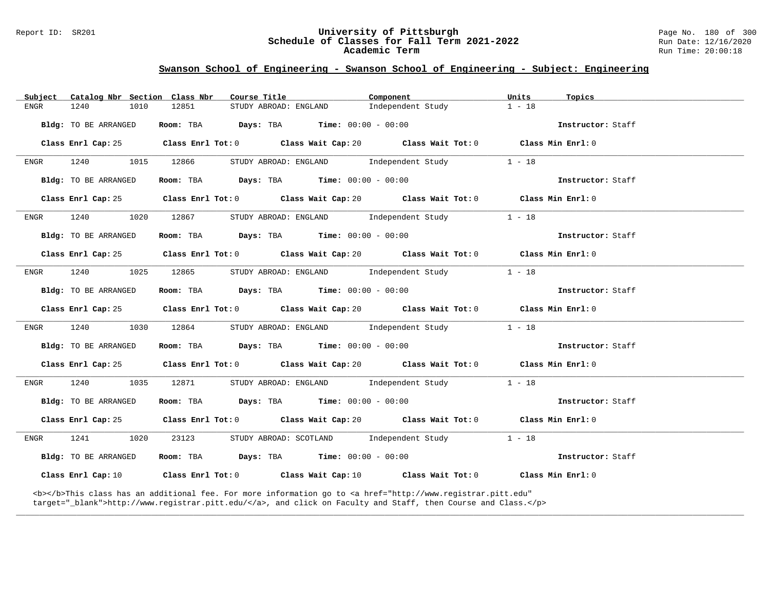## Swanson School of Engineering - Swanson School of Engineering - Subject: Engineering

| Subject | Catalog Nbr | Section | Class Nbr | Course Title | Component | Units | Topics |
|---|---|---|---|---|---|---|---|
| ENGR | 1240 | 1010 | 12851 | STUDY ABROAD: ENGLAND | Independent Study | 1 - 18 | |

**Bldg:** TO BE ARRANGED **Room:** TBA **Days:** TBA **Time:** 00:00 - 00:00 **Instructor:** Staff

**Class Enrl Cap:** 25 **Class Enrl Tot:** 0 **Class Wait Cap:** 20 **Class Wait Tot:** 0 **Class Min Enrl:** 0

---

| Subject | Catalog Nbr | Section | Class Nbr | Course Title | Component | Units | Topics |
|---|---|---|---|---|---|---|---|
| ENGR | 1240 | 1015 | 12866 | STUDY ABROAD: ENGLAND | Independent Study | 1 - 18 | |

**Bldg:** TO BE ARRANGED **Room:** TBA **Days:** TBA **Time:** 00:00 - 00:00 **Instructor:** Staff

**Class Enrl Cap:** 25 **Class Enrl Tot:** 0 **Class Wait Cap:** 20 **Class Wait Tot:** 0 **Class Min Enrl:** 0

---

| Subject | Catalog Nbr | Section | Class Nbr | Course Title | Component | Units | Topics |
|---|---|---|---|---|---|---|---|
| ENGR | 1240 | 1020 | 12867 | STUDY ABROAD: ENGLAND | Independent Study | 1 - 18 | |

**Bldg:** TO BE ARRANGED **Room:** TBA **Days:** TBA **Time:** 00:00 - 00:00 **Instructor:** Staff

**Class Enrl Cap:** 25 **Class Enrl Tot:** 0 **Class Wait Cap:** 20 **Class Wait Tot:** 0 **Class Min Enrl:** 0

---

| Subject | Catalog Nbr | Section | Class Nbr | Course Title | Component | Units | Topics |
|---|---|---|---|---|---|---|---|
| ENGR | 1240 | 1025 | 12865 | STUDY ABROAD: ENGLAND | Independent Study | 1 - 18 | |

**Bldg:** TO BE ARRANGED **Room:** TBA **Days:** TBA **Time:** 00:00 - 00:00 **Instructor:** Staff

**Class Enrl Cap:** 25 **Class Enrl Tot:** 0 **Class Wait Cap:** 20 **Class Wait Tot:** 0 **Class Min Enrl:** 0

---

| Subject | Catalog Nbr | Section | Class Nbr | Course Title | Component | Units | Topics |
|---|---|---|---|---|---|---|---|
| ENGR | 1240 | 1030 | 12864 | STUDY ABROAD: ENGLAND | Independent Study | 1 - 18 | |

**Bldg:** TO BE ARRANGED **Room:** TBA **Days:** TBA **Time:** 00:00 - 00:00 **Instructor:** Staff

**Class Enrl Cap:** 25 **Class Enrl Tot:** 0 **Class Wait Cap:** 20 **Class Wait Tot:** 0 **Class Min Enrl:** 0

---

| Subject | Catalog Nbr | Section | Class Nbr | Course Title | Component | Units | Topics |
|---|---|---|---|---|---|---|---|
| ENGR | 1240 | 1035 | 12871 | STUDY ABROAD: ENGLAND | Independent Study | 1 - 18 | |

**Bldg:** TO BE ARRANGED **Room:** TBA **Days:** TBA **Time:** 00:00 - 00:00 **Instructor:** Staff

**Class Enrl Cap:** 25 **Class Enrl Tot:** 0 **Class Wait Cap:** 20 **Class Wait Tot:** 0 **Class Min Enrl:** 0

---

| Subject | Catalog Nbr | Section | Class Nbr | Course Title | Component | Units | Topics |
|---|---|---|---|---|---|---|---|
| ENGR | 1241 | 1020 | 23123 | STUDY ABROAD: SCOTLAND | Independent Study | 1 - 18 | |

**Bldg:** TO BE ARRANGED **Room:** TBA **Days:** TBA **Time:** 00:00 - 00:00 **Instructor:** Staff

**Class Enrl Cap:** 10 **Class Enrl Tot:** 0 **Class Wait Cap:** 10 **Class Wait Tot:** 0 **Class Min Enrl:** 0

<b></b>This class has an additional fee. For more information go to <a href="http://www.registrar.pitt.edu" target="_blank">http://www.registrar.pitt.edu/</a>, and click on Faculty and Staff, then Course and Class.</p>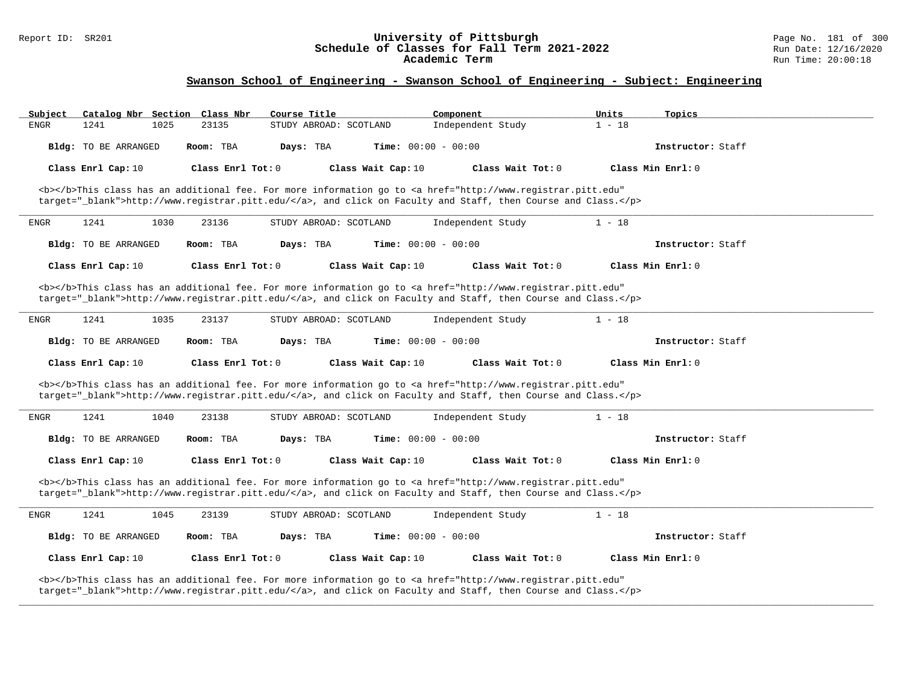## Swanson School of Engineering - Swanson School of Engineering - Subject: Engineering

| Subject | Catalog Nbr | Section | Class Nbr | Course Title | Component | Units | Topics |
|---|---|---|---|---|---|---|---|
| ENGR | 1241 | 1025 | 23135 | STUDY ABROAD: SCOTLAND | Independent Study | 1 - 18 | |

**Bldg:** TO BE ARRANGED **Room:** TBA **Days:** TBA **Time:** 00:00 - 00:00 **Instructor:** Staff

**Class Enrl Cap:** 10 **Class Enrl Tot:** 0 **Class Wait Cap:** 10 **Class Wait Tot:** 0 **Class Min Enrl:** 0

<b></b>This class has an additional fee. For more information go to <a href="http://www.registrar.pitt.edu" target="_blank">http://www.registrar.pitt.edu/</a>, and click on Faculty and Staff, then Course and Class.</p>

---

| Subject | Catalog Nbr | Section | Class Nbr | Course Title | Component | Units | Topics |
|---|---|---|---|---|---|---|---|
| ENGR | 1241 | 1030 | 23136 | STUDY ABROAD: SCOTLAND | Independent Study | 1 - 18 | |

**Bldg:** TO BE ARRANGED **Room:** TBA **Days:** TBA **Time:** 00:00 - 00:00 **Instructor:** Staff

**Class Enrl Cap:** 10 **Class Enrl Tot:** 0 **Class Wait Cap:** 10 **Class Wait Tot:** 0 **Class Min Enrl:** 0

<b></b>This class has an additional fee. For more information go to <a href="http://www.registrar.pitt.edu" target="_blank">http://www.registrar.pitt.edu/</a>, and click on Faculty and Staff, then Course and Class.</p>

---

| Subject | Catalog Nbr | Section | Class Nbr | Course Title | Component | Units | Topics |
|---|---|---|---|---|---|---|---|
| ENGR | 1241 | 1035 | 23137 | STUDY ABROAD: SCOTLAND | Independent Study | 1 - 18 | |

**Bldg:** TO BE ARRANGED **Room:** TBA **Days:** TBA **Time:** 00:00 - 00:00 **Instructor:** Staff

**Class Enrl Cap:** 10 **Class Enrl Tot:** 0 **Class Wait Cap:** 10 **Class Wait Tot:** 0 **Class Min Enrl:** 0

<b></b>This class has an additional fee. For more information go to <a href="http://www.registrar.pitt.edu" target="_blank">http://www.registrar.pitt.edu/</a>, and click on Faculty and Staff, then Course and Class.</p>

---

| Subject | Catalog Nbr | Section | Class Nbr | Course Title | Component | Units | Topics |
|---|---|---|---|---|---|---|---|
| ENGR | 1241 | 1040 | 23138 | STUDY ABROAD: SCOTLAND | Independent Study | 1 - 18 | |

**Bldg:** TO BE ARRANGED **Room:** TBA **Days:** TBA **Time:** 00:00 - 00:00 **Instructor:** Staff

**Class Enrl Cap:** 10 **Class Enrl Tot:** 0 **Class Wait Cap:** 10 **Class Wait Tot:** 0 **Class Min Enrl:** 0

<b></b>This class has an additional fee. For more information go to <a href="http://www.registrar.pitt.edu" target="_blank">http://www.registrar.pitt.edu/</a>, and click on Faculty and Staff, then Course and Class.</p>

---

| Subject | Catalog Nbr | Section | Class Nbr | Course Title | Component | Units | Topics |
|---|---|---|---|---|---|---|---|
| ENGR | 1241 | 1045 | 23139 | STUDY ABROAD: SCOTLAND | Independent Study | 1 - 18 | |

**Bldg:** TO BE ARRANGED **Room:** TBA **Days:** TBA **Time:** 00:00 - 00:00 **Instructor:** Staff

**Class Enrl Cap:** 10 **Class Enrl Tot:** 0 **Class Wait Cap:** 10 **Class Wait Tot:** 0 **Class Min Enrl:** 0

<b></b>This class has an additional fee. For more information go to <a href="http://www.registrar.pitt.edu" target="_blank">http://www.registrar.pitt.edu/</a>, and click on Faculty and Staff, then Course and Class.</p>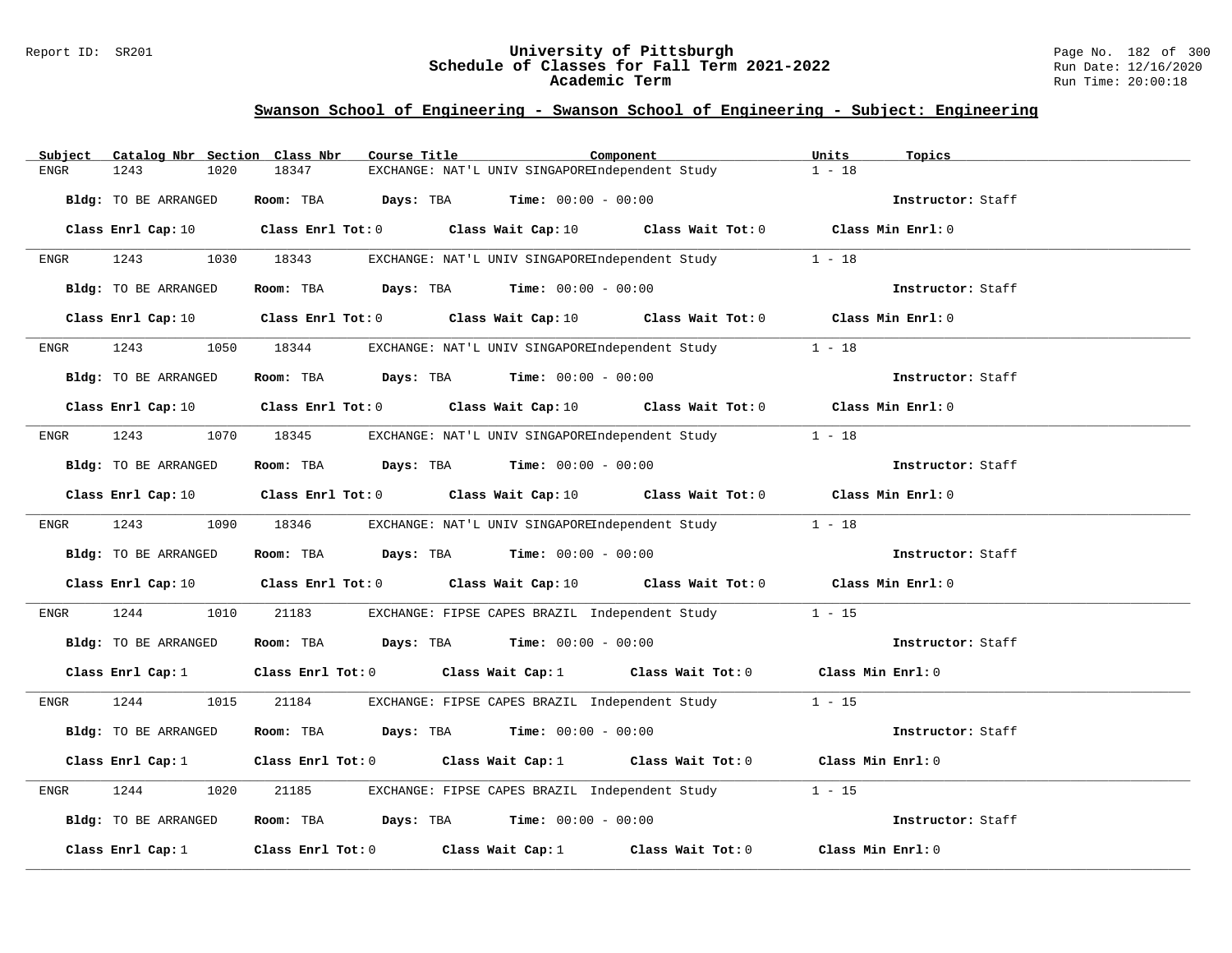## Swanson School of Engineering - Swanson School of Engineering - Subject: Engineering

| Subject | Catalog Nbr | Section | Class Nbr | Course Title | Component | Units | Topics |
|---|---|---|---|---|---|---|---|
| ENGR | 1243 | 1020 | 18347 | EXCHANGE: NAT'L UNIV SINGAPORE | Independent Study | 1 - 18 | |

**Bldg:** TO BE ARRANGED **Room:** TBA **Days:** TBA **Time:** 00:00 - 00:00 **Instructor:** Staff

**Class Enrl Cap:** 10 **Class Enrl Tot:** 0 **Class Wait Cap:** 10 **Class Wait Tot:** 0 **Class Min Enrl:** 0

| Subject | Catalog Nbr | Section | Class Nbr | Course Title | Component | Units | Topics |
|---|---|---|---|---|---|---|---|
| ENGR | 1243 | 1030 | 18343 | EXCHANGE: NAT'L UNIV SINGAPORE | Independent Study | 1 - 18 | |

**Bldg:** TO BE ARRANGED **Room:** TBA **Days:** TBA **Time:** 00:00 - 00:00 **Instructor:** Staff

**Class Enrl Cap:** 10 **Class Enrl Tot:** 0 **Class Wait Cap:** 10 **Class Wait Tot:** 0 **Class Min Enrl:** 0

| Subject | Catalog Nbr | Section | Class Nbr | Course Title | Component | Units | Topics |
|---|---|---|---|---|---|---|---|
| ENGR | 1243 | 1050 | 18344 | EXCHANGE: NAT'L UNIV SINGAPORE | Independent Study | 1 - 18 | |

**Bldg:** TO BE ARRANGED **Room:** TBA **Days:** TBA **Time:** 00:00 - 00:00 **Instructor:** Staff

**Class Enrl Cap:** 10 **Class Enrl Tot:** 0 **Class Wait Cap:** 10 **Class Wait Tot:** 0 **Class Min Enrl:** 0

| Subject | Catalog Nbr | Section | Class Nbr | Course Title | Component | Units | Topics |
|---|---|---|---|---|---|---|---|
| ENGR | 1243 | 1070 | 18345 | EXCHANGE: NAT'L UNIV SINGAPORE | Independent Study | 1 - 18 | |

**Bldg:** TO BE ARRANGED **Room:** TBA **Days:** TBA **Time:** 00:00 - 00:00 **Instructor:** Staff

**Class Enrl Cap:** 10 **Class Enrl Tot:** 0 **Class Wait Cap:** 10 **Class Wait Tot:** 0 **Class Min Enrl:** 0

| Subject | Catalog Nbr | Section | Class Nbr | Course Title | Component | Units | Topics |
|---|---|---|---|---|---|---|---|
| ENGR | 1243 | 1090 | 18346 | EXCHANGE: NAT'L UNIV SINGAPORE | Independent Study | 1 - 18 | |

**Bldg:** TO BE ARRANGED **Room:** TBA **Days:** TBA **Time:** 00:00 - 00:00 **Instructor:** Staff

**Class Enrl Cap:** 10 **Class Enrl Tot:** 0 **Class Wait Cap:** 10 **Class Wait Tot:** 0 **Class Min Enrl:** 0

| Subject | Catalog Nbr | Section | Class Nbr | Course Title | Component | Units | Topics |
|---|---|---|---|---|---|---|---|
| ENGR | 1244 | 1010 | 21183 | EXCHANGE: FIPSE CAPES BRAZIL | Independent Study | 1 - 15 | |

**Bldg:** TO BE ARRANGED **Room:** TBA **Days:** TBA **Time:** 00:00 - 00:00 **Instructor:** Staff

**Class Enrl Cap:** 1 **Class Enrl Tot:** 0 **Class Wait Cap:** 1 **Class Wait Tot:** 0 **Class Min Enrl:** 0

| Subject | Catalog Nbr | Section | Class Nbr | Course Title | Component | Units | Topics |
|---|---|---|---|---|---|---|---|
| ENGR | 1244 | 1015 | 21184 | EXCHANGE: FIPSE CAPES BRAZIL | Independent Study | 1 - 15 | |

**Bldg:** TO BE ARRANGED **Room:** TBA **Days:** TBA **Time:** 00:00 - 00:00 **Instructor:** Staff

**Class Enrl Cap:** 1 **Class Enrl Tot:** 0 **Class Wait Cap:** 1 **Class Wait Tot:** 0 **Class Min Enrl:** 0

| Subject | Catalog Nbr | Section | Class Nbr | Course Title | Component | Units | Topics |
|---|---|---|---|---|---|---|---|
| ENGR | 1244 | 1020 | 21185 | EXCHANGE: FIPSE CAPES BRAZIL | Independent Study | 1 - 15 | |

**Bldg:** TO BE ARRANGED **Room:** TBA **Days:** TBA **Time:** 00:00 - 00:00 **Instructor:** Staff

**Class Enrl Cap:** 1 **Class Enrl Tot:** 0 **Class Wait Cap:** 1 **Class Wait Tot:** 0 **Class Min Enrl:** 0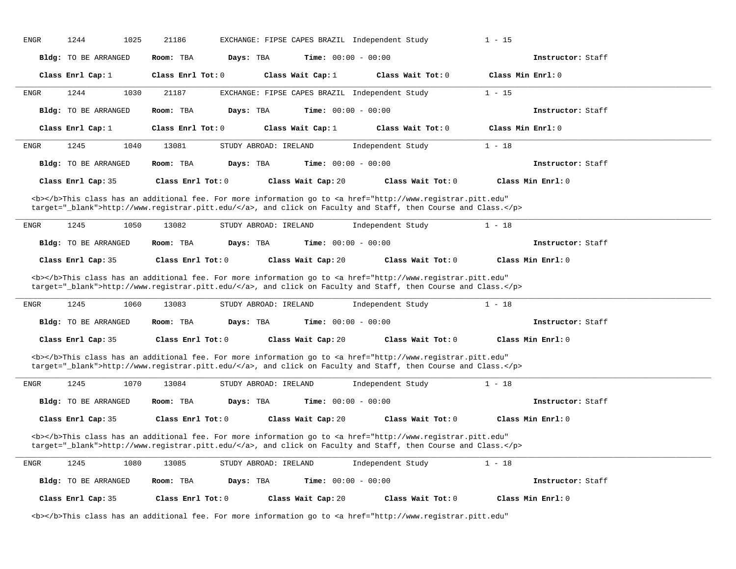ENGR 1244 1025 21186 EXCHANGE: FIPSE CAPES BRAZIL Independent Study 1 - 15

**Bldg:** TO BE ARRANGED **Room:** TBA **Days:** TBA **Time:** 00:00 - 00:00 **Instructor:** Staff

**Class Enrl Cap:** 1 **Class Enrl Tot:** 0 **Class Wait Cap:** 1 **Class Wait Tot:** 0 **Class Min Enrl:** 0

---

ENGR 1244 1030 21187 EXCHANGE: FIPSE CAPES BRAZIL Independent Study 1 - 15

**Bldg:** TO BE ARRANGED **Room:** TBA **Days:** TBA **Time:** 00:00 - 00:00 **Instructor:** Staff

**Class Enrl Cap:** 1 **Class Enrl Tot:** 0 **Class Wait Cap:** 1 **Class Wait Tot:** 0 **Class Min Enrl:** 0

---

ENGR 1245 1040 13081 STUDY ABROAD: IRELAND Independent Study 1 - 18

**Bldg:** TO BE ARRANGED **Room:** TBA **Days:** TBA **Time:** 00:00 - 00:00 **Instructor:** Staff

**Class Enrl Cap:** 35 **Class Enrl Tot:** 0 **Class Wait Cap:** 20 **Class Wait Tot:** 0 **Class Min Enrl:** 0

<b></b>This class has an additional fee. For more information go to <a href="http://www.registrar.pitt.edu" target="_blank">http://www.registrar.pitt.edu/</a>, and click on Faculty and Staff, then Course and Class.</p>

---

ENGR 1245 1050 13082 STUDY ABROAD: IRELAND Independent Study 1 - 18

**Bldg:** TO BE ARRANGED **Room:** TBA **Days:** TBA **Time:** 00:00 - 00:00 **Instructor:** Staff

**Class Enrl Cap:** 35 **Class Enrl Tot:** 0 **Class Wait Cap:** 20 **Class Wait Tot:** 0 **Class Min Enrl:** 0

<b></b>This class has an additional fee. For more information go to <a href="http://www.registrar.pitt.edu" target="_blank">http://www.registrar.pitt.edu/</a>, and click on Faculty and Staff, then Course and Class.</p>

---

ENGR 1245 1060 13083 STUDY ABROAD: IRELAND Independent Study 1 - 18

**Bldg:** TO BE ARRANGED **Room:** TBA **Days:** TBA **Time:** 00:00 - 00:00 **Instructor:** Staff

**Class Enrl Cap:** 35 **Class Enrl Tot:** 0 **Class Wait Cap:** 20 **Class Wait Tot:** 0 **Class Min Enrl:** 0

<b></b>This class has an additional fee. For more information go to <a href="http://www.registrar.pitt.edu" target="_blank">http://www.registrar.pitt.edu/</a>, and click on Faculty and Staff, then Course and Class.</p>

---

ENGR 1245 1070 13084 STUDY ABROAD: IRELAND Independent Study 1 - 18

**Bldg:** TO BE ARRANGED **Room:** TBA **Days:** TBA **Time:** 00:00 - 00:00 **Instructor:** Staff

**Class Enrl Cap:** 35 **Class Enrl Tot:** 0 **Class Wait Cap:** 20 **Class Wait Tot:** 0 **Class Min Enrl:** 0

<b></b>This class has an additional fee. For more information go to <a href="http://www.registrar.pitt.edu" target="_blank">http://www.registrar.pitt.edu/</a>, and click on Faculty and Staff, then Course and Class.</p>

---

ENGR 1245 1080 13085 STUDY ABROAD: IRELAND Independent Study 1 - 18

**Bldg:** TO BE ARRANGED **Room:** TBA **Days:** TBA **Time:** 00:00 - 00:00 **Instructor:** Staff

**Class Enrl Cap:** 35 **Class Enrl Tot:** 0 **Class Wait Cap:** 20 **Class Wait Tot:** 0 **Class Min Enrl:** 0

<b></b>This class has an additional fee. For more information go to <a href="http://www.registrar.pitt.edu"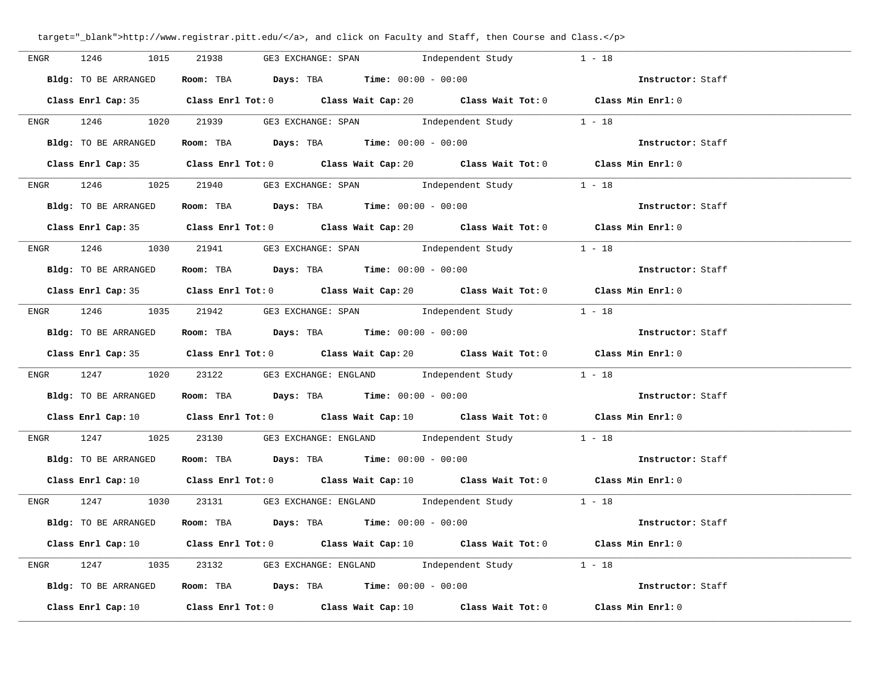target="_blank">http://www.registrar.pitt.edu/</a>, and click on Faculty and Staff, then Course and Class.</p>

ENGR 1246 1015 21938 GE3 EXCHANGE: SPAN Independent Study 1 - 18

**Bldg:** TO BE ARRANGED **Room:** TBA **Days:** TBA **Time:** 00:00 - 00:00 **Instructor:** Staff

**Class Enrl Cap:** 35 **Class Enrl Tot:** 0 **Class Wait Cap:** 20 **Class Wait Tot:** 0 **Class Min Enrl:** 0

---

ENGR 1246 1020 21939 GE3 EXCHANGE: SPAN Independent Study 1 - 18

**Bldg:** TO BE ARRANGED **Room:** TBA **Days:** TBA **Time:** 00:00 - 00:00 **Instructor:** Staff

**Class Enrl Cap:** 35 **Class Enrl Tot:** 0 **Class Wait Cap:** 20 **Class Wait Tot:** 0 **Class Min Enrl:** 0

---

ENGR 1246 1025 21940 GE3 EXCHANGE: SPAN Independent Study 1 - 18

**Bldg:** TO BE ARRANGED **Room:** TBA **Days:** TBA **Time:** 00:00 - 00:00 **Instructor:** Staff

**Class Enrl Cap:** 35 **Class Enrl Tot:** 0 **Class Wait Cap:** 20 **Class Wait Tot:** 0 **Class Min Enrl:** 0

---

ENGR 1246 1030 21941 GE3 EXCHANGE: SPAN Independent Study 1 - 18

**Bldg:** TO BE ARRANGED **Room:** TBA **Days:** TBA **Time:** 00:00 - 00:00 **Instructor:** Staff

**Class Enrl Cap:** 35 **Class Enrl Tot:** 0 **Class Wait Cap:** 20 **Class Wait Tot:** 0 **Class Min Enrl:** 0

---

ENGR 1246 1035 21942 GE3 EXCHANGE: SPAN Independent Study 1 - 18

**Bldg:** TO BE ARRANGED **Room:** TBA **Days:** TBA **Time:** 00:00 - 00:00 **Instructor:** Staff

**Class Enrl Cap:** 35 **Class Enrl Tot:** 0 **Class Wait Cap:** 20 **Class Wait Tot:** 0 **Class Min Enrl:** 0

---

ENGR 1247 1020 23122 GE3 EXCHANGE: ENGLAND Independent Study 1 - 18

**Bldg:** TO BE ARRANGED **Room:** TBA **Days:** TBA **Time:** 00:00 - 00:00 **Instructor:** Staff

**Class Enrl Cap:** 10 **Class Enrl Tot:** 0 **Class Wait Cap:** 10 **Class Wait Tot:** 0 **Class Min Enrl:** 0

---

ENGR 1247 1025 23130 GE3 EXCHANGE: ENGLAND Independent Study 1 - 18

**Bldg:** TO BE ARRANGED **Room:** TBA **Days:** TBA **Time:** 00:00 - 00:00 **Instructor:** Staff

**Class Enrl Cap:** 10 **Class Enrl Tot:** 0 **Class Wait Cap:** 10 **Class Wait Tot:** 0 **Class Min Enrl:** 0

---

ENGR 1247 1030 23131 GE3 EXCHANGE: ENGLAND Independent Study 1 - 18

**Bldg:** TO BE ARRANGED **Room:** TBA **Days:** TBA **Time:** 00:00 - 00:00 **Instructor:** Staff

**Class Enrl Cap:** 10 **Class Enrl Tot:** 0 **Class Wait Cap:** 10 **Class Wait Tot:** 0 **Class Min Enrl:** 0

---

ENGR 1247 1035 23132 GE3 EXCHANGE: ENGLAND Independent Study 1 - 18

**Bldg:** TO BE ARRANGED **Room:** TBA **Days:** TBA **Time:** 00:00 - 00:00 **Instructor:** Staff

**Class Enrl Cap:** 10 **Class Enrl Tot:** 0 **Class Wait Cap:** 10 **Class Wait Tot:** 0 **Class Min Enrl:** 0

---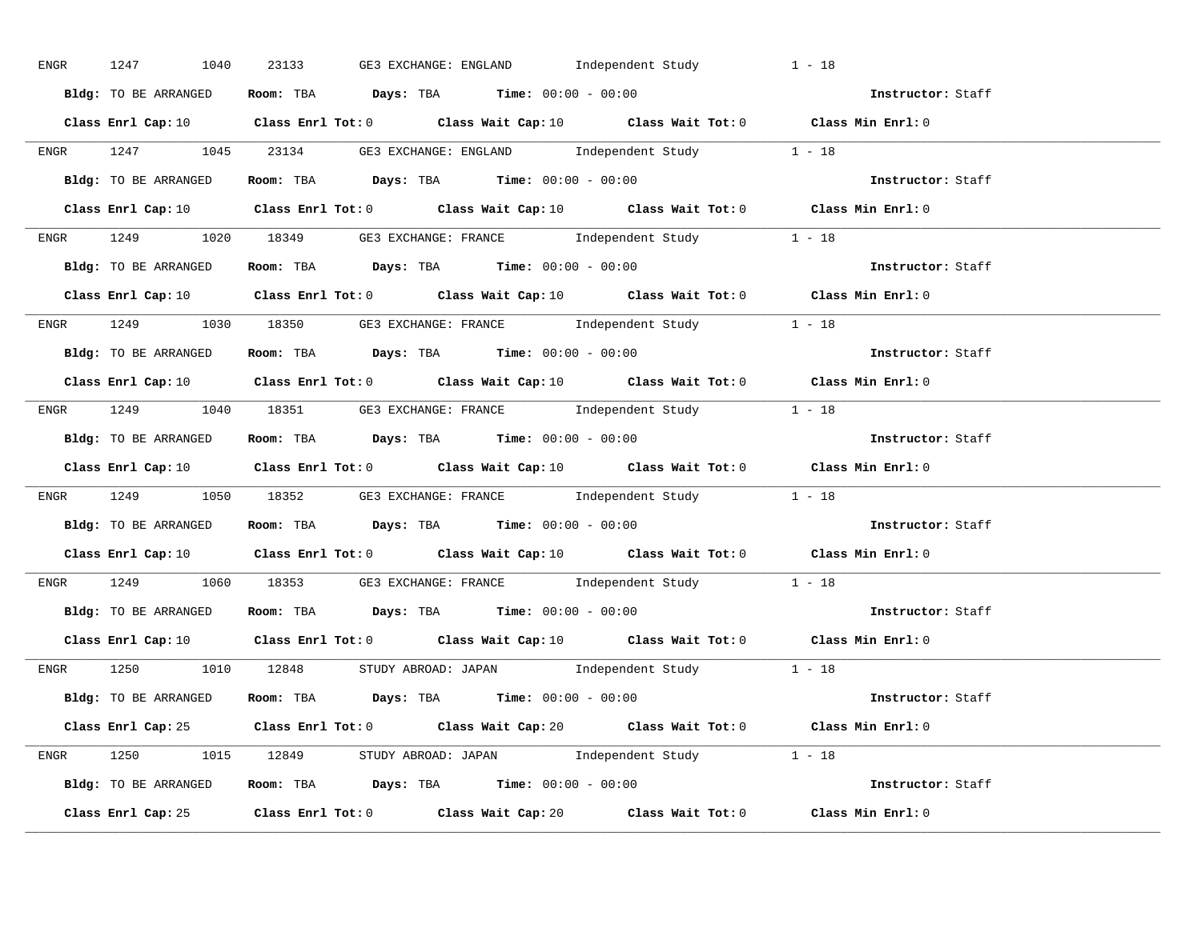ENGR 1247 1040 23133 GE3 EXCHANGE: ENGLAND Independent Study 1 - 18

**Bldg:** TO BE ARRANGED **Room:** TBA **Days:** TBA **Time:** 00:00 - 00:00 **Instructor:** Staff

**Class Enrl Cap:** 10 **Class Enrl Tot:** 0 **Class Wait Cap:** 10 **Class Wait Tot:** 0 **Class Min Enrl:** 0

---

ENGR 1247 1045 23134 GE3 EXCHANGE: ENGLAND Independent Study 1 - 18

**Bldg:** TO BE ARRANGED **Room:** TBA **Days:** TBA **Time:** 00:00 - 00:00 **Instructor:** Staff

**Class Enrl Cap:** 10 **Class Enrl Tot:** 0 **Class Wait Cap:** 10 **Class Wait Tot:** 0 **Class Min Enrl:** 0

---

ENGR 1249 1020 18349 GE3 EXCHANGE: FRANCE Independent Study 1 - 18

**Bldg:** TO BE ARRANGED **Room:** TBA **Days:** TBA **Time:** 00:00 - 00:00 **Instructor:** Staff

**Class Enrl Cap:** 10 **Class Enrl Tot:** 0 **Class Wait Cap:** 10 **Class Wait Tot:** 0 **Class Min Enrl:** 0

---

ENGR 1249 1030 18350 GE3 EXCHANGE: FRANCE Independent Study 1 - 18

**Bldg:** TO BE ARRANGED **Room:** TBA **Days:** TBA **Time:** 00:00 - 00:00 **Instructor:** Staff

**Class Enrl Cap:** 10 **Class Enrl Tot:** 0 **Class Wait Cap:** 10 **Class Wait Tot:** 0 **Class Min Enrl:** 0

---

ENGR 1249 1040 18351 GE3 EXCHANGE: FRANCE Independent Study 1 - 18

**Bldg:** TO BE ARRANGED **Room:** TBA **Days:** TBA **Time:** 00:00 - 00:00 **Instructor:** Staff

**Class Enrl Cap:** 10 **Class Enrl Tot:** 0 **Class Wait Cap:** 10 **Class Wait Tot:** 0 **Class Min Enrl:** 0

---

ENGR 1249 1050 18352 GE3 EXCHANGE: FRANCE Independent Study 1 - 18

**Bldg:** TO BE ARRANGED **Room:** TBA **Days:** TBA **Time:** 00:00 - 00:00 **Instructor:** Staff

**Class Enrl Cap:** 10 **Class Enrl Tot:** 0 **Class Wait Cap:** 10 **Class Wait Tot:** 0 **Class Min Enrl:** 0

---

ENGR 1249 1060 18353 GE3 EXCHANGE: FRANCE Independent Study 1 - 18

**Bldg:** TO BE ARRANGED **Room:** TBA **Days:** TBA **Time:** 00:00 - 00:00 **Instructor:** Staff

**Class Enrl Cap:** 10 **Class Enrl Tot:** 0 **Class Wait Cap:** 10 **Class Wait Tot:** 0 **Class Min Enrl:** 0

---

ENGR 1250 1010 12848 STUDY ABROAD: JAPAN Independent Study 1 - 18

**Bldg:** TO BE ARRANGED **Room:** TBA **Days:** TBA **Time:** 00:00 - 00:00 **Instructor:** Staff

**Class Enrl Cap:** 25 **Class Enrl Tot:** 0 **Class Wait Cap:** 20 **Class Wait Tot:** 0 **Class Min Enrl:** 0

---

ENGR 1250 1015 12849 STUDY ABROAD: JAPAN Independent Study 1 - 18

**Bldg:** TO BE ARRANGED **Room:** TBA **Days:** TBA **Time:** 00:00 - 00:00 **Instructor:** Staff

**Class Enrl Cap:** 25 **Class Enrl Tot:** 0 **Class Wait Cap:** 20 **Class Wait Tot:** 0 **Class Min Enrl:** 0

---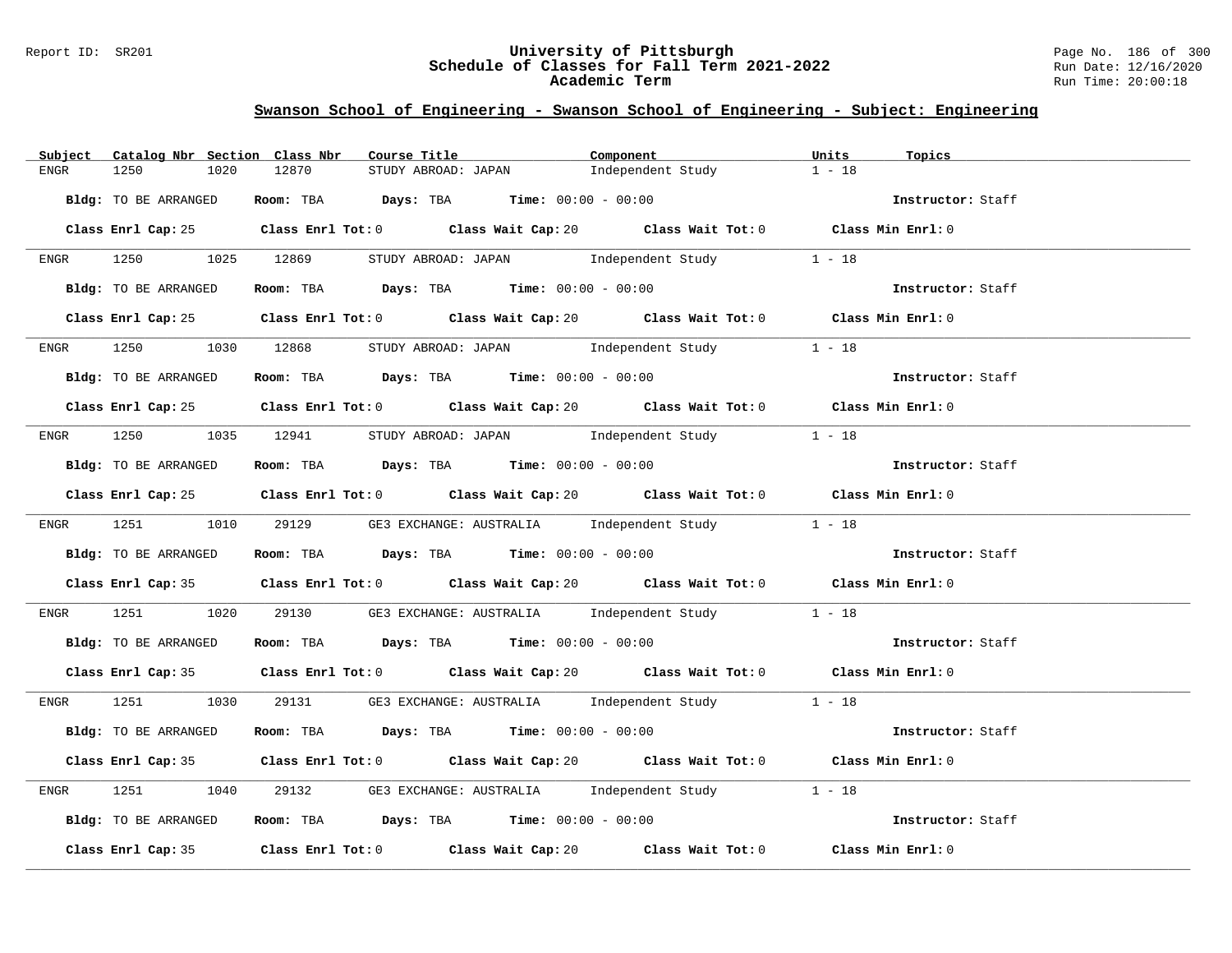## Swanson School of Engineering - Swanson School of Engineering - Subject: Engineering

| Subject | Catalog Nbr | Section | Class Nbr | Course Title | Component | Units | Topics |
|---|---|---|---|---|---|---|---|
| ENGR | 1250 | 1020 | 12870 | STUDY ABROAD: JAPAN | Independent Study | 1 - 18 | |

**Bldg:** TO BE ARRANGED **Room:** TBA **Days:** TBA **Time:** 00:00 - 00:00 **Instructor:** Staff

**Class Enrl Cap:** 25 **Class Enrl Tot:** 0 **Class Wait Cap:** 20 **Class Wait Tot:** 0 **Class Min Enrl:** 0

---

| Subject | Catalog Nbr | Section | Class Nbr | Course Title | Component | Units | Topics |
|---|---|---|---|---|---|---|---|
| ENGR | 1250 | 1025 | 12869 | STUDY ABROAD: JAPAN | Independent Study | 1 - 18 | |

**Bldg:** TO BE ARRANGED **Room:** TBA **Days:** TBA **Time:** 00:00 - 00:00 **Instructor:** Staff

**Class Enrl Cap:** 25 **Class Enrl Tot:** 0 **Class Wait Cap:** 20 **Class Wait Tot:** 0 **Class Min Enrl:** 0

---

| Subject | Catalog Nbr | Section | Class Nbr | Course Title | Component | Units | Topics |
|---|---|---|---|---|---|---|---|
| ENGR | 1250 | 1030 | 12868 | STUDY ABROAD: JAPAN | Independent Study | 1 - 18 | |

**Bldg:** TO BE ARRANGED **Room:** TBA **Days:** TBA **Time:** 00:00 - 00:00 **Instructor:** Staff

**Class Enrl Cap:** 25 **Class Enrl Tot:** 0 **Class Wait Cap:** 20 **Class Wait Tot:** 0 **Class Min Enrl:** 0

---

| Subject | Catalog Nbr | Section | Class Nbr | Course Title | Component | Units | Topics |
|---|---|---|---|---|---|---|---|
| ENGR | 1250 | 1035 | 12941 | STUDY ABROAD: JAPAN | Independent Study | 1 - 18 | |

**Bldg:** TO BE ARRANGED **Room:** TBA **Days:** TBA **Time:** 00:00 - 00:00 **Instructor:** Staff

**Class Enrl Cap:** 25 **Class Enrl Tot:** 0 **Class Wait Cap:** 20 **Class Wait Tot:** 0 **Class Min Enrl:** 0

---

| Subject | Catalog Nbr | Section | Class Nbr | Course Title | Component | Units | Topics |
|---|---|---|---|---|---|---|---|
| ENGR | 1251 | 1010 | 29129 | GE3 EXCHANGE: AUSTRALIA | Independent Study | 1 - 18 | |

**Bldg:** TO BE ARRANGED **Room:** TBA **Days:** TBA **Time:** 00:00 - 00:00 **Instructor:** Staff

**Class Enrl Cap:** 35 **Class Enrl Tot:** 0 **Class Wait Cap:** 20 **Class Wait Tot:** 0 **Class Min Enrl:** 0

---

| Subject | Catalog Nbr | Section | Class Nbr | Course Title | Component | Units | Topics |
|---|---|---|---|---|---|---|---|
| ENGR | 1251 | 1020 | 29130 | GE3 EXCHANGE: AUSTRALIA | Independent Study | 1 - 18 | |

**Bldg:** TO BE ARRANGED **Room:** TBA **Days:** TBA **Time:** 00:00 - 00:00 **Instructor:** Staff

**Class Enrl Cap:** 35 **Class Enrl Tot:** 0 **Class Wait Cap:** 20 **Class Wait Tot:** 0 **Class Min Enrl:** 0

---

| Subject | Catalog Nbr | Section | Class Nbr | Course Title | Component | Units | Topics |
|---|---|---|---|---|---|---|---|
| ENGR | 1251 | 1030 | 29131 | GE3 EXCHANGE: AUSTRALIA | Independent Study | 1 - 18 | |

**Bldg:** TO BE ARRANGED **Room:** TBA **Days:** TBA **Time:** 00:00 - 00:00 **Instructor:** Staff

**Class Enrl Cap:** 35 **Class Enrl Tot:** 0 **Class Wait Cap:** 20 **Class Wait Tot:** 0 **Class Min Enrl:** 0

---

| Subject | Catalog Nbr | Section | Class Nbr | Course Title | Component | Units | Topics |
|---|---|---|---|---|---|---|---|
| ENGR | 1251 | 1040 | 29132 | GE3 EXCHANGE: AUSTRALIA | Independent Study | 1 - 18 | |

**Bldg:** TO BE ARRANGED **Room:** TBA **Days:** TBA **Time:** 00:00 - 00:00 **Instructor:** Staff

**Class Enrl Cap:** 35 **Class Enrl Tot:** 0 **Class Wait Cap:** 20 **Class Wait Tot:** 0 **Class Min Enrl:** 0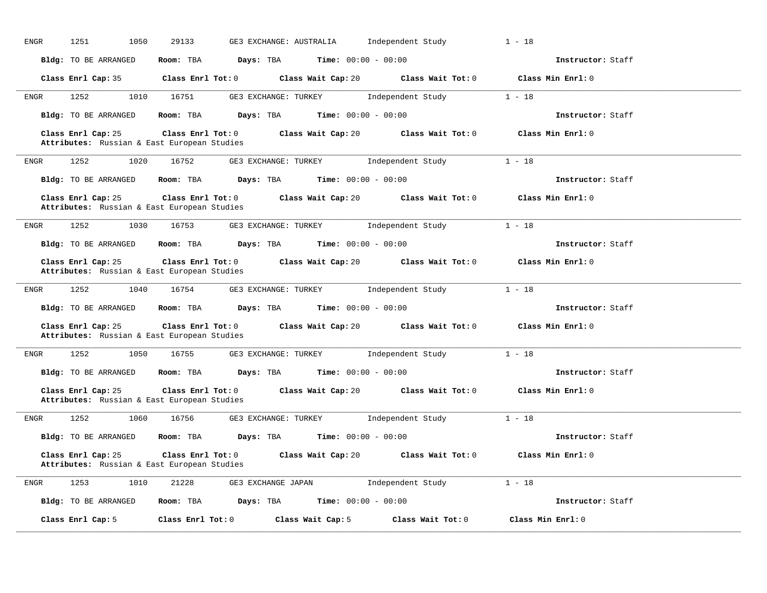ENGR 1251 1050 29133 GE3 EXCHANGE: AUSTRALIA Independent Study 1 - 18

**Bldg:** TO BE ARRANGED **Room:** TBA **Days:** TBA **Time:** 00:00 - 00:00 **Instructor:** Staff

**Class Enrl Cap:** 35 **Class Enrl Tot:** 0 **Class Wait Cap:** 20 **Class Wait Tot:** 0 **Class Min Enrl:** 0

---

ENGR 1252 1010 16751 GE3 EXCHANGE: TURKEY Independent Study 1 - 18

**Bldg:** TO BE ARRANGED **Room:** TBA **Days:** TBA **Time:** 00:00 - 00:00 **Instructor:** Staff

**Class Enrl Cap:** 25 **Class Enrl Tot:** 0 **Class Wait Cap:** 20 **Class Wait Tot:** 0 **Class Min Enrl:** 0
**Attributes:** Russian & East European Studies

---

ENGR 1252 1020 16752 GE3 EXCHANGE: TURKEY Independent Study 1 - 18

**Bldg:** TO BE ARRANGED **Room:** TBA **Days:** TBA **Time:** 00:00 - 00:00 **Instructor:** Staff

**Class Enrl Cap:** 25 **Class Enrl Tot:** 0 **Class Wait Cap:** 20 **Class Wait Tot:** 0 **Class Min Enrl:** 0
**Attributes:** Russian & East European Studies

---

ENGR 1252 1030 16753 GE3 EXCHANGE: TURKEY Independent Study 1 - 18

**Bldg:** TO BE ARRANGED **Room:** TBA **Days:** TBA **Time:** 00:00 - 00:00 **Instructor:** Staff

**Class Enrl Cap:** 25 **Class Enrl Tot:** 0 **Class Wait Cap:** 20 **Class Wait Tot:** 0 **Class Min Enrl:** 0
**Attributes:** Russian & East European Studies

---

ENGR 1252 1040 16754 GE3 EXCHANGE: TURKEY Independent Study 1 - 18

**Bldg:** TO BE ARRANGED **Room:** TBA **Days:** TBA **Time:** 00:00 - 00:00 **Instructor:** Staff

**Class Enrl Cap:** 25 **Class Enrl Tot:** 0 **Class Wait Cap:** 20 **Class Wait Tot:** 0 **Class Min Enrl:** 0
**Attributes:** Russian & East European Studies

---

ENGR 1252 1050 16755 GE3 EXCHANGE: TURKEY Independent Study 1 - 18

**Bldg:** TO BE ARRANGED **Room:** TBA **Days:** TBA **Time:** 00:00 - 00:00 **Instructor:** Staff

**Class Enrl Cap:** 25 **Class Enrl Tot:** 0 **Class Wait Cap:** 20 **Class Wait Tot:** 0 **Class Min Enrl:** 0
**Attributes:** Russian & East European Studies

---

ENGR 1252 1060 16756 GE3 EXCHANGE: TURKEY Independent Study 1 - 18

**Bldg:** TO BE ARRANGED **Room:** TBA **Days:** TBA **Time:** 00:00 - 00:00 **Instructor:** Staff

**Class Enrl Cap:** 25 **Class Enrl Tot:** 0 **Class Wait Cap:** 20 **Class Wait Tot:** 0 **Class Min Enrl:** 0
**Attributes:** Russian & East European Studies

---

ENGR 1253 1010 21228 GE3 EXCHANGE JAPAN Independent Study 1 - 18

**Bldg:** TO BE ARRANGED **Room:** TBA **Days:** TBA **Time:** 00:00 - 00:00 **Instructor:** Staff

**Class Enrl Cap:** 5 **Class Enrl Tot:** 0 **Class Wait Cap:** 5 **Class Wait Tot:** 0 **Class Min Enrl:** 0

---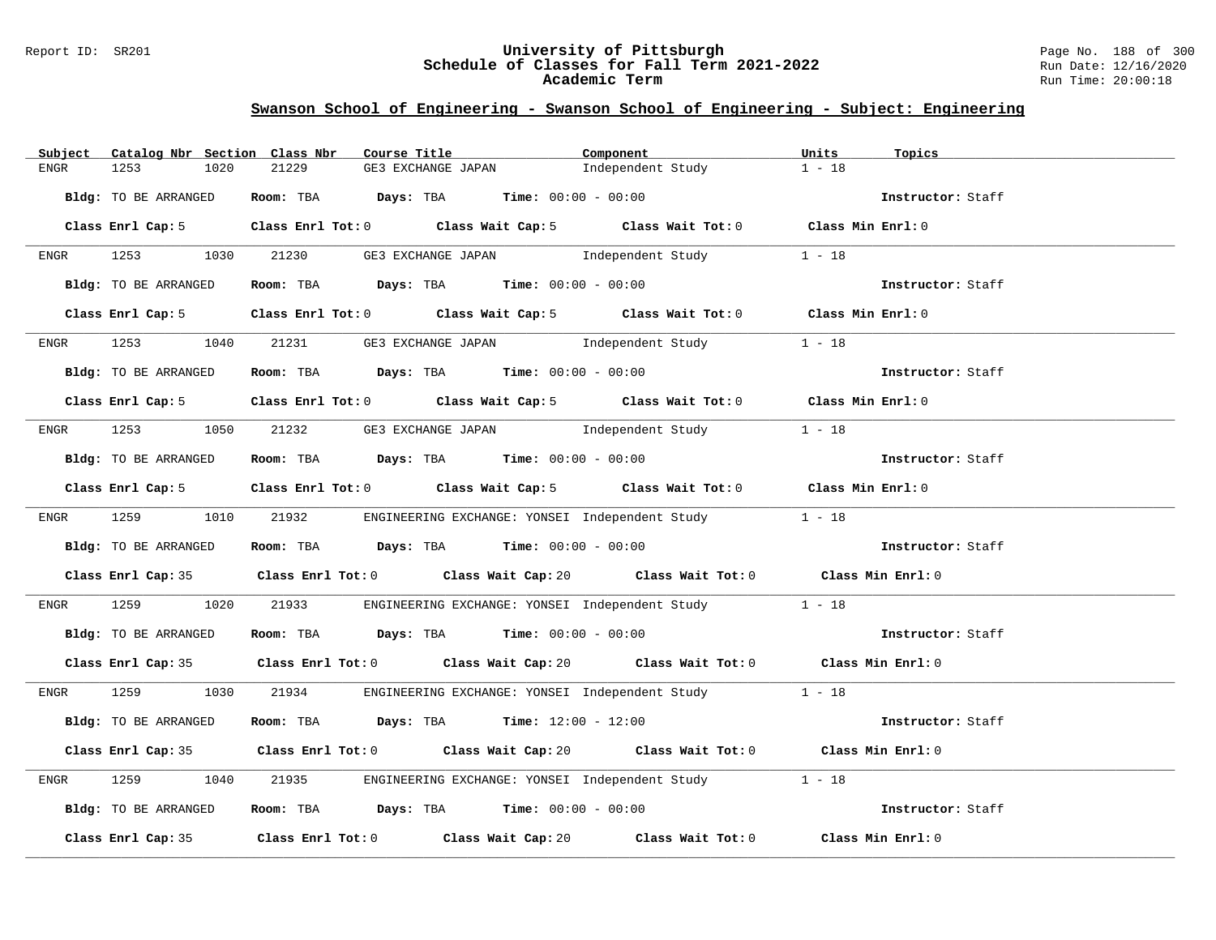## Swanson School of Engineering - Swanson School of Engineering - Subject: Engineering

| Subject | Catalog Nbr | Section | Class Nbr | Course Title | Component | Units | Topics |
|---|---|---|---|---|---|---|---|
| ENGR | 1253 | 1020 | 21229 | GE3 EXCHANGE JAPAN | Independent Study | 1 - 18 | |

**Bldg:** TO BE ARRANGED **Room:** TBA **Days:** TBA **Time:** 00:00 - 00:00 **Instructor:** Staff

**Class Enrl Cap:** 5 **Class Enrl Tot:** 0 **Class Wait Cap:** 5 **Class Wait Tot:** 0 **Class Min Enrl:** 0

---

| Subject | Catalog Nbr | Section | Class Nbr | Course Title | Component | Units | Topics |
|---|---|---|---|---|---|---|---|
| ENGR | 1253 | 1030 | 21230 | GE3 EXCHANGE JAPAN | Independent Study | 1 - 18 | |

**Bldg:** TO BE ARRANGED **Room:** TBA **Days:** TBA **Time:** 00:00 - 00:00 **Instructor:** Staff

**Class Enrl Cap:** 5 **Class Enrl Tot:** 0 **Class Wait Cap:** 5 **Class Wait Tot:** 0 **Class Min Enrl:** 0

---

| Subject | Catalog Nbr | Section | Class Nbr | Course Title | Component | Units | Topics |
|---|---|---|---|---|---|---|---|
| ENGR | 1253 | 1040 | 21231 | GE3 EXCHANGE JAPAN | Independent Study | 1 - 18 | |

**Bldg:** TO BE ARRANGED **Room:** TBA **Days:** TBA **Time:** 00:00 - 00:00 **Instructor:** Staff

**Class Enrl Cap:** 5 **Class Enrl Tot:** 0 **Class Wait Cap:** 5 **Class Wait Tot:** 0 **Class Min Enrl:** 0

---

| Subject | Catalog Nbr | Section | Class Nbr | Course Title | Component | Units | Topics |
|---|---|---|---|---|---|---|---|
| ENGR | 1253 | 1050 | 21232 | GE3 EXCHANGE JAPAN | Independent Study | 1 - 18 | |

**Bldg:** TO BE ARRANGED **Room:** TBA **Days:** TBA **Time:** 00:00 - 00:00 **Instructor:** Staff

**Class Enrl Cap:** 5 **Class Enrl Tot:** 0 **Class Wait Cap:** 5 **Class Wait Tot:** 0 **Class Min Enrl:** 0

---

| Subject | Catalog Nbr | Section | Class Nbr | Course Title | Component | Units | Topics |
|---|---|---|---|---|---|---|---|
| ENGR | 1259 | 1010 | 21932 | ENGINEERING EXCHANGE: YONSEI | Independent Study | 1 - 18 | |

**Bldg:** TO BE ARRANGED **Room:** TBA **Days:** TBA **Time:** 00:00 - 00:00 **Instructor:** Staff

**Class Enrl Cap:** 35 **Class Enrl Tot:** 0 **Class Wait Cap:** 20 **Class Wait Tot:** 0 **Class Min Enrl:** 0

---

| Subject | Catalog Nbr | Section | Class Nbr | Course Title | Component | Units | Topics |
|---|---|---|---|---|---|---|---|
| ENGR | 1259 | 1020 | 21933 | ENGINEERING EXCHANGE: YONSEI | Independent Study | 1 - 18 | |

**Bldg:** TO BE ARRANGED **Room:** TBA **Days:** TBA **Time:** 00:00 - 00:00 **Instructor:** Staff

**Class Enrl Cap:** 35 **Class Enrl Tot:** 0 **Class Wait Cap:** 20 **Class Wait Tot:** 0 **Class Min Enrl:** 0

---

| Subject | Catalog Nbr | Section | Class Nbr | Course Title | Component | Units | Topics |
|---|---|---|---|---|---|---|---|
| ENGR | 1259 | 1030 | 21934 | ENGINEERING EXCHANGE: YONSEI | Independent Study | 1 - 18 | |

**Bldg:** TO BE ARRANGED **Room:** TBA **Days:** TBA **Time:** 12:00 - 12:00 **Instructor:** Staff

**Class Enrl Cap:** 35 **Class Enrl Tot:** 0 **Class Wait Cap:** 20 **Class Wait Tot:** 0 **Class Min Enrl:** 0

---

| Subject | Catalog Nbr | Section | Class Nbr | Course Title | Component | Units | Topics |
|---|---|---|---|---|---|---|---|
| ENGR | 1259 | 1040 | 21935 | ENGINEERING EXCHANGE: YONSEI | Independent Study | 1 - 18 | |

**Bldg:** TO BE ARRANGED **Room:** TBA **Days:** TBA **Time:** 00:00 - 00:00 **Instructor:** Staff

**Class Enrl Cap:** 35 **Class Enrl Tot:** 0 **Class Wait Cap:** 20 **Class Wait Tot:** 0 **Class Min Enrl:** 0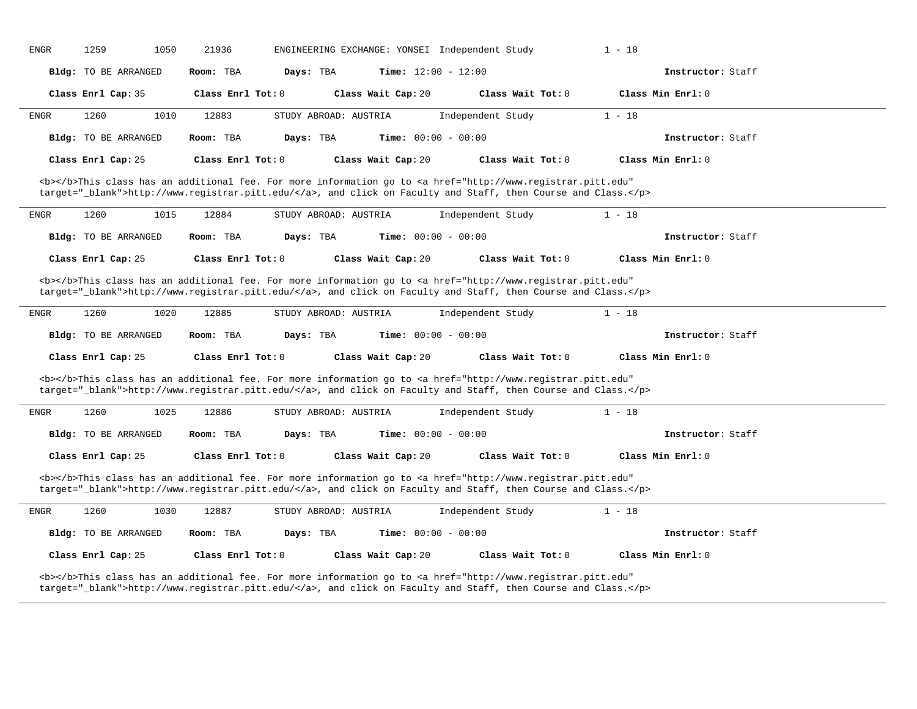ENGR 1259 1050 21936 ENGINEERING EXCHANGE: YONSEI Independent Study 1 - 18

**Bldg:** TO BE ARRANGED **Room:** TBA **Days:** TBA **Time:** 12:00 - 12:00 **Instructor:** Staff

**Class Enrl Cap:** 35 **Class Enrl Tot:** 0 **Class Wait Cap:** 20 **Class Wait Tot:** 0 **Class Min Enrl:** 0

---

ENGR 1260 1010 12883 STUDY ABROAD: AUSTRIA Independent Study 1 - 18

**Bldg:** TO BE ARRANGED **Room:** TBA **Days:** TBA **Time:** 00:00 - 00:00 **Instructor:** Staff

**Class Enrl Cap:** 25 **Class Enrl Tot:** 0 **Class Wait Cap:** 20 **Class Wait Tot:** 0 **Class Min Enrl:** 0

<b></b>This class has an additional fee. For more information go to <a href="http://www.registrar.pitt.edu" target="_blank">http://www.registrar.pitt.edu/</a>, and click on Faculty and Staff, then Course and Class.</p>

---

ENGR 1260 1015 12884 STUDY ABROAD: AUSTRIA Independent Study 1 - 18

**Bldg:** TO BE ARRANGED **Room:** TBA **Days:** TBA **Time:** 00:00 - 00:00 **Instructor:** Staff

**Class Enrl Cap:** 25 **Class Enrl Tot:** 0 **Class Wait Cap:** 20 **Class Wait Tot:** 0 **Class Min Enrl:** 0

<b></b>This class has an additional fee. For more information go to <a href="http://www.registrar.pitt.edu" target="_blank">http://www.registrar.pitt.edu/</a>, and click on Faculty and Staff, then Course and Class.</p>

---

ENGR 1260 1020 12885 STUDY ABROAD: AUSTRIA Independent Study 1 - 18

**Bldg:** TO BE ARRANGED **Room:** TBA **Days:** TBA **Time:** 00:00 - 00:00 **Instructor:** Staff

**Class Enrl Cap:** 25 **Class Enrl Tot:** 0 **Class Wait Cap:** 20 **Class Wait Tot:** 0 **Class Min Enrl:** 0

<b></b>This class has an additional fee. For more information go to <a href="http://www.registrar.pitt.edu" target="_blank">http://www.registrar.pitt.edu/</a>, and click on Faculty and Staff, then Course and Class.</p>

---

ENGR 1260 1025 12886 STUDY ABROAD: AUSTRIA Independent Study 1 - 18

**Bldg:** TO BE ARRANGED **Room:** TBA **Days:** TBA **Time:** 00:00 - 00:00 **Instructor:** Staff

**Class Enrl Cap:** 25 **Class Enrl Tot:** 0 **Class Wait Cap:** 20 **Class Wait Tot:** 0 **Class Min Enrl:** 0

<b></b>This class has an additional fee. For more information go to <a href="http://www.registrar.pitt.edu" target="_blank">http://www.registrar.pitt.edu/</a>, and click on Faculty and Staff, then Course and Class.</p>

---

ENGR 1260 1030 12887 STUDY ABROAD: AUSTRIA Independent Study 1 - 18

**Bldg:** TO BE ARRANGED **Room:** TBA **Days:** TBA **Time:** 00:00 - 00:00 **Instructor:** Staff

**Class Enrl Cap:** 25 **Class Enrl Tot:** 0 **Class Wait Cap:** 20 **Class Wait Tot:** 0 **Class Min Enrl:** 0

<b></b>This class has an additional fee. For more information go to <a href="http://www.registrar.pitt.edu" target="_blank">http://www.registrar.pitt.edu/</a>, and click on Faculty and Staff, then Course and Class.</p>

---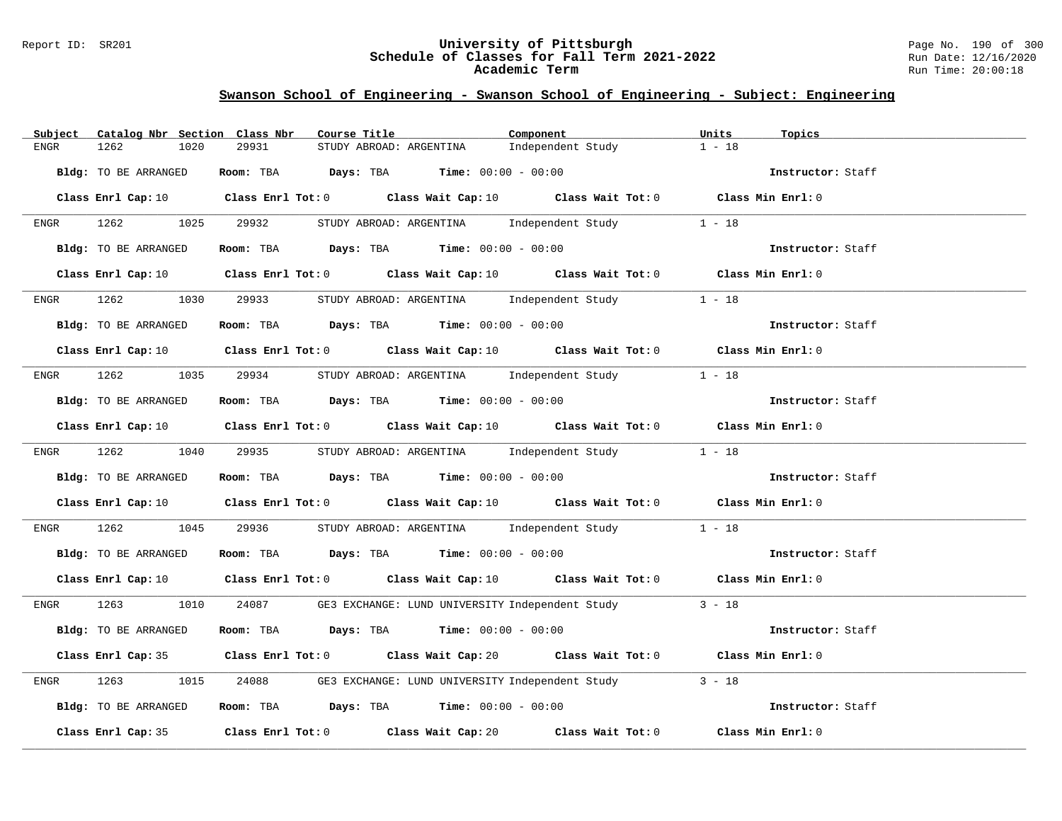## Swanson School of Engineering - Swanson School of Engineering - Subject: Engineering

| Subject | Catalog Nbr | Section | Class Nbr | Course Title | Component | Units | Topics |
|---|---|---|---|---|---|---|---|
| ENGR | 1262 | 1020 | 29931 | STUDY ABROAD: ARGENTINA | Independent Study | 1 - 18 | |

**Bldg:** TO BE ARRANGED **Room:** TBA **Days:** TBA **Time:** 00:00 - 00:00 **Instructor:** Staff

**Class Enrl Cap:** 10 **Class Enrl Tot:** 0 **Class Wait Cap:** 10 **Class Wait Tot:** 0 **Class Min Enrl:** 0

---

| Subject | Catalog Nbr | Section | Class Nbr | Course Title | Component | Units | Topics |
|---|---|---|---|---|---|---|---|
| ENGR | 1262 | 1025 | 29932 | STUDY ABROAD: ARGENTINA | Independent Study | 1 - 18 | |

**Bldg:** TO BE ARRANGED **Room:** TBA **Days:** TBA **Time:** 00:00 - 00:00 **Instructor:** Staff

**Class Enrl Cap:** 10 **Class Enrl Tot:** 0 **Class Wait Cap:** 10 **Class Wait Tot:** 0 **Class Min Enrl:** 0

---

| Subject | Catalog Nbr | Section | Class Nbr | Course Title | Component | Units | Topics |
|---|---|---|---|---|---|---|---|
| ENGR | 1262 | 1030 | 29933 | STUDY ABROAD: ARGENTINA | Independent Study | 1 - 18 | |

**Bldg:** TO BE ARRANGED **Room:** TBA **Days:** TBA **Time:** 00:00 - 00:00 **Instructor:** Staff

**Class Enrl Cap:** 10 **Class Enrl Tot:** 0 **Class Wait Cap:** 10 **Class Wait Tot:** 0 **Class Min Enrl:** 0

---

| Subject | Catalog Nbr | Section | Class Nbr | Course Title | Component | Units | Topics |
|---|---|---|---|---|---|---|---|
| ENGR | 1262 | 1035 | 29934 | STUDY ABROAD: ARGENTINA | Independent Study | 1 - 18 | |

**Bldg:** TO BE ARRANGED **Room:** TBA **Days:** TBA **Time:** 00:00 - 00:00 **Instructor:** Staff

**Class Enrl Cap:** 10 **Class Enrl Tot:** 0 **Class Wait Cap:** 10 **Class Wait Tot:** 0 **Class Min Enrl:** 0

---

| Subject | Catalog Nbr | Section | Class Nbr | Course Title | Component | Units | Topics |
|---|---|---|---|---|---|---|---|
| ENGR | 1262 | 1040 | 29935 | STUDY ABROAD: ARGENTINA | Independent Study | 1 - 18 | |

**Bldg:** TO BE ARRANGED **Room:** TBA **Days:** TBA **Time:** 00:00 - 00:00 **Instructor:** Staff

**Class Enrl Cap:** 10 **Class Enrl Tot:** 0 **Class Wait Cap:** 10 **Class Wait Tot:** 0 **Class Min Enrl:** 0

---

| Subject | Catalog Nbr | Section | Class Nbr | Course Title | Component | Units | Topics |
|---|---|---|---|---|---|---|---|
| ENGR | 1262 | 1045 | 29936 | STUDY ABROAD: ARGENTINA | Independent Study | 1 - 18 | |

**Bldg:** TO BE ARRANGED **Room:** TBA **Days:** TBA **Time:** 00:00 - 00:00 **Instructor:** Staff

**Class Enrl Cap:** 10 **Class Enrl Tot:** 0 **Class Wait Cap:** 10 **Class Wait Tot:** 0 **Class Min Enrl:** 0

---

| Subject | Catalog Nbr | Section | Class Nbr | Course Title | Component | Units | Topics |
|---|---|---|---|---|---|---|---|
| ENGR | 1263 | 1010 | 24087 | GE3 EXCHANGE: LUND UNIVERSITY | Independent Study | 3 - 18 | |

**Bldg:** TO BE ARRANGED **Room:** TBA **Days:** TBA **Time:** 00:00 - 00:00 **Instructor:** Staff

**Class Enrl Cap:** 35 **Class Enrl Tot:** 0 **Class Wait Cap:** 20 **Class Wait Tot:** 0 **Class Min Enrl:** 0

---

| Subject | Catalog Nbr | Section | Class Nbr | Course Title | Component | Units | Topics |
|---|---|---|---|---|---|---|---|
| ENGR | 1263 | 1015 | 24088 | GE3 EXCHANGE: LUND UNIVERSITY | Independent Study | 3 - 18 | |

**Bldg:** TO BE ARRANGED **Room:** TBA **Days:** TBA **Time:** 00:00 - 00:00 **Instructor:** Staff

**Class Enrl Cap:** 35 **Class Enrl Tot:** 0 **Class Wait Cap:** 20 **Class Wait Tot:** 0 **Class Min Enrl:** 0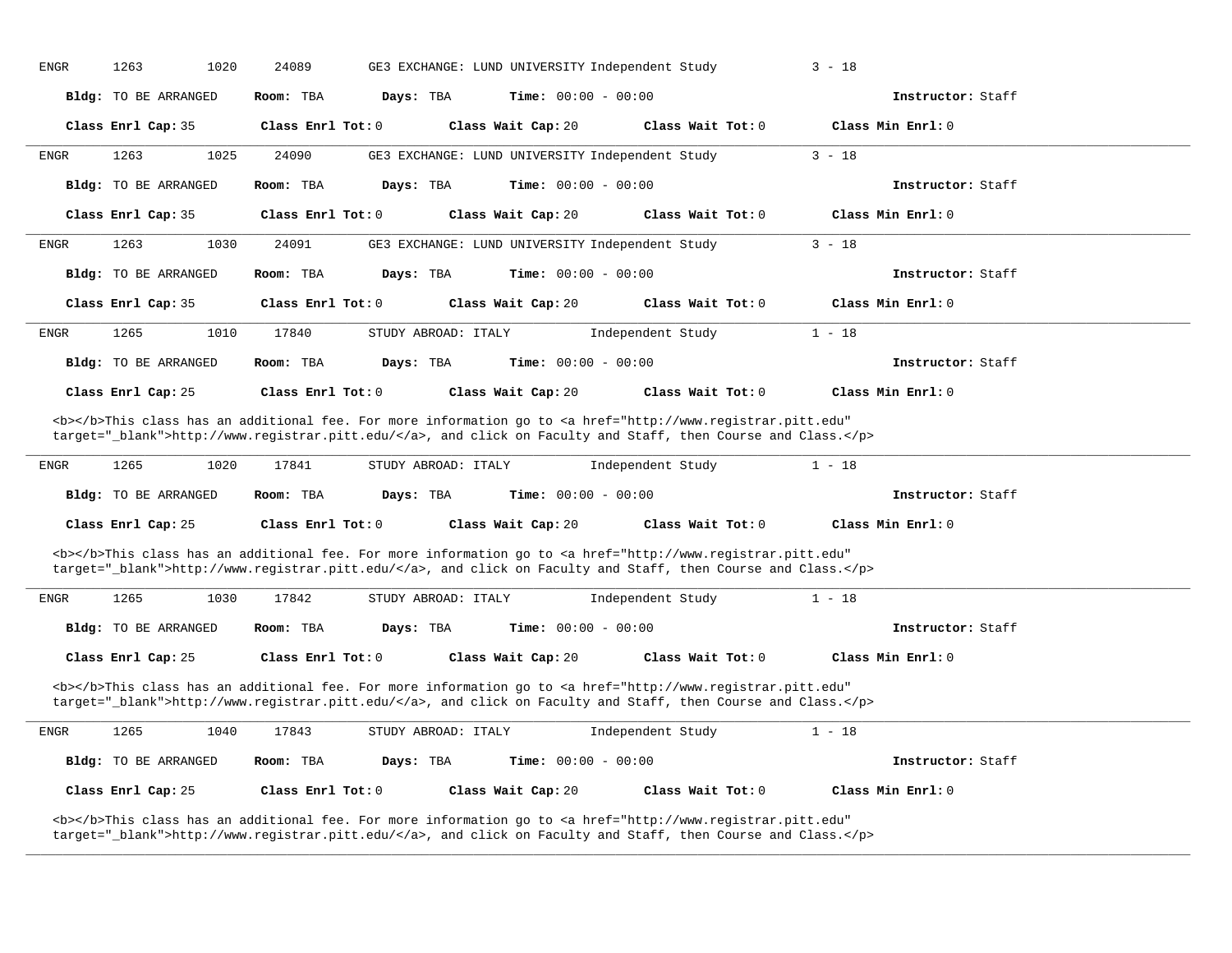ENGR 1263 1020 24089 GE3 EXCHANGE: LUND UNIVERSITY Independent Study 3 - 18

**Bldg:** TO BE ARRANGED **Room:** TBA **Days:** TBA **Time:** 00:00 - 00:00 **Instructor:** Staff

**Class Enrl Cap:** 35 **Class Enrl Tot:** 0 **Class Wait Cap:** 20 **Class Wait Tot:** 0 **Class Min Enrl:** 0

---

ENGR 1263 1025 24090 GE3 EXCHANGE: LUND UNIVERSITY Independent Study 3 - 18

**Bldg:** TO BE ARRANGED **Room:** TBA **Days:** TBA **Time:** 00:00 - 00:00 **Instructor:** Staff

**Class Enrl Cap:** 35 **Class Enrl Tot:** 0 **Class Wait Cap:** 20 **Class Wait Tot:** 0 **Class Min Enrl:** 0

---

ENGR 1263 1030 24091 GE3 EXCHANGE: LUND UNIVERSITY Independent Study 3 - 18

**Bldg:** TO BE ARRANGED **Room:** TBA **Days:** TBA **Time:** 00:00 - 00:00 **Instructor:** Staff

**Class Enrl Cap:** 35 **Class Enrl Tot:** 0 **Class Wait Cap:** 20 **Class Wait Tot:** 0 **Class Min Enrl:** 0

---

ENGR 1265 1010 17840 STUDY ABROAD: ITALY Independent Study 1 - 18

**Bldg:** TO BE ARRANGED **Room:** TBA **Days:** TBA **Time:** 00:00 - 00:00 **Instructor:** Staff

**Class Enrl Cap:** 25 **Class Enrl Tot:** 0 **Class Wait Cap:** 20 **Class Wait Tot:** 0 **Class Min Enrl:** 0

<b></b>This class has an additional fee. For more information go to <a href="http://www.registrar.pitt.edu" target="_blank">http://www.registrar.pitt.edu/</a>, and click on Faculty and Staff, then Course and Class.</p>

---

ENGR 1265 1020 17841 STUDY ABROAD: ITALY Independent Study 1 - 18

**Bldg:** TO BE ARRANGED **Room:** TBA **Days:** TBA **Time:** 00:00 - 00:00 **Instructor:** Staff

**Class Enrl Cap:** 25 **Class Enrl Tot:** 0 **Class Wait Cap:** 20 **Class Wait Tot:** 0 **Class Min Enrl:** 0

<b></b>This class has an additional fee. For more information go to <a href="http://www.registrar.pitt.edu" target="_blank">http://www.registrar.pitt.edu/</a>, and click on Faculty and Staff, then Course and Class.</p>

---

ENGR 1265 1030 17842 STUDY ABROAD: ITALY Independent Study 1 - 18

**Bldg:** TO BE ARRANGED **Room:** TBA **Days:** TBA **Time:** 00:00 - 00:00 **Instructor:** Staff

**Class Enrl Cap:** 25 **Class Enrl Tot:** 0 **Class Wait Cap:** 20 **Class Wait Tot:** 0 **Class Min Enrl:** 0

<b></b>This class has an additional fee. For more information go to <a href="http://www.registrar.pitt.edu" target="_blank">http://www.registrar.pitt.edu/</a>, and click on Faculty and Staff, then Course and Class.</p>

---

ENGR 1265 1040 17843 STUDY ABROAD: ITALY Independent Study 1 - 18

**Bldg:** TO BE ARRANGED **Room:** TBA **Days:** TBA **Time:** 00:00 - 00:00 **Instructor:** Staff

**Class Enrl Cap:** 25 **Class Enrl Tot:** 0 **Class Wait Cap:** 20 **Class Wait Tot:** 0 **Class Min Enrl:** 0

<b></b>This class has an additional fee. For more information go to <a href="http://www.registrar.pitt.edu" target="_blank">http://www.registrar.pitt.edu/</a>, and click on Faculty and Staff, then Course and Class.</p>

---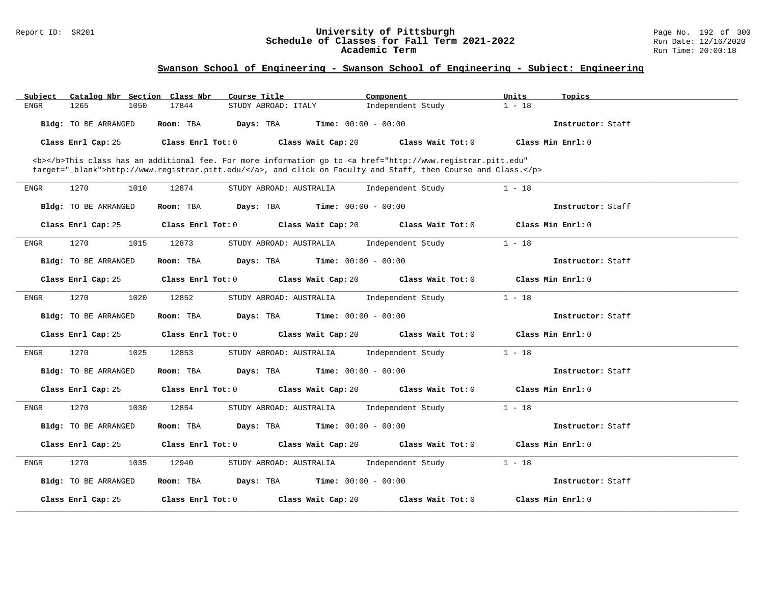## Swanson School of Engineering - Swanson School of Engineering - Subject: Engineering

| Subject | Catalog Nbr | Section | Class Nbr | Course Title | Component | Units | Topics |
|---|---|---|---|---|---|---|---|
| ENGR | 1265 | 1050 | 17844 | STUDY ABROAD: ITALY | Independent Study | 1 - 18 | |

**Bldg:** TO BE ARRANGED **Room:** TBA **Days:** TBA **Time:** 00:00 - 00:00 **Instructor:** Staff

**Class Enrl Cap:** 25 **Class Enrl Tot:** 0 **Class Wait Cap:** 20 **Class Wait Tot:** 0 **Class Min Enrl:** 0

<b></b>This class has an additional fee. For more information go to <a href="http://www.registrar.pitt.edu" target="_blank">http://www.registrar.pitt.edu/</a>, and click on Faculty and Staff, then Course and Class.</p>

---

| Subject | Catalog Nbr | Section | Class Nbr | Course Title | Component | Units | Topics |
|---|---|---|---|---|---|---|---|
| ENGR | 1270 | 1010 | 12874 | STUDY ABROAD: AUSTRALIA | Independent Study | 1 - 18 | |

**Bldg:** TO BE ARRANGED **Room:** TBA **Days:** TBA **Time:** 00:00 - 00:00 **Instructor:** Staff

**Class Enrl Cap:** 25 **Class Enrl Tot:** 0 **Class Wait Cap:** 20 **Class Wait Tot:** 0 **Class Min Enrl:** 0

---

| Subject | Catalog Nbr | Section | Class Nbr | Course Title | Component | Units | Topics |
|---|---|---|---|---|---|---|---|
| ENGR | 1270 | 1015 | 12873 | STUDY ABROAD: AUSTRALIA | Independent Study | 1 - 18 | |

**Bldg:** TO BE ARRANGED **Room:** TBA **Days:** TBA **Time:** 00:00 - 00:00 **Instructor:** Staff

**Class Enrl Cap:** 25 **Class Enrl Tot:** 0 **Class Wait Cap:** 20 **Class Wait Tot:** 0 **Class Min Enrl:** 0

---

| Subject | Catalog Nbr | Section | Class Nbr | Course Title | Component | Units | Topics |
|---|---|---|---|---|---|---|---|
| ENGR | 1270 | 1020 | 12852 | STUDY ABROAD: AUSTRALIA | Independent Study | 1 - 18 | |

**Bldg:** TO BE ARRANGED **Room:** TBA **Days:** TBA **Time:** 00:00 - 00:00 **Instructor:** Staff

**Class Enrl Cap:** 25 **Class Enrl Tot:** 0 **Class Wait Cap:** 20 **Class Wait Tot:** 0 **Class Min Enrl:** 0

---

| Subject | Catalog Nbr | Section | Class Nbr | Course Title | Component | Units | Topics |
|---|---|---|---|---|---|---|---|
| ENGR | 1270 | 1025 | 12853 | STUDY ABROAD: AUSTRALIA | Independent Study | 1 - 18 | |

**Bldg:** TO BE ARRANGED **Room:** TBA **Days:** TBA **Time:** 00:00 - 00:00 **Instructor:** Staff

**Class Enrl Cap:** 25 **Class Enrl Tot:** 0 **Class Wait Cap:** 20 **Class Wait Tot:** 0 **Class Min Enrl:** 0

---

| Subject | Catalog Nbr | Section | Class Nbr | Course Title | Component | Units | Topics |
|---|---|---|---|---|---|---|---|
| ENGR | 1270 | 1030 | 12854 | STUDY ABROAD: AUSTRALIA | Independent Study | 1 - 18 | |

**Bldg:** TO BE ARRANGED **Room:** TBA **Days:** TBA **Time:** 00:00 - 00:00 **Instructor:** Staff

**Class Enrl Cap:** 25 **Class Enrl Tot:** 0 **Class Wait Cap:** 20 **Class Wait Tot:** 0 **Class Min Enrl:** 0

---

| Subject | Catalog Nbr | Section | Class Nbr | Course Title | Component | Units | Topics |
|---|---|---|---|---|---|---|---|
| ENGR | 1270 | 1035 | 12940 | STUDY ABROAD: AUSTRALIA | Independent Study | 1 - 18 | |

**Bldg:** TO BE ARRANGED **Room:** TBA **Days:** TBA **Time:** 00:00 - 00:00 **Instructor:** Staff

**Class Enrl Cap:** 25 **Class Enrl Tot:** 0 **Class Wait Cap:** 20 **Class Wait Tot:** 0 **Class Min Enrl:** 0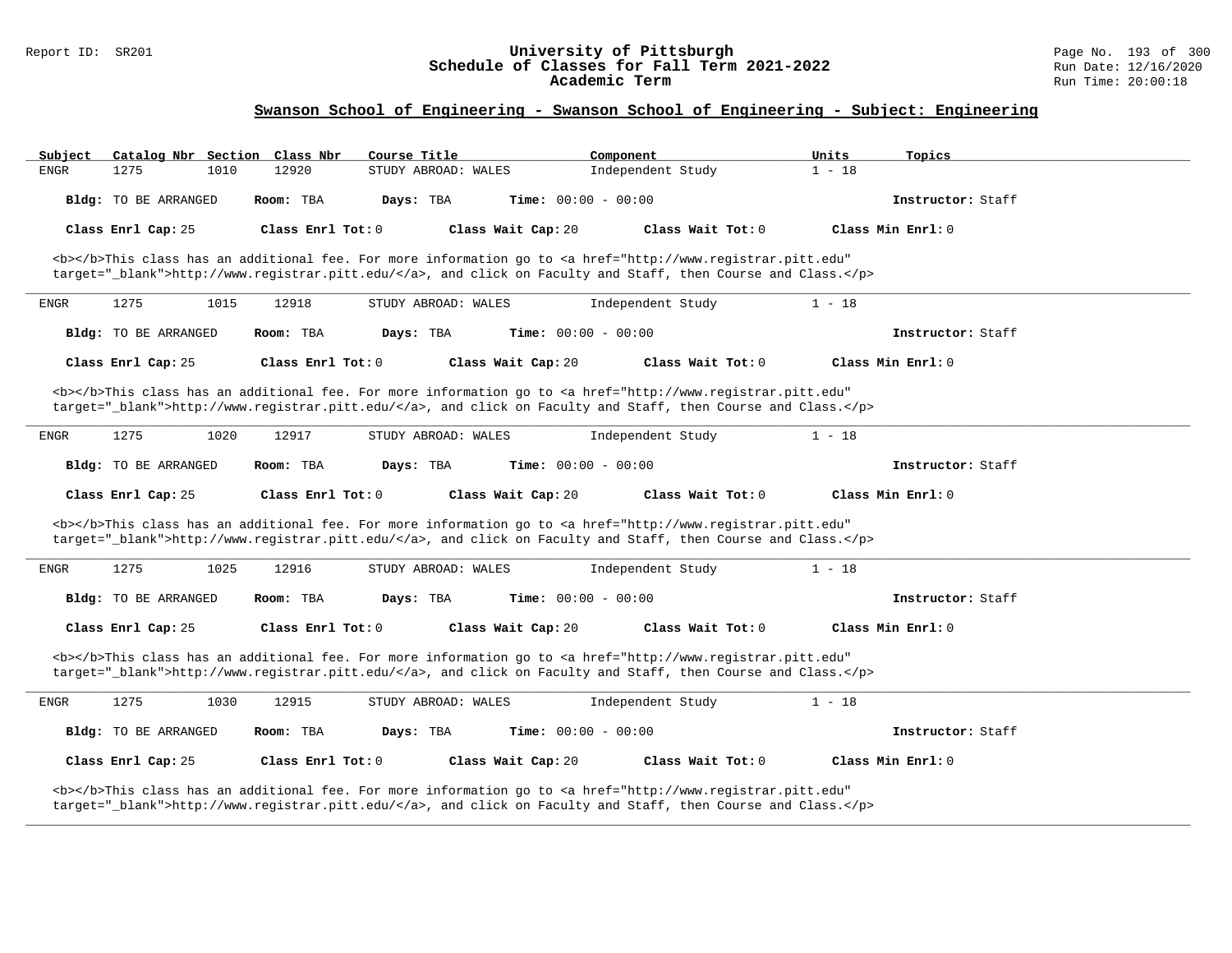## Swanson School of Engineering - Swanson School of Engineering - Subject: Engineering

| Subject | Catalog Nbr | Section | Class Nbr | Course Title | Component | Units | Topics |
|---|---|---|---|---|---|---|---|
| ENGR | 1275 | 1010 | 12920 | STUDY ABROAD: WALES | Independent Study | 1 - 18 | |

**Bldg:** TO BE ARRANGED **Room:** TBA **Days:** TBA **Time:** 00:00 - 00:00 **Instructor:** Staff

**Class Enrl Cap:** 25 **Class Enrl Tot:** 0 **Class Wait Cap:** 20 **Class Wait Tot:** 0 **Class Min Enrl:** 0

<b></b>This class has an additional fee. For more information go to <a href="http://www.registrar.pitt.edu" target="_blank">http://www.registrar.pitt.edu/</a>, and click on Faculty and Staff, then Course and Class.</p>

---

| Subject | Catalog Nbr | Section | Class Nbr | Course Title | Component | Units | Topics |
|---|---|---|---|---|---|---|---|
| ENGR | 1275 | 1015 | 12918 | STUDY ABROAD: WALES | Independent Study | 1 - 18 | |

**Bldg:** TO BE ARRANGED **Room:** TBA **Days:** TBA **Time:** 00:00 - 00:00 **Instructor:** Staff

**Class Enrl Cap:** 25 **Class Enrl Tot:** 0 **Class Wait Cap:** 20 **Class Wait Tot:** 0 **Class Min Enrl:** 0

<b></b>This class has an additional fee. For more information go to <a href="http://www.registrar.pitt.edu" target="_blank">http://www.registrar.pitt.edu/</a>, and click on Faculty and Staff, then Course and Class.</p>

---

| Subject | Catalog Nbr | Section | Class Nbr | Course Title | Component | Units | Topics |
|---|---|---|---|---|---|---|---|
| ENGR | 1275 | 1020 | 12917 | STUDY ABROAD: WALES | Independent Study | 1 - 18 | |

**Bldg:** TO BE ARRANGED **Room:** TBA **Days:** TBA **Time:** 00:00 - 00:00 **Instructor:** Staff

**Class Enrl Cap:** 25 **Class Enrl Tot:** 0 **Class Wait Cap:** 20 **Class Wait Tot:** 0 **Class Min Enrl:** 0

<b></b>This class has an additional fee. For more information go to <a href="http://www.registrar.pitt.edu" target="_blank">http://www.registrar.pitt.edu/</a>, and click on Faculty and Staff, then Course and Class.</p>

---

| Subject | Catalog Nbr | Section | Class Nbr | Course Title | Component | Units | Topics |
|---|---|---|---|---|---|---|---|
| ENGR | 1275 | 1025 | 12916 | STUDY ABROAD: WALES | Independent Study | 1 - 18 | |

**Bldg:** TO BE ARRANGED **Room:** TBA **Days:** TBA **Time:** 00:00 - 00:00 **Instructor:** Staff

**Class Enrl Cap:** 25 **Class Enrl Tot:** 0 **Class Wait Cap:** 20 **Class Wait Tot:** 0 **Class Min Enrl:** 0

<b></b>This class has an additional fee. For more information go to <a href="http://www.registrar.pitt.edu" target="_blank">http://www.registrar.pitt.edu/</a>, and click on Faculty and Staff, then Course and Class.</p>

---

| Subject | Catalog Nbr | Section | Class Nbr | Course Title | Component | Units | Topics |
|---|---|---|---|---|---|---|---|
| ENGR | 1275 | 1030 | 12915 | STUDY ABROAD: WALES | Independent Study | 1 - 18 | |

**Bldg:** TO BE ARRANGED **Room:** TBA **Days:** TBA **Time:** 00:00 - 00:00 **Instructor:** Staff

**Class Enrl Cap:** 25 **Class Enrl Tot:** 0 **Class Wait Cap:** 20 **Class Wait Tot:** 0 **Class Min Enrl:** 0

<b></b>This class has an additional fee. For more information go to <a href="http://www.registrar.pitt.edu" target="_blank">http://www.registrar.pitt.edu/</a>, and click on Faculty and Staff, then Course and Class.</p>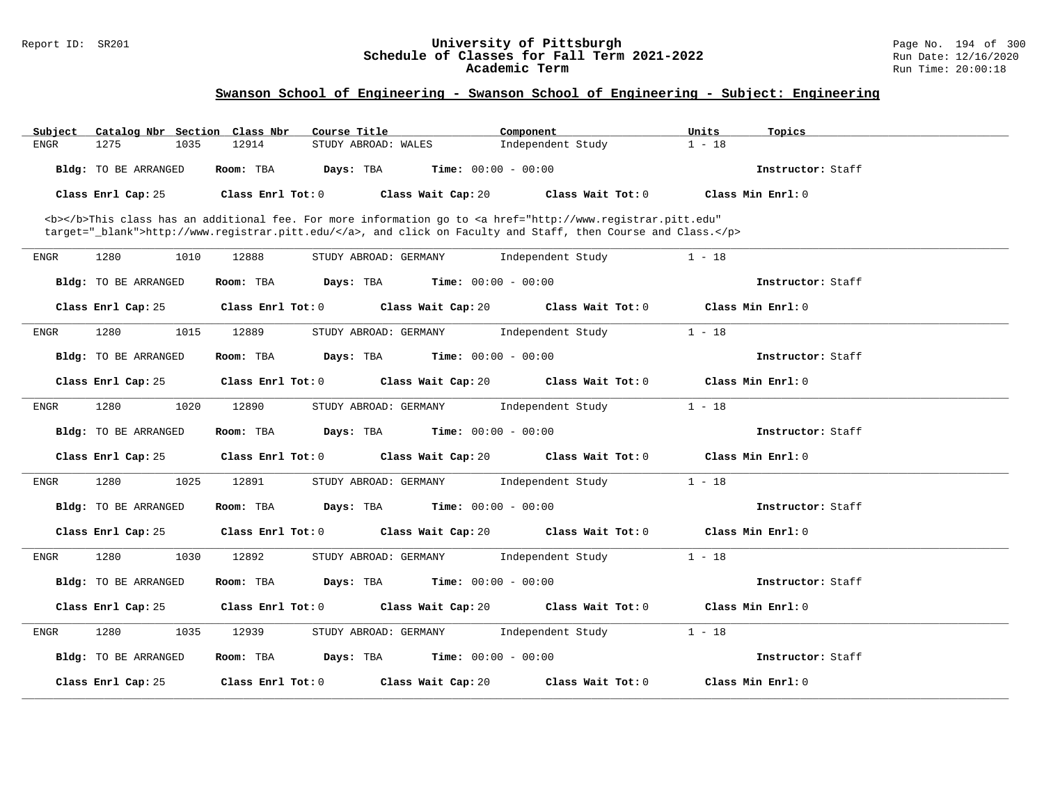## Swanson School of Engineering - Swanson School of Engineering - Subject: Engineering

| Subject | Catalog Nbr | Section | Class Nbr | Course Title | Component | Units | Topics |
|---|---|---|---|---|---|---|---|
| ENGR | 1275 | 1035 | 12914 | STUDY ABROAD: WALES | Independent Study | 1 - 18 | |

**Bldg:** TO BE ARRANGED **Room:** TBA **Days:** TBA **Time:** 00:00 - 00:00 **Instructor:** Staff

**Class Enrl Cap:** 25 **Class Enrl Tot:** 0 **Class Wait Cap:** 20 **Class Wait Tot:** 0 **Class Min Enrl:** 0

<b></b>This class has an additional fee. For more information go to <a href="http://www.registrar.pitt.edu" target="_blank">http://www.registrar.pitt.edu/</a>, and click on Faculty and Staff, then Course and Class.</p>

---

| Subject | Catalog Nbr | Section | Class Nbr | Course Title | Component | Units | Topics |
|---|---|---|---|---|---|---|---|
| ENGR | 1280 | 1010 | 12888 | STUDY ABROAD: GERMANY | Independent Study | 1 - 18 | |

**Bldg:** TO BE ARRANGED **Room:** TBA **Days:** TBA **Time:** 00:00 - 00:00 **Instructor:** Staff

**Class Enrl Cap:** 25 **Class Enrl Tot:** 0 **Class Wait Cap:** 20 **Class Wait Tot:** 0 **Class Min Enrl:** 0

---

| Subject | Catalog Nbr | Section | Class Nbr | Course Title | Component | Units | Topics |
|---|---|---|---|---|---|---|---|
| ENGR | 1280 | 1015 | 12889 | STUDY ABROAD: GERMANY | Independent Study | 1 - 18 | |

**Bldg:** TO BE ARRANGED **Room:** TBA **Days:** TBA **Time:** 00:00 - 00:00 **Instructor:** Staff

**Class Enrl Cap:** 25 **Class Enrl Tot:** 0 **Class Wait Cap:** 20 **Class Wait Tot:** 0 **Class Min Enrl:** 0

---

| Subject | Catalog Nbr | Section | Class Nbr | Course Title | Component | Units | Topics |
|---|---|---|---|---|---|---|---|
| ENGR | 1280 | 1020 | 12890 | STUDY ABROAD: GERMANY | Independent Study | 1 - 18 | |

**Bldg:** TO BE ARRANGED **Room:** TBA **Days:** TBA **Time:** 00:00 - 00:00 **Instructor:** Staff

**Class Enrl Cap:** 25 **Class Enrl Tot:** 0 **Class Wait Cap:** 20 **Class Wait Tot:** 0 **Class Min Enrl:** 0

---

| Subject | Catalog Nbr | Section | Class Nbr | Course Title | Component | Units | Topics |
|---|---|---|---|---|---|---|---|
| ENGR | 1280 | 1025 | 12891 | STUDY ABROAD: GERMANY | Independent Study | 1 - 18 | |

**Bldg:** TO BE ARRANGED **Room:** TBA **Days:** TBA **Time:** 00:00 - 00:00 **Instructor:** Staff

**Class Enrl Cap:** 25 **Class Enrl Tot:** 0 **Class Wait Cap:** 20 **Class Wait Tot:** 0 **Class Min Enrl:** 0

---

| Subject | Catalog Nbr | Section | Class Nbr | Course Title | Component | Units | Topics |
|---|---|---|---|---|---|---|---|
| ENGR | 1280 | 1030 | 12892 | STUDY ABROAD: GERMANY | Independent Study | 1 - 18 | |

**Bldg:** TO BE ARRANGED **Room:** TBA **Days:** TBA **Time:** 00:00 - 00:00 **Instructor:** Staff

**Class Enrl Cap:** 25 **Class Enrl Tot:** 0 **Class Wait Cap:** 20 **Class Wait Tot:** 0 **Class Min Enrl:** 0

---

| Subject | Catalog Nbr | Section | Class Nbr | Course Title | Component | Units | Topics |
|---|---|---|---|---|---|---|---|
| ENGR | 1280 | 1035 | 12939 | STUDY ABROAD: GERMANY | Independent Study | 1 - 18 | |

**Bldg:** TO BE ARRANGED **Room:** TBA **Days:** TBA **Time:** 00:00 - 00:00 **Instructor:** Staff

**Class Enrl Cap:** 25 **Class Enrl Tot:** 0 **Class Wait Cap:** 20 **Class Wait Tot:** 0 **Class Min Enrl:** 0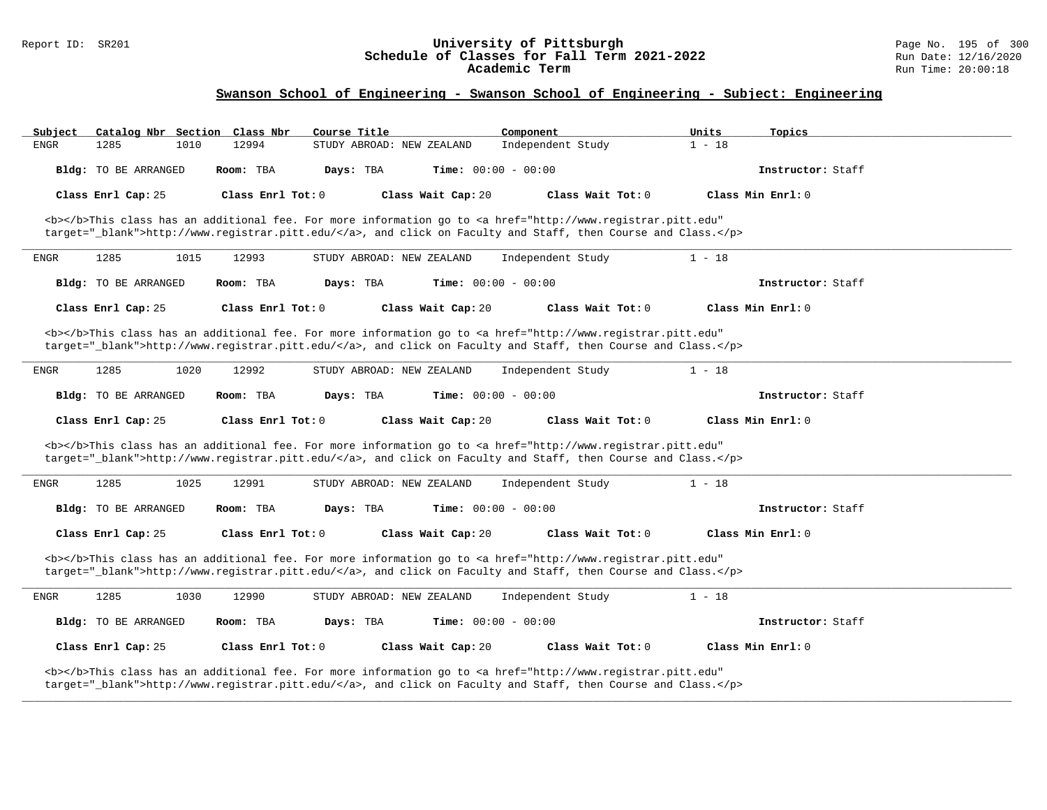## Swanson School of Engineering - Swanson School of Engineering - Subject: Engineering

| Subject | Catalog Nbr | Section | Class Nbr | Course Title | Component | Units | Topics |
|---|---|---|---|---|---|---|---|
| ENGR | 1285 | 1010 | 12994 | STUDY ABROAD: NEW ZEALAND | Independent Study | 1 - 18 | |

**Bldg:** TO BE ARRANGED **Room:** TBA **Days:** TBA **Time:** 00:00 - 00:00 **Instructor:** Staff

**Class Enrl Cap:** 25 **Class Enrl Tot:** 0 **Class Wait Cap:** 20 **Class Wait Tot:** 0 **Class Min Enrl:** 0

<b></b>This class has an additional fee. For more information go to <a href="http://www.registrar.pitt.edu" target="_blank">http://www.registrar.pitt.edu/</a>, and click on Faculty and Staff, then Course and Class.</p>

---

| Subject | Catalog Nbr | Section | Class Nbr | Course Title | Component | Units | Topics |
|---|---|---|---|---|---|---|---|
| ENGR | 1285 | 1015 | 12993 | STUDY ABROAD: NEW ZEALAND | Independent Study | 1 - 18 | |

**Bldg:** TO BE ARRANGED **Room:** TBA **Days:** TBA **Time:** 00:00 - 00:00 **Instructor:** Staff

**Class Enrl Cap:** 25 **Class Enrl Tot:** 0 **Class Wait Cap:** 20 **Class Wait Tot:** 0 **Class Min Enrl:** 0

<b></b>This class has an additional fee. For more information go to <a href="http://www.registrar.pitt.edu" target="_blank">http://www.registrar.pitt.edu/</a>, and click on Faculty and Staff, then Course and Class.</p>

---

| Subject | Catalog Nbr | Section | Class Nbr | Course Title | Component | Units | Topics |
|---|---|---|---|---|---|---|---|
| ENGR | 1285 | 1020 | 12992 | STUDY ABROAD: NEW ZEALAND | Independent Study | 1 - 18 | |

**Bldg:** TO BE ARRANGED **Room:** TBA **Days:** TBA **Time:** 00:00 - 00:00 **Instructor:** Staff

**Class Enrl Cap:** 25 **Class Enrl Tot:** 0 **Class Wait Cap:** 20 **Class Wait Tot:** 0 **Class Min Enrl:** 0

<b></b>This class has an additional fee. For more information go to <a href="http://www.registrar.pitt.edu" target="_blank">http://www.registrar.pitt.edu/</a>, and click on Faculty and Staff, then Course and Class.</p>

---

| Subject | Catalog Nbr | Section | Class Nbr | Course Title | Component | Units | Topics |
|---|---|---|---|---|---|---|---|
| ENGR | 1285 | 1025 | 12991 | STUDY ABROAD: NEW ZEALAND | Independent Study | 1 - 18 | |

**Bldg:** TO BE ARRANGED **Room:** TBA **Days:** TBA **Time:** 00:00 - 00:00 **Instructor:** Staff

**Class Enrl Cap:** 25 **Class Enrl Tot:** 0 **Class Wait Cap:** 20 **Class Wait Tot:** 0 **Class Min Enrl:** 0

<b></b>This class has an additional fee. For more information go to <a href="http://www.registrar.pitt.edu" target="_blank">http://www.registrar.pitt.edu/</a>, and click on Faculty and Staff, then Course and Class.</p>

---

| Subject | Catalog Nbr | Section | Class Nbr | Course Title | Component | Units | Topics |
|---|---|---|---|---|---|---|---|
| ENGR | 1285 | 1030 | 12990 | STUDY ABROAD: NEW ZEALAND | Independent Study | 1 - 18 | |

**Bldg:** TO BE ARRANGED **Room:** TBA **Days:** TBA **Time:** 00:00 - 00:00 **Instructor:** Staff

**Class Enrl Cap:** 25 **Class Enrl Tot:** 0 **Class Wait Cap:** 20 **Class Wait Tot:** 0 **Class Min Enrl:** 0

<b></b>This class has an additional fee. For more information go to <a href="http://www.registrar.pitt.edu" target="_blank">http://www.registrar.pitt.edu/</a>, and click on Faculty and Staff, then Course and Class.</p>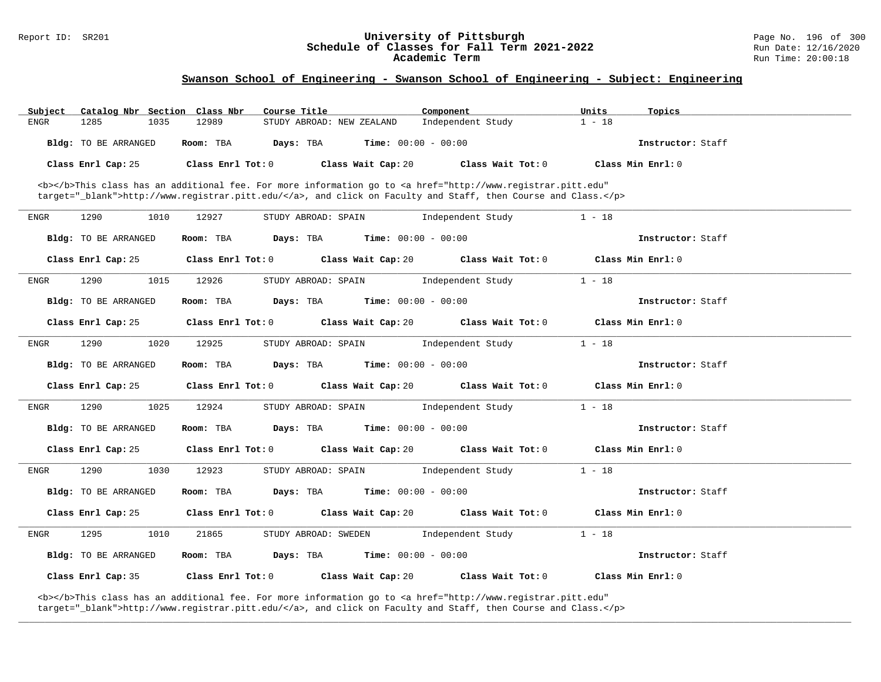## Swanson School of Engineering - Swanson School of Engineering - Subject: Engineering

| Subject | Catalog Nbr | Section | Class Nbr | Course Title | Component | Units | Topics |
|---|---|---|---|---|---|---|---|
| ENGR | 1285 | 1035 | 12989 | STUDY ABROAD: NEW ZEALAND | Independent Study | 1 - 18 | |

**Bldg:** TO BE ARRANGED **Room:** TBA **Days:** TBA **Time:** 00:00 - 00:00 **Instructor:** Staff

**Class Enrl Cap:** 25 **Class Enrl Tot:** 0 **Class Wait Cap:** 20 **Class Wait Tot:** 0 **Class Min Enrl:** 0

<b></b>This class has an additional fee. For more information go to <a href="http://www.registrar.pitt.edu" target="_blank">http://www.registrar.pitt.edu/</a>, and click on Faculty and Staff, then Course and Class.</p>

---

| Subject | Catalog Nbr | Section | Class Nbr | Course Title | Component | Units | Topics |
|---|---|---|---|---|---|---|---|
| ENGR | 1290 | 1010 | 12927 | STUDY ABROAD: SPAIN | Independent Study | 1 - 18 | |

**Bldg:** TO BE ARRANGED **Room:** TBA **Days:** TBA **Time:** 00:00 - 00:00 **Instructor:** Staff

**Class Enrl Cap:** 25 **Class Enrl Tot:** 0 **Class Wait Cap:** 20 **Class Wait Tot:** 0 **Class Min Enrl:** 0

---

| Subject | Catalog Nbr | Section | Class Nbr | Course Title | Component | Units | Topics |
|---|---|---|---|---|---|---|---|
| ENGR | 1290 | 1015 | 12926 | STUDY ABROAD: SPAIN | Independent Study | 1 - 18 | |

**Bldg:** TO BE ARRANGED **Room:** TBA **Days:** TBA **Time:** 00:00 - 00:00 **Instructor:** Staff

**Class Enrl Cap:** 25 **Class Enrl Tot:** 0 **Class Wait Cap:** 20 **Class Wait Tot:** 0 **Class Min Enrl:** 0

---

| Subject | Catalog Nbr | Section | Class Nbr | Course Title | Component | Units | Topics |
|---|---|---|---|---|---|---|---|
| ENGR | 1290 | 1020 | 12925 | STUDY ABROAD: SPAIN | Independent Study | 1 - 18 | |

**Bldg:** TO BE ARRANGED **Room:** TBA **Days:** TBA **Time:** 00:00 - 00:00 **Instructor:** Staff

**Class Enrl Cap:** 25 **Class Enrl Tot:** 0 **Class Wait Cap:** 20 **Class Wait Tot:** 0 **Class Min Enrl:** 0

---

| Subject | Catalog Nbr | Section | Class Nbr | Course Title | Component | Units | Topics |
|---|---|---|---|---|---|---|---|
| ENGR | 1290 | 1025 | 12924 | STUDY ABROAD: SPAIN | Independent Study | 1 - 18 | |

**Bldg:** TO BE ARRANGED **Room:** TBA **Days:** TBA **Time:** 00:00 - 00:00 **Instructor:** Staff

**Class Enrl Cap:** 25 **Class Enrl Tot:** 0 **Class Wait Cap:** 20 **Class Wait Tot:** 0 **Class Min Enrl:** 0

---

| Subject | Catalog Nbr | Section | Class Nbr | Course Title | Component | Units | Topics |
|---|---|---|---|---|---|---|---|
| ENGR | 1290 | 1030 | 12923 | STUDY ABROAD: SPAIN | Independent Study | 1 - 18 | |

**Bldg:** TO BE ARRANGED **Room:** TBA **Days:** TBA **Time:** 00:00 - 00:00 **Instructor:** Staff

**Class Enrl Cap:** 25 **Class Enrl Tot:** 0 **Class Wait Cap:** 20 **Class Wait Tot:** 0 **Class Min Enrl:** 0

---

| Subject | Catalog Nbr | Section | Class Nbr | Course Title | Component | Units | Topics |
|---|---|---|---|---|---|---|---|
| ENGR | 1295 | 1010 | 21865 | STUDY ABROAD: SWEDEN | Independent Study | 1 - 18 | |

**Bldg:** TO BE ARRANGED **Room:** TBA **Days:** TBA **Time:** 00:00 - 00:00 **Instructor:** Staff

**Class Enrl Cap:** 35 **Class Enrl Tot:** 0 **Class Wait Cap:** 20 **Class Wait Tot:** 0 **Class Min Enrl:** 0

<b></b>This class has an additional fee. For more information go to <a href="http://www.registrar.pitt.edu" target="_blank">http://www.registrar.pitt.edu/</a>, and click on Faculty and Staff, then Course and Class.</p>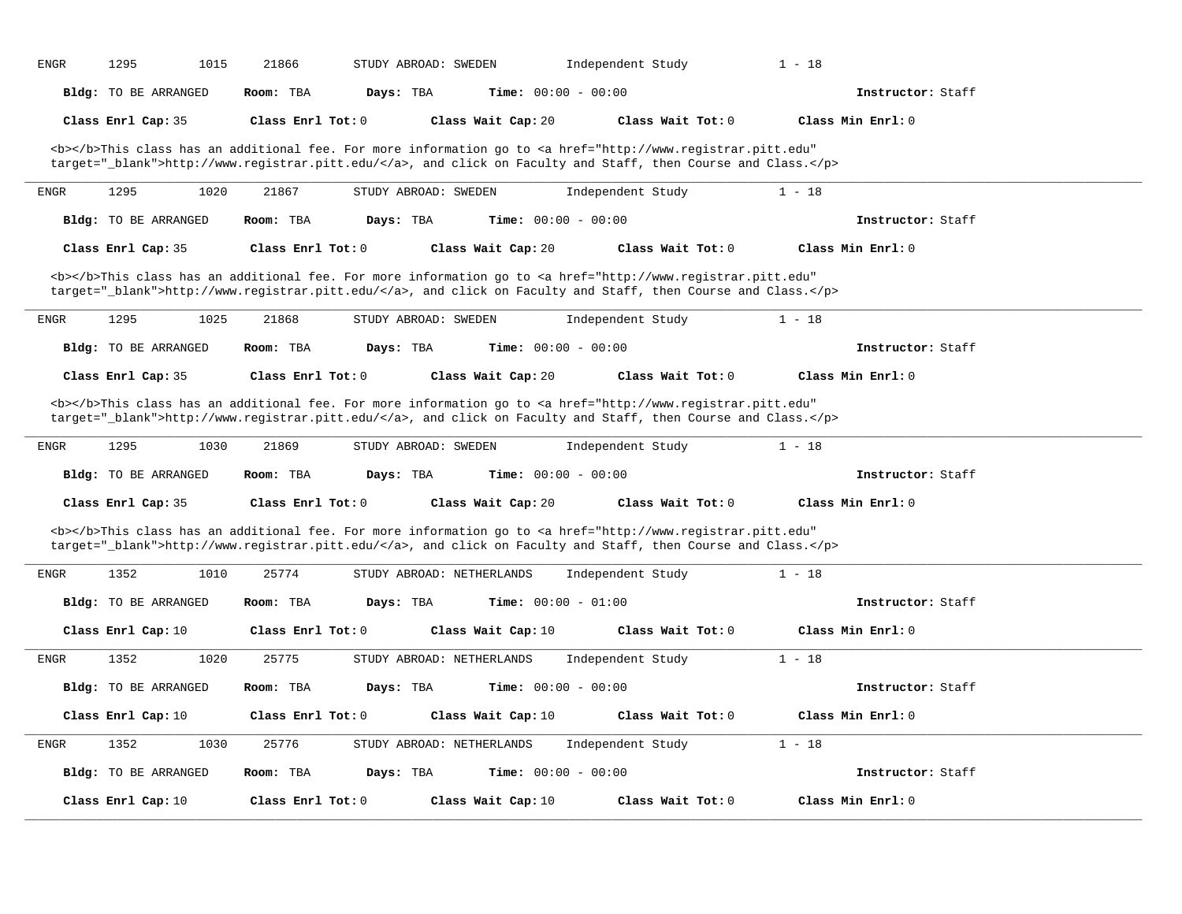ENGR 1295 1015 21866 STUDY ABROAD: SWEDEN Independent Study 1 - 18

**Bldg:** TO BE ARRANGED **Room:** TBA **Days:** TBA **Time:** 00:00 - 00:00 **Instructor:** Staff

**Class Enrl Cap:** 35 **Class Enrl Tot:** 0 **Class Wait Cap:** 20 **Class Wait Tot:** 0 **Class Min Enrl:** 0

<b></b>This class has an additional fee. For more information go to <a href="http://www.registrar.pitt.edu" target="_blank">http://www.registrar.pitt.edu/</a>, and click on Faculty and Staff, then Course and Class.</p>

---

ENGR 1295 1020 21867 STUDY ABROAD: SWEDEN Independent Study 1 - 18

**Bldg:** TO BE ARRANGED **Room:** TBA **Days:** TBA **Time:** 00:00 - 00:00 **Instructor:** Staff

**Class Enrl Cap:** 35 **Class Enrl Tot:** 0 **Class Wait Cap:** 20 **Class Wait Tot:** 0 **Class Min Enrl:** 0

<b></b>This class has an additional fee. For more information go to <a href="http://www.registrar.pitt.edu" target="_blank">http://www.registrar.pitt.edu/</a>, and click on Faculty and Staff, then Course and Class.</p>

---

ENGR 1295 1025 21868 STUDY ABROAD: SWEDEN Independent Study 1 - 18

**Bldg:** TO BE ARRANGED **Room:** TBA **Days:** TBA **Time:** 00:00 - 00:00 **Instructor:** Staff

**Class Enrl Cap:** 35 **Class Enrl Tot:** 0 **Class Wait Cap:** 20 **Class Wait Tot:** 0 **Class Min Enrl:** 0

<b></b>This class has an additional fee. For more information go to <a href="http://www.registrar.pitt.edu" target="_blank">http://www.registrar.pitt.edu/</a>, and click on Faculty and Staff, then Course and Class.</p>

---

ENGR 1295 1030 21869 STUDY ABROAD: SWEDEN Independent Study 1 - 18

**Bldg:** TO BE ARRANGED **Room:** TBA **Days:** TBA **Time:** 00:00 - 00:00 **Instructor:** Staff

**Class Enrl Cap:** 35 **Class Enrl Tot:** 0 **Class Wait Cap:** 20 **Class Wait Tot:** 0 **Class Min Enrl:** 0

<b></b>This class has an additional fee. For more information go to <a href="http://www.registrar.pitt.edu" target="_blank">http://www.registrar.pitt.edu/</a>, and click on Faculty and Staff, then Course and Class.</p>

---

ENGR 1352 1010 25774 STUDY ABROAD: NETHERLANDS Independent Study 1 - 18

**Bldg:** TO BE ARRANGED **Room:** TBA **Days:** TBA **Time:** 00:00 - 01:00 **Instructor:** Staff

**Class Enrl Cap:** 10 **Class Enrl Tot:** 0 **Class Wait Cap:** 10 **Class Wait Tot:** 0 **Class Min Enrl:** 0

---

ENGR 1352 1020 25775 STUDY ABROAD: NETHERLANDS Independent Study 1 - 18

**Bldg:** TO BE ARRANGED **Room:** TBA **Days:** TBA **Time:** 00:00 - 00:00 **Instructor:** Staff

**Class Enrl Cap:** 10 **Class Enrl Tot:** 0 **Class Wait Cap:** 10 **Class Wait Tot:** 0 **Class Min Enrl:** 0

---

ENGR 1352 1030 25776 STUDY ABROAD: NETHERLANDS Independent Study 1 - 18

**Bldg:** TO BE ARRANGED **Room:** TBA **Days:** TBA **Time:** 00:00 - 00:00 **Instructor:** Staff

**Class Enrl Cap:** 10 **Class Enrl Tot:** 0 **Class Wait Cap:** 10 **Class Wait Tot:** 0 **Class Min Enrl:** 0

---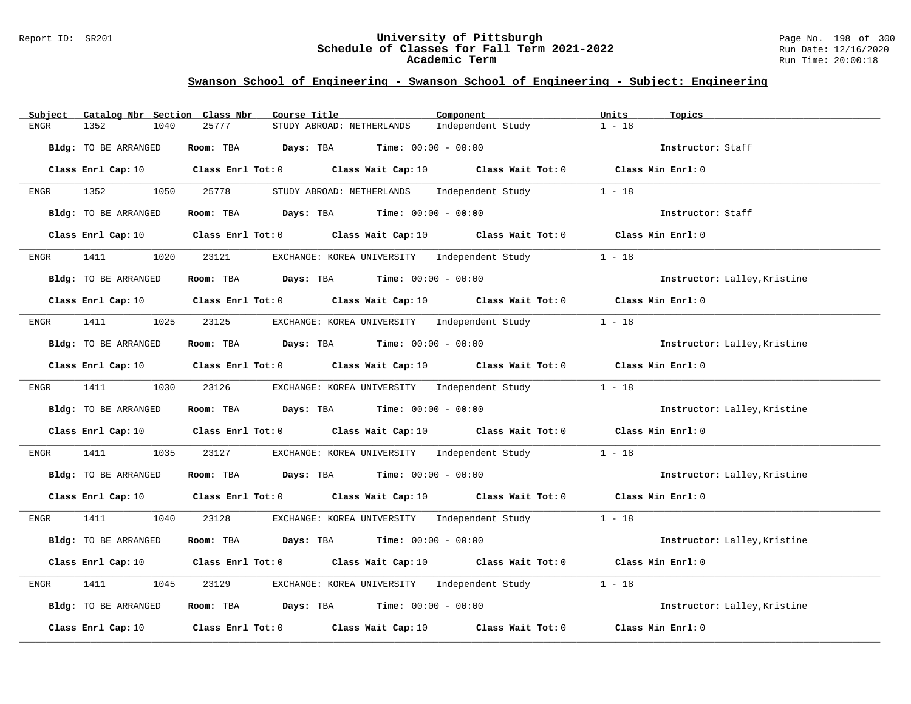## Swanson School of Engineering - Swanson School of Engineering - Subject: Engineering

| Subject | Catalog Nbr | Section | Class Nbr | Course Title | Component | Units | Topics |
|---|---|---|---|---|---|---|---|
| ENGR | 1352 | 1040 | 25777 | STUDY ABROAD: NETHERLANDS | Independent Study | 1 - 18 | |

**Bldg:** TO BE ARRANGED **Room:** TBA **Days:** TBA **Time:** 00:00 - 00:00 **Instructor:** Staff

**Class Enrl Cap:** 10 **Class Enrl Tot:** 0 **Class Wait Cap:** 10 **Class Wait Tot:** 0 **Class Min Enrl:** 0

| Subject | Catalog Nbr | Section | Class Nbr | Course Title | Component | Units | Topics |
|---|---|---|---|---|---|---|---|
| ENGR | 1352 | 1050 | 25778 | STUDY ABROAD: NETHERLANDS | Independent Study | 1 - 18 | |

**Bldg:** TO BE ARRANGED **Room:** TBA **Days:** TBA **Time:** 00:00 - 00:00 **Instructor:** Staff

**Class Enrl Cap:** 10 **Class Enrl Tot:** 0 **Class Wait Cap:** 10 **Class Wait Tot:** 0 **Class Min Enrl:** 0

| Subject | Catalog Nbr | Section | Class Nbr | Course Title | Component | Units | Topics |
|---|---|---|---|---|---|---|---|
| ENGR | 1411 | 1020 | 23121 | EXCHANGE: KOREA UNIVERSITY | Independent Study | 1 - 18 | |

**Bldg:** TO BE ARRANGED **Room:** TBA **Days:** TBA **Time:** 00:00 - 00:00 **Instructor:** Lalley,Kristine

**Class Enrl Cap:** 10 **Class Enrl Tot:** 0 **Class Wait Cap:** 10 **Class Wait Tot:** 0 **Class Min Enrl:** 0

| Subject | Catalog Nbr | Section | Class Nbr | Course Title | Component | Units | Topics |
|---|---|---|---|---|---|---|---|
| ENGR | 1411 | 1025 | 23125 | EXCHANGE: KOREA UNIVERSITY | Independent Study | 1 - 18 | |

**Bldg:** TO BE ARRANGED **Room:** TBA **Days:** TBA **Time:** 00:00 - 00:00 **Instructor:** Lalley,Kristine

**Class Enrl Cap:** 10 **Class Enrl Tot:** 0 **Class Wait Cap:** 10 **Class Wait Tot:** 0 **Class Min Enrl:** 0

| Subject | Catalog Nbr | Section | Class Nbr | Course Title | Component | Units | Topics |
|---|---|---|---|---|---|---|---|
| ENGR | 1411 | 1030 | 23126 | EXCHANGE: KOREA UNIVERSITY | Independent Study | 1 - 18 | |

**Bldg:** TO BE ARRANGED **Room:** TBA **Days:** TBA **Time:** 00:00 - 00:00 **Instructor:** Lalley,Kristine

**Class Enrl Cap:** 10 **Class Enrl Tot:** 0 **Class Wait Cap:** 10 **Class Wait Tot:** 0 **Class Min Enrl:** 0

| Subject | Catalog Nbr | Section | Class Nbr | Course Title | Component | Units | Topics |
|---|---|---|---|---|---|---|---|
| ENGR | 1411 | 1035 | 23127 | EXCHANGE: KOREA UNIVERSITY | Independent Study | 1 - 18 | |

**Bldg:** TO BE ARRANGED **Room:** TBA **Days:** TBA **Time:** 00:00 - 00:00 **Instructor:** Lalley,Kristine

**Class Enrl Cap:** 10 **Class Enrl Tot:** 0 **Class Wait Cap:** 10 **Class Wait Tot:** 0 **Class Min Enrl:** 0

| Subject | Catalog Nbr | Section | Class Nbr | Course Title | Component | Units | Topics |
|---|---|---|---|---|---|---|---|
| ENGR | 1411 | 1040 | 23128 | EXCHANGE: KOREA UNIVERSITY | Independent Study | 1 - 18 | |

**Bldg:** TO BE ARRANGED **Room:** TBA **Days:** TBA **Time:** 00:00 - 00:00 **Instructor:** Lalley,Kristine

**Class Enrl Cap:** 10 **Class Enrl Tot:** 0 **Class Wait Cap:** 10 **Class Wait Tot:** 0 **Class Min Enrl:** 0

| Subject | Catalog Nbr | Section | Class Nbr | Course Title | Component | Units | Topics |
|---|---|---|---|---|---|---|---|
| ENGR | 1411 | 1045 | 23129 | EXCHANGE: KOREA UNIVERSITY | Independent Study | 1 - 18 | |

**Bldg:** TO BE ARRANGED **Room:** TBA **Days:** TBA **Time:** 00:00 - 00:00 **Instructor:** Lalley,Kristine

**Class Enrl Cap:** 10 **Class Enrl Tot:** 0 **Class Wait Cap:** 10 **Class Wait Tot:** 0 **Class Min Enrl:** 0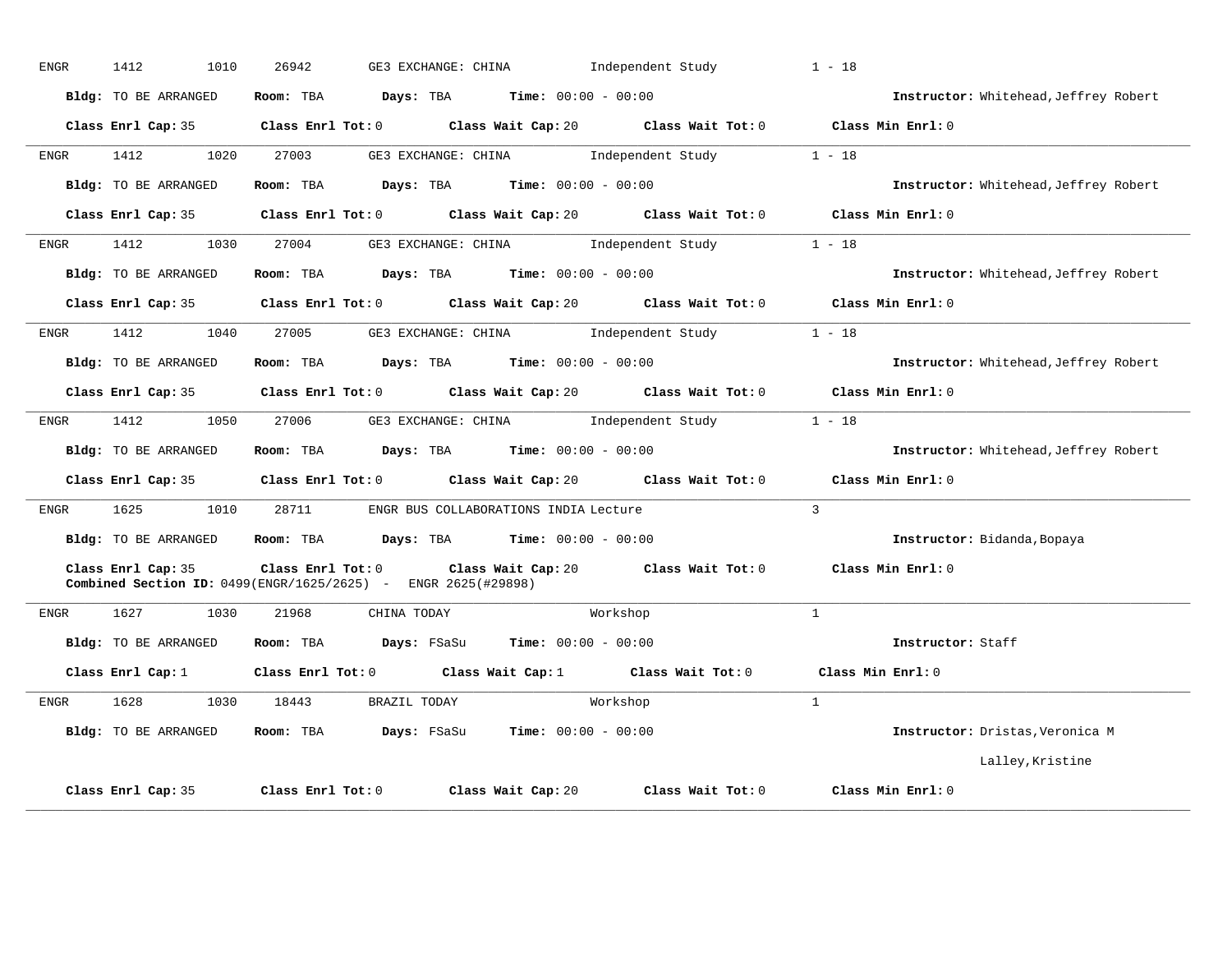ENGR 1412 1010 26942 GE3 EXCHANGE: CHINA Independent Study 1 - 18

**Bldg:** TO BE ARRANGED **Room:** TBA **Days:** TBA **Time:** 00:00 - 00:00 **Instructor:** Whitehead,Jeffrey Robert

**Class Enrl Cap:** 35 **Class Enrl Tot:** 0 **Class Wait Cap:** 20 **Class Wait Tot:** 0 **Class Min Enrl:** 0

---

ENGR 1412 1020 27003 GE3 EXCHANGE: CHINA Independent Study 1 - 18

**Bldg:** TO BE ARRANGED **Room:** TBA **Days:** TBA **Time:** 00:00 - 00:00 **Instructor:** Whitehead,Jeffrey Robert

**Class Enrl Cap:** 35 **Class Enrl Tot:** 0 **Class Wait Cap:** 20 **Class Wait Tot:** 0 **Class Min Enrl:** 0

---

ENGR 1412 1030 27004 GE3 EXCHANGE: CHINA Independent Study 1 - 18

**Bldg:** TO BE ARRANGED **Room:** TBA **Days:** TBA **Time:** 00:00 - 00:00 **Instructor:** Whitehead,Jeffrey Robert

**Class Enrl Cap:** 35 **Class Enrl Tot:** 0 **Class Wait Cap:** 20 **Class Wait Tot:** 0 **Class Min Enrl:** 0

---

ENGR 1412 1040 27005 GE3 EXCHANGE: CHINA Independent Study 1 - 18

**Bldg:** TO BE ARRANGED **Room:** TBA **Days:** TBA **Time:** 00:00 - 00:00 **Instructor:** Whitehead,Jeffrey Robert

**Class Enrl Cap:** 35 **Class Enrl Tot:** 0 **Class Wait Cap:** 20 **Class Wait Tot:** 0 **Class Min Enrl:** 0

---

ENGR 1412 1050 27006 GE3 EXCHANGE: CHINA Independent Study 1 - 18

**Bldg:** TO BE ARRANGED **Room:** TBA **Days:** TBA **Time:** 00:00 - 00:00 **Instructor:** Whitehead,Jeffrey Robert

**Class Enrl Cap:** 35 **Class Enrl Tot:** 0 **Class Wait Cap:** 20 **Class Wait Tot:** 0 **Class Min Enrl:** 0

---

ENGR 1625 1010 28711 ENGR BUS COLLABORATIONS INDIA Lecture 3

**Bldg:** TO BE ARRANGED **Room:** TBA **Days:** TBA **Time:** 00:00 - 00:00 **Instructor:** Bidanda,Bopaya

**Class Enrl Cap:** 35 **Class Enrl Tot:** 0 **Class Wait Cap:** 20 **Class Wait Tot:** 0 **Class Min Enrl:** 0
**Combined Section ID:** 0499(ENGR/1625/2625) - ENGR 2625(#29898)

---

ENGR 1627 1030 21968 CHINA TODAY Workshop 1

**Bldg:** TO BE ARRANGED **Room:** TBA **Days:** FSaSu **Time:** 00:00 - 00:00 **Instructor:** Staff

**Class Enrl Cap:** 1 **Class Enrl Tot:** 0 **Class Wait Cap:** 1 **Class Wait Tot:** 0 **Class Min Enrl:** 0

---

ENGR 1628 1030 18443 BRAZIL TODAY Workshop 1

**Bldg:** TO BE ARRANGED **Room:** TBA **Days:** FSaSu **Time:** 00:00 - 00:00 **Instructor:** Dristas,Veronica M

Lalley,Kristine

**Class Enrl Cap:** 35 **Class Enrl Tot:** 0 **Class Wait Cap:** 20 **Class Wait Tot:** 0 **Class Min Enrl:** 0

---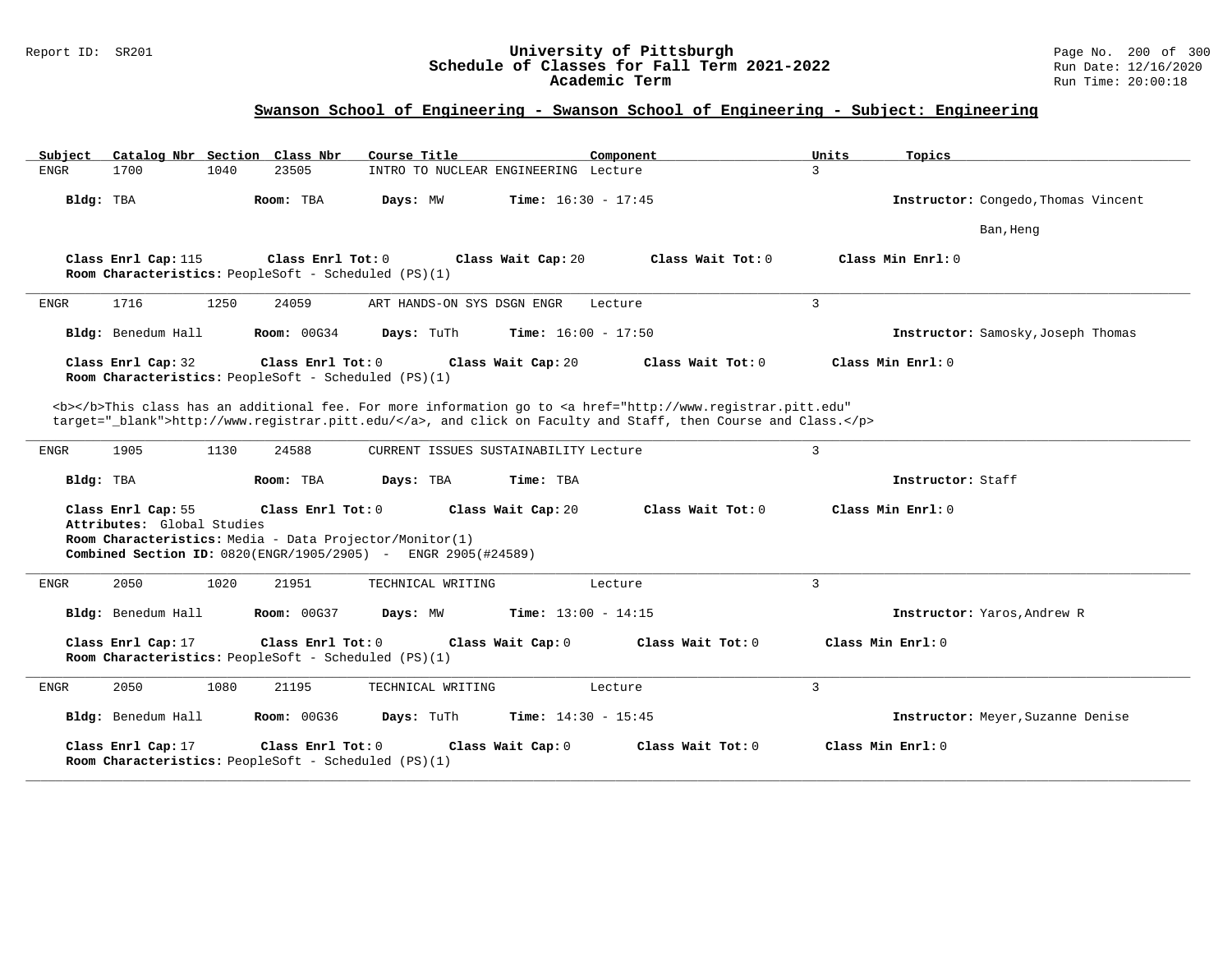## Swanson School of Engineering - Swanson School of Engineering - Subject: Engineering

| Subject | Catalog Nbr | Section | Class Nbr | Course Title | Component | Units | Topics |
|---|---|---|---|---|---|---|---|
| ENGR | 1700 | 1040 | 23505 | INTRO TO NUCLEAR ENGINEERING | Lecture | 3 | |

**Bldg:** TBA **Room:** TBA **Days:** MW **Time:** 16:30 - 17:45 **Instructor:** Congedo,Thomas Vincent; Ban,Heng

**Class Enrl Cap:** 115 **Class Enrl Tot:** 0 **Class Wait Cap:** 20 **Class Wait Tot:** 0 **Class Min Enrl:** 0
**Room Characteristics:** PeopleSoft - Scheduled (PS)(1)

---

| Subject | Catalog Nbr | Section | Class Nbr | Course Title | Component | Units | Topics |
|---|---|---|---|---|---|---|---|
| ENGR | 1716 | 1250 | 24059 | ART HANDS-ON SYS DSGN ENGR | Lecture | 3 | |

**Bldg:** Benedum Hall **Room:** 00G34 **Days:** TuTh **Time:** 16:00 - 17:50 **Instructor:** Samosky,Joseph Thomas

**Class Enrl Cap:** 32 **Class Enrl Tot:** 0 **Class Wait Cap:** 20 **Class Wait Tot:** 0 **Class Min Enrl:** 0
**Room Characteristics:** PeopleSoft - Scheduled (PS)(1)

<b></b>This class has an additional fee. For more information go to <a href="http://www.registrar.pitt.edu" target="_blank">http://www.registrar.pitt.edu/</a>, and click on Faculty and Staff, then Course and Class.</p>

---

| Subject | Catalog Nbr | Section | Class Nbr | Course Title | Component | Units | Topics |
|---|---|---|---|---|---|---|---|
| ENGR | 1905 | 1130 | 24588 | CURRENT ISSUES SUSTAINABILITY | Lecture | 3 | |

**Bldg:** TBA **Room:** TBA **Days:** TBA **Time:** TBA **Instructor:** Staff

**Class Enrl Cap:** 55 **Class Enrl Tot:** 0 **Class Wait Cap:** 20 **Class Wait Tot:** 0 **Class Min Enrl:** 0
**Attributes:** Global Studies
**Room Characteristics:** Media - Data Projector/Monitor(1)
**Combined Section ID:** 0820(ENGR/1905/2905) - ENGR 2905(#24589)

---

| Subject | Catalog Nbr | Section | Class Nbr | Course Title | Component | Units | Topics |
|---|---|---|---|---|---|---|---|
| ENGR | 2050 | 1020 | 21951 | TECHNICAL WRITING | Lecture | 3 | |

**Bldg:** Benedum Hall **Room:** 00G37 **Days:** MW **Time:** 13:00 - 14:15 **Instructor:** Yaros,Andrew R

**Class Enrl Cap:** 17 **Class Enrl Tot:** 0 **Class Wait Cap:** 0 **Class Wait Tot:** 0 **Class Min Enrl:** 0
**Room Characteristics:** PeopleSoft - Scheduled (PS)(1)

---

| Subject | Catalog Nbr | Section | Class Nbr | Course Title | Component | Units | Topics |
|---|---|---|---|---|---|---|---|
| ENGR | 2050 | 1080 | 21195 | TECHNICAL WRITING | Lecture | 3 | |

**Bldg:** Benedum Hall **Room:** 00G36 **Days:** TuTh **Time:** 14:30 - 15:45 **Instructor:** Meyer,Suzanne Denise

**Class Enrl Cap:** 17 **Class Enrl Tot:** 0 **Class Wait Cap:** 0 **Class Wait Tot:** 0 **Class Min Enrl:** 0
**Room Characteristics:** PeopleSoft - Scheduled (PS)(1)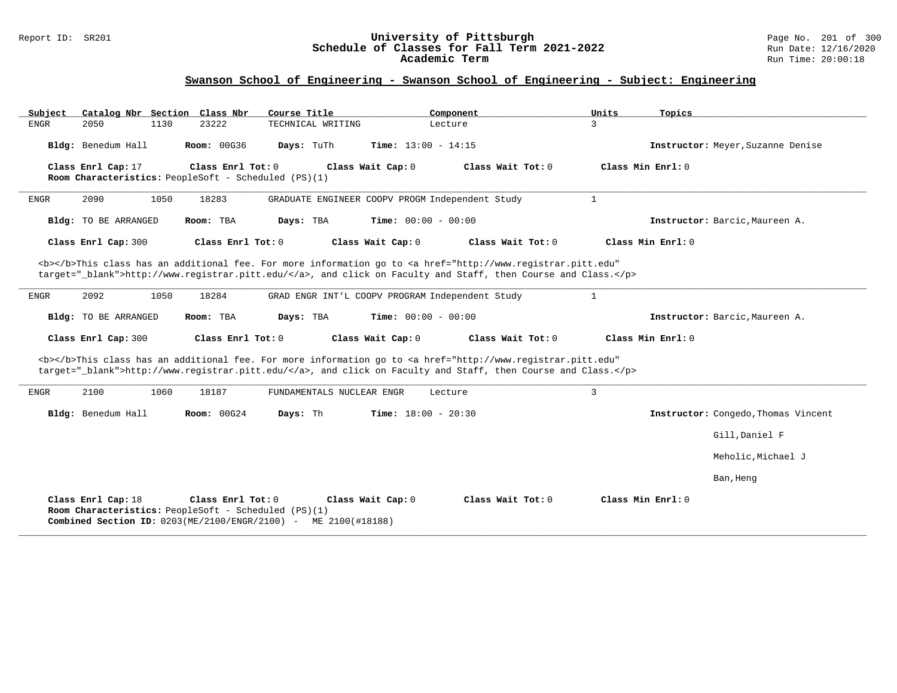## Swanson School of Engineering - Swanson School of Engineering - Subject: Engineering

| Subject | Catalog Nbr | Section | Class Nbr | Course Title | Component | Units | Topics |
|---|---|---|---|---|---|---|---|
| ENGR | 2050 | 1130 | 23222 | TECHNICAL WRITING | Lecture | 3 | |

**Bldg:** Benedum Hall **Room:** 00G36 **Days:** TuTh **Time:** 13:00 - 14:15 **Instructor:** Meyer,Suzanne Denise

**Class Enrl Cap:** 17 **Class Enrl Tot:** 0 **Class Wait Cap:** 0 **Class Wait Tot:** 0 **Class Min Enrl:** 0

**Room Characteristics:** PeopleSoft - Scheduled (PS)(1)

---

| Subject | Catalog Nbr | Section | Class Nbr | Course Title | Component | Units | Topics |
|---|---|---|---|---|---|---|---|
| ENGR | 2090 | 1050 | 18283 | GRADUATE ENGINEER COOPV PROGM | Independent Study | 1 | |

**Bldg:** TO BE ARRANGED **Room:** TBA **Days:** TBA **Time:** 00:00 - 00:00 **Instructor:** Barcic,Maureen A.

**Class Enrl Cap:** 300 **Class Enrl Tot:** 0 **Class Wait Cap:** 0 **Class Wait Tot:** 0 **Class Min Enrl:** 0

<b></b>This class has an additional fee. For more information go to <a href="http://www.registrar.pitt.edu" target="_blank">http://www.registrar.pitt.edu/</a>, and click on Faculty and Staff, then Course and Class.</p>

---

| Subject | Catalog Nbr | Section | Class Nbr | Course Title | Component | Units | Topics |
|---|---|---|---|---|---|---|---|
| ENGR | 2092 | 1050 | 18284 | GRAD ENGR INT'L COOPV PROGRAM | Independent Study | 1 | |

**Bldg:** TO BE ARRANGED **Room:** TBA **Days:** TBA **Time:** 00:00 - 00:00 **Instructor:** Barcic,Maureen A.

**Class Enrl Cap:** 300 **Class Enrl Tot:** 0 **Class Wait Cap:** 0 **Class Wait Tot:** 0 **Class Min Enrl:** 0

<b></b>This class has an additional fee. For more information go to <a href="http://www.registrar.pitt.edu" target="_blank">http://www.registrar.pitt.edu/</a>, and click on Faculty and Staff, then Course and Class.</p>

---

| Subject | Catalog Nbr | Section | Class Nbr | Course Title | Component | Units | Topics |
|---|---|---|---|---|---|---|---|
| ENGR | 2100 | 1060 | 18187 | FUNDAMENTALS NUCLEAR ENGR | Lecture | 3 | |

**Bldg:** Benedum Hall **Room:** 00G24 **Days:** Th **Time:** 18:00 - 20:30 **Instructor:** Congedo,Thomas Vincent

Gill,Daniel F

Meholic,Michael J

Ban,Heng

**Class Enrl Cap:** 18 **Class Enrl Tot:** 0 **Class Wait Cap:** 0 **Class Wait Tot:** 0 **Class Min Enrl:** 0

**Room Characteristics:** PeopleSoft - Scheduled (PS)(1)

**Combined Section ID:** 0203(ME/2100/ENGR/2100) - ME 2100(#18188)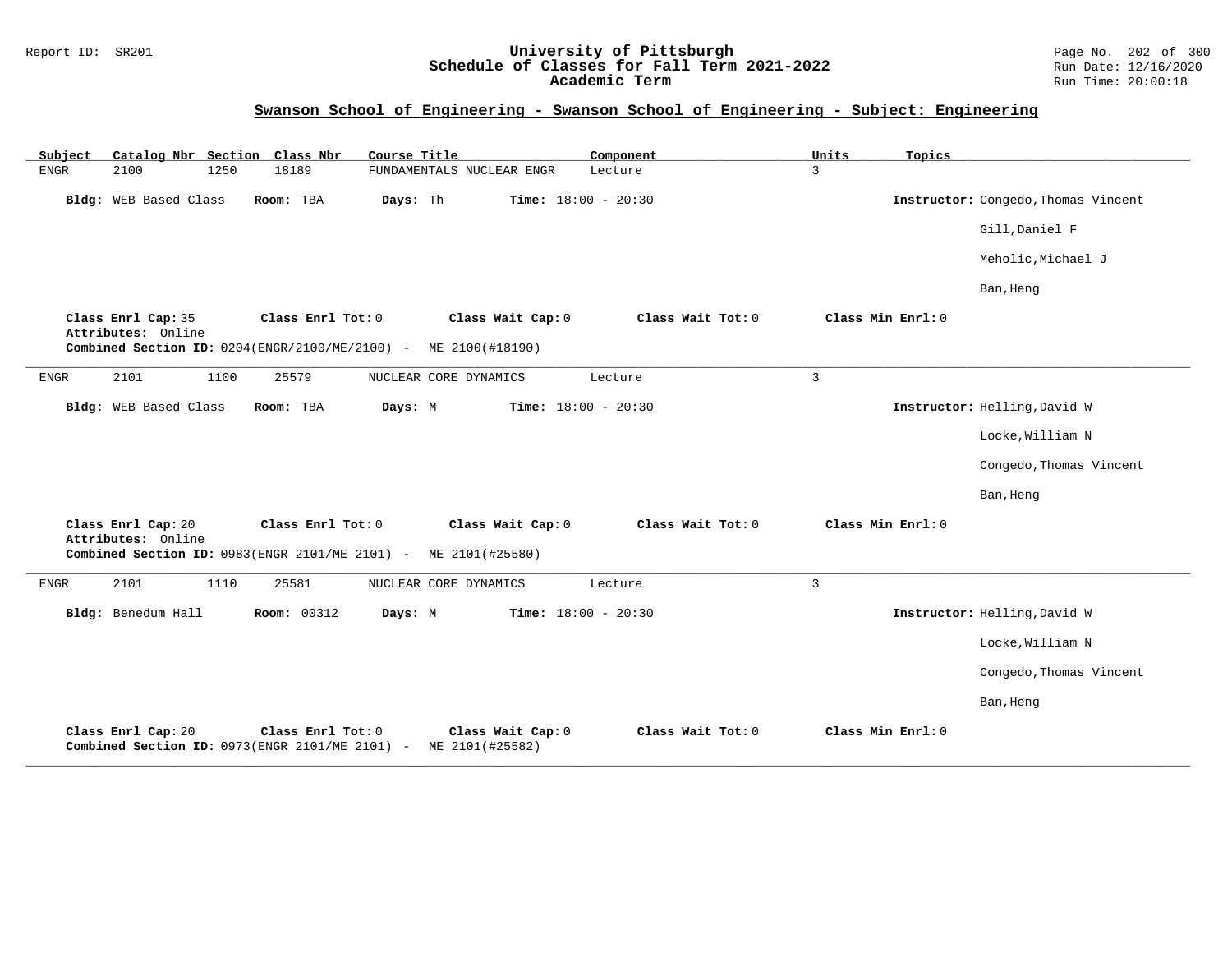## Swanson School of Engineering - Swanson School of Engineering - Subject: Engineering

| Subject | Catalog Nbr | Section | Class Nbr | Course Title | Component | Units | Topics |
|---|---|---|---|---|---|---|---|
| ENGR | 2100 | 1250 | 18189 | FUNDAMENTALS NUCLEAR ENGR | Lecture | 3 | |

**Bldg:** WEB Based Class **Room:** TBA **Days:** Th **Time:** 18:00 - 20:30 **Instructor:** Congedo,Thomas Vincent; Gill,Daniel F; Meholic,Michael J; Ban,Heng

**Class Enrl Cap:** 35 **Class Enrl Tot:** 0 **Class Wait Cap:** 0 **Class Wait Tot:** 0 **Class Min Enrl:** 0
**Attributes:** Online
**Combined Section ID:** 0204(ENGR/2100/ME/2100) - ME 2100(#18190)

---

| Subject | Catalog Nbr | Section | Class Nbr | Course Title | Component | Units | Topics |
|---|---|---|---|---|---|---|---|
| ENGR | 2101 | 1100 | 25579 | NUCLEAR CORE DYNAMICS | Lecture | 3 | |

**Bldg:** WEB Based Class **Room:** TBA **Days:** M **Time:** 18:00 - 20:30 **Instructor:** Helling,David W; Locke,William N; Congedo,Thomas Vincent; Ban,Heng

**Class Enrl Cap:** 20 **Class Enrl Tot:** 0 **Class Wait Cap:** 0 **Class Wait Tot:** 0 **Class Min Enrl:** 0
**Attributes:** Online
**Combined Section ID:** 0983(ENGR 2101/ME 2101) - ME 2101(#25580)

---

| Subject | Catalog Nbr | Section | Class Nbr | Course Title | Component | Units | Topics |
|---|---|---|---|---|---|---|---|
| ENGR | 2101 | 1110 | 25581 | NUCLEAR CORE DYNAMICS | Lecture | 3 | |

**Bldg:** Benedum Hall **Room:** 00312 **Days:** M **Time:** 18:00 - 20:30 **Instructor:** Helling,David W; Locke,William N; Congedo,Thomas Vincent; Ban,Heng

**Class Enrl Cap:** 20 **Class Enrl Tot:** 0 **Class Wait Cap:** 0 **Class Wait Tot:** 0 **Class Min Enrl:** 0
**Combined Section ID:** 0973(ENGR 2101/ME 2101) - ME 2101(#25582)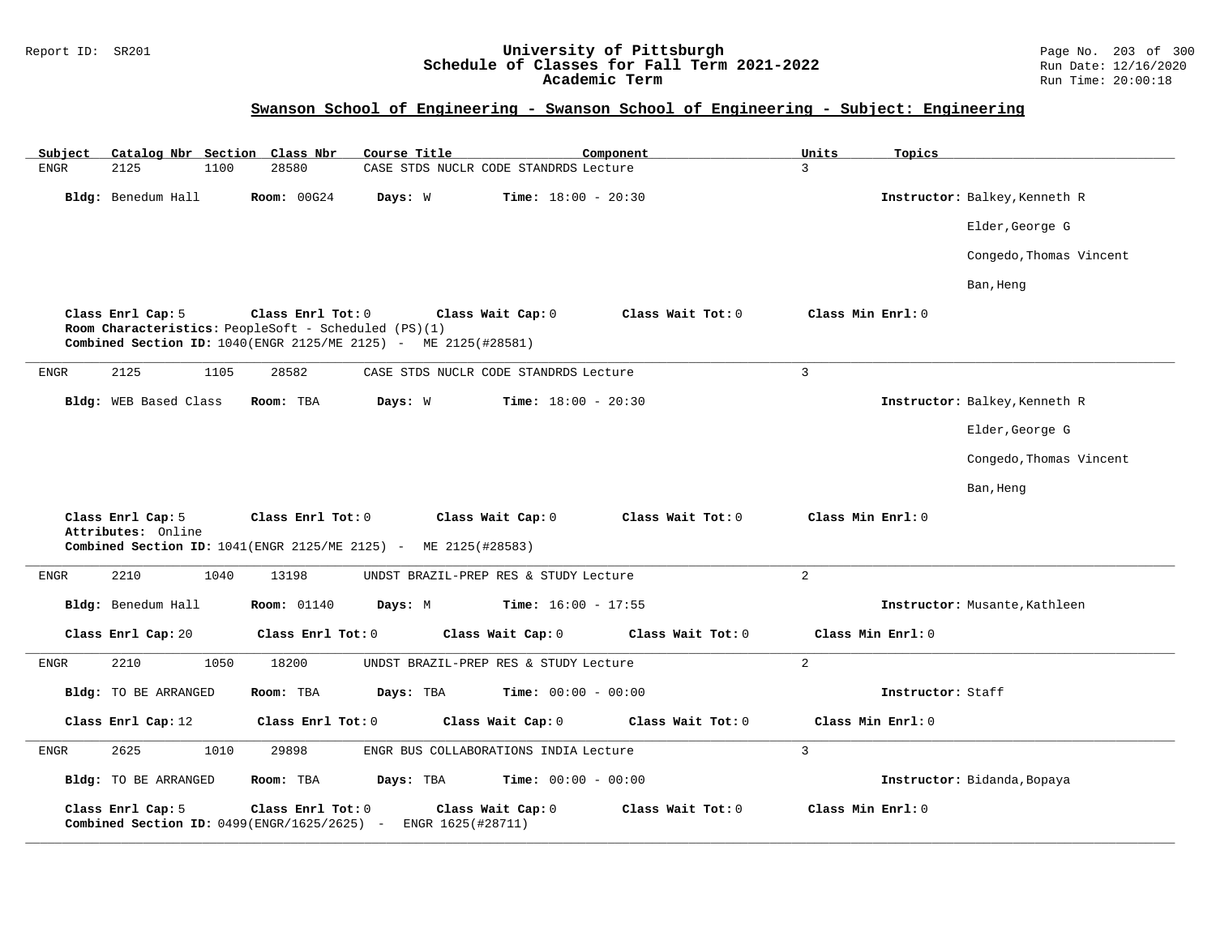## Swanson School of Engineering - Swanson School of Engineering - Subject: Engineering

| Subject | Catalog Nbr | Section | Class Nbr | Course Title | Component | Units | Topics |
|---|---|---|---|---|---|---|---|
| ENGR | 2125 | 1100 | 28580 | CASE STDS NUCLR CODE STANDRDS | Lecture | 3 | |

**Bldg:** Benedum Hall **Room:** 00G24 **Days:** W **Time:** 18:00 - 20:30 **Instructor:** Balkey,Kenneth R
Elder,George G
Congedo,Thomas Vincent
Ban,Heng

**Class Enrl Cap:** 5 **Class Enrl Tot:** 0 **Class Wait Cap:** 0 **Class Wait Tot:** 0 **Class Min Enrl:** 0
**Room Characteristics:** PeopleSoft - Scheduled (PS)(1)
**Combined Section ID:** 1040(ENGR 2125/ME 2125) - ME 2125(#28581)

---

| Subject | Catalog Nbr | Section | Class Nbr | Course Title | Component | Units | Topics |
|---|---|---|---|---|---|---|---|
| ENGR | 2125 | 1105 | 28582 | CASE STDS NUCLR CODE STANDRDS | Lecture | 3 | |

**Bldg:** WEB Based Class **Room:** TBA **Days:** W **Time:** 18:00 - 20:30 **Instructor:** Balkey,Kenneth R
Elder,George G
Congedo,Thomas Vincent
Ban,Heng

**Class Enrl Cap:** 5 **Class Enrl Tot:** 0 **Class Wait Cap:** 0 **Class Wait Tot:** 0 **Class Min Enrl:** 0
**Attributes:** Online
**Combined Section ID:** 1041(ENGR 2125/ME 2125) - ME 2125(#28583)

---

| Subject | Catalog Nbr | Section | Class Nbr | Course Title | Component | Units | Topics |
|---|---|---|---|---|---|---|---|
| ENGR | 2210 | 1040 | 13198 | UNDST BRAZIL-PREP RES & STUDY | Lecture | 2 | |

**Bldg:** Benedum Hall **Room:** 01140 **Days:** M **Time:** 16:00 - 17:55 **Instructor:** Musante,Kathleen

**Class Enrl Cap:** 20 **Class Enrl Tot:** 0 **Class Wait Cap:** 0 **Class Wait Tot:** 0 **Class Min Enrl:** 0

---

| Subject | Catalog Nbr | Section | Class Nbr | Course Title | Component | Units | Topics |
|---|---|---|---|---|---|---|---|
| ENGR | 2210 | 1050 | 18200 | UNDST BRAZIL-PREP RES & STUDY | Lecture | 2 | |

**Bldg:** TO BE ARRANGED **Room:** TBA **Days:** TBA **Time:** 00:00 - 00:00 **Instructor:** Staff

**Class Enrl Cap:** 12 **Class Enrl Tot:** 0 **Class Wait Cap:** 0 **Class Wait Tot:** 0 **Class Min Enrl:** 0

---

| Subject | Catalog Nbr | Section | Class Nbr | Course Title | Component | Units | Topics |
|---|---|---|---|---|---|---|---|
| ENGR | 2625 | 1010 | 29898 | ENGR BUS COLLABORATIONS INDIA | Lecture | 3 | |

**Bldg:** TO BE ARRANGED **Room:** TBA **Days:** TBA **Time:** 00:00 - 00:00 **Instructor:** Bidanda,Bopaya

**Class Enrl Cap:** 5 **Class Enrl Tot:** 0 **Class Wait Cap:** 0 **Class Wait Tot:** 0 **Class Min Enrl:** 0
**Combined Section ID:** 0499(ENGR/1625/2625) - ENGR 1625(#28711)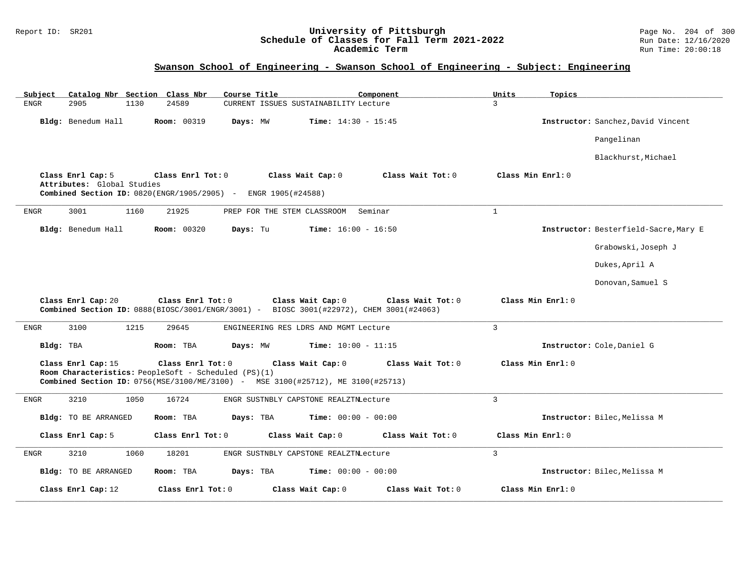## Swanson School of Engineering - Swanson School of Engineering - Subject: Engineering

| Subject | Catalog Nbr | Section | Class Nbr | Course Title | Component | Units | Topics |
|---|---|---|---|---|---|---|---|
| ENGR | 2905 | 1130 | 24589 | CURRENT ISSUES SUSTAINABILITY | Lecture | 3 | |

**Bldg:** Benedum Hall **Room:** 00319 **Days:** MW **Time:** 14:30 - 15:45 **Instructor:** Sanchez,David Vincent; Pangelinan; Blackhurst,Michael

**Class Enrl Cap:** 5 **Class Enrl Tot:** 0 **Class Wait Cap:** 0 **Class Wait Tot:** 0 **Class Min Enrl:** 0
**Attributes:** Global Studies
**Combined Section ID:** 0820(ENGR/1905/2905) - ENGR 1905(#24588)

---

| Subject | Catalog Nbr | Section | Class Nbr | Course Title | Component | Units | Topics |
|---|---|---|---|---|---|---|---|
| ENGR | 3001 | 1160 | 21925 | PREP FOR THE STEM CLASSROOM | Seminar | 1 | |

**Bldg:** Benedum Hall **Room:** 00320 **Days:** Tu **Time:** 16:00 - 16:50 **Instructor:** Besterfield-Sacre,Mary E; Grabowski,Joseph J; Dukes,April A; Donovan,Samuel S

**Class Enrl Cap:** 20 **Class Enrl Tot:** 0 **Class Wait Cap:** 0 **Class Wait Tot:** 0 **Class Min Enrl:** 0
**Combined Section ID:** 0888(BIOSC/3001/ENGR/3001) - BIOSC 3001(#22972), CHEM 3001(#24063)

---

| Subject | Catalog Nbr | Section | Class Nbr | Course Title | Component | Units | Topics |
|---|---|---|---|---|---|---|---|
| ENGR | 3100 | 1215 | 29645 | ENGINEERING RES LDRS AND MGMT | Lecture | 3 | |

**Bldg:** TBA **Room:** TBA **Days:** MW **Time:** 10:00 - 11:15 **Instructor:** Cole,Daniel G

**Class Enrl Cap:** 15 **Class Enrl Tot:** 0 **Class Wait Cap:** 0 **Class Wait Tot:** 0 **Class Min Enrl:** 0
**Room Characteristics:** PeopleSoft - Scheduled (PS)(1)
**Combined Section ID:** 0756(MSE/3100/ME/3100) - MSE 3100(#25712), ME 3100(#25713)

---

| Subject | Catalog Nbr | Section | Class Nbr | Course Title | Component | Units | Topics |
|---|---|---|---|---|---|---|---|
| ENGR | 3210 | 1050 | 16724 | ENGR SUSTNBLY CAPSTONE REALZTN | Lecture | 3 | |

**Bldg:** TO BE ARRANGED **Room:** TBA **Days:** TBA **Time:** 00:00 - 00:00 **Instructor:** Bilec,Melissa M

**Class Enrl Cap:** 5 **Class Enrl Tot:** 0 **Class Wait Cap:** 0 **Class Wait Tot:** 0 **Class Min Enrl:** 0

---

| Subject | Catalog Nbr | Section | Class Nbr | Course Title | Component | Units | Topics |
|---|---|---|---|---|---|---|---|
| ENGR | 3210 | 1060 | 18201 | ENGR SUSTNBLY CAPSTONE REALZTN | Lecture | 3 | |

**Bldg:** TO BE ARRANGED **Room:** TBA **Days:** TBA **Time:** 00:00 - 00:00 **Instructor:** Bilec,Melissa M

**Class Enrl Cap:** 12 **Class Enrl Tot:** 0 **Class Wait Cap:** 0 **Class Wait Tot:** 0 **Class Min Enrl:** 0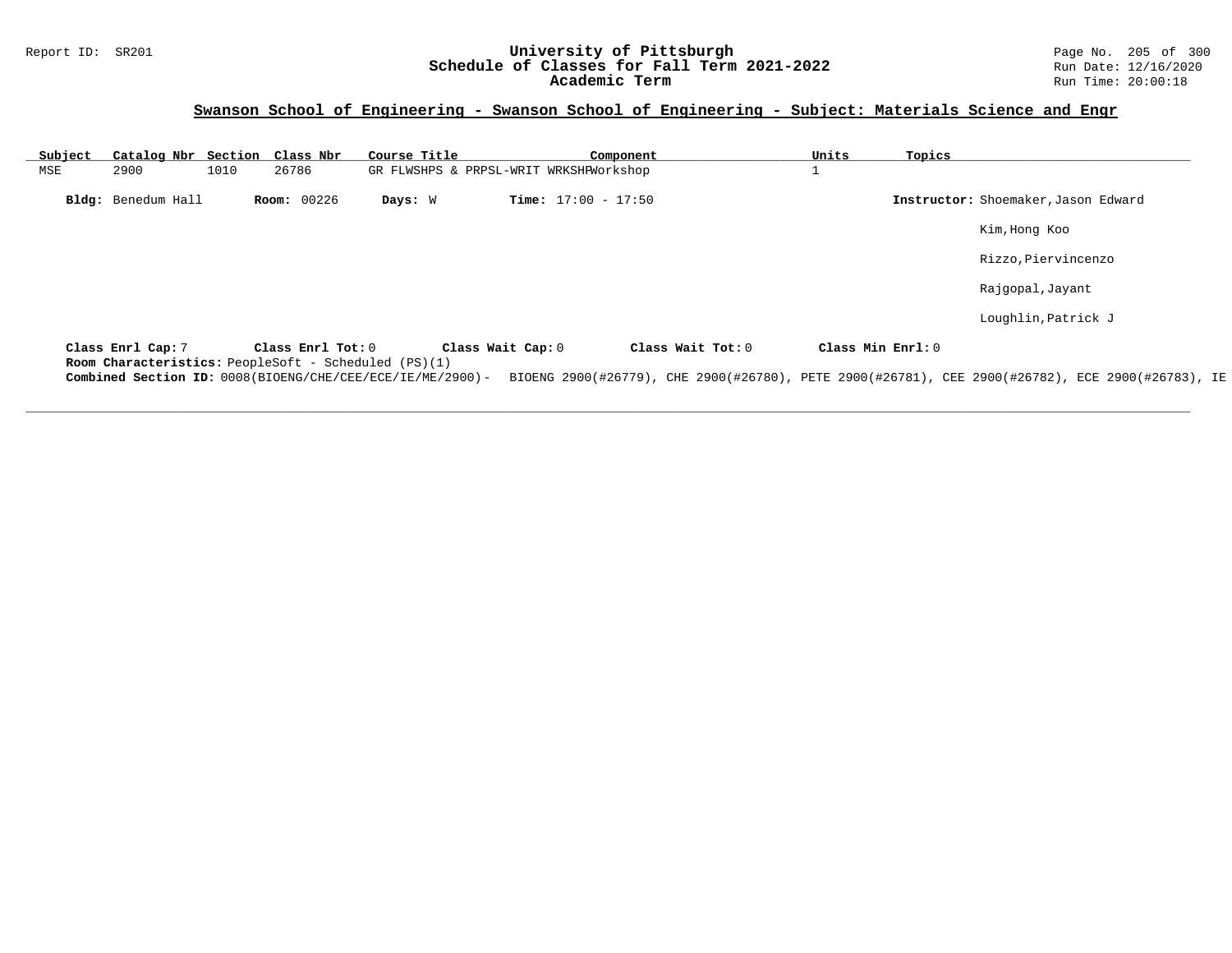## Swanson School of Engineering - Swanson School of Engineering - Subject: Materials Science and Engr

| Subject | Catalog Nbr | Section | Class Nbr | Course Title | Component | Units | Topics |
|---|---|---|---|---|---|---|---|
| MSE | 2900 | 1010 | 26786 | GR FLWSHPS & PRPSL-WRIT WRKSHP | Workshop | 1 | |

**Bldg:** Benedum Hall **Room:** 00226 **Days:** W **Time:** 17:00 - 17:50 **Instructor:** Shoemaker,Jason Edward

Kim,Hong Koo

Rizzo,Piervincenzo

Rajgopal,Jayant

Loughlin,Patrick J

**Class Enrl Cap:** 7 **Class Enrl Tot:** 0 **Class Wait Cap:** 0 **Class Wait Tot:** 0 **Class Min Enrl:** 0

**Room Characteristics:** PeopleSoft - Scheduled (PS)(1)

**Combined Section ID:** 0008(BIOENG/CHE/CEE/ECE/IE/ME/2900)- BIOENG 2900(#26779), CHE 2900(#26780), PETE 2900(#26781), CEE 2900(#26782), ECE 2900(#26783), IE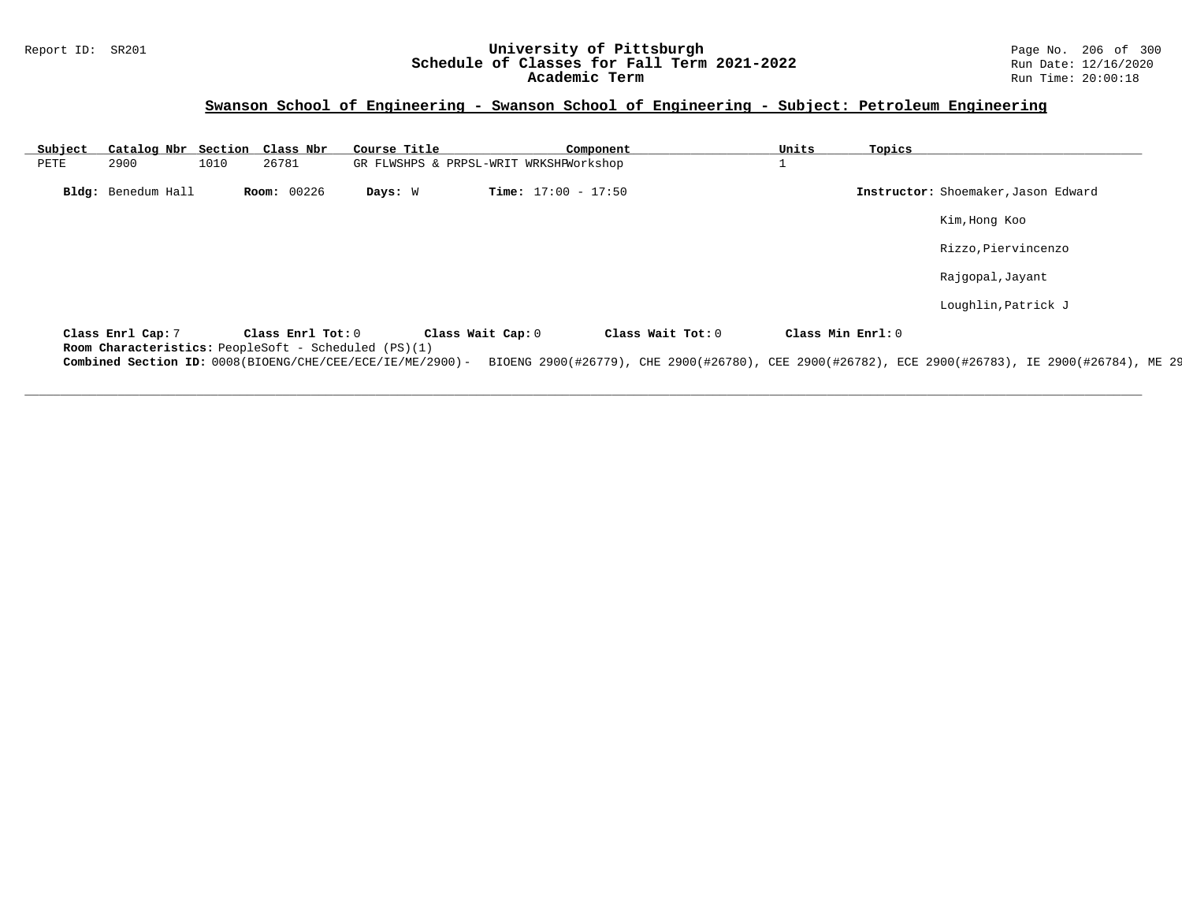## Swanson School of Engineering - Swanson School of Engineering - Subject: Petroleum Engineering

| Subject | Catalog Nbr | Section | Class Nbr | Course Title | Component | Units | Topics |
|---|---|---|---|---|---|---|---|
| PETE | 2900 | 1010 | 26781 | GR FLWSHPS & PRPSL-WRIT WRKSHP | Workshop | 1 | |

**Bldg:** Benedum Hall **Room:** 00226 **Days:** W **Time:** 17:00 - 17:50 **Instructor:** Shoemaker,Jason Edward

Kim,Hong Koo

Rizzo,Piervincenzo

Rajgopal,Jayant

Loughlin,Patrick J

**Class Enrl Cap:** 7 **Class Enrl Tot:** 0 **Class Wait Cap:** 0 **Class Wait Tot:** 0 **Class Min Enrl:** 0

**Room Characteristics:** PeopleSoft - Scheduled (PS)(1)

**Combined Section ID:** 0008(BIOENG/CHE/CEE/ECE/IE/ME/2900)- BIOENG 2900(#26779), CHE 2900(#26780), CEE 2900(#26782), ECE 2900(#26783), IE 2900(#26784), ME 29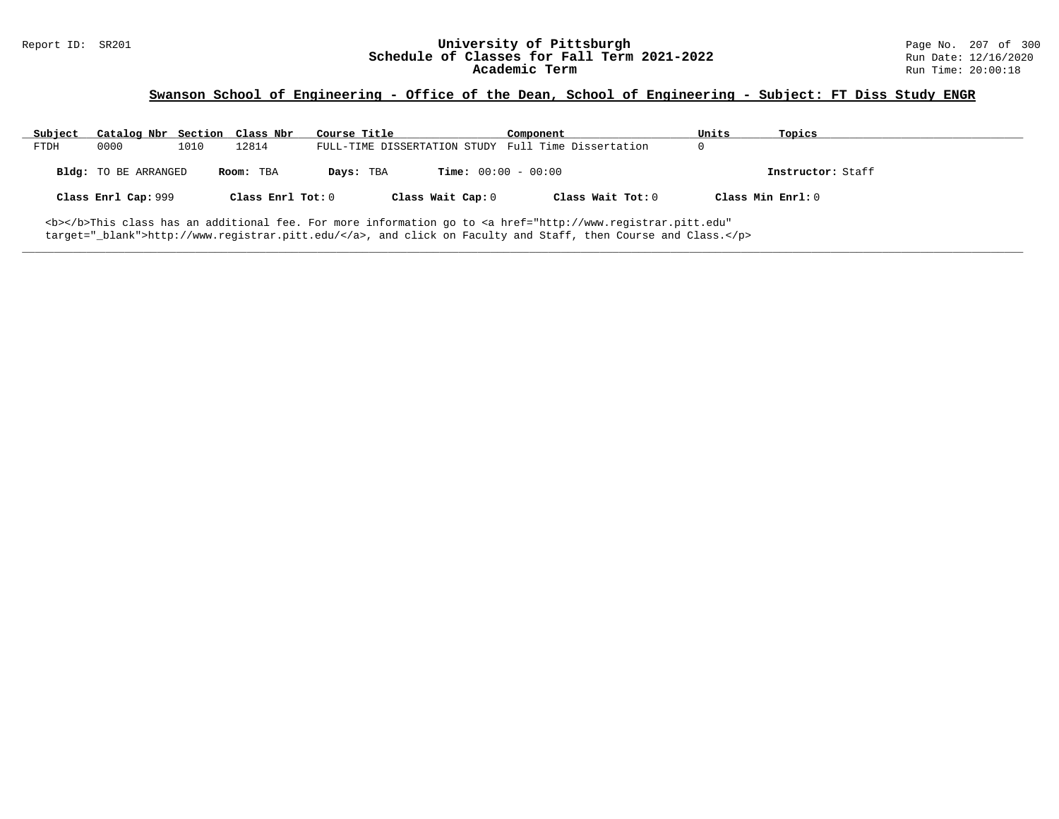## Swanson School of Engineering - Office of the Dean, School of Engineering - Subject: FT Diss Study ENGR

| Subject | Catalog Nbr | Section | Class Nbr | Course Title | Component | Units | Topics |
|---|---|---|---|---|---|---|---|
| FTDH | 0000 | 1010 | 12814 | FULL-TIME DISSERTATION STUDY | Full Time Dissertation | 0 | |

**Bldg:** TO BE ARRANGED **Room:** TBA **Days:** TBA **Time:** 00:00 - 00:00 **Instructor:** Staff

**Class Enrl Cap:** 999 **Class Enrl Tot:** 0 **Class Wait Cap:** 0 **Class Wait Tot:** 0 **Class Min Enrl:** 0

<b></b>This class has an additional fee. For more information go to <a href="http://www.registrar.pitt.edu" target="_blank">http://www.registrar.pitt.edu/</a>, and click on Faculty and Staff, then Course and Class.</p>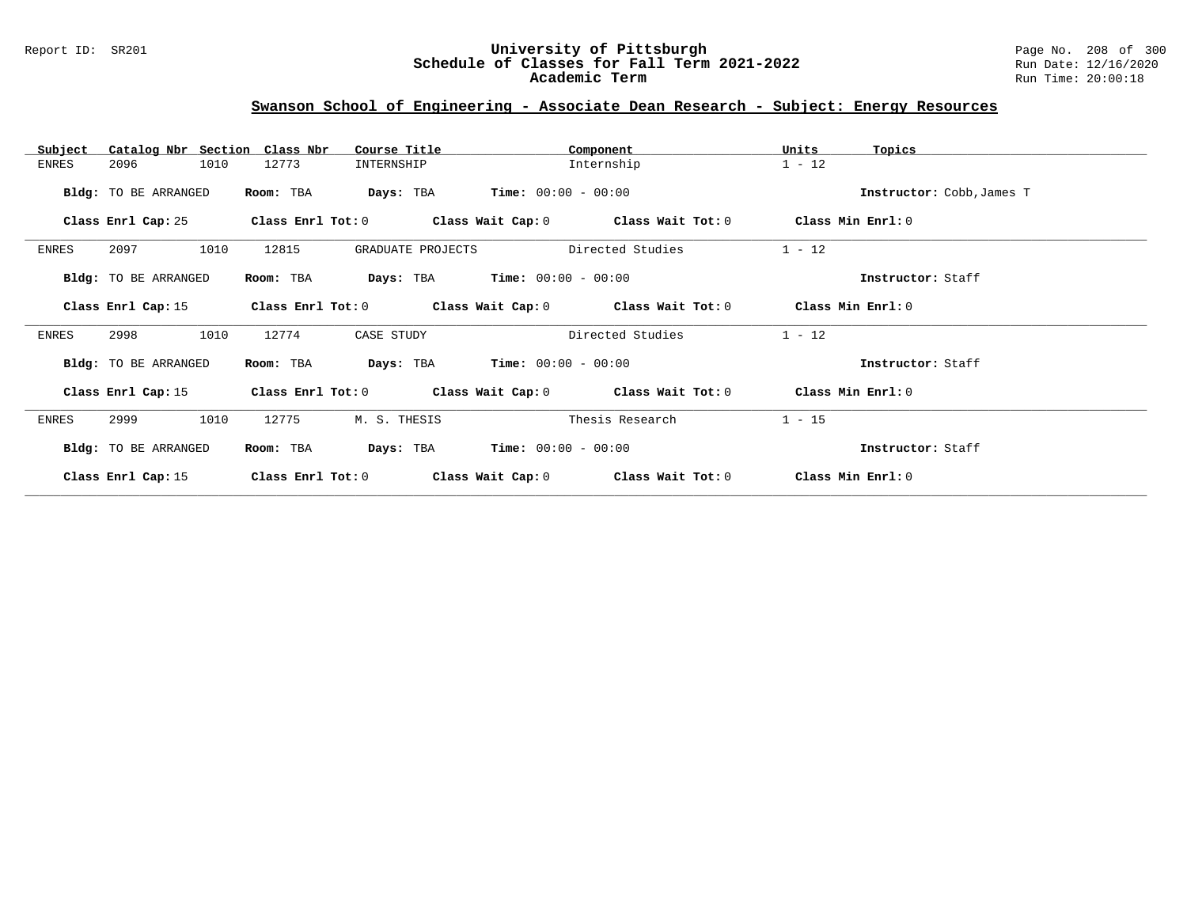## Swanson School of Engineering - Associate Dean Research - Subject: Energy Resources

| Subject | Catalog Nbr | Section | Class Nbr | Course Title | Component | Units | Topics |
|---|---|---|---|---|---|---|---|
| ENRES | 2096 | 1010 | 12773 | INTERNSHIP | Internship | 1 - 12 | |

**Bldg:** TO BE ARRANGED **Room:** TBA **Days:** TBA **Time:** 00:00 - 00:00 **Instructor:** Cobb,James T

**Class Enrl Cap:** 25 **Class Enrl Tot:** 0 **Class Wait Cap:** 0 **Class Wait Tot:** 0 **Class Min Enrl:** 0

---

| Subject | Catalog Nbr | Section | Class Nbr | Course Title | Component | Units | Topics |
|---|---|---|---|---|---|---|---|
| ENRES | 2097 | 1010 | 12815 | GRADUATE PROJECTS | Directed Studies | 1 - 12 | |

**Bldg:** TO BE ARRANGED **Room:** TBA **Days:** TBA **Time:** 00:00 - 00:00 **Instructor:** Staff

**Class Enrl Cap:** 15 **Class Enrl Tot:** 0 **Class Wait Cap:** 0 **Class Wait Tot:** 0 **Class Min Enrl:** 0

---

| Subject | Catalog Nbr | Section | Class Nbr | Course Title | Component | Units | Topics |
|---|---|---|---|---|---|---|---|
| ENRES | 2998 | 1010 | 12774 | CASE STUDY | Directed Studies | 1 - 12 | |

**Bldg:** TO BE ARRANGED **Room:** TBA **Days:** TBA **Time:** 00:00 - 00:00 **Instructor:** Staff

**Class Enrl Cap:** 15 **Class Enrl Tot:** 0 **Class Wait Cap:** 0 **Class Wait Tot:** 0 **Class Min Enrl:** 0

---

| Subject | Catalog Nbr | Section | Class Nbr | Course Title | Component | Units | Topics |
|---|---|---|---|---|---|---|---|
| ENRES | 2999 | 1010 | 12775 | M. S. THESIS | Thesis Research | 1 - 15 | |

**Bldg:** TO BE ARRANGED **Room:** TBA **Days:** TBA **Time:** 00:00 - 00:00 **Instructor:** Staff

**Class Enrl Cap:** 15 **Class Enrl Tot:** 0 **Class Wait Cap:** 0 **Class Wait Tot:** 0 **Class Min Enrl:** 0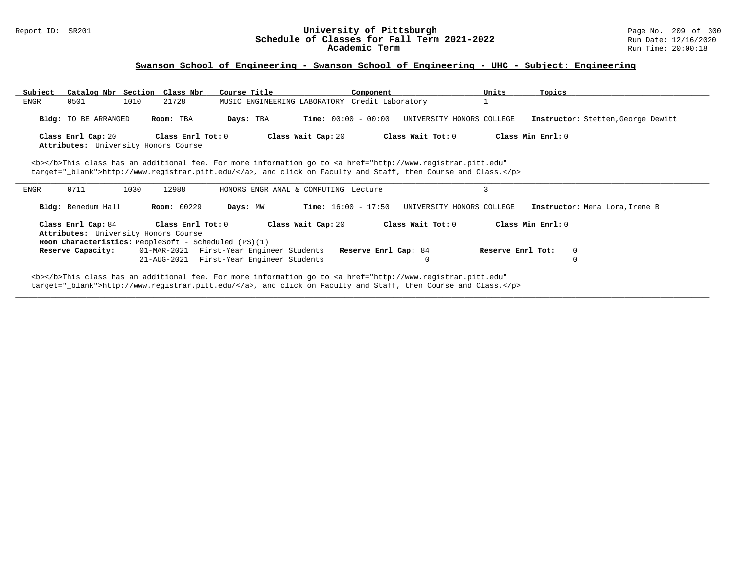## Swanson School of Engineering - Swanson School of Engineering - UHC - Subject: Engineering

| Subject | Catalog Nbr | Section | Class Nbr | Course Title | Component | Units | Topics |
|---|---|---|---|---|---|---|---|
| ENGR | 0501 | 1010 | 21728 | MUSIC ENGINEERING LABORATORY | Credit Laboratory | 1 | |

**Bldg:** TO BE ARRANGED **Room:** TBA **Days:** TBA **Time:** 00:00 - 00:00 UNIVERSITY HONORS COLLEGE **Instructor:** Stetten,George Dewitt

**Class Enrl Cap:** 20 **Class Enrl Tot:** 0 **Class Wait Cap:** 20 **Class Wait Tot:** 0 **Class Min Enrl:** 0

**Attributes:** University Honors Course

<b></b>This class has an additional fee. For more information go to <a href="http://www.registrar.pitt.edu" target="_blank">http://www.registrar.pitt.edu/</a>, and click on Faculty and Staff, then Course and Class.</p>

---

| Subject | Catalog Nbr | Section | Class Nbr | Course Title | Component | Units | Topics |
|---|---|---|---|---|---|---|---|
| ENGR | 0711 | 1030 | 12988 | HONORS ENGR ANAL & COMPUTING | Lecture | 3 | |

**Bldg:** Benedum Hall **Room:** 00229 **Days:** MW **Time:** 16:00 - 17:50 UNIVERSITY HONORS COLLEGE **Instructor:** Mena Lora,Irene B

**Class Enrl Cap:** 84 **Class Enrl Tot:** 0 **Class Wait Cap:** 20 **Class Wait Tot:** 0 **Class Min Enrl:** 0

**Attributes:** University Honors Course

**Room Characteristics:** PeopleSoft - Scheduled (PS)(1)

| **Reserve Capacity:** | | **Reserve Enrl Cap:** | **Reserve Enrl Tot:** |
|---|---|---|---|
| 01-MAR-2021 | First-Year Engineer Students | 84 | 0 |
| 21-AUG-2021 | First-Year Engineer Students | 0 | 0 |

<b></b>This class has an additional fee. For more information go to <a href="http://www.registrar.pitt.edu" target="_blank">http://www.registrar.pitt.edu/</a>, and click on Faculty and Staff, then Course and Class.</p>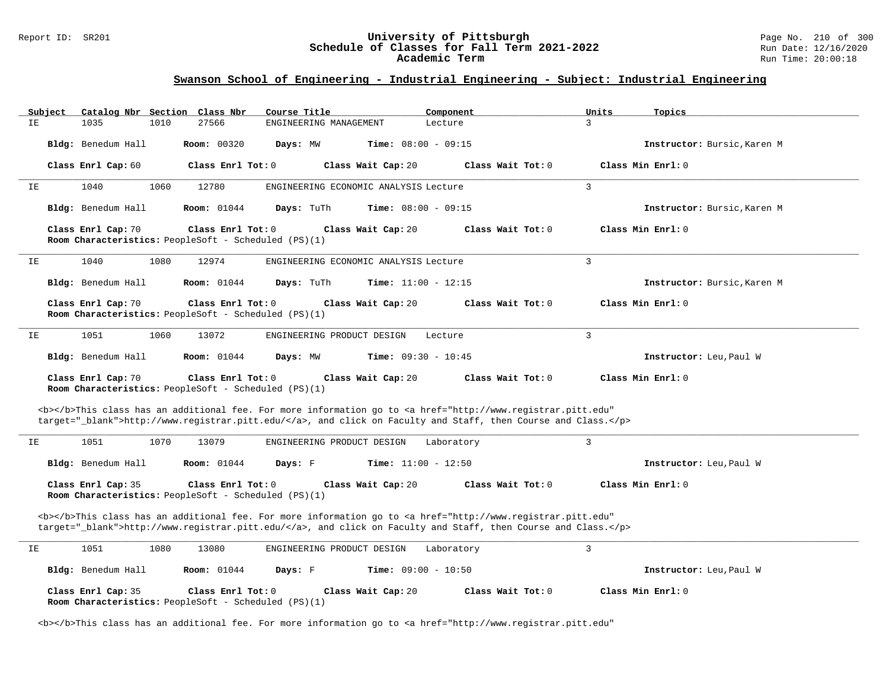## Swanson School of Engineering - Industrial Engineering - Subject: Industrial Engineering

| Subject | Catalog Nbr | Section | Class Nbr | Course Title | Component | Units | Topics |
|---|---|---|---|---|---|---|---|
| IE | 1035 | 1010 | 27566 | ENGINEERING MANAGEMENT | Lecture | 3 | |

**Bldg:** Benedum Hall **Room:** 00320 **Days:** MW **Time:** 08:00 - 09:15 **Instructor:** Bursic,Karen M

**Class Enrl Cap:** 60 **Class Enrl Tot:** 0 **Class Wait Cap:** 20 **Class Wait Tot:** 0 **Class Min Enrl:** 0

---

| Subject | Catalog Nbr | Section | Class Nbr | Course Title | Component | Units | Topics |
|---|---|---|---|---|---|---|---|
| IE | 1040 | 1060 | 12780 | ENGINEERING ECONOMIC ANALYSIS | Lecture | 3 | |

**Bldg:** Benedum Hall **Room:** 01044 **Days:** TuTh **Time:** 08:00 - 09:15 **Instructor:** Bursic,Karen M

**Class Enrl Cap:** 70 **Class Enrl Tot:** 0 **Class Wait Cap:** 20 **Class Wait Tot:** 0 **Class Min Enrl:** 0
**Room Characteristics:** PeopleSoft - Scheduled (PS)(1)

---

| Subject | Catalog Nbr | Section | Class Nbr | Course Title | Component | Units | Topics |
|---|---|---|---|---|---|---|---|
| IE | 1040 | 1080 | 12974 | ENGINEERING ECONOMIC ANALYSIS | Lecture | 3 | |

**Bldg:** Benedum Hall **Room:** 01044 **Days:** TuTh **Time:** 11:00 - 12:15 **Instructor:** Bursic,Karen M

**Class Enrl Cap:** 70 **Class Enrl Tot:** 0 **Class Wait Cap:** 20 **Class Wait Tot:** 0 **Class Min Enrl:** 0
**Room Characteristics:** PeopleSoft - Scheduled (PS)(1)

---

| Subject | Catalog Nbr | Section | Class Nbr | Course Title | Component | Units | Topics |
|---|---|---|---|---|---|---|---|
| IE | 1051 | 1060 | 13072 | ENGINEERING PRODUCT DESIGN | Lecture | 3 | |

**Bldg:** Benedum Hall **Room:** 01044 **Days:** MW **Time:** 09:30 - 10:45 **Instructor:** Leu,Paul W

**Class Enrl Cap:** 70 **Class Enrl Tot:** 0 **Class Wait Cap:** 20 **Class Wait Tot:** 0 **Class Min Enrl:** 0
**Room Characteristics:** PeopleSoft - Scheduled (PS)(1)

<b></b>This class has an additional fee. For more information go to <a href="http://www.registrar.pitt.edu" target="_blank">http://www.registrar.pitt.edu/</a>, and click on Faculty and Staff, then Course and Class.</p>

---

| Subject | Catalog Nbr | Section | Class Nbr | Course Title | Component | Units | Topics |
|---|---|---|---|---|---|---|---|
| IE | 1051 | 1070 | 13079 | ENGINEERING PRODUCT DESIGN | Laboratory | 3 | |

**Bldg:** Benedum Hall **Room:** 01044 **Days:** F **Time:** 11:00 - 12:50 **Instructor:** Leu,Paul W

**Class Enrl Cap:** 35 **Class Enrl Tot:** 0 **Class Wait Cap:** 20 **Class Wait Tot:** 0 **Class Min Enrl:** 0
**Room Characteristics:** PeopleSoft - Scheduled (PS)(1)

<b></b>This class has an additional fee. For more information go to <a href="http://www.registrar.pitt.edu" target="_blank">http://www.registrar.pitt.edu/</a>, and click on Faculty and Staff, then Course and Class.</p>

---

| Subject | Catalog Nbr | Section | Class Nbr | Course Title | Component | Units | Topics |
|---|---|---|---|---|---|---|---|
| IE | 1051 | 1080 | 13080 | ENGINEERING PRODUCT DESIGN | Laboratory | 3 | |

**Bldg:** Benedum Hall **Room:** 01044 **Days:** F **Time:** 09:00 - 10:50 **Instructor:** Leu,Paul W

**Class Enrl Cap:** 35 **Class Enrl Tot:** 0 **Class Wait Cap:** 20 **Class Wait Tot:** 0 **Class Min Enrl:** 0
**Room Characteristics:** PeopleSoft - Scheduled (PS)(1)

<b></b>This class has an additional fee. For more information go to <a href="http://www.registrar.pitt.edu"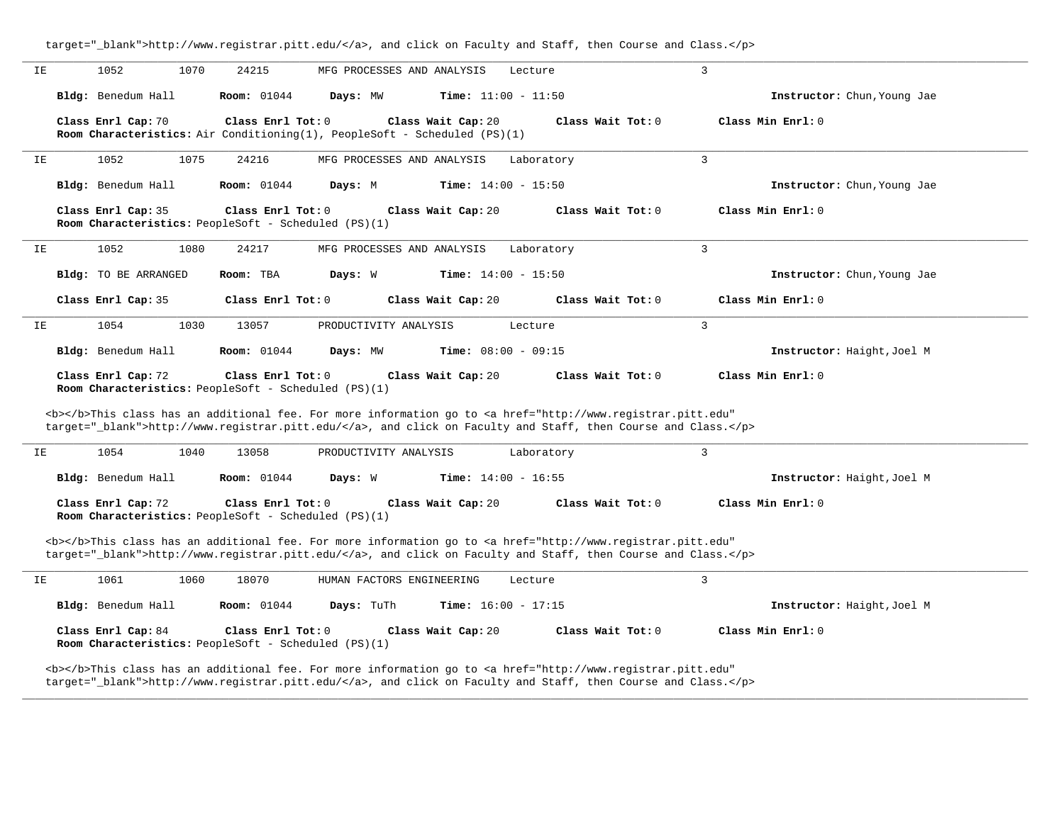target="_blank">http://www.registrar.pitt.edu/</a>, and click on Faculty and Staff, then Course and Class.</p>

---

IE 1052 1070 24215 MFG PROCESSES AND ANALYSIS Lecture 3

**Bldg:** Benedum Hall **Room:** 01044 **Days:** MW **Time:** 11:00 - 11:50 **Instructor:** Chun,Young Jae

**Class Enrl Cap:** 70 **Class Enrl Tot:** 0 **Class Wait Cap:** 20 **Class Wait Tot:** 0 **Class Min Enrl:** 0
**Room Characteristics:** Air Conditioning(1), PeopleSoft - Scheduled (PS)(1)

---

IE 1052 1075 24216 MFG PROCESSES AND ANALYSIS Laboratory 3

**Bldg:** Benedum Hall **Room:** 01044 **Days:** M **Time:** 14:00 - 15:50 **Instructor:** Chun,Young Jae

**Class Enrl Cap:** 35 **Class Enrl Tot:** 0 **Class Wait Cap:** 20 **Class Wait Tot:** 0 **Class Min Enrl:** 0
**Room Characteristics:** PeopleSoft - Scheduled (PS)(1)

---

IE 1052 1080 24217 MFG PROCESSES AND ANALYSIS Laboratory 3

**Bldg:** TO BE ARRANGED **Room:** TBA **Days:** W **Time:** 14:00 - 15:50 **Instructor:** Chun,Young Jae

**Class Enrl Cap:** 35 **Class Enrl Tot:** 0 **Class Wait Cap:** 20 **Class Wait Tot:** 0 **Class Min Enrl:** 0

---

IE 1054 1030 13057 PRODUCTIVITY ANALYSIS Lecture 3

**Bldg:** Benedum Hall **Room:** 01044 **Days:** MW **Time:** 08:00 - 09:15 **Instructor:** Haight,Joel M

**Class Enrl Cap:** 72 **Class Enrl Tot:** 0 **Class Wait Cap:** 20 **Class Wait Tot:** 0 **Class Min Enrl:** 0
**Room Characteristics:** PeopleSoft - Scheduled (PS)(1)

<b></b>This class has an additional fee. For more information go to <a href="http://www.registrar.pitt.edu" target="_blank">http://www.registrar.pitt.edu/</a>, and click on Faculty and Staff, then Course and Class.</p>

---

IE 1054 1040 13058 PRODUCTIVITY ANALYSIS Laboratory 3

**Bldg:** Benedum Hall **Room:** 01044 **Days:** W **Time:** 14:00 - 16:55 **Instructor:** Haight,Joel M

**Class Enrl Cap:** 72 **Class Enrl Tot:** 0 **Class Wait Cap:** 20 **Class Wait Tot:** 0 **Class Min Enrl:** 0
**Room Characteristics:** PeopleSoft - Scheduled (PS)(1)

<b></b>This class has an additional fee. For more information go to <a href="http://www.registrar.pitt.edu" target="_blank">http://www.registrar.pitt.edu/</a>, and click on Faculty and Staff, then Course and Class.</p>

---

IE 1061 1060 18070 HUMAN FACTORS ENGINEERING Lecture 3

**Bldg:** Benedum Hall **Room:** 01044 **Days:** TuTh **Time:** 16:00 - 17:15 **Instructor:** Haight,Joel M

**Class Enrl Cap:** 84 **Class Enrl Tot:** 0 **Class Wait Cap:** 20 **Class Wait Tot:** 0 **Class Min Enrl:** 0
**Room Characteristics:** PeopleSoft - Scheduled (PS)(1)

<b></b>This class has an additional fee. For more information go to <a href="http://www.registrar.pitt.edu" target="_blank">http://www.registrar.pitt.edu/</a>, and click on Faculty and Staff, then Course and Class.</p>

---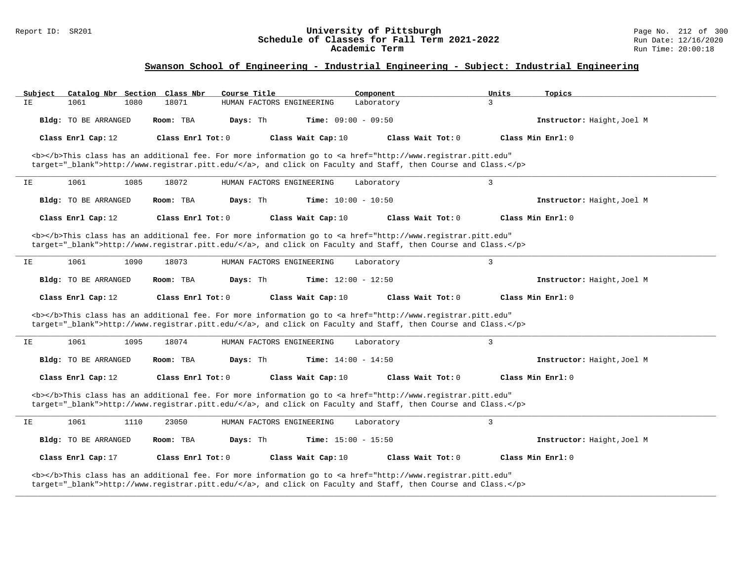## Swanson School of Engineering - Industrial Engineering - Subject: Industrial Engineering

| Subject | Catalog Nbr | Section | Class Nbr | Course Title | Component | Units | Topics |
|---|---|---|---|---|---|---|---|
| IE | 1061 | 1080 | 18071 | HUMAN FACTORS ENGINEERING | Laboratory | 3 | |

**Bldg:** TO BE ARRANGED **Room:** TBA **Days:** Th **Time:** 09:00 - 09:50 **Instructor:** Haight,Joel M

**Class Enrl Cap:** 12 **Class Enrl Tot:** 0 **Class Wait Cap:** 10 **Class Wait Tot:** 0 **Class Min Enrl:** 0

<b></b>This class has an additional fee. For more information go to <a href="http://www.registrar.pitt.edu" target="_blank">http://www.registrar.pitt.edu/</a>, and click on Faculty and Staff, then Course and Class.</p>

---

| Subject | Catalog Nbr | Section | Class Nbr | Course Title | Component | Units | Topics |
|---|---|---|---|---|---|---|---|
| IE | 1061 | 1085 | 18072 | HUMAN FACTORS ENGINEERING | Laboratory | 3 | |

**Bldg:** TO BE ARRANGED **Room:** TBA **Days:** Th **Time:** 10:00 - 10:50 **Instructor:** Haight,Joel M

**Class Enrl Cap:** 12 **Class Enrl Tot:** 0 **Class Wait Cap:** 10 **Class Wait Tot:** 0 **Class Min Enrl:** 0

<b></b>This class has an additional fee. For more information go to <a href="http://www.registrar.pitt.edu" target="_blank">http://www.registrar.pitt.edu/</a>, and click on Faculty and Staff, then Course and Class.</p>

---

| Subject | Catalog Nbr | Section | Class Nbr | Course Title | Component | Units | Topics |
|---|---|---|---|---|---|---|---|
| IE | 1061 | 1090 | 18073 | HUMAN FACTORS ENGINEERING | Laboratory | 3 | |

**Bldg:** TO BE ARRANGED **Room:** TBA **Days:** Th **Time:** 12:00 - 12:50 **Instructor:** Haight,Joel M

**Class Enrl Cap:** 12 **Class Enrl Tot:** 0 **Class Wait Cap:** 10 **Class Wait Tot:** 0 **Class Min Enrl:** 0

<b></b>This class has an additional fee. For more information go to <a href="http://www.registrar.pitt.edu" target="_blank">http://www.registrar.pitt.edu/</a>, and click on Faculty and Staff, then Course and Class.</p>

---

| Subject | Catalog Nbr | Section | Class Nbr | Course Title | Component | Units | Topics |
|---|---|---|---|---|---|---|---|
| IE | 1061 | 1095 | 18074 | HUMAN FACTORS ENGINEERING | Laboratory | 3 | |

**Bldg:** TO BE ARRANGED **Room:** TBA **Days:** Th **Time:** 14:00 - 14:50 **Instructor:** Haight,Joel M

**Class Enrl Cap:** 12 **Class Enrl Tot:** 0 **Class Wait Cap:** 10 **Class Wait Tot:** 0 **Class Min Enrl:** 0

<b></b>This class has an additional fee. For more information go to <a href="http://www.registrar.pitt.edu" target="_blank">http://www.registrar.pitt.edu/</a>, and click on Faculty and Staff, then Course and Class.</p>

---

| Subject | Catalog Nbr | Section | Class Nbr | Course Title | Component | Units | Topics |
|---|---|---|---|---|---|---|---|
| IE | 1061 | 1110 | 23050 | HUMAN FACTORS ENGINEERING | Laboratory | 3 | |

**Bldg:** TO BE ARRANGED **Room:** TBA **Days:** Th **Time:** 15:00 - 15:50 **Instructor:** Haight,Joel M

**Class Enrl Cap:** 17 **Class Enrl Tot:** 0 **Class Wait Cap:** 10 **Class Wait Tot:** 0 **Class Min Enrl:** 0

<b></b>This class has an additional fee. For more information go to <a href="http://www.registrar.pitt.edu" target="_blank">http://www.registrar.pitt.edu/</a>, and click on Faculty and Staff, then Course and Class.</p>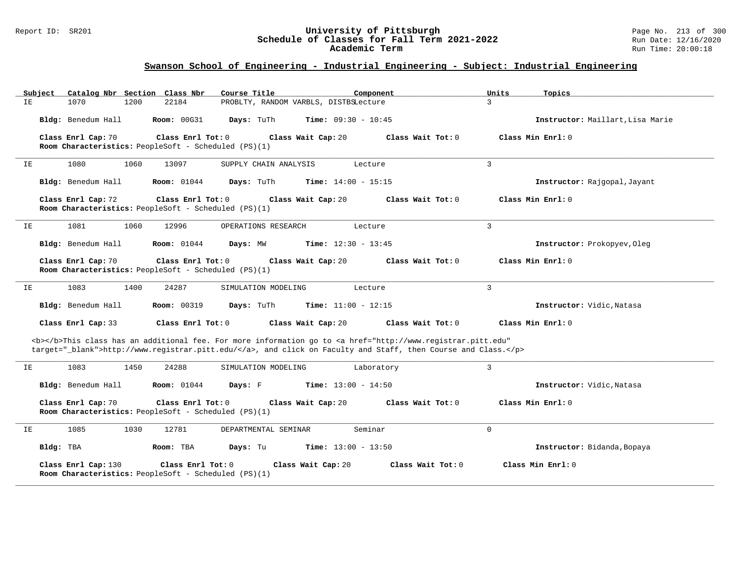## Swanson School of Engineering - Industrial Engineering - Subject: Industrial Engineering

| Subject | Catalog Nbr | Section | Class Nbr | Course Title | Component | Units | Topics |
|---|---|---|---|---|---|---|---|
| IE | 1070 | 1200 | 22184 | PROBLTY, RANDOM VARBLS, DISTBS | Lecture | 3 | |

**Bldg:** Benedum Hall **Room:** 00G31 **Days:** TuTh **Time:** 09:30 - 10:45 **Instructor:** Maillart,Lisa Marie

**Class Enrl Cap:** 70 **Class Enrl Tot:** 0 **Class Wait Cap:** 20 **Class Wait Tot:** 0 **Class Min Enrl:** 0
**Room Characteristics:** PeopleSoft - Scheduled (PS)(1)

---

| Subject | Catalog Nbr | Section | Class Nbr | Course Title | Component | Units | Topics |
|---|---|---|---|---|---|---|---|
| IE | 1080 | 1060 | 13097 | SUPPLY CHAIN ANALYSIS | Lecture | 3 | |

**Bldg:** Benedum Hall **Room:** 01044 **Days:** TuTh **Time:** 14:00 - 15:15 **Instructor:** Rajgopal,Jayant

**Class Enrl Cap:** 72 **Class Enrl Tot:** 0 **Class Wait Cap:** 20 **Class Wait Tot:** 0 **Class Min Enrl:** 0
**Room Characteristics:** PeopleSoft - Scheduled (PS)(1)

---

| Subject | Catalog Nbr | Section | Class Nbr | Course Title | Component | Units | Topics |
|---|---|---|---|---|---|---|---|
| IE | 1081 | 1060 | 12996 | OPERATIONS RESEARCH | Lecture | 3 | |

**Bldg:** Benedum Hall **Room:** 01044 **Days:** MW **Time:** 12:30 - 13:45 **Instructor:** Prokopyev,Oleg

**Class Enrl Cap:** 70 **Class Enrl Tot:** 0 **Class Wait Cap:** 20 **Class Wait Tot:** 0 **Class Min Enrl:** 0
**Room Characteristics:** PeopleSoft - Scheduled (PS)(1)

---

| Subject | Catalog Nbr | Section | Class Nbr | Course Title | Component | Units | Topics |
|---|---|---|---|---|---|---|---|
| IE | 1083 | 1400 | 24287 | SIMULATION MODELING | Lecture | 3 | |

**Bldg:** Benedum Hall **Room:** 00319 **Days:** TuTh **Time:** 11:00 - 12:15 **Instructor:** Vidic,Natasa

**Class Enrl Cap:** 33 **Class Enrl Tot:** 0 **Class Wait Cap:** 20 **Class Wait Tot:** 0 **Class Min Enrl:** 0

<b></b>This class has an additional fee. For more information go to <a href="http://www.registrar.pitt.edu" target="_blank">http://www.registrar.pitt.edu/</a>, and click on Faculty and Staff, then Course and Class.</p>

---

| Subject | Catalog Nbr | Section | Class Nbr | Course Title | Component | Units | Topics |
|---|---|---|---|---|---|---|---|
| IE | 1083 | 1450 | 24288 | SIMULATION MODELING | Laboratory | 3 | |

**Bldg:** Benedum Hall **Room:** 01044 **Days:** F **Time:** 13:00 - 14:50 **Instructor:** Vidic,Natasa

**Class Enrl Cap:** 70 **Class Enrl Tot:** 0 **Class Wait Cap:** 20 **Class Wait Tot:** 0 **Class Min Enrl:** 0
**Room Characteristics:** PeopleSoft - Scheduled (PS)(1)

---

| Subject | Catalog Nbr | Section | Class Nbr | Course Title | Component | Units | Topics |
|---|---|---|---|---|---|---|---|
| IE | 1085 | 1030 | 12781 | DEPARTMENTAL SEMINAR | Seminar | 0 | |

**Bldg:** TBA **Room:** TBA **Days:** Tu **Time:** 13:00 - 13:50 **Instructor:** Bidanda,Bopaya

**Class Enrl Cap:** 130 **Class Enrl Tot:** 0 **Class Wait Cap:** 20 **Class Wait Tot:** 0 **Class Min Enrl:** 0
**Room Characteristics:** PeopleSoft - Scheduled (PS)(1)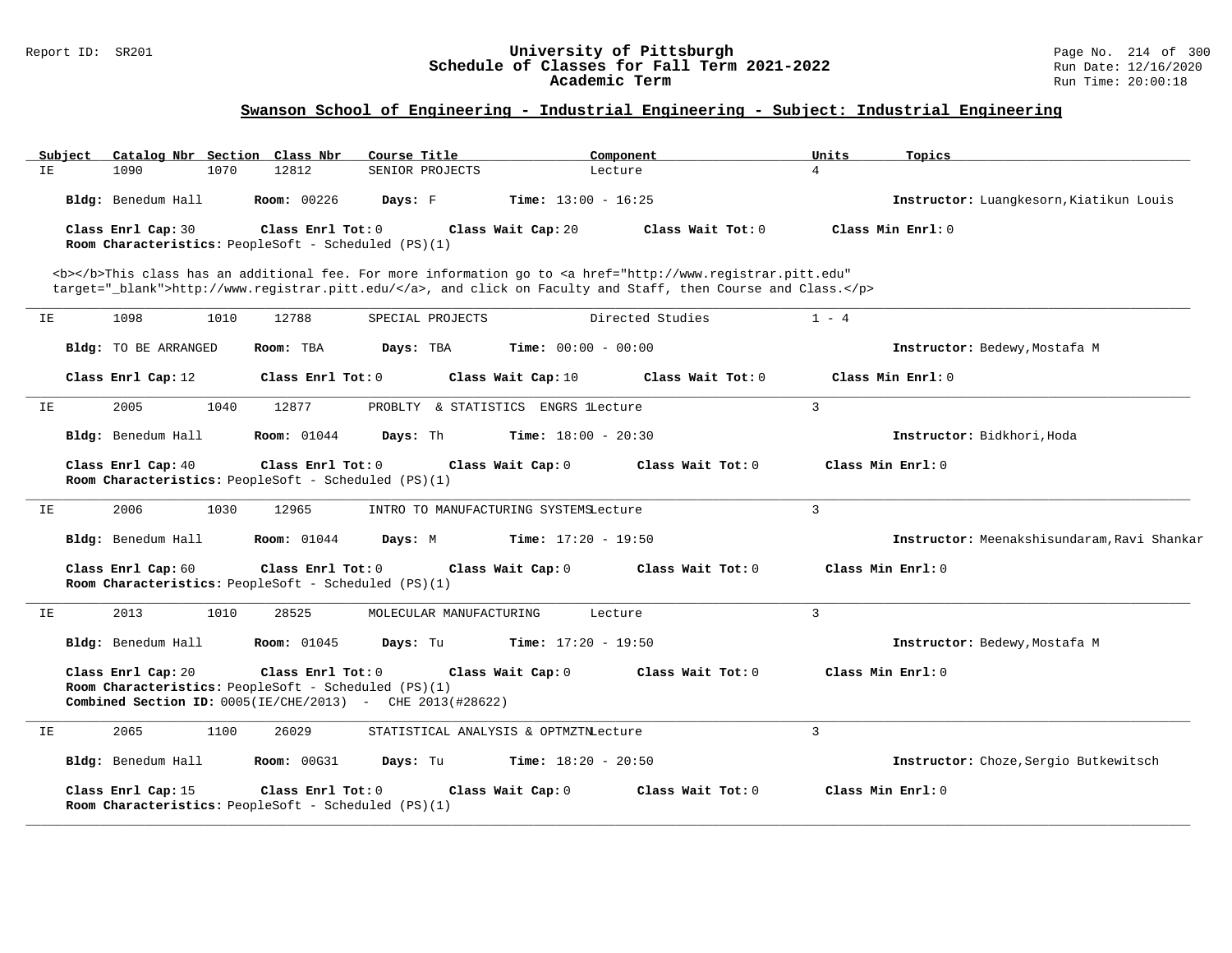## Swanson School of Engineering - Industrial Engineering - Subject: Industrial Engineering

| Subject | Catalog Nbr | Section | Class Nbr | Course Title | Component | Units | Topics |
|---|---|---|---|---|---|---|---|
| IE | 1090 | 1070 | 12812 | SENIOR PROJECTS | Lecture | 4 | |

**Bldg:** Benedum Hall **Room:** 00226 **Days:** F **Time:** 13:00 - 16:25 **Instructor:** Luangkesorn,Kiatikun Louis

**Class Enrl Cap:** 30 **Class Enrl Tot:** 0 **Class Wait Cap:** 20 **Class Wait Tot:** 0 **Class Min Enrl:** 0
**Room Characteristics:** PeopleSoft - Scheduled (PS)(1)

<b></b>This class has an additional fee. For more information go to <a href="http://www.registrar.pitt.edu" target="_blank">http://www.registrar.pitt.edu/</a>, and click on Faculty and Staff, then Course and Class.</p>

---

| Subject | Catalog Nbr | Section | Class Nbr | Course Title | Component | Units | Topics |
|---|---|---|---|---|---|---|---|
| IE | 1098 | 1010 | 12788 | SPECIAL PROJECTS | Directed Studies | 1 - 4 | |

**Bldg:** TO BE ARRANGED **Room:** TBA **Days:** TBA **Time:** 00:00 - 00:00 **Instructor:** Bedewy,Mostafa M

**Class Enrl Cap:** 12 **Class Enrl Tot:** 0 **Class Wait Cap:** 10 **Class Wait Tot:** 0 **Class Min Enrl:** 0

---

| Subject | Catalog Nbr | Section | Class Nbr | Course Title | Component | Units | Topics |
|---|---|---|---|---|---|---|---|
| IE | 2005 | 1040 | 12877 | PROBLTY & STATISTICS ENGRS 1 | Lecture | 3 | |

**Bldg:** Benedum Hall **Room:** 01044 **Days:** Th **Time:** 18:00 - 20:30 **Instructor:** Bidkhori,Hoda

**Class Enrl Cap:** 40 **Class Enrl Tot:** 0 **Class Wait Cap:** 0 **Class Wait Tot:** 0 **Class Min Enrl:** 0
**Room Characteristics:** PeopleSoft - Scheduled (PS)(1)

---

| Subject | Catalog Nbr | Section | Class Nbr | Course Title | Component | Units | Topics |
|---|---|---|---|---|---|---|---|
| IE | 2006 | 1030 | 12965 | INTRO TO MANUFACTURING SYSTEMS | Lecture | 3 | |

**Bldg:** Benedum Hall **Room:** 01044 **Days:** M **Time:** 17:20 - 19:50 **Instructor:** Meenakshisundaram,Ravi Shankar

**Class Enrl Cap:** 60 **Class Enrl Tot:** 0 **Class Wait Cap:** 0 **Class Wait Tot:** 0 **Class Min Enrl:** 0
**Room Characteristics:** PeopleSoft - Scheduled (PS)(1)

---

| Subject | Catalog Nbr | Section | Class Nbr | Course Title | Component | Units | Topics |
|---|---|---|---|---|---|---|---|
| IE | 2013 | 1010 | 28525 | MOLECULAR MANUFACTURING | Lecture | 3 | |

**Bldg:** Benedum Hall **Room:** 01045 **Days:** Tu **Time:** 17:20 - 19:50 **Instructor:** Bedewy,Mostafa M

**Class Enrl Cap:** 20 **Class Enrl Tot:** 0 **Class Wait Cap:** 0 **Class Wait Tot:** 0 **Class Min Enrl:** 0
**Room Characteristics:** PeopleSoft - Scheduled (PS)(1)
**Combined Section ID:** 0005(IE/CHE/2013) - CHE 2013(#28622)

---

| Subject | Catalog Nbr | Section | Class Nbr | Course Title | Component | Units | Topics |
|---|---|---|---|---|---|---|---|
| IE | 2065 | 1100 | 26029 | STATISTICAL ANALYSIS & OPTMZTN | Lecture | 3 | |

**Bldg:** Benedum Hall **Room:** 00G31 **Days:** Tu **Time:** 18:20 - 20:50 **Instructor:** Choze,Sergio Butkewitsch

**Class Enrl Cap:** 15 **Class Enrl Tot:** 0 **Class Wait Cap:** 0 **Class Wait Tot:** 0 **Class Min Enrl:** 0
**Room Characteristics:** PeopleSoft - Scheduled (PS)(1)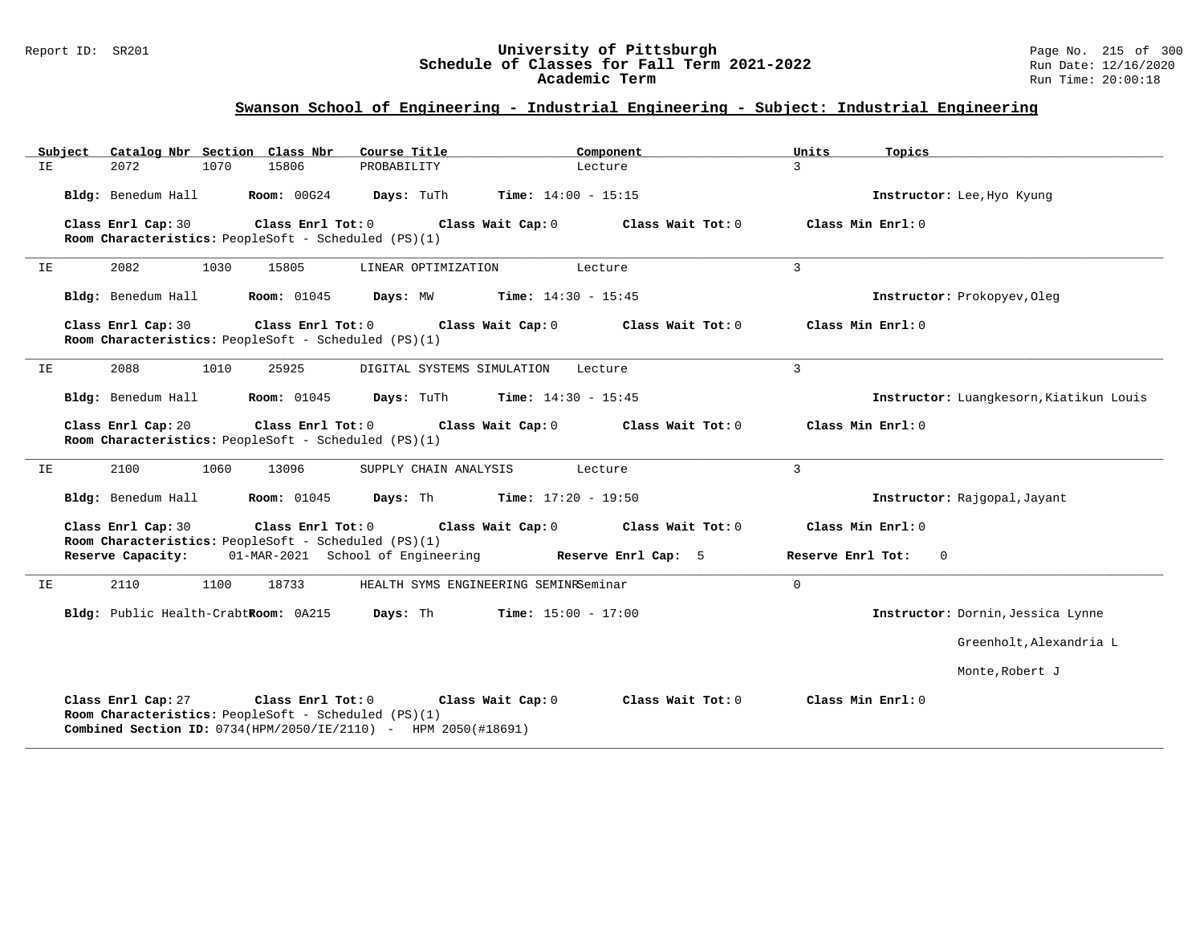## Swanson School of Engineering - Industrial Engineering - Subject: Industrial Engineering

| Subject | Catalog Nbr | Section | Class Nbr | Course Title | Component | Units | Topics |
|---|---|---|---|---|---|---|---|
| IE | 2072 | 1070 | 15806 | PROBABILITY | Lecture | 3 | |

**Bldg:** Benedum Hall **Room:** 00G24 **Days:** TuTh **Time:** 14:00 - 15:15 **Instructor:** Lee,Hyo Kyung

**Class Enrl Cap:** 30 **Class Enrl Tot:** 0 **Class Wait Cap:** 0 **Class Wait Tot:** 0 **Class Min Enrl:** 0
**Room Characteristics:** PeopleSoft - Scheduled (PS)(1)

---

| Subject | Catalog Nbr | Section | Class Nbr | Course Title | Component | Units | Topics |
|---|---|---|---|---|---|---|---|
| IE | 2082 | 1030 | 15805 | LINEAR OPTIMIZATION | Lecture | 3 | |

**Bldg:** Benedum Hall **Room:** 01045 **Days:** MW **Time:** 14:30 - 15:45 **Instructor:** Prokopyev,Oleg

**Class Enrl Cap:** 30 **Class Enrl Tot:** 0 **Class Wait Cap:** 0 **Class Wait Tot:** 0 **Class Min Enrl:** 0
**Room Characteristics:** PeopleSoft - Scheduled (PS)(1)

---

| Subject | Catalog Nbr | Section | Class Nbr | Course Title | Component | Units | Topics |
|---|---|---|---|---|---|---|---|
| IE | 2088 | 1010 | 25925 | DIGITAL SYSTEMS SIMULATION | Lecture | 3 | |

**Bldg:** Benedum Hall **Room:** 01045 **Days:** TuTh **Time:** 14:30 - 15:45 **Instructor:** Luangkesorn,Kiatikun Louis

**Class Enrl Cap:** 20 **Class Enrl Tot:** 0 **Class Wait Cap:** 0 **Class Wait Tot:** 0 **Class Min Enrl:** 0
**Room Characteristics:** PeopleSoft - Scheduled (PS)(1)

---

| Subject | Catalog Nbr | Section | Class Nbr | Course Title | Component | Units | Topics |
|---|---|---|---|---|---|---|---|
| IE | 2100 | 1060 | 13096 | SUPPLY CHAIN ANALYSIS | Lecture | 3 | |

**Bldg:** Benedum Hall **Room:** 01045 **Days:** Th **Time:** 17:20 - 19:50 **Instructor:** Rajgopal,Jayant

**Class Enrl Cap:** 30 **Class Enrl Tot:** 0 **Class Wait Cap:** 0 **Class Wait Tot:** 0 **Class Min Enrl:** 0
**Room Characteristics:** PeopleSoft - Scheduled (PS)(1)
**Reserve Capacity:** 01-MAR-2021 School of Engineering **Reserve Enrl Cap:** 5 **Reserve Enrl Tot:** 0

---

| Subject | Catalog Nbr | Section | Class Nbr | Course Title | Component | Units | Topics |
|---|---|---|---|---|---|---|---|
| IE | 2110 | 1100 | 18733 | HEALTH SYMS ENGINEERING SEMINR | Seminar | 0 | |

**Bldg:** Public Health-Crabt **Room:** 0A215 **Days:** Th **Time:** 15:00 - 17:00 **Instructor:** Dornin,Jessica Lynne
Greenholt,Alexandria L
Monte,Robert J

**Class Enrl Cap:** 27 **Class Enrl Tot:** 0 **Class Wait Cap:** 0 **Class Wait Tot:** 0 **Class Min Enrl:** 0
**Room Characteristics:** PeopleSoft - Scheduled (PS)(1)
**Combined Section ID:** 0734(HPM/2050/IE/2110) - HPM 2050(#18691)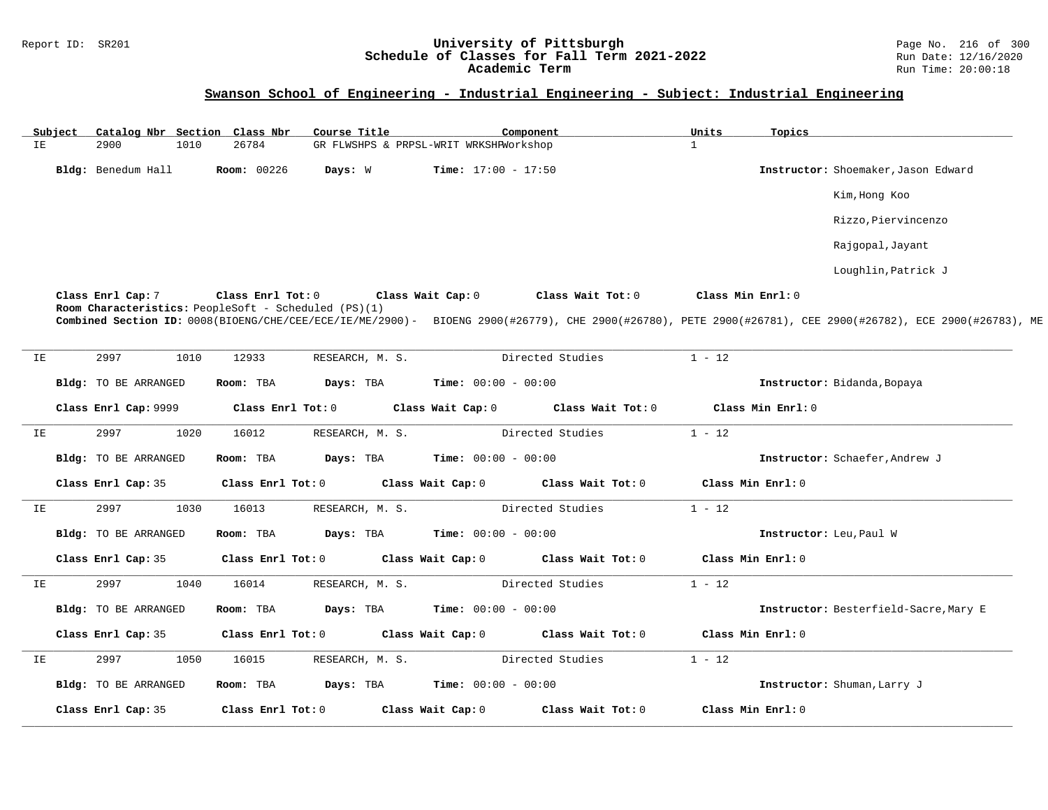## Swanson School of Engineering - Industrial Engineering - Subject: Industrial Engineering

| Subject | Catalog Nbr | Section | Class Nbr | Course Title | Component | Units | Topics |
|---|---|---|---|---|---|---|---|
| IE | 2900 | 1010 | 26784 | GR FLWSHPS & PRPSL-WRIT WRKSHP | Workshop | 1 | |

**Bldg:** Benedum Hall **Room:** 00226 **Days:** W **Time:** 17:00 - 17:50 **Instructor:** Shoemaker,Jason Edward; Kim,Hong Koo; Rizzo,Piervincenzo; Rajgopal,Jayant; Loughlin,Patrick J

**Class Enrl Cap:** 7 **Class Enrl Tot:** 0 **Class Wait Cap:** 0 **Class Wait Tot:** 0 **Class Min Enrl:** 0

**Room Characteristics:** PeopleSoft - Scheduled (PS)(1)

**Combined Section ID:** 0008(BIOENG/CHE/CEE/ECE/IE/ME/2900)- BIOENG 2900(#26779), CHE 2900(#26780), PETE 2900(#26781), CEE 2900(#26782), ECE 2900(#26783), ME

---

| Subject | Catalog Nbr | Section | Class Nbr | Course Title | Component | Units | Topics |
|---|---|---|---|---|---|---|---|
| IE | 2997 | 1010 | 12933 | RESEARCH, M. S. | Directed Studies | 1 - 12 | |

**Bldg:** TO BE ARRANGED **Room:** TBA **Days:** TBA **Time:** 00:00 - 00:00 **Instructor:** Bidanda,Bopaya

**Class Enrl Cap:** 9999 **Class Enrl Tot:** 0 **Class Wait Cap:** 0 **Class Wait Tot:** 0 **Class Min Enrl:** 0

---

| Subject | Catalog Nbr | Section | Class Nbr | Course Title | Component | Units | Topics |
|---|---|---|---|---|---|---|---|
| IE | 2997 | 1020 | 16012 | RESEARCH, M. S. | Directed Studies | 1 - 12 | |

**Bldg:** TO BE ARRANGED **Room:** TBA **Days:** TBA **Time:** 00:00 - 00:00 **Instructor:** Schaefer,Andrew J

**Class Enrl Cap:** 35 **Class Enrl Tot:** 0 **Class Wait Cap:** 0 **Class Wait Tot:** 0 **Class Min Enrl:** 0

---

| Subject | Catalog Nbr | Section | Class Nbr | Course Title | Component | Units | Topics |
|---|---|---|---|---|---|---|---|
| IE | 2997 | 1030 | 16013 | RESEARCH, M. S. | Directed Studies | 1 - 12 | |

**Bldg:** TO BE ARRANGED **Room:** TBA **Days:** TBA **Time:** 00:00 - 00:00 **Instructor:** Leu,Paul W

**Class Enrl Cap:** 35 **Class Enrl Tot:** 0 **Class Wait Cap:** 0 **Class Wait Tot:** 0 **Class Min Enrl:** 0

---

| Subject | Catalog Nbr | Section | Class Nbr | Course Title | Component | Units | Topics |
|---|---|---|---|---|---|---|---|
| IE | 2997 | 1040 | 16014 | RESEARCH, M. S. | Directed Studies | 1 - 12 | |

**Bldg:** TO BE ARRANGED **Room:** TBA **Days:** TBA **Time:** 00:00 - 00:00 **Instructor:** Besterfield-Sacre,Mary E

**Class Enrl Cap:** 35 **Class Enrl Tot:** 0 **Class Wait Cap:** 0 **Class Wait Tot:** 0 **Class Min Enrl:** 0

---

| Subject | Catalog Nbr | Section | Class Nbr | Course Title | Component | Units | Topics |
|---|---|---|---|---|---|---|---|
| IE | 2997 | 1050 | 16015 | RESEARCH, M. S. | Directed Studies | 1 - 12 | |

**Bldg:** TO BE ARRANGED **Room:** TBA **Days:** TBA **Time:** 00:00 - 00:00 **Instructor:** Shuman,Larry J

**Class Enrl Cap:** 35 **Class Enrl Tot:** 0 **Class Wait Cap:** 0 **Class Wait Tot:** 0 **Class Min Enrl:** 0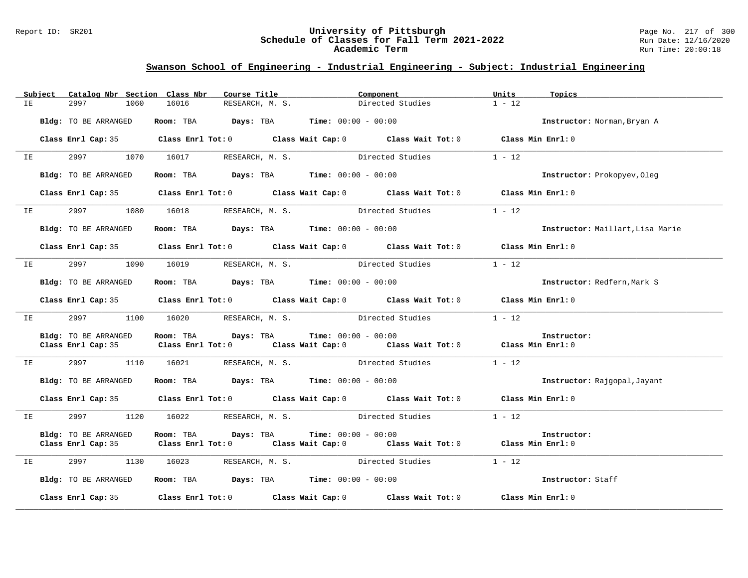## Swanson School of Engineering - Industrial Engineering - Subject: Industrial Engineering

| Subject | Catalog Nbr | Section | Class Nbr | Course Title | Component | Units | Topics |
|---|---|---|---|---|---|---|---|
| IE | 2997 | 1060 | 16016 | RESEARCH, M. S. | Directed Studies | 1 - 12 | |

**Bldg:** TO BE ARRANGED **Room:** TBA **Days:** TBA **Time:** 00:00 - 00:00 **Instructor:** Norman,Bryan A

**Class Enrl Cap:** 35 **Class Enrl Tot:** 0 **Class Wait Cap:** 0 **Class Wait Tot:** 0 **Class Min Enrl:** 0

---

| Subject | Catalog Nbr | Section | Class Nbr | Course Title | Component | Units | Topics |
|---|---|---|---|---|---|---|---|
| IE | 2997 | 1070 | 16017 | RESEARCH, M. S. | Directed Studies | 1 - 12 | |

**Bldg:** TO BE ARRANGED **Room:** TBA **Days:** TBA **Time:** 00:00 - 00:00 **Instructor:** Prokopyev,Oleg

**Class Enrl Cap:** 35 **Class Enrl Tot:** 0 **Class Wait Cap:** 0 **Class Wait Tot:** 0 **Class Min Enrl:** 0

---

| Subject | Catalog Nbr | Section | Class Nbr | Course Title | Component | Units | Topics |
|---|---|---|---|---|---|---|---|
| IE | 2997 | 1080 | 16018 | RESEARCH, M. S. | Directed Studies | 1 - 12 | |

**Bldg:** TO BE ARRANGED **Room:** TBA **Days:** TBA **Time:** 00:00 - 00:00 **Instructor:** Maillart,Lisa Marie

**Class Enrl Cap:** 35 **Class Enrl Tot:** 0 **Class Wait Cap:** 0 **Class Wait Tot:** 0 **Class Min Enrl:** 0

---

| Subject | Catalog Nbr | Section | Class Nbr | Course Title | Component | Units | Topics |
|---|---|---|---|---|---|---|---|
| IE | 2997 | 1090 | 16019 | RESEARCH, M. S. | Directed Studies | 1 - 12 | |

**Bldg:** TO BE ARRANGED **Room:** TBA **Days:** TBA **Time:** 00:00 - 00:00 **Instructor:** Redfern,Mark S

**Class Enrl Cap:** 35 **Class Enrl Tot:** 0 **Class Wait Cap:** 0 **Class Wait Tot:** 0 **Class Min Enrl:** 0

---

| Subject | Catalog Nbr | Section | Class Nbr | Course Title | Component | Units | Topics |
|---|---|---|---|---|---|---|---|
| IE | 2997 | 1100 | 16020 | RESEARCH, M. S. | Directed Studies | 1 - 12 | |

**Bldg:** TO BE ARRANGED **Room:** TBA **Days:** TBA **Time:** 00:00 - 00:00 **Instructor:**

**Class Enrl Cap:** 35 **Class Enrl Tot:** 0 **Class Wait Cap:** 0 **Class Wait Tot:** 0 **Class Min Enrl:** 0

---

| Subject | Catalog Nbr | Section | Class Nbr | Course Title | Component | Units | Topics |
|---|---|---|---|---|---|---|---|
| IE | 2997 | 1110 | 16021 | RESEARCH, M. S. | Directed Studies | 1 - 12 | |

**Bldg:** TO BE ARRANGED **Room:** TBA **Days:** TBA **Time:** 00:00 - 00:00 **Instructor:** Rajgopal,Jayant

**Class Enrl Cap:** 35 **Class Enrl Tot:** 0 **Class Wait Cap:** 0 **Class Wait Tot:** 0 **Class Min Enrl:** 0

---

| Subject | Catalog Nbr | Section | Class Nbr | Course Title | Component | Units | Topics |
|---|---|---|---|---|---|---|---|
| IE | 2997 | 1120 | 16022 | RESEARCH, M. S. | Directed Studies | 1 - 12 | |

**Bldg:** TO BE ARRANGED **Room:** TBA **Days:** TBA **Time:** 00:00 - 00:00 **Instructor:**

**Class Enrl Cap:** 35 **Class Enrl Tot:** 0 **Class Wait Cap:** 0 **Class Wait Tot:** 0 **Class Min Enrl:** 0

---

| Subject | Catalog Nbr | Section | Class Nbr | Course Title | Component | Units | Topics |
|---|---|---|---|---|---|---|---|
| IE | 2997 | 1130 | 16023 | RESEARCH, M. S. | Directed Studies | 1 - 12 | |

**Bldg:** TO BE ARRANGED **Room:** TBA **Days:** TBA **Time:** 00:00 - 00:00 **Instructor:** Staff

**Class Enrl Cap:** 35 **Class Enrl Tot:** 0 **Class Wait Cap:** 0 **Class Wait Tot:** 0 **Class Min Enrl:** 0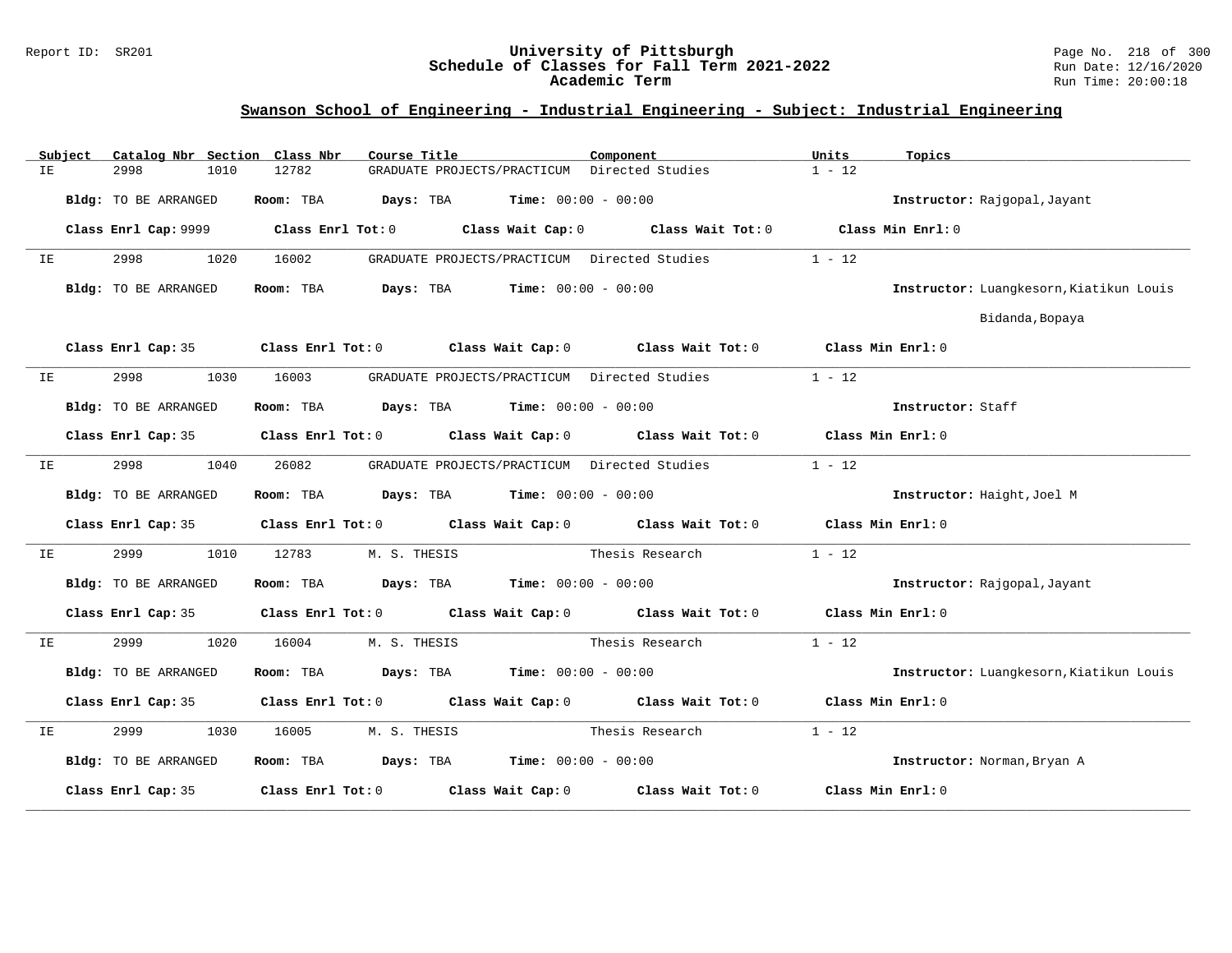## Swanson School of Engineering - Industrial Engineering - Subject: Industrial Engineering

| Subject | Catalog Nbr | Section | Class Nbr | Course Title | Component | Units | Topics |
|---|---|---|---|---|---|---|---|
| IE | 2998 | 1010 | 12782 | GRADUATE PROJECTS/PRACTICUM | Directed Studies | 1 - 12 | |

**Bldg:** TO BE ARRANGED **Room:** TBA **Days:** TBA **Time:** 00:00 - 00:00 **Instructor:** Rajgopal,Jayant

**Class Enrl Cap:** 9999 **Class Enrl Tot:** 0 **Class Wait Cap:** 0 **Class Wait Tot:** 0 **Class Min Enrl:** 0

---

| Subject | Catalog Nbr | Section | Class Nbr | Course Title | Component | Units | Topics |
|---|---|---|---|---|---|---|---|
| IE | 2998 | 1020 | 16002 | GRADUATE PROJECTS/PRACTICUM | Directed Studies | 1 - 12 | |

**Bldg:** TO BE ARRANGED **Room:** TBA **Days:** TBA **Time:** 00:00 - 00:00 **Instructor:** Luangkesorn,Kiatikun Louis; Bidanda,Bopaya

**Class Enrl Cap:** 35 **Class Enrl Tot:** 0 **Class Wait Cap:** 0 **Class Wait Tot:** 0 **Class Min Enrl:** 0

---

| Subject | Catalog Nbr | Section | Class Nbr | Course Title | Component | Units | Topics |
|---|---|---|---|---|---|---|---|
| IE | 2998 | 1030 | 16003 | GRADUATE PROJECTS/PRACTICUM | Directed Studies | 1 - 12 | |

**Bldg:** TO BE ARRANGED **Room:** TBA **Days:** TBA **Time:** 00:00 - 00:00 **Instructor:** Staff

**Class Enrl Cap:** 35 **Class Enrl Tot:** 0 **Class Wait Cap:** 0 **Class Wait Tot:** 0 **Class Min Enrl:** 0

---

| Subject | Catalog Nbr | Section | Class Nbr | Course Title | Component | Units | Topics |
|---|---|---|---|---|---|---|---|
| IE | 2998 | 1040 | 26082 | GRADUATE PROJECTS/PRACTICUM | Directed Studies | 1 - 12 | |

**Bldg:** TO BE ARRANGED **Room:** TBA **Days:** TBA **Time:** 00:00 - 00:00 **Instructor:** Haight,Joel M

**Class Enrl Cap:** 35 **Class Enrl Tot:** 0 **Class Wait Cap:** 0 **Class Wait Tot:** 0 **Class Min Enrl:** 0

---

| Subject | Catalog Nbr | Section | Class Nbr | Course Title | Component | Units | Topics |
|---|---|---|---|---|---|---|---|
| IE | 2999 | 1010 | 12783 | M. S. THESIS | Thesis Research | 1 - 12 | |

**Bldg:** TO BE ARRANGED **Room:** TBA **Days:** TBA **Time:** 00:00 - 00:00 **Instructor:** Rajgopal,Jayant

**Class Enrl Cap:** 35 **Class Enrl Tot:** 0 **Class Wait Cap:** 0 **Class Wait Tot:** 0 **Class Min Enrl:** 0

---

| Subject | Catalog Nbr | Section | Class Nbr | Course Title | Component | Units | Topics |
|---|---|---|---|---|---|---|---|
| IE | 2999 | 1020 | 16004 | M. S. THESIS | Thesis Research | 1 - 12 | |

**Bldg:** TO BE ARRANGED **Room:** TBA **Days:** TBA **Time:** 00:00 - 00:00 **Instructor:** Luangkesorn,Kiatikun Louis

**Class Enrl Cap:** 35 **Class Enrl Tot:** 0 **Class Wait Cap:** 0 **Class Wait Tot:** 0 **Class Min Enrl:** 0

---

| Subject | Catalog Nbr | Section | Class Nbr | Course Title | Component | Units | Topics |
|---|---|---|---|---|---|---|---|
| IE | 2999 | 1030 | 16005 | M. S. THESIS | Thesis Research | 1 - 12 | |

**Bldg:** TO BE ARRANGED **Room:** TBA **Days:** TBA **Time:** 00:00 - 00:00 **Instructor:** Norman,Bryan A

**Class Enrl Cap:** 35 **Class Enrl Tot:** 0 **Class Wait Cap:** 0 **Class Wait Tot:** 0 **Class Min Enrl:** 0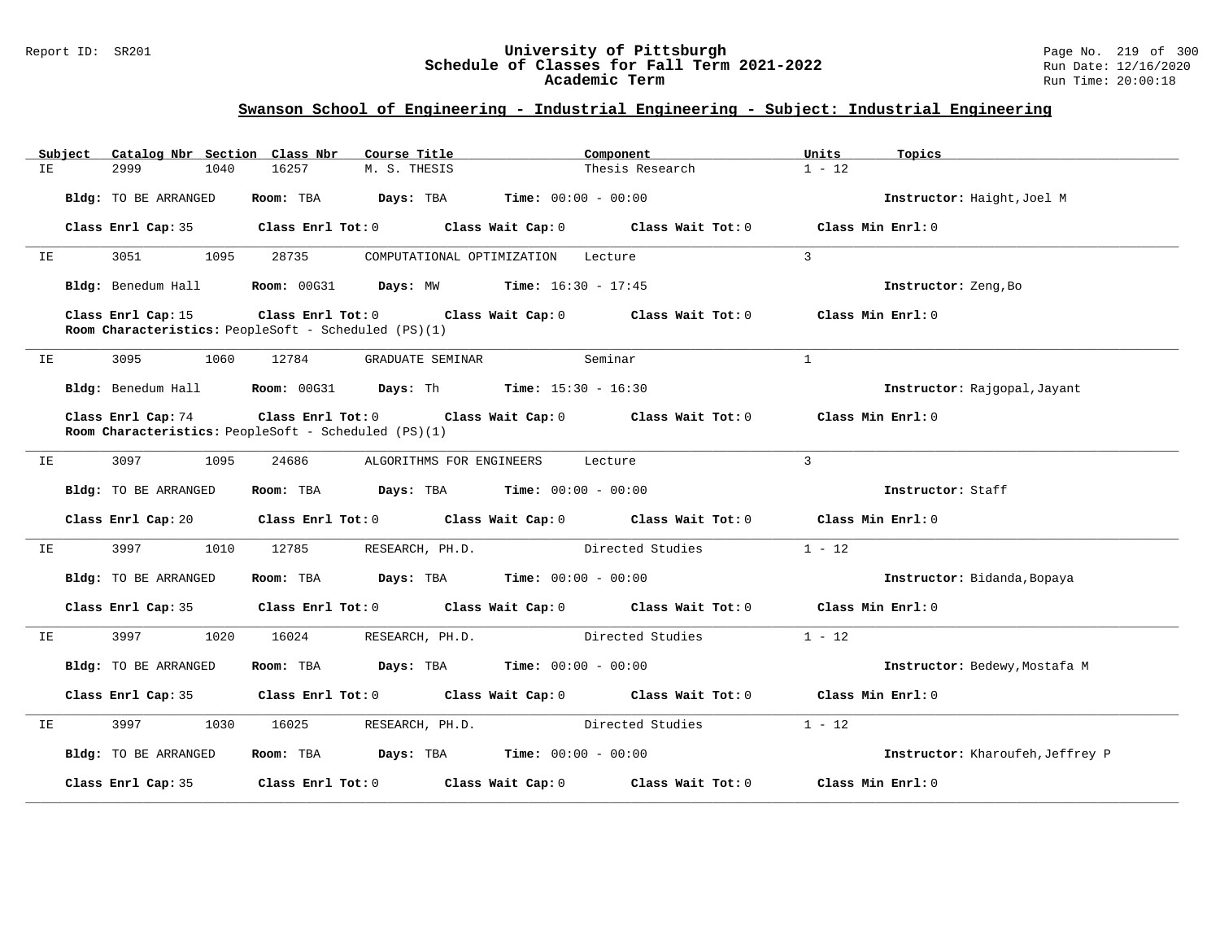## Swanson School of Engineering - Industrial Engineering - Subject: Industrial Engineering

| Subject | Catalog Nbr | Section | Class Nbr | Course Title | Component | Units | Topics |
|---|---|---|---|---|---|---|---|
| IE | 2999 | 1040 | 16257 | M. S. THESIS | Thesis Research | 1 - 12 | |

**Bldg:** TO BE ARRANGED **Room:** TBA **Days:** TBA **Time:** 00:00 - 00:00 **Instructor:** Haight,Joel M

**Class Enrl Cap:** 35 **Class Enrl Tot:** 0 **Class Wait Cap:** 0 **Class Wait Tot:** 0 **Class Min Enrl:** 0

---

| Subject | Catalog Nbr | Section | Class Nbr | Course Title | Component | Units | Topics |
|---|---|---|---|---|---|---|---|
| IE | 3051 | 1095 | 28735 | COMPUTATIONAL OPTIMIZATION | Lecture | 3 | |

**Bldg:** Benedum Hall **Room:** 00G31 **Days:** MW **Time:** 16:30 - 17:45 **Instructor:** Zeng,Bo

**Class Enrl Cap:** 15 **Class Enrl Tot:** 0 **Class Wait Cap:** 0 **Class Wait Tot:** 0 **Class Min Enrl:** 0

**Room Characteristics:** PeopleSoft - Scheduled (PS)(1)

---

| Subject | Catalog Nbr | Section | Class Nbr | Course Title | Component | Units | Topics |
|---|---|---|---|---|---|---|---|
| IE | 3095 | 1060 | 12784 | GRADUATE SEMINAR | Seminar | 1 | |

**Bldg:** Benedum Hall **Room:** 00G31 **Days:** Th **Time:** 15:30 - 16:30 **Instructor:** Rajgopal,Jayant

**Class Enrl Cap:** 74 **Class Enrl Tot:** 0 **Class Wait Cap:** 0 **Class Wait Tot:** 0 **Class Min Enrl:** 0

**Room Characteristics:** PeopleSoft - Scheduled (PS)(1)

---

| Subject | Catalog Nbr | Section | Class Nbr | Course Title | Component | Units | Topics |
|---|---|---|---|---|---|---|---|
| IE | 3097 | 1095 | 24686 | ALGORITHMS FOR ENGINEERS | Lecture | 3 | |

**Bldg:** TO BE ARRANGED **Room:** TBA **Days:** TBA **Time:** 00:00 - 00:00 **Instructor:** Staff

**Class Enrl Cap:** 20 **Class Enrl Tot:** 0 **Class Wait Cap:** 0 **Class Wait Tot:** 0 **Class Min Enrl:** 0

---

| Subject | Catalog Nbr | Section | Class Nbr | Course Title | Component | Units | Topics |
|---|---|---|---|---|---|---|---|
| IE | 3997 | 1010 | 12785 | RESEARCH, PH.D. | Directed Studies | 1 - 12 | |

**Bldg:** TO BE ARRANGED **Room:** TBA **Days:** TBA **Time:** 00:00 - 00:00 **Instructor:** Bidanda,Bopaya

**Class Enrl Cap:** 35 **Class Enrl Tot:** 0 **Class Wait Cap:** 0 **Class Wait Tot:** 0 **Class Min Enrl:** 0

---

| Subject | Catalog Nbr | Section | Class Nbr | Course Title | Component | Units | Topics |
|---|---|---|---|---|---|---|---|
| IE | 3997 | 1020 | 16024 | RESEARCH, PH.D. | Directed Studies | 1 - 12 | |

**Bldg:** TO BE ARRANGED **Room:** TBA **Days:** TBA **Time:** 00:00 - 00:00 **Instructor:** Bedewy,Mostafa M

**Class Enrl Cap:** 35 **Class Enrl Tot:** 0 **Class Wait Cap:** 0 **Class Wait Tot:** 0 **Class Min Enrl:** 0

---

| Subject | Catalog Nbr | Section | Class Nbr | Course Title | Component | Units | Topics |
|---|---|---|---|---|---|---|---|
| IE | 3997 | 1030 | 16025 | RESEARCH, PH.D. | Directed Studies | 1 - 12 | |

**Bldg:** TO BE ARRANGED **Room:** TBA **Days:** TBA **Time:** 00:00 - 00:00 **Instructor:** Kharoufeh,Jeffrey P

**Class Enrl Cap:** 35 **Class Enrl Tot:** 0 **Class Wait Cap:** 0 **Class Wait Tot:** 0 **Class Min Enrl:** 0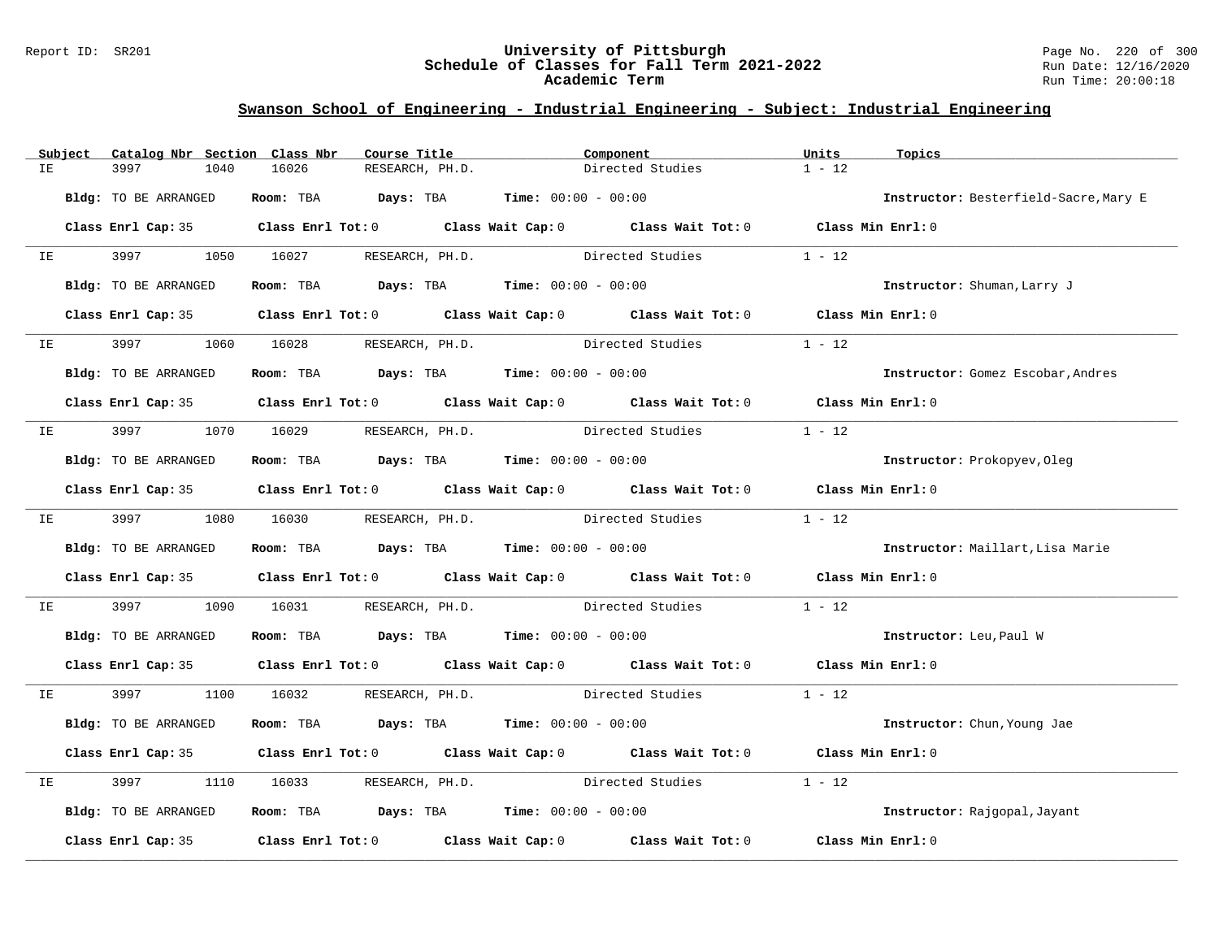## Swanson School of Engineering - Industrial Engineering - Subject: Industrial Engineering

| Subject | Catalog Nbr | Section | Class Nbr | Course Title | Component | Units | Topics |
|---|---|---|---|---|---|---|---|
| IE | 3997 | 1040 | 16026 | RESEARCH, PH.D. | Directed Studies | 1 - 12 | |

**Bldg:** TO BE ARRANGED **Room:** TBA **Days:** TBA **Time:** 00:00 - 00:00 **Instructor:** Besterfield-Sacre,Mary E

**Class Enrl Cap:** 35 **Class Enrl Tot:** 0 **Class Wait Cap:** 0 **Class Wait Tot:** 0 **Class Min Enrl:** 0

---

| Subject | Catalog Nbr | Section | Class Nbr | Course Title | Component | Units | Topics |
|---|---|---|---|---|---|---|---|
| IE | 3997 | 1050 | 16027 | RESEARCH, PH.D. | Directed Studies | 1 - 12 | |

**Bldg:** TO BE ARRANGED **Room:** TBA **Days:** TBA **Time:** 00:00 - 00:00 **Instructor:** Shuman,Larry J

**Class Enrl Cap:** 35 **Class Enrl Tot:** 0 **Class Wait Cap:** 0 **Class Wait Tot:** 0 **Class Min Enrl:** 0

---

| Subject | Catalog Nbr | Section | Class Nbr | Course Title | Component | Units | Topics |
|---|---|---|---|---|---|---|---|
| IE | 3997 | 1060 | 16028 | RESEARCH, PH.D. | Directed Studies | 1 - 12 | |

**Bldg:** TO BE ARRANGED **Room:** TBA **Days:** TBA **Time:** 00:00 - 00:00 **Instructor:** Gomez Escobar,Andres

**Class Enrl Cap:** 35 **Class Enrl Tot:** 0 **Class Wait Cap:** 0 **Class Wait Tot:** 0 **Class Min Enrl:** 0

---

| Subject | Catalog Nbr | Section | Class Nbr | Course Title | Component | Units | Topics |
|---|---|---|---|---|---|---|---|
| IE | 3997 | 1070 | 16029 | RESEARCH, PH.D. | Directed Studies | 1 - 12 | |

**Bldg:** TO BE ARRANGED **Room:** TBA **Days:** TBA **Time:** 00:00 - 00:00 **Instructor:** Prokopyev,Oleg

**Class Enrl Cap:** 35 **Class Enrl Tot:** 0 **Class Wait Cap:** 0 **Class Wait Tot:** 0 **Class Min Enrl:** 0

---

| Subject | Catalog Nbr | Section | Class Nbr | Course Title | Component | Units | Topics |
|---|---|---|---|---|---|---|---|
| IE | 3997 | 1080 | 16030 | RESEARCH, PH.D. | Directed Studies | 1 - 12 | |

**Bldg:** TO BE ARRANGED **Room:** TBA **Days:** TBA **Time:** 00:00 - 00:00 **Instructor:** Maillart,Lisa Marie

**Class Enrl Cap:** 35 **Class Enrl Tot:** 0 **Class Wait Cap:** 0 **Class Wait Tot:** 0 **Class Min Enrl:** 0

---

| Subject | Catalog Nbr | Section | Class Nbr | Course Title | Component | Units | Topics |
|---|---|---|---|---|---|---|---|
| IE | 3997 | 1090 | 16031 | RESEARCH, PH.D. | Directed Studies | 1 - 12 | |

**Bldg:** TO BE ARRANGED **Room:** TBA **Days:** TBA **Time:** 00:00 - 00:00 **Instructor:** Leu,Paul W

**Class Enrl Cap:** 35 **Class Enrl Tot:** 0 **Class Wait Cap:** 0 **Class Wait Tot:** 0 **Class Min Enrl:** 0

---

| Subject | Catalog Nbr | Section | Class Nbr | Course Title | Component | Units | Topics |
|---|---|---|---|---|---|---|---|
| IE | 3997 | 1100 | 16032 | RESEARCH, PH.D. | Directed Studies | 1 - 12 | |

**Bldg:** TO BE ARRANGED **Room:** TBA **Days:** TBA **Time:** 00:00 - 00:00 **Instructor:** Chun,Young Jae

**Class Enrl Cap:** 35 **Class Enrl Tot:** 0 **Class Wait Cap:** 0 **Class Wait Tot:** 0 **Class Min Enrl:** 0

---

| Subject | Catalog Nbr | Section | Class Nbr | Course Title | Component | Units | Topics |
|---|---|---|---|---|---|---|---|
| IE | 3997 | 1110 | 16033 | RESEARCH, PH.D. | Directed Studies | 1 - 12 | |

**Bldg:** TO BE ARRANGED **Room:** TBA **Days:** TBA **Time:** 00:00 - 00:00 **Instructor:** Rajgopal,Jayant

**Class Enrl Cap:** 35 **Class Enrl Tot:** 0 **Class Wait Cap:** 0 **Class Wait Tot:** 0 **Class Min Enrl:** 0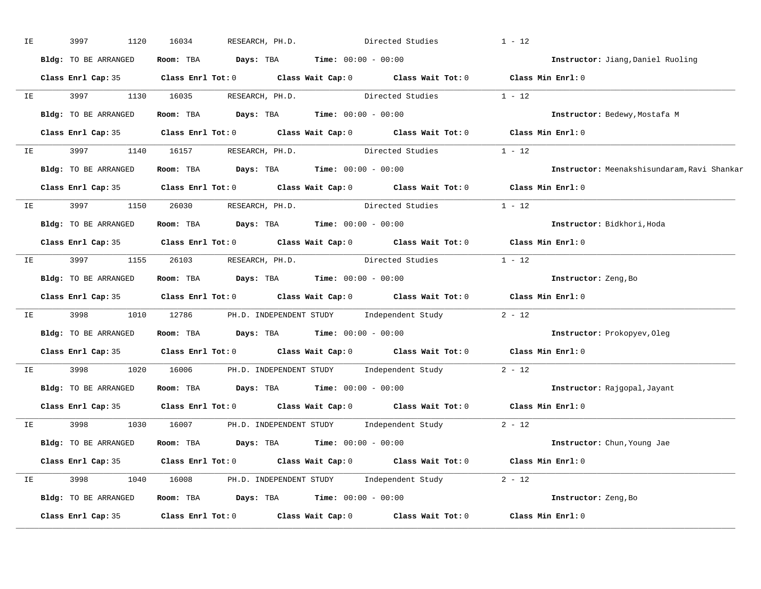IE 3997 1120 16034 RESEARCH, PH.D. Directed Studies 1 - 12

**Bldg:** TO BE ARRANGED **Room:** TBA **Days:** TBA **Time:** 00:00 - 00:00 **Instructor:** Jiang,Daniel Ruoling

**Class Enrl Cap:** 35 **Class Enrl Tot:** 0 **Class Wait Cap:** 0 **Class Wait Tot:** 0 **Class Min Enrl:** 0

---

IE 3997 1130 16035 RESEARCH, PH.D. Directed Studies 1 - 12

**Bldg:** TO BE ARRANGED **Room:** TBA **Days:** TBA **Time:** 00:00 - 00:00 **Instructor:** Bedewy,Mostafa M

**Class Enrl Cap:** 35 **Class Enrl Tot:** 0 **Class Wait Cap:** 0 **Class Wait Tot:** 0 **Class Min Enrl:** 0

---

IE 3997 1140 16157 RESEARCH, PH.D. Directed Studies 1 - 12

**Bldg:** TO BE ARRANGED **Room:** TBA **Days:** TBA **Time:** 00:00 - 00:00 **Instructor:** Meenakshisundaram,Ravi Shankar

**Class Enrl Cap:** 35 **Class Enrl Tot:** 0 **Class Wait Cap:** 0 **Class Wait Tot:** 0 **Class Min Enrl:** 0

---

IE 3997 1150 26030 RESEARCH, PH.D. Directed Studies 1 - 12

**Bldg:** TO BE ARRANGED **Room:** TBA **Days:** TBA **Time:** 00:00 - 00:00 **Instructor:** Bidkhori,Hoda

**Class Enrl Cap:** 35 **Class Enrl Tot:** 0 **Class Wait Cap:** 0 **Class Wait Tot:** 0 **Class Min Enrl:** 0

---

IE 3997 1155 26103 RESEARCH, PH.D. Directed Studies 1 - 12

**Bldg:** TO BE ARRANGED **Room:** TBA **Days:** TBA **Time:** 00:00 - 00:00 **Instructor:** Zeng,Bo

**Class Enrl Cap:** 35 **Class Enrl Tot:** 0 **Class Wait Cap:** 0 **Class Wait Tot:** 0 **Class Min Enrl:** 0

---

IE 3998 1010 12786 PH.D. INDEPENDENT STUDY Independent Study 2 - 12

**Bldg:** TO BE ARRANGED **Room:** TBA **Days:** TBA **Time:** 00:00 - 00:00 **Instructor:** Prokopyev,Oleg

**Class Enrl Cap:** 35 **Class Enrl Tot:** 0 **Class Wait Cap:** 0 **Class Wait Tot:** 0 **Class Min Enrl:** 0

---

IE 3998 1020 16006 PH.D. INDEPENDENT STUDY Independent Study 2 - 12

**Bldg:** TO BE ARRANGED **Room:** TBA **Days:** TBA **Time:** 00:00 - 00:00 **Instructor:** Rajgopal,Jayant

**Class Enrl Cap:** 35 **Class Enrl Tot:** 0 **Class Wait Cap:** 0 **Class Wait Tot:** 0 **Class Min Enrl:** 0

---

IE 3998 1030 16007 PH.D. INDEPENDENT STUDY Independent Study 2 - 12

**Bldg:** TO BE ARRANGED **Room:** TBA **Days:** TBA **Time:** 00:00 - 00:00 **Instructor:** Chun,Young Jae

**Class Enrl Cap:** 35 **Class Enrl Tot:** 0 **Class Wait Cap:** 0 **Class Wait Tot:** 0 **Class Min Enrl:** 0

---

IE 3998 1040 16008 PH.D. INDEPENDENT STUDY Independent Study 2 - 12

**Bldg:** TO BE ARRANGED **Room:** TBA **Days:** TBA **Time:** 00:00 - 00:00 **Instructor:** Zeng,Bo

**Class Enrl Cap:** 35 **Class Enrl Tot:** 0 **Class Wait Cap:** 0 **Class Wait Tot:** 0 **Class Min Enrl:** 0

---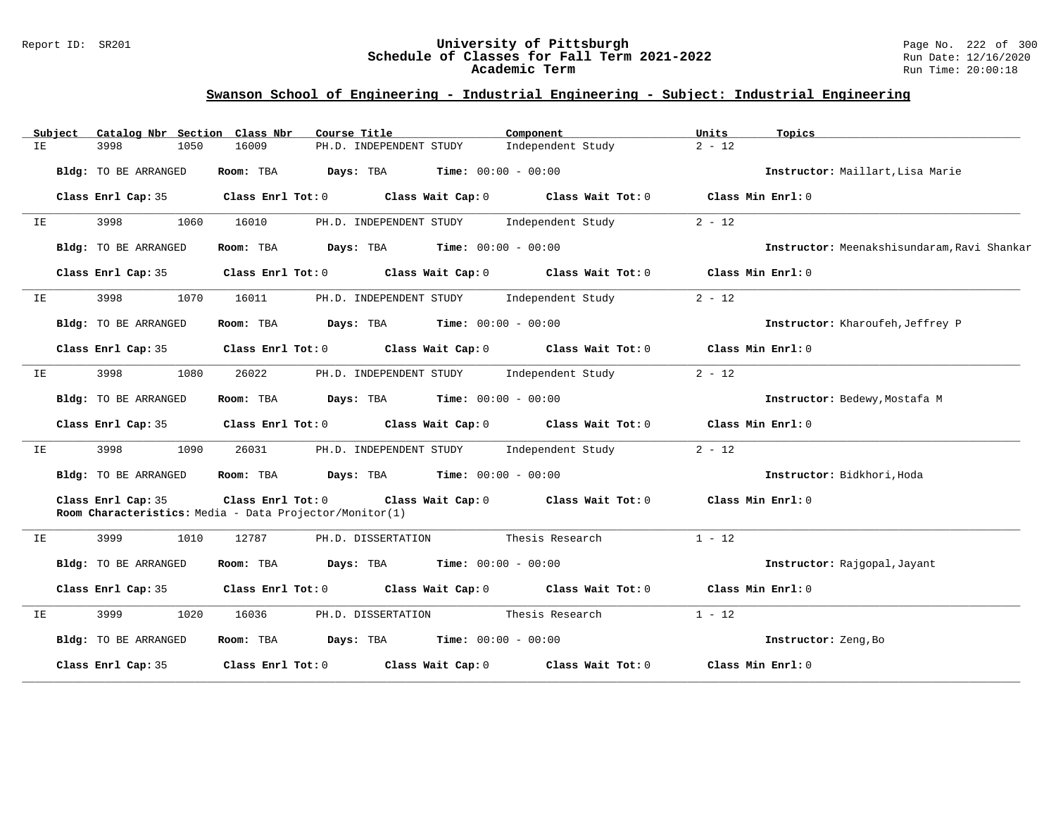## Swanson School of Engineering - Industrial Engineering - Subject: Industrial Engineering

| Subject | Catalog Nbr | Section | Class Nbr | Course Title | Component | Units | Topics |
|---|---|---|---|---|---|---|---|
| IE | 3998 | 1050 | 16009 | PH.D. INDEPENDENT STUDY | Independent Study | 2 - 12 | |

**Bldg:** TO BE ARRANGED **Room:** TBA **Days:** TBA **Time:** 00:00 - 00:00 **Instructor:** Maillart,Lisa Marie

**Class Enrl Cap:** 35 **Class Enrl Tot:** 0 **Class Wait Cap:** 0 **Class Wait Tot:** 0 **Class Min Enrl:** 0

---

| Subject | Catalog Nbr | Section | Class Nbr | Course Title | Component | Units | Topics |
|---|---|---|---|---|---|---|---|
| IE | 3998 | 1060 | 16010 | PH.D. INDEPENDENT STUDY | Independent Study | 2 - 12 | |

**Bldg:** TO BE ARRANGED **Room:** TBA **Days:** TBA **Time:** 00:00 - 00:00 **Instructor:** Meenakshisundaram,Ravi Shankar

**Class Enrl Cap:** 35 **Class Enrl Tot:** 0 **Class Wait Cap:** 0 **Class Wait Tot:** 0 **Class Min Enrl:** 0

---

| Subject | Catalog Nbr | Section | Class Nbr | Course Title | Component | Units | Topics |
|---|---|---|---|---|---|---|---|
| IE | 3998 | 1070 | 16011 | PH.D. INDEPENDENT STUDY | Independent Study | 2 - 12 | |

**Bldg:** TO BE ARRANGED **Room:** TBA **Days:** TBA **Time:** 00:00 - 00:00 **Instructor:** Kharoufeh,Jeffrey P

**Class Enrl Cap:** 35 **Class Enrl Tot:** 0 **Class Wait Cap:** 0 **Class Wait Tot:** 0 **Class Min Enrl:** 0

---

| Subject | Catalog Nbr | Section | Class Nbr | Course Title | Component | Units | Topics |
|---|---|---|---|---|---|---|---|
| IE | 3998 | 1080 | 26022 | PH.D. INDEPENDENT STUDY | Independent Study | 2 - 12 | |

**Bldg:** TO BE ARRANGED **Room:** TBA **Days:** TBA **Time:** 00:00 - 00:00 **Instructor:** Bedewy,Mostafa M

**Class Enrl Cap:** 35 **Class Enrl Tot:** 0 **Class Wait Cap:** 0 **Class Wait Tot:** 0 **Class Min Enrl:** 0

---

| Subject | Catalog Nbr | Section | Class Nbr | Course Title | Component | Units | Topics |
|---|---|---|---|---|---|---|---|
| IE | 3998 | 1090 | 26031 | PH.D. INDEPENDENT STUDY | Independent Study | 2 - 12 | |

**Bldg:** TO BE ARRANGED **Room:** TBA **Days:** TBA **Time:** 00:00 - 00:00 **Instructor:** Bidkhori,Hoda

**Class Enrl Cap:** 35 **Class Enrl Tot:** 0 **Class Wait Cap:** 0 **Class Wait Tot:** 0 **Class Min Enrl:** 0
**Room Characteristics:** Media - Data Projector/Monitor(1)

---

| Subject | Catalog Nbr | Section | Class Nbr | Course Title | Component | Units | Topics |
|---|---|---|---|---|---|---|---|
| IE | 3999 | 1010 | 12787 | PH.D. DISSERTATION | Thesis Research | 1 - 12 | |

**Bldg:** TO BE ARRANGED **Room:** TBA **Days:** TBA **Time:** 00:00 - 00:00 **Instructor:** Rajgopal,Jayant

**Class Enrl Cap:** 35 **Class Enrl Tot:** 0 **Class Wait Cap:** 0 **Class Wait Tot:** 0 **Class Min Enrl:** 0

---

| Subject | Catalog Nbr | Section | Class Nbr | Course Title | Component | Units | Topics |
|---|---|---|---|---|---|---|---|
| IE | 3999 | 1020 | 16036 | PH.D. DISSERTATION | Thesis Research | 1 - 12 | |

**Bldg:** TO BE ARRANGED **Room:** TBA **Days:** TBA **Time:** 00:00 - 00:00 **Instructor:** Zeng,Bo

**Class Enrl Cap:** 35 **Class Enrl Tot:** 0 **Class Wait Cap:** 0 **Class Wait Tot:** 0 **Class Min Enrl:** 0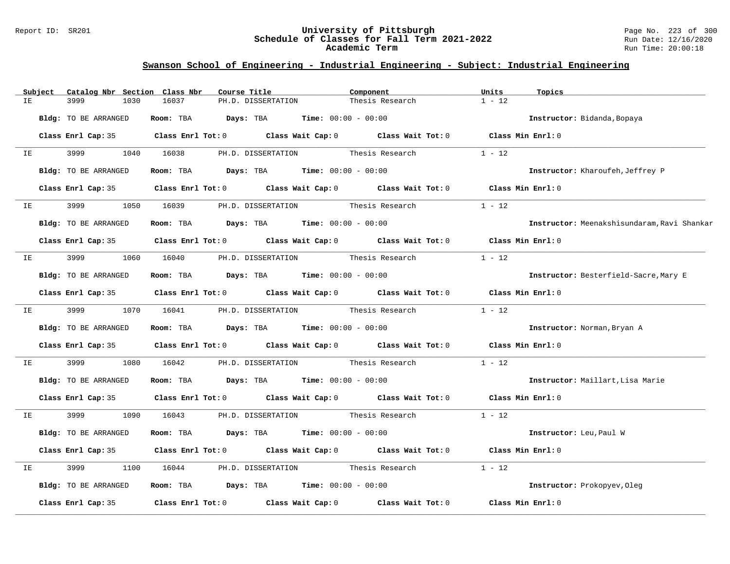## Swanson School of Engineering - Industrial Engineering - Subject: Industrial Engineering

| Subject | Catalog Nbr | Section | Class Nbr | Course Title | Component | Units | Topics |
|---|---|---|---|---|---|---|---|
| IE | 3999 | 1030 | 16037 | PH.D. DISSERTATION | Thesis Research | 1 - 12 | |

**Bldg:** TO BE ARRANGED **Room:** TBA **Days:** TBA **Time:** 00:00 - 00:00 **Instructor:** Bidanda,Bopaya

**Class Enrl Cap:** 35 **Class Enrl Tot:** 0 **Class Wait Cap:** 0 **Class Wait Tot:** 0 **Class Min Enrl:** 0

---

| Subject | Catalog Nbr | Section | Class Nbr | Course Title | Component | Units | Topics |
|---|---|---|---|---|---|---|---|
| IE | 3999 | 1040 | 16038 | PH.D. DISSERTATION | Thesis Research | 1 - 12 | |

**Bldg:** TO BE ARRANGED **Room:** TBA **Days:** TBA **Time:** 00:00 - 00:00 **Instructor:** Kharoufeh,Jeffrey P

**Class Enrl Cap:** 35 **Class Enrl Tot:** 0 **Class Wait Cap:** 0 **Class Wait Tot:** 0 **Class Min Enrl:** 0

---

| Subject | Catalog Nbr | Section | Class Nbr | Course Title | Component | Units | Topics |
|---|---|---|---|---|---|---|---|
| IE | 3999 | 1050 | 16039 | PH.D. DISSERTATION | Thesis Research | 1 - 12 | |

**Bldg:** TO BE ARRANGED **Room:** TBA **Days:** TBA **Time:** 00:00 - 00:00 **Instructor:** Meenakshisundaram,Ravi Shankar

**Class Enrl Cap:** 35 **Class Enrl Tot:** 0 **Class Wait Cap:** 0 **Class Wait Tot:** 0 **Class Min Enrl:** 0

---

| Subject | Catalog Nbr | Section | Class Nbr | Course Title | Component | Units | Topics |
|---|---|---|---|---|---|---|---|
| IE | 3999 | 1060 | 16040 | PH.D. DISSERTATION | Thesis Research | 1 - 12 | |

**Bldg:** TO BE ARRANGED **Room:** TBA **Days:** TBA **Time:** 00:00 - 00:00 **Instructor:** Besterfield-Sacre,Mary E

**Class Enrl Cap:** 35 **Class Enrl Tot:** 0 **Class Wait Cap:** 0 **Class Wait Tot:** 0 **Class Min Enrl:** 0

---

| Subject | Catalog Nbr | Section | Class Nbr | Course Title | Component | Units | Topics |
|---|---|---|---|---|---|---|---|
| IE | 3999 | 1070 | 16041 | PH.D. DISSERTATION | Thesis Research | 1 - 12 | |

**Bldg:** TO BE ARRANGED **Room:** TBA **Days:** TBA **Time:** 00:00 - 00:00 **Instructor:** Norman,Bryan A

**Class Enrl Cap:** 35 **Class Enrl Tot:** 0 **Class Wait Cap:** 0 **Class Wait Tot:** 0 **Class Min Enrl:** 0

---

| Subject | Catalog Nbr | Section | Class Nbr | Course Title | Component | Units | Topics |
|---|---|---|---|---|---|---|---|
| IE | 3999 | 1080 | 16042 | PH.D. DISSERTATION | Thesis Research | 1 - 12 | |

**Bldg:** TO BE ARRANGED **Room:** TBA **Days:** TBA **Time:** 00:00 - 00:00 **Instructor:** Maillart,Lisa Marie

**Class Enrl Cap:** 35 **Class Enrl Tot:** 0 **Class Wait Cap:** 0 **Class Wait Tot:** 0 **Class Min Enrl:** 0

---

| Subject | Catalog Nbr | Section | Class Nbr | Course Title | Component | Units | Topics |
|---|---|---|---|---|---|---|---|
| IE | 3999 | 1090 | 16043 | PH.D. DISSERTATION | Thesis Research | 1 - 12 | |

**Bldg:** TO BE ARRANGED **Room:** TBA **Days:** TBA **Time:** 00:00 - 00:00 **Instructor:** Leu,Paul W

**Class Enrl Cap:** 35 **Class Enrl Tot:** 0 **Class Wait Cap:** 0 **Class Wait Tot:** 0 **Class Min Enrl:** 0

---

| Subject | Catalog Nbr | Section | Class Nbr | Course Title | Component | Units | Topics |
|---|---|---|---|---|---|---|---|
| IE | 3999 | 1100 | 16044 | PH.D. DISSERTATION | Thesis Research | 1 - 12 | |

**Bldg:** TO BE ARRANGED **Room:** TBA **Days:** TBA **Time:** 00:00 - 00:00 **Instructor:** Prokopyev,Oleg

**Class Enrl Cap:** 35 **Class Enrl Tot:** 0 **Class Wait Cap:** 0 **Class Wait Tot:** 0 **Class Min Enrl:** 0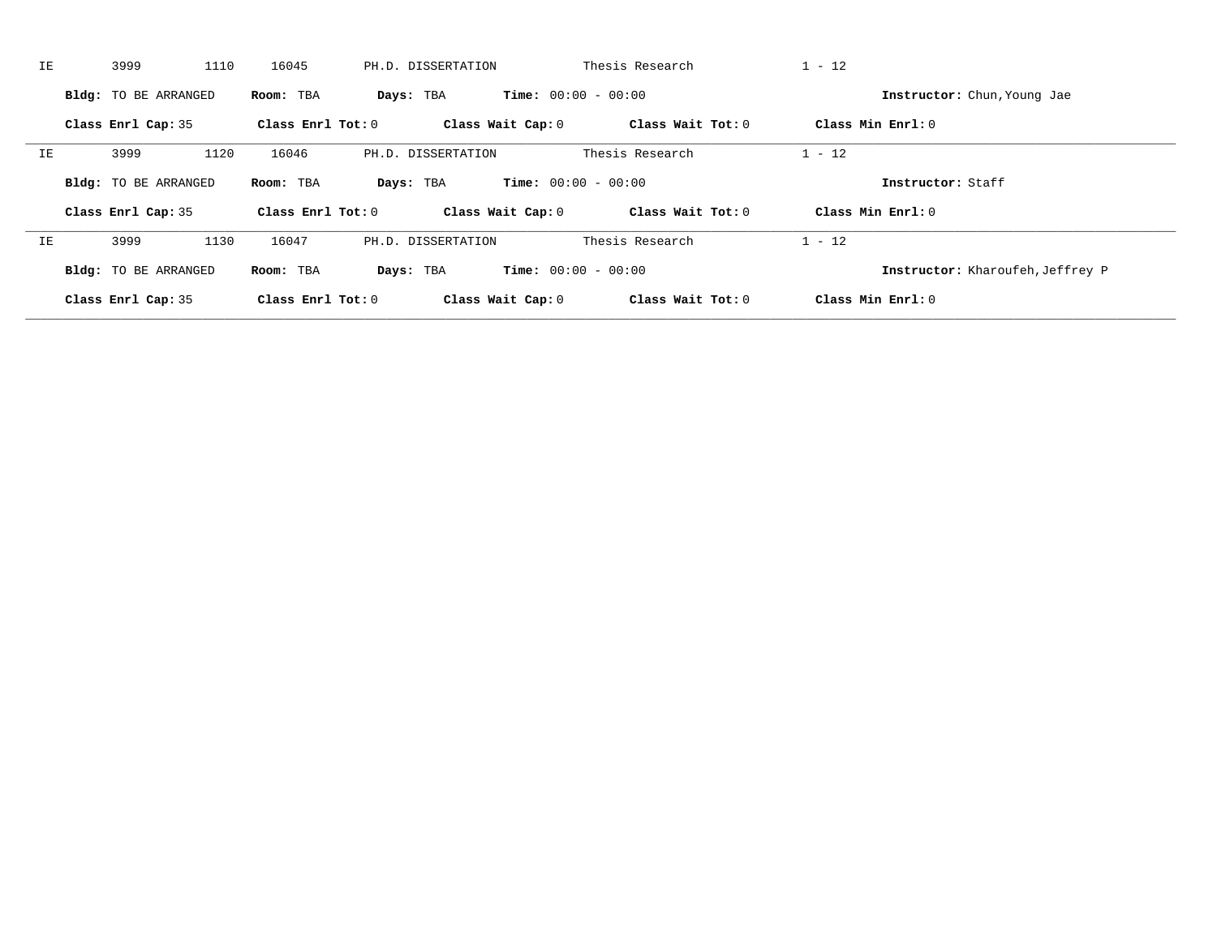IE 3999 1110 16045 PH.D. DISSERTATION Thesis Research 1 - 12

**Bldg:** TO BE ARRANGED **Room:** TBA **Days:** TBA **Time:** 00:00 - 00:00 **Instructor:** Chun,Young Jae

**Class Enrl Cap:** 35 **Class Enrl Tot:** 0 **Class Wait Cap:** 0 **Class Wait Tot:** 0 **Class Min Enrl:** 0

---

IE 3999 1120 16046 PH.D. DISSERTATION Thesis Research 1 - 12

**Bldg:** TO BE ARRANGED **Room:** TBA **Days:** TBA **Time:** 00:00 - 00:00 **Instructor:** Staff

**Class Enrl Cap:** 35 **Class Enrl Tot:** 0 **Class Wait Cap:** 0 **Class Wait Tot:** 0 **Class Min Enrl:** 0

---

IE 3999 1130 16047 PH.D. DISSERTATION Thesis Research 1 - 12

**Bldg:** TO BE ARRANGED **Room:** TBA **Days:** TBA **Time:** 00:00 - 00:00 **Instructor:** Kharoufeh,Jeffrey P

**Class Enrl Cap:** 35 **Class Enrl Tot:** 0 **Class Wait Cap:** 0 **Class Wait Tot:** 0 **Class Min Enrl:** 0

---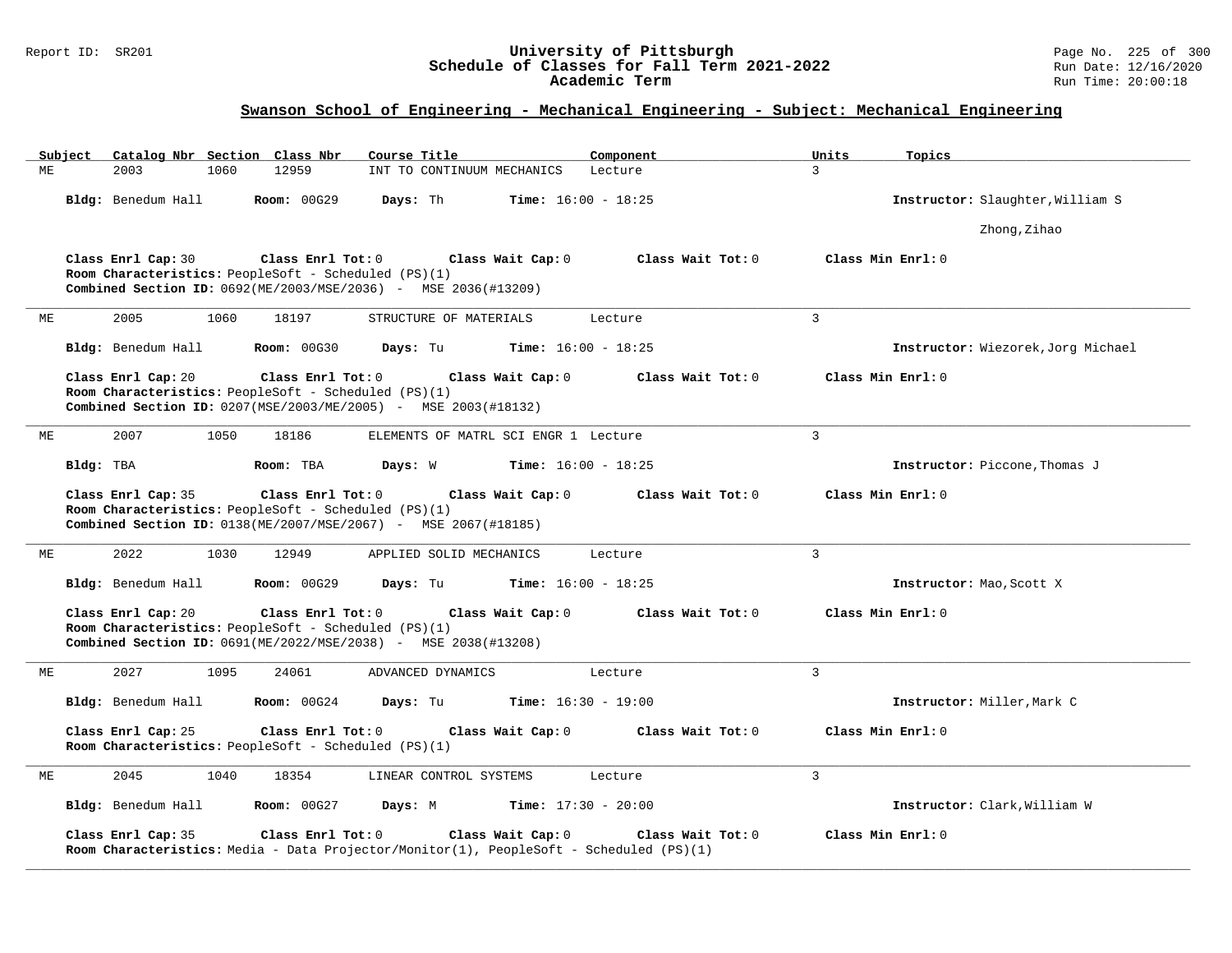## Swanson School of Engineering - Mechanical Engineering - Subject: Mechanical Engineering

| Subject | Catalog Nbr | Section | Class Nbr | Course Title | Component | Units | Topics |
|---|---|---|---|---|---|---|---|
| ME | 2003 | 1060 | 12959 | INT TO CONTINUUM MECHANICS | Lecture | 3 | |

**Bldg:** Benedum Hall **Room:** 00G29 **Days:** Th **Time:** 16:00 - 18:25 **Instructor:** Slaughter,William S
Zhong,Zihao

**Class Enrl Cap:** 30 **Class Enrl Tot:** 0 **Class Wait Cap:** 0 **Class Wait Tot:** 0 **Class Min Enrl:** 0
**Room Characteristics:** PeopleSoft - Scheduled (PS)(1)
**Combined Section ID:** 0692(ME/2003/MSE/2036) - MSE 2036(#13209)

---

| Subject | Catalog Nbr | Section | Class Nbr | Course Title | Component | Units | Topics |
|---|---|---|---|---|---|---|---|
| ME | 2005 | 1060 | 18197 | STRUCTURE OF MATERIALS | Lecture | 3 | |

**Bldg:** Benedum Hall **Room:** 00G30 **Days:** Tu **Time:** 16:00 - 18:25 **Instructor:** Wiezorek,Jorg Michael

**Class Enrl Cap:** 20 **Class Enrl Tot:** 0 **Class Wait Cap:** 0 **Class Wait Tot:** 0 **Class Min Enrl:** 0
**Room Characteristics:** PeopleSoft - Scheduled (PS)(1)
**Combined Section ID:** 0207(MSE/2003/ME/2005) - MSE 2003(#18132)

---

| Subject | Catalog Nbr | Section | Class Nbr | Course Title | Component | Units | Topics |
|---|---|---|---|---|---|---|---|
| ME | 2007 | 1050 | 18186 | ELEMENTS OF MATRL SCI ENGR 1 | Lecture | 3 | |

**Bldg:** TBA **Room:** TBA **Days:** W **Time:** 16:00 - 18:25 **Instructor:** Piccone,Thomas J

**Class Enrl Cap:** 35 **Class Enrl Tot:** 0 **Class Wait Cap:** 0 **Class Wait Tot:** 0 **Class Min Enrl:** 0
**Room Characteristics:** PeopleSoft - Scheduled (PS)(1)
**Combined Section ID:** 0138(ME/2007/MSE/2067) - MSE 2067(#18185)

---

| Subject | Catalog Nbr | Section | Class Nbr | Course Title | Component | Units | Topics |
|---|---|---|---|---|---|---|---|
| ME | 2022 | 1030 | 12949 | APPLIED SOLID MECHANICS | Lecture | 3 | |

**Bldg:** Benedum Hall **Room:** 00G29 **Days:** Tu **Time:** 16:00 - 18:25 **Instructor:** Mao,Scott X

**Class Enrl Cap:** 20 **Class Enrl Tot:** 0 **Class Wait Cap:** 0 **Class Wait Tot:** 0 **Class Min Enrl:** 0
**Room Characteristics:** PeopleSoft - Scheduled (PS)(1)
**Combined Section ID:** 0691(ME/2022/MSE/2038) - MSE 2038(#13208)

---

| Subject | Catalog Nbr | Section | Class Nbr | Course Title | Component | Units | Topics |
|---|---|---|---|---|---|---|---|
| ME | 2027 | 1095 | 24061 | ADVANCED DYNAMICS | Lecture | 3 | |

**Bldg:** Benedum Hall **Room:** 00G24 **Days:** Tu **Time:** 16:30 - 19:00 **Instructor:** Miller,Mark C

**Class Enrl Cap:** 25 **Class Enrl Tot:** 0 **Class Wait Cap:** 0 **Class Wait Tot:** 0 **Class Min Enrl:** 0
**Room Characteristics:** PeopleSoft - Scheduled (PS)(1)

---

| Subject | Catalog Nbr | Section | Class Nbr | Course Title | Component | Units | Topics |
|---|---|---|---|---|---|---|---|
| ME | 2045 | 1040 | 18354 | LINEAR CONTROL SYSTEMS | Lecture | 3 | |

**Bldg:** Benedum Hall **Room:** 00G27 **Days:** M **Time:** 17:30 - 20:00 **Instructor:** Clark,William W

**Class Enrl Cap:** 35 **Class Enrl Tot:** 0 **Class Wait Cap:** 0 **Class Wait Tot:** 0 **Class Min Enrl:** 0
**Room Characteristics:** Media - Data Projector/Monitor(1), PeopleSoft - Scheduled (PS)(1)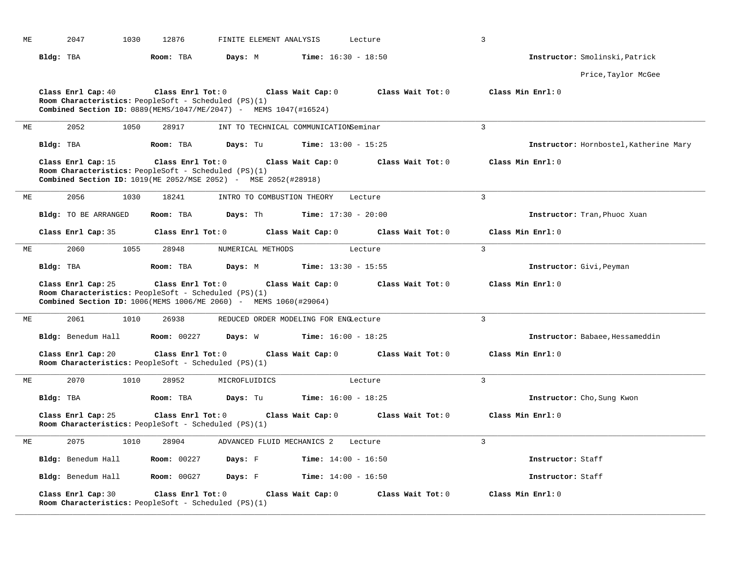ME 2047 1030 12876 FINITE ELEMENT ANALYSIS Lecture 3

**Bldg:** TBA **Room:** TBA **Days:** M **Time:** 16:30 - 18:50 **Instructor:** Smolinski,Patrick

Price,Taylor McGee

**Class Enrl Cap:** 40 **Class Enrl Tot:** 0 **Class Wait Cap:** 0 **Class Wait Tot:** 0 **Class Min Enrl:** 0

**Room Characteristics:** PeopleSoft - Scheduled (PS)(1)

**Combined Section ID:** 0889(MEMS/1047/ME/2047) - MEMS 1047(#16524)

---

ME 2052 1050 28917 INT TO TECHNICAL COMMUNICATION Seminar 3

**Bldg:** TBA **Room:** TBA **Days:** Tu **Time:** 13:00 - 15:25 **Instructor:** Hornbostel,Katherine Mary

**Class Enrl Cap:** 15 **Class Enrl Tot:** 0 **Class Wait Cap:** 0 **Class Wait Tot:** 0 **Class Min Enrl:** 0

**Room Characteristics:** PeopleSoft - Scheduled (PS)(1)

**Combined Section ID:** 1019(ME 2052/MSE 2052) - MSE 2052(#28918)

---

ME 2056 1030 18241 INTRO TO COMBUSTION THEORY Lecture 3

**Bldg:** TO BE ARRANGED **Room:** TBA **Days:** Th **Time:** 17:30 - 20:00 **Instructor:** Tran,Phuoc Xuan

**Class Enrl Cap:** 35 **Class Enrl Tot:** 0 **Class Wait Cap:** 0 **Class Wait Tot:** 0 **Class Min Enrl:** 0

---

ME 2060 1055 28948 NUMERICAL METHODS Lecture 3

**Bldg:** TBA **Room:** TBA **Days:** M **Time:** 13:30 - 15:55 **Instructor:** Givi,Peyman

**Class Enrl Cap:** 25 **Class Enrl Tot:** 0 **Class Wait Cap:** 0 **Class Wait Tot:** 0 **Class Min Enrl:** 0

**Room Characteristics:** PeopleSoft - Scheduled (PS)(1)

**Combined Section ID:** 1006(MEMS 1006/ME 2060) - MEMS 1060(#29064)

---

ME 2061 1010 26938 REDUCED ORDER MODELING FOR ENG Lecture 3

**Bldg:** Benedum Hall **Room:** 00227 **Days:** W **Time:** 16:00 - 18:25 **Instructor:** Babaee,Hessameddin

**Class Enrl Cap:** 20 **Class Enrl Tot:** 0 **Class Wait Cap:** 0 **Class Wait Tot:** 0 **Class Min Enrl:** 0

**Room Characteristics:** PeopleSoft - Scheduled (PS)(1)

---

ME 2070 1010 28952 MICROFLUIDICS Lecture 3

**Bldg:** TBA **Room:** TBA **Days:** Tu **Time:** 16:00 - 18:25 **Instructor:** Cho,Sung Kwon

**Class Enrl Cap:** 25 **Class Enrl Tot:** 0 **Class Wait Cap:** 0 **Class Wait Tot:** 0 **Class Min Enrl:** 0

**Room Characteristics:** PeopleSoft - Scheduled (PS)(1)

---

ME 2075 1010 28904 ADVANCED FLUID MECHANICS 2 Lecture 3

**Bldg:** Benedum Hall **Room:** 00227 **Days:** F **Time:** 14:00 - 16:50 **Instructor:** Staff

**Bldg:** Benedum Hall **Room:** 00G27 **Days:** F **Time:** 14:00 - 16:50 **Instructor:** Staff

**Class Enrl Cap:** 30 **Class Enrl Tot:** 0 **Class Wait Cap:** 0 **Class Wait Tot:** 0 **Class Min Enrl:** 0

**Room Characteristics:** PeopleSoft - Scheduled (PS)(1)

---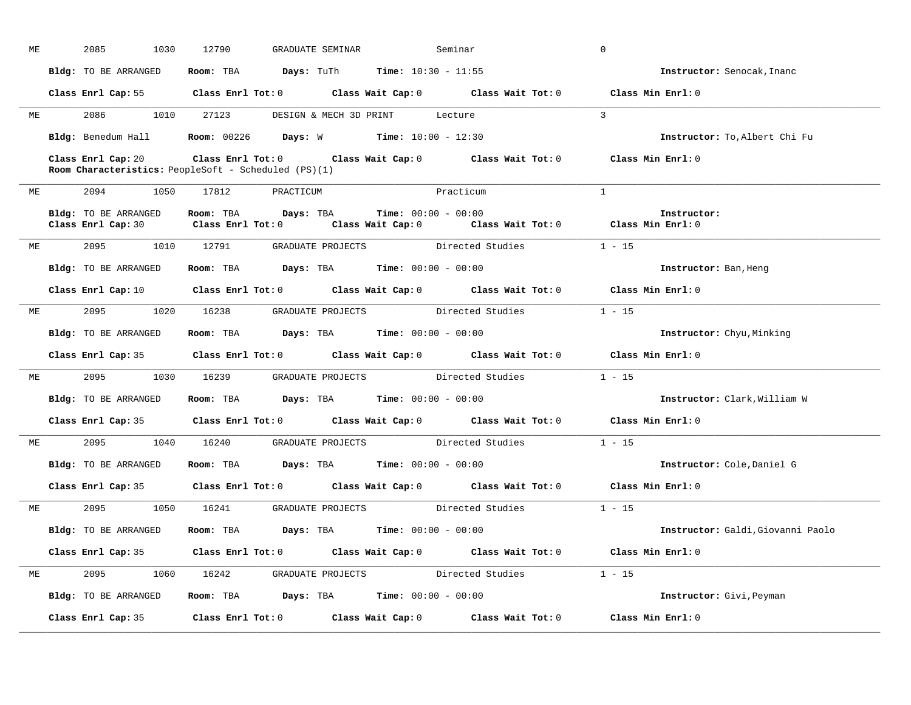ME 2085 1030 12790 GRADUATE SEMINAR Seminar 0

**Bldg:** TO BE ARRANGED **Room:** TBA **Days:** TuTh **Time:** 10:30 - 11:55 **Instructor:** Senocak,Inanc

**Class Enrl Cap:** 55 **Class Enrl Tot:** 0 **Class Wait Cap:** 0 **Class Wait Tot:** 0 **Class Min Enrl:** 0

---

ME 2086 1010 27123 DESIGN & MECH 3D PRINT Lecture 3

**Bldg:** Benedum Hall **Room:** 00226 **Days:** W **Time:** 10:00 - 12:30 **Instructor:** To,Albert Chi Fu

**Class Enrl Cap:** 20 **Class Enrl Tot:** 0 **Class Wait Cap:** 0 **Class Wait Tot:** 0 **Class Min Enrl:** 0
**Room Characteristics:** PeopleSoft - Scheduled (PS)(1)

---

ME 2094 1050 17812 PRACTICUM Practicum 1

**Bldg:** TO BE ARRANGED **Room:** TBA **Days:** TBA **Time:** 00:00 - 00:00 **Instructor:**
**Class Enrl Cap:** 30 **Class Enrl Tot:** 0 **Class Wait Cap:** 0 **Class Wait Tot:** 0 **Class Min Enrl:** 0

---

ME 2095 1010 12791 GRADUATE PROJECTS Directed Studies 1 - 15

**Bldg:** TO BE ARRANGED **Room:** TBA **Days:** TBA **Time:** 00:00 - 00:00 **Instructor:** Ban,Heng

**Class Enrl Cap:** 10 **Class Enrl Tot:** 0 **Class Wait Cap:** 0 **Class Wait Tot:** 0 **Class Min Enrl:** 0

---

ME 2095 1020 16238 GRADUATE PROJECTS Directed Studies 1 - 15

**Bldg:** TO BE ARRANGED **Room:** TBA **Days:** TBA **Time:** 00:00 - 00:00 **Instructor:** Chyu,Minking

**Class Enrl Cap:** 35 **Class Enrl Tot:** 0 **Class Wait Cap:** 0 **Class Wait Tot:** 0 **Class Min Enrl:** 0

---

ME 2095 1030 16239 GRADUATE PROJECTS Directed Studies 1 - 15

**Bldg:** TO BE ARRANGED **Room:** TBA **Days:** TBA **Time:** 00:00 - 00:00 **Instructor:** Clark,William W

**Class Enrl Cap:** 35 **Class Enrl Tot:** 0 **Class Wait Cap:** 0 **Class Wait Tot:** 0 **Class Min Enrl:** 0

---

ME 2095 1040 16240 GRADUATE PROJECTS Directed Studies 1 - 15

**Bldg:** TO BE ARRANGED **Room:** TBA **Days:** TBA **Time:** 00:00 - 00:00 **Instructor:** Cole,Daniel G

**Class Enrl Cap:** 35 **Class Enrl Tot:** 0 **Class Wait Cap:** 0 **Class Wait Tot:** 0 **Class Min Enrl:** 0

---

ME 2095 1050 16241 GRADUATE PROJECTS Directed Studies 1 - 15

**Bldg:** TO BE ARRANGED **Room:** TBA **Days:** TBA **Time:** 00:00 - 00:00 **Instructor:** Galdi,Giovanni Paolo

**Class Enrl Cap:** 35 **Class Enrl Tot:** 0 **Class Wait Cap:** 0 **Class Wait Tot:** 0 **Class Min Enrl:** 0

---

ME 2095 1060 16242 GRADUATE PROJECTS Directed Studies 1 - 15

**Bldg:** TO BE ARRANGED **Room:** TBA **Days:** TBA **Time:** 00:00 - 00:00 **Instructor:** Givi,Peyman

**Class Enrl Cap:** 35 **Class Enrl Tot:** 0 **Class Wait Cap:** 0 **Class Wait Tot:** 0 **Class Min Enrl:** 0

---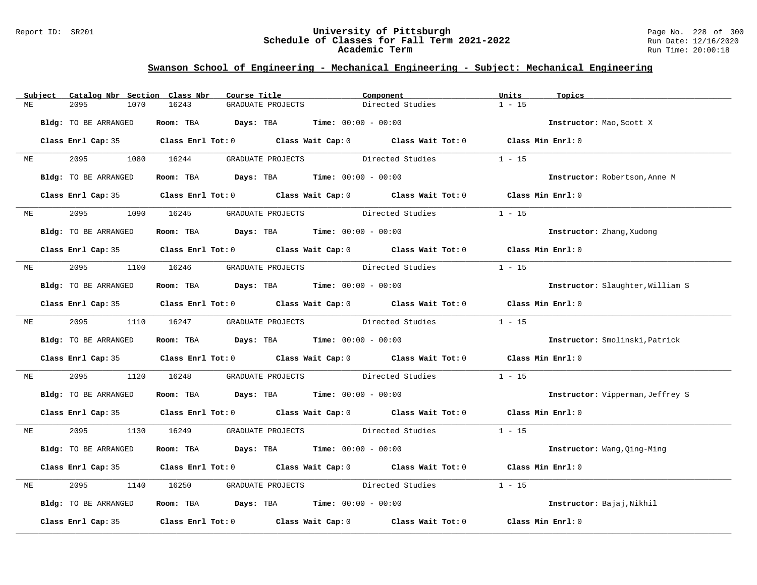## Swanson School of Engineering - Mechanical Engineering - Subject: Mechanical Engineering

| Subject | Catalog Nbr | Section | Class Nbr | Course Title | Component | Units | Topics |
|---|---|---|---|---|---|---|---|
| ME | 2095 | 1070 | 16243 | GRADUATE PROJECTS | Directed Studies | 1 - 15 | |

**Bldg:** TO BE ARRANGED **Room:** TBA **Days:** TBA **Time:** 00:00 - 00:00 **Instructor:** Mao,Scott X

**Class Enrl Cap:** 35 **Class Enrl Tot:** 0 **Class Wait Cap:** 0 **Class Wait Tot:** 0 **Class Min Enrl:** 0

| Subject | Catalog Nbr | Section | Class Nbr | Course Title | Component | Units | Topics |
|---|---|---|---|---|---|---|---|
| ME | 2095 | 1080 | 16244 | GRADUATE PROJECTS | Directed Studies | 1 - 15 | |

**Bldg:** TO BE ARRANGED **Room:** TBA **Days:** TBA **Time:** 00:00 - 00:00 **Instructor:** Robertson,Anne M

**Class Enrl Cap:** 35 **Class Enrl Tot:** 0 **Class Wait Cap:** 0 **Class Wait Tot:** 0 **Class Min Enrl:** 0

| Subject | Catalog Nbr | Section | Class Nbr | Course Title | Component | Units | Topics |
|---|---|---|---|---|---|---|---|
| ME | 2095 | 1090 | 16245 | GRADUATE PROJECTS | Directed Studies | 1 - 15 | |

**Bldg:** TO BE ARRANGED **Room:** TBA **Days:** TBA **Time:** 00:00 - 00:00 **Instructor:** Zhang,Xudong

**Class Enrl Cap:** 35 **Class Enrl Tot:** 0 **Class Wait Cap:** 0 **Class Wait Tot:** 0 **Class Min Enrl:** 0

| Subject | Catalog Nbr | Section | Class Nbr | Course Title | Component | Units | Topics |
|---|---|---|---|---|---|---|---|
| ME | 2095 | 1100 | 16246 | GRADUATE PROJECTS | Directed Studies | 1 - 15 | |

**Bldg:** TO BE ARRANGED **Room:** TBA **Days:** TBA **Time:** 00:00 - 00:00 **Instructor:** Slaughter,William S

**Class Enrl Cap:** 35 **Class Enrl Tot:** 0 **Class Wait Cap:** 0 **Class Wait Tot:** 0 **Class Min Enrl:** 0

| Subject | Catalog Nbr | Section | Class Nbr | Course Title | Component | Units | Topics |
|---|---|---|---|---|---|---|---|
| ME | 2095 | 1110 | 16247 | GRADUATE PROJECTS | Directed Studies | 1 - 15 | |

**Bldg:** TO BE ARRANGED **Room:** TBA **Days:** TBA **Time:** 00:00 - 00:00 **Instructor:** Smolinski,Patrick

**Class Enrl Cap:** 35 **Class Enrl Tot:** 0 **Class Wait Cap:** 0 **Class Wait Tot:** 0 **Class Min Enrl:** 0

| Subject | Catalog Nbr | Section | Class Nbr | Course Title | Component | Units | Topics |
|---|---|---|---|---|---|---|---|
| ME | 2095 | 1120 | 16248 | GRADUATE PROJECTS | Directed Studies | 1 - 15 | |

**Bldg:** TO BE ARRANGED **Room:** TBA **Days:** TBA **Time:** 00:00 - 00:00 **Instructor:** Vipperman,Jeffrey S

**Class Enrl Cap:** 35 **Class Enrl Tot:** 0 **Class Wait Cap:** 0 **Class Wait Tot:** 0 **Class Min Enrl:** 0

| Subject | Catalog Nbr | Section | Class Nbr | Course Title | Component | Units | Topics |
|---|---|---|---|---|---|---|---|
| ME | 2095 | 1130 | 16249 | GRADUATE PROJECTS | Directed Studies | 1 - 15 | |

**Bldg:** TO BE ARRANGED **Room:** TBA **Days:** TBA **Time:** 00:00 - 00:00 **Instructor:** Wang,Qing-Ming

**Class Enrl Cap:** 35 **Class Enrl Tot:** 0 **Class Wait Cap:** 0 **Class Wait Tot:** 0 **Class Min Enrl:** 0

| Subject | Catalog Nbr | Section | Class Nbr | Course Title | Component | Units | Topics |
|---|---|---|---|---|---|---|---|
| ME | 2095 | 1140 | 16250 | GRADUATE PROJECTS | Directed Studies | 1 - 15 | |

**Bldg:** TO BE ARRANGED **Room:** TBA **Days:** TBA **Time:** 00:00 - 00:00 **Instructor:** Bajaj,Nikhil

**Class Enrl Cap:** 35 **Class Enrl Tot:** 0 **Class Wait Cap:** 0 **Class Wait Tot:** 0 **Class Min Enrl:** 0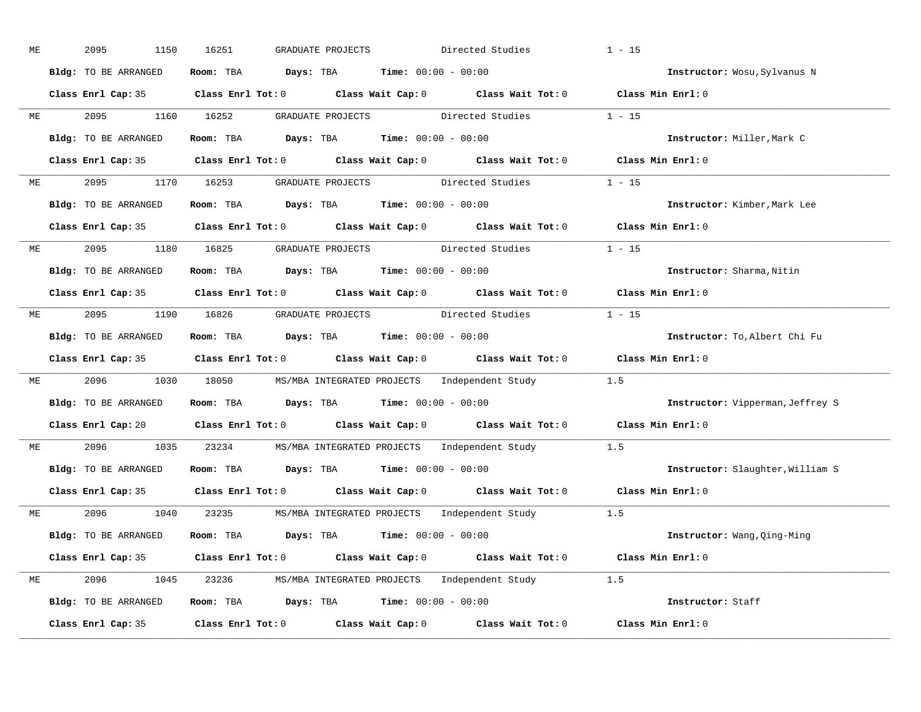ME 2095 1150 16251 GRADUATE PROJECTS Directed Studies 1 - 15

**Bldg:** TO BE ARRANGED **Room:** TBA **Days:** TBA **Time:** 00:00 - 00:00 **Instructor:** Wosu,Sylvanus N

**Class Enrl Cap:** 35 **Class Enrl Tot:** 0 **Class Wait Cap:** 0 **Class Wait Tot:** 0 **Class Min Enrl:** 0

---

ME 2095 1160 16252 GRADUATE PROJECTS Directed Studies 1 - 15

**Bldg:** TO BE ARRANGED **Room:** TBA **Days:** TBA **Time:** 00:00 - 00:00 **Instructor:** Miller,Mark C

**Class Enrl Cap:** 35 **Class Enrl Tot:** 0 **Class Wait Cap:** 0 **Class Wait Tot:** 0 **Class Min Enrl:** 0

---

ME 2095 1170 16253 GRADUATE PROJECTS Directed Studies 1 - 15

**Bldg:** TO BE ARRANGED **Room:** TBA **Days:** TBA **Time:** 00:00 - 00:00 **Instructor:** Kimber,Mark Lee

**Class Enrl Cap:** 35 **Class Enrl Tot:** 0 **Class Wait Cap:** 0 **Class Wait Tot:** 0 **Class Min Enrl:** 0

---

ME 2095 1180 16825 GRADUATE PROJECTS Directed Studies 1 - 15

**Bldg:** TO BE ARRANGED **Room:** TBA **Days:** TBA **Time:** 00:00 - 00:00 **Instructor:** Sharma,Nitin

**Class Enrl Cap:** 35 **Class Enrl Tot:** 0 **Class Wait Cap:** 0 **Class Wait Tot:** 0 **Class Min Enrl:** 0

---

ME 2095 1190 16826 GRADUATE PROJECTS Directed Studies 1 - 15

**Bldg:** TO BE ARRANGED **Room:** TBA **Days:** TBA **Time:** 00:00 - 00:00 **Instructor:** To,Albert Chi Fu

**Class Enrl Cap:** 35 **Class Enrl Tot:** 0 **Class Wait Cap:** 0 **Class Wait Tot:** 0 **Class Min Enrl:** 0

---

ME 2096 1030 18050 MS/MBA INTEGRATED PROJECTS Independent Study 1.5

**Bldg:** TO BE ARRANGED **Room:** TBA **Days:** TBA **Time:** 00:00 - 00:00 **Instructor:** Vipperman,Jeffrey S

**Class Enrl Cap:** 20 **Class Enrl Tot:** 0 **Class Wait Cap:** 0 **Class Wait Tot:** 0 **Class Min Enrl:** 0

---

ME 2096 1035 23234 MS/MBA INTEGRATED PROJECTS Independent Study 1.5

**Bldg:** TO BE ARRANGED **Room:** TBA **Days:** TBA **Time:** 00:00 - 00:00 **Instructor:** Slaughter,William S

**Class Enrl Cap:** 35 **Class Enrl Tot:** 0 **Class Wait Cap:** 0 **Class Wait Tot:** 0 **Class Min Enrl:** 0

---

ME 2096 1040 23235 MS/MBA INTEGRATED PROJECTS Independent Study 1.5

**Bldg:** TO BE ARRANGED **Room:** TBA **Days:** TBA **Time:** 00:00 - 00:00 **Instructor:** Wang,Qing-Ming

**Class Enrl Cap:** 35 **Class Enrl Tot:** 0 **Class Wait Cap:** 0 **Class Wait Tot:** 0 **Class Min Enrl:** 0

---

ME 2096 1045 23236 MS/MBA INTEGRATED PROJECTS Independent Study 1.5

**Bldg:** TO BE ARRANGED **Room:** TBA **Days:** TBA **Time:** 00:00 - 00:00 **Instructor:** Staff

**Class Enrl Cap:** 35 **Class Enrl Tot:** 0 **Class Wait Cap:** 0 **Class Wait Tot:** 0 **Class Min Enrl:** 0

---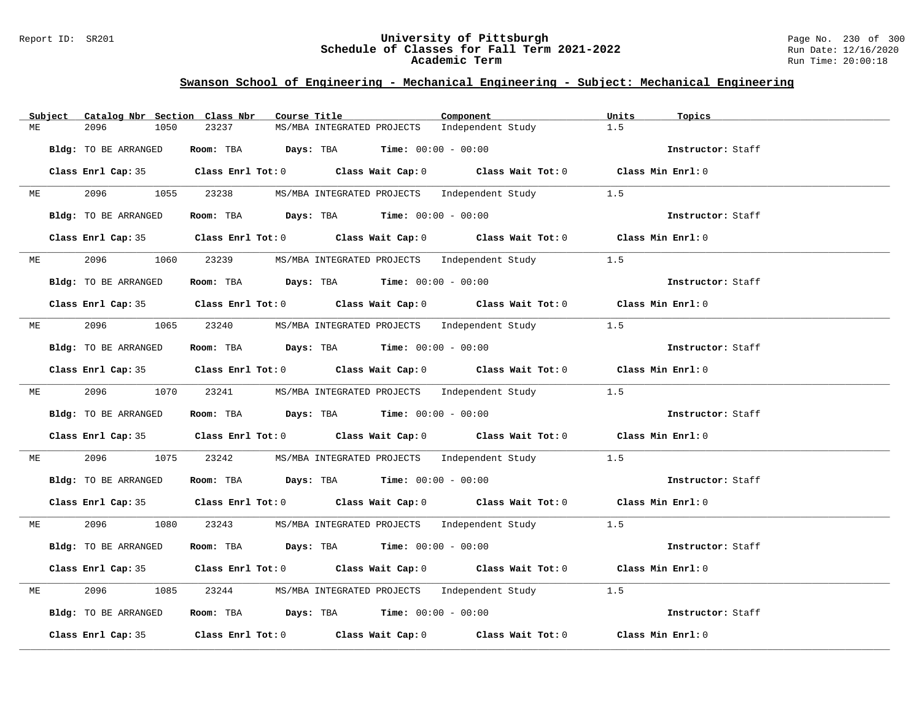## Swanson School of Engineering - Mechanical Engineering - Subject: Mechanical Engineering

| Subject | Catalog Nbr | Section | Class Nbr | Course Title | Component | Units | Topics |
|---|---|---|---|---|---|---|---|
| ME | 2096 | 1050 | 23237 | MS/MBA INTEGRATED PROJECTS | Independent Study | 1.5 | |

**Bldg:** TO BE ARRANGED **Room:** TBA **Days:** TBA **Time:** 00:00 - 00:00 **Instructor:** Staff

**Class Enrl Cap:** 35 **Class Enrl Tot:** 0 **Class Wait Cap:** 0 **Class Wait Tot:** 0 **Class Min Enrl:** 0

| Subject | Catalog Nbr | Section | Class Nbr | Course Title | Component | Units | Topics |
|---|---|---|---|---|---|---|---|
| ME | 2096 | 1055 | 23238 | MS/MBA INTEGRATED PROJECTS | Independent Study | 1.5 | |

**Bldg:** TO BE ARRANGED **Room:** TBA **Days:** TBA **Time:** 00:00 - 00:00 **Instructor:** Staff

**Class Enrl Cap:** 35 **Class Enrl Tot:** 0 **Class Wait Cap:** 0 **Class Wait Tot:** 0 **Class Min Enrl:** 0

| Subject | Catalog Nbr | Section | Class Nbr | Course Title | Component | Units | Topics |
|---|---|---|---|---|---|---|---|
| ME | 2096 | 1060 | 23239 | MS/MBA INTEGRATED PROJECTS | Independent Study | 1.5 | |

**Bldg:** TO BE ARRANGED **Room:** TBA **Days:** TBA **Time:** 00:00 - 00:00 **Instructor:** Staff

**Class Enrl Cap:** 35 **Class Enrl Tot:** 0 **Class Wait Cap:** 0 **Class Wait Tot:** 0 **Class Min Enrl:** 0

| Subject | Catalog Nbr | Section | Class Nbr | Course Title | Component | Units | Topics |
|---|---|---|---|---|---|---|---|
| ME | 2096 | 1065 | 23240 | MS/MBA INTEGRATED PROJECTS | Independent Study | 1.5 | |

**Bldg:** TO BE ARRANGED **Room:** TBA **Days:** TBA **Time:** 00:00 - 00:00 **Instructor:** Staff

**Class Enrl Cap:** 35 **Class Enrl Tot:** 0 **Class Wait Cap:** 0 **Class Wait Tot:** 0 **Class Min Enrl:** 0

| Subject | Catalog Nbr | Section | Class Nbr | Course Title | Component | Units | Topics |
|---|---|---|---|---|---|---|---|
| ME | 2096 | 1070 | 23241 | MS/MBA INTEGRATED PROJECTS | Independent Study | 1.5 | |

**Bldg:** TO BE ARRANGED **Room:** TBA **Days:** TBA **Time:** 00:00 - 00:00 **Instructor:** Staff

**Class Enrl Cap:** 35 **Class Enrl Tot:** 0 **Class Wait Cap:** 0 **Class Wait Tot:** 0 **Class Min Enrl:** 0

| Subject | Catalog Nbr | Section | Class Nbr | Course Title | Component | Units | Topics |
|---|---|---|---|---|---|---|---|
| ME | 2096 | 1075 | 23242 | MS/MBA INTEGRATED PROJECTS | Independent Study | 1.5 | |

**Bldg:** TO BE ARRANGED **Room:** TBA **Days:** TBA **Time:** 00:00 - 00:00 **Instructor:** Staff

**Class Enrl Cap:** 35 **Class Enrl Tot:** 0 **Class Wait Cap:** 0 **Class Wait Tot:** 0 **Class Min Enrl:** 0

| Subject | Catalog Nbr | Section | Class Nbr | Course Title | Component | Units | Topics |
|---|---|---|---|---|---|---|---|
| ME | 2096 | 1080 | 23243 | MS/MBA INTEGRATED PROJECTS | Independent Study | 1.5 | |

**Bldg:** TO BE ARRANGED **Room:** TBA **Days:** TBA **Time:** 00:00 - 00:00 **Instructor:** Staff

**Class Enrl Cap:** 35 **Class Enrl Tot:** 0 **Class Wait Cap:** 0 **Class Wait Tot:** 0 **Class Min Enrl:** 0

| Subject | Catalog Nbr | Section | Class Nbr | Course Title | Component | Units | Topics |
|---|---|---|---|---|---|---|---|
| ME | 2096 | 1085 | 23244 | MS/MBA INTEGRATED PROJECTS | Independent Study | 1.5 | |

**Bldg:** TO BE ARRANGED **Room:** TBA **Days:** TBA **Time:** 00:00 - 00:00 **Instructor:** Staff

**Class Enrl Cap:** 35 **Class Enrl Tot:** 0 **Class Wait Cap:** 0 **Class Wait Tot:** 0 **Class Min Enrl:** 0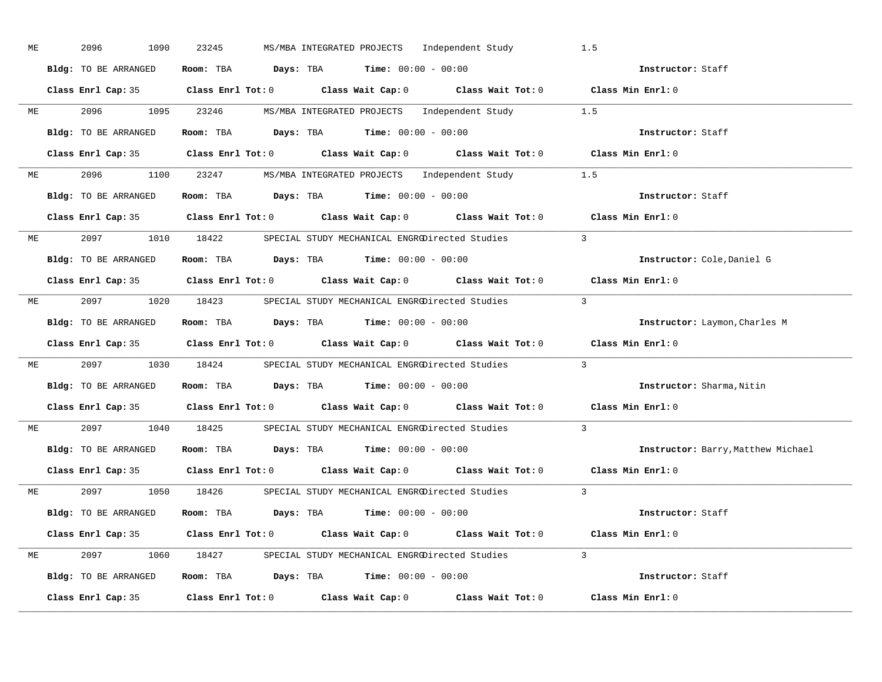ME 2096 1090 23245 MS/MBA INTEGRATED PROJECTS Independent Study 1.5

**Bldg:** TO BE ARRANGED **Room:** TBA **Days:** TBA **Time:** 00:00 - 00:00 **Instructor:** Staff

**Class Enrl Cap:** 35 **Class Enrl Tot:** 0 **Class Wait Cap:** 0 **Class Wait Tot:** 0 **Class Min Enrl:** 0

---

ME 2096 1095 23246 MS/MBA INTEGRATED PROJECTS Independent Study 1.5

**Bldg:** TO BE ARRANGED **Room:** TBA **Days:** TBA **Time:** 00:00 - 00:00 **Instructor:** Staff

**Class Enrl Cap:** 35 **Class Enrl Tot:** 0 **Class Wait Cap:** 0 **Class Wait Tot:** 0 **Class Min Enrl:** 0

---

ME 2096 1100 23247 MS/MBA INTEGRATED PROJECTS Independent Study 1.5

**Bldg:** TO BE ARRANGED **Room:** TBA **Days:** TBA **Time:** 00:00 - 00:00 **Instructor:** Staff

**Class Enrl Cap:** 35 **Class Enrl Tot:** 0 **Class Wait Cap:** 0 **Class Wait Tot:** 0 **Class Min Enrl:** 0

---

ME 2097 1010 18422 SPECIAL STUDY MECHANICAL ENGRG Directed Studies 3

**Bldg:** TO BE ARRANGED **Room:** TBA **Days:** TBA **Time:** 00:00 - 00:00 **Instructor:** Cole,Daniel G

**Class Enrl Cap:** 35 **Class Enrl Tot:** 0 **Class Wait Cap:** 0 **Class Wait Tot:** 0 **Class Min Enrl:** 0

---

ME 2097 1020 18423 SPECIAL STUDY MECHANICAL ENGRG Directed Studies 3

**Bldg:** TO BE ARRANGED **Room:** TBA **Days:** TBA **Time:** 00:00 - 00:00 **Instructor:** Laymon,Charles M

**Class Enrl Cap:** 35 **Class Enrl Tot:** 0 **Class Wait Cap:** 0 **Class Wait Tot:** 0 **Class Min Enrl:** 0

---

ME 2097 1030 18424 SPECIAL STUDY MECHANICAL ENGRG Directed Studies 3

**Bldg:** TO BE ARRANGED **Room:** TBA **Days:** TBA **Time:** 00:00 - 00:00 **Instructor:** Sharma,Nitin

**Class Enrl Cap:** 35 **Class Enrl Tot:** 0 **Class Wait Cap:** 0 **Class Wait Tot:** 0 **Class Min Enrl:** 0

---

ME 2097 1040 18425 SPECIAL STUDY MECHANICAL ENGRG Directed Studies 3

**Bldg:** TO BE ARRANGED **Room:** TBA **Days:** TBA **Time:** 00:00 - 00:00 **Instructor:** Barry,Matthew Michael

**Class Enrl Cap:** 35 **Class Enrl Tot:** 0 **Class Wait Cap:** 0 **Class Wait Tot:** 0 **Class Min Enrl:** 0

---

ME 2097 1050 18426 SPECIAL STUDY MECHANICAL ENGRG Directed Studies 3

**Bldg:** TO BE ARRANGED **Room:** TBA **Days:** TBA **Time:** 00:00 - 00:00 **Instructor:** Staff

**Class Enrl Cap:** 35 **Class Enrl Tot:** 0 **Class Wait Cap:** 0 **Class Wait Tot:** 0 **Class Min Enrl:** 0

---

ME 2097 1060 18427 SPECIAL STUDY MECHANICAL ENGRG Directed Studies 3

**Bldg:** TO BE ARRANGED **Room:** TBA **Days:** TBA **Time:** 00:00 - 00:00 **Instructor:** Staff

**Class Enrl Cap:** 35 **Class Enrl Tot:** 0 **Class Wait Cap:** 0 **Class Wait Tot:** 0 **Class Min Enrl:** 0

---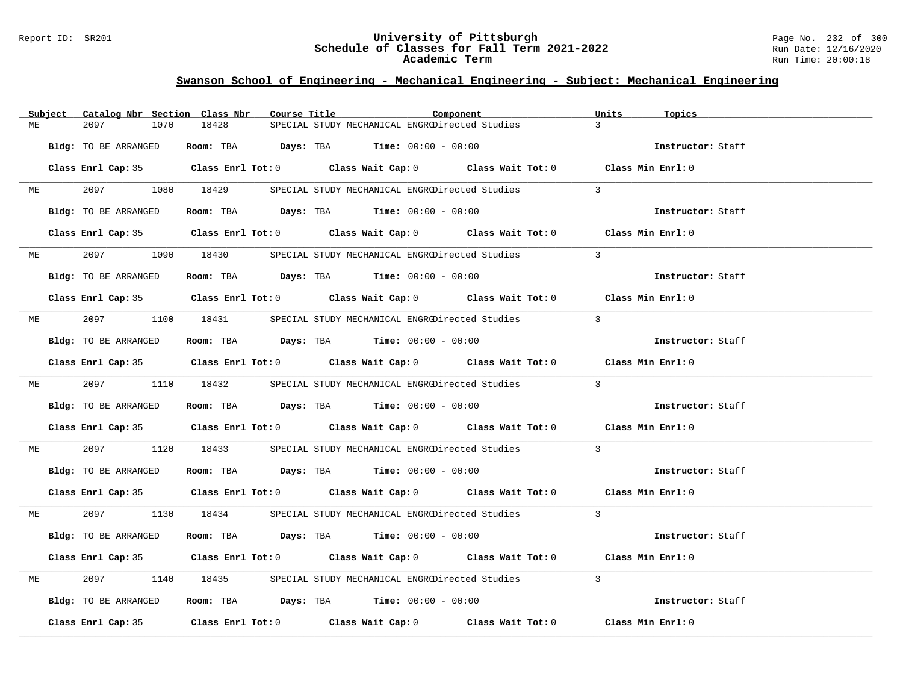## Swanson School of Engineering - Mechanical Engineering - Subject: Mechanical Engineering

| Subject | Catalog Nbr | Section | Class Nbr | Course Title | Component | Units | Topics |
|---|---|---|---|---|---|---|---|
| ME | 2097 | 1070 | 18428 | SPECIAL STUDY MECHANICAL ENGRG | Directed Studies | 3 | |

**Bldg:** TO BE ARRANGED **Room:** TBA **Days:** TBA **Time:** 00:00 - 00:00 **Instructor:** Staff

**Class Enrl Cap:** 35 **Class Enrl Tot:** 0 **Class Wait Cap:** 0 **Class Wait Tot:** 0 **Class Min Enrl:** 0

| Subject | Catalog Nbr | Section | Class Nbr | Course Title | Component | Units | Topics |
|---|---|---|---|---|---|---|---|
| ME | 2097 | 1080 | 18429 | SPECIAL STUDY MECHANICAL ENGRG | Directed Studies | 3 | |

**Bldg:** TO BE ARRANGED **Room:** TBA **Days:** TBA **Time:** 00:00 - 00:00 **Instructor:** Staff

**Class Enrl Cap:** 35 **Class Enrl Tot:** 0 **Class Wait Cap:** 0 **Class Wait Tot:** 0 **Class Min Enrl:** 0

| Subject | Catalog Nbr | Section | Class Nbr | Course Title | Component | Units | Topics |
|---|---|---|---|---|---|---|---|
| ME | 2097 | 1090 | 18430 | SPECIAL STUDY MECHANICAL ENGRG | Directed Studies | 3 | |

**Bldg:** TO BE ARRANGED **Room:** TBA **Days:** TBA **Time:** 00:00 - 00:00 **Instructor:** Staff

**Class Enrl Cap:** 35 **Class Enrl Tot:** 0 **Class Wait Cap:** 0 **Class Wait Tot:** 0 **Class Min Enrl:** 0

| Subject | Catalog Nbr | Section | Class Nbr | Course Title | Component | Units | Topics |
|---|---|---|---|---|---|---|---|
| ME | 2097 | 1100 | 18431 | SPECIAL STUDY MECHANICAL ENGRG | Directed Studies | 3 | |

**Bldg:** TO BE ARRANGED **Room:** TBA **Days:** TBA **Time:** 00:00 - 00:00 **Instructor:** Staff

**Class Enrl Cap:** 35 **Class Enrl Tot:** 0 **Class Wait Cap:** 0 **Class Wait Tot:** 0 **Class Min Enrl:** 0

| Subject | Catalog Nbr | Section | Class Nbr | Course Title | Component | Units | Topics |
|---|---|---|---|---|---|---|---|
| ME | 2097 | 1110 | 18432 | SPECIAL STUDY MECHANICAL ENGRG | Directed Studies | 3 | |

**Bldg:** TO BE ARRANGED **Room:** TBA **Days:** TBA **Time:** 00:00 - 00:00 **Instructor:** Staff

**Class Enrl Cap:** 35 **Class Enrl Tot:** 0 **Class Wait Cap:** 0 **Class Wait Tot:** 0 **Class Min Enrl:** 0

| Subject | Catalog Nbr | Section | Class Nbr | Course Title | Component | Units | Topics |
|---|---|---|---|---|---|---|---|
| ME | 2097 | 1120 | 18433 | SPECIAL STUDY MECHANICAL ENGRG | Directed Studies | 3 | |

**Bldg:** TO BE ARRANGED **Room:** TBA **Days:** TBA **Time:** 00:00 - 00:00 **Instructor:** Staff

**Class Enrl Cap:** 35 **Class Enrl Tot:** 0 **Class Wait Cap:** 0 **Class Wait Tot:** 0 **Class Min Enrl:** 0

| Subject | Catalog Nbr | Section | Class Nbr | Course Title | Component | Units | Topics |
|---|---|---|---|---|---|---|---|
| ME | 2097 | 1130 | 18434 | SPECIAL STUDY MECHANICAL ENGRG | Directed Studies | 3 | |

**Bldg:** TO BE ARRANGED **Room:** TBA **Days:** TBA **Time:** 00:00 - 00:00 **Instructor:** Staff

**Class Enrl Cap:** 35 **Class Enrl Tot:** 0 **Class Wait Cap:** 0 **Class Wait Tot:** 0 **Class Min Enrl:** 0

| Subject | Catalog Nbr | Section | Class Nbr | Course Title | Component | Units | Topics |
|---|---|---|---|---|---|---|---|
| ME | 2097 | 1140 | 18435 | SPECIAL STUDY MECHANICAL ENGRG | Directed Studies | 3 | |

**Bldg:** TO BE ARRANGED **Room:** TBA **Days:** TBA **Time:** 00:00 - 00:00 **Instructor:** Staff

**Class Enrl Cap:** 35 **Class Enrl Tot:** 0 **Class Wait Cap:** 0 **Class Wait Tot:** 0 **Class Min Enrl:** 0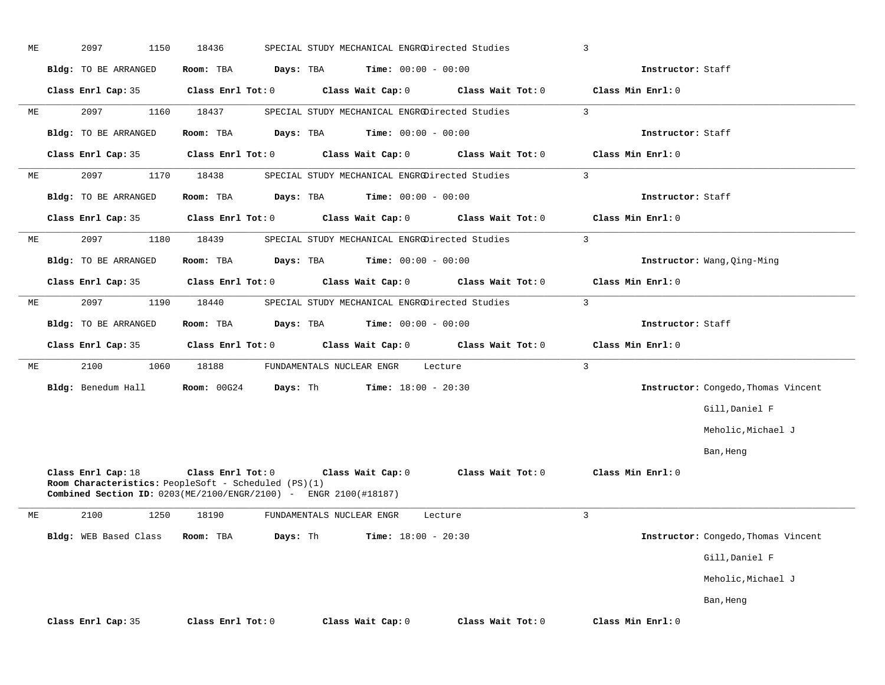ME 2097 1150 18436 SPECIAL STUDY MECHANICAL ENGRG Directed Studies 3

**Bldg:** TO BE ARRANGED **Room:** TBA **Days:** TBA **Time:** 00:00 - 00:00 **Instructor:** Staff

**Class Enrl Cap:** 35 **Class Enrl Tot:** 0 **Class Wait Cap:** 0 **Class Wait Tot:** 0 **Class Min Enrl:** 0

---

ME 2097 1160 18437 SPECIAL STUDY MECHANICAL ENGRG Directed Studies 3

**Bldg:** TO BE ARRANGED **Room:** TBA **Days:** TBA **Time:** 00:00 - 00:00 **Instructor:** Staff

**Class Enrl Cap:** 35 **Class Enrl Tot:** 0 **Class Wait Cap:** 0 **Class Wait Tot:** 0 **Class Min Enrl:** 0

---

ME 2097 1170 18438 SPECIAL STUDY MECHANICAL ENGRG Directed Studies 3

**Bldg:** TO BE ARRANGED **Room:** TBA **Days:** TBA **Time:** 00:00 - 00:00 **Instructor:** Staff

**Class Enrl Cap:** 35 **Class Enrl Tot:** 0 **Class Wait Cap:** 0 **Class Wait Tot:** 0 **Class Min Enrl:** 0

---

ME 2097 1180 18439 SPECIAL STUDY MECHANICAL ENGRG Directed Studies 3

**Bldg:** TO BE ARRANGED **Room:** TBA **Days:** TBA **Time:** 00:00 - 00:00 **Instructor:** Wang,Qing-Ming

**Class Enrl Cap:** 35 **Class Enrl Tot:** 0 **Class Wait Cap:** 0 **Class Wait Tot:** 0 **Class Min Enrl:** 0

---

ME 2097 1190 18440 SPECIAL STUDY MECHANICAL ENGRG Directed Studies 3

**Bldg:** TO BE ARRANGED **Room:** TBA **Days:** TBA **Time:** 00:00 - 00:00 **Instructor:** Staff

**Class Enrl Cap:** 35 **Class Enrl Tot:** 0 **Class Wait Cap:** 0 **Class Wait Tot:** 0 **Class Min Enrl:** 0

---

ME 2100 1060 18188 FUNDAMENTALS NUCLEAR ENGR Lecture 3

**Bldg:** Benedum Hall **Room:** 00G24 **Days:** Th **Time:** 18:00 - 20:30 **Instructor:** Congedo,Thomas Vincent
Gill,Daniel F
Meholic,Michael J
Ban,Heng

**Class Enrl Cap:** 18 **Class Enrl Tot:** 0 **Class Wait Cap:** 0 **Class Wait Tot:** 0 **Class Min Enrl:** 0
**Room Characteristics:** PeopleSoft - Scheduled (PS)(1)
**Combined Section ID:** 0203(ME/2100/ENGR/2100) - ENGR 2100(#18187)

---

ME 2100 1250 18190 FUNDAMENTALS NUCLEAR ENGR Lecture 3

**Bldg:** WEB Based Class **Room:** TBA **Days:** Th **Time:** 18:00 - 20:30 **Instructor:** Congedo,Thomas Vincent
Gill,Daniel F
Meholic,Michael J
Ban,Heng

**Class Enrl Cap:** 35 **Class Enrl Tot:** 0 **Class Wait Cap:** 0 **Class Wait Tot:** 0 **Class Min Enrl:** 0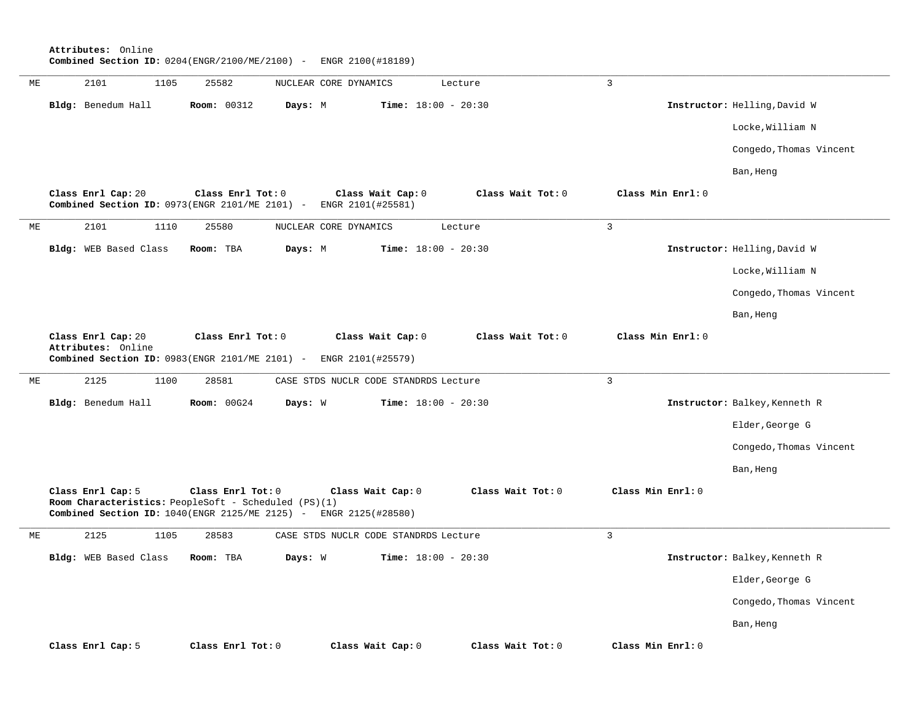**Attributes:** Online
**Combined Section ID:** 0204(ENGR/2100/ME/2100) - ENGR 2100(#18189)

---

| ME | 2101 | 1105 | 25582 | NUCLEAR CORE DYNAMICS | Lecture | 3 |
|---|---|---|---|---|---|---|

**Bldg:** Benedum Hall **Room:** 00312 **Days:** M **Time:** 18:00 - 20:30 **Instructor:** Helling,David W
Locke,William N
Congedo,Thomas Vincent
Ban,Heng

**Class Enrl Cap:** 20 **Class Enrl Tot:** 0 **Class Wait Cap:** 0 **Class Wait Tot:** 0 **Class Min Enrl:** 0
**Combined Section ID:** 0973(ENGR 2101/ME 2101) - ENGR 2101(#25581)

---

| ME | 2101 | 1110 | 25580 | NUCLEAR CORE DYNAMICS | Lecture | 3 |
|---|---|---|---|---|---|---|

**Bldg:** WEB Based Class **Room:** TBA **Days:** M **Time:** 18:00 - 20:30 **Instructor:** Helling,David W
Locke,William N
Congedo,Thomas Vincent
Ban,Heng

**Class Enrl Cap:** 20 **Class Enrl Tot:** 0 **Class Wait Cap:** 0 **Class Wait Tot:** 0 **Class Min Enrl:** 0
**Attributes:** Online
**Combined Section ID:** 0983(ENGR 2101/ME 2101) - ENGR 2101(#25579)

---

| ME | 2125 | 1100 | 28581 | CASE STDS NUCLR CODE STANDRDS | Lecture | 3 |
|---|---|---|---|---|---|---|

**Bldg:** Benedum Hall **Room:** 00G24 **Days:** W **Time:** 18:00 - 20:30 **Instructor:** Balkey,Kenneth R
Elder,George G
Congedo,Thomas Vincent
Ban,Heng

**Class Enrl Cap:** 5 **Class Enrl Tot:** 0 **Class Wait Cap:** 0 **Class Wait Tot:** 0 **Class Min Enrl:** 0
**Room Characteristics:** PeopleSoft - Scheduled (PS)(1)
**Combined Section ID:** 1040(ENGR 2125/ME 2125) - ENGR 2125(#28580)

---

| ME | 2125 | 1105 | 28583 | CASE STDS NUCLR CODE STANDRDS | Lecture | 3 |
|---|---|---|---|---|---|---|

**Bldg:** WEB Based Class **Room:** TBA **Days:** W **Time:** 18:00 - 20:30 **Instructor:** Balkey,Kenneth R
Elder,George G
Congedo,Thomas Vincent
Ban,Heng

**Class Enrl Cap:** 5 **Class Enrl Tot:** 0 **Class Wait Cap:** 0 **Class Wait Tot:** 0 **Class Min Enrl:** 0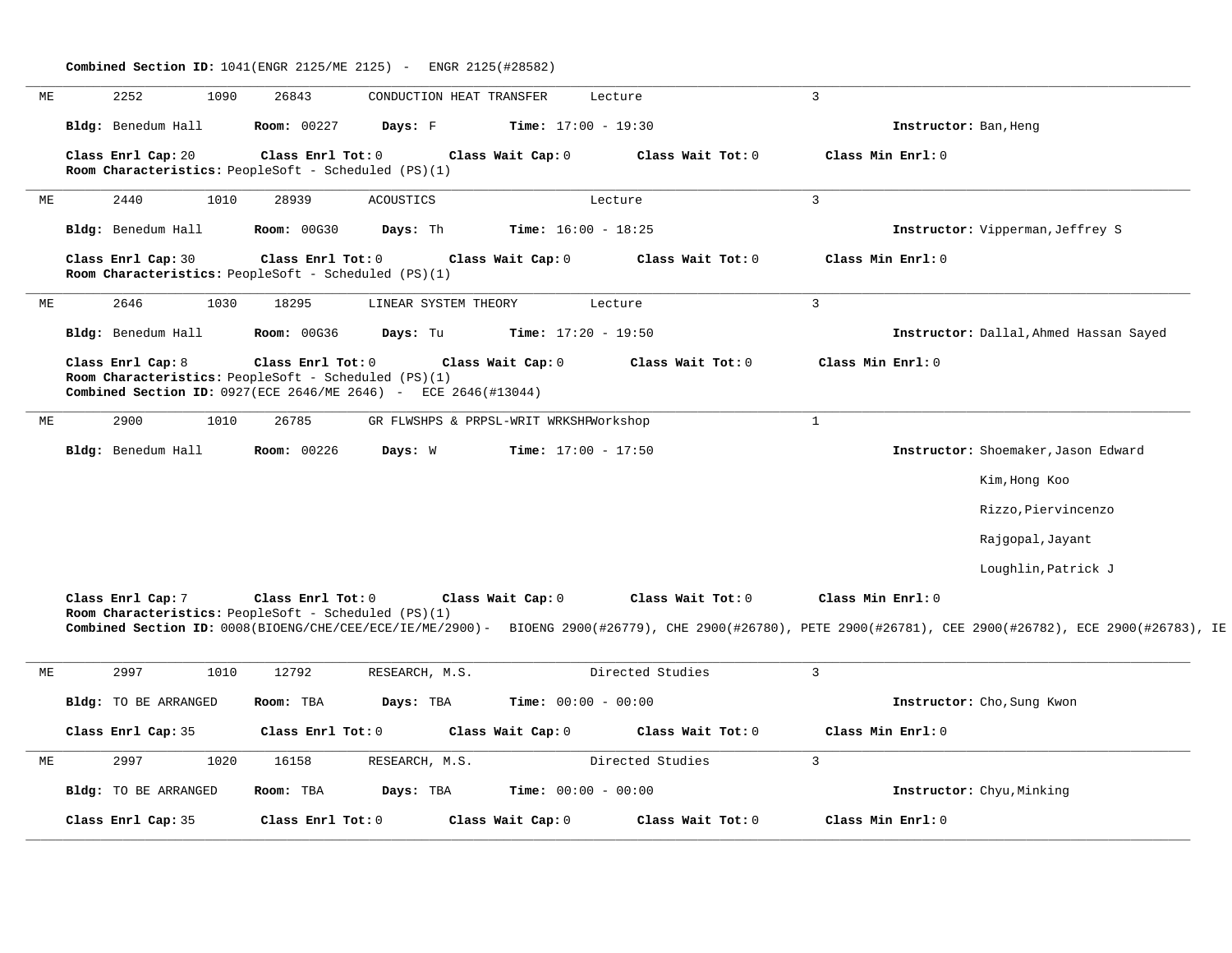**Combined Section ID:** 1041(ENGR 2125/ME 2125) - ENGR 2125(#28582)

---

ME 2252 1090 26843 CONDUCTION HEAT TRANSFER Lecture 3

**Bldg:** Benedum Hall **Room:** 00227 **Days:** F **Time:** 17:00 - 19:30 **Instructor:** Ban,Heng

**Class Enrl Cap:** 20 **Class Enrl Tot:** 0 **Class Wait Cap:** 0 **Class Wait Tot:** 0 **Class Min Enrl:** 0
**Room Characteristics:** PeopleSoft - Scheduled (PS)(1)

---

ME 2440 1010 28939 ACOUSTICS Lecture 3

**Bldg:** Benedum Hall **Room:** 00G30 **Days:** Th **Time:** 16:00 - 18:25 **Instructor:** Vipperman,Jeffrey S

**Class Enrl Cap:** 30 **Class Enrl Tot:** 0 **Class Wait Cap:** 0 **Class Wait Tot:** 0 **Class Min Enrl:** 0
**Room Characteristics:** PeopleSoft - Scheduled (PS)(1)

---

ME 2646 1030 18295 LINEAR SYSTEM THEORY Lecture 3

**Bldg:** Benedum Hall **Room:** 00G36 **Days:** Tu **Time:** 17:20 - 19:50 **Instructor:** Dallal,Ahmed Hassan Sayed

**Class Enrl Cap:** 8 **Class Enrl Tot:** 0 **Class Wait Cap:** 0 **Class Wait Tot:** 0 **Class Min Enrl:** 0
**Room Characteristics:** PeopleSoft - Scheduled (PS)(1)
**Combined Section ID:** 0927(ECE 2646/ME 2646) - ECE 2646(#13044)

---

ME 2900 1010 26785 GR FLWSHPS & PRPSL-WRIT WRKSHPWorkshop 1

**Bldg:** Benedum Hall **Room:** 00226 **Days:** W **Time:** 17:00 - 17:50 **Instructor:** Shoemaker,Jason Edward
Kim,Hong Koo
Rizzo,Piervincenzo
Rajgopal,Jayant
Loughlin,Patrick J

**Class Enrl Cap:** 7 **Class Enrl Tot:** 0 **Class Wait Cap:** 0 **Class Wait Tot:** 0 **Class Min Enrl:** 0
**Room Characteristics:** PeopleSoft - Scheduled (PS)(1)
**Combined Section ID:** 0008(BIOENG/CHE/CEE/ECE/IE/ME/2900)- BIOENG 2900(#26779), CHE 2900(#26780), PETE 2900(#26781), CEE 2900(#26782), ECE 2900(#26783), IE

---

ME 2997 1010 12792 RESEARCH, M.S. Directed Studies 3

**Bldg:** TO BE ARRANGED **Room:** TBA **Days:** TBA **Time:** 00:00 - 00:00 **Instructor:** Cho,Sung Kwon

**Class Enrl Cap:** 35 **Class Enrl Tot:** 0 **Class Wait Cap:** 0 **Class Wait Tot:** 0 **Class Min Enrl:** 0

---

ME 2997 1020 16158 RESEARCH, M.S. Directed Studies 3

**Bldg:** TO BE ARRANGED **Room:** TBA **Days:** TBA **Time:** 00:00 - 00:00 **Instructor:** Chyu,Minking

**Class Enrl Cap:** 35 **Class Enrl Tot:** 0 **Class Wait Cap:** 0 **Class Wait Tot:** 0 **Class Min Enrl:** 0

---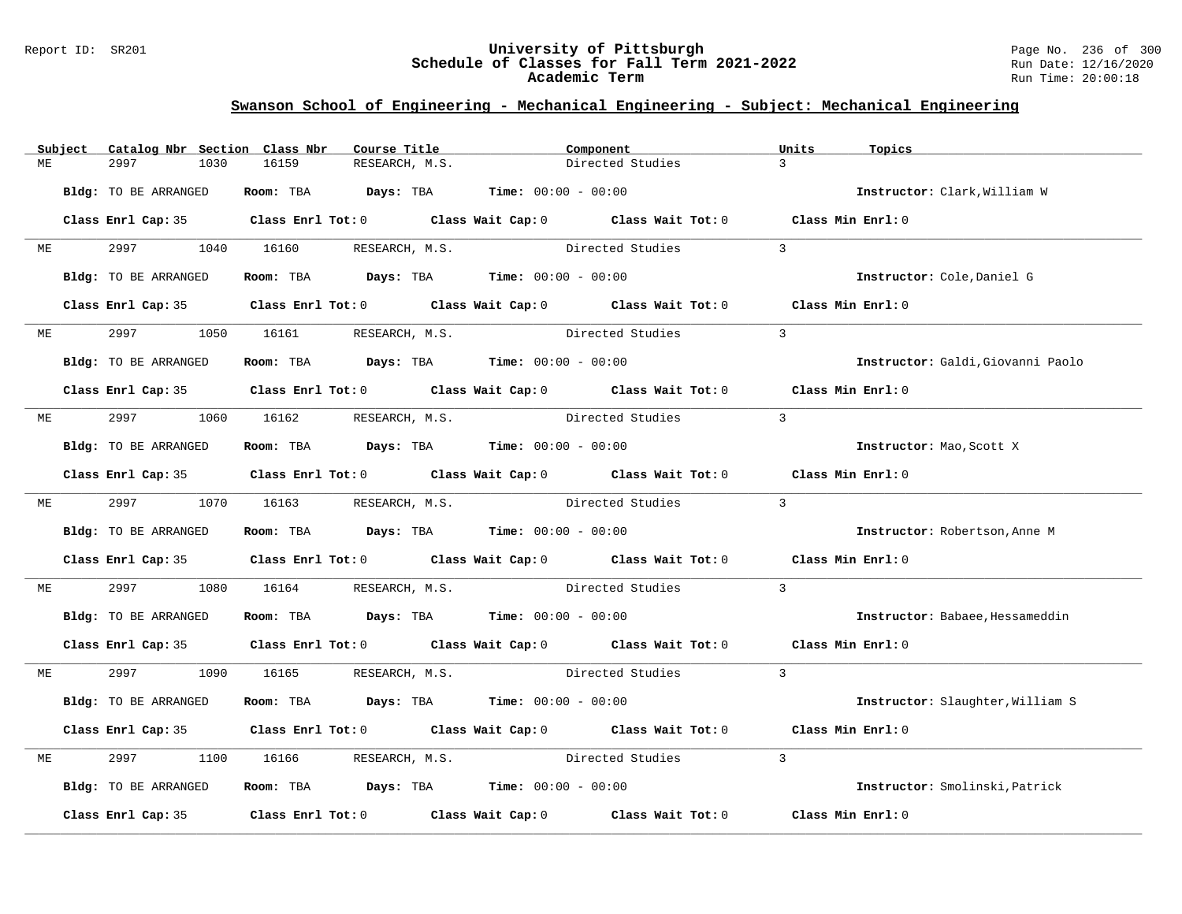# University of Pittsburgh
## Schedule of Classes for Fall Term 2021-2022
### Academic Term

Report ID: SR201
Run Date: 12/16/2020
Run Time: 20:00:18

## Swanson School of Engineering - Mechanical Engineering - Subject: Mechanical Engineering

| Subject | Catalog Nbr | Section | Class Nbr | Course Title | Component | Units | Topics |
|---|---|---|---|---|---|---|---|
| ME | 2997 | 1030 | 16159 | RESEARCH, M.S. | Directed Studies | 3 | |

**Bldg:** TO BE ARRANGED **Room:** TBA **Days:** TBA **Time:** 00:00 - 00:00 **Instructor:** Clark,William W

**Class Enrl Cap:** 35 **Class Enrl Tot:** 0 **Class Wait Cap:** 0 **Class Wait Tot:** 0 **Class Min Enrl:** 0

| Subject | Catalog Nbr | Section | Class Nbr | Course Title | Component | Units | Topics |
|---|---|---|---|---|---|---|---|
| ME | 2997 | 1040 | 16160 | RESEARCH, M.S. | Directed Studies | 3 | |

**Bldg:** TO BE ARRANGED **Room:** TBA **Days:** TBA **Time:** 00:00 - 00:00 **Instructor:** Cole,Daniel G

**Class Enrl Cap:** 35 **Class Enrl Tot:** 0 **Class Wait Cap:** 0 **Class Wait Tot:** 0 **Class Min Enrl:** 0

| Subject | Catalog Nbr | Section | Class Nbr | Course Title | Component | Units | Topics |
|---|---|---|---|---|---|---|---|
| ME | 2997 | 1050 | 16161 | RESEARCH, M.S. | Directed Studies | 3 | |

**Bldg:** TO BE ARRANGED **Room:** TBA **Days:** TBA **Time:** 00:00 - 00:00 **Instructor:** Galdi,Giovanni Paolo

**Class Enrl Cap:** 35 **Class Enrl Tot:** 0 **Class Wait Cap:** 0 **Class Wait Tot:** 0 **Class Min Enrl:** 0

| Subject | Catalog Nbr | Section | Class Nbr | Course Title | Component | Units | Topics |
|---|---|---|---|---|---|---|---|
| ME | 2997 | 1060 | 16162 | RESEARCH, M.S. | Directed Studies | 3 | |

**Bldg:** TO BE ARRANGED **Room:** TBA **Days:** TBA **Time:** 00:00 - 00:00 **Instructor:** Mao,Scott X

**Class Enrl Cap:** 35 **Class Enrl Tot:** 0 **Class Wait Cap:** 0 **Class Wait Tot:** 0 **Class Min Enrl:** 0

| Subject | Catalog Nbr | Section | Class Nbr | Course Title | Component | Units | Topics |
|---|---|---|---|---|---|---|---|
| ME | 2997 | 1070 | 16163 | RESEARCH, M.S. | Directed Studies | 3 | |

**Bldg:** TO BE ARRANGED **Room:** TBA **Days:** TBA **Time:** 00:00 - 00:00 **Instructor:** Robertson,Anne M

**Class Enrl Cap:** 35 **Class Enrl Tot:** 0 **Class Wait Cap:** 0 **Class Wait Tot:** 0 **Class Min Enrl:** 0

| Subject | Catalog Nbr | Section | Class Nbr | Course Title | Component | Units | Topics |
|---|---|---|---|---|---|---|---|
| ME | 2997 | 1080 | 16164 | RESEARCH, M.S. | Directed Studies | 3 | |

**Bldg:** TO BE ARRANGED **Room:** TBA **Days:** TBA **Time:** 00:00 - 00:00 **Instructor:** Babaee,Hessameddin

**Class Enrl Cap:** 35 **Class Enrl Tot:** 0 **Class Wait Cap:** 0 **Class Wait Tot:** 0 **Class Min Enrl:** 0

| Subject | Catalog Nbr | Section | Class Nbr | Course Title | Component | Units | Topics |
|---|---|---|---|---|---|---|---|
| ME | 2997 | 1090 | 16165 | RESEARCH, M.S. | Directed Studies | 3 | |

**Bldg:** TO BE ARRANGED **Room:** TBA **Days:** TBA **Time:** 00:00 - 00:00 **Instructor:** Slaughter,William S

**Class Enrl Cap:** 35 **Class Enrl Tot:** 0 **Class Wait Cap:** 0 **Class Wait Tot:** 0 **Class Min Enrl:** 0

| Subject | Catalog Nbr | Section | Class Nbr | Course Title | Component | Units | Topics |
|---|---|---|---|---|---|---|---|
| ME | 2997 | 1100 | 16166 | RESEARCH, M.S. | Directed Studies | 3 | |

**Bldg:** TO BE ARRANGED **Room:** TBA **Days:** TBA **Time:** 00:00 - 00:00 **Instructor:** Smolinski,Patrick

**Class Enrl Cap:** 35 **Class Enrl Tot:** 0 **Class Wait Cap:** 0 **Class Wait Tot:** 0 **Class Min Enrl:** 0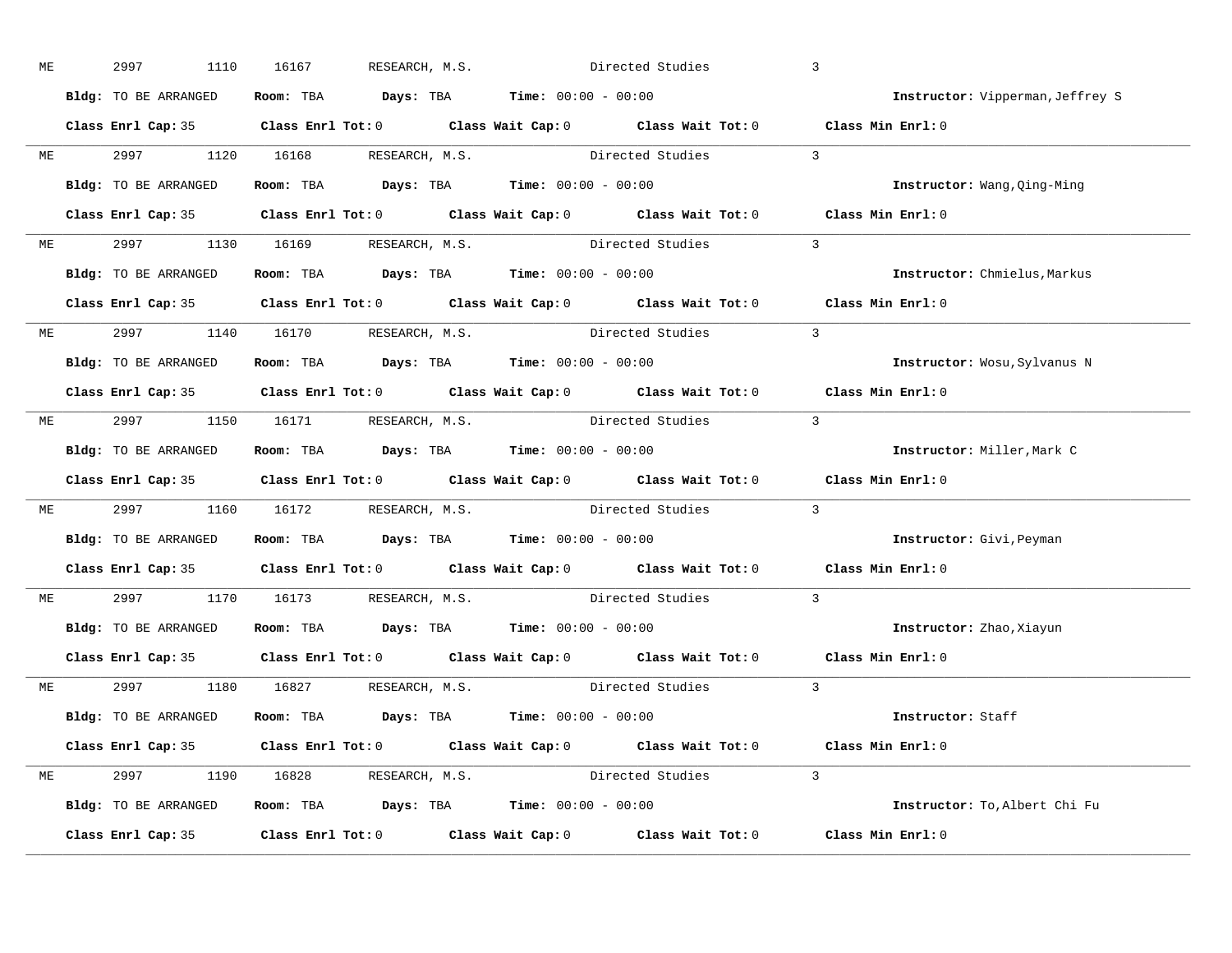ME 2997 1110 16167 RESEARCH, M.S. Directed Studies 3

**Bldg:** TO BE ARRANGED **Room:** TBA **Days:** TBA **Time:** 00:00 - 00:00 **Instructor:** Vipperman,Jeffrey S

**Class Enrl Cap:** 35 **Class Enrl Tot:** 0 **Class Wait Cap:** 0 **Class Wait Tot:** 0 **Class Min Enrl:** 0

---

ME 2997 1120 16168 RESEARCH, M.S. Directed Studies 3

**Bldg:** TO BE ARRANGED **Room:** TBA **Days:** TBA **Time:** 00:00 - 00:00 **Instructor:** Wang,Qing-Ming

**Class Enrl Cap:** 35 **Class Enrl Tot:** 0 **Class Wait Cap:** 0 **Class Wait Tot:** 0 **Class Min Enrl:** 0

---

ME 2997 1130 16169 RESEARCH, M.S. Directed Studies 3

**Bldg:** TO BE ARRANGED **Room:** TBA **Days:** TBA **Time:** 00:00 - 00:00 **Instructor:** Chmielus,Markus

**Class Enrl Cap:** 35 **Class Enrl Tot:** 0 **Class Wait Cap:** 0 **Class Wait Tot:** 0 **Class Min Enrl:** 0

---

ME 2997 1140 16170 RESEARCH, M.S. Directed Studies 3

**Bldg:** TO BE ARRANGED **Room:** TBA **Days:** TBA **Time:** 00:00 - 00:00 **Instructor:** Wosu,Sylvanus N

**Class Enrl Cap:** 35 **Class Enrl Tot:** 0 **Class Wait Cap:** 0 **Class Wait Tot:** 0 **Class Min Enrl:** 0

---

ME 2997 1150 16171 RESEARCH, M.S. Directed Studies 3

**Bldg:** TO BE ARRANGED **Room:** TBA **Days:** TBA **Time:** 00:00 - 00:00 **Instructor:** Miller,Mark C

**Class Enrl Cap:** 35 **Class Enrl Tot:** 0 **Class Wait Cap:** 0 **Class Wait Tot:** 0 **Class Min Enrl:** 0

---

ME 2997 1160 16172 RESEARCH, M.S. Directed Studies 3

**Bldg:** TO BE ARRANGED **Room:** TBA **Days:** TBA **Time:** 00:00 - 00:00 **Instructor:** Givi,Peyman

**Class Enrl Cap:** 35 **Class Enrl Tot:** 0 **Class Wait Cap:** 0 **Class Wait Tot:** 0 **Class Min Enrl:** 0

---

ME 2997 1170 16173 RESEARCH, M.S. Directed Studies 3

**Bldg:** TO BE ARRANGED **Room:** TBA **Days:** TBA **Time:** 00:00 - 00:00 **Instructor:** Zhao,Xiayun

**Class Enrl Cap:** 35 **Class Enrl Tot:** 0 **Class Wait Cap:** 0 **Class Wait Tot:** 0 **Class Min Enrl:** 0

---

ME 2997 1180 16827 RESEARCH, M.S. Directed Studies 3

**Bldg:** TO BE ARRANGED **Room:** TBA **Days:** TBA **Time:** 00:00 - 00:00 **Instructor:** Staff

**Class Enrl Cap:** 35 **Class Enrl Tot:** 0 **Class Wait Cap:** 0 **Class Wait Tot:** 0 **Class Min Enrl:** 0

---

ME 2997 1190 16828 RESEARCH, M.S. Directed Studies 3

**Bldg:** TO BE ARRANGED **Room:** TBA **Days:** TBA **Time:** 00:00 - 00:00 **Instructor:** To,Albert Chi Fu

**Class Enrl Cap:** 35 **Class Enrl Tot:** 0 **Class Wait Cap:** 0 **Class Wait Tot:** 0 **Class Min Enrl:** 0

---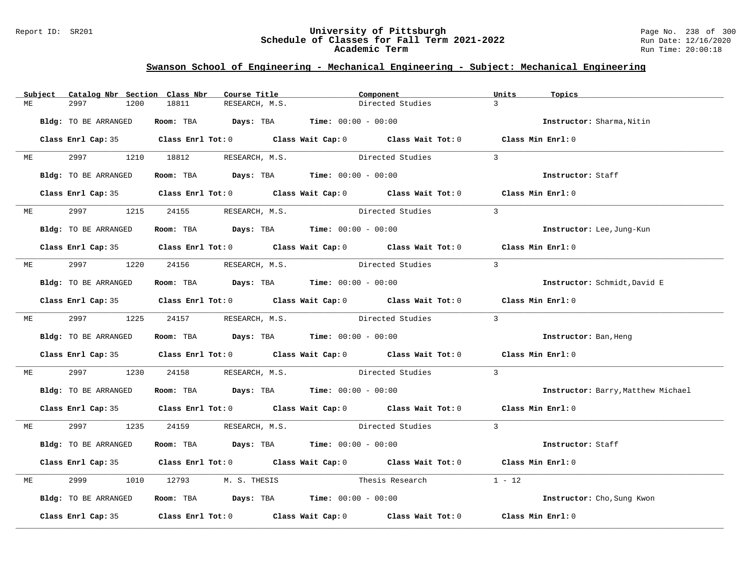## Swanson School of Engineering - Mechanical Engineering - Subject: Mechanical Engineering

| Subject | Catalog Nbr | Section | Class Nbr | Course Title | Component | Units | Topics |
|---|---|---|---|---|---|---|---|
| ME | 2997 | 1200 | 18811 | RESEARCH, M.S. | Directed Studies | 3 | |

**Bldg:** TO BE ARRANGED **Room:** TBA **Days:** TBA **Time:** 00:00 - 00:00 **Instructor:** Sharma,Nitin

**Class Enrl Cap:** 35 **Class Enrl Tot:** 0 **Class Wait Cap:** 0 **Class Wait Tot:** 0 **Class Min Enrl:** 0

---

| Subject | Catalog Nbr | Section | Class Nbr | Course Title | Component | Units | Topics |
|---|---|---|---|---|---|---|---|
| ME | 2997 | 1210 | 18812 | RESEARCH, M.S. | Directed Studies | 3 | |

**Bldg:** TO BE ARRANGED **Room:** TBA **Days:** TBA **Time:** 00:00 - 00:00 **Instructor:** Staff

**Class Enrl Cap:** 35 **Class Enrl Tot:** 0 **Class Wait Cap:** 0 **Class Wait Tot:** 0 **Class Min Enrl:** 0

---

| Subject | Catalog Nbr | Section | Class Nbr | Course Title | Component | Units | Topics |
|---|---|---|---|---|---|---|---|
| ME | 2997 | 1215 | 24155 | RESEARCH, M.S. | Directed Studies | 3 | |

**Bldg:** TO BE ARRANGED **Room:** TBA **Days:** TBA **Time:** 00:00 - 00:00 **Instructor:** Lee,Jung-Kun

**Class Enrl Cap:** 35 **Class Enrl Tot:** 0 **Class Wait Cap:** 0 **Class Wait Tot:** 0 **Class Min Enrl:** 0

---

| Subject | Catalog Nbr | Section | Class Nbr | Course Title | Component | Units | Topics |
|---|---|---|---|---|---|---|---|
| ME | 2997 | 1220 | 24156 | RESEARCH, M.S. | Directed Studies | 3 | |

**Bldg:** TO BE ARRANGED **Room:** TBA **Days:** TBA **Time:** 00:00 - 00:00 **Instructor:** Schmidt,David E

**Class Enrl Cap:** 35 **Class Enrl Tot:** 0 **Class Wait Cap:** 0 **Class Wait Tot:** 0 **Class Min Enrl:** 0

---

| Subject | Catalog Nbr | Section | Class Nbr | Course Title | Component | Units | Topics |
|---|---|---|---|---|---|---|---|
| ME | 2997 | 1225 | 24157 | RESEARCH, M.S. | Directed Studies | 3 | |

**Bldg:** TO BE ARRANGED **Room:** TBA **Days:** TBA **Time:** 00:00 - 00:00 **Instructor:** Ban,Heng

**Class Enrl Cap:** 35 **Class Enrl Tot:** 0 **Class Wait Cap:** 0 **Class Wait Tot:** 0 **Class Min Enrl:** 0

---

| Subject | Catalog Nbr | Section | Class Nbr | Course Title | Component | Units | Topics |
|---|---|---|---|---|---|---|---|
| ME | 2997 | 1230 | 24158 | RESEARCH, M.S. | Directed Studies | 3 | |

**Bldg:** TO BE ARRANGED **Room:** TBA **Days:** TBA **Time:** 00:00 - 00:00 **Instructor:** Barry,Matthew Michael

**Class Enrl Cap:** 35 **Class Enrl Tot:** 0 **Class Wait Cap:** 0 **Class Wait Tot:** 0 **Class Min Enrl:** 0

---

| Subject | Catalog Nbr | Section | Class Nbr | Course Title | Component | Units | Topics |
|---|---|---|---|---|---|---|---|
| ME | 2997 | 1235 | 24159 | RESEARCH, M.S. | Directed Studies | 3 | |

**Bldg:** TO BE ARRANGED **Room:** TBA **Days:** TBA **Time:** 00:00 - 00:00 **Instructor:** Staff

**Class Enrl Cap:** 35 **Class Enrl Tot:** 0 **Class Wait Cap:** 0 **Class Wait Tot:** 0 **Class Min Enrl:** 0

---

| Subject | Catalog Nbr | Section | Class Nbr | Course Title | Component | Units | Topics |
|---|---|---|---|---|---|---|---|
| ME | 2999 | 1010 | 12793 | M. S. THESIS | Thesis Research | 1 - 12 | |

**Bldg:** TO BE ARRANGED **Room:** TBA **Days:** TBA **Time:** 00:00 - 00:00 **Instructor:** Cho,Sung Kwon

**Class Enrl Cap:** 35 **Class Enrl Tot:** 0 **Class Wait Cap:** 0 **Class Wait Tot:** 0 **Class Min Enrl:** 0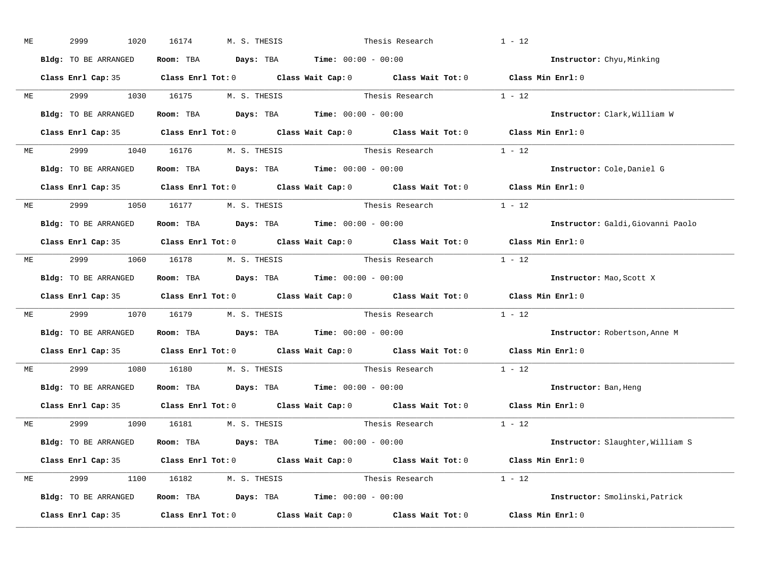ME 2999 1020 16174 M. S. THESIS Thesis Research 1 - 12

**Bldg:** TO BE ARRANGED **Room:** TBA **Days:** TBA **Time:** 00:00 - 00:00 **Instructor:** Chyu,Minking

**Class Enrl Cap:** 35 **Class Enrl Tot:** 0 **Class Wait Cap:** 0 **Class Wait Tot:** 0 **Class Min Enrl:** 0

---

ME 2999 1030 16175 M. S. THESIS Thesis Research 1 - 12

**Bldg:** TO BE ARRANGED **Room:** TBA **Days:** TBA **Time:** 00:00 - 00:00 **Instructor:** Clark,William W

**Class Enrl Cap:** 35 **Class Enrl Tot:** 0 **Class Wait Cap:** 0 **Class Wait Tot:** 0 **Class Min Enrl:** 0

---

ME 2999 1040 16176 M. S. THESIS Thesis Research 1 - 12

**Bldg:** TO BE ARRANGED **Room:** TBA **Days:** TBA **Time:** 00:00 - 00:00 **Instructor:** Cole,Daniel G

**Class Enrl Cap:** 35 **Class Enrl Tot:** 0 **Class Wait Cap:** 0 **Class Wait Tot:** 0 **Class Min Enrl:** 0

---

ME 2999 1050 16177 M. S. THESIS Thesis Research 1 - 12

**Bldg:** TO BE ARRANGED **Room:** TBA **Days:** TBA **Time:** 00:00 - 00:00 **Instructor:** Galdi,Giovanni Paolo

**Class Enrl Cap:** 35 **Class Enrl Tot:** 0 **Class Wait Cap:** 0 **Class Wait Tot:** 0 **Class Min Enrl:** 0

---

ME 2999 1060 16178 M. S. THESIS Thesis Research 1 - 12

**Bldg:** TO BE ARRANGED **Room:** TBA **Days:** TBA **Time:** 00:00 - 00:00 **Instructor:** Mao,Scott X

**Class Enrl Cap:** 35 **Class Enrl Tot:** 0 **Class Wait Cap:** 0 **Class Wait Tot:** 0 **Class Min Enrl:** 0

---

ME 2999 1070 16179 M. S. THESIS Thesis Research 1 - 12

**Bldg:** TO BE ARRANGED **Room:** TBA **Days:** TBA **Time:** 00:00 - 00:00 **Instructor:** Robertson,Anne M

**Class Enrl Cap:** 35 **Class Enrl Tot:** 0 **Class Wait Cap:** 0 **Class Wait Tot:** 0 **Class Min Enrl:** 0

---

ME 2999 1080 16180 M. S. THESIS Thesis Research 1 - 12

**Bldg:** TO BE ARRANGED **Room:** TBA **Days:** TBA **Time:** 00:00 - 00:00 **Instructor:** Ban,Heng

**Class Enrl Cap:** 35 **Class Enrl Tot:** 0 **Class Wait Cap:** 0 **Class Wait Tot:** 0 **Class Min Enrl:** 0

---

ME 2999 1090 16181 M. S. THESIS Thesis Research 1 - 12

**Bldg:** TO BE ARRANGED **Room:** TBA **Days:** TBA **Time:** 00:00 - 00:00 **Instructor:** Slaughter,William S

**Class Enrl Cap:** 35 **Class Enrl Tot:** 0 **Class Wait Cap:** 0 **Class Wait Tot:** 0 **Class Min Enrl:** 0

---

ME 2999 1100 16182 M. S. THESIS Thesis Research 1 - 12

**Bldg:** TO BE ARRANGED **Room:** TBA **Days:** TBA **Time:** 00:00 - 00:00 **Instructor:** Smolinski,Patrick

**Class Enrl Cap:** 35 **Class Enrl Tot:** 0 **Class Wait Cap:** 0 **Class Wait Tot:** 0 **Class Min Enrl:** 0

---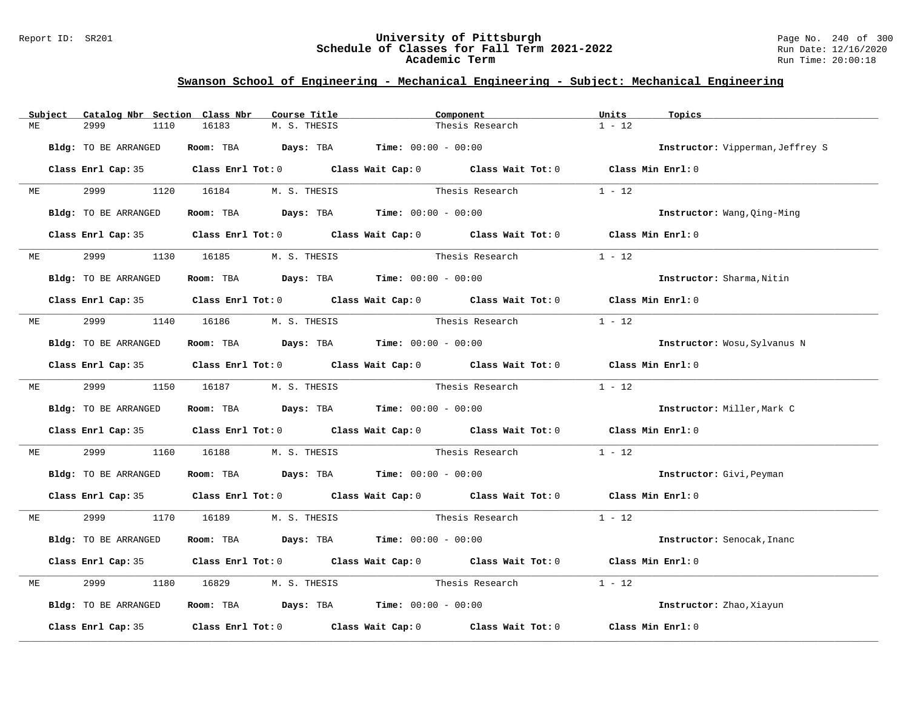## Swanson School of Engineering - Mechanical Engineering - Subject: Mechanical Engineering

| Subject | Catalog Nbr | Section | Class Nbr | Course Title | Component | Units | Topics |
|---|---|---|---|---|---|---|---|
| ME | 2999 | 1110 | 16183 | M. S. THESIS | Thesis Research | 1 - 12 | |

**Bldg:** TO BE ARRANGED **Room:** TBA **Days:** TBA **Time:** 00:00 - 00:00 **Instructor:** Vipperman,Jeffrey S

**Class Enrl Cap:** 35 **Class Enrl Tot:** 0 **Class Wait Cap:** 0 **Class Wait Tot:** 0 **Class Min Enrl:** 0

| Subject | Catalog Nbr | Section | Class Nbr | Course Title | Component | Units | Topics |
|---|---|---|---|---|---|---|---|
| ME | 2999 | 1120 | 16184 | M. S. THESIS | Thesis Research | 1 - 12 | |

**Bldg:** TO BE ARRANGED **Room:** TBA **Days:** TBA **Time:** 00:00 - 00:00 **Instructor:** Wang,Qing-Ming

**Class Enrl Cap:** 35 **Class Enrl Tot:** 0 **Class Wait Cap:** 0 **Class Wait Tot:** 0 **Class Min Enrl:** 0

| Subject | Catalog Nbr | Section | Class Nbr | Course Title | Component | Units | Topics |
|---|---|---|---|---|---|---|---|
| ME | 2999 | 1130 | 16185 | M. S. THESIS | Thesis Research | 1 - 12 | |

**Bldg:** TO BE ARRANGED **Room:** TBA **Days:** TBA **Time:** 00:00 - 00:00 **Instructor:** Sharma,Nitin

**Class Enrl Cap:** 35 **Class Enrl Tot:** 0 **Class Wait Cap:** 0 **Class Wait Tot:** 0 **Class Min Enrl:** 0

| Subject | Catalog Nbr | Section | Class Nbr | Course Title | Component | Units | Topics |
|---|---|---|---|---|---|---|---|
| ME | 2999 | 1140 | 16186 | M. S. THESIS | Thesis Research | 1 - 12 | |

**Bldg:** TO BE ARRANGED **Room:** TBA **Days:** TBA **Time:** 00:00 - 00:00 **Instructor:** Wosu,Sylvanus N

**Class Enrl Cap:** 35 **Class Enrl Tot:** 0 **Class Wait Cap:** 0 **Class Wait Tot:** 0 **Class Min Enrl:** 0

| Subject | Catalog Nbr | Section | Class Nbr | Course Title | Component | Units | Topics |
|---|---|---|---|---|---|---|---|
| ME | 2999 | 1150 | 16187 | M. S. THESIS | Thesis Research | 1 - 12 | |

**Bldg:** TO BE ARRANGED **Room:** TBA **Days:** TBA **Time:** 00:00 - 00:00 **Instructor:** Miller,Mark C

**Class Enrl Cap:** 35 **Class Enrl Tot:** 0 **Class Wait Cap:** 0 **Class Wait Tot:** 0 **Class Min Enrl:** 0

| Subject | Catalog Nbr | Section | Class Nbr | Course Title | Component | Units | Topics |
|---|---|---|---|---|---|---|---|
| ME | 2999 | 1160 | 16188 | M. S. THESIS | Thesis Research | 1 - 12 | |

**Bldg:** TO BE ARRANGED **Room:** TBA **Days:** TBA **Time:** 00:00 - 00:00 **Instructor:** Givi,Peyman

**Class Enrl Cap:** 35 **Class Enrl Tot:** 0 **Class Wait Cap:** 0 **Class Wait Tot:** 0 **Class Min Enrl:** 0

| Subject | Catalog Nbr | Section | Class Nbr | Course Title | Component | Units | Topics |
|---|---|---|---|---|---|---|---|
| ME | 2999 | 1170 | 16189 | M. S. THESIS | Thesis Research | 1 - 12 | |

**Bldg:** TO BE ARRANGED **Room:** TBA **Days:** TBA **Time:** 00:00 - 00:00 **Instructor:** Senocak,Inanc

**Class Enrl Cap:** 35 **Class Enrl Tot:** 0 **Class Wait Cap:** 0 **Class Wait Tot:** 0 **Class Min Enrl:** 0

| Subject | Catalog Nbr | Section | Class Nbr | Course Title | Component | Units | Topics |
|---|---|---|---|---|---|---|---|
| ME | 2999 | 1180 | 16829 | M. S. THESIS | Thesis Research | 1 - 12 | |

**Bldg:** TO BE ARRANGED **Room:** TBA **Days:** TBA **Time:** 00:00 - 00:00 **Instructor:** Zhao,Xiayun

**Class Enrl Cap:** 35 **Class Enrl Tot:** 0 **Class Wait Cap:** 0 **Class Wait Tot:** 0 **Class Min Enrl:** 0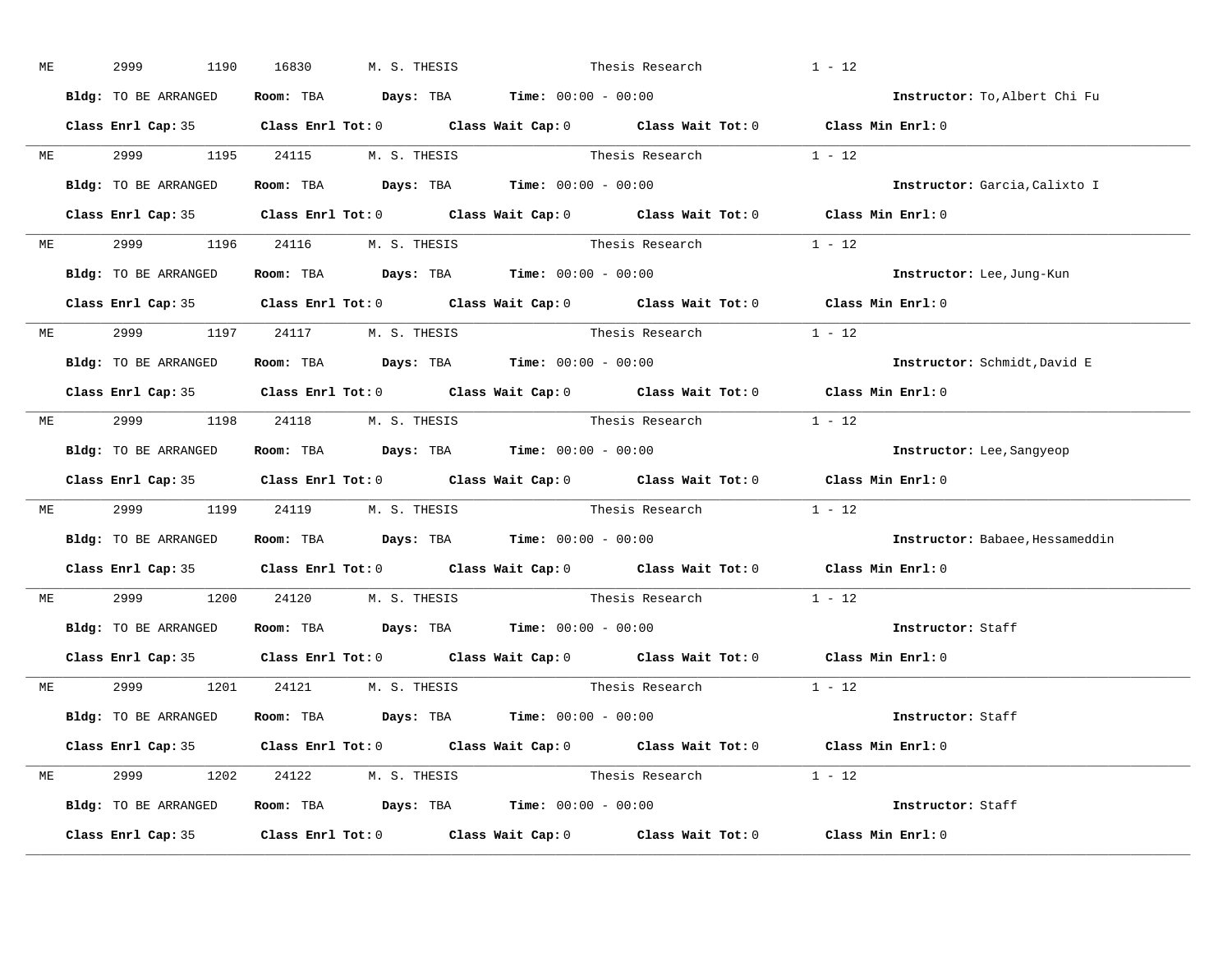ME 2999 1190 16830 M. S. THESIS Thesis Research 1 - 12

**Bldg:** TO BE ARRANGED **Room:** TBA **Days:** TBA **Time:** 00:00 - 00:00 **Instructor:** To,Albert Chi Fu

**Class Enrl Cap:** 35 **Class Enrl Tot:** 0 **Class Wait Cap:** 0 **Class Wait Tot:** 0 **Class Min Enrl:** 0

---

ME 2999 1195 24115 M. S. THESIS Thesis Research 1 - 12

**Bldg:** TO BE ARRANGED **Room:** TBA **Days:** TBA **Time:** 00:00 - 00:00 **Instructor:** Garcia,Calixto I

**Class Enrl Cap:** 35 **Class Enrl Tot:** 0 **Class Wait Cap:** 0 **Class Wait Tot:** 0 **Class Min Enrl:** 0

---

ME 2999 1196 24116 M. S. THESIS Thesis Research 1 - 12

**Bldg:** TO BE ARRANGED **Room:** TBA **Days:** TBA **Time:** 00:00 - 00:00 **Instructor:** Lee,Jung-Kun

**Class Enrl Cap:** 35 **Class Enrl Tot:** 0 **Class Wait Cap:** 0 **Class Wait Tot:** 0 **Class Min Enrl:** 0

---

ME 2999 1197 24117 M. S. THESIS Thesis Research 1 - 12

**Bldg:** TO BE ARRANGED **Room:** TBA **Days:** TBA **Time:** 00:00 - 00:00 **Instructor:** Schmidt,David E

**Class Enrl Cap:** 35 **Class Enrl Tot:** 0 **Class Wait Cap:** 0 **Class Wait Tot:** 0 **Class Min Enrl:** 0

---

ME 2999 1198 24118 M. S. THESIS Thesis Research 1 - 12

**Bldg:** TO BE ARRANGED **Room:** TBA **Days:** TBA **Time:** 00:00 - 00:00 **Instructor:** Lee,Sangyeop

**Class Enrl Cap:** 35 **Class Enrl Tot:** 0 **Class Wait Cap:** 0 **Class Wait Tot:** 0 **Class Min Enrl:** 0

---

ME 2999 1199 24119 M. S. THESIS Thesis Research 1 - 12

**Bldg:** TO BE ARRANGED **Room:** TBA **Days:** TBA **Time:** 00:00 - 00:00 **Instructor:** Babaee,Hessameddin

**Class Enrl Cap:** 35 **Class Enrl Tot:** 0 **Class Wait Cap:** 0 **Class Wait Tot:** 0 **Class Min Enrl:** 0

---

ME 2999 1200 24120 M. S. THESIS Thesis Research 1 - 12

**Bldg:** TO BE ARRANGED **Room:** TBA **Days:** TBA **Time:** 00:00 - 00:00 **Instructor:** Staff

**Class Enrl Cap:** 35 **Class Enrl Tot:** 0 **Class Wait Cap:** 0 **Class Wait Tot:** 0 **Class Min Enrl:** 0

---

ME 2999 1201 24121 M. S. THESIS Thesis Research 1 - 12

**Bldg:** TO BE ARRANGED **Room:** TBA **Days:** TBA **Time:** 00:00 - 00:00 **Instructor:** Staff

**Class Enrl Cap:** 35 **Class Enrl Tot:** 0 **Class Wait Cap:** 0 **Class Wait Tot:** 0 **Class Min Enrl:** 0

---

ME 2999 1202 24122 M. S. THESIS Thesis Research 1 - 12

**Bldg:** TO BE ARRANGED **Room:** TBA **Days:** TBA **Time:** 00:00 - 00:00 **Instructor:** Staff

**Class Enrl Cap:** 35 **Class Enrl Tot:** 0 **Class Wait Cap:** 0 **Class Wait Tot:** 0 **Class Min Enrl:** 0

---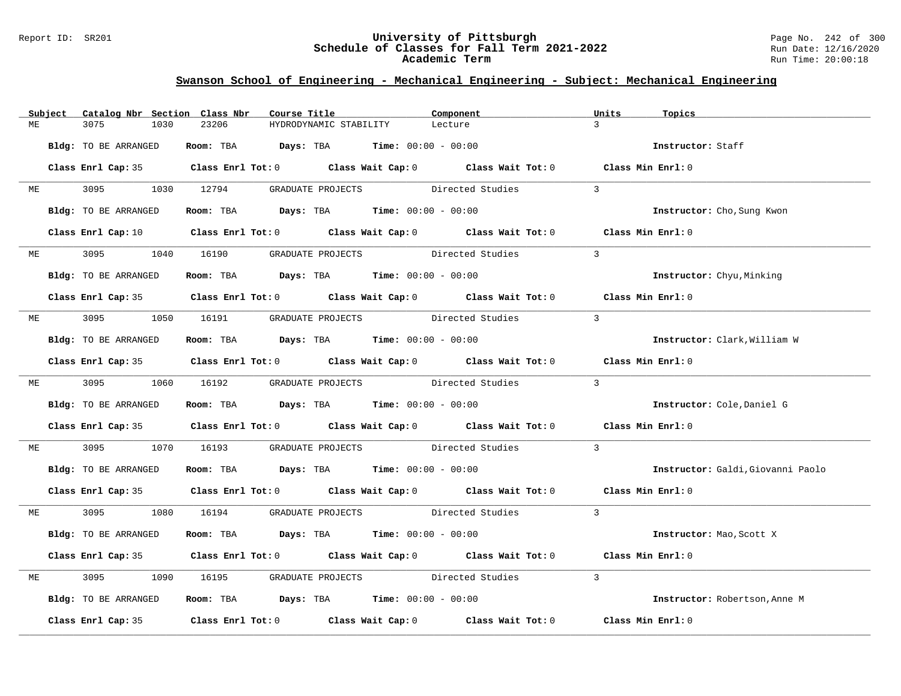## Swanson School of Engineering - Mechanical Engineering - Subject: Mechanical Engineering

| Subject | Catalog Nbr | Section | Class Nbr | Course Title | Component | Units | Topics |
|---|---|---|---|---|---|---|---|
| ME | 3075 | 1030 | 23206 | HYDRODYNAMIC STABILITY | Lecture | 3 | |

**Bldg:** TO BE ARRANGED **Room:** TBA **Days:** TBA **Time:** 00:00 - 00:00 **Instructor:** Staff

**Class Enrl Cap:** 35 **Class Enrl Tot:** 0 **Class Wait Cap:** 0 **Class Wait Tot:** 0 **Class Min Enrl:** 0

| Subject | Catalog Nbr | Section | Class Nbr | Course Title | Component | Units | Topics |
|---|---|---|---|---|---|---|---|
| ME | 3095 | 1030 | 12794 | GRADUATE PROJECTS | Directed Studies | 3 | |

**Bldg:** TO BE ARRANGED **Room:** TBA **Days:** TBA **Time:** 00:00 - 00:00 **Instructor:** Cho,Sung Kwon

**Class Enrl Cap:** 10 **Class Enrl Tot:** 0 **Class Wait Cap:** 0 **Class Wait Tot:** 0 **Class Min Enrl:** 0

| Subject | Catalog Nbr | Section | Class Nbr | Course Title | Component | Units | Topics |
|---|---|---|---|---|---|---|---|
| ME | 3095 | 1040 | 16190 | GRADUATE PROJECTS | Directed Studies | 3 | |

**Bldg:** TO BE ARRANGED **Room:** TBA **Days:** TBA **Time:** 00:00 - 00:00 **Instructor:** Chyu,Minking

**Class Enrl Cap:** 35 **Class Enrl Tot:** 0 **Class Wait Cap:** 0 **Class Wait Tot:** 0 **Class Min Enrl:** 0

| Subject | Catalog Nbr | Section | Class Nbr | Course Title | Component | Units | Topics |
|---|---|---|---|---|---|---|---|
| ME | 3095 | 1050 | 16191 | GRADUATE PROJECTS | Directed Studies | 3 | |

**Bldg:** TO BE ARRANGED **Room:** TBA **Days:** TBA **Time:** 00:00 - 00:00 **Instructor:** Clark,William W

**Class Enrl Cap:** 35 **Class Enrl Tot:** 0 **Class Wait Cap:** 0 **Class Wait Tot:** 0 **Class Min Enrl:** 0

| Subject | Catalog Nbr | Section | Class Nbr | Course Title | Component | Units | Topics |
|---|---|---|---|---|---|---|---|
| ME | 3095 | 1060 | 16192 | GRADUATE PROJECTS | Directed Studies | 3 | |

**Bldg:** TO BE ARRANGED **Room:** TBA **Days:** TBA **Time:** 00:00 - 00:00 **Instructor:** Cole,Daniel G

**Class Enrl Cap:** 35 **Class Enrl Tot:** 0 **Class Wait Cap:** 0 **Class Wait Tot:** 0 **Class Min Enrl:** 0

| Subject | Catalog Nbr | Section | Class Nbr | Course Title | Component | Units | Topics |
|---|---|---|---|---|---|---|---|
| ME | 3095 | 1070 | 16193 | GRADUATE PROJECTS | Directed Studies | 3 | |

**Bldg:** TO BE ARRANGED **Room:** TBA **Days:** TBA **Time:** 00:00 - 00:00 **Instructor:** Galdi,Giovanni Paolo

**Class Enrl Cap:** 35 **Class Enrl Tot:** 0 **Class Wait Cap:** 0 **Class Wait Tot:** 0 **Class Min Enrl:** 0

| Subject | Catalog Nbr | Section | Class Nbr | Course Title | Component | Units | Topics |
|---|---|---|---|---|---|---|---|
| ME | 3095 | 1080 | 16194 | GRADUATE PROJECTS | Directed Studies | 3 | |

**Bldg:** TO BE ARRANGED **Room:** TBA **Days:** TBA **Time:** 00:00 - 00:00 **Instructor:** Mao,Scott X

**Class Enrl Cap:** 35 **Class Enrl Tot:** 0 **Class Wait Cap:** 0 **Class Wait Tot:** 0 **Class Min Enrl:** 0

| Subject | Catalog Nbr | Section | Class Nbr | Course Title | Component | Units | Topics |
|---|---|---|---|---|---|---|---|
| ME | 3095 | 1090 | 16195 | GRADUATE PROJECTS | Directed Studies | 3 | |

**Bldg:** TO BE ARRANGED **Room:** TBA **Days:** TBA **Time:** 00:00 - 00:00 **Instructor:** Robertson,Anne M

**Class Enrl Cap:** 35 **Class Enrl Tot:** 0 **Class Wait Cap:** 0 **Class Wait Tot:** 0 **Class Min Enrl:** 0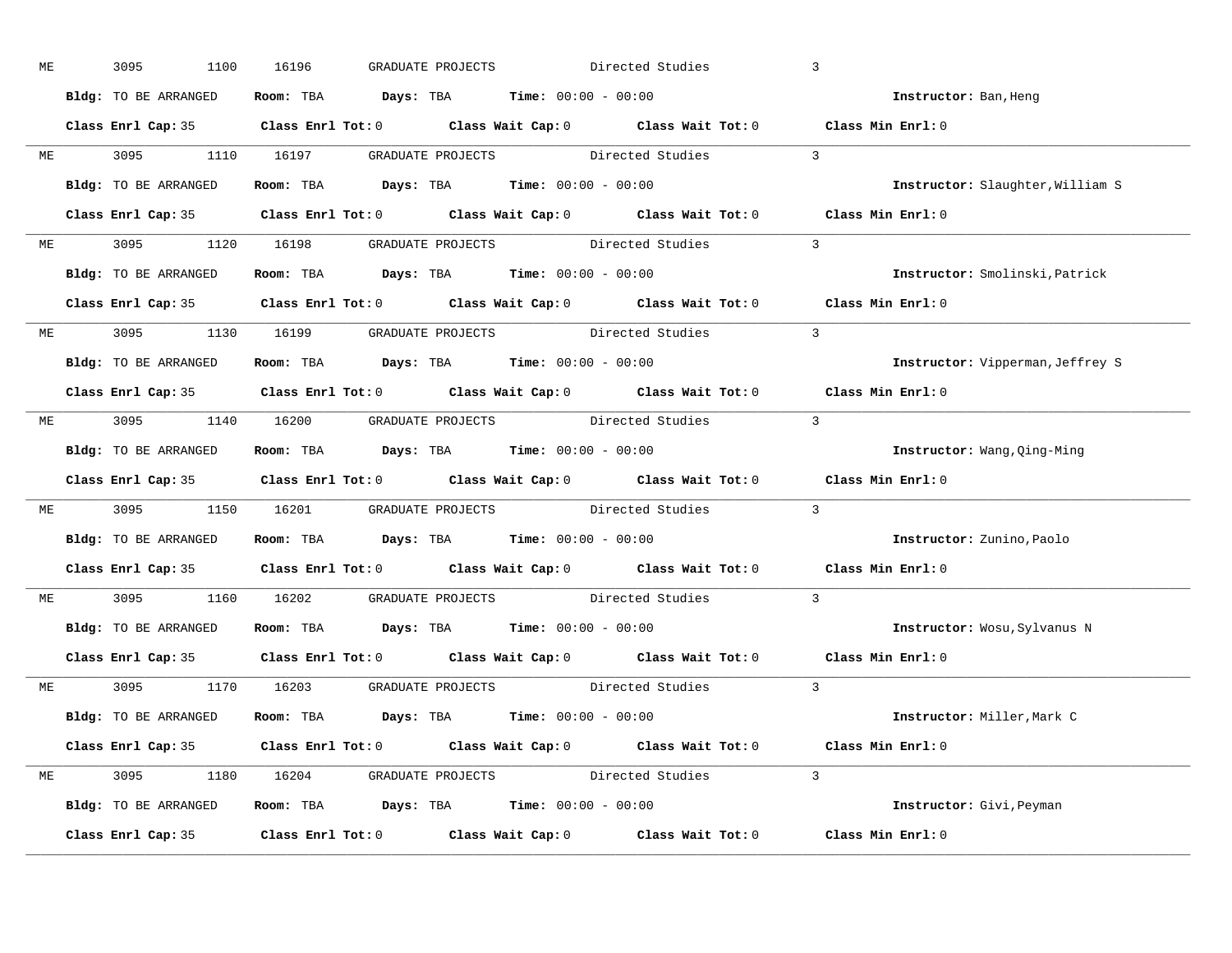ME 3095 1100 16196 GRADUATE PROJECTS Directed Studies 3

**Bldg:** TO BE ARRANGED **Room:** TBA **Days:** TBA **Time:** 00:00 - 00:00 **Instructor:** Ban,Heng

**Class Enrl Cap:** 35 **Class Enrl Tot:** 0 **Class Wait Cap:** 0 **Class Wait Tot:** 0 **Class Min Enrl:** 0

---

ME 3095 1110 16197 GRADUATE PROJECTS Directed Studies 3

**Bldg:** TO BE ARRANGED **Room:** TBA **Days:** TBA **Time:** 00:00 - 00:00 **Instructor:** Slaughter,William S

**Class Enrl Cap:** 35 **Class Enrl Tot:** 0 **Class Wait Cap:** 0 **Class Wait Tot:** 0 **Class Min Enrl:** 0

---

ME 3095 1120 16198 GRADUATE PROJECTS Directed Studies 3

**Bldg:** TO BE ARRANGED **Room:** TBA **Days:** TBA **Time:** 00:00 - 00:00 **Instructor:** Smolinski,Patrick

**Class Enrl Cap:** 35 **Class Enrl Tot:** 0 **Class Wait Cap:** 0 **Class Wait Tot:** 0 **Class Min Enrl:** 0

---

ME 3095 1130 16199 GRADUATE PROJECTS Directed Studies 3

**Bldg:** TO BE ARRANGED **Room:** TBA **Days:** TBA **Time:** 00:00 - 00:00 **Instructor:** Vipperman,Jeffrey S

**Class Enrl Cap:** 35 **Class Enrl Tot:** 0 **Class Wait Cap:** 0 **Class Wait Tot:** 0 **Class Min Enrl:** 0

---

ME 3095 1140 16200 GRADUATE PROJECTS Directed Studies 3

**Bldg:** TO BE ARRANGED **Room:** TBA **Days:** TBA **Time:** 00:00 - 00:00 **Instructor:** Wang,Qing-Ming

**Class Enrl Cap:** 35 **Class Enrl Tot:** 0 **Class Wait Cap:** 0 **Class Wait Tot:** 0 **Class Min Enrl:** 0

---

ME 3095 1150 16201 GRADUATE PROJECTS Directed Studies 3

**Bldg:** TO BE ARRANGED **Room:** TBA **Days:** TBA **Time:** 00:00 - 00:00 **Instructor:** Zunino,Paolo

**Class Enrl Cap:** 35 **Class Enrl Tot:** 0 **Class Wait Cap:** 0 **Class Wait Tot:** 0 **Class Min Enrl:** 0

---

ME 3095 1160 16202 GRADUATE PROJECTS Directed Studies 3

**Bldg:** TO BE ARRANGED **Room:** TBA **Days:** TBA **Time:** 00:00 - 00:00 **Instructor:** Wosu,Sylvanus N

**Class Enrl Cap:** 35 **Class Enrl Tot:** 0 **Class Wait Cap:** 0 **Class Wait Tot:** 0 **Class Min Enrl:** 0

---

ME 3095 1170 16203 GRADUATE PROJECTS Directed Studies 3

**Bldg:** TO BE ARRANGED **Room:** TBA **Days:** TBA **Time:** 00:00 - 00:00 **Instructor:** Miller,Mark C

**Class Enrl Cap:** 35 **Class Enrl Tot:** 0 **Class Wait Cap:** 0 **Class Wait Tot:** 0 **Class Min Enrl:** 0

---

ME 3095 1180 16204 GRADUATE PROJECTS Directed Studies 3

**Bldg:** TO BE ARRANGED **Room:** TBA **Days:** TBA **Time:** 00:00 - 00:00 **Instructor:** Givi,Peyman

**Class Enrl Cap:** 35 **Class Enrl Tot:** 0 **Class Wait Cap:** 0 **Class Wait Tot:** 0 **Class Min Enrl:** 0

---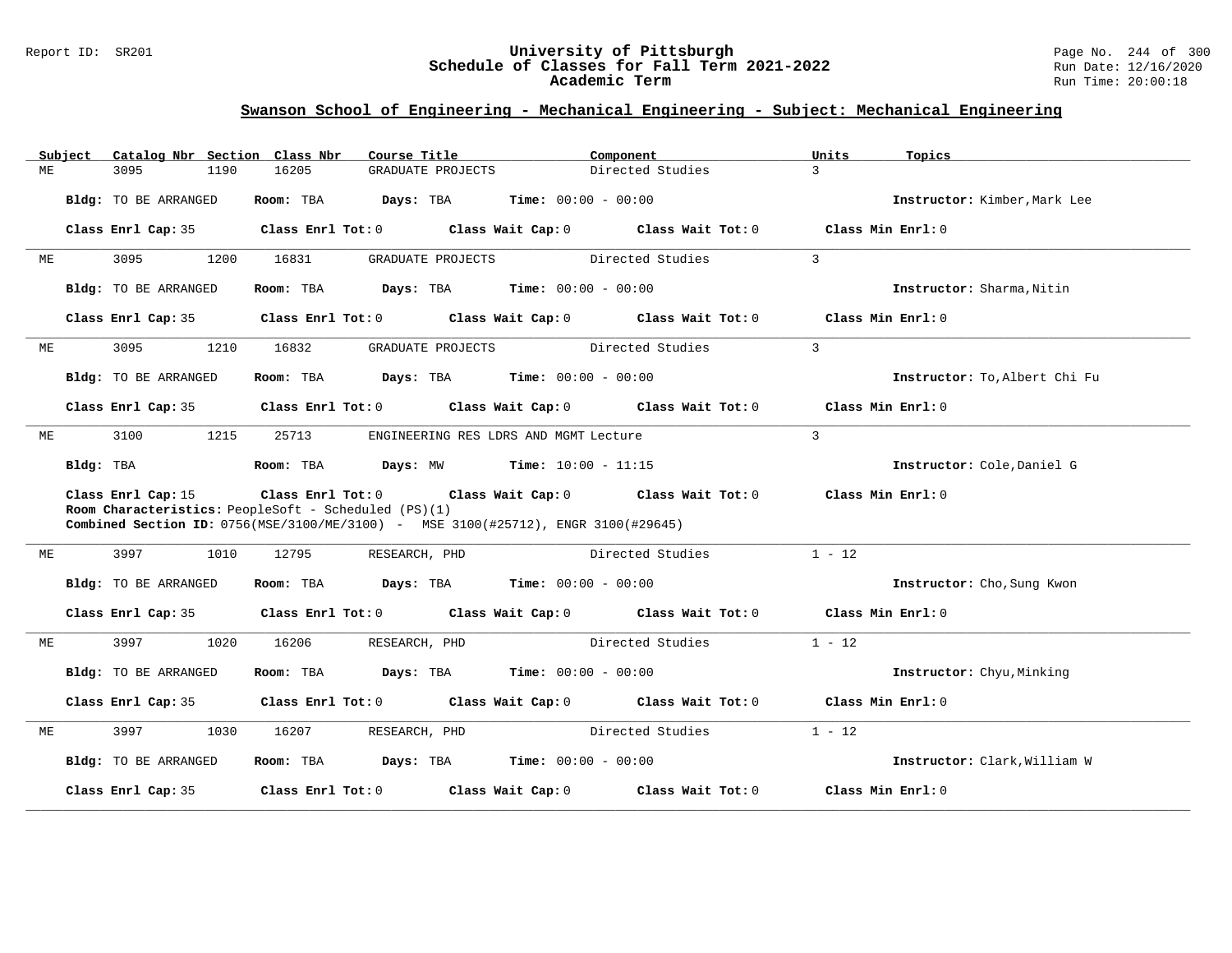## Swanson School of Engineering - Mechanical Engineering - Subject: Mechanical Engineering

| Subject | Catalog Nbr | Section | Class Nbr | Course Title | Component | Units | Topics |
|---|---|---|---|---|---|---|---|
| ME | 3095 | 1190 | 16205 | GRADUATE PROJECTS | Directed Studies | 3 | |

**Bldg:** TO BE ARRANGED **Room:** TBA **Days:** TBA **Time:** 00:00 - 00:00 **Instructor:** Kimber,Mark Lee

**Class Enrl Cap:** 35 **Class Enrl Tot:** 0 **Class Wait Cap:** 0 **Class Wait Tot:** 0 **Class Min Enrl:** 0

| Subject | Catalog Nbr | Section | Class Nbr | Course Title | Component | Units | Topics |
|---|---|---|---|---|---|---|---|
| ME | 3095 | 1200 | 16831 | GRADUATE PROJECTS | Directed Studies | 3 | |

**Bldg:** TO BE ARRANGED **Room:** TBA **Days:** TBA **Time:** 00:00 - 00:00 **Instructor:** Sharma,Nitin

**Class Enrl Cap:** 35 **Class Enrl Tot:** 0 **Class Wait Cap:** 0 **Class Wait Tot:** 0 **Class Min Enrl:** 0

| Subject | Catalog Nbr | Section | Class Nbr | Course Title | Component | Units | Topics |
|---|---|---|---|---|---|---|---|
| ME | 3095 | 1210 | 16832 | GRADUATE PROJECTS | Directed Studies | 3 | |

**Bldg:** TO BE ARRANGED **Room:** TBA **Days:** TBA **Time:** 00:00 - 00:00 **Instructor:** To,Albert Chi Fu

**Class Enrl Cap:** 35 **Class Enrl Tot:** 0 **Class Wait Cap:** 0 **Class Wait Tot:** 0 **Class Min Enrl:** 0

| Subject | Catalog Nbr | Section | Class Nbr | Course Title | Component | Units | Topics |
|---|---|---|---|---|---|---|---|
| ME | 3100 | 1215 | 25713 | ENGINEERING RES LDRS AND MGMT | Lecture | 3 | |

**Bldg:** TBA **Room:** TBA **Days:** MW **Time:** 10:00 - 11:15 **Instructor:** Cole,Daniel G

**Class Enrl Cap:** 15 **Class Enrl Tot:** 0 **Class Wait Cap:** 0 **Class Wait Tot:** 0 **Class Min Enrl:** 0

**Room Characteristics:** PeopleSoft - Scheduled (PS)(1)

**Combined Section ID:** 0756(MSE/3100/ME/3100) - MSE 3100(#25712), ENGR 3100(#29645)

| Subject | Catalog Nbr | Section | Class Nbr | Course Title | Component | Units | Topics |
|---|---|---|---|---|---|---|---|
| ME | 3997 | 1010 | 12795 | RESEARCH, PHD | Directed Studies | 1 - 12 | |

**Bldg:** TO BE ARRANGED **Room:** TBA **Days:** TBA **Time:** 00:00 - 00:00 **Instructor:** Cho,Sung Kwon

**Class Enrl Cap:** 35 **Class Enrl Tot:** 0 **Class Wait Cap:** 0 **Class Wait Tot:** 0 **Class Min Enrl:** 0

| Subject | Catalog Nbr | Section | Class Nbr | Course Title | Component | Units | Topics |
|---|---|---|---|---|---|---|---|
| ME | 3997 | 1020 | 16206 | RESEARCH, PHD | Directed Studies | 1 - 12 | |

**Bldg:** TO BE ARRANGED **Room:** TBA **Days:** TBA **Time:** 00:00 - 00:00 **Instructor:** Chyu,Minking

**Class Enrl Cap:** 35 **Class Enrl Tot:** 0 **Class Wait Cap:** 0 **Class Wait Tot:** 0 **Class Min Enrl:** 0

| Subject | Catalog Nbr | Section | Class Nbr | Course Title | Component | Units | Topics |
|---|---|---|---|---|---|---|---|
| ME | 3997 | 1030 | 16207 | RESEARCH, PHD | Directed Studies | 1 - 12 | |

**Bldg:** TO BE ARRANGED **Room:** TBA **Days:** TBA **Time:** 00:00 - 00:00 **Instructor:** Clark,William W

**Class Enrl Cap:** 35 **Class Enrl Tot:** 0 **Class Wait Cap:** 0 **Class Wait Tot:** 0 **Class Min Enrl:** 0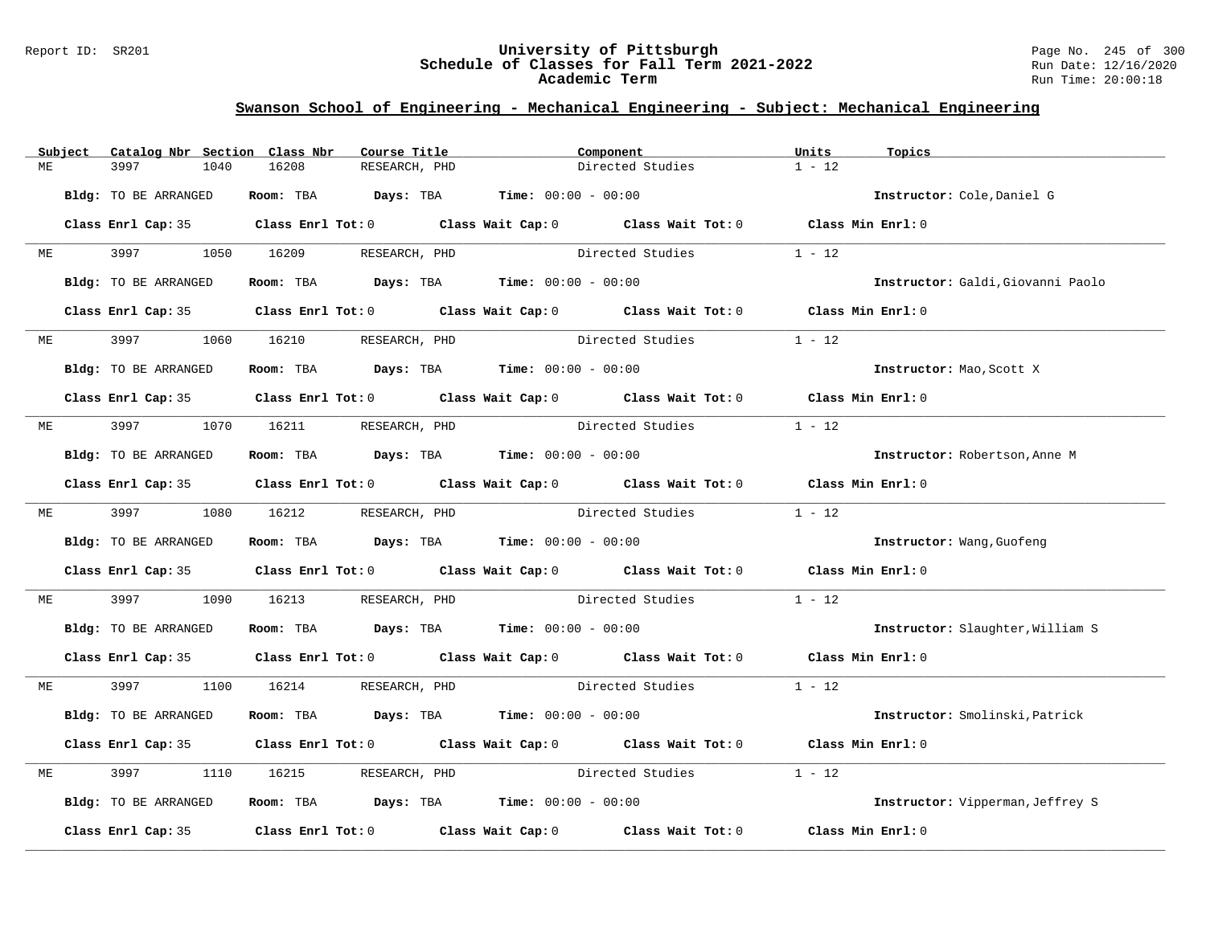## Swanson School of Engineering - Mechanical Engineering - Subject: Mechanical Engineering

| Subject | Catalog Nbr | Section | Class Nbr | Course Title | Component | Units | Topics |
|---|---|---|---|---|---|---|---|
| ME | 3997 | 1040 | 16208 | RESEARCH, PHD | Directed Studies | 1 - 12 | |

**Bldg:** TO BE ARRANGED **Room:** TBA **Days:** TBA **Time:** 00:00 - 00:00 **Instructor:** Cole,Daniel G

**Class Enrl Cap:** 35 **Class Enrl Tot:** 0 **Class Wait Cap:** 0 **Class Wait Tot:** 0 **Class Min Enrl:** 0

| Subject | Catalog Nbr | Section | Class Nbr | Course Title | Component | Units | Topics |
|---|---|---|---|---|---|---|---|
| ME | 3997 | 1050 | 16209 | RESEARCH, PHD | Directed Studies | 1 - 12 | |

**Bldg:** TO BE ARRANGED **Room:** TBA **Days:** TBA **Time:** 00:00 - 00:00 **Instructor:** Galdi,Giovanni Paolo

**Class Enrl Cap:** 35 **Class Enrl Tot:** 0 **Class Wait Cap:** 0 **Class Wait Tot:** 0 **Class Min Enrl:** 0

| Subject | Catalog Nbr | Section | Class Nbr | Course Title | Component | Units | Topics |
|---|---|---|---|---|---|---|---|
| ME | 3997 | 1060 | 16210 | RESEARCH, PHD | Directed Studies | 1 - 12 | |

**Bldg:** TO BE ARRANGED **Room:** TBA **Days:** TBA **Time:** 00:00 - 00:00 **Instructor:** Mao,Scott X

**Class Enrl Cap:** 35 **Class Enrl Tot:** 0 **Class Wait Cap:** 0 **Class Wait Tot:** 0 **Class Min Enrl:** 0

| Subject | Catalog Nbr | Section | Class Nbr | Course Title | Component | Units | Topics |
|---|---|---|---|---|---|---|---|
| ME | 3997 | 1070 | 16211 | RESEARCH, PHD | Directed Studies | 1 - 12 | |

**Bldg:** TO BE ARRANGED **Room:** TBA **Days:** TBA **Time:** 00:00 - 00:00 **Instructor:** Robertson,Anne M

**Class Enrl Cap:** 35 **Class Enrl Tot:** 0 **Class Wait Cap:** 0 **Class Wait Tot:** 0 **Class Min Enrl:** 0

| Subject | Catalog Nbr | Section | Class Nbr | Course Title | Component | Units | Topics |
|---|---|---|---|---|---|---|---|
| ME | 3997 | 1080 | 16212 | RESEARCH, PHD | Directed Studies | 1 - 12 | |

**Bldg:** TO BE ARRANGED **Room:** TBA **Days:** TBA **Time:** 00:00 - 00:00 **Instructor:** Wang,Guofeng

**Class Enrl Cap:** 35 **Class Enrl Tot:** 0 **Class Wait Cap:** 0 **Class Wait Tot:** 0 **Class Min Enrl:** 0

| Subject | Catalog Nbr | Section | Class Nbr | Course Title | Component | Units | Topics |
|---|---|---|---|---|---|---|---|
| ME | 3997 | 1090 | 16213 | RESEARCH, PHD | Directed Studies | 1 - 12 | |

**Bldg:** TO BE ARRANGED **Room:** TBA **Days:** TBA **Time:** 00:00 - 00:00 **Instructor:** Slaughter,William S

**Class Enrl Cap:** 35 **Class Enrl Tot:** 0 **Class Wait Cap:** 0 **Class Wait Tot:** 0 **Class Min Enrl:** 0

| Subject | Catalog Nbr | Section | Class Nbr | Course Title | Component | Units | Topics |
|---|---|---|---|---|---|---|---|
| ME | 3997 | 1100 | 16214 | RESEARCH, PHD | Directed Studies | 1 - 12 | |

**Bldg:** TO BE ARRANGED **Room:** TBA **Days:** TBA **Time:** 00:00 - 00:00 **Instructor:** Smolinski,Patrick

**Class Enrl Cap:** 35 **Class Enrl Tot:** 0 **Class Wait Cap:** 0 **Class Wait Tot:** 0 **Class Min Enrl:** 0

| Subject | Catalog Nbr | Section | Class Nbr | Course Title | Component | Units | Topics |
|---|---|---|---|---|---|---|---|
| ME | 3997 | 1110 | 16215 | RESEARCH, PHD | Directed Studies | 1 - 12 | |

**Bldg:** TO BE ARRANGED **Room:** TBA **Days:** TBA **Time:** 00:00 - 00:00 **Instructor:** Vipperman,Jeffrey S

**Class Enrl Cap:** 35 **Class Enrl Tot:** 0 **Class Wait Cap:** 0 **Class Wait Tot:** 0 **Class Min Enrl:** 0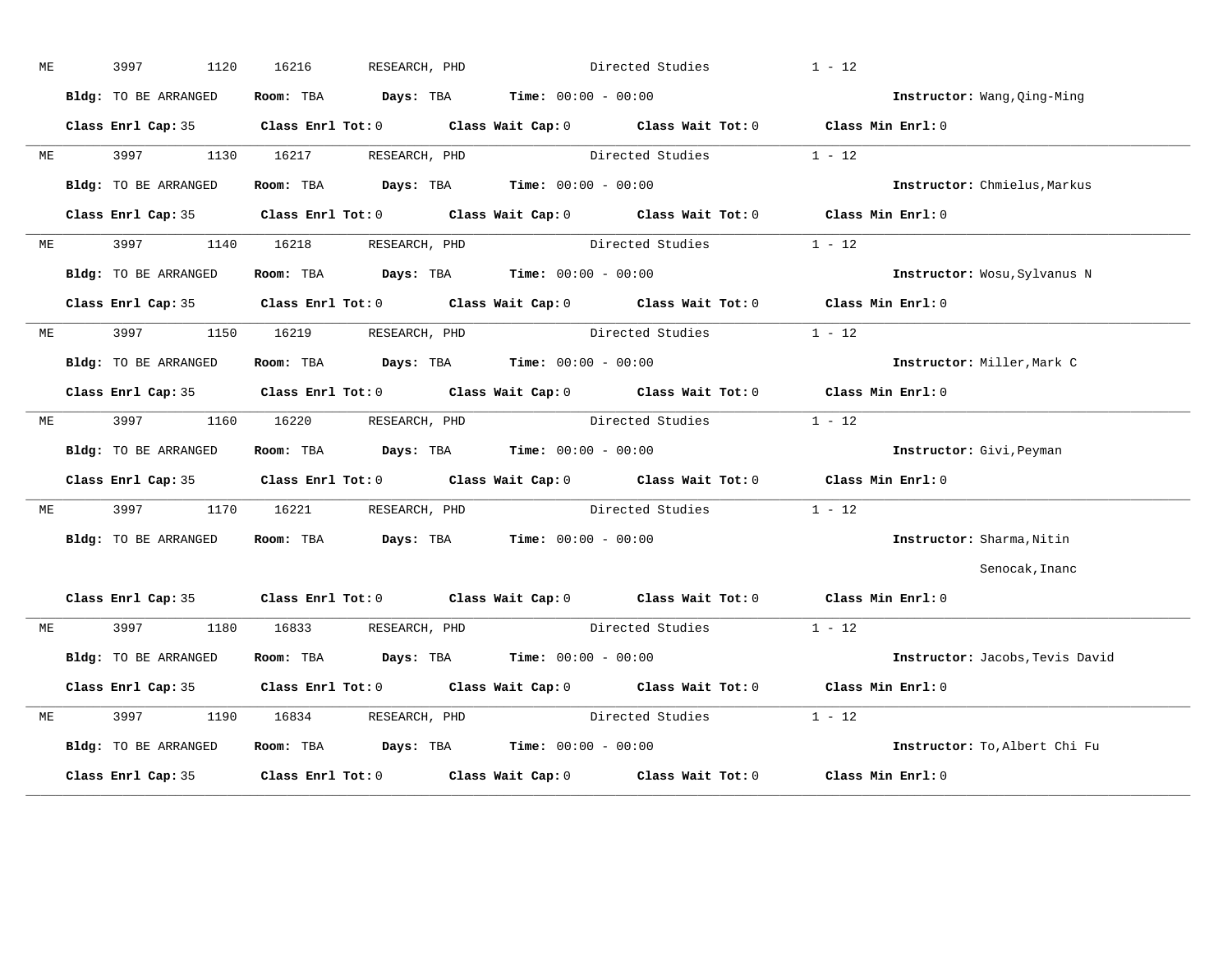ME 3997 1120 16216 RESEARCH, PHD Directed Studies 1 - 12

**Bldg:** TO BE ARRANGED **Room:** TBA **Days:** TBA **Time:** 00:00 - 00:00 **Instructor:** Wang,Qing-Ming

**Class Enrl Cap:** 35 **Class Enrl Tot:** 0 **Class Wait Cap:** 0 **Class Wait Tot:** 0 **Class Min Enrl:** 0

---

ME 3997 1130 16217 RESEARCH, PHD Directed Studies 1 - 12

**Bldg:** TO BE ARRANGED **Room:** TBA **Days:** TBA **Time:** 00:00 - 00:00 **Instructor:** Chmielus,Markus

**Class Enrl Cap:** 35 **Class Enrl Tot:** 0 **Class Wait Cap:** 0 **Class Wait Tot:** 0 **Class Min Enrl:** 0

---

ME 3997 1140 16218 RESEARCH, PHD Directed Studies 1 - 12

**Bldg:** TO BE ARRANGED **Room:** TBA **Days:** TBA **Time:** 00:00 - 00:00 **Instructor:** Wosu,Sylvanus N

**Class Enrl Cap:** 35 **Class Enrl Tot:** 0 **Class Wait Cap:** 0 **Class Wait Tot:** 0 **Class Min Enrl:** 0

---

ME 3997 1150 16219 RESEARCH, PHD Directed Studies 1 - 12

**Bldg:** TO BE ARRANGED **Room:** TBA **Days:** TBA **Time:** 00:00 - 00:00 **Instructor:** Miller,Mark C

**Class Enrl Cap:** 35 **Class Enrl Tot:** 0 **Class Wait Cap:** 0 **Class Wait Tot:** 0 **Class Min Enrl:** 0

---

ME 3997 1160 16220 RESEARCH, PHD Directed Studies 1 - 12

**Bldg:** TO BE ARRANGED **Room:** TBA **Days:** TBA **Time:** 00:00 - 00:00 **Instructor:** Givi,Peyman

**Class Enrl Cap:** 35 **Class Enrl Tot:** 0 **Class Wait Cap:** 0 **Class Wait Tot:** 0 **Class Min Enrl:** 0

---

ME 3997 1170 16221 RESEARCH, PHD Directed Studies 1 - 12

**Bldg:** TO BE ARRANGED **Room:** TBA **Days:** TBA **Time:** 00:00 - 00:00 **Instructor:** Sharma,Nitin
Senocak,Inanc

**Class Enrl Cap:** 35 **Class Enrl Tot:** 0 **Class Wait Cap:** 0 **Class Wait Tot:** 0 **Class Min Enrl:** 0

---

ME 3997 1180 16833 RESEARCH, PHD Directed Studies 1 - 12

**Bldg:** TO BE ARRANGED **Room:** TBA **Days:** TBA **Time:** 00:00 - 00:00 **Instructor:** Jacobs,Tevis David

**Class Enrl Cap:** 35 **Class Enrl Tot:** 0 **Class Wait Cap:** 0 **Class Wait Tot:** 0 **Class Min Enrl:** 0

---

ME 3997 1190 16834 RESEARCH, PHD Directed Studies 1 - 12

**Bldg:** TO BE ARRANGED **Room:** TBA **Days:** TBA **Time:** 00:00 - 00:00 **Instructor:** To,Albert Chi Fu

**Class Enrl Cap:** 35 **Class Enrl Tot:** 0 **Class Wait Cap:** 0 **Class Wait Tot:** 0 **Class Min Enrl:** 0

---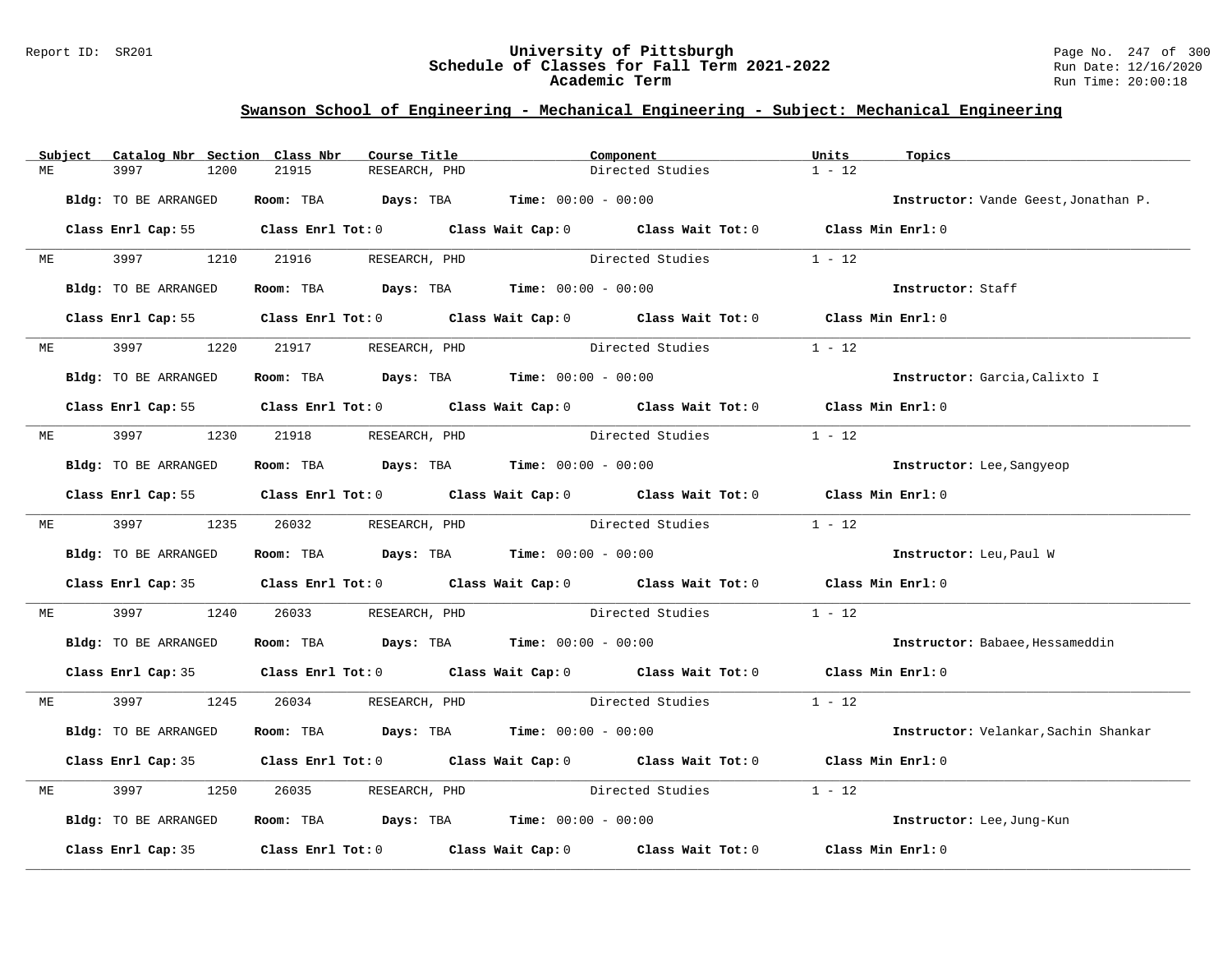# University of Pittsburgh
## Schedule of Classes for Fall Term 2021-2022
### Academic Term

Report ID: SR201 | Run Date: 12/16/2020 | Run Time: 20:00:18

## Swanson School of Engineering - Mechanical Engineering - Subject: Mechanical Engineering

| Subject | Catalog Nbr | Section | Class Nbr | Course Title | Component | Units | Topics |
|---|---|---|---|---|---|---|---|
| ME | 3997 | 1200 | 21915 | RESEARCH, PHD | Directed Studies | 1 - 12 | |

**Bldg:** TO BE ARRANGED **Room:** TBA **Days:** TBA **Time:** 00:00 - 00:00 **Instructor:** Vande Geest,Jonathan P.

**Class Enrl Cap:** 55 **Class Enrl Tot:** 0 **Class Wait Cap:** 0 **Class Wait Tot:** 0 **Class Min Enrl:** 0

---

| Subject | Catalog Nbr | Section | Class Nbr | Course Title | Component | Units | Topics |
|---|---|---|---|---|---|---|---|
| ME | 3997 | 1210 | 21916 | RESEARCH, PHD | Directed Studies | 1 - 12 | |

**Bldg:** TO BE ARRANGED **Room:** TBA **Days:** TBA **Time:** 00:00 - 00:00 **Instructor:** Staff

**Class Enrl Cap:** 55 **Class Enrl Tot:** 0 **Class Wait Cap:** 0 **Class Wait Tot:** 0 **Class Min Enrl:** 0

---

| Subject | Catalog Nbr | Section | Class Nbr | Course Title | Component | Units | Topics |
|---|---|---|---|---|---|---|---|
| ME | 3997 | 1220 | 21917 | RESEARCH, PHD | Directed Studies | 1 - 12 | |

**Bldg:** TO BE ARRANGED **Room:** TBA **Days:** TBA **Time:** 00:00 - 00:00 **Instructor:** Garcia,Calixto I

**Class Enrl Cap:** 55 **Class Enrl Tot:** 0 **Class Wait Cap:** 0 **Class Wait Tot:** 0 **Class Min Enrl:** 0

---

| Subject | Catalog Nbr | Section | Class Nbr | Course Title | Component | Units | Topics |
|---|---|---|---|---|---|---|---|
| ME | 3997 | 1230 | 21918 | RESEARCH, PHD | Directed Studies | 1 - 12 | |

**Bldg:** TO BE ARRANGED **Room:** TBA **Days:** TBA **Time:** 00:00 - 00:00 **Instructor:** Lee,Sangyeop

**Class Enrl Cap:** 55 **Class Enrl Tot:** 0 **Class Wait Cap:** 0 **Class Wait Tot:** 0 **Class Min Enrl:** 0

---

| Subject | Catalog Nbr | Section | Class Nbr | Course Title | Component | Units | Topics |
|---|---|---|---|---|---|---|---|
| ME | 3997 | 1235 | 26032 | RESEARCH, PHD | Directed Studies | 1 - 12 | |

**Bldg:** TO BE ARRANGED **Room:** TBA **Days:** TBA **Time:** 00:00 - 00:00 **Instructor:** Leu,Paul W

**Class Enrl Cap:** 35 **Class Enrl Tot:** 0 **Class Wait Cap:** 0 **Class Wait Tot:** 0 **Class Min Enrl:** 0

---

| Subject | Catalog Nbr | Section | Class Nbr | Course Title | Component | Units | Topics |
|---|---|---|---|---|---|---|---|
| ME | 3997 | 1240 | 26033 | RESEARCH, PHD | Directed Studies | 1 - 12 | |

**Bldg:** TO BE ARRANGED **Room:** TBA **Days:** TBA **Time:** 00:00 - 00:00 **Instructor:** Babaee,Hessameddin

**Class Enrl Cap:** 35 **Class Enrl Tot:** 0 **Class Wait Cap:** 0 **Class Wait Tot:** 0 **Class Min Enrl:** 0

---

| Subject | Catalog Nbr | Section | Class Nbr | Course Title | Component | Units | Topics |
|---|---|---|---|---|---|---|---|
| ME | 3997 | 1245 | 26034 | RESEARCH, PHD | Directed Studies | 1 - 12 | |

**Bldg:** TO BE ARRANGED **Room:** TBA **Days:** TBA **Time:** 00:00 - 00:00 **Instructor:** Velankar,Sachin Shankar

**Class Enrl Cap:** 35 **Class Enrl Tot:** 0 **Class Wait Cap:** 0 **Class Wait Tot:** 0 **Class Min Enrl:** 0

---

| Subject | Catalog Nbr | Section | Class Nbr | Course Title | Component | Units | Topics |
|---|---|---|---|---|---|---|---|
| ME | 3997 | 1250 | 26035 | RESEARCH, PHD | Directed Studies | 1 - 12 | |

**Bldg:** TO BE ARRANGED **Room:** TBA **Days:** TBA **Time:** 00:00 - 00:00 **Instructor:** Lee,Jung-Kun

**Class Enrl Cap:** 35 **Class Enrl Tot:** 0 **Class Wait Cap:** 0 **Class Wait Tot:** 0 **Class Min Enrl:** 0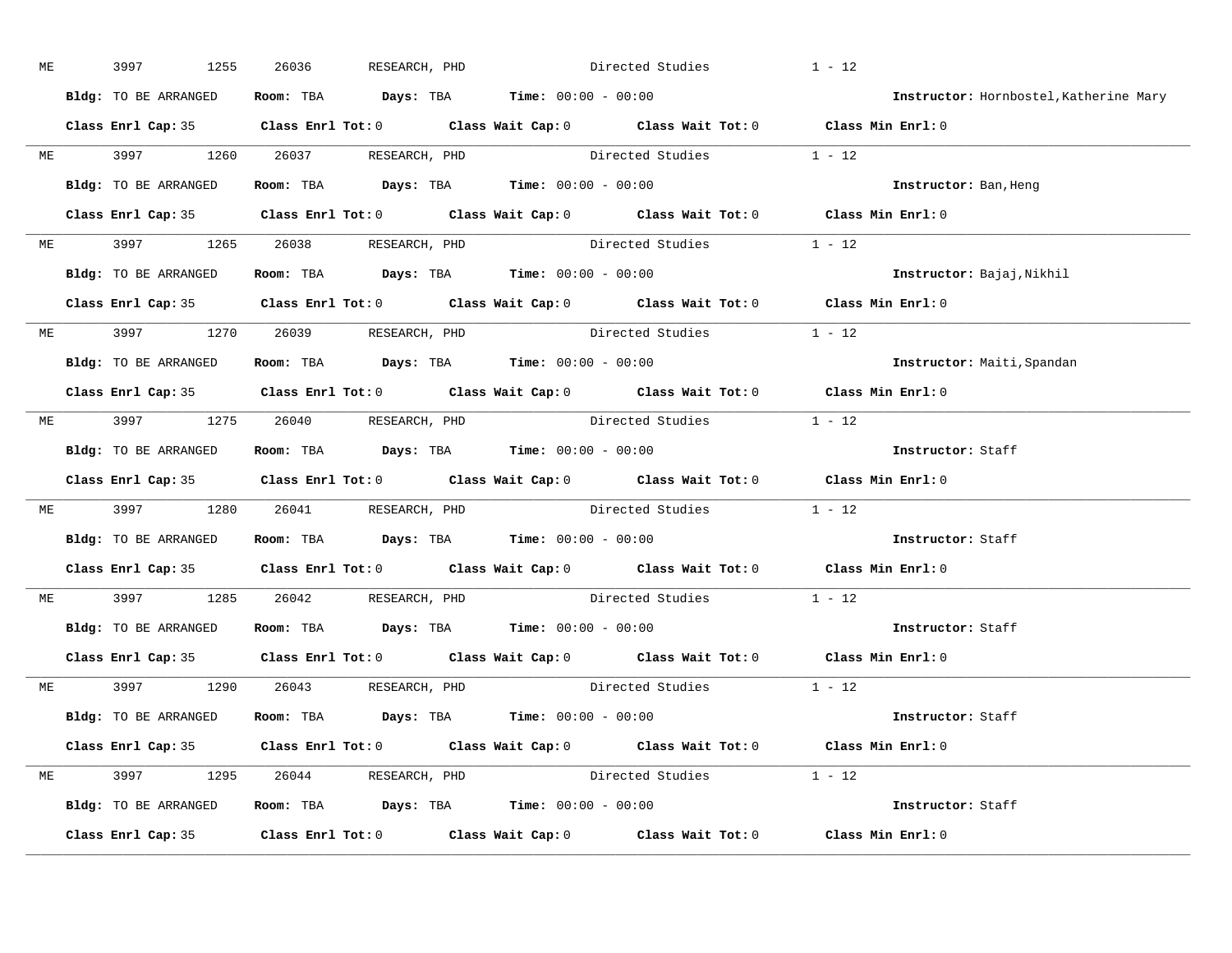ME 3997 1255 26036 RESEARCH, PHD Directed Studies 1 - 12

**Bldg:** TO BE ARRANGED **Room:** TBA **Days:** TBA **Time:** 00:00 - 00:00 **Instructor:** Hornbostel,Katherine Mary

**Class Enrl Cap:** 35 **Class Enrl Tot:** 0 **Class Wait Cap:** 0 **Class Wait Tot:** 0 **Class Min Enrl:** 0

---

ME 3997 1260 26037 RESEARCH, PHD Directed Studies 1 - 12

**Bldg:** TO BE ARRANGED **Room:** TBA **Days:** TBA **Time:** 00:00 - 00:00 **Instructor:** Ban,Heng

**Class Enrl Cap:** 35 **Class Enrl Tot:** 0 **Class Wait Cap:** 0 **Class Wait Tot:** 0 **Class Min Enrl:** 0

---

ME 3997 1265 26038 RESEARCH, PHD Directed Studies 1 - 12

**Bldg:** TO BE ARRANGED **Room:** TBA **Days:** TBA **Time:** 00:00 - 00:00 **Instructor:** Bajaj,Nikhil

**Class Enrl Cap:** 35 **Class Enrl Tot:** 0 **Class Wait Cap:** 0 **Class Wait Tot:** 0 **Class Min Enrl:** 0

---

ME 3997 1270 26039 RESEARCH, PHD Directed Studies 1 - 12

**Bldg:** TO BE ARRANGED **Room:** TBA **Days:** TBA **Time:** 00:00 - 00:00 **Instructor:** Maiti,Spandan

**Class Enrl Cap:** 35 **Class Enrl Tot:** 0 **Class Wait Cap:** 0 **Class Wait Tot:** 0 **Class Min Enrl:** 0

---

ME 3997 1275 26040 RESEARCH, PHD Directed Studies 1 - 12

**Bldg:** TO BE ARRANGED **Room:** TBA **Days:** TBA **Time:** 00:00 - 00:00 **Instructor:** Staff

**Class Enrl Cap:** 35 **Class Enrl Tot:** 0 **Class Wait Cap:** 0 **Class Wait Tot:** 0 **Class Min Enrl:** 0

---

ME 3997 1280 26041 RESEARCH, PHD Directed Studies 1 - 12

**Bldg:** TO BE ARRANGED **Room:** TBA **Days:** TBA **Time:** 00:00 - 00:00 **Instructor:** Staff

**Class Enrl Cap:** 35 **Class Enrl Tot:** 0 **Class Wait Cap:** 0 **Class Wait Tot:** 0 **Class Min Enrl:** 0

---

ME 3997 1285 26042 RESEARCH, PHD Directed Studies 1 - 12

**Bldg:** TO BE ARRANGED **Room:** TBA **Days:** TBA **Time:** 00:00 - 00:00 **Instructor:** Staff

**Class Enrl Cap:** 35 **Class Enrl Tot:** 0 **Class Wait Cap:** 0 **Class Wait Tot:** 0 **Class Min Enrl:** 0

---

ME 3997 1290 26043 RESEARCH, PHD Directed Studies 1 - 12

**Bldg:** TO BE ARRANGED **Room:** TBA **Days:** TBA **Time:** 00:00 - 00:00 **Instructor:** Staff

**Class Enrl Cap:** 35 **Class Enrl Tot:** 0 **Class Wait Cap:** 0 **Class Wait Tot:** 0 **Class Min Enrl:** 0

---

ME 3997 1295 26044 RESEARCH, PHD Directed Studies 1 - 12

**Bldg:** TO BE ARRANGED **Room:** TBA **Days:** TBA **Time:** 00:00 - 00:00 **Instructor:** Staff

**Class Enrl Cap:** 35 **Class Enrl Tot:** 0 **Class Wait Cap:** 0 **Class Wait Tot:** 0 **Class Min Enrl:** 0

---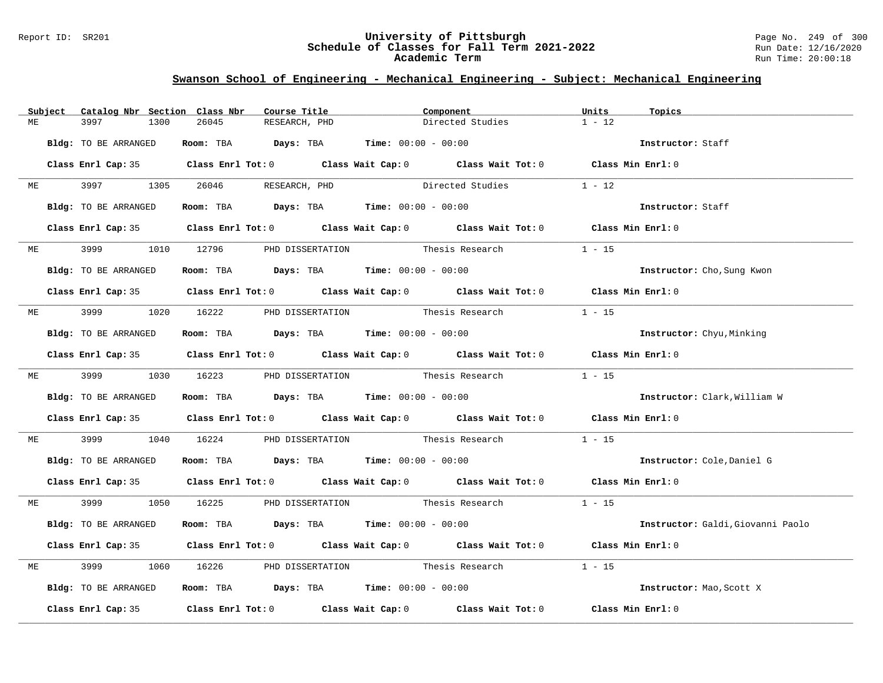## Swanson School of Engineering - Mechanical Engineering - Subject: Mechanical Engineering

| Subject | Catalog Nbr | Section | Class Nbr | Course Title | Component | Units | Topics |
|---|---|---|---|---|---|---|---|
| ME | 3997 | 1300 | 26045 | RESEARCH, PHD | Directed Studies | 1 - 12 | |

**Bldg:** TO BE ARRANGED **Room:** TBA **Days:** TBA **Time:** 00:00 - 00:00 **Instructor:** Staff

**Class Enrl Cap:** 35 **Class Enrl Tot:** 0 **Class Wait Cap:** 0 **Class Wait Tot:** 0 **Class Min Enrl:** 0

| Subject | Catalog Nbr | Section | Class Nbr | Course Title | Component | Units | Topics |
|---|---|---|---|---|---|---|---|
| ME | 3997 | 1305 | 26046 | RESEARCH, PHD | Directed Studies | 1 - 12 | |

**Bldg:** TO BE ARRANGED **Room:** TBA **Days:** TBA **Time:** 00:00 - 00:00 **Instructor:** Staff

**Class Enrl Cap:** 35 **Class Enrl Tot:** 0 **Class Wait Cap:** 0 **Class Wait Tot:** 0 **Class Min Enrl:** 0

| Subject | Catalog Nbr | Section | Class Nbr | Course Title | Component | Units | Topics |
|---|---|---|---|---|---|---|---|
| ME | 3999 | 1010 | 12796 | PHD DISSERTATION | Thesis Research | 1 - 15 | |

**Bldg:** TO BE ARRANGED **Room:** TBA **Days:** TBA **Time:** 00:00 - 00:00 **Instructor:** Cho,Sung Kwon

**Class Enrl Cap:** 35 **Class Enrl Tot:** 0 **Class Wait Cap:** 0 **Class Wait Tot:** 0 **Class Min Enrl:** 0

| Subject | Catalog Nbr | Section | Class Nbr | Course Title | Component | Units | Topics |
|---|---|---|---|---|---|---|---|
| ME | 3999 | 1020 | 16222 | PHD DISSERTATION | Thesis Research | 1 - 15 | |

**Bldg:** TO BE ARRANGED **Room:** TBA **Days:** TBA **Time:** 00:00 - 00:00 **Instructor:** Chyu,Minking

**Class Enrl Cap:** 35 **Class Enrl Tot:** 0 **Class Wait Cap:** 0 **Class Wait Tot:** 0 **Class Min Enrl:** 0

| Subject | Catalog Nbr | Section | Class Nbr | Course Title | Component | Units | Topics |
|---|---|---|---|---|---|---|---|
| ME | 3999 | 1030 | 16223 | PHD DISSERTATION | Thesis Research | 1 - 15 | |

**Bldg:** TO BE ARRANGED **Room:** TBA **Days:** TBA **Time:** 00:00 - 00:00 **Instructor:** Clark,William W

**Class Enrl Cap:** 35 **Class Enrl Tot:** 0 **Class Wait Cap:** 0 **Class Wait Tot:** 0 **Class Min Enrl:** 0

| Subject | Catalog Nbr | Section | Class Nbr | Course Title | Component | Units | Topics |
|---|---|---|---|---|---|---|---|
| ME | 3999 | 1040 | 16224 | PHD DISSERTATION | Thesis Research | 1 - 15 | |

**Bldg:** TO BE ARRANGED **Room:** TBA **Days:** TBA **Time:** 00:00 - 00:00 **Instructor:** Cole,Daniel G

**Class Enrl Cap:** 35 **Class Enrl Tot:** 0 **Class Wait Cap:** 0 **Class Wait Tot:** 0 **Class Min Enrl:** 0

| Subject | Catalog Nbr | Section | Class Nbr | Course Title | Component | Units | Topics |
|---|---|---|---|---|---|---|---|
| ME | 3999 | 1050 | 16225 | PHD DISSERTATION | Thesis Research | 1 - 15 | |

**Bldg:** TO BE ARRANGED **Room:** TBA **Days:** TBA **Time:** 00:00 - 00:00 **Instructor:** Galdi,Giovanni Paolo

**Class Enrl Cap:** 35 **Class Enrl Tot:** 0 **Class Wait Cap:** 0 **Class Wait Tot:** 0 **Class Min Enrl:** 0

| Subject | Catalog Nbr | Section | Class Nbr | Course Title | Component | Units | Topics |
|---|---|---|---|---|---|---|---|
| ME | 3999 | 1060 | 16226 | PHD DISSERTATION | Thesis Research | 1 - 15 | |

**Bldg:** TO BE ARRANGED **Room:** TBA **Days:** TBA **Time:** 00:00 - 00:00 **Instructor:** Mao,Scott X

**Class Enrl Cap:** 35 **Class Enrl Tot:** 0 **Class Wait Cap:** 0 **Class Wait Tot:** 0 **Class Min Enrl:** 0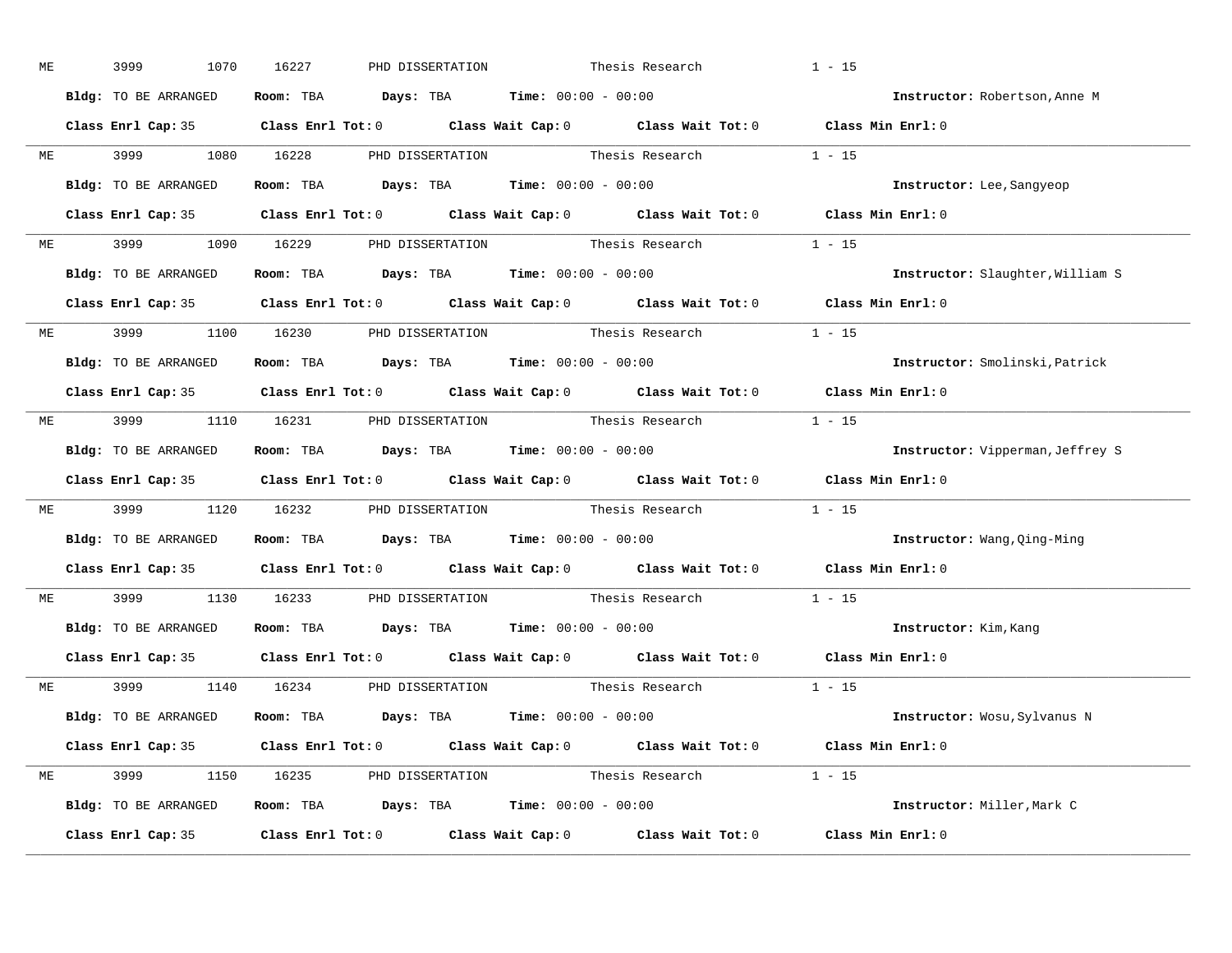ME 3999 1070 16227 PHD DISSERTATION Thesis Research 1 - 15

**Bldg:** TO BE ARRANGED **Room:** TBA **Days:** TBA **Time:** 00:00 - 00:00 **Instructor:** Robertson,Anne M

**Class Enrl Cap:** 35 **Class Enrl Tot:** 0 **Class Wait Cap:** 0 **Class Wait Tot:** 0 **Class Min Enrl:** 0

---

ME 3999 1080 16228 PHD DISSERTATION Thesis Research 1 - 15

**Bldg:** TO BE ARRANGED **Room:** TBA **Days:** TBA **Time:** 00:00 - 00:00 **Instructor:** Lee,Sangyeop

**Class Enrl Cap:** 35 **Class Enrl Tot:** 0 **Class Wait Cap:** 0 **Class Wait Tot:** 0 **Class Min Enrl:** 0

---

ME 3999 1090 16229 PHD DISSERTATION Thesis Research 1 - 15

**Bldg:** TO BE ARRANGED **Room:** TBA **Days:** TBA **Time:** 00:00 - 00:00 **Instructor:** Slaughter,William S

**Class Enrl Cap:** 35 **Class Enrl Tot:** 0 **Class Wait Cap:** 0 **Class Wait Tot:** 0 **Class Min Enrl:** 0

---

ME 3999 1100 16230 PHD DISSERTATION Thesis Research 1 - 15

**Bldg:** TO BE ARRANGED **Room:** TBA **Days:** TBA **Time:** 00:00 - 00:00 **Instructor:** Smolinski,Patrick

**Class Enrl Cap:** 35 **Class Enrl Tot:** 0 **Class Wait Cap:** 0 **Class Wait Tot:** 0 **Class Min Enrl:** 0

---

ME 3999 1110 16231 PHD DISSERTATION Thesis Research 1 - 15

**Bldg:** TO BE ARRANGED **Room:** TBA **Days:** TBA **Time:** 00:00 - 00:00 **Instructor:** Vipperman,Jeffrey S

**Class Enrl Cap:** 35 **Class Enrl Tot:** 0 **Class Wait Cap:** 0 **Class Wait Tot:** 0 **Class Min Enrl:** 0

---

ME 3999 1120 16232 PHD DISSERTATION Thesis Research 1 - 15

**Bldg:** TO BE ARRANGED **Room:** TBA **Days:** TBA **Time:** 00:00 - 00:00 **Instructor:** Wang,Qing-Ming

**Class Enrl Cap:** 35 **Class Enrl Tot:** 0 **Class Wait Cap:** 0 **Class Wait Tot:** 0 **Class Min Enrl:** 0

---

ME 3999 1130 16233 PHD DISSERTATION Thesis Research 1 - 15

**Bldg:** TO BE ARRANGED **Room:** TBA **Days:** TBA **Time:** 00:00 - 00:00 **Instructor:** Kim,Kang

**Class Enrl Cap:** 35 **Class Enrl Tot:** 0 **Class Wait Cap:** 0 **Class Wait Tot:** 0 **Class Min Enrl:** 0

---

ME 3999 1140 16234 PHD DISSERTATION Thesis Research 1 - 15

**Bldg:** TO BE ARRANGED **Room:** TBA **Days:** TBA **Time:** 00:00 - 00:00 **Instructor:** Wosu,Sylvanus N

**Class Enrl Cap:** 35 **Class Enrl Tot:** 0 **Class Wait Cap:** 0 **Class Wait Tot:** 0 **Class Min Enrl:** 0

---

ME 3999 1150 16235 PHD DISSERTATION Thesis Research 1 - 15

**Bldg:** TO BE ARRANGED **Room:** TBA **Days:** TBA **Time:** 00:00 - 00:00 **Instructor:** Miller,Mark C

**Class Enrl Cap:** 35 **Class Enrl Tot:** 0 **Class Wait Cap:** 0 **Class Wait Tot:** 0 **Class Min Enrl:** 0

---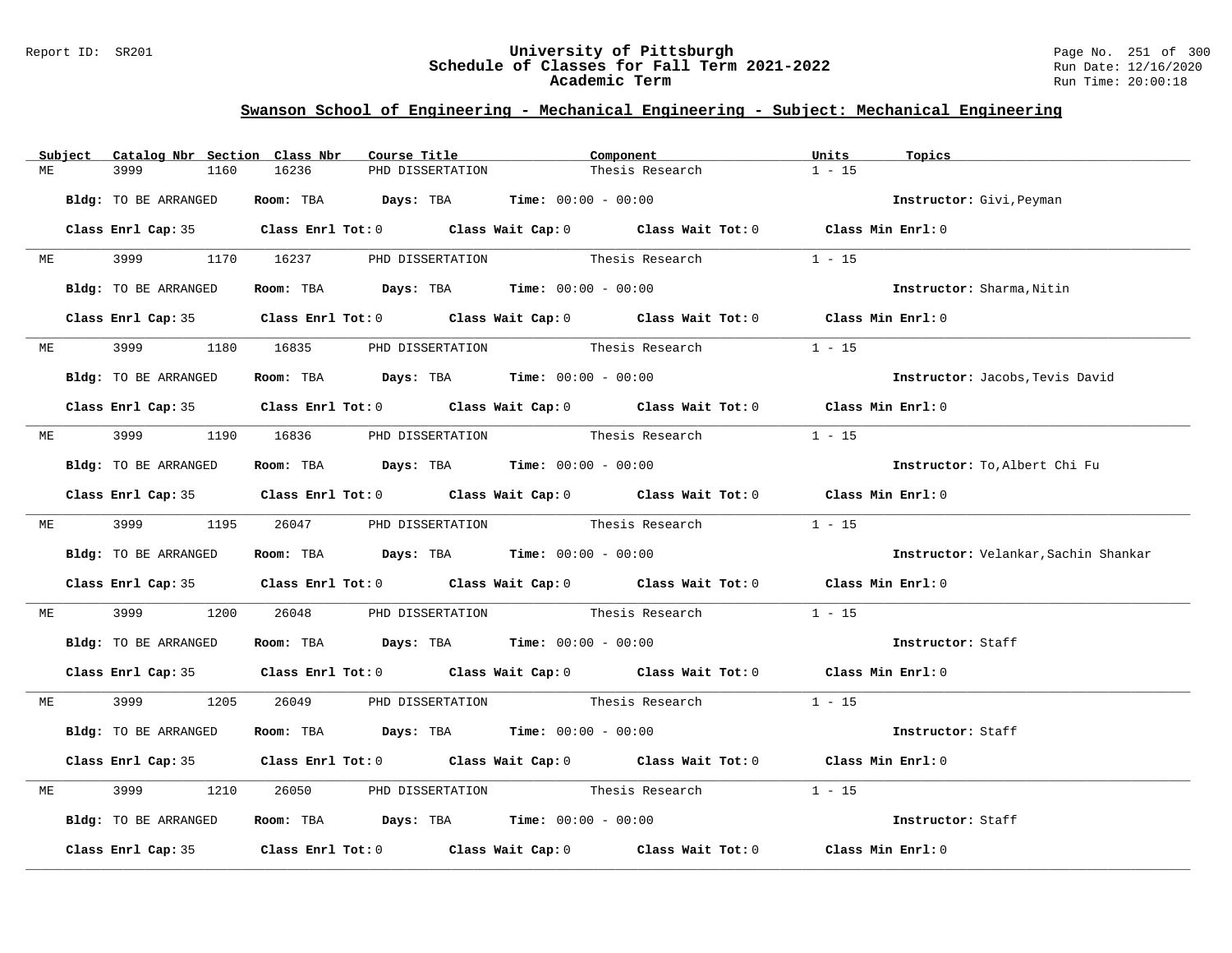# University of Pittsburgh
## Schedule of Classes for Fall Term 2021-2022
### Academic Term

Report ID: SR201
Run Date: 12/16/2020
Run Time: 20:00:18

## Swanson School of Engineering - Mechanical Engineering - Subject: Mechanical Engineering

| Subject | Catalog Nbr | Section | Class Nbr | Course Title | Component | Units | Topics |
|---|---|---|---|---|---|---|---|
| ME | 3999 | 1160 | 16236 | PHD DISSERTATION | Thesis Research | 1 - 15 | |

**Bldg:** TO BE ARRANGED **Room:** TBA **Days:** TBA **Time:** 00:00 - 00:00 **Instructor:** Givi,Peyman

**Class Enrl Cap:** 35 **Class Enrl Tot:** 0 **Class Wait Cap:** 0 **Class Wait Tot:** 0 **Class Min Enrl:** 0

---

| Subject | Catalog Nbr | Section | Class Nbr | Course Title | Component | Units | Topics |
|---|---|---|---|---|---|---|---|
| ME | 3999 | 1170 | 16237 | PHD DISSERTATION | Thesis Research | 1 - 15 | |

**Bldg:** TO BE ARRANGED **Room:** TBA **Days:** TBA **Time:** 00:00 - 00:00 **Instructor:** Sharma,Nitin

**Class Enrl Cap:** 35 **Class Enrl Tot:** 0 **Class Wait Cap:** 0 **Class Wait Tot:** 0 **Class Min Enrl:** 0

---

| Subject | Catalog Nbr | Section | Class Nbr | Course Title | Component | Units | Topics |
|---|---|---|---|---|---|---|---|
| ME | 3999 | 1180 | 16835 | PHD DISSERTATION | Thesis Research | 1 - 15 | |

**Bldg:** TO BE ARRANGED **Room:** TBA **Days:** TBA **Time:** 00:00 - 00:00 **Instructor:** Jacobs,Tevis David

**Class Enrl Cap:** 35 **Class Enrl Tot:** 0 **Class Wait Cap:** 0 **Class Wait Tot:** 0 **Class Min Enrl:** 0

---

| Subject | Catalog Nbr | Section | Class Nbr | Course Title | Component | Units | Topics |
|---|---|---|---|---|---|---|---|
| ME | 3999 | 1190 | 16836 | PHD DISSERTATION | Thesis Research | 1 - 15 | |

**Bldg:** TO BE ARRANGED **Room:** TBA **Days:** TBA **Time:** 00:00 - 00:00 **Instructor:** To,Albert Chi Fu

**Class Enrl Cap:** 35 **Class Enrl Tot:** 0 **Class Wait Cap:** 0 **Class Wait Tot:** 0 **Class Min Enrl:** 0

---

| Subject | Catalog Nbr | Section | Class Nbr | Course Title | Component | Units | Topics |
|---|---|---|---|---|---|---|---|
| ME | 3999 | 1195 | 26047 | PHD DISSERTATION | Thesis Research | 1 - 15 | |

**Bldg:** TO BE ARRANGED **Room:** TBA **Days:** TBA **Time:** 00:00 - 00:00 **Instructor:** Velankar,Sachin Shankar

**Class Enrl Cap:** 35 **Class Enrl Tot:** 0 **Class Wait Cap:** 0 **Class Wait Tot:** 0 **Class Min Enrl:** 0

---

| Subject | Catalog Nbr | Section | Class Nbr | Course Title | Component | Units | Topics |
|---|---|---|---|---|---|---|---|
| ME | 3999 | 1200 | 26048 | PHD DISSERTATION | Thesis Research | 1 - 15 | |

**Bldg:** TO BE ARRANGED **Room:** TBA **Days:** TBA **Time:** 00:00 - 00:00 **Instructor:** Staff

**Class Enrl Cap:** 35 **Class Enrl Tot:** 0 **Class Wait Cap:** 0 **Class Wait Tot:** 0 **Class Min Enrl:** 0

---

| Subject | Catalog Nbr | Section | Class Nbr | Course Title | Component | Units | Topics |
|---|---|---|---|---|---|---|---|
| ME | 3999 | 1205 | 26049 | PHD DISSERTATION | Thesis Research | 1 - 15 | |

**Bldg:** TO BE ARRANGED **Room:** TBA **Days:** TBA **Time:** 00:00 - 00:00 **Instructor:** Staff

**Class Enrl Cap:** 35 **Class Enrl Tot:** 0 **Class Wait Cap:** 0 **Class Wait Tot:** 0 **Class Min Enrl:** 0

---

| Subject | Catalog Nbr | Section | Class Nbr | Course Title | Component | Units | Topics |
|---|---|---|---|---|---|---|---|
| ME | 3999 | 1210 | 26050 | PHD DISSERTATION | Thesis Research | 1 - 15 | |

**Bldg:** TO BE ARRANGED **Room:** TBA **Days:** TBA **Time:** 00:00 - 00:00 **Instructor:** Staff

**Class Enrl Cap:** 35 **Class Enrl Tot:** 0 **Class Wait Cap:** 0 **Class Wait Tot:** 0 **Class Min Enrl:** 0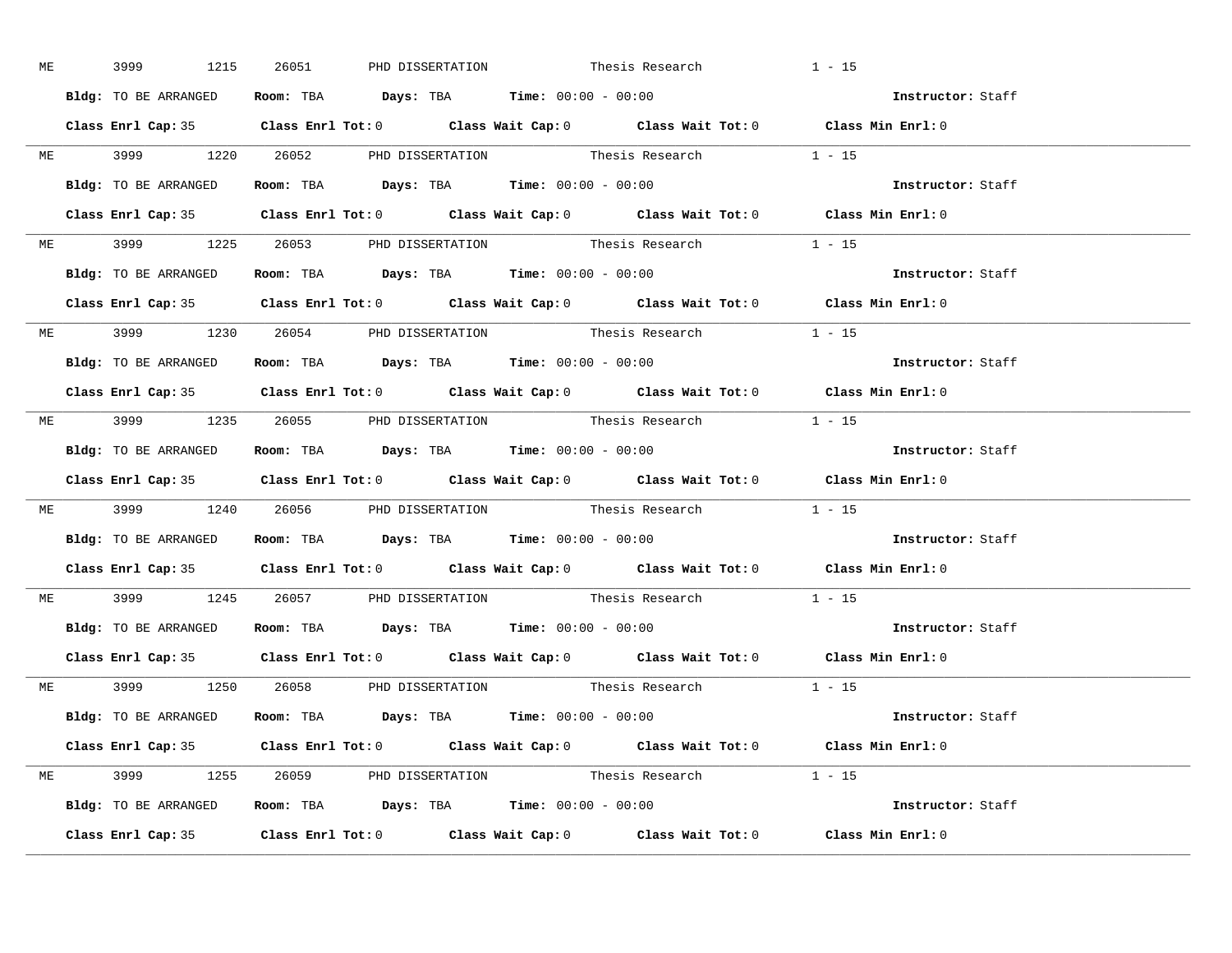ME 3999 1215 26051 PHD DISSERTATION Thesis Research 1 - 15

**Bldg:** TO BE ARRANGED **Room:** TBA **Days:** TBA **Time:** 00:00 - 00:00 **Instructor:** Staff

**Class Enrl Cap:** 35 **Class Enrl Tot:** 0 **Class Wait Cap:** 0 **Class Wait Tot:** 0 **Class Min Enrl:** 0

---

ME 3999 1220 26052 PHD DISSERTATION Thesis Research 1 - 15

**Bldg:** TO BE ARRANGED **Room:** TBA **Days:** TBA **Time:** 00:00 - 00:00 **Instructor:** Staff

**Class Enrl Cap:** 35 **Class Enrl Tot:** 0 **Class Wait Cap:** 0 **Class Wait Tot:** 0 **Class Min Enrl:** 0

---

ME 3999 1225 26053 PHD DISSERTATION Thesis Research 1 - 15

**Bldg:** TO BE ARRANGED **Room:** TBA **Days:** TBA **Time:** 00:00 - 00:00 **Instructor:** Staff

**Class Enrl Cap:** 35 **Class Enrl Tot:** 0 **Class Wait Cap:** 0 **Class Wait Tot:** 0 **Class Min Enrl:** 0

---

ME 3999 1230 26054 PHD DISSERTATION Thesis Research 1 - 15

**Bldg:** TO BE ARRANGED **Room:** TBA **Days:** TBA **Time:** 00:00 - 00:00 **Instructor:** Staff

**Class Enrl Cap:** 35 **Class Enrl Tot:** 0 **Class Wait Cap:** 0 **Class Wait Tot:** 0 **Class Min Enrl:** 0

---

ME 3999 1235 26055 PHD DISSERTATION Thesis Research 1 - 15

**Bldg:** TO BE ARRANGED **Room:** TBA **Days:** TBA **Time:** 00:00 - 00:00 **Instructor:** Staff

**Class Enrl Cap:** 35 **Class Enrl Tot:** 0 **Class Wait Cap:** 0 **Class Wait Tot:** 0 **Class Min Enrl:** 0

---

ME 3999 1240 26056 PHD DISSERTATION Thesis Research 1 - 15

**Bldg:** TO BE ARRANGED **Room:** TBA **Days:** TBA **Time:** 00:00 - 00:00 **Instructor:** Staff

**Class Enrl Cap:** 35 **Class Enrl Tot:** 0 **Class Wait Cap:** 0 **Class Wait Tot:** 0 **Class Min Enrl:** 0

---

ME 3999 1245 26057 PHD DISSERTATION Thesis Research 1 - 15

**Bldg:** TO BE ARRANGED **Room:** TBA **Days:** TBA **Time:** 00:00 - 00:00 **Instructor:** Staff

**Class Enrl Cap:** 35 **Class Enrl Tot:** 0 **Class Wait Cap:** 0 **Class Wait Tot:** 0 **Class Min Enrl:** 0

---

ME 3999 1250 26058 PHD DISSERTATION Thesis Research 1 - 15

**Bldg:** TO BE ARRANGED **Room:** TBA **Days:** TBA **Time:** 00:00 - 00:00 **Instructor:** Staff

**Class Enrl Cap:** 35 **Class Enrl Tot:** 0 **Class Wait Cap:** 0 **Class Wait Tot:** 0 **Class Min Enrl:** 0

---

ME 3999 1255 26059 PHD DISSERTATION Thesis Research 1 - 15

**Bldg:** TO BE ARRANGED **Room:** TBA **Days:** TBA **Time:** 00:00 - 00:00 **Instructor:** Staff

**Class Enrl Cap:** 35 **Class Enrl Tot:** 0 **Class Wait Cap:** 0 **Class Wait Tot:** 0 **Class Min Enrl:** 0

---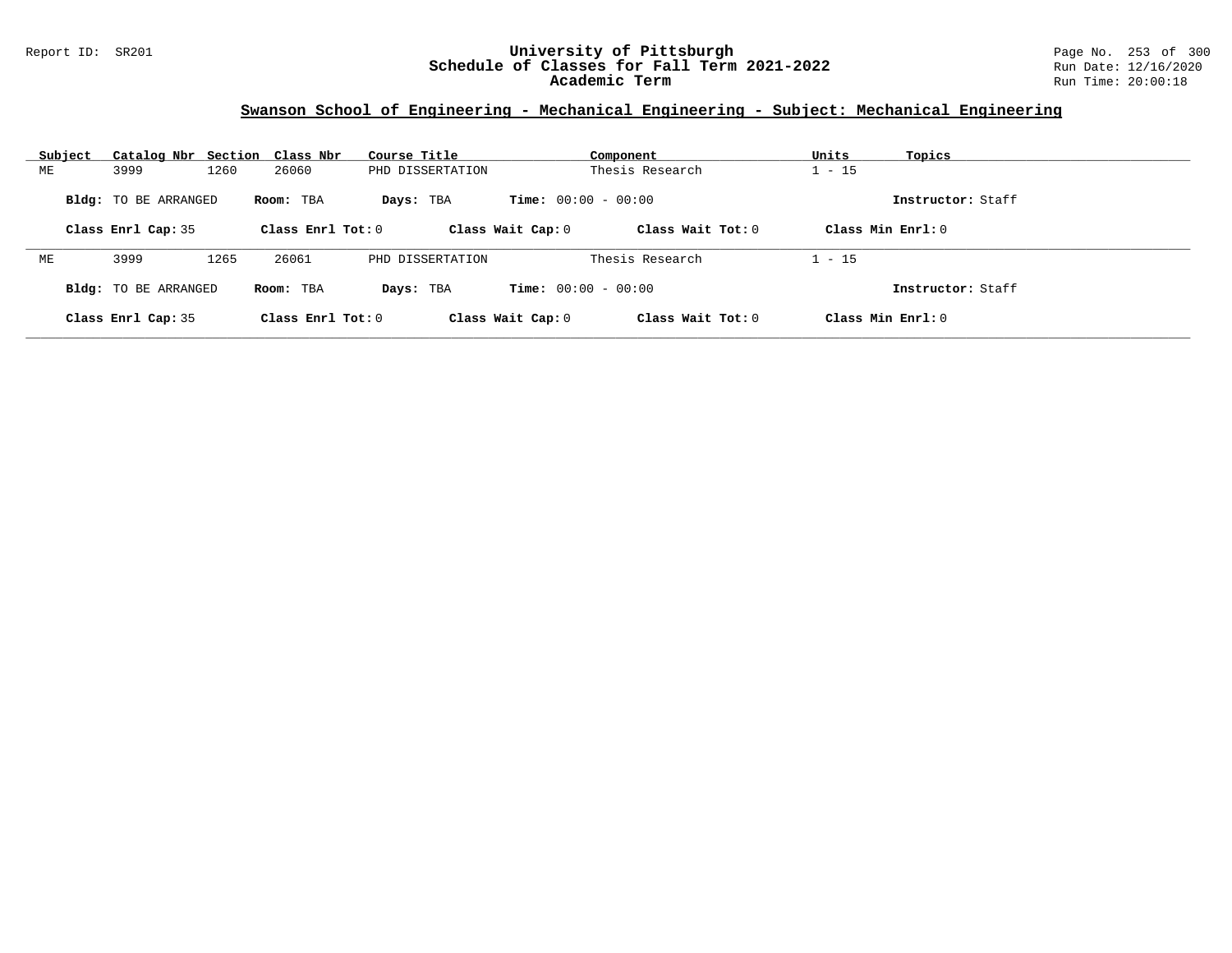# University of Pittsburgh
## Schedule of Classes for Fall Term 2021-2022
### Academic Term

Report ID: SR201

Run Date: 12/16/2020
Run Time: 20:00:18

## Swanson School of Engineering - Mechanical Engineering - Subject: Mechanical Engineering

| Subject | Catalog Nbr | Section | Class Nbr | Course Title | Component | Units | Topics |
|---|---|---|---|---|---|---|---|
| ME | 3999 | 1260 | 26060 | PHD DISSERTATION | Thesis Research | 1 - 15 | |

**Bldg:** TO BE ARRANGED **Room:** TBA **Days:** TBA **Time:** 00:00 - 00:00 **Instructor:** Staff

**Class Enrl Cap:** 35 **Class Enrl Tot:** 0 **Class Wait Cap:** 0 **Class Wait Tot:** 0 **Class Min Enrl:** 0

| Subject | Catalog Nbr | Section | Class Nbr | Course Title | Component | Units | Topics |
|---|---|---|---|---|---|---|---|
| ME | 3999 | 1265 | 26061 | PHD DISSERTATION | Thesis Research | 1 - 15 | |

**Bldg:** TO BE ARRANGED **Room:** TBA **Days:** TBA **Time:** 00:00 - 00:00 **Instructor:** Staff

**Class Enrl Cap:** 35 **Class Enrl Tot:** 0 **Class Wait Cap:** 0 **Class Wait Tot:** 0 **Class Min Enrl:** 0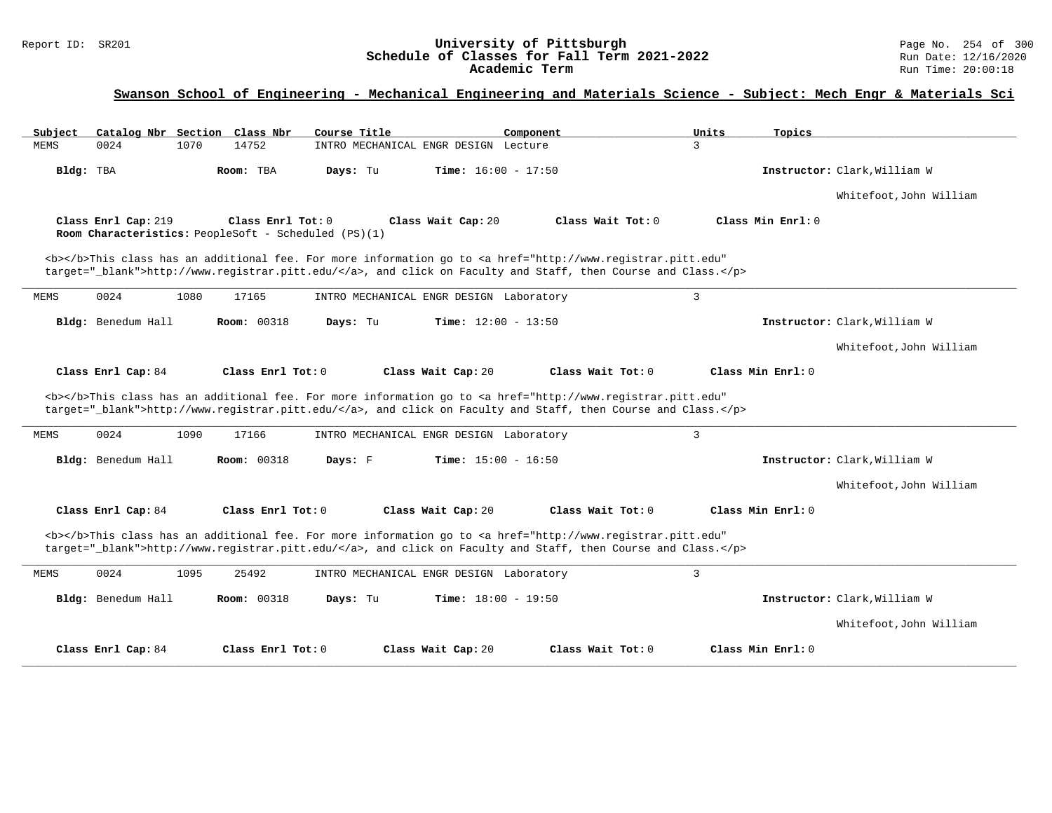## Swanson School of Engineering - Mechanical Engineering and Materials Science - Subject: Mech Engr & Materials Sci

| Subject | Catalog Nbr | Section | Class Nbr | Course Title | Component | Units | Topics |
|---|---|---|---|---|---|---|---|
| MEMS | 0024 | 1070 | 14752 | INTRO MECHANICAL ENGR DESIGN | Lecture | 3 | |

**Bldg:** TBA **Room:** TBA **Days:** Tu **Time:** 16:00 - 17:50 **Instructor:** Clark,William W

Whitefoot,John William

**Class Enrl Cap:** 219 **Class Enrl Tot:** 0 **Class Wait Cap:** 20 **Class Wait Tot:** 0 **Class Min Enrl:** 0

**Room Characteristics:** PeopleSoft - Scheduled (PS)(1)

<b></b>This class has an additional fee. For more information go to <a href="http://www.registrar.pitt.edu" target="_blank">http://www.registrar.pitt.edu/</a>, and click on Faculty and Staff, then Course and Class.</p>

---

| Subject | Catalog Nbr | Section | Class Nbr | Course Title | Component | Units | Topics |
|---|---|---|---|---|---|---|---|
| MEMS | 0024 | 1080 | 17165 | INTRO MECHANICAL ENGR DESIGN | Laboratory | 3 | |

**Bldg:** Benedum Hall **Room:** 00318 **Days:** Tu **Time:** 12:00 - 13:50 **Instructor:** Clark,William W

Whitefoot,John William

**Class Enrl Cap:** 84 **Class Enrl Tot:** 0 **Class Wait Cap:** 20 **Class Wait Tot:** 0 **Class Min Enrl:** 0

<b></b>This class has an additional fee. For more information go to <a href="http://www.registrar.pitt.edu" target="_blank">http://www.registrar.pitt.edu/</a>, and click on Faculty and Staff, then Course and Class.</p>

---

| Subject | Catalog Nbr | Section | Class Nbr | Course Title | Component | Units | Topics |
|---|---|---|---|---|---|---|---|
| MEMS | 0024 | 1090 | 17166 | INTRO MECHANICAL ENGR DESIGN | Laboratory | 3 | |

**Bldg:** Benedum Hall **Room:** 00318 **Days:** F **Time:** 15:00 - 16:50 **Instructor:** Clark,William W

Whitefoot,John William

**Class Enrl Cap:** 84 **Class Enrl Tot:** 0 **Class Wait Cap:** 20 **Class Wait Tot:** 0 **Class Min Enrl:** 0

<b></b>This class has an additional fee. For more information go to <a href="http://www.registrar.pitt.edu" target="_blank">http://www.registrar.pitt.edu/</a>, and click on Faculty and Staff, then Course and Class.</p>

---

| Subject | Catalog Nbr | Section | Class Nbr | Course Title | Component | Units | Topics |
|---|---|---|---|---|---|---|---|
| MEMS | 0024 | 1095 | 25492 | INTRO MECHANICAL ENGR DESIGN | Laboratory | 3 | |

**Bldg:** Benedum Hall **Room:** 00318 **Days:** Tu **Time:** 18:00 - 19:50 **Instructor:** Clark,William W

Whitefoot,John William

**Class Enrl Cap:** 84 **Class Enrl Tot:** 0 **Class Wait Cap:** 20 **Class Wait Tot:** 0 **Class Min Enrl:** 0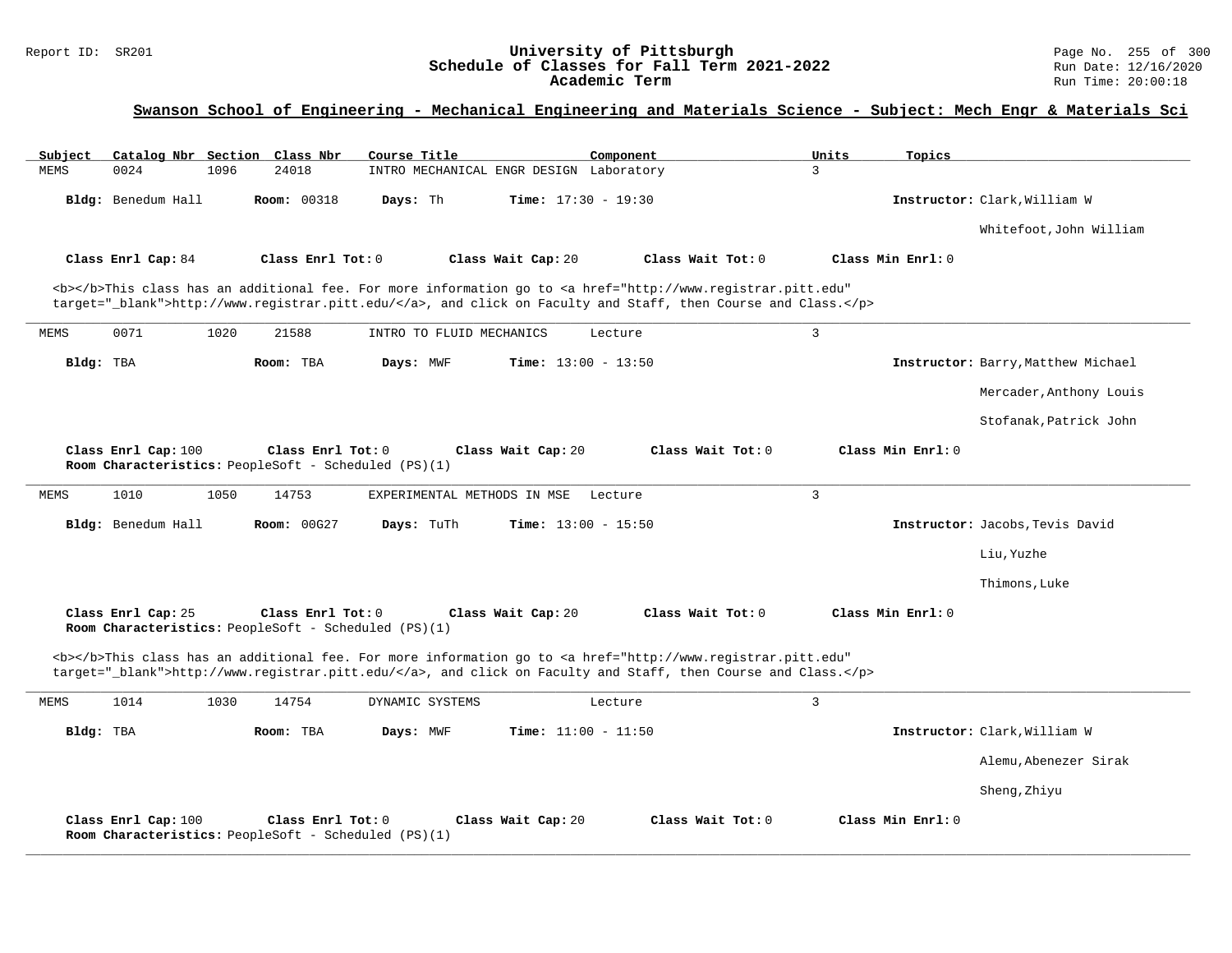## Swanson School of Engineering - Mechanical Engineering and Materials Science - Subject: Mech Engr & Materials Sci

| Subject | Catalog Nbr | Section | Class Nbr | Course Title | Component | Units | Topics |
|---|---|---|---|---|---|---|---|
| MEMS | 0024 | 1096 | 24018 | INTRO MECHANICAL ENGR DESIGN | Laboratory | 3 | |

**Bldg:** Benedum Hall **Room:** 00318 **Days:** Th **Time:** 17:30 - 19:30 **Instructor:** Clark,William W

Whitefoot,John William

**Class Enrl Cap:** 84 **Class Enrl Tot:** 0 **Class Wait Cap:** 20 **Class Wait Tot:** 0 **Class Min Enrl:** 0

<b></b>This class has an additional fee. For more information go to <a href="http://www.registrar.pitt.edu" target="_blank">http://www.registrar.pitt.edu/</a>, and click on Faculty and Staff, then Course and Class.</p>

---

| Subject | Catalog Nbr | Section | Class Nbr | Course Title | Component | Units | Topics |
|---|---|---|---|---|---|---|---|
| MEMS | 0071 | 1020 | 21588 | INTRO TO FLUID MECHANICS | Lecture | 3 | |

**Bldg:** TBA **Room:** TBA **Days:** MWF **Time:** 13:00 - 13:50 **Instructor:** Barry,Matthew Michael

Mercader,Anthony Louis

Stofanak,Patrick John

**Class Enrl Cap:** 100 **Class Enrl Tot:** 0 **Class Wait Cap:** 20 **Class Wait Tot:** 0 **Class Min Enrl:** 0

**Room Characteristics:** PeopleSoft - Scheduled (PS)(1)

---

| Subject | Catalog Nbr | Section | Class Nbr | Course Title | Component | Units | Topics |
|---|---|---|---|---|---|---|---|
| MEMS | 1010 | 1050 | 14753 | EXPERIMENTAL METHODS IN MSE | Lecture | 3 | |

**Bldg:** Benedum Hall **Room:** 00G27 **Days:** TuTh **Time:** 13:00 - 15:50 **Instructor:** Jacobs,Tevis David

Liu,Yuzhe

Thimons,Luke

**Class Enrl Cap:** 25 **Class Enrl Tot:** 0 **Class Wait Cap:** 20 **Class Wait Tot:** 0 **Class Min Enrl:** 0

**Room Characteristics:** PeopleSoft - Scheduled (PS)(1)

<b></b>This class has an additional fee. For more information go to <a href="http://www.registrar.pitt.edu" target="_blank">http://www.registrar.pitt.edu/</a>, and click on Faculty and Staff, then Course and Class.</p>

---

| Subject | Catalog Nbr | Section | Class Nbr | Course Title | Component | Units | Topics |
|---|---|---|---|---|---|---|---|
| MEMS | 1014 | 1030 | 14754 | DYNAMIC SYSTEMS | Lecture | 3 | |

**Bldg:** TBA **Room:** TBA **Days:** MWF **Time:** 11:00 - 11:50 **Instructor:** Clark,William W

Alemu,Abenezer Sirak

Sheng,Zhiyu

**Class Enrl Cap:** 100 **Class Enrl Tot:** 0 **Class Wait Cap:** 20 **Class Wait Tot:** 0 **Class Min Enrl:** 0

**Room Characteristics:** PeopleSoft - Scheduled (PS)(1)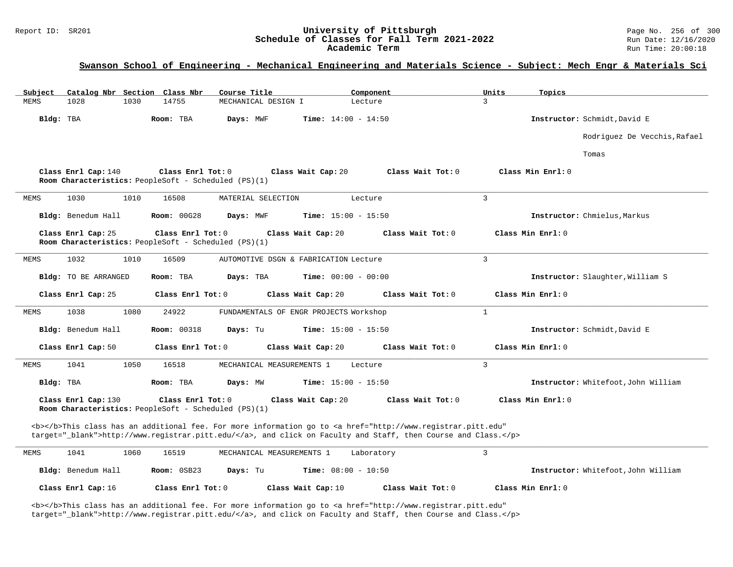## Swanson School of Engineering - Mechanical Engineering and Materials Science - Subject: Mech Engr & Materials Sci

| Subject | Catalog Nbr | Section | Class Nbr | Course Title | Component | Units | Topics |
|---|---|---|---|---|---|---|---|
| MEMS | 1028 | 1030 | 14755 | MECHANICAL DESIGN I | Lecture | 3 | |

**Bldg:** TBA **Room:** TBA **Days:** MWF **Time:** 14:00 - 14:50 **Instructor:** Schmidt,David E

Rodriguez De Vecchis,Rafael Tomas

**Class Enrl Cap:** 140 **Class Enrl Tot:** 0 **Class Wait Cap:** 20 **Class Wait Tot:** 0 **Class Min Enrl:** 0

**Room Characteristics:** PeopleSoft - Scheduled (PS)(1)

---

| Subject | Catalog Nbr | Section | Class Nbr | Course Title | Component | Units | Topics |
|---|---|---|---|---|---|---|---|
| MEMS | 1030 | 1010 | 16508 | MATERIAL SELECTION | Lecture | 3 | |

**Bldg:** Benedum Hall **Room:** 00G28 **Days:** MWF **Time:** 15:00 - 15:50 **Instructor:** Chmielus,Markus

**Class Enrl Cap:** 25 **Class Enrl Tot:** 0 **Class Wait Cap:** 20 **Class Wait Tot:** 0 **Class Min Enrl:** 0

**Room Characteristics:** PeopleSoft - Scheduled (PS)(1)

---

| Subject | Catalog Nbr | Section | Class Nbr | Course Title | Component | Units | Topics |
|---|---|---|---|---|---|---|---|
| MEMS | 1032 | 1010 | 16509 | AUTOMOTIVE DSGN & FABRICATION | Lecture | 3 | |

**Bldg:** TO BE ARRANGED **Room:** TBA **Days:** TBA **Time:** 00:00 - 00:00 **Instructor:** Slaughter,William S

**Class Enrl Cap:** 25 **Class Enrl Tot:** 0 **Class Wait Cap:** 20 **Class Wait Tot:** 0 **Class Min Enrl:** 0

---

| Subject | Catalog Nbr | Section | Class Nbr | Course Title | Component | Units | Topics |
|---|---|---|---|---|---|---|---|
| MEMS | 1038 | 1080 | 24922 | FUNDAMENTALS OF ENGR PROJECTS | Workshop | 1 | |

**Bldg:** Benedum Hall **Room:** 00318 **Days:** Tu **Time:** 15:00 - 15:50 **Instructor:** Schmidt,David E

**Class Enrl Cap:** 50 **Class Enrl Tot:** 0 **Class Wait Cap:** 20 **Class Wait Tot:** 0 **Class Min Enrl:** 0

---

| Subject | Catalog Nbr | Section | Class Nbr | Course Title | Component | Units | Topics |
|---|---|---|---|---|---|---|---|
| MEMS | 1041 | 1050 | 16518 | MECHANICAL MEASUREMENTS 1 | Lecture | 3 | |

**Bldg:** TBA **Room:** TBA **Days:** MW **Time:** 15:00 - 15:50 **Instructor:** Whitefoot,John William

**Class Enrl Cap:** 130 **Class Enrl Tot:** 0 **Class Wait Cap:** 20 **Class Wait Tot:** 0 **Class Min Enrl:** 0

**Room Characteristics:** PeopleSoft - Scheduled (PS)(1)

<b></b>This class has an additional fee. For more information go to <a href="http://www.registrar.pitt.edu" target="_blank">http://www.registrar.pitt.edu/</a>, and click on Faculty and Staff, then Course and Class.</p>

---

| Subject | Catalog Nbr | Section | Class Nbr | Course Title | Component | Units | Topics |
|---|---|---|---|---|---|---|---|
| MEMS | 1041 | 1060 | 16519 | MECHANICAL MEASUREMENTS 1 | Laboratory | 3 | |

**Bldg:** Benedum Hall **Room:** 0SB23 **Days:** Tu **Time:** 08:00 - 10:50 **Instructor:** Whitefoot,John William

**Class Enrl Cap:** 16 **Class Enrl Tot:** 0 **Class Wait Cap:** 10 **Class Wait Tot:** 0 **Class Min Enrl:** 0

<b></b>This class has an additional fee. For more information go to <a href="http://www.registrar.pitt.edu" target="_blank">http://www.registrar.pitt.edu/</a>, and click on Faculty and Staff, then Course and Class.</p>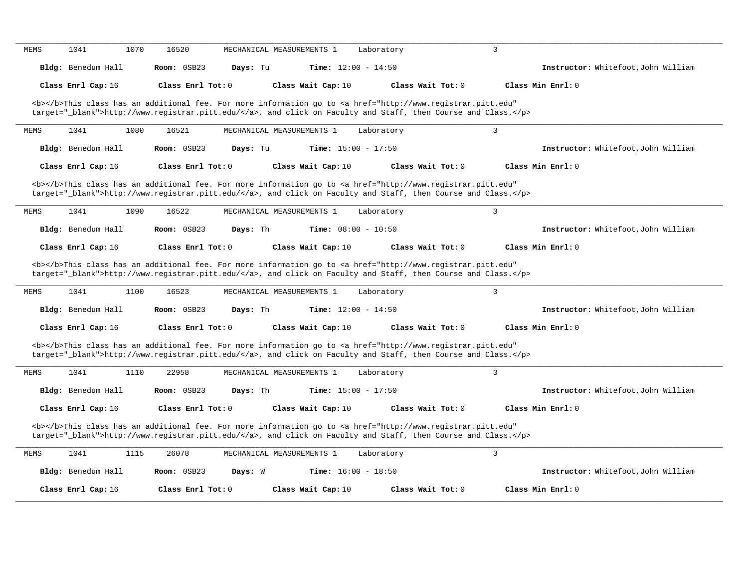MEMS 1041 1070 16520 MECHANICAL MEASUREMENTS 1 Laboratory 3

**Bldg:** Benedum Hall **Room:** 0SB23 **Days:** Tu **Time:** 12:00 - 14:50 **Instructor:** Whitefoot,John William

**Class Enrl Cap:** 16 **Class Enrl Tot:** 0 **Class Wait Cap:** 10 **Class Wait Tot:** 0 **Class Min Enrl:** 0

<b></b>This class has an additional fee. For more information go to <a href="http://www.registrar.pitt.edu" target="_blank">http://www.registrar.pitt.edu/</a>, and click on Faculty and Staff, then Course and Class.</p>

---

MEMS 1041 1080 16521 MECHANICAL MEASUREMENTS 1 Laboratory 3

**Bldg:** Benedum Hall **Room:** 0SB23 **Days:** Tu **Time:** 15:00 - 17:50 **Instructor:** Whitefoot,John William

**Class Enrl Cap:** 16 **Class Enrl Tot:** 0 **Class Wait Cap:** 10 **Class Wait Tot:** 0 **Class Min Enrl:** 0

<b></b>This class has an additional fee. For more information go to <a href="http://www.registrar.pitt.edu" target="_blank">http://www.registrar.pitt.edu/</a>, and click on Faculty and Staff, then Course and Class.</p>

---

MEMS 1041 1090 16522 MECHANICAL MEASUREMENTS 1 Laboratory 3

**Bldg:** Benedum Hall **Room:** 0SB23 **Days:** Th **Time:** 08:00 - 10:50 **Instructor:** Whitefoot,John William

**Class Enrl Cap:** 16 **Class Enrl Tot:** 0 **Class Wait Cap:** 10 **Class Wait Tot:** 0 **Class Min Enrl:** 0

<b></b>This class has an additional fee. For more information go to <a href="http://www.registrar.pitt.edu" target="_blank">http://www.registrar.pitt.edu/</a>, and click on Faculty and Staff, then Course and Class.</p>

---

MEMS 1041 1100 16523 MECHANICAL MEASUREMENTS 1 Laboratory 3

**Bldg:** Benedum Hall **Room:** 0SB23 **Days:** Th **Time:** 12:00 - 14:50 **Instructor:** Whitefoot,John William

**Class Enrl Cap:** 16 **Class Enrl Tot:** 0 **Class Wait Cap:** 10 **Class Wait Tot:** 0 **Class Min Enrl:** 0

<b></b>This class has an additional fee. For more information go to <a href="http://www.registrar.pitt.edu" target="_blank">http://www.registrar.pitt.edu/</a>, and click on Faculty and Staff, then Course and Class.</p>

---

MEMS 1041 1110 22958 MECHANICAL MEASUREMENTS 1 Laboratory 3

**Bldg:** Benedum Hall **Room:** 0SB23 **Days:** Th **Time:** 15:00 - 17:50 **Instructor:** Whitefoot,John William

**Class Enrl Cap:** 16 **Class Enrl Tot:** 0 **Class Wait Cap:** 10 **Class Wait Tot:** 0 **Class Min Enrl:** 0

<b></b>This class has an additional fee. For more information go to <a href="http://www.registrar.pitt.edu" target="_blank">http://www.registrar.pitt.edu/</a>, and click on Faculty and Staff, then Course and Class.</p>

---

MEMS 1041 1115 26078 MECHANICAL MEASUREMENTS 1 Laboratory 3

**Bldg:** Benedum Hall **Room:** 0SB23 **Days:** W **Time:** 16:00 - 18:50 **Instructor:** Whitefoot,John William

**Class Enrl Cap:** 16 **Class Enrl Tot:** 0 **Class Wait Cap:** 10 **Class Wait Tot:** 0 **Class Min Enrl:** 0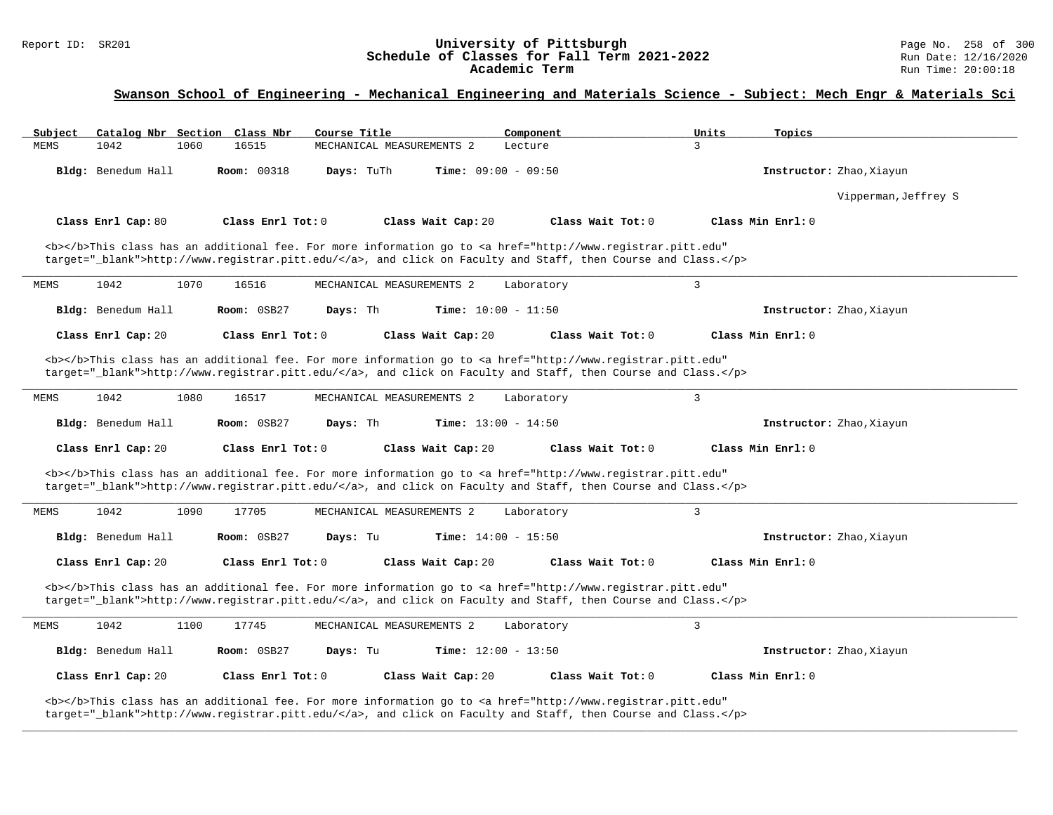## Swanson School of Engineering - Mechanical Engineering and Materials Science - Subject: Mech Engr & Materials Sci

| Subject | Catalog Nbr | Section | Class Nbr | Course Title | Component | Units | Topics |
|---|---|---|---|---|---|---|---|
| MEMS | 1042 | 1060 | 16515 | MECHANICAL MEASUREMENTS 2 | Lecture | 3 | |

**Bldg:** Benedum Hall **Room:** 00318 **Days:** TuTh **Time:** 09:00 - 09:50 **Instructor:** Zhao,Xiayun

Vipperman,Jeffrey S

**Class Enrl Cap:** 80 **Class Enrl Tot:** 0 **Class Wait Cap:** 20 **Class Wait Tot:** 0 **Class Min Enrl:** 0

<b></b>This class has an additional fee. For more information go to <a href="http://www.registrar.pitt.edu" target="_blank">http://www.registrar.pitt.edu/</a>, and click on Faculty and Staff, then Course and Class.</p>

---

| Subject | Catalog Nbr | Section | Class Nbr | Course Title | Component | Units | Topics |
|---|---|---|---|---|---|---|---|
| MEMS | 1042 | 1070 | 16516 | MECHANICAL MEASUREMENTS 2 | Laboratory | 3 | |

**Bldg:** Benedum Hall **Room:** 0SB27 **Days:** Th **Time:** 10:00 - 11:50 **Instructor:** Zhao,Xiayun

**Class Enrl Cap:** 20 **Class Enrl Tot:** 0 **Class Wait Cap:** 20 **Class Wait Tot:** 0 **Class Min Enrl:** 0

<b></b>This class has an additional fee. For more information go to <a href="http://www.registrar.pitt.edu" target="_blank">http://www.registrar.pitt.edu/</a>, and click on Faculty and Staff, then Course and Class.</p>

---

| Subject | Catalog Nbr | Section | Class Nbr | Course Title | Component | Units | Topics |
|---|---|---|---|---|---|---|---|
| MEMS | 1042 | 1080 | 16517 | MECHANICAL MEASUREMENTS 2 | Laboratory | 3 | |

**Bldg:** Benedum Hall **Room:** 0SB27 **Days:** Th **Time:** 13:00 - 14:50 **Instructor:** Zhao,Xiayun

**Class Enrl Cap:** 20 **Class Enrl Tot:** 0 **Class Wait Cap:** 20 **Class Wait Tot:** 0 **Class Min Enrl:** 0

<b></b>This class has an additional fee. For more information go to <a href="http://www.registrar.pitt.edu" target="_blank">http://www.registrar.pitt.edu/</a>, and click on Faculty and Staff, then Course and Class.</p>

---

| Subject | Catalog Nbr | Section | Class Nbr | Course Title | Component | Units | Topics |
|---|---|---|---|---|---|---|---|
| MEMS | 1042 | 1090 | 17705 | MECHANICAL MEASUREMENTS 2 | Laboratory | 3 | |

**Bldg:** Benedum Hall **Room:** 0SB27 **Days:** Tu **Time:** 14:00 - 15:50 **Instructor:** Zhao,Xiayun

**Class Enrl Cap:** 20 **Class Enrl Tot:** 0 **Class Wait Cap:** 20 **Class Wait Tot:** 0 **Class Min Enrl:** 0

<b></b>This class has an additional fee. For more information go to <a href="http://www.registrar.pitt.edu" target="_blank">http://www.registrar.pitt.edu/</a>, and click on Faculty and Staff, then Course and Class.</p>

---

| Subject | Catalog Nbr | Section | Class Nbr | Course Title | Component | Units | Topics |
|---|---|---|---|---|---|---|---|
| MEMS | 1042 | 1100 | 17745 | MECHANICAL MEASUREMENTS 2 | Laboratory | 3 | |

**Bldg:** Benedum Hall **Room:** 0SB27 **Days:** Tu **Time:** 12:00 - 13:50 **Instructor:** Zhao,Xiayun

**Class Enrl Cap:** 20 **Class Enrl Tot:** 0 **Class Wait Cap:** 20 **Class Wait Tot:** 0 **Class Min Enrl:** 0

<b></b>This class has an additional fee. For more information go to <a href="http://www.registrar.pitt.edu" target="_blank">http://www.registrar.pitt.edu/</a>, and click on Faculty and Staff, then Course and Class.</p>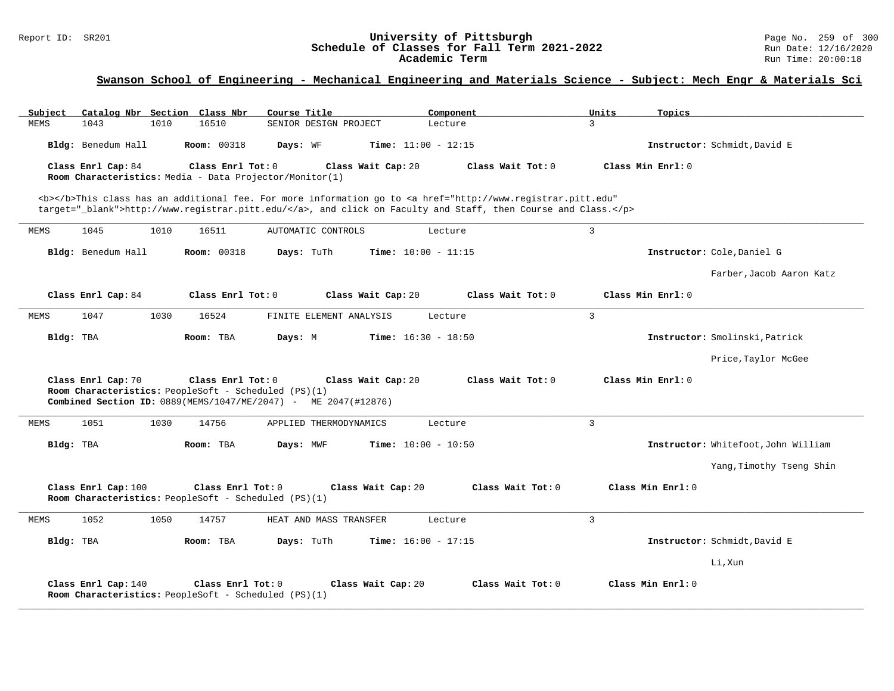## Swanson School of Engineering - Mechanical Engineering and Materials Science - Subject: Mech Engr & Materials Sci

| Subject | Catalog Nbr | Section | Class Nbr | Course Title | Component | Units | Topics |
|---|---|---|---|---|---|---|---|
| MEMS | 1043 | 1010 | 16510 | SENIOR DESIGN PROJECT | Lecture | 3 | |

**Bldg:** Benedum Hall **Room:** 00318 **Days:** WF **Time:** 11:00 - 12:15 **Instructor:** Schmidt,David E

**Class Enrl Cap:** 84 **Class Enrl Tot:** 0 **Class Wait Cap:** 20 **Class Wait Tot:** 0 **Class Min Enrl:** 0

**Room Characteristics:** Media - Data Projector/Monitor(1)

<b></b>This class has an additional fee. For more information go to <a href="http://www.registrar.pitt.edu" target="_blank">http://www.registrar.pitt.edu/</a>, and click on Faculty and Staff, then Course and Class.</p>

---

| Subject | Catalog Nbr | Section | Class Nbr | Course Title | Component | Units | Topics |
|---|---|---|---|---|---|---|---|
| MEMS | 1045 | 1010 | 16511 | AUTOMATIC CONTROLS | Lecture | 3 | |

**Bldg:** Benedum Hall **Room:** 00318 **Days:** TuTh **Time:** 10:00 - 11:15 **Instructor:** Cole,Daniel G

Farber,Jacob Aaron Katz

**Class Enrl Cap:** 84 **Class Enrl Tot:** 0 **Class Wait Cap:** 20 **Class Wait Tot:** 0 **Class Min Enrl:** 0

---

| Subject | Catalog Nbr | Section | Class Nbr | Course Title | Component | Units | Topics |
|---|---|---|---|---|---|---|---|
| MEMS | 1047 | 1030 | 16524 | FINITE ELEMENT ANALYSIS | Lecture | 3 | |

**Bldg:** TBA **Room:** TBA **Days:** M **Time:** 16:30 - 18:50 **Instructor:** Smolinski,Patrick

Price,Taylor McGee

**Class Enrl Cap:** 70 **Class Enrl Tot:** 0 **Class Wait Cap:** 20 **Class Wait Tot:** 0 **Class Min Enrl:** 0

**Room Characteristics:** PeopleSoft - Scheduled (PS)(1)

**Combined Section ID:** 0889(MEMS/1047/ME/2047) - ME 2047(#12876)

---

| Subject | Catalog Nbr | Section | Class Nbr | Course Title | Component | Units | Topics |
|---|---|---|---|---|---|---|---|
| MEMS | 1051 | 1030 | 14756 | APPLIED THERMODYNAMICS | Lecture | 3 | |

**Bldg:** TBA **Room:** TBA **Days:** MWF **Time:** 10:00 - 10:50 **Instructor:** Whitefoot,John William

Yang,Timothy Tseng Shin

**Class Enrl Cap:** 100 **Class Enrl Tot:** 0 **Class Wait Cap:** 20 **Class Wait Tot:** 0 **Class Min Enrl:** 0

**Room Characteristics:** PeopleSoft - Scheduled (PS)(1)

---

| Subject | Catalog Nbr | Section | Class Nbr | Course Title | Component | Units | Topics |
|---|---|---|---|---|---|---|---|
| MEMS | 1052 | 1050 | 14757 | HEAT AND MASS TRANSFER | Lecture | 3 | |

**Bldg:** TBA **Room:** TBA **Days:** TuTh **Time:** 16:00 - 17:15 **Instructor:** Schmidt,David E

Li,Xun

**Class Enrl Cap:** 140 **Class Enrl Tot:** 0 **Class Wait Cap:** 20 **Class Wait Tot:** 0 **Class Min Enrl:** 0

**Room Characteristics:** PeopleSoft - Scheduled (PS)(1)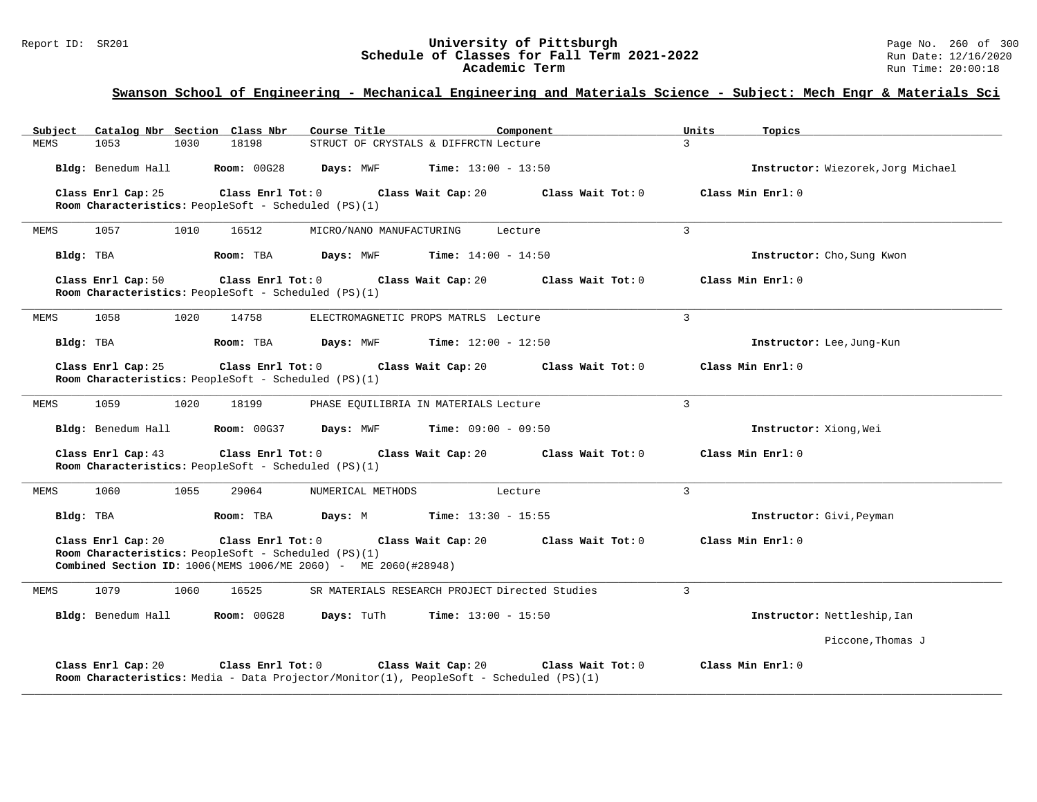## Swanson School of Engineering - Mechanical Engineering and Materials Science - Subject: Mech Engr & Materials Sci

| Subject | Catalog Nbr | Section | Class Nbr | Course Title | Component | Units | Topics |
|---|---|---|---|---|---|---|---|
| MEMS | 1053 | 1030 | 18198 | STRUCT OF CRYSTALS & DIFFRCTN | Lecture | 3 | |

**Bldg:** Benedum Hall **Room:** 00G28 **Days:** MWF **Time:** 13:00 - 13:50 **Instructor:** Wiezorek,Jorg Michael

**Class Enrl Cap:** 25 **Class Enrl Tot:** 0 **Class Wait Cap:** 20 **Class Wait Tot:** 0 **Class Min Enrl:** 0
**Room Characteristics:** PeopleSoft - Scheduled (PS)(1)

---

| Subject | Catalog Nbr | Section | Class Nbr | Course Title | Component | Units | Topics |
|---|---|---|---|---|---|---|---|
| MEMS | 1057 | 1010 | 16512 | MICRO/NANO MANUFACTURING | Lecture | 3 | |

**Bldg:** TBA **Room:** TBA **Days:** MWF **Time:** 14:00 - 14:50 **Instructor:** Cho,Sung Kwon

**Class Enrl Cap:** 50 **Class Enrl Tot:** 0 **Class Wait Cap:** 20 **Class Wait Tot:** 0 **Class Min Enrl:** 0
**Room Characteristics:** PeopleSoft - Scheduled (PS)(1)

---

| Subject | Catalog Nbr | Section | Class Nbr | Course Title | Component | Units | Topics |
|---|---|---|---|---|---|---|---|
| MEMS | 1058 | 1020 | 14758 | ELECTROMAGNETIC PROPS MATRLS | Lecture | 3 | |

**Bldg:** TBA **Room:** TBA **Days:** MWF **Time:** 12:00 - 12:50 **Instructor:** Lee,Jung-Kun

**Class Enrl Cap:** 25 **Class Enrl Tot:** 0 **Class Wait Cap:** 20 **Class Wait Tot:** 0 **Class Min Enrl:** 0
**Room Characteristics:** PeopleSoft - Scheduled (PS)(1)

---

| Subject | Catalog Nbr | Section | Class Nbr | Course Title | Component | Units | Topics |
|---|---|---|---|---|---|---|---|
| MEMS | 1059 | 1020 | 18199 | PHASE EQUILIBRIA IN MATERIALS | Lecture | 3 | |

**Bldg:** Benedum Hall **Room:** 00G37 **Days:** MWF **Time:** 09:00 - 09:50 **Instructor:** Xiong,Wei

**Class Enrl Cap:** 43 **Class Enrl Tot:** 0 **Class Wait Cap:** 20 **Class Wait Tot:** 0 **Class Min Enrl:** 0
**Room Characteristics:** PeopleSoft - Scheduled (PS)(1)

---

| Subject | Catalog Nbr | Section | Class Nbr | Course Title | Component | Units | Topics |
|---|---|---|---|---|---|---|---|
| MEMS | 1060 | 1055 | 29064 | NUMERICAL METHODS | Lecture | 3 | |

**Bldg:** TBA **Room:** TBA **Days:** M **Time:** 13:30 - 15:55 **Instructor:** Givi,Peyman

**Class Enrl Cap:** 20 **Class Enrl Tot:** 0 **Class Wait Cap:** 20 **Class Wait Tot:** 0 **Class Min Enrl:** 0
**Room Characteristics:** PeopleSoft - Scheduled (PS)(1)
**Combined Section ID:** 1006(MEMS 1006/ME 2060) - ME 2060(#28948)

---

| Subject | Catalog Nbr | Section | Class Nbr | Course Title | Component | Units | Topics |
|---|---|---|---|---|---|---|---|
| MEMS | 1079 | 1060 | 16525 | SR MATERIALS RESEARCH PROJECT | Directed Studies | 3 | |

**Bldg:** Benedum Hall **Room:** 00G28 **Days:** TuTh **Time:** 13:00 - 15:50 **Instructor:** Nettleship,Ian
Piccone,Thomas J

**Class Enrl Cap:** 20 **Class Enrl Tot:** 0 **Class Wait Cap:** 20 **Class Wait Tot:** 0 **Class Min Enrl:** 0
**Room Characteristics:** Media - Data Projector/Monitor(1), PeopleSoft - Scheduled (PS)(1)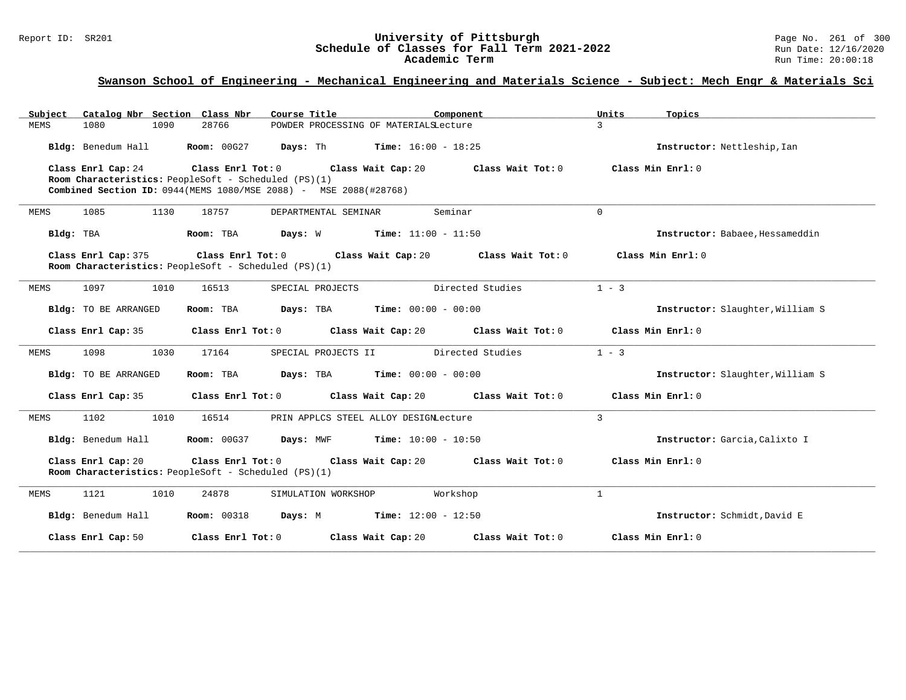## Swanson School of Engineering - Mechanical Engineering and Materials Science - Subject: Mech Engr & Materials Sci

| Subject | Catalog Nbr | Section | Class Nbr | Course Title | Component | Units | Topics |
|---|---|---|---|---|---|---|---|
| MEMS | 1080 | 1090 | 28766 | POWDER PROCESSING OF MATERIALS | Lecture | 3 | |

**Bldg:** Benedum Hall **Room:** 00G27 **Days:** Th **Time:** 16:00 - 18:25 **Instructor:** Nettleship,Ian

**Class Enrl Cap:** 24 **Class Enrl Tot:** 0 **Class Wait Cap:** 20 **Class Wait Tot:** 0 **Class Min Enrl:** 0
**Room Characteristics:** PeopleSoft - Scheduled (PS)(1)
**Combined Section ID:** 0944(MEMS 1080/MSE 2088) - MSE 2088(#28768)

---

| Subject | Catalog Nbr | Section | Class Nbr | Course Title | Component | Units | Topics |
|---|---|---|---|---|---|---|---|
| MEMS | 1085 | 1130 | 18757 | DEPARTMENTAL SEMINAR | Seminar | 0 | |

**Bldg:** TBA **Room:** TBA **Days:** W **Time:** 11:00 - 11:50 **Instructor:** Babaee,Hessameddin

**Class Enrl Cap:** 375 **Class Enrl Tot:** 0 **Class Wait Cap:** 20 **Class Wait Tot:** 0 **Class Min Enrl:** 0
**Room Characteristics:** PeopleSoft - Scheduled (PS)(1)

---

| Subject | Catalog Nbr | Section | Class Nbr | Course Title | Component | Units | Topics |
|---|---|---|---|---|---|---|---|
| MEMS | 1097 | 1010 | 16513 | SPECIAL PROJECTS | Directed Studies | 1 - 3 | |

**Bldg:** TO BE ARRANGED **Room:** TBA **Days:** TBA **Time:** 00:00 - 00:00 **Instructor:** Slaughter,William S

**Class Enrl Cap:** 35 **Class Enrl Tot:** 0 **Class Wait Cap:** 20 **Class Wait Tot:** 0 **Class Min Enrl:** 0

---

| Subject | Catalog Nbr | Section | Class Nbr | Course Title | Component | Units | Topics |
|---|---|---|---|---|---|---|---|
| MEMS | 1098 | 1030 | 17164 | SPECIAL PROJECTS II | Directed Studies | 1 - 3 | |

**Bldg:** TO BE ARRANGED **Room:** TBA **Days:** TBA **Time:** 00:00 - 00:00 **Instructor:** Slaughter,William S

**Class Enrl Cap:** 35 **Class Enrl Tot:** 0 **Class Wait Cap:** 20 **Class Wait Tot:** 0 **Class Min Enrl:** 0

---

| Subject | Catalog Nbr | Section | Class Nbr | Course Title | Component | Units | Topics |
|---|---|---|---|---|---|---|---|
| MEMS | 1102 | 1010 | 16514 | PRIN APPLCS STEEL ALLOY DESIGN | Lecture | 3 | |

**Bldg:** Benedum Hall **Room:** 00G37 **Days:** MWF **Time:** 10:00 - 10:50 **Instructor:** Garcia,Calixto I

**Class Enrl Cap:** 20 **Class Enrl Tot:** 0 **Class Wait Cap:** 20 **Class Wait Tot:** 0 **Class Min Enrl:** 0
**Room Characteristics:** PeopleSoft - Scheduled (PS)(1)

---

| Subject | Catalog Nbr | Section | Class Nbr | Course Title | Component | Units | Topics |
|---|---|---|---|---|---|---|---|
| MEMS | 1121 | 1010 | 24878 | SIMULATION WORKSHOP | Workshop | 1 | |

**Bldg:** Benedum Hall **Room:** 00318 **Days:** M **Time:** 12:00 - 12:50 **Instructor:** Schmidt,David E

**Class Enrl Cap:** 50 **Class Enrl Tot:** 0 **Class Wait Cap:** 20 **Class Wait Tot:** 0 **Class Min Enrl:** 0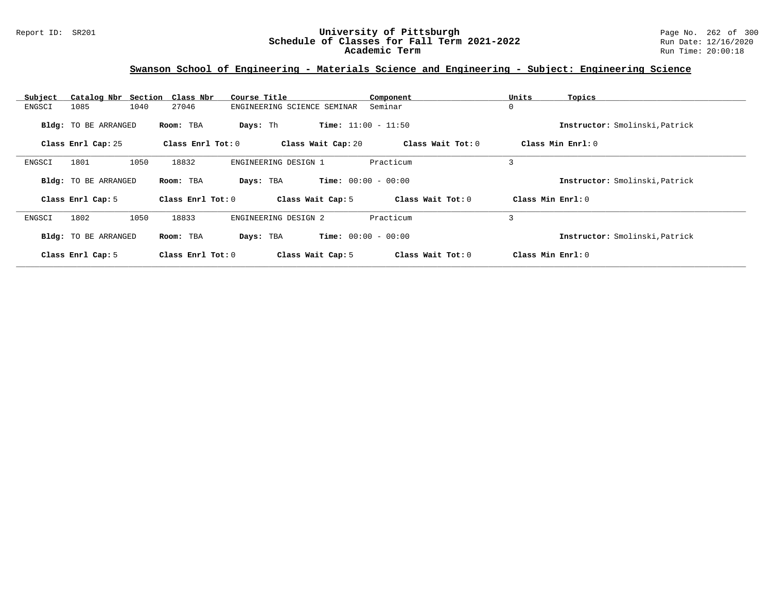## Swanson School of Engineering - Materials Science and Engineering - Subject: Engineering Science

| Subject | Catalog Nbr | Section | Class Nbr | Course Title | Component | Units | Topics |
|---|---|---|---|---|---|---|---|
| ENGSCI | 1085 | 1040 | 27046 | ENGINEERING SCIENCE SEMINAR | Seminar | 0 | |

**Bldg:** TO BE ARRANGED **Room:** TBA **Days:** Th **Time:** 11:00 - 11:50 **Instructor:** Smolinski,Patrick

**Class Enrl Cap:** 25 **Class Enrl Tot:** 0 **Class Wait Cap:** 20 **Class Wait Tot:** 0 **Class Min Enrl:** 0

---

| Subject | Catalog Nbr | Section | Class Nbr | Course Title | Component | Units | Topics |
|---|---|---|---|---|---|---|---|
| ENGSCI | 1801 | 1050 | 18832 | ENGINEERING DESIGN 1 | Practicum | 3 | |

**Bldg:** TO BE ARRANGED **Room:** TBA **Days:** TBA **Time:** 00:00 - 00:00 **Instructor:** Smolinski,Patrick

**Class Enrl Cap:** 5 **Class Enrl Tot:** 0 **Class Wait Cap:** 5 **Class Wait Tot:** 0 **Class Min Enrl:** 0

---

| Subject | Catalog Nbr | Section | Class Nbr | Course Title | Component | Units | Topics |
|---|---|---|---|---|---|---|---|
| ENGSCI | 1802 | 1050 | 18833 | ENGINEERING DESIGN 2 | Practicum | 3 | |

**Bldg:** TO BE ARRANGED **Room:** TBA **Days:** TBA **Time:** 00:00 - 00:00 **Instructor:** Smolinski,Patrick

**Class Enrl Cap:** 5 **Class Enrl Tot:** 0 **Class Wait Cap:** 5 **Class Wait Tot:** 0 **Class Min Enrl:** 0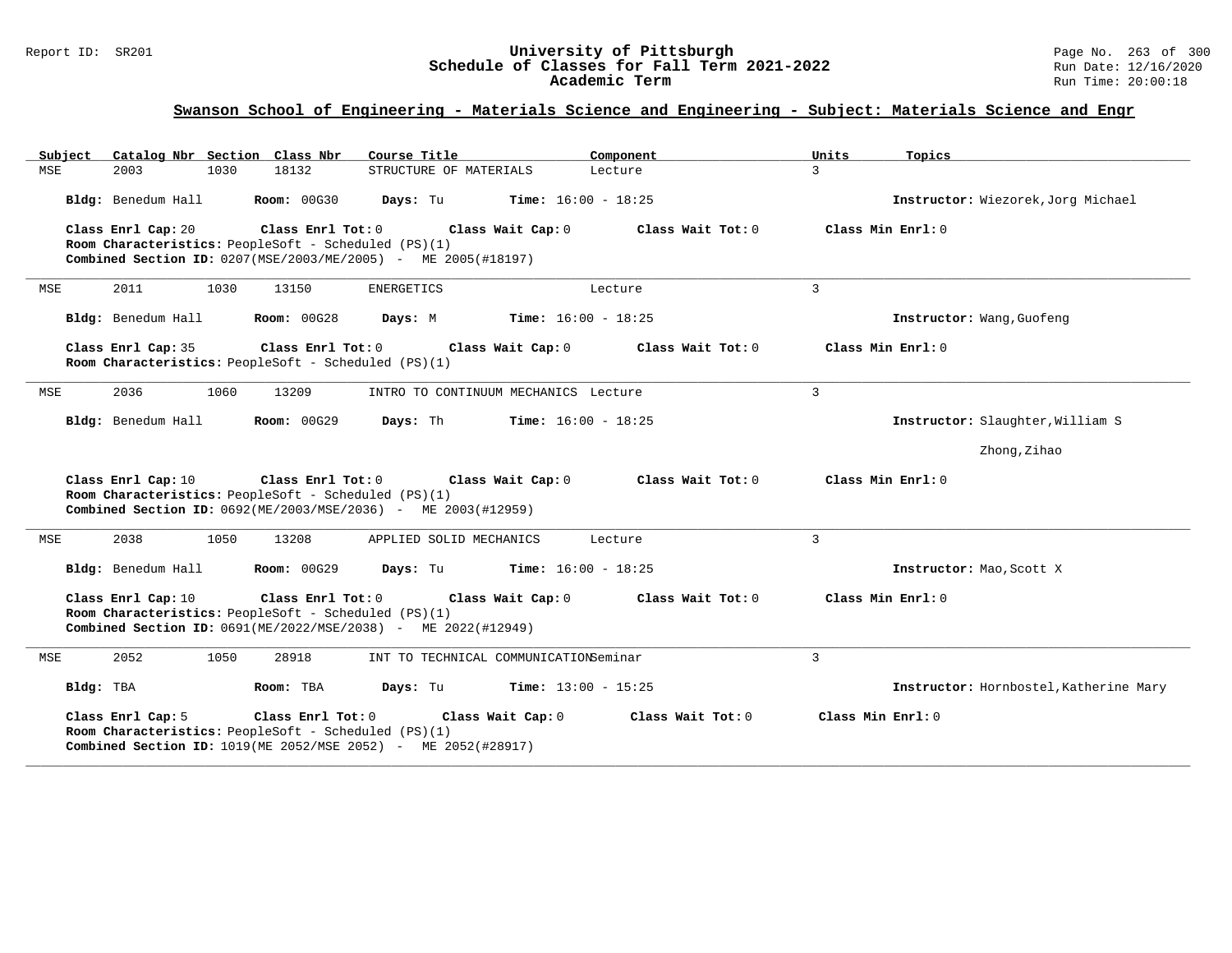## Swanson School of Engineering - Materials Science and Engineering - Subject: Materials Science and Engr

| Subject | Catalog Nbr | Section | Class Nbr | Course Title | Component | Units | Topics |
|---|---|---|---|---|---|---|---|
| MSE | 2003 | 1030 | 18132 | STRUCTURE OF MATERIALS | Lecture | 3 | |

**Bldg:** Benedum Hall **Room:** 00G30 **Days:** Tu **Time:** 16:00 - 18:25 **Instructor:** Wiezorek,Jorg Michael

**Class Enrl Cap:** 20 **Class Enrl Tot:** 0 **Class Wait Cap:** 0 **Class Wait Tot:** 0 **Class Min Enrl:** 0
**Room Characteristics:** PeopleSoft - Scheduled (PS)(1)
**Combined Section ID:** 0207(MSE/2003/ME/2005) - ME 2005(#18197)

---

| Subject | Catalog Nbr | Section | Class Nbr | Course Title | Component | Units | Topics |
|---|---|---|---|---|---|---|---|
| MSE | 2011 | 1030 | 13150 | ENERGETICS | Lecture | 3 | |

**Bldg:** Benedum Hall **Room:** 00G28 **Days:** M **Time:** 16:00 - 18:25 **Instructor:** Wang,Guofeng

**Class Enrl Cap:** 35 **Class Enrl Tot:** 0 **Class Wait Cap:** 0 **Class Wait Tot:** 0 **Class Min Enrl:** 0
**Room Characteristics:** PeopleSoft - Scheduled (PS)(1)

---

| Subject | Catalog Nbr | Section | Class Nbr | Course Title | Component | Units | Topics |
|---|---|---|---|---|---|---|---|
| MSE | 2036 | 1060 | 13209 | INTRO TO CONTINUUM MECHANICS | Lecture | 3 | |

**Bldg:** Benedum Hall **Room:** 00G29 **Days:** Th **Time:** 16:00 - 18:25 **Instructor:** Slaughter,William S
Zhong,Zihao

**Class Enrl Cap:** 10 **Class Enrl Tot:** 0 **Class Wait Cap:** 0 **Class Wait Tot:** 0 **Class Min Enrl:** 0
**Room Characteristics:** PeopleSoft - Scheduled (PS)(1)
**Combined Section ID:** 0692(ME/2003/MSE/2036) - ME 2003(#12959)

---

| Subject | Catalog Nbr | Section | Class Nbr | Course Title | Component | Units | Topics |
|---|---|---|---|---|---|---|---|
| MSE | 2038 | 1050 | 13208 | APPLIED SOLID MECHANICS | Lecture | 3 | |

**Bldg:** Benedum Hall **Room:** 00G29 **Days:** Tu **Time:** 16:00 - 18:25 **Instructor:** Mao,Scott X

**Class Enrl Cap:** 10 **Class Enrl Tot:** 0 **Class Wait Cap:** 0 **Class Wait Tot:** 0 **Class Min Enrl:** 0
**Room Characteristics:** PeopleSoft - Scheduled (PS)(1)
**Combined Section ID:** 0691(ME/2022/MSE/2038) - ME 2022(#12949)

---

| Subject | Catalog Nbr | Section | Class Nbr | Course Title | Component | Units | Topics |
|---|---|---|---|---|---|---|---|
| MSE | 2052 | 1050 | 28918 | INT TO TECHNICAL COMMUNICATION | Seminar | 3 | |

**Bldg:** TBA **Room:** TBA **Days:** Tu **Time:** 13:00 - 15:25 **Instructor:** Hornbostel,Katherine Mary

**Class Enrl Cap:** 5 **Class Enrl Tot:** 0 **Class Wait Cap:** 0 **Class Wait Tot:** 0 **Class Min Enrl:** 0
**Room Characteristics:** PeopleSoft - Scheduled (PS)(1)
**Combined Section ID:** 1019(ME 2052/MSE 2052) - ME 2052(#28917)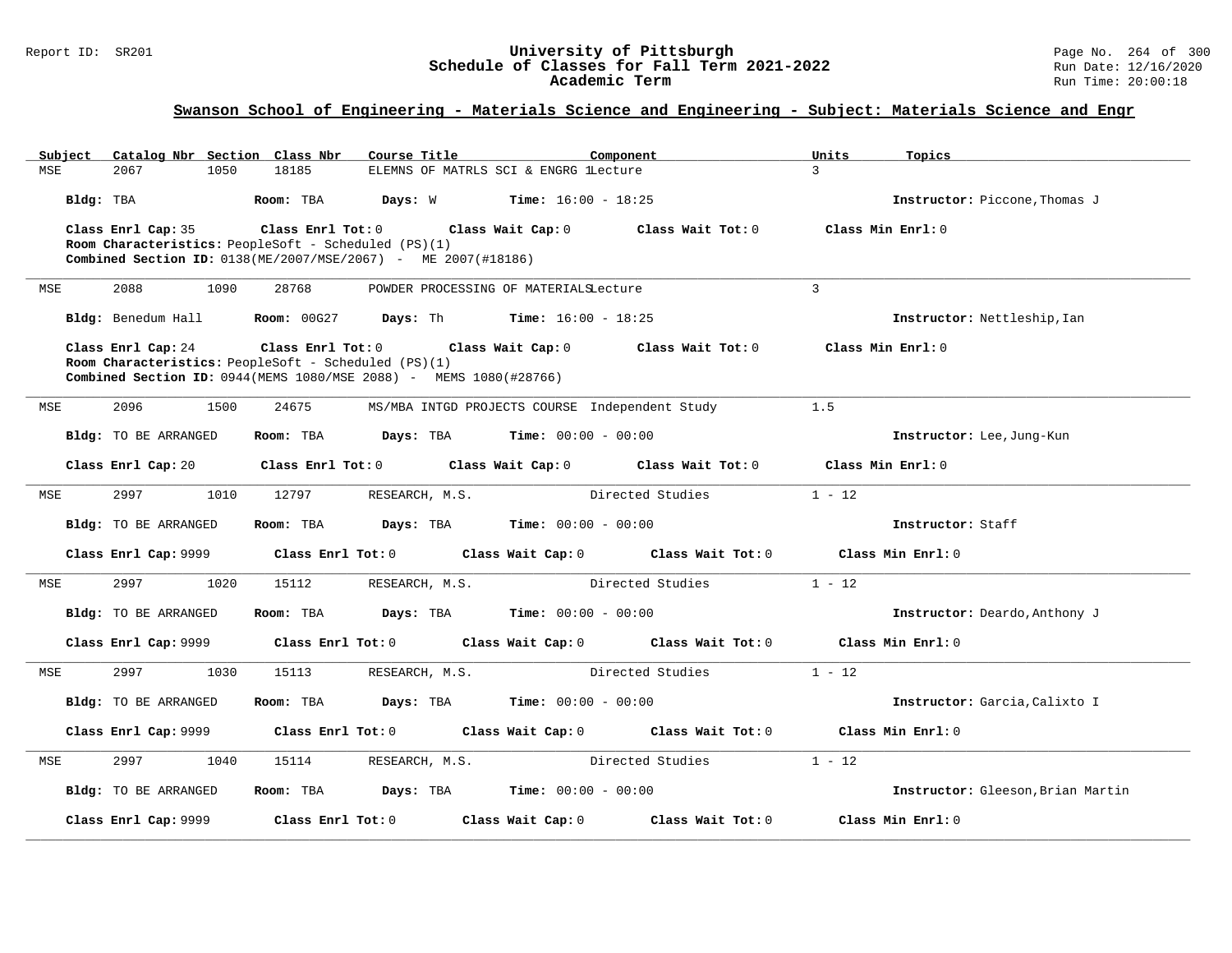## Swanson School of Engineering - Materials Science and Engineering - Subject: Materials Science and Engr

| Subject | Catalog Nbr | Section | Class Nbr | Course Title | Component | Units | Topics |
|---|---|---|---|---|---|---|---|
| MSE | 2067 | 1050 | 18185 | ELEMNS OF MATRLS SCI & ENGRG 1 | Lecture | 3 | |

**Bldg:** TBA **Room:** TBA **Days:** W **Time:** 16:00 - 18:25 **Instructor:** Piccone,Thomas J

**Class Enrl Cap:** 35 **Class Enrl Tot:** 0 **Class Wait Cap:** 0 **Class Wait Tot:** 0 **Class Min Enrl:** 0
**Room Characteristics:** PeopleSoft - Scheduled (PS)(1)
**Combined Section ID:** 0138(ME/2007/MSE/2067) - ME 2007(#18186)

---

| Subject | Catalog Nbr | Section | Class Nbr | Course Title | Component | Units | Topics |
|---|---|---|---|---|---|---|---|
| MSE | 2088 | 1090 | 28768 | POWDER PROCESSING OF MATERIALS | Lecture | 3 | |

**Bldg:** Benedum Hall **Room:** 00G27 **Days:** Th **Time:** 16:00 - 18:25 **Instructor:** Nettleship,Ian

**Class Enrl Cap:** 24 **Class Enrl Tot:** 0 **Class Wait Cap:** 0 **Class Wait Tot:** 0 **Class Min Enrl:** 0
**Room Characteristics:** PeopleSoft - Scheduled (PS)(1)
**Combined Section ID:** 0944(MEMS 1080/MSE 2088) - MEMS 1080(#28766)

---

| Subject | Catalog Nbr | Section | Class Nbr | Course Title | Component | Units | Topics |
|---|---|---|---|---|---|---|---|
| MSE | 2096 | 1500 | 24675 | MS/MBA INTGD PROJECTS COURSE | Independent Study | 1.5 | |

**Bldg:** TO BE ARRANGED **Room:** TBA **Days:** TBA **Time:** 00:00 - 00:00 **Instructor:** Lee,Jung-Kun

**Class Enrl Cap:** 20 **Class Enrl Tot:** 0 **Class Wait Cap:** 0 **Class Wait Tot:** 0 **Class Min Enrl:** 0

---

| Subject | Catalog Nbr | Section | Class Nbr | Course Title | Component | Units | Topics |
|---|---|---|---|---|---|---|---|
| MSE | 2997 | 1010 | 12797 | RESEARCH, M.S. | Directed Studies | 1 - 12 | |

**Bldg:** TO BE ARRANGED **Room:** TBA **Days:** TBA **Time:** 00:00 - 00:00 **Instructor:** Staff

**Class Enrl Cap:** 9999 **Class Enrl Tot:** 0 **Class Wait Cap:** 0 **Class Wait Tot:** 0 **Class Min Enrl:** 0

---

| Subject | Catalog Nbr | Section | Class Nbr | Course Title | Component | Units | Topics |
|---|---|---|---|---|---|---|---|
| MSE | 2997 | 1020 | 15112 | RESEARCH, M.S. | Directed Studies | 1 - 12 | |

**Bldg:** TO BE ARRANGED **Room:** TBA **Days:** TBA **Time:** 00:00 - 00:00 **Instructor:** Deardo,Anthony J

**Class Enrl Cap:** 9999 **Class Enrl Tot:** 0 **Class Wait Cap:** 0 **Class Wait Tot:** 0 **Class Min Enrl:** 0

---

| Subject | Catalog Nbr | Section | Class Nbr | Course Title | Component | Units | Topics |
|---|---|---|---|---|---|---|---|
| MSE | 2997 | 1030 | 15113 | RESEARCH, M.S. | Directed Studies | 1 - 12 | |

**Bldg:** TO BE ARRANGED **Room:** TBA **Days:** TBA **Time:** 00:00 - 00:00 **Instructor:** Garcia,Calixto I

**Class Enrl Cap:** 9999 **Class Enrl Tot:** 0 **Class Wait Cap:** 0 **Class Wait Tot:** 0 **Class Min Enrl:** 0

---

| Subject | Catalog Nbr | Section | Class Nbr | Course Title | Component | Units | Topics |
|---|---|---|---|---|---|---|---|
| MSE | 2997 | 1040 | 15114 | RESEARCH, M.S. | Directed Studies | 1 - 12 | |

**Bldg:** TO BE ARRANGED **Room:** TBA **Days:** TBA **Time:** 00:00 - 00:00 **Instructor:** Gleeson,Brian Martin

**Class Enrl Cap:** 9999 **Class Enrl Tot:** 0 **Class Wait Cap:** 0 **Class Wait Tot:** 0 **Class Min Enrl:** 0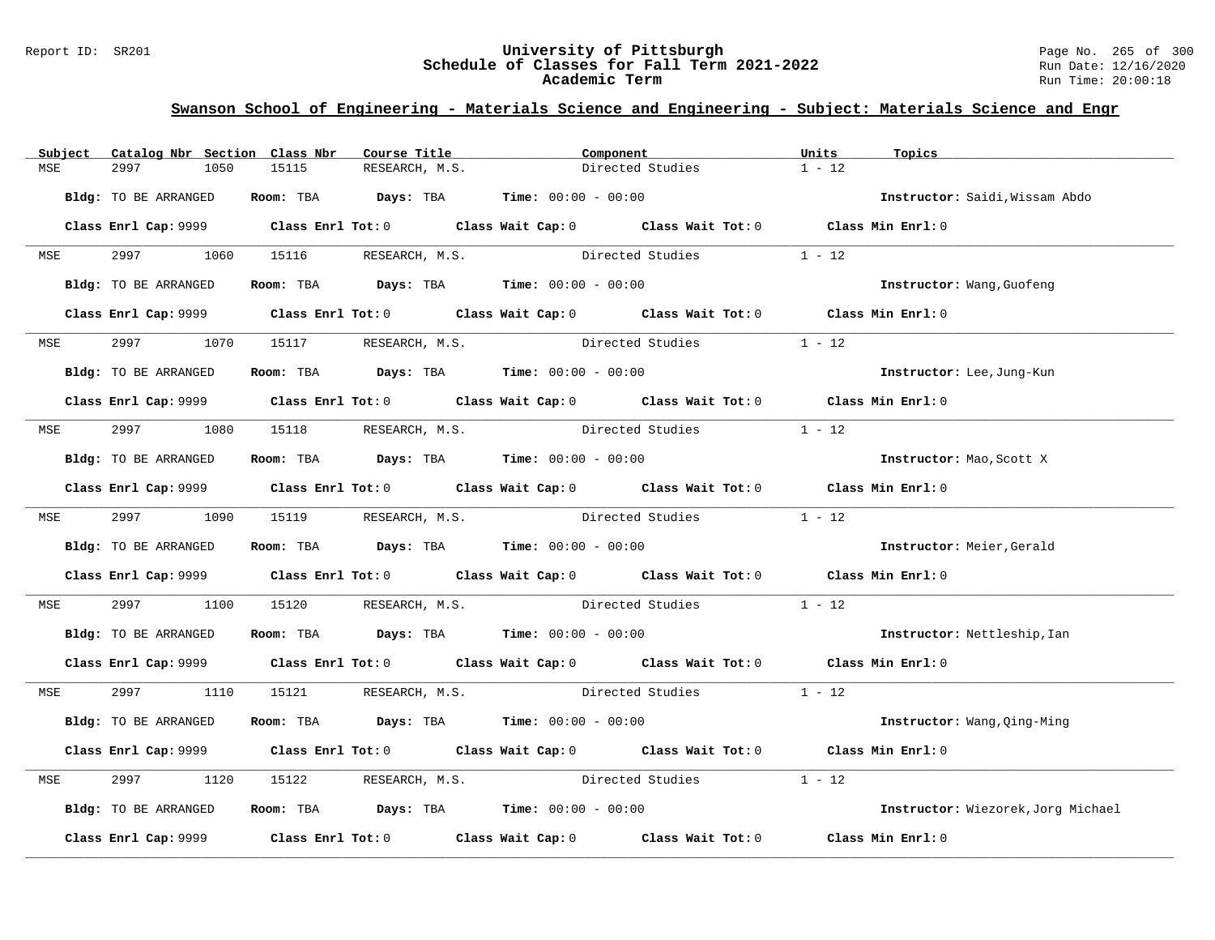## Swanson School of Engineering - Materials Science and Engineering - Subject: Materials Science and Engr

| Subject | Catalog Nbr | Section | Class Nbr | Course Title | Component | Units | Topics |
|---|---|---|---|---|---|---|---|
| MSE | 2997 | 1050 | 15115 | RESEARCH, M.S. | Directed Studies | 1 - 12 | |

**Bldg:** TO BE ARRANGED **Room:** TBA **Days:** TBA **Time:** 00:00 - 00:00 **Instructor:** Saidi,Wissam Abdo

**Class Enrl Cap:** 9999 **Class Enrl Tot:** 0 **Class Wait Cap:** 0 **Class Wait Tot:** 0 **Class Min Enrl:** 0

| Subject | Catalog Nbr | Section | Class Nbr | Course Title | Component | Units | Topics |
|---|---|---|---|---|---|---|---|
| MSE | 2997 | 1060 | 15116 | RESEARCH, M.S. | Directed Studies | 1 - 12 | |

**Bldg:** TO BE ARRANGED **Room:** TBA **Days:** TBA **Time:** 00:00 - 00:00 **Instructor:** Wang,Guofeng

**Class Enrl Cap:** 9999 **Class Enrl Tot:** 0 **Class Wait Cap:** 0 **Class Wait Tot:** 0 **Class Min Enrl:** 0

| Subject | Catalog Nbr | Section | Class Nbr | Course Title | Component | Units | Topics |
|---|---|---|---|---|---|---|---|
| MSE | 2997 | 1070 | 15117 | RESEARCH, M.S. | Directed Studies | 1 - 12 | |

**Bldg:** TO BE ARRANGED **Room:** TBA **Days:** TBA **Time:** 00:00 - 00:00 **Instructor:** Lee,Jung-Kun

**Class Enrl Cap:** 9999 **Class Enrl Tot:** 0 **Class Wait Cap:** 0 **Class Wait Tot:** 0 **Class Min Enrl:** 0

| Subject | Catalog Nbr | Section | Class Nbr | Course Title | Component | Units | Topics |
|---|---|---|---|---|---|---|---|
| MSE | 2997 | 1080 | 15118 | RESEARCH, M.S. | Directed Studies | 1 - 12 | |

**Bldg:** TO BE ARRANGED **Room:** TBA **Days:** TBA **Time:** 00:00 - 00:00 **Instructor:** Mao,Scott X

**Class Enrl Cap:** 9999 **Class Enrl Tot:** 0 **Class Wait Cap:** 0 **Class Wait Tot:** 0 **Class Min Enrl:** 0

| Subject | Catalog Nbr | Section | Class Nbr | Course Title | Component | Units | Topics |
|---|---|---|---|---|---|---|---|
| MSE | 2997 | 1090 | 15119 | RESEARCH, M.S. | Directed Studies | 1 - 12 | |

**Bldg:** TO BE ARRANGED **Room:** TBA **Days:** TBA **Time:** 00:00 - 00:00 **Instructor:** Meier,Gerald

**Class Enrl Cap:** 9999 **Class Enrl Tot:** 0 **Class Wait Cap:** 0 **Class Wait Tot:** 0 **Class Min Enrl:** 0

| Subject | Catalog Nbr | Section | Class Nbr | Course Title | Component | Units | Topics |
|---|---|---|---|---|---|---|---|
| MSE | 2997 | 1100 | 15120 | RESEARCH, M.S. | Directed Studies | 1 - 12 | |

**Bldg:** TO BE ARRANGED **Room:** TBA **Days:** TBA **Time:** 00:00 - 00:00 **Instructor:** Nettleship,Ian

**Class Enrl Cap:** 9999 **Class Enrl Tot:** 0 **Class Wait Cap:** 0 **Class Wait Tot:** 0 **Class Min Enrl:** 0

| Subject | Catalog Nbr | Section | Class Nbr | Course Title | Component | Units | Topics |
|---|---|---|---|---|---|---|---|
| MSE | 2997 | 1110 | 15121 | RESEARCH, M.S. | Directed Studies | 1 - 12 | |

**Bldg:** TO BE ARRANGED **Room:** TBA **Days:** TBA **Time:** 00:00 - 00:00 **Instructor:** Wang,Qing-Ming

**Class Enrl Cap:** 9999 **Class Enrl Tot:** 0 **Class Wait Cap:** 0 **Class Wait Tot:** 0 **Class Min Enrl:** 0

| Subject | Catalog Nbr | Section | Class Nbr | Course Title | Component | Units | Topics |
|---|---|---|---|---|---|---|---|
| MSE | 2997 | 1120 | 15122 | RESEARCH, M.S. | Directed Studies | 1 - 12 | |

**Bldg:** TO BE ARRANGED **Room:** TBA **Days:** TBA **Time:** 00:00 - 00:00 **Instructor:** Wiezorek,Jorg Michael

**Class Enrl Cap:** 9999 **Class Enrl Tot:** 0 **Class Wait Cap:** 0 **Class Wait Tot:** 0 **Class Min Enrl:** 0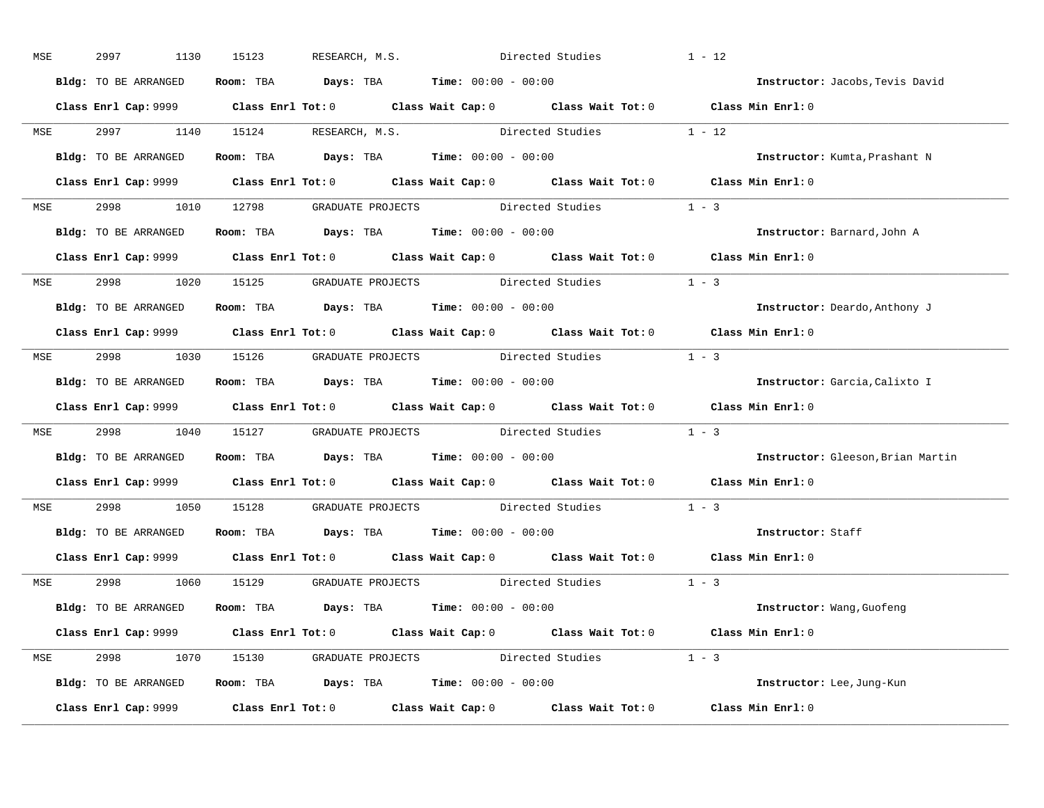MSE 2997 1130 15123 RESEARCH, M.S. Directed Studies 1 - 12

**Bldg:** TO BE ARRANGED **Room:** TBA **Days:** TBA **Time:** 00:00 - 00:00 **Instructor:** Jacobs,Tevis David

**Class Enrl Cap:** 9999 **Class Enrl Tot:** 0 **Class Wait Cap:** 0 **Class Wait Tot:** 0 **Class Min Enrl:** 0

---

MSE 2997 1140 15124 RESEARCH, M.S. Directed Studies 1 - 12

**Bldg:** TO BE ARRANGED **Room:** TBA **Days:** TBA **Time:** 00:00 - 00:00 **Instructor:** Kumta,Prashant N

**Class Enrl Cap:** 9999 **Class Enrl Tot:** 0 **Class Wait Cap:** 0 **Class Wait Tot:** 0 **Class Min Enrl:** 0

---

MSE 2998 1010 12798 GRADUATE PROJECTS Directed Studies 1 - 3

**Bldg:** TO BE ARRANGED **Room:** TBA **Days:** TBA **Time:** 00:00 - 00:00 **Instructor:** Barnard,John A

**Class Enrl Cap:** 9999 **Class Enrl Tot:** 0 **Class Wait Cap:** 0 **Class Wait Tot:** 0 **Class Min Enrl:** 0

---

MSE 2998 1020 15125 GRADUATE PROJECTS Directed Studies 1 - 3

**Bldg:** TO BE ARRANGED **Room:** TBA **Days:** TBA **Time:** 00:00 - 00:00 **Instructor:** Deardo,Anthony J

**Class Enrl Cap:** 9999 **Class Enrl Tot:** 0 **Class Wait Cap:** 0 **Class Wait Tot:** 0 **Class Min Enrl:** 0

---

MSE 2998 1030 15126 GRADUATE PROJECTS Directed Studies 1 - 3

**Bldg:** TO BE ARRANGED **Room:** TBA **Days:** TBA **Time:** 00:00 - 00:00 **Instructor:** Garcia,Calixto I

**Class Enrl Cap:** 9999 **Class Enrl Tot:** 0 **Class Wait Cap:** 0 **Class Wait Tot:** 0 **Class Min Enrl:** 0

---

MSE 2998 1040 15127 GRADUATE PROJECTS Directed Studies 1 - 3

**Bldg:** TO BE ARRANGED **Room:** TBA **Days:** TBA **Time:** 00:00 - 00:00 **Instructor:** Gleeson,Brian Martin

**Class Enrl Cap:** 9999 **Class Enrl Tot:** 0 **Class Wait Cap:** 0 **Class Wait Tot:** 0 **Class Min Enrl:** 0

---

MSE 2998 1050 15128 GRADUATE PROJECTS Directed Studies 1 - 3

**Bldg:** TO BE ARRANGED **Room:** TBA **Days:** TBA **Time:** 00:00 - 00:00 **Instructor:** Staff

**Class Enrl Cap:** 9999 **Class Enrl Tot:** 0 **Class Wait Cap:** 0 **Class Wait Tot:** 0 **Class Min Enrl:** 0

---

MSE 2998 1060 15129 GRADUATE PROJECTS Directed Studies 1 - 3

**Bldg:** TO BE ARRANGED **Room:** TBA **Days:** TBA **Time:** 00:00 - 00:00 **Instructor:** Wang,Guofeng

**Class Enrl Cap:** 9999 **Class Enrl Tot:** 0 **Class Wait Cap:** 0 **Class Wait Tot:** 0 **Class Min Enrl:** 0

---

MSE 2998 1070 15130 GRADUATE PROJECTS Directed Studies 1 - 3

**Bldg:** TO BE ARRANGED **Room:** TBA **Days:** TBA **Time:** 00:00 - 00:00 **Instructor:** Lee,Jung-Kun

**Class Enrl Cap:** 9999 **Class Enrl Tot:** 0 **Class Wait Cap:** 0 **Class Wait Tot:** 0 **Class Min Enrl:** 0

---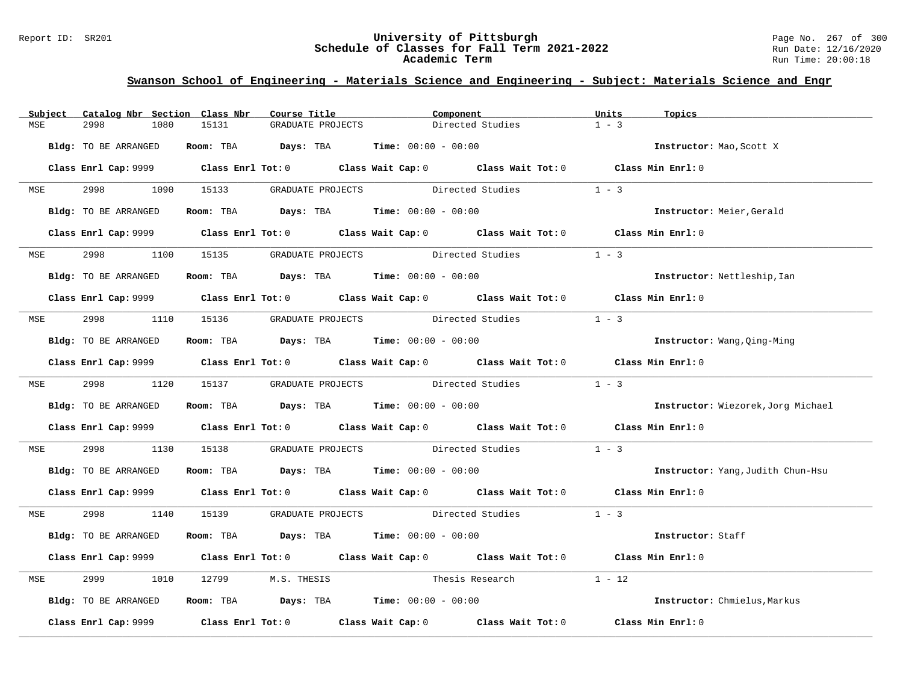## Swanson School of Engineering - Materials Science and Engineering - Subject: Materials Science and Engr

| Subject | Catalog Nbr | Section | Class Nbr | Course Title | Component | Units | Topics |
|---|---|---|---|---|---|---|---|
| MSE | 2998 | 1080 | 15131 | GRADUATE PROJECTS | Directed Studies | 1 - 3 | |

**Bldg:** TO BE ARRANGED **Room:** TBA **Days:** TBA **Time:** 00:00 - 00:00 **Instructor:** Mao,Scott X

**Class Enrl Cap:** 9999 **Class Enrl Tot:** 0 **Class Wait Cap:** 0 **Class Wait Tot:** 0 **Class Min Enrl:** 0

---

| Subject | Catalog Nbr | Section | Class Nbr | Course Title | Component | Units | Topics |
|---|---|---|---|---|---|---|---|
| MSE | 2998 | 1090 | 15133 | GRADUATE PROJECTS | Directed Studies | 1 - 3 | |

**Bldg:** TO BE ARRANGED **Room:** TBA **Days:** TBA **Time:** 00:00 - 00:00 **Instructor:** Meier,Gerald

**Class Enrl Cap:** 9999 **Class Enrl Tot:** 0 **Class Wait Cap:** 0 **Class Wait Tot:** 0 **Class Min Enrl:** 0

---

| Subject | Catalog Nbr | Section | Class Nbr | Course Title | Component | Units | Topics |
|---|---|---|---|---|---|---|---|
| MSE | 2998 | 1100 | 15135 | GRADUATE PROJECTS | Directed Studies | 1 - 3 | |

**Bldg:** TO BE ARRANGED **Room:** TBA **Days:** TBA **Time:** 00:00 - 00:00 **Instructor:** Nettleship,Ian

**Class Enrl Cap:** 9999 **Class Enrl Tot:** 0 **Class Wait Cap:** 0 **Class Wait Tot:** 0 **Class Min Enrl:** 0

---

| Subject | Catalog Nbr | Section | Class Nbr | Course Title | Component | Units | Topics |
|---|---|---|---|---|---|---|---|
| MSE | 2998 | 1110 | 15136 | GRADUATE PROJECTS | Directed Studies | 1 - 3 | |

**Bldg:** TO BE ARRANGED **Room:** TBA **Days:** TBA **Time:** 00:00 - 00:00 **Instructor:** Wang,Qing-Ming

**Class Enrl Cap:** 9999 **Class Enrl Tot:** 0 **Class Wait Cap:** 0 **Class Wait Tot:** 0 **Class Min Enrl:** 0

---

| Subject | Catalog Nbr | Section | Class Nbr | Course Title | Component | Units | Topics |
|---|---|---|---|---|---|---|---|
| MSE | 2998 | 1120 | 15137 | GRADUATE PROJECTS | Directed Studies | 1 - 3 | |

**Bldg:** TO BE ARRANGED **Room:** TBA **Days:** TBA **Time:** 00:00 - 00:00 **Instructor:** Wiezorek,Jorg Michael

**Class Enrl Cap:** 9999 **Class Enrl Tot:** 0 **Class Wait Cap:** 0 **Class Wait Tot:** 0 **Class Min Enrl:** 0

---

| Subject | Catalog Nbr | Section | Class Nbr | Course Title | Component | Units | Topics |
|---|---|---|---|---|---|---|---|
| MSE | 2998 | 1130 | 15138 | GRADUATE PROJECTS | Directed Studies | 1 - 3 | |

**Bldg:** TO BE ARRANGED **Room:** TBA **Days:** TBA **Time:** 00:00 - 00:00 **Instructor:** Yang,Judith Chun-Hsu

**Class Enrl Cap:** 9999 **Class Enrl Tot:** 0 **Class Wait Cap:** 0 **Class Wait Tot:** 0 **Class Min Enrl:** 0

---

| Subject | Catalog Nbr | Section | Class Nbr | Course Title | Component | Units | Topics |
|---|---|---|---|---|---|---|---|
| MSE | 2998 | 1140 | 15139 | GRADUATE PROJECTS | Directed Studies | 1 - 3 | |

**Bldg:** TO BE ARRANGED **Room:** TBA **Days:** TBA **Time:** 00:00 - 00:00 **Instructor:** Staff

**Class Enrl Cap:** 9999 **Class Enrl Tot:** 0 **Class Wait Cap:** 0 **Class Wait Tot:** 0 **Class Min Enrl:** 0

---

| Subject | Catalog Nbr | Section | Class Nbr | Course Title | Component | Units | Topics |
|---|---|---|---|---|---|---|---|
| MSE | 2999 | 1010 | 12799 | M.S. THESIS | Thesis Research | 1 - 12 | |

**Bldg:** TO BE ARRANGED **Room:** TBA **Days:** TBA **Time:** 00:00 - 00:00 **Instructor:** Chmielus,Markus

**Class Enrl Cap:** 9999 **Class Enrl Tot:** 0 **Class Wait Cap:** 0 **Class Wait Tot:** 0 **Class Min Enrl:** 0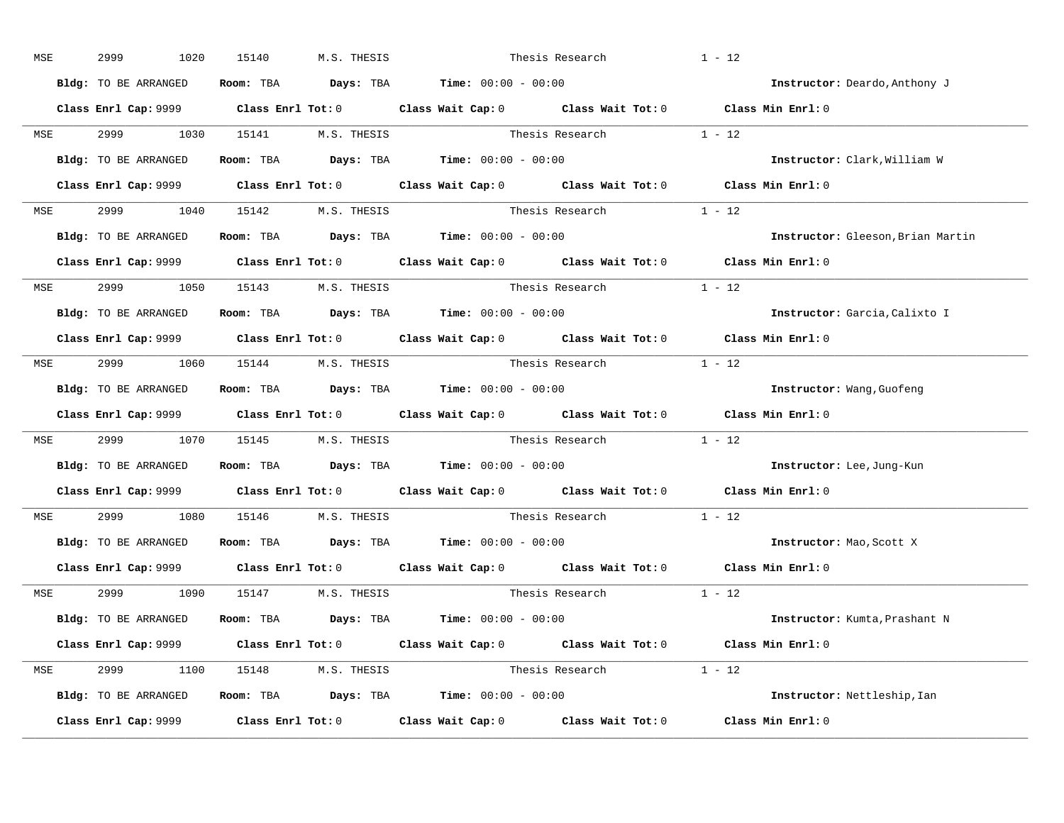MSE 2999 1020 15140 M.S. THESIS Thesis Research 1 - 12

**Bldg:** TO BE ARRANGED **Room:** TBA **Days:** TBA **Time:** 00:00 - 00:00 **Instructor:** Deardo,Anthony J

**Class Enrl Cap:** 9999 **Class Enrl Tot:** 0 **Class Wait Cap:** 0 **Class Wait Tot:** 0 **Class Min Enrl:** 0

---

MSE 2999 1030 15141 M.S. THESIS Thesis Research 1 - 12

**Bldg:** TO BE ARRANGED **Room:** TBA **Days:** TBA **Time:** 00:00 - 00:00 **Instructor:** Clark,William W

**Class Enrl Cap:** 9999 **Class Enrl Tot:** 0 **Class Wait Cap:** 0 **Class Wait Tot:** 0 **Class Min Enrl:** 0

---

MSE 2999 1040 15142 M.S. THESIS Thesis Research 1 - 12

**Bldg:** TO BE ARRANGED **Room:** TBA **Days:** TBA **Time:** 00:00 - 00:00 **Instructor:** Gleeson,Brian Martin

**Class Enrl Cap:** 9999 **Class Enrl Tot:** 0 **Class Wait Cap:** 0 **Class Wait Tot:** 0 **Class Min Enrl:** 0

---

MSE 2999 1050 15143 M.S. THESIS Thesis Research 1 - 12

**Bldg:** TO BE ARRANGED **Room:** TBA **Days:** TBA **Time:** 00:00 - 00:00 **Instructor:** Garcia,Calixto I

**Class Enrl Cap:** 9999 **Class Enrl Tot:** 0 **Class Wait Cap:** 0 **Class Wait Tot:** 0 **Class Min Enrl:** 0

---

MSE 2999 1060 15144 M.S. THESIS Thesis Research 1 - 12

**Bldg:** TO BE ARRANGED **Room:** TBA **Days:** TBA **Time:** 00:00 - 00:00 **Instructor:** Wang,Guofeng

**Class Enrl Cap:** 9999 **Class Enrl Tot:** 0 **Class Wait Cap:** 0 **Class Wait Tot:** 0 **Class Min Enrl:** 0

---

MSE 2999 1070 15145 M.S. THESIS Thesis Research 1 - 12

**Bldg:** TO BE ARRANGED **Room:** TBA **Days:** TBA **Time:** 00:00 - 00:00 **Instructor:** Lee,Jung-Kun

**Class Enrl Cap:** 9999 **Class Enrl Tot:** 0 **Class Wait Cap:** 0 **Class Wait Tot:** 0 **Class Min Enrl:** 0

---

MSE 2999 1080 15146 M.S. THESIS Thesis Research 1 - 12

**Bldg:** TO BE ARRANGED **Room:** TBA **Days:** TBA **Time:** 00:00 - 00:00 **Instructor:** Mao,Scott X

**Class Enrl Cap:** 9999 **Class Enrl Tot:** 0 **Class Wait Cap:** 0 **Class Wait Tot:** 0 **Class Min Enrl:** 0

---

MSE 2999 1090 15147 M.S. THESIS Thesis Research 1 - 12

**Bldg:** TO BE ARRANGED **Room:** TBA **Days:** TBA **Time:** 00:00 - 00:00 **Instructor:** Kumta,Prashant N

**Class Enrl Cap:** 9999 **Class Enrl Tot:** 0 **Class Wait Cap:** 0 **Class Wait Tot:** 0 **Class Min Enrl:** 0

---

MSE 2999 1100 15148 M.S. THESIS Thesis Research 1 - 12

**Bldg:** TO BE ARRANGED **Room:** TBA **Days:** TBA **Time:** 00:00 - 00:00 **Instructor:** Nettleship,Ian

**Class Enrl Cap:** 9999 **Class Enrl Tot:** 0 **Class Wait Cap:** 0 **Class Wait Tot:** 0 **Class Min Enrl:** 0

---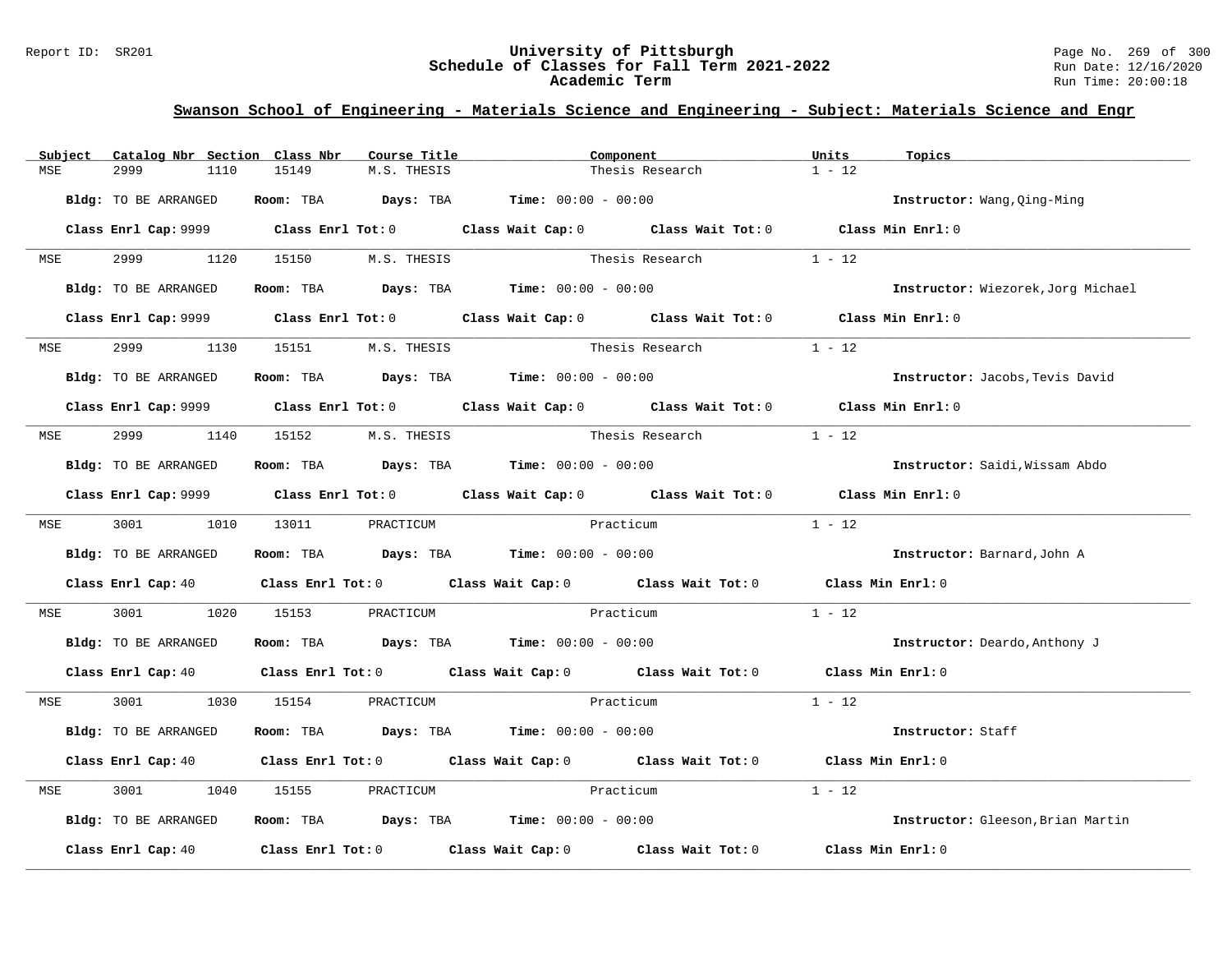## Swanson School of Engineering - Materials Science and Engineering - Subject: Materials Science and Engr

| Subject | Catalog Nbr | Section | Class Nbr | Course Title | Component | Units | Topics |
|---|---|---|---|---|---|---|---|
| MSE | 2999 | 1110 | 15149 | M.S. THESIS | Thesis Research | 1 - 12 | |

**Bldg:** TO BE ARRANGED **Room:** TBA **Days:** TBA **Time:** 00:00 - 00:00 **Instructor:** Wang,Qing-Ming

**Class Enrl Cap:** 9999 **Class Enrl Tot:** 0 **Class Wait Cap:** 0 **Class Wait Tot:** 0 **Class Min Enrl:** 0

| Subject | Catalog Nbr | Section | Class Nbr | Course Title | Component | Units | Topics |
|---|---|---|---|---|---|---|---|
| MSE | 2999 | 1120 | 15150 | M.S. THESIS | Thesis Research | 1 - 12 | |

**Bldg:** TO BE ARRANGED **Room:** TBA **Days:** TBA **Time:** 00:00 - 00:00 **Instructor:** Wiezorek,Jorg Michael

**Class Enrl Cap:** 9999 **Class Enrl Tot:** 0 **Class Wait Cap:** 0 **Class Wait Tot:** 0 **Class Min Enrl:** 0

| Subject | Catalog Nbr | Section | Class Nbr | Course Title | Component | Units | Topics |
|---|---|---|---|---|---|---|---|
| MSE | 2999 | 1130 | 15151 | M.S. THESIS | Thesis Research | 1 - 12 | |

**Bldg:** TO BE ARRANGED **Room:** TBA **Days:** TBA **Time:** 00:00 - 00:00 **Instructor:** Jacobs,Tevis David

**Class Enrl Cap:** 9999 **Class Enrl Tot:** 0 **Class Wait Cap:** 0 **Class Wait Tot:** 0 **Class Min Enrl:** 0

| Subject | Catalog Nbr | Section | Class Nbr | Course Title | Component | Units | Topics |
|---|---|---|---|---|---|---|---|
| MSE | 2999 | 1140 | 15152 | M.S. THESIS | Thesis Research | 1 - 12 | |

**Bldg:** TO BE ARRANGED **Room:** TBA **Days:** TBA **Time:** 00:00 - 00:00 **Instructor:** Saidi,Wissam Abdo

**Class Enrl Cap:** 9999 **Class Enrl Tot:** 0 **Class Wait Cap:** 0 **Class Wait Tot:** 0 **Class Min Enrl:** 0

| Subject | Catalog Nbr | Section | Class Nbr | Course Title | Component | Units | Topics |
|---|---|---|---|---|---|---|---|
| MSE | 3001 | 1010 | 13011 | PRACTICUM | Practicum | 1 - 12 | |

**Bldg:** TO BE ARRANGED **Room:** TBA **Days:** TBA **Time:** 00:00 - 00:00 **Instructor:** Barnard,John A

**Class Enrl Cap:** 40 **Class Enrl Tot:** 0 **Class Wait Cap:** 0 **Class Wait Tot:** 0 **Class Min Enrl:** 0

| Subject | Catalog Nbr | Section | Class Nbr | Course Title | Component | Units | Topics |
|---|---|---|---|---|---|---|---|
| MSE | 3001 | 1020 | 15153 | PRACTICUM | Practicum | 1 - 12 | |

**Bldg:** TO BE ARRANGED **Room:** TBA **Days:** TBA **Time:** 00:00 - 00:00 **Instructor:** Deardo,Anthony J

**Class Enrl Cap:** 40 **Class Enrl Tot:** 0 **Class Wait Cap:** 0 **Class Wait Tot:** 0 **Class Min Enrl:** 0

| Subject | Catalog Nbr | Section | Class Nbr | Course Title | Component | Units | Topics |
|---|---|---|---|---|---|---|---|
| MSE | 3001 | 1030 | 15154 | PRACTICUM | Practicum | 1 - 12 | |

**Bldg:** TO BE ARRANGED **Room:** TBA **Days:** TBA **Time:** 00:00 - 00:00 **Instructor:** Staff

**Class Enrl Cap:** 40 **Class Enrl Tot:** 0 **Class Wait Cap:** 0 **Class Wait Tot:** 0 **Class Min Enrl:** 0

| Subject | Catalog Nbr | Section | Class Nbr | Course Title | Component | Units | Topics |
|---|---|---|---|---|---|---|---|
| MSE | 3001 | 1040 | 15155 | PRACTICUM | Practicum | 1 - 12 | |

**Bldg:** TO BE ARRANGED **Room:** TBA **Days:** TBA **Time:** 00:00 - 00:00 **Instructor:** Gleeson,Brian Martin

**Class Enrl Cap:** 40 **Class Enrl Tot:** 0 **Class Wait Cap:** 0 **Class Wait Tot:** 0 **Class Min Enrl:** 0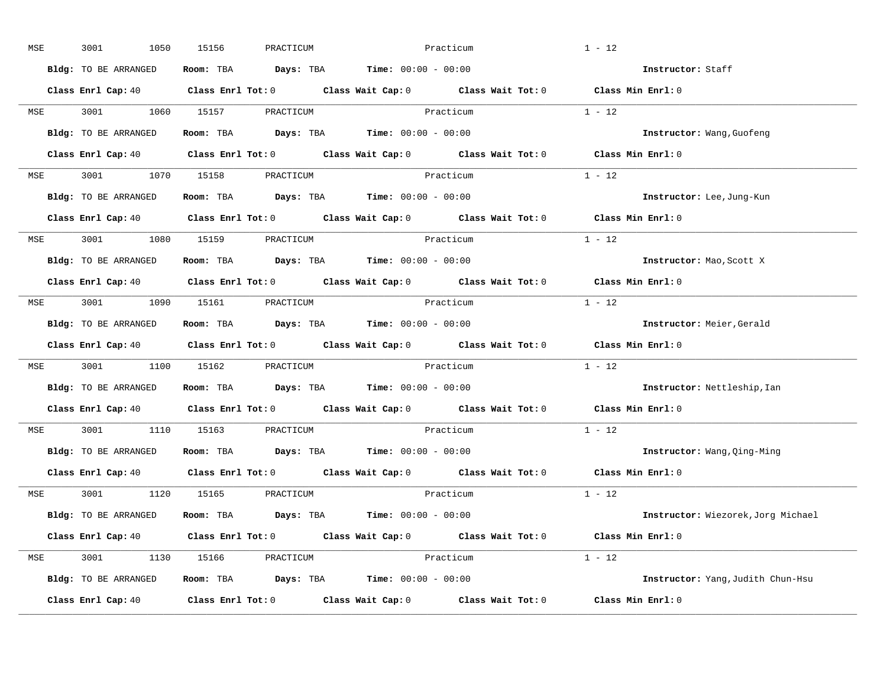MSE 3001 1050 15156 PRACTICUM Practicum 1 - 12

**Bldg:** TO BE ARRANGED **Room:** TBA **Days:** TBA **Time:** 00:00 - 00:00 **Instructor:** Staff

**Class Enrl Cap:** 40 **Class Enrl Tot:** 0 **Class Wait Cap:** 0 **Class Wait Tot:** 0 **Class Min Enrl:** 0

---

MSE 3001 1060 15157 PRACTICUM Practicum 1 - 12

**Bldg:** TO BE ARRANGED **Room:** TBA **Days:** TBA **Time:** 00:00 - 00:00 **Instructor:** Wang,Guofeng

**Class Enrl Cap:** 40 **Class Enrl Tot:** 0 **Class Wait Cap:** 0 **Class Wait Tot:** 0 **Class Min Enrl:** 0

---

MSE 3001 1070 15158 PRACTICUM Practicum 1 - 12

**Bldg:** TO BE ARRANGED **Room:** TBA **Days:** TBA **Time:** 00:00 - 00:00 **Instructor:** Lee,Jung-Kun

**Class Enrl Cap:** 40 **Class Enrl Tot:** 0 **Class Wait Cap:** 0 **Class Wait Tot:** 0 **Class Min Enrl:** 0

---

MSE 3001 1080 15159 PRACTICUM Practicum 1 - 12

**Bldg:** TO BE ARRANGED **Room:** TBA **Days:** TBA **Time:** 00:00 - 00:00 **Instructor:** Mao,Scott X

**Class Enrl Cap:** 40 **Class Enrl Tot:** 0 **Class Wait Cap:** 0 **Class Wait Tot:** 0 **Class Min Enrl:** 0

---

MSE 3001 1090 15161 PRACTICUM Practicum 1 - 12

**Bldg:** TO BE ARRANGED **Room:** TBA **Days:** TBA **Time:** 00:00 - 00:00 **Instructor:** Meier,Gerald

**Class Enrl Cap:** 40 **Class Enrl Tot:** 0 **Class Wait Cap:** 0 **Class Wait Tot:** 0 **Class Min Enrl:** 0

---

MSE 3001 1100 15162 PRACTICUM Practicum 1 - 12

**Bldg:** TO BE ARRANGED **Room:** TBA **Days:** TBA **Time:** 00:00 - 00:00 **Instructor:** Nettleship,Ian

**Class Enrl Cap:** 40 **Class Enrl Tot:** 0 **Class Wait Cap:** 0 **Class Wait Tot:** 0 **Class Min Enrl:** 0

---

MSE 3001 1110 15163 PRACTICUM Practicum 1 - 12

**Bldg:** TO BE ARRANGED **Room:** TBA **Days:** TBA **Time:** 00:00 - 00:00 **Instructor:** Wang,Qing-Ming

**Class Enrl Cap:** 40 **Class Enrl Tot:** 0 **Class Wait Cap:** 0 **Class Wait Tot:** 0 **Class Min Enrl:** 0

---

MSE 3001 1120 15165 PRACTICUM Practicum 1 - 12

**Bldg:** TO BE ARRANGED **Room:** TBA **Days:** TBA **Time:** 00:00 - 00:00 **Instructor:** Wiezorek,Jorg Michael

**Class Enrl Cap:** 40 **Class Enrl Tot:** 0 **Class Wait Cap:** 0 **Class Wait Tot:** 0 **Class Min Enrl:** 0

---

MSE 3001 1130 15166 PRACTICUM Practicum 1 - 12

**Bldg:** TO BE ARRANGED **Room:** TBA **Days:** TBA **Time:** 00:00 - 00:00 **Instructor:** Yang,Judith Chun-Hsu

**Class Enrl Cap:** 40 **Class Enrl Tot:** 0 **Class Wait Cap:** 0 **Class Wait Tot:** 0 **Class Min Enrl:** 0

---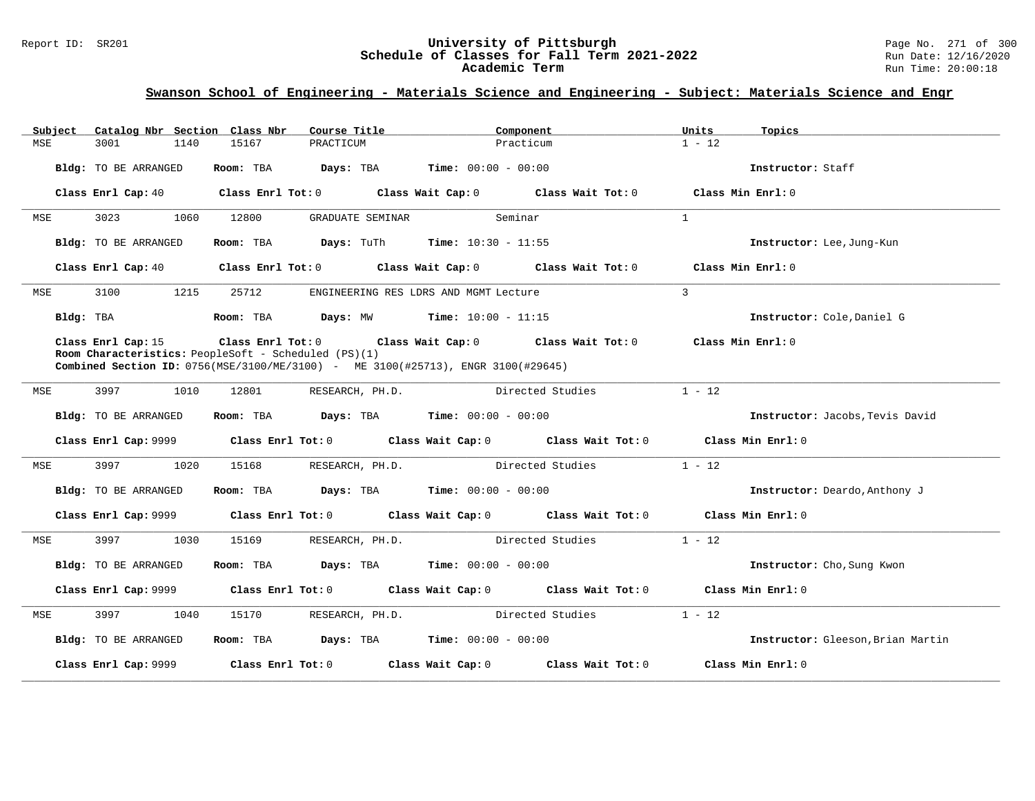## Swanson School of Engineering - Materials Science and Engineering - Subject: Materials Science and Engr

| Subject | Catalog Nbr | Section | Class Nbr | Course Title | Component | Units | Topics |
|---|---|---|---|---|---|---|---|
| MSE | 3001 | 1140 | 15167 | PRACTICUM | Practicum | 1 - 12 | |

**Bldg:** TO BE ARRANGED **Room:** TBA **Days:** TBA **Time:** 00:00 - 00:00 **Instructor:** Staff

**Class Enrl Cap:** 40 **Class Enrl Tot:** 0 **Class Wait Cap:** 0 **Class Wait Tot:** 0 **Class Min Enrl:** 0

---

| Subject | Catalog Nbr | Section | Class Nbr | Course Title | Component | Units | Topics |
|---|---|---|---|---|---|---|---|
| MSE | 3023 | 1060 | 12800 | GRADUATE SEMINAR | Seminar | 1 | |

**Bldg:** TO BE ARRANGED **Room:** TBA **Days:** TuTh **Time:** 10:30 - 11:55 **Instructor:** Lee,Jung-Kun

**Class Enrl Cap:** 40 **Class Enrl Tot:** 0 **Class Wait Cap:** 0 **Class Wait Tot:** 0 **Class Min Enrl:** 0

---

| Subject | Catalog Nbr | Section | Class Nbr | Course Title | Component | Units | Topics |
|---|---|---|---|---|---|---|---|
| MSE | 3100 | 1215 | 25712 | ENGINEERING RES LDRS AND MGMT | Lecture | 3 | |

**Bldg:** TBA **Room:** TBA **Days:** MW **Time:** 10:00 - 11:15 **Instructor:** Cole,Daniel G

**Class Enrl Cap:** 15 **Class Enrl Tot:** 0 **Class Wait Cap:** 0 **Class Wait Tot:** 0 **Class Min Enrl:** 0

**Room Characteristics:** PeopleSoft - Scheduled (PS)(1)

**Combined Section ID:** 0756(MSE/3100/ME/3100) - ME 3100(#25713), ENGR 3100(#29645)

---

| Subject | Catalog Nbr | Section | Class Nbr | Course Title | Component | Units | Topics |
|---|---|---|---|---|---|---|---|
| MSE | 3997 | 1010 | 12801 | RESEARCH, PH.D. | Directed Studies | 1 - 12 | |

**Bldg:** TO BE ARRANGED **Room:** TBA **Days:** TBA **Time:** 00:00 - 00:00 **Instructor:** Jacobs,Tevis David

**Class Enrl Cap:** 9999 **Class Enrl Tot:** 0 **Class Wait Cap:** 0 **Class Wait Tot:** 0 **Class Min Enrl:** 0

---

| Subject | Catalog Nbr | Section | Class Nbr | Course Title | Component | Units | Topics |
|---|---|---|---|---|---|---|---|
| MSE | 3997 | 1020 | 15168 | RESEARCH, PH.D. | Directed Studies | 1 - 12 | |

**Bldg:** TO BE ARRANGED **Room:** TBA **Days:** TBA **Time:** 00:00 - 00:00 **Instructor:** Deardo,Anthony J

**Class Enrl Cap:** 9999 **Class Enrl Tot:** 0 **Class Wait Cap:** 0 **Class Wait Tot:** 0 **Class Min Enrl:** 0

---

| Subject | Catalog Nbr | Section | Class Nbr | Course Title | Component | Units | Topics |
|---|---|---|---|---|---|---|---|
| MSE | 3997 | 1030 | 15169 | RESEARCH, PH.D. | Directed Studies | 1 - 12 | |

**Bldg:** TO BE ARRANGED **Room:** TBA **Days:** TBA **Time:** 00:00 - 00:00 **Instructor:** Cho,Sung Kwon

**Class Enrl Cap:** 9999 **Class Enrl Tot:** 0 **Class Wait Cap:** 0 **Class Wait Tot:** 0 **Class Min Enrl:** 0

---

| Subject | Catalog Nbr | Section | Class Nbr | Course Title | Component | Units | Topics |
|---|---|---|---|---|---|---|---|
| MSE | 3997 | 1040 | 15170 | RESEARCH, PH.D. | Directed Studies | 1 - 12 | |

**Bldg:** TO BE ARRANGED **Room:** TBA **Days:** TBA **Time:** 00:00 - 00:00 **Instructor:** Gleeson,Brian Martin

**Class Enrl Cap:** 9999 **Class Enrl Tot:** 0 **Class Wait Cap:** 0 **Class Wait Tot:** 0 **Class Min Enrl:** 0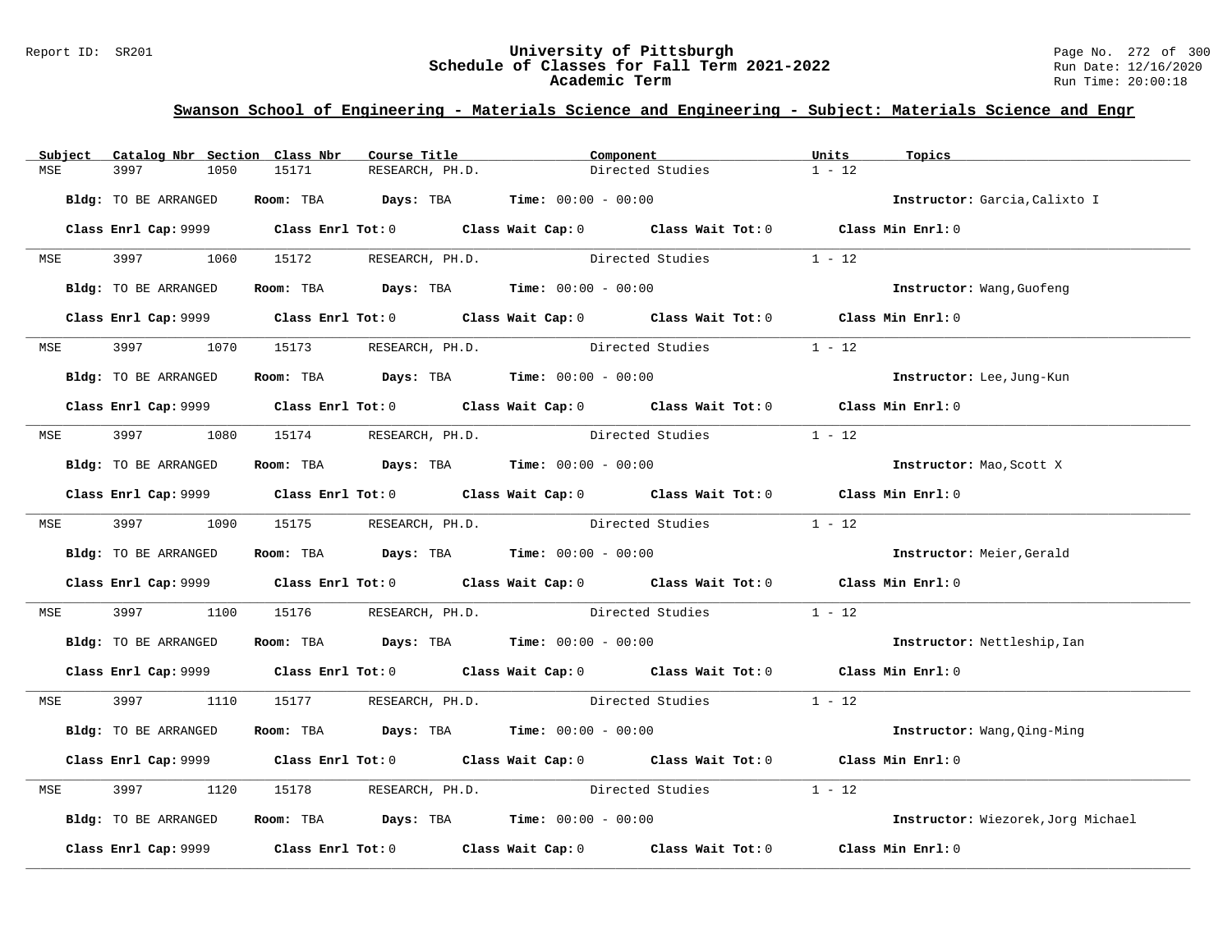## Swanson School of Engineering - Materials Science and Engineering - Subject: Materials Science and Engr

| Subject | Catalog Nbr | Section | Class Nbr | Course Title | Component | Units | Topics |
|---|---|---|---|---|---|---|---|
| MSE | 3997 | 1050 | 15171 | RESEARCH, PH.D. | Directed Studies | 1 - 12 | |

**Bldg:** TO BE ARRANGED **Room:** TBA **Days:** TBA **Time:** 00:00 - 00:00 **Instructor:** Garcia,Calixto I

**Class Enrl Cap:** 9999 **Class Enrl Tot:** 0 **Class Wait Cap:** 0 **Class Wait Tot:** 0 **Class Min Enrl:** 0

| Subject | Catalog Nbr | Section | Class Nbr | Course Title | Component | Units | Topics |
|---|---|---|---|---|---|---|---|
| MSE | 3997 | 1060 | 15172 | RESEARCH, PH.D. | Directed Studies | 1 - 12 | |

**Bldg:** TO BE ARRANGED **Room:** TBA **Days:** TBA **Time:** 00:00 - 00:00 **Instructor:** Wang,Guofeng

**Class Enrl Cap:** 9999 **Class Enrl Tot:** 0 **Class Wait Cap:** 0 **Class Wait Tot:** 0 **Class Min Enrl:** 0

| Subject | Catalog Nbr | Section | Class Nbr | Course Title | Component | Units | Topics |
|---|---|---|---|---|---|---|---|
| MSE | 3997 | 1070 | 15173 | RESEARCH, PH.D. | Directed Studies | 1 - 12 | |

**Bldg:** TO BE ARRANGED **Room:** TBA **Days:** TBA **Time:** 00:00 - 00:00 **Instructor:** Lee,Jung-Kun

**Class Enrl Cap:** 9999 **Class Enrl Tot:** 0 **Class Wait Cap:** 0 **Class Wait Tot:** 0 **Class Min Enrl:** 0

| Subject | Catalog Nbr | Section | Class Nbr | Course Title | Component | Units | Topics |
|---|---|---|---|---|---|---|---|
| MSE | 3997 | 1080 | 15174 | RESEARCH, PH.D. | Directed Studies | 1 - 12 | |

**Bldg:** TO BE ARRANGED **Room:** TBA **Days:** TBA **Time:** 00:00 - 00:00 **Instructor:** Mao,Scott X

**Class Enrl Cap:** 9999 **Class Enrl Tot:** 0 **Class Wait Cap:** 0 **Class Wait Tot:** 0 **Class Min Enrl:** 0

| Subject | Catalog Nbr | Section | Class Nbr | Course Title | Component | Units | Topics |
|---|---|---|---|---|---|---|---|
| MSE | 3997 | 1090 | 15175 | RESEARCH, PH.D. | Directed Studies | 1 - 12 | |

**Bldg:** TO BE ARRANGED **Room:** TBA **Days:** TBA **Time:** 00:00 - 00:00 **Instructor:** Meier,Gerald

**Class Enrl Cap:** 9999 **Class Enrl Tot:** 0 **Class Wait Cap:** 0 **Class Wait Tot:** 0 **Class Min Enrl:** 0

| Subject | Catalog Nbr | Section | Class Nbr | Course Title | Component | Units | Topics |
|---|---|---|---|---|---|---|---|
| MSE | 3997 | 1100 | 15176 | RESEARCH, PH.D. | Directed Studies | 1 - 12 | |

**Bldg:** TO BE ARRANGED **Room:** TBA **Days:** TBA **Time:** 00:00 - 00:00 **Instructor:** Nettleship,Ian

**Class Enrl Cap:** 9999 **Class Enrl Tot:** 0 **Class Wait Cap:** 0 **Class Wait Tot:** 0 **Class Min Enrl:** 0

| Subject | Catalog Nbr | Section | Class Nbr | Course Title | Component | Units | Topics |
|---|---|---|---|---|---|---|---|
| MSE | 3997 | 1110 | 15177 | RESEARCH, PH.D. | Directed Studies | 1 - 12 | |

**Bldg:** TO BE ARRANGED **Room:** TBA **Days:** TBA **Time:** 00:00 - 00:00 **Instructor:** Wang,Qing-Ming

**Class Enrl Cap:** 9999 **Class Enrl Tot:** 0 **Class Wait Cap:** 0 **Class Wait Tot:** 0 **Class Min Enrl:** 0

| Subject | Catalog Nbr | Section | Class Nbr | Course Title | Component | Units | Topics |
|---|---|---|---|---|---|---|---|
| MSE | 3997 | 1120 | 15178 | RESEARCH, PH.D. | Directed Studies | 1 - 12 | |

**Bldg:** TO BE ARRANGED **Room:** TBA **Days:** TBA **Time:** 00:00 - 00:00 **Instructor:** Wiezorek,Jorg Michael

**Class Enrl Cap:** 9999 **Class Enrl Tot:** 0 **Class Wait Cap:** 0 **Class Wait Tot:** 0 **Class Min Enrl:** 0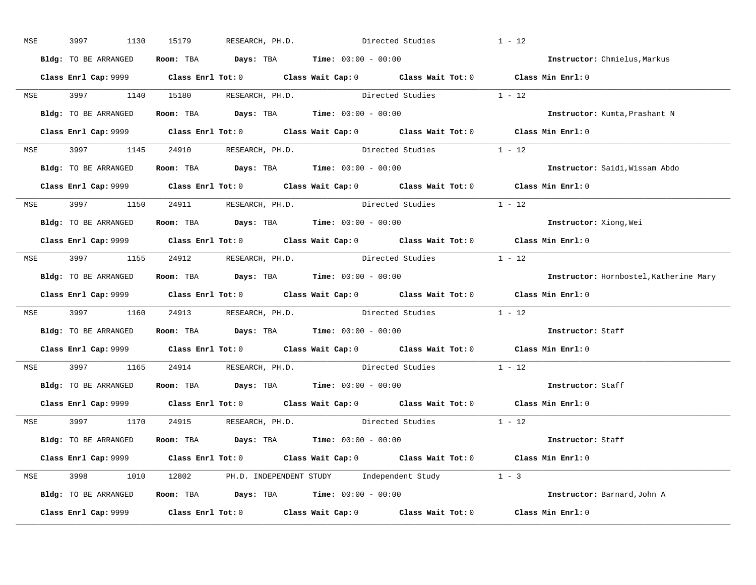MSE 3997 1130 15179 RESEARCH, PH.D. Directed Studies 1 - 12

**Bldg:** TO BE ARRANGED **Room:** TBA **Days:** TBA **Time:** 00:00 - 00:00 **Instructor:** Chmielus,Markus

**Class Enrl Cap:** 9999 **Class Enrl Tot:** 0 **Class Wait Cap:** 0 **Class Wait Tot:** 0 **Class Min Enrl:** 0

---

MSE 3997 1140 15180 RESEARCH, PH.D. Directed Studies 1 - 12

**Bldg:** TO BE ARRANGED **Room:** TBA **Days:** TBA **Time:** 00:00 - 00:00 **Instructor:** Kumta,Prashant N

**Class Enrl Cap:** 9999 **Class Enrl Tot:** 0 **Class Wait Cap:** 0 **Class Wait Tot:** 0 **Class Min Enrl:** 0

---

MSE 3997 1145 24910 RESEARCH, PH.D. Directed Studies 1 - 12

**Bldg:** TO BE ARRANGED **Room:** TBA **Days:** TBA **Time:** 00:00 - 00:00 **Instructor:** Saidi,Wissam Abdo

**Class Enrl Cap:** 9999 **Class Enrl Tot:** 0 **Class Wait Cap:** 0 **Class Wait Tot:** 0 **Class Min Enrl:** 0

---

MSE 3997 1150 24911 RESEARCH, PH.D. Directed Studies 1 - 12

**Bldg:** TO BE ARRANGED **Room:** TBA **Days:** TBA **Time:** 00:00 - 00:00 **Instructor:** Xiong,Wei

**Class Enrl Cap:** 9999 **Class Enrl Tot:** 0 **Class Wait Cap:** 0 **Class Wait Tot:** 0 **Class Min Enrl:** 0

---

MSE 3997 1155 24912 RESEARCH, PH.D. Directed Studies 1 - 12

**Bldg:** TO BE ARRANGED **Room:** TBA **Days:** TBA **Time:** 00:00 - 00:00 **Instructor:** Hornbostel,Katherine Mary

**Class Enrl Cap:** 9999 **Class Enrl Tot:** 0 **Class Wait Cap:** 0 **Class Wait Tot:** 0 **Class Min Enrl:** 0

---

MSE 3997 1160 24913 RESEARCH, PH.D. Directed Studies 1 - 12

**Bldg:** TO BE ARRANGED **Room:** TBA **Days:** TBA **Time:** 00:00 - 00:00 **Instructor:** Staff

**Class Enrl Cap:** 9999 **Class Enrl Tot:** 0 **Class Wait Cap:** 0 **Class Wait Tot:** 0 **Class Min Enrl:** 0

---

MSE 3997 1165 24914 RESEARCH, PH.D. Directed Studies 1 - 12

**Bldg:** TO BE ARRANGED **Room:** TBA **Days:** TBA **Time:** 00:00 - 00:00 **Instructor:** Staff

**Class Enrl Cap:** 9999 **Class Enrl Tot:** 0 **Class Wait Cap:** 0 **Class Wait Tot:** 0 **Class Min Enrl:** 0

---

MSE 3997 1170 24915 RESEARCH, PH.D. Directed Studies 1 - 12

**Bldg:** TO BE ARRANGED **Room:** TBA **Days:** TBA **Time:** 00:00 - 00:00 **Instructor:** Staff

**Class Enrl Cap:** 9999 **Class Enrl Tot:** 0 **Class Wait Cap:** 0 **Class Wait Tot:** 0 **Class Min Enrl:** 0

---

MSE 3998 1010 12802 PH.D. INDEPENDENT STUDY Independent Study 1 - 3

**Bldg:** TO BE ARRANGED **Room:** TBA **Days:** TBA **Time:** 00:00 - 00:00 **Instructor:** Barnard,John A

**Class Enrl Cap:** 9999 **Class Enrl Tot:** 0 **Class Wait Cap:** 0 **Class Wait Tot:** 0 **Class Min Enrl:** 0

---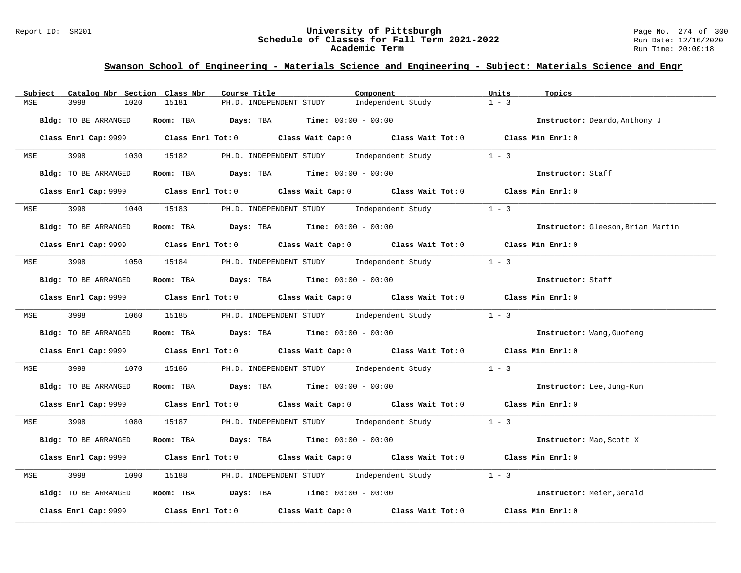## Swanson School of Engineering - Materials Science and Engineering - Subject: Materials Science and Engr

| Subject | Catalog Nbr | Section | Class Nbr | Course Title | Component | Units | Topics |
|---|---|---|---|---|---|---|---|
| MSE | 3998 | 1020 | 15181 | PH.D. INDEPENDENT STUDY | Independent Study | 1 - 3 | |

**Bldg:** TO BE ARRANGED **Room:** TBA **Days:** TBA **Time:** 00:00 - 00:00 **Instructor:** Deardo,Anthony J

**Class Enrl Cap:** 9999 **Class Enrl Tot:** 0 **Class Wait Cap:** 0 **Class Wait Tot:** 0 **Class Min Enrl:** 0

---

| Subject | Catalog Nbr | Section | Class Nbr | Course Title | Component | Units | Topics |
|---|---|---|---|---|---|---|---|
| MSE | 3998 | 1030 | 15182 | PH.D. INDEPENDENT STUDY | Independent Study | 1 - 3 | |

**Bldg:** TO BE ARRANGED **Room:** TBA **Days:** TBA **Time:** 00:00 - 00:00 **Instructor:** Staff

**Class Enrl Cap:** 9999 **Class Enrl Tot:** 0 **Class Wait Cap:** 0 **Class Wait Tot:** 0 **Class Min Enrl:** 0

---

| Subject | Catalog Nbr | Section | Class Nbr | Course Title | Component | Units | Topics |
|---|---|---|---|---|---|---|---|
| MSE | 3998 | 1040 | 15183 | PH.D. INDEPENDENT STUDY | Independent Study | 1 - 3 | |

**Bldg:** TO BE ARRANGED **Room:** TBA **Days:** TBA **Time:** 00:00 - 00:00 **Instructor:** Gleeson,Brian Martin

**Class Enrl Cap:** 9999 **Class Enrl Tot:** 0 **Class Wait Cap:** 0 **Class Wait Tot:** 0 **Class Min Enrl:** 0

---

| Subject | Catalog Nbr | Section | Class Nbr | Course Title | Component | Units | Topics |
|---|---|---|---|---|---|---|---|
| MSE | 3998 | 1050 | 15184 | PH.D. INDEPENDENT STUDY | Independent Study | 1 - 3 | |

**Bldg:** TO BE ARRANGED **Room:** TBA **Days:** TBA **Time:** 00:00 - 00:00 **Instructor:** Staff

**Class Enrl Cap:** 9999 **Class Enrl Tot:** 0 **Class Wait Cap:** 0 **Class Wait Tot:** 0 **Class Min Enrl:** 0

---

| Subject | Catalog Nbr | Section | Class Nbr | Course Title | Component | Units | Topics |
|---|---|---|---|---|---|---|---|
| MSE | 3998 | 1060 | 15185 | PH.D. INDEPENDENT STUDY | Independent Study | 1 - 3 | |

**Bldg:** TO BE ARRANGED **Room:** TBA **Days:** TBA **Time:** 00:00 - 00:00 **Instructor:** Wang,Guofeng

**Class Enrl Cap:** 9999 **Class Enrl Tot:** 0 **Class Wait Cap:** 0 **Class Wait Tot:** 0 **Class Min Enrl:** 0

---

| Subject | Catalog Nbr | Section | Class Nbr | Course Title | Component | Units | Topics |
|---|---|---|---|---|---|---|---|
| MSE | 3998 | 1070 | 15186 | PH.D. INDEPENDENT STUDY | Independent Study | 1 - 3 | |

**Bldg:** TO BE ARRANGED **Room:** TBA **Days:** TBA **Time:** 00:00 - 00:00 **Instructor:** Lee,Jung-Kun

**Class Enrl Cap:** 9999 **Class Enrl Tot:** 0 **Class Wait Cap:** 0 **Class Wait Tot:** 0 **Class Min Enrl:** 0

---

| Subject | Catalog Nbr | Section | Class Nbr | Course Title | Component | Units | Topics |
|---|---|---|---|---|---|---|---|
| MSE | 3998 | 1080 | 15187 | PH.D. INDEPENDENT STUDY | Independent Study | 1 - 3 | |

**Bldg:** TO BE ARRANGED **Room:** TBA **Days:** TBA **Time:** 00:00 - 00:00 **Instructor:** Mao,Scott X

**Class Enrl Cap:** 9999 **Class Enrl Tot:** 0 **Class Wait Cap:** 0 **Class Wait Tot:** 0 **Class Min Enrl:** 0

---

| Subject | Catalog Nbr | Section | Class Nbr | Course Title | Component | Units | Topics |
|---|---|---|---|---|---|---|---|
| MSE | 3998 | 1090 | 15188 | PH.D. INDEPENDENT STUDY | Independent Study | 1 - 3 | |

**Bldg:** TO BE ARRANGED **Room:** TBA **Days:** TBA **Time:** 00:00 - 00:00 **Instructor:** Meier,Gerald

**Class Enrl Cap:** 9999 **Class Enrl Tot:** 0 **Class Wait Cap:** 0 **Class Wait Tot:** 0 **Class Min Enrl:** 0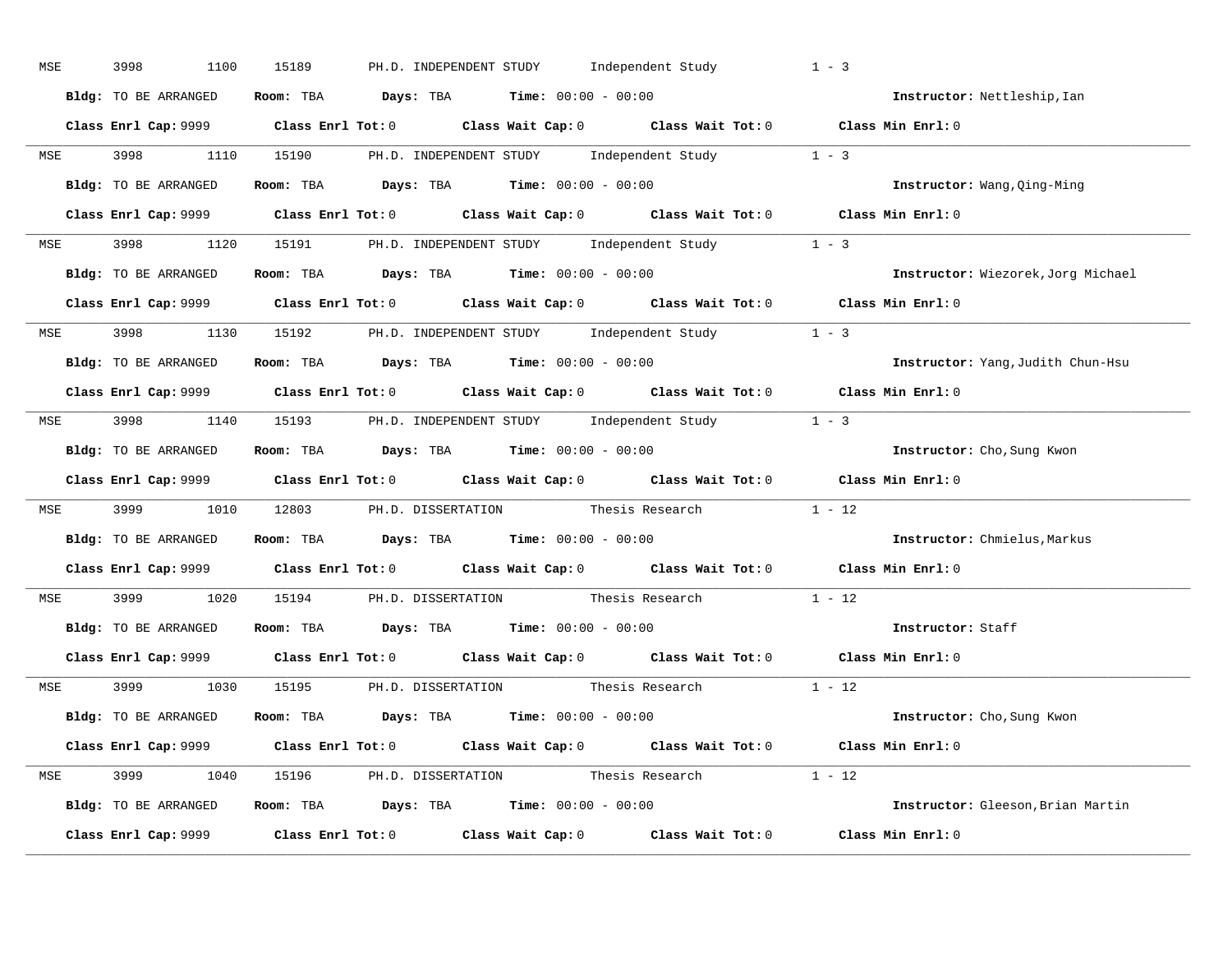MSE 3998 1100 15189 PH.D. INDEPENDENT STUDY Independent Study 1 - 3

**Bldg:** TO BE ARRANGED **Room:** TBA **Days:** TBA **Time:** 00:00 - 00:00 **Instructor:** Nettleship,Ian

**Class Enrl Cap:** 9999 **Class Enrl Tot:** 0 **Class Wait Cap:** 0 **Class Wait Tot:** 0 **Class Min Enrl:** 0

---

MSE 3998 1110 15190 PH.D. INDEPENDENT STUDY Independent Study 1 - 3

**Bldg:** TO BE ARRANGED **Room:** TBA **Days:** TBA **Time:** 00:00 - 00:00 **Instructor:** Wang,Qing-Ming

**Class Enrl Cap:** 9999 **Class Enrl Tot:** 0 **Class Wait Cap:** 0 **Class Wait Tot:** 0 **Class Min Enrl:** 0

---

MSE 3998 1120 15191 PH.D. INDEPENDENT STUDY Independent Study 1 - 3

**Bldg:** TO BE ARRANGED **Room:** TBA **Days:** TBA **Time:** 00:00 - 00:00 **Instructor:** Wiezorek,Jorg Michael

**Class Enrl Cap:** 9999 **Class Enrl Tot:** 0 **Class Wait Cap:** 0 **Class Wait Tot:** 0 **Class Min Enrl:** 0

---

MSE 3998 1130 15192 PH.D. INDEPENDENT STUDY Independent Study 1 - 3

**Bldg:** TO BE ARRANGED **Room:** TBA **Days:** TBA **Time:** 00:00 - 00:00 **Instructor:** Yang,Judith Chun-Hsu

**Class Enrl Cap:** 9999 **Class Enrl Tot:** 0 **Class Wait Cap:** 0 **Class Wait Tot:** 0 **Class Min Enrl:** 0

---

MSE 3998 1140 15193 PH.D. INDEPENDENT STUDY Independent Study 1 - 3

**Bldg:** TO BE ARRANGED **Room:** TBA **Days:** TBA **Time:** 00:00 - 00:00 **Instructor:** Cho,Sung Kwon

**Class Enrl Cap:** 9999 **Class Enrl Tot:** 0 **Class Wait Cap:** 0 **Class Wait Tot:** 0 **Class Min Enrl:** 0

---

MSE 3999 1010 12803 PH.D. DISSERTATION Thesis Research 1 - 12

**Bldg:** TO BE ARRANGED **Room:** TBA **Days:** TBA **Time:** 00:00 - 00:00 **Instructor:** Chmielus,Markus

**Class Enrl Cap:** 9999 **Class Enrl Tot:** 0 **Class Wait Cap:** 0 **Class Wait Tot:** 0 **Class Min Enrl:** 0

---

MSE 3999 1020 15194 PH.D. DISSERTATION Thesis Research 1 - 12

**Bldg:** TO BE ARRANGED **Room:** TBA **Days:** TBA **Time:** 00:00 - 00:00 **Instructor:** Staff

**Class Enrl Cap:** 9999 **Class Enrl Tot:** 0 **Class Wait Cap:** 0 **Class Wait Tot:** 0 **Class Min Enrl:** 0

---

MSE 3999 1030 15195 PH.D. DISSERTATION Thesis Research 1 - 12

**Bldg:** TO BE ARRANGED **Room:** TBA **Days:** TBA **Time:** 00:00 - 00:00 **Instructor:** Cho,Sung Kwon

**Class Enrl Cap:** 9999 **Class Enrl Tot:** 0 **Class Wait Cap:** 0 **Class Wait Tot:** 0 **Class Min Enrl:** 0

---

MSE 3999 1040 15196 PH.D. DISSERTATION Thesis Research 1 - 12

**Bldg:** TO BE ARRANGED **Room:** TBA **Days:** TBA **Time:** 00:00 - 00:00 **Instructor:** Gleeson,Brian Martin

**Class Enrl Cap:** 9999 **Class Enrl Tot:** 0 **Class Wait Cap:** 0 **Class Wait Tot:** 0 **Class Min Enrl:** 0

---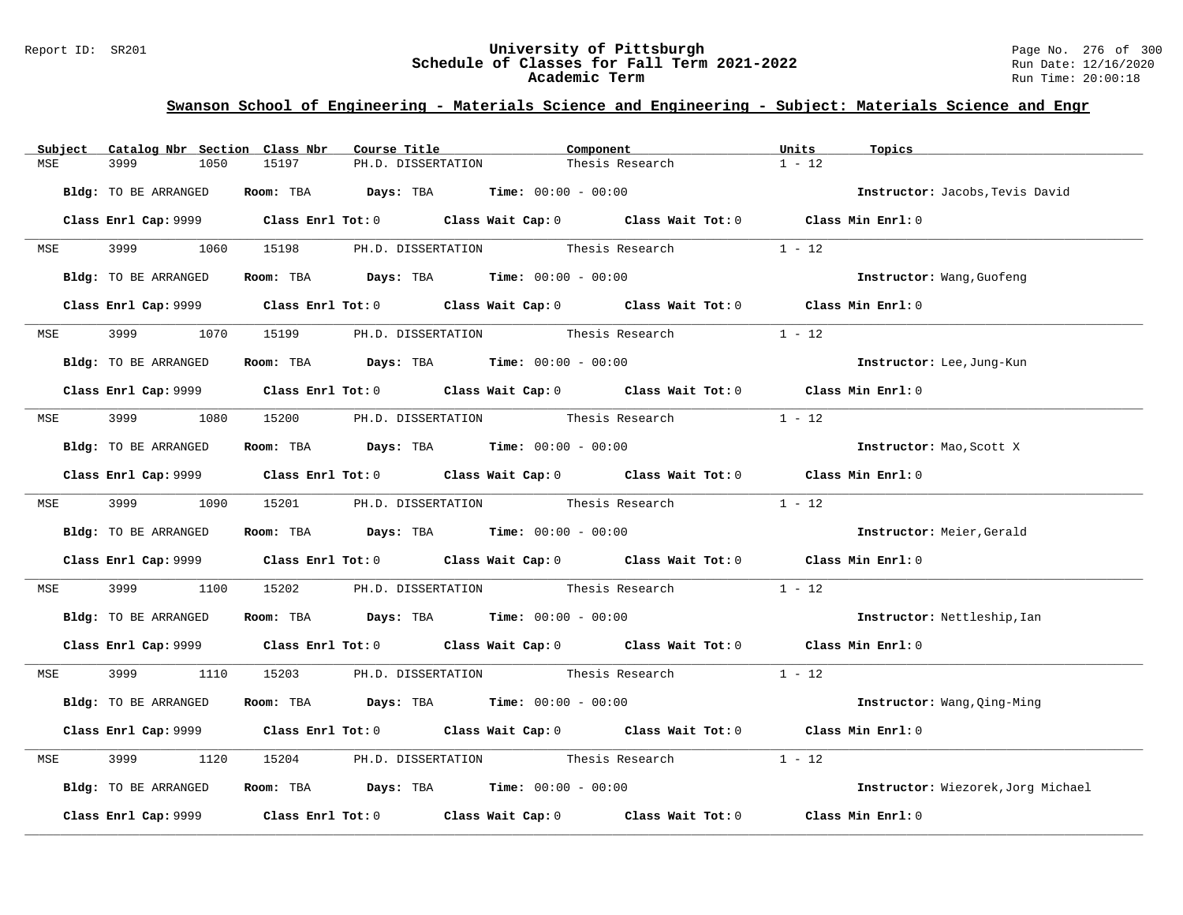## Swanson School of Engineering - Materials Science and Engineering - Subject: Materials Science and Engr

| Subject | Catalog Nbr | Section | Class Nbr | Course Title | Component | Units | Topics |
|---|---|---|---|---|---|---|---|
| MSE | 3999 | 1050 | 15197 | PH.D. DISSERTATION | Thesis Research | 1 - 12 | |

**Bldg:** TO BE ARRANGED **Room:** TBA **Days:** TBA **Time:** 00:00 - 00:00 **Instructor:** Jacobs,Tevis David

**Class Enrl Cap:** 9999 **Class Enrl Tot:** 0 **Class Wait Cap:** 0 **Class Wait Tot:** 0 **Class Min Enrl:** 0

| Subject | Catalog Nbr | Section | Class Nbr | Course Title | Component | Units | Topics |
|---|---|---|---|---|---|---|---|
| MSE | 3999 | 1060 | 15198 | PH.D. DISSERTATION | Thesis Research | 1 - 12 | |

**Bldg:** TO BE ARRANGED **Room:** TBA **Days:** TBA **Time:** 00:00 - 00:00 **Instructor:** Wang,Guofeng

**Class Enrl Cap:** 9999 **Class Enrl Tot:** 0 **Class Wait Cap:** 0 **Class Wait Tot:** 0 **Class Min Enrl:** 0

| Subject | Catalog Nbr | Section | Class Nbr | Course Title | Component | Units | Topics |
|---|---|---|---|---|---|---|---|
| MSE | 3999 | 1070 | 15199 | PH.D. DISSERTATION | Thesis Research | 1 - 12 | |

**Bldg:** TO BE ARRANGED **Room:** TBA **Days:** TBA **Time:** 00:00 - 00:00 **Instructor:** Lee,Jung-Kun

**Class Enrl Cap:** 9999 **Class Enrl Tot:** 0 **Class Wait Cap:** 0 **Class Wait Tot:** 0 **Class Min Enrl:** 0

| Subject | Catalog Nbr | Section | Class Nbr | Course Title | Component | Units | Topics |
|---|---|---|---|---|---|---|---|
| MSE | 3999 | 1080 | 15200 | PH.D. DISSERTATION | Thesis Research | 1 - 12 | |

**Bldg:** TO BE ARRANGED **Room:** TBA **Days:** TBA **Time:** 00:00 - 00:00 **Instructor:** Mao,Scott X

**Class Enrl Cap:** 9999 **Class Enrl Tot:** 0 **Class Wait Cap:** 0 **Class Wait Tot:** 0 **Class Min Enrl:** 0

| Subject | Catalog Nbr | Section | Class Nbr | Course Title | Component | Units | Topics |
|---|---|---|---|---|---|---|---|
| MSE | 3999 | 1090 | 15201 | PH.D. DISSERTATION | Thesis Research | 1 - 12 | |

**Bldg:** TO BE ARRANGED **Room:** TBA **Days:** TBA **Time:** 00:00 - 00:00 **Instructor:** Meier,Gerald

**Class Enrl Cap:** 9999 **Class Enrl Tot:** 0 **Class Wait Cap:** 0 **Class Wait Tot:** 0 **Class Min Enrl:** 0

| Subject | Catalog Nbr | Section | Class Nbr | Course Title | Component | Units | Topics |
|---|---|---|---|---|---|---|---|
| MSE | 3999 | 1100 | 15202 | PH.D. DISSERTATION | Thesis Research | 1 - 12 | |

**Bldg:** TO BE ARRANGED **Room:** TBA **Days:** TBA **Time:** 00:00 - 00:00 **Instructor:** Nettleship,Ian

**Class Enrl Cap:** 9999 **Class Enrl Tot:** 0 **Class Wait Cap:** 0 **Class Wait Tot:** 0 **Class Min Enrl:** 0

| Subject | Catalog Nbr | Section | Class Nbr | Course Title | Component | Units | Topics |
|---|---|---|---|---|---|---|---|
| MSE | 3999 | 1110 | 15203 | PH.D. DISSERTATION | Thesis Research | 1 - 12 | |

**Bldg:** TO BE ARRANGED **Room:** TBA **Days:** TBA **Time:** 00:00 - 00:00 **Instructor:** Wang,Qing-Ming

**Class Enrl Cap:** 9999 **Class Enrl Tot:** 0 **Class Wait Cap:** 0 **Class Wait Tot:** 0 **Class Min Enrl:** 0

| Subject | Catalog Nbr | Section | Class Nbr | Course Title | Component | Units | Topics |
|---|---|---|---|---|---|---|---|
| MSE | 3999 | 1120 | 15204 | PH.D. DISSERTATION | Thesis Research | 1 - 12 | |

**Bldg:** TO BE ARRANGED **Room:** TBA **Days:** TBA **Time:** 00:00 - 00:00 **Instructor:** Wiezorek,Jorg Michael

**Class Enrl Cap:** 9999 **Class Enrl Tot:** 0 **Class Wait Cap:** 0 **Class Wait Tot:** 0 **Class Min Enrl:** 0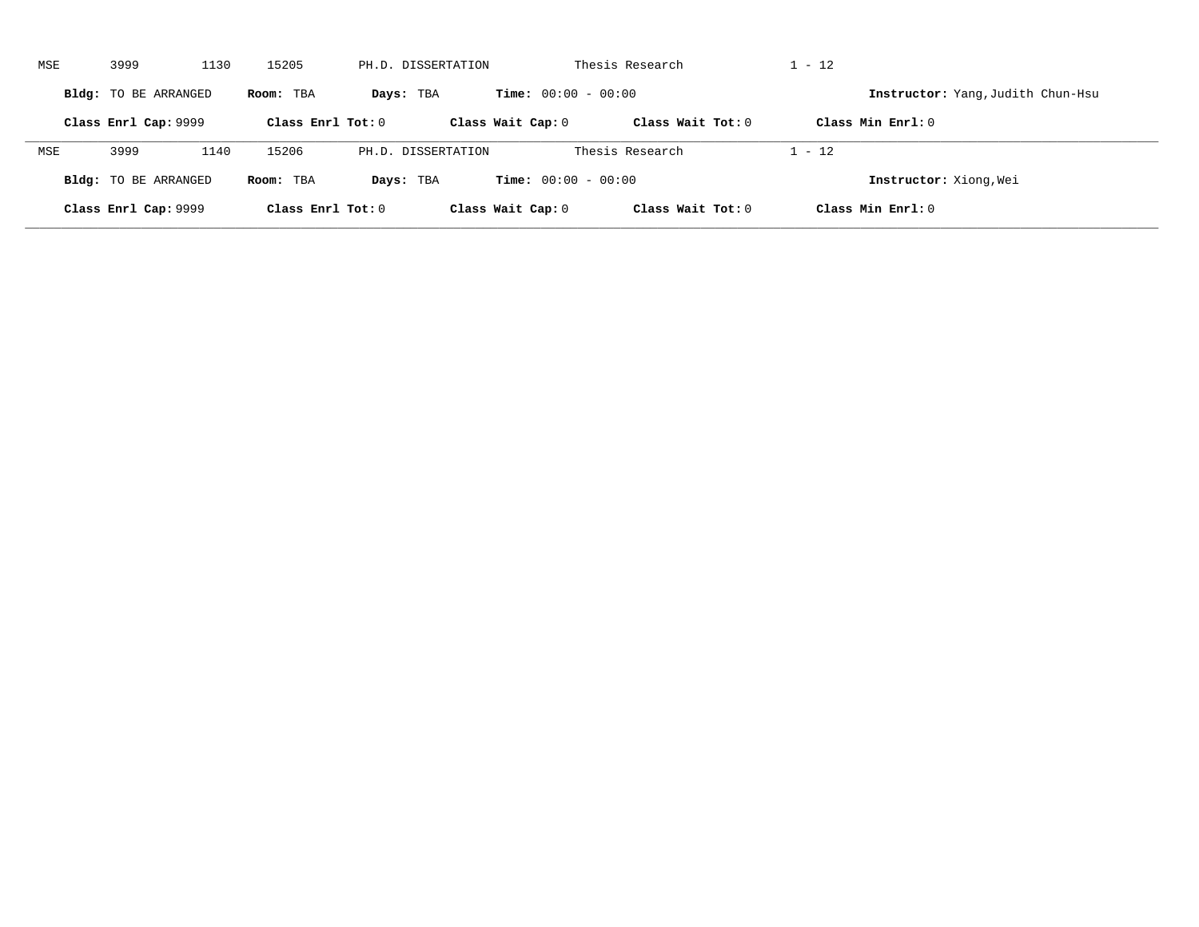MSE 3999 1130 15205 PH.D. DISSERTATION Thesis Research 1 - 12

**Bldg:** TO BE ARRANGED **Room:** TBA **Days:** TBA **Time:** 00:00 - 00:00 **Instructor:** Yang,Judith Chun-Hsu

**Class Enrl Cap:** 9999 **Class Enrl Tot:** 0 **Class Wait Cap:** 0 **Class Wait Tot:** 0 **Class Min Enrl:** 0

---

MSE 3999 1140 15206 PH.D. DISSERTATION Thesis Research 1 - 12

**Bldg:** TO BE ARRANGED **Room:** TBA **Days:** TBA **Time:** 00:00 - 00:00 **Instructor:** Xiong,Wei

**Class Enrl Cap:** 9999 **Class Enrl Tot:** 0 **Class Wait Cap:** 0 **Class Wait Tot:** 0 **Class Min Enrl:** 0

---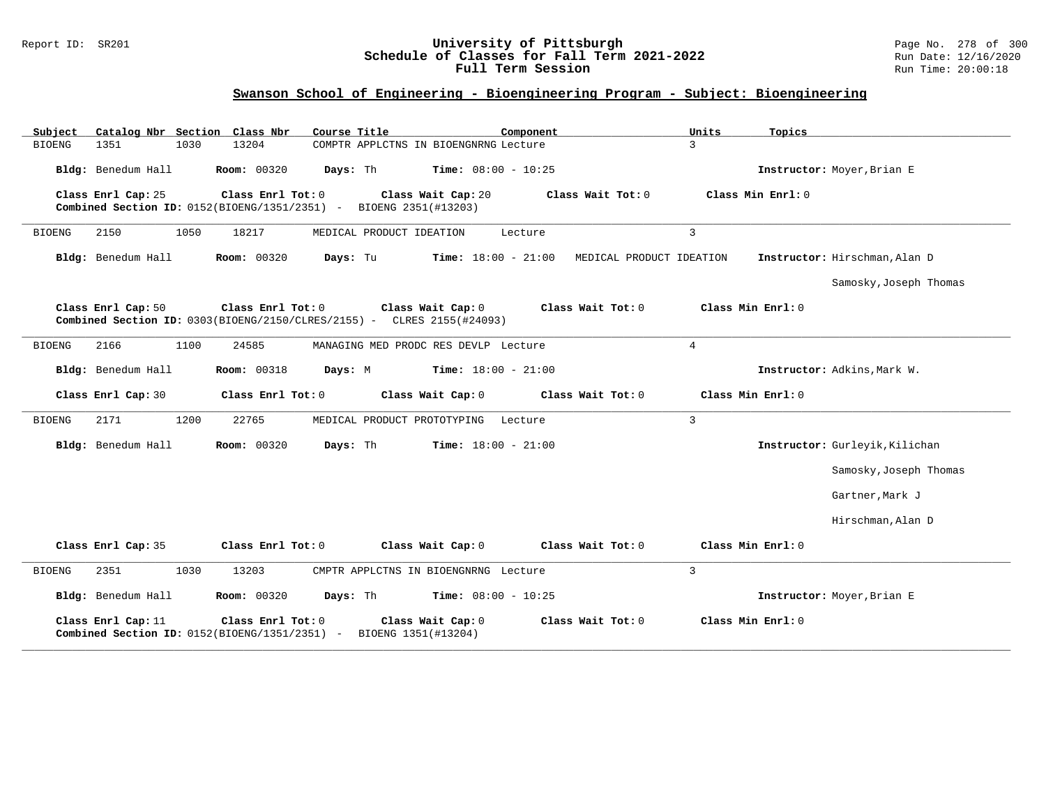## Swanson School of Engineering - Bioengineering Program - Subject: Bioengineering

| Subject | Catalog Nbr | Section | Class Nbr | Course Title | Component | Units | Topics |
|---|---|---|---|---|---|---|---|
| BIOENG | 1351 | 1030 | 13204 | COMPTR APPLCTNS IN BIOENGNRNG | Lecture | 3 | |

**Bldg:** Benedum Hall **Room:** 00320 **Days:** Th **Time:** 08:00 - 10:25 **Instructor:** Moyer,Brian E

**Class Enrl Cap:** 25 **Class Enrl Tot:** 0 **Class Wait Cap:** 20 **Class Wait Tot:** 0 **Class Min Enrl:** 0

**Combined Section ID:** 0152(BIOENG/1351/2351) - BIOENG 2351(#13203)

---

| Subject | Catalog Nbr | Section | Class Nbr | Course Title | Component | Units | Topics |
|---|---|---|---|---|---|---|---|
| BIOENG | 2150 | 1050 | 18217 | MEDICAL PRODUCT IDEATION | Lecture | 3 | |

**Bldg:** Benedum Hall **Room:** 00320 **Days:** Tu **Time:** 18:00 - 21:00 MEDICAL PRODUCT IDEATION **Instructor:** Hirschman,Alan D; Samosky,Joseph Thomas

**Class Enrl Cap:** 50 **Class Enrl Tot:** 0 **Class Wait Cap:** 0 **Class Wait Tot:** 0 **Class Min Enrl:** 0

**Combined Section ID:** 0303(BIOENG/2150/CLRES/2155) - CLRES 2155(#24093)

---

| Subject | Catalog Nbr | Section | Class Nbr | Course Title | Component | Units | Topics |
|---|---|---|---|---|---|---|---|
| BIOENG | 2166 | 1100 | 24585 | MANAGING MED PRODC RES DEVLP | Lecture | 4 | |

**Bldg:** Benedum Hall **Room:** 00318 **Days:** M **Time:** 18:00 - 21:00 **Instructor:** Adkins,Mark W.

**Class Enrl Cap:** 30 **Class Enrl Tot:** 0 **Class Wait Cap:** 0 **Class Wait Tot:** 0 **Class Min Enrl:** 0

---

| Subject | Catalog Nbr | Section | Class Nbr | Course Title | Component | Units | Topics |
|---|---|---|---|---|---|---|---|
| BIOENG | 2171 | 1200 | 22765 | MEDICAL PRODUCT PROTOTYPING | Lecture | 3 | |

**Bldg:** Benedum Hall **Room:** 00320 **Days:** Th **Time:** 18:00 - 21:00 **Instructor:** Gurleyik,Kilichan; Samosky,Joseph Thomas; Gartner,Mark J; Hirschman,Alan D

**Class Enrl Cap:** 35 **Class Enrl Tot:** 0 **Class Wait Cap:** 0 **Class Wait Tot:** 0 **Class Min Enrl:** 0

---

| Subject | Catalog Nbr | Section | Class Nbr | Course Title | Component | Units | Topics |
|---|---|---|---|---|---|---|---|
| BIOENG | 2351 | 1030 | 13203 | CMPTR APPLCTNS IN BIOENGNRNG | Lecture | 3 | |

**Bldg:** Benedum Hall **Room:** 00320 **Days:** Th **Time:** 08:00 - 10:25 **Instructor:** Moyer,Brian E

**Class Enrl Cap:** 11 **Class Enrl Tot:** 0 **Class Wait Cap:** 0 **Class Wait Tot:** 0 **Class Min Enrl:** 0

**Combined Section ID:** 0152(BIOENG/1351/2351) - BIOENG 1351(#13204)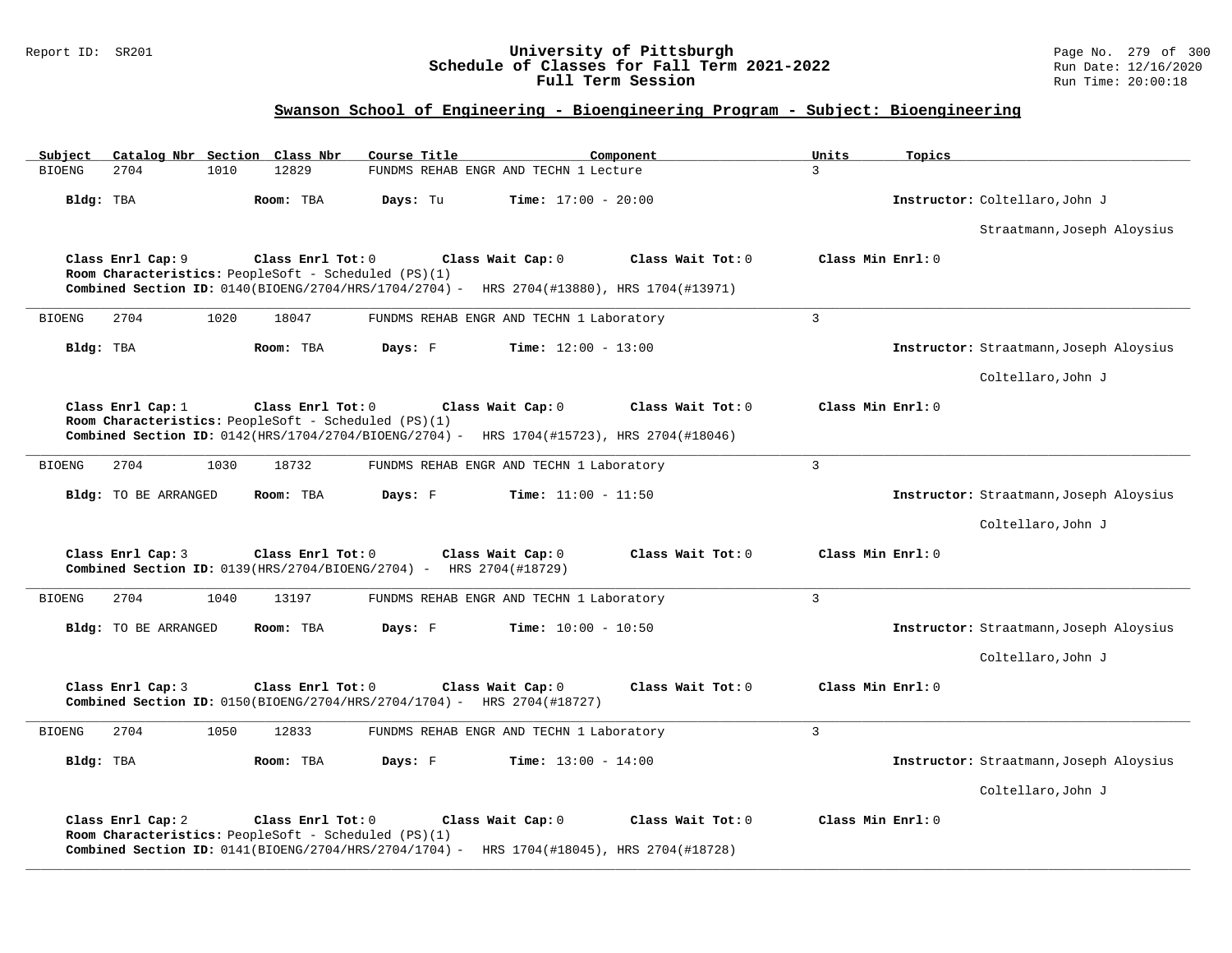## Swanson School of Engineering - Bioengineering Program - Subject: Bioengineering

| Subject | Catalog Nbr | Section | Class Nbr | Course Title | Component | Units | Topics |
|---|---|---|---|---|---|---|---|
| BIOENG | 2704 | 1010 | 12829 | FUNDMS REHAB ENGR AND TECHN 1 | Lecture | 3 | |

**Bldg:** TBA **Room:** TBA **Days:** Tu **Time:** 17:00 - 20:00 **Instructor:** Coltellaro,John J; Straatmann,Joseph Aloysius

**Class Enrl Cap:** 9 **Class Enrl Tot:** 0 **Class Wait Cap:** 0 **Class Wait Tot:** 0 **Class Min Enrl:** 0
**Room Characteristics:** PeopleSoft - Scheduled (PS)(1)
**Combined Section ID:** 0140(BIOENG/2704/HRS/1704/2704) - HRS 2704(#13880), HRS 1704(#13971)

---

| Subject | Catalog Nbr | Section | Class Nbr | Course Title | Component | Units | Topics |
|---|---|---|---|---|---|---|---|
| BIOENG | 2704 | 1020 | 18047 | FUNDMS REHAB ENGR AND TECHN 1 | Laboratory | 3 | |

**Bldg:** TBA **Room:** TBA **Days:** F **Time:** 12:00 - 13:00 **Instructor:** Straatmann,Joseph Aloysius; Coltellaro,John J

**Class Enrl Cap:** 1 **Class Enrl Tot:** 0 **Class Wait Cap:** 0 **Class Wait Tot:** 0 **Class Min Enrl:** 0
**Room Characteristics:** PeopleSoft - Scheduled (PS)(1)
**Combined Section ID:** 0142(HRS/1704/2704/BIOENG/2704) - HRS 1704(#15723), HRS 2704(#18046)

---

| Subject | Catalog Nbr | Section | Class Nbr | Course Title | Component | Units | Topics |
|---|---|---|---|---|---|---|---|
| BIOENG | 2704 | 1030 | 18732 | FUNDMS REHAB ENGR AND TECHN 1 | Laboratory | 3 | |

**Bldg:** TO BE ARRANGED **Room:** TBA **Days:** F **Time:** 11:00 - 11:50 **Instructor:** Straatmann,Joseph Aloysius; Coltellaro,John J

**Class Enrl Cap:** 3 **Class Enrl Tot:** 0 **Class Wait Cap:** 0 **Class Wait Tot:** 0 **Class Min Enrl:** 0
**Combined Section ID:** 0139(HRS/2704/BIOENG/2704) - HRS 2704(#18729)

---

| Subject | Catalog Nbr | Section | Class Nbr | Course Title | Component | Units | Topics |
|---|---|---|---|---|---|---|---|
| BIOENG | 2704 | 1040 | 13197 | FUNDMS REHAB ENGR AND TECHN 1 | Laboratory | 3 | |

**Bldg:** TO BE ARRANGED **Room:** TBA **Days:** F **Time:** 10:00 - 10:50 **Instructor:** Straatmann,Joseph Aloysius; Coltellaro,John J

**Class Enrl Cap:** 3 **Class Enrl Tot:** 0 **Class Wait Cap:** 0 **Class Wait Tot:** 0 **Class Min Enrl:** 0
**Combined Section ID:** 0150(BIOENG/2704/HRS/2704/1704) - HRS 2704(#18727)

---

| Subject | Catalog Nbr | Section | Class Nbr | Course Title | Component | Units | Topics |
|---|---|---|---|---|---|---|---|
| BIOENG | 2704 | 1050 | 12833 | FUNDMS REHAB ENGR AND TECHN 1 | Laboratory | 3 | |

**Bldg:** TBA **Room:** TBA **Days:** F **Time:** 13:00 - 14:00 **Instructor:** Straatmann,Joseph Aloysius; Coltellaro,John J

**Class Enrl Cap:** 2 **Class Enrl Tot:** 0 **Class Wait Cap:** 0 **Class Wait Tot:** 0 **Class Min Enrl:** 0
**Room Characteristics:** PeopleSoft - Scheduled (PS)(1)
**Combined Section ID:** 0141(BIOENG/2704/HRS/2704/1704) - HRS 1704(#18045), HRS 2704(#18728)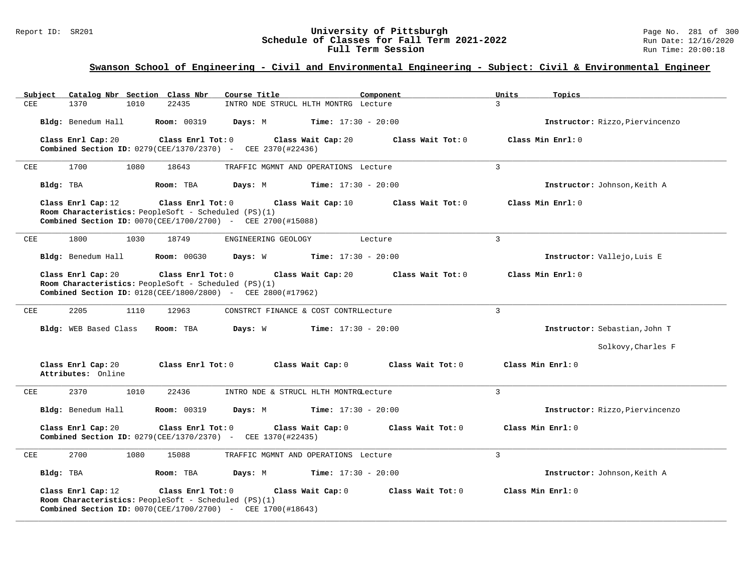## Swanson School of Engineering - Civil and Environmental Engineering - Subject: Civil & Environmental Engineer

| Subject | Catalog Nbr | Section | Class Nbr | Course Title | Component | Units | Topics |
|---|---|---|---|---|---|---|---|
| CEE | 1370 | 1010 | 22435 | INTRO NDE STRUCL HLTH MONTRG | Lecture | 3 | |

**Bldg:** Benedum Hall **Room:** 00319 **Days:** M **Time:** 17:30 - 20:00 **Instructor:** Rizzo,Piervincenzo

**Class Enrl Cap:** 20 **Class Enrl Tot:** 0 **Class Wait Cap:** 20 **Class Wait Tot:** 0 **Class Min Enrl:** 0
**Combined Section ID:** 0279(CEE/1370/2370) - CEE 2370(#22436)

---

| Subject | Catalog Nbr | Section | Class Nbr | Course Title | Component | Units | Topics |
|---|---|---|---|---|---|---|---|
| CEE | 1700 | 1080 | 18643 | TRAFFIC MGMNT AND OPERATIONS | Lecture | 3 | |

**Bldg:** TBA **Room:** TBA **Days:** M **Time:** 17:30 - 20:00 **Instructor:** Johnson,Keith A

**Class Enrl Cap:** 12 **Class Enrl Tot:** 0 **Class Wait Cap:** 10 **Class Wait Tot:** 0 **Class Min Enrl:** 0
**Room Characteristics:** PeopleSoft - Scheduled (PS)(1)
**Combined Section ID:** 0070(CEE/1700/2700) - CEE 2700(#15088)

---

| Subject | Catalog Nbr | Section | Class Nbr | Course Title | Component | Units | Topics |
|---|---|---|---|---|---|---|---|
| CEE | 1800 | 1030 | 18749 | ENGINEERING GEOLOGY | Lecture | 3 | |

**Bldg:** Benedum Hall **Room:** 00G30 **Days:** W **Time:** 17:30 - 20:00 **Instructor:** Vallejo,Luis E

**Class Enrl Cap:** 20 **Class Enrl Tot:** 0 **Class Wait Cap:** 20 **Class Wait Tot:** 0 **Class Min Enrl:** 0
**Room Characteristics:** PeopleSoft - Scheduled (PS)(1)
**Combined Section ID:** 0128(CEE/1800/2800) - CEE 2800(#17962)

---

| Subject | Catalog Nbr | Section | Class Nbr | Course Title | Component | Units | Topics |
|---|---|---|---|---|---|---|---|
| CEE | 2205 | 1110 | 12963 | CONSTRCT FINANCE & COST CONTRL | Lecture | 3 | |

**Bldg:** WEB Based Class **Room:** TBA **Days:** W **Time:** 17:30 - 20:00 **Instructor:** Sebastian,John T
Solkovy,Charles F

**Class Enrl Cap:** 20 **Class Enrl Tot:** 0 **Class Wait Cap:** 0 **Class Wait Tot:** 0 **Class Min Enrl:** 0
**Attributes:** Online

---

| Subject | Catalog Nbr | Section | Class Nbr | Course Title | Component | Units | Topics |
|---|---|---|---|---|---|---|---|
| CEE | 2370 | 1010 | 22436 | INTRO NDE & STRUCL HLTH MONTRG | Lecture | 3 | |

**Bldg:** Benedum Hall **Room:** 00319 **Days:** M **Time:** 17:30 - 20:00 **Instructor:** Rizzo,Piervincenzo

**Class Enrl Cap:** 20 **Class Enrl Tot:** 0 **Class Wait Cap:** 0 **Class Wait Tot:** 0 **Class Min Enrl:** 0
**Combined Section ID:** 0279(CEE/1370/2370) - CEE 1370(#22435)

---

| Subject | Catalog Nbr | Section | Class Nbr | Course Title | Component | Units | Topics |
|---|---|---|---|---|---|---|---|
| CEE | 2700 | 1080 | 15088 | TRAFFIC MGMNT AND OPERATIONS | Lecture | 3 | |

**Bldg:** TBA **Room:** TBA **Days:** M **Time:** 17:30 - 20:00 **Instructor:** Johnson,Keith A

**Class Enrl Cap:** 12 **Class Enrl Tot:** 0 **Class Wait Cap:** 0 **Class Wait Tot:** 0 **Class Min Enrl:** 0
**Room Characteristics:** PeopleSoft - Scheduled (PS)(1)
**Combined Section ID:** 0070(CEE/1700/2700) - CEE 1700(#18643)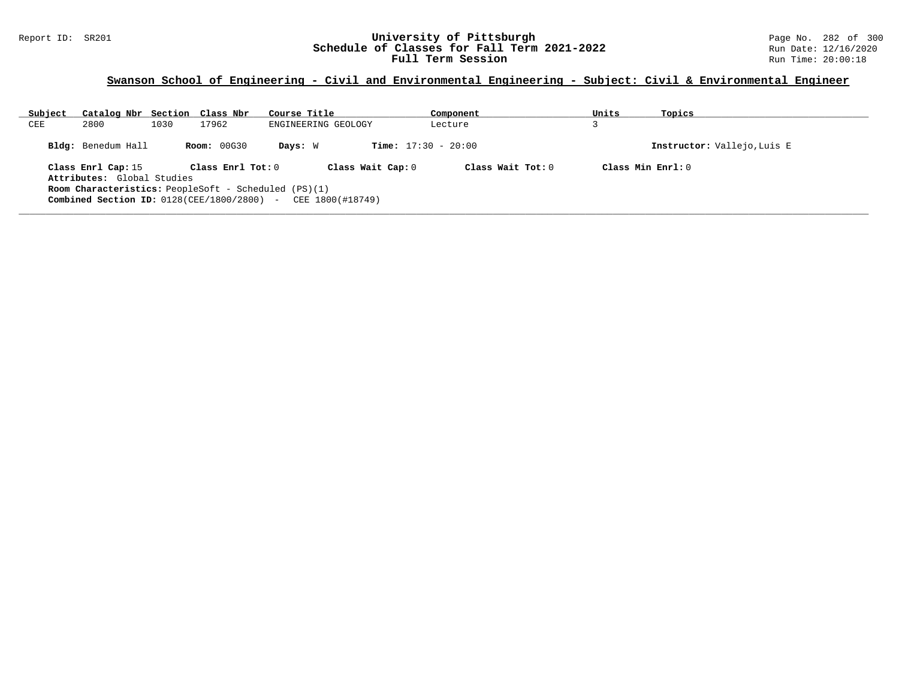## Swanson School of Engineering - Civil and Environmental Engineering - Subject: Civil & Environmental Engineer

| Subject | Catalog Nbr | Section | Class Nbr | Course Title | Component | Units | Topics |
|---|---|---|---|---|---|---|---|
| CEE | 2800 | 1030 | 17962 | ENGINEERING GEOLOGY | Lecture | 3 | |

**Bldg:** Benedum Hall **Room:** 00G30 **Days:** W **Time:** 17:30 - 20:00 **Instructor:** Vallejo,Luis E

**Class Enrl Cap:** 15 **Class Enrl Tot:** 0 **Class Wait Cap:** 0 **Class Wait Tot:** 0 **Class Min Enrl:** 0

**Attributes:** Global Studies

**Room Characteristics:** PeopleSoft - Scheduled (PS)(1)

**Combined Section ID:** 0128(CEE/1800/2800) - CEE 1800(#18749)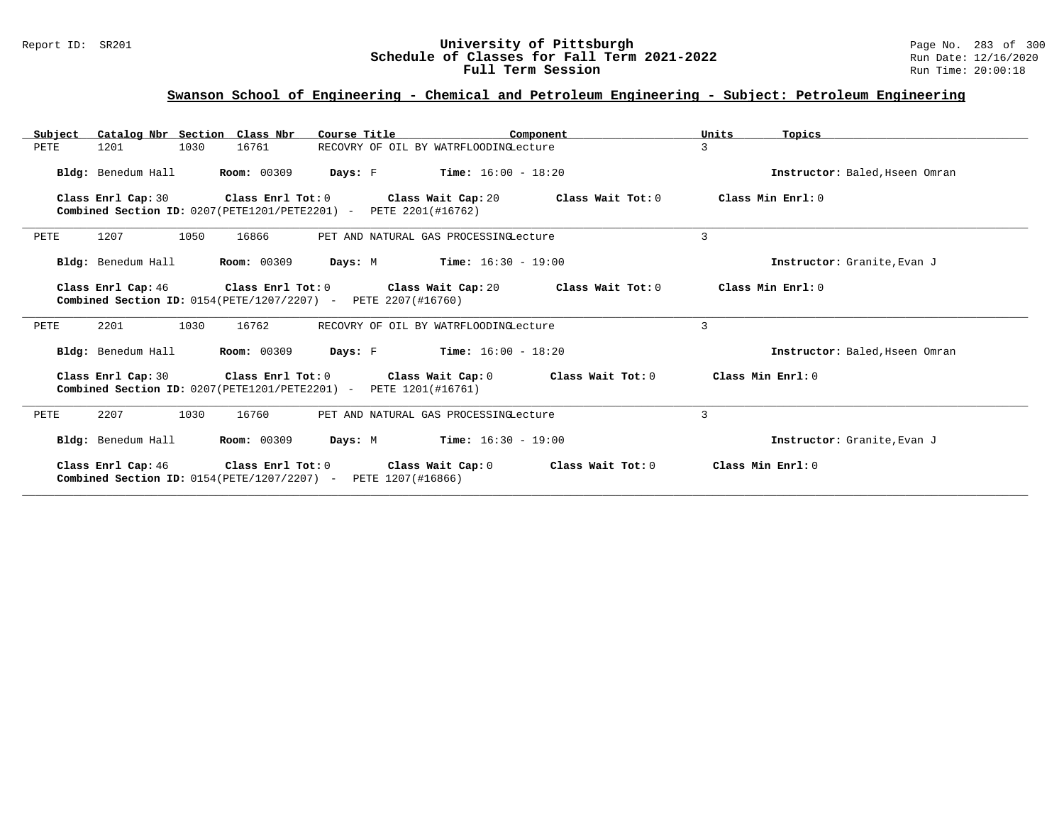## Swanson School of Engineering - Chemical and Petroleum Engineering - Subject: Petroleum Engineering

| Subject | Catalog Nbr | Section | Class Nbr | Course Title | Component | Units | Topics |
|---|---|---|---|---|---|---|---|
| PETE | 1201 | 1030 | 16761 | RECOVRY OF OIL BY WATRFLOODING | Lecture | 3 | |

**Bldg:** Benedum Hall **Room:** 00309 **Days:** F **Time:** 16:00 - 18:20 **Instructor:** Baled,Hseen Omran

**Class Enrl Cap:** 30 **Class Enrl Tot:** 0 **Class Wait Cap:** 20 **Class Wait Tot:** 0 **Class Min Enrl:** 0
**Combined Section ID:** 0207(PETE1201/PETE2201) - PETE 2201(#16762)

---

| Subject | Catalog Nbr | Section | Class Nbr | Course Title | Component | Units | Topics |
|---|---|---|---|---|---|---|---|
| PETE | 1207 | 1050 | 16866 | PET AND NATURAL GAS PROCESSING | Lecture | 3 | |

**Bldg:** Benedum Hall **Room:** 00309 **Days:** M **Time:** 16:30 - 19:00 **Instructor:** Granite,Evan J

**Class Enrl Cap:** 46 **Class Enrl Tot:** 0 **Class Wait Cap:** 20 **Class Wait Tot:** 0 **Class Min Enrl:** 0
**Combined Section ID:** 0154(PETE/1207/2207) - PETE 2207(#16760)

---

| Subject | Catalog Nbr | Section | Class Nbr | Course Title | Component | Units | Topics |
|---|---|---|---|---|---|---|---|
| PETE | 2201 | 1030 | 16762 | RECOVRY OF OIL BY WATRFLOODING | Lecture | 3 | |

**Bldg:** Benedum Hall **Room:** 00309 **Days:** F **Time:** 16:00 - 18:20 **Instructor:** Baled,Hseen Omran

**Class Enrl Cap:** 30 **Class Enrl Tot:** 0 **Class Wait Cap:** 0 **Class Wait Tot:** 0 **Class Min Enrl:** 0
**Combined Section ID:** 0207(PETE1201/PETE2201) - PETE 1201(#16761)

---

| Subject | Catalog Nbr | Section | Class Nbr | Course Title | Component | Units | Topics |
|---|---|---|---|---|---|---|---|
| PETE | 2207 | 1030 | 16760 | PET AND NATURAL GAS PROCESSING | Lecture | 3 | |

**Bldg:** Benedum Hall **Room:** 00309 **Days:** M **Time:** 16:30 - 19:00 **Instructor:** Granite,Evan J

**Class Enrl Cap:** 46 **Class Enrl Tot:** 0 **Class Wait Cap:** 0 **Class Wait Tot:** 0 **Class Min Enrl:** 0
**Combined Section ID:** 0154(PETE/1207/2207) - PETE 1207(#16866)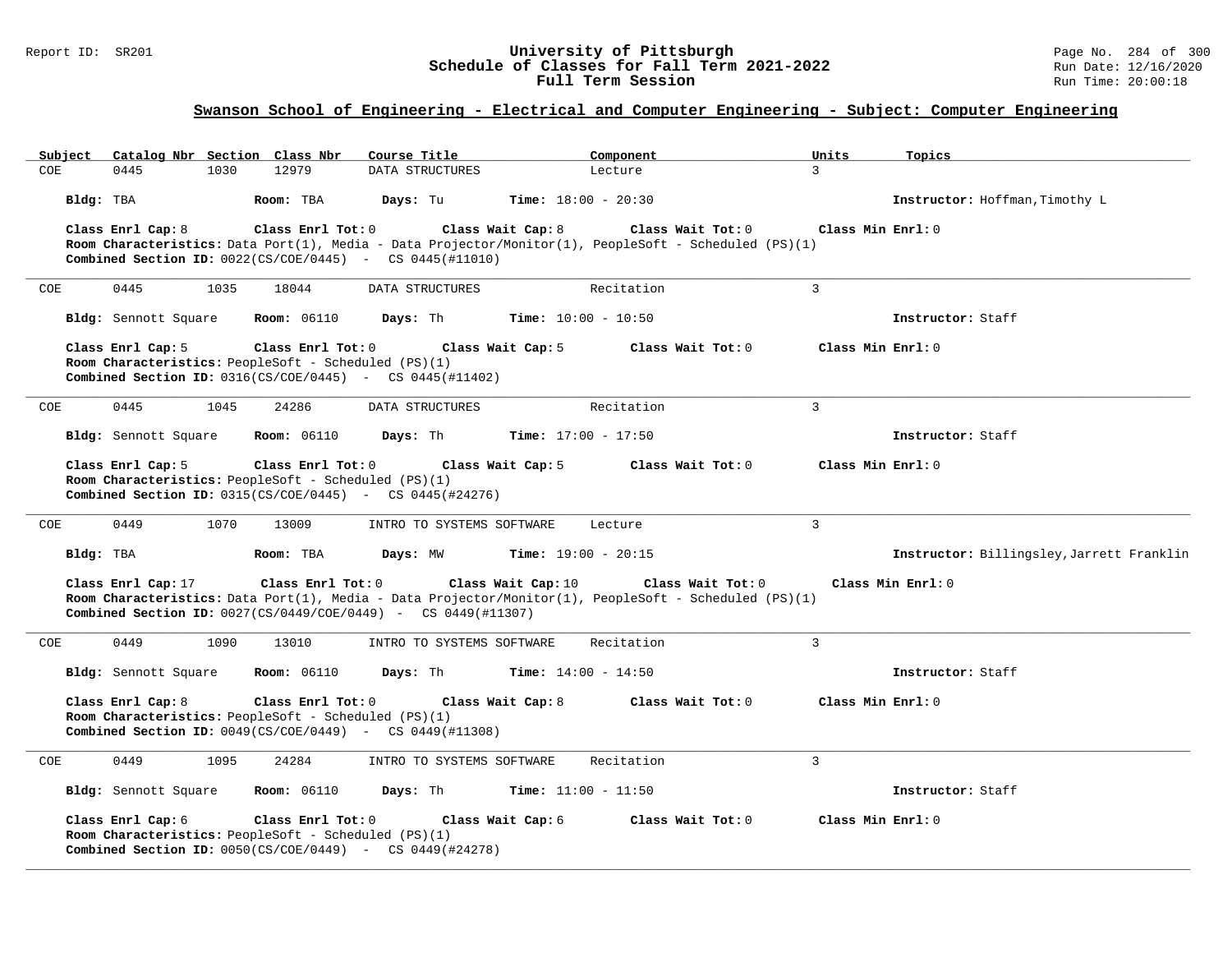## Swanson School of Engineering - Electrical and Computer Engineering - Subject: Computer Engineering

| Subject | Catalog Nbr | Section | Class Nbr | Course Title | Component | Units | Topics |
|---|---|---|---|---|---|---|---|
| COE | 0445 | 1030 | 12979 | DATA STRUCTURES | Lecture | 3 | |

**Bldg:** TBA **Room:** TBA **Days:** Tu **Time:** 18:00 - 20:30 **Instructor:** Hoffman,Timothy L

**Class Enrl Cap:** 8 **Class Enrl Tot:** 0 **Class Wait Cap:** 8 **Class Wait Tot:** 0 **Class Min Enrl:** 0
**Room Characteristics:** Data Port(1), Media - Data Projector/Monitor(1), PeopleSoft - Scheduled (PS)(1)
**Combined Section ID:** 0022(CS/COE/0445) - CS 0445(#11010)

---

| Subject | Catalog Nbr | Section | Class Nbr | Course Title | Component | Units | Topics |
|---|---|---|---|---|---|---|---|
| COE | 0445 | 1035 | 18044 | DATA STRUCTURES | Recitation | 3 | |

**Bldg:** Sennott Square **Room:** 06110 **Days:** Th **Time:** 10:00 - 10:50 **Instructor:** Staff

**Class Enrl Cap:** 5 **Class Enrl Tot:** 0 **Class Wait Cap:** 5 **Class Wait Tot:** 0 **Class Min Enrl:** 0
**Room Characteristics:** PeopleSoft - Scheduled (PS)(1)
**Combined Section ID:** 0316(CS/COE/0445) - CS 0445(#11402)

---

| Subject | Catalog Nbr | Section | Class Nbr | Course Title | Component | Units | Topics |
|---|---|---|---|---|---|---|---|
| COE | 0445 | 1045 | 24286 | DATA STRUCTURES | Recitation | 3 | |

**Bldg:** Sennott Square **Room:** 06110 **Days:** Th **Time:** 17:00 - 17:50 **Instructor:** Staff

**Class Enrl Cap:** 5 **Class Enrl Tot:** 0 **Class Wait Cap:** 5 **Class Wait Tot:** 0 **Class Min Enrl:** 0
**Room Characteristics:** PeopleSoft - Scheduled (PS)(1)
**Combined Section ID:** 0315(CS/COE/0445) - CS 0445(#24276)

---

| Subject | Catalog Nbr | Section | Class Nbr | Course Title | Component | Units | Topics |
|---|---|---|---|---|---|---|---|
| COE | 0449 | 1070 | 13009 | INTRO TO SYSTEMS SOFTWARE | Lecture | 3 | |

**Bldg:** TBA **Room:** TBA **Days:** MW **Time:** 19:00 - 20:15 **Instructor:** Billingsley,Jarrett Franklin

**Class Enrl Cap:** 17 **Class Enrl Tot:** 0 **Class Wait Cap:** 10 **Class Wait Tot:** 0 **Class Min Enrl:** 0
**Room Characteristics:** Data Port(1), Media - Data Projector/Monitor(1), PeopleSoft - Scheduled (PS)(1)
**Combined Section ID:** 0027(CS/0449/COE/0449) - CS 0449(#11307)

---

| Subject | Catalog Nbr | Section | Class Nbr | Course Title | Component | Units | Topics |
|---|---|---|---|---|---|---|---|
| COE | 0449 | 1090 | 13010 | INTRO TO SYSTEMS SOFTWARE | Recitation | 3 | |

**Bldg:** Sennott Square **Room:** 06110 **Days:** Th **Time:** 14:00 - 14:50 **Instructor:** Staff

**Class Enrl Cap:** 8 **Class Enrl Tot:** 0 **Class Wait Cap:** 8 **Class Wait Tot:** 0 **Class Min Enrl:** 0
**Room Characteristics:** PeopleSoft - Scheduled (PS)(1)
**Combined Section ID:** 0049(CS/COE/0449) - CS 0449(#11308)

---

| Subject | Catalog Nbr | Section | Class Nbr | Course Title | Component | Units | Topics |
|---|---|---|---|---|---|---|---|
| COE | 0449 | 1095 | 24284 | INTRO TO SYSTEMS SOFTWARE | Recitation | 3 | |

**Bldg:** Sennott Square **Room:** 06110 **Days:** Th **Time:** 11:00 - 11:50 **Instructor:** Staff

**Class Enrl Cap:** 6 **Class Enrl Tot:** 0 **Class Wait Cap:** 6 **Class Wait Tot:** 0 **Class Min Enrl:** 0
**Room Characteristics:** PeopleSoft - Scheduled (PS)(1)
**Combined Section ID:** 0050(CS/COE/0449) - CS 0449(#24278)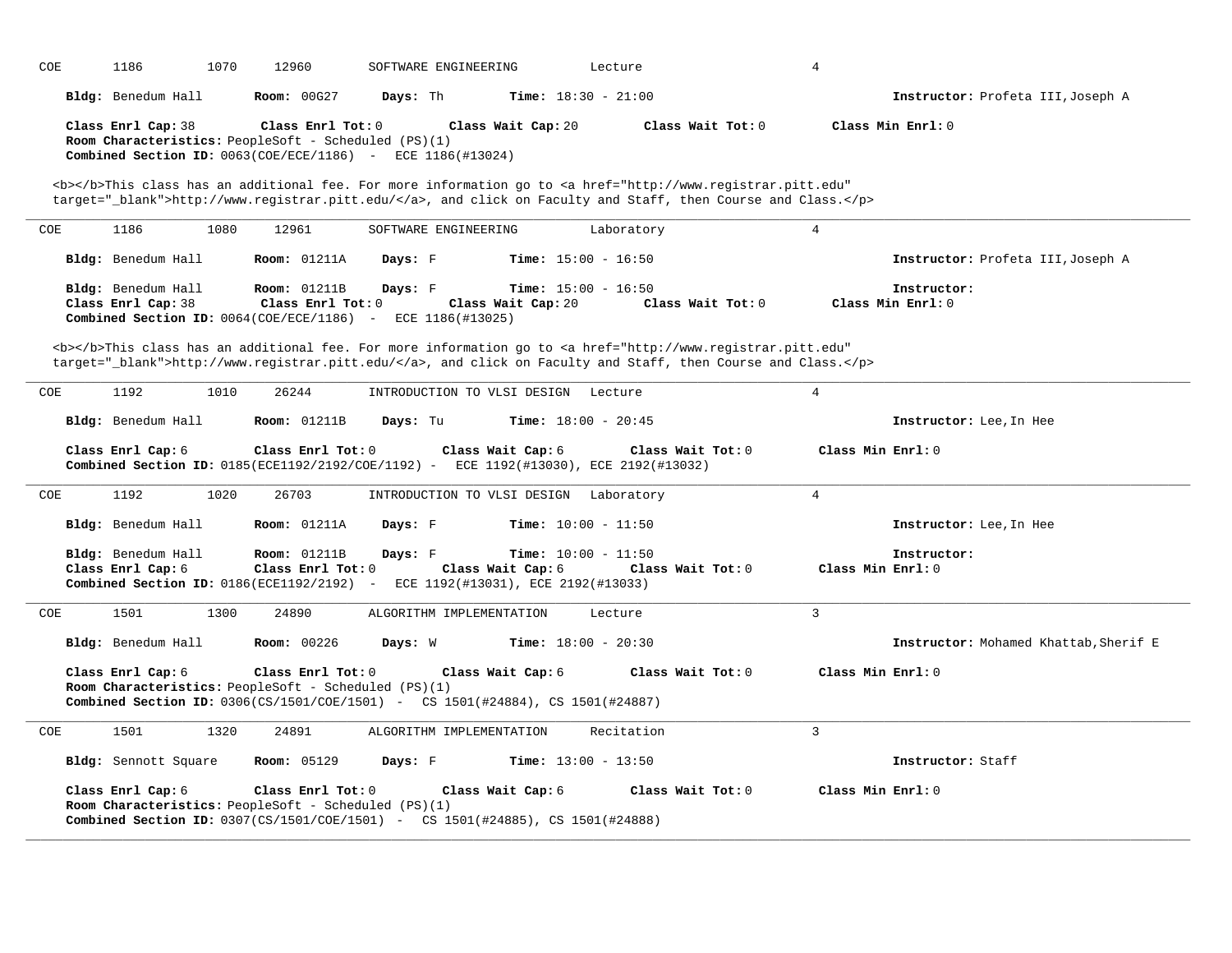COE 1186 1070 12960 SOFTWARE ENGINEERING Lecture 4

**Bldg:** Benedum Hall **Room:** 00G27 **Days:** Th **Time:** 18:30 - 21:00 **Instructor:** Profeta III,Joseph A

**Class Enrl Cap:** 38 **Class Enrl Tot:** 0 **Class Wait Cap:** 20 **Class Wait Tot:** 0 **Class Min Enrl:** 0
**Room Characteristics:** PeopleSoft - Scheduled (PS)(1)
**Combined Section ID:** 0063(COE/ECE/1186) - ECE 1186(#13024)

<b></b>This class has an additional fee. For more information go to <a href="http://www.registrar.pitt.edu" target="_blank">http://www.registrar.pitt.edu/</a>, and click on Faculty and Staff, then Course and Class.</p>

---

COE 1186 1080 12961 SOFTWARE ENGINEERING Laboratory 4

**Bldg:** Benedum Hall **Room:** 01211A **Days:** F **Time:** 15:00 - 16:50 **Instructor:** Profeta III,Joseph A

**Bldg:** Benedum Hall **Room:** 01211B **Days:** F **Time:** 15:00 - 16:50 **Instructor:**
**Class Enrl Cap:** 38 **Class Enrl Tot:** 0 **Class Wait Cap:** 20 **Class Wait Tot:** 0 **Class Min Enrl:** 0
**Combined Section ID:** 0064(COE/ECE/1186) - ECE 1186(#13025)

<b></b>This class has an additional fee. For more information go to <a href="http://www.registrar.pitt.edu" target="_blank">http://www.registrar.pitt.edu/</a>, and click on Faculty and Staff, then Course and Class.</p>

---

COE 1192 1010 26244 INTRODUCTION TO VLSI DESIGN Lecture 4

**Bldg:** Benedum Hall **Room:** 01211B **Days:** Tu **Time:** 18:00 - 20:45 **Instructor:** Lee,In Hee

**Class Enrl Cap:** 6 **Class Enrl Tot:** 0 **Class Wait Cap:** 6 **Class Wait Tot:** 0 **Class Min Enrl:** 0
**Combined Section ID:** 0185(ECE1192/2192/COE/1192) - ECE 1192(#13030), ECE 2192(#13032)

---

COE 1192 1020 26703 INTRODUCTION TO VLSI DESIGN Laboratory 4

**Bldg:** Benedum Hall **Room:** 01211A **Days:** F **Time:** 10:00 - 11:50 **Instructor:** Lee,In Hee

**Bldg:** Benedum Hall **Room:** 01211B **Days:** F **Time:** 10:00 - 11:50 **Instructor:**
**Class Enrl Cap:** 6 **Class Enrl Tot:** 0 **Class Wait Cap:** 6 **Class Wait Tot:** 0 **Class Min Enrl:** 0
**Combined Section ID:** 0186(ECE1192/2192) - ECE 1192(#13031), ECE 2192(#13033)

---

COE 1501 1300 24890 ALGORITHM IMPLEMENTATION Lecture 3

**Bldg:** Benedum Hall **Room:** 00226 **Days:** W **Time:** 18:00 - 20:30 **Instructor:** Mohamed Khattab,Sherif E

**Class Enrl Cap:** 6 **Class Enrl Tot:** 0 **Class Wait Cap:** 6 **Class Wait Tot:** 0 **Class Min Enrl:** 0
**Room Characteristics:** PeopleSoft - Scheduled (PS)(1)
**Combined Section ID:** 0306(CS/1501/COE/1501) - CS 1501(#24884), CS 1501(#24887)

---

COE 1501 1320 24891 ALGORITHM IMPLEMENTATION Recitation 3

**Bldg:** Sennott Square **Room:** 05129 **Days:** F **Time:** 13:00 - 13:50 **Instructor:** Staff

**Class Enrl Cap:** 6 **Class Enrl Tot:** 0 **Class Wait Cap:** 6 **Class Wait Tot:** 0 **Class Min Enrl:** 0
**Room Characteristics:** PeopleSoft - Scheduled (PS)(1)
**Combined Section ID:** 0307(CS/1501/COE/1501) - CS 1501(#24885), CS 1501(#24888)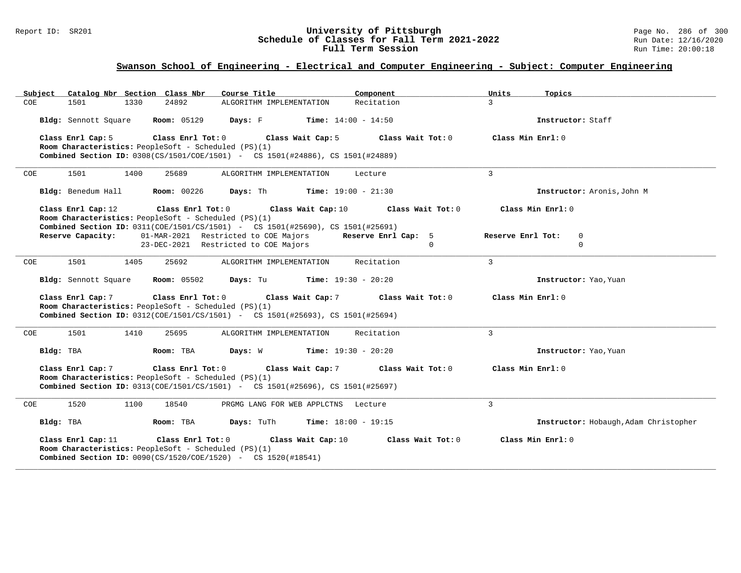## Swanson School of Engineering - Electrical and Computer Engineering - Subject: Computer Engineering

| Subject | Catalog Nbr | Section | Class Nbr | Course Title | Component | Units | Topics |
|---|---|---|---|---|---|---|---|
| COE | 1501 | 1330 | 24892 | ALGORITHM IMPLEMENTATION | Recitation | 3 | |

**Bldg:** Sennott Square **Room:** 05129 **Days:** F **Time:** 14:00 - 14:50 **Instructor:** Staff

**Class Enrl Cap:** 5 **Class Enrl Tot:** 0 **Class Wait Cap:** 5 **Class Wait Tot:** 0 **Class Min Enrl:** 0

**Room Characteristics:** PeopleSoft - Scheduled (PS)(1)

**Combined Section ID:** 0308(CS/1501/COE/1501) - CS 1501(#24886), CS 1501(#24889)

---

| Subject | Catalog Nbr | Section | Class Nbr | Course Title | Component | Units | Topics |
|---|---|---|---|---|---|---|---|
| COE | 1501 | 1400 | 25689 | ALGORITHM IMPLEMENTATION | Lecture | 3 | |

**Bldg:** Benedum Hall **Room:** 00226 **Days:** Th **Time:** 19:00 - 21:30 **Instructor:** Aronis,John M

**Class Enrl Cap:** 12 **Class Enrl Tot:** 0 **Class Wait Cap:** 10 **Class Wait Tot:** 0 **Class Min Enrl:** 0

**Room Characteristics:** PeopleSoft - Scheduled (PS)(1)

**Combined Section ID:** 0311(COE/1501/CS/1501) - CS 1501(#25690), CS 1501(#25691)

| Reserve Capacity: | | Reserve Enrl Cap: | Reserve Enrl Tot: |
|---|---|---|---|
| 01-MAR-2021 | Restricted to COE Majors | 5 | 0 |
| 23-DEC-2021 | Restricted to COE Majors | 0 | 0 |

---

| Subject | Catalog Nbr | Section | Class Nbr | Course Title | Component | Units | Topics |
|---|---|---|---|---|---|---|---|
| COE | 1501 | 1405 | 25692 | ALGORITHM IMPLEMENTATION | Recitation | 3 | |

**Bldg:** Sennott Square **Room:** 05502 **Days:** Tu **Time:** 19:30 - 20:20 **Instructor:** Yao,Yuan

**Class Enrl Cap:** 7 **Class Enrl Tot:** 0 **Class Wait Cap:** 7 **Class Wait Tot:** 0 **Class Min Enrl:** 0

**Room Characteristics:** PeopleSoft - Scheduled (PS)(1)

**Combined Section ID:** 0312(COE/1501/CS/1501) - CS 1501(#25693), CS 1501(#25694)

---

| Subject | Catalog Nbr | Section | Class Nbr | Course Title | Component | Units | Topics |
|---|---|---|---|---|---|---|---|
| COE | 1501 | 1410 | 25695 | ALGORITHM IMPLEMENTATION | Recitation | 3 | |

**Bldg:** TBA **Room:** TBA **Days:** W **Time:** 19:30 - 20:20 **Instructor:** Yao,Yuan

**Class Enrl Cap:** 7 **Class Enrl Tot:** 0 **Class Wait Cap:** 7 **Class Wait Tot:** 0 **Class Min Enrl:** 0

**Room Characteristics:** PeopleSoft - Scheduled (PS)(1)

**Combined Section ID:** 0313(COE/1501/CS/1501) - CS 1501(#25696), CS 1501(#25697)

---

| Subject | Catalog Nbr | Section | Class Nbr | Course Title | Component | Units | Topics |
|---|---|---|---|---|---|---|---|
| COE | 1520 | 1100 | 18540 | PRGMG LANG FOR WEB APPLCTNS | Lecture | 3 | |

**Bldg:** TBA **Room:** TBA **Days:** TuTh **Time:** 18:00 - 19:15 **Instructor:** Hobaugh,Adam Christopher

**Class Enrl Cap:** 11 **Class Enrl Tot:** 0 **Class Wait Cap:** 10 **Class Wait Tot:** 0 **Class Min Enrl:** 0

**Room Characteristics:** PeopleSoft - Scheduled (PS)(1)

**Combined Section ID:** 0090(CS/1520/COE/1520) - CS 1520(#18541)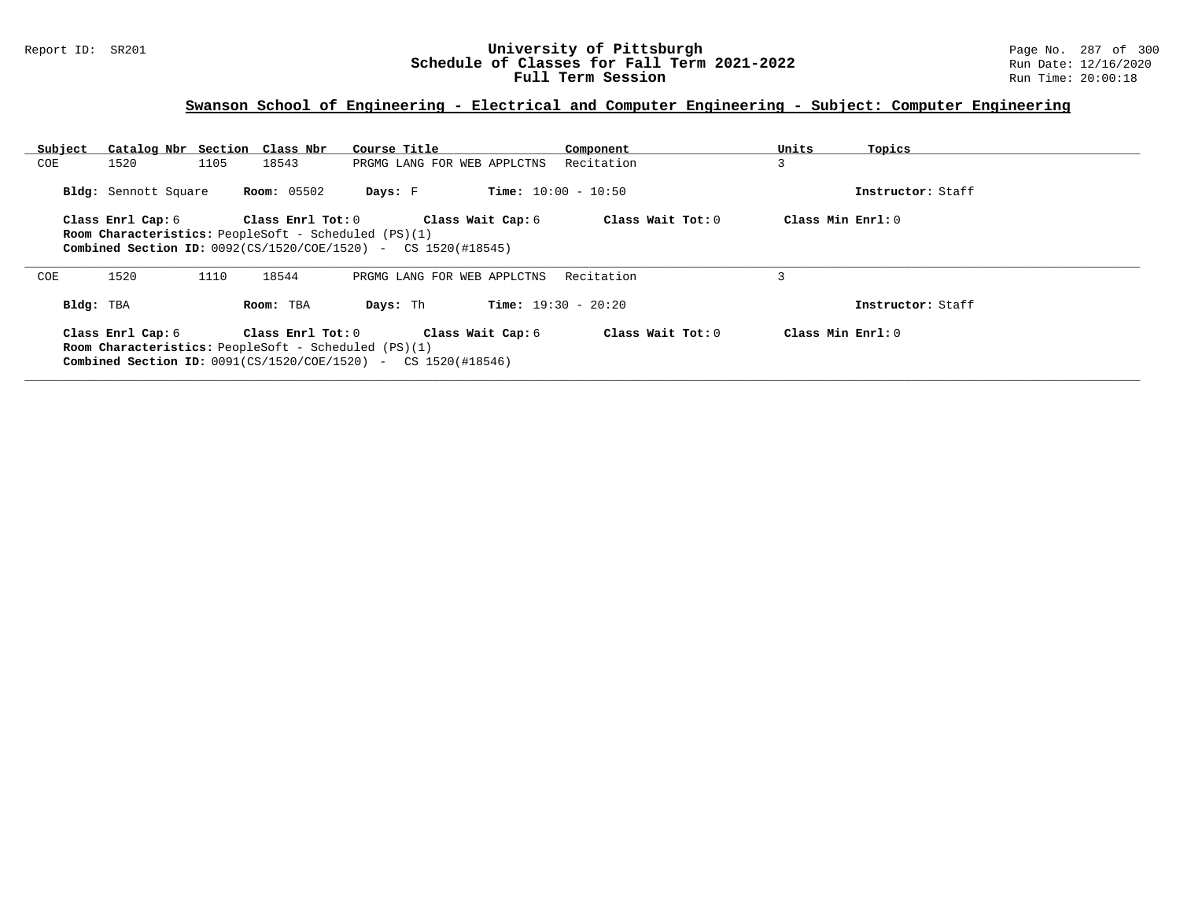## Swanson School of Engineering - Electrical and Computer Engineering - Subject: Computer Engineering

| Subject | Catalog Nbr | Section | Class Nbr | Course Title | Component | Units | Topics |
|---|---|---|---|---|---|---|---|
| COE | 1520 | 1105 | 18543 | PRGMG LANG FOR WEB APPLCTNS | Recitation | 3 | |

**Bldg:** Sennott Square **Room:** 05502 **Days:** F **Time:** 10:00 - 10:50 **Instructor:** Staff

**Class Enrl Cap:** 6 **Class Enrl Tot:** 0 **Class Wait Cap:** 6 **Class Wait Tot:** 0 **Class Min Enrl:** 0
**Room Characteristics:** PeopleSoft - Scheduled (PS)(1)
**Combined Section ID:** 0092(CS/1520/COE/1520) - CS 1520(#18545)

---

| Subject | Catalog Nbr | Section | Class Nbr | Course Title | Component | Units | Topics |
|---|---|---|---|---|---|---|---|
| COE | 1520 | 1110 | 18544 | PRGMG LANG FOR WEB APPLCTNS | Recitation | 3 | |

**Bldg:** TBA **Room:** TBA **Days:** Th **Time:** 19:30 - 20:20 **Instructor:** Staff

**Class Enrl Cap:** 6 **Class Enrl Tot:** 0 **Class Wait Cap:** 6 **Class Wait Tot:** 0 **Class Min Enrl:** 0
**Room Characteristics:** PeopleSoft - Scheduled (PS)(1)
**Combined Section ID:** 0091(CS/1520/COE/1520) - CS 1520(#18546)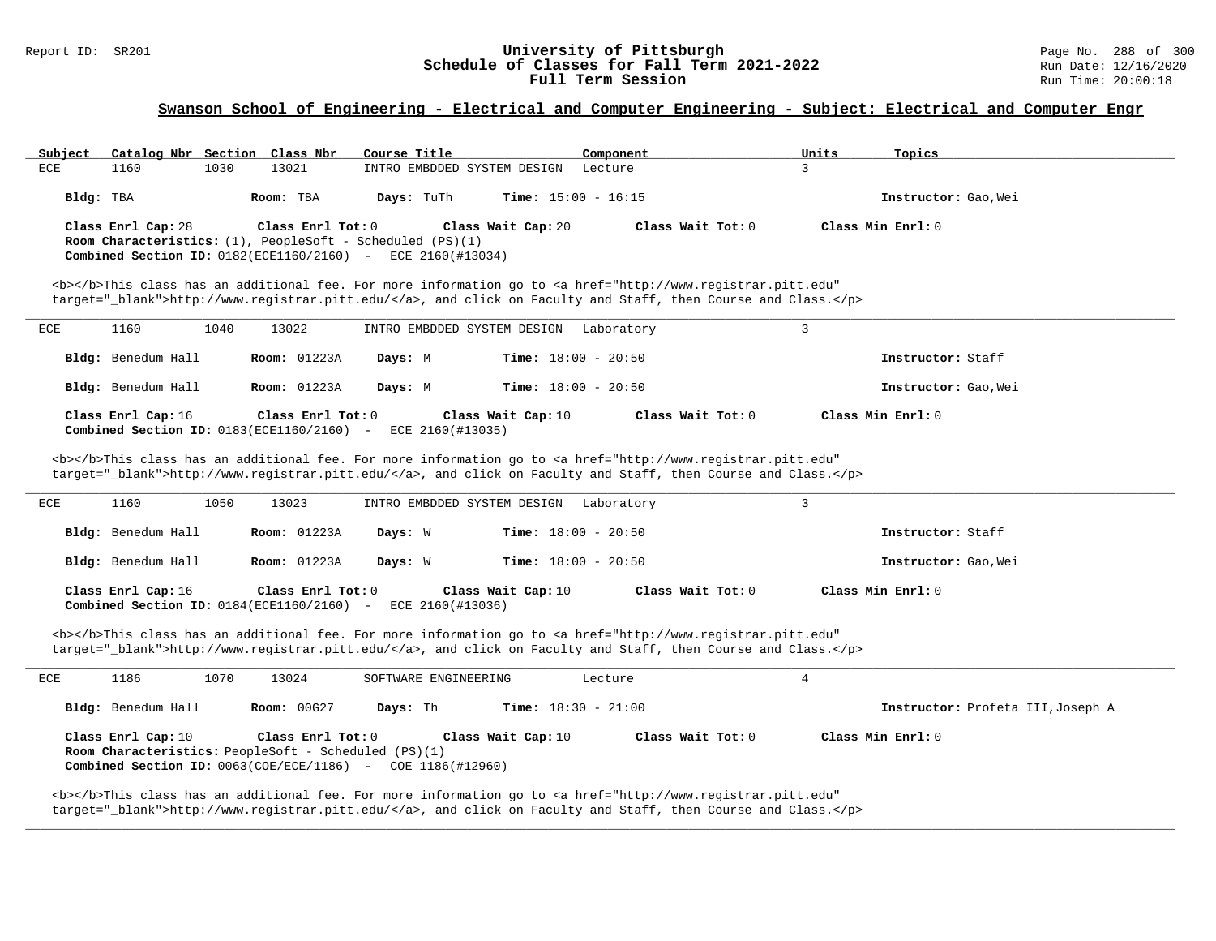## Swanson School of Engineering - Electrical and Computer Engineering - Subject: Electrical and Computer Engr

| Subject | Catalog Nbr | Section | Class Nbr | Course Title | Component | Units | Topics |
|---|---|---|---|---|---|---|---|
| ECE | 1160 | 1030 | 13021 | INTRO EMBDDED SYSTEM DESIGN | Lecture | 3 | |

**Bldg:** TBA **Room:** TBA **Days:** TuTh **Time:** 15:00 - 16:15 **Instructor:** Gao,Wei

**Class Enrl Cap:** 28 **Class Enrl Tot:** 0 **Class Wait Cap:** 20 **Class Wait Tot:** 0 **Class Min Enrl:** 0
**Room Characteristics:** (1), PeopleSoft - Scheduled (PS)(1)
**Combined Section ID:** 0182(ECE1160/2160) - ECE 2160(#13034)

<b></b>This class has an additional fee. For more information go to <a href="http://www.registrar.pitt.edu" target="_blank">http://www.registrar.pitt.edu/</a>, and click on Faculty and Staff, then Course and Class.</p>

---

| Subject | Catalog Nbr | Section | Class Nbr | Course Title | Component | Units | Topics |
|---|---|---|---|---|---|---|---|
| ECE | 1160 | 1040 | 13022 | INTRO EMBDDED SYSTEM DESIGN | Laboratory | 3 | |

**Bldg:** Benedum Hall **Room:** 01223A **Days:** M **Time:** 18:00 - 20:50 **Instructor:** Staff

**Bldg:** Benedum Hall **Room:** 01223A **Days:** M **Time:** 18:00 - 20:50 **Instructor:** Gao,Wei

**Class Enrl Cap:** 16 **Class Enrl Tot:** 0 **Class Wait Cap:** 10 **Class Wait Tot:** 0 **Class Min Enrl:** 0
**Combined Section ID:** 0183(ECE1160/2160) - ECE 2160(#13035)

<b></b>This class has an additional fee. For more information go to <a href="http://www.registrar.pitt.edu" target="_blank">http://www.registrar.pitt.edu/</a>, and click on Faculty and Staff, then Course and Class.</p>

---

| Subject | Catalog Nbr | Section | Class Nbr | Course Title | Component | Units | Topics |
|---|---|---|---|---|---|---|---|
| ECE | 1160 | 1050 | 13023 | INTRO EMBDDED SYSTEM DESIGN | Laboratory | 3 | |

**Bldg:** Benedum Hall **Room:** 01223A **Days:** W **Time:** 18:00 - 20:50 **Instructor:** Staff

**Bldg:** Benedum Hall **Room:** 01223A **Days:** W **Time:** 18:00 - 20:50 **Instructor:** Gao,Wei

**Class Enrl Cap:** 16 **Class Enrl Tot:** 0 **Class Wait Cap:** 10 **Class Wait Tot:** 0 **Class Min Enrl:** 0
**Combined Section ID:** 0184(ECE1160/2160) - ECE 2160(#13036)

<b></b>This class has an additional fee. For more information go to <a href="http://www.registrar.pitt.edu" target="_blank">http://www.registrar.pitt.edu/</a>, and click on Faculty and Staff, then Course and Class.</p>

---

| Subject | Catalog Nbr | Section | Class Nbr | Course Title | Component | Units | Topics |
|---|---|---|---|---|---|---|---|
| ECE | 1186 | 1070 | 13024 | SOFTWARE ENGINEERING | Lecture | 4 | |

**Bldg:** Benedum Hall **Room:** 00G27 **Days:** Th **Time:** 18:30 - 21:00 **Instructor:** Profeta III,Joseph A

**Class Enrl Cap:** 10 **Class Enrl Tot:** 0 **Class Wait Cap:** 10 **Class Wait Tot:** 0 **Class Min Enrl:** 0
**Room Characteristics:** PeopleSoft - Scheduled (PS)(1)
**Combined Section ID:** 0063(COE/ECE/1186) - COE 1186(#12960)

<b></b>This class has an additional fee. For more information go to <a href="http://www.registrar.pitt.edu" target="_blank">http://www.registrar.pitt.edu/</a>, and click on Faculty and Staff, then Course and Class.</p>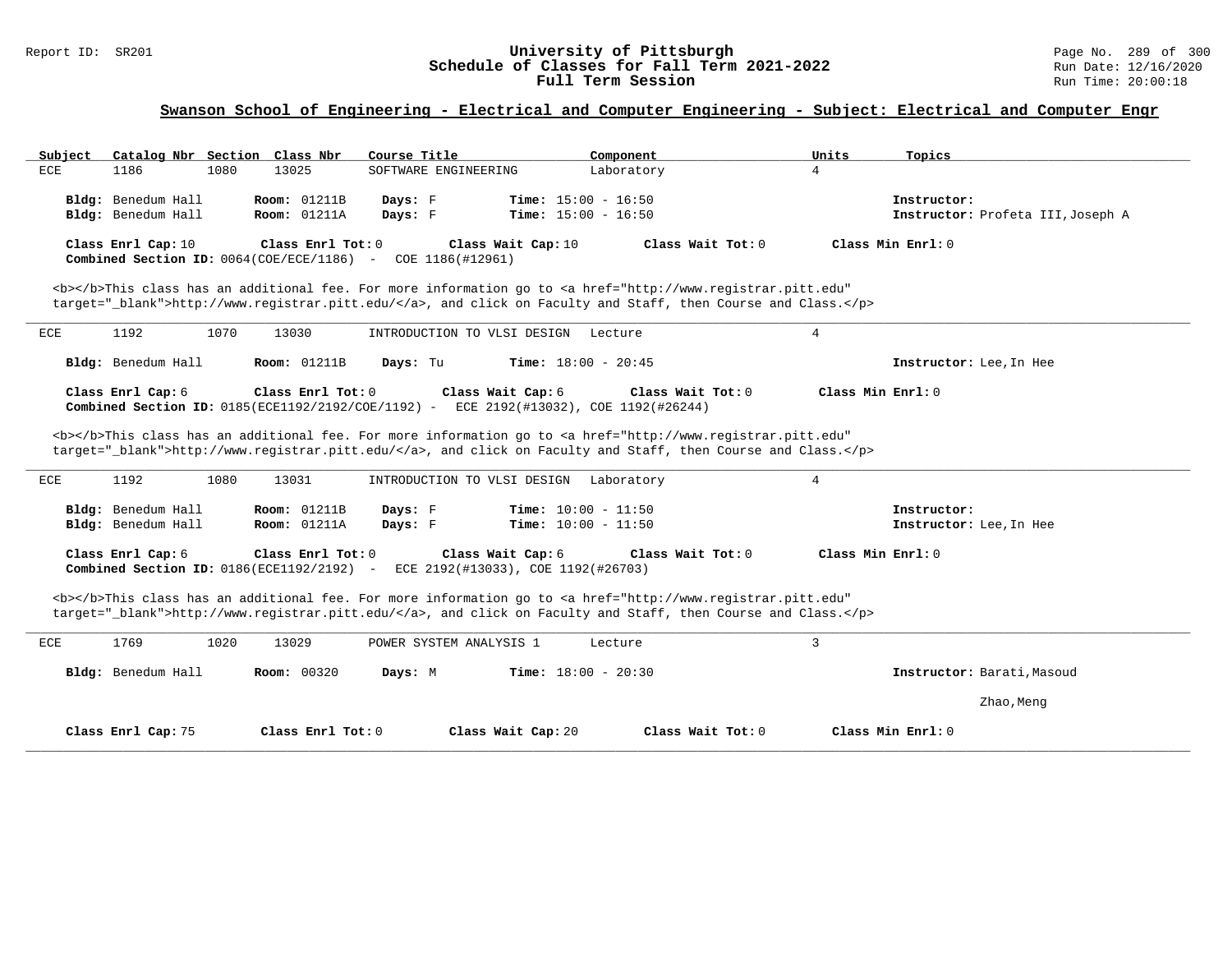## Swanson School of Engineering - Electrical and Computer Engineering - Subject: Electrical and Computer Engr

| Subject | Catalog Nbr | Section | Class Nbr | Course Title | Component | Units | Topics |
|---|---|---|---|---|---|---|---|
| ECE | 1186 | 1080 | 13025 | SOFTWARE ENGINEERING | Laboratory | 4 | |

**Bldg:** Benedum Hall **Room:** 01211B **Days:** F **Time:** 15:00 - 16:50 **Instructor:**
**Bldg:** Benedum Hall **Room:** 01211A **Days:** F **Time:** 15:00 - 16:50 **Instructor:** Profeta III,Joseph A

**Class Enrl Cap:** 10 **Class Enrl Tot:** 0 **Class Wait Cap:** 10 **Class Wait Tot:** 0 **Class Min Enrl:** 0
**Combined Section ID:** 0064(COE/ECE/1186) - COE 1186(#12961)

<b></b>This class has an additional fee. For more information go to <a href="http://www.registrar.pitt.edu" target="_blank">http://www.registrar.pitt.edu/</a>, and click on Faculty and Staff, then Course and Class.</p>

---

| Subject | Catalog Nbr | Section | Class Nbr | Course Title | Component | Units | Topics |
|---|---|---|---|---|---|---|---|
| ECE | 1192 | 1070 | 13030 | INTRODUCTION TO VLSI DESIGN | Lecture | 4 | |

**Bldg:** Benedum Hall **Room:** 01211B **Days:** Tu **Time:** 18:00 - 20:45 **Instructor:** Lee,In Hee

**Class Enrl Cap:** 6 **Class Enrl Tot:** 0 **Class Wait Cap:** 6 **Class Wait Tot:** 0 **Class Min Enrl:** 0
**Combined Section ID:** 0185(ECE1192/2192/COE/1192) - ECE 2192(#13032), COE 1192(#26244)

<b></b>This class has an additional fee. For more information go to <a href="http://www.registrar.pitt.edu" target="_blank">http://www.registrar.pitt.edu/</a>, and click on Faculty and Staff, then Course and Class.</p>

---

| Subject | Catalog Nbr | Section | Class Nbr | Course Title | Component | Units | Topics |
|---|---|---|---|---|---|---|---|
| ECE | 1192 | 1080 | 13031 | INTRODUCTION TO VLSI DESIGN | Laboratory | 4 | |

**Bldg:** Benedum Hall **Room:** 01211B **Days:** F **Time:** 10:00 - 11:50 **Instructor:**
**Bldg:** Benedum Hall **Room:** 01211A **Days:** F **Time:** 10:00 - 11:50 **Instructor:** Lee,In Hee

**Class Enrl Cap:** 6 **Class Enrl Tot:** 0 **Class Wait Cap:** 6 **Class Wait Tot:** 0 **Class Min Enrl:** 0
**Combined Section ID:** 0186(ECE1192/2192) - ECE 2192(#13033), COE 1192(#26703)

<b></b>This class has an additional fee. For more information go to <a href="http://www.registrar.pitt.edu" target="_blank">http://www.registrar.pitt.edu/</a>, and click on Faculty and Staff, then Course and Class.</p>

---

| Subject | Catalog Nbr | Section | Class Nbr | Course Title | Component | Units | Topics |
|---|---|---|---|---|---|---|---|
| ECE | 1769 | 1020 | 13029 | POWER SYSTEM ANALYSIS 1 | Lecture | 3 | |

**Bldg:** Benedum Hall **Room:** 00320 **Days:** M **Time:** 18:00 - 20:30 **Instructor:** Barati,Masoud
Zhao,Meng

**Class Enrl Cap:** 75 **Class Enrl Tot:** 0 **Class Wait Cap:** 20 **Class Wait Tot:** 0 **Class Min Enrl:** 0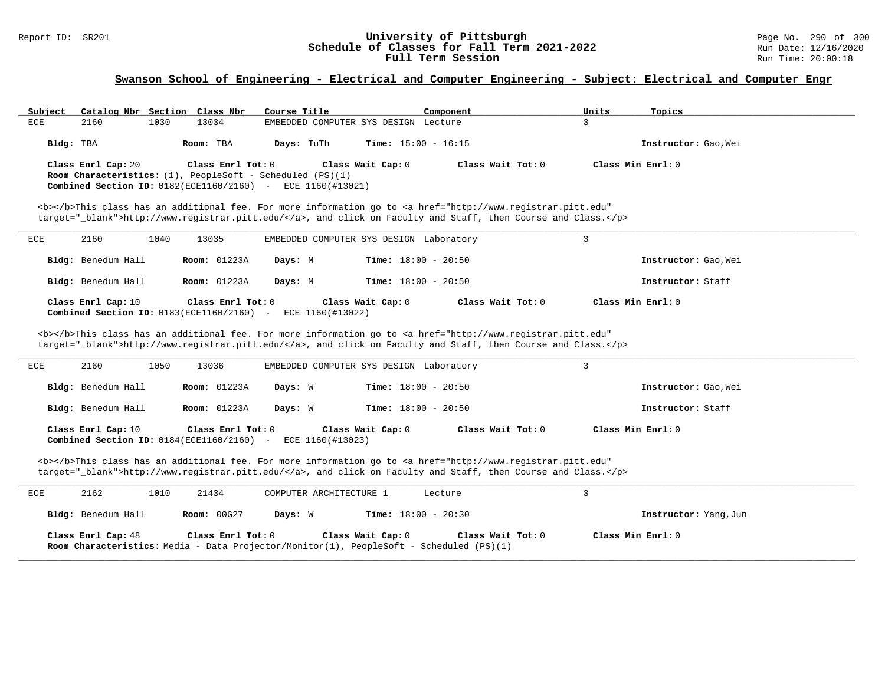## Swanson School of Engineering - Electrical and Computer Engineering - Subject: Electrical and Computer Engr

| Subject | Catalog Nbr | Section | Class Nbr | Course Title | Component | Units | Topics |
|---|---|---|---|---|---|---|---|
| ECE | 2160 | 1030 | 13034 | EMBEDDED COMPUTER SYS DESIGN | Lecture | 3 | |

**Bldg:** TBA **Room:** TBA **Days:** TuTh **Time:** 15:00 - 16:15 **Instructor:** Gao,Wei

**Class Enrl Cap:** 20 **Class Enrl Tot:** 0 **Class Wait Cap:** 0 **Class Wait Tot:** 0 **Class Min Enrl:** 0
**Room Characteristics:** (1), PeopleSoft - Scheduled (PS)(1)
**Combined Section ID:** 0182(ECE1160/2160) - ECE 1160(#13021)

<b></b>This class has an additional fee. For more information go to <a href="http://www.registrar.pitt.edu" target="_blank">http://www.registrar.pitt.edu/</a>, and click on Faculty and Staff, then Course and Class.</p>

---

| Subject | Catalog Nbr | Section | Class Nbr | Course Title | Component | Units | Topics |
|---|---|---|---|---|---|---|---|
| ECE | 2160 | 1040 | 13035 | EMBEDDED COMPUTER SYS DESIGN | Laboratory | 3 | |

**Bldg:** Benedum Hall **Room:** 01223A **Days:** M **Time:** 18:00 - 20:50 **Instructor:** Gao,Wei

**Bldg:** Benedum Hall **Room:** 01223A **Days:** M **Time:** 18:00 - 20:50 **Instructor:** Staff

**Class Enrl Cap:** 10 **Class Enrl Tot:** 0 **Class Wait Cap:** 0 **Class Wait Tot:** 0 **Class Min Enrl:** 0
**Combined Section ID:** 0183(ECE1160/2160) - ECE 1160(#13022)

<b></b>This class has an additional fee. For more information go to <a href="http://www.registrar.pitt.edu" target="_blank">http://www.registrar.pitt.edu/</a>, and click on Faculty and Staff, then Course and Class.</p>

---

| Subject | Catalog Nbr | Section | Class Nbr | Course Title | Component | Units | Topics |
|---|---|---|---|---|---|---|---|
| ECE | 2160 | 1050 | 13036 | EMBEDDED COMPUTER SYS DESIGN | Laboratory | 3 | |

**Bldg:** Benedum Hall **Room:** 01223A **Days:** W **Time:** 18:00 - 20:50 **Instructor:** Gao,Wei

**Bldg:** Benedum Hall **Room:** 01223A **Days:** W **Time:** 18:00 - 20:50 **Instructor:** Staff

**Class Enrl Cap:** 10 **Class Enrl Tot:** 0 **Class Wait Cap:** 0 **Class Wait Tot:** 0 **Class Min Enrl:** 0
**Combined Section ID:** 0184(ECE1160/2160) - ECE 1160(#13023)

<b></b>This class has an additional fee. For more information go to <a href="http://www.registrar.pitt.edu" target="_blank">http://www.registrar.pitt.edu/</a>, and click on Faculty and Staff, then Course and Class.</p>

---

| Subject | Catalog Nbr | Section | Class Nbr | Course Title | Component | Units | Topics |
|---|---|---|---|---|---|---|---|
| ECE | 2162 | 1010 | 21434 | COMPUTER ARCHITECTURE 1 | Lecture | 3 | |

**Bldg:** Benedum Hall **Room:** 00G27 **Days:** W **Time:** 18:00 - 20:30 **Instructor:** Yang,Jun

**Class Enrl Cap:** 48 **Class Enrl Tot:** 0 **Class Wait Cap:** 0 **Class Wait Tot:** 0 **Class Min Enrl:** 0
**Room Characteristics:** Media - Data Projector/Monitor(1), PeopleSoft - Scheduled (PS)(1)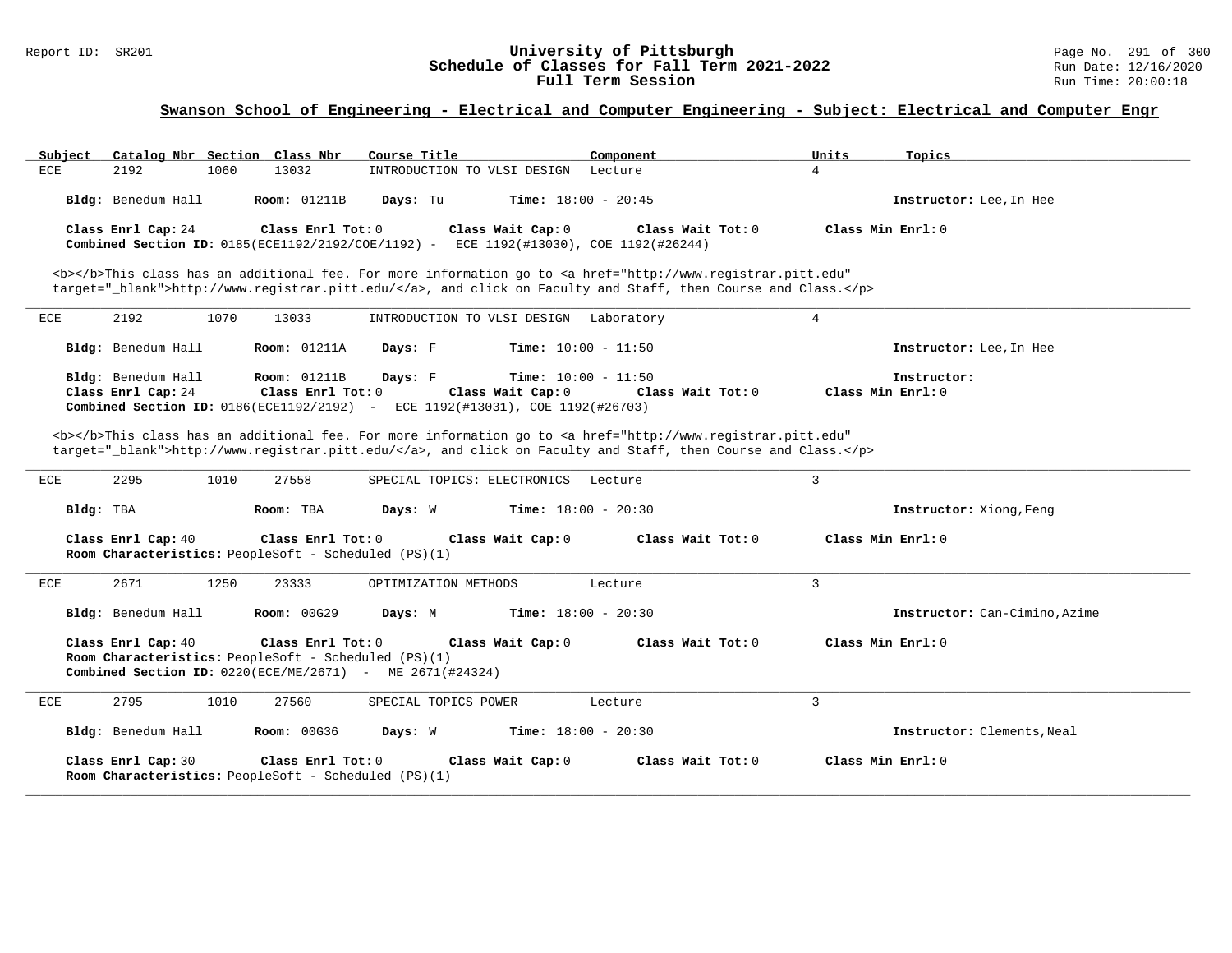## Swanson School of Engineering - Electrical and Computer Engineering - Subject: Electrical and Computer Engr

| Subject | Catalog Nbr | Section | Class Nbr | Course Title | Component | Units | Topics |
|---|---|---|---|---|---|---|---|
| ECE | 2192 | 1060 | 13032 | INTRODUCTION TO VLSI DESIGN | Lecture | 4 | |

**Bldg:** Benedum Hall **Room:** 01211B **Days:** Tu **Time:** 18:00 - 20:45 **Instructor:** Lee,In Hee

**Class Enrl Cap:** 24 **Class Enrl Tot:** 0 **Class Wait Cap:** 0 **Class Wait Tot:** 0 **Class Min Enrl:** 0
**Combined Section ID:** 0185(ECE1192/2192/COE/1192) - ECE 1192(#13030), COE 1192(#26244)

<b></b>This class has an additional fee. For more information go to <a href="http://www.registrar.pitt.edu" target="_blank">http://www.registrar.pitt.edu/</a>, and click on Faculty and Staff, then Course and Class.</p>

---

| Subject | Catalog Nbr | Section | Class Nbr | Course Title | Component | Units | Topics |
|---|---|---|---|---|---|---|---|
| ECE | 2192 | 1070 | 13033 | INTRODUCTION TO VLSI DESIGN | Laboratory | 4 | |

**Bldg:** Benedum Hall **Room:** 01211A **Days:** F **Time:** 10:00 - 11:50 **Instructor:** Lee,In Hee

**Bldg:** Benedum Hall **Room:** 01211B **Days:** F **Time:** 10:00 - 11:50 **Instructor:**
**Class Enrl Cap:** 24 **Class Enrl Tot:** 0 **Class Wait Cap:** 0 **Class Wait Tot:** 0 **Class Min Enrl:** 0
**Combined Section ID:** 0186(ECE1192/2192) - ECE 1192(#13031), COE 1192(#26703)

<b></b>This class has an additional fee. For more information go to <a href="http://www.registrar.pitt.edu" target="_blank">http://www.registrar.pitt.edu/</a>, and click on Faculty and Staff, then Course and Class.</p>

---

| Subject | Catalog Nbr | Section | Class Nbr | Course Title | Component | Units | Topics |
|---|---|---|---|---|---|---|---|
| ECE | 2295 | 1010 | 27558 | SPECIAL TOPICS: ELECTRONICS | Lecture | 3 | |

**Bldg:** TBA **Room:** TBA **Days:** W **Time:** 18:00 - 20:30 **Instructor:** Xiong,Feng

**Class Enrl Cap:** 40 **Class Enrl Tot:** 0 **Class Wait Cap:** 0 **Class Wait Tot:** 0 **Class Min Enrl:** 0
**Room Characteristics:** PeopleSoft - Scheduled (PS)(1)

---

| Subject | Catalog Nbr | Section | Class Nbr | Course Title | Component | Units | Topics |
|---|---|---|---|---|---|---|---|
| ECE | 2671 | 1250 | 23333 | OPTIMIZATION METHODS | Lecture | 3 | |

**Bldg:** Benedum Hall **Room:** 00G29 **Days:** M **Time:** 18:00 - 20:30 **Instructor:** Can-Cimino,Azime

**Class Enrl Cap:** 40 **Class Enrl Tot:** 0 **Class Wait Cap:** 0 **Class Wait Tot:** 0 **Class Min Enrl:** 0
**Room Characteristics:** PeopleSoft - Scheduled (PS)(1)
**Combined Section ID:** 0220(ECE/ME/2671) - ME 2671(#24324)

---

| Subject | Catalog Nbr | Section | Class Nbr | Course Title | Component | Units | Topics |
|---|---|---|---|---|---|---|---|
| ECE | 2795 | 1010 | 27560 | SPECIAL TOPICS POWER | Lecture | 3 | |

**Bldg:** Benedum Hall **Room:** 00G36 **Days:** W **Time:** 18:00 - 20:30 **Instructor:** Clements,Neal

**Class Enrl Cap:** 30 **Class Enrl Tot:** 0 **Class Wait Cap:** 0 **Class Wait Tot:** 0 **Class Min Enrl:** 0
**Room Characteristics:** PeopleSoft - Scheduled (PS)(1)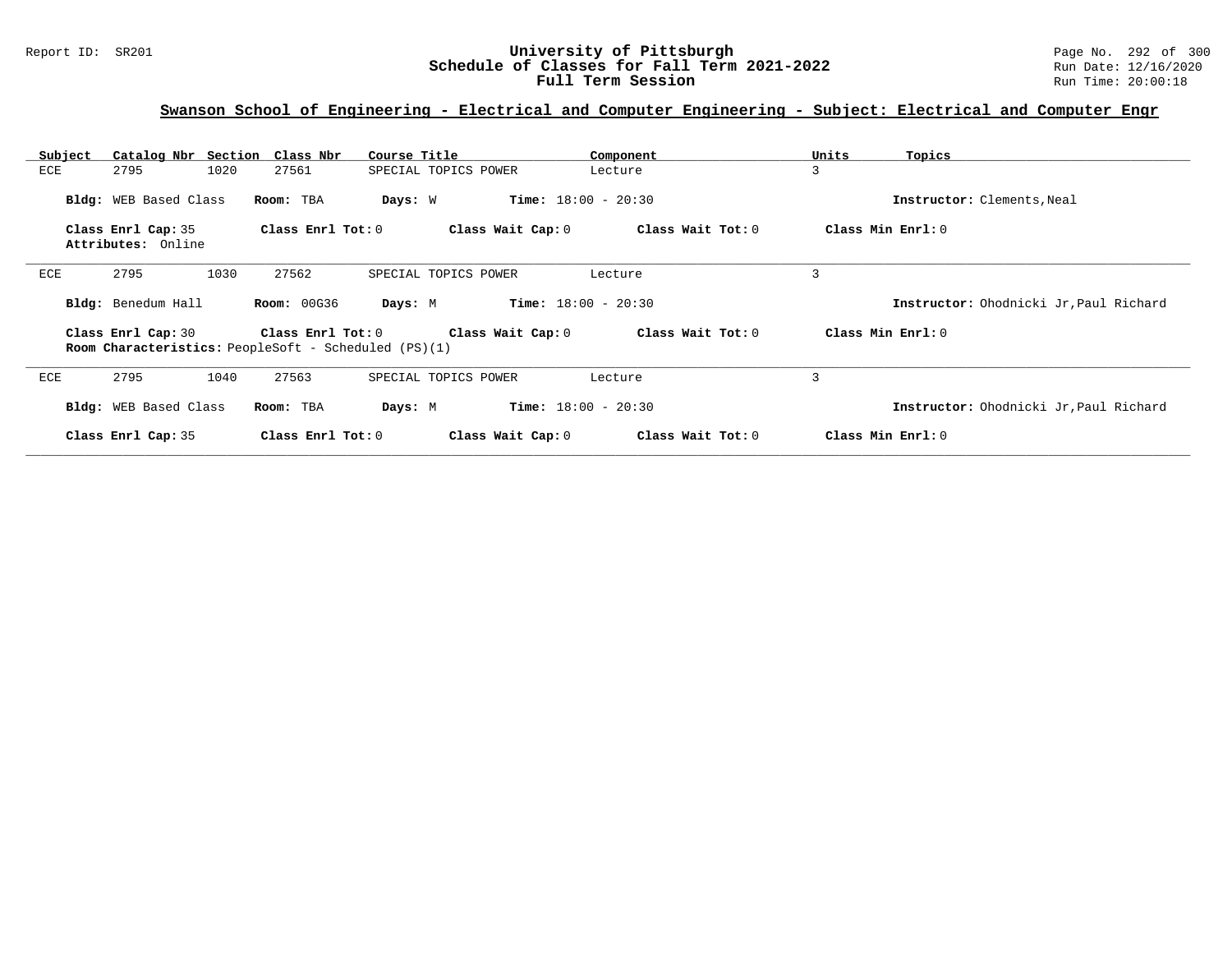## Swanson School of Engineering - Electrical and Computer Engineering - Subject: Electrical and Computer Engr

| Subject | Catalog Nbr | Section | Class Nbr | Course Title | Component | Units | Topics |
|---|---|---|---|---|---|---|---|
| ECE | 2795 | 1020 | 27561 | SPECIAL TOPICS POWER | Lecture | 3 | |

**Bldg:** WEB Based Class **Room:** TBA **Days:** W **Time:** 18:00 - 20:30 **Instructor:** Clements,Neal

**Class Enrl Cap:** 35 **Class Enrl Tot:** 0 **Class Wait Cap:** 0 **Class Wait Tot:** 0 **Class Min Enrl:** 0
**Attributes:** Online

---

| Subject | Catalog Nbr | Section | Class Nbr | Course Title | Component | Units | Topics |
|---|---|---|---|---|---|---|---|
| ECE | 2795 | 1030 | 27562 | SPECIAL TOPICS POWER | Lecture | 3 | |

**Bldg:** Benedum Hall **Room:** 00G36 **Days:** M **Time:** 18:00 - 20:30 **Instructor:** Ohodnicki Jr,Paul Richard

**Class Enrl Cap:** 30 **Class Enrl Tot:** 0 **Class Wait Cap:** 0 **Class Wait Tot:** 0 **Class Min Enrl:** 0
**Room Characteristics:** PeopleSoft - Scheduled (PS)(1)

---

| Subject | Catalog Nbr | Section | Class Nbr | Course Title | Component | Units | Topics |
|---|---|---|---|---|---|---|---|
| ECE | 2795 | 1040 | 27563 | SPECIAL TOPICS POWER | Lecture | 3 | |

**Bldg:** WEB Based Class **Room:** TBA **Days:** M **Time:** 18:00 - 20:30 **Instructor:** Ohodnicki Jr,Paul Richard

**Class Enrl Cap:** 35 **Class Enrl Tot:** 0 **Class Wait Cap:** 0 **Class Wait Tot:** 0 **Class Min Enrl:** 0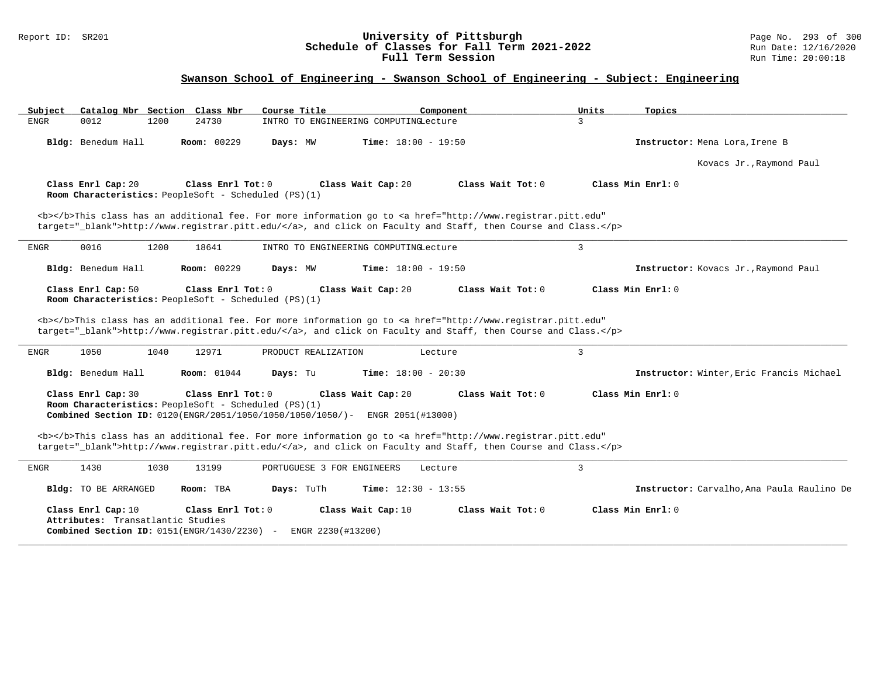## Swanson School of Engineering - Swanson School of Engineering - Subject: Engineering

| Subject | Catalog Nbr | Section | Class Nbr | Course Title | Component | Units | Topics |
|---|---|---|---|---|---|---|---|
| ENGR | 0012 | 1200 | 24730 | INTRO TO ENGINEERING COMPUTING | Lecture | 3 | |

**Bldg:** Benedum Hall **Room:** 00229 **Days:** MW **Time:** 18:00 - 19:50 **Instructor:** Mena Lora,Irene B; Kovacs Jr.,Raymond Paul

**Class Enrl Cap:** 20 **Class Enrl Tot:** 0 **Class Wait Cap:** 20 **Class Wait Tot:** 0 **Class Min Enrl:** 0

**Room Characteristics:** PeopleSoft - Scheduled (PS)(1)

<b></b>This class has an additional fee. For more information go to <a href="http://www.registrar.pitt.edu" target="_blank">http://www.registrar.pitt.edu/</a>, and click on Faculty and Staff, then Course and Class.</p>

---

| Subject | Catalog Nbr | Section | Class Nbr | Course Title | Component | Units | Topics |
|---|---|---|---|---|---|---|---|
| ENGR | 0016 | 1200 | 18641 | INTRO TO ENGINEERING COMPUTING | Lecture | 3 | |

**Bldg:** Benedum Hall **Room:** 00229 **Days:** MW **Time:** 18:00 - 19:50 **Instructor:** Kovacs Jr.,Raymond Paul

**Class Enrl Cap:** 50 **Class Enrl Tot:** 0 **Class Wait Cap:** 20 **Class Wait Tot:** 0 **Class Min Enrl:** 0

**Room Characteristics:** PeopleSoft - Scheduled (PS)(1)

<b></b>This class has an additional fee. For more information go to <a href="http://www.registrar.pitt.edu" target="_blank">http://www.registrar.pitt.edu/</a>, and click on Faculty and Staff, then Course and Class.</p>

---

| Subject | Catalog Nbr | Section | Class Nbr | Course Title | Component | Units | Topics |
|---|---|---|---|---|---|---|---|
| ENGR | 1050 | 1040 | 12971 | PRODUCT REALIZATION | Lecture | 3 | |

**Bldg:** Benedum Hall **Room:** 01044 **Days:** Tu **Time:** 18:00 - 20:30 **Instructor:** Winter,Eric Francis Michael

**Class Enrl Cap:** 30 **Class Enrl Tot:** 0 **Class Wait Cap:** 20 **Class Wait Tot:** 0 **Class Min Enrl:** 0

**Room Characteristics:** PeopleSoft - Scheduled (PS)(1)

**Combined Section ID:** 0120(ENGR/2051/1050/1050/1050/1050/)- ENGR 2051(#13000)

<b></b>This class has an additional fee. For more information go to <a href="http://www.registrar.pitt.edu" target="_blank">http://www.registrar.pitt.edu/</a>, and click on Faculty and Staff, then Course and Class.</p>

---

| Subject | Catalog Nbr | Section | Class Nbr | Course Title | Component | Units | Topics |
|---|---|---|---|---|---|---|---|
| ENGR | 1430 | 1030 | 13199 | PORTUGUESE 3 FOR ENGINEERS | Lecture | 3 | |

**Bldg:** TO BE ARRANGED **Room:** TBA **Days:** TuTh **Time:** 12:30 - 13:55 **Instructor:** Carvalho,Ana Paula Raulino De

**Class Enrl Cap:** 10 **Class Enrl Tot:** 0 **Class Wait Cap:** 10 **Class Wait Tot:** 0 **Class Min Enrl:** 0

**Attributes:** Transatlantic Studies

**Combined Section ID:** 0151(ENGR/1430/2230) - ENGR 2230(#13200)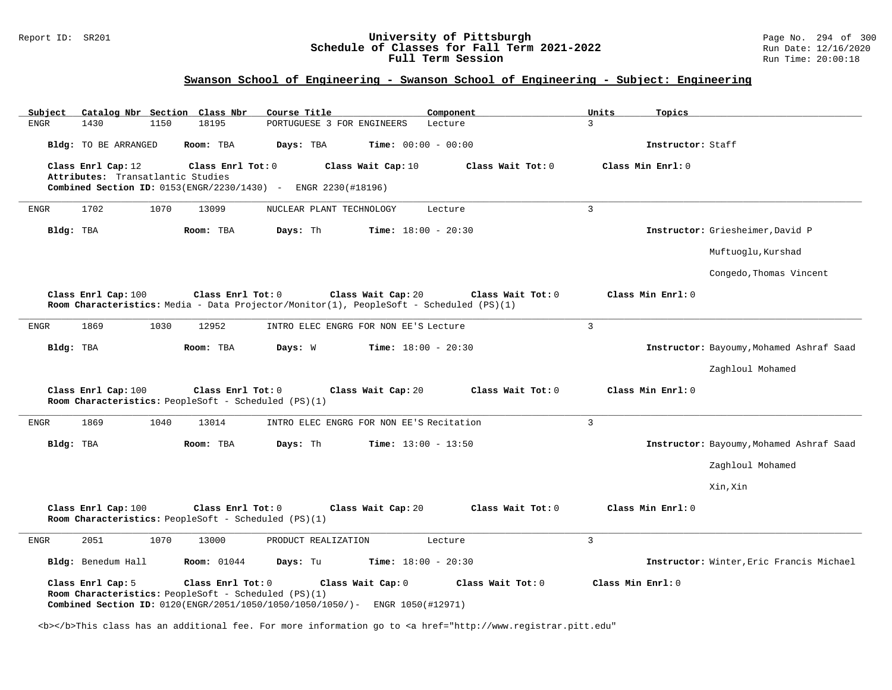## Swanson School of Engineering - Swanson School of Engineering - Subject: Engineering

| Subject | Catalog Nbr | Section | Class Nbr | Course Title | Component | Units | Topics |
|---|---|---|---|---|---|---|---|
| ENGR | 1430 | 1150 | 18195 | PORTUGUESE 3 FOR ENGINEERS | Lecture | 3 | |

**Bldg:** TO BE ARRANGED **Room:** TBA **Days:** TBA **Time:** 00:00 - 00:00 **Instructor:** Staff

**Class Enrl Cap:** 12 **Class Enrl Tot:** 0 **Class Wait Cap:** 10 **Class Wait Tot:** 0 **Class Min Enrl:** 0
**Attributes:** Transatlantic Studies
**Combined Section ID:** 0153(ENGR/2230/1430) - ENGR 2230(#18196)

---

| Subject | Catalog Nbr | Section | Class Nbr | Course Title | Component | Units | Topics |
|---|---|---|---|---|---|---|---|
| ENGR | 1702 | 1070 | 13099 | NUCLEAR PLANT TECHNOLOGY | Lecture | 3 | |

**Bldg:** TBA **Room:** TBA **Days:** Th **Time:** 18:00 - 20:30 **Instructor:** Griesheimer,David P

Muftuoglu,Kurshad

Congedo,Thomas Vincent

**Class Enrl Cap:** 100 **Class Enrl Tot:** 0 **Class Wait Cap:** 20 **Class Wait Tot:** 0 **Class Min Enrl:** 0
**Room Characteristics:** Media - Data Projector/Monitor(1), PeopleSoft - Scheduled (PS)(1)

---

| Subject | Catalog Nbr | Section | Class Nbr | Course Title | Component | Units | Topics |
|---|---|---|---|---|---|---|---|
| ENGR | 1869 | 1030 | 12952 | INTRO ELEC ENGRG FOR NON EE'S | Lecture | 3 | |

**Bldg:** TBA **Room:** TBA **Days:** W **Time:** 18:00 - 20:30 **Instructor:** Bayoumy,Mohamed Ashraf Saad

Zaghloul Mohamed

**Class Enrl Cap:** 100 **Class Enrl Tot:** 0 **Class Wait Cap:** 20 **Class Wait Tot:** 0 **Class Min Enrl:** 0
**Room Characteristics:** PeopleSoft - Scheduled (PS)(1)

---

| Subject | Catalog Nbr | Section | Class Nbr | Course Title | Component | Units | Topics |
|---|---|---|---|---|---|---|---|
| ENGR | 1869 | 1040 | 13014 | INTRO ELEC ENGRG FOR NON EE'S | Recitation | 3 | |

**Bldg:** TBA **Room:** TBA **Days:** Th **Time:** 13:00 - 13:50 **Instructor:** Bayoumy,Mohamed Ashraf Saad

Zaghloul Mohamed

Xin,Xin

**Class Enrl Cap:** 100 **Class Enrl Tot:** 0 **Class Wait Cap:** 20 **Class Wait Tot:** 0 **Class Min Enrl:** 0
**Room Characteristics:** PeopleSoft - Scheduled (PS)(1)

---

| Subject | Catalog Nbr | Section | Class Nbr | Course Title | Component | Units | Topics |
|---|---|---|---|---|---|---|---|
| ENGR | 2051 | 1070 | 13000 | PRODUCT REALIZATION | Lecture | 3 | |

**Bldg:** Benedum Hall **Room:** 01044 **Days:** Tu **Time:** 18:00 - 20:30 **Instructor:** Winter,Eric Francis Michael

**Class Enrl Cap:** 5 **Class Enrl Tot:** 0 **Class Wait Cap:** 0 **Class Wait Tot:** 0 **Class Min Enrl:** 0
**Room Characteristics:** PeopleSoft - Scheduled (PS)(1)
**Combined Section ID:** 0120(ENGR/2051/1050/1050/1050/1050/)- ENGR 1050(#12971)

<b></b>This class has an additional fee. For more information go to <a href="http://www.registrar.pitt.edu"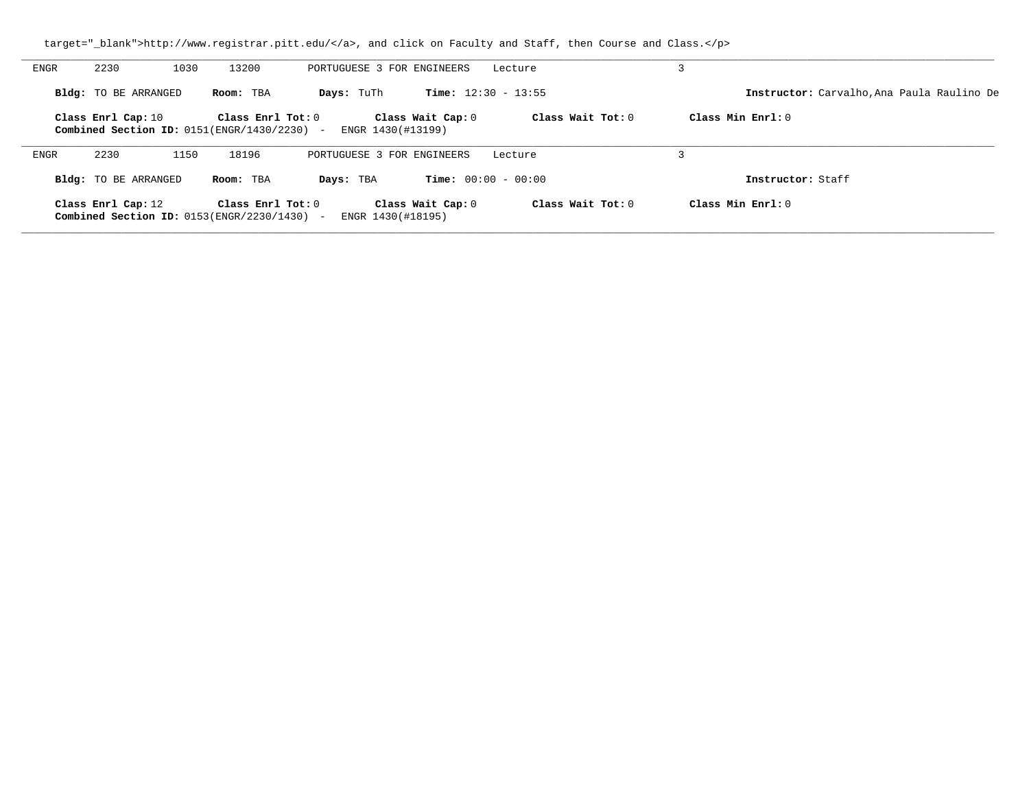target="_blank">http://www.registrar.pitt.edu/</a>, and click on Faculty and Staff, then Course and Class.</p>

---

ENGR 2230 1030 13200 PORTUGUESE 3 FOR ENGINEERS Lecture 3

**Bldg:** TO BE ARRANGED **Room:** TBA **Days:** TuTh **Time:** 12:30 - 13:55 **Instructor:** Carvalho,Ana Paula Raulino De

**Class Enrl Cap:** 10 **Class Enrl Tot:** 0 **Class Wait Cap:** 0 **Class Wait Tot:** 0 **Class Min Enrl:** 0
**Combined Section ID:** 0151(ENGR/1430/2230) - ENGR 1430(#13199)

---

ENGR 2230 1150 18196 PORTUGUESE 3 FOR ENGINEERS Lecture 3

**Bldg:** TO BE ARRANGED **Room:** TBA **Days:** TBA **Time:** 00:00 - 00:00 **Instructor:** Staff

**Class Enrl Cap:** 12 **Class Enrl Tot:** 0 **Class Wait Cap:** 0 **Class Wait Tot:** 0 **Class Min Enrl:** 0
**Combined Section ID:** 0153(ENGR/2230/1430) - ENGR 1430(#18195)

---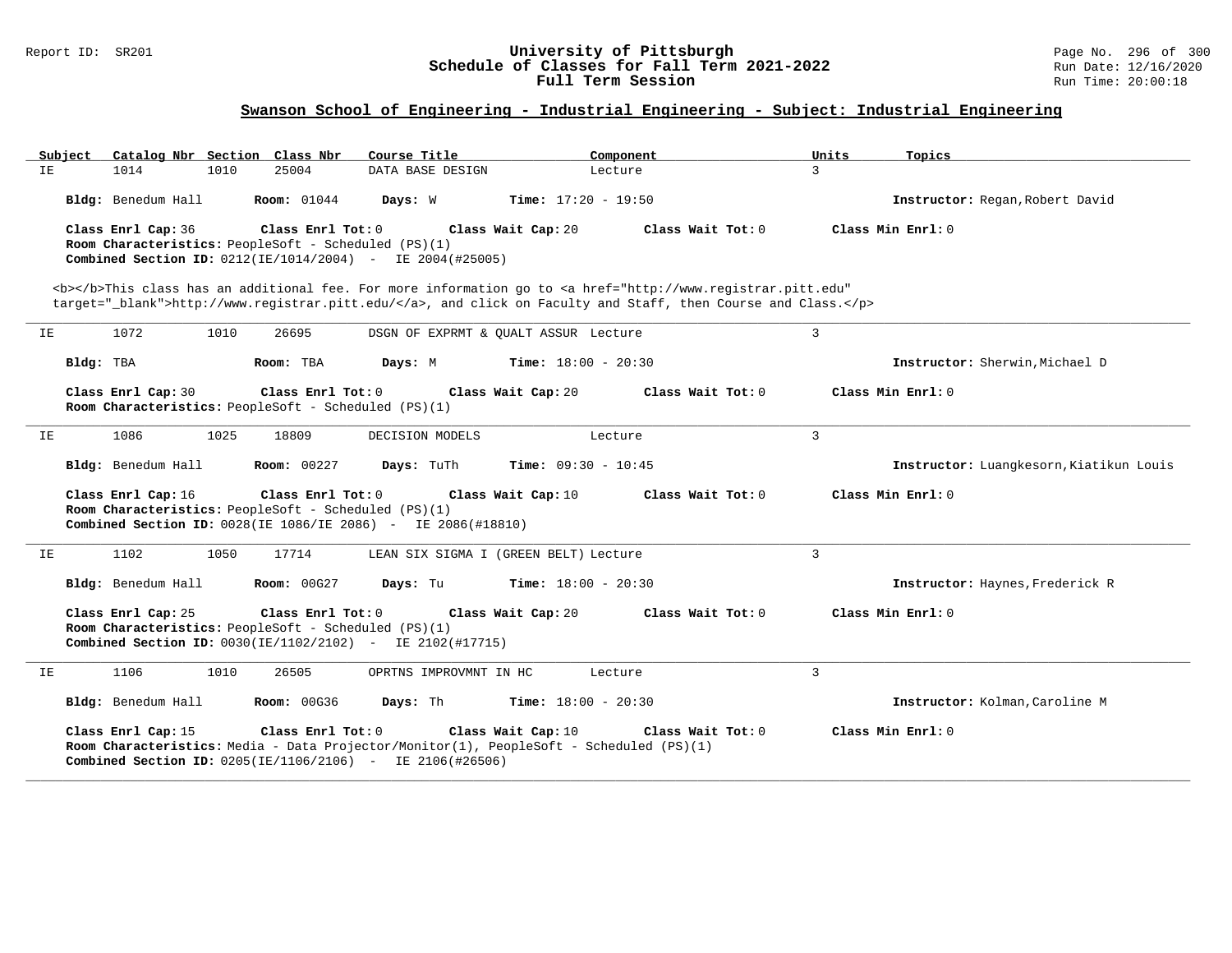## Swanson School of Engineering - Industrial Engineering - Subject: Industrial Engineering

| Subject | Catalog Nbr | Section | Class Nbr | Course Title | Component | Units | Topics |
|---|---|---|---|---|---|---|---|
| IE | 1014 | 1010 | 25004 | DATA BASE DESIGN | Lecture | 3 | |

**Bldg:** Benedum Hall **Room:** 01044 **Days:** W **Time:** 17:20 - 19:50 **Instructor:** Regan,Robert David

**Class Enrl Cap:** 36 **Class Enrl Tot:** 0 **Class Wait Cap:** 20 **Class Wait Tot:** 0 **Class Min Enrl:** 0
**Room Characteristics:** PeopleSoft - Scheduled (PS)(1)
**Combined Section ID:** 0212(IE/1014/2004) - IE 2004(#25005)

<b></b>This class has an additional fee. For more information go to <a href="http://www.registrar.pitt.edu" target="_blank">http://www.registrar.pitt.edu/</a>, and click on Faculty and Staff, then Course and Class.</p>

---

| Subject | Catalog Nbr | Section | Class Nbr | Course Title | Component | Units | Topics |
|---|---|---|---|---|---|---|---|
| IE | 1072 | 1010 | 26695 | DSGN OF EXPRMT & QUALT ASSUR | Lecture | 3 | |

**Bldg:** TBA **Room:** TBA **Days:** M **Time:** 18:00 - 20:30 **Instructor:** Sherwin,Michael D

**Class Enrl Cap:** 30 **Class Enrl Tot:** 0 **Class Wait Cap:** 20 **Class Wait Tot:** 0 **Class Min Enrl:** 0
**Room Characteristics:** PeopleSoft - Scheduled (PS)(1)

---

| Subject | Catalog Nbr | Section | Class Nbr | Course Title | Component | Units | Topics |
|---|---|---|---|---|---|---|---|
| IE | 1086 | 1025 | 18809 | DECISION MODELS | Lecture | 3 | |

**Bldg:** Benedum Hall **Room:** 00227 **Days:** TuTh **Time:** 09:30 - 10:45 **Instructor:** Luangkesorn,Kiatikun Louis

**Class Enrl Cap:** 16 **Class Enrl Tot:** 0 **Class Wait Cap:** 10 **Class Wait Tot:** 0 **Class Min Enrl:** 0
**Room Characteristics:** PeopleSoft - Scheduled (PS)(1)
**Combined Section ID:** 0028(IE 1086/IE 2086) - IE 2086(#18810)

---

| Subject | Catalog Nbr | Section | Class Nbr | Course Title | Component | Units | Topics |
|---|---|---|---|---|---|---|---|
| IE | 1102 | 1050 | 17714 | LEAN SIX SIGMA I (GREEN BELT) | Lecture | 3 | |

**Bldg:** Benedum Hall **Room:** 00G27 **Days:** Tu **Time:** 18:00 - 20:30 **Instructor:** Haynes,Frederick R

**Class Enrl Cap:** 25 **Class Enrl Tot:** 0 **Class Wait Cap:** 20 **Class Wait Tot:** 0 **Class Min Enrl:** 0
**Room Characteristics:** PeopleSoft - Scheduled (PS)(1)
**Combined Section ID:** 0030(IE/1102/2102) - IE 2102(#17715)

---

| Subject | Catalog Nbr | Section | Class Nbr | Course Title | Component | Units | Topics |
|---|---|---|---|---|---|---|---|
| IE | 1106 | 1010 | 26505 | OPRTNS IMPROVMNT IN HC | Lecture | 3 | |

**Bldg:** Benedum Hall **Room:** 00G36 **Days:** Th **Time:** 18:00 - 20:30 **Instructor:** Kolman,Caroline M

**Class Enrl Cap:** 15 **Class Enrl Tot:** 0 **Class Wait Cap:** 10 **Class Wait Tot:** 0 **Class Min Enrl:** 0
**Room Characteristics:** Media - Data Projector/Monitor(1), PeopleSoft - Scheduled (PS)(1)
**Combined Section ID:** 0205(IE/1106/2106) - IE 2106(#26506)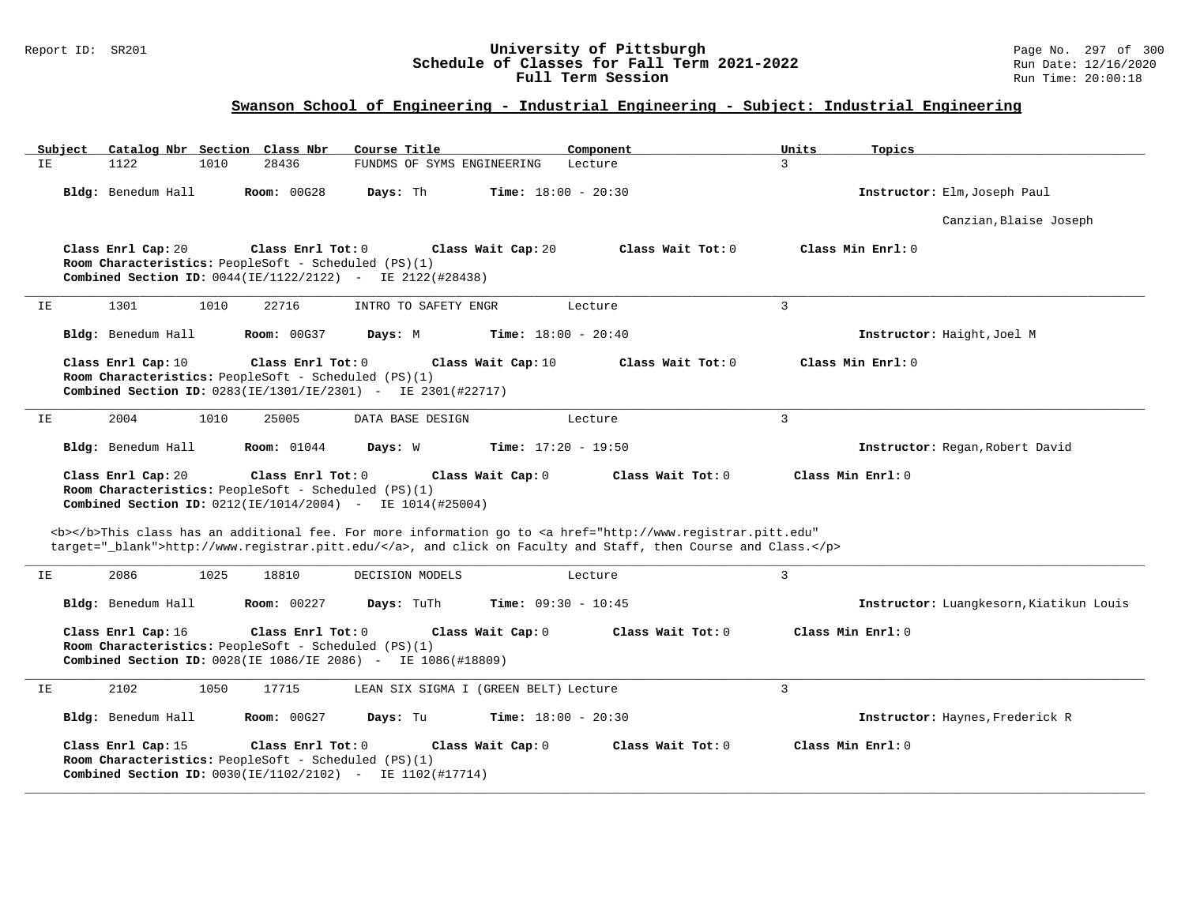## Swanson School of Engineering - Industrial Engineering - Subject: Industrial Engineering

| Subject | Catalog Nbr | Section | Class Nbr | Course Title | Component | Units | Topics |
|---|---|---|---|---|---|---|---|
| IE | 1122 | 1010 | 28436 | FUNDMS OF SYMS ENGINEERING | Lecture | 3 | |

**Bldg:** Benedum Hall **Room:** 00G28 **Days:** Th **Time:** 18:00 - 20:30 **Instructor:** Elm,Joseph Paul
Canzian,Blaise Joseph

**Class Enrl Cap:** 20 **Class Enrl Tot:** 0 **Class Wait Cap:** 20 **Class Wait Tot:** 0 **Class Min Enrl:** 0
**Room Characteristics:** PeopleSoft - Scheduled (PS)(1)
**Combined Section ID:** 0044(IE/1122/2122) - IE 2122(#28438)

---

| Subject | Catalog Nbr | Section | Class Nbr | Course Title | Component | Units | Topics |
|---|---|---|---|---|---|---|---|
| IE | 1301 | 1010 | 22716 | INTRO TO SAFETY ENGR | Lecture | 3 | |

**Bldg:** Benedum Hall **Room:** 00G37 **Days:** M **Time:** 18:00 - 20:40 **Instructor:** Haight,Joel M

**Class Enrl Cap:** 10 **Class Enrl Tot:** 0 **Class Wait Cap:** 10 **Class Wait Tot:** 0 **Class Min Enrl:** 0
**Room Characteristics:** PeopleSoft - Scheduled (PS)(1)
**Combined Section ID:** 0283(IE/1301/IE/2301) - IE 2301(#22717)

---

| Subject | Catalog Nbr | Section | Class Nbr | Course Title | Component | Units | Topics |
|---|---|---|---|---|---|---|---|
| IE | 2004 | 1010 | 25005 | DATA BASE DESIGN | Lecture | 3 | |

**Bldg:** Benedum Hall **Room:** 01044 **Days:** W **Time:** 17:20 - 19:50 **Instructor:** Regan,Robert David

**Class Enrl Cap:** 20 **Class Enrl Tot:** 0 **Class Wait Cap:** 0 **Class Wait Tot:** 0 **Class Min Enrl:** 0
**Room Characteristics:** PeopleSoft - Scheduled (PS)(1)
**Combined Section ID:** 0212(IE/1014/2004) - IE 1014(#25004)

<b></b>This class has an additional fee. For more information go to <a href="http://www.registrar.pitt.edu" target="_blank">http://www.registrar.pitt.edu/</a>, and click on Faculty and Staff, then Course and Class.</p>

---

| Subject | Catalog Nbr | Section | Class Nbr | Course Title | Component | Units | Topics |
|---|---|---|---|---|---|---|---|
| IE | 2086 | 1025 | 18810 | DECISION MODELS | Lecture | 3 | |

**Bldg:** Benedum Hall **Room:** 00227 **Days:** TuTh **Time:** 09:30 - 10:45 **Instructor:** Luangkesorn,Kiatikun Louis

**Class Enrl Cap:** 16 **Class Enrl Tot:** 0 **Class Wait Cap:** 0 **Class Wait Tot:** 0 **Class Min Enrl:** 0
**Room Characteristics:** PeopleSoft - Scheduled (PS)(1)
**Combined Section ID:** 0028(IE 1086/IE 2086) - IE 1086(#18809)

---

| Subject | Catalog Nbr | Section | Class Nbr | Course Title | Component | Units | Topics |
|---|---|---|---|---|---|---|---|
| IE | 2102 | 1050 | 17715 | LEAN SIX SIGMA I (GREEN BELT) | Lecture | 3 | |

**Bldg:** Benedum Hall **Room:** 00G27 **Days:** Tu **Time:** 18:00 - 20:30 **Instructor:** Haynes,Frederick R

**Class Enrl Cap:** 15 **Class Enrl Tot:** 0 **Class Wait Cap:** 0 **Class Wait Tot:** 0 **Class Min Enrl:** 0
**Room Characteristics:** PeopleSoft - Scheduled (PS)(1)
**Combined Section ID:** 0030(IE/1102/2102) - IE 1102(#17714)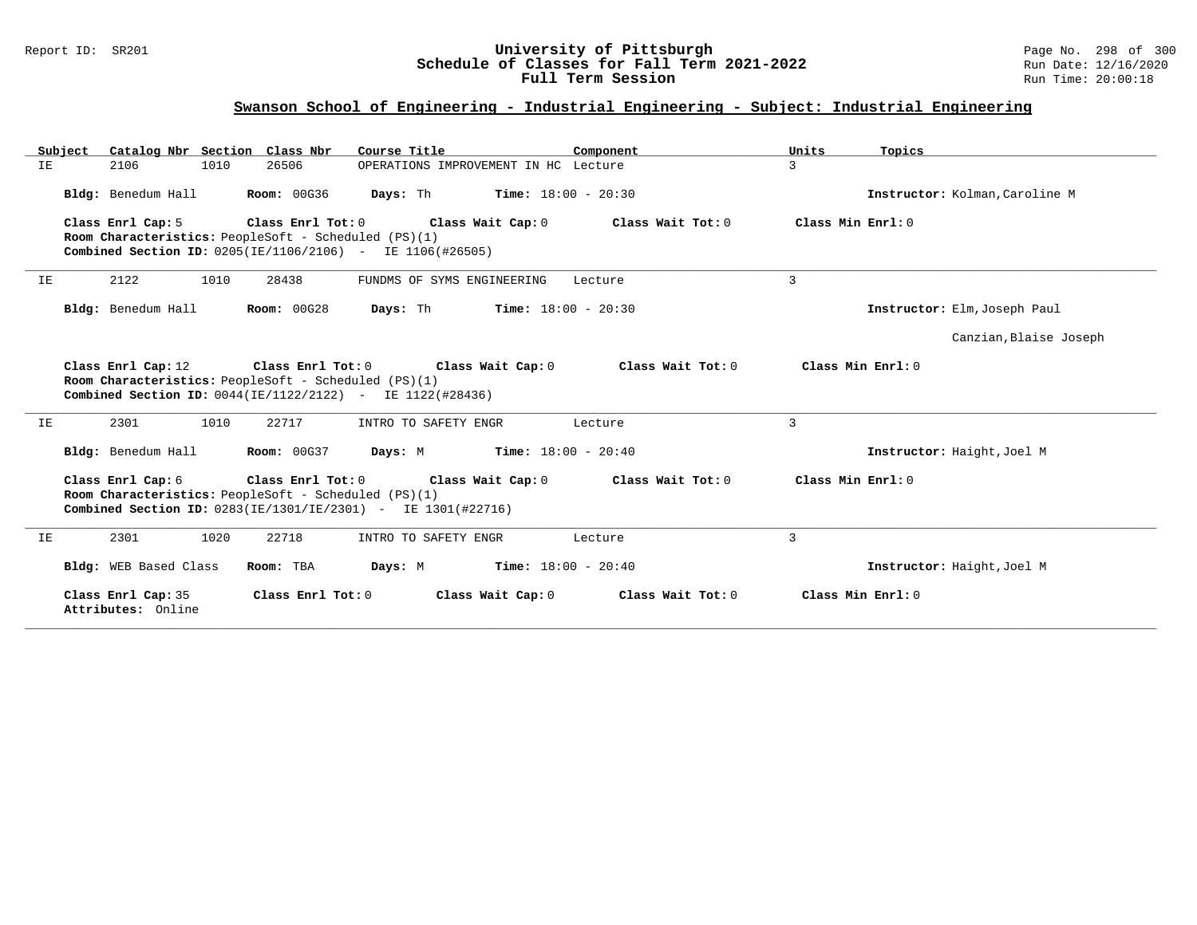## Swanson School of Engineering - Industrial Engineering - Subject: Industrial Engineering

| Subject | Catalog Nbr | Section | Class Nbr | Course Title | Component | Units | Topics |
|---|---|---|---|---|---|---|---|
| IE | 2106 | 1010 | 26506 | OPERATIONS IMPROVEMENT IN HC | Lecture | 3 | |

**Bldg:** Benedum Hall **Room:** 00G36 **Days:** Th **Time:** 18:00 - 20:30 **Instructor:** Kolman,Caroline M

**Class Enrl Cap:** 5 **Class Enrl Tot:** 0 **Class Wait Cap:** 0 **Class Wait Tot:** 0 **Class Min Enrl:** 0
**Room Characteristics:** PeopleSoft - Scheduled (PS)(1)
**Combined Section ID:** 0205(IE/1106/2106) - IE 1106(#26505)

---

| Subject | Catalog Nbr | Section | Class Nbr | Course Title | Component | Units | Topics |
|---|---|---|---|---|---|---|---|
| IE | 2122 | 1010 | 28438 | FUNDMS OF SYMS ENGINEERING | Lecture | 3 | |

**Bldg:** Benedum Hall **Room:** 00G28 **Days:** Th **Time:** 18:00 - 20:30 **Instructor:** Elm,Joseph Paul
Canzian,Blaise Joseph

**Class Enrl Cap:** 12 **Class Enrl Tot:** 0 **Class Wait Cap:** 0 **Class Wait Tot:** 0 **Class Min Enrl:** 0
**Room Characteristics:** PeopleSoft - Scheduled (PS)(1)
**Combined Section ID:** 0044(IE/1122/2122) - IE 1122(#28436)

---

| Subject | Catalog Nbr | Section | Class Nbr | Course Title | Component | Units | Topics |
|---|---|---|---|---|---|---|---|
| IE | 2301 | 1010 | 22717 | INTRO TO SAFETY ENGR | Lecture | 3 | |

**Bldg:** Benedum Hall **Room:** 00G37 **Days:** M **Time:** 18:00 - 20:40 **Instructor:** Haight,Joel M

**Class Enrl Cap:** 6 **Class Enrl Tot:** 0 **Class Wait Cap:** 0 **Class Wait Tot:** 0 **Class Min Enrl:** 0
**Room Characteristics:** PeopleSoft - Scheduled (PS)(1)
**Combined Section ID:** 0283(IE/1301/IE/2301) - IE 1301(#22716)

---

| Subject | Catalog Nbr | Section | Class Nbr | Course Title | Component | Units | Topics |
|---|---|---|---|---|---|---|---|
| IE | 2301 | 1020 | 22718 | INTRO TO SAFETY ENGR | Lecture | 3 | |

**Bldg:** WEB Based Class **Room:** TBA **Days:** M **Time:** 18:00 - 20:40 **Instructor:** Haight,Joel M

**Class Enrl Cap:** 35 **Class Enrl Tot:** 0 **Class Wait Cap:** 0 **Class Wait Tot:** 0 **Class Min Enrl:** 0
**Attributes:** Online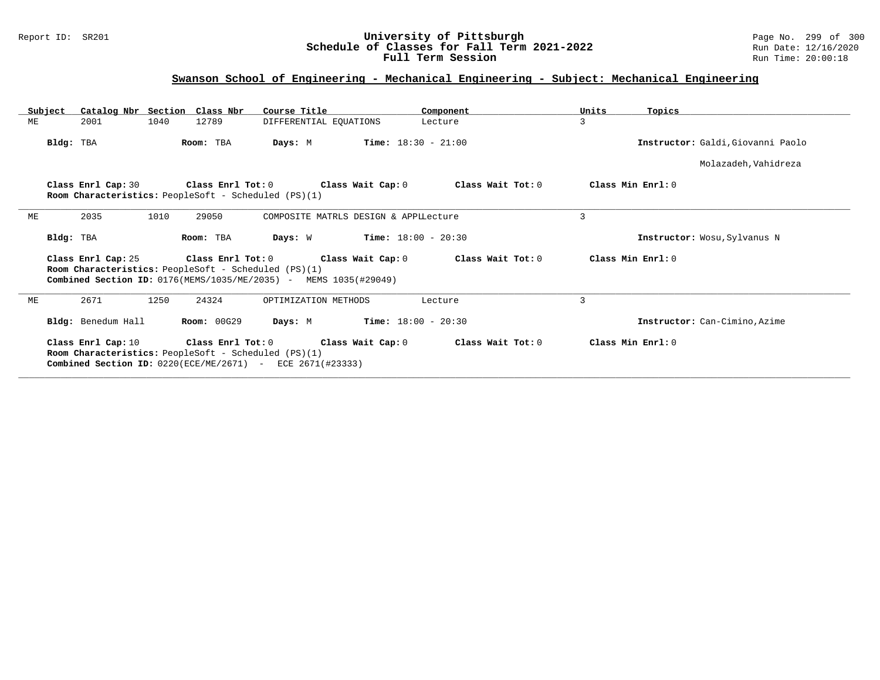## Swanson School of Engineering - Mechanical Engineering - Subject: Mechanical Engineering

| Subject | Catalog Nbr | Section | Class Nbr | Course Title | Component | Units | Topics |
|---|---|---|---|---|---|---|---|
| ME | 2001 | 1040 | 12789 | DIFFERENTIAL EQUATIONS | Lecture | 3 | |

**Bldg:** TBA **Room:** TBA **Days:** M **Time:** 18:30 - 21:00 **Instructor:** Galdi,Giovanni Paolo; Molazadeh,Vahidreza

**Class Enrl Cap:** 30 **Class Enrl Tot:** 0 **Class Wait Cap:** 0 **Class Wait Tot:** 0 **Class Min Enrl:** 0

**Room Characteristics:** PeopleSoft - Scheduled (PS)(1)

---

| Subject | Catalog Nbr | Section | Class Nbr | Course Title | Component | Units | Topics |
|---|---|---|---|---|---|---|---|
| ME | 2035 | 1010 | 29050 | COMPOSITE MATRLS DESIGN & APPL | Lecture | 3 | |

**Bldg:** TBA **Room:** TBA **Days:** W **Time:** 18:00 - 20:30 **Instructor:** Wosu,Sylvanus N

**Class Enrl Cap:** 25 **Class Enrl Tot:** 0 **Class Wait Cap:** 0 **Class Wait Tot:** 0 **Class Min Enrl:** 0

**Room Characteristics:** PeopleSoft - Scheduled (PS)(1)

**Combined Section ID:** 0176(MEMS/1035/ME/2035) - MEMS 1035(#29049)

---

| Subject | Catalog Nbr | Section | Class Nbr | Course Title | Component | Units | Topics |
|---|---|---|---|---|---|---|---|
| ME | 2671 | 1250 | 24324 | OPTIMIZATION METHODS | Lecture | 3 | |

**Bldg:** Benedum Hall **Room:** 00G29 **Days:** M **Time:** 18:00 - 20:30 **Instructor:** Can-Cimino,Azime

**Class Enrl Cap:** 10 **Class Enrl Tot:** 0 **Class Wait Cap:** 0 **Class Wait Tot:** 0 **Class Min Enrl:** 0

**Room Characteristics:** PeopleSoft - Scheduled (PS)(1)

**Combined Section ID:** 0220(ECE/ME/2671) - ECE 2671(#23333)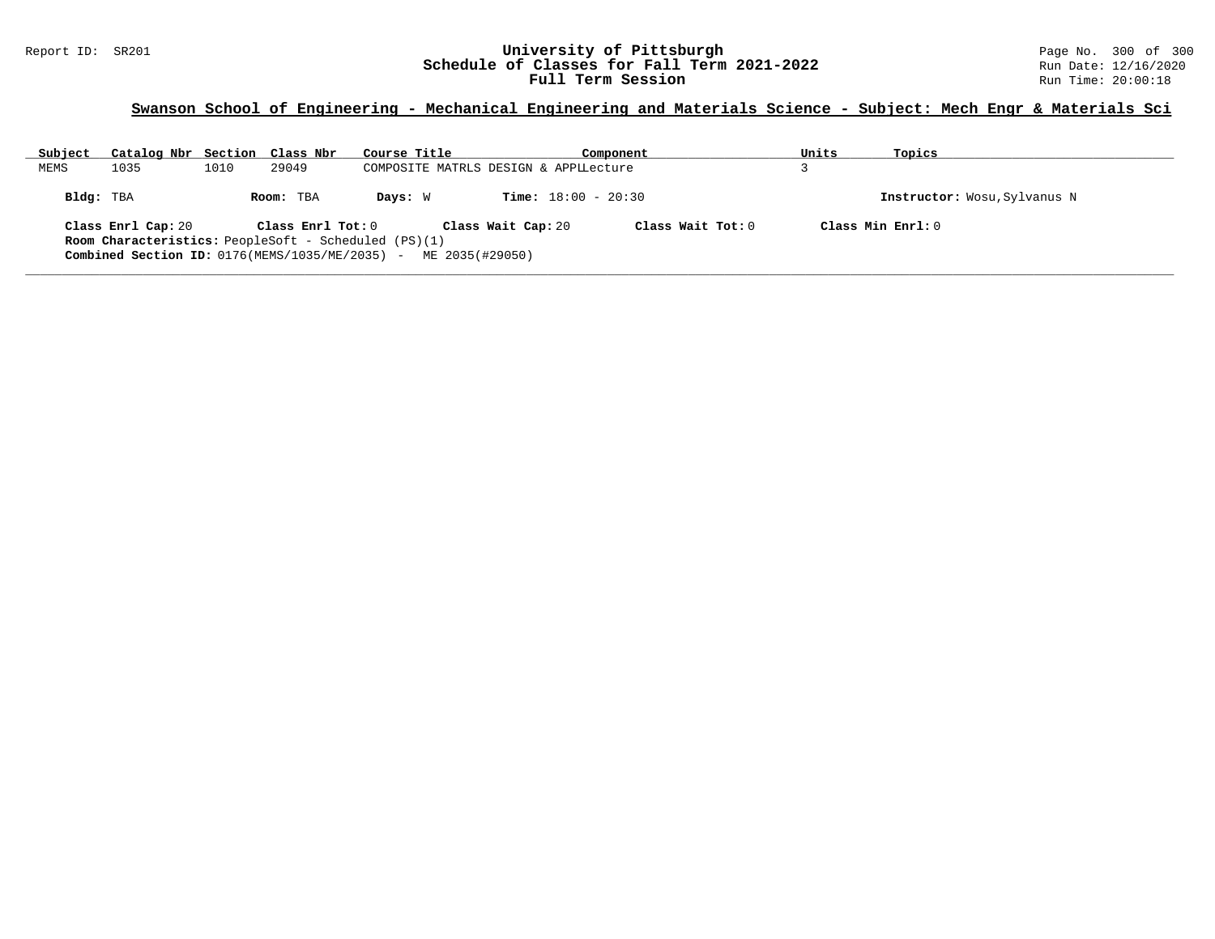## Swanson School of Engineering - Mechanical Engineering and Materials Science - Subject: Mech Engr & Materials Sci

| Subject | Catalog Nbr | Section | Class Nbr | Course Title | Component | Units | Topics |
|---|---|---|---|---|---|---|---|
| MEMS | 1035 | 1010 | 29049 | COMPOSITE MATRLS DESIGN & APPL | Lecture | 3 | |

**Bldg:** TBA **Room:** TBA **Days:** W **Time:** 18:00 - 20:30 **Instructor:** Wosu,Sylvanus N

**Class Enrl Cap:** 20 **Class Enrl Tot:** 0 **Class Wait Cap:** 20 **Class Wait Tot:** 0 **Class Min Enrl:** 0

**Room Characteristics:** PeopleSoft - Scheduled (PS)(1)

**Combined Section ID:** 0176(MEMS/1035/ME/2035) - ME 2035(#29050)